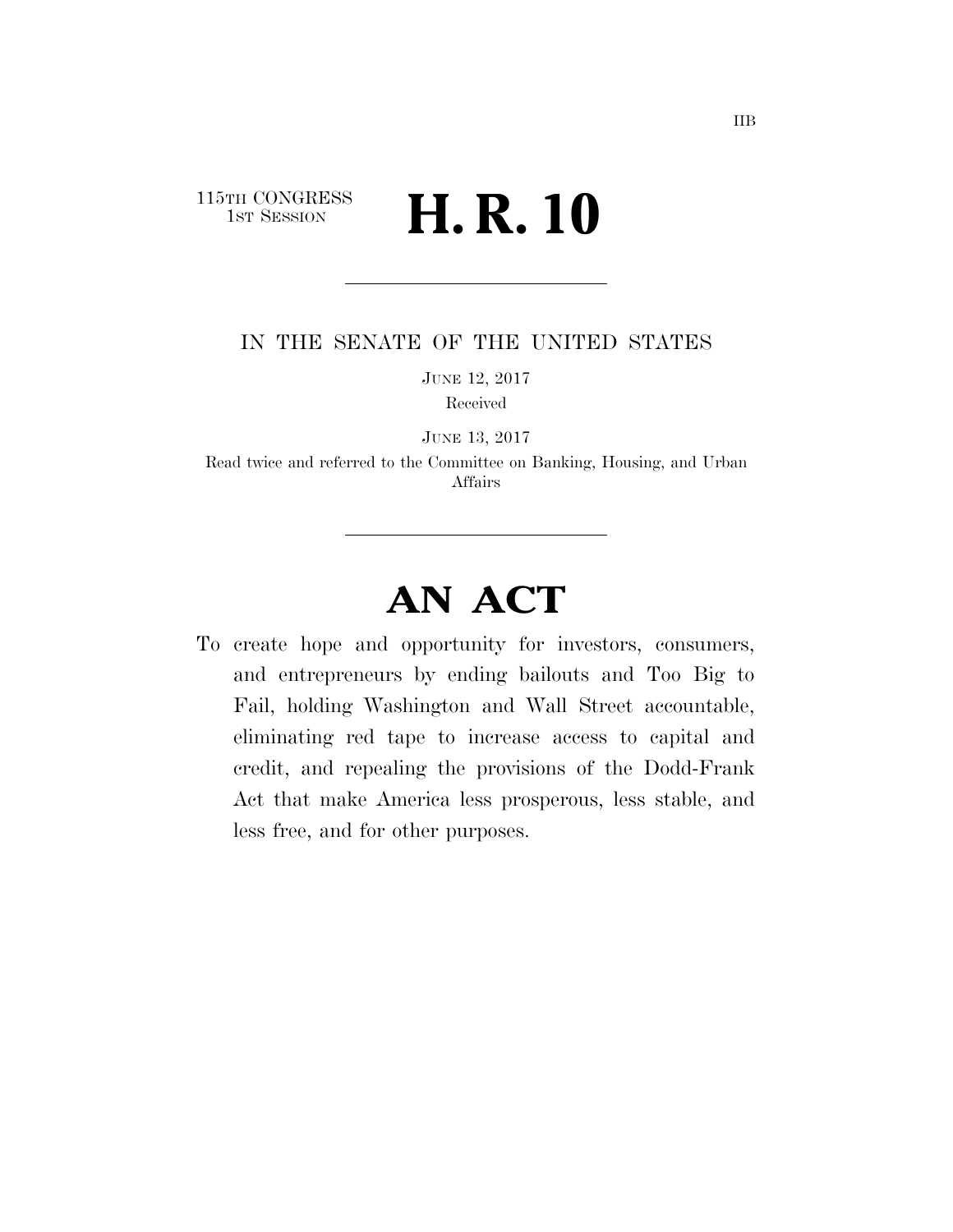IIB

115TH CONGRESS
1ST SESSION

# H. R. 10

IN THE SENATE OF THE UNITED STATES

JUNE 12, 2017

Received

JUNE 13, 2017

Read twice and referred to the Committee on Banking, Housing, and Urban Affairs

# AN ACT

To create hope and opportunity for investors, consumers, and entrepreneurs by ending bailouts and Too Big to Fail, holding Washington and Wall Street accountable, eliminating red tape to increase access to capital and credit, and repealing the provisions of the Dodd-Frank Act that make America less prosperous, less stable, and less free, and for other purposes.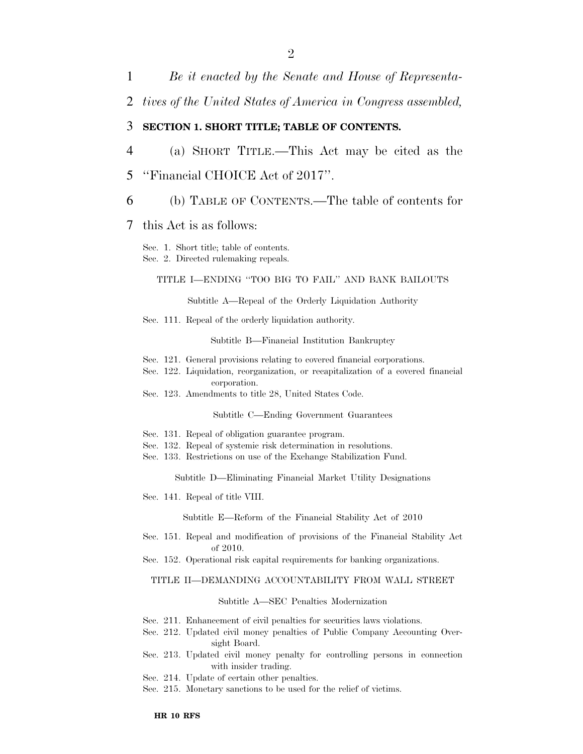*Be it enacted by the Senate and House of Representatives of the United States of America in Congress assembled,*

**SECTION 1. SHORT TITLE; TABLE OF CONTENTS.**

(a) SHORT TITLE.—This Act may be cited as the "Financial CHOICE Act of 2017".

(b) TABLE OF CONTENTS.—The table of contents for this Act is as follows:

Sec. 1. Short title; table of contents.
Sec. 2. Directed rulemaking repeals.

TITLE I—ENDING "TOO BIG TO FAIL" AND BANK BAILOUTS

Subtitle A—Repeal of the Orderly Liquidation Authority

Sec. 111. Repeal of the orderly liquidation authority.

Subtitle B—Financial Institution Bankruptcy

Sec. 121. General provisions relating to covered financial corporations.
Sec. 122. Liquidation, reorganization, or recapitalization of a covered financial corporation.
Sec. 123. Amendments to title 28, United States Code.

Subtitle C—Ending Government Guarantees

Sec. 131. Repeal of obligation guarantee program.
Sec. 132. Repeal of systemic risk determination in resolutions.
Sec. 133. Restrictions on use of the Exchange Stabilization Fund.

Subtitle D—Eliminating Financial Market Utility Designations

Sec. 141. Repeal of title VIII.

Subtitle E—Reform of the Financial Stability Act of 2010

Sec. 151. Repeal and modification of provisions of the Financial Stability Act of 2010.
Sec. 152. Operational risk capital requirements for banking organizations.

TITLE II—DEMANDING ACCOUNTABILITY FROM WALL STREET

Subtitle A—SEC Penalties Modernization

Sec. 211. Enhancement of civil penalties for securities laws violations.
Sec. 212. Updated civil money penalties of Public Company Accounting Oversight Board.
Sec. 213. Updated civil money penalty for controlling persons in connection with insider trading.
Sec. 214. Update of certain other penalties.
Sec. 215. Monetary sanctions to be used for the relief of victims.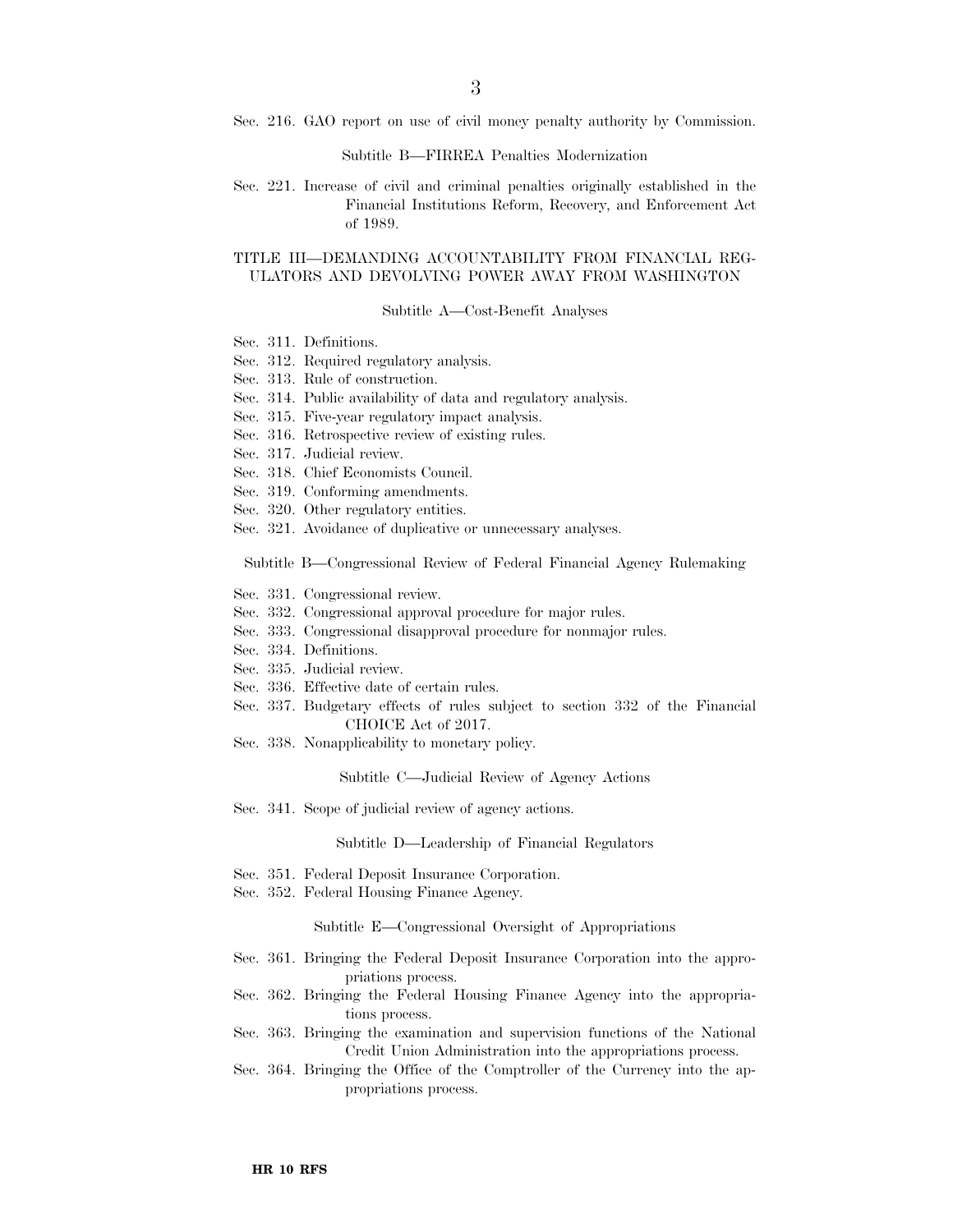Sec. 216. GAO report on use of civil money penalty authority by Commission.

Subtitle B—FIRREA Penalties Modernization

Sec. 221. Increase of civil and criminal penalties originally established in the Financial Institutions Reform, Recovery, and Enforcement Act of 1989.

TITLE III—DEMANDING ACCOUNTABILITY FROM FINANCIAL REGULATORS AND DEVOLVING POWER AWAY FROM WASHINGTON

Subtitle A—Cost-Benefit Analyses

Sec. 311. Definitions.
Sec. 312. Required regulatory analysis.
Sec. 313. Rule of construction.
Sec. 314. Public availability of data and regulatory analysis.
Sec. 315. Five-year regulatory impact analysis.
Sec. 316. Retrospective review of existing rules.
Sec. 317. Judicial review.
Sec. 318. Chief Economists Council.
Sec. 319. Conforming amendments.
Sec. 320. Other regulatory entities.
Sec. 321. Avoidance of duplicative or unnecessary analyses.

Subtitle B—Congressional Review of Federal Financial Agency Rulemaking

Sec. 331. Congressional review.
Sec. 332. Congressional approval procedure for major rules.
Sec. 333. Congressional disapproval procedure for nonmajor rules.
Sec. 334. Definitions.
Sec. 335. Judicial review.
Sec. 336. Effective date of certain rules.
Sec. 337. Budgetary effects of rules subject to section 332 of the Financial CHOICE Act of 2017.
Sec. 338. Nonapplicability to monetary policy.

Subtitle C—Judicial Review of Agency Actions

Sec. 341. Scope of judicial review of agency actions.

Subtitle D—Leadership of Financial Regulators

Sec. 351. Federal Deposit Insurance Corporation.
Sec. 352. Federal Housing Finance Agency.

Subtitle E—Congressional Oversight of Appropriations

Sec. 361. Bringing the Federal Deposit Insurance Corporation into the appropriations process.
Sec. 362. Bringing the Federal Housing Finance Agency into the appropriations process.
Sec. 363. Bringing the examination and supervision functions of the National Credit Union Administration into the appropriations process.
Sec. 364. Bringing the Office of the Comptroller of the Currency into the appropriations process.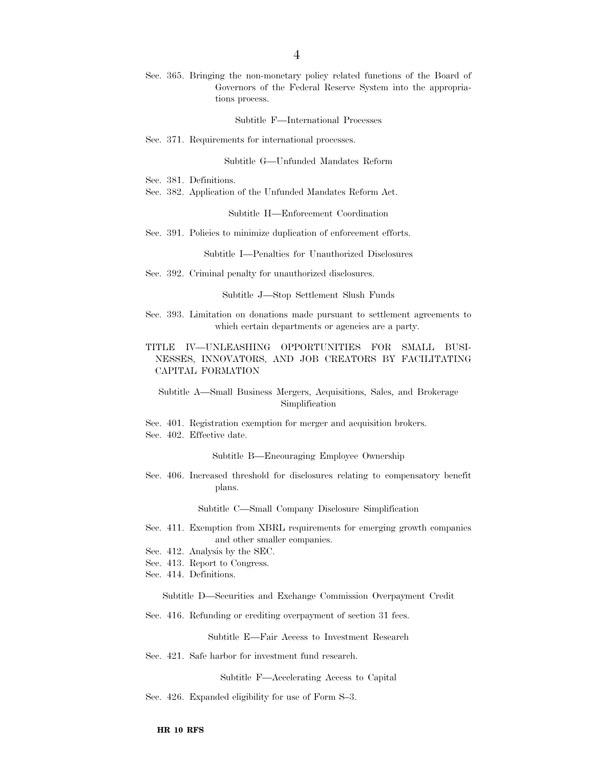Sec. 365. Bringing the non-monetary policy related functions of the Board of Governors of the Federal Reserve System into the appropriations process.

Subtitle F—International Processes

Sec. 371. Requirements for international processes.

Subtitle G—Unfunded Mandates Reform

Sec. 381. Definitions.

Sec. 382. Application of the Unfunded Mandates Reform Act.

Subtitle H—Enforcement Coordination

Sec. 391. Policies to minimize duplication of enforcement efforts.

Subtitle I—Penalties for Unauthorized Disclosures

Sec. 392. Criminal penalty for unauthorized disclosures.

Subtitle J—Stop Settlement Slush Funds

Sec. 393. Limitation on donations made pursuant to settlement agreements to which certain departments or agencies are a party.

TITLE IV—UNLEASHING OPPORTUNITIES FOR SMALL BUSINESSES, INNOVATORS, AND JOB CREATORS BY FACILITATING CAPITAL FORMATION

Subtitle A—Small Business Mergers, Acquisitions, Sales, and Brokerage Simplification

Sec. 401. Registration exemption for merger and acquisition brokers.

Sec. 402. Effective date.

Subtitle B—Encouraging Employee Ownership

Sec. 406. Increased threshold for disclosures relating to compensatory benefit plans.

Subtitle C—Small Company Disclosure Simplification

Sec. 411. Exemption from XBRL requirements for emerging growth companies and other smaller companies.

Sec. 412. Analysis by the SEC.

Sec. 413. Report to Congress.

Sec. 414. Definitions.

Subtitle D—Securities and Exchange Commission Overpayment Credit

Sec. 416. Refunding or crediting overpayment of section 31 fees.

Subtitle E—Fair Access to Investment Research

Sec. 421. Safe harbor for investment fund research.

Subtitle F—Accelerating Access to Capital

Sec. 426. Expanded eligibility for use of Form S–3.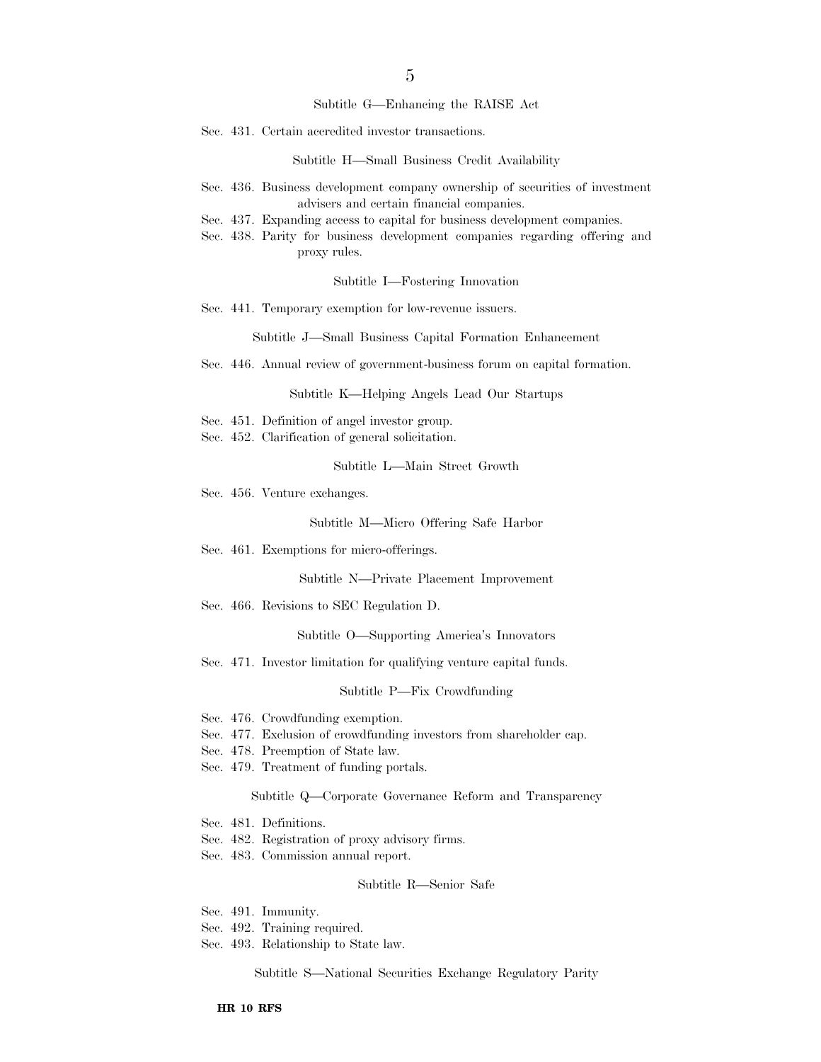Subtitle G—Enhancing the RAISE Act

Sec. 431. Certain accredited investor transactions.

Subtitle H—Small Business Credit Availability

Sec. 436. Business development company ownership of securities of investment advisers and certain financial companies.
Sec. 437. Expanding access to capital for business development companies.
Sec. 438. Parity for business development companies regarding offering and proxy rules.

Subtitle I—Fostering Innovation

Sec. 441. Temporary exemption for low-revenue issuers.

Subtitle J—Small Business Capital Formation Enhancement

Sec. 446. Annual review of government-business forum on capital formation.

Subtitle K—Helping Angels Lead Our Startups

Sec. 451. Definition of angel investor group.
Sec. 452. Clarification of general solicitation.

Subtitle L—Main Street Growth

Sec. 456. Venture exchanges.

Subtitle M—Micro Offering Safe Harbor

Sec. 461. Exemptions for micro-offerings.

Subtitle N—Private Placement Improvement

Sec. 466. Revisions to SEC Regulation D.

Subtitle O—Supporting America's Innovators

Sec. 471. Investor limitation for qualifying venture capital funds.

Subtitle P—Fix Crowdfunding

Sec. 476. Crowdfunding exemption.
Sec. 477. Exclusion of crowdfunding investors from shareholder cap.
Sec. 478. Preemption of State law.
Sec. 479. Treatment of funding portals.

Subtitle Q—Corporate Governance Reform and Transparency

Sec. 481. Definitions.
Sec. 482. Registration of proxy advisory firms.
Sec. 483. Commission annual report.

Subtitle R—Senior Safe

Sec. 491. Immunity.
Sec. 492. Training required.
Sec. 493. Relationship to State law.

Subtitle S—National Securities Exchange Regulatory Parity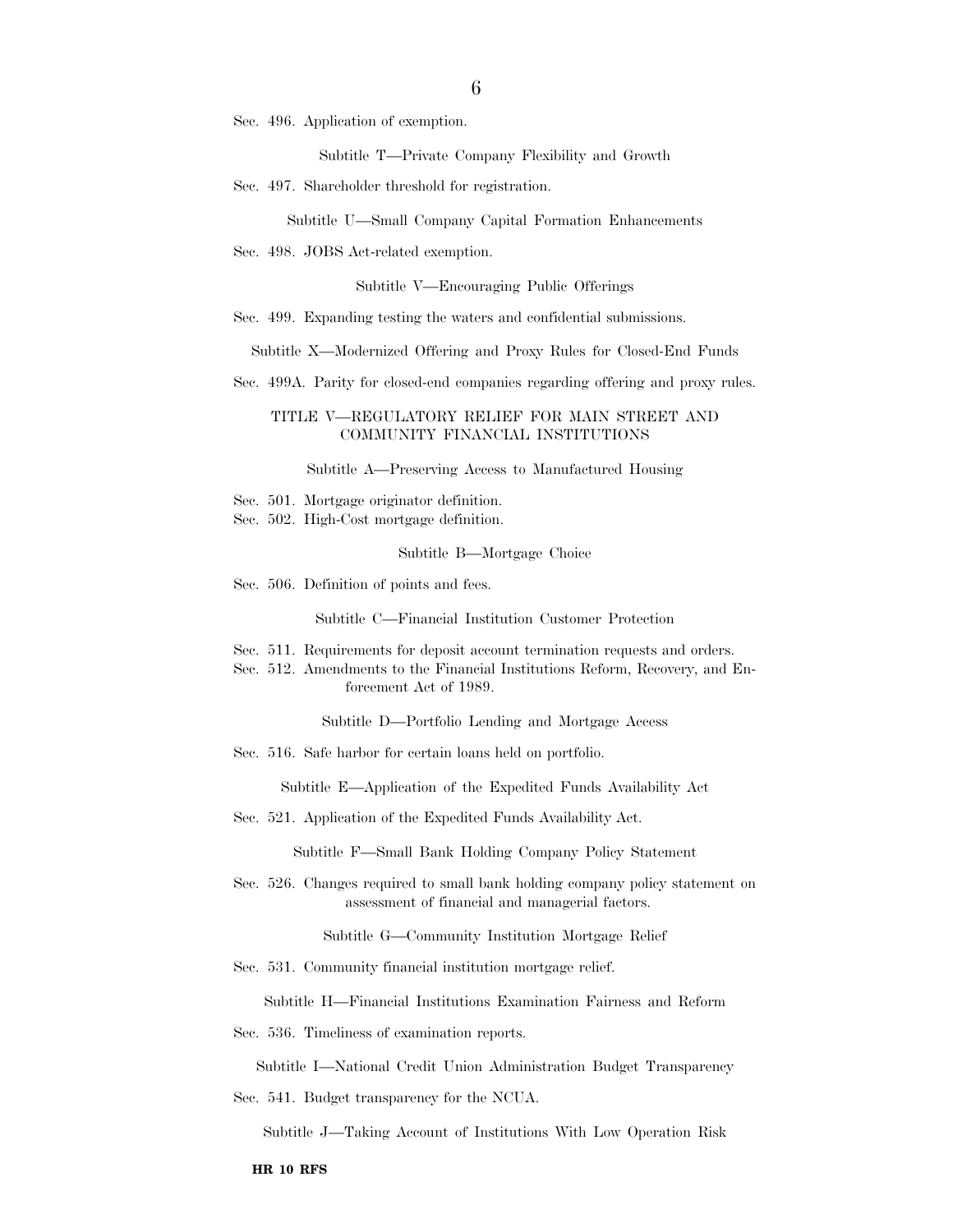Sec. 496. Application of exemption.

Subtitle T—Private Company Flexibility and Growth

Sec. 497. Shareholder threshold for registration.

Subtitle U—Small Company Capital Formation Enhancements

Sec. 498. JOBS Act-related exemption.

Subtitle V—Encouraging Public Offerings

Sec. 499. Expanding testing the waters and confidential submissions.

Subtitle X—Modernized Offering and Proxy Rules for Closed-End Funds

Sec. 499A. Parity for closed-end companies regarding offering and proxy rules.

TITLE V—REGULATORY RELIEF FOR MAIN STREET AND COMMUNITY FINANCIAL INSTITUTIONS

Subtitle A—Preserving Access to Manufactured Housing

Sec. 501. Mortgage originator definition.
Sec. 502. High-Cost mortgage definition.

Subtitle B—Mortgage Choice

Sec. 506. Definition of points and fees.

Subtitle C—Financial Institution Customer Protection

Sec. 511. Requirements for deposit account termination requests and orders.
Sec. 512. Amendments to the Financial Institutions Reform, Recovery, and Enforcement Act of 1989.

Subtitle D—Portfolio Lending and Mortgage Access

Sec. 516. Safe harbor for certain loans held on portfolio.

Subtitle E—Application of the Expedited Funds Availability Act

Sec. 521. Application of the Expedited Funds Availability Act.

Subtitle F—Small Bank Holding Company Policy Statement

Sec. 526. Changes required to small bank holding company policy statement on assessment of financial and managerial factors.

Subtitle G—Community Institution Mortgage Relief

Sec. 531. Community financial institution mortgage relief.

Subtitle H—Financial Institutions Examination Fairness and Reform

Sec. 536. Timeliness of examination reports.

Subtitle I—National Credit Union Administration Budget Transparency

Sec. 541. Budget transparency for the NCUA.

Subtitle J—Taking Account of Institutions With Low Operation Risk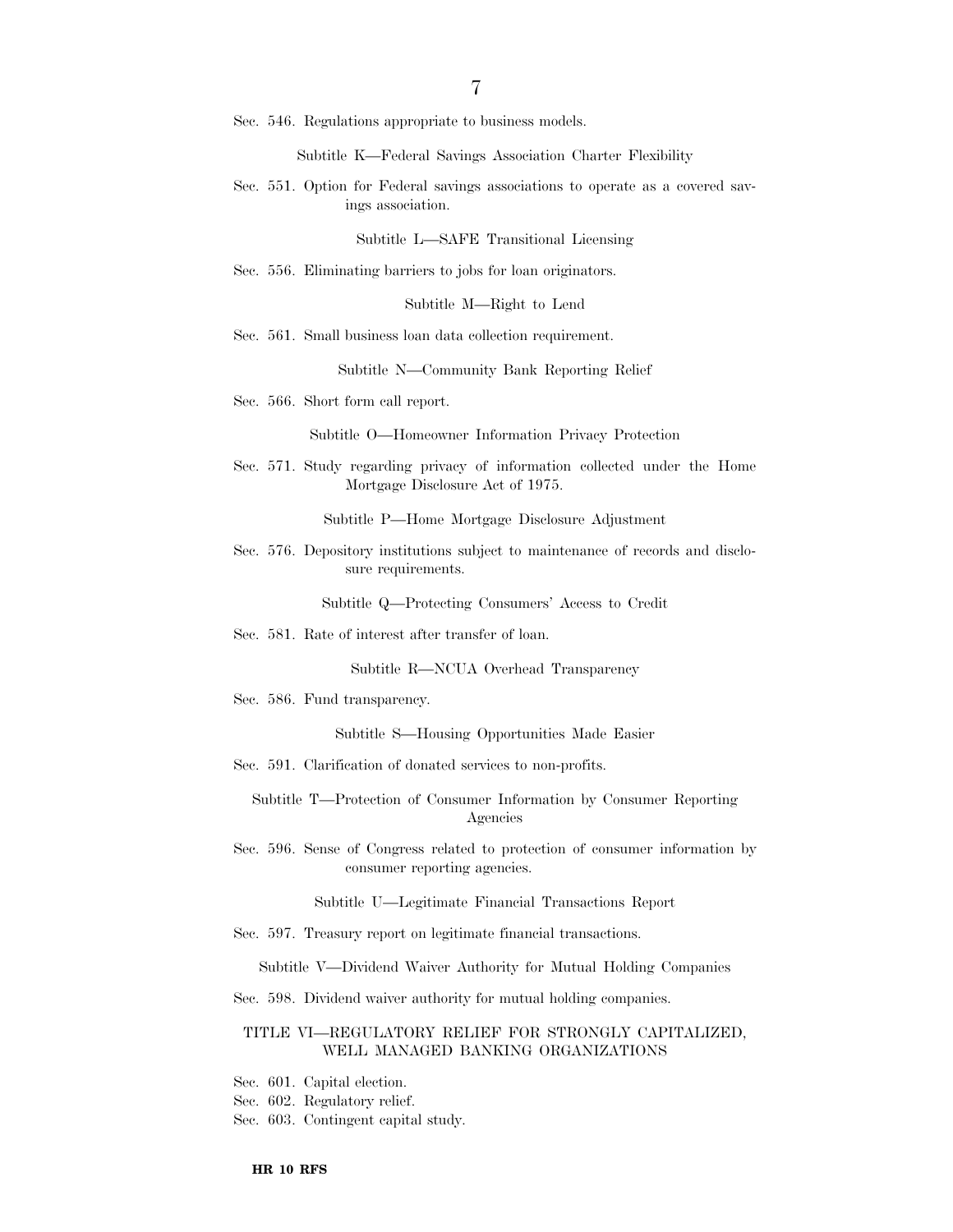Sec. 546. Regulations appropriate to business models.

Subtitle K—Federal Savings Association Charter Flexibility

Sec. 551. Option for Federal savings associations to operate as a covered savings association.

Subtitle L—SAFE Transitional Licensing

Sec. 556. Eliminating barriers to jobs for loan originators.

Subtitle M—Right to Lend

Sec. 561. Small business loan data collection requirement.

Subtitle N—Community Bank Reporting Relief

Sec. 566. Short form call report.

Subtitle O—Homeowner Information Privacy Protection

Sec. 571. Study regarding privacy of information collected under the Home Mortgage Disclosure Act of 1975.

Subtitle P—Home Mortgage Disclosure Adjustment

Sec. 576. Depository institutions subject to maintenance of records and disclosure requirements.

Subtitle Q—Protecting Consumers' Access to Credit

Sec. 581. Rate of interest after transfer of loan.

Subtitle R—NCUA Overhead Transparency

Sec. 586. Fund transparency.

Subtitle S—Housing Opportunities Made Easier

Sec. 591. Clarification of donated services to non-profits.

Subtitle T—Protection of Consumer Information by Consumer Reporting Agencies

Sec. 596. Sense of Congress related to protection of consumer information by consumer reporting agencies.

Subtitle U—Legitimate Financial Transactions Report

Sec. 597. Treasury report on legitimate financial transactions.

Subtitle V—Dividend Waiver Authority for Mutual Holding Companies

Sec. 598. Dividend waiver authority for mutual holding companies.

TITLE VI—REGULATORY RELIEF FOR STRONGLY CAPITALIZED, WELL MANAGED BANKING ORGANIZATIONS

Sec. 601. Capital election.
Sec. 602. Regulatory relief.
Sec. 603. Contingent capital study.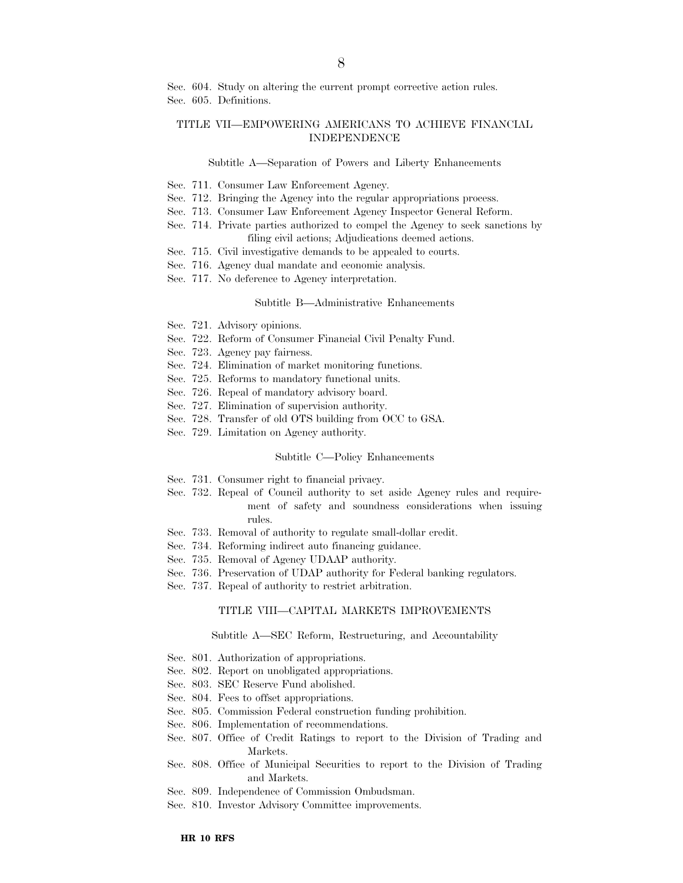Sec. 604. Study on altering the current prompt corrective action rules.
Sec. 605. Definitions.

### TITLE VII—EMPOWERING AMERICANS TO ACHIEVE FINANCIAL INDEPENDENCE

#### Subtitle A—Separation of Powers and Liberty Enhancements

Sec. 711. Consumer Law Enforcement Agency.
Sec. 712. Bringing the Agency into the regular appropriations process.
Sec. 713. Consumer Law Enforcement Agency Inspector General Reform.
Sec. 714. Private parties authorized to compel the Agency to seek sanctions by filing civil actions; Adjudications deemed actions.
Sec. 715. Civil investigative demands to be appealed to courts.
Sec. 716. Agency dual mandate and economic analysis.
Sec. 717. No deference to Agency interpretation.

#### Subtitle B—Administrative Enhancements

Sec. 721. Advisory opinions.
Sec. 722. Reform of Consumer Financial Civil Penalty Fund.
Sec. 723. Agency pay fairness.
Sec. 724. Elimination of market monitoring functions.
Sec. 725. Reforms to mandatory functional units.
Sec. 726. Repeal of mandatory advisory board.
Sec. 727. Elimination of supervision authority.
Sec. 728. Transfer of old OTS building from OCC to GSA.
Sec. 729. Limitation on Agency authority.

#### Subtitle C—Policy Enhancements

Sec. 731. Consumer right to financial privacy.
Sec. 732. Repeal of Council authority to set aside Agency rules and requirement of safety and soundness considerations when issuing rules.
Sec. 733. Removal of authority to regulate small-dollar credit.
Sec. 734. Reforming indirect auto financing guidance.
Sec. 735. Removal of Agency UDAAP authority.
Sec. 736. Preservation of UDAP authority for Federal banking regulators.
Sec. 737. Repeal of authority to restrict arbitration.

### TITLE VIII—CAPITAL MARKETS IMPROVEMENTS

#### Subtitle A—SEC Reform, Restructuring, and Accountability

Sec. 801. Authorization of appropriations.
Sec. 802. Report on unobligated appropriations.
Sec. 803. SEC Reserve Fund abolished.
Sec. 804. Fees to offset appropriations.
Sec. 805. Commission Federal construction funding prohibition.
Sec. 806. Implementation of recommendations.
Sec. 807. Office of Credit Ratings to report to the Division of Trading and Markets.
Sec. 808. Office of Municipal Securities to report to the Division of Trading and Markets.
Sec. 809. Independence of Commission Ombudsman.
Sec. 810. Investor Advisory Committee improvements.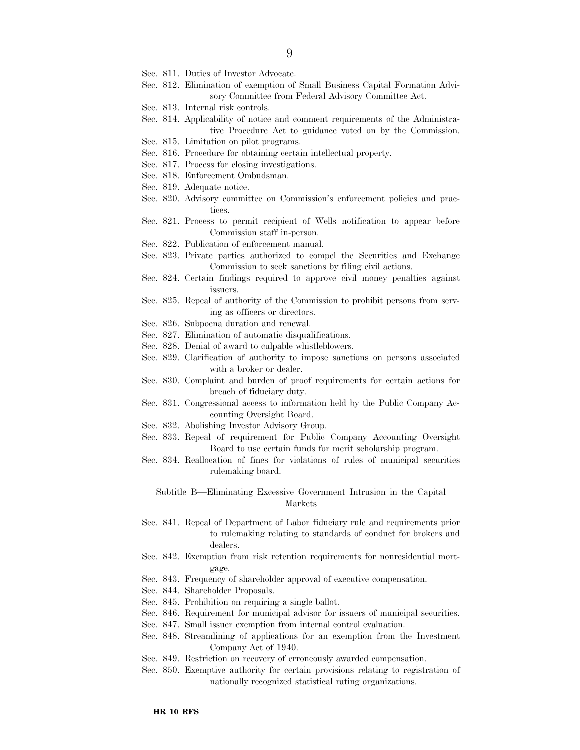Sec. 811. Duties of Investor Advocate.

Sec. 812. Elimination of exemption of Small Business Capital Formation Advisory Committee from Federal Advisory Committee Act.

Sec. 813. Internal risk controls.

Sec. 814. Applicability of notice and comment requirements of the Administrative Procedure Act to guidance voted on by the Commission.

Sec. 815. Limitation on pilot programs.

Sec. 816. Procedure for obtaining certain intellectual property.

Sec. 817. Process for closing investigations.

Sec. 818. Enforcement Ombudsman.

Sec. 819. Adequate notice.

Sec. 820. Advisory committee on Commission's enforcement policies and practices.

Sec. 821. Process to permit recipient of Wells notification to appear before Commission staff in-person.

Sec. 822. Publication of enforcement manual.

Sec. 823. Private parties authorized to compel the Securities and Exchange Commission to seek sanctions by filing civil actions.

Sec. 824. Certain findings required to approve civil money penalties against issuers.

Sec. 825. Repeal of authority of the Commission to prohibit persons from serving as officers or directors.

Sec. 826. Subpoena duration and renewal.

Sec. 827. Elimination of automatic disqualifications.

Sec. 828. Denial of award to culpable whistleblowers.

Sec. 829. Clarification of authority to impose sanctions on persons associated with a broker or dealer.

Sec. 830. Complaint and burden of proof requirements for certain actions for breach of fiduciary duty.

Sec. 831. Congressional access to information held by the Public Company Accounting Oversight Board.

Sec. 832. Abolishing Investor Advisory Group.

Sec. 833. Repeal of requirement for Public Company Accounting Oversight Board to use certain funds for merit scholarship program.

Sec. 834. Reallocation of fines for violations of rules of municipal securities rulemaking board.

Subtitle B—Eliminating Excessive Government Intrusion in the Capital Markets

Sec. 841. Repeal of Department of Labor fiduciary rule and requirements prior to rulemaking relating to standards of conduct for brokers and dealers.

Sec. 842. Exemption from risk retention requirements for nonresidential mortgage.

Sec. 843. Frequency of shareholder approval of executive compensation.

Sec. 844. Shareholder Proposals.

Sec. 845. Prohibition on requiring a single ballot.

Sec. 846. Requirement for municipal advisor for issuers of municipal securities.

Sec. 847. Small issuer exemption from internal control evaluation.

Sec. 848. Streamlining of applications for an exemption from the Investment Company Act of 1940.

Sec. 849. Restriction on recovery of erroneously awarded compensation.

Sec. 850. Exemptive authority for certain provisions relating to registration of nationally recognized statistical rating organizations.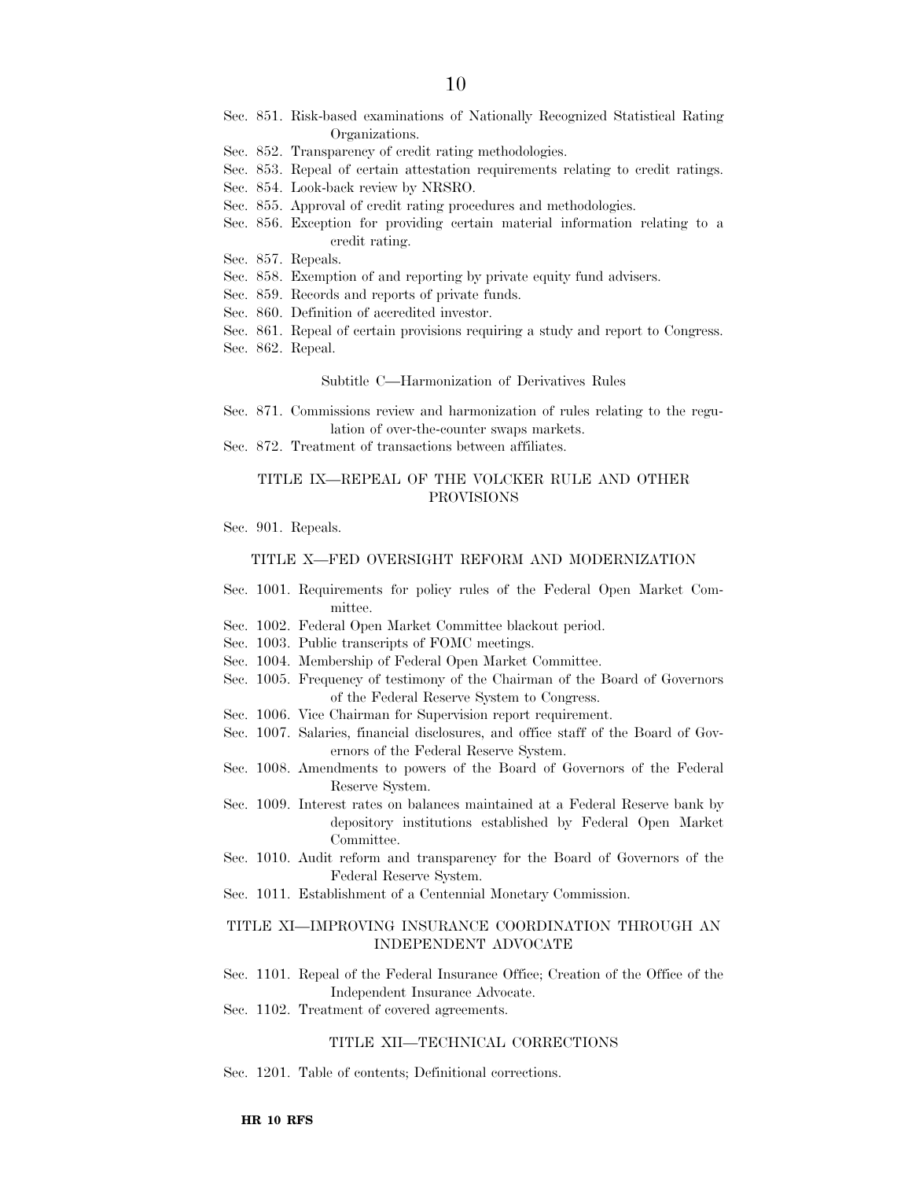Sec. 851. Risk-based examinations of Nationally Recognized Statistical Rating Organizations.
Sec. 852. Transparency of credit rating methodologies.
Sec. 853. Repeal of certain attestation requirements relating to credit ratings.
Sec. 854. Look-back review by NRSRO.
Sec. 855. Approval of credit rating procedures and methodologies.
Sec. 856. Exception for providing certain material information relating to a credit rating.
Sec. 857. Repeals.
Sec. 858. Exemption of and reporting by private equity fund advisers.
Sec. 859. Records and reports of private funds.
Sec. 860. Definition of accredited investor.
Sec. 861. Repeal of certain provisions requiring a study and report to Congress.
Sec. 862. Repeal.

Subtitle C—Harmonization of Derivatives Rules

Sec. 871. Commissions review and harmonization of rules relating to the regulation of over-the-counter swaps markets.
Sec. 872. Treatment of transactions between affiliates.

TITLE IX—REPEAL OF THE VOLCKER RULE AND OTHER PROVISIONS

Sec. 901. Repeals.

TITLE X—FED OVERSIGHT REFORM AND MODERNIZATION

Sec. 1001. Requirements for policy rules of the Federal Open Market Committee.
Sec. 1002. Federal Open Market Committee blackout period.
Sec. 1003. Public transcripts of FOMC meetings.
Sec. 1004. Membership of Federal Open Market Committee.
Sec. 1005. Frequency of testimony of the Chairman of the Board of Governors of the Federal Reserve System to Congress.
Sec. 1006. Vice Chairman for Supervision report requirement.
Sec. 1007. Salaries, financial disclosures, and office staff of the Board of Governors of the Federal Reserve System.
Sec. 1008. Amendments to powers of the Board of Governors of the Federal Reserve System.
Sec. 1009. Interest rates on balances maintained at a Federal Reserve bank by depository institutions established by Federal Open Market Committee.
Sec. 1010. Audit reform and transparency for the Board of Governors of the Federal Reserve System.
Sec. 1011. Establishment of a Centennial Monetary Commission.

TITLE XI—IMPROVING INSURANCE COORDINATION THROUGH AN INDEPENDENT ADVOCATE

Sec. 1101. Repeal of the Federal Insurance Office; Creation of the Office of the Independent Insurance Advocate.
Sec. 1102. Treatment of covered agreements.

TITLE XII—TECHNICAL CORRECTIONS

Sec. 1201. Table of contents; Definitional corrections.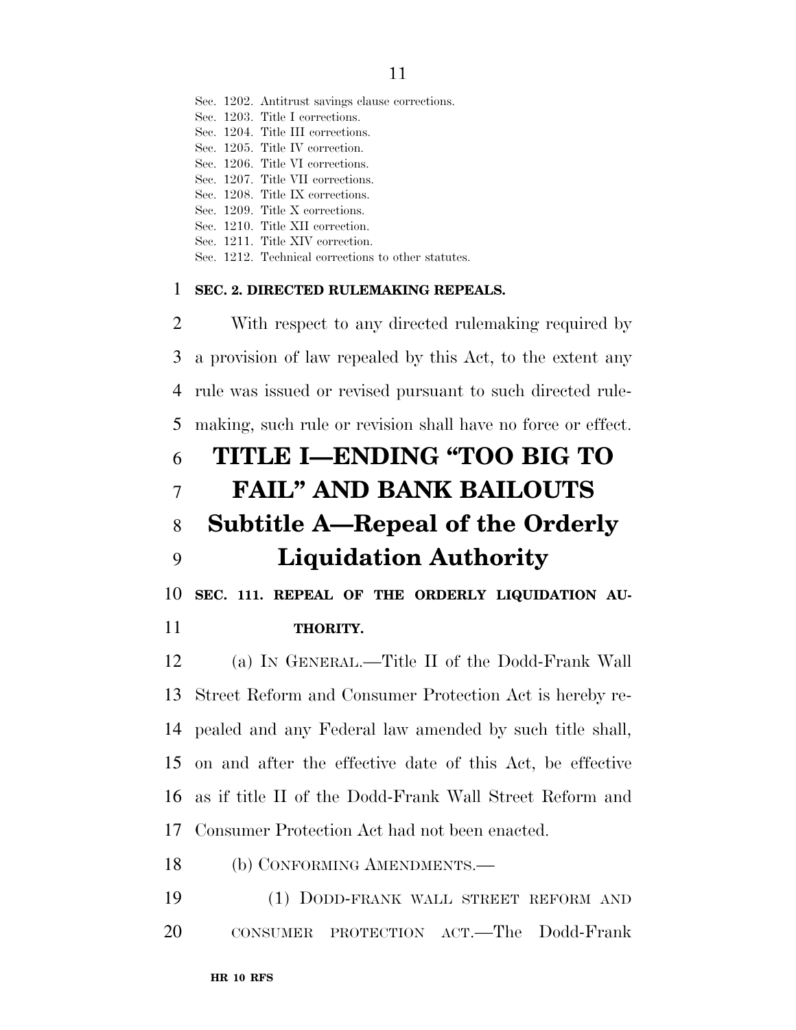Sec. 1202. Antitrust savings clause corrections.
Sec. 1203. Title I corrections.
Sec. 1204. Title III corrections.
Sec. 1205. Title IV correction.
Sec. 1206. Title VI corrections.
Sec. 1207. Title VII corrections.
Sec. 1208. Title IX corrections.
Sec. 1209. Title X corrections.
Sec. 1210. Title XII correction.
Sec. 1211. Title XIV correction.
Sec. 1212. Technical corrections to other statutes.

**SEC. 2. DIRECTED RULEMAKING REPEALS.**

With respect to any directed rulemaking required by a provision of law repealed by this Act, to the extent any rule was issued or revised pursuant to such directed rulemaking, such rule or revision shall have no force or effect.

# TITLE I—ENDING "TOO BIG TO FAIL" AND BANK BAILOUTS

## Subtitle A—Repeal of the Orderly Liquidation Authority

**SEC. 111. REPEAL OF THE ORDERLY LIQUIDATION AUTHORITY.**

(a) IN GENERAL.—Title II of the Dodd-Frank Wall Street Reform and Consumer Protection Act is hereby repealed and any Federal law amended by such title shall, on and after the effective date of this Act, be effective as if title II of the Dodd-Frank Wall Street Reform and Consumer Protection Act had not been enacted.

(b) CONFORMING AMENDMENTS.—

(1) DODD-FRANK WALL STREET REFORM AND CONSUMER PROTECTION ACT.—The Dodd-Frank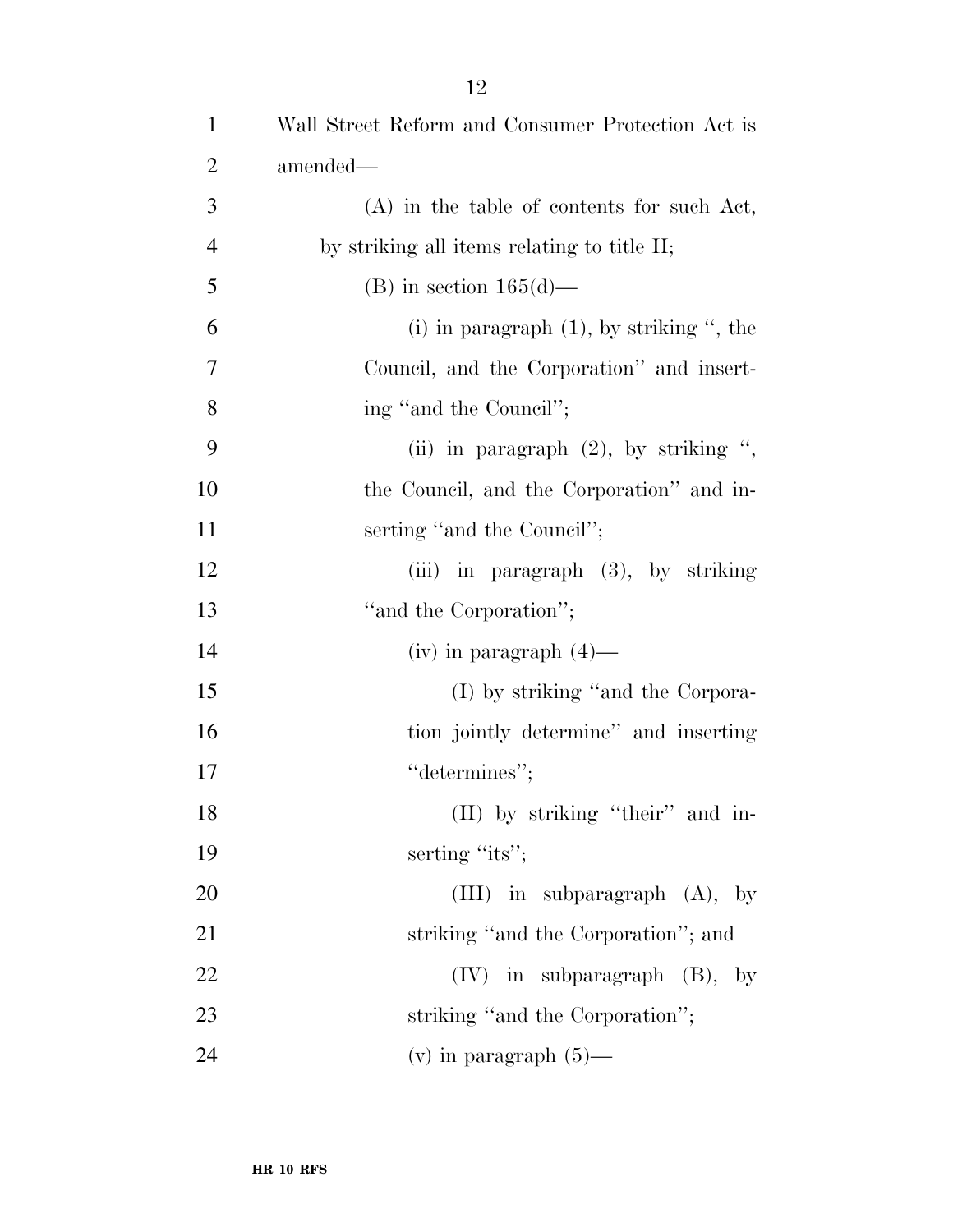Wall Street Reform and Consumer Protection Act is amended—

(A) in the table of contents for such Act, by striking all items relating to title II;

(B) in section 165(d)—

(i) in paragraph (1), by striking ", the Council, and the Corporation" and inserting "and the Council";

(ii) in paragraph (2), by striking ", the Council, and the Corporation" and inserting "and the Council";

(iii) in paragraph (3), by striking "and the Corporation";

(iv) in paragraph (4)—

(I) by striking "and the Corporation jointly determine" and inserting "determines";

(II) by striking "their" and inserting "its";

(III) in subparagraph (A), by striking "and the Corporation"; and

(IV) in subparagraph (B), by striking "and the Corporation";

(v) in paragraph (5)—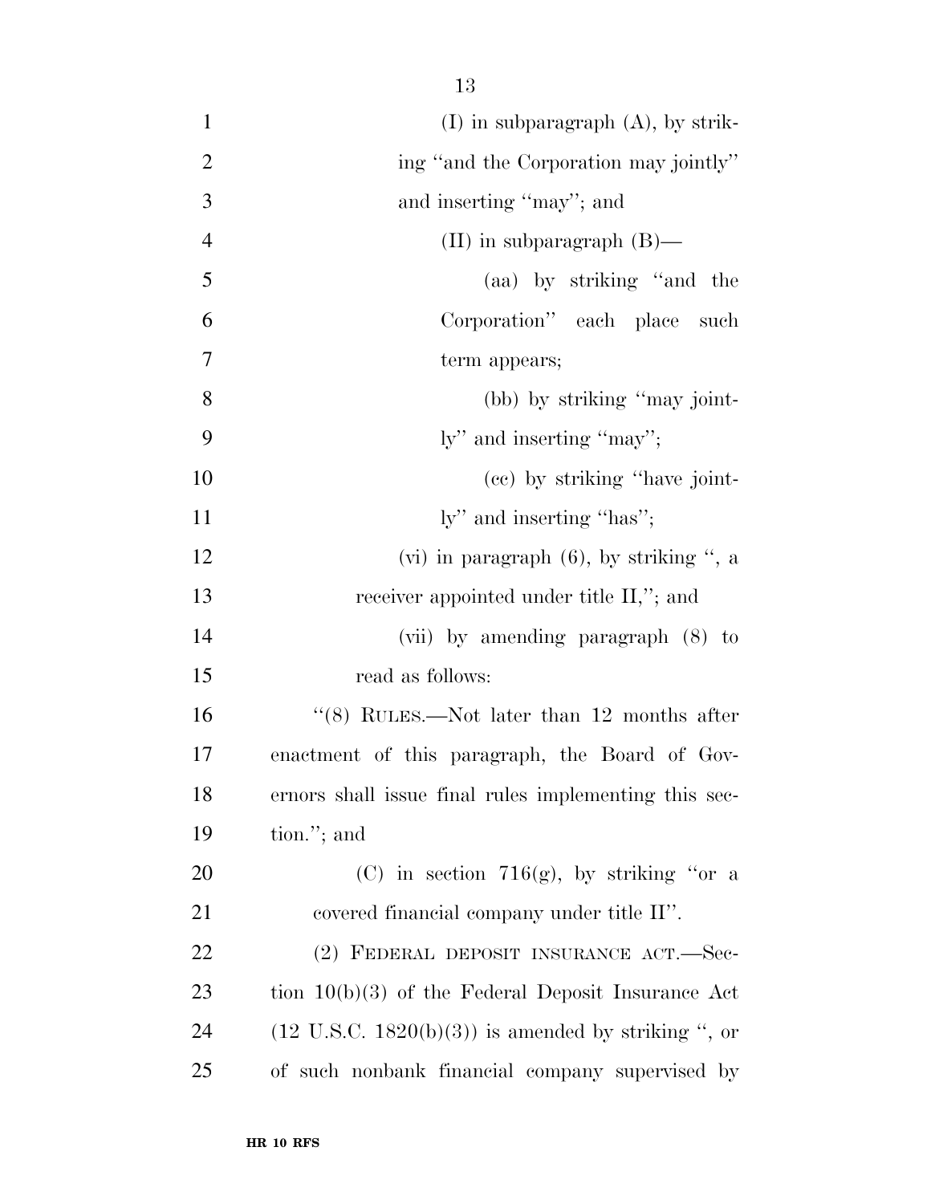(I) in subparagraph (A), by striking ''and the Corporation may jointly'' and inserting ''may''; and

(II) in subparagraph (B)—

(aa) by striking ''and the Corporation'' each place such term appears;

(bb) by striking ''may jointly'' and inserting ''may'';

(cc) by striking ''have jointly'' and inserting ''has'';

(vi) in paragraph (6), by striking '', a receiver appointed under title II,''; and

(vii) by amending paragraph (8) to read as follows:

''(8) RULES.—Not later than 12 months after enactment of this paragraph, the Board of Governors shall issue final rules implementing this section.''; and

(C) in section 716(g), by striking ''or a covered financial company under title II''.

(2) FEDERAL DEPOSIT INSURANCE ACT.—Section 10(b)(3) of the Federal Deposit Insurance Act (12 U.S.C. 1820(b)(3)) is amended by striking '', or of such nonbank financial company supervised by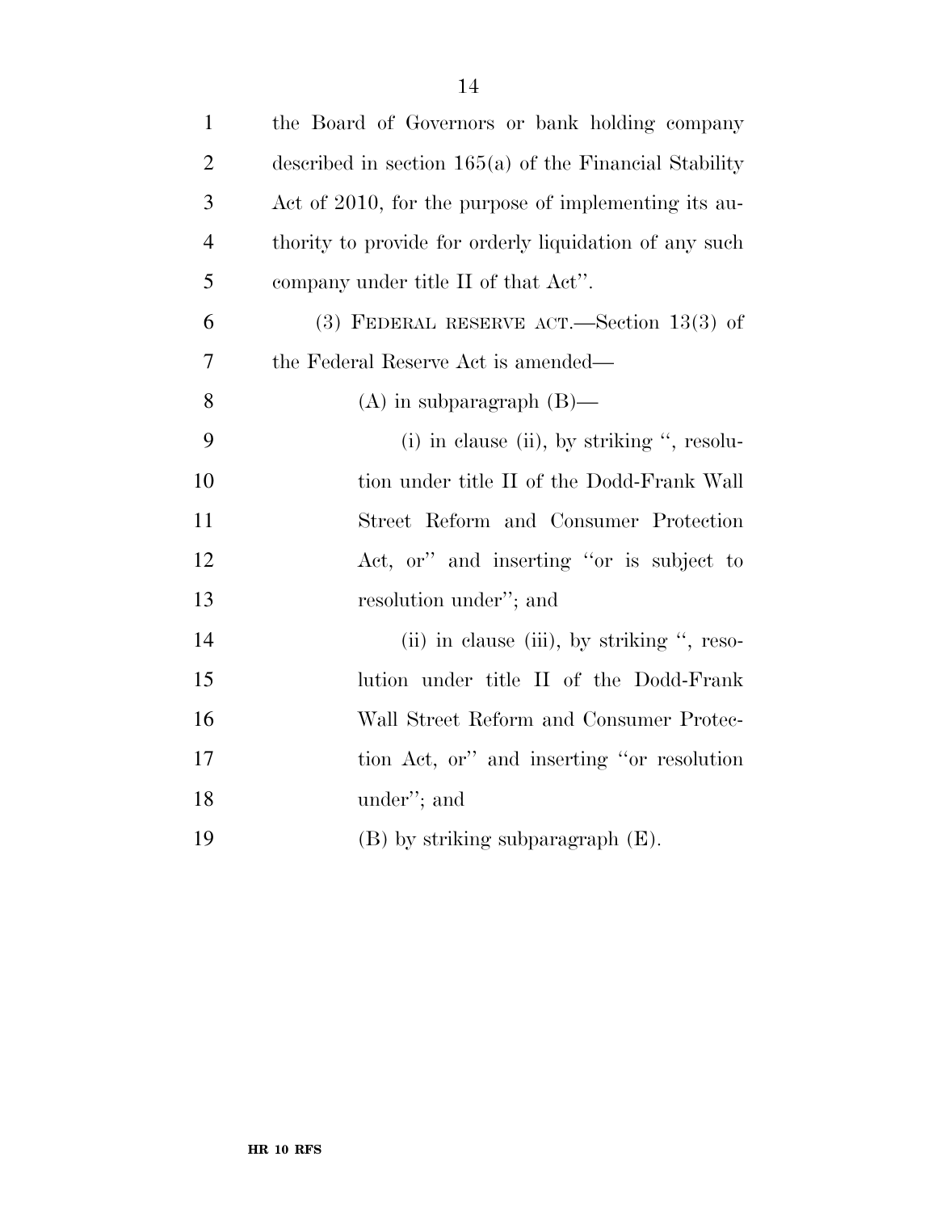the Board of Governors or bank holding company described in section 165(a) of the Financial Stability Act of 2010, for the purpose of implementing its authority to provide for orderly liquidation of any such company under title II of that Act''.

(3) FEDERAL RESERVE ACT.—Section 13(3) of the Federal Reserve Act is amended—

(A) in subparagraph (B)—

(i) in clause (ii), by striking '', resolution under title II of the Dodd-Frank Wall Street Reform and Consumer Protection Act, or'' and inserting ''or is subject to resolution under''; and

(ii) in clause (iii), by striking '', resolution under title II of the Dodd-Frank Wall Street Reform and Consumer Protection Act, or'' and inserting ''or resolution under''; and

(B) by striking subparagraph (E).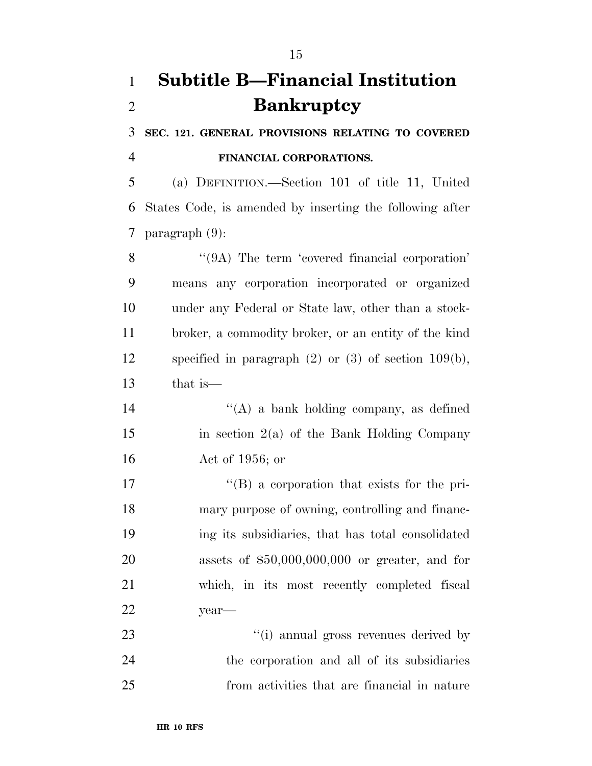# Subtitle B—Financial Institution Bankruptcy

**SEC. 121. GENERAL PROVISIONS RELATING TO COVERED FINANCIAL CORPORATIONS.**

(a) DEFINITION.—Section 101 of title 11, United States Code, is amended by inserting the following after paragraph (9):

"(9A) The term 'covered financial corporation' means any corporation incorporated or organized under any Federal or State law, other than a stockbroker, a commodity broker, or an entity of the kind specified in paragraph (2) or (3) of section 109(b), that is—

"(A) a bank holding company, as defined in section 2(a) of the Bank Holding Company Act of 1956; or

"(B) a corporation that exists for the primary purpose of owning, controlling and financing its subsidiaries, that has total consolidated assets of $50,000,000,000 or greater, and for which, in its most recently completed fiscal year—

"(i) annual gross revenues derived by the corporation and all of its subsidiaries from activities that are financial in nature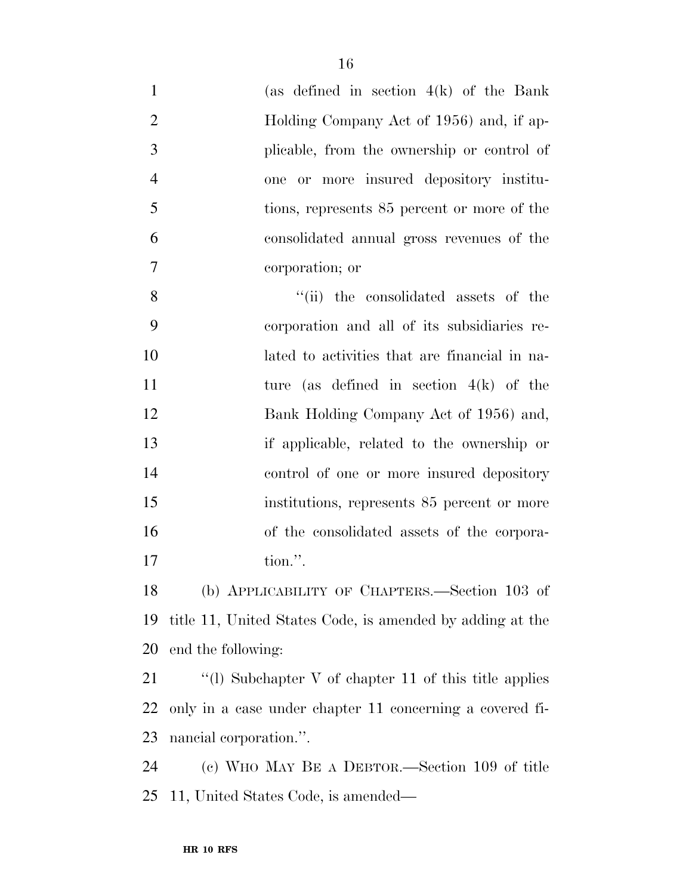(as defined in section 4(k) of the Bank Holding Company Act of 1956) and, if applicable, from the ownership or control of one or more insured depository institutions, represents 85 percent or more of the consolidated annual gross revenues of the corporation; or

''(ii) the consolidated assets of the corporation and all of its subsidiaries related to activities that are financial in nature (as defined in section 4(k) of the Bank Holding Company Act of 1956) and, if applicable, related to the ownership or control of one or more insured depository institutions, represents 85 percent or more of the consolidated assets of the corporation.''.

(b) APPLICABILITY OF CHAPTERS.—Section 103 of title 11, United States Code, is amended by adding at the end the following:

''(l) Subchapter V of chapter 11 of this title applies only in a case under chapter 11 concerning a covered financial corporation.''.

(c) WHO MAY BE A DEBTOR.—Section 109 of title 11, United States Code, is amended—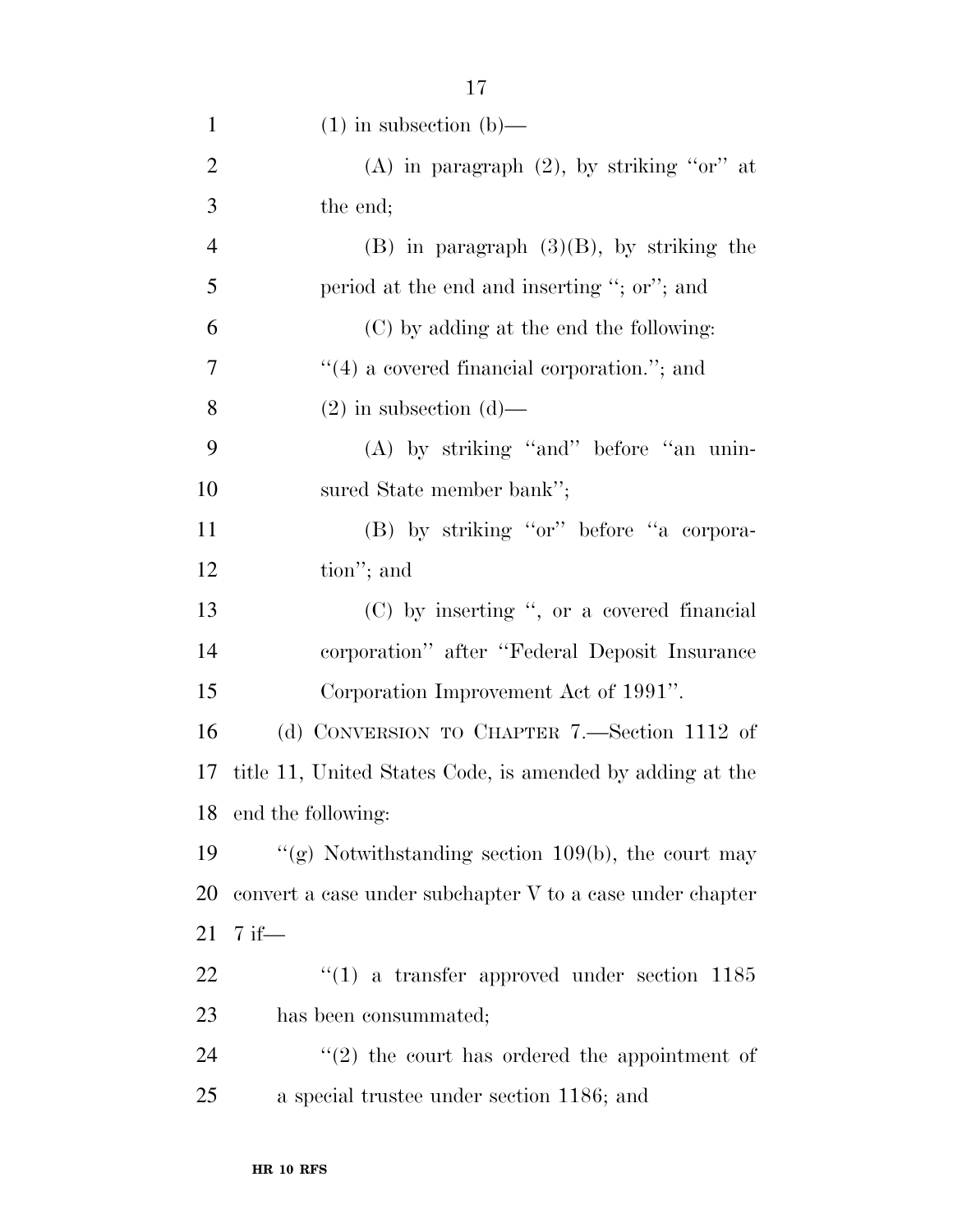(1) in subsection (b)—

(A) in paragraph (2), by striking "or" at the end;

(B) in paragraph (3)(B), by striking the period at the end and inserting "; or"; and

(C) by adding at the end the following:

"(4) a covered financial corporation."; and

(2) in subsection (d)—

(A) by striking "and" before "an uninsured State member bank";

(B) by striking "or" before "a corporation"; and

(C) by inserting ", or a covered financial corporation" after "Federal Deposit Insurance Corporation Improvement Act of 1991".

(d) CONVERSION TO CHAPTER 7.—Section 1112 of title 11, United States Code, is amended by adding at the end the following:

"(g) Notwithstanding section 109(b), the court may convert a case under subchapter V to a case under chapter 7 if—

"(1) a transfer approved under section 1185 has been consummated;

"(2) the court has ordered the appointment of a special trustee under section 1186; and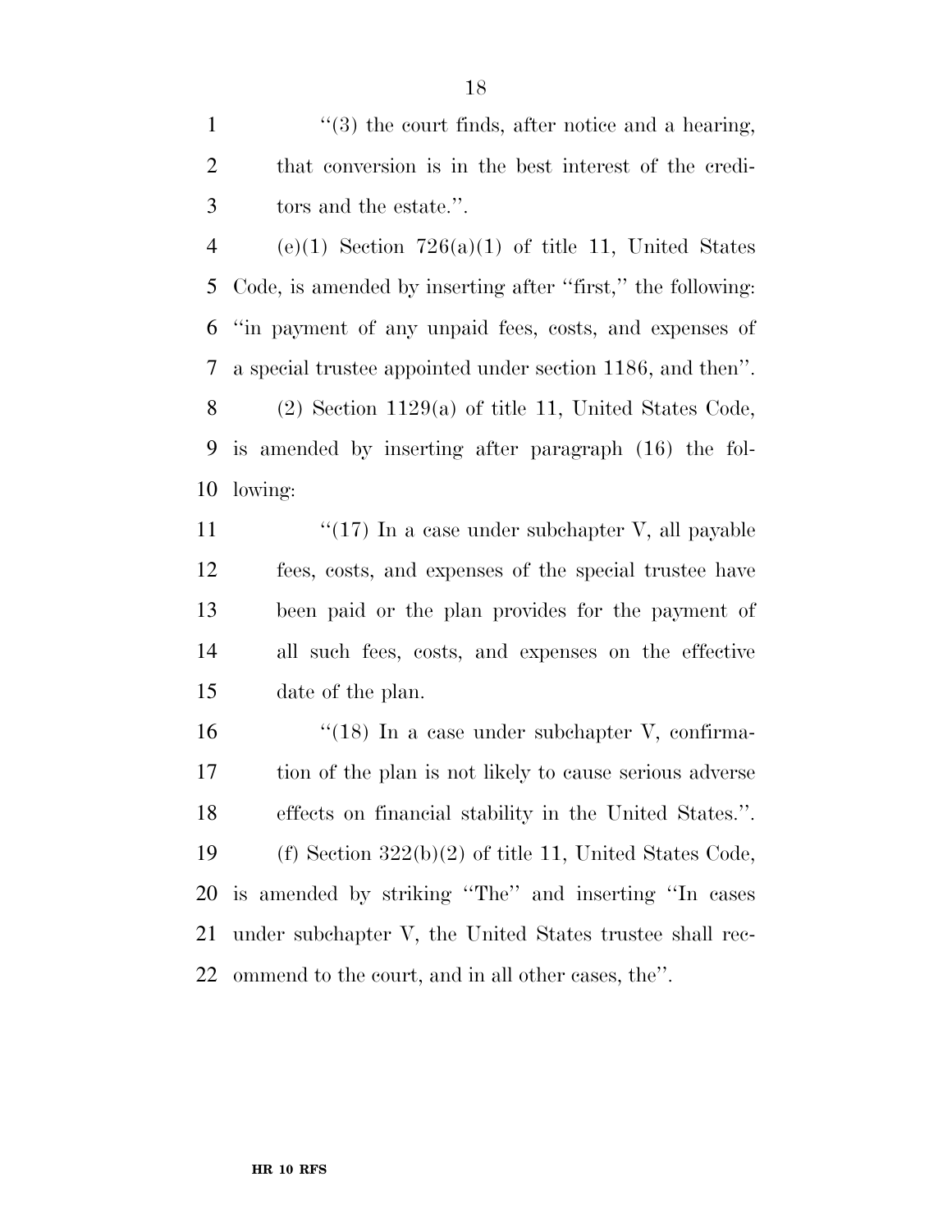''(3) the court finds, after notice and a hearing, that conversion is in the best interest of the creditors and the estate.''.

(e)(1) Section 726(a)(1) of title 11, United States Code, is amended by inserting after ''first,'' the following: ''in payment of any unpaid fees, costs, and expenses of a special trustee appointed under section 1186, and then''.

(2) Section 1129(a) of title 11, United States Code, is amended by inserting after paragraph (16) the following:

''(17) In a case under subchapter V, all payable fees, costs, and expenses of the special trustee have been paid or the plan provides for the payment of all such fees, costs, and expenses on the effective date of the plan.

''(18) In a case under subchapter V, confirmation of the plan is not likely to cause serious adverse effects on financial stability in the United States.''.

(f) Section 322(b)(2) of title 11, United States Code, is amended by striking ''The'' and inserting ''In cases under subchapter V, the United States trustee shall recommend to the court, and in all other cases, the''.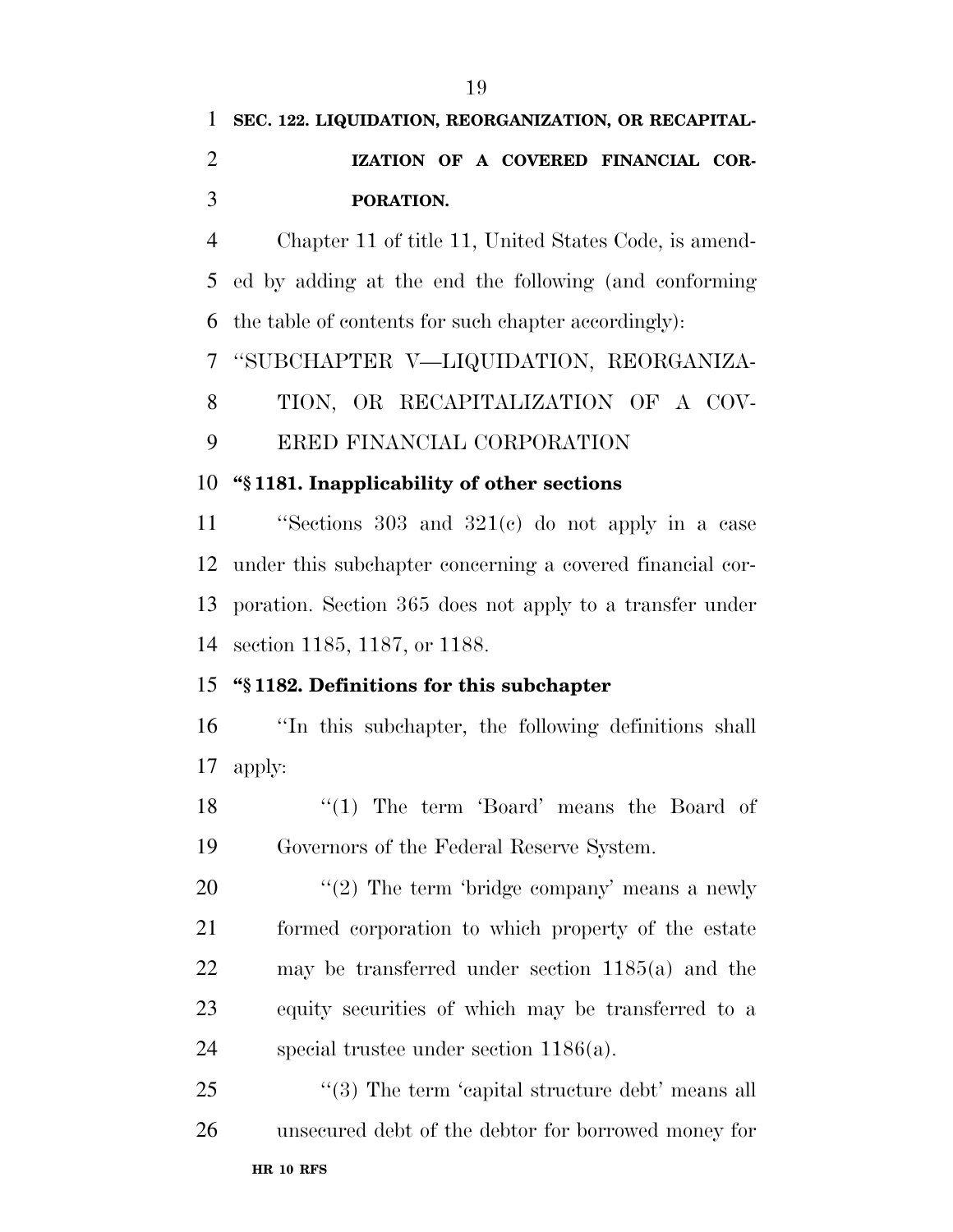**SEC. 122. LIQUIDATION, REORGANIZATION, OR RECAPITALIZATION OF A COVERED FINANCIAL CORPORATION.**

Chapter 11 of title 11, United States Code, is amended by adding at the end the following (and conforming the table of contents for such chapter accordingly):

"SUBCHAPTER V—LIQUIDATION, REORGANIZATION, OR RECAPITALIZATION OF A COVERED FINANCIAL CORPORATION

**"§ 1181. Inapplicability of other sections**

"Sections 303 and 321(c) do not apply in a case under this subchapter concerning a covered financial corporation. Section 365 does not apply to a transfer under section 1185, 1187, or 1188.

**"§ 1182. Definitions for this subchapter**

"In this subchapter, the following definitions shall apply:

"(1) The term 'Board' means the Board of Governors of the Federal Reserve System.

"(2) The term 'bridge company' means a newly formed corporation to which property of the estate may be transferred under section 1185(a) and the equity securities of which may be transferred to a special trustee under section 1186(a).

"(3) The term 'capital structure debt' means all unsecured debt of the debtor for borrowed money for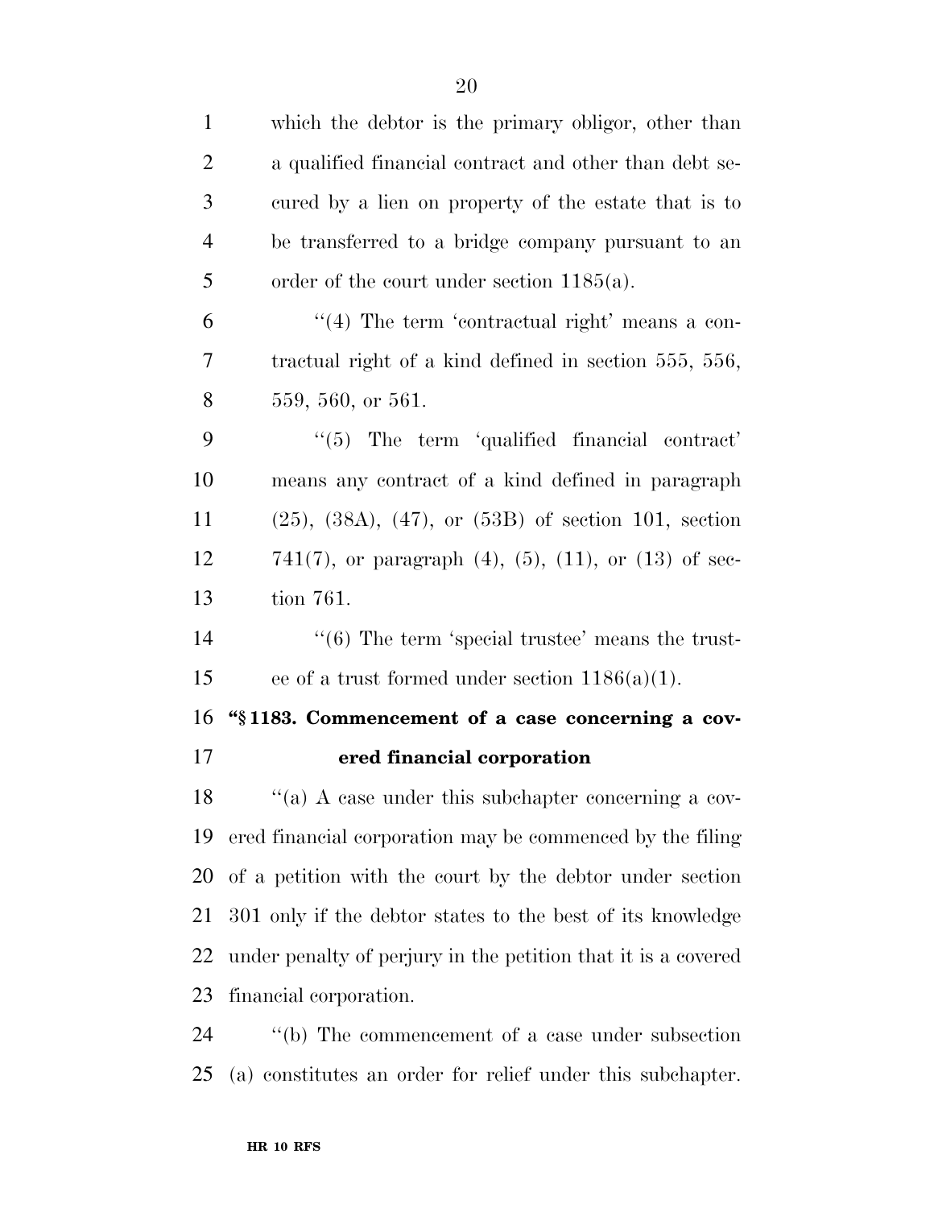which the debtor is the primary obligor, other than a qualified financial contract and other than debt secured by a lien on property of the estate that is to be transferred to a bridge company pursuant to an order of the court under section 1185(a).

''(4) The term 'contractual right' means a contractual right of a kind defined in section 555, 556, 559, 560, or 561.

''(5) The term 'qualified financial contract' means any contract of a kind defined in paragraph (25), (38A), (47), or (53B) of section 101, section 741(7), or paragraph (4), (5), (11), or (13) of section 761.

''(6) The term 'special trustee' means the trustee of a trust formed under section 1186(a)(1).

**''§ 1183. Commencement of a case concerning a covered financial corporation**

''(a) A case under this subchapter concerning a covered financial corporation may be commenced by the filing of a petition with the court by the debtor under section 301 only if the debtor states to the best of its knowledge under penalty of perjury in the petition that it is a covered financial corporation.

''(b) The commencement of a case under subsection (a) constitutes an order for relief under this subchapter.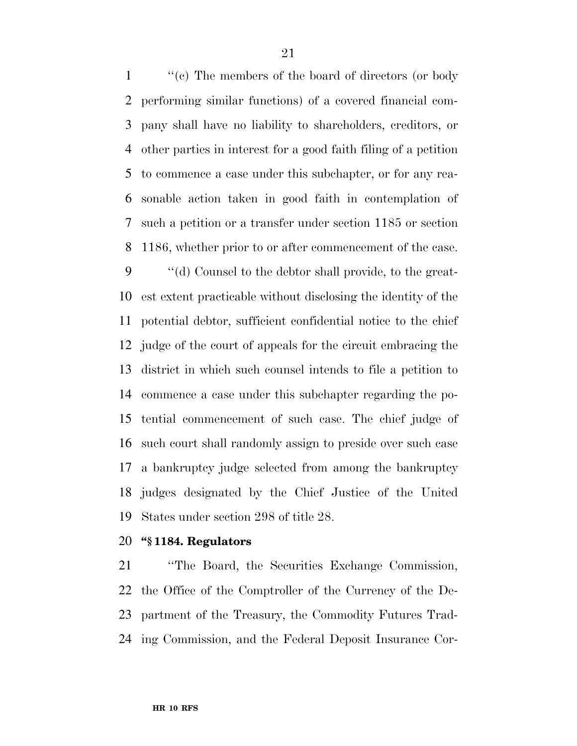''(c) The members of the board of directors (or body performing similar functions) of a covered financial company shall have no liability to shareholders, creditors, or other parties in interest for a good faith filing of a petition to commence a case under this subchapter, or for any reasonable action taken in good faith in contemplation of such a petition or a transfer under section 1185 or section 1186, whether prior to or after commencement of the case.

''(d) Counsel to the debtor shall provide, to the greatest extent practicable without disclosing the identity of the potential debtor, sufficient confidential notice to the chief judge of the court of appeals for the circuit embracing the district in which such counsel intends to file a petition to commence a case under this subchapter regarding the potential commencement of such case. The chief judge of such court shall randomly assign to preside over such case a bankruptcy judge selected from among the bankruptcy judges designated by the Chief Justice of the United States under section 298 of title 28.

**''§ 1184. Regulators**

''The Board, the Securities Exchange Commission, the Office of the Comptroller of the Currency of the Department of the Treasury, the Commodity Futures Trading Commission, and the Federal Deposit Insurance Cor-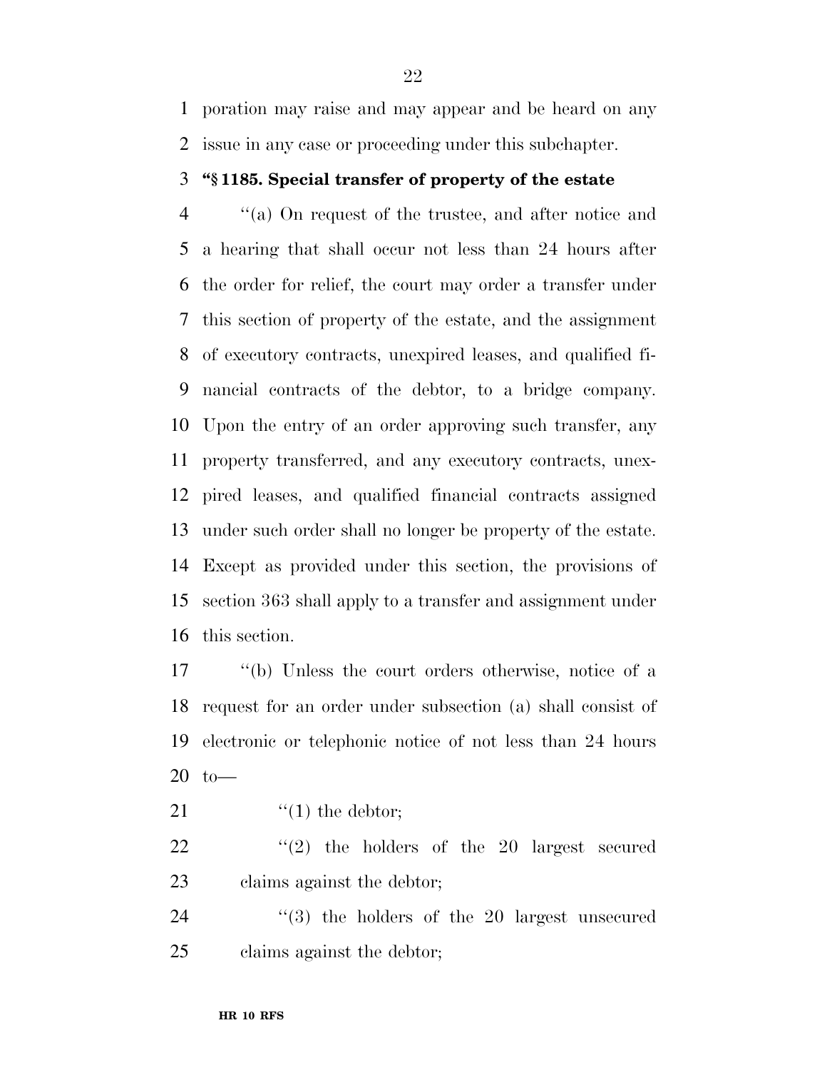poration may raise and may appear and be heard on any issue in any case or proceeding under this subchapter.

**"§ 1185. Special transfer of property of the estate**

"(a) On request of the trustee, and after notice and a hearing that shall occur not less than 24 hours after the order for relief, the court may order a transfer under this section of property of the estate, and the assignment of executory contracts, unexpired leases, and qualified financial contracts of the debtor, to a bridge company. Upon the entry of an order approving such transfer, any property transferred, and any executory contracts, unexpired leases, and qualified financial contracts assigned under such order shall no longer be property of the estate. Except as provided under this section, the provisions of section 363 shall apply to a transfer and assignment under this section.

"(b) Unless the court orders otherwise, notice of a request for an order under subsection (a) shall consist of electronic or telephonic notice of not less than 24 hours to—

"(1) the debtor;

"(2) the holders of the 20 largest secured claims against the debtor;

"(3) the holders of the 20 largest unsecured claims against the debtor;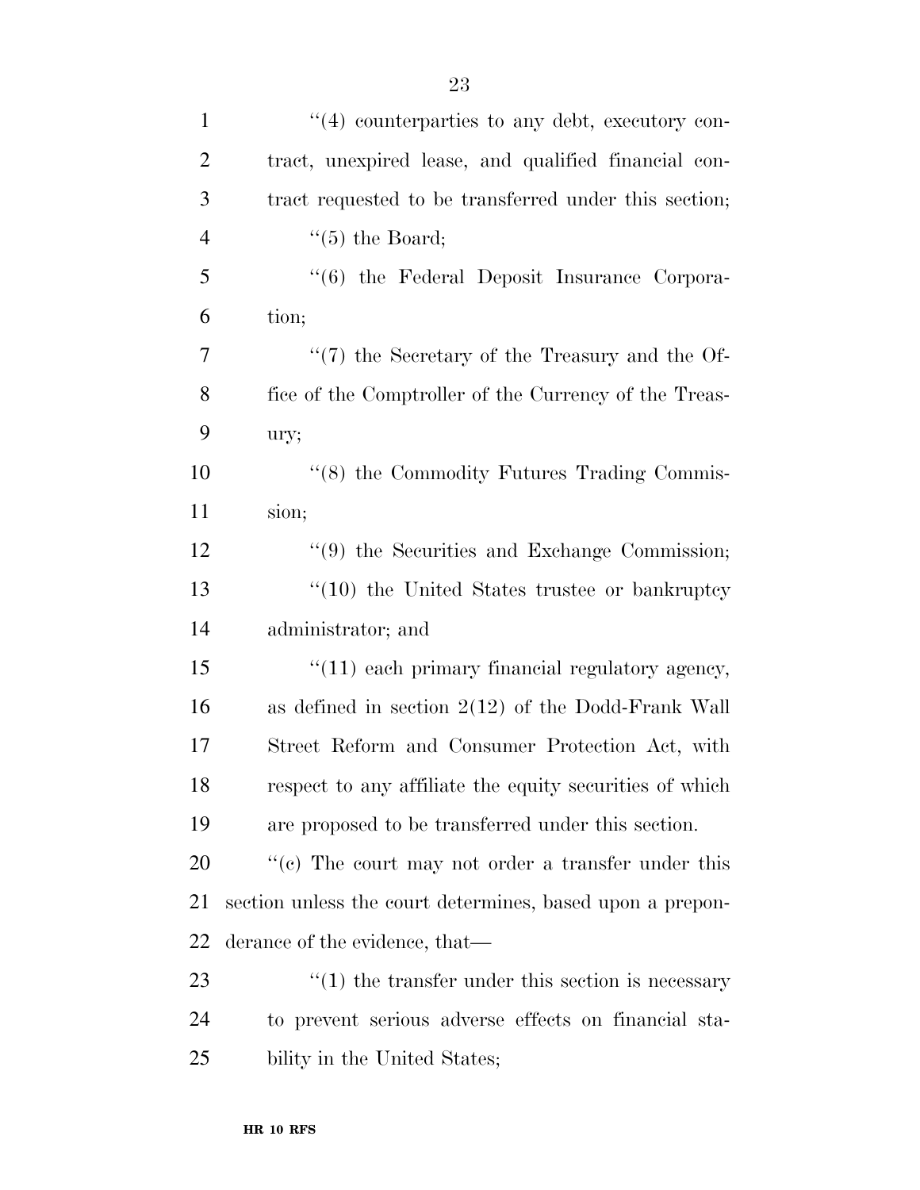''(4) counterparties to any debt, executory contract, unexpired lease, and qualified financial contract requested to be transferred under this section;

''(5) the Board;

''(6) the Federal Deposit Insurance Corporation;

''(7) the Secretary of the Treasury and the Office of the Comptroller of the Currency of the Treasury;

''(8) the Commodity Futures Trading Commission;

''(9) the Securities and Exchange Commission;

''(10) the United States trustee or bankruptcy administrator; and

''(11) each primary financial regulatory agency, as defined in section 2(12) of the Dodd-Frank Wall Street Reform and Consumer Protection Act, with respect to any affiliate the equity securities of which are proposed to be transferred under this section.

''(c) The court may not order a transfer under this section unless the court determines, based upon a preponderance of the evidence, that—

''(1) the transfer under this section is necessary to prevent serious adverse effects on financial stability in the United States;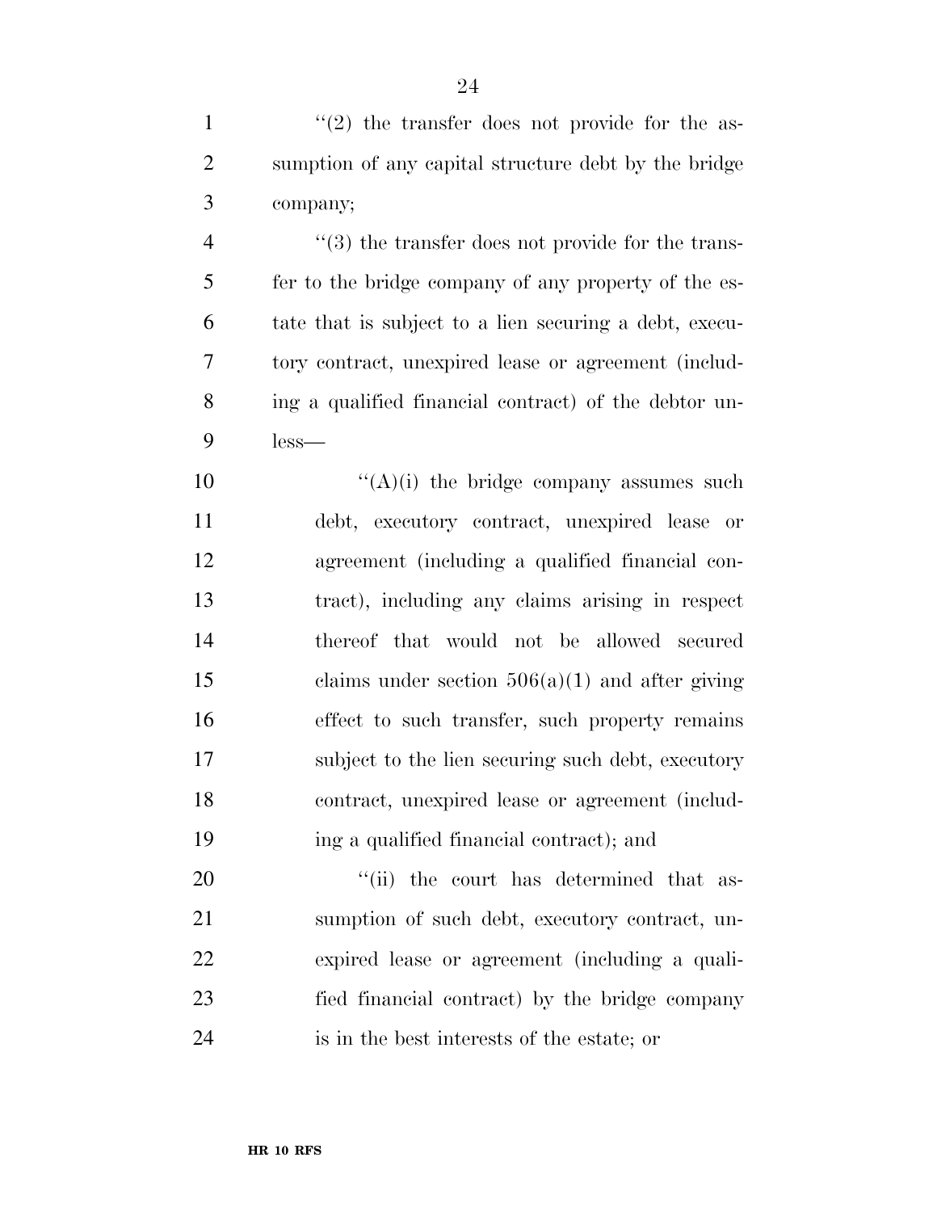''(2) the transfer does not provide for the assumption of any capital structure debt by the bridge company;

''(3) the transfer does not provide for the transfer to the bridge company of any property of the estate that is subject to a lien securing a debt, executory contract, unexpired lease or agreement (including a qualified financial contract) of the debtor unless—

''(A)(i) the bridge company assumes such debt, executory contract, unexpired lease or agreement (including a qualified financial contract), including any claims arising in respect thereof that would not be allowed secured claims under section 506(a)(1) and after giving effect to such transfer, such property remains subject to the lien securing such debt, executory contract, unexpired lease or agreement (including a qualified financial contract); and

''(ii) the court has determined that assumption of such debt, executory contract, unexpired lease or agreement (including a qualified financial contract) by the bridge company is in the best interests of the estate; or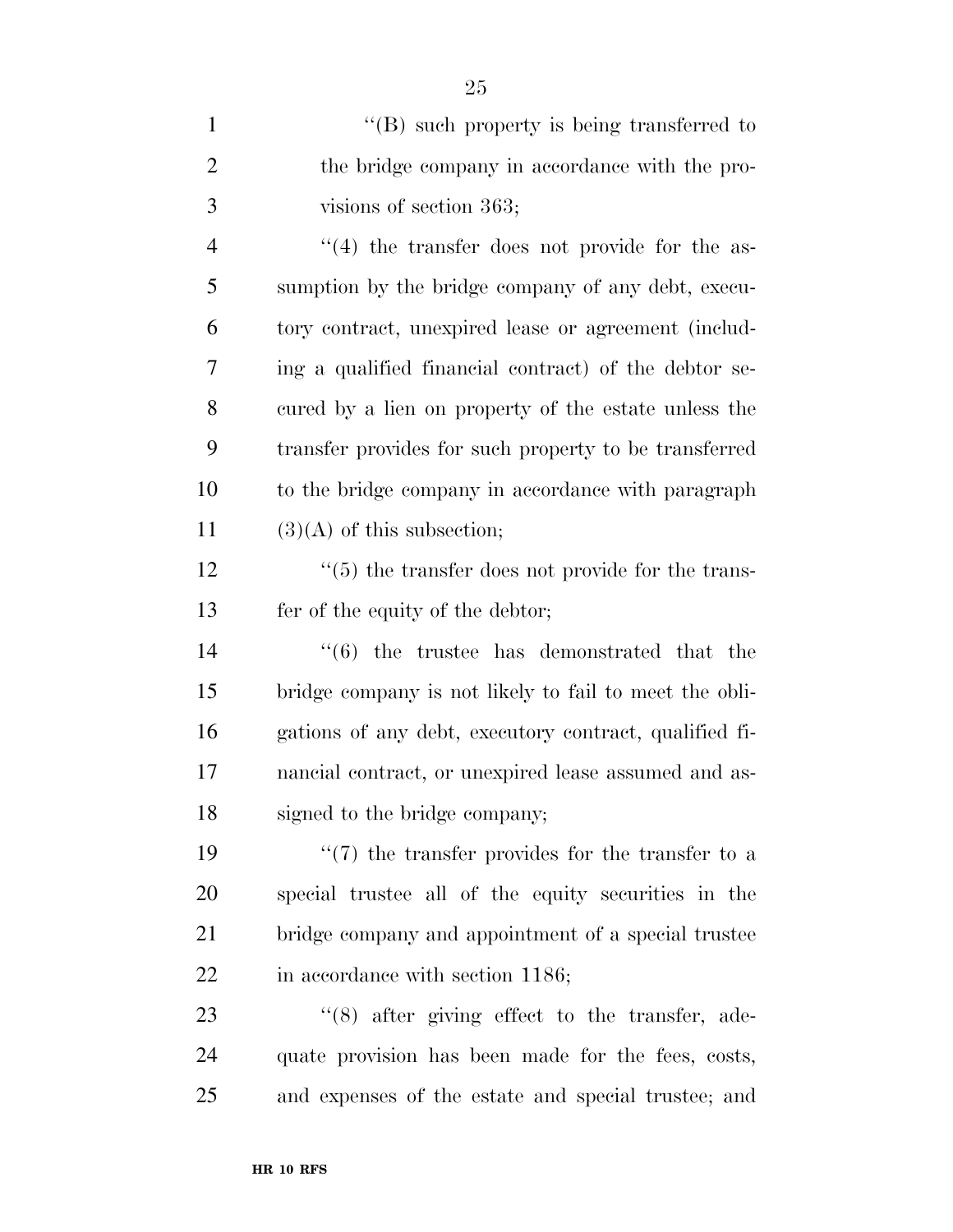''(B) such property is being transferred to the bridge company in accordance with the provisions of section 363;

''(4) the transfer does not provide for the assumption by the bridge company of any debt, executory contract, unexpired lease or agreement (including a qualified financial contract) of the debtor secured by a lien on property of the estate unless the transfer provides for such property to be transferred to the bridge company in accordance with paragraph (3)(A) of this subsection;

''(5) the transfer does not provide for the transfer of the equity of the debtor;

''(6) the trustee has demonstrated that the bridge company is not likely to fail to meet the obligations of any debt, executory contract, qualified financial contract, or unexpired lease assumed and assigned to the bridge company;

''(7) the transfer provides for the transfer to a special trustee all of the equity securities in the bridge company and appointment of a special trustee in accordance with section 1186;

''(8) after giving effect to the transfer, adequate provision has been made for the fees, costs, and expenses of the estate and special trustee; and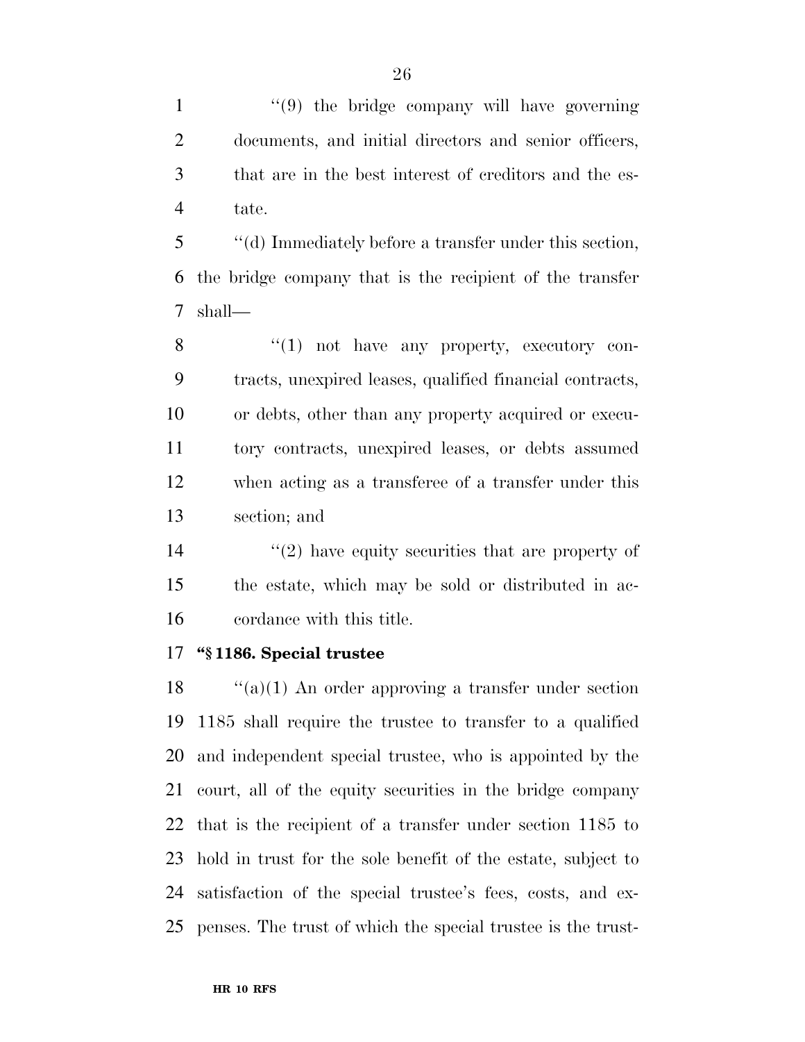''(9) the bridge company will have governing documents, and initial directors and senior officers, that are in the best interest of creditors and the estate.

''(d) Immediately before a transfer under this section, the bridge company that is the recipient of the transfer shall—

''(1) not have any property, executory contracts, unexpired leases, qualified financial contracts, or debts, other than any property acquired or executory contracts, unexpired leases, or debts assumed when acting as a transferee of a transfer under this section; and

''(2) have equity securities that are property of the estate, which may be sold or distributed in accordance with this title.

**''§ 1186. Special trustee**

''(a)(1) An order approving a transfer under section 1185 shall require the trustee to transfer to a qualified and independent special trustee, who is appointed by the court, all of the equity securities in the bridge company that is the recipient of a transfer under section 1185 to hold in trust for the sole benefit of the estate, subject to satisfaction of the special trustee's fees, costs, and expenses. The trust of which the special trustee is the trust-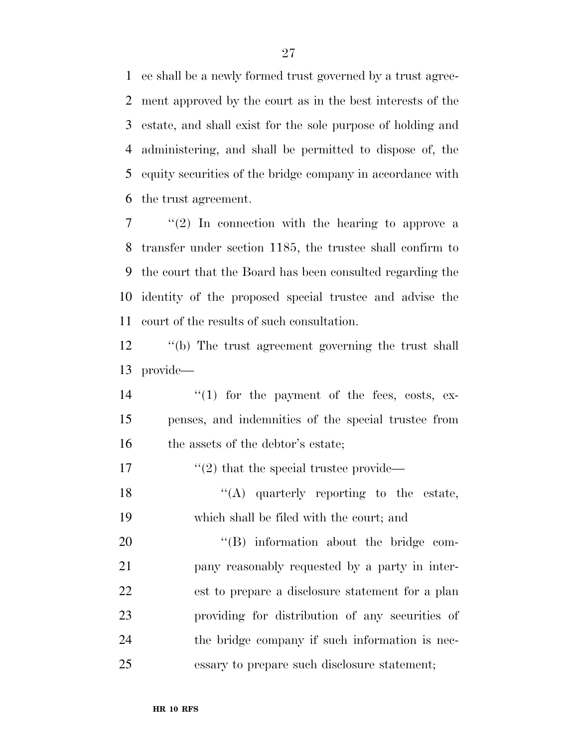ee shall be a newly formed trust governed by a trust agreement approved by the court as in the best interests of the estate, and shall exist for the sole purpose of holding and administering, and shall be permitted to dispose of, the equity securities of the bridge company in accordance with the trust agreement.

''(2) In connection with the hearing to approve a transfer under section 1185, the trustee shall confirm to the court that the Board has been consulted regarding the identity of the proposed special trustee and advise the court of the results of such consultation.

''(b) The trust agreement governing the trust shall provide—

''(1) for the payment of the fees, costs, expenses, and indemnities of the special trustee from the assets of the debtor's estate;

''(2) that the special trustee provide—

''(A) quarterly reporting to the estate, which shall be filed with the court; and

''(B) information about the bridge company reasonably requested by a party in interest to prepare a disclosure statement for a plan providing for distribution of any securities of the bridge company if such information is necessary to prepare such disclosure statement;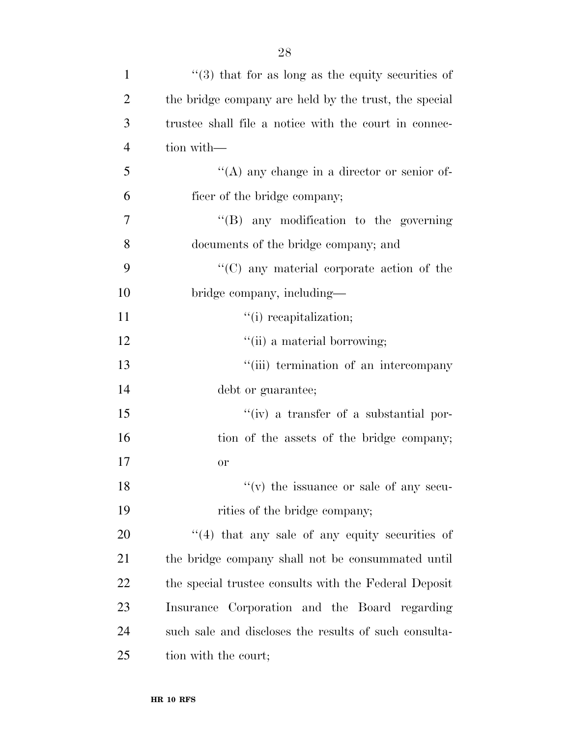''(3) that for as long as the equity securities of the bridge company are held by the trust, the special trustee shall file a notice with the court in connection with—

''(A) any change in a director or senior officer of the bridge company;

''(B) any modification to the governing documents of the bridge company; and

''(C) any material corporate action of the bridge company, including—

''(i) recapitalization;

''(ii) a material borrowing;

''(iii) termination of an intercompany debt or guarantee;

''(iv) a transfer of a substantial portion of the assets of the bridge company; or

''(v) the issuance or sale of any securities of the bridge company;

''(4) that any sale of any equity securities of the bridge company shall not be consummated until the special trustee consults with the Federal Deposit Insurance Corporation and the Board regarding such sale and discloses the results of such consultation with the court;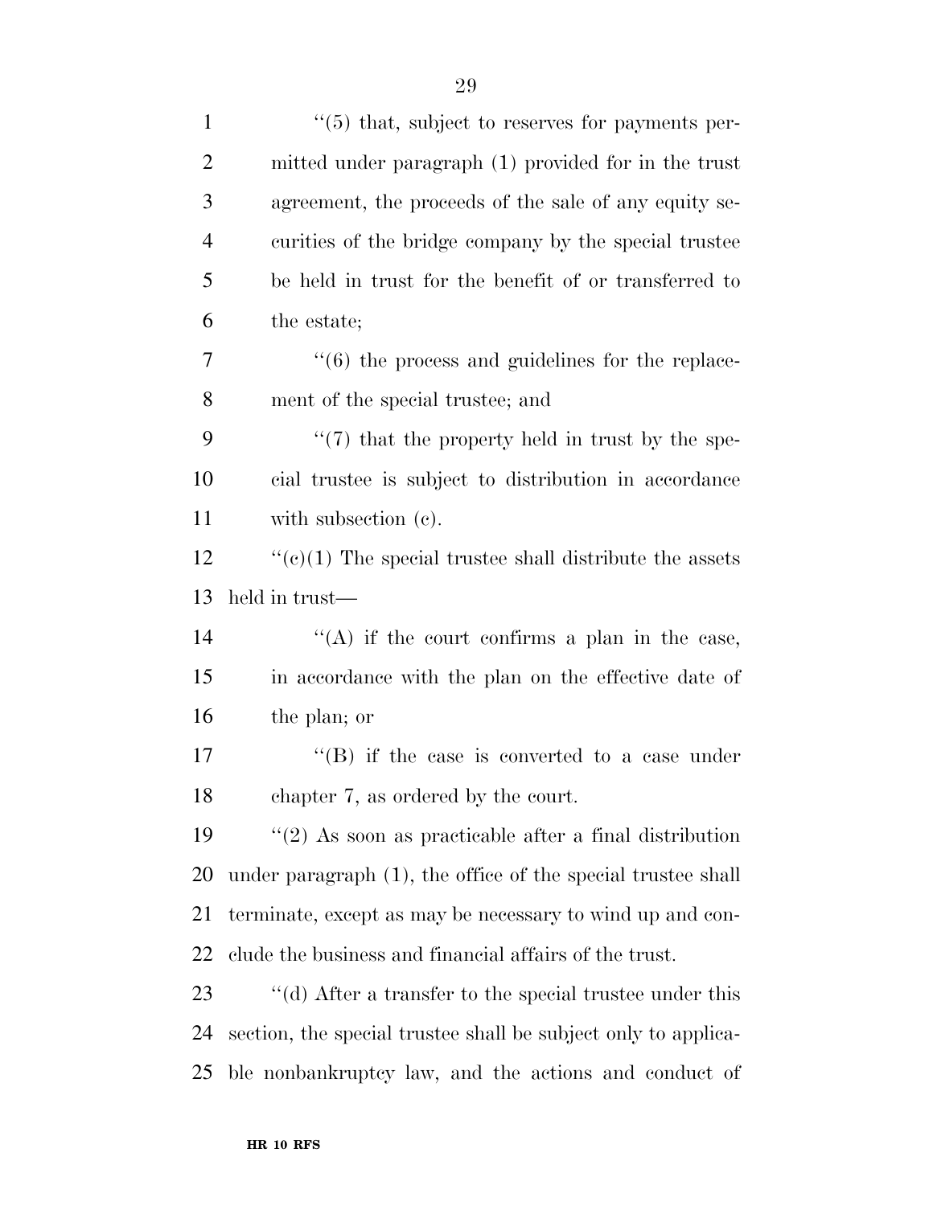''(5) that, subject to reserves for payments permitted under paragraph (1) provided for in the trust agreement, the proceeds of the sale of any equity securities of the bridge company by the special trustee be held in trust for the benefit of or transferred to the estate;

''(6) the process and guidelines for the replacement of the special trustee; and

''(7) that the property held in trust by the special trustee is subject to distribution in accordance with subsection (c).

''(c)(1) The special trustee shall distribute the assets held in trust—

''(A) if the court confirms a plan in the case, in accordance with the plan on the effective date of the plan; or

''(B) if the case is converted to a case under chapter 7, as ordered by the court.

''(2) As soon as practicable after a final distribution under paragraph (1), the office of the special trustee shall terminate, except as may be necessary to wind up and conclude the business and financial affairs of the trust.

''(d) After a transfer to the special trustee under this section, the special trustee shall be subject only to applicable nonbankruptcy law, and the actions and conduct of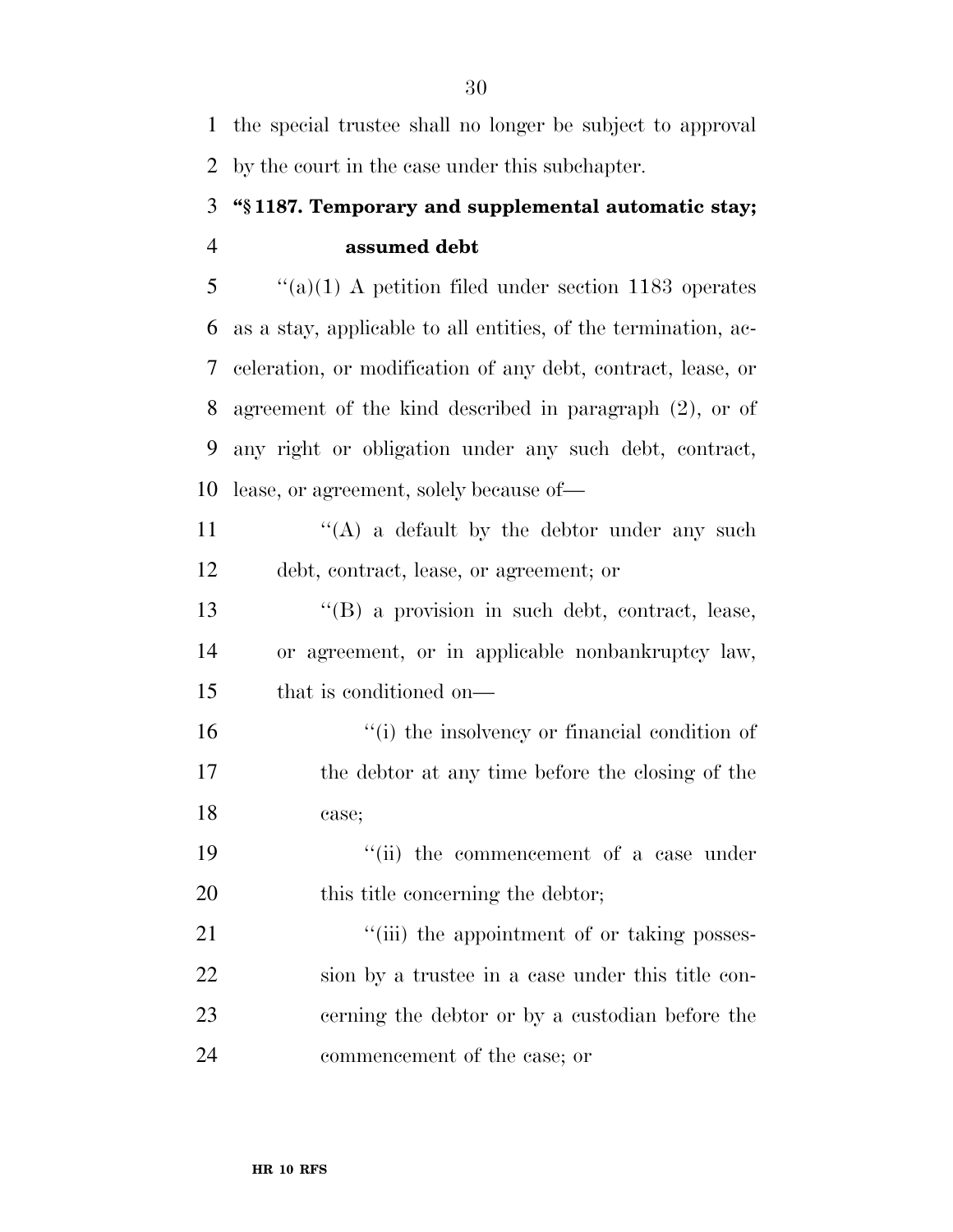the special trustee shall no longer be subject to approval by the court in the case under this subchapter.

**"§ 1187. Temporary and supplemental automatic stay; assumed debt**

"(a)(1) A petition filed under section 1183 operates as a stay, applicable to all entities, of the termination, acceleration, or modification of any debt, contract, lease, or agreement of the kind described in paragraph (2), or of any right or obligation under any such debt, contract, lease, or agreement, solely because of—

"(A) a default by the debtor under any such debt, contract, lease, or agreement; or

"(B) a provision in such debt, contract, lease, or agreement, or in applicable nonbankruptcy law, that is conditioned on—

"(i) the insolvency or financial condition of the debtor at any time before the closing of the case;

"(ii) the commencement of a case under this title concerning the debtor;

"(iii) the appointment of or taking possession by a trustee in a case under this title concerning the debtor or by a custodian before the commencement of the case; or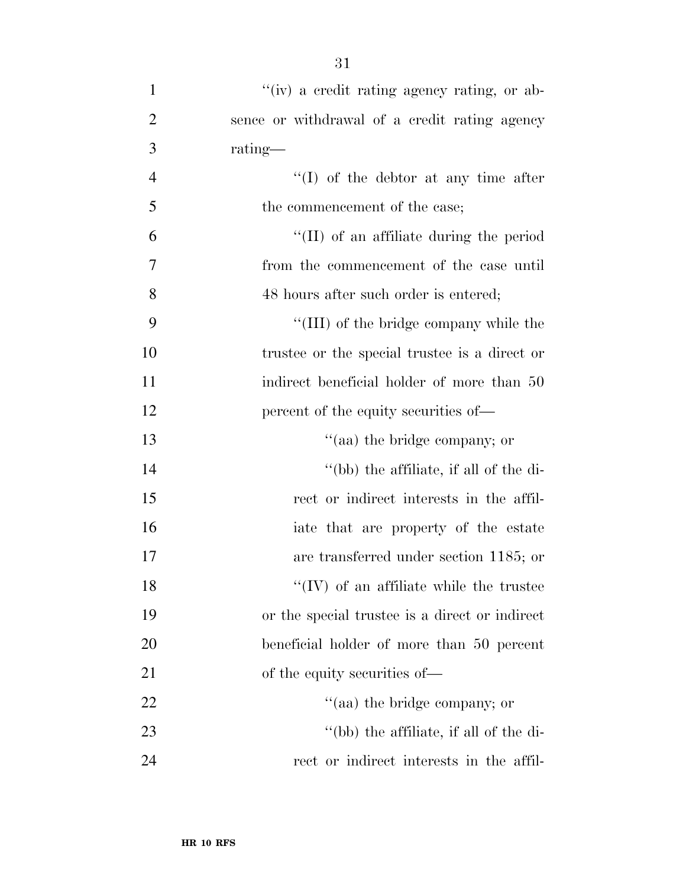''(iv) a credit rating agency rating, or absence or withdrawal of a credit rating agency rating—

''(I) of the debtor at any time after the commencement of the case;

''(II) of an affiliate during the period from the commencement of the case until 48 hours after such order is entered;

''(III) of the bridge company while the trustee or the special trustee is a direct or indirect beneficial holder of more than 50 percent of the equity securities of—

''(aa) the bridge company; or

''(bb) the affiliate, if all of the direct or indirect interests in the affiliate that are property of the estate are transferred under section 1185; or

''(IV) of an affiliate while the trustee or the special trustee is a direct or indirect beneficial holder of more than 50 percent of the equity securities of—

''(aa) the bridge company; or

''(bb) the affiliate, if all of the direct or indirect interests in the affil-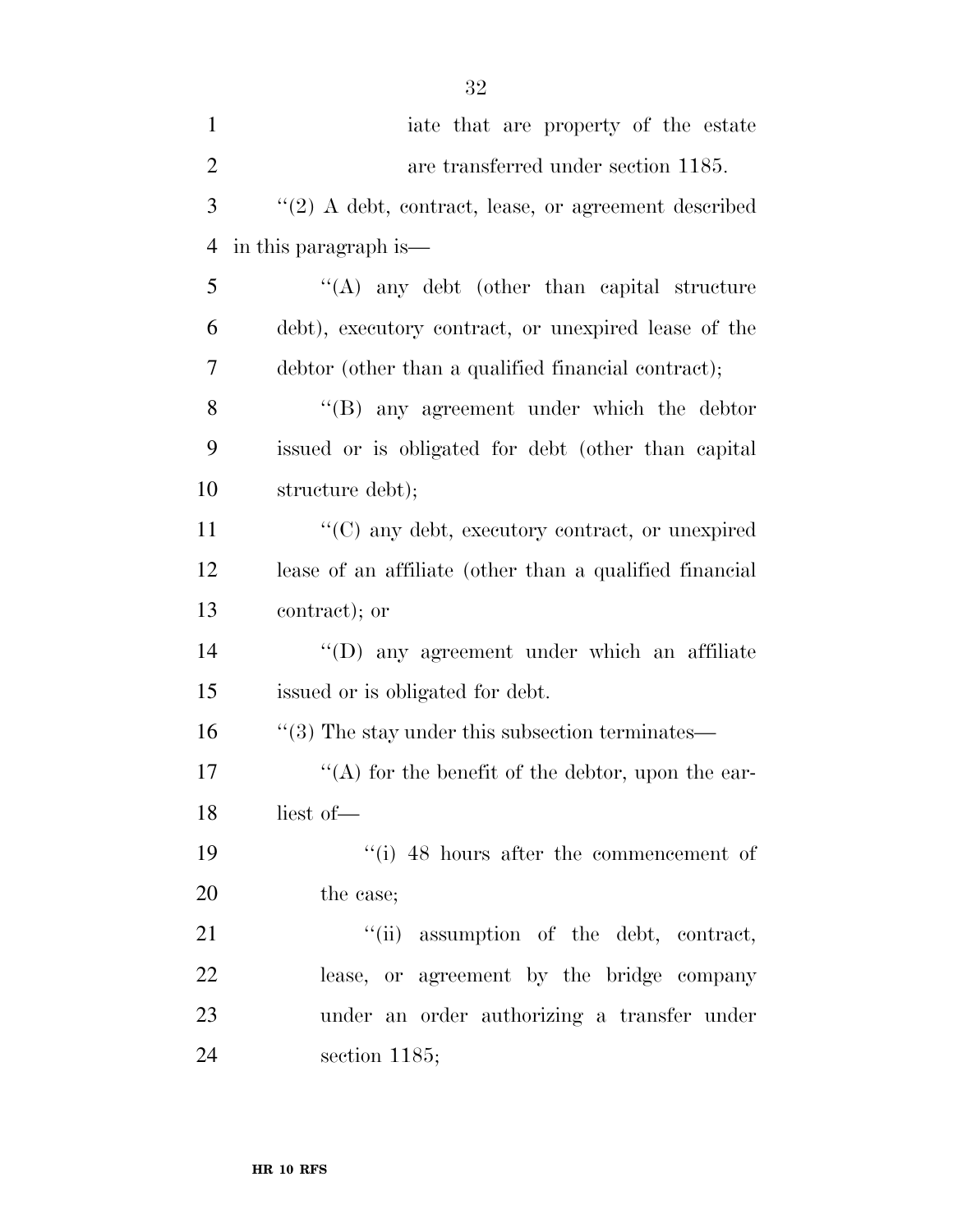iate that are property of the estate are transferred under section 1185.

''(2) A debt, contract, lease, or agreement described in this paragraph is—

''(A) any debt (other than capital structure debt), executory contract, or unexpired lease of the debtor (other than a qualified financial contract);

''(B) any agreement under which the debtor issued or is obligated for debt (other than capital structure debt);

''(C) any debt, executory contract, or unexpired lease of an affiliate (other than a qualified financial contract); or

''(D) any agreement under which an affiliate issued or is obligated for debt.

''(3) The stay under this subsection terminates—

''(A) for the benefit of the debtor, upon the earliest of—

''(i) 48 hours after the commencement of the case;

''(ii) assumption of the debt, contract, lease, or agreement by the bridge company under an order authorizing a transfer under section 1185;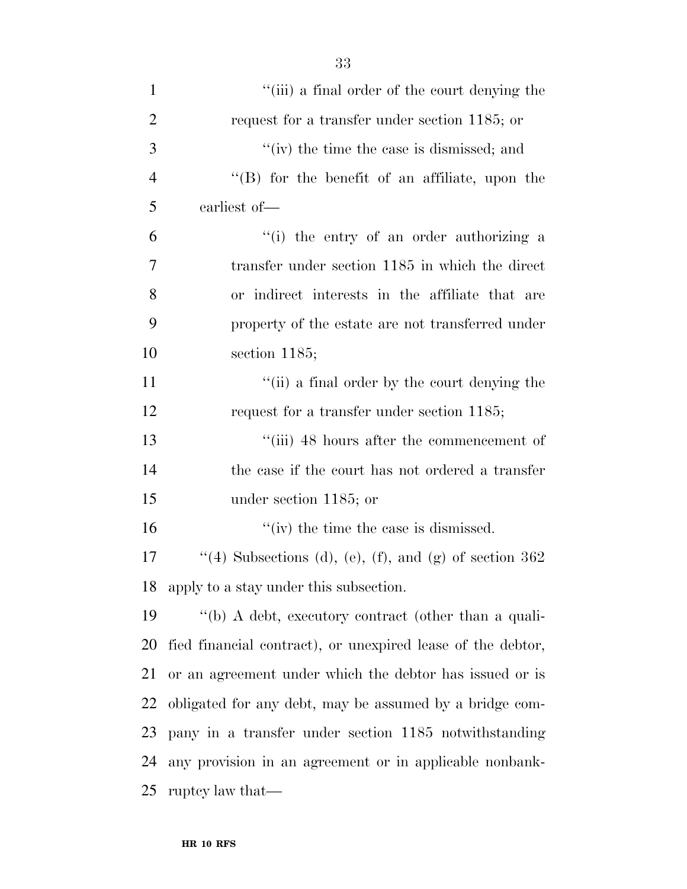"(iii) a final order of the court denying the request for a transfer under section 1185; or

"(iv) the time the case is dismissed; and

"(B) for the benefit of an affiliate, upon the earliest of—

"(i) the entry of an order authorizing a transfer under section 1185 in which the direct or indirect interests in the affiliate that are property of the estate are not transferred under section 1185;

"(ii) a final order by the court denying the request for a transfer under section 1185;

"(iii) 48 hours after the commencement of the case if the court has not ordered a transfer under section 1185; or

"(iv) the time the case is dismissed.

"(4) Subsections (d), (e), (f), and (g) of section 362 apply to a stay under this subsection.

"(b) A debt, executory contract (other than a qualified financial contract), or unexpired lease of the debtor, or an agreement under which the debtor has issued or is obligated for any debt, may be assumed by a bridge company in a transfer under section 1185 notwithstanding any provision in an agreement or in applicable nonbankruptcy law that—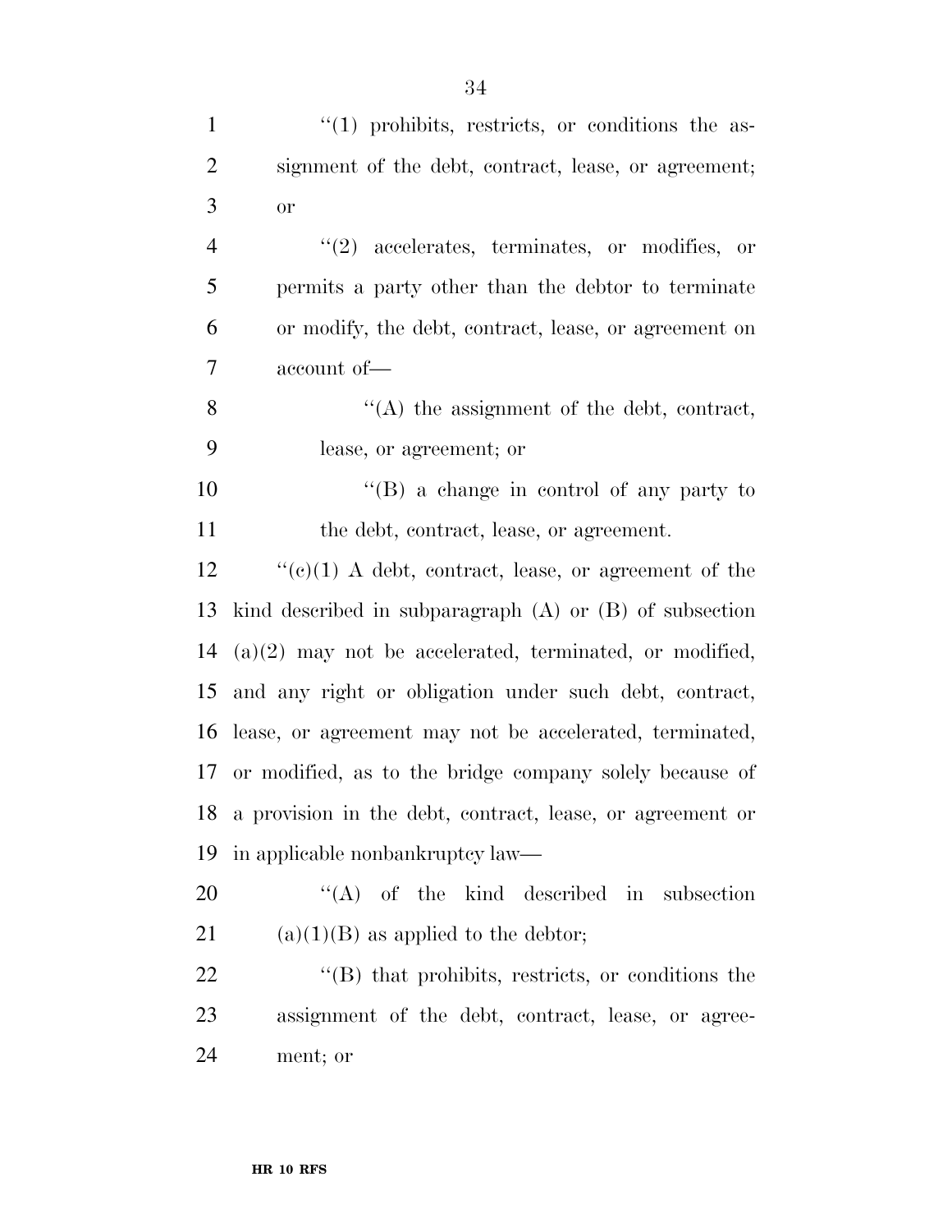''(1) prohibits, restricts, or conditions the assignment of the debt, contract, lease, or agreement; or

''(2) accelerates, terminates, or modifies, or permits a party other than the debtor to terminate or modify, the debt, contract, lease, or agreement on account of—

''(A) the assignment of the debt, contract, lease, or agreement; or

''(B) a change in control of any party to the debt, contract, lease, or agreement.

''(c)(1) A debt, contract, lease, or agreement of the kind described in subparagraph (A) or (B) of subsection (a)(2) may not be accelerated, terminated, or modified, and any right or obligation under such debt, contract, lease, or agreement may not be accelerated, terminated, or modified, as to the bridge company solely because of a provision in the debt, contract, lease, or agreement or in applicable nonbankruptcy law—

''(A) of the kind described in subsection (a)(1)(B) as applied to the debtor;

''(B) that prohibits, restricts, or conditions the assignment of the debt, contract, lease, or agreement; or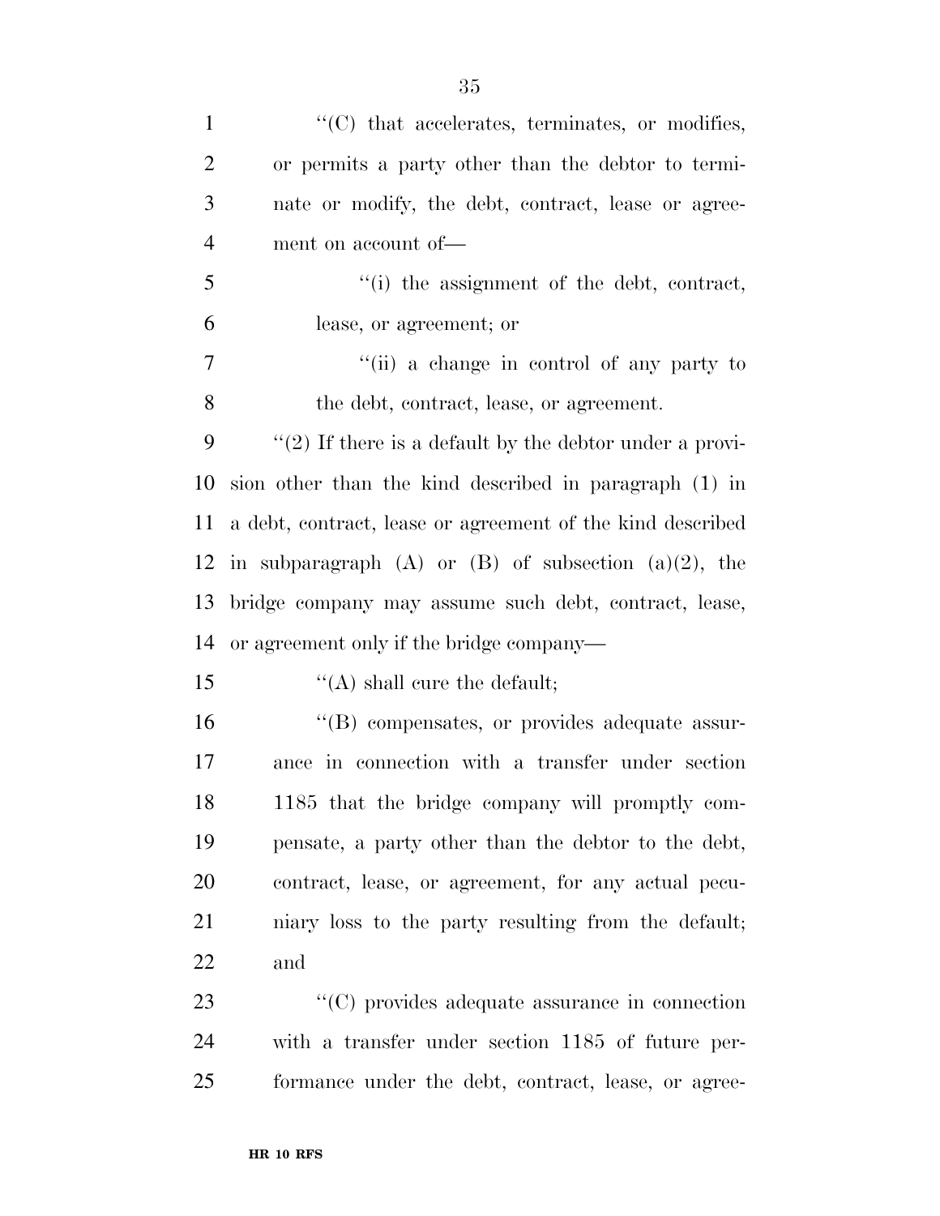"(C) that accelerates, terminates, or modifies, or permits a party other than the debtor to terminate or modify, the debt, contract, lease or agreement on account of—

"(i) the assignment of the debt, contract, lease, or agreement; or

"(ii) a change in control of any party to the debt, contract, lease, or agreement.

"(2) If there is a default by the debtor under a provision other than the kind described in paragraph (1) in a debt, contract, lease or agreement of the kind described in subparagraph (A) or (B) of subsection (a)(2), the bridge company may assume such debt, contract, lease, or agreement only if the bridge company—

"(A) shall cure the default;

"(B) compensates, or provides adequate assurance in connection with a transfer under section 1185 that the bridge company will promptly compensate, a party other than the debtor to the debt, contract, lease, or agreement, for any actual pecuniary loss to the party resulting from the default; and

"(C) provides adequate assurance in connection with a transfer under section 1185 of future performance under the debt, contract, lease, or agree-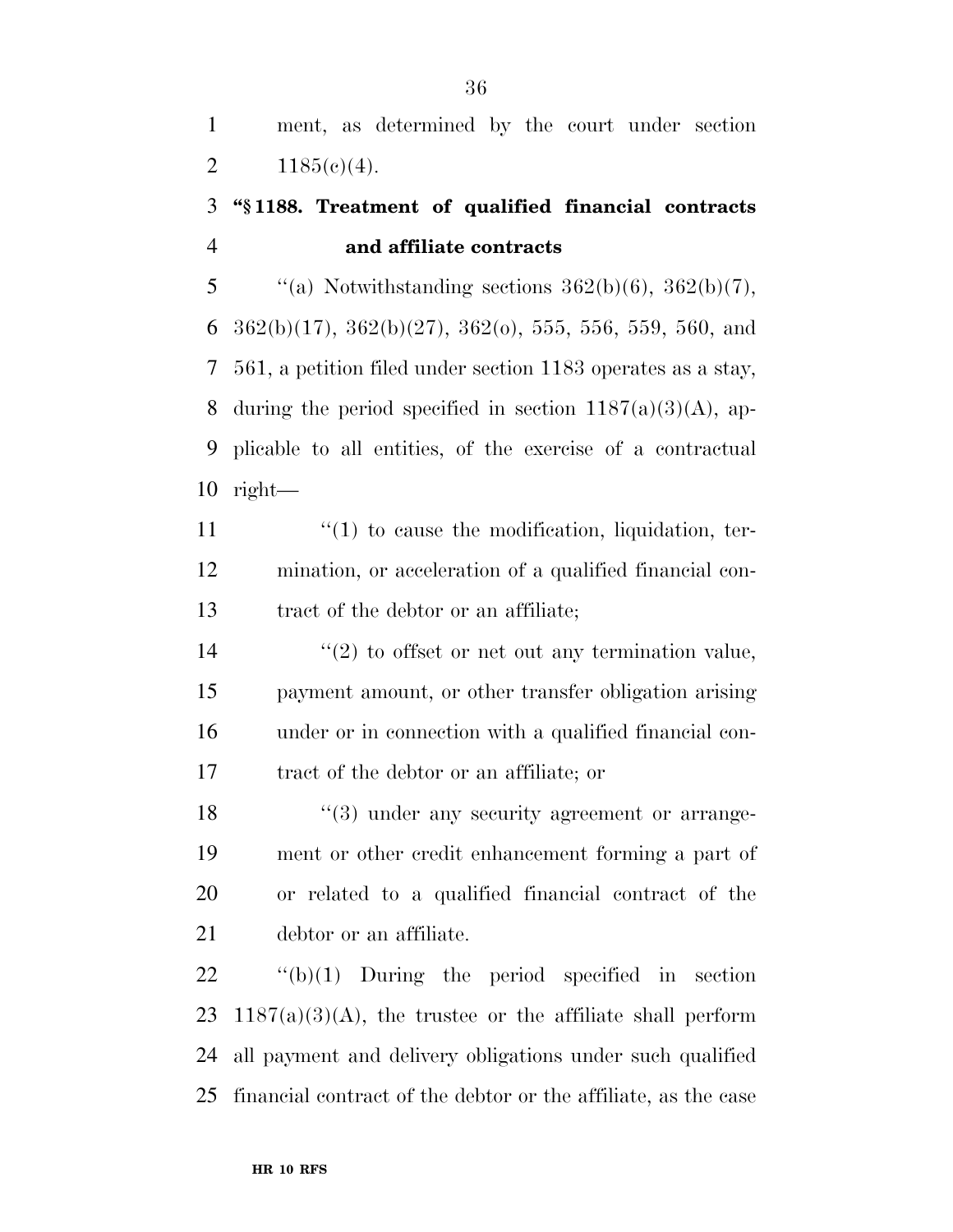ment, as determined by the court under section 1185(c)(4).

**"§ 1188. Treatment of qualified financial contracts and affiliate contracts**

"(a) Notwithstanding sections 362(b)(6), 362(b)(7), 362(b)(17), 362(b)(27), 362(o), 555, 556, 559, 560, and 561, a petition filed under section 1183 operates as a stay, during the period specified in section 1187(a)(3)(A), applicable to all entities, of the exercise of a contractual right—

"(1) to cause the modification, liquidation, termination, or acceleration of a qualified financial contract of the debtor or an affiliate;

"(2) to offset or net out any termination value, payment amount, or other transfer obligation arising under or in connection with a qualified financial contract of the debtor or an affiliate; or

"(3) under any security agreement or arrangement or other credit enhancement forming a part of or related to a qualified financial contract of the debtor or an affiliate.

"(b)(1) During the period specified in section 1187(a)(3)(A), the trustee or the affiliate shall perform all payment and delivery obligations under such qualified financial contract of the debtor or the affiliate, as the case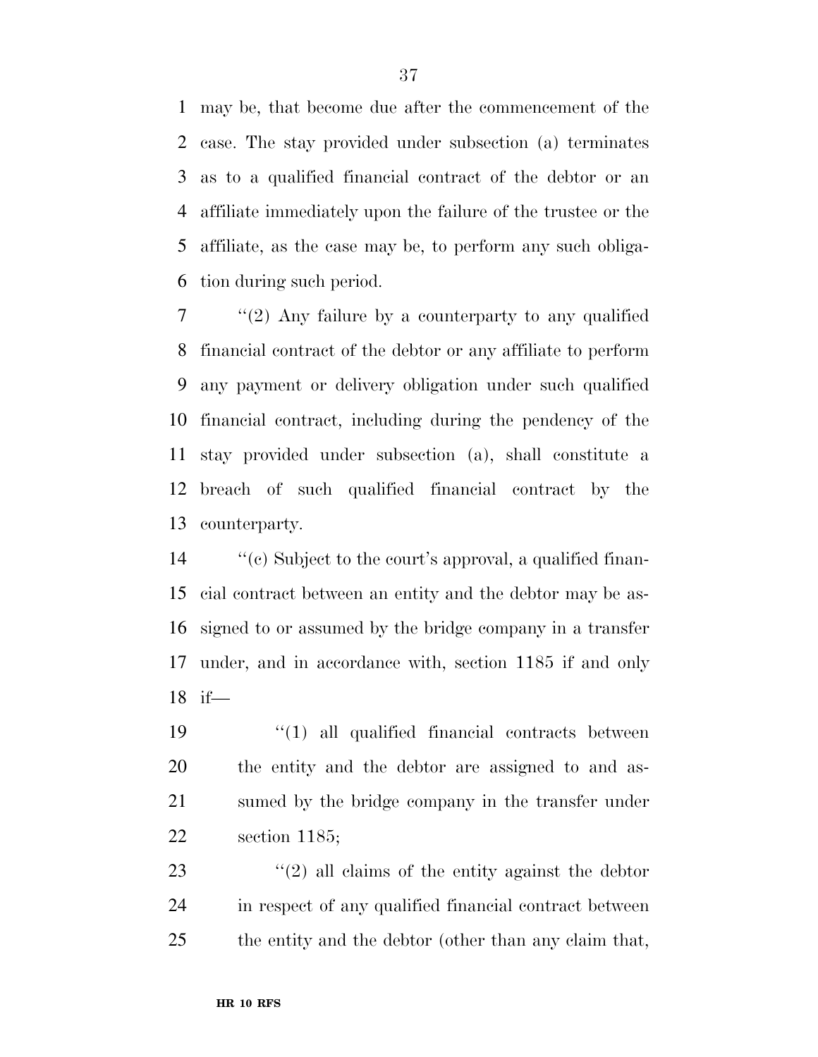may be, that become due after the commencement of the case. The stay provided under subsection (a) terminates as to a qualified financial contract of the debtor or an affiliate immediately upon the failure of the trustee or the affiliate, as the case may be, to perform any such obligation during such period.

''(2) Any failure by a counterparty to any qualified financial contract of the debtor or any affiliate to perform any payment or delivery obligation under such qualified financial contract, including during the pendency of the stay provided under subsection (a), shall constitute a breach of such qualified financial contract by the counterparty.

''(c) Subject to the court's approval, a qualified financial contract between an entity and the debtor may be assigned to or assumed by the bridge company in a transfer under, and in accordance with, section 1185 if and only if—

''(1) all qualified financial contracts between the entity and the debtor are assigned to and assumed by the bridge company in the transfer under section 1185;

''(2) all claims of the entity against the debtor in respect of any qualified financial contract between the entity and the debtor (other than any claim that,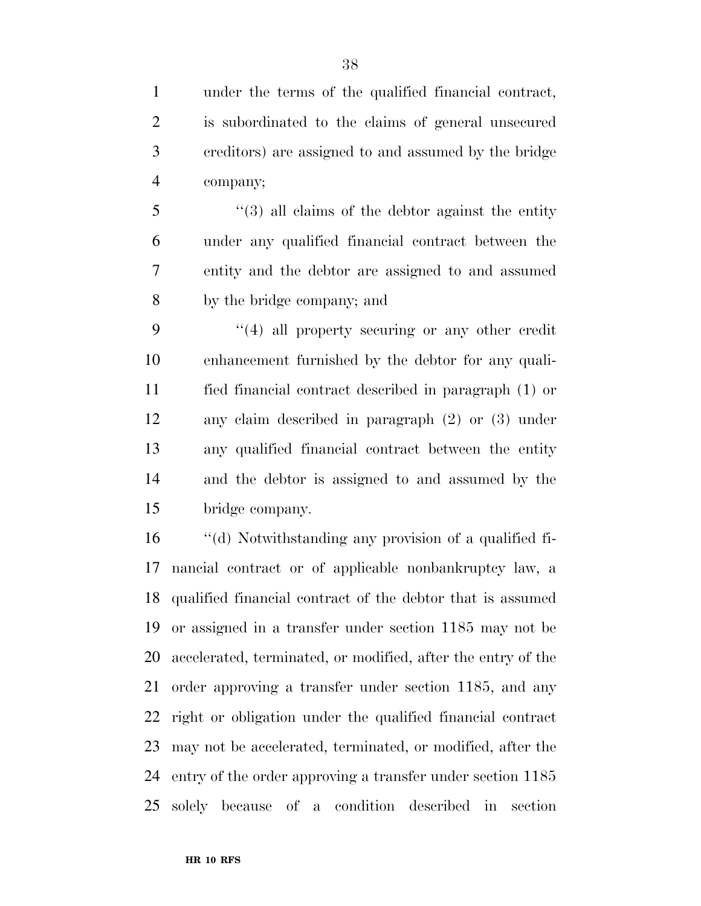under the terms of the qualified financial contract, is subordinated to the claims of general unsecured creditors) are assigned to and assumed by the bridge company;

"(3) all claims of the debtor against the entity under any qualified financial contract between the entity and the debtor are assigned to and assumed by the bridge company; and

"(4) all property securing or any other credit enhancement furnished by the debtor for any qualified financial contract described in paragraph (1) or any claim described in paragraph (2) or (3) under any qualified financial contract between the entity and the debtor is assigned to and assumed by the bridge company.

"(d) Notwithstanding any provision of a qualified financial contract or of applicable nonbankruptcy law, a qualified financial contract of the debtor that is assumed or assigned in a transfer under section 1185 may not be accelerated, terminated, or modified, after the entry of the order approving a transfer under section 1185, and any right or obligation under the qualified financial contract may not be accelerated, terminated, or modified, after the entry of the order approving a transfer under section 1185 solely because of a condition described in section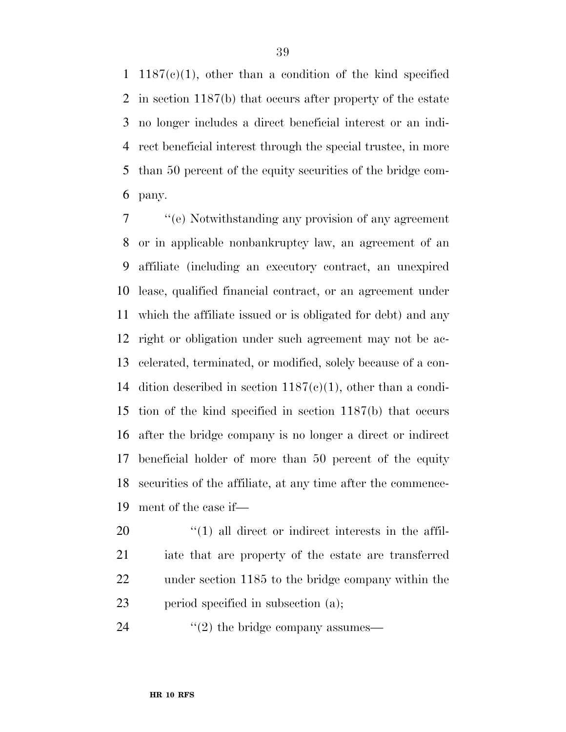1187(c)(1), other than a condition of the kind specified in section 1187(b) that occurs after property of the estate no longer includes a direct beneficial interest or an indirect beneficial interest through the special trustee, in more than 50 percent of the equity securities of the bridge company.

''(e) Notwithstanding any provision of any agreement or in applicable nonbankruptcy law, an agreement of an affiliate (including an executory contract, an unexpired lease, qualified financial contract, or an agreement under which the affiliate issued or is obligated for debt) and any right or obligation under such agreement may not be accelerated, terminated, or modified, solely because of a condition described in section 1187(c)(1), other than a condition of the kind specified in section 1187(b) that occurs after the bridge company is no longer a direct or indirect beneficial holder of more than 50 percent of the equity securities of the affiliate, at any time after the commencement of the case if—

''(1) all direct or indirect interests in the affiliate that are property of the estate are transferred under section 1185 to the bridge company within the period specified in subsection (a);

''(2) the bridge company assumes—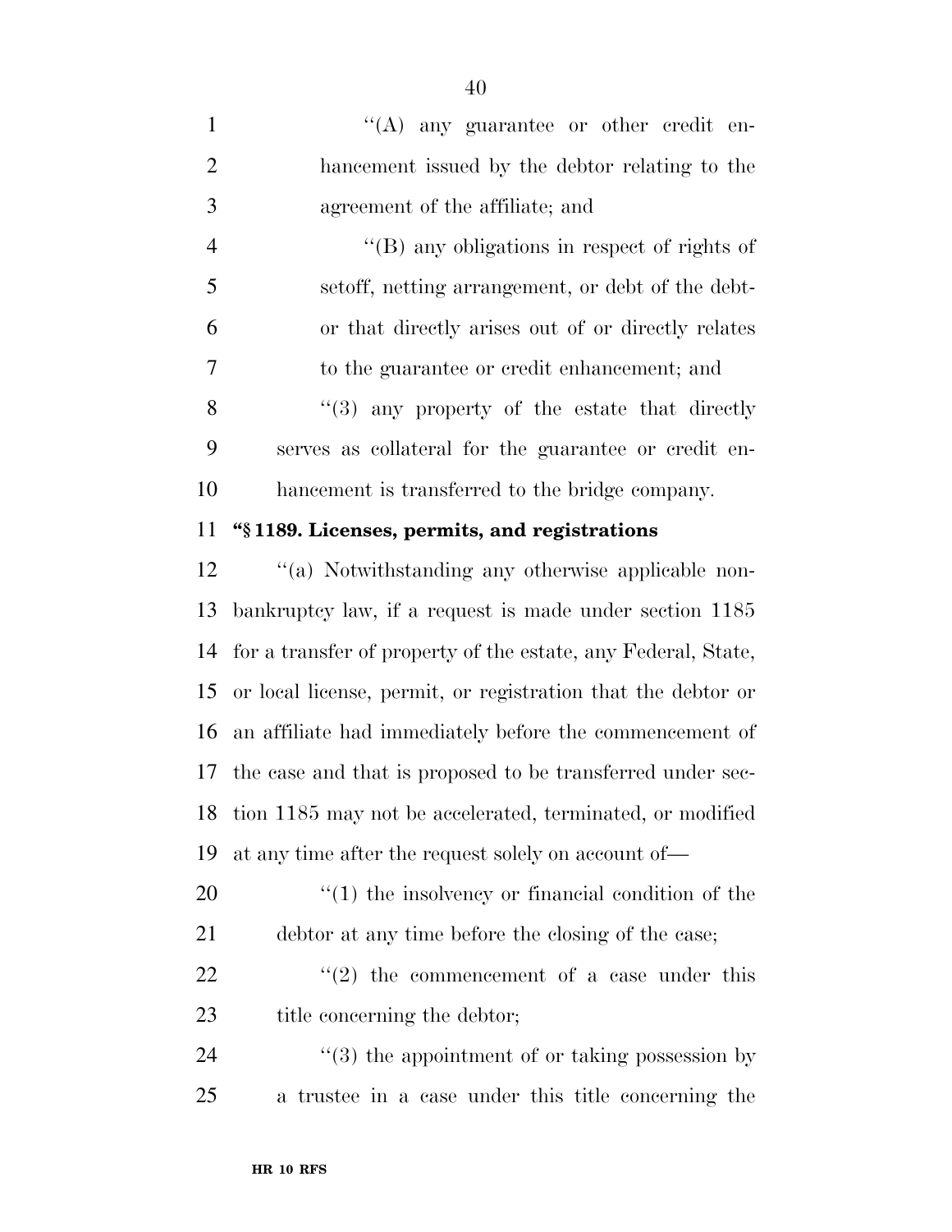''(A) any guarantee or other credit enhancement issued by the debtor relating to the agreement of the affiliate; and

''(B) any obligations in respect of rights of setoff, netting arrangement, or debt of the debtor that directly arises out of or directly relates to the guarantee or credit enhancement; and

''(3) any property of the estate that directly serves as collateral for the guarantee or credit enhancement is transferred to the bridge company.

**''§ 1189. Licenses, permits, and registrations**

''(a) Notwithstanding any otherwise applicable nonbankruptcy law, if a request is made under section 1185 for a transfer of property of the estate, any Federal, State, or local license, permit, or registration that the debtor or an affiliate had immediately before the commencement of the case and that is proposed to be transferred under section 1185 may not be accelerated, terminated, or modified at any time after the request solely on account of—

''(1) the insolvency or financial condition of the debtor at any time before the closing of the case;

''(2) the commencement of a case under this title concerning the debtor;

''(3) the appointment of or taking possession by a trustee in a case under this title concerning the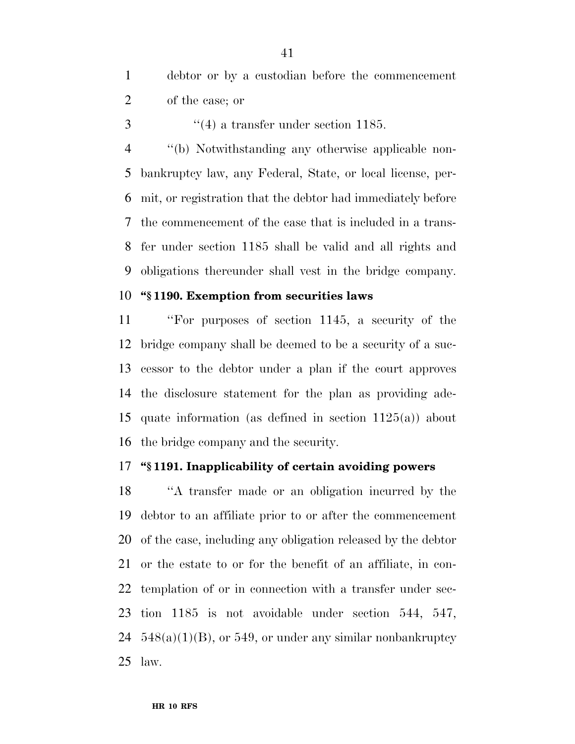debtor or by a custodian before the commencement of the case; or

''(4) a transfer under section 1185.

''(b) Notwithstanding any otherwise applicable nonbankruptcy law, any Federal, State, or local license, permit, or registration that the debtor had immediately before the commencement of the case that is included in a transfer under section 1185 shall be valid and all rights and obligations thereunder shall vest in the bridge company.

**''§ 1190. Exemption from securities laws**

''For purposes of section 1145, a security of the bridge company shall be deemed to be a security of a successor to the debtor under a plan if the court approves the disclosure statement for the plan as providing adequate information (as defined in section 1125(a)) about the bridge company and the security.

**''§ 1191. Inapplicability of certain avoiding powers**

''A transfer made or an obligation incurred by the debtor to an affiliate prior to or after the commencement of the case, including any obligation released by the debtor or the estate to or for the benefit of an affiliate, in contemplation of or in connection with a transfer under section 1185 is not avoidable under section 544, 547, 548(a)(1)(B), or 549, or under any similar nonbankruptcy law.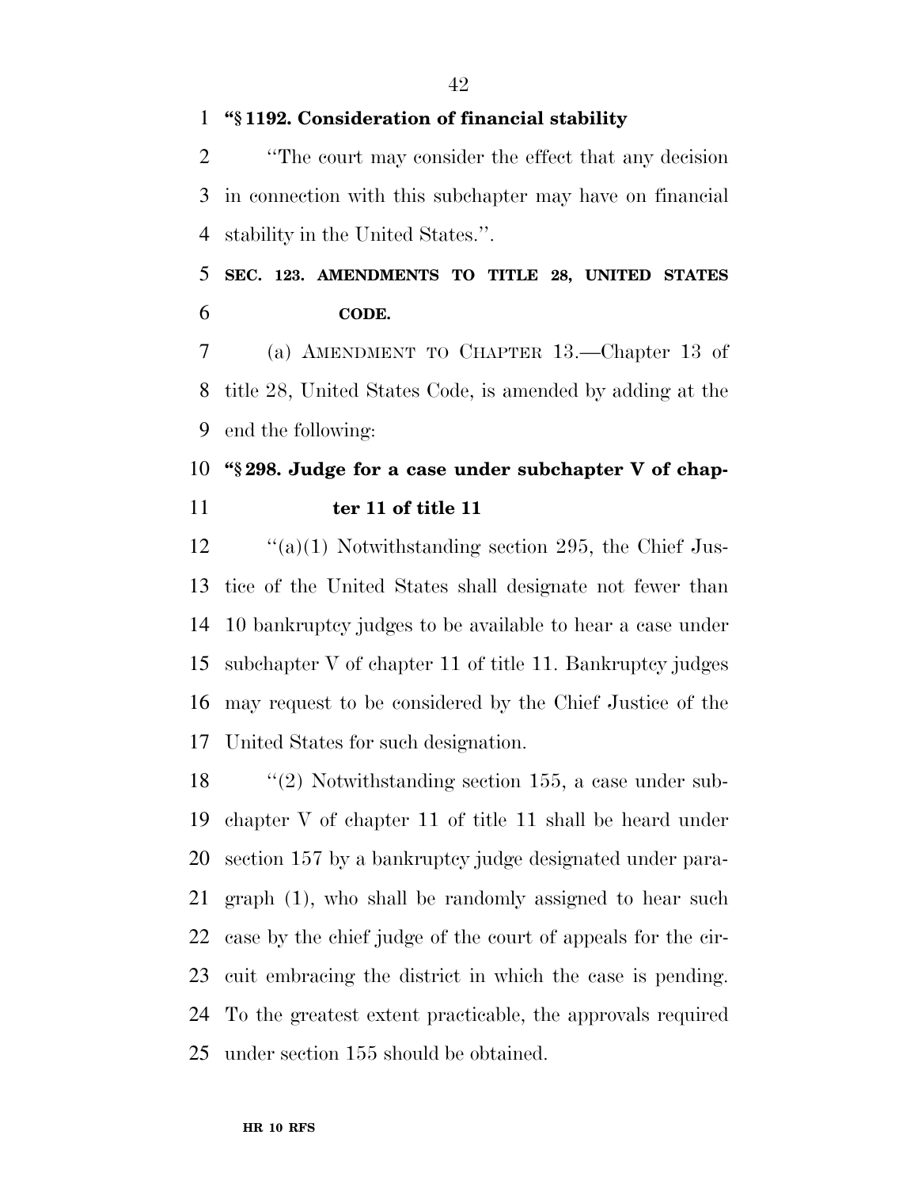**"§ 1192. Consideration of financial stability**

"The court may consider the effect that any decision in connection with this subchapter may have on financial stability in the United States.".

**SEC. 123. AMENDMENTS TO TITLE 28, UNITED STATES CODE.**

(a) AMENDMENT TO CHAPTER 13.—Chapter 13 of title 28, United States Code, is amended by adding at the end the following:

**"§ 298. Judge for a case under subchapter V of chapter 11 of title 11**

"(a)(1) Notwithstanding section 295, the Chief Justice of the United States shall designate not fewer than 10 bankruptcy judges to be available to hear a case under subchapter V of chapter 11 of title 11. Bankruptcy judges may request to be considered by the Chief Justice of the United States for such designation.

"(2) Notwithstanding section 155, a case under subchapter V of chapter 11 of title 11 shall be heard under section 157 by a bankruptcy judge designated under paragraph (1), who shall be randomly assigned to hear such case by the chief judge of the court of appeals for the circuit embracing the district in which the case is pending. To the greatest extent practicable, the approvals required under section 155 should be obtained.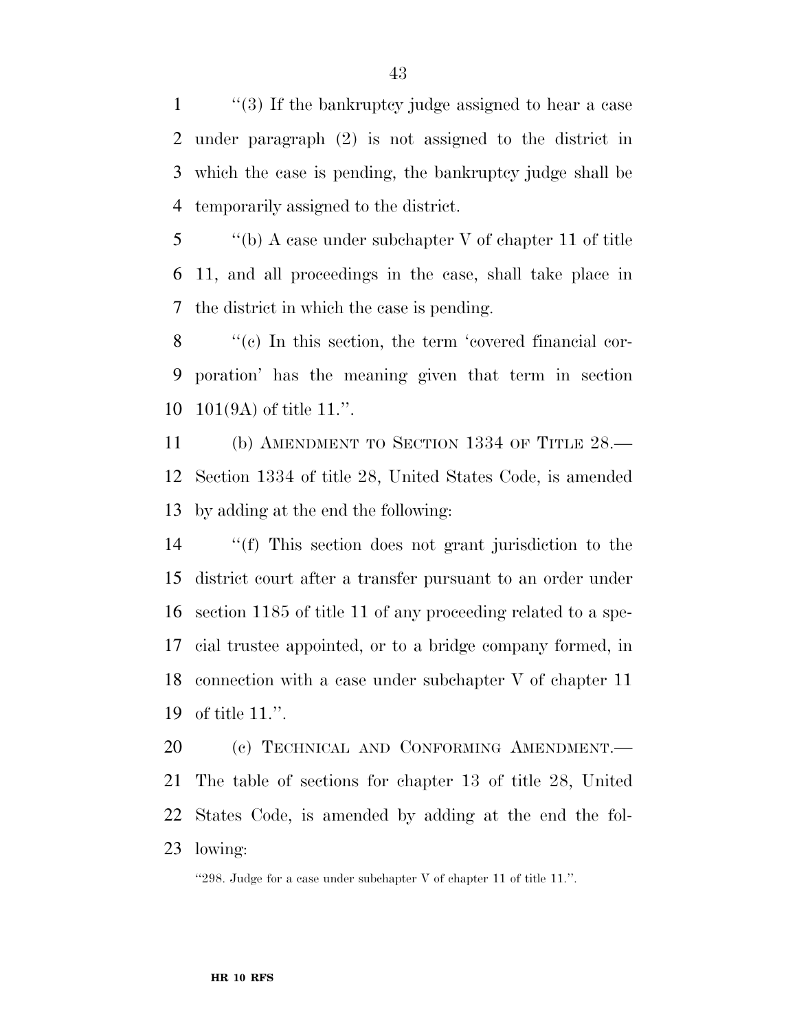"(3) If the bankruptcy judge assigned to hear a case under paragraph (2) is not assigned to the district in which the case is pending, the bankruptcy judge shall be temporarily assigned to the district.

"(b) A case under subchapter V of chapter 11 of title 11, and all proceedings in the case, shall take place in the district in which the case is pending.

"(c) In this section, the term 'covered financial corporation' has the meaning given that term in section 101(9A) of title 11.".

(b) AMENDMENT TO SECTION 1334 OF TITLE 28.— Section 1334 of title 28, United States Code, is amended by adding at the end the following:

"(f) This section does not grant jurisdiction to the district court after a transfer pursuant to an order under section 1185 of title 11 of any proceeding related to a special trustee appointed, or to a bridge company formed, in connection with a case under subchapter V of chapter 11 of title 11.".

(c) TECHNICAL AND CONFORMING AMENDMENT.— The table of sections for chapter 13 of title 28, United States Code, is amended by adding at the end the following:

"298. Judge for a case under subchapter V of chapter 11 of title 11.".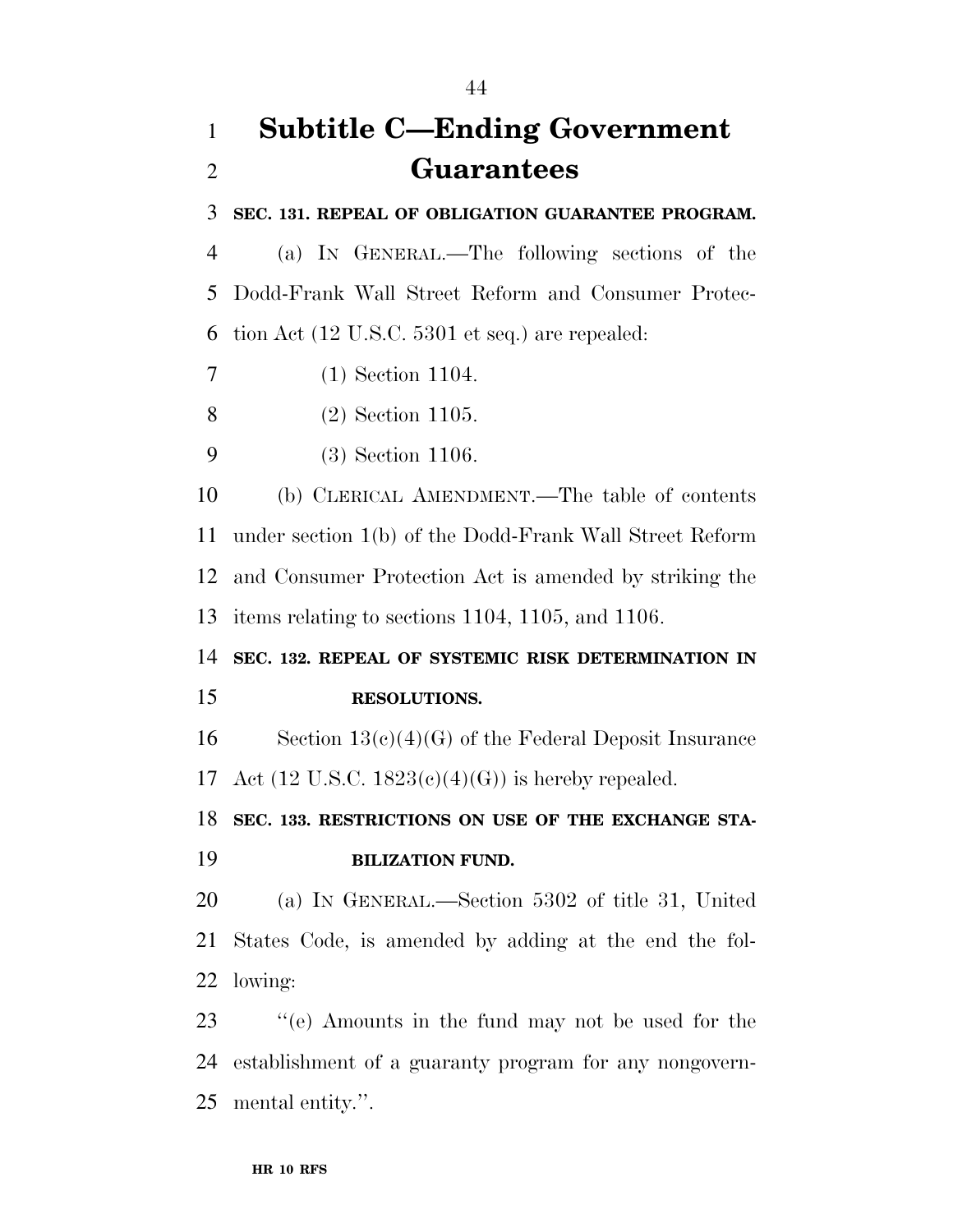# Subtitle C—Ending Government Guarantees

**SEC. 131. REPEAL OF OBLIGATION GUARANTEE PROGRAM.**

(a) IN GENERAL.—The following sections of the Dodd-Frank Wall Street Reform and Consumer Protection Act (12 U.S.C. 5301 et seq.) are repealed:

(1) Section 1104.

(2) Section 1105.

(3) Section 1106.

(b) CLERICAL AMENDMENT.—The table of contents under section 1(b) of the Dodd-Frank Wall Street Reform and Consumer Protection Act is amended by striking the items relating to sections 1104, 1105, and 1106.

**SEC. 132. REPEAL OF SYSTEMIC RISK DETERMINATION IN RESOLUTIONS.**

Section 13(c)(4)(G) of the Federal Deposit Insurance Act (12 U.S.C. 1823(c)(4)(G)) is hereby repealed.

**SEC. 133. RESTRICTIONS ON USE OF THE EXCHANGE STABILIZATION FUND.**

(a) IN GENERAL.—Section 5302 of title 31, United States Code, is amended by adding at the end the following:

"(e) Amounts in the fund may not be used for the establishment of a guaranty program for any nongovernmental entity.".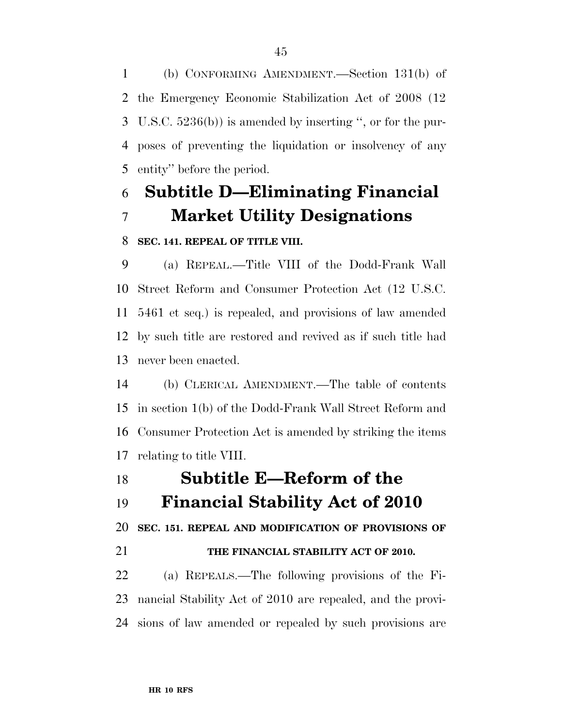(b) CONFORMING AMENDMENT.—Section 131(b) of the Emergency Economic Stabilization Act of 2008 (12 U.S.C. 5236(b)) is amended by inserting '', or for the purposes of preventing the liquidation or insolvency of any entity'' before the period.

## Subtitle D—Eliminating Financial Market Utility Designations

**SEC. 141. REPEAL OF TITLE VIII.**

(a) REPEAL.—Title VIII of the Dodd-Frank Wall Street Reform and Consumer Protection Act (12 U.S.C. 5461 et seq.) is repealed, and provisions of law amended by such title are restored and revived as if such title had never been enacted.

(b) CLERICAL AMENDMENT.—The table of contents in section 1(b) of the Dodd-Frank Wall Street Reform and Consumer Protection Act is amended by striking the items relating to title VIII.

## Subtitle E—Reform of the Financial Stability Act of 2010

**SEC. 151. REPEAL AND MODIFICATION OF PROVISIONS OF THE FINANCIAL STABILITY ACT OF 2010.**

(a) REPEALS.—The following provisions of the Financial Stability Act of 2010 are repealed, and the provisions of law amended or repealed by such provisions are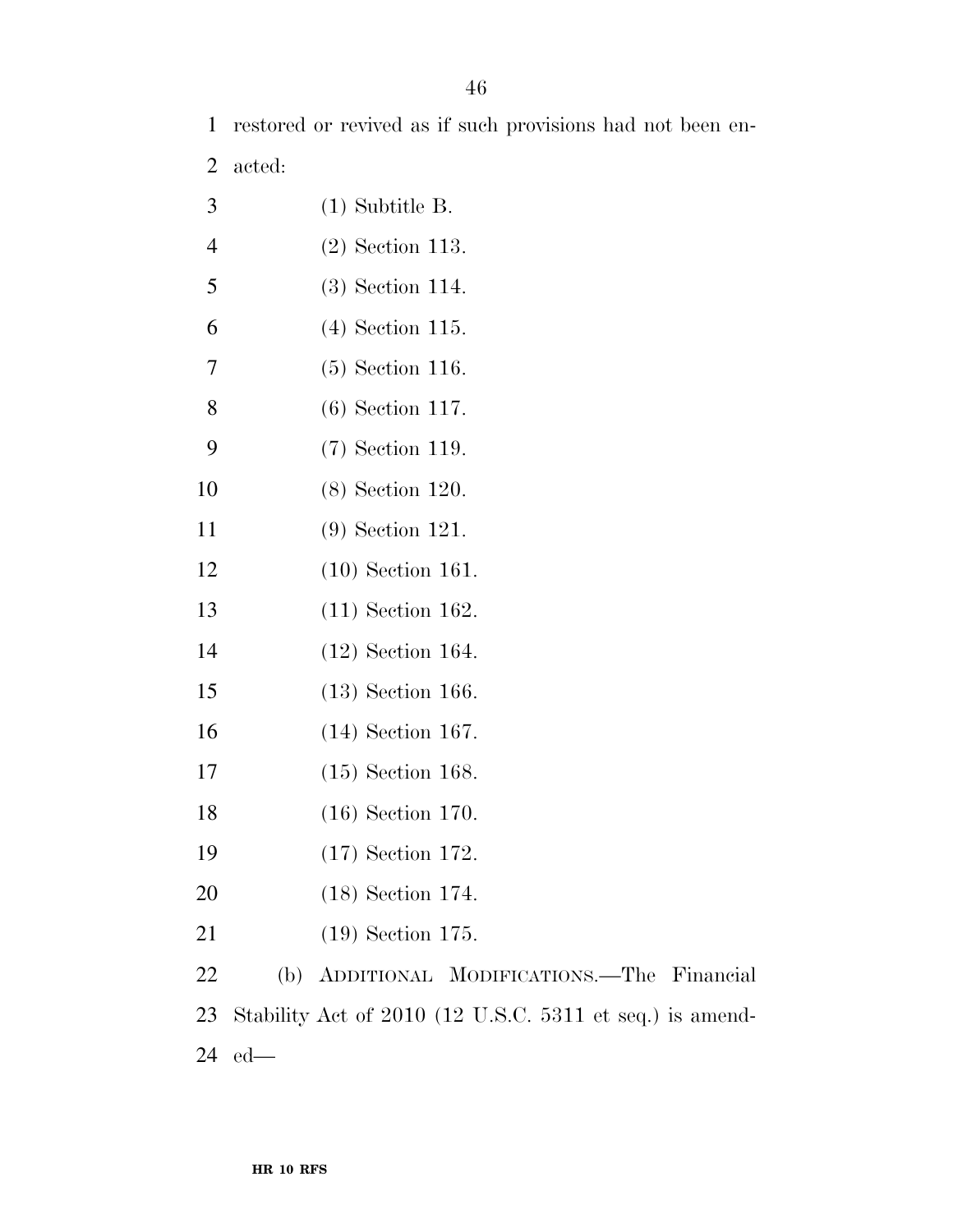restored or revived as if such provisions had not been enacted:

(1) Subtitle B.

(2) Section 113.

(3) Section 114.

(4) Section 115.

(5) Section 116.

(6) Section 117.

(7) Section 119.

(8) Section 120.

(9) Section 121.

(10) Section 161.

(11) Section 162.

(12) Section 164.

(13) Section 166.

(14) Section 167.

(15) Section 168.

(16) Section 170.

(17) Section 172.

(18) Section 174.

(19) Section 175.

(b) ADDITIONAL MODIFICATIONS.—The Financial Stability Act of 2010 (12 U.S.C. 5311 et seq.) is amended—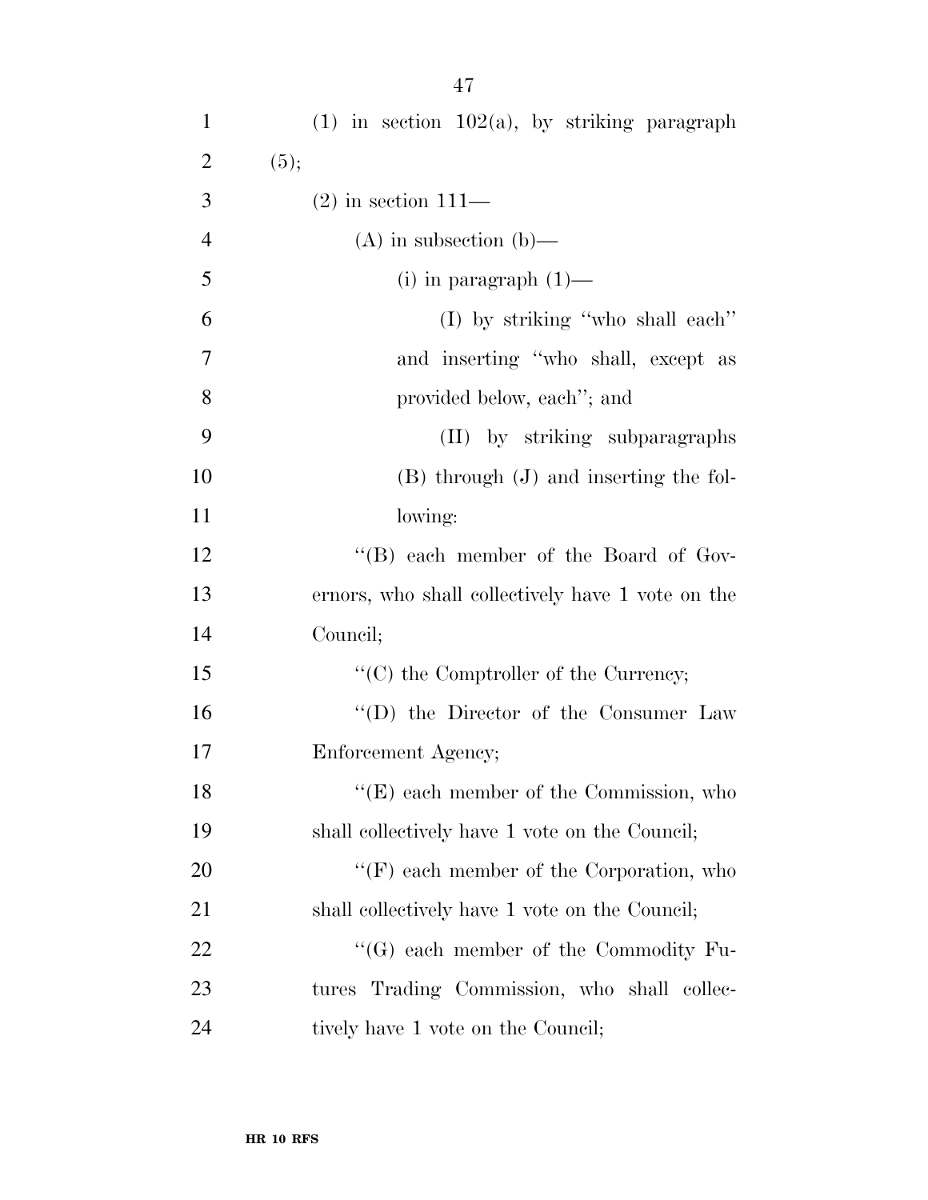(1) in section 102(a), by striking paragraph (5);

(2) in section 111—

(A) in subsection (b)—

(i) in paragraph (1)—

(I) by striking "who shall each" and inserting "who shall, except as provided below, each"; and

(II) by striking subparagraphs (B) through (J) and inserting the following:

"(B) each member of the Board of Governors, who shall collectively have 1 vote on the Council;

"(C) the Comptroller of the Currency;

"(D) the Director of the Consumer Law Enforcement Agency;

"(E) each member of the Commission, who shall collectively have 1 vote on the Council;

"(F) each member of the Corporation, who shall collectively have 1 vote on the Council;

"(G) each member of the Commodity Futures Trading Commission, who shall collectively have 1 vote on the Council;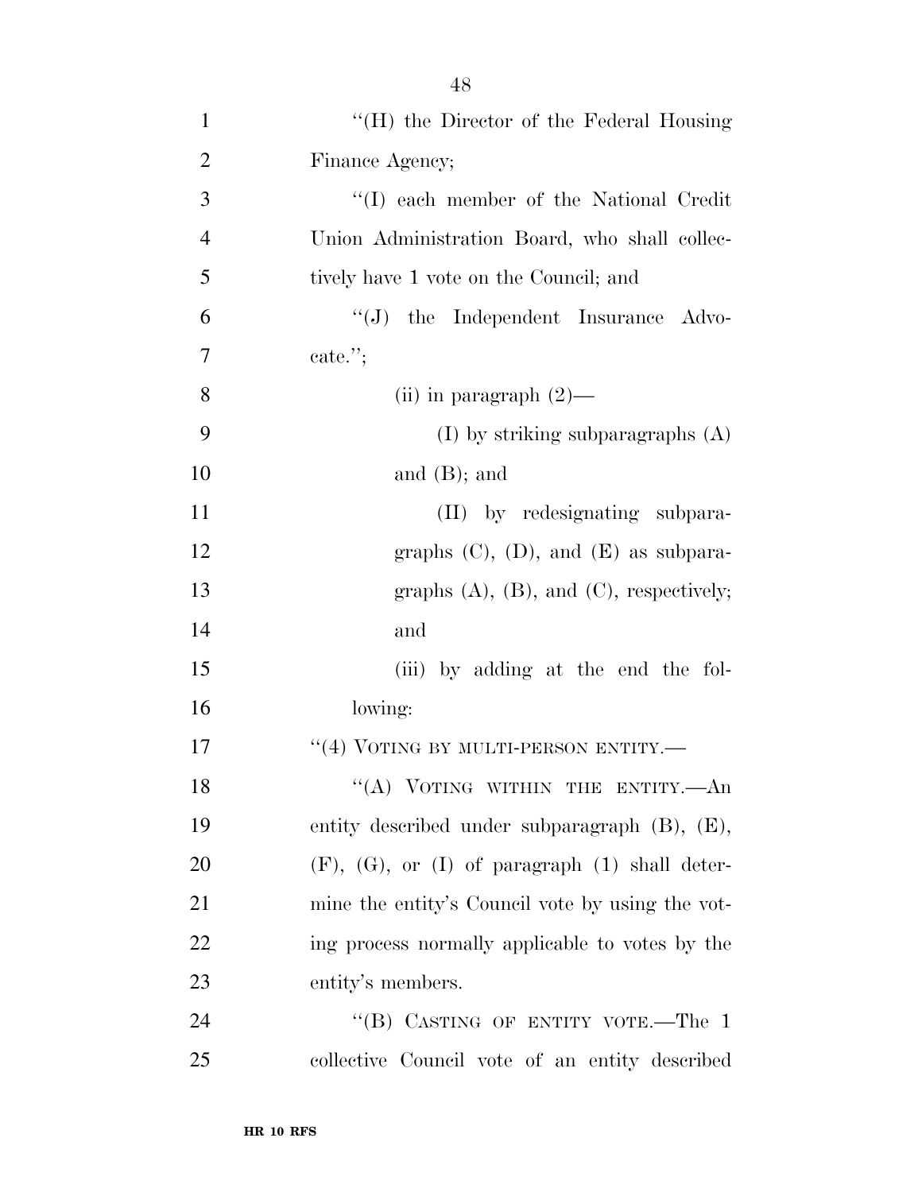''(H) the Director of the Federal Housing Finance Agency;

''(I) each member of the National Credit Union Administration Board, who shall collectively have 1 vote on the Council; and

''(J) the Independent Insurance Advocate.'';

(ii) in paragraph (2)—

(I) by striking subparagraphs (A) and (B); and

(II) by redesignating subparagraphs (C), (D), and (E) as subparagraphs (A), (B), and (C), respectively; and

(iii) by adding at the end the following:

''(4) VOTING BY MULTI-PERSON ENTITY.—

''(A) VOTING WITHIN THE ENTITY.—An entity described under subparagraph (B), (E), (F), (G), or (I) of paragraph (1) shall determine the entity's Council vote by using the voting process normally applicable to votes by the entity's members.

''(B) CASTING OF ENTITY VOTE.—The 1 collective Council vote of an entity described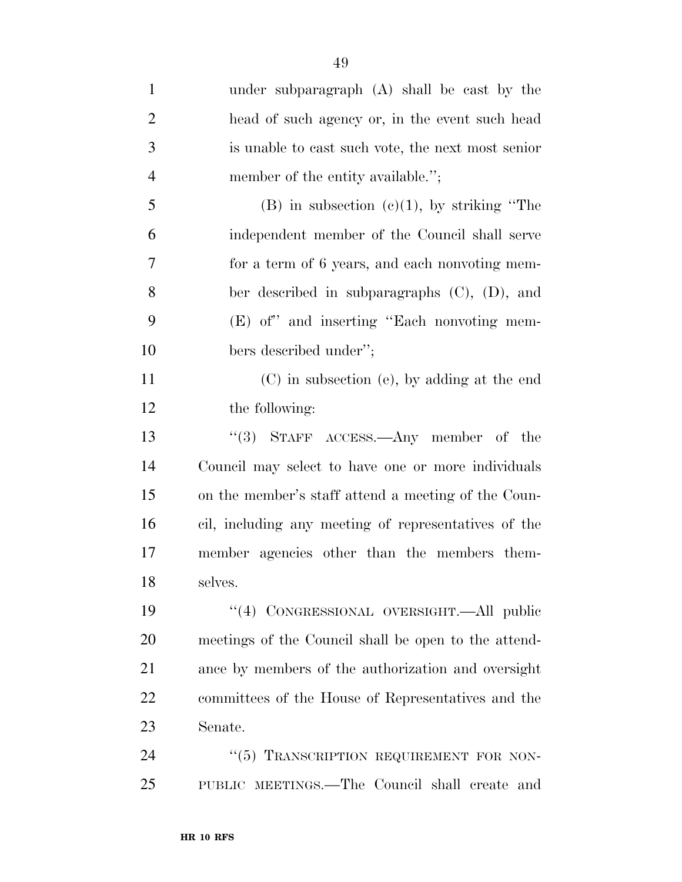under subparagraph (A) shall be cast by the head of such agency or, in the event such head is unable to cast such vote, the next most senior member of the entity available.'';

(B) in subsection (c)(1), by striking ''The independent member of the Council shall serve for a term of 6 years, and each nonvoting member described in subparagraphs (C), (D), and (E) of'' and inserting ''Each nonvoting members described under'';

(C) in subsection (e), by adding at the end the following:

''(3) STAFF ACCESS.—Any member of the Council may select to have one or more individuals on the member's staff attend a meeting of the Council, including any meeting of representatives of the member agencies other than the members themselves.

''(4) CONGRESSIONAL OVERSIGHT.—All public meetings of the Council shall be open to the attendance by members of the authorization and oversight committees of the House of Representatives and the Senate.

''(5) TRANSCRIPTION REQUIREMENT FOR NON-PUBLIC MEETINGS.—The Council shall create and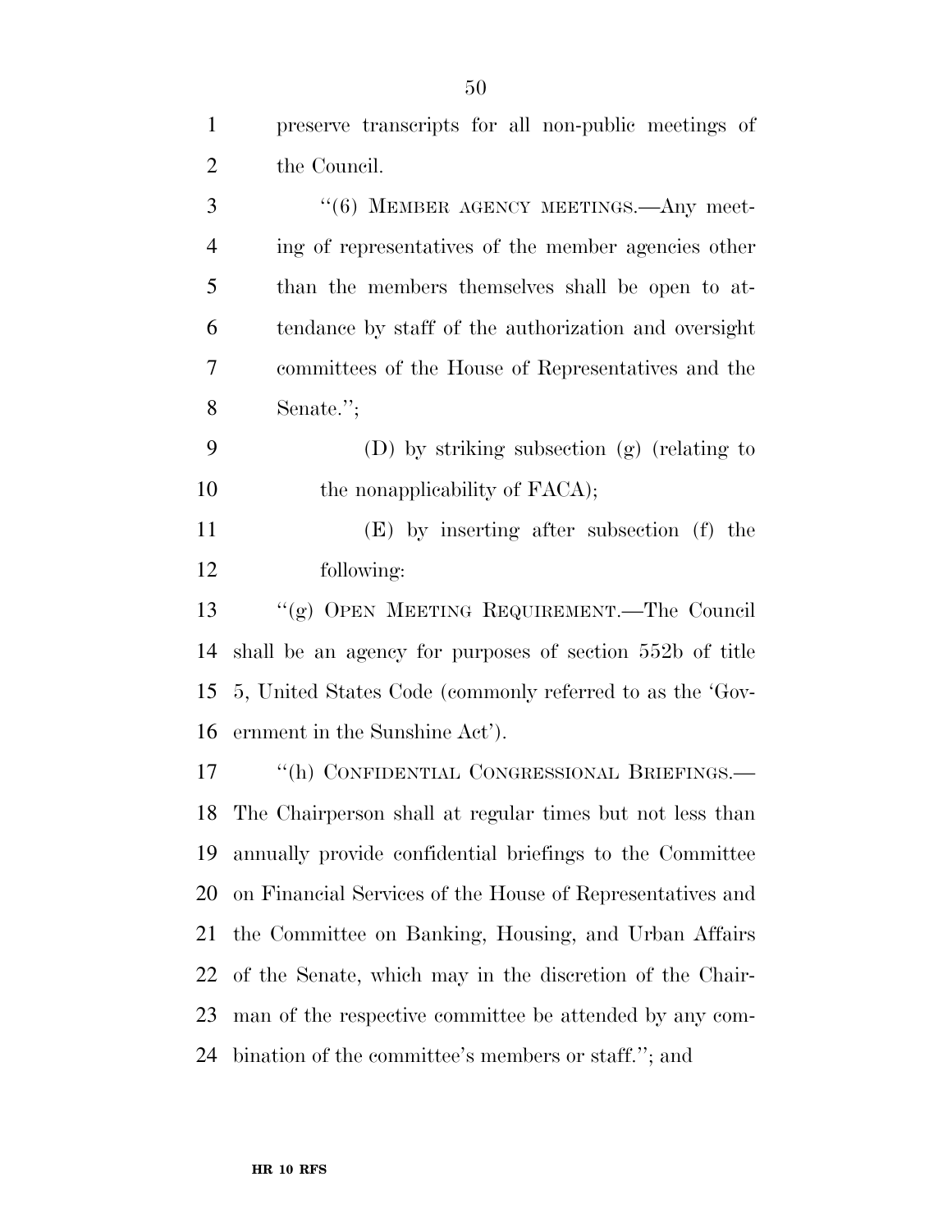preserve transcripts for all non-public meetings of the Council.

"(6) MEMBER AGENCY MEETINGS.—Any meeting of representatives of the member agencies other than the members themselves shall be open to attendance by staff of the authorization and oversight committees of the House of Representatives and the Senate.";

(D) by striking subsection (g) (relating to the nonapplicability of FACA);

(E) by inserting after subsection (f) the following:

"(g) OPEN MEETING REQUIREMENT.—The Council shall be an agency for purposes of section 552b of title 5, United States Code (commonly referred to as the 'Government in the Sunshine Act').

"(h) CONFIDENTIAL CONGRESSIONAL BRIEFINGS.—The Chairperson shall at regular times but not less than annually provide confidential briefings to the Committee on Financial Services of the House of Representatives and the Committee on Banking, Housing, and Urban Affairs of the Senate, which may in the discretion of the Chairman of the respective committee be attended by any combination of the committee's members or staff."; and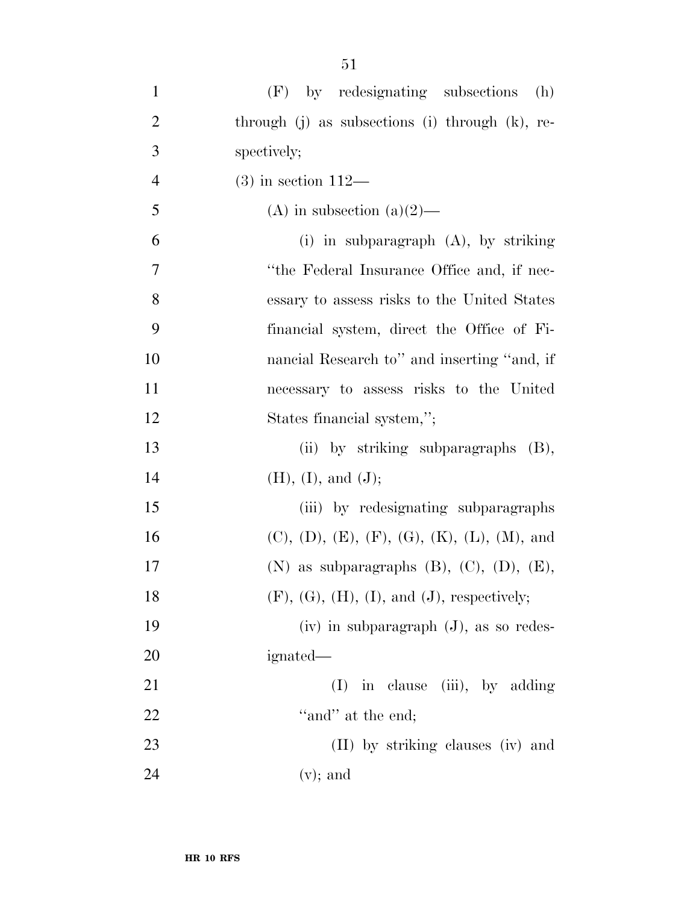(F) by redesignating subsections (h) through (j) as subsections (i) through (k), respectively;

(3) in section 112—

(A) in subsection (a)(2)—

(i) in subparagraph (A), by striking "the Federal Insurance Office and, if necessary to assess risks to the United States financial system, direct the Office of Financial Research to" and inserting "and, if necessary to assess risks to the United States financial system,";

(ii) by striking subparagraphs (B), (H), (I), and (J);

(iii) by redesignating subparagraphs (C), (D), (E), (F), (G), (K), (L), (M), and (N) as subparagraphs (B), (C), (D), (E), (F), (G), (H), (I), and (J), respectively;

(iv) in subparagraph (J), as so redesignated—

(I) in clause (iii), by adding "and" at the end;

(II) by striking clauses (iv) and (v); and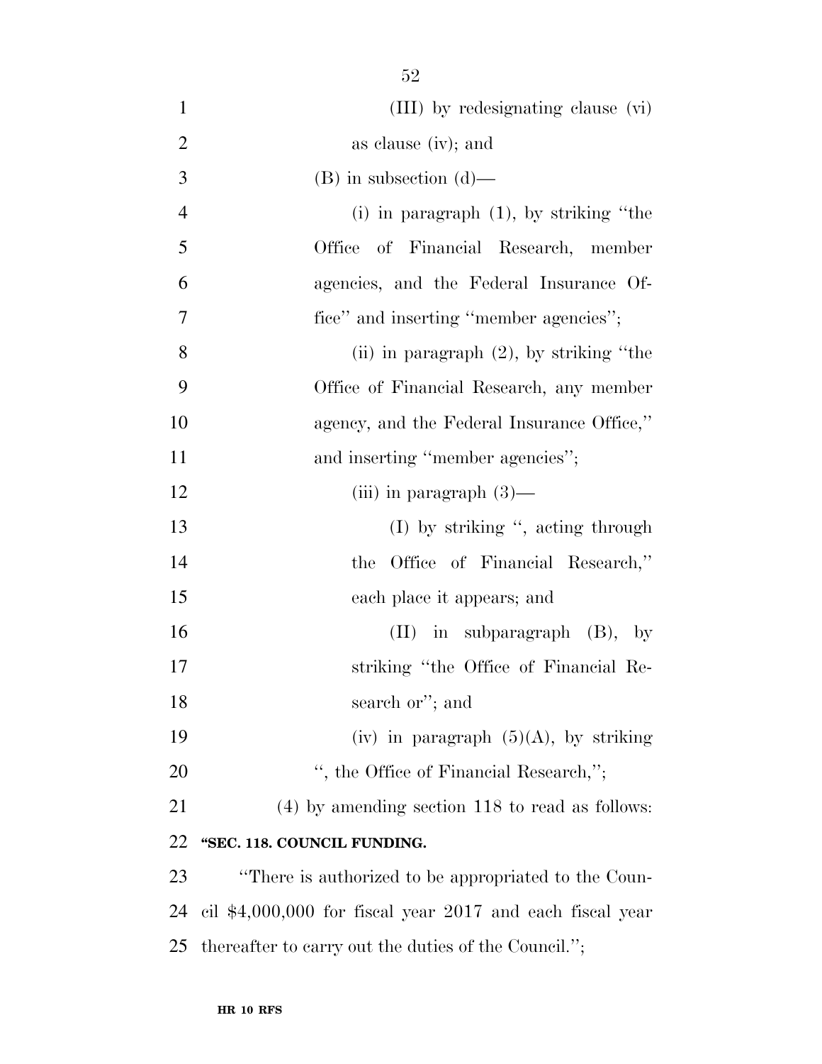(III) by redesignating clause (vi) as clause (iv); and

(B) in subsection (d)—

(i) in paragraph (1), by striking "the Office of Financial Research, member agencies, and the Federal Insurance Office" and inserting "member agencies";

(ii) in paragraph (2), by striking "the Office of Financial Research, any member agency, and the Federal Insurance Office," and inserting "member agencies";

(iii) in paragraph (3)—

(I) by striking ", acting through the Office of Financial Research," each place it appears; and

(II) in subparagraph (B), by striking "the Office of Financial Research or"; and

(iv) in paragraph (5)(A), by striking ", the Office of Financial Research,";

(4) by amending section 118 to read as follows:

**"SEC. 118. COUNCIL FUNDING.**

"There is authorized to be appropriated to the Council $4,000,000 for fiscal year 2017 and each fiscal year thereafter to carry out the duties of the Council.";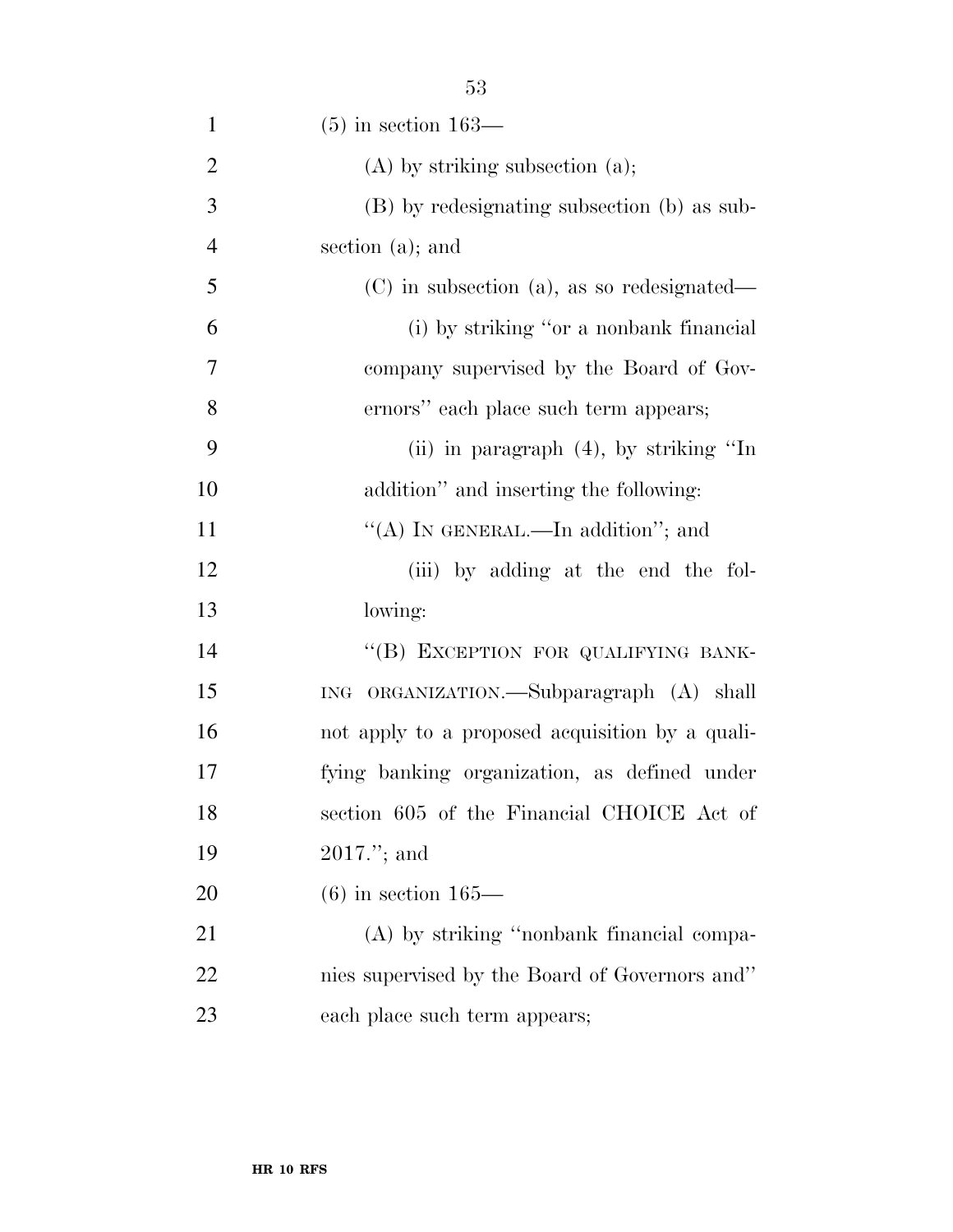(5) in section 163—

(A) by striking subsection (a);

(B) by redesignating subsection (b) as subsection (a); and

(C) in subsection (a), as so redesignated—

(i) by striking ''or a nonbank financial company supervised by the Board of Governors'' each place such term appears;

(ii) in paragraph (4), by striking ''In addition'' and inserting the following:

''(A) IN GENERAL.—In addition''; and

(iii) by adding at the end the following:

''(B) EXCEPTION FOR QUALIFYING BANKING ORGANIZATION.—Subparagraph (A) shall not apply to a proposed acquisition by a qualifying banking organization, as defined under section 605 of the Financial CHOICE Act of 2017.''; and

(6) in section 165—

(A) by striking ''nonbank financial companies supervised by the Board of Governors and'' each place such term appears;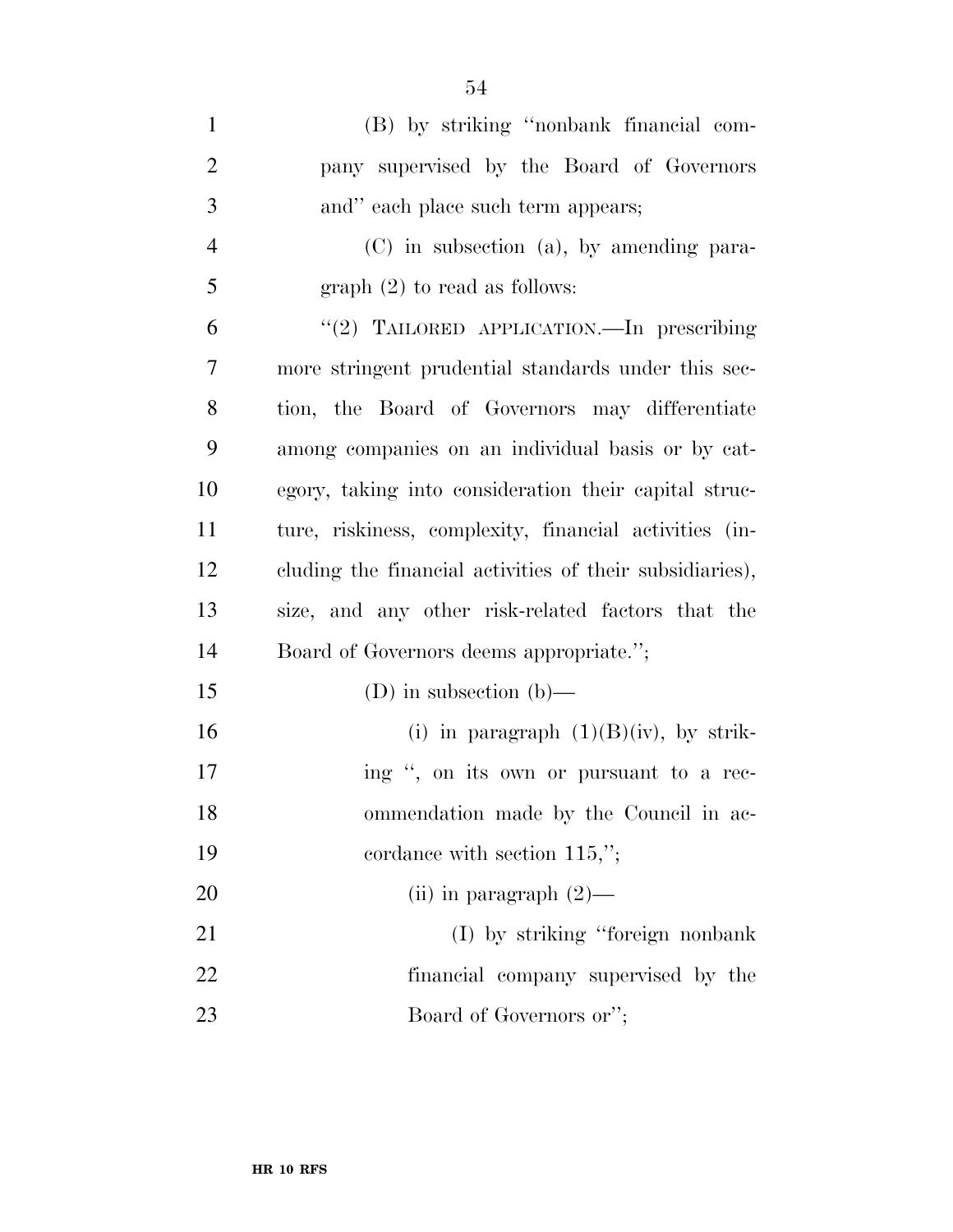(B) by striking ''nonbank financial company supervised by the Board of Governors and'' each place such term appears;

(C) in subsection (a), by amending paragraph (2) to read as follows:

''(2) TAILORED APPLICATION.—In prescribing more stringent prudential standards under this section, the Board of Governors may differentiate among companies on an individual basis or by category, taking into consideration their capital structure, riskiness, complexity, financial activities (including the financial activities of their subsidiaries), size, and any other risk-related factors that the Board of Governors deems appropriate.'';

(D) in subsection (b)—

(i) in paragraph (1)(B)(iv), by striking '', on its own or pursuant to a recommendation made by the Council in accordance with section 115,'';

(ii) in paragraph (2)—

(I) by striking ''foreign nonbank financial company supervised by the Board of Governors or'';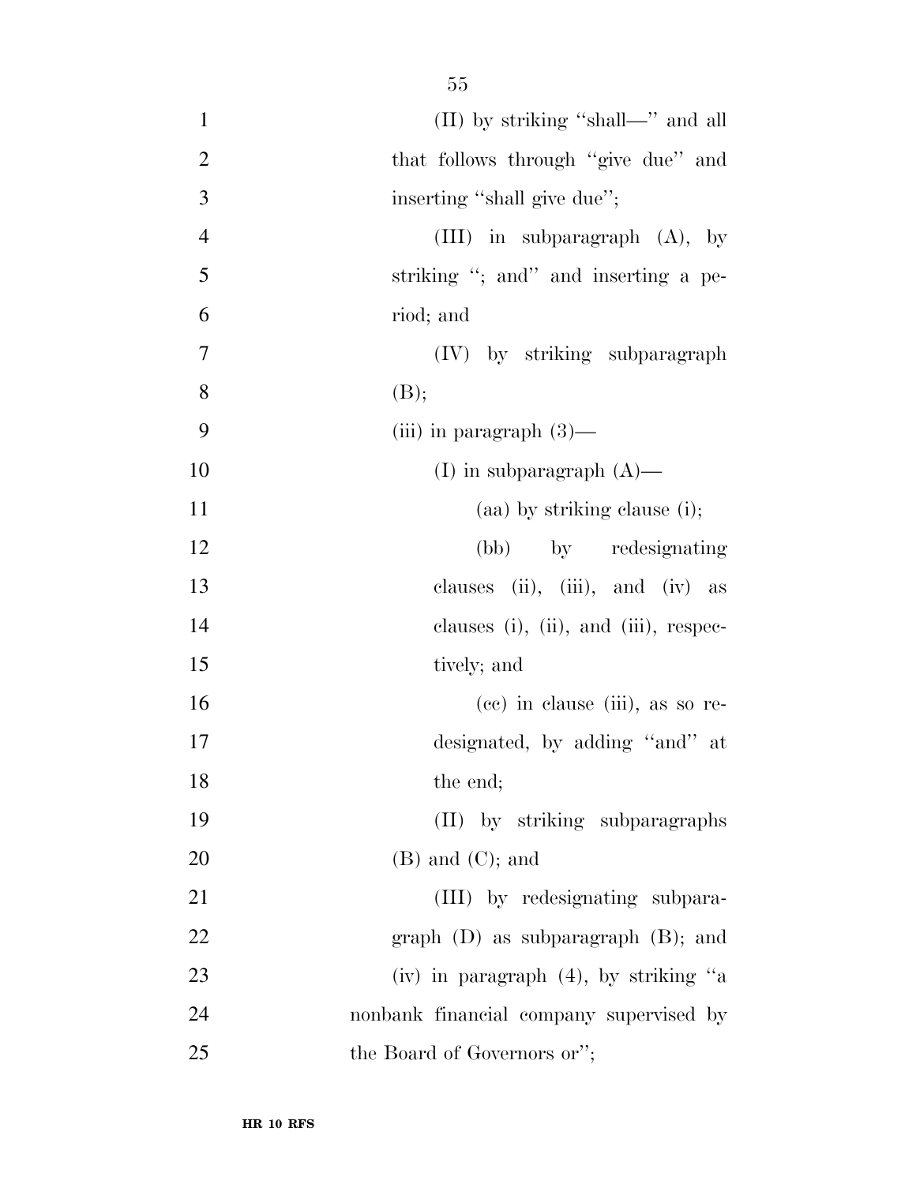(II) by striking "shall—" and all that follows through "give due" and inserting "shall give due";

(III) in subparagraph (A), by striking "; and" and inserting a period; and

(IV) by striking subparagraph (B);

(iii) in paragraph (3)—

(I) in subparagraph (A)—

(aa) by striking clause (i);

(bb) by redesignating clauses (ii), (iii), and (iv) as clauses (i), (ii), and (iii), respectively; and

(cc) in clause (iii), as so redesignated, by adding "and" at the end;

(II) by striking subparagraphs (B) and (C); and

(III) by redesignating subparagraph (D) as subparagraph (B); and

(iv) in paragraph (4), by striking "a nonbank financial company supervised by the Board of Governors or";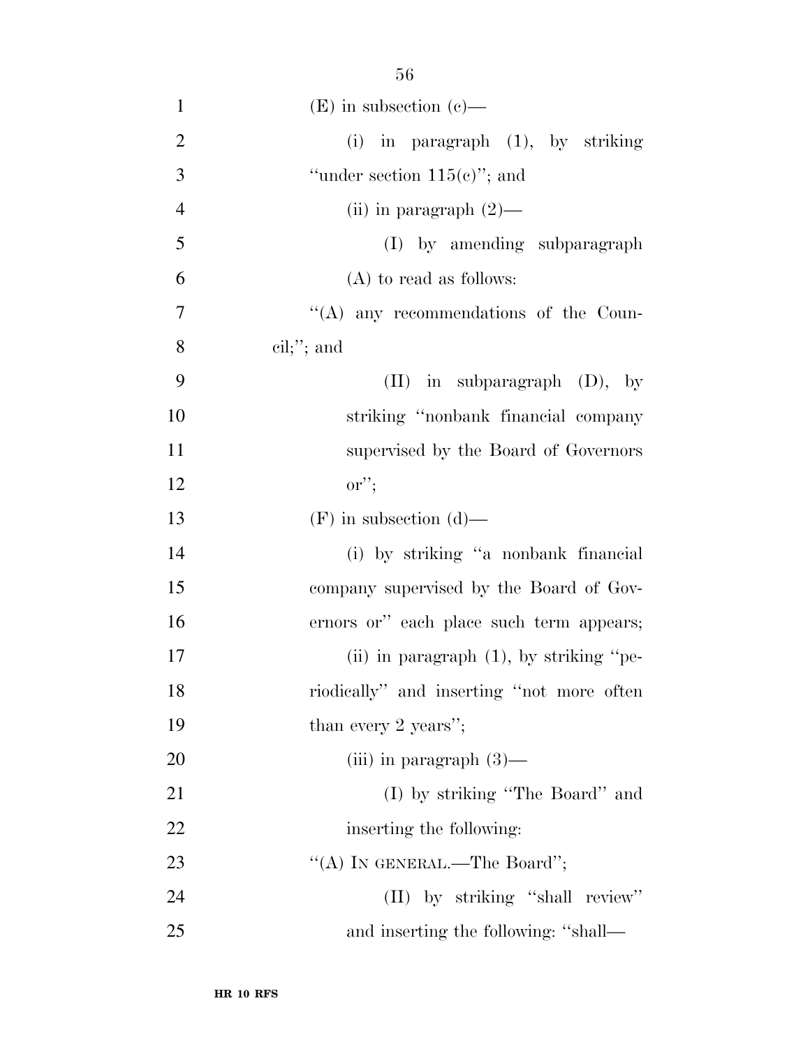(E) in subsection (c)—

(i) in paragraph (1), by striking "under section 115(c)"; and

(ii) in paragraph (2)—

(I) by amending subparagraph (A) to read as follows:

"(A) any recommendations of the Council;"; and

(II) in subparagraph (D), by striking "nonbank financial company supervised by the Board of Governors or";

(F) in subsection (d)—

(i) by striking "a nonbank financial company supervised by the Board of Governors or" each place such term appears;

(ii) in paragraph (1), by striking "periodically" and inserting "not more often than every 2 years";

(iii) in paragraph (3)—

(I) by striking "The Board" and inserting the following:

"(A) IN GENERAL.—The Board";

(II) by striking "shall review" and inserting the following: "shall—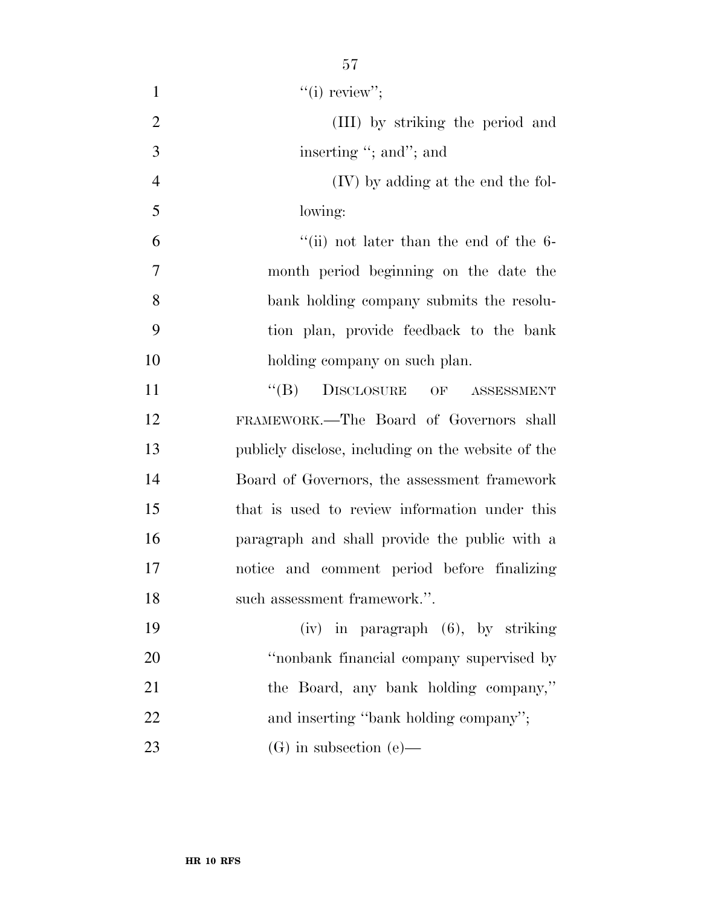"(i) review";

(III) by striking the period and inserting "; and"; and

(IV) by adding at the end the following:

"(ii) not later than the end of the 6-month period beginning on the date the bank holding company submits the resolution plan, provide feedback to the bank holding company on such plan.

"(B) DISCLOSURE OF ASSESSMENT FRAMEWORK.—The Board of Governors shall publicly disclose, including on the website of the Board of Governors, the assessment framework that is used to review information under this paragraph and shall provide the public with a notice and comment period before finalizing such assessment framework.".

(iv) in paragraph (6), by striking "nonbank financial company supervised by the Board, any bank holding company," and inserting "bank holding company";

(G) in subsection (e)—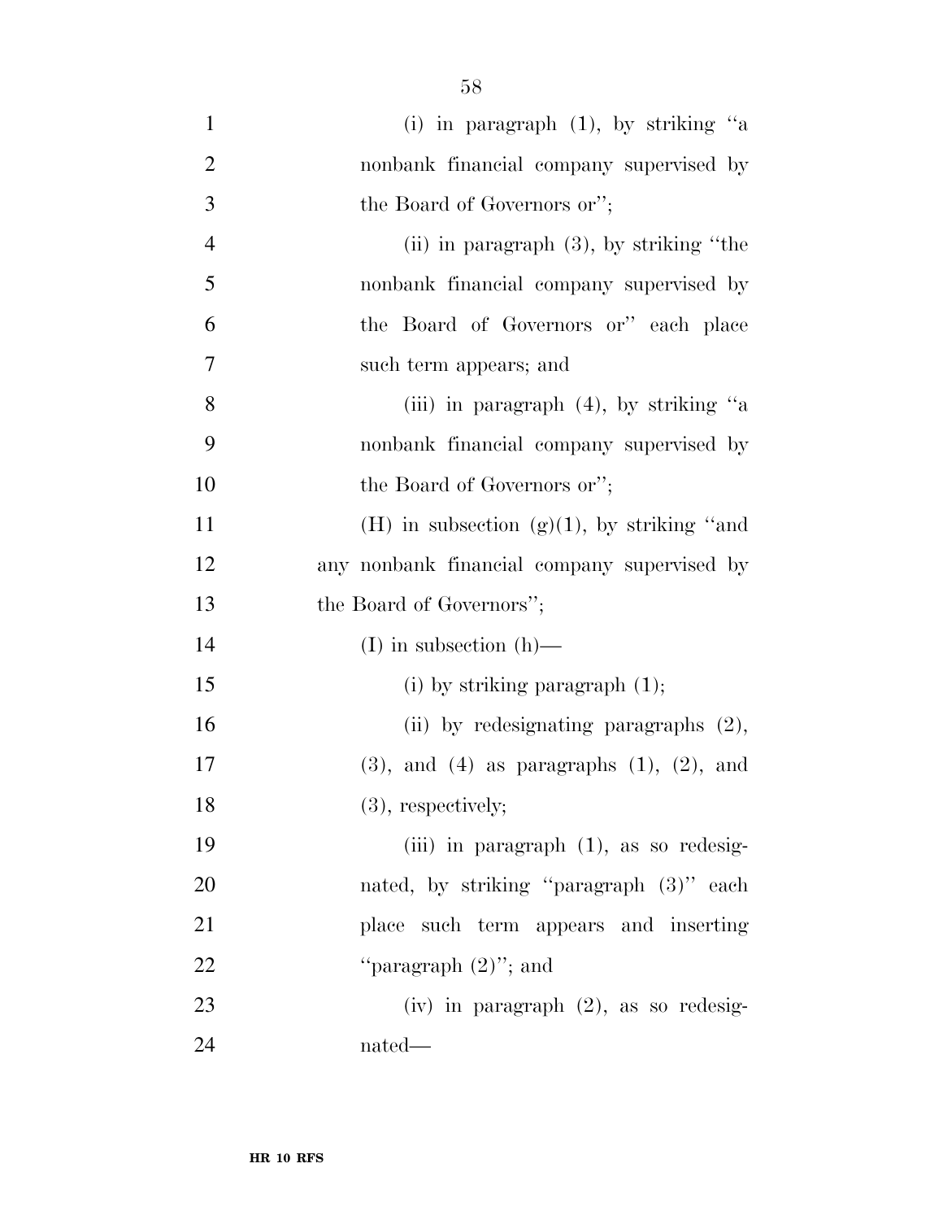(i) in paragraph (1), by striking "a nonbank financial company supervised by the Board of Governors or";

(ii) in paragraph (3), by striking "the nonbank financial company supervised by the Board of Governors or" each place such term appears; and

(iii) in paragraph (4), by striking "a nonbank financial company supervised by the Board of Governors or";

(H) in subsection (g)(1), by striking "and any nonbank financial company supervised by the Board of Governors";

(I) in subsection (h)—

(i) by striking paragraph (1);

(ii) by redesignating paragraphs (2), (3), and (4) as paragraphs (1), (2), and (3), respectively;

(iii) in paragraph (1), as so redesignated, by striking "paragraph (3)" each place such term appears and inserting "paragraph (2)"; and

(iv) in paragraph (2), as so redesignated—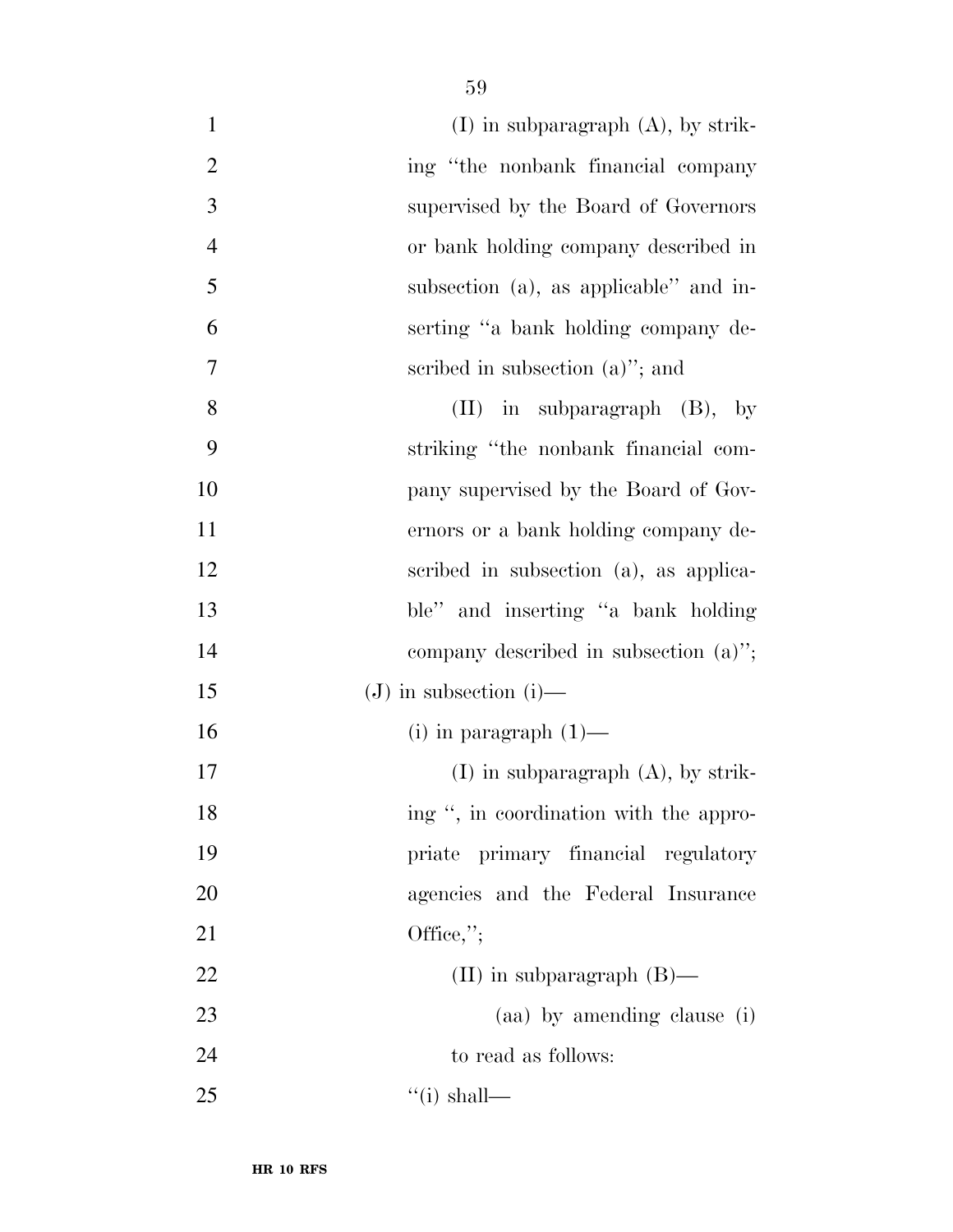(I) in subparagraph (A), by striking "the nonbank financial company supervised by the Board of Governors or bank holding company described in subsection (a), as applicable" and inserting "a bank holding company described in subsection (a)"; and

(II) in subparagraph (B), by striking "the nonbank financial company supervised by the Board of Governors or a bank holding company described in subsection (a), as applicable" and inserting "a bank holding company described in subsection (a)";

(J) in subsection (i)—

(i) in paragraph (1)—

(I) in subparagraph (A), by striking ", in coordination with the appropriate primary financial regulatory agencies and the Federal Insurance Office,";

(II) in subparagraph (B)—

(aa) by amending clause (i) to read as follows:

"(i) shall—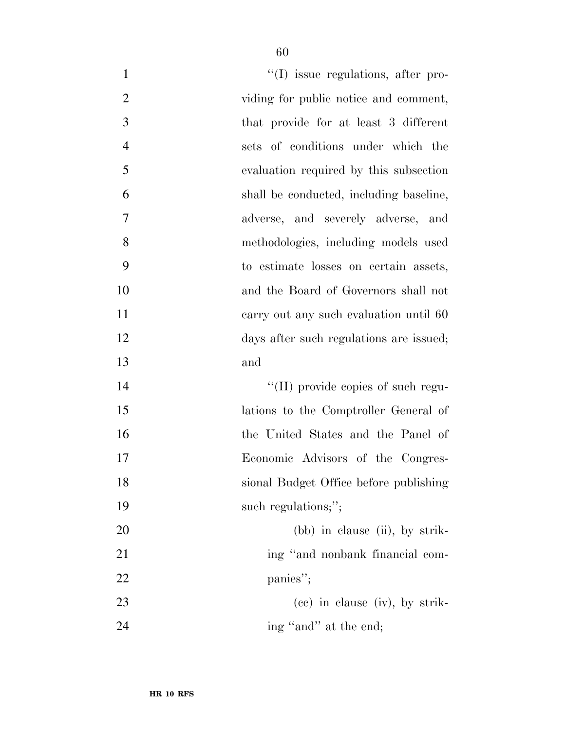"(I) issue regulations, after providing for public notice and comment, that provide for at least 3 different sets of conditions under which the evaluation required by this subsection shall be conducted, including baseline, adverse, and severely adverse, and methodologies, including models used to estimate losses on certain assets, and the Board of Governors shall not carry out any such evaluation until 60 days after such regulations are issued; and

"(II) provide copies of such regulations to the Comptroller General of the United States and the Panel of Economic Advisors of the Congressional Budget Office before publishing such regulations;";

(bb) in clause (ii), by striking "and nonbank financial companies";

(cc) in clause (iv), by striking "and" at the end;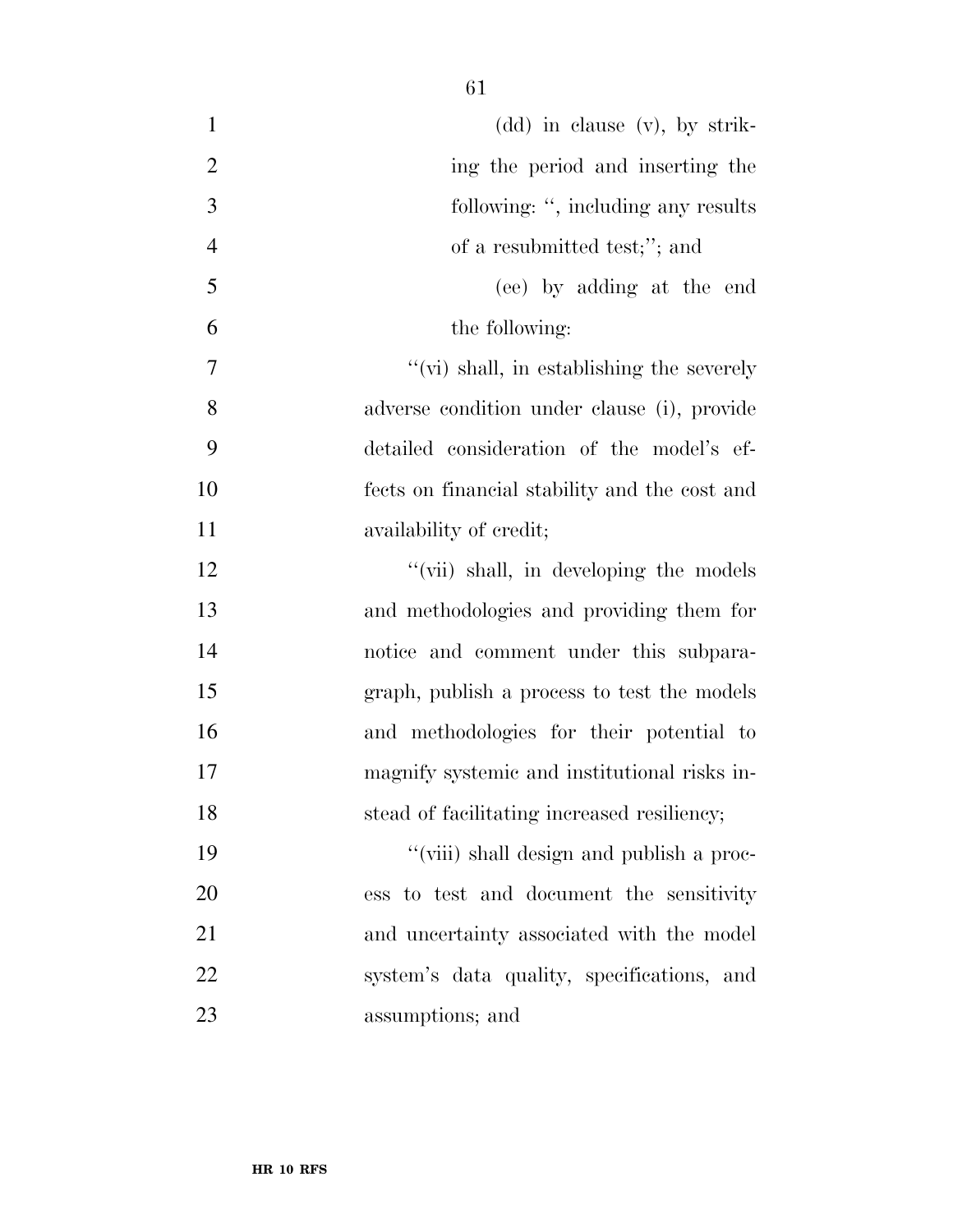(dd) in clause (v), by striking the period and inserting the following: ", including any results of a resubmitted test;"; and

(ee) by adding at the end the following:

"(vi) shall, in establishing the severely adverse condition under clause (i), provide detailed consideration of the model's effects on financial stability and the cost and availability of credit;

"(vii) shall, in developing the models and methodologies and providing them for notice and comment under this subparagraph, publish a process to test the models and methodologies for their potential to magnify systemic and institutional risks instead of facilitating increased resiliency;

"(viii) shall design and publish a process to test and document the sensitivity and uncertainty associated with the model system's data quality, specifications, and assumptions; and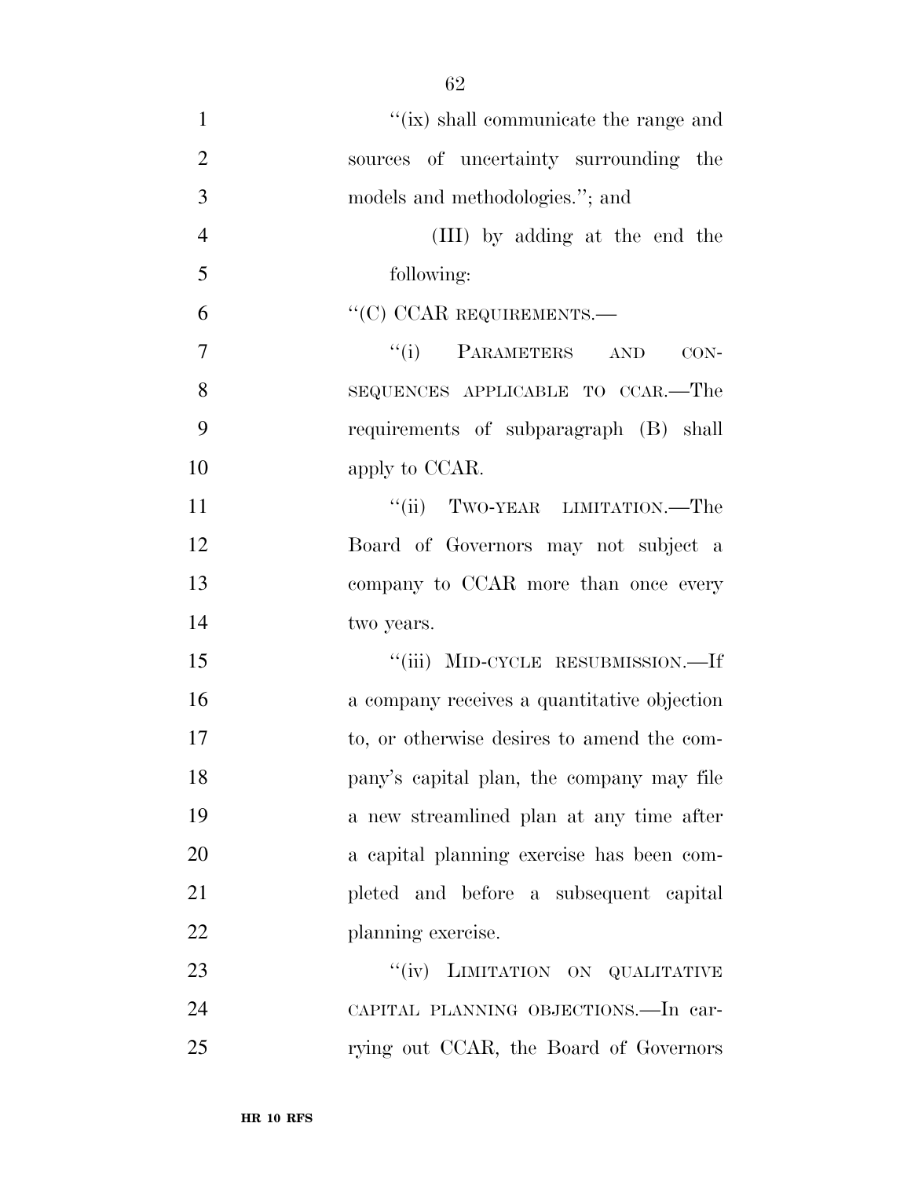''(ix) shall communicate the range and sources of uncertainty surrounding the models and methodologies.''; and

(III) by adding at the end the following:

''(C) CCAR REQUIREMENTS.—

''(i) PARAMETERS AND CONSEQUENCES APPLICABLE TO CCAR.—The requirements of subparagraph (B) shall apply to CCAR.

''(ii) TWO-YEAR LIMITATION.—The Board of Governors may not subject a company to CCAR more than once every two years.

''(iii) MID-CYCLE RESUBMISSION.—If a company receives a quantitative objection to, or otherwise desires to amend the company's capital plan, the company may file a new streamlined plan at any time after a capital planning exercise has been completed and before a subsequent capital planning exercise.

''(iv) LIMITATION ON QUALITATIVE CAPITAL PLANNING OBJECTIONS.—In carrying out CCAR, the Board of Governors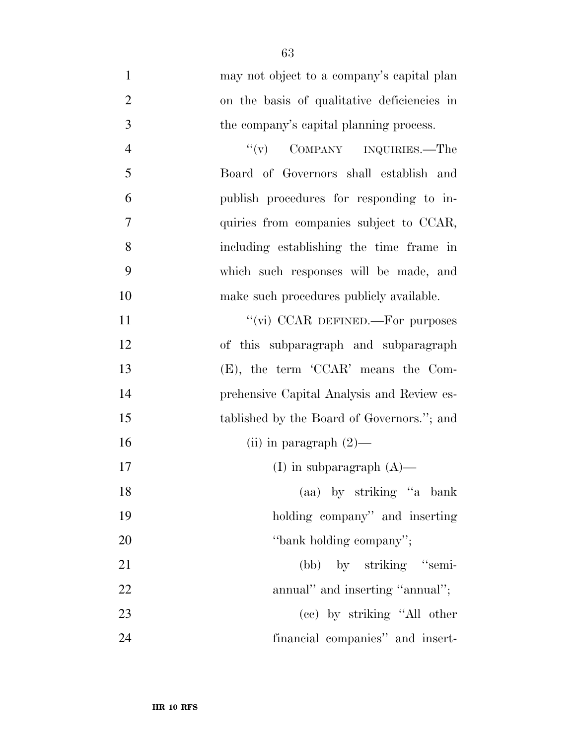may not object to a company's capital plan on the basis of qualitative deficiencies in the company's capital planning process.

"(v) COMPANY INQUIRIES.—The Board of Governors shall establish and publish procedures for responding to inquiries from companies subject to CCAR, including establishing the time frame in which such responses will be made, and make such procedures publicly available.

"(vi) CCAR DEFINED.—For purposes of this subparagraph and subparagraph (E), the term 'CCAR' means the Comprehensive Capital Analysis and Review established by the Board of Governors."; and

(ii) in paragraph (2)—

(I) in subparagraph (A)—

(aa) by striking "a bank holding company" and inserting "bank holding company";

(bb) by striking "semi-annual" and inserting "annual";

(cc) by striking "All other financial companies" and insert-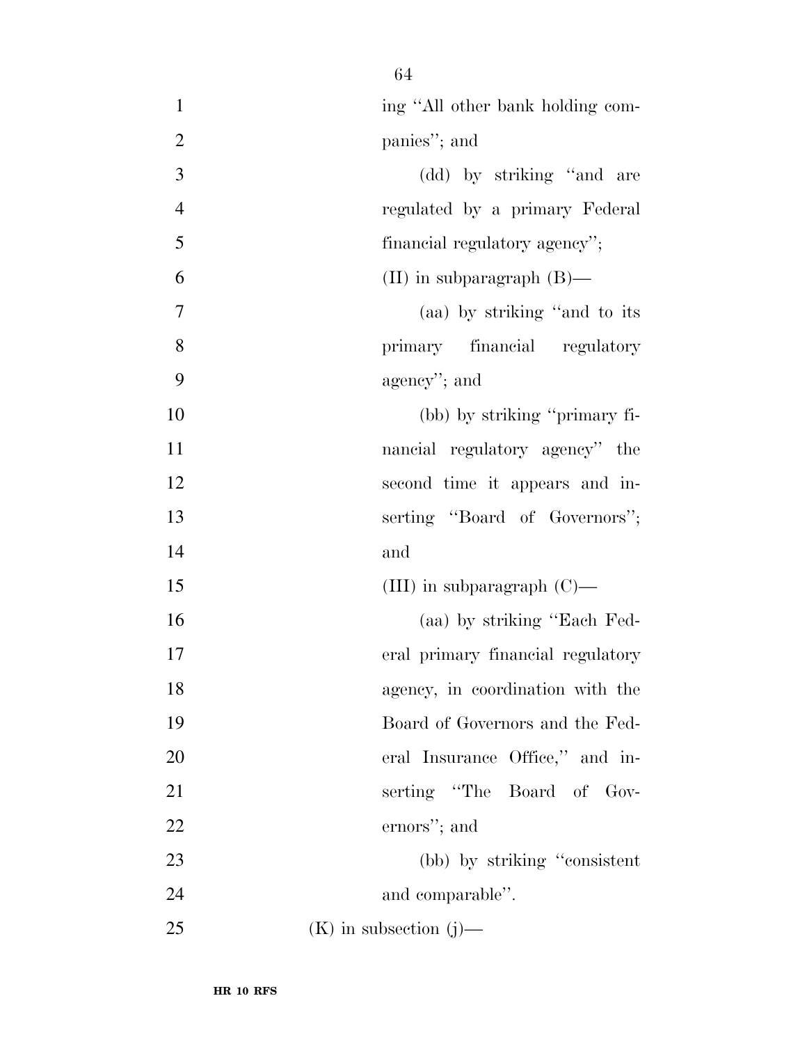ing "All other bank holding companies"; and

(dd) by striking "and are regulated by a primary Federal financial regulatory agency";

(II) in subparagraph (B)—

(aa) by striking "and to its primary financial regulatory agency"; and

(bb) by striking "primary financial regulatory agency" the second time it appears and inserting "Board of Governors"; and

(III) in subparagraph (C)—

(aa) by striking "Each Federal primary financial regulatory agency, in coordination with the Board of Governors and the Federal Insurance Office," and inserting "The Board of Governors"; and

(bb) by striking "consistent and comparable".

(K) in subsection (j)—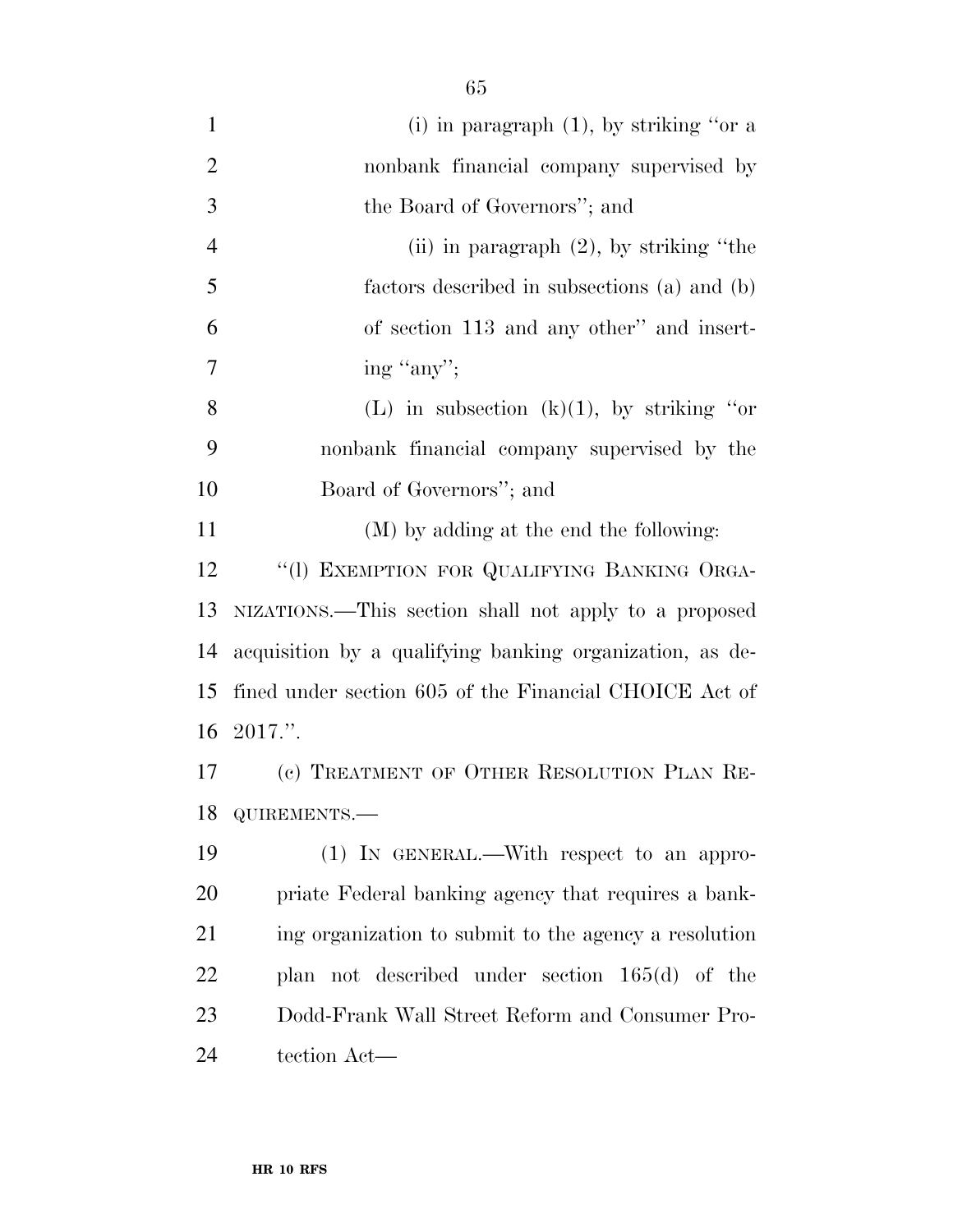(i) in paragraph (1), by striking "or a nonbank financial company supervised by the Board of Governors"; and

(ii) in paragraph (2), by striking "the factors described in subsections (a) and (b) of section 113 and any other" and inserting "any";

(L) in subsection (k)(1), by striking "or nonbank financial company supervised by the Board of Governors"; and

(M) by adding at the end the following:

"(l) EXEMPTION FOR QUALIFYING BANKING ORGANIZATIONS.—This section shall not apply to a proposed acquisition by a qualifying banking organization, as defined under section 605 of the Financial CHOICE Act of 2017.".

(c) TREATMENT OF OTHER RESOLUTION PLAN REQUIREMENTS.—

(1) IN GENERAL.—With respect to an appropriate Federal banking agency that requires a banking organization to submit to the agency a resolution plan not described under section 165(d) of the Dodd-Frank Wall Street Reform and Consumer Protection Act—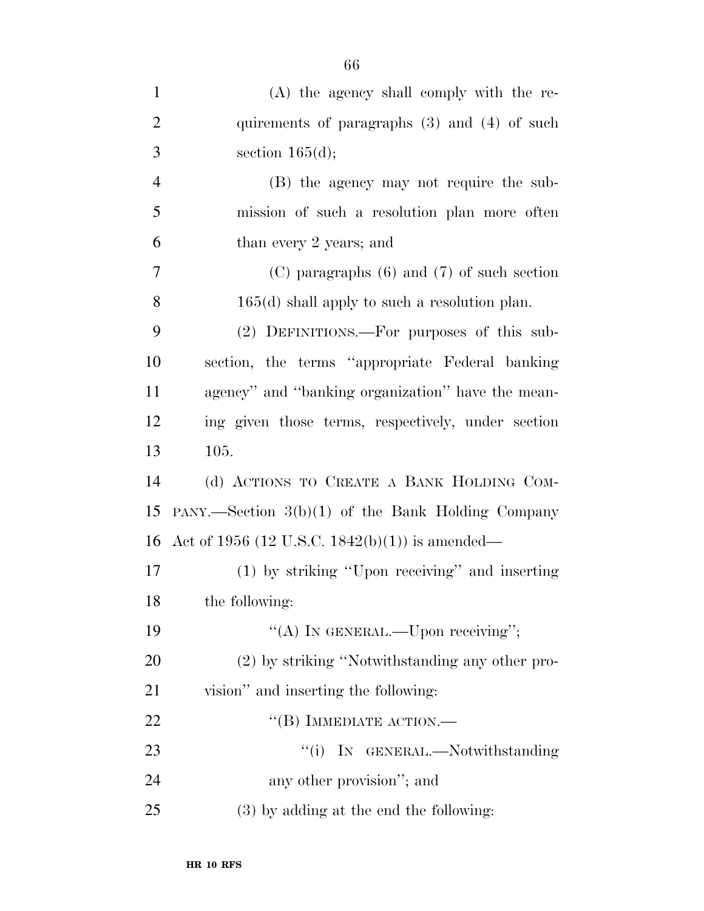(A) the agency shall comply with the requirements of paragraphs (3) and (4) of such section 165(d);

(B) the agency may not require the submission of such a resolution plan more often than every 2 years; and

(C) paragraphs (6) and (7) of such section 165(d) shall apply to such a resolution plan.

(2) DEFINITIONS.—For purposes of this subsection, the terms ''appropriate Federal banking agency'' and ''banking organization'' have the meaning given those terms, respectively, under section 105.

(d) ACTIONS TO CREATE A BANK HOLDING COMPANY.—Section 3(b)(1) of the Bank Holding Company Act of 1956 (12 U.S.C. 1842(b)(1)) is amended—

(1) by striking ''Upon receiving'' and inserting the following:

''(A) IN GENERAL.—Upon receiving'';

(2) by striking ''Notwithstanding any other provision'' and inserting the following:

''(B) IMMEDIATE ACTION.—

''(i) IN GENERAL.—Notwithstanding any other provision''; and

(3) by adding at the end the following: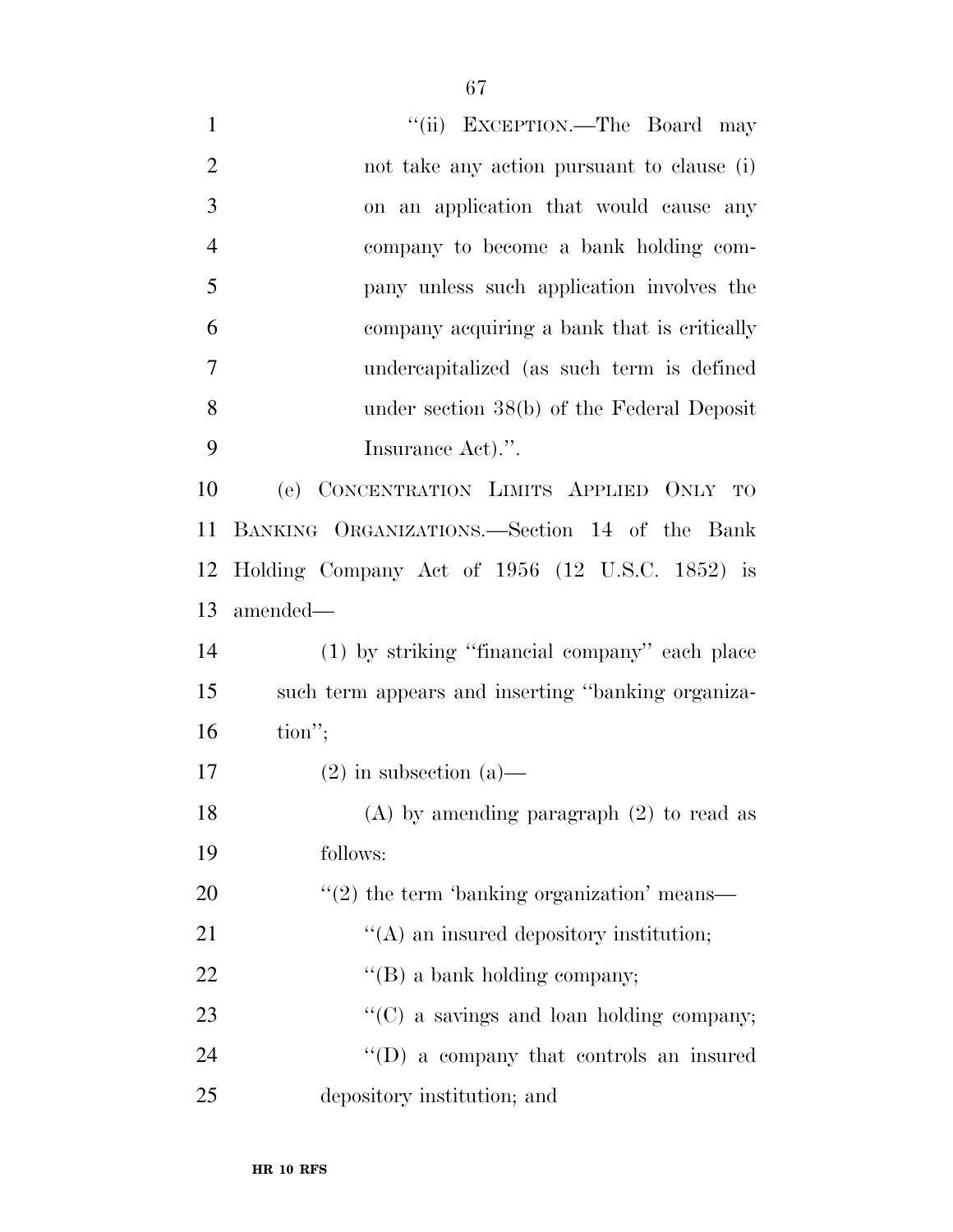''(ii) EXCEPTION.—The Board may not take any action pursuant to clause (i) on an application that would cause any company to become a bank holding company unless such application involves the company acquiring a bank that is critically undercapitalized (as such term is defined under section 38(b) of the Federal Deposit Insurance Act).''.

(e) CONCENTRATION LIMITS APPLIED ONLY TO BANKING ORGANIZATIONS.—Section 14 of the Bank Holding Company Act of 1956 (12 U.S.C. 1852) is amended—

(1) by striking ''financial company'' each place such term appears and inserting ''banking organization'';

(2) in subsection (a)—

(A) by amending paragraph (2) to read as follows:

''(2) the term 'banking organization' means—

''(A) an insured depository institution;

''(B) a bank holding company;

''(C) a savings and loan holding company;

''(D) a company that controls an insured depository institution; and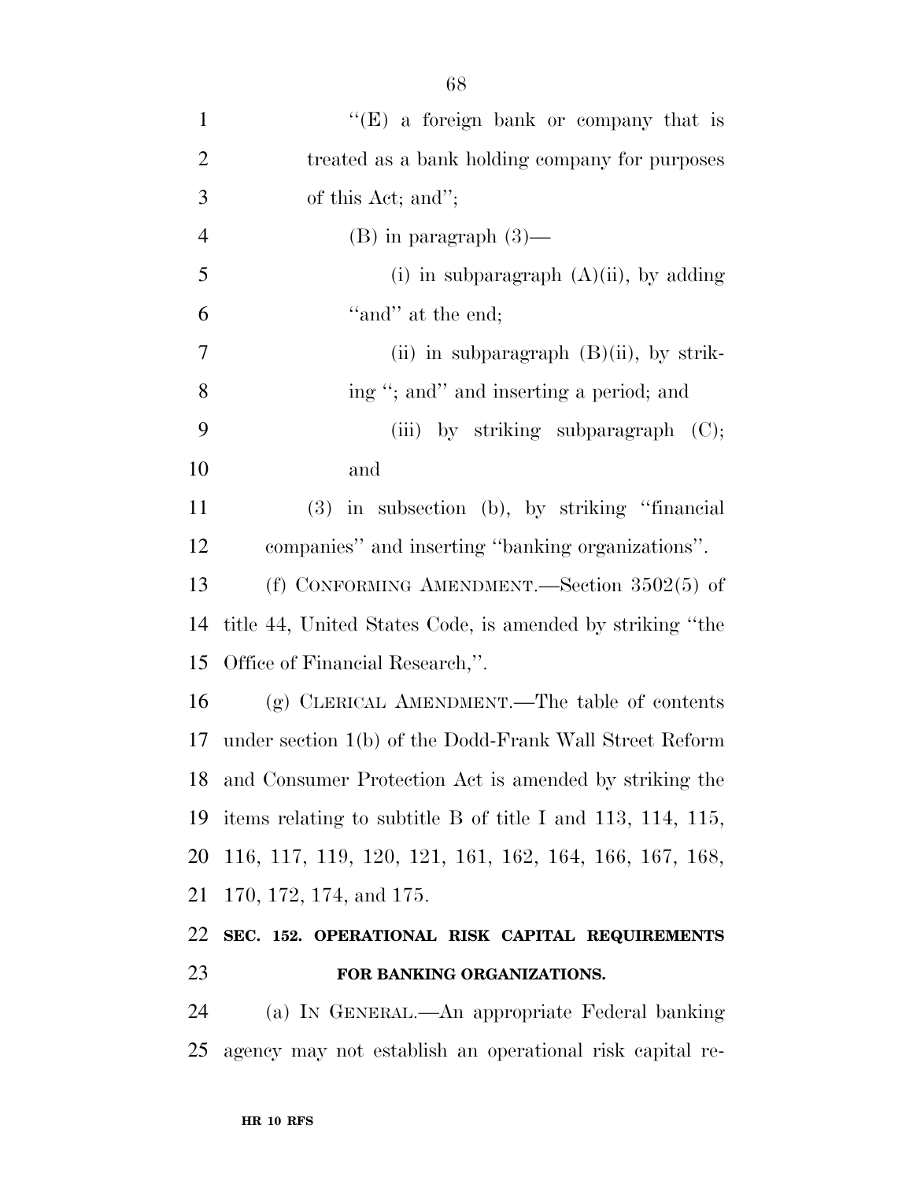''(E) a foreign bank or company that is treated as a bank holding company for purposes of this Act; and'';

(B) in paragraph (3)—

(i) in subparagraph (A)(ii), by adding ''and'' at the end;

(ii) in subparagraph (B)(ii), by striking ''; and'' and inserting a period; and

(iii) by striking subparagraph (C); and

(3) in subsection (b), by striking ''financial companies'' and inserting ''banking organizations''.

(f) CONFORMING AMENDMENT.—Section 3502(5) of title 44, United States Code, is amended by striking ''the Office of Financial Research,''.

(g) CLERICAL AMENDMENT.—The table of contents under section 1(b) of the Dodd-Frank Wall Street Reform and Consumer Protection Act is amended by striking the items relating to subtitle B of title I and 113, 114, 115, 116, 117, 119, 120, 121, 161, 162, 164, 166, 167, 168, 170, 172, 174, and 175.

## SEC. 152. OPERATIONAL RISK CAPITAL REQUIREMENTS FOR BANKING ORGANIZATIONS.

(a) IN GENERAL.—An appropriate Federal banking agency may not establish an operational risk capital re-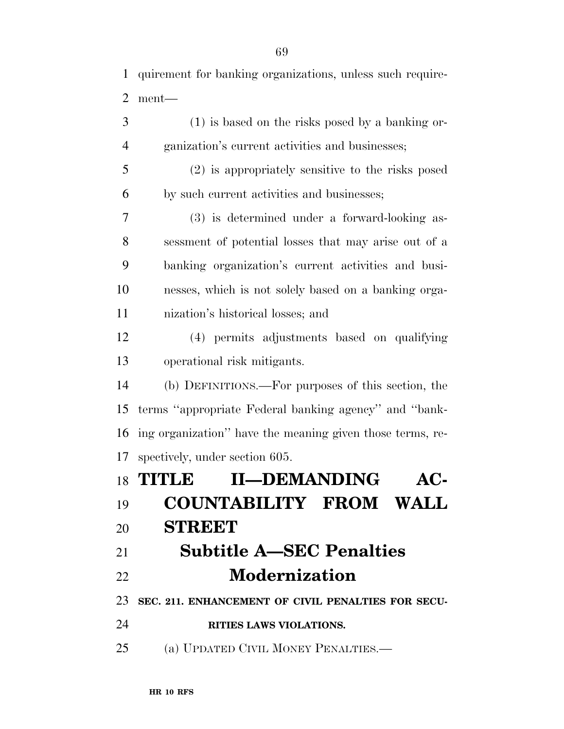quirement for banking organizations, unless such requirement—

(1) is based on the risks posed by a banking organization's current activities and businesses;

(2) is appropriately sensitive to the risks posed by such current activities and businesses;

(3) is determined under a forward-looking assessment of potential losses that may arise out of a banking organization's current activities and businesses, which is not solely based on a banking organization's historical losses; and

(4) permits adjustments based on qualifying operational risk mitigants.

(b) DEFINITIONS.—For purposes of this section, the terms ''appropriate Federal banking agency'' and ''banking organization'' have the meaning given those terms, respectively, under section 605.

# TITLE II—DEMANDING ACCOUNTABILITY FROM WALL STREET

## Subtitle A—SEC Penalties Modernization

### SEC. 211. ENHANCEMENT OF CIVIL PENALTIES FOR SECURITIES LAWS VIOLATIONS.

(a) UPDATED CIVIL MONEY PENALTIES.—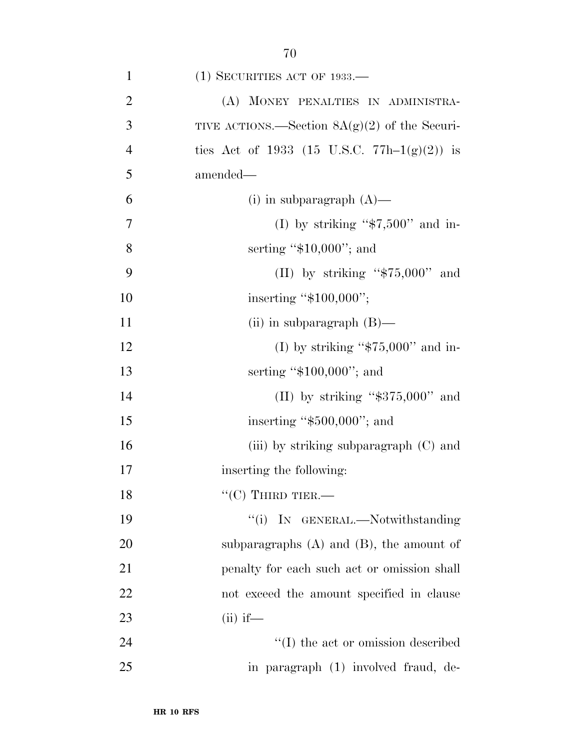(1) SECURITIES ACT OF 1933.—

(A) MONEY PENALTIES IN ADMINISTRATIVE ACTIONS.—Section 8A(g)(2) of the Securities Act of 1933 (15 U.S.C. 77h–1(g)(2)) is amended—

(i) in subparagraph (A)—

(I) by striking "$7,500" and inserting "$10,000"; and

(II) by striking "$75,000" and inserting "$100,000";

(ii) in subparagraph (B)—

(I) by striking "$75,000" and inserting "$100,000"; and

(II) by striking "$375,000" and inserting "$500,000"; and

(iii) by striking subparagraph (C) and inserting the following:

"(C) THIRD TIER.—

"(i) IN GENERAL.—Notwithstanding subparagraphs (A) and (B), the amount of penalty for each such act or omission shall not exceed the amount specified in clause (ii) if—

"(I) the act or omission described in paragraph (1) involved fraud, de-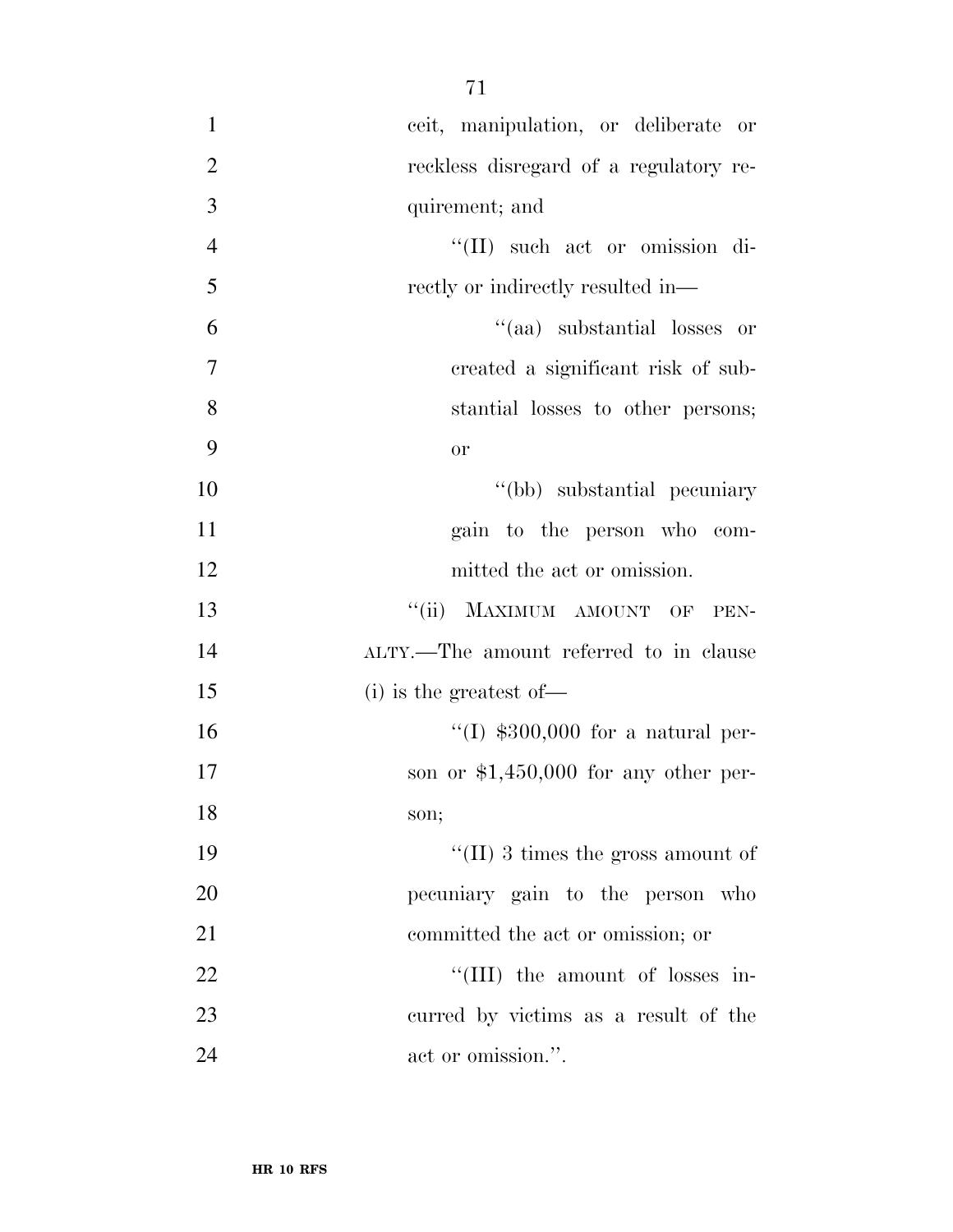ceit, manipulation, or deliberate or reckless disregard of a regulatory requirement; and

''(II) such act or omission directly or indirectly resulted in—

''(aa) substantial losses or created a significant risk of substantial losses to other persons; or

''(bb) substantial pecuniary gain to the person who committed the act or omission.

''(ii) MAXIMUM AMOUNT OF PENALTY.—The amount referred to in clause (i) is the greatest of—

''(I) $300,000 for a natural person or $1,450,000 for any other person;

''(II) 3 times the gross amount of pecuniary gain to the person who committed the act or omission; or

''(III) the amount of losses incurred by victims as a result of the act or omission.''.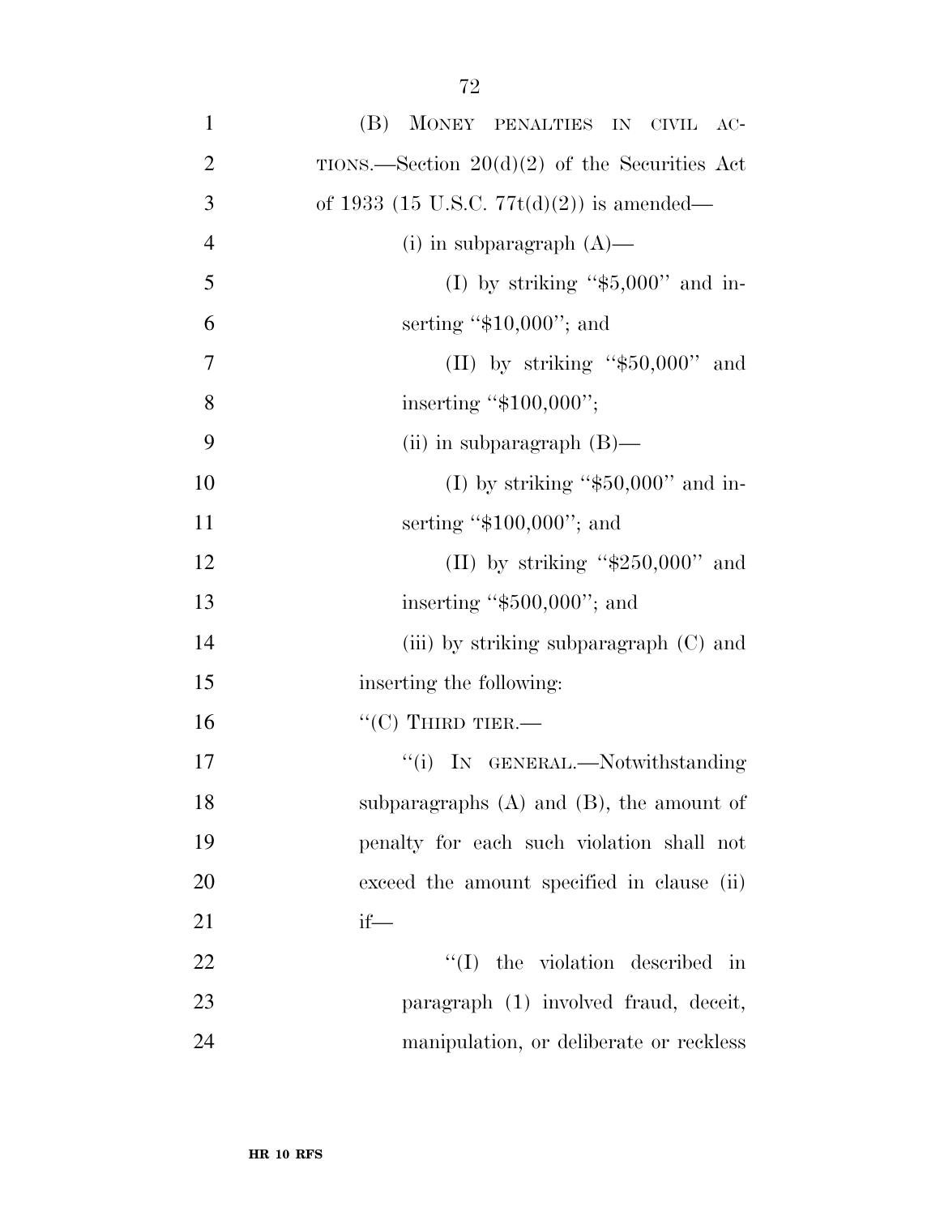(B) MONEY PENALTIES IN CIVIL ACTIONS.—Section 20(d)(2) of the Securities Act of 1933 (15 U.S.C. 77t(d)(2)) is amended—

(i) in subparagraph (A)—

(I) by striking "$5,000" and inserting "$10,000"; and

(II) by striking "$50,000" and inserting "$100,000";

(ii) in subparagraph (B)—

(I) by striking "$50,000" and inserting "$100,000"; and

(II) by striking "$250,000" and inserting "$500,000"; and

(iii) by striking subparagraph (C) and inserting the following:

"(C) THIRD TIER.—

"(i) IN GENERAL.—Notwithstanding subparagraphs (A) and (B), the amount of penalty for each such violation shall not exceed the amount specified in clause (ii) if—

"(I) the violation described in paragraph (1) involved fraud, deceit, manipulation, or deliberate or reckless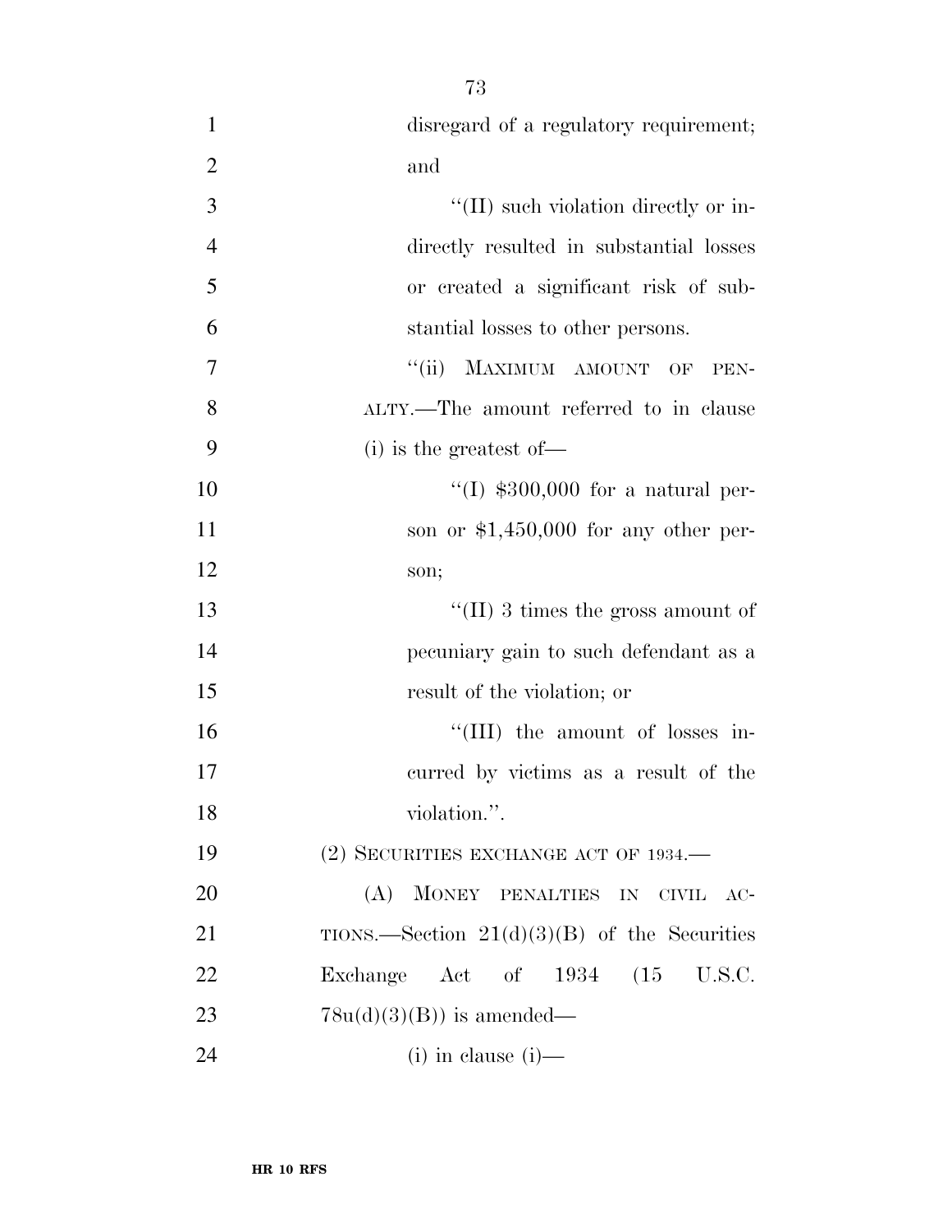disregard of a regulatory requirement; and

''(II) such violation directly or indirectly resulted in substantial losses or created a significant risk of substantial losses to other persons.

''(ii) MAXIMUM AMOUNT OF PENALTY.—The amount referred to in clause (i) is the greatest of—

''(I) $300,000 for a natural person or $1,450,000 for any other person;

''(II) 3 times the gross amount of pecuniary gain to such defendant as a result of the violation; or

''(III) the amount of losses incurred by victims as a result of the violation.''.

(2) SECURITIES EXCHANGE ACT OF 1934.—

(A) MONEY PENALTIES IN CIVIL ACTIONS.—Section 21(d)(3)(B) of the Securities Exchange Act of 1934 (15 U.S.C. 78u(d)(3)(B)) is amended—

(i) in clause (i)—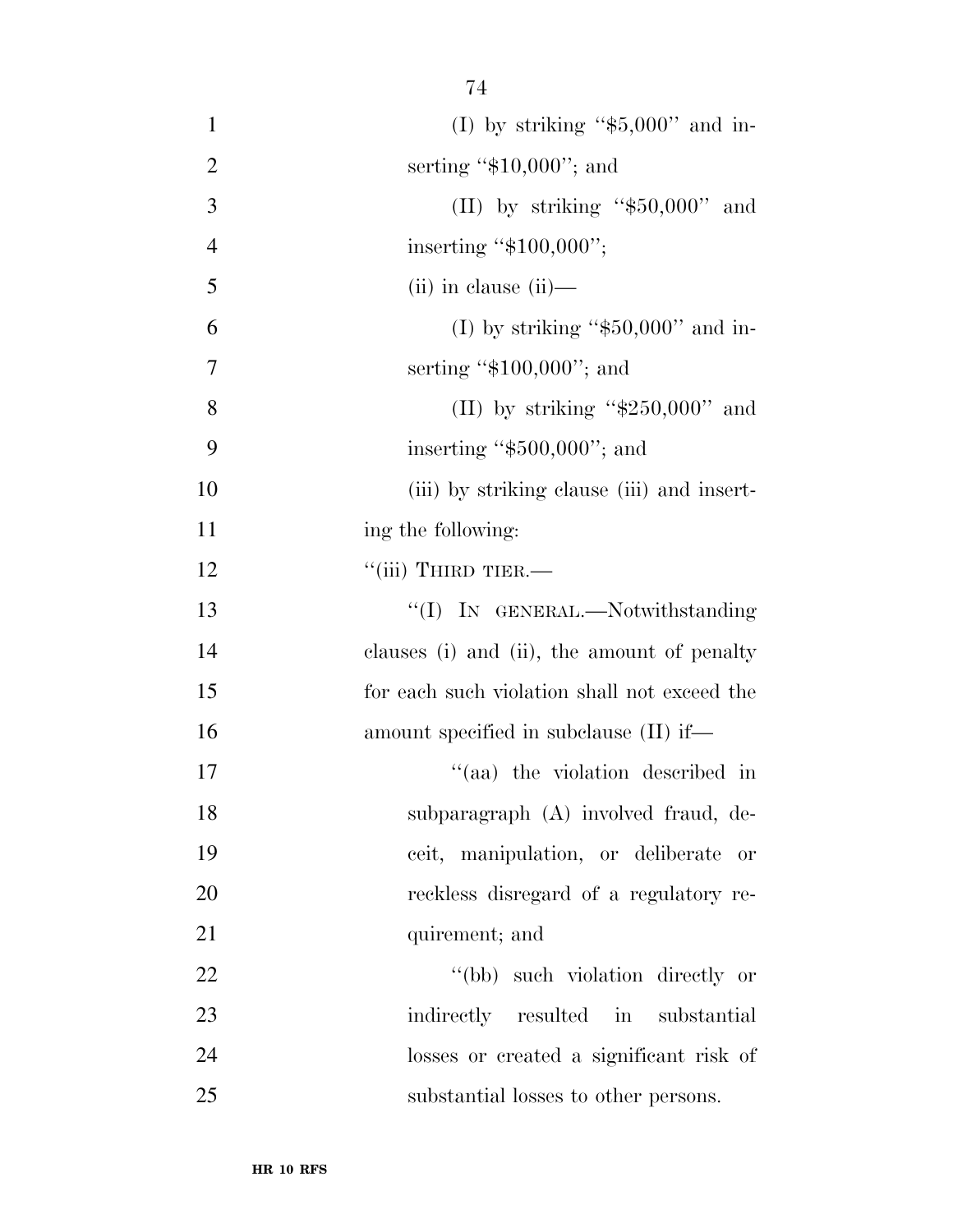(I) by striking ''$5,000'' and inserting ''$10,000''; and

(II) by striking ''$50,000'' and inserting ''$100,000'';

(ii) in clause (ii)—

(I) by striking ''$50,000'' and inserting ''$100,000''; and

(II) by striking ''$250,000'' and inserting ''$500,000''; and

(iii) by striking clause (iii) and inserting the following:

''(iii) THIRD TIER.—

''(I) IN GENERAL.—Notwithstanding clauses (i) and (ii), the amount of penalty for each such violation shall not exceed the amount specified in subclause (II) if—

''(aa) the violation described in subparagraph (A) involved fraud, deceit, manipulation, or deliberate or reckless disregard of a regulatory requirement; and

''(bb) such violation directly or indirectly resulted in substantial losses or created a significant risk of substantial losses to other persons.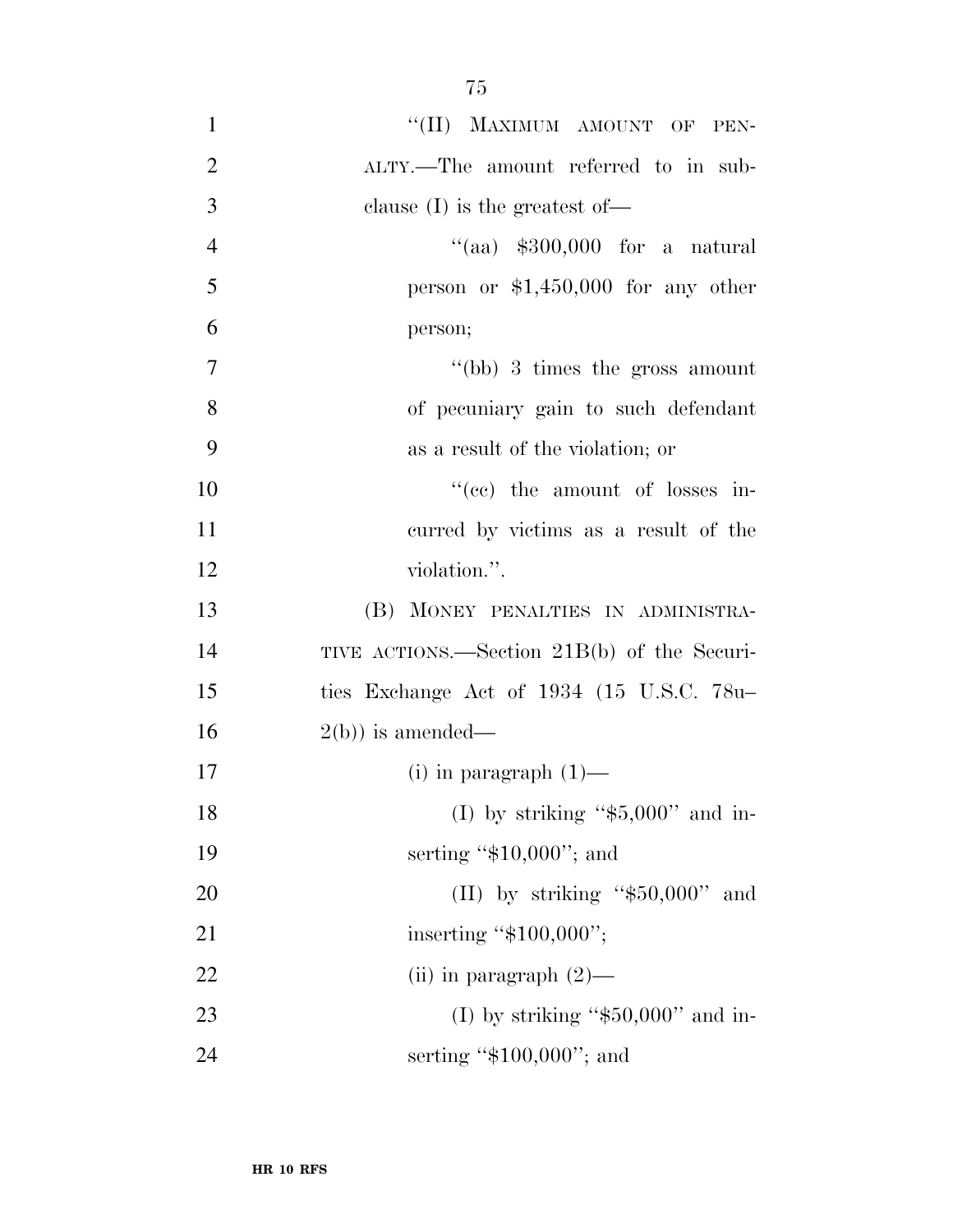"(II) MAXIMUM AMOUNT OF PENALTY.—The amount referred to in subclause (I) is the greatest of—

"(aa) $300,000 for a natural person or $1,450,000 for any other person;

"(bb) 3 times the gross amount of pecuniary gain to such defendant as a result of the violation; or

"(cc) the amount of losses incurred by victims as a result of the violation.".

(B) MONEY PENALTIES IN ADMINISTRATIVE ACTIONS.—Section 21B(b) of the Securities Exchange Act of 1934 (15 U.S.C. 78u–2(b)) is amended—

(i) in paragraph (1)—

(I) by striking "$5,000" and inserting "$10,000"; and

(II) by striking "$50,000" and inserting "$100,000";

(ii) in paragraph (2)—

(I) by striking "$50,000" and inserting "$100,000"; and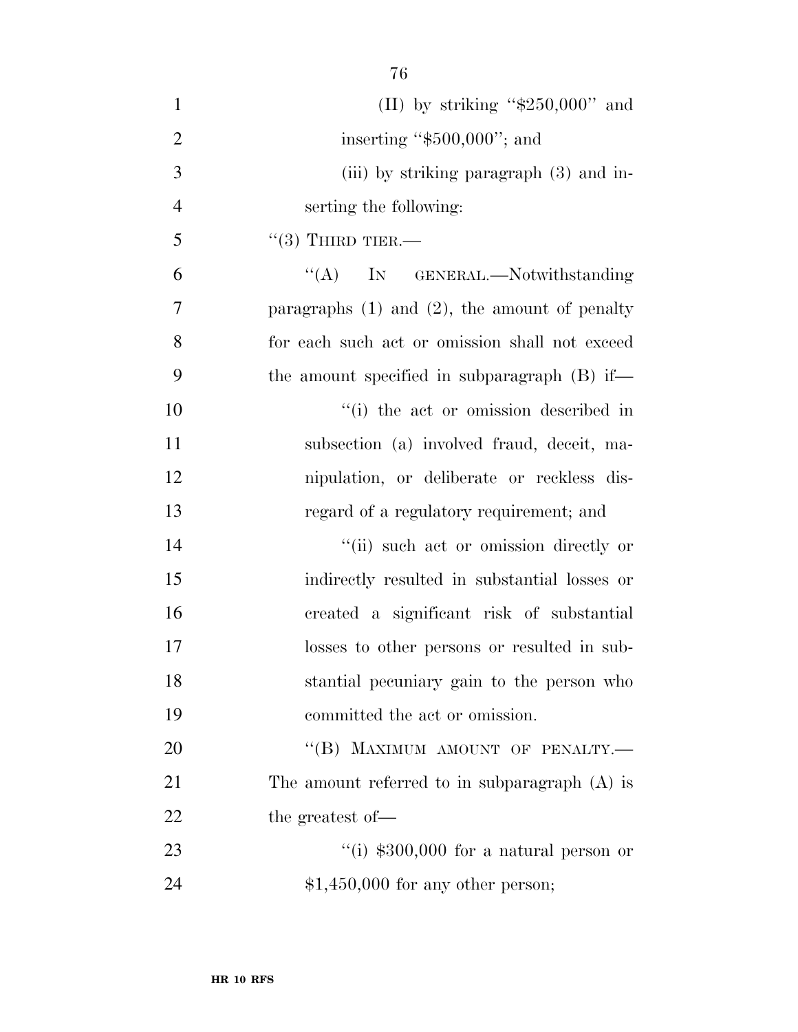(II) by striking "$250,000" and inserting "$500,000"; and

(iii) by striking paragraph (3) and inserting the following:

"(3) THIRD TIER.—

"(A) IN GENERAL.—Notwithstanding paragraphs (1) and (2), the amount of penalty for each such act or omission shall not exceed the amount specified in subparagraph (B) if—

"(i) the act or omission described in subsection (a) involved fraud, deceit, manipulation, or deliberate or reckless disregard of a regulatory requirement; and

"(ii) such act or omission directly or indirectly resulted in substantial losses or created a significant risk of substantial losses to other persons or resulted in substantial pecuniary gain to the person who committed the act or omission.

"(B) MAXIMUM AMOUNT OF PENALTY.—The amount referred to in subparagraph (A) is the greatest of—

"(i) $300,000 for a natural person or $1,450,000 for any other person;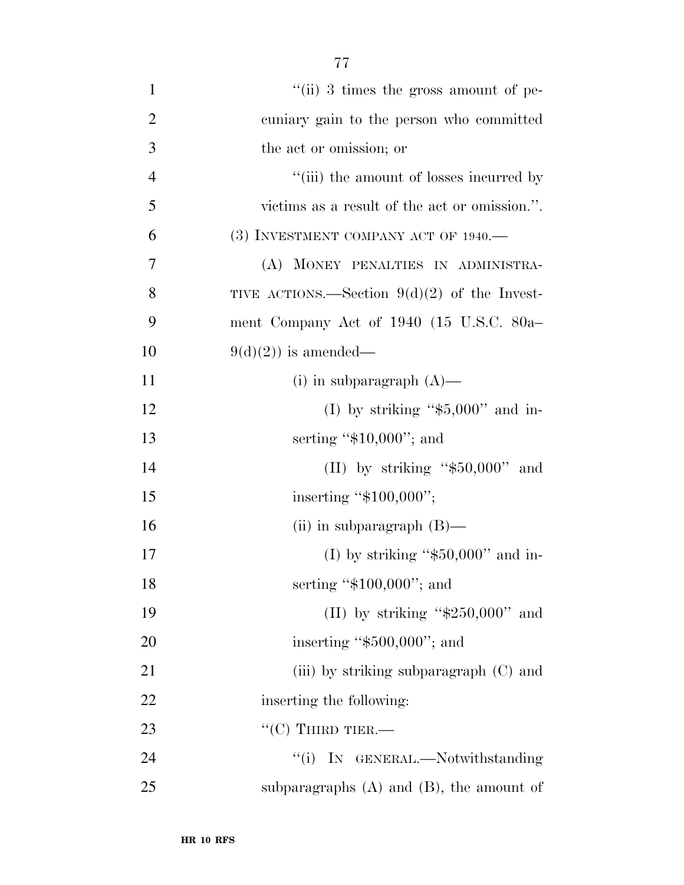''(ii) 3 times the gross amount of pecuniary gain to the person who committed the act or omission; or

''(iii) the amount of losses incurred by victims as a result of the act or omission.''.

(3) INVESTMENT COMPANY ACT OF 1940.—

(A) MONEY PENALTIES IN ADMINISTRATIVE ACTIONS.—Section 9(d)(2) of the Investment Company Act of 1940 (15 U.S.C. 80a–9(d)(2)) is amended—

(i) in subparagraph (A)—

(I) by striking ''$5,000'' and inserting ''$10,000''; and

(II) by striking ''$50,000'' and inserting ''$100,000'';

(ii) in subparagraph (B)—

(I) by striking ''$50,000'' and inserting ''$100,000''; and

(II) by striking ''$250,000'' and inserting ''$500,000''; and

(iii) by striking subparagraph (C) and inserting the following:

''(C) THIRD TIER.—

''(i) IN GENERAL.—Notwithstanding subparagraphs (A) and (B), the amount of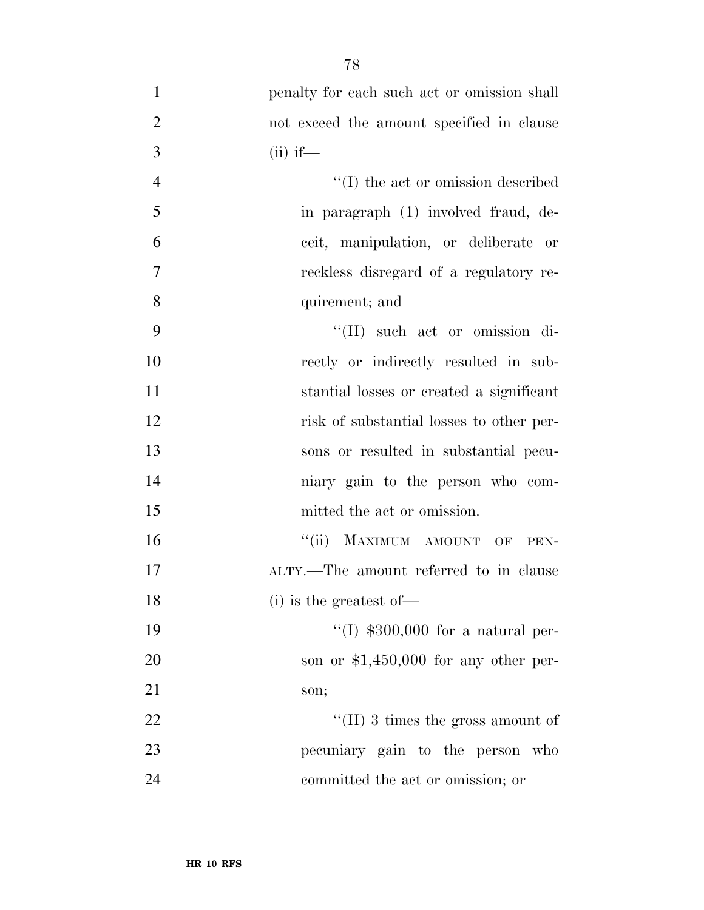penalty for each such act or omission shall not exceed the amount specified in clause (ii) if—

''(I) the act or omission described in paragraph (1) involved fraud, deceit, manipulation, or deliberate or reckless disregard of a regulatory requirement; and

''(II) such act or omission directly or indirectly resulted in substantial losses or created a significant risk of substantial losses to other persons or resulted in substantial pecuniary gain to the person who committed the act or omission.

''(ii) MAXIMUM AMOUNT OF PENALTY.—The amount referred to in clause (i) is the greatest of—

''(I) $300,000 for a natural person or $1,450,000 for any other person;

''(II) 3 times the gross amount of pecuniary gain to the person who committed the act or omission; or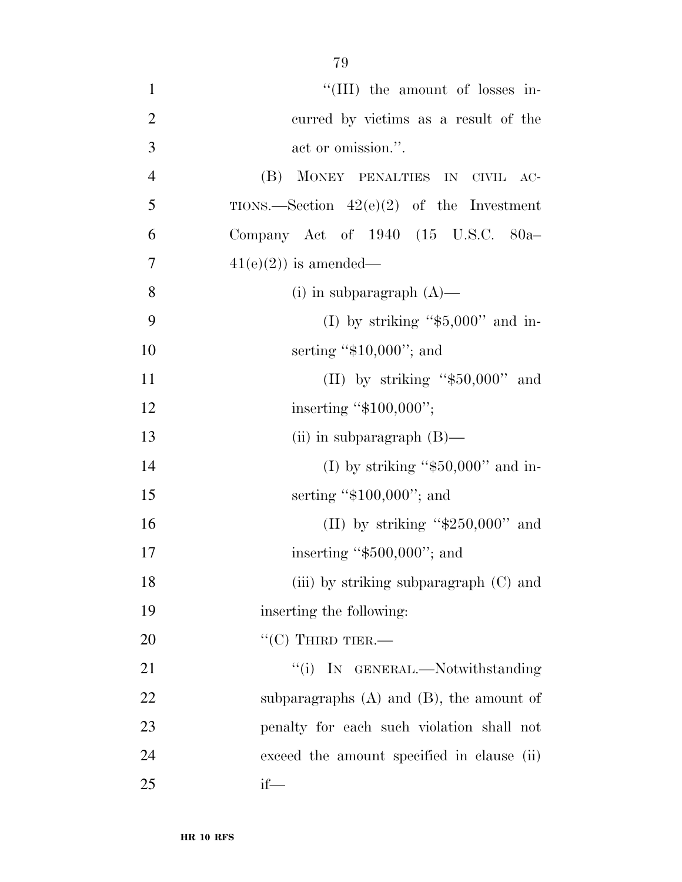''(III) the amount of losses incurred by victims as a result of the act or omission.''.

(B) MONEY PENALTIES IN CIVIL ACTIONS.—Section 42(e)(2) of the Investment Company Act of 1940 (15 U.S.C. 80a–41(e)(2)) is amended—

(i) in subparagraph (A)—

(I) by striking ''$5,000'' and inserting ''$10,000''; and

(II) by striking ''$50,000'' and inserting ''$100,000'';

(ii) in subparagraph (B)—

(I) by striking ''$50,000'' and inserting ''$100,000''; and

(II) by striking ''$250,000'' and inserting ''$500,000''; and

(iii) by striking subparagraph (C) and inserting the following:

''(C) THIRD TIER.—

''(i) IN GENERAL.—Notwithstanding subparagraphs (A) and (B), the amount of penalty for each such violation shall not exceed the amount specified in clause (ii) if—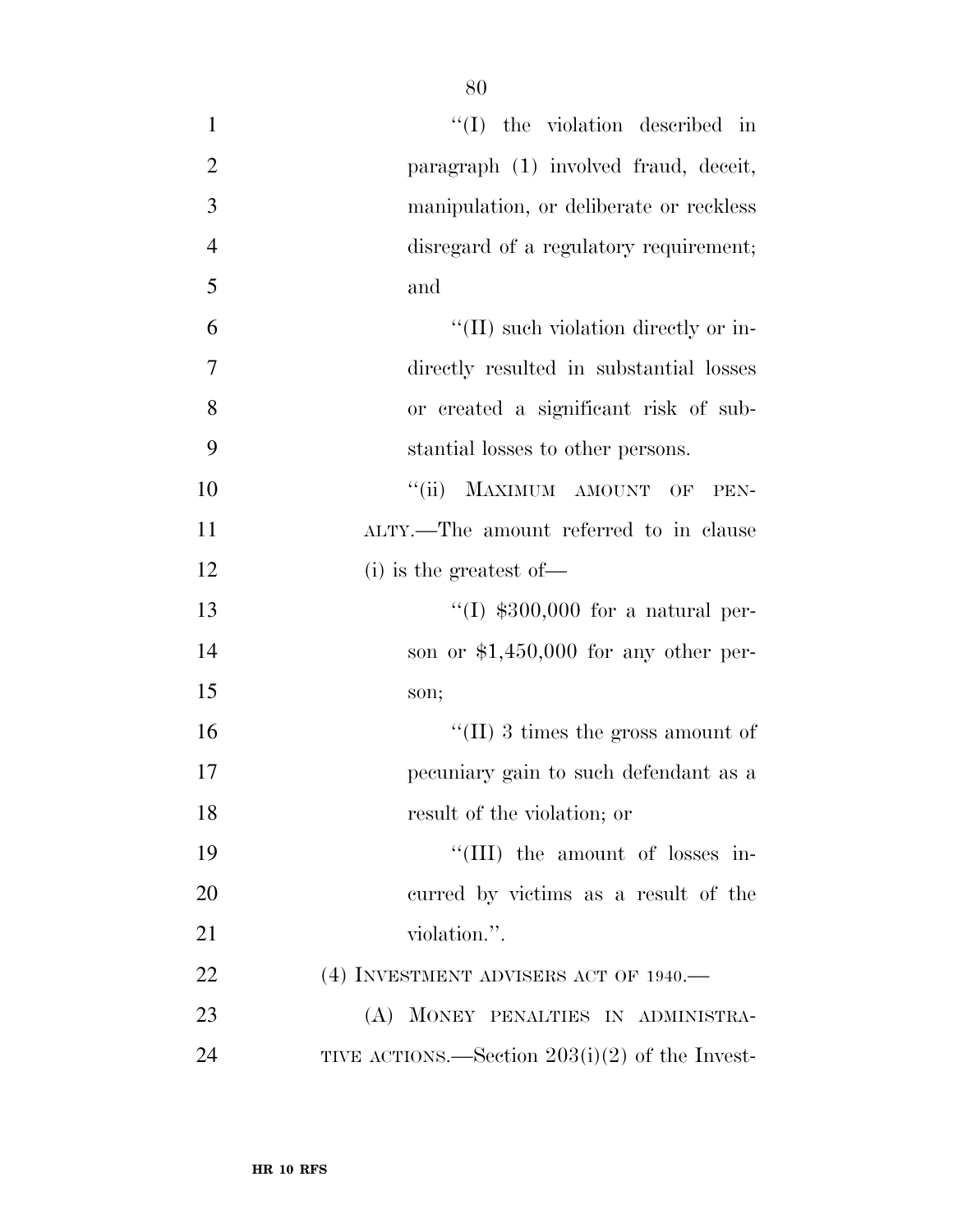''(I) the violation described in paragraph (1) involved fraud, deceit, manipulation, or deliberate or reckless disregard of a regulatory requirement; and

''(II) such violation directly or indirectly resulted in substantial losses or created a significant risk of substantial losses to other persons.

''(ii) MAXIMUM AMOUNT OF PENALTY.—The amount referred to in clause (i) is the greatest of—

''(I) $300,000 for a natural person or $1,450,000 for any other person;

''(II) 3 times the gross amount of pecuniary gain to such defendant as a result of the violation; or

''(III) the amount of losses incurred by victims as a result of the violation.''.

(4) INVESTMENT ADVISERS ACT OF 1940.—

(A) MONEY PENALTIES IN ADMINISTRATIVE ACTIONS.—Section 203(i)(2) of the Invest-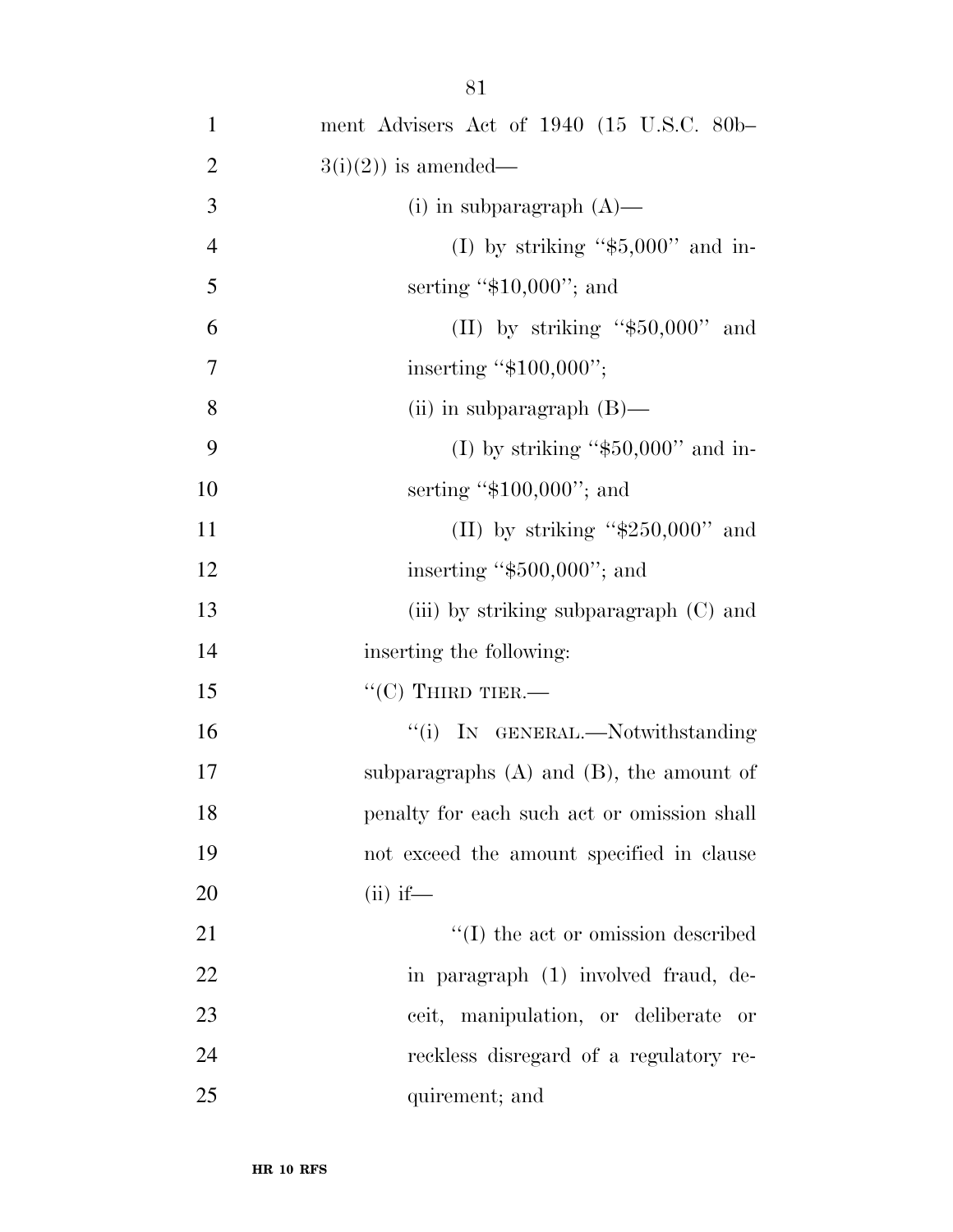ment Advisers Act of 1940 (15 U.S.C. 80b–3(i)(2)) is amended—

(i) in subparagraph (A)—

(I) by striking "$5,000" and inserting "$10,000"; and

(II) by striking "$50,000" and inserting "$100,000";

(ii) in subparagraph (B)—

(I) by striking "$50,000" and inserting "$100,000"; and

(II) by striking "$250,000" and inserting "$500,000"; and

(iii) by striking subparagraph (C) and inserting the following:

"(C) THIRD TIER.—

"(i) IN GENERAL.—Notwithstanding subparagraphs (A) and (B), the amount of penalty for each such act or omission shall not exceed the amount specified in clause (ii) if—

"(I) the act or omission described in paragraph (1) involved fraud, deceit, manipulation, or deliberate or reckless disregard of a regulatory requirement; and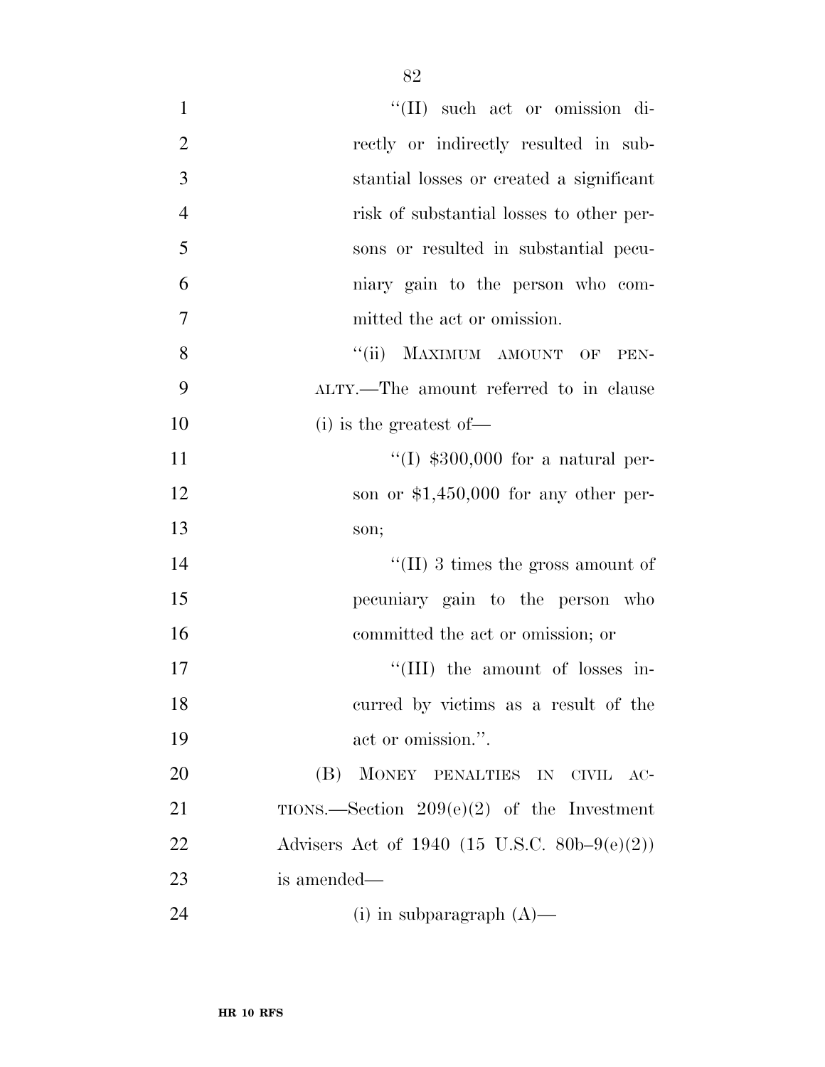''(II) such act or omission directly or indirectly resulted in substantial losses or created a significant risk of substantial losses to other persons or resulted in substantial pecuniary gain to the person who committed the act or omission.

''(ii) MAXIMUM AMOUNT OF PENALTY.—The amount referred to in clause (i) is the greatest of—

''(I) $300,000 for a natural person or $1,450,000 for any other person;

''(II) 3 times the gross amount of pecuniary gain to the person who committed the act or omission; or

''(III) the amount of losses incurred by victims as a result of the act or omission.''.

(B) MONEY PENALTIES IN CIVIL ACTIONS.—Section 209(e)(2) of the Investment Advisers Act of 1940 (15 U.S.C. 80b–9(e)(2)) is amended—

(i) in subparagraph (A)—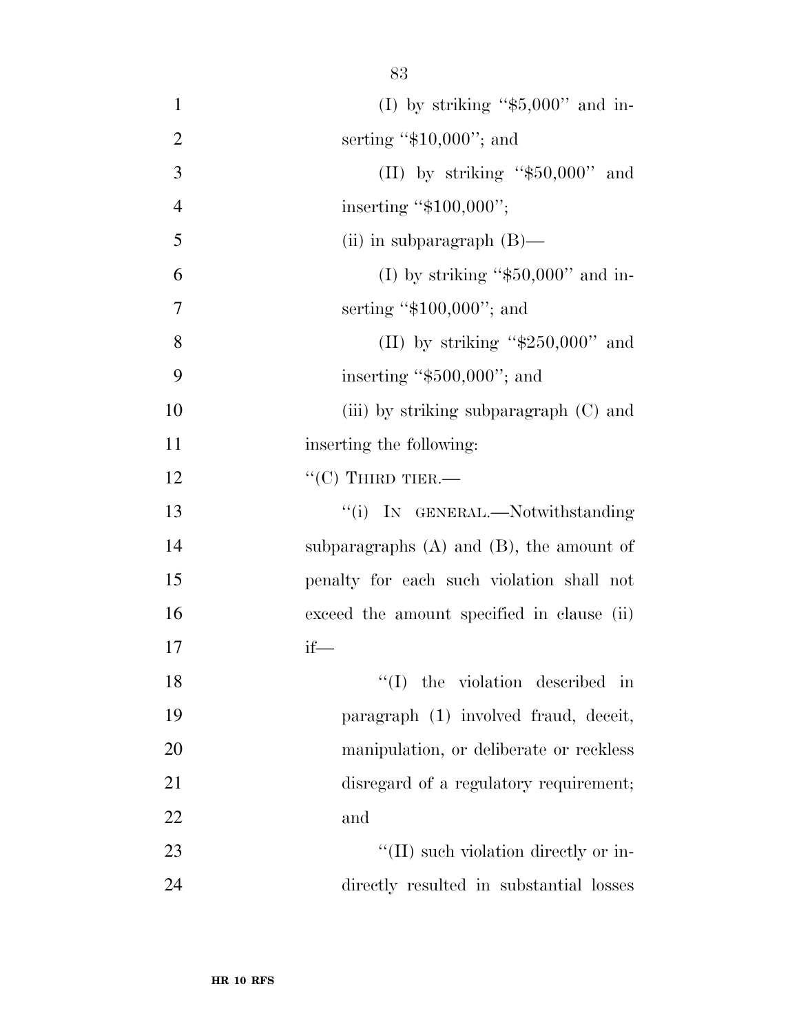(I) by striking "$5,000" and inserting "$10,000"; and

(II) by striking "$50,000" and inserting "$100,000";

(ii) in subparagraph (B)—

(I) by striking "$50,000" and inserting "$100,000"; and

(II) by striking "$250,000" and inserting "$500,000"; and

(iii) by striking subparagraph (C) and inserting the following:

"(C) THIRD TIER.—

"(i) IN GENERAL.—Notwithstanding subparagraphs (A) and (B), the amount of penalty for each such violation shall not exceed the amount specified in clause (ii) if—

"(I) the violation described in paragraph (1) involved fraud, deceit, manipulation, or deliberate or reckless disregard of a regulatory requirement; and

"(II) such violation directly or indirectly resulted in substantial losses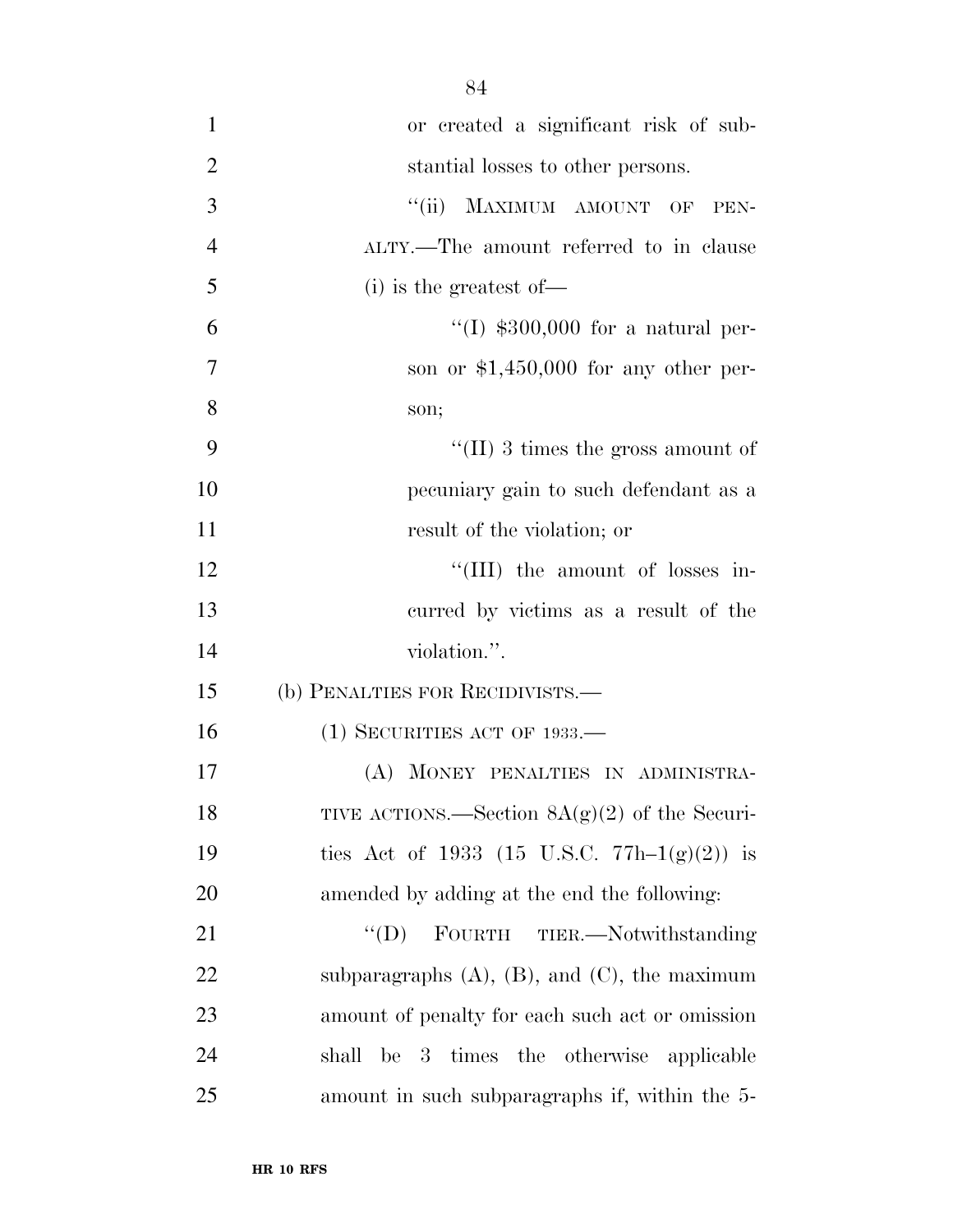or created a significant risk of substantial losses to other persons.

"(ii) MAXIMUM AMOUNT OF PENALTY.—The amount referred to in clause (i) is the greatest of—

"(I) $300,000 for a natural person or $1,450,000 for any other person;

"(II) 3 times the gross amount of pecuniary gain to such defendant as a result of the violation; or

"(III) the amount of losses incurred by victims as a result of the violation.".

(b) PENALTIES FOR RECIDIVISTS.—

(1) SECURITIES ACT OF 1933.—

(A) MONEY PENALTIES IN ADMINISTRATIVE ACTIONS.—Section 8A(g)(2) of the Securities Act of 1933 (15 U.S.C. 77h–1(g)(2)) is amended by adding at the end the following:

"(D) FOURTH TIER.—Notwithstanding subparagraphs (A), (B), and (C), the maximum amount of penalty for each such act or omission shall be 3 times the otherwise applicable amount in such subparagraphs if, within the 5-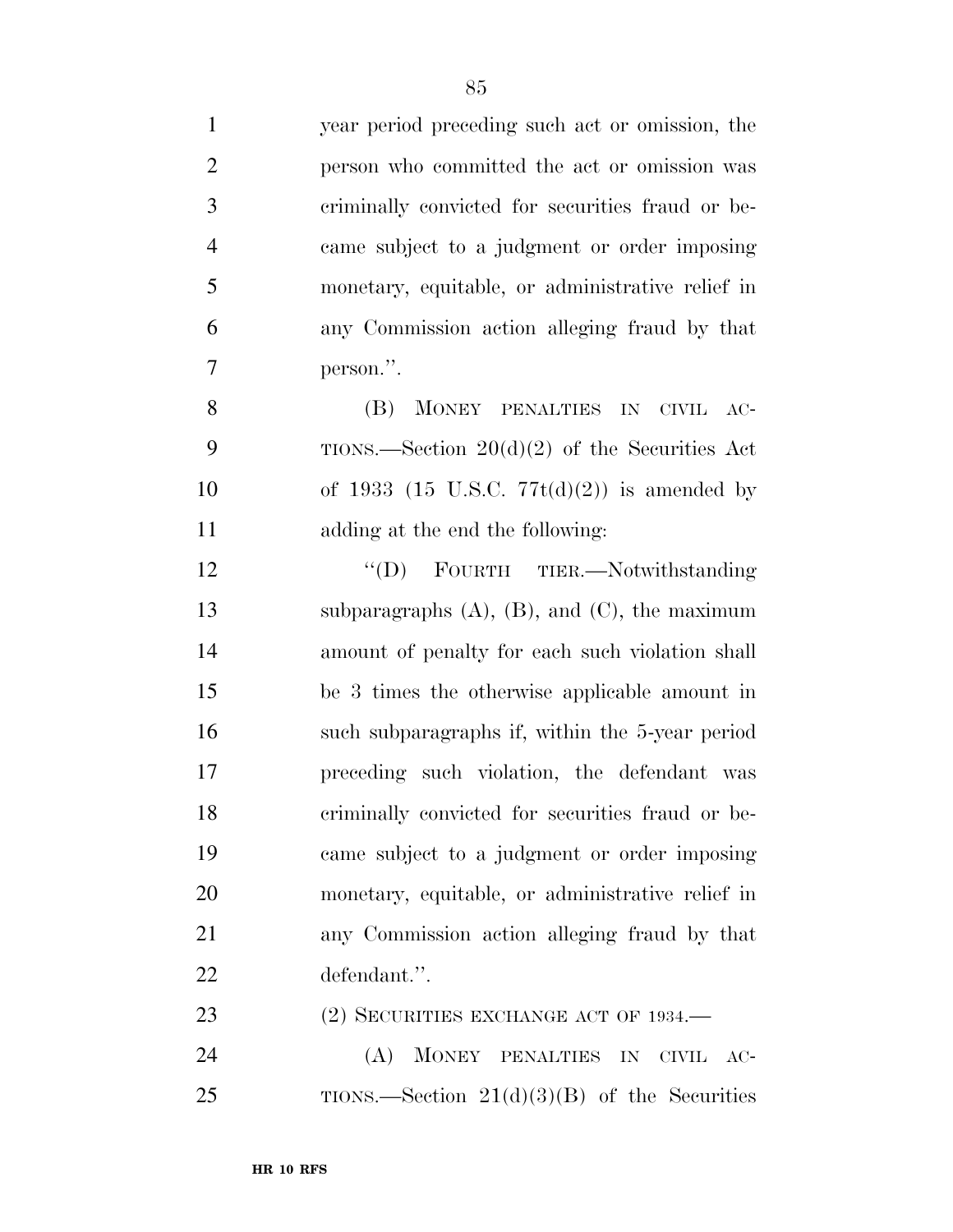year period preceding such act or omission, the person who committed the act or omission was criminally convicted for securities fraud or became subject to a judgment or order imposing monetary, equitable, or administrative relief in any Commission action alleging fraud by that person.''.

(B) MONEY PENALTIES IN CIVIL ACTIONS.—Section 20(d)(2) of the Securities Act of 1933 (15 U.S.C. 77t(d)(2)) is amended by adding at the end the following:

''(D) FOURTH TIER.—Notwithstanding subparagraphs (A), (B), and (C), the maximum amount of penalty for each such violation shall be 3 times the otherwise applicable amount in such subparagraphs if, within the 5-year period preceding such violation, the defendant was criminally convicted for securities fraud or became subject to a judgment or order imposing monetary, equitable, or administrative relief in any Commission action alleging fraud by that defendant.''.

(2) SECURITIES EXCHANGE ACT OF 1934.—

(A) MONEY PENALTIES IN CIVIL ACTIONS.—Section 21(d)(3)(B) of the Securities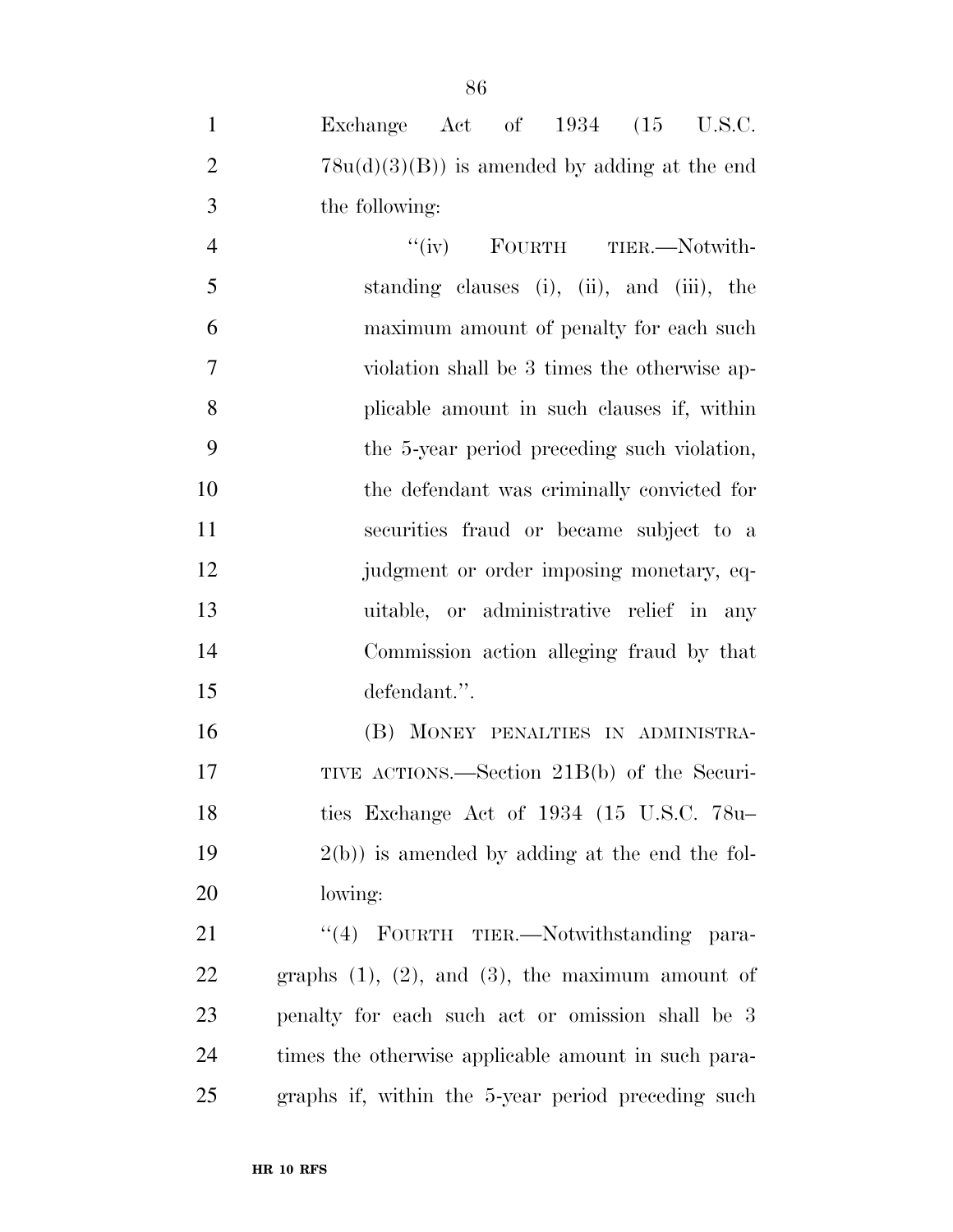Exchange Act of 1934 (15 U.S.C. 78u(d)(3)(B)) is amended by adding at the end the following:

"(iv) FOURTH TIER.—Notwithstanding clauses (i), (ii), and (iii), the maximum amount of penalty for each such violation shall be 3 times the otherwise applicable amount in such clauses if, within the 5-year period preceding such violation, the defendant was criminally convicted for securities fraud or became subject to a judgment or order imposing monetary, equitable, or administrative relief in any Commission action alleging fraud by that defendant.".

(B) MONEY PENALTIES IN ADMINISTRATIVE ACTIONS.—Section 21B(b) of the Securities Exchange Act of 1934 (15 U.S.C. 78u–2(b)) is amended by adding at the end the following:

"(4) FOURTH TIER.—Notwithstanding paragraphs (1), (2), and (3), the maximum amount of penalty for each such act or omission shall be 3 times the otherwise applicable amount in such paragraphs if, within the 5-year period preceding such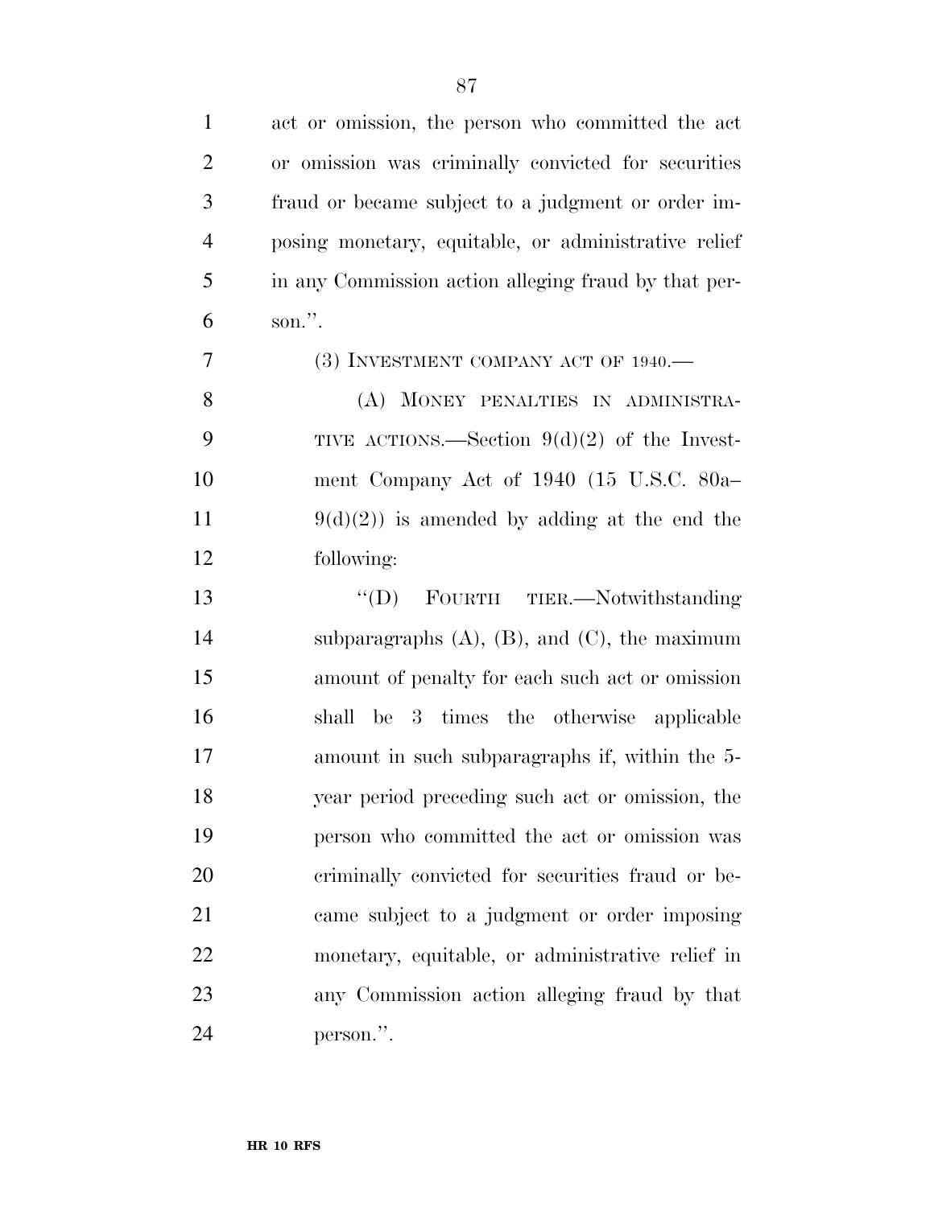act or omission, the person who committed the act or omission was criminally convicted for securities fraud or became subject to a judgment or order imposing monetary, equitable, or administrative relief in any Commission action alleging fraud by that person.''.

(3) INVESTMENT COMPANY ACT OF 1940.—

(A) MONEY PENALTIES IN ADMINISTRATIVE ACTIONS.—Section 9(d)(2) of the Investment Company Act of 1940 (15 U.S.C. 80a–9(d)(2)) is amended by adding at the end the following:

''(D) FOURTH TIER.—Notwithstanding subparagraphs (A), (B), and (C), the maximum amount of penalty for each such act or omission shall be 3 times the otherwise applicable amount in such subparagraphs if, within the 5-year period preceding such act or omission, the person who committed the act or omission was criminally convicted for securities fraud or became subject to a judgment or order imposing monetary, equitable, or administrative relief in any Commission action alleging fraud by that person.''.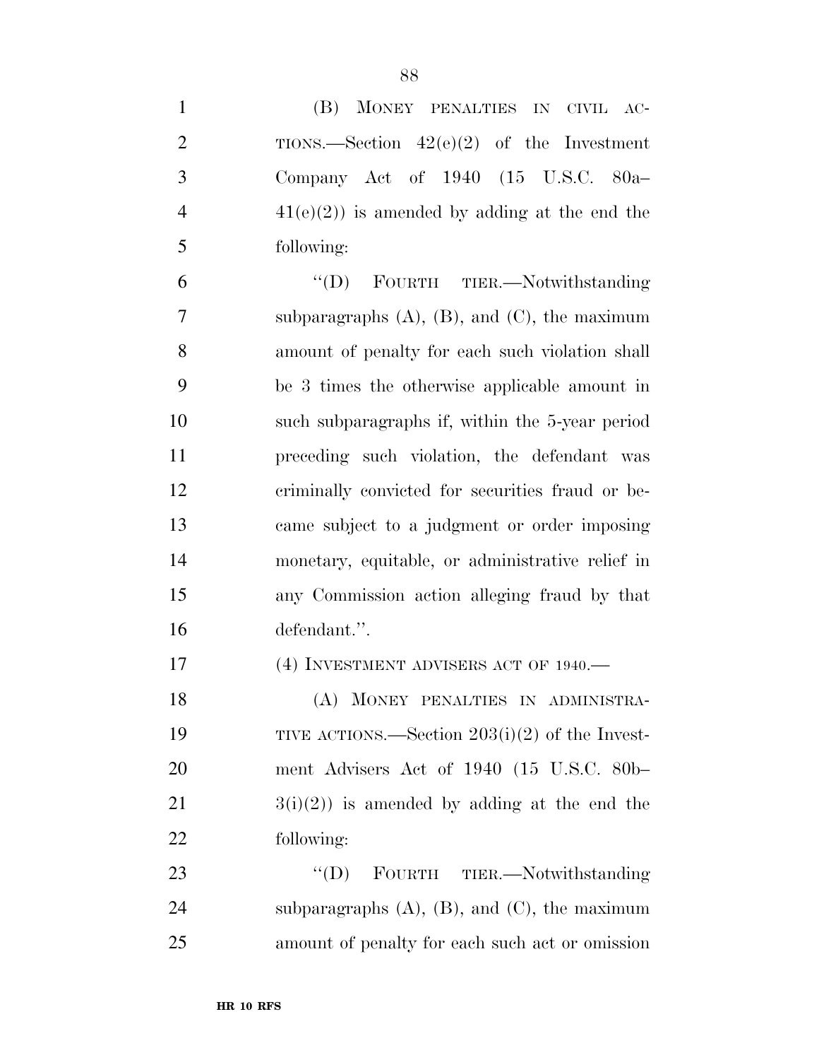(B) MONEY PENALTIES IN CIVIL ACTIONS.—Section 42(e)(2) of the Investment Company Act of 1940 (15 U.S.C. 80a–41(e)(2)) is amended by adding at the end the following:

"(D) FOURTH TIER.—Notwithstanding subparagraphs (A), (B), and (C), the maximum amount of penalty for each such violation shall be 3 times the otherwise applicable amount in such subparagraphs if, within the 5-year period preceding such violation, the defendant was criminally convicted for securities fraud or became subject to a judgment or order imposing monetary, equitable, or administrative relief in any Commission action alleging fraud by that defendant.".

(4) INVESTMENT ADVISERS ACT OF 1940.—

(A) MONEY PENALTIES IN ADMINISTRATIVE ACTIONS.—Section 203(i)(2) of the Investment Advisers Act of 1940 (15 U.S.C. 80b–3(i)(2)) is amended by adding at the end the following:

"(D) FOURTH TIER.—Notwithstanding subparagraphs (A), (B), and (C), the maximum amount of penalty for each such act or omission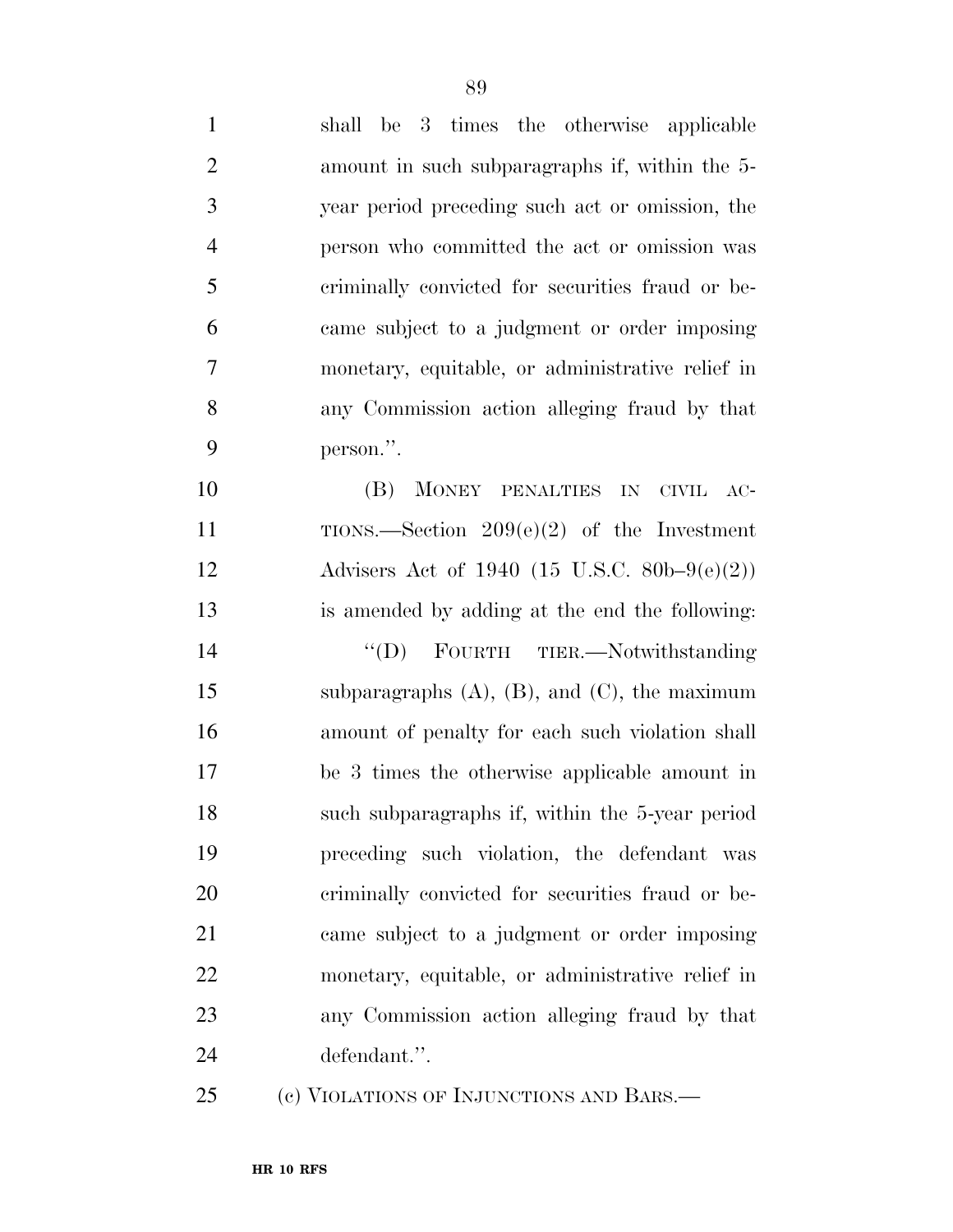shall be 3 times the otherwise applicable amount in such subparagraphs if, within the 5-year period preceding such act or omission, the person who committed the act or omission was criminally convicted for securities fraud or became subject to a judgment or order imposing monetary, equitable, or administrative relief in any Commission action alleging fraud by that person.''.

(B) MONEY PENALTIES IN CIVIL ACTIONS.—Section 209(e)(2) of the Investment Advisers Act of 1940 (15 U.S.C. 80b–9(e)(2)) is amended by adding at the end the following:

''(D) FOURTH TIER.—Notwithstanding subparagraphs (A), (B), and (C), the maximum amount of penalty for each such violation shall be 3 times the otherwise applicable amount in such subparagraphs if, within the 5-year period preceding such violation, the defendant was criminally convicted for securities fraud or became subject to a judgment or order imposing monetary, equitable, or administrative relief in any Commission action alleging fraud by that defendant.''.

(c) VIOLATIONS OF INJUNCTIONS AND BARS.—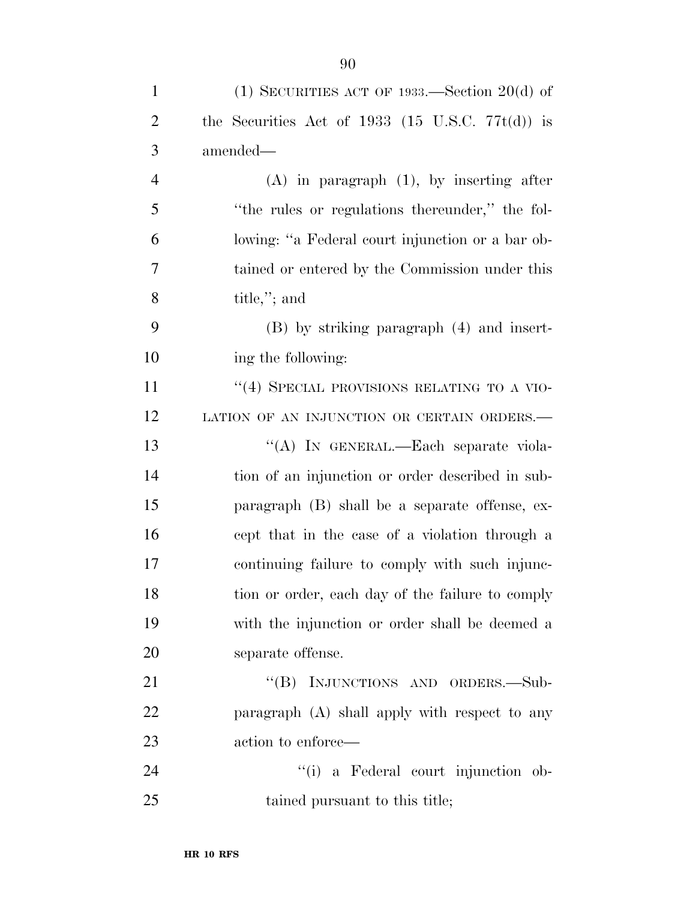(1) SECURITIES ACT OF 1933.—Section 20(d) of the Securities Act of 1933 (15 U.S.C. 77t(d)) is amended—

(A) in paragraph (1), by inserting after ''the rules or regulations thereunder,'' the following: ''a Federal court injunction or a bar obtained or entered by the Commission under this title,''; and

(B) by striking paragraph (4) and inserting the following:

''(4) SPECIAL PROVISIONS RELATING TO A VIOLATION OF AN INJUNCTION OR CERTAIN ORDERS.—

''(A) IN GENERAL.—Each separate violation of an injunction or order described in subparagraph (B) shall be a separate offense, except that in the case of a violation through a continuing failure to comply with such injunction or order, each day of the failure to comply with the injunction or order shall be deemed a separate offense.

''(B) INJUNCTIONS AND ORDERS.—Subparagraph (A) shall apply with respect to any action to enforce—

''(i) a Federal court injunction obtained pursuant to this title;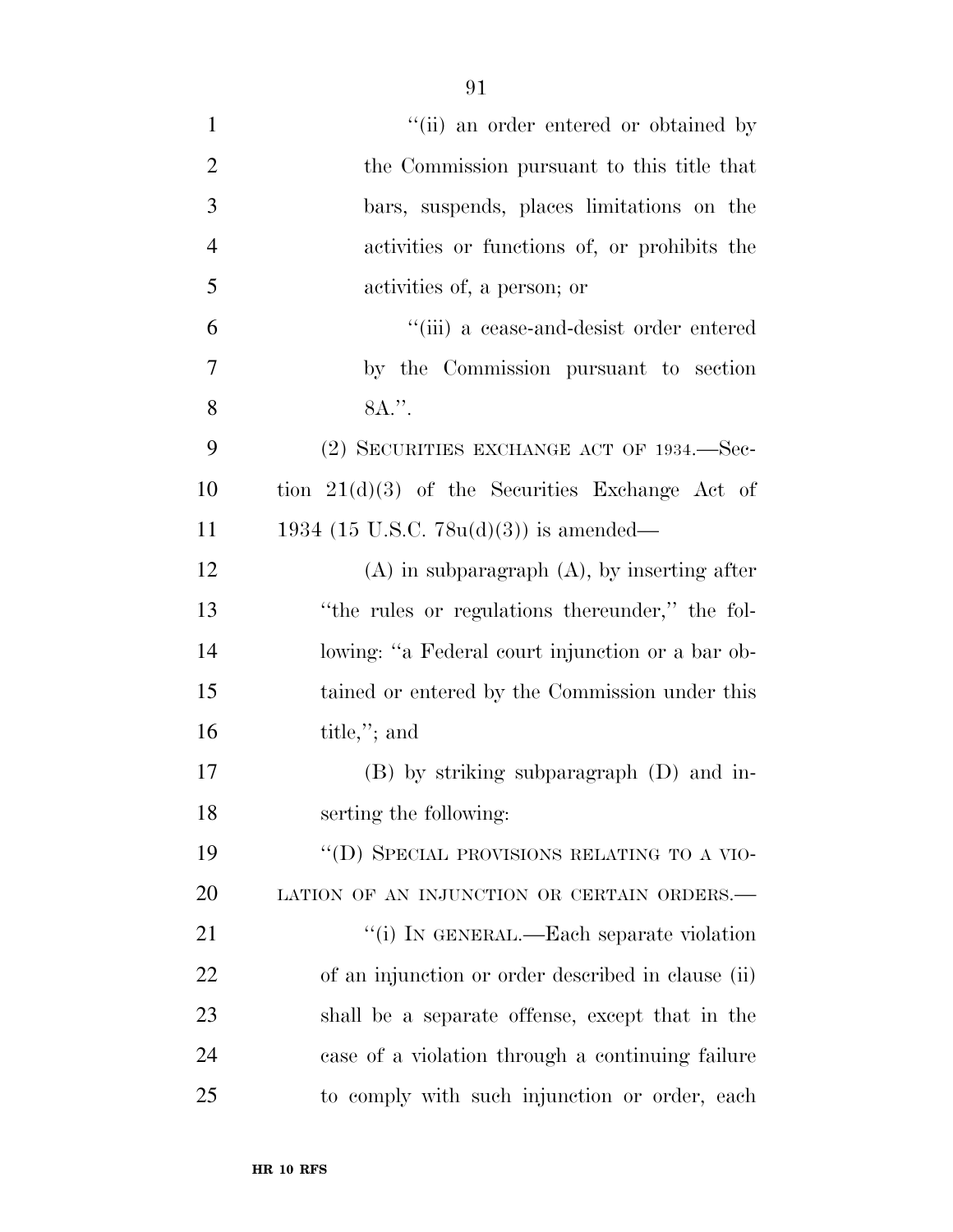"(ii) an order entered or obtained by the Commission pursuant to this title that bars, suspends, places limitations on the activities or functions of, or prohibits the activities of, a person; or

"(iii) a cease-and-desist order entered by the Commission pursuant to section 8A.".

(2) SECURITIES EXCHANGE ACT OF 1934.—Section 21(d)(3) of the Securities Exchange Act of 1934 (15 U.S.C. 78u(d)(3)) is amended—

(A) in subparagraph (A), by inserting after "the rules or regulations thereunder," the following: "a Federal court injunction or a bar obtained or entered by the Commission under this title,"; and

(B) by striking subparagraph (D) and inserting the following:

"(D) SPECIAL PROVISIONS RELATING TO A VIOLATION OF AN INJUNCTION OR CERTAIN ORDERS.—

"(i) IN GENERAL.—Each separate violation of an injunction or order described in clause (ii) shall be a separate offense, except that in the case of a violation through a continuing failure to comply with such injunction or order, each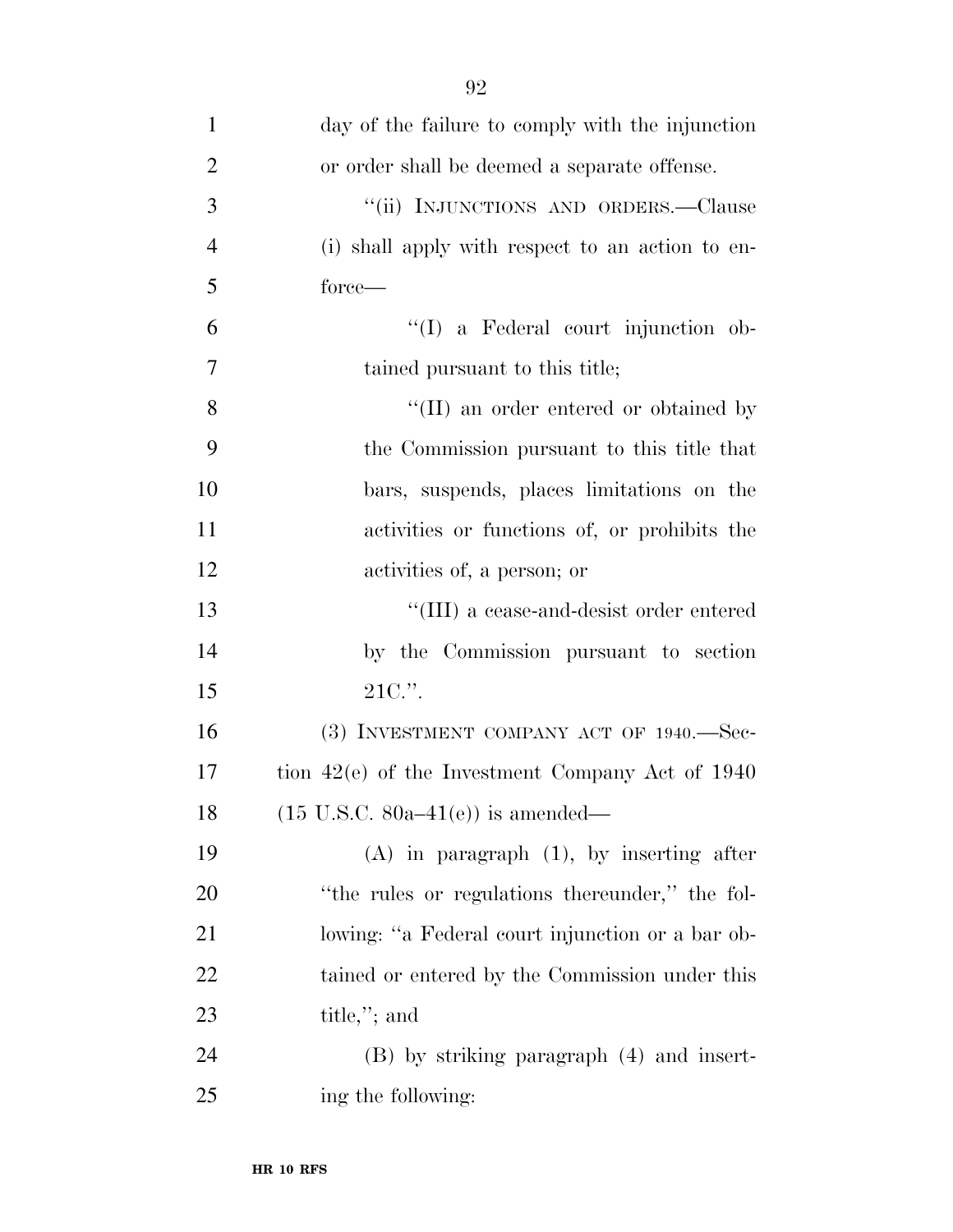day of the failure to comply with the injunction or order shall be deemed a separate offense.

''(ii) INJUNCTIONS AND ORDERS.—Clause (i) shall apply with respect to an action to enforce—

''(I) a Federal court injunction obtained pursuant to this title;

''(II) an order entered or obtained by the Commission pursuant to this title that bars, suspends, places limitations on the activities or functions of, or prohibits the activities of, a person; or

''(III) a cease-and-desist order entered by the Commission pursuant to section 21C.''.

(3) INVESTMENT COMPANY ACT OF 1940.—Section 42(e) of the Investment Company Act of 1940 (15 U.S.C. 80a–41(e)) is amended—

(A) in paragraph (1), by inserting after ''the rules or regulations thereunder,'' the following: ''a Federal court injunction or a bar obtained or entered by the Commission under this title,''; and

(B) by striking paragraph (4) and inserting the following: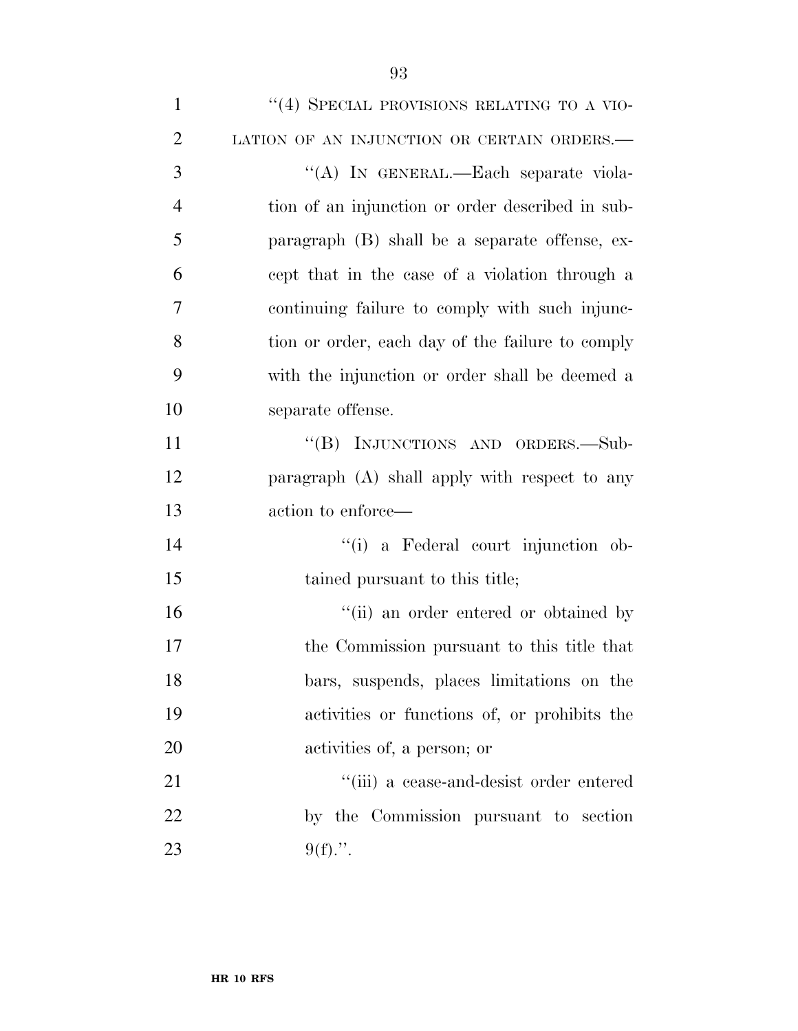"(4) SPECIAL PROVISIONS RELATING TO A VIOLATION OF AN INJUNCTION OR CERTAIN ORDERS.—

"(A) IN GENERAL.—Each separate violation of an injunction or order described in subparagraph (B) shall be a separate offense, except that in the case of a violation through a continuing failure to comply with such injunction or order, each day of the failure to comply with the injunction or order shall be deemed a separate offense.

"(B) INJUNCTIONS AND ORDERS.—Subparagraph (A) shall apply with respect to any action to enforce—

"(i) a Federal court injunction obtained pursuant to this title;

"(ii) an order entered or obtained by the Commission pursuant to this title that bars, suspends, places limitations on the activities or functions of, or prohibits the activities of, a person; or

"(iii) a cease-and-desist order entered by the Commission pursuant to section 9(f).".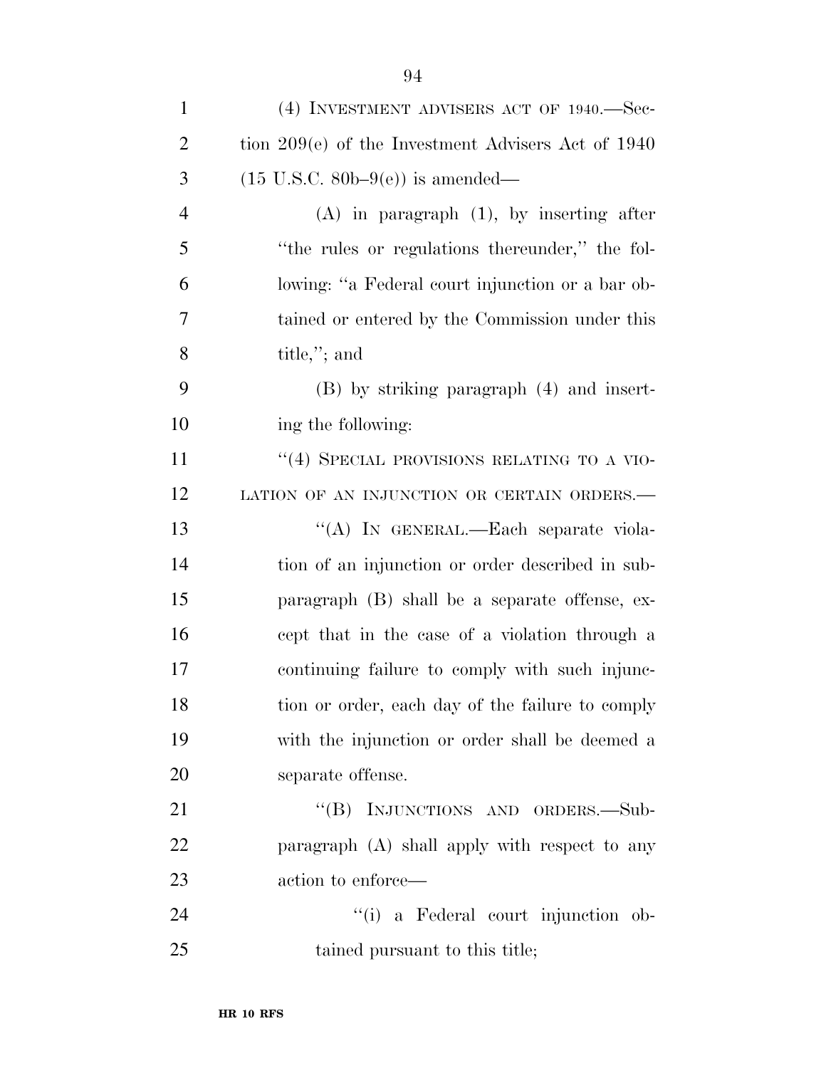(4) INVESTMENT ADVISERS ACT OF 1940.—Section 209(e) of the Investment Advisers Act of 1940 (15 U.S.C. 80b–9(e)) is amended—

(A) in paragraph (1), by inserting after ''the rules or regulations thereunder,'' the following: ''a Federal court injunction or a bar obtained or entered by the Commission under this title,''; and

(B) by striking paragraph (4) and inserting the following:

''(4) SPECIAL PROVISIONS RELATING TO A VIOLATION OF AN INJUNCTION OR CERTAIN ORDERS.—

''(A) IN GENERAL.—Each separate violation of an injunction or order described in subparagraph (B) shall be a separate offense, except that in the case of a violation through a continuing failure to comply with such injunction or order, each day of the failure to comply with the injunction or order shall be deemed a separate offense.

''(B) INJUNCTIONS AND ORDERS.—Subparagraph (A) shall apply with respect to any action to enforce—

''(i) a Federal court injunction obtained pursuant to this title;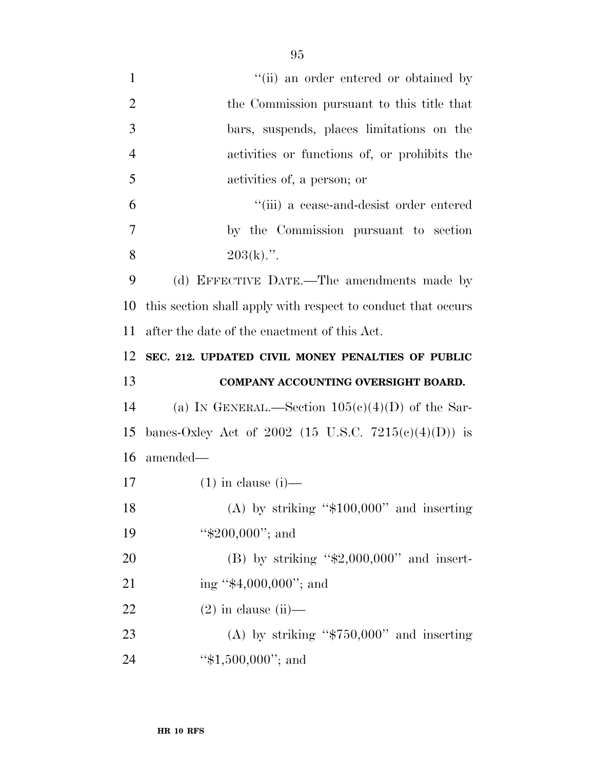"(ii) an order entered or obtained by the Commission pursuant to this title that bars, suspends, places limitations on the activities or functions of, or prohibits the activities of, a person; or

"(iii) a cease-and-desist order entered by the Commission pursuant to section 203(k).".

(d) EFFECTIVE DATE.—The amendments made by this section shall apply with respect to conduct that occurs after the date of the enactment of this Act.

**SEC. 212. UPDATED CIVIL MONEY PENALTIES OF PUBLIC COMPANY ACCOUNTING OVERSIGHT BOARD.**

(a) IN GENERAL.—Section 105(c)(4)(D) of the Sarbanes-Oxley Act of 2002 (15 U.S.C. 7215(c)(4)(D)) is amended—

(1) in clause (i)—

(A) by striking "$100,000" and inserting "$200,000"; and

(B) by striking "$2,000,000" and inserting "$4,000,000"; and

(2) in clause (ii)—

(A) by striking "$750,000" and inserting "$1,500,000"; and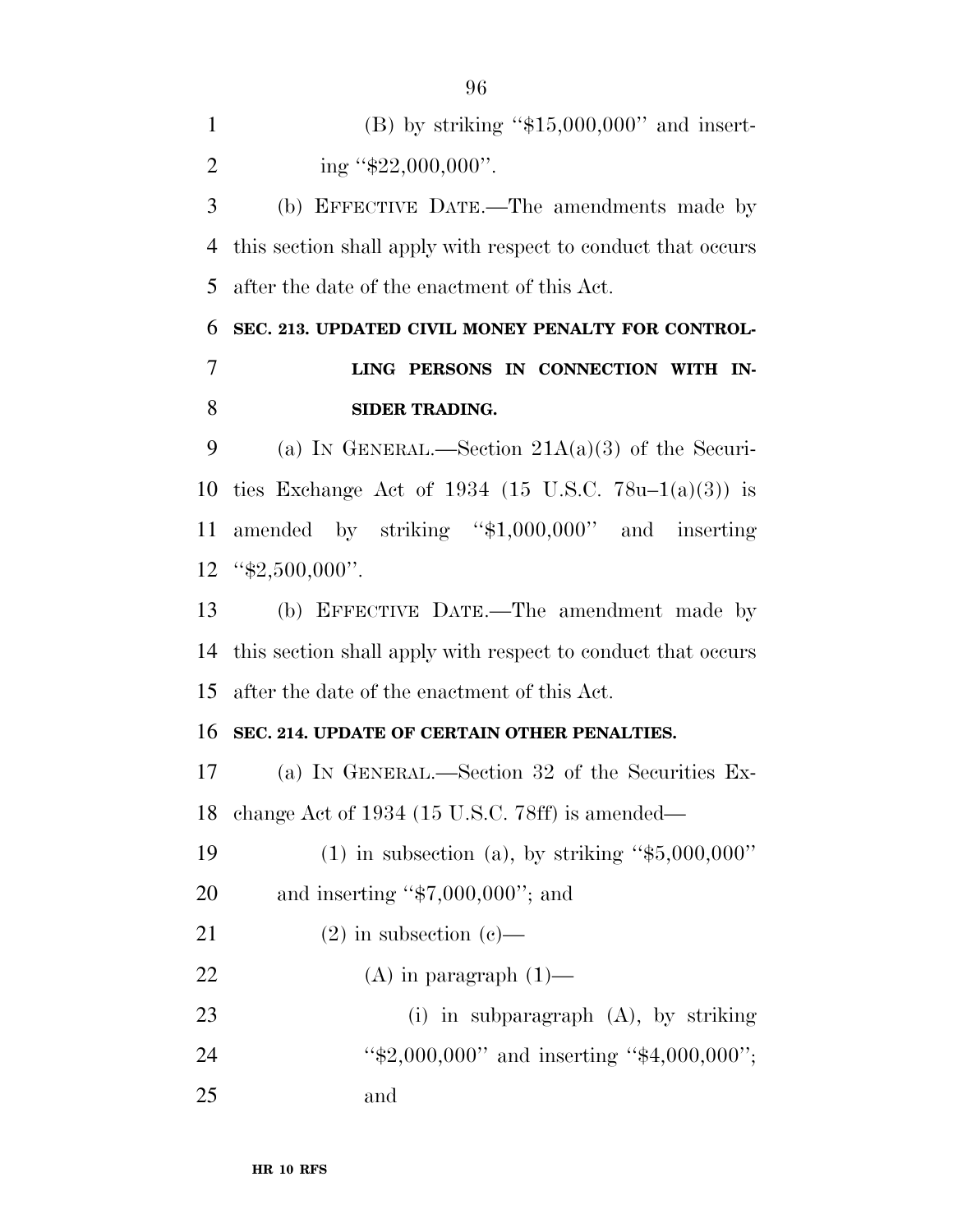(B) by striking "$15,000,000" and inserting "$22,000,000".

(b) EFFECTIVE DATE.—The amendments made by this section shall apply with respect to conduct that occurs after the date of the enactment of this Act.

**SEC. 213. UPDATED CIVIL MONEY PENALTY FOR CONTROLLING PERSONS IN CONNECTION WITH INSIDER TRADING.**

(a) IN GENERAL.—Section 21A(a)(3) of the Securities Exchange Act of 1934 (15 U.S.C. 78u–1(a)(3)) is amended by striking "$1,000,000" and inserting "$2,500,000".

(b) EFFECTIVE DATE.—The amendment made by this section shall apply with respect to conduct that occurs after the date of the enactment of this Act.

**SEC. 214. UPDATE OF CERTAIN OTHER PENALTIES.**

(a) IN GENERAL.—Section 32 of the Securities Exchange Act of 1934 (15 U.S.C. 78ff) is amended—

(1) in subsection (a), by striking "$5,000,000" and inserting "$7,000,000"; and

(2) in subsection (c)—

(A) in paragraph (1)—

(i) in subparagraph (A), by striking "$2,000,000" and inserting "$4,000,000"; and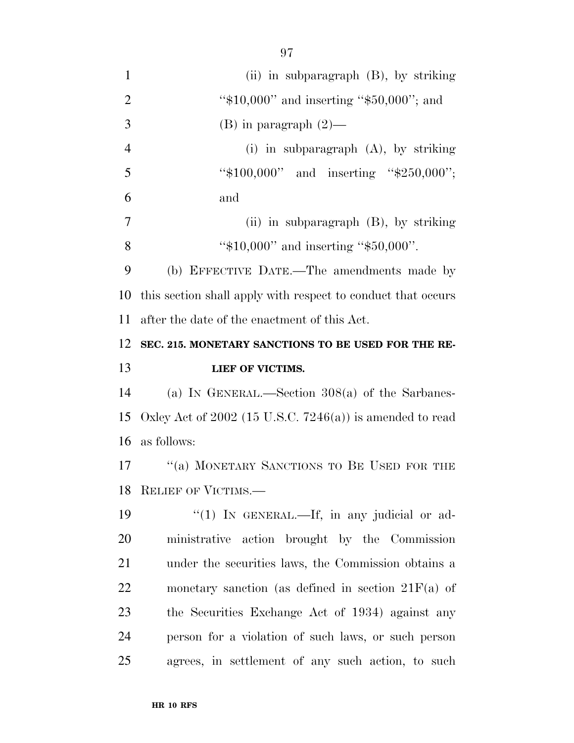(ii) in subparagraph (B), by striking "$10,000" and inserting "$50,000"; and

(B) in paragraph (2)—

(i) in subparagraph (A), by striking "$100,000" and inserting "$250,000"; and

(ii) in subparagraph (B), by striking "$10,000" and inserting "$50,000".

(b) EFFECTIVE DATE.—The amendments made by this section shall apply with respect to conduct that occurs after the date of the enactment of this Act.

**SEC. 215. MONETARY SANCTIONS TO BE USED FOR THE RELIEF OF VICTIMS.**

(a) IN GENERAL.—Section 308(a) of the Sarbanes-Oxley Act of 2002 (15 U.S.C. 7246(a)) is amended to read as follows:

"(a) MONETARY SANCTIONS TO BE USED FOR THE RELIEF OF VICTIMS.—

"(1) IN GENERAL.—If, in any judicial or administrative action brought by the Commission under the securities laws, the Commission obtains a monetary sanction (as defined in section 21F(a) of the Securities Exchange Act of 1934) against any person for a violation of such laws, or such person agrees, in settlement of any such action, to such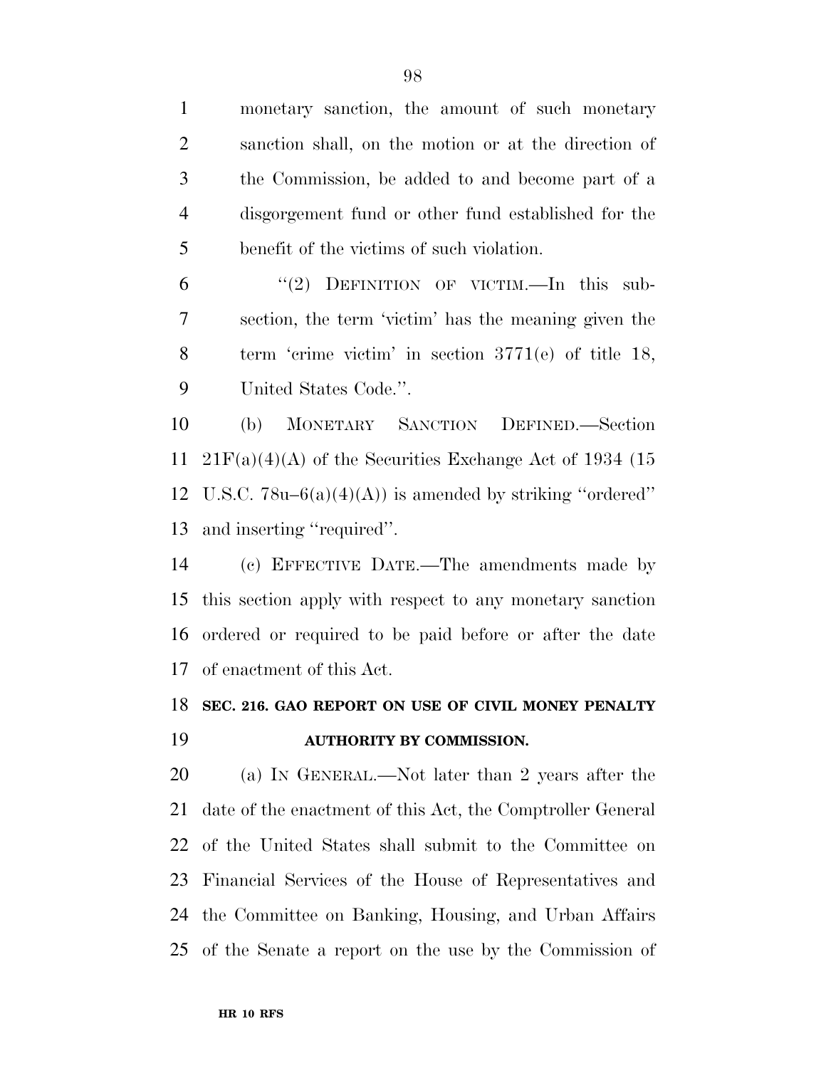monetary sanction, the amount of such monetary sanction shall, on the motion or at the direction of the Commission, be added to and become part of a disgorgement fund or other fund established for the benefit of the victims of such violation.

"(2) DEFINITION OF VICTIM.—In this subsection, the term 'victim' has the meaning given the term 'crime victim' in section 3771(e) of title 18, United States Code.".

(b) MONETARY SANCTION DEFINED.—Section 21F(a)(4)(A) of the Securities Exchange Act of 1934 (15 U.S.C. 78u–6(a)(4)(A)) is amended by striking "ordered" and inserting "required".

(c) EFFECTIVE DATE.—The amendments made by this section apply with respect to any monetary sanction ordered or required to be paid before or after the date of enactment of this Act.

**SEC. 216. GAO REPORT ON USE OF CIVIL MONEY PENALTY AUTHORITY BY COMMISSION.**

(a) IN GENERAL.—Not later than 2 years after the date of the enactment of this Act, the Comptroller General of the United States shall submit to the Committee on Financial Services of the House of Representatives and the Committee on Banking, Housing, and Urban Affairs of the Senate a report on the use by the Commission of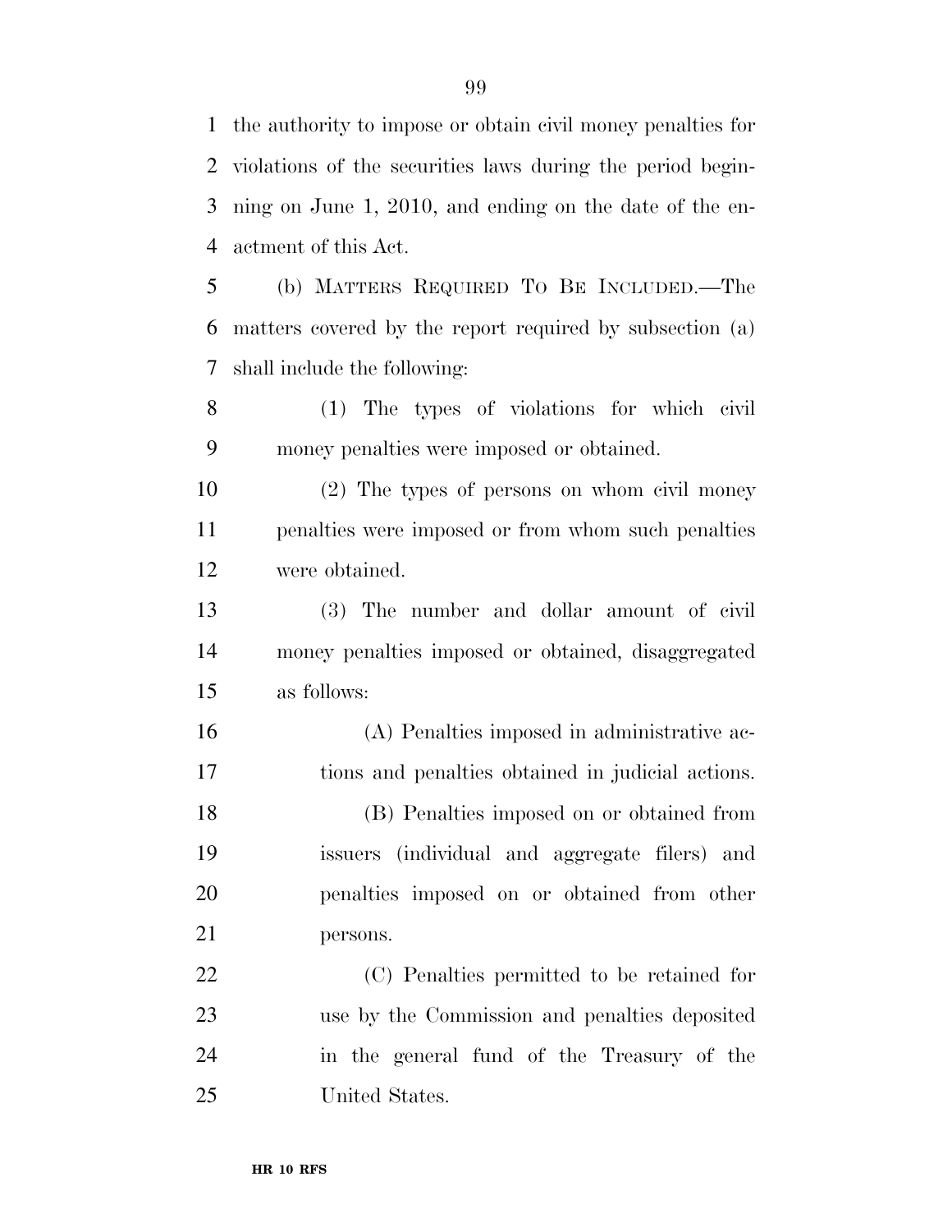the authority to impose or obtain civil money penalties for violations of the securities laws during the period beginning on June 1, 2010, and ending on the date of the enactment of this Act.

(b) MATTERS REQUIRED TO BE INCLUDED.—The matters covered by the report required by subsection (a) shall include the following:

(1) The types of violations for which civil money penalties were imposed or obtained.

(2) The types of persons on whom civil money penalties were imposed or from whom such penalties were obtained.

(3) The number and dollar amount of civil money penalties imposed or obtained, disaggregated as follows:

(A) Penalties imposed in administrative actions and penalties obtained in judicial actions.

(B) Penalties imposed on or obtained from issuers (individual and aggregate filers) and penalties imposed on or obtained from other persons.

(C) Penalties permitted to be retained for use by the Commission and penalties deposited in the general fund of the Treasury of the United States.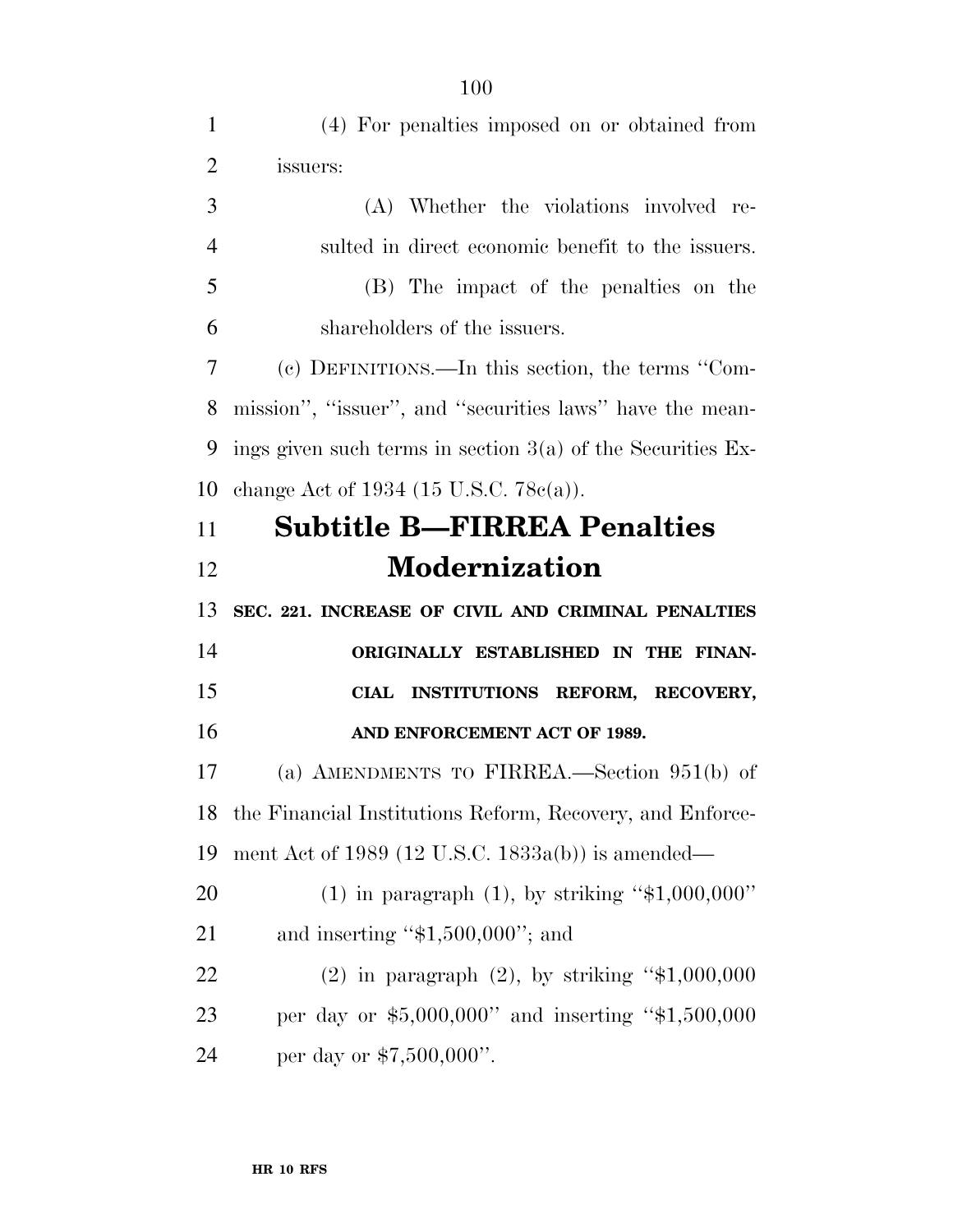(4) For penalties imposed on or obtained from issuers:

(A) Whether the violations involved resulted in direct economic benefit to the issuers.

(B) The impact of the penalties on the shareholders of the issuers.

(c) DEFINITIONS.—In this section, the terms ''Commission'', ''issuer'', and ''securities laws'' have the meanings given such terms in section 3(a) of the Securities Exchange Act of 1934 (15 U.S.C. 78c(a)).

## Subtitle B—FIRREA Penalties Modernization

### SEC. 221. INCREASE OF CIVIL AND CRIMINAL PENALTIES ORIGINALLY ESTABLISHED IN THE FINANCIAL INSTITUTIONS REFORM, RECOVERY, AND ENFORCEMENT ACT OF 1989.

(a) AMENDMENTS TO FIRREA.—Section 951(b) of the Financial Institutions Reform, Recovery, and Enforcement Act of 1989 (12 U.S.C. 1833a(b)) is amended—

(1) in paragraph (1), by striking ''$1,000,000'' and inserting ''$1,500,000''; and

(2) in paragraph (2), by striking ''$1,000,000 per day or $5,000,000'' and inserting ''$1,500,000 per day or $7,500,000''.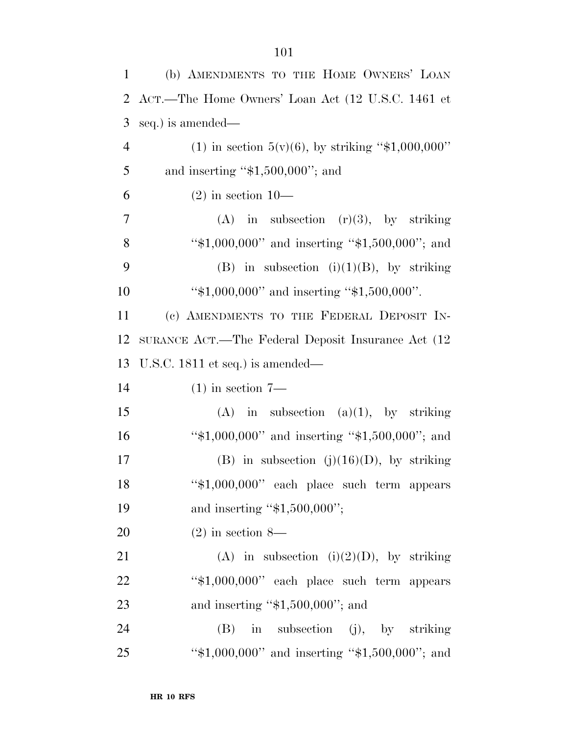(b) AMENDMENTS TO THE HOME OWNERS' LOAN ACT.—The Home Owners' Loan Act (12 U.S.C. 1461 et seq.) is amended—

(1) in section 5(v)(6), by striking ''$1,000,000'' and inserting ''$1,500,000''; and

(2) in section 10—

(A) in subsection (r)(3), by striking ''$1,000,000'' and inserting ''$1,500,000''; and

(B) in subsection (i)(1)(B), by striking ''$1,000,000'' and inserting ''$1,500,000''.

(c) AMENDMENTS TO THE FEDERAL DEPOSIT INSURANCE ACT.—The Federal Deposit Insurance Act (12 U.S.C. 1811 et seq.) is amended—

(1) in section 7—

(A) in subsection (a)(1), by striking ''$1,000,000'' and inserting ''$1,500,000''; and

(B) in subsection (j)(16)(D), by striking ''$1,000,000'' each place such term appears and inserting ''$1,500,000'';

(2) in section 8—

(A) in subsection (i)(2)(D), by striking ''$1,000,000'' each place such term appears and inserting ''$1,500,000''; and

(B) in subsection (j), by striking ''$1,000,000'' and inserting ''$1,500,000''; and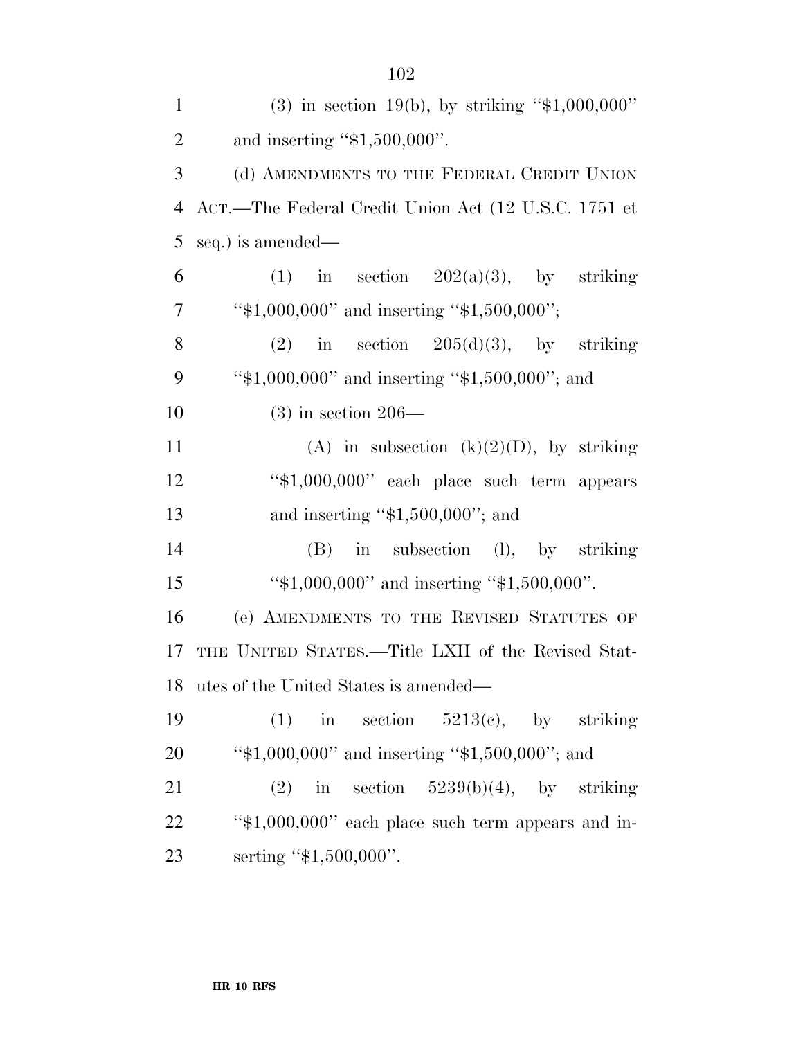(3) in section 19(b), by striking "$1,000,000" and inserting "$1,500,000".

(d) AMENDMENTS TO THE FEDERAL CREDIT UNION ACT.—The Federal Credit Union Act (12 U.S.C. 1751 et seq.) is amended—

(1) in section 202(a)(3), by striking "$1,000,000" and inserting "$1,500,000";

(2) in section 205(d)(3), by striking "$1,000,000" and inserting "$1,500,000"; and

(3) in section 206—

(A) in subsection (k)(2)(D), by striking "$1,000,000" each place such term appears and inserting "$1,500,000"; and

(B) in subsection (l), by striking "$1,000,000" and inserting "$1,500,000".

(e) AMENDMENTS TO THE REVISED STATUTES OF THE UNITED STATES.—Title LXII of the Revised Statutes of the United States is amended—

(1) in section 5213(c), by striking "$1,000,000" and inserting "$1,500,000"; and

(2) in section 5239(b)(4), by striking "$1,000,000" each place such term appears and inserting "$1,500,000".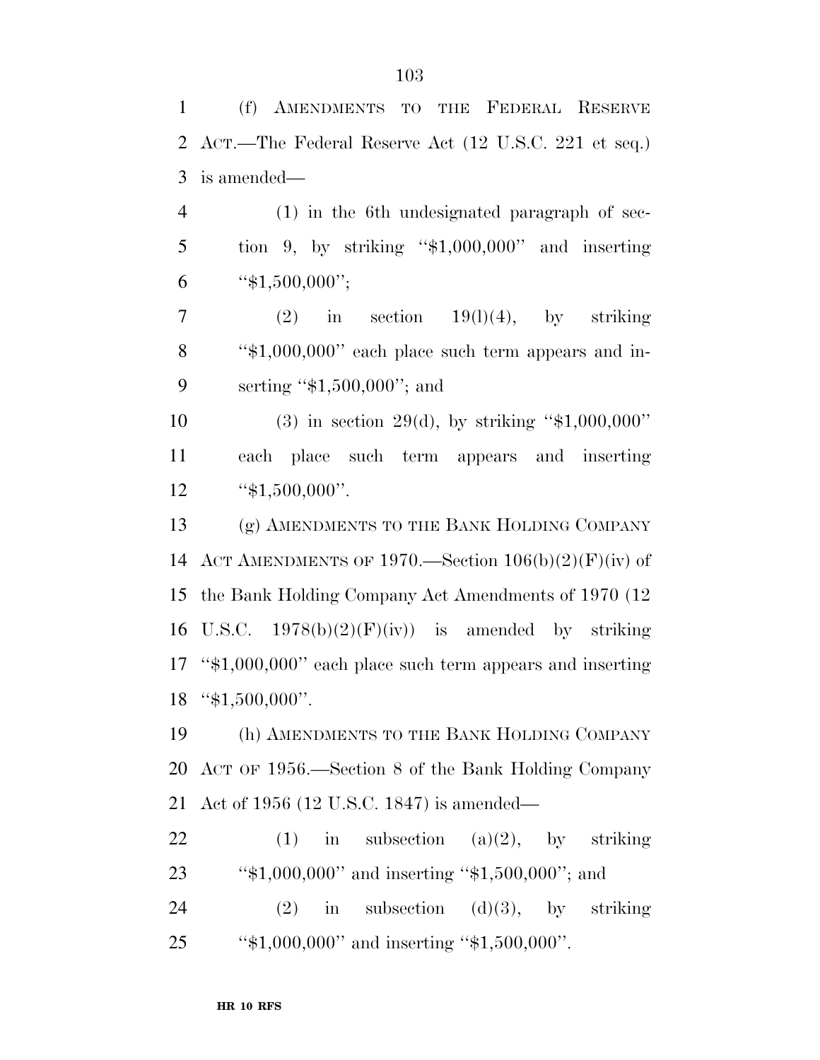(f) AMENDMENTS TO THE FEDERAL RESERVE ACT.—The Federal Reserve Act (12 U.S.C. 221 et seq.) is amended—

(1) in the 6th undesignated paragraph of section 9, by striking ''$1,000,000'' and inserting ''$1,500,000'';

(2) in section 19(l)(4), by striking ''$1,000,000'' each place such term appears and inserting ''$1,500,000''; and

(3) in section 29(d), by striking ''$1,000,000'' each place such term appears and inserting ''$1,500,000''.

(g) AMENDMENTS TO THE BANK HOLDING COMPANY ACT AMENDMENTS OF 1970.—Section 106(b)(2)(F)(iv) of the Bank Holding Company Act Amendments of 1970 (12 U.S.C. 1978(b)(2)(F)(iv)) is amended by striking ''$1,000,000'' each place such term appears and inserting ''$1,500,000''.

(h) AMENDMENTS TO THE BANK HOLDING COMPANY ACT OF 1956.—Section 8 of the Bank Holding Company Act of 1956 (12 U.S.C. 1847) is amended—

(1) in subsection (a)(2), by striking ''$1,000,000'' and inserting ''$1,500,000''; and

(2) in subsection (d)(3), by striking ''$1,000,000'' and inserting ''$1,500,000''.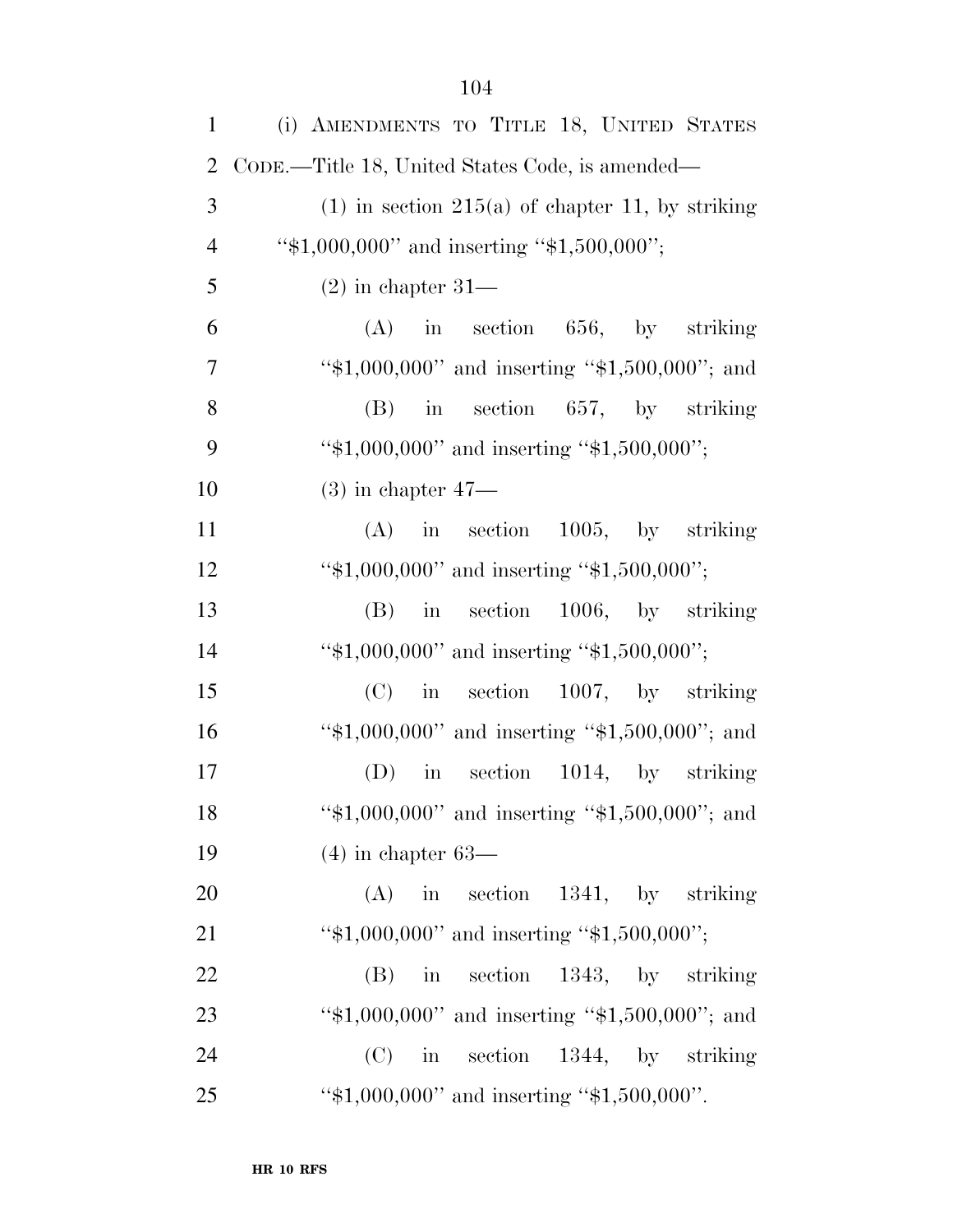(i) AMENDMENTS TO TITLE 18, UNITED STATES CODE.—Title 18, United States Code, is amended—

(1) in section 215(a) of chapter 11, by striking "$1,000,000" and inserting "$1,500,000";

(2) in chapter 31—

(A) in section 656, by striking "$1,000,000" and inserting "$1,500,000"; and

(B) in section 657, by striking "$1,000,000" and inserting "$1,500,000";

(3) in chapter 47—

(A) in section 1005, by striking "$1,000,000" and inserting "$1,500,000";

(B) in section 1006, by striking "$1,000,000" and inserting "$1,500,000";

(C) in section 1007, by striking "$1,000,000" and inserting "$1,500,000"; and

(D) in section 1014, by striking "$1,000,000" and inserting "$1,500,000"; and

(4) in chapter 63—

(A) in section 1341, by striking "$1,000,000" and inserting "$1,500,000";

(B) in section 1343, by striking "$1,000,000" and inserting "$1,500,000"; and

(C) in section 1344, by striking "$1,000,000" and inserting "$1,500,000".

HR 10 RFS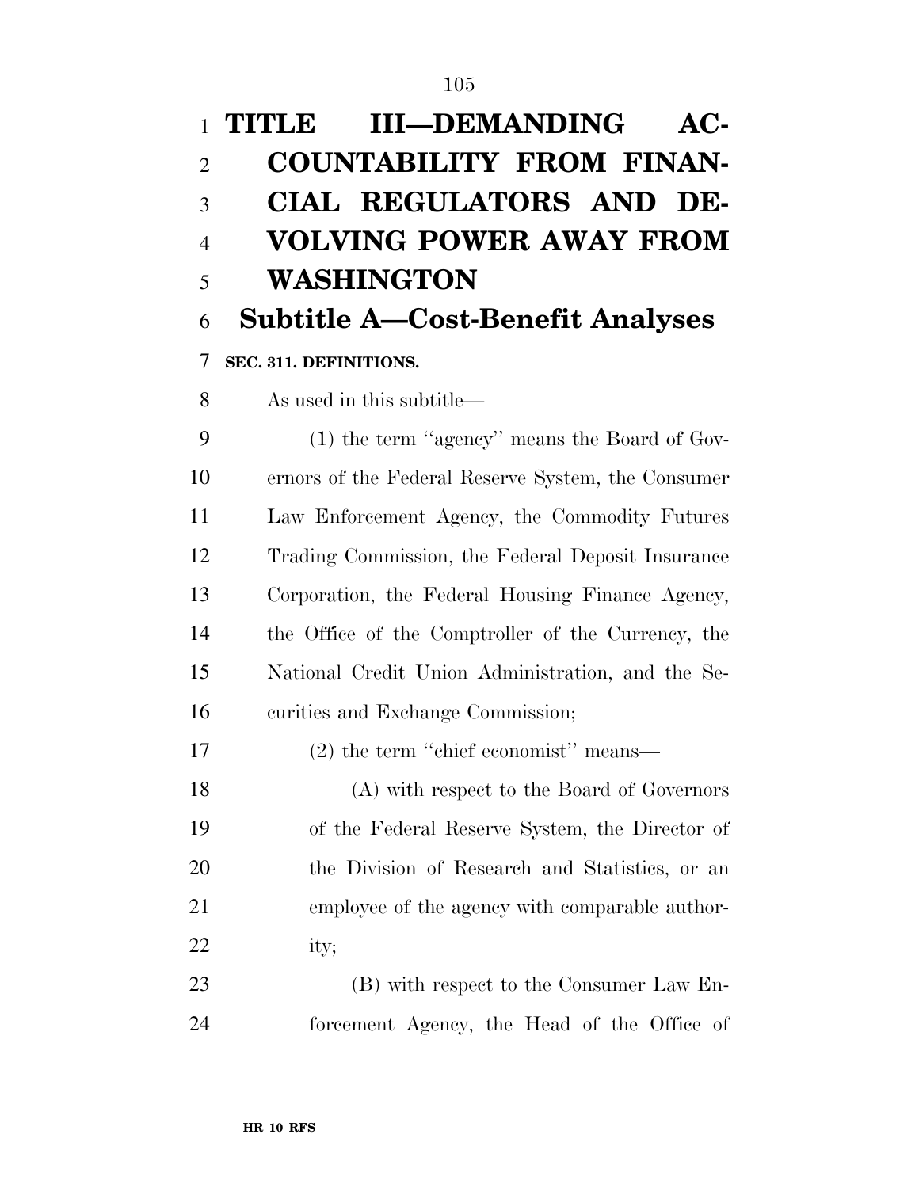# TITLE III—DEMANDING ACCOUNTABILITY FROM FINANCIAL REGULATORS AND DEVOLVING POWER AWAY FROM WASHINGTON

## Subtitle A—Cost-Benefit Analyses

### SEC. 311. DEFINITIONS.

As used in this subtitle—

(1) the term ''agency'' means the Board of Governors of the Federal Reserve System, the Consumer Law Enforcement Agency, the Commodity Futures Trading Commission, the Federal Deposit Insurance Corporation, the Federal Housing Finance Agency, the Office of the Comptroller of the Currency, the National Credit Union Administration, and the Securities and Exchange Commission;

(2) the term ''chief economist'' means—

(A) with respect to the Board of Governors of the Federal Reserve System, the Director of the Division of Research and Statistics, or an employee of the agency with comparable authority;

(B) with respect to the Consumer Law Enforcement Agency, the Head of the Office of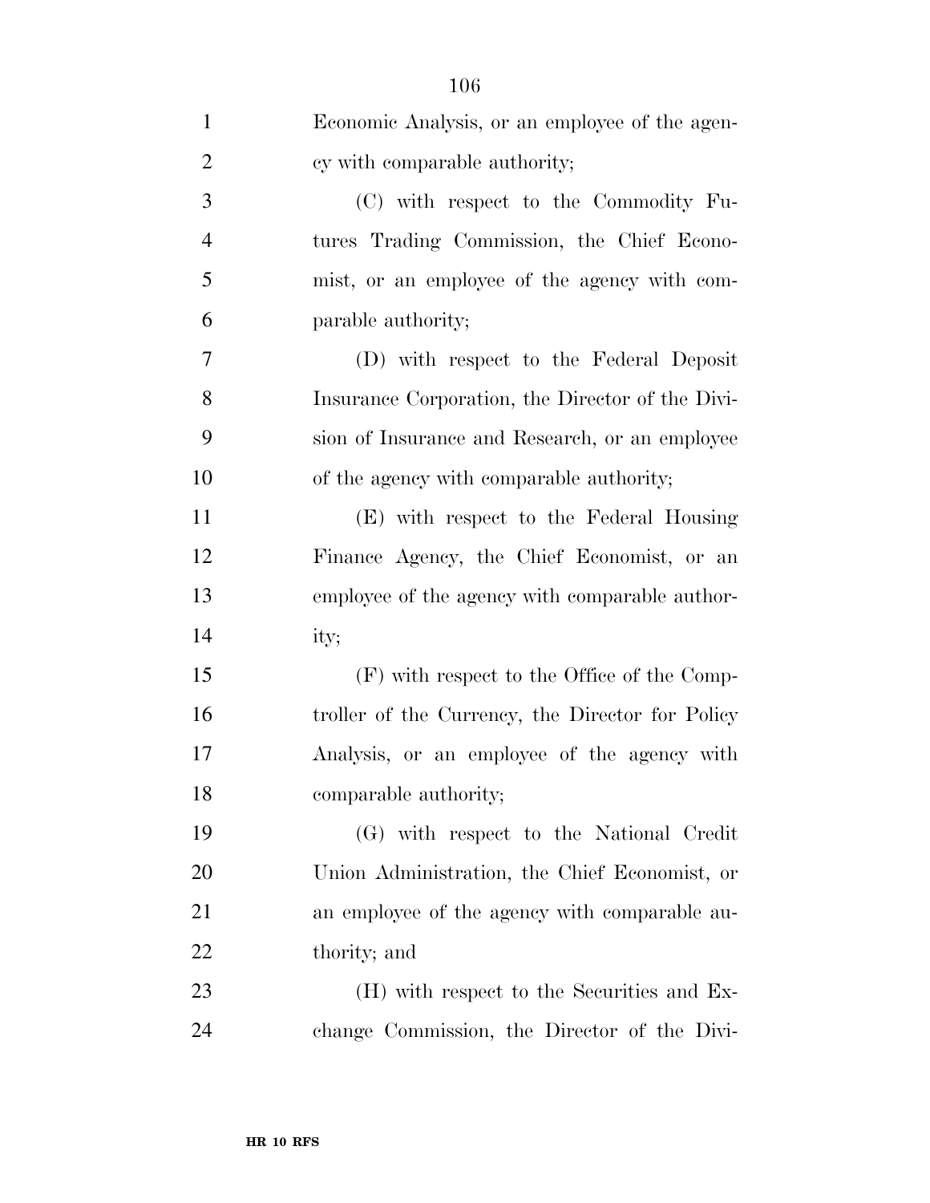Economic Analysis, or an employee of the agency with comparable authority;

(C) with respect to the Commodity Futures Trading Commission, the Chief Economist, or an employee of the agency with comparable authority;

(D) with respect to the Federal Deposit Insurance Corporation, the Director of the Division of Insurance and Research, or an employee of the agency with comparable authority;

(E) with respect to the Federal Housing Finance Agency, the Chief Economist, or an employee of the agency with comparable authority;

(F) with respect to the Office of the Comptroller of the Currency, the Director for Policy Analysis, or an employee of the agency with comparable authority;

(G) with respect to the National Credit Union Administration, the Chief Economist, or an employee of the agency with comparable authority; and

(H) with respect to the Securities and Exchange Commission, the Director of the Divi-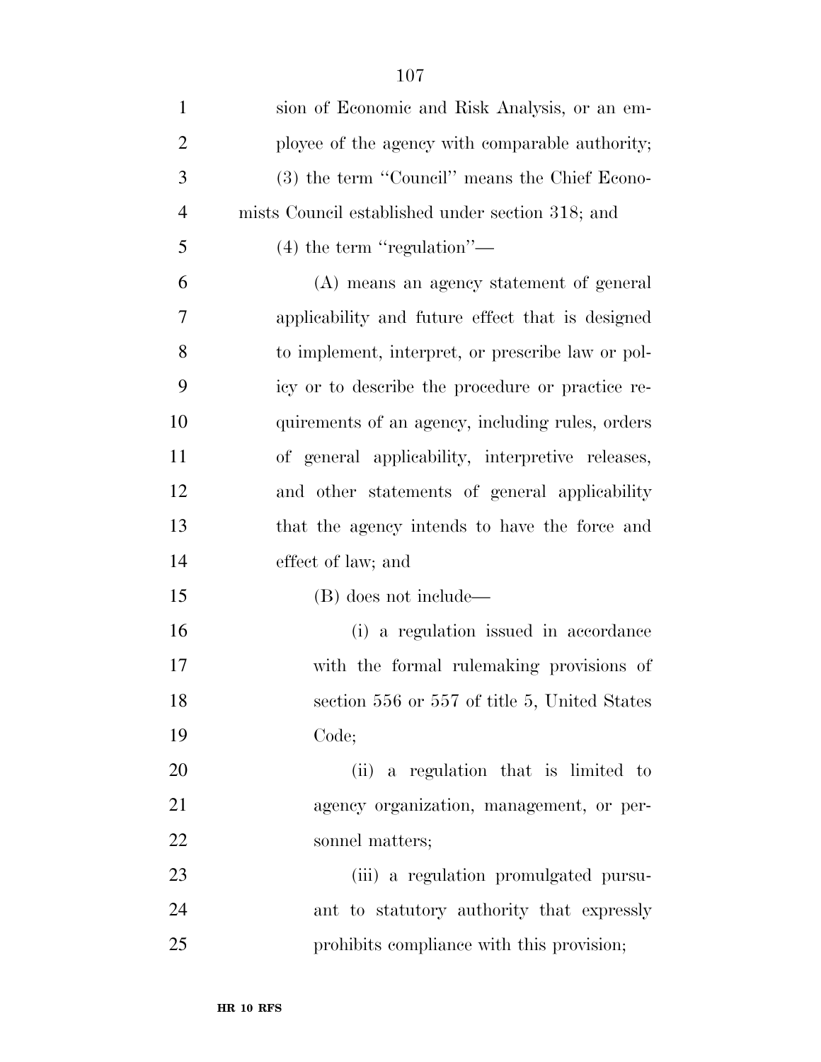sion of Economic and Risk Analysis, or an employee of the agency with comparable authority;

(3) the term "Council" means the Chief Economists Council established under section 318; and

(4) the term "regulation"—

(A) means an agency statement of general applicability and future effect that is designed to implement, interpret, or prescribe law or policy or to describe the procedure or practice requirements of an agency, including rules, orders of general applicability, interpretive releases, and other statements of general applicability that the agency intends to have the force and effect of law; and

(B) does not include—

(i) a regulation issued in accordance with the formal rulemaking provisions of section 556 or 557 of title 5, United States Code;

(ii) a regulation that is limited to agency organization, management, or personnel matters;

(iii) a regulation promulgated pursuant to statutory authority that expressly prohibits compliance with this provision;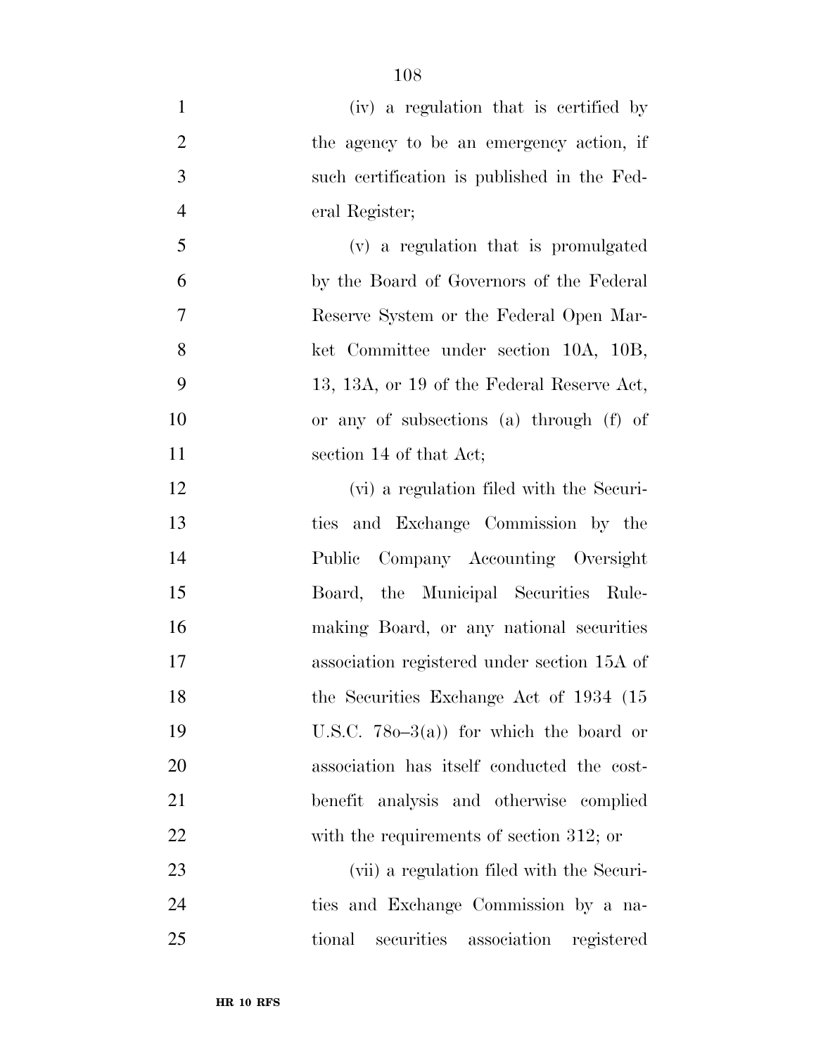(iv) a regulation that is certified by the agency to be an emergency action, if such certification is published in the Federal Register;

(v) a regulation that is promulgated by the Board of Governors of the Federal Reserve System or the Federal Open Market Committee under section 10A, 10B, 13, 13A, or 19 of the Federal Reserve Act, or any of subsections (a) through (f) of section 14 of that Act;

(vi) a regulation filed with the Securities and Exchange Commission by the Public Company Accounting Oversight Board, the Municipal Securities Rulemaking Board, or any national securities association registered under section 15A of the Securities Exchange Act of 1934 (15 U.S.C. 78o–3(a)) for which the board or association has itself conducted the cost-benefit analysis and otherwise complied with the requirements of section 312; or

(vii) a regulation filed with the Securities and Exchange Commission by a national securities association registered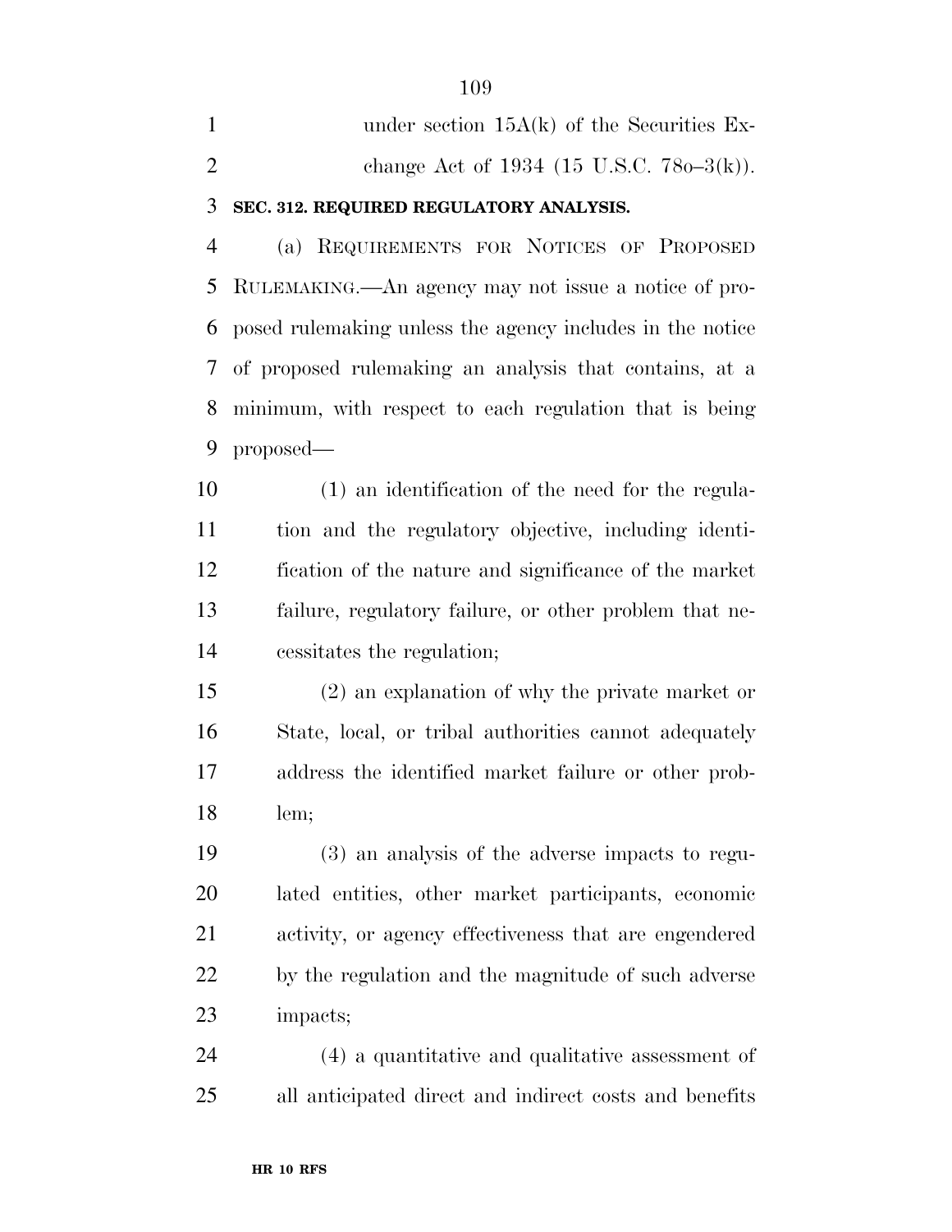under section 15A(k) of the Securities Exchange Act of 1934 (15 U.S.C. 78o–3(k)).

**SEC. 312. REQUIRED REGULATORY ANALYSIS.**

(a) REQUIREMENTS FOR NOTICES OF PROPOSED RULEMAKING.—An agency may not issue a notice of proposed rulemaking unless the agency includes in the notice of proposed rulemaking an analysis that contains, at a minimum, with respect to each regulation that is being proposed—

(1) an identification of the need for the regulation and the regulatory objective, including identification of the nature and significance of the market failure, regulatory failure, or other problem that necessitates the regulation;

(2) an explanation of why the private market or State, local, or tribal authorities cannot adequately address the identified market failure or other problem;

(3) an analysis of the adverse impacts to regulated entities, other market participants, economic activity, or agency effectiveness that are engendered by the regulation and the magnitude of such adverse impacts;

(4) a quantitative and qualitative assessment of all anticipated direct and indirect costs and benefits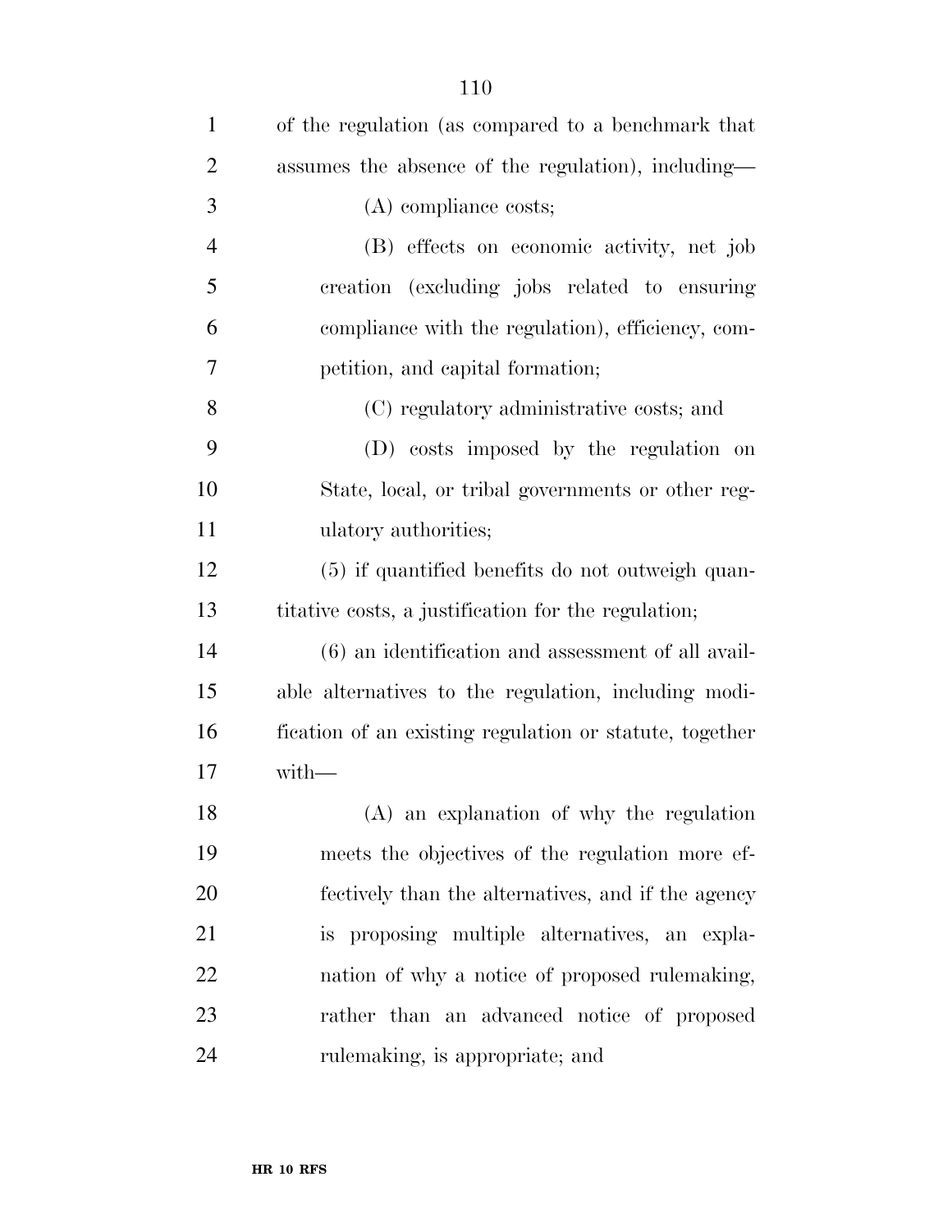of the regulation (as compared to a benchmark that assumes the absence of the regulation), including—

(A) compliance costs;

(B) effects on economic activity, net job creation (excluding jobs related to ensuring compliance with the regulation), efficiency, competition, and capital formation;

(C) regulatory administrative costs; and

(D) costs imposed by the regulation on State, local, or tribal governments or other regulatory authorities;

(5) if quantified benefits do not outweigh quantitative costs, a justification for the regulation;

(6) an identification and assessment of all available alternatives to the regulation, including modification of an existing regulation or statute, together with—

(A) an explanation of why the regulation meets the objectives of the regulation more effectively than the alternatives, and if the agency is proposing multiple alternatives, an explanation of why a notice of proposed rulemaking, rather than an advanced notice of proposed rulemaking, is appropriate; and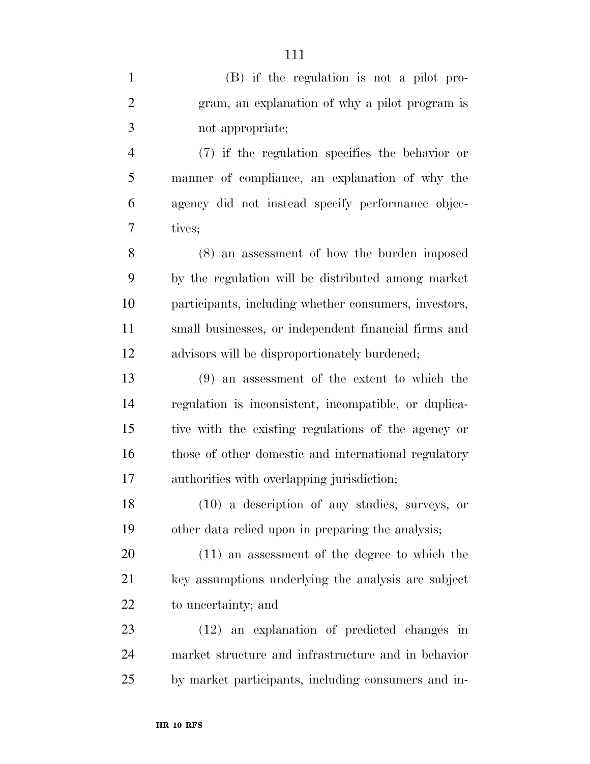(B) if the regulation is not a pilot program, an explanation of why a pilot program is not appropriate;

(7) if the regulation specifies the behavior or manner of compliance, an explanation of why the agency did not instead specify performance objectives;

(8) an assessment of how the burden imposed by the regulation will be distributed among market participants, including whether consumers, investors, small businesses, or independent financial firms and advisors will be disproportionately burdened;

(9) an assessment of the extent to which the regulation is inconsistent, incompatible, or duplicative with the existing regulations of the agency or those of other domestic and international regulatory authorities with overlapping jurisdiction;

(10) a description of any studies, surveys, or other data relied upon in preparing the analysis;

(11) an assessment of the degree to which the key assumptions underlying the analysis are subject to uncertainty; and

(12) an explanation of predicted changes in market structure and infrastructure and in behavior by market participants, including consumers and in-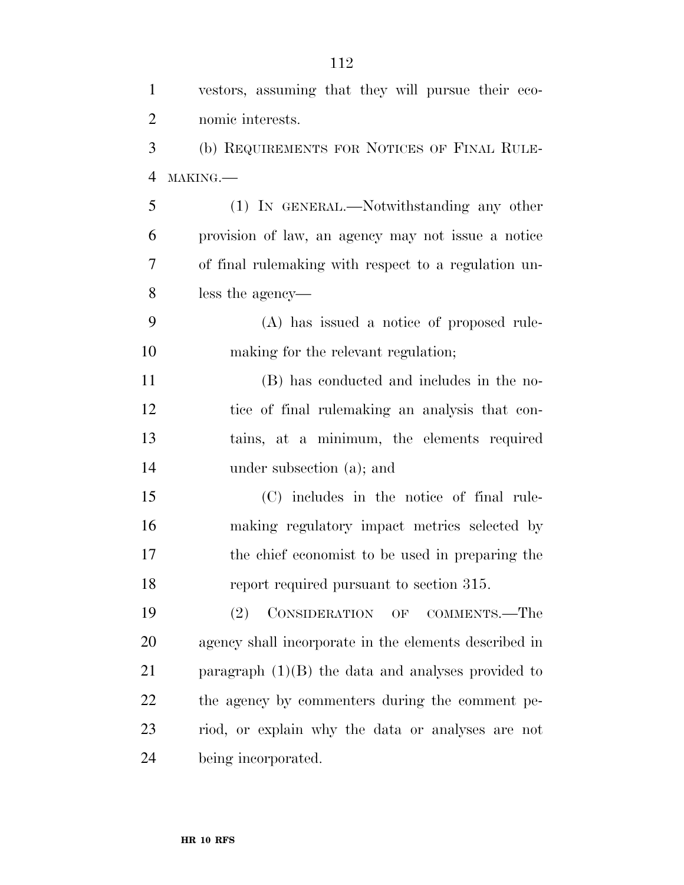vestors, assuming that they will pursue their economic interests.

(b) REQUIREMENTS FOR NOTICES OF FINAL RULEMAKING.—

(1) IN GENERAL.—Notwithstanding any other provision of law, an agency may not issue a notice of final rulemaking with respect to a regulation unless the agency—

(A) has issued a notice of proposed rulemaking for the relevant regulation;

(B) has conducted and includes in the notice of final rulemaking an analysis that contains, at a minimum, the elements required under subsection (a); and

(C) includes in the notice of final rulemaking regulatory impact metrics selected by the chief economist to be used in preparing the report required pursuant to section 315.

(2) CONSIDERATION OF COMMENTS.—The agency shall incorporate in the elements described in paragraph (1)(B) the data and analyses provided to the agency by commenters during the comment period, or explain why the data or analyses are not being incorporated.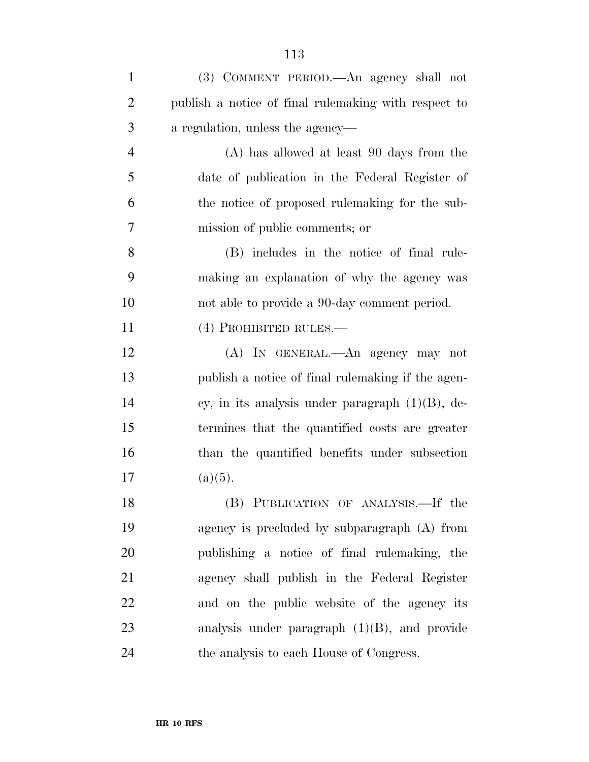(3) COMMENT PERIOD.—An agency shall not publish a notice of final rulemaking with respect to a regulation, unless the agency—

(A) has allowed at least 90 days from the date of publication in the Federal Register of the notice of proposed rulemaking for the submission of public comments; or

(B) includes in the notice of final rulemaking an explanation of why the agency was not able to provide a 90-day comment period.

(4) PROHIBITED RULES.—

(A) IN GENERAL.—An agency may not publish a notice of final rulemaking if the agency, in its analysis under paragraph (1)(B), determines that the quantified costs are greater than the quantified benefits under subsection (a)(5).

(B) PUBLICATION OF ANALYSIS.—If the agency is precluded by subparagraph (A) from publishing a notice of final rulemaking, the agency shall publish in the Federal Register and on the public website of the agency its analysis under paragraph (1)(B), and provide the analysis to each House of Congress.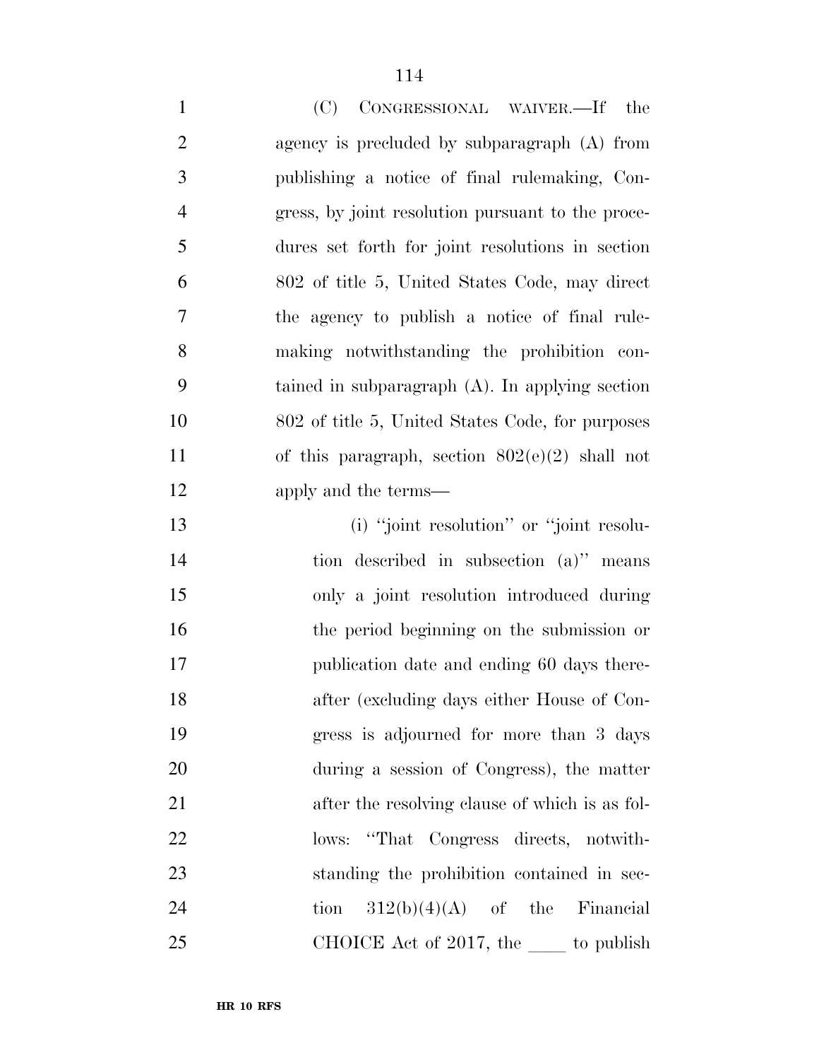(C) CONGRESSIONAL WAIVER.—If the agency is precluded by subparagraph (A) from publishing a notice of final rulemaking, Congress, by joint resolution pursuant to the procedures set forth for joint resolutions in section 802 of title 5, United States Code, may direct the agency to publish a notice of final rulemaking notwithstanding the prohibition contained in subparagraph (A). In applying section 802 of title 5, United States Code, for purposes of this paragraph, section 802(e)(2) shall not apply and the terms—

(i) ''joint resolution'' or ''joint resolution described in subsection (a)'' means only a joint resolution introduced during the period beginning on the submission or publication date and ending 60 days thereafter (excluding days either House of Congress is adjourned for more than 3 days during a session of Congress), the matter after the resolving clause of which is as follows: ''That Congress directs, notwithstanding the prohibition contained in section 312(b)(4)(A) of the Financial CHOICE Act of 2017, the ____ to publish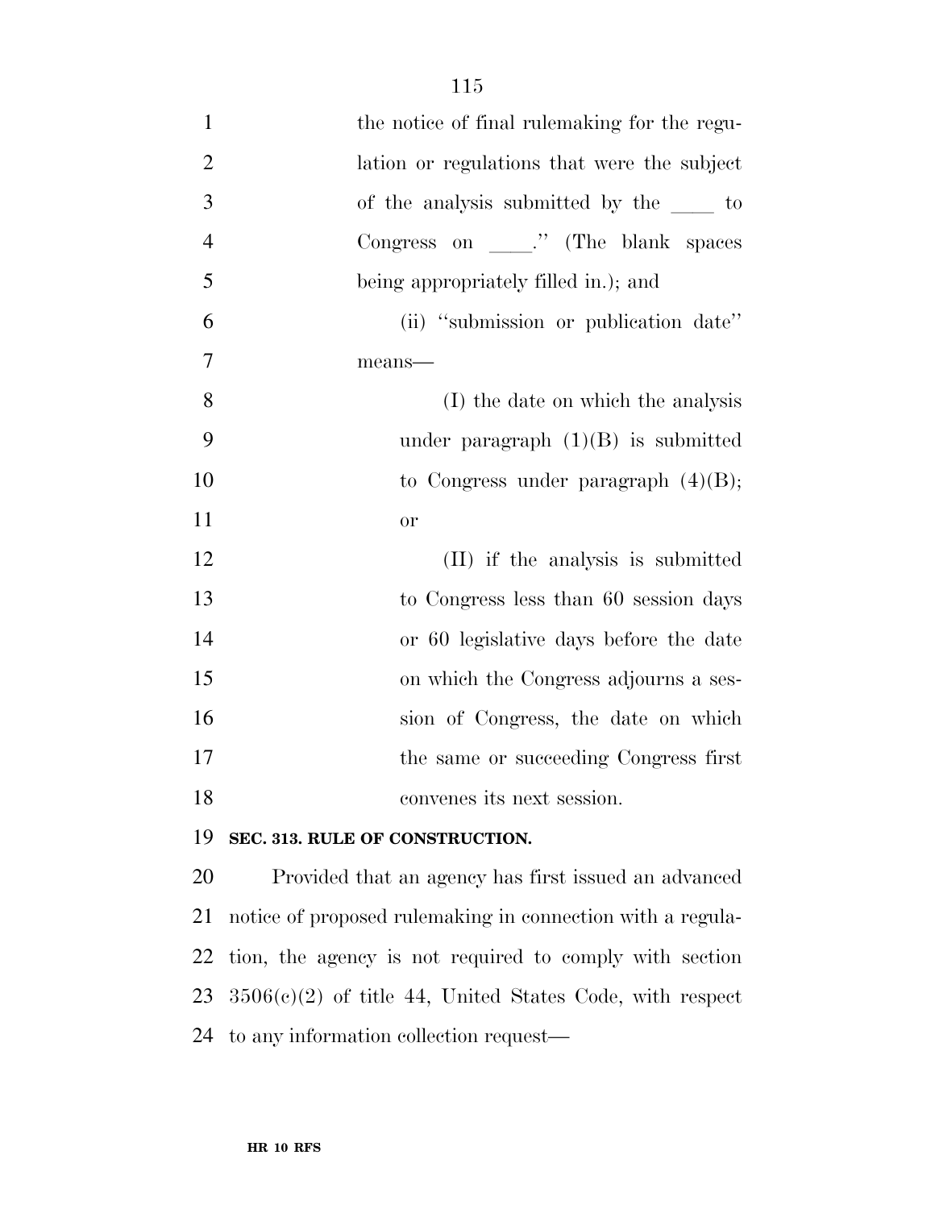the notice of final rulemaking for the regulation or regulations that were the subject of the analysis submitted by the ____ to Congress on ____.'' (The blank spaces being appropriately filled in.); and

(ii) ''submission or publication date'' means—

(I) the date on which the analysis under paragraph (1)(B) is submitted to Congress under paragraph (4)(B); or

(II) if the analysis is submitted to Congress less than 60 session days or 60 legislative days before the date on which the Congress adjourns a session of Congress, the date on which the same or succeeding Congress first convenes its next session.

**SEC. 313. RULE OF CONSTRUCTION.**

Provided that an agency has first issued an advanced notice of proposed rulemaking in connection with a regulation, the agency is not required to comply with section 3506(c)(2) of title 44, United States Code, with respect to any information collection request—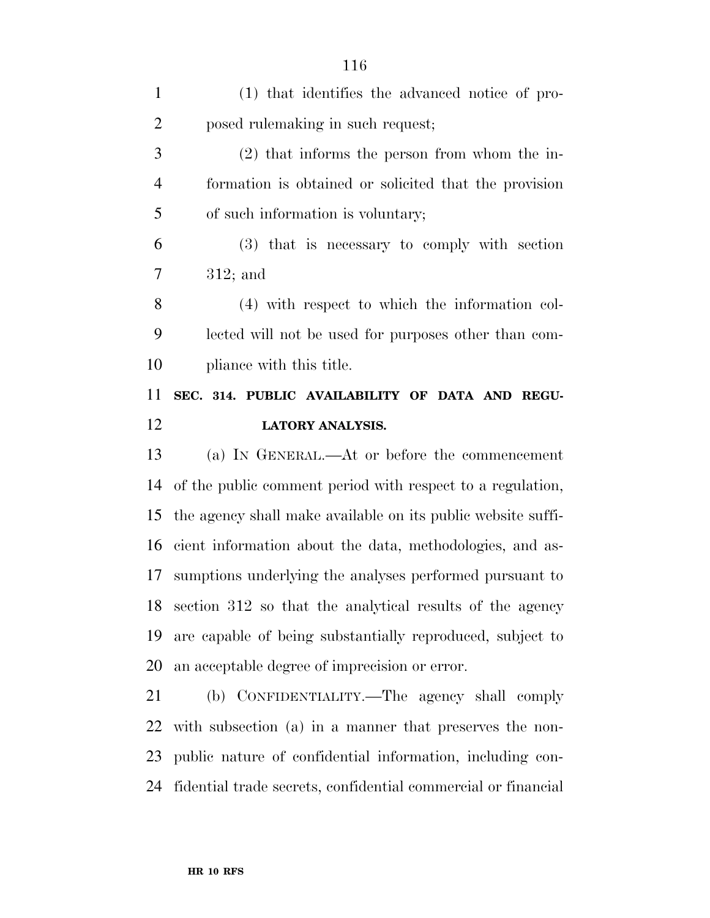(1) that identifies the advanced notice of proposed rulemaking in such request;

(2) that informs the person from whom the information is obtained or solicited that the provision of such information is voluntary;

(3) that is necessary to comply with section 312; and

(4) with respect to which the information collected will not be used for purposes other than compliance with this title.

**SEC. 314. PUBLIC AVAILABILITY OF DATA AND REGULATORY ANALYSIS.**

(a) IN GENERAL.—At or before the commencement of the public comment period with respect to a regulation, the agency shall make available on its public website sufficient information about the data, methodologies, and assumptions underlying the analyses performed pursuant to section 312 so that the analytical results of the agency are capable of being substantially reproduced, subject to an acceptable degree of imprecision or error.

(b) CONFIDENTIALITY.—The agency shall comply with subsection (a) in a manner that preserves the nonpublic nature of confidential information, including confidential trade secrets, confidential commercial or financial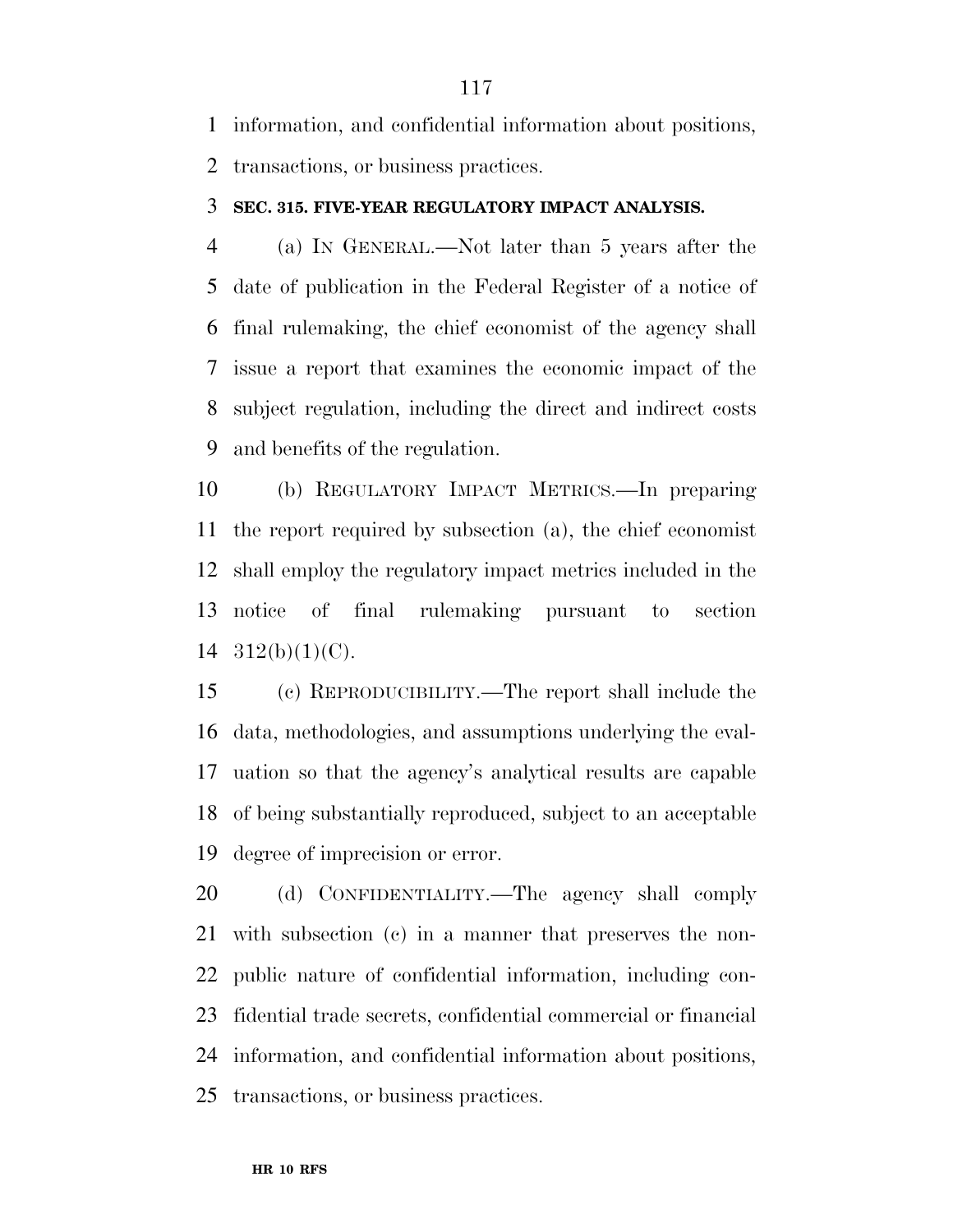information, and confidential information about positions, transactions, or business practices.

**SEC. 315. FIVE-YEAR REGULATORY IMPACT ANALYSIS.**

(a) IN GENERAL.—Not later than 5 years after the date of publication in the Federal Register of a notice of final rulemaking, the chief economist of the agency shall issue a report that examines the economic impact of the subject regulation, including the direct and indirect costs and benefits of the regulation.

(b) REGULATORY IMPACT METRICS.—In preparing the report required by subsection (a), the chief economist shall employ the regulatory impact metrics included in the notice of final rulemaking pursuant to section 312(b)(1)(C).

(c) REPRODUCIBILITY.—The report shall include the data, methodologies, and assumptions underlying the evaluation so that the agency's analytical results are capable of being substantially reproduced, subject to an acceptable degree of imprecision or error.

(d) CONFIDENTIALITY.—The agency shall comply with subsection (c) in a manner that preserves the nonpublic nature of confidential information, including confidential trade secrets, confidential commercial or financial information, and confidential information about positions, transactions, or business practices.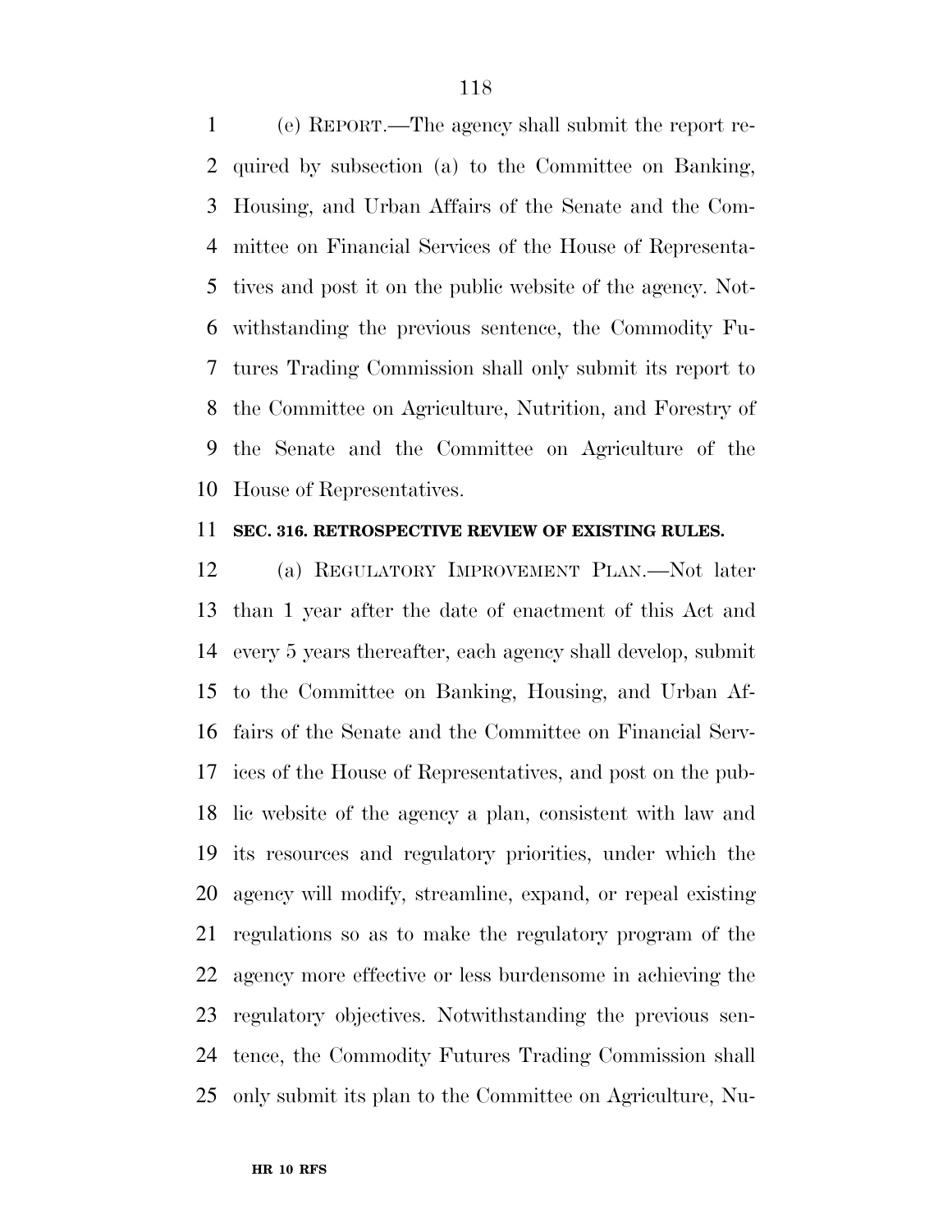(e) REPORT.—The agency shall submit the report required by subsection (a) to the Committee on Banking, Housing, and Urban Affairs of the Senate and the Committee on Financial Services of the House of Representatives and post it on the public website of the agency. Notwithstanding the previous sentence, the Commodity Futures Trading Commission shall only submit its report to the Committee on Agriculture, Nutrition, and Forestry of the Senate and the Committee on Agriculture of the House of Representatives.

**SEC. 316. RETROSPECTIVE REVIEW OF EXISTING RULES.**

(a) REGULATORY IMPROVEMENT PLAN.—Not later than 1 year after the date of enactment of this Act and every 5 years thereafter, each agency shall develop, submit to the Committee on Banking, Housing, and Urban Affairs of the Senate and the Committee on Financial Services of the House of Representatives, and post on the public website of the agency a plan, consistent with law and its resources and regulatory priorities, under which the agency will modify, streamline, expand, or repeal existing regulations so as to make the regulatory program of the agency more effective or less burdensome in achieving the regulatory objectives. Notwithstanding the previous sentence, the Commodity Futures Trading Commission shall only submit its plan to the Committee on Agriculture, Nu-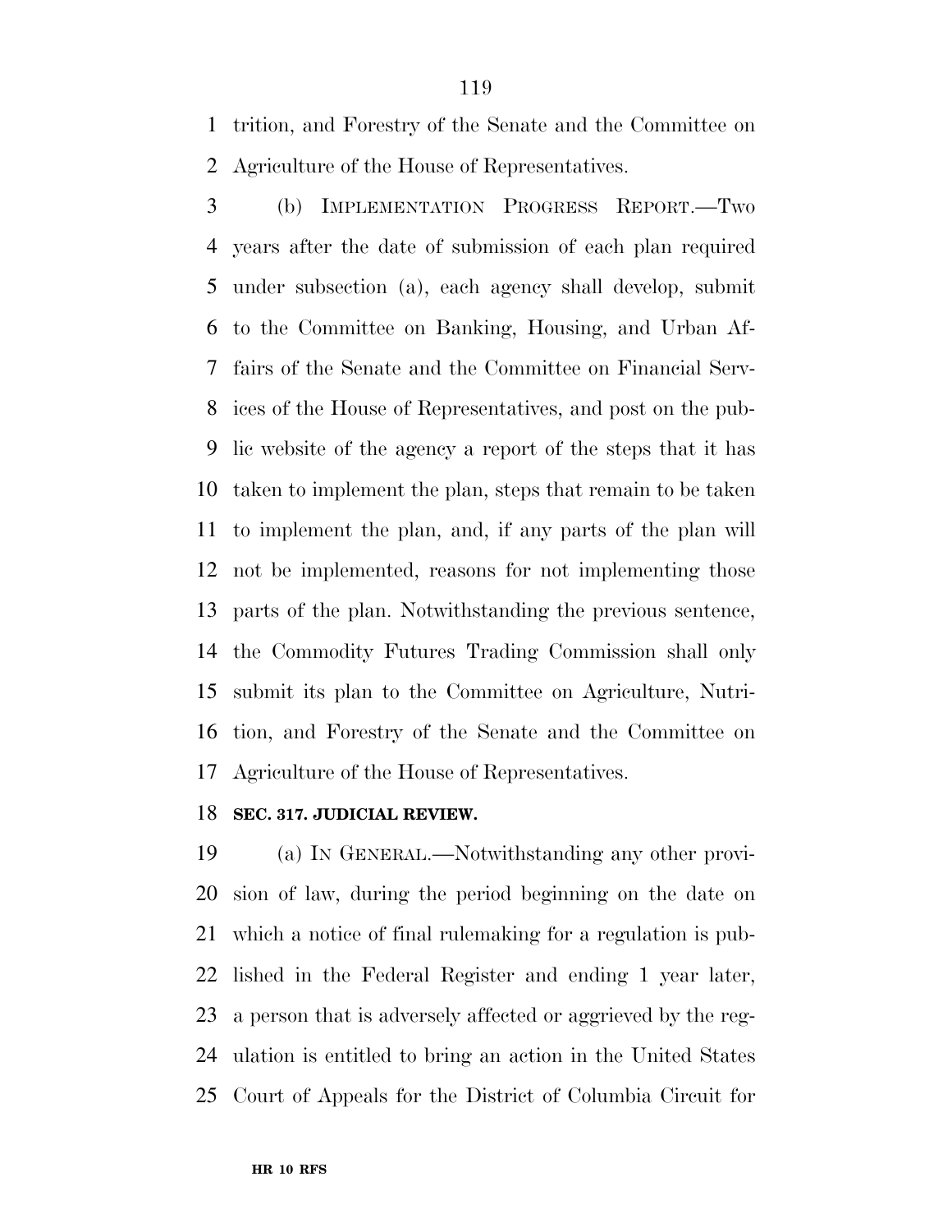trition, and Forestry of the Senate and the Committee on Agriculture of the House of Representatives.

(b) IMPLEMENTATION PROGRESS REPORT.—Two years after the date of submission of each plan required under subsection (a), each agency shall develop, submit to the Committee on Banking, Housing, and Urban Affairs of the Senate and the Committee on Financial Services of the House of Representatives, and post on the public website of the agency a report of the steps that it has taken to implement the plan, steps that remain to be taken to implement the plan, and, if any parts of the plan will not be implemented, reasons for not implementing those parts of the plan. Notwithstanding the previous sentence, the Commodity Futures Trading Commission shall only submit its plan to the Committee on Agriculture, Nutrition, and Forestry of the Senate and the Committee on Agriculture of the House of Representatives.

**SEC. 317. JUDICIAL REVIEW.**

(a) IN GENERAL.—Notwithstanding any other provision of law, during the period beginning on the date on which a notice of final rulemaking for a regulation is published in the Federal Register and ending 1 year later, a person that is adversely affected or aggrieved by the regulation is entitled to bring an action in the United States Court of Appeals for the District of Columbia Circuit for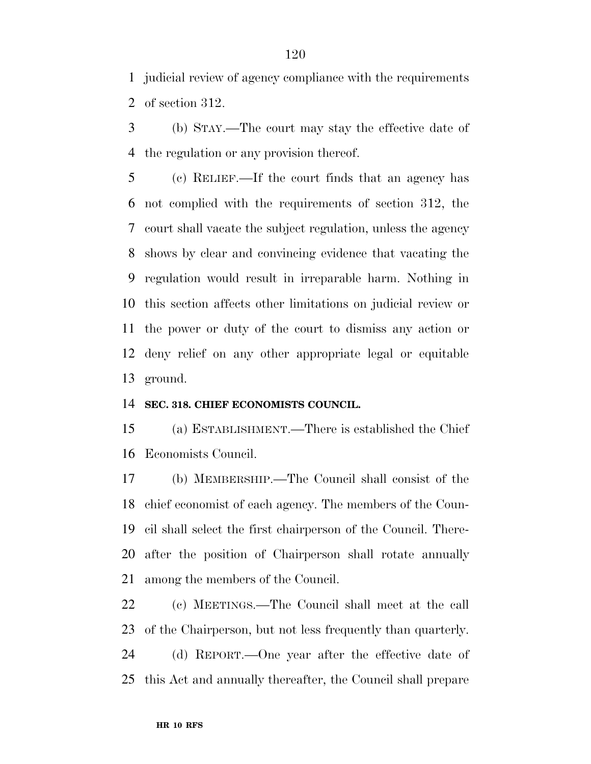judicial review of agency compliance with the requirements of section 312.

(b) STAY.—The court may stay the effective date of the regulation or any provision thereof.

(c) RELIEF.—If the court finds that an agency has not complied with the requirements of section 312, the court shall vacate the subject regulation, unless the agency shows by clear and convincing evidence that vacating the regulation would result in irreparable harm. Nothing in this section affects other limitations on judicial review or the power or duty of the court to dismiss any action or deny relief on any other appropriate legal or equitable ground.

**SEC. 318. CHIEF ECONOMISTS COUNCIL.**

(a) ESTABLISHMENT.—There is established the Chief Economists Council.

(b) MEMBERSHIP.—The Council shall consist of the chief economist of each agency. The members of the Council shall select the first chairperson of the Council. Thereafter the position of Chairperson shall rotate annually among the members of the Council.

(c) MEETINGS.—The Council shall meet at the call of the Chairperson, but not less frequently than quarterly.

(d) REPORT.—One year after the effective date of this Act and annually thereafter, the Council shall prepare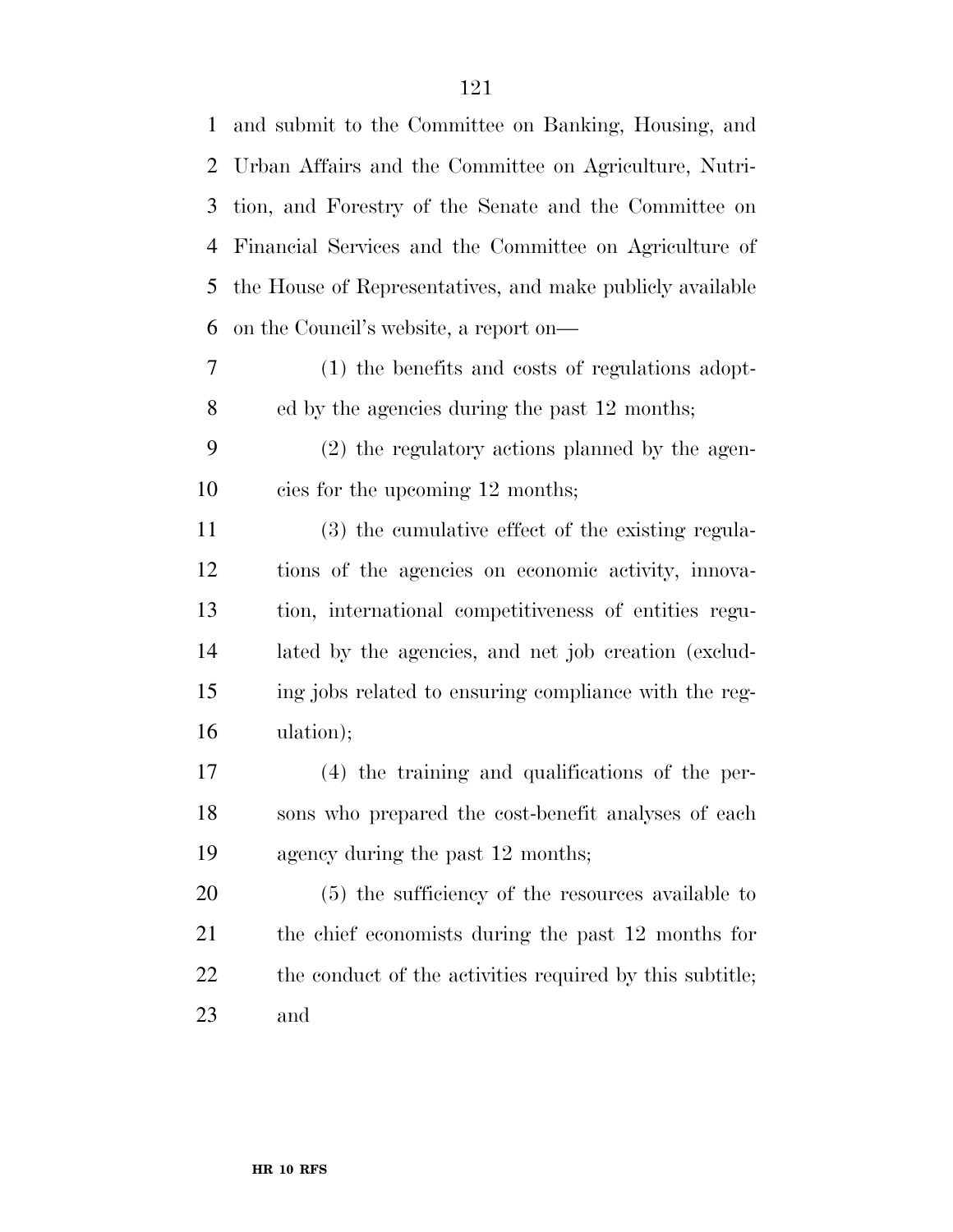and submit to the Committee on Banking, Housing, and Urban Affairs and the Committee on Agriculture, Nutrition, and Forestry of the Senate and the Committee on Financial Services and the Committee on Agriculture of the House of Representatives, and make publicly available on the Council's website, a report on—

(1) the benefits and costs of regulations adopted by the agencies during the past 12 months;

(2) the regulatory actions planned by the agencies for the upcoming 12 months;

(3) the cumulative effect of the existing regulations of the agencies on economic activity, innovation, international competitiveness of entities regulated by the agencies, and net job creation (excluding jobs related to ensuring compliance with the regulation);

(4) the training and qualifications of the persons who prepared the cost-benefit analyses of each agency during the past 12 months;

(5) the sufficiency of the resources available to the chief economists during the past 12 months for the conduct of the activities required by this subtitle; and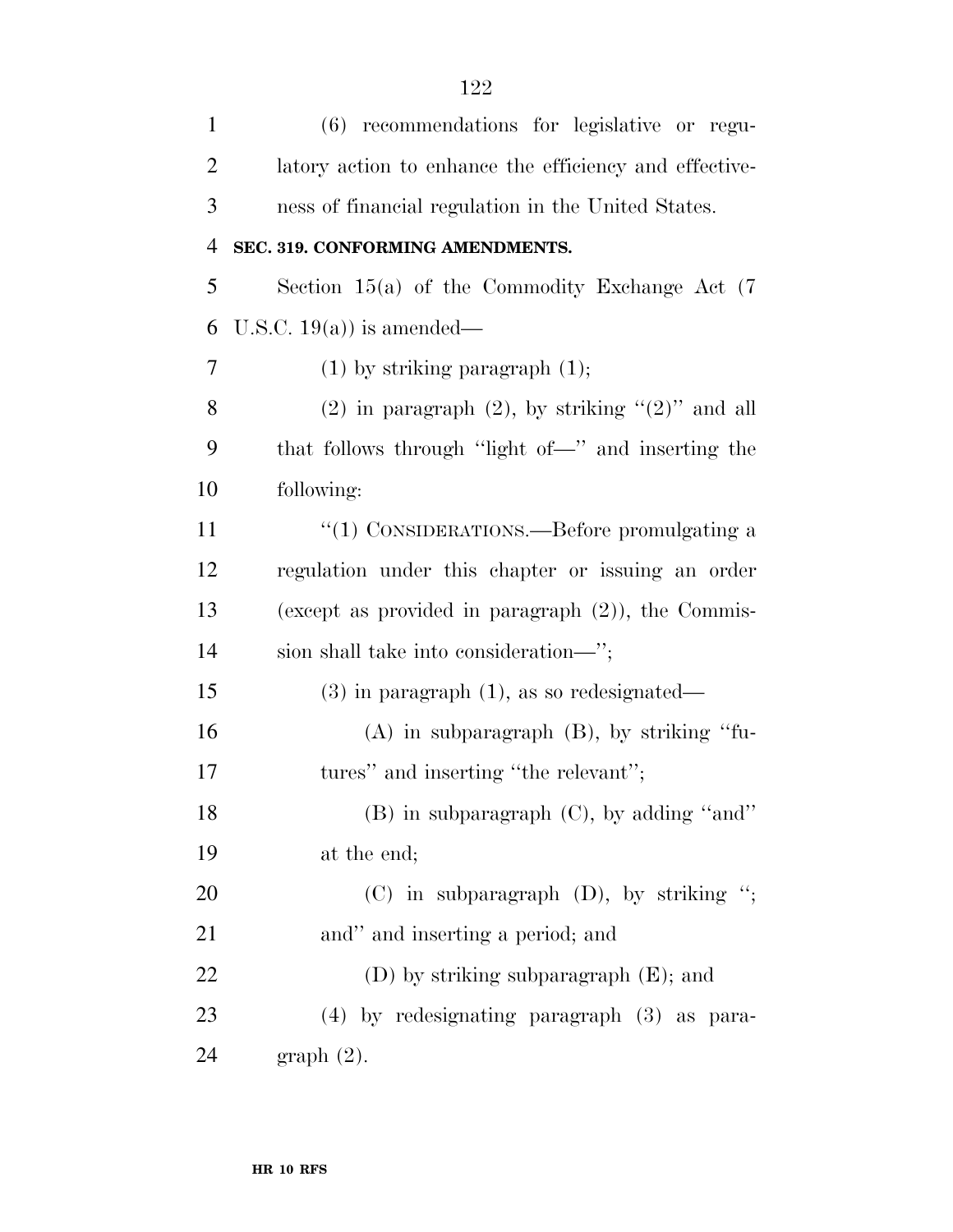(6) recommendations for legislative or regulatory action to enhance the efficiency and effectiveness of financial regulation in the United States.

**SEC. 319. CONFORMING AMENDMENTS.**

Section 15(a) of the Commodity Exchange Act (7 U.S.C. 19(a)) is amended—

(1) by striking paragraph (1);

(2) in paragraph (2), by striking "(2)" and all that follows through "light of—" and inserting the following:

"(1) CONSIDERATIONS.—Before promulgating a regulation under this chapter or issuing an order (except as provided in paragraph (2)), the Commission shall take into consideration—";

(3) in paragraph (1), as so redesignated—

(A) in subparagraph (B), by striking "futures" and inserting "the relevant";

(B) in subparagraph (C), by adding "and" at the end;

(C) in subparagraph (D), by striking "; and" and inserting a period; and

(D) by striking subparagraph (E); and

(4) by redesignating paragraph (3) as paragraph (2).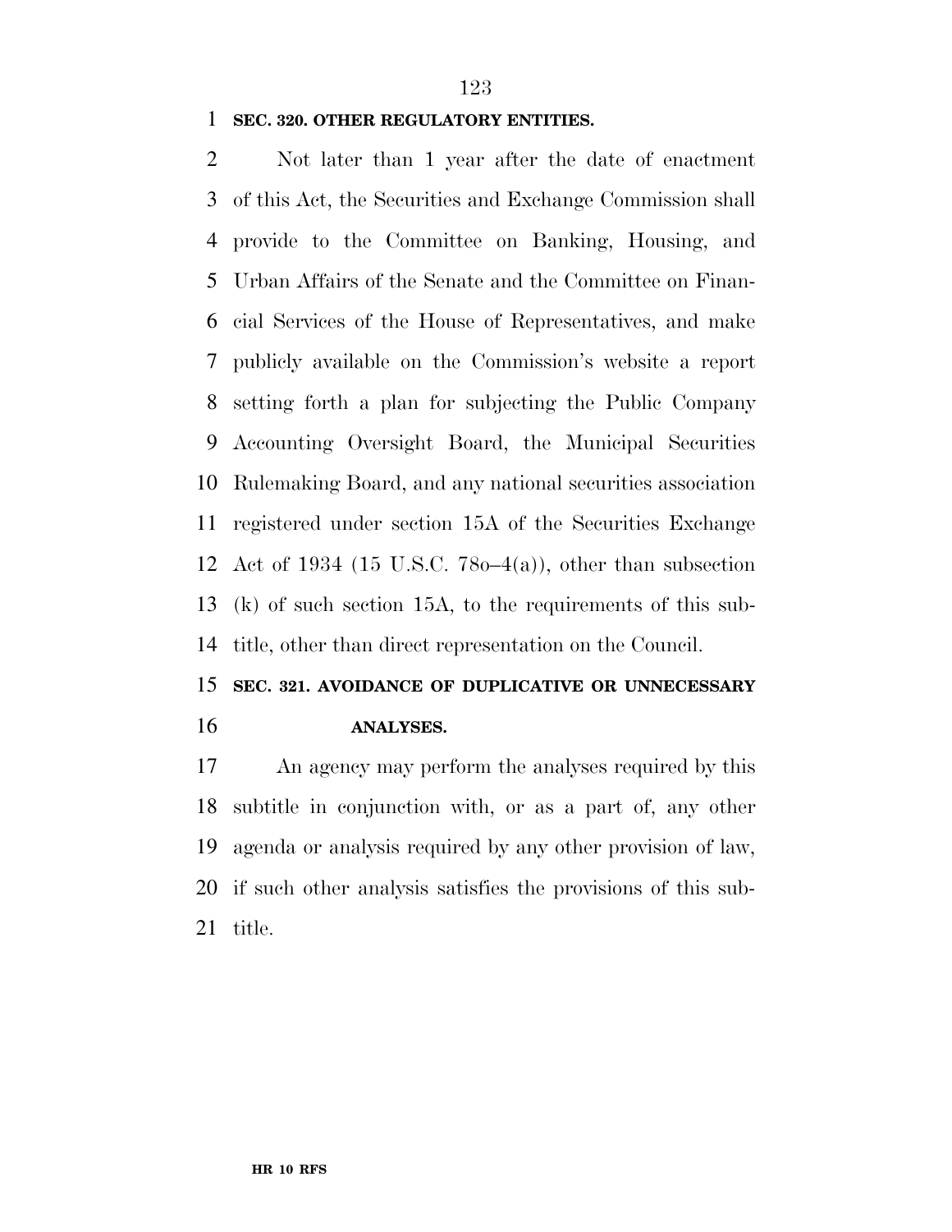**SEC. 320. OTHER REGULATORY ENTITIES.**

Not later than 1 year after the date of enactment of this Act, the Securities and Exchange Commission shall provide to the Committee on Banking, Housing, and Urban Affairs of the Senate and the Committee on Financial Services of the House of Representatives, and make publicly available on the Commission's website a report setting forth a plan for subjecting the Public Company Accounting Oversight Board, the Municipal Securities Rulemaking Board, and any national securities association registered under section 15A of the Securities Exchange Act of 1934 (15 U.S.C. 78o–4(a)), other than subsection (k) of such section 15A, to the requirements of this subtitle, other than direct representation on the Council.

**SEC. 321. AVOIDANCE OF DUPLICATIVE OR UNNECESSARY ANALYSES.**

An agency may perform the analyses required by this subtitle in conjunction with, or as a part of, any other agenda or analysis required by any other provision of law, if such other analysis satisfies the provisions of this subtitle.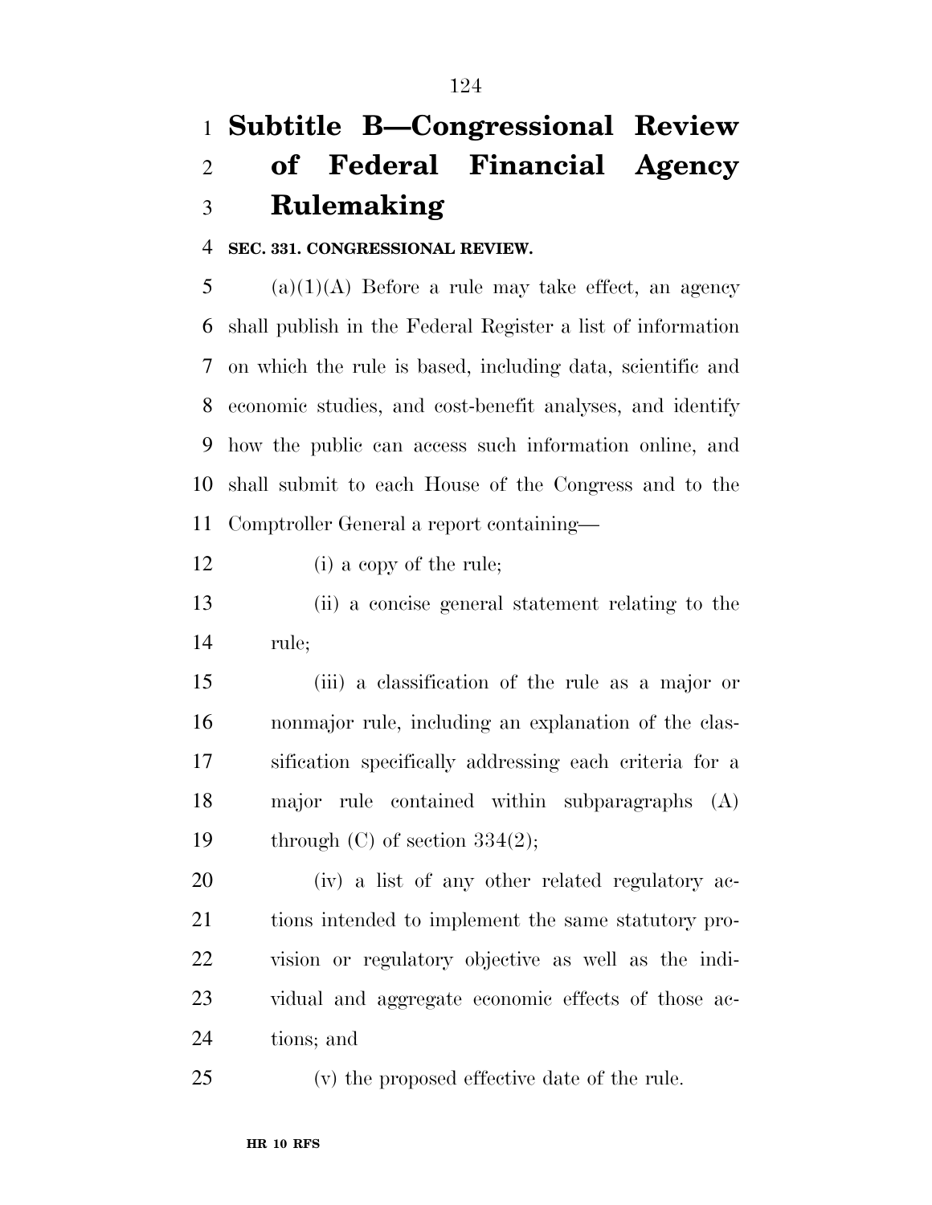# Subtitle B—Congressional Review of Federal Financial Agency Rulemaking

**SEC. 331. CONGRESSIONAL REVIEW.**

(a)(1)(A) Before a rule may take effect, an agency shall publish in the Federal Register a list of information on which the rule is based, including data, scientific and economic studies, and cost-benefit analyses, and identify how the public can access such information online, and shall submit to each House of the Congress and to the Comptroller General a report containing—

(i) a copy of the rule;

(ii) a concise general statement relating to the rule;

(iii) a classification of the rule as a major or nonmajor rule, including an explanation of the classification specifically addressing each criteria for a major rule contained within subparagraphs (A) through (C) of section 334(2);

(iv) a list of any other related regulatory actions intended to implement the same statutory provision or regulatory objective as well as the individual and aggregate economic effects of those actions; and

(v) the proposed effective date of the rule.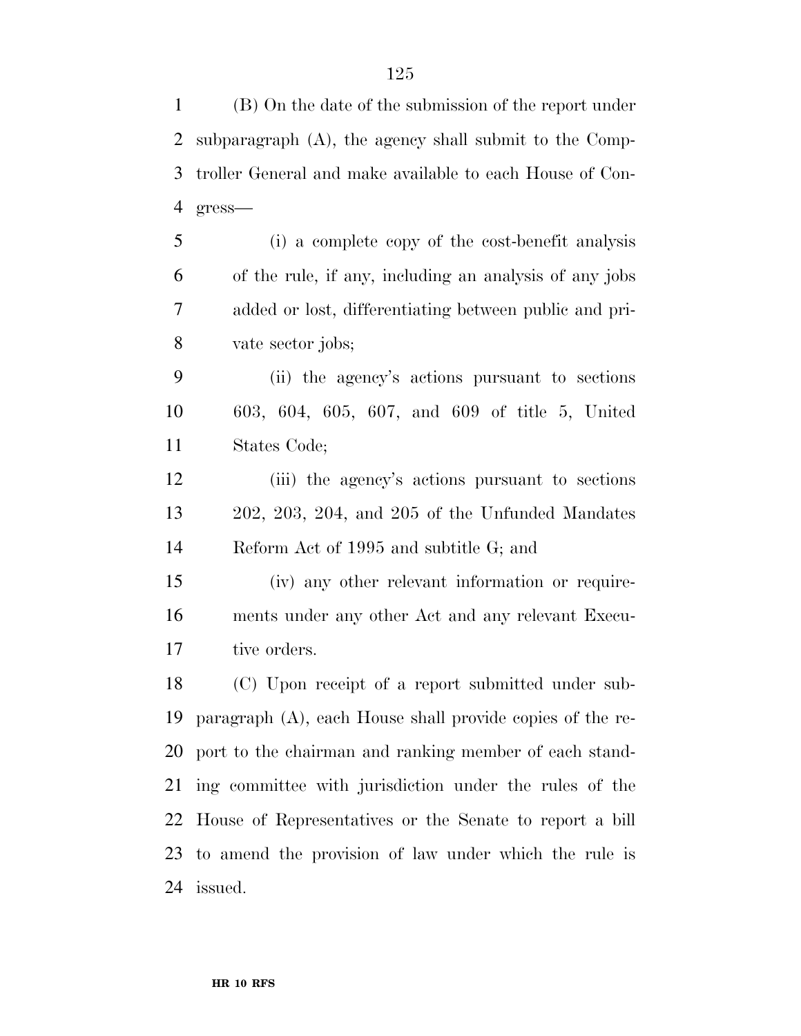(B) On the date of the submission of the report under subparagraph (A), the agency shall submit to the Comptroller General and make available to each House of Congress—

(i) a complete copy of the cost-benefit analysis of the rule, if any, including an analysis of any jobs added or lost, differentiating between public and private sector jobs;

(ii) the agency's actions pursuant to sections 603, 604, 605, 607, and 609 of title 5, United States Code;

(iii) the agency's actions pursuant to sections 202, 203, 204, and 205 of the Unfunded Mandates Reform Act of 1995 and subtitle G; and

(iv) any other relevant information or requirements under any other Act and any relevant Executive orders.

(C) Upon receipt of a report submitted under subparagraph (A), each House shall provide copies of the report to the chairman and ranking member of each standing committee with jurisdiction under the rules of the House of Representatives or the Senate to report a bill to amend the provision of law under which the rule is issued.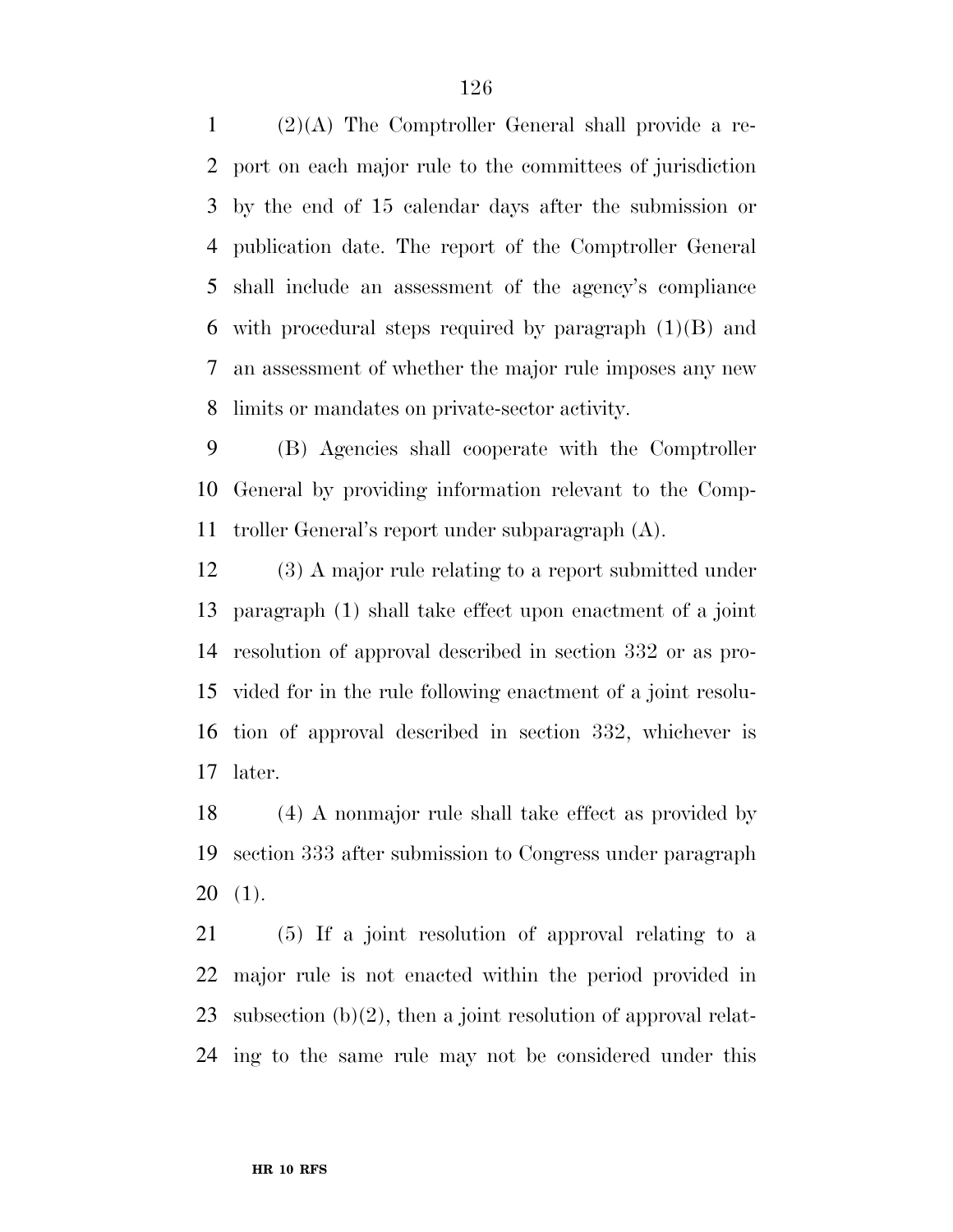(2)(A) The Comptroller General shall provide a report on each major rule to the committees of jurisdiction by the end of 15 calendar days after the submission or publication date. The report of the Comptroller General shall include an assessment of the agency's compliance with procedural steps required by paragraph (1)(B) and an assessment of whether the major rule imposes any new limits or mandates on private-sector activity.

(B) Agencies shall cooperate with the Comptroller General by providing information relevant to the Comptroller General's report under subparagraph (A).

(3) A major rule relating to a report submitted under paragraph (1) shall take effect upon enactment of a joint resolution of approval described in section 332 or as provided for in the rule following enactment of a joint resolution of approval described in section 332, whichever is later.

(4) A nonmajor rule shall take effect as provided by section 333 after submission to Congress under paragraph (1).

(5) If a joint resolution of approval relating to a major rule is not enacted within the period provided in subsection (b)(2), then a joint resolution of approval relating to the same rule may not be considered under this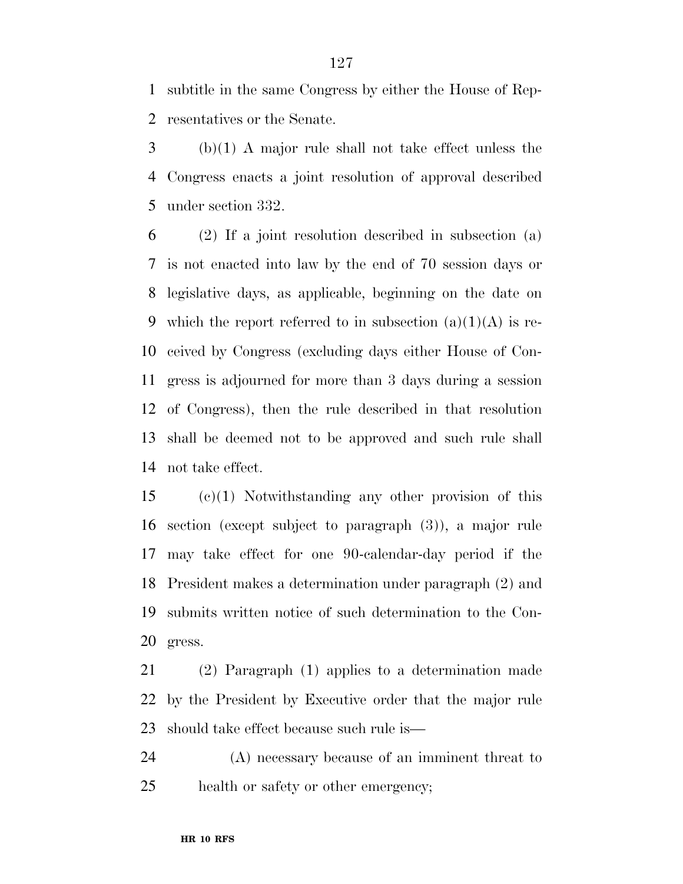subtitle in the same Congress by either the House of Representatives or the Senate.

(b)(1) A major rule shall not take effect unless the Congress enacts a joint resolution of approval described under section 332.

(2) If a joint resolution described in subsection (a) is not enacted into law by the end of 70 session days or legislative days, as applicable, beginning on the date on which the report referred to in subsection (a)(1)(A) is received by Congress (excluding days either House of Congress is adjourned for more than 3 days during a session of Congress), then the rule described in that resolution shall be deemed not to be approved and such rule shall not take effect.

(c)(1) Notwithstanding any other provision of this section (except subject to paragraph (3)), a major rule may take effect for one 90-calendar-day period if the President makes a determination under paragraph (2) and submits written notice of such determination to the Congress.

(2) Paragraph (1) applies to a determination made by the President by Executive order that the major rule should take effect because such rule is—

(A) necessary because of an imminent threat to health or safety or other emergency;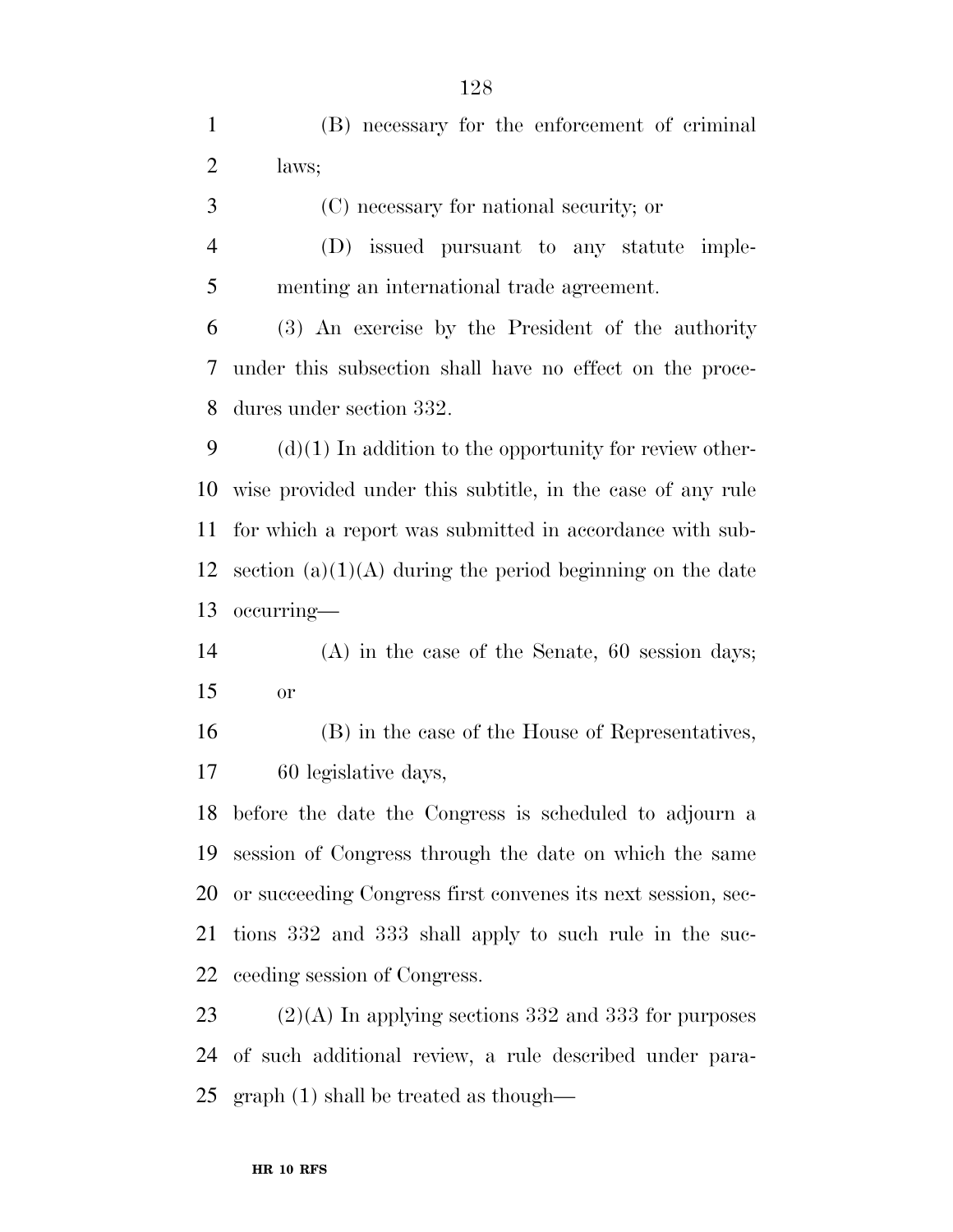(B) necessary for the enforcement of criminal laws;

(C) necessary for national security; or

(D) issued pursuant to any statute implementing an international trade agreement.

(3) An exercise by the President of the authority under this subsection shall have no effect on the procedures under section 332.

(d)(1) In addition to the opportunity for review otherwise provided under this subtitle, in the case of any rule for which a report was submitted in accordance with subsection (a)(1)(A) during the period beginning on the date occurring—

(A) in the case of the Senate, 60 session days; or

(B) in the case of the House of Representatives, 60 legislative days,

before the date the Congress is scheduled to adjourn a session of Congress through the date on which the same or succeeding Congress first convenes its next session, sections 332 and 333 shall apply to such rule in the succeeding session of Congress.

(2)(A) In applying sections 332 and 333 for purposes of such additional review, a rule described under paragraph (1) shall be treated as though—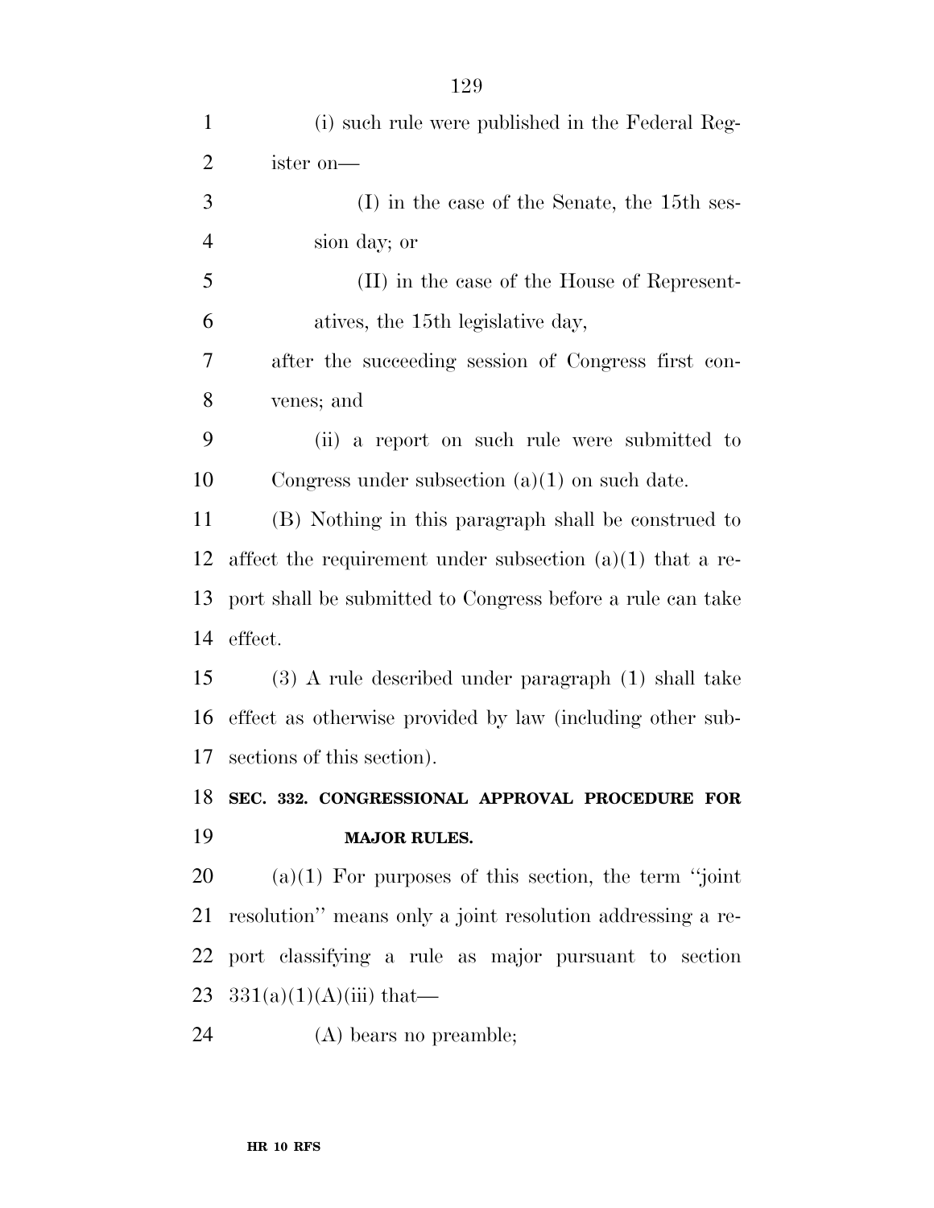(i) such rule were published in the Federal Register on—

(I) in the case of the Senate, the 15th session day; or

(II) in the case of the House of Representatives, the 15th legislative day,

after the succeeding session of Congress first convenes; and

(ii) a report on such rule were submitted to Congress under subsection (a)(1) on such date.

(B) Nothing in this paragraph shall be construed to affect the requirement under subsection (a)(1) that a report shall be submitted to Congress before a rule can take effect.

(3) A rule described under paragraph (1) shall take effect as otherwise provided by law (including other subsections of this section).

**SEC. 332. CONGRESSIONAL APPROVAL PROCEDURE FOR MAJOR RULES.**

(a)(1) For purposes of this section, the term ''joint resolution'' means only a joint resolution addressing a report classifying a rule as major pursuant to section 331(a)(1)(A)(iii) that—

(A) bears no preamble;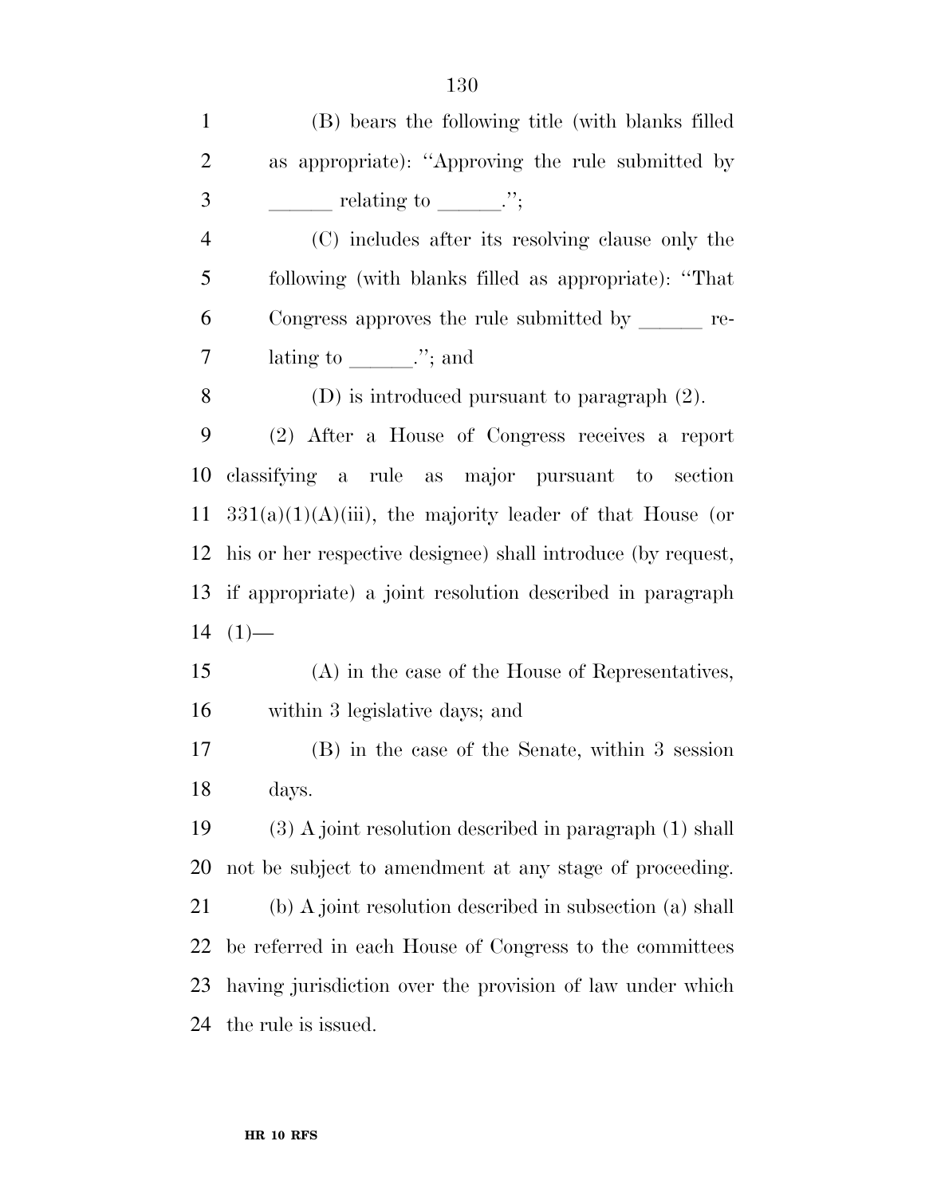(B) bears the following title (with blanks filled as appropriate): ''Approving the rule submitted by \_\_\_\_\_\_ relating to \_\_\_\_\_\_.'';

(C) includes after its resolving clause only the following (with blanks filled as appropriate): ''That Congress approves the rule submitted by \_\_\_\_\_\_ relating to \_\_\_\_\_\_.''; and

(D) is introduced pursuant to paragraph (2).

(2) After a House of Congress receives a report classifying a rule as major pursuant to section 331(a)(1)(A)(iii), the majority leader of that House (or his or her respective designee) shall introduce (by request, if appropriate) a joint resolution described in paragraph (1)—

(A) in the case of the House of Representatives, within 3 legislative days; and

(B) in the case of the Senate, within 3 session days.

(3) A joint resolution described in paragraph (1) shall not be subject to amendment at any stage of proceeding.

(b) A joint resolution described in subsection (a) shall be referred in each House of Congress to the committees having jurisdiction over the provision of law under which the rule is issued.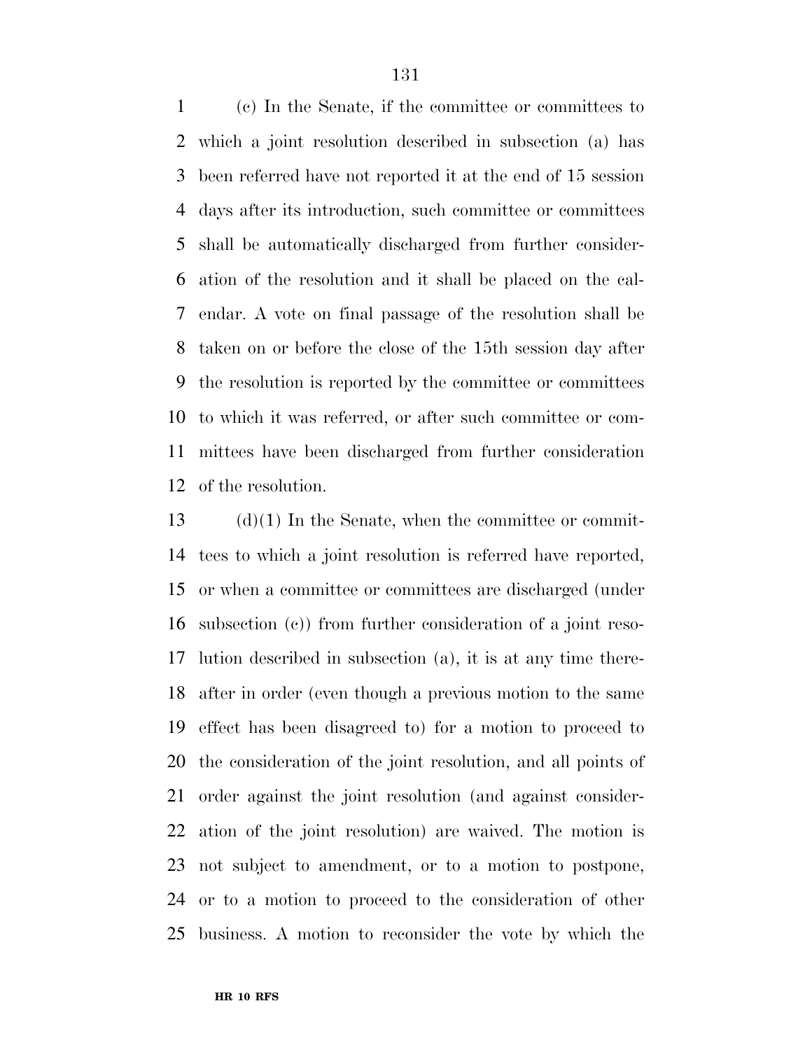(c) In the Senate, if the committee or committees to which a joint resolution described in subsection (a) has been referred have not reported it at the end of 15 session days after its introduction, such committee or committees shall be automatically discharged from further consideration of the resolution and it shall be placed on the calendar. A vote on final passage of the resolution shall be taken on or before the close of the 15th session day after the resolution is reported by the committee or committees to which it was referred, or after such committee or committees have been discharged from further consideration of the resolution.

(d)(1) In the Senate, when the committee or committees to which a joint resolution is referred have reported, or when a committee or committees are discharged (under subsection (c)) from further consideration of a joint resolution described in subsection (a), it is at any time thereafter in order (even though a previous motion to the same effect has been disagreed to) for a motion to proceed to the consideration of the joint resolution, and all points of order against the joint resolution (and against consideration of the joint resolution) are waived. The motion is not subject to amendment, or to a motion to postpone, or to a motion to proceed to the consideration of other business. A motion to reconsider the vote by which the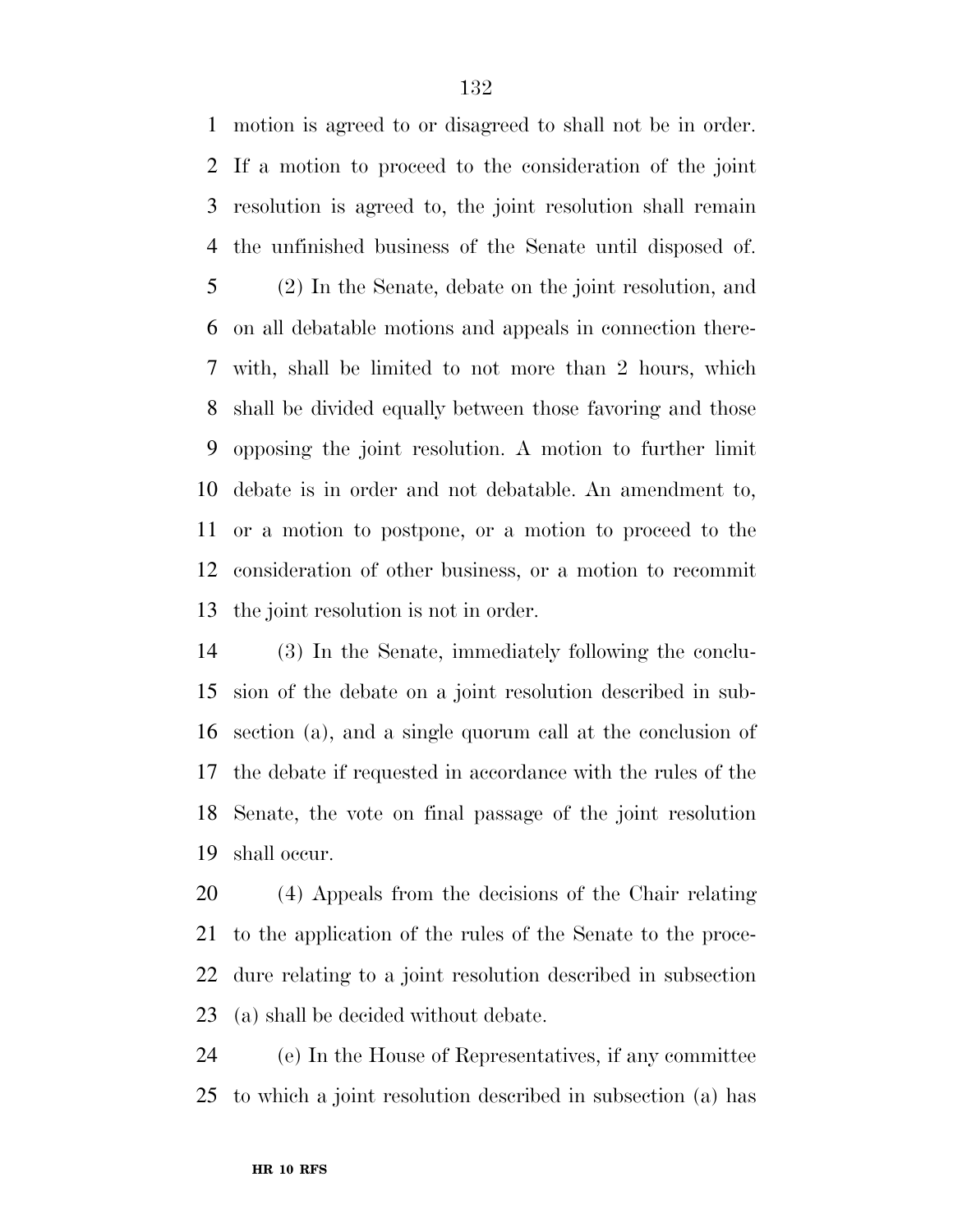motion is agreed to or disagreed to shall not be in order. If a motion to proceed to the consideration of the joint resolution is agreed to, the joint resolution shall remain the unfinished business of the Senate until disposed of.

(2) In the Senate, debate on the joint resolution, and on all debatable motions and appeals in connection therewith, shall be limited to not more than 2 hours, which shall be divided equally between those favoring and those opposing the joint resolution. A motion to further limit debate is in order and not debatable. An amendment to, or a motion to postpone, or a motion to proceed to the consideration of other business, or a motion to recommit the joint resolution is not in order.

(3) In the Senate, immediately following the conclusion of the debate on a joint resolution described in subsection (a), and a single quorum call at the conclusion of the debate if requested in accordance with the rules of the Senate, the vote on final passage of the joint resolution shall occur.

(4) Appeals from the decisions of the Chair relating to the application of the rules of the Senate to the procedure relating to a joint resolution described in subsection (a) shall be decided without debate.

(e) In the House of Representatives, if any committee to which a joint resolution described in subsection (a) has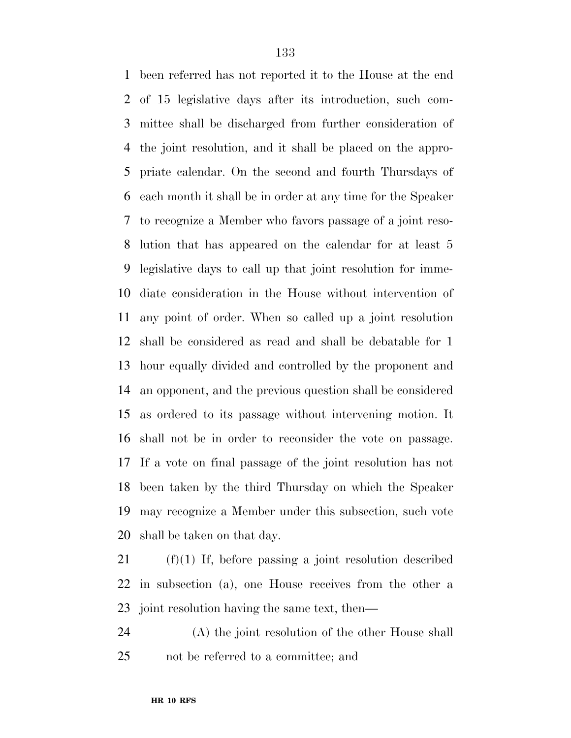been referred has not reported it to the House at the end of 15 legislative days after its introduction, such committee shall be discharged from further consideration of the joint resolution, and it shall be placed on the appropriate calendar. On the second and fourth Thursdays of each month it shall be in order at any time for the Speaker to recognize a Member who favors passage of a joint resolution that has appeared on the calendar for at least 5 legislative days to call up that joint resolution for immediate consideration in the House without intervention of any point of order. When so called up a joint resolution shall be considered as read and shall be debatable for 1 hour equally divided and controlled by the proponent and an opponent, and the previous question shall be considered as ordered to its passage without intervening motion. It shall not be in order to reconsider the vote on passage. If a vote on final passage of the joint resolution has not been taken by the third Thursday on which the Speaker may recognize a Member under this subsection, such vote shall be taken on that day.

(f)(1) If, before passing a joint resolution described in subsection (a), one House receives from the other a joint resolution having the same text, then—

(A) the joint resolution of the other House shall not be referred to a committee; and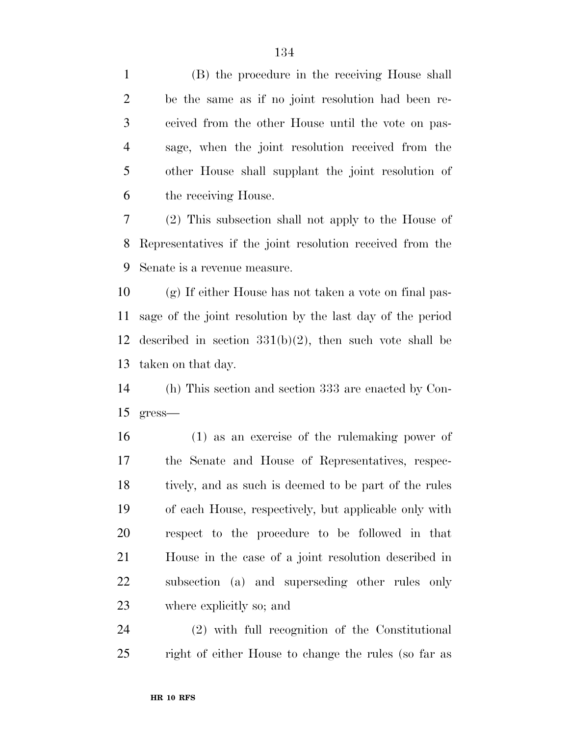(B) the procedure in the receiving House shall be the same as if no joint resolution had been received from the other House until the vote on passage, when the joint resolution received from the other House shall supplant the joint resolution of the receiving House.

(2) This subsection shall not apply to the House of Representatives if the joint resolution received from the Senate is a revenue measure.

(g) If either House has not taken a vote on final passage of the joint resolution by the last day of the period described in section 331(b)(2), then such vote shall be taken on that day.

(h) This section and section 333 are enacted by Congress—

(1) as an exercise of the rulemaking power of the Senate and House of Representatives, respectively, and as such is deemed to be part of the rules of each House, respectively, but applicable only with respect to the procedure to be followed in that House in the case of a joint resolution described in subsection (a) and superseding other rules only where explicitly so; and

(2) with full recognition of the Constitutional right of either House to change the rules (so far as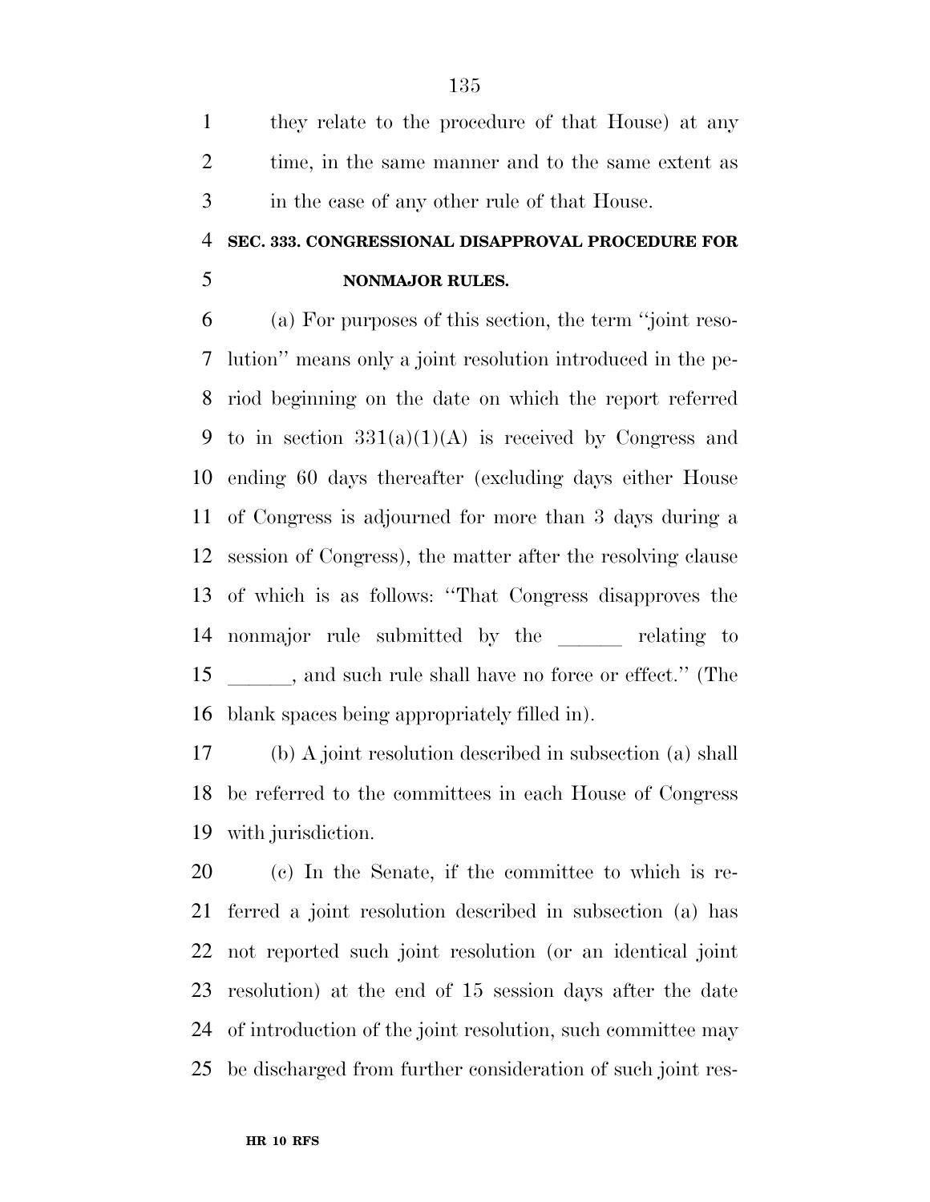they relate to the procedure of that House) at any time, in the same manner and to the same extent as in the case of any other rule of that House.

### SEC. 333. CONGRESSIONAL DISAPPROVAL PROCEDURE FOR NONMAJOR RULES.

(a) For purposes of this section, the term ''joint resolution'' means only a joint resolution introduced in the period beginning on the date on which the report referred to in section 331(a)(1)(A) is received by Congress and ending 60 days thereafter (excluding days either House of Congress is adjourned for more than 3 days during a session of Congress), the matter after the resolving clause of which is as follows: ''That Congress disapproves the nonmajor rule submitted by the ______ relating to ______, and such rule shall have no force or effect.'' (The blank spaces being appropriately filled in).

(b) A joint resolution described in subsection (a) shall be referred to the committees in each House of Congress with jurisdiction.

(c) In the Senate, if the committee to which is referred a joint resolution described in subsection (a) has not reported such joint resolution (or an identical joint resolution) at the end of 15 session days after the date of introduction of the joint resolution, such committee may be discharged from further consideration of such joint res-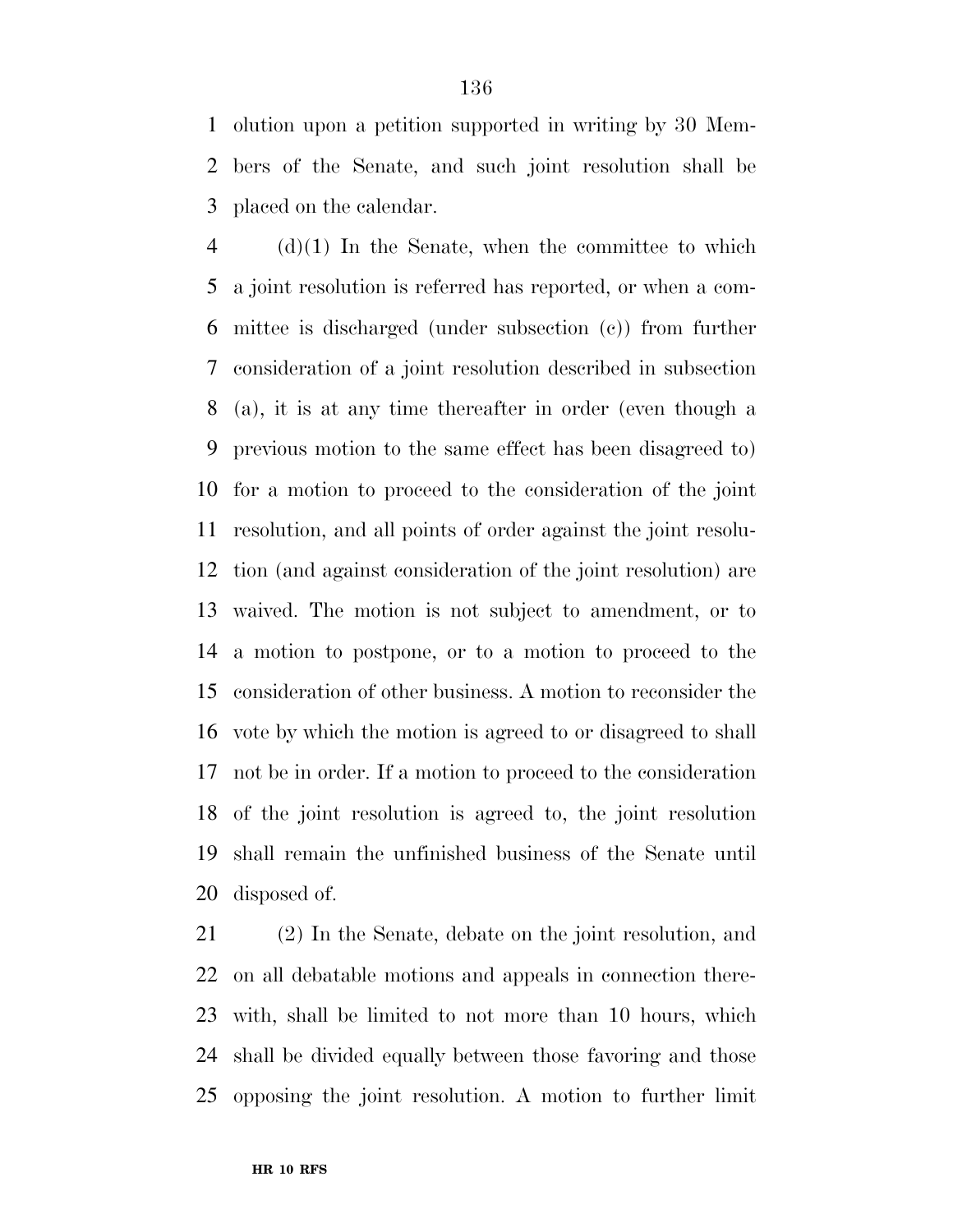olution upon a petition supported in writing by 30 Members of the Senate, and such joint resolution shall be placed on the calendar.

(d)(1) In the Senate, when the committee to which a joint resolution is referred has reported, or when a committee is discharged (under subsection (c)) from further consideration of a joint resolution described in subsection (a), it is at any time thereafter in order (even though a previous motion to the same effect has been disagreed to) for a motion to proceed to the consideration of the joint resolution, and all points of order against the joint resolution (and against consideration of the joint resolution) are waived. The motion is not subject to amendment, or to a motion to postpone, or to a motion to proceed to the consideration of other business. A motion to reconsider the vote by which the motion is agreed to or disagreed to shall not be in order. If a motion to proceed to the consideration of the joint resolution is agreed to, the joint resolution shall remain the unfinished business of the Senate until disposed of.

(2) In the Senate, debate on the joint resolution, and on all debatable motions and appeals in connection therewith, shall be limited to not more than 10 hours, which shall be divided equally between those favoring and those opposing the joint resolution. A motion to further limit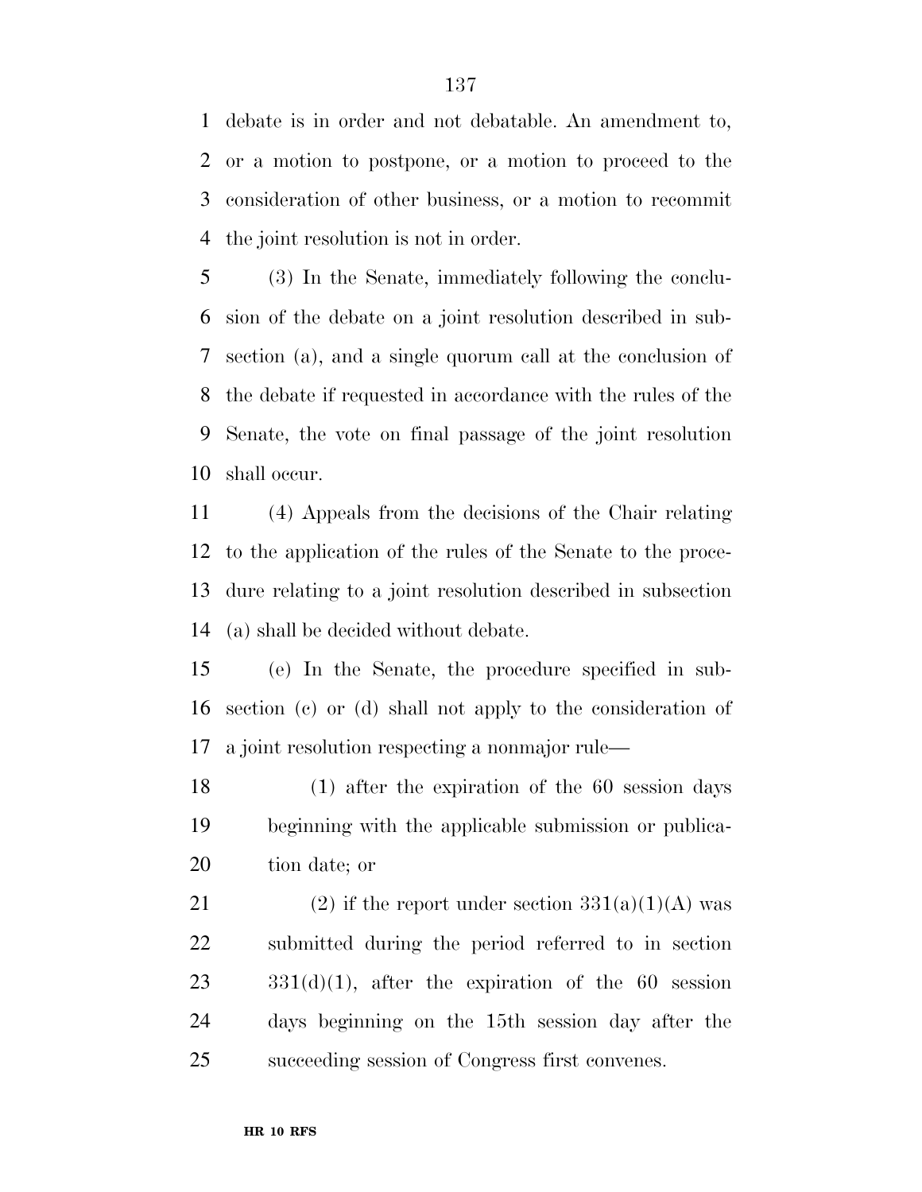debate is in order and not debatable. An amendment to, or a motion to postpone, or a motion to proceed to the consideration of other business, or a motion to recommit the joint resolution is not in order.

(3) In the Senate, immediately following the conclusion of the debate on a joint resolution described in subsection (a), and a single quorum call at the conclusion of the debate if requested in accordance with the rules of the Senate, the vote on final passage of the joint resolution shall occur.

(4) Appeals from the decisions of the Chair relating to the application of the rules of the Senate to the procedure relating to a joint resolution described in subsection (a) shall be decided without debate.

(e) In the Senate, the procedure specified in subsection (c) or (d) shall not apply to the consideration of a joint resolution respecting a nonmajor rule—

(1) after the expiration of the 60 session days beginning with the applicable submission or publication date; or

(2) if the report under section 331(a)(1)(A) was submitted during the period referred to in section 331(d)(1), after the expiration of the 60 session days beginning on the 15th session day after the succeeding session of Congress first convenes.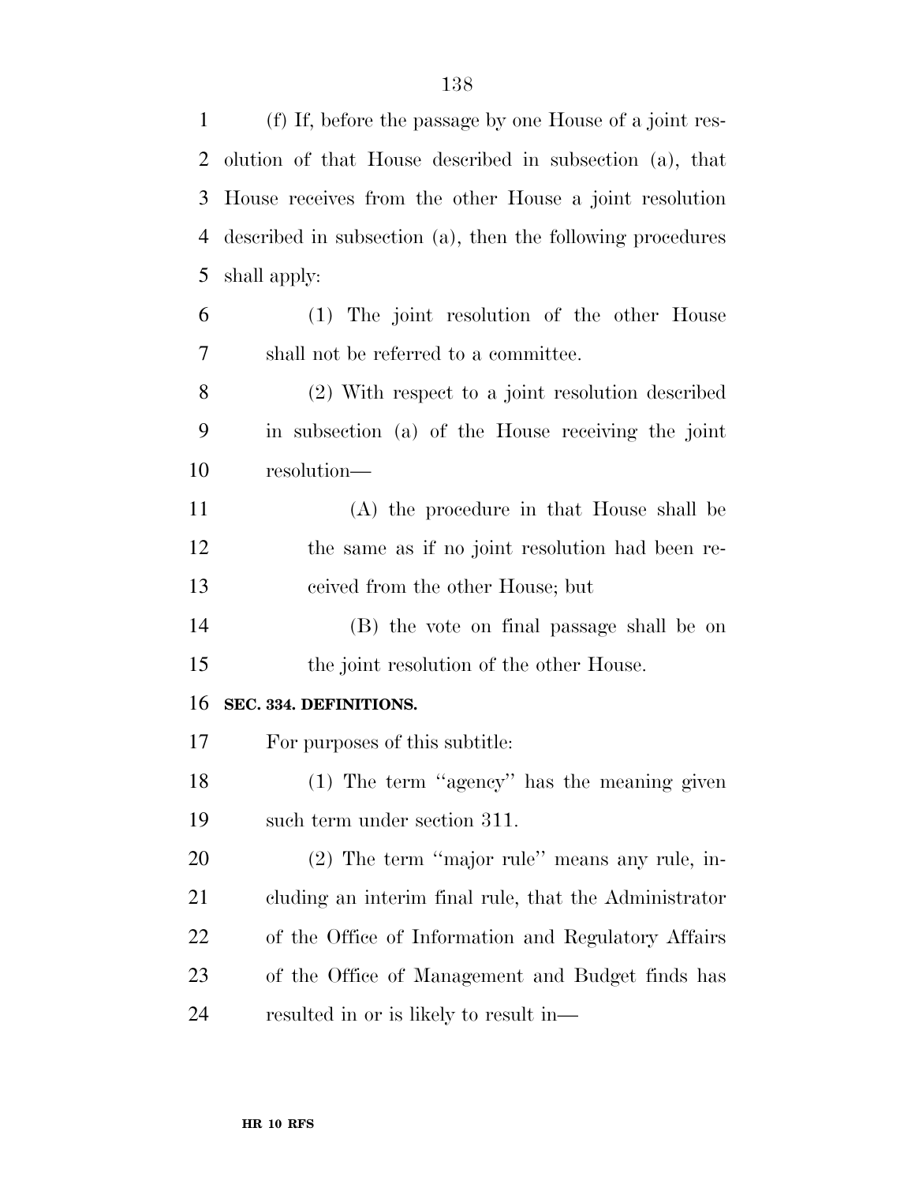(f) If, before the passage by one House of a joint resolution of that House described in subsection (a), that House receives from the other House a joint resolution described in subsection (a), then the following procedures shall apply:

(1) The joint resolution of the other House shall not be referred to a committee.

(2) With respect to a joint resolution described in subsection (a) of the House receiving the joint resolution—

(A) the procedure in that House shall be the same as if no joint resolution had been received from the other House; but

(B) the vote on final passage shall be on the joint resolution of the other House.

**SEC. 334. DEFINITIONS.**

For purposes of this subtitle:

(1) The term ''agency'' has the meaning given such term under section 311.

(2) The term ''major rule'' means any rule, including an interim final rule, that the Administrator of the Office of Information and Regulatory Affairs of the Office of Management and Budget finds has resulted in or is likely to result in—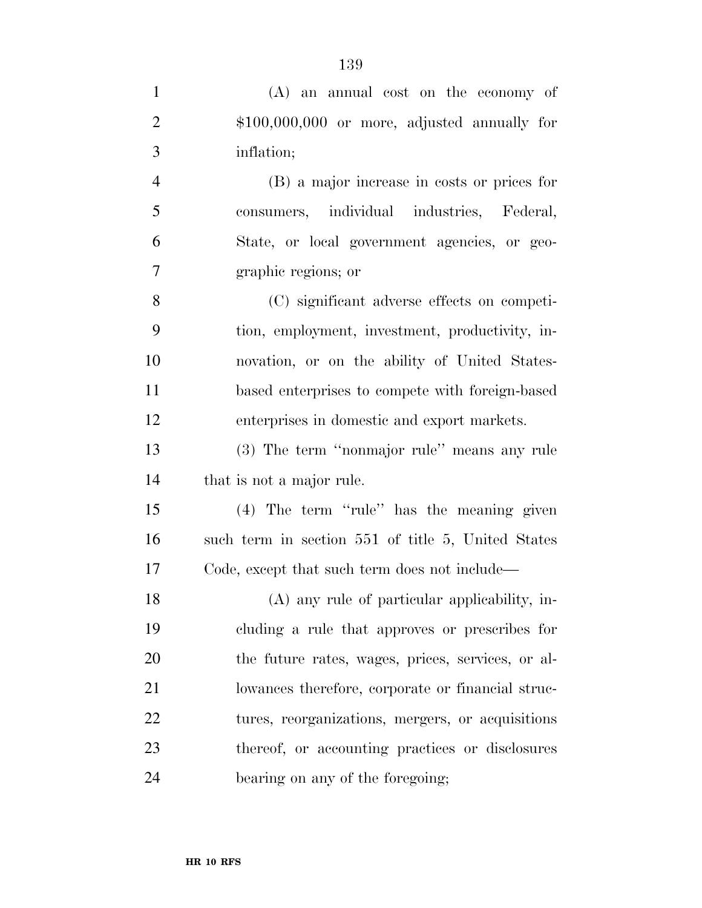(A) an annual cost on the economy of $100,000,000 or more, adjusted annually for inflation;

(B) a major increase in costs or prices for consumers, individual industries, Federal, State, or local government agencies, or geographic regions; or

(C) significant adverse effects on competition, employment, investment, productivity, innovation, or on the ability of United States-based enterprises to compete with foreign-based enterprises in domestic and export markets.

(3) The term ''nonmajor rule'' means any rule that is not a major rule.

(4) The term ''rule'' has the meaning given such term in section 551 of title 5, United States Code, except that such term does not include—

(A) any rule of particular applicability, including a rule that approves or prescribes for the future rates, wages, prices, services, or allowances therefore, corporate or financial structures, reorganizations, mergers, or acquisitions thereof, or accounting practices or disclosures bearing on any of the foregoing;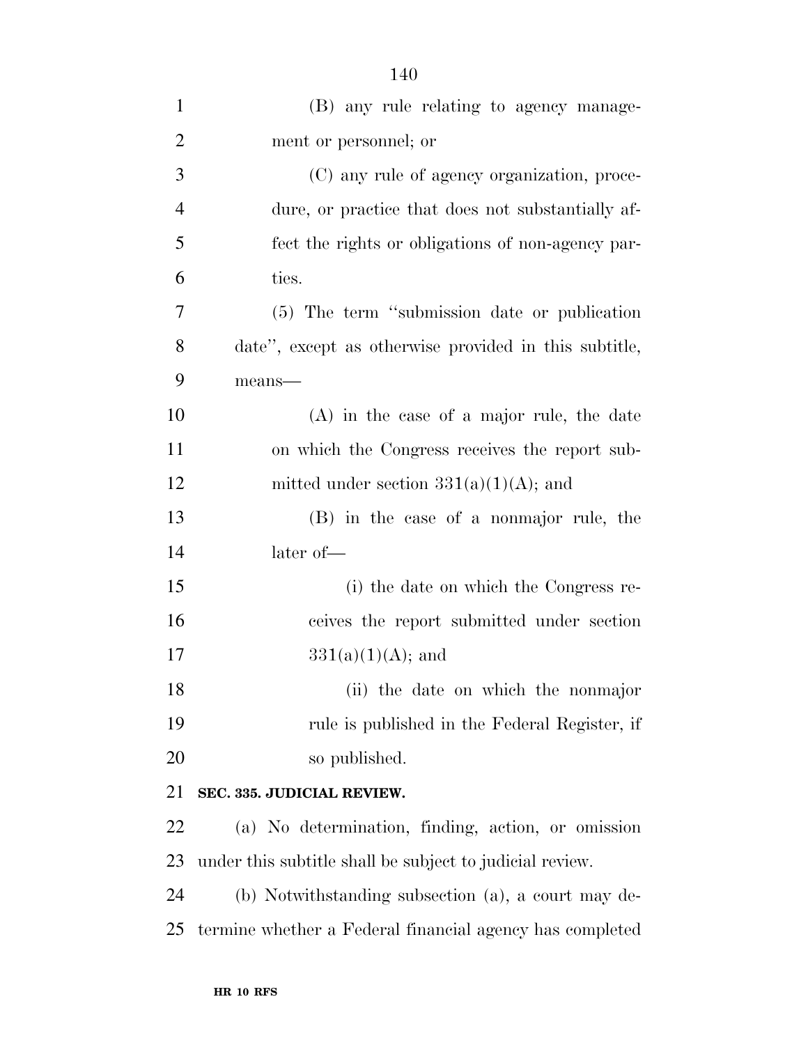(B) any rule relating to agency management or personnel; or

(C) any rule of agency organization, procedure, or practice that does not substantially affect the rights or obligations of non-agency parties.

(5) The term "submission date or publication date", except as otherwise provided in this subtitle, means—

(A) in the case of a major rule, the date on which the Congress receives the report submitted under section 331(a)(1)(A); and

(B) in the case of a nonmajor rule, the later of—

(i) the date on which the Congress receives the report submitted under section 331(a)(1)(A); and

(ii) the date on which the nonmajor rule is published in the Federal Register, if so published.

**SEC. 335. JUDICIAL REVIEW.**

(a) No determination, finding, action, or omission under this subtitle shall be subject to judicial review.

(b) Notwithstanding subsection (a), a court may determine whether a Federal financial agency has completed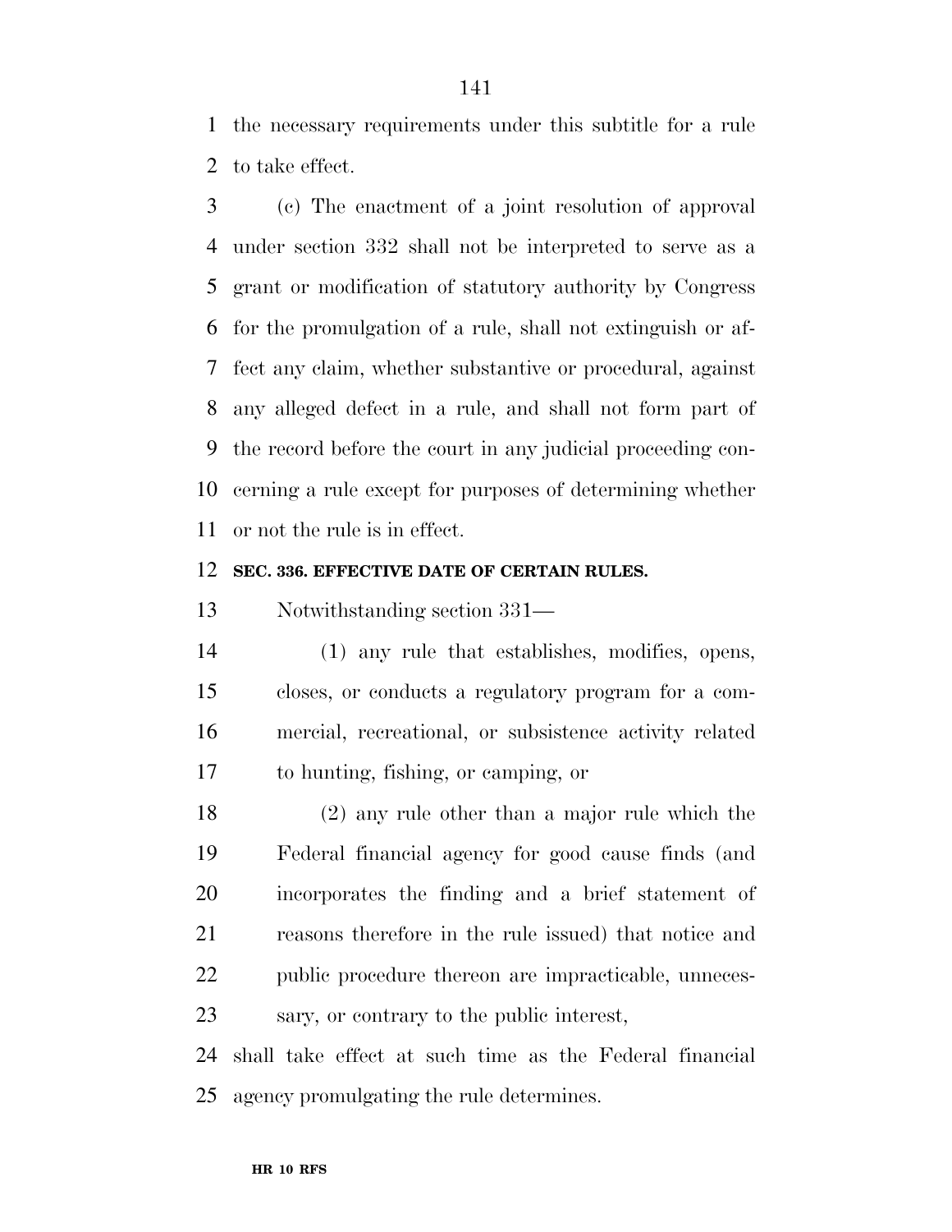the necessary requirements under this subtitle for a rule to take effect.

(c) The enactment of a joint resolution of approval under section 332 shall not be interpreted to serve as a grant or modification of statutory authority by Congress for the promulgation of a rule, shall not extinguish or affect any claim, whether substantive or procedural, against any alleged defect in a rule, and shall not form part of the record before the court in any judicial proceeding concerning a rule except for purposes of determining whether or not the rule is in effect.

**SEC. 336. EFFECTIVE DATE OF CERTAIN RULES.**

Notwithstanding section 331—

(1) any rule that establishes, modifies, opens, closes, or conducts a regulatory program for a commercial, recreational, or subsistence activity related to hunting, fishing, or camping, or

(2) any rule other than a major rule which the Federal financial agency for good cause finds (and incorporates the finding and a brief statement of reasons therefore in the rule issued) that notice and public procedure thereon are impracticable, unnecessary, or contrary to the public interest,

shall take effect at such time as the Federal financial agency promulgating the rule determines.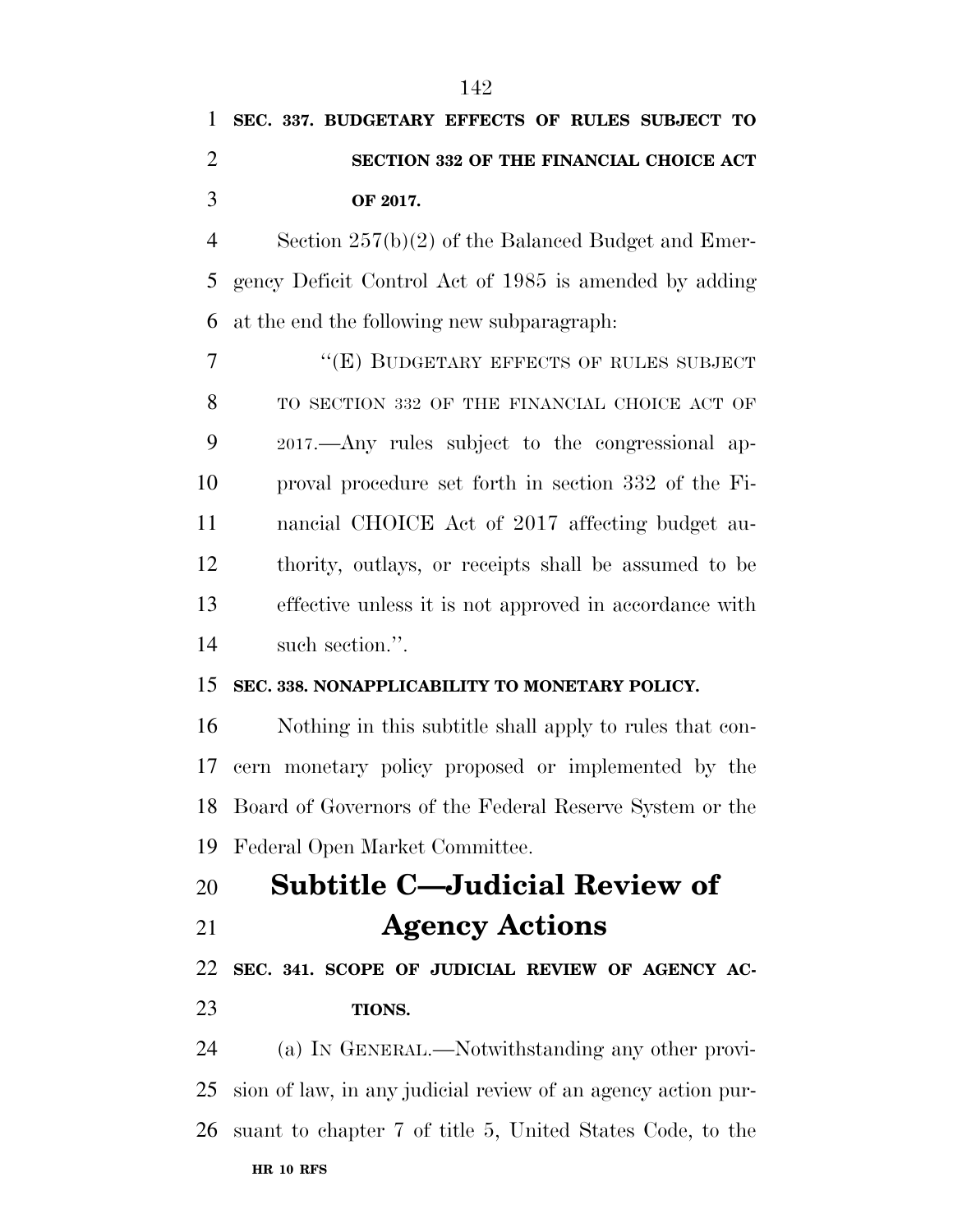**SEC. 337. BUDGETARY EFFECTS OF RULES SUBJECT TO SECTION 332 OF THE FINANCIAL CHOICE ACT OF 2017.**

Section 257(b)(2) of the Balanced Budget and Emergency Deficit Control Act of 1985 is amended by adding at the end the following new subparagraph:

"(E) BUDGETARY EFFECTS OF RULES SUBJECT TO SECTION 332 OF THE FINANCIAL CHOICE ACT OF 2017.—Any rules subject to the congressional approval procedure set forth in section 332 of the Financial CHOICE Act of 2017 affecting budget authority, outlays, or receipts shall be assumed to be effective unless it is not approved in accordance with such section.".

**SEC. 338. NONAPPLICABILITY TO MONETARY POLICY.**

Nothing in this subtitle shall apply to rules that concern monetary policy proposed or implemented by the Board of Governors of the Federal Reserve System or the Federal Open Market Committee.

# Subtitle C—Judicial Review of Agency Actions

**SEC. 341. SCOPE OF JUDICIAL REVIEW OF AGENCY ACTIONS.**

(a) IN GENERAL.—Notwithstanding any other provision of law, in any judicial review of an agency action pursuant to chapter 7 of title 5, United States Code, to the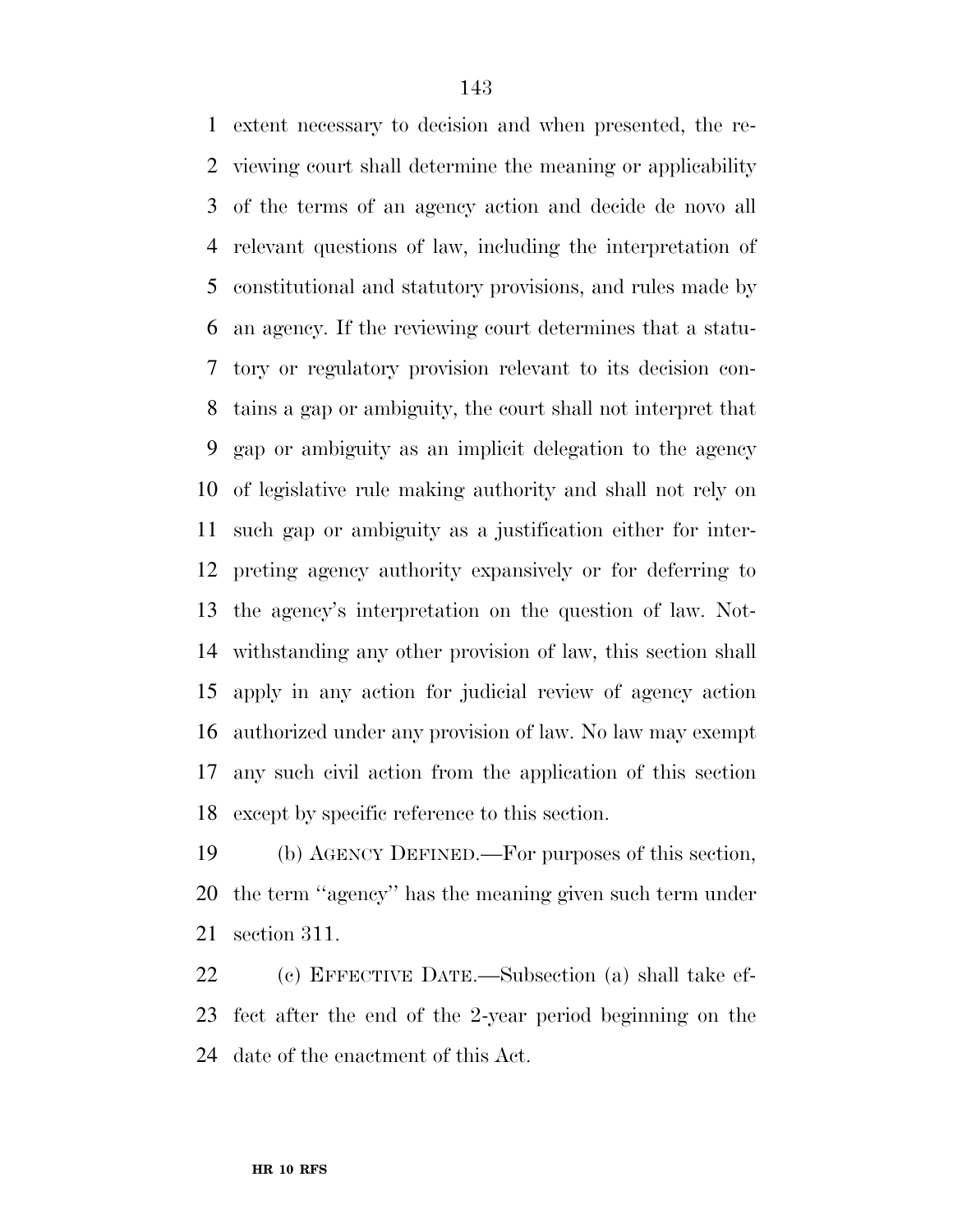extent necessary to decision and when presented, the reviewing court shall determine the meaning or applicability of the terms of an agency action and decide de novo all relevant questions of law, including the interpretation of constitutional and statutory provisions, and rules made by an agency. If the reviewing court determines that a statutory or regulatory provision relevant to its decision contains a gap or ambiguity, the court shall not interpret that gap or ambiguity as an implicit delegation to the agency of legislative rule making authority and shall not rely on such gap or ambiguity as a justification either for interpreting agency authority expansively or for deferring to the agency's interpretation on the question of law. Notwithstanding any other provision of law, this section shall apply in any action for judicial review of agency action authorized under any provision of law. No law may exempt any such civil action from the application of this section except by specific reference to this section.

(b) AGENCY DEFINED.—For purposes of this section, the term ''agency'' has the meaning given such term under section 311.

(c) EFFECTIVE DATE.—Subsection (a) shall take effect after the end of the 2-year period beginning on the date of the enactment of this Act.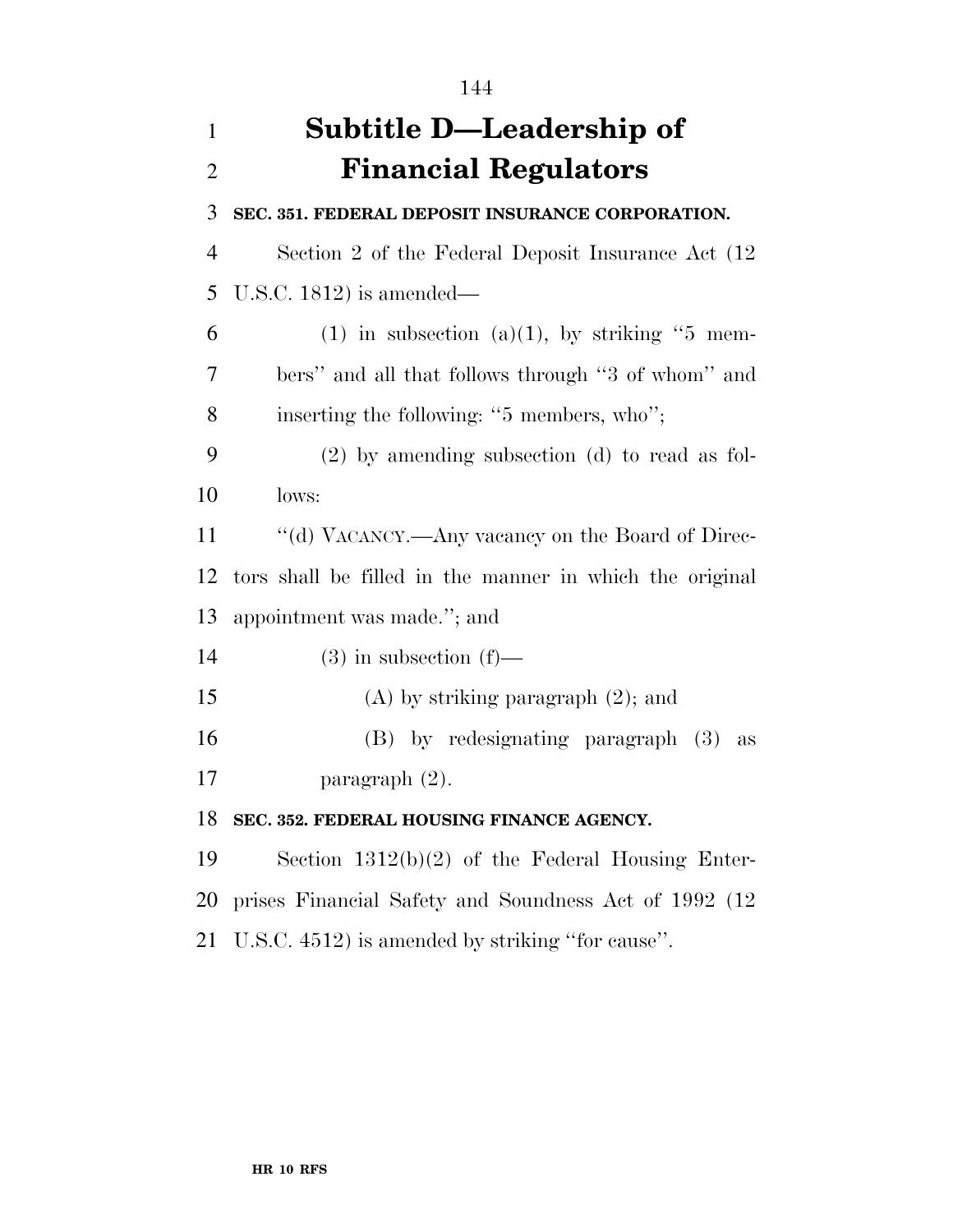# Subtitle D—Leadership of Financial Regulators

**SEC. 351. FEDERAL DEPOSIT INSURANCE CORPORATION.**

Section 2 of the Federal Deposit Insurance Act (12 U.S.C. 1812) is amended—

(1) in subsection (a)(1), by striking ''5 members'' and all that follows through ''3 of whom'' and inserting the following: ''5 members, who'';

(2) by amending subsection (d) to read as follows:

''(d) VACANCY.—Any vacancy on the Board of Directors shall be filled in the manner in which the original appointment was made.''; and

(3) in subsection (f)—

(A) by striking paragraph (2); and

(B) by redesignating paragraph (3) as paragraph (2).

**SEC. 352. FEDERAL HOUSING FINANCE AGENCY.**

Section 1312(b)(2) of the Federal Housing Enterprises Financial Safety and Soundness Act of 1992 (12 U.S.C. 4512) is amended by striking ''for cause''.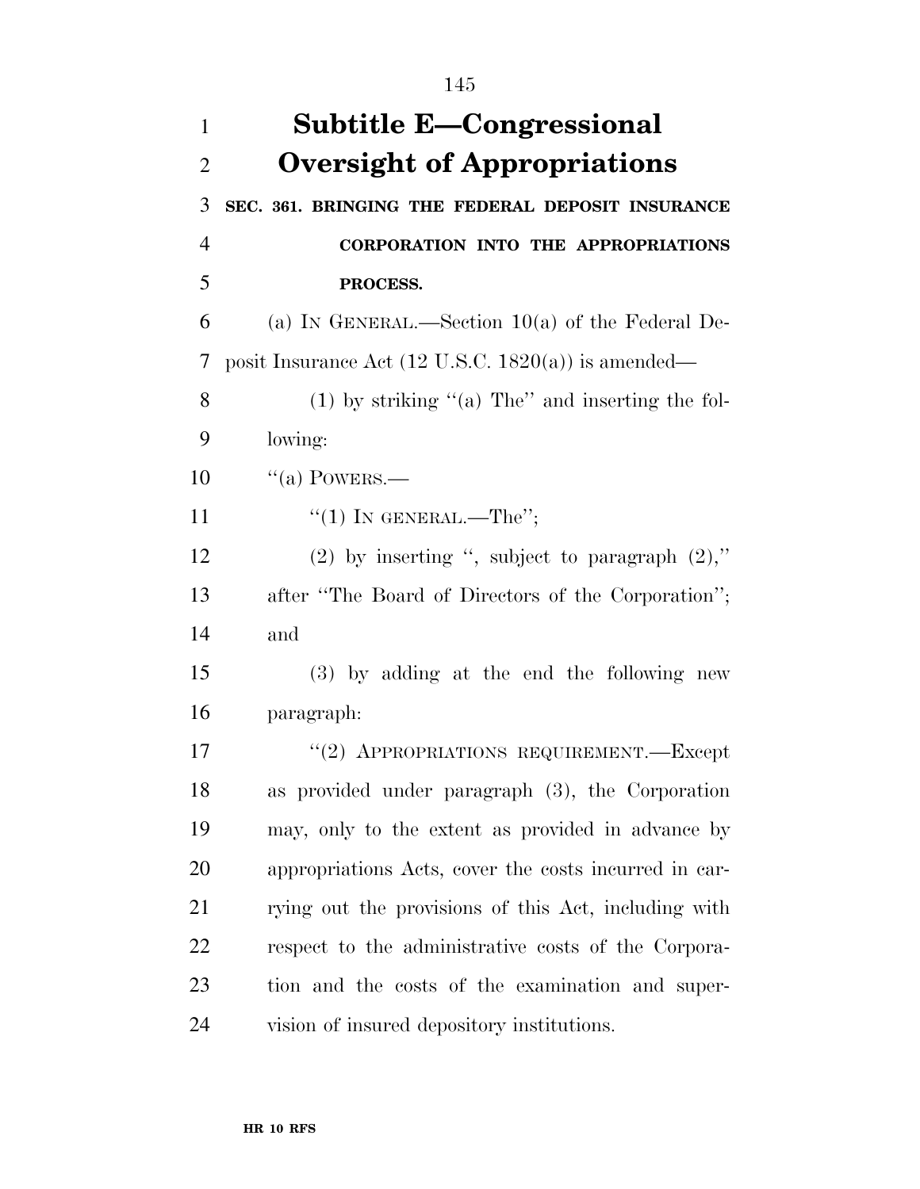# Subtitle E—Congressional Oversight of Appropriations

**SEC. 361. BRINGING THE FEDERAL DEPOSIT INSURANCE CORPORATION INTO THE APPROPRIATIONS PROCESS.**

(a) IN GENERAL.—Section 10(a) of the Federal Deposit Insurance Act (12 U.S.C. 1820(a)) is amended—

(1) by striking ''(a) The'' and inserting the following:

''(a) POWERS.—

''(1) IN GENERAL.—The'';

(2) by inserting '', subject to paragraph (2),'' after ''The Board of Directors of the Corporation''; and

(3) by adding at the end the following new paragraph:

''(2) APPROPRIATIONS REQUIREMENT.—Except as provided under paragraph (3), the Corporation may, only to the extent as provided in advance by appropriations Acts, cover the costs incurred in carrying out the provisions of this Act, including with respect to the administrative costs of the Corporation and the costs of the examination and supervision of insured depository institutions.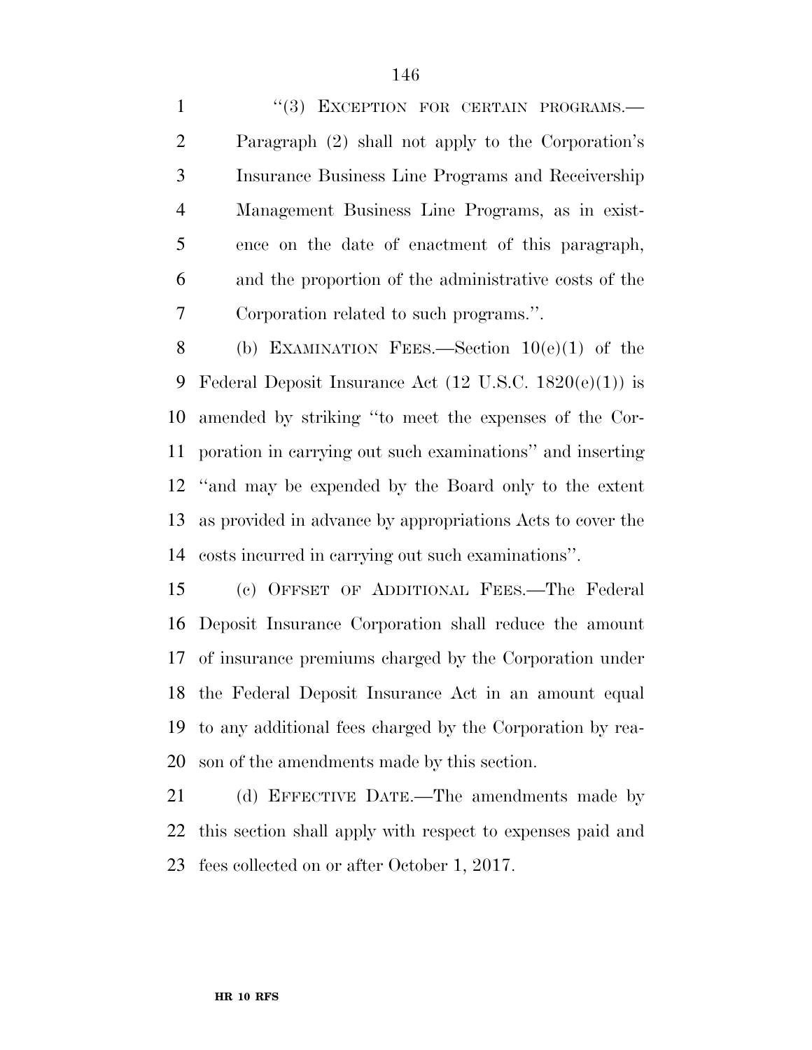"(3) EXCEPTION FOR CERTAIN PROGRAMS.—Paragraph (2) shall not apply to the Corporation's Insurance Business Line Programs and Receivership Management Business Line Programs, as in existence on the date of enactment of this paragraph, and the proportion of the administrative costs of the Corporation related to such programs.".

(b) EXAMINATION FEES.—Section 10(e)(1) of the Federal Deposit Insurance Act (12 U.S.C. 1820(e)(1)) is amended by striking "to meet the expenses of the Corporation in carrying out such examinations" and inserting "and may be expended by the Board only to the extent as provided in advance by appropriations Acts to cover the costs incurred in carrying out such examinations".

(c) OFFSET OF ADDITIONAL FEES.—The Federal Deposit Insurance Corporation shall reduce the amount of insurance premiums charged by the Corporation under the Federal Deposit Insurance Act in an amount equal to any additional fees charged by the Corporation by reason of the amendments made by this section.

(d) EFFECTIVE DATE.—The amendments made by this section shall apply with respect to expenses paid and fees collected on or after October 1, 2017.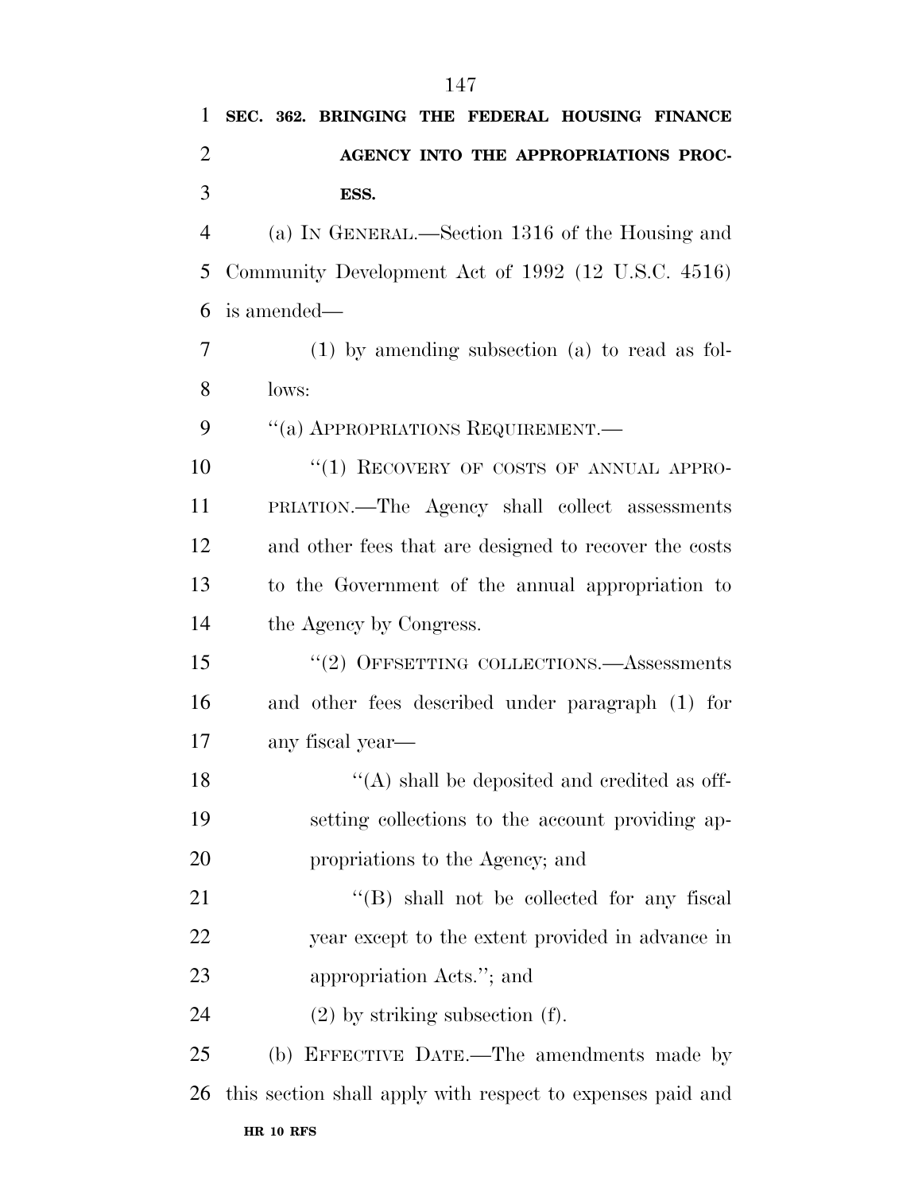**SEC. 362. BRINGING THE FEDERAL HOUSING FINANCE AGENCY INTO THE APPROPRIATIONS PROCESS.**

(a) IN GENERAL.—Section 1316 of the Housing and Community Development Act of 1992 (12 U.S.C. 4516) is amended—

(1) by amending subsection (a) to read as follows:

''(a) APPROPRIATIONS REQUIREMENT.—

''(1) RECOVERY OF COSTS OF ANNUAL APPROPRIATION.—The Agency shall collect assessments and other fees that are designed to recover the costs to the Government of the annual appropriation to the Agency by Congress.

''(2) OFFSETTING COLLECTIONS.—Assessments and other fees described under paragraph (1) for any fiscal year—

''(A) shall be deposited and credited as offsetting collections to the account providing appropriations to the Agency; and

''(B) shall not be collected for any fiscal year except to the extent provided in advance in appropriation Acts.''; and

(2) by striking subsection (f).

(b) EFFECTIVE DATE.—The amendments made by this section shall apply with respect to expenses paid and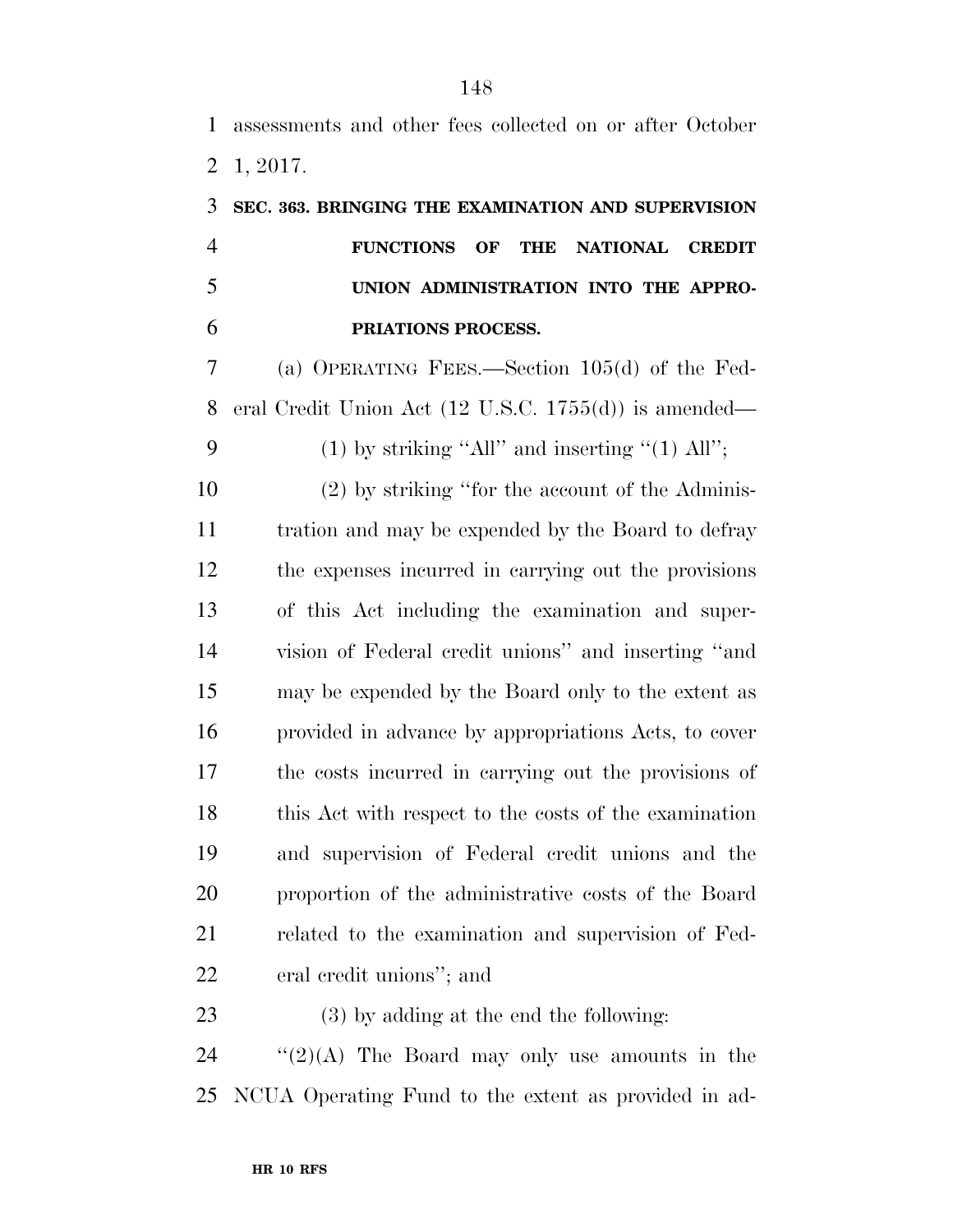assessments and other fees collected on or after October 1, 2017.

**SEC. 363. BRINGING THE EXAMINATION AND SUPERVISION FUNCTIONS OF THE NATIONAL CREDIT UNION ADMINISTRATION INTO THE APPROPRIATIONS PROCESS.**

(a) OPERATING FEES.—Section 105(d) of the Federal Credit Union Act (12 U.S.C. 1755(d)) is amended—

(1) by striking ''All'' and inserting ''(1) All'';

(2) by striking ''for the account of the Administration and may be expended by the Board to defray the expenses incurred in carrying out the provisions of this Act including the examination and supervision of Federal credit unions'' and inserting ''and may be expended by the Board only to the extent as provided in advance by appropriations Acts, to cover the costs incurred in carrying out the provisions of this Act with respect to the costs of the examination and supervision of Federal credit unions and the proportion of the administrative costs of the Board related to the examination and supervision of Federal credit unions''; and

(3) by adding at the end the following:

''(2)(A) The Board may only use amounts in the NCUA Operating Fund to the extent as provided in ad-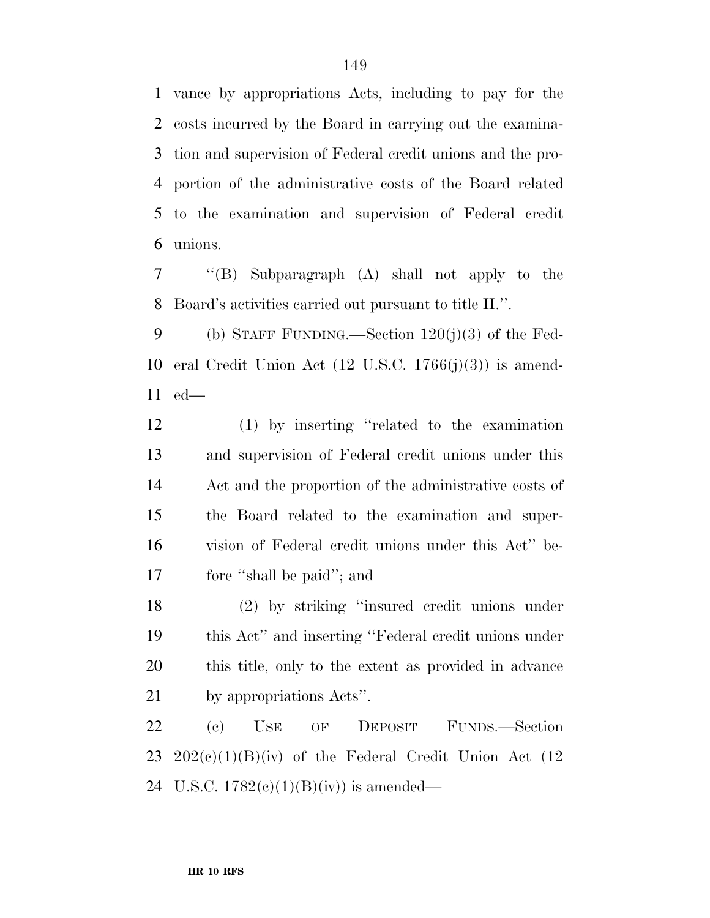vance by appropriations Acts, including to pay for the costs incurred by the Board in carrying out the examination and supervision of Federal credit unions and the proportion of the administrative costs of the Board related to the examination and supervision of Federal credit unions.

''(B) Subparagraph (A) shall not apply to the Board's activities carried out pursuant to title II.''.

(b) STAFF FUNDING.—Section 120(j)(3) of the Federal Credit Union Act (12 U.S.C. 1766(j)(3)) is amended—

(1) by inserting ''related to the examination and supervision of Federal credit unions under this Act and the proportion of the administrative costs of the Board related to the examination and supervision of Federal credit unions under this Act'' before ''shall be paid''; and

(2) by striking ''insured credit unions under this Act'' and inserting ''Federal credit unions under this title, only to the extent as provided in advance by appropriations Acts''.

(c) USE OF DEPOSIT FUNDS.—Section 202(c)(1)(B)(iv) of the Federal Credit Union Act (12 U.S.C. 1782(c)(1)(B)(iv)) is amended—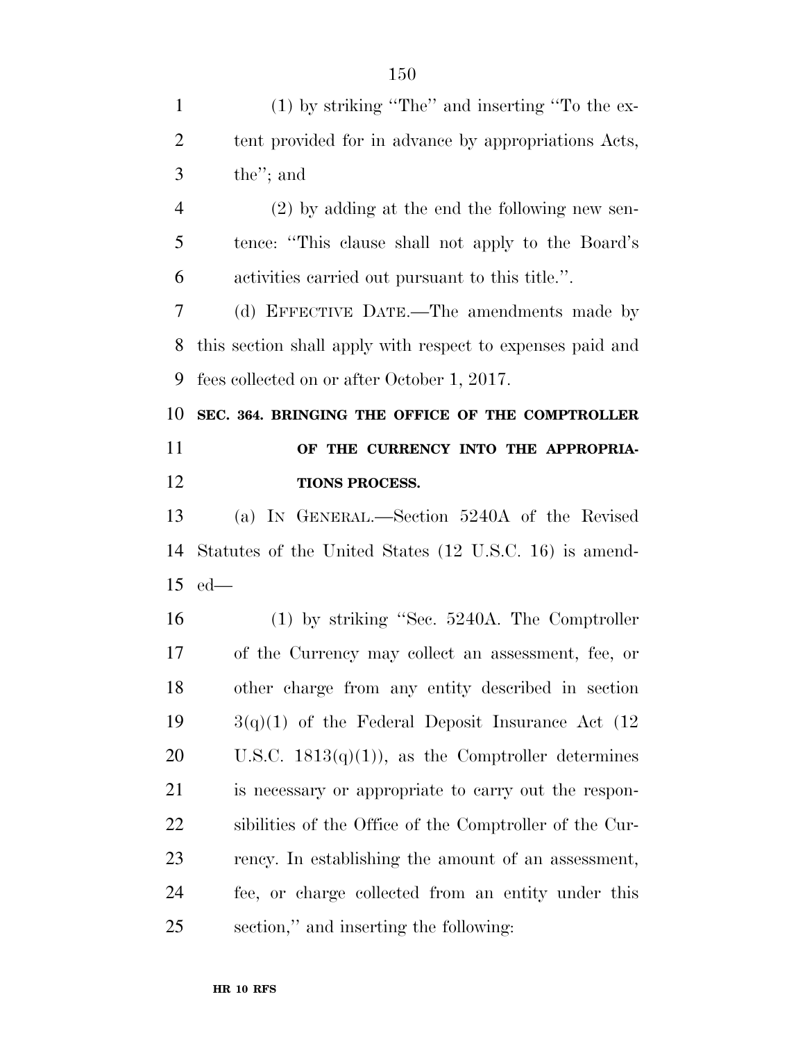(1) by striking "The" and inserting "To the extent provided for in advance by appropriations Acts, the"; and

(2) by adding at the end the following new sentence: "This clause shall not apply to the Board's activities carried out pursuant to this title.".

(d) EFFECTIVE DATE.—The amendments made by this section shall apply with respect to expenses paid and fees collected on or after October 1, 2017.

**SEC. 364. BRINGING THE OFFICE OF THE COMPTROLLER OF THE CURRENCY INTO THE APPROPRIATIONS PROCESS.**

(a) IN GENERAL.—Section 5240A of the Revised Statutes of the United States (12 U.S.C. 16) is amended—

(1) by striking "Sec. 5240A. The Comptroller of the Currency may collect an assessment, fee, or other charge from any entity described in section 3(q)(1) of the Federal Deposit Insurance Act (12 U.S.C. 1813(q)(1)), as the Comptroller determines is necessary or appropriate to carry out the responsibilities of the Office of the Comptroller of the Currency. In establishing the amount of an assessment, fee, or charge collected from an entity under this section," and inserting the following: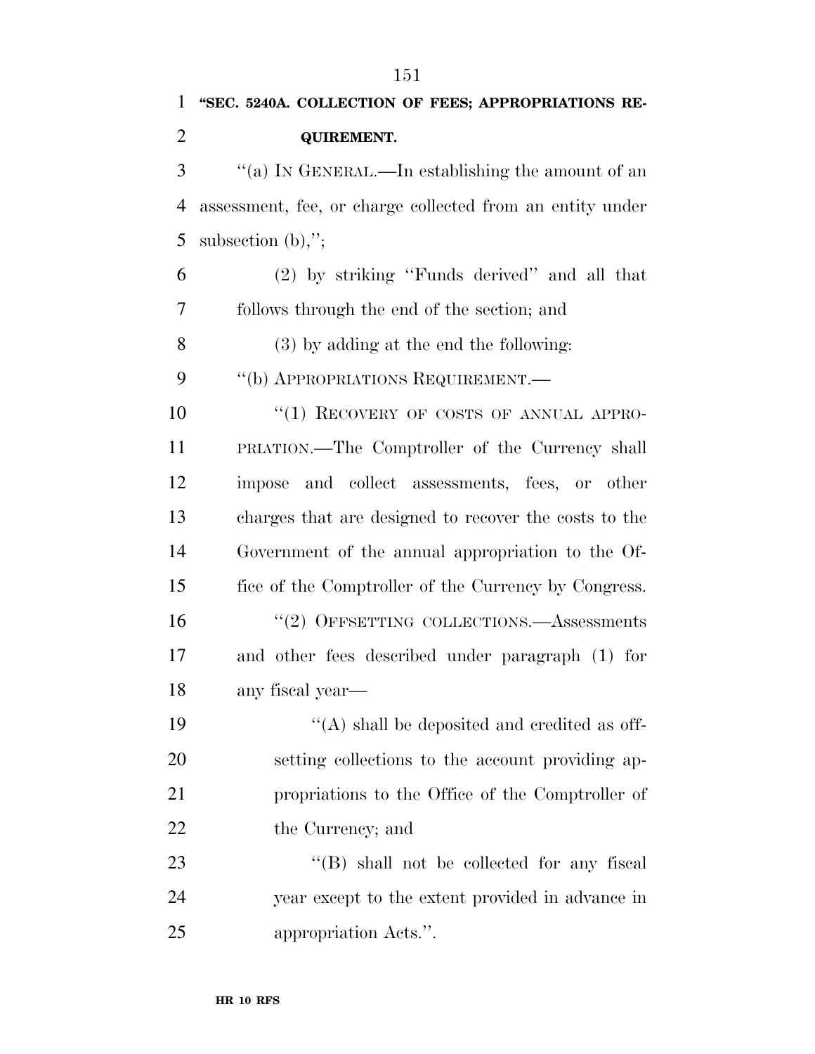**"SEC. 5240A. COLLECTION OF FEES; APPROPRIATIONS REQUIREMENT.**

"(a) IN GENERAL.—In establishing the amount of an assessment, fee, or charge collected from an entity under subsection (b),";

(2) by striking "Funds derived" and all that follows through the end of the section; and

(3) by adding at the end the following:

"(b) APPROPRIATIONS REQUIREMENT.—

"(1) RECOVERY OF COSTS OF ANNUAL APPROPRIATION.—The Comptroller of the Currency shall impose and collect assessments, fees, or other charges that are designed to recover the costs to the Government of the annual appropriation to the Office of the Comptroller of the Currency by Congress.

"(2) OFFSETTING COLLECTIONS.—Assessments and other fees described under paragraph (1) for any fiscal year—

"(A) shall be deposited and credited as offsetting collections to the account providing appropriations to the Office of the Comptroller of the Currency; and

"(B) shall not be collected for any fiscal year except to the extent provided in advance in appropriation Acts.".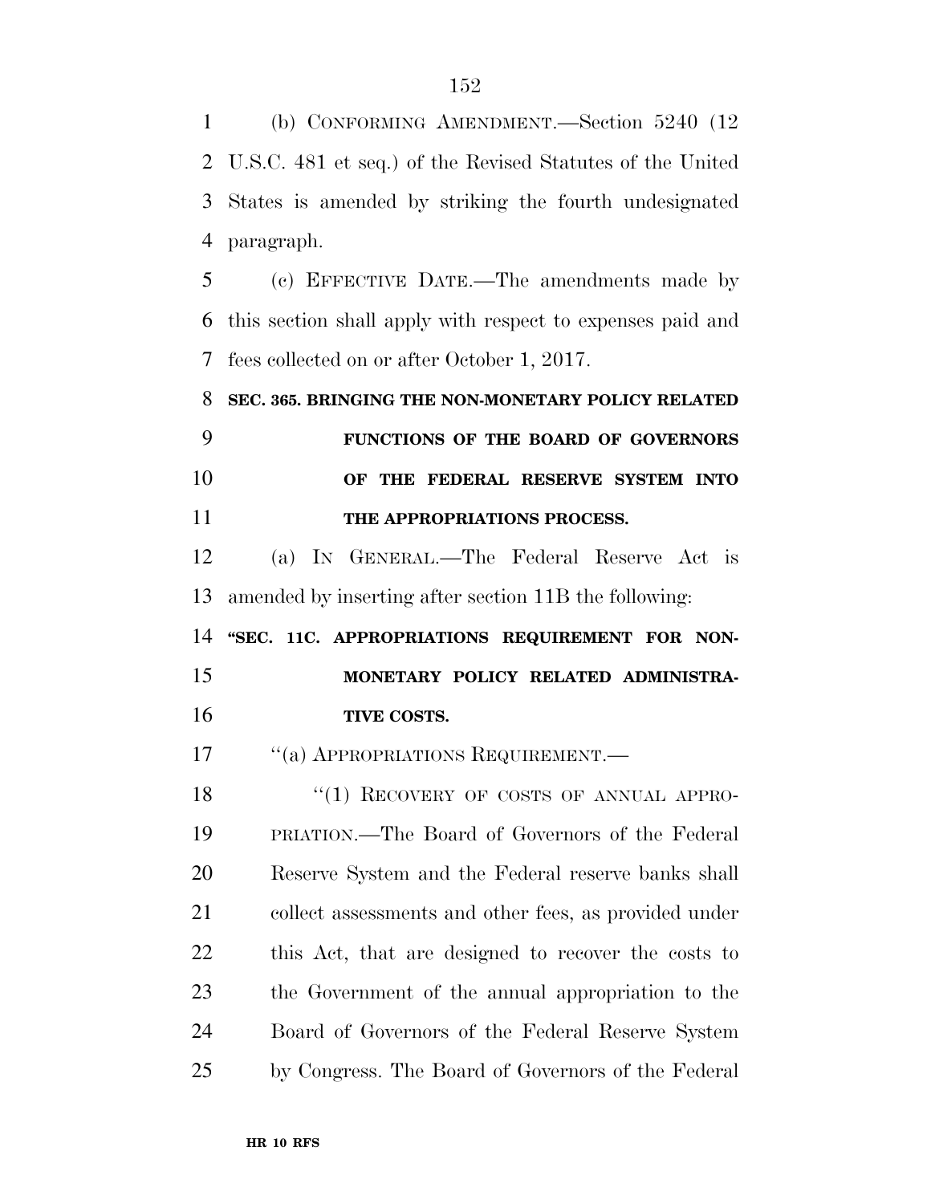(b) CONFORMING AMENDMENT.—Section 5240 (12 U.S.C. 481 et seq.) of the Revised Statutes of the United States is amended by striking the fourth undesignated paragraph.

(c) EFFECTIVE DATE.—The amendments made by this section shall apply with respect to expenses paid and fees collected on or after October 1, 2017.

**SEC. 365. BRINGING THE NON-MONETARY POLICY RELATED FUNCTIONS OF THE BOARD OF GOVERNORS OF THE FEDERAL RESERVE SYSTEM INTO THE APPROPRIATIONS PROCESS.**

(a) IN GENERAL.—The Federal Reserve Act is amended by inserting after section 11B the following:

**"SEC. 11C. APPROPRIATIONS REQUIREMENT FOR NON-MONETARY POLICY RELATED ADMINISTRATIVE COSTS.**

"(a) APPROPRIATIONS REQUIREMENT.—

"(1) RECOVERY OF COSTS OF ANNUAL APPROPRIATION.—The Board of Governors of the Federal Reserve System and the Federal reserve banks shall collect assessments and other fees, as provided under this Act, that are designed to recover the costs to the Government of the annual appropriation to the Board of Governors of the Federal Reserve System by Congress. The Board of Governors of the Federal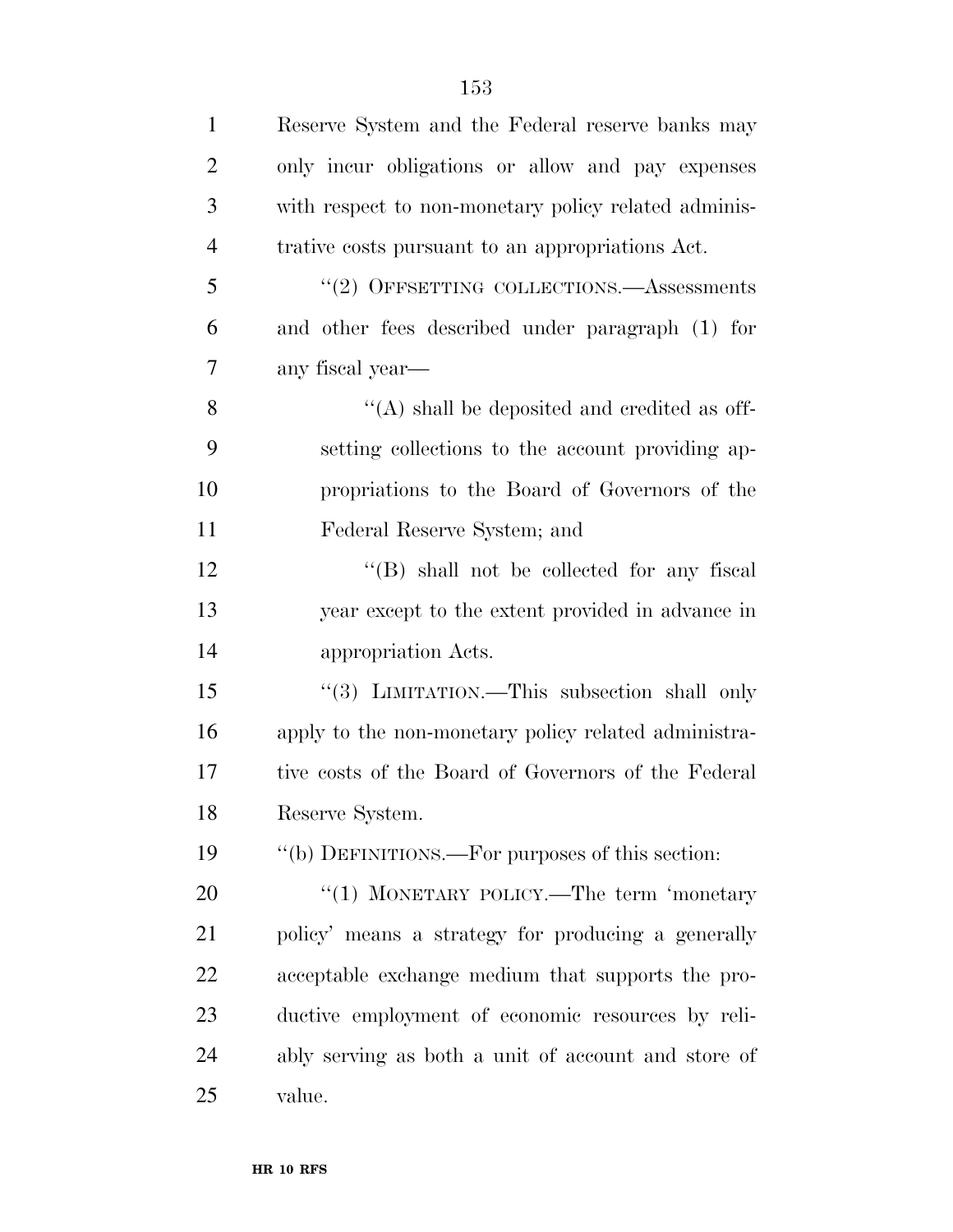Reserve System and the Federal reserve banks may only incur obligations or allow and pay expenses with respect to non-monetary policy related administrative costs pursuant to an appropriations Act.

"(2) OFFSETTING COLLECTIONS.—Assessments and other fees described under paragraph (1) for any fiscal year—

"(A) shall be deposited and credited as offsetting collections to the account providing appropriations to the Board of Governors of the Federal Reserve System; and

"(B) shall not be collected for any fiscal year except to the extent provided in advance in appropriation Acts.

"(3) LIMITATION.—This subsection shall only apply to the non-monetary policy related administrative costs of the Board of Governors of the Federal Reserve System.

"(b) DEFINITIONS.—For purposes of this section:

"(1) MONETARY POLICY.—The term 'monetary policy' means a strategy for producing a generally acceptable exchange medium that supports the productive employment of economic resources by reliably serving as both a unit of account and store of value.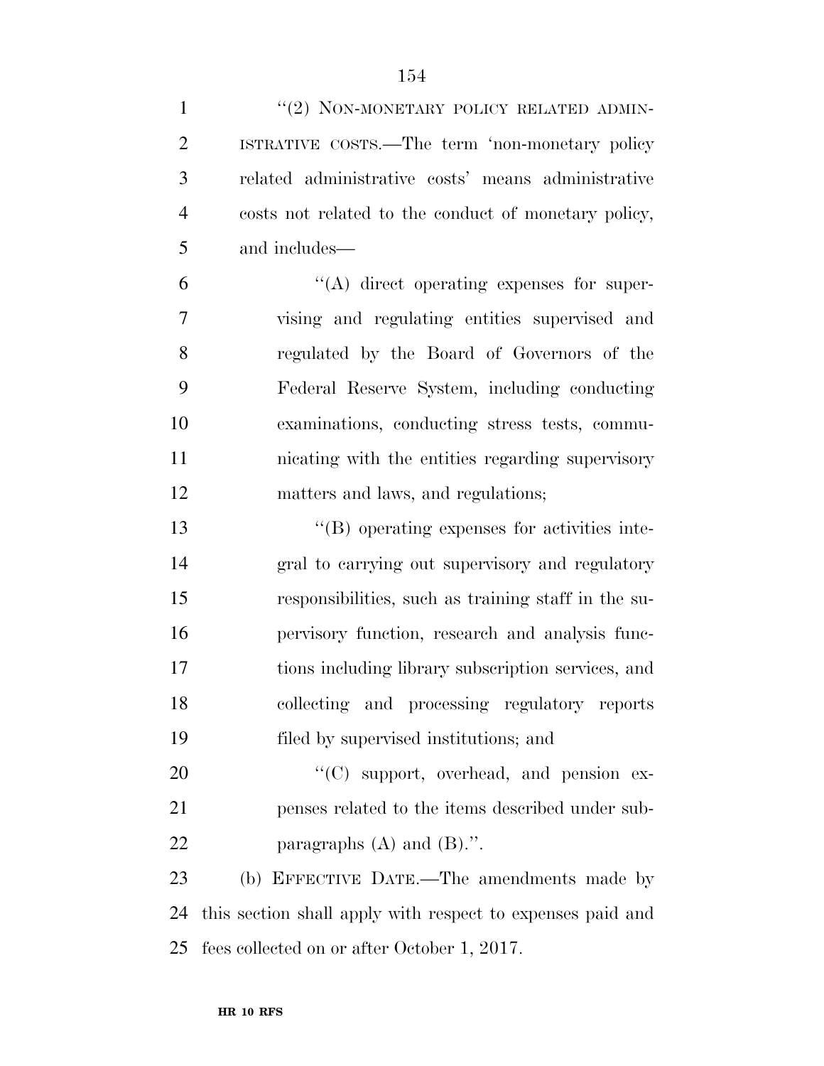"(2) NON-MONETARY POLICY RELATED ADMINISTRATIVE COSTS.—The term 'non-monetary policy related administrative costs' means administrative costs not related to the conduct of monetary policy, and includes—

"(A) direct operating expenses for supervising and regulating entities supervised and regulated by the Board of Governors of the Federal Reserve System, including conducting examinations, conducting stress tests, communicating with the entities regarding supervisory matters and laws, and regulations;

"(B) operating expenses for activities integral to carrying out supervisory and regulatory responsibilities, such as training staff in the supervisory function, research and analysis functions including library subscription services, and collecting and processing regulatory reports filed by supervised institutions; and

"(C) support, overhead, and pension expenses related to the items described under subparagraphs (A) and (B).".

(b) EFFECTIVE DATE.—The amendments made by this section shall apply with respect to expenses paid and fees collected on or after October 1, 2017.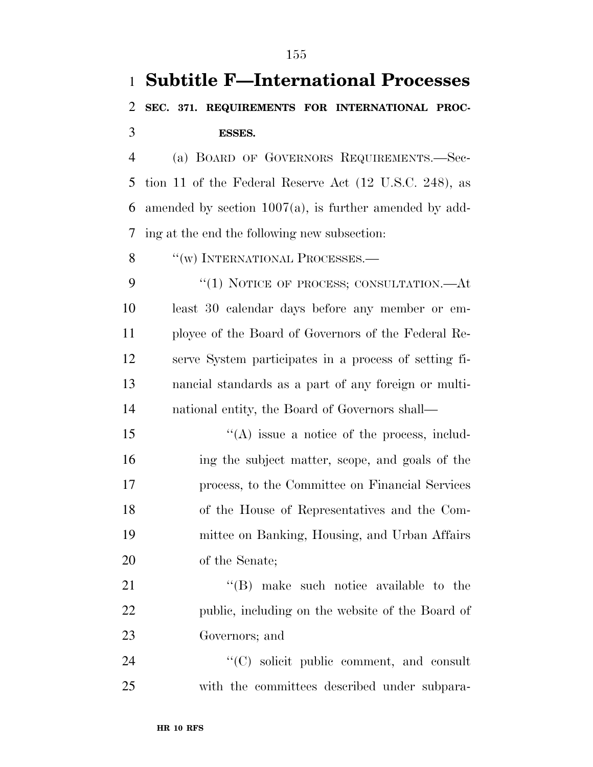# Subtitle F—International Processes

**SEC. 371. REQUIREMENTS FOR INTERNATIONAL PROCESSES.**

(a) BOARD OF GOVERNORS REQUIREMENTS.—Section 11 of the Federal Reserve Act (12 U.S.C. 248), as amended by section 1007(a), is further amended by adding at the end the following new subsection:

"(w) INTERNATIONAL PROCESSES.—

"(1) NOTICE OF PROCESS; CONSULTATION.—At least 30 calendar days before any member or employee of the Board of Governors of the Federal Reserve System participates in a process of setting financial standards as a part of any foreign or multinational entity, the Board of Governors shall—

"(A) issue a notice of the process, including the subject matter, scope, and goals of the process, to the Committee on Financial Services of the House of Representatives and the Committee on Banking, Housing, and Urban Affairs of the Senate;

"(B) make such notice available to the public, including on the website of the Board of Governors; and

"(C) solicit public comment, and consult with the committees described under subpara-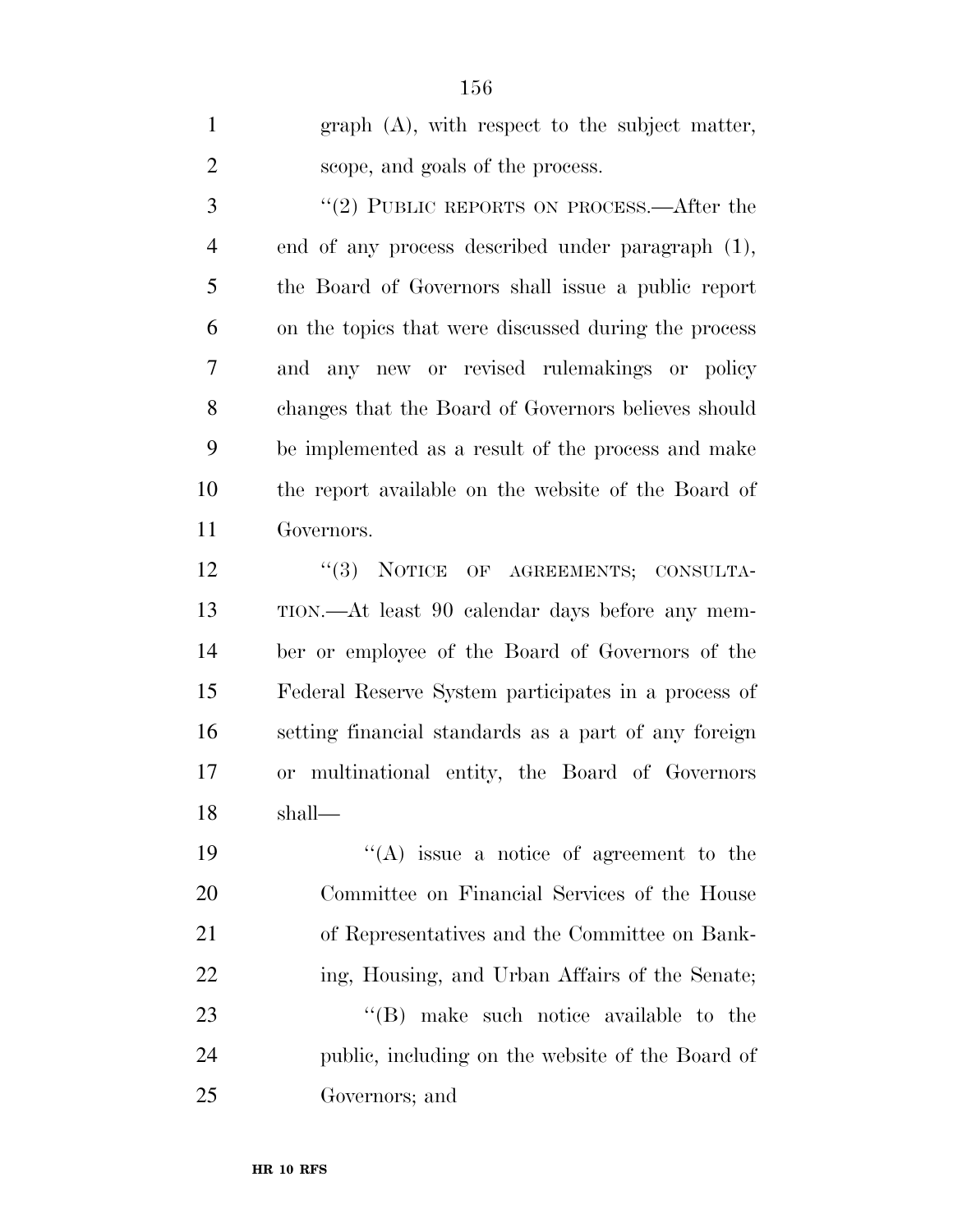graph (A), with respect to the subject matter, scope, and goals of the process.

"(2) PUBLIC REPORTS ON PROCESS.—After the end of any process described under paragraph (1), the Board of Governors shall issue a public report on the topics that were discussed during the process and any new or revised rulemakings or policy changes that the Board of Governors believes should be implemented as a result of the process and make the report available on the website of the Board of Governors.

"(3) NOTICE OF AGREEMENTS; CONSULTATION.—At least 90 calendar days before any member or employee of the Board of Governors of the Federal Reserve System participates in a process of setting financial standards as a part of any foreign or multinational entity, the Board of Governors shall—

"(A) issue a notice of agreement to the Committee on Financial Services of the House of Representatives and the Committee on Banking, Housing, and Urban Affairs of the Senate;

"(B) make such notice available to the public, including on the website of the Board of Governors; and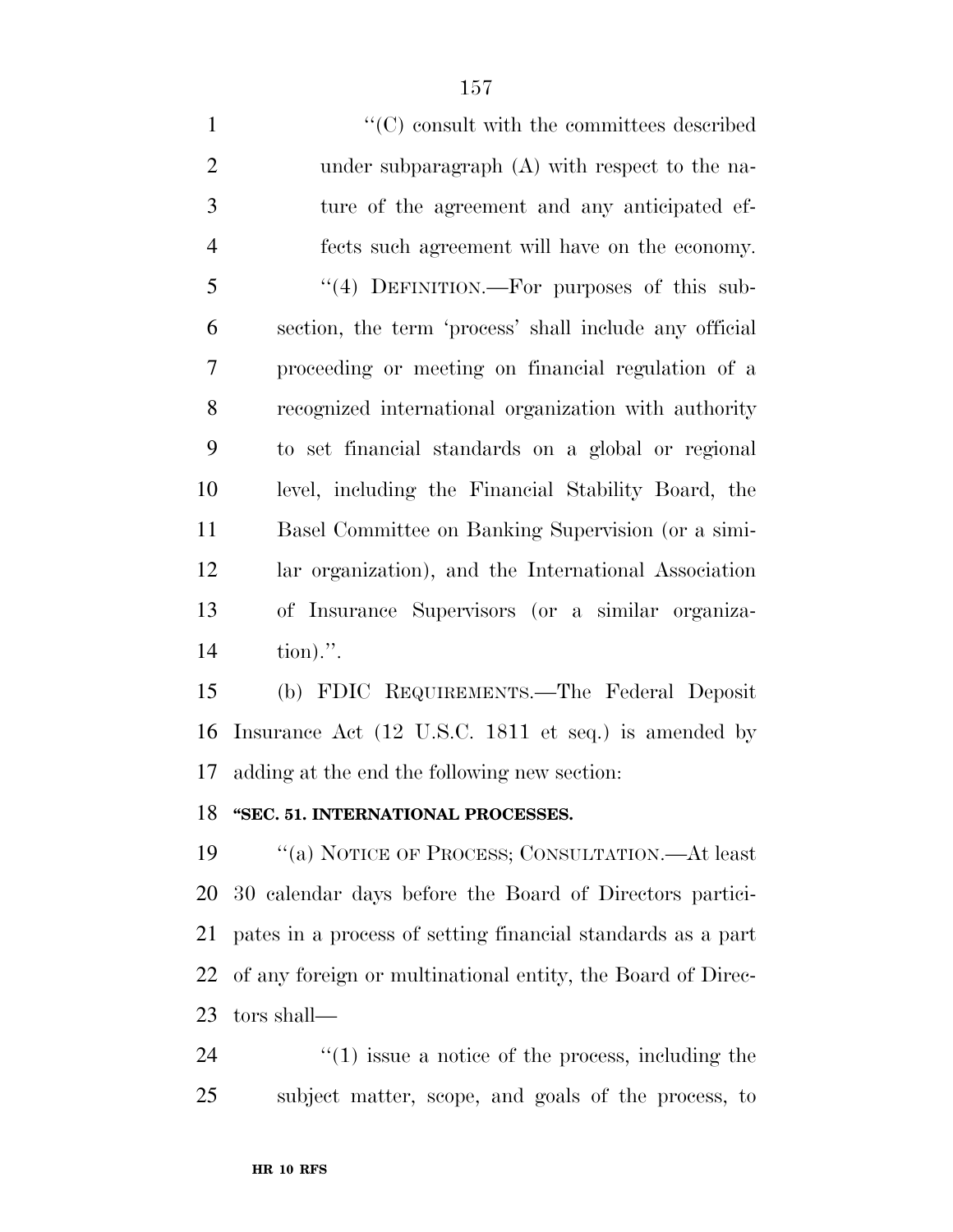''(C) consult with the committees described under subparagraph (A) with respect to the nature of the agreement and any anticipated effects such agreement will have on the economy.

''(4) DEFINITION.—For purposes of this subsection, the term 'process' shall include any official proceeding or meeting on financial regulation of a recognized international organization with authority to set financial standards on a global or regional level, including the Financial Stability Board, the Basel Committee on Banking Supervision (or a similar organization), and the International Association of Insurance Supervisors (or a similar organization).''.

(b) FDIC REQUIREMENTS.—The Federal Deposit Insurance Act (12 U.S.C. 1811 et seq.) is amended by adding at the end the following new section:

**''SEC. 51. INTERNATIONAL PROCESSES.**

''(a) NOTICE OF PROCESS; CONSULTATION.—At least 30 calendar days before the Board of Directors participates in a process of setting financial standards as a part of any foreign or multinational entity, the Board of Directors shall—

''(1) issue a notice of the process, including the subject matter, scope, and goals of the process, to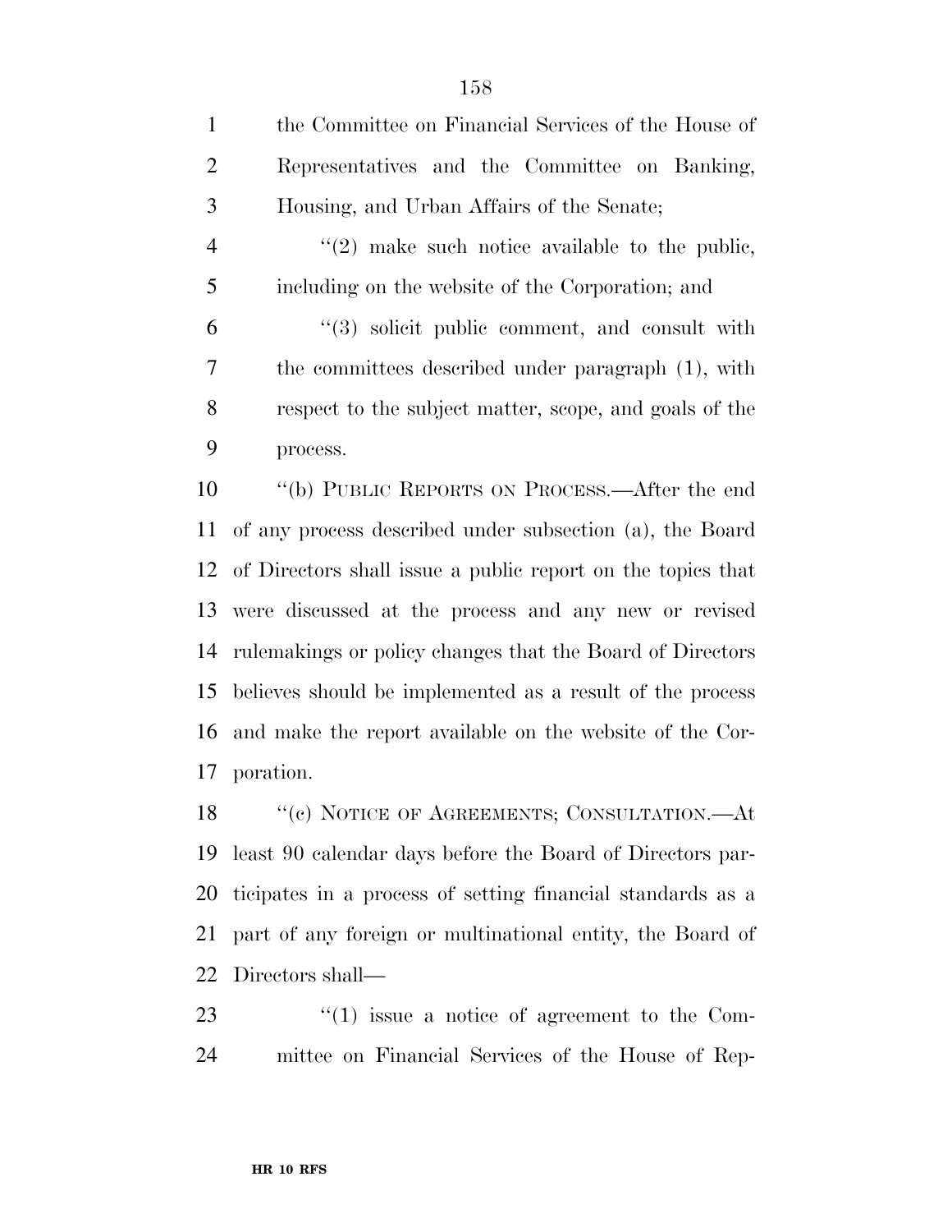the Committee on Financial Services of the House of Representatives and the Committee on Banking, Housing, and Urban Affairs of the Senate;

"(2) make such notice available to the public, including on the website of the Corporation; and

"(3) solicit public comment, and consult with the committees described under paragraph (1), with respect to the subject matter, scope, and goals of the process.

"(b) PUBLIC REPORTS ON PROCESS.—After the end of any process described under subsection (a), the Board of Directors shall issue a public report on the topics that were discussed at the process and any new or revised rulemakings or policy changes that the Board of Directors believes should be implemented as a result of the process and make the report available on the website of the Corporation.

"(c) NOTICE OF AGREEMENTS; CONSULTATION.—At least 90 calendar days before the Board of Directors participates in a process of setting financial standards as a part of any foreign or multinational entity, the Board of Directors shall—

"(1) issue a notice of agreement to the Committee on Financial Services of the House of Rep-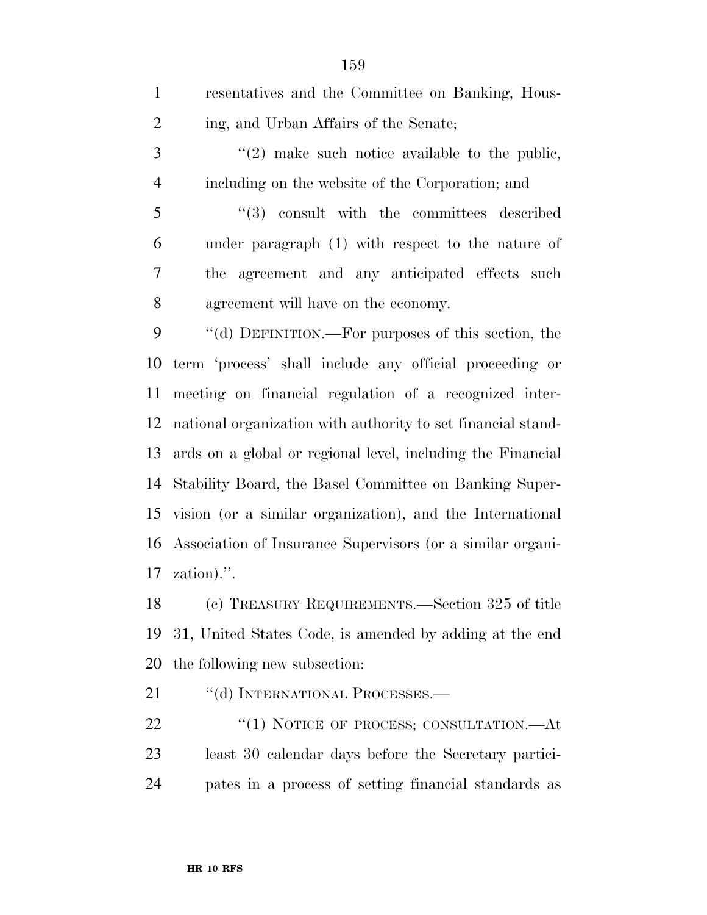resentatives and the Committee on Banking, Housing, and Urban Affairs of the Senate;

"(2) make such notice available to the public, including on the website of the Corporation; and

"(3) consult with the committees described under paragraph (1) with respect to the nature of the agreement and any anticipated effects such agreement will have on the economy.

"(d) DEFINITION.—For purposes of this section, the term 'process' shall include any official proceeding or meeting on financial regulation of a recognized international organization with authority to set financial standards on a global or regional level, including the Financial Stability Board, the Basel Committee on Banking Supervision (or a similar organization), and the International Association of Insurance Supervisors (or a similar organization).".

(c) TREASURY REQUIREMENTS.—Section 325 of title 31, United States Code, is amended by adding at the end the following new subsection:

"(d) INTERNATIONAL PROCESSES.—

"(1) NOTICE OF PROCESS; CONSULTATION.—At least 30 calendar days before the Secretary participates in a process of setting financial standards as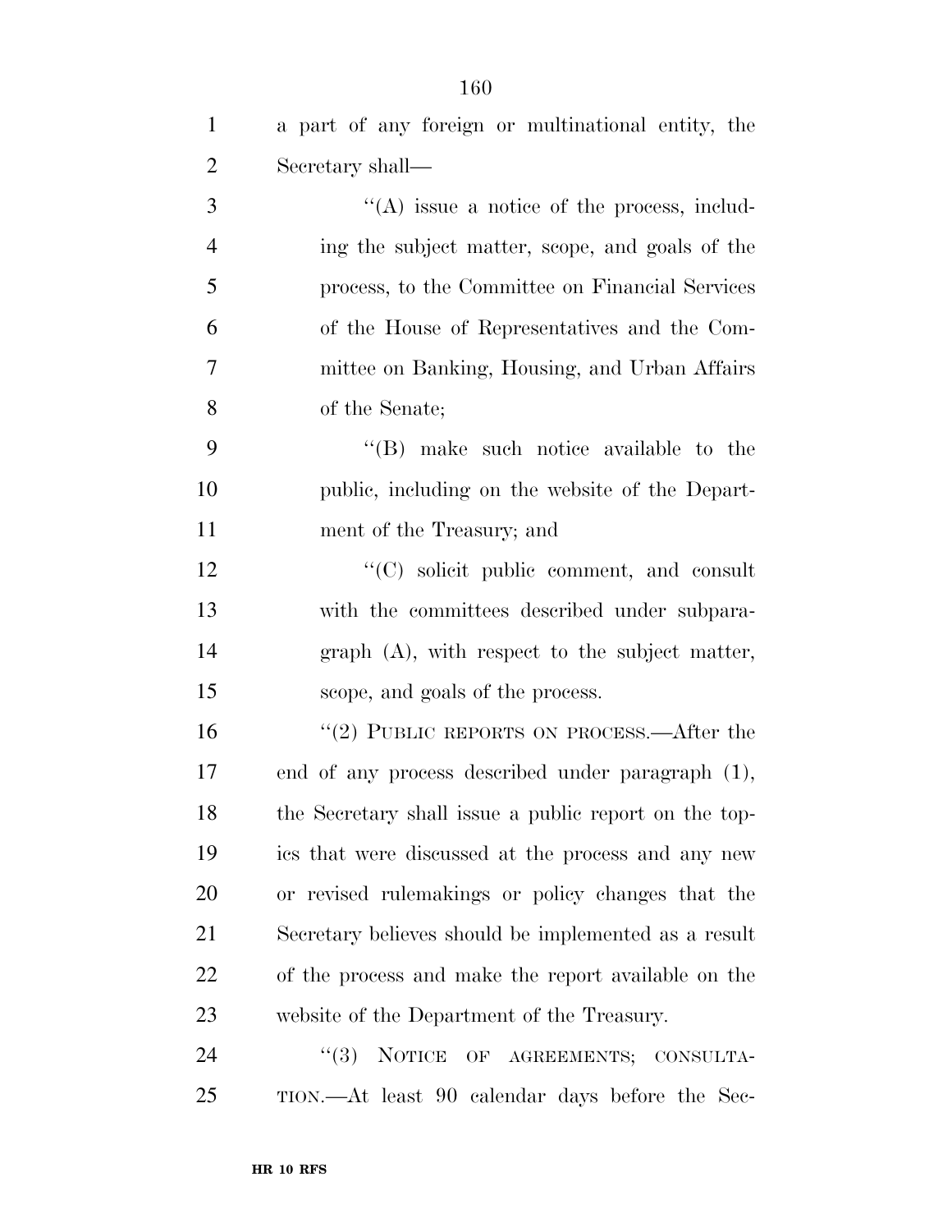a part of any foreign or multinational entity, the Secretary shall—

"(A) issue a notice of the process, including the subject matter, scope, and goals of the process, to the Committee on Financial Services of the House of Representatives and the Committee on Banking, Housing, and Urban Affairs of the Senate;

"(B) make such notice available to the public, including on the website of the Department of the Treasury; and

"(C) solicit public comment, and consult with the committees described under subparagraph (A), with respect to the subject matter, scope, and goals of the process.

"(2) PUBLIC REPORTS ON PROCESS.—After the end of any process described under paragraph (1), the Secretary shall issue a public report on the topics that were discussed at the process and any new or revised rulemakings or policy changes that the Secretary believes should be implemented as a result of the process and make the report available on the website of the Department of the Treasury.

"(3) NOTICE OF AGREEMENTS; CONSULTATION.—At least 90 calendar days before the Sec-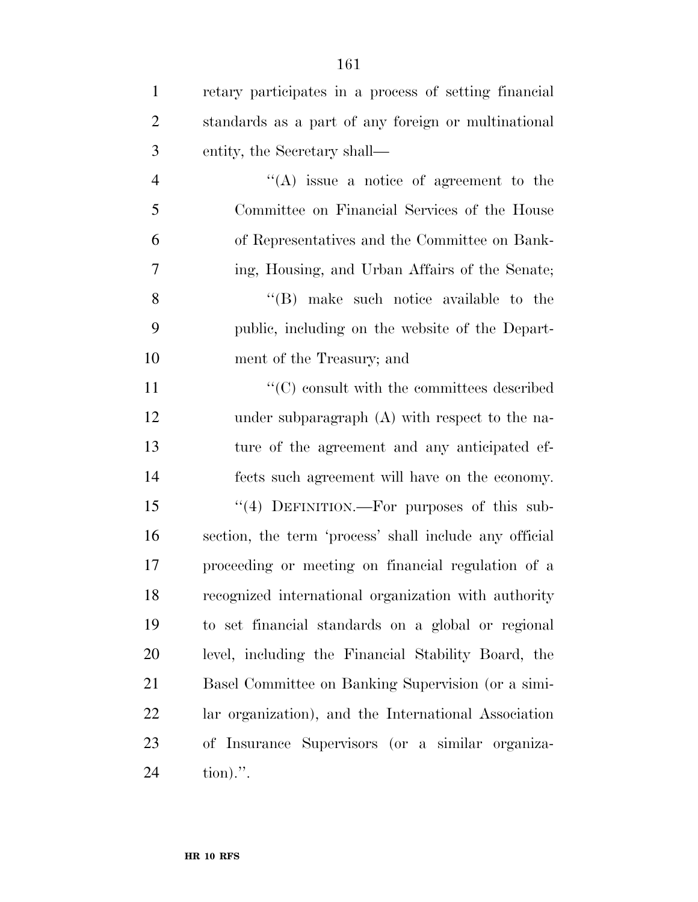retary participates in a process of setting financial standards as a part of any foreign or multinational entity, the Secretary shall—

''(A) issue a notice of agreement to the Committee on Financial Services of the House of Representatives and the Committee on Banking, Housing, and Urban Affairs of the Senate;

''(B) make such notice available to the public, including on the website of the Department of the Treasury; and

''(C) consult with the committees described under subparagraph (A) with respect to the nature of the agreement and any anticipated effects such agreement will have on the economy.

''(4) DEFINITION.—For purposes of this subsection, the term 'process' shall include any official proceeding or meeting on financial regulation of a recognized international organization with authority to set financial standards on a global or regional level, including the Financial Stability Board, the Basel Committee on Banking Supervision (or a similar organization), and the International Association of Insurance Supervisors (or a similar organization).''.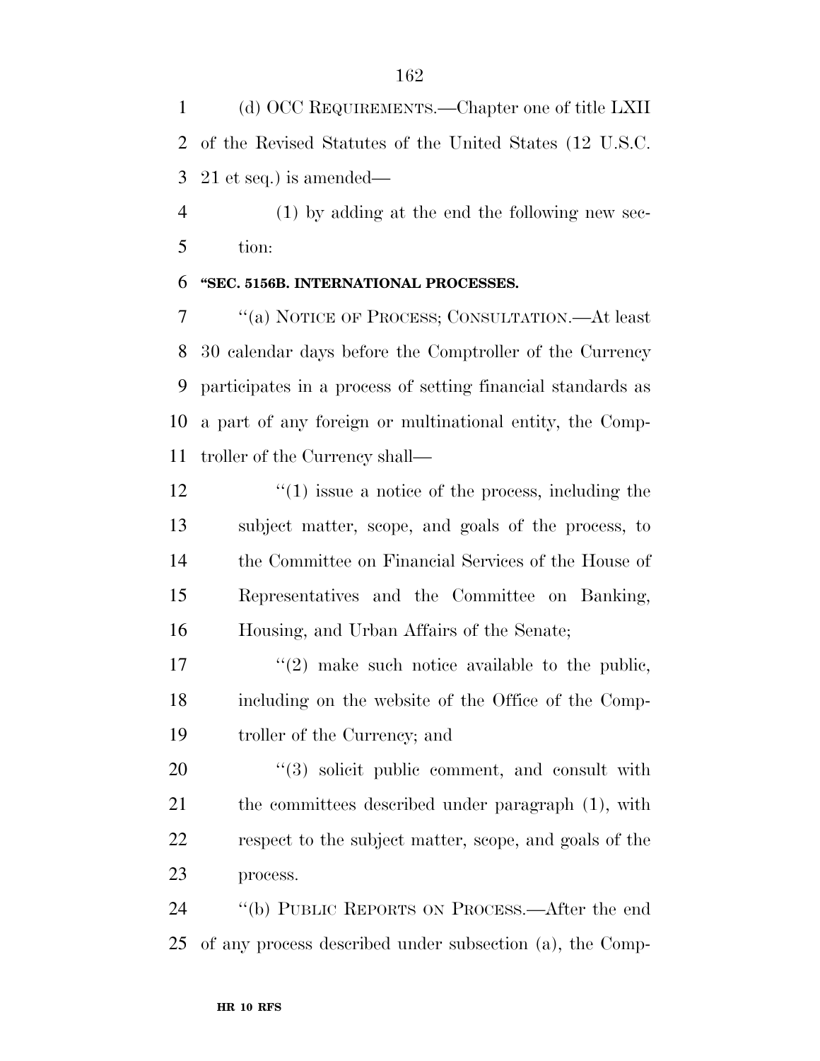(d) OCC REQUIREMENTS.—Chapter one of title LXII of the Revised Statutes of the United States (12 U.S.C. 21 et seq.) is amended—

(1) by adding at the end the following new section:

**"SEC. 5156B. INTERNATIONAL PROCESSES.**

"(a) NOTICE OF PROCESS; CONSULTATION.—At least 30 calendar days before the Comptroller of the Currency participates in a process of setting financial standards as a part of any foreign or multinational entity, the Comptroller of the Currency shall—

"(1) issue a notice of the process, including the subject matter, scope, and goals of the process, to the Committee on Financial Services of the House of Representatives and the Committee on Banking, Housing, and Urban Affairs of the Senate;

"(2) make such notice available to the public, including on the website of the Office of the Comptroller of the Currency; and

"(3) solicit public comment, and consult with the committees described under paragraph (1), with respect to the subject matter, scope, and goals of the process.

"(b) PUBLIC REPORTS ON PROCESS.—After the end of any process described under subsection (a), the Comp-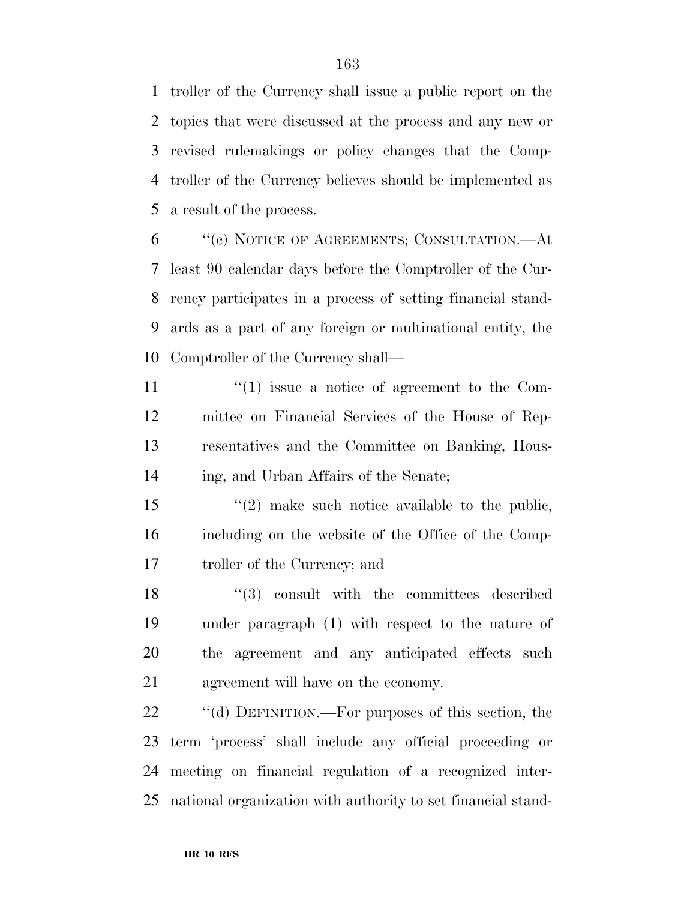troller of the Currency shall issue a public report on the topics that were discussed at the process and any new or revised rulemakings or policy changes that the Comptroller of the Currency believes should be implemented as a result of the process.

''(c) NOTICE OF AGREEMENTS; CONSULTATION.—At least 90 calendar days before the Comptroller of the Currency participates in a process of setting financial standards as a part of any foreign or multinational entity, the Comptroller of the Currency shall—

''(1) issue a notice of agreement to the Committee on Financial Services of the House of Representatives and the Committee on Banking, Housing, and Urban Affairs of the Senate;

''(2) make such notice available to the public, including on the website of the Office of the Comptroller of the Currency; and

''(3) consult with the committees described under paragraph (1) with respect to the nature of the agreement and any anticipated effects such agreement will have on the economy.

''(d) DEFINITION.—For purposes of this section, the term 'process' shall include any official proceeding or meeting on financial regulation of a recognized international organization with authority to set financial stand-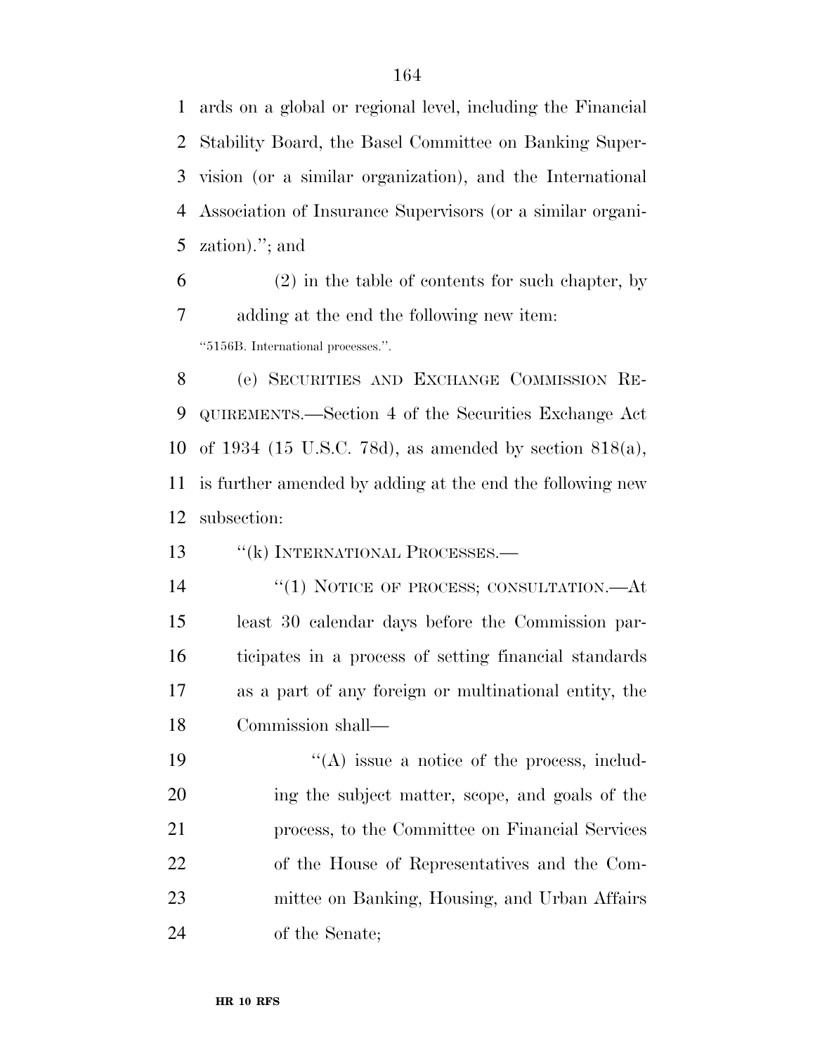ards on a global or regional level, including the Financial Stability Board, the Basel Committee on Banking Supervision (or a similar organization), and the International Association of Insurance Supervisors (or a similar organization).''; and

(2) in the table of contents for such chapter, by adding at the end the following new item:

''5156B. International processes.''.

(e) SECURITIES AND EXCHANGE COMMISSION REQUIREMENTS.—Section 4 of the Securities Exchange Act of 1934 (15 U.S.C. 78d), as amended by section 818(a), is further amended by adding at the end the following new subsection:

''(k) INTERNATIONAL PROCESSES.—

''(1) NOTICE OF PROCESS; CONSULTATION.—At least 30 calendar days before the Commission participates in a process of setting financial standards as a part of any foreign or multinational entity, the Commission shall—

''(A) issue a notice of the process, including the subject matter, scope, and goals of the process, to the Committee on Financial Services of the House of Representatives and the Committee on Banking, Housing, and Urban Affairs of the Senate;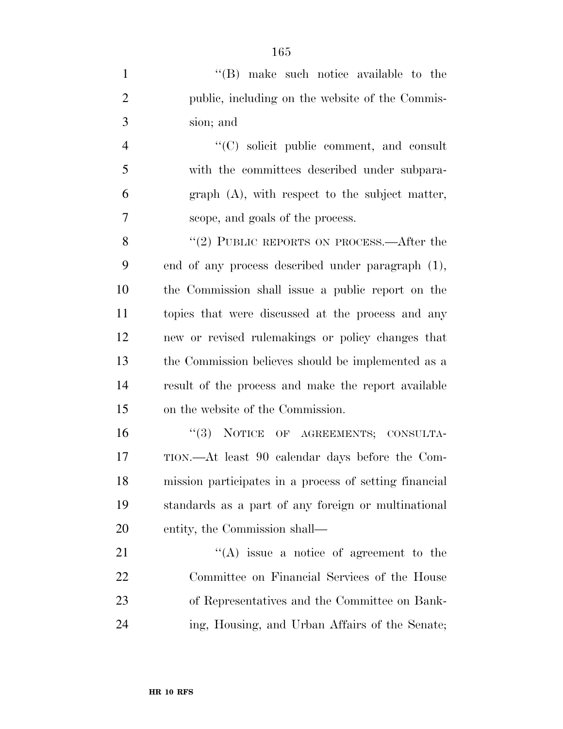''(B) make such notice available to the public, including on the website of the Commission; and

''(C) solicit public comment, and consult with the committees described under subparagraph (A), with respect to the subject matter, scope, and goals of the process.

''(2) PUBLIC REPORTS ON PROCESS.—After the end of any process described under paragraph (1), the Commission shall issue a public report on the topics that were discussed at the process and any new or revised rulemakings or policy changes that the Commission believes should be implemented as a result of the process and make the report available on the website of the Commission.

''(3) NOTICE OF AGREEMENTS; CONSULTATION.—At least 90 calendar days before the Commission participates in a process of setting financial standards as a part of any foreign or multinational entity, the Commission shall—

''(A) issue a notice of agreement to the Committee on Financial Services of the House of Representatives and the Committee on Banking, Housing, and Urban Affairs of the Senate;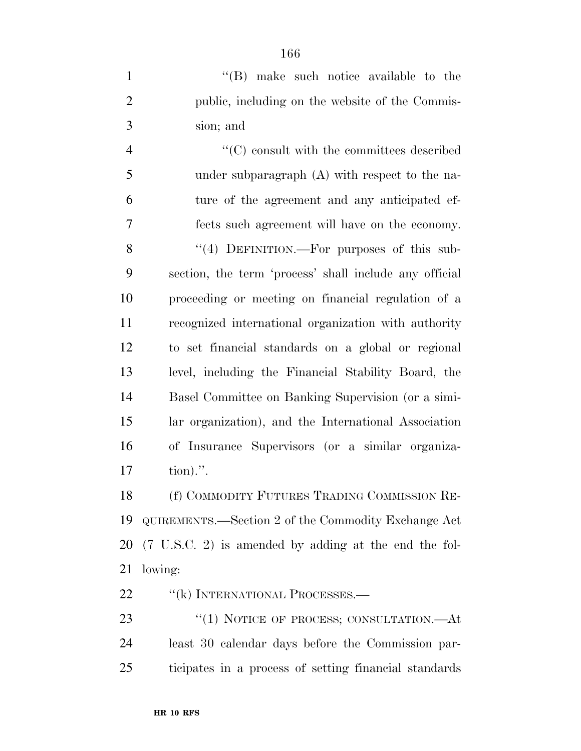"(B) make such notice available to the public, including on the website of the Commission; and

"(C) consult with the committees described under subparagraph (A) with respect to the nature of the agreement and any anticipated effects such agreement will have on the economy.

"(4) DEFINITION.—For purposes of this subsection, the term 'process' shall include any official proceeding or meeting on financial regulation of a recognized international organization with authority to set financial standards on a global or regional level, including the Financial Stability Board, the Basel Committee on Banking Supervision (or a similar organization), and the International Association of Insurance Supervisors (or a similar organization).".

(f) COMMODITY FUTURES TRADING COMMISSION REQUIREMENTS.—Section 2 of the Commodity Exchange Act (7 U.S.C. 2) is amended by adding at the end the following:

"(k) INTERNATIONAL PROCESSES.—

"(1) NOTICE OF PROCESS; CONSULTATION.—At least 30 calendar days before the Commission participates in a process of setting financial standards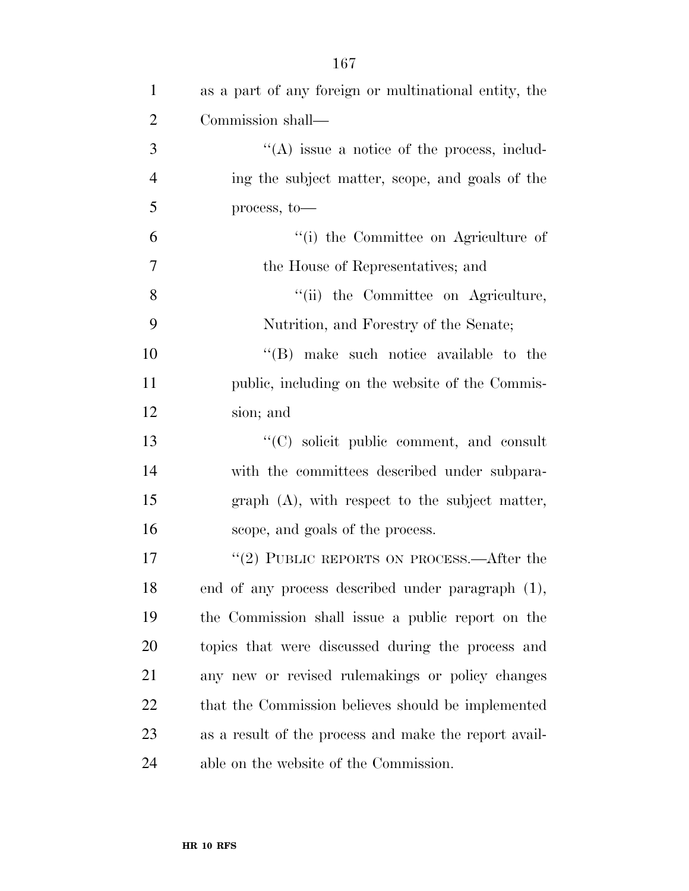as a part of any foreign or multinational entity, the Commission shall—

''(A) issue a notice of the process, including the subject matter, scope, and goals of the process, to—

''(i) the Committee on Agriculture of the House of Representatives; and

''(ii) the Committee on Agriculture, Nutrition, and Forestry of the Senate;

''(B) make such notice available to the public, including on the website of the Commission; and

''(C) solicit public comment, and consult with the committees described under subparagraph (A), with respect to the subject matter, scope, and goals of the process.

''(2) PUBLIC REPORTS ON PROCESS.—After the end of any process described under paragraph (1), the Commission shall issue a public report on the topics that were discussed during the process and any new or revised rulemakings or policy changes that the Commission believes should be implemented as a result of the process and make the report available on the website of the Commission.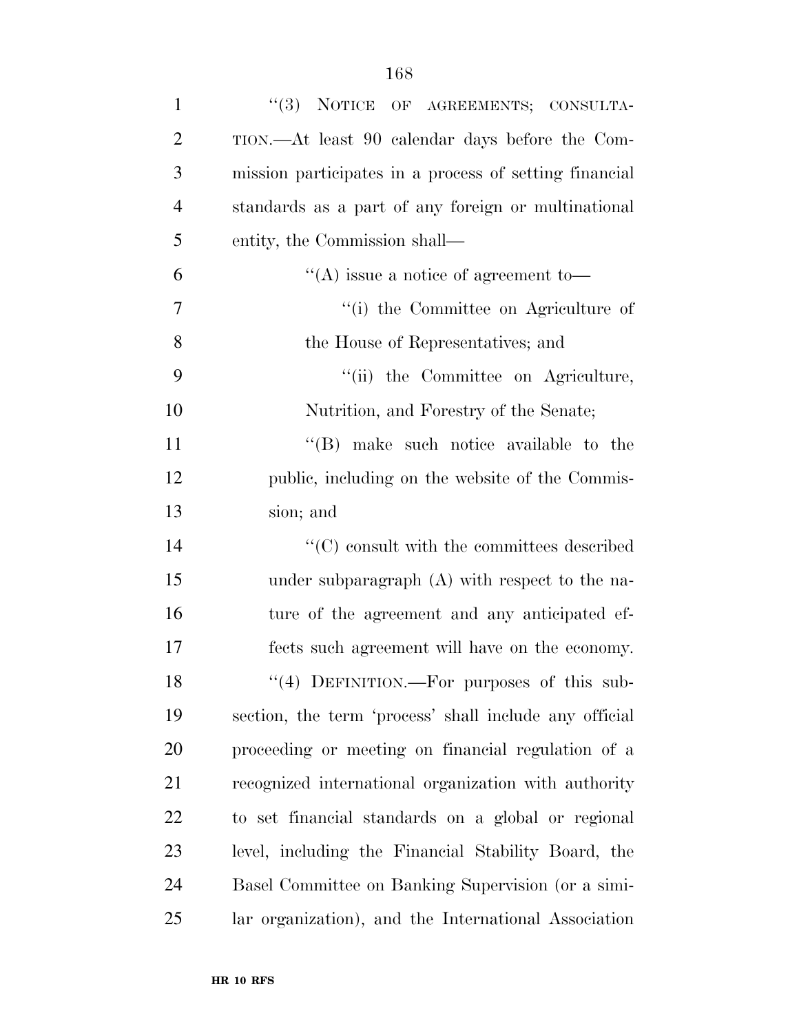"(3) NOTICE OF AGREEMENTS; CONSULTATION.—At least 90 calendar days before the Commission participates in a process of setting financial standards as a part of any foreign or multinational entity, the Commission shall—

"(A) issue a notice of agreement to—

"(i) the Committee on Agriculture of the House of Representatives; and

"(ii) the Committee on Agriculture, Nutrition, and Forestry of the Senate;

"(B) make such notice available to the public, including on the website of the Commission; and

"(C) consult with the committees described under subparagraph (A) with respect to the nature of the agreement and any anticipated effects such agreement will have on the economy.

"(4) DEFINITION.—For purposes of this subsection, the term 'process' shall include any official proceeding or meeting on financial regulation of a recognized international organization with authority to set financial standards on a global or regional level, including the Financial Stability Board, the Basel Committee on Banking Supervision (or a similar organization), and the International Association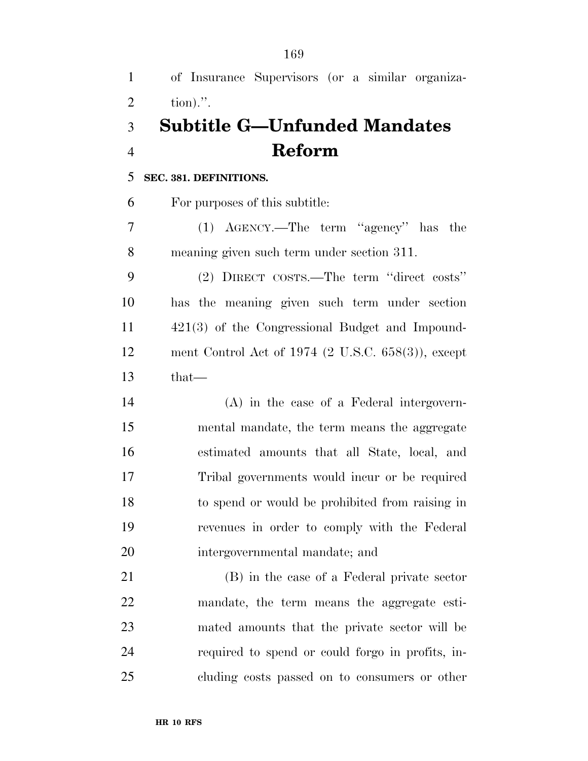of Insurance Supervisors (or a similar organization).''.

## Subtitle G—Unfunded Mandates Reform

### SEC. 381. DEFINITIONS.

For purposes of this subtitle:

(1) AGENCY.—The term ''agency'' has the meaning given such term under section 311.

(2) DIRECT COSTS.—The term ''direct costs'' has the meaning given such term under section 421(3) of the Congressional Budget and Impoundment Control Act of 1974 (2 U.S.C. 658(3)), except that—

(A) in the case of a Federal intergovernmental mandate, the term means the aggregate estimated amounts that all State, local, and Tribal governments would incur or be required to spend or would be prohibited from raising in revenues in order to comply with the Federal intergovernmental mandate; and

(B) in the case of a Federal private sector mandate, the term means the aggregate estimated amounts that the private sector will be required to spend or could forgo in profits, including costs passed on to consumers or other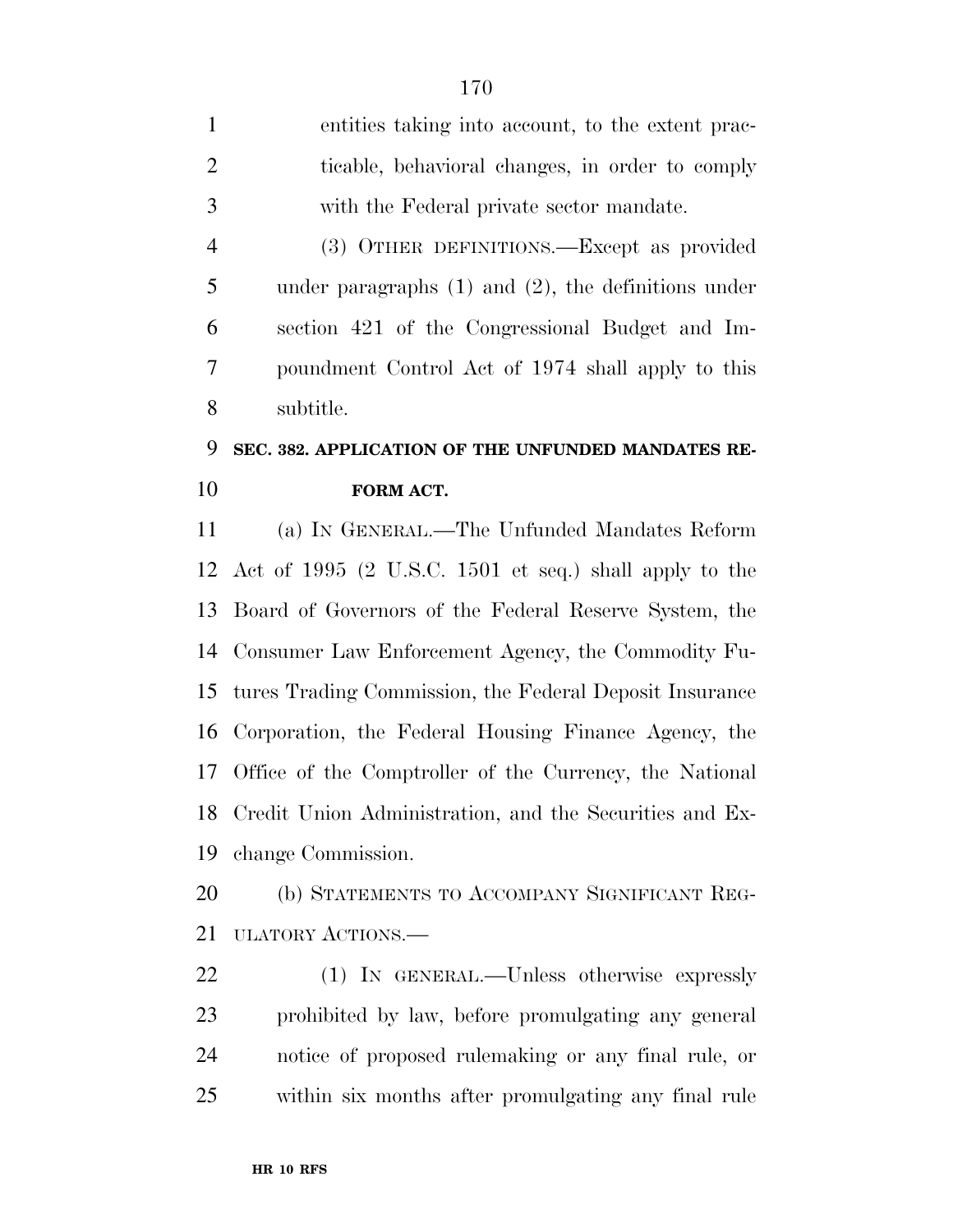entities taking into account, to the extent practicable, behavioral changes, in order to comply with the Federal private sector mandate.

(3) OTHER DEFINITIONS.—Except as provided under paragraphs (1) and (2), the definitions under section 421 of the Congressional Budget and Impoundment Control Act of 1974 shall apply to this subtitle.

### SEC. 382. APPLICATION OF THE UNFUNDED MANDATES REFORM ACT.

(a) IN GENERAL.—The Unfunded Mandates Reform Act of 1995 (2 U.S.C. 1501 et seq.) shall apply to the Board of Governors of the Federal Reserve System, the Consumer Law Enforcement Agency, the Commodity Futures Trading Commission, the Federal Deposit Insurance Corporation, the Federal Housing Finance Agency, the Office of the Comptroller of the Currency, the National Credit Union Administration, and the Securities and Exchange Commission.

(b) STATEMENTS TO ACCOMPANY SIGNIFICANT REGULATORY ACTIONS.—

(1) IN GENERAL.—Unless otherwise expressly prohibited by law, before promulgating any general notice of proposed rulemaking or any final rule, or within six months after promulgating any final rule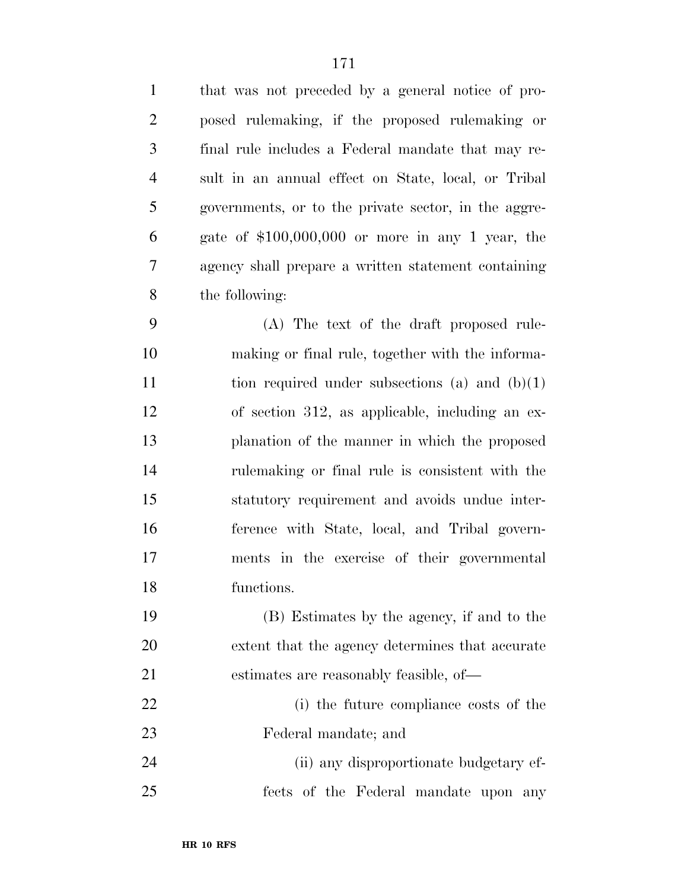that was not preceded by a general notice of proposed rulemaking, if the proposed rulemaking or final rule includes a Federal mandate that may result in an annual effect on State, local, or Tribal governments, or to the private sector, in the aggregate of $100,000,000 or more in any 1 year, the agency shall prepare a written statement containing the following:

(A) The text of the draft proposed rulemaking or final rule, together with the information required under subsections (a) and (b)(1) of section 312, as applicable, including an explanation of the manner in which the proposed rulemaking or final rule is consistent with the statutory requirement and avoids undue interference with State, local, and Tribal governments in the exercise of their governmental functions.

(B) Estimates by the agency, if and to the extent that the agency determines that accurate estimates are reasonably feasible, of—

(i) the future compliance costs of the Federal mandate; and

(ii) any disproportionate budgetary effects of the Federal mandate upon any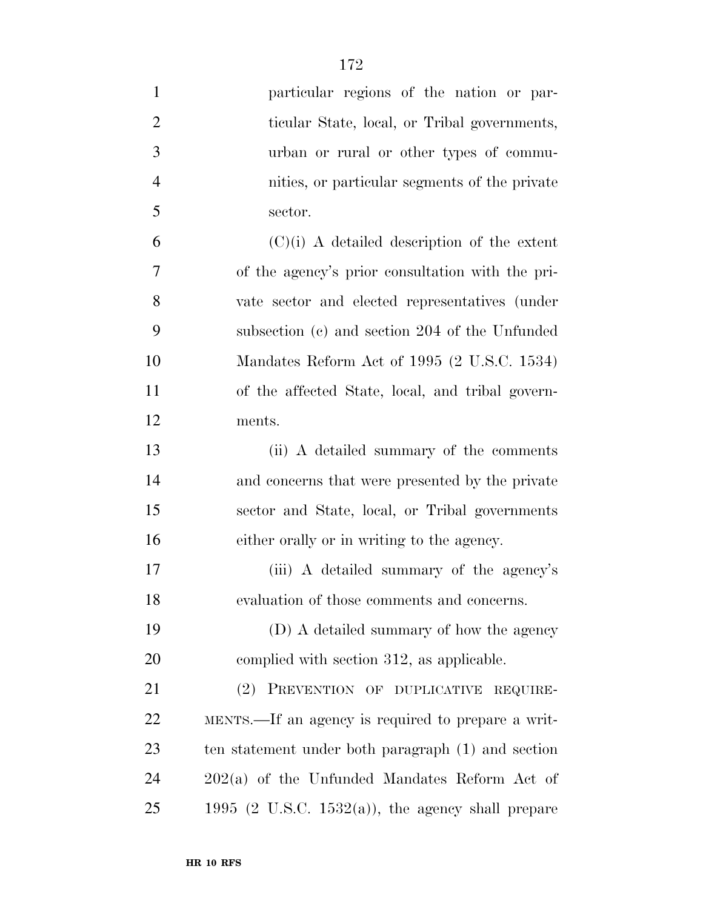particular regions of the nation or particular State, local, or Tribal governments, urban or rural or other types of communities, or particular segments of the private sector.

(C)(i) A detailed description of the extent of the agency's prior consultation with the private sector and elected representatives (under subsection (c) and section 204 of the Unfunded Mandates Reform Act of 1995 (2 U.S.C. 1534) of the affected State, local, and tribal governments.

(ii) A detailed summary of the comments and concerns that were presented by the private sector and State, local, or Tribal governments either orally or in writing to the agency.

(iii) A detailed summary of the agency's evaluation of those comments and concerns.

(D) A detailed summary of how the agency complied with section 312, as applicable.

(2) PREVENTION OF DUPLICATIVE REQUIREMENTS.—If an agency is required to prepare a written statement under both paragraph (1) and section 202(a) of the Unfunded Mandates Reform Act of 1995 (2 U.S.C. 1532(a)), the agency shall prepare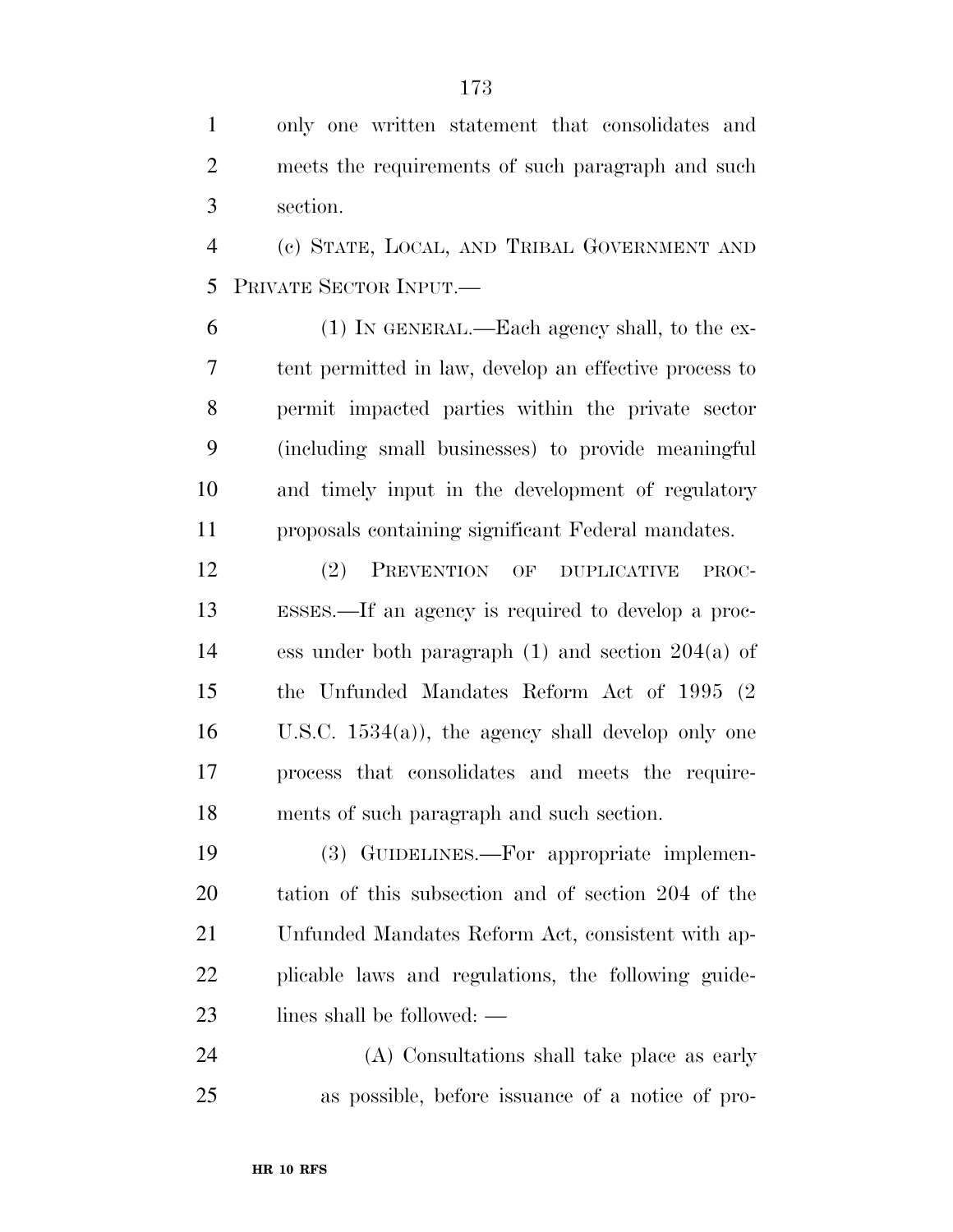only one written statement that consolidates and meets the requirements of such paragraph and such section.

(c) STATE, LOCAL, AND TRIBAL GOVERNMENT AND PRIVATE SECTOR INPUT.—

(1) IN GENERAL.—Each agency shall, to the extent permitted in law, develop an effective process to permit impacted parties within the private sector (including small businesses) to provide meaningful and timely input in the development of regulatory proposals containing significant Federal mandates.

(2) PREVENTION OF DUPLICATIVE PROCESSES.—If an agency is required to develop a process under both paragraph (1) and section 204(a) of the Unfunded Mandates Reform Act of 1995 (2 U.S.C. 1534(a)), the agency shall develop only one process that consolidates and meets the requirements of such paragraph and such section.

(3) GUIDELINES.—For appropriate implementation of this subsection and of section 204 of the Unfunded Mandates Reform Act, consistent with applicable laws and regulations, the following guidelines shall be followed: —

(A) Consultations shall take place as early as possible, before issuance of a notice of pro-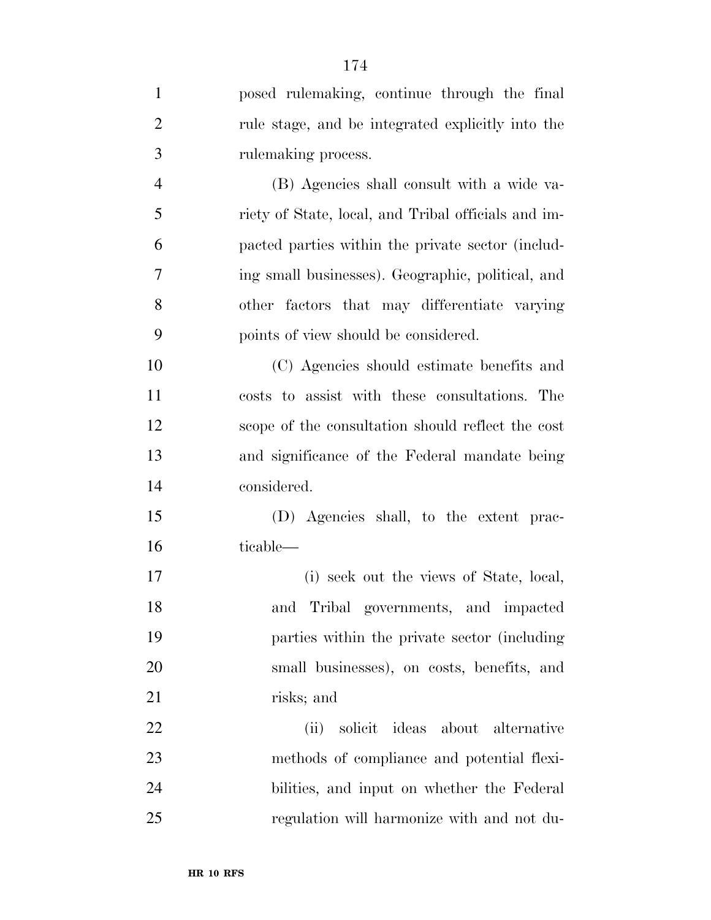posed rulemaking, continue through the final rule stage, and be integrated explicitly into the rulemaking process.

(B) Agencies shall consult with a wide variety of State, local, and Tribal officials and impacted parties within the private sector (including small businesses). Geographic, political, and other factors that may differentiate varying points of view should be considered.

(C) Agencies should estimate benefits and costs to assist with these consultations. The scope of the consultation should reflect the cost and significance of the Federal mandate being considered.

(D) Agencies shall, to the extent practicable—

(i) seek out the views of State, local, and Tribal governments, and impacted parties within the private sector (including small businesses), on costs, benefits, and risks; and

(ii) solicit ideas about alternative methods of compliance and potential flexibilities, and input on whether the Federal regulation will harmonize with and not du-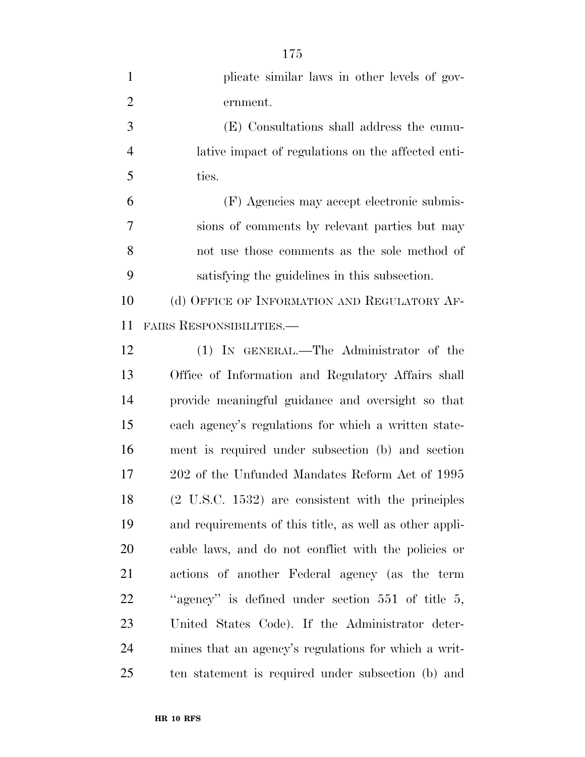plicate similar laws in other levels of government.

(E) Consultations shall address the cumulative impact of regulations on the affected entities.

(F) Agencies may accept electronic submissions of comments by relevant parties but may not use those comments as the sole method of satisfying the guidelines in this subsection.

(d) OFFICE OF INFORMATION AND REGULATORY AFFAIRS RESPONSIBILITIES.—

(1) IN GENERAL.—The Administrator of the Office of Information and Regulatory Affairs shall provide meaningful guidance and oversight so that each agency's regulations for which a written statement is required under subsection (b) and section 202 of the Unfunded Mandates Reform Act of 1995 (2 U.S.C. 1532) are consistent with the principles and requirements of this title, as well as other applicable laws, and do not conflict with the policies or actions of another Federal agency (as the term "agency" is defined under section 551 of title 5, United States Code). If the Administrator determines that an agency's regulations for which a written statement is required under subsection (b) and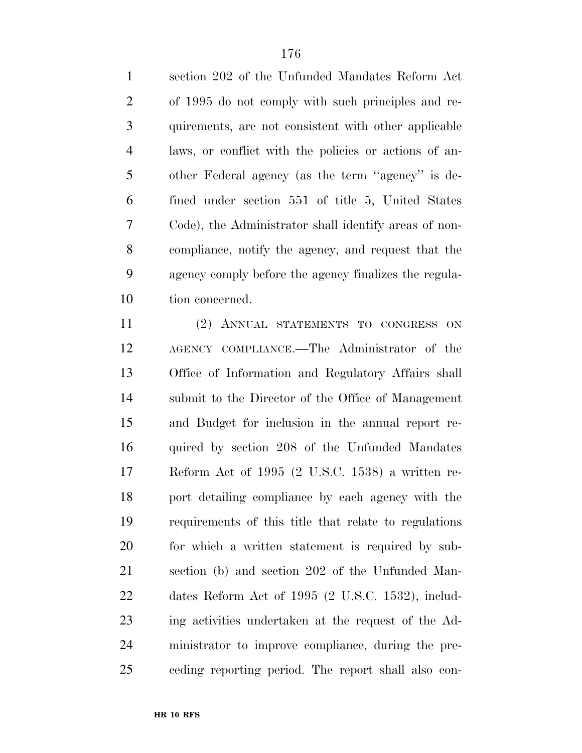section 202 of the Unfunded Mandates Reform Act of 1995 do not comply with such principles and requirements, are not consistent with other applicable laws, or conflict with the policies or actions of another Federal agency (as the term ''agency'' is defined under section 551 of title 5, United States Code), the Administrator shall identify areas of noncompliance, notify the agency, and request that the agency comply before the agency finalizes the regulation concerned.

(2) ANNUAL STATEMENTS TO CONGRESS ON AGENCY COMPLIANCE.—The Administrator of the Office of Information and Regulatory Affairs shall submit to the Director of the Office of Management and Budget for inclusion in the annual report required by section 208 of the Unfunded Mandates Reform Act of 1995 (2 U.S.C. 1538) a written report detailing compliance by each agency with the requirements of this title that relate to regulations for which a written statement is required by subsection (b) and section 202 of the Unfunded Mandates Reform Act of 1995 (2 U.S.C. 1532), including activities undertaken at the request of the Administrator to improve compliance, during the preceding reporting period. The report shall also con-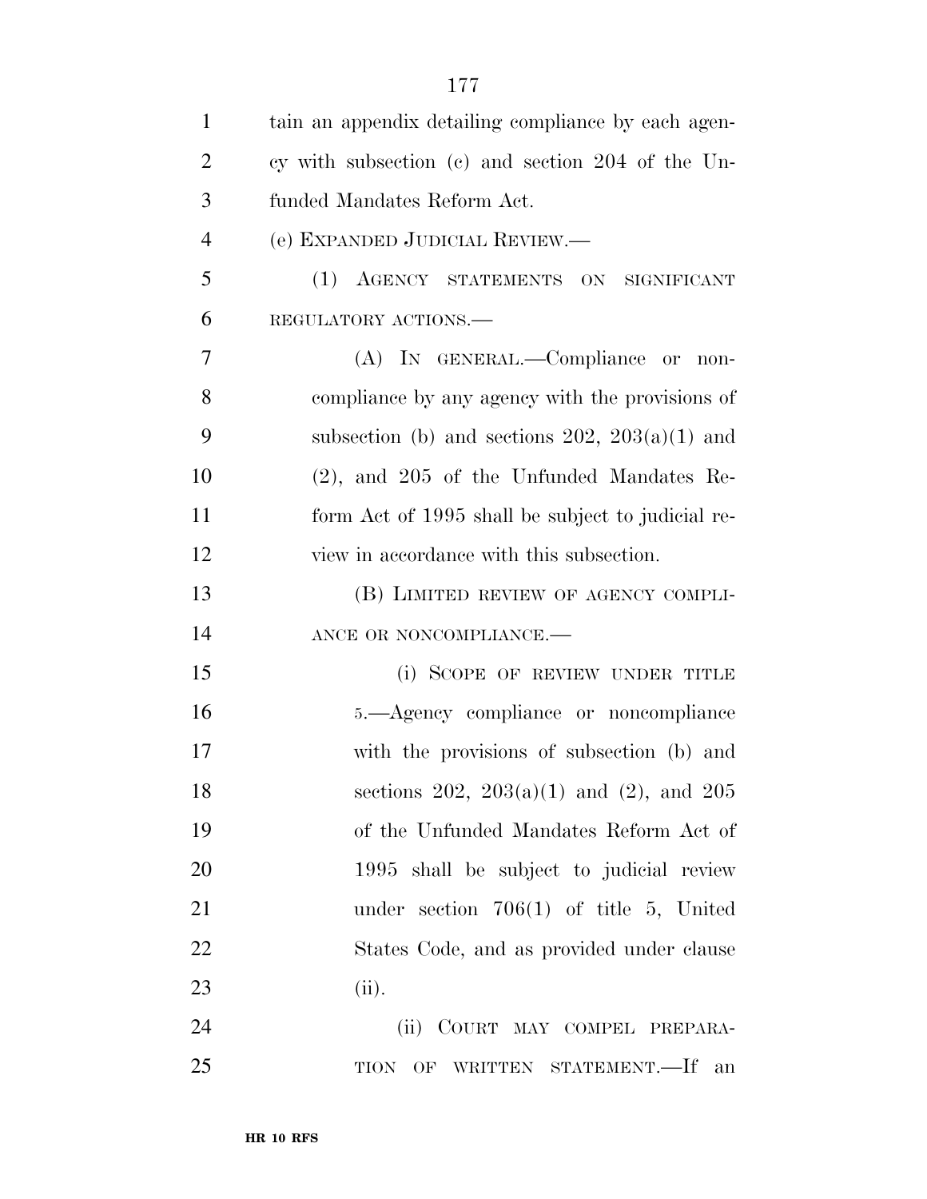tain an appendix detailing compliance by each agency with subsection (c) and section 204 of the Unfunded Mandates Reform Act.

(e) EXPANDED JUDICIAL REVIEW.—

(1) AGENCY STATEMENTS ON SIGNIFICANT REGULATORY ACTIONS.—

(A) IN GENERAL.—Compliance or noncompliance by any agency with the provisions of subsection (b) and sections 202, 203(a)(1) and (2), and 205 of the Unfunded Mandates Reform Act of 1995 shall be subject to judicial review in accordance with this subsection.

(B) LIMITED REVIEW OF AGENCY COMPLIANCE OR NONCOMPLIANCE.—

(i) SCOPE OF REVIEW UNDER TITLE 5.—Agency compliance or noncompliance with the provisions of subsection (b) and sections 202, 203(a)(1) and (2), and 205 of the Unfunded Mandates Reform Act of 1995 shall be subject to judicial review under section 706(1) of title 5, United States Code, and as provided under clause (ii).

(ii) COURT MAY COMPEL PREPARATION OF WRITTEN STATEMENT.—If an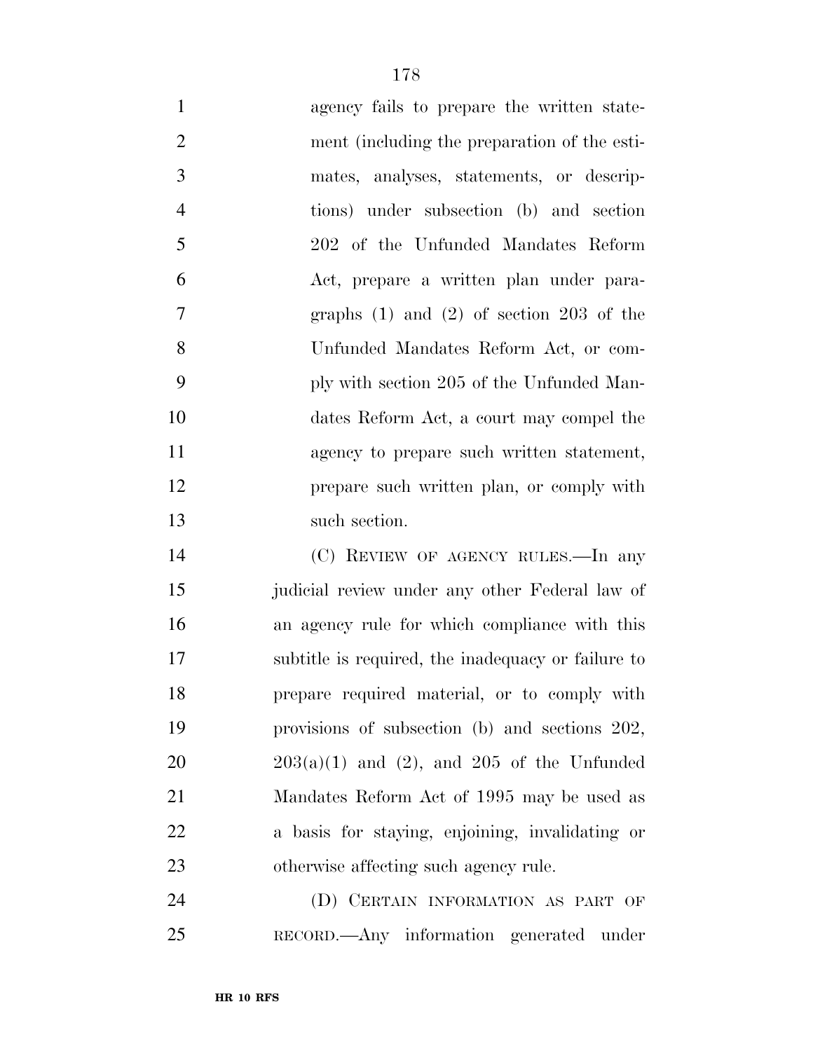agency fails to prepare the written statement (including the preparation of the estimates, analyses, statements, or descriptions) under subsection (b) and section 202 of the Unfunded Mandates Reform Act, prepare a written plan under paragraphs (1) and (2) of section 203 of the Unfunded Mandates Reform Act, or comply with section 205 of the Unfunded Mandates Reform Act, a court may compel the agency to prepare such written statement, prepare such written plan, or comply with such section.

(C) REVIEW OF AGENCY RULES.—In any judicial review under any other Federal law of an agency rule for which compliance with this subtitle is required, the inadequacy or failure to prepare required material, or to comply with provisions of subsection (b) and sections 202, 203(a)(1) and (2), and 205 of the Unfunded Mandates Reform Act of 1995 may be used as a basis for staying, enjoining, invalidating or otherwise affecting such agency rule.

(D) CERTAIN INFORMATION AS PART OF RECORD.—Any information generated under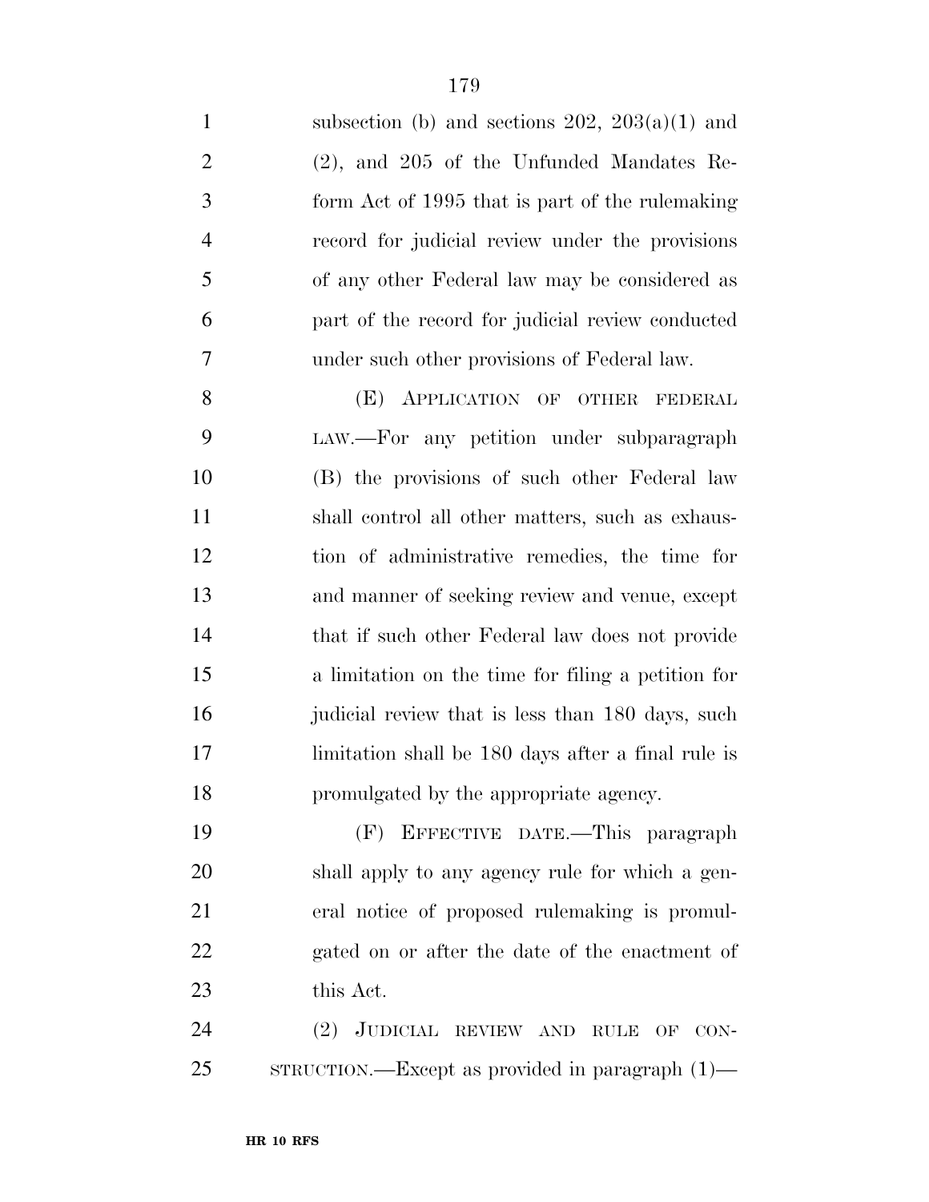subsection (b) and sections 202, 203(a)(1) and (2), and 205 of the Unfunded Mandates Reform Act of 1995 that is part of the rulemaking record for judicial review under the provisions of any other Federal law may be considered as part of the record for judicial review conducted under such other provisions of Federal law.

(E) APPLICATION OF OTHER FEDERAL LAW.—For any petition under subparagraph (B) the provisions of such other Federal law shall control all other matters, such as exhaustion of administrative remedies, the time for and manner of seeking review and venue, except that if such other Federal law does not provide a limitation on the time for filing a petition for judicial review that is less than 180 days, such limitation shall be 180 days after a final rule is promulgated by the appropriate agency.

(F) EFFECTIVE DATE.—This paragraph shall apply to any agency rule for which a general notice of proposed rulemaking is promulgated on or after the date of the enactment of this Act.

(2) JUDICIAL REVIEW AND RULE OF CONSTRUCTION.—Except as provided in paragraph (1)—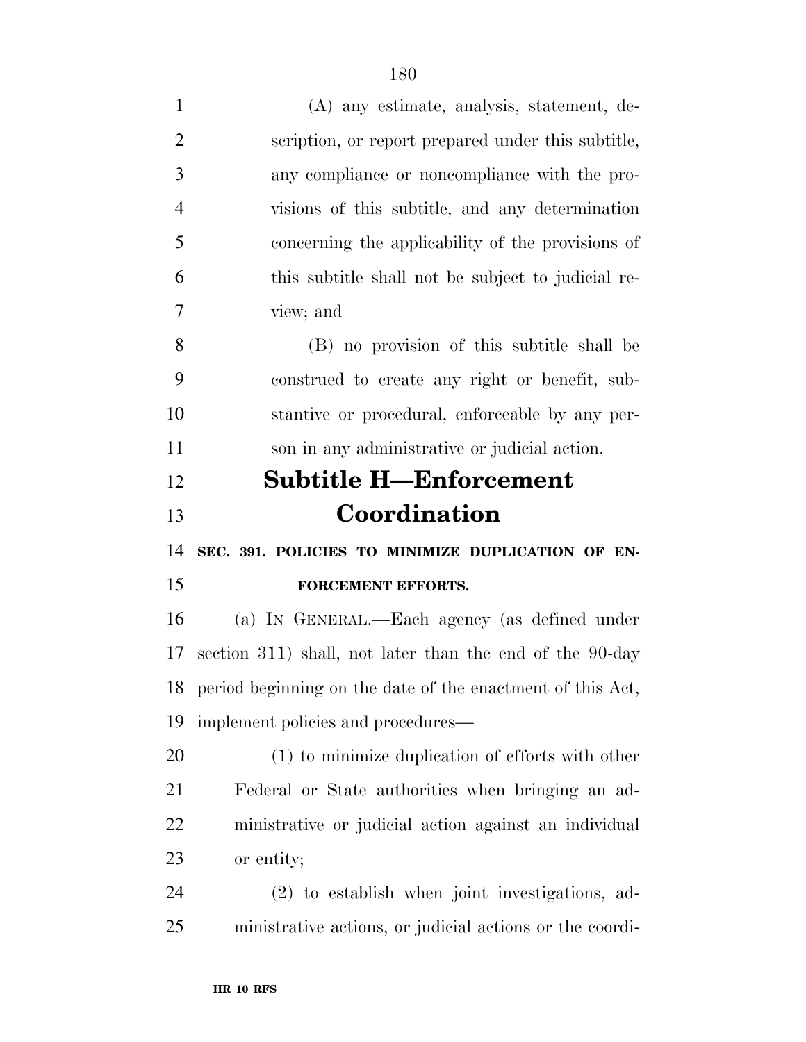(A) any estimate, analysis, statement, description, or report prepared under this subtitle, any compliance or noncompliance with the provisions of this subtitle, and any determination concerning the applicability of the provisions of this subtitle shall not be subject to judicial review; and

(B) no provision of this subtitle shall be construed to create any right or benefit, substantive or procedural, enforceable by any person in any administrative or judicial action.

## Subtitle H—Enforcement Coordination

### SEC. 391. POLICIES TO MINIMIZE DUPLICATION OF ENFORCEMENT EFFORTS.

(a) IN GENERAL.—Each agency (as defined under section 311) shall, not later than the end of the 90-day period beginning on the date of the enactment of this Act, implement policies and procedures—

(1) to minimize duplication of efforts with other Federal or State authorities when bringing an administrative or judicial action against an individual or entity;

(2) to establish when joint investigations, administrative actions, or judicial actions or the coordi-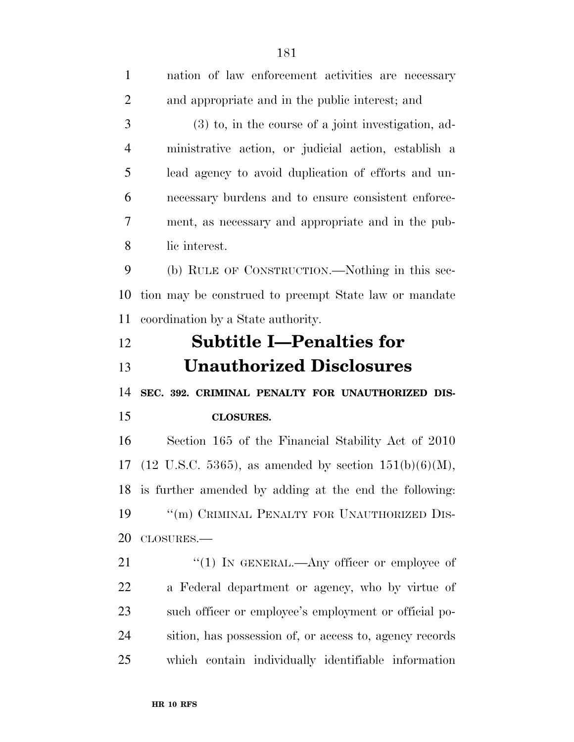nation of law enforcement activities are necessary and appropriate and in the public interest; and

(3) to, in the course of a joint investigation, administrative action, or judicial action, establish a lead agency to avoid duplication of efforts and unnecessary burdens and to ensure consistent enforcement, as necessary and appropriate and in the public interest.

(b) RULE OF CONSTRUCTION.—Nothing in this section may be construed to preempt State law or mandate coordination by a State authority.

## Subtitle I—Penalties for Unauthorized Disclosures

### SEC. 392. CRIMINAL PENALTY FOR UNAUTHORIZED DISCLOSURES.

Section 165 of the Financial Stability Act of 2010 (12 U.S.C. 5365), as amended by section 151(b)(6)(M), is further amended by adding at the end the following:

"(m) CRIMINAL PENALTY FOR UNAUTHORIZED DISCLOSURES.—

"(1) IN GENERAL.—Any officer or employee of a Federal department or agency, who by virtue of such officer or employee's employment or official position, has possession of, or access to, agency records which contain individually identifiable information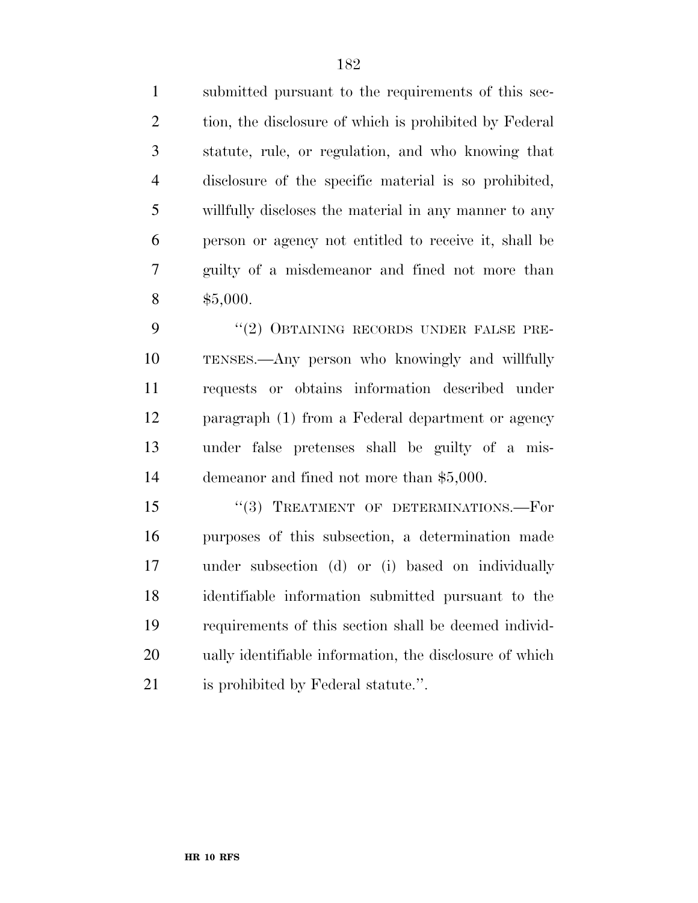submitted pursuant to the requirements of this section, the disclosure of which is prohibited by Federal statute, rule, or regulation, and who knowing that disclosure of the specific material is so prohibited, willfully discloses the material in any manner to any person or agency not entitled to receive it, shall be guilty of a misdemeanor and fined not more than $5,000.

"(2) OBTAINING RECORDS UNDER FALSE PRETENSES.—Any person who knowingly and willfully requests or obtains information described under paragraph (1) from a Federal department or agency under false pretenses shall be guilty of a misdemeanor and fined not more than $5,000.

"(3) TREATMENT OF DETERMINATIONS.—For purposes of this subsection, a determination made under subsection (d) or (i) based on individually identifiable information submitted pursuant to the requirements of this section shall be deemed individually identifiable information, the disclosure of which is prohibited by Federal statute.".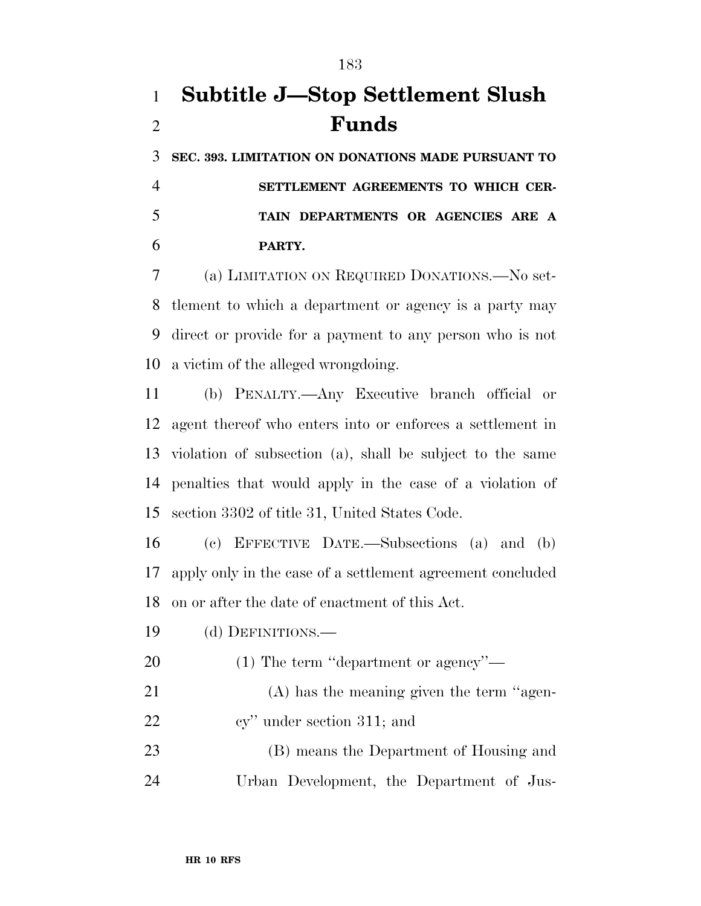# Subtitle J—Stop Settlement Slush Funds

**SEC. 393. LIMITATION ON DONATIONS MADE PURSUANT TO SETTLEMENT AGREEMENTS TO WHICH CERTAIN DEPARTMENTS OR AGENCIES ARE A PARTY.**

(a) LIMITATION ON REQUIRED DONATIONS.—No settlement to which a department or agency is a party may direct or provide for a payment to any person who is not a victim of the alleged wrongdoing.

(b) PENALTY.—Any Executive branch official or agent thereof who enters into or enforces a settlement in violation of subsection (a), shall be subject to the same penalties that would apply in the case of a violation of section 3302 of title 31, United States Code.

(c) EFFECTIVE DATE.—Subsections (a) and (b) apply only in the case of a settlement agreement concluded on or after the date of enactment of this Act.

(d) DEFINITIONS.—

(1) The term ''department or agency''—

(A) has the meaning given the term ''agency'' under section 311; and

(B) means the Department of Housing and Urban Development, the Department of Jus-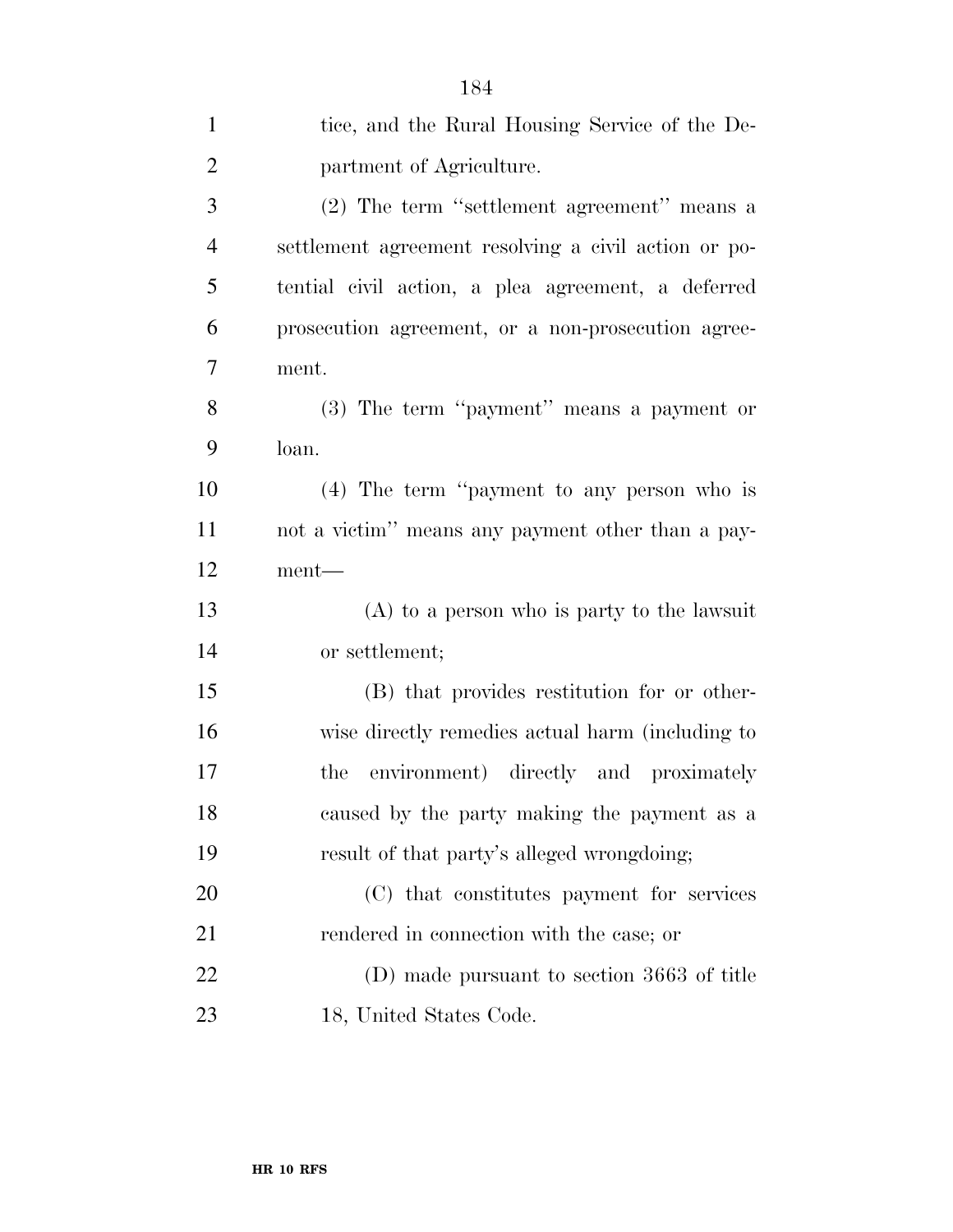tice, and the Rural Housing Service of the Department of Agriculture.

(2) The term ''settlement agreement'' means a settlement agreement resolving a civil action or potential civil action, a plea agreement, a deferred prosecution agreement, or a non-prosecution agreement.

(3) The term ''payment'' means a payment or loan.

(4) The term ''payment to any person who is not a victim'' means any payment other than a payment—

(A) to a person who is party to the lawsuit or settlement;

(B) that provides restitution for or otherwise directly remedies actual harm (including to the environment) directly and proximately caused by the party making the payment as a result of that party's alleged wrongdoing;

(C) that constitutes payment for services rendered in connection with the case; or

(D) made pursuant to section 3663 of title 18, United States Code.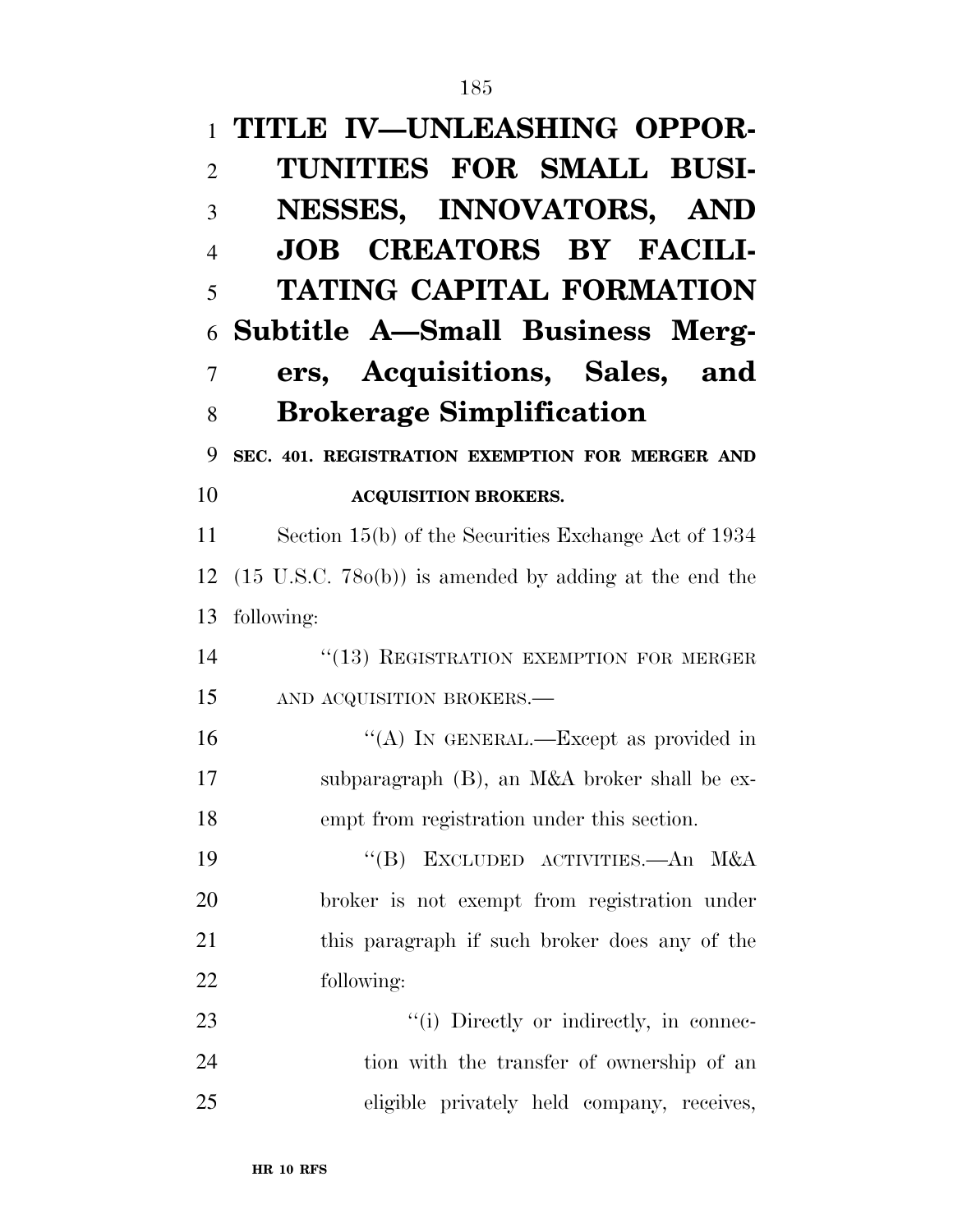# TITLE IV—UNLEASHING OPPORTUNITIES FOR SMALL BUSINESSES, INNOVATORS, AND JOB CREATORS BY FACILITATING CAPITAL FORMATION

## Subtitle A—Small Business Mergers, Acquisitions, Sales, and Brokerage Simplification

### SEC. 401. REGISTRATION EXEMPTION FOR MERGER AND ACQUISITION BROKERS.

Section 15(b) of the Securities Exchange Act of 1934 (15 U.S.C. 78o(b)) is amended by adding at the end the following:

"(13) REGISTRATION EXEMPTION FOR MERGER AND ACQUISITION BROKERS.—

"(A) IN GENERAL.—Except as provided in subparagraph (B), an M&A broker shall be exempt from registration under this section.

"(B) EXCLUDED ACTIVITIES.—An M&A broker is not exempt from registration under this paragraph if such broker does any of the following:

"(i) Directly or indirectly, in connection with the transfer of ownership of an eligible privately held company, receives,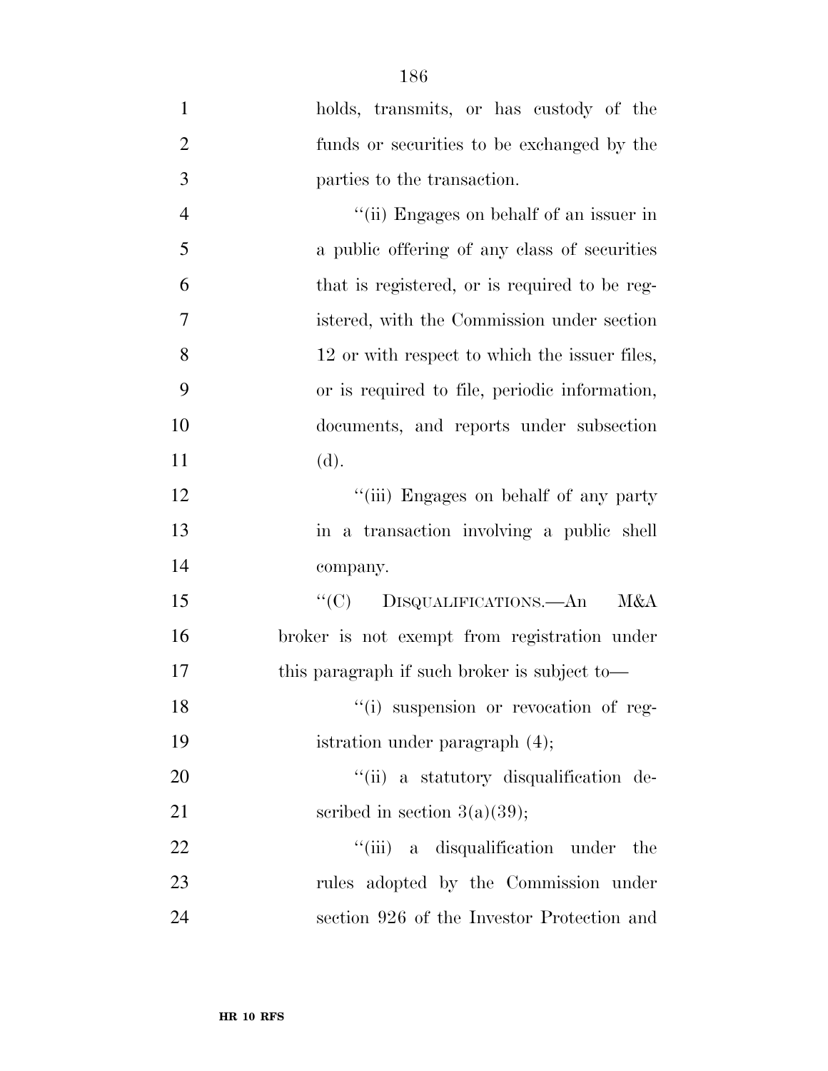holds, transmits, or has custody of the funds or securities to be exchanged by the parties to the transaction.

''(ii) Engages on behalf of an issuer in a public offering of any class of securities that is registered, or is required to be registered, with the Commission under section 12 or with respect to which the issuer files, or is required to file, periodic information, documents, and reports under subsection (d).

''(iii) Engages on behalf of any party in a transaction involving a public shell company.

''(C) DISQUALIFICATIONS.—An M&A broker is not exempt from registration under this paragraph if such broker is subject to—

''(i) suspension or revocation of registration under paragraph (4);

''(ii) a statutory disqualification described in section 3(a)(39);

''(iii) a disqualification under the rules adopted by the Commission under section 926 of the Investor Protection and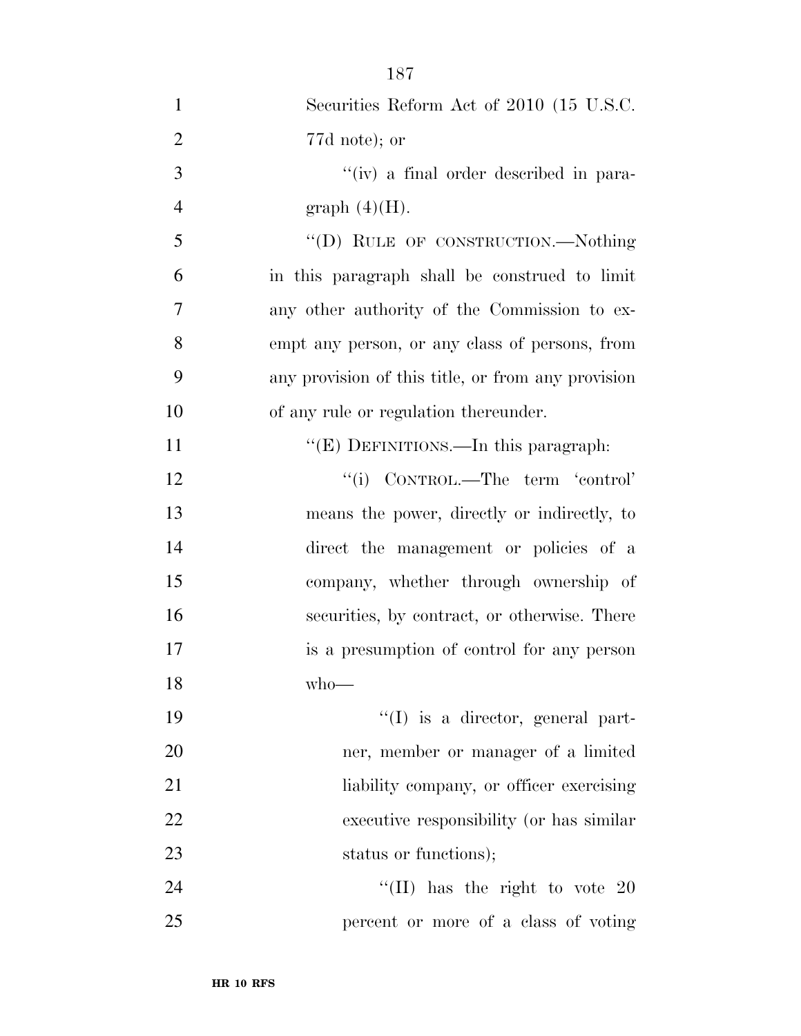Securities Reform Act of 2010 (15 U.S.C. 77d note); or

''(iv) a final order described in paragraph (4)(H).

''(D) RULE OF CONSTRUCTION.—Nothing in this paragraph shall be construed to limit any other authority of the Commission to exempt any person, or any class of persons, from any provision of this title, or from any provision of any rule or regulation thereunder.

''(E) DEFINITIONS.—In this paragraph:

''(i) CONTROL.—The term 'control' means the power, directly or indirectly, to direct the management or policies of a company, whether through ownership of securities, by contract, or otherwise. There is a presumption of control for any person who—

''(I) is a director, general partner, member or manager of a limited liability company, or officer exercising executive responsibility (or has similar status or functions);

''(II) has the right to vote 20 percent or more of a class of voting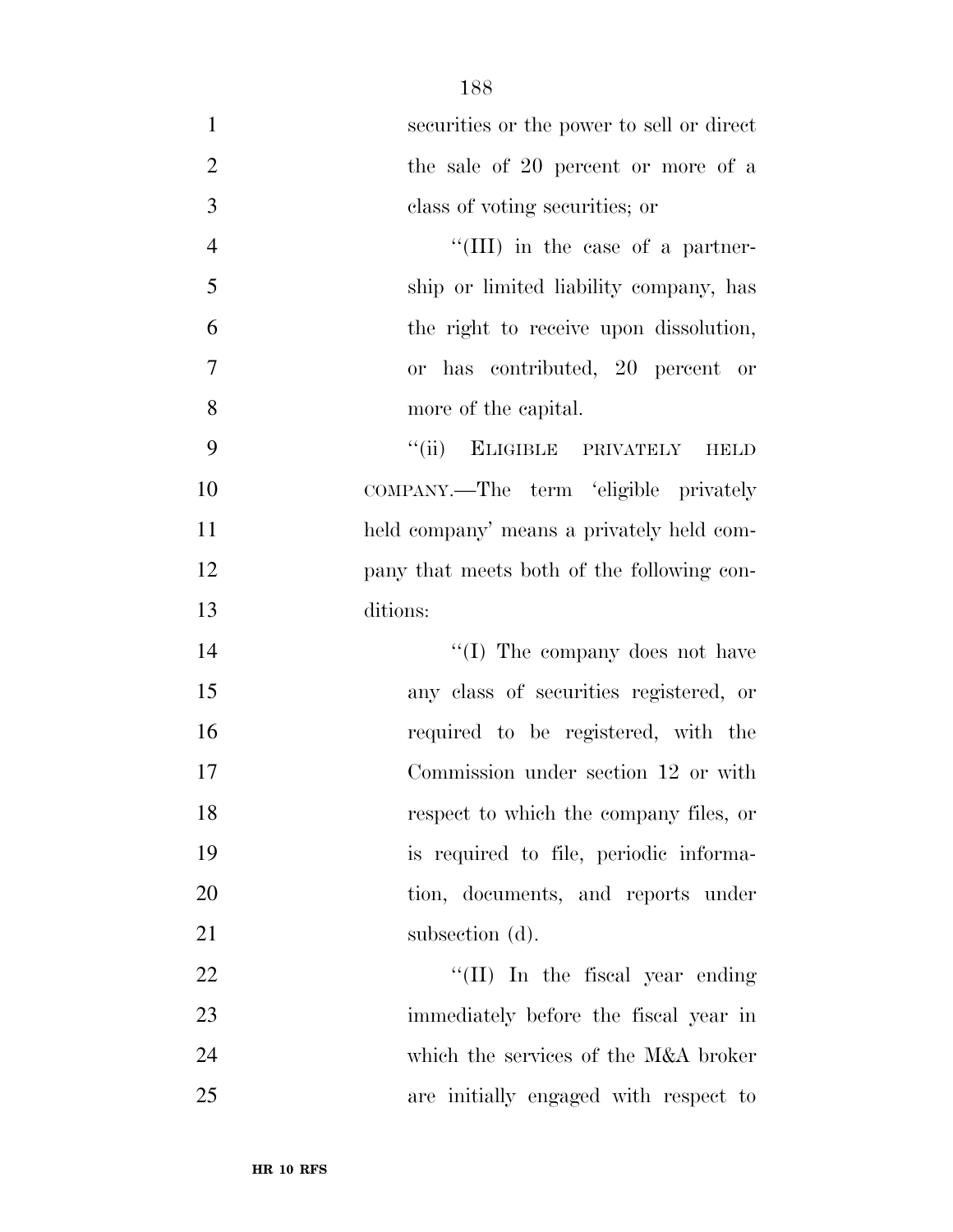securities or the power to sell or direct the sale of 20 percent or more of a class of voting securities; or

"(III) in the case of a partnership or limited liability company, has the right to receive upon dissolution, or has contributed, 20 percent or more of the capital.

"(ii) ELIGIBLE PRIVATELY HELD COMPANY.—The term 'eligible privately held company' means a privately held company that meets both of the following conditions:

"(I) The company does not have any class of securities registered, or required to be registered, with the Commission under section 12 or with respect to which the company files, or is required to file, periodic information, documents, and reports under subsection (d).

"(II) In the fiscal year ending immediately before the fiscal year in which the services of the M&A broker are initially engaged with respect to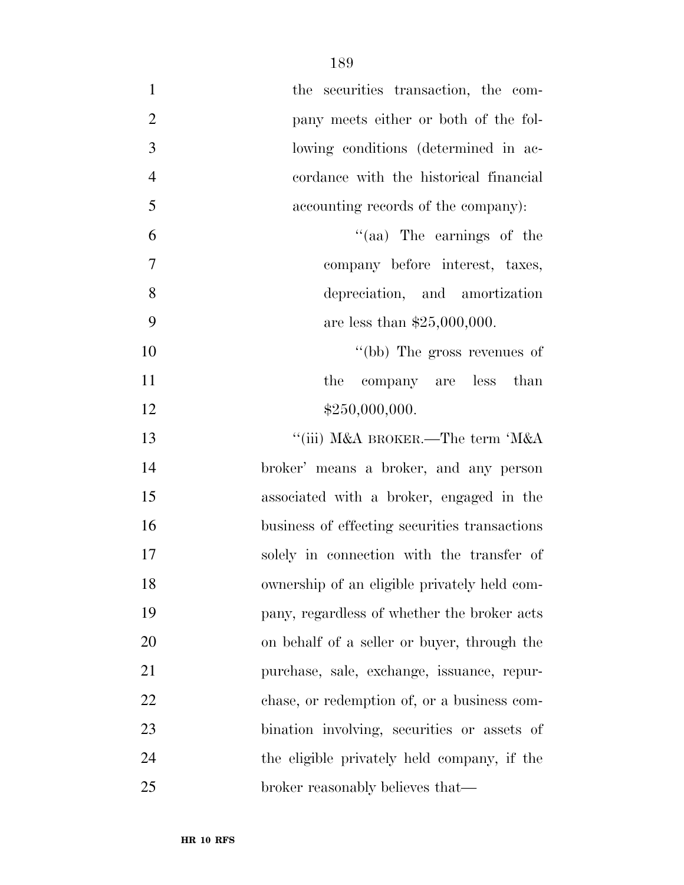the securities transaction, the company meets either or both of the following conditions (determined in accordance with the historical financial accounting records of the company):

''(aa) The earnings of the company before interest, taxes, depreciation, and amortization are less than $25,000,000.

''(bb) The gross revenues of the company are less than $250,000,000.

''(iii) M&A BROKER.—The term 'M&A broker' means a broker, and any person associated with a broker, engaged in the business of effecting securities transactions solely in connection with the transfer of ownership of an eligible privately held company, regardless of whether the broker acts on behalf of a seller or buyer, through the purchase, sale, exchange, issuance, repurchase, or redemption of, or a business combination involving, securities or assets of the eligible privately held company, if the broker reasonably believes that—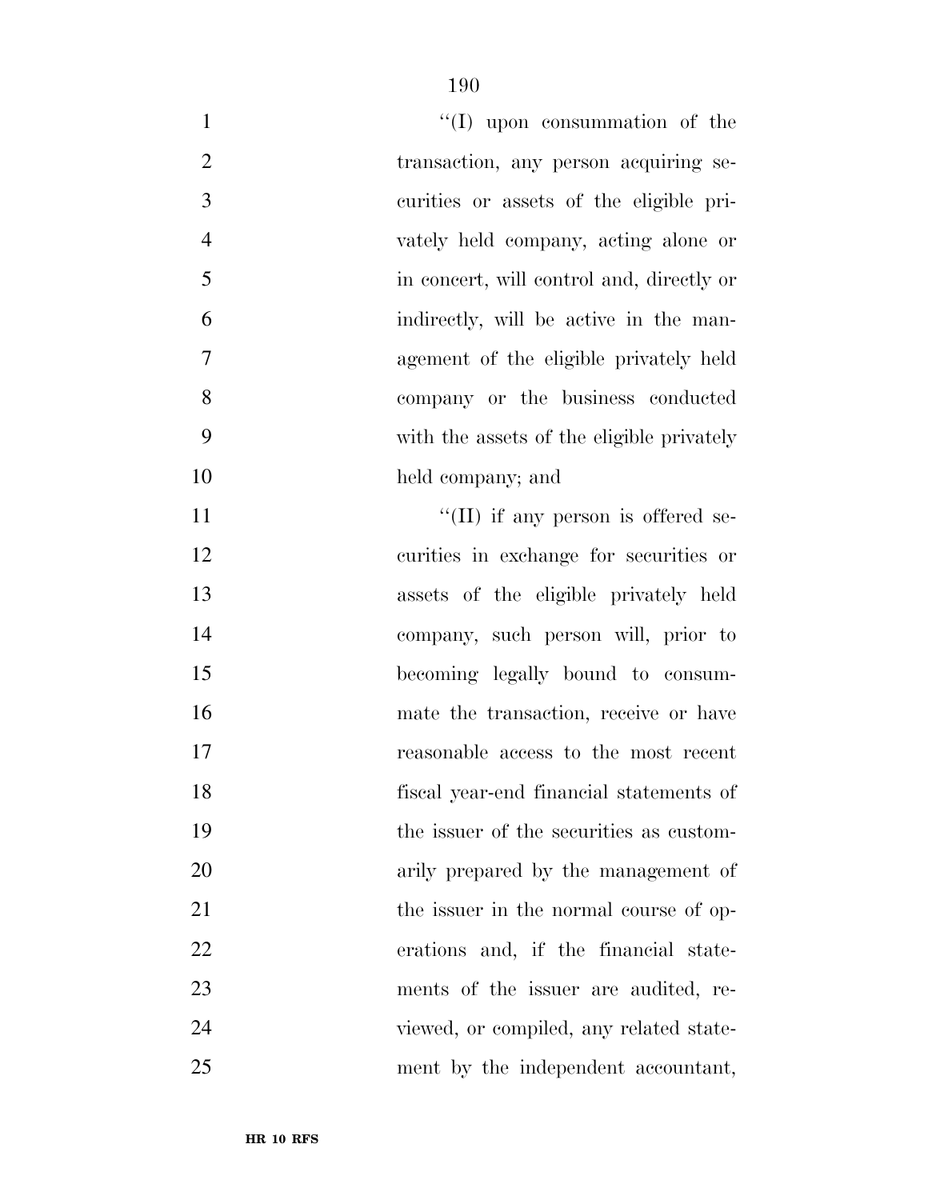"(I) upon consummation of the transaction, any person acquiring securities or assets of the eligible privately held company, acting alone or in concert, will control and, directly or indirectly, will be active in the management of the eligible privately held company or the business conducted with the assets of the eligible privately held company; and

"(II) if any person is offered securities in exchange for securities or assets of the eligible privately held company, such person will, prior to becoming legally bound to consummate the transaction, receive or have reasonable access to the most recent fiscal year-end financial statements of the issuer of the securities as customarily prepared by the management of the issuer in the normal course of operations and, if the financial statements of the issuer are audited, reviewed, or compiled, any related statement by the independent accountant,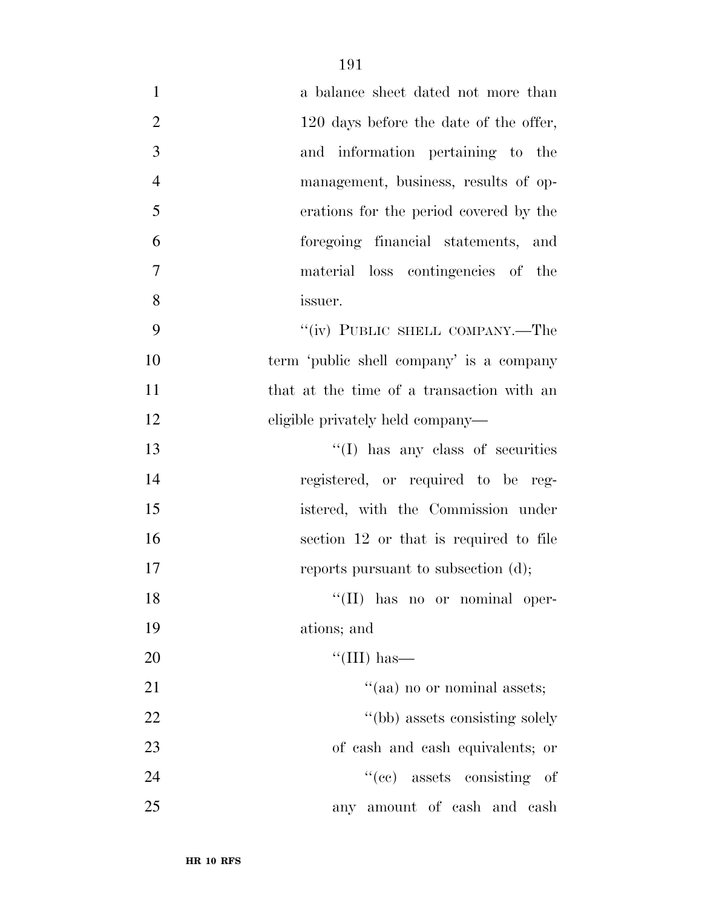a balance sheet dated not more than 120 days before the date of the offer, and information pertaining to the management, business, results of operations for the period covered by the foregoing financial statements, and material loss contingencies of the issuer.

''(iv) PUBLIC SHELL COMPANY.—The term 'public shell company' is a company that at the time of a transaction with an eligible privately held company—

''(I) has any class of securities registered, or required to be registered, with the Commission under section 12 or that is required to file reports pursuant to subsection (d);

''(II) has no or nominal operations; and

''(III) has—

''(aa) no or nominal assets;

''(bb) assets consisting solely of cash and cash equivalents; or

''(cc) assets consisting of any amount of cash and cash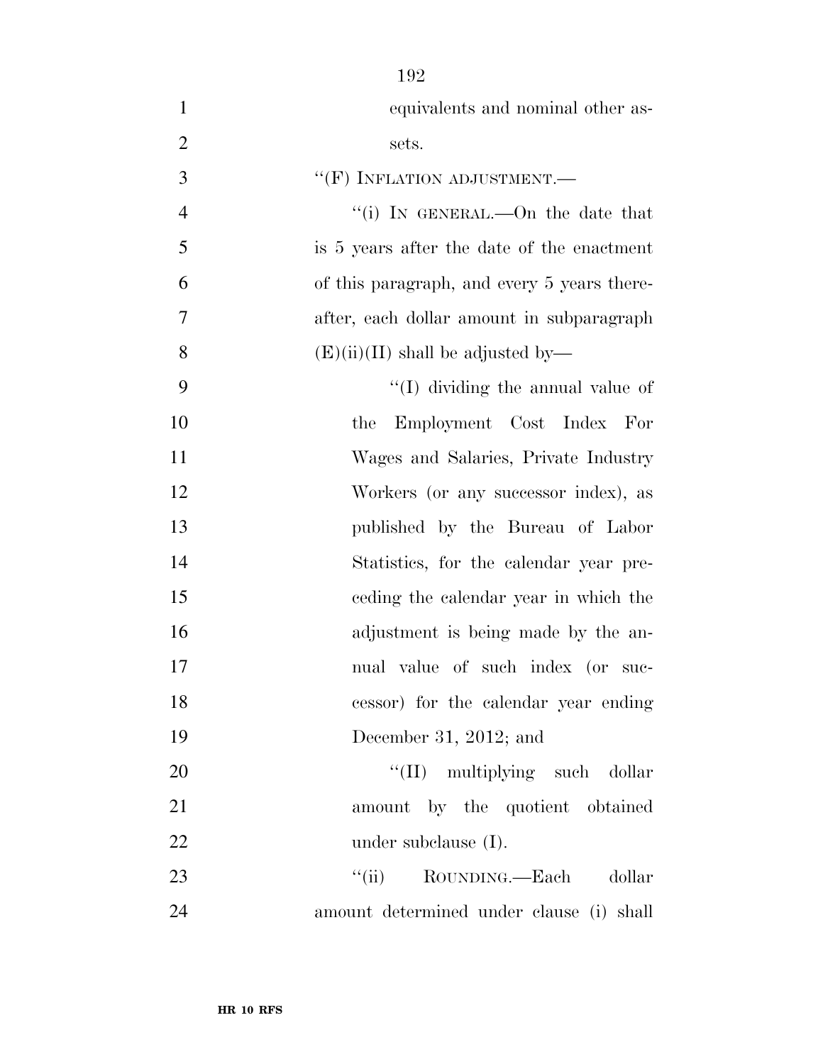equivalents and nominal other assets.

"(F) INFLATION ADJUSTMENT.—

"(i) IN GENERAL.—On the date that is 5 years after the date of the enactment of this paragraph, and every 5 years thereafter, each dollar amount in subparagraph (E)(ii)(II) shall be adjusted by—

"(I) dividing the annual value of the Employment Cost Index For Wages and Salaries, Private Industry Workers (or any successor index), as published by the Bureau of Labor Statistics, for the calendar year preceding the calendar year in which the adjustment is being made by the annual value of such index (or successor) for the calendar year ending December 31, 2012; and

"(II) multiplying such dollar amount by the quotient obtained under subclause (I).

"(ii) ROUNDING.—Each dollar amount determined under clause (i) shall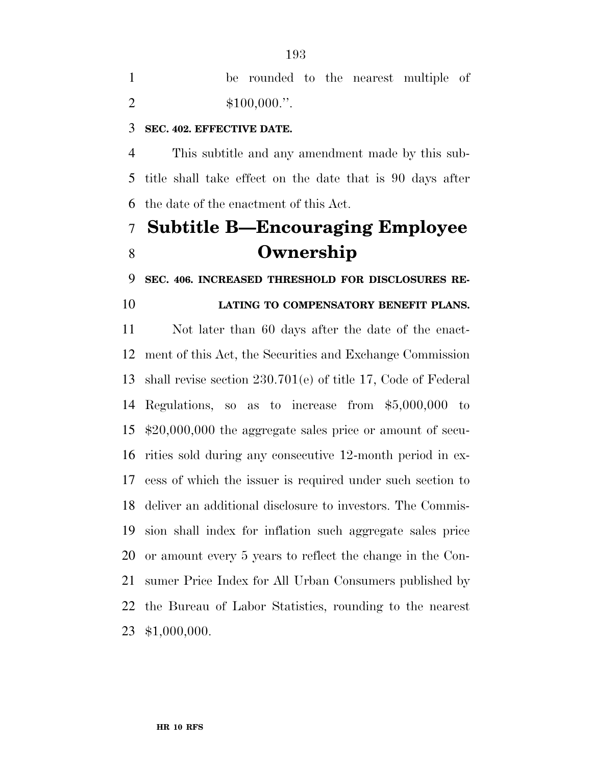be rounded to the nearest multiple of $100,000.''.

**SEC. 402. EFFECTIVE DATE.**

This subtitle and any amendment made by this subtitle shall take effect on the date that is 90 days after the date of the enactment of this Act.

# Subtitle B—Encouraging Employee Ownership

**SEC. 406. INCREASED THRESHOLD FOR DISCLOSURES RELATING TO COMPENSATORY BENEFIT PLANS.**

Not later than 60 days after the date of the enactment of this Act, the Securities and Exchange Commission shall revise section 230.701(e) of title 17, Code of Federal Regulations, so as to increase from $5,000,000 to $20,000,000 the aggregate sales price or amount of securities sold during any consecutive 12-month period in excess of which the issuer is required under such section to deliver an additional disclosure to investors. The Commission shall index for inflation such aggregate sales price or amount every 5 years to reflect the change in the Consumer Price Index for All Urban Consumers published by the Bureau of Labor Statistics, rounding to the nearest $1,000,000.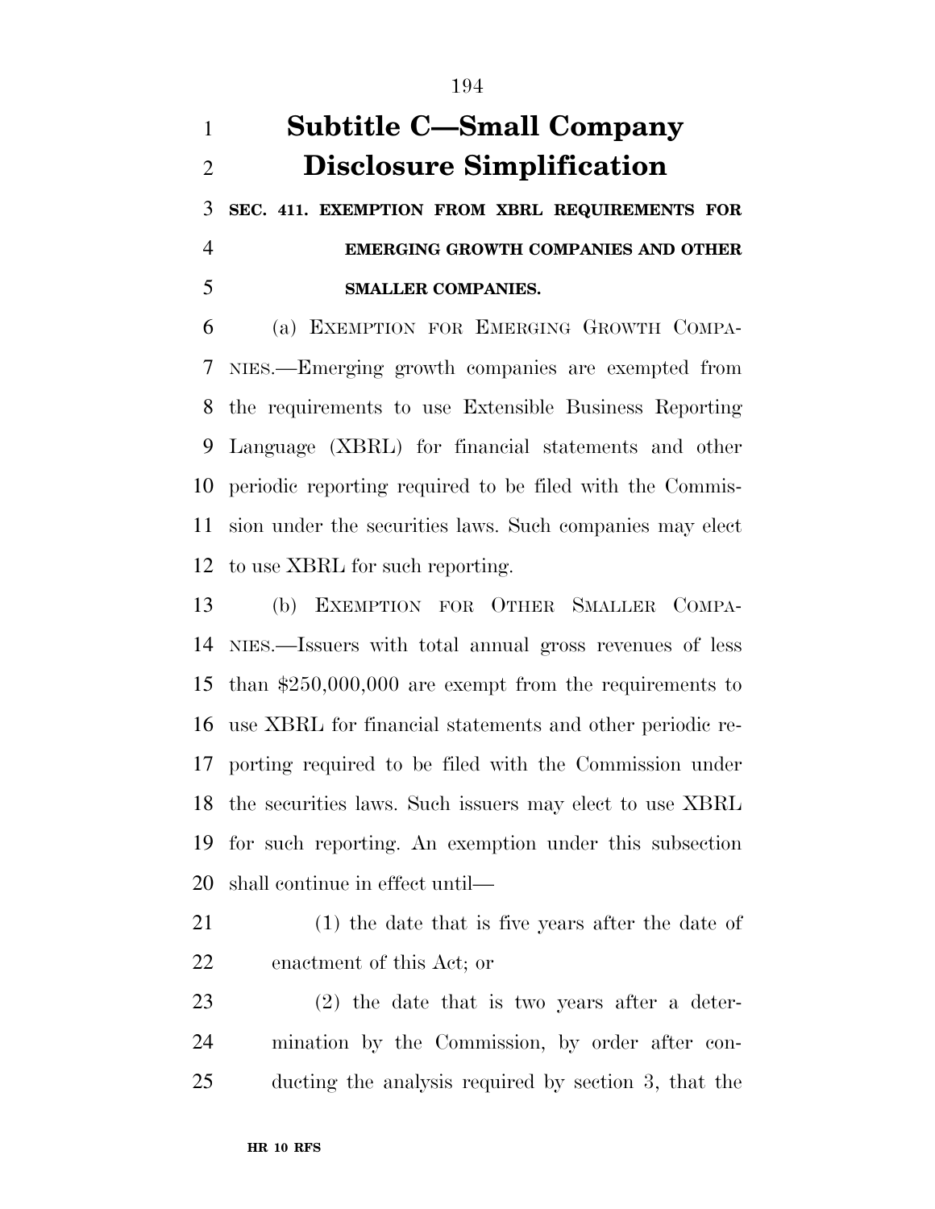# Subtitle C—Small Company Disclosure Simplification

**SEC. 411. EXEMPTION FROM XBRL REQUIREMENTS FOR EMERGING GROWTH COMPANIES AND OTHER SMALLER COMPANIES.**

(a) EXEMPTION FOR EMERGING GROWTH COMPANIES.—Emerging growth companies are exempted from the requirements to use Extensible Business Reporting Language (XBRL) for financial statements and other periodic reporting required to be filed with the Commission under the securities laws. Such companies may elect to use XBRL for such reporting.

(b) EXEMPTION FOR OTHER SMALLER COMPANIES.—Issuers with total annual gross revenues of less than $250,000,000 are exempt from the requirements to use XBRL for financial statements and other periodic reporting required to be filed with the Commission under the securities laws. Such issuers may elect to use XBRL for such reporting. An exemption under this subsection shall continue in effect until—

(1) the date that is five years after the date of enactment of this Act; or

(2) the date that is two years after a determination by the Commission, by order after conducting the analysis required by section 3, that the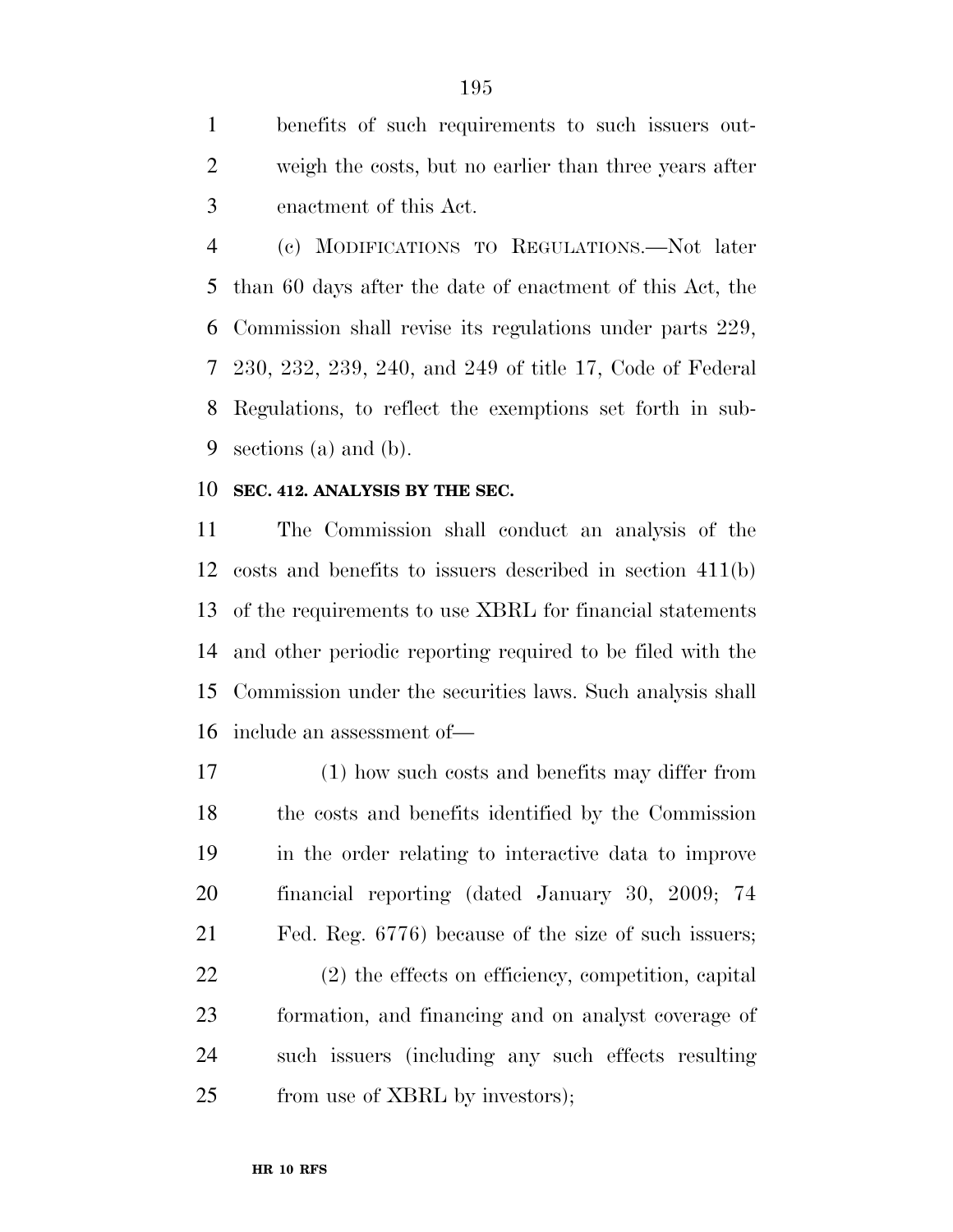benefits of such requirements to such issuers outweigh the costs, but no earlier than three years after enactment of this Act.

(c) MODIFICATIONS TO REGULATIONS.—Not later than 60 days after the date of enactment of this Act, the Commission shall revise its regulations under parts 229, 230, 232, 239, 240, and 249 of title 17, Code of Federal Regulations, to reflect the exemptions set forth in subsections (a) and (b).

**SEC. 412. ANALYSIS BY THE SEC.**

The Commission shall conduct an analysis of the costs and benefits to issuers described in section 411(b) of the requirements to use XBRL for financial statements and other periodic reporting required to be filed with the Commission under the securities laws. Such analysis shall include an assessment of—

(1) how such costs and benefits may differ from the costs and benefits identified by the Commission in the order relating to interactive data to improve financial reporting (dated January 30, 2009; 74 Fed. Reg. 6776) because of the size of such issuers;

(2) the effects on efficiency, competition, capital formation, and financing and on analyst coverage of such issuers (including any such effects resulting from use of XBRL by investors);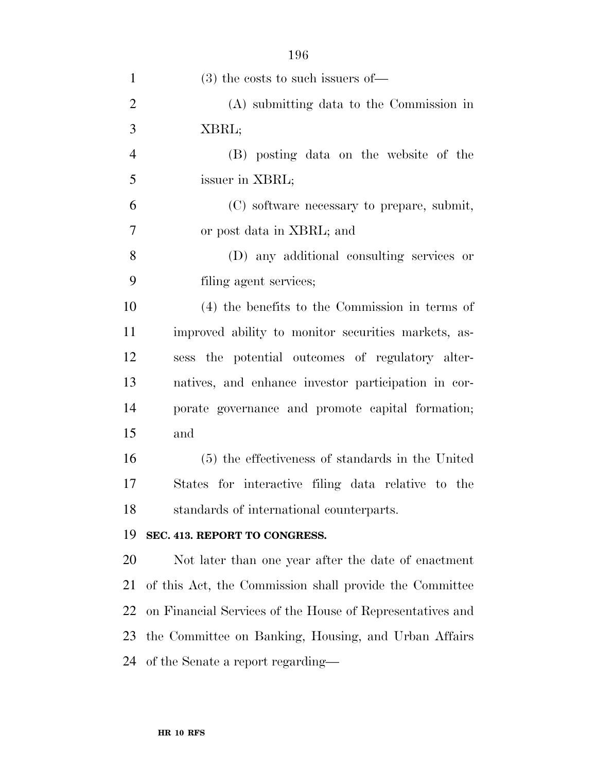(3) the costs to such issuers of—

(A) submitting data to the Commission in XBRL;

(B) posting data on the website of the issuer in XBRL;

(C) software necessary to prepare, submit, or post data in XBRL; and

(D) any additional consulting services or filing agent services;

(4) the benefits to the Commission in terms of improved ability to monitor securities markets, assess the potential outcomes of regulatory alternatives, and enhance investor participation in corporate governance and promote capital formation; and

(5) the effectiveness of standards in the United States for interactive filing data relative to the standards of international counterparts.

**SEC. 413. REPORT TO CONGRESS.**

Not later than one year after the date of enactment of this Act, the Commission shall provide the Committee on Financial Services of the House of Representatives and the Committee on Banking, Housing, and Urban Affairs of the Senate a report regarding—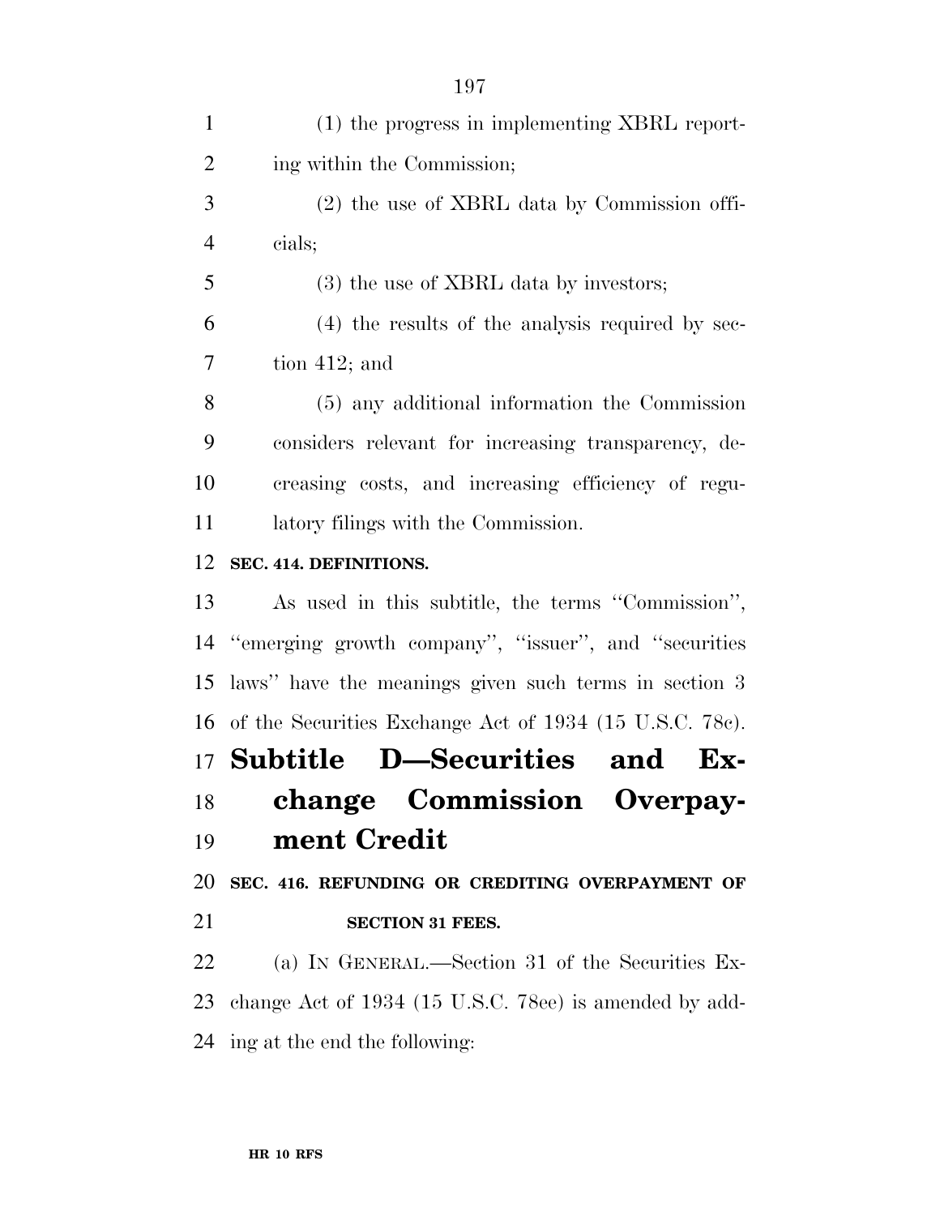(1) the progress in implementing XBRL reporting within the Commission;

(2) the use of XBRL data by Commission officials;

(3) the use of XBRL data by investors;

(4) the results of the analysis required by section 412; and

(5) any additional information the Commission considers relevant for increasing transparency, decreasing costs, and increasing efficiency of regulatory filings with the Commission.

### SEC. 414. DEFINITIONS.

As used in this subtitle, the terms ''Commission'', ''emerging growth company'', ''issuer'', and ''securities laws'' have the meanings given such terms in section 3 of the Securities Exchange Act of 1934 (15 U.S.C. 78c).

## Subtitle D—Securities and Exchange Commission Overpayment Credit

### SEC. 416. REFUNDING OR CREDITING OVERPAYMENT OF SECTION 31 FEES.

(a) IN GENERAL.—Section 31 of the Securities Exchange Act of 1934 (15 U.S.C. 78ee) is amended by adding at the end the following: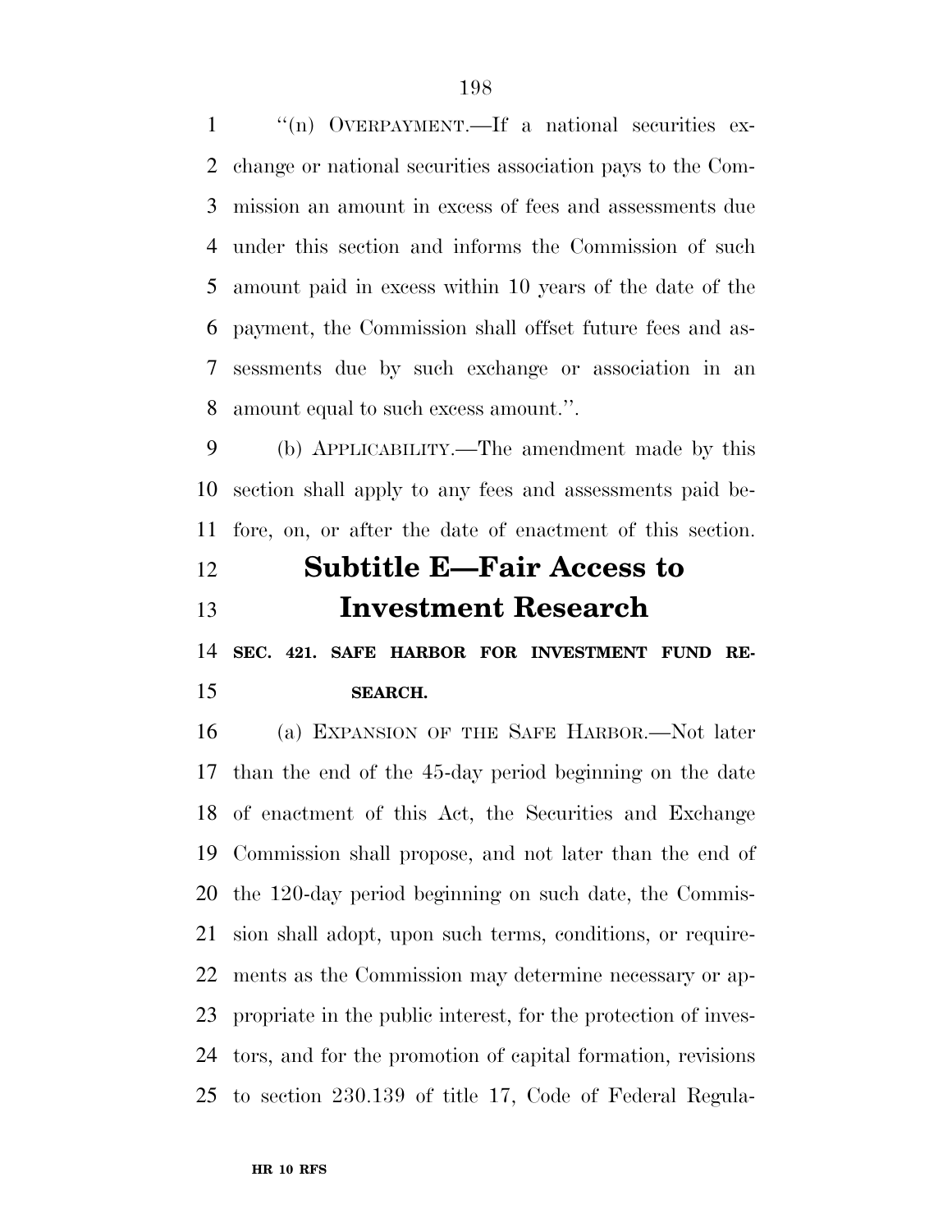''(n) OVERPAYMENT.—If a national securities exchange or national securities association pays to the Commission an amount in excess of fees and assessments due under this section and informs the Commission of such amount paid in excess within 10 years of the date of the payment, the Commission shall offset future fees and assessments due by such exchange or association in an amount equal to such excess amount.''.

(b) APPLICABILITY.—The amendment made by this section shall apply to any fees and assessments paid before, on, or after the date of enactment of this section.

## Subtitle E—Fair Access to Investment Research

### SEC. 421. SAFE HARBOR FOR INVESTMENT FUND RESEARCH.

(a) EXPANSION OF THE SAFE HARBOR.—Not later than the end of the 45-day period beginning on the date of enactment of this Act, the Securities and Exchange Commission shall propose, and not later than the end of the 120-day period beginning on such date, the Commission shall adopt, upon such terms, conditions, or requirements as the Commission may determine necessary or appropriate in the public interest, for the protection of investors, and for the promotion of capital formation, revisions to section 230.139 of title 17, Code of Federal Regula-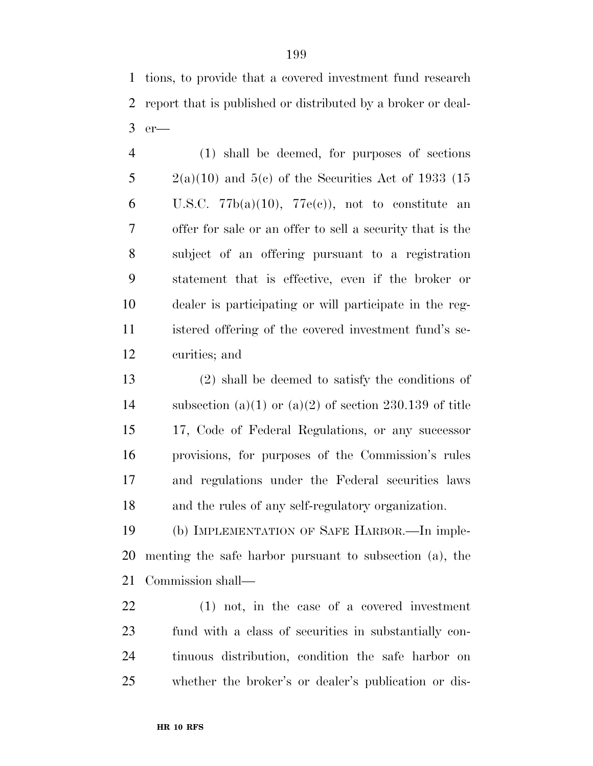tions, to provide that a covered investment fund research report that is published or distributed by a broker or dealer—

(1) shall be deemed, for purposes of sections 2(a)(10) and 5(c) of the Securities Act of 1933 (15 U.S.C. 77b(a)(10), 77e(c)), not to constitute an offer for sale or an offer to sell a security that is the subject of an offering pursuant to a registration statement that is effective, even if the broker or dealer is participating or will participate in the registered offering of the covered investment fund's securities; and

(2) shall be deemed to satisfy the conditions of subsection (a)(1) or (a)(2) of section 230.139 of title 17, Code of Federal Regulations, or any successor provisions, for purposes of the Commission's rules and regulations under the Federal securities laws and the rules of any self-regulatory organization.

(b) IMPLEMENTATION OF SAFE HARBOR.—In implementing the safe harbor pursuant to subsection (a), the Commission shall—

(1) not, in the case of a covered investment fund with a class of securities in substantially continuous distribution, condition the safe harbor on whether the broker's or dealer's publication or dis-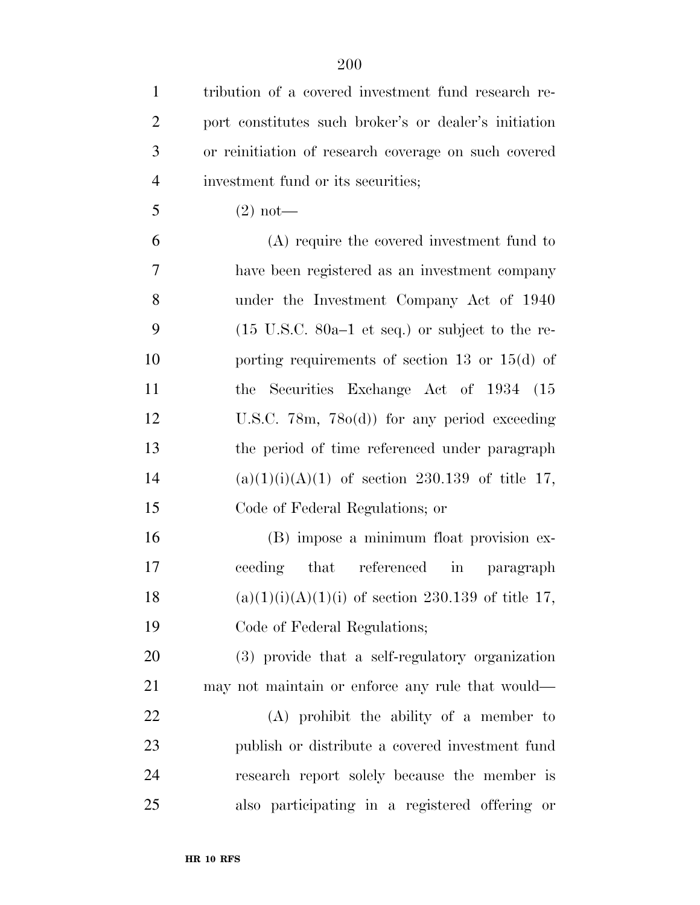tribution of a covered investment fund research report constitutes such broker's or dealer's initiation or reinitiation of research coverage on such covered investment fund or its securities;

(2) not—

(A) require the covered investment fund to have been registered as an investment company under the Investment Company Act of 1940 (15 U.S.C. 80a–1 et seq.) or subject to the reporting requirements of section 13 or 15(d) of the Securities Exchange Act of 1934 (15 U.S.C. 78m, 78o(d)) for any period exceeding the period of time referenced under paragraph (a)(1)(i)(A)(1) of section 230.139 of title 17, Code of Federal Regulations; or

(B) impose a minimum float provision exceeding that referenced in paragraph (a)(1)(i)(A)(1)(i) of section 230.139 of title 17, Code of Federal Regulations;

(3) provide that a self-regulatory organization may not maintain or enforce any rule that would—

(A) prohibit the ability of a member to publish or distribute a covered investment fund research report solely because the member is also participating in a registered offering or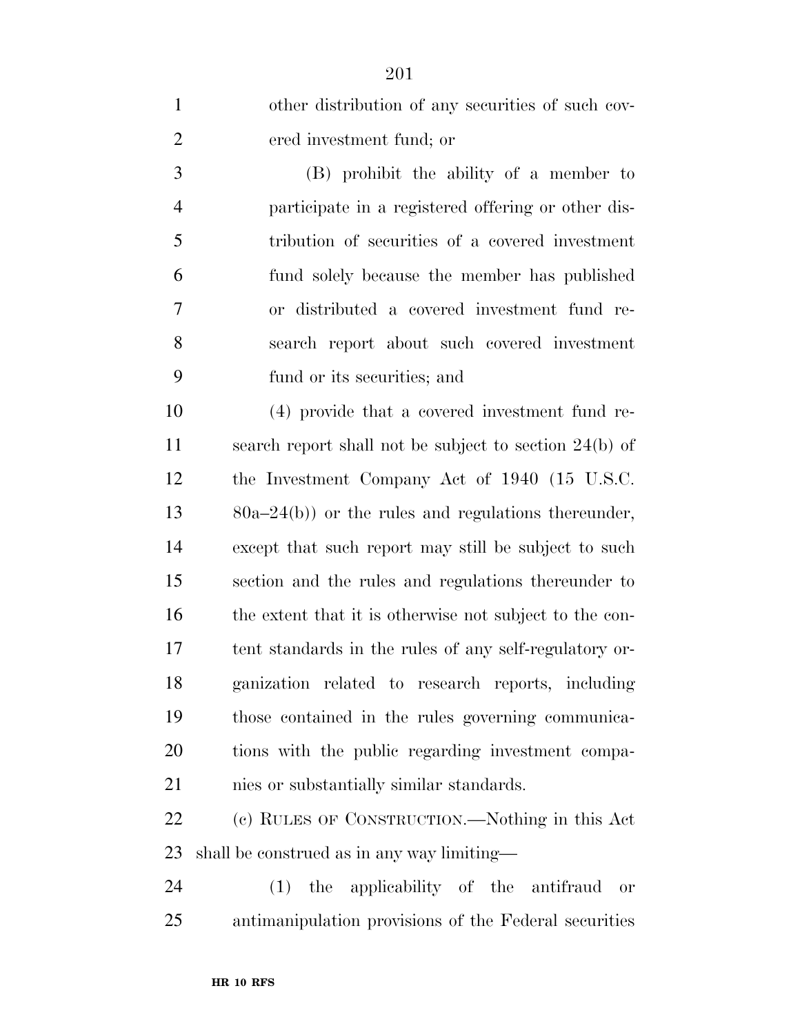other distribution of any securities of such covered investment fund; or

(B) prohibit the ability of a member to participate in a registered offering or other distribution of securities of a covered investment fund solely because the member has published or distributed a covered investment fund research report about such covered investment fund or its securities; and

(4) provide that a covered investment fund research report shall not be subject to section 24(b) of the Investment Company Act of 1940 (15 U.S.C. 80a–24(b)) or the rules and regulations thereunder, except that such report may still be subject to such section and the rules and regulations thereunder to the extent that it is otherwise not subject to the content standards in the rules of any self-regulatory organization related to research reports, including those contained in the rules governing communications with the public regarding investment companies or substantially similar standards.

(c) RULES OF CONSTRUCTION.—Nothing in this Act shall be construed as in any way limiting—

(1) the applicability of the antifraud or antimanipulation provisions of the Federal securities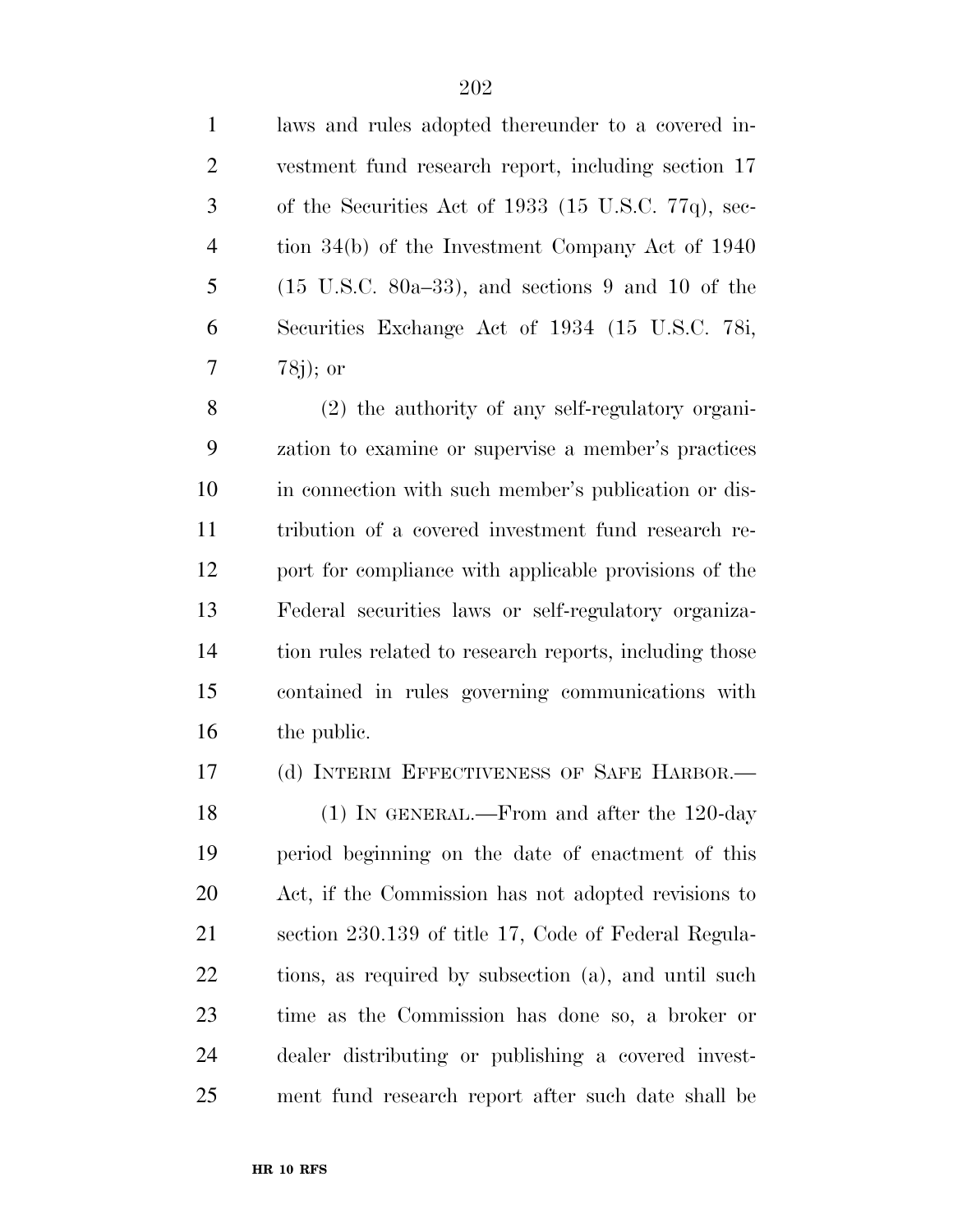laws and rules adopted thereunder to a covered investment fund research report, including section 17 of the Securities Act of 1933 (15 U.S.C. 77q), section 34(b) of the Investment Company Act of 1940 (15 U.S.C. 80a–33), and sections 9 and 10 of the Securities Exchange Act of 1934 (15 U.S.C. 78i, 78j); or

(2) the authority of any self-regulatory organization to examine or supervise a member's practices in connection with such member's publication or distribution of a covered investment fund research report for compliance with applicable provisions of the Federal securities laws or self-regulatory organization rules related to research reports, including those contained in rules governing communications with the public.

(d) INTERIM EFFECTIVENESS OF SAFE HARBOR.—

(1) IN GENERAL.—From and after the 120-day period beginning on the date of enactment of this Act, if the Commission has not adopted revisions to section 230.139 of title 17, Code of Federal Regulations, as required by subsection (a), and until such time as the Commission has done so, a broker or dealer distributing or publishing a covered investment fund research report after such date shall be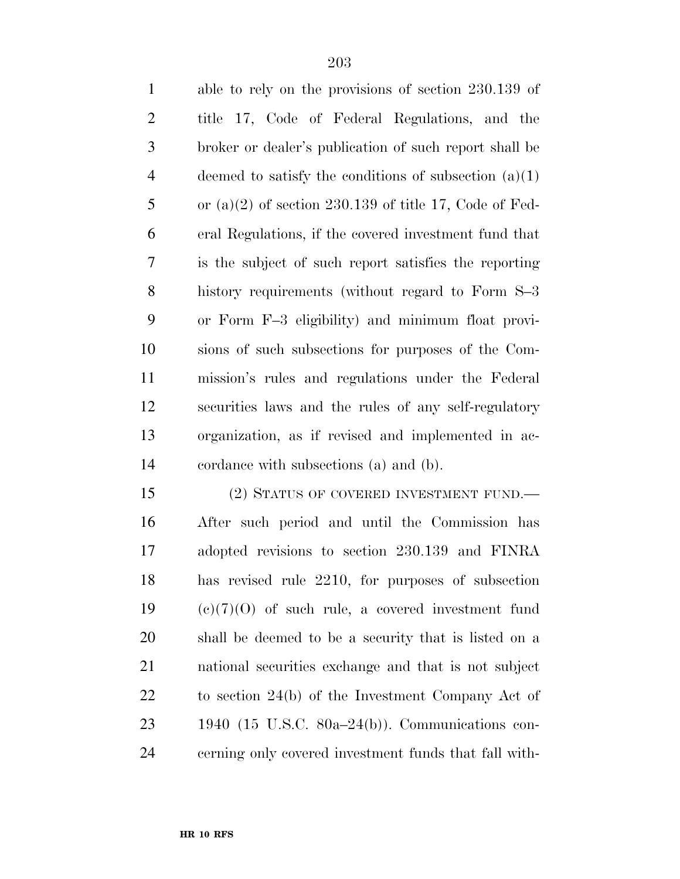able to rely on the provisions of section 230.139 of title 17, Code of Federal Regulations, and the broker or dealer's publication of such report shall be deemed to satisfy the conditions of subsection (a)(1) or (a)(2) of section 230.139 of title 17, Code of Federal Regulations, if the covered investment fund that is the subject of such report satisfies the reporting history requirements (without regard to Form S–3 or Form F–3 eligibility) and minimum float provisions of such subsections for purposes of the Commission's rules and regulations under the Federal securities laws and the rules of any self-regulatory organization, as if revised and implemented in accordance with subsections (a) and (b).

(2) STATUS OF COVERED INVESTMENT FUND.—After such period and until the Commission has adopted revisions to section 230.139 and FINRA has revised rule 2210, for purposes of subsection (c)(7)(O) of such rule, a covered investment fund shall be deemed to be a security that is listed on a national securities exchange and that is not subject to section 24(b) of the Investment Company Act of 1940 (15 U.S.C. 80a–24(b)). Communications concerning only covered investment funds that fall with-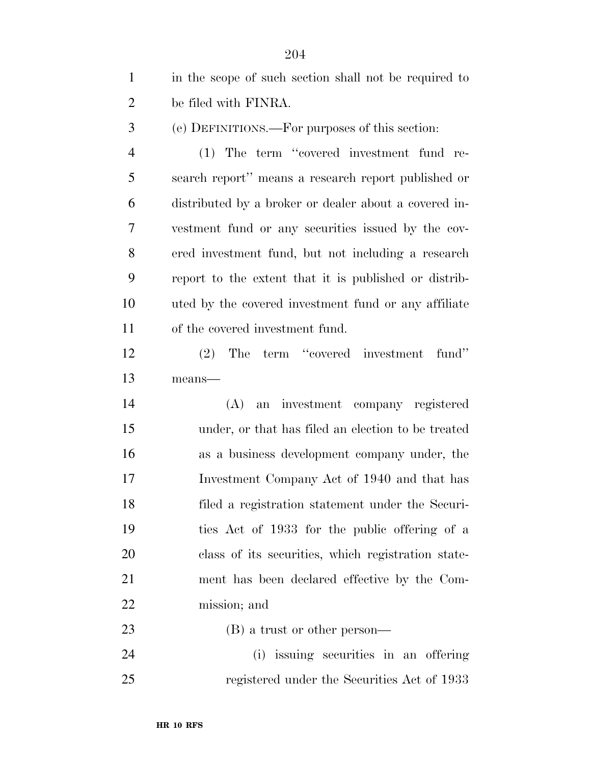in the scope of such section shall not be required to be filed with FINRA.

(e) DEFINITIONS.—For purposes of this section:

(1) The term ''covered investment fund research report'' means a research report published or distributed by a broker or dealer about a covered investment fund or any securities issued by the covered investment fund, but not including a research report to the extent that it is published or distributed by the covered investment fund or any affiliate of the covered investment fund.

(2) The term ''covered investment fund'' means—

(A) an investment company registered under, or that has filed an election to be treated as a business development company under, the Investment Company Act of 1940 and that has filed a registration statement under the Securities Act of 1933 for the public offering of a class of its securities, which registration statement has been declared effective by the Commission; and

(B) a trust or other person—

(i) issuing securities in an offering registered under the Securities Act of 1933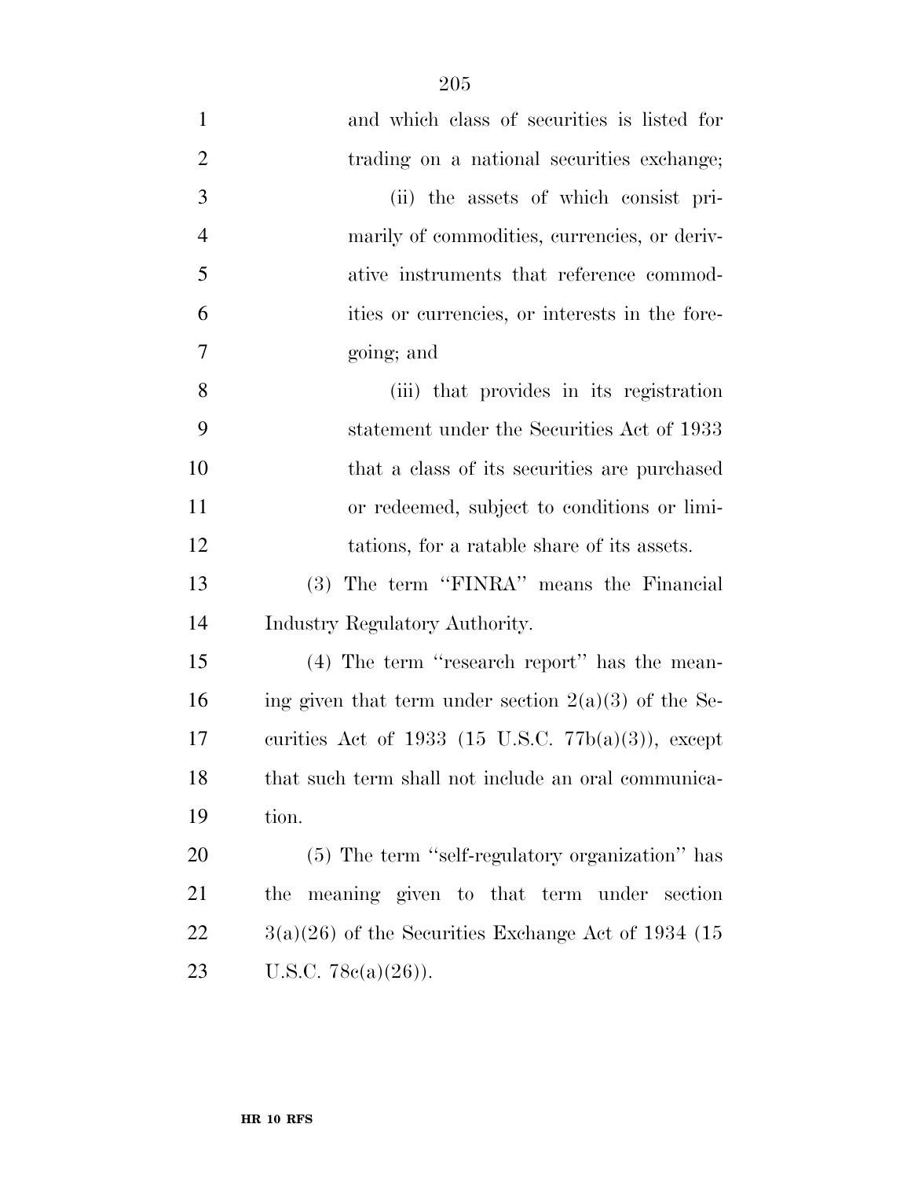and which class of securities is listed for trading on a national securities exchange;

(ii) the assets of which consist primarily of commodities, currencies, or derivative instruments that reference commodities or currencies, or interests in the foregoing; and

(iii) that provides in its registration statement under the Securities Act of 1933 that a class of its securities are purchased or redeemed, subject to conditions or limitations, for a ratable share of its assets.

(3) The term ''FINRA'' means the Financial Industry Regulatory Authority.

(4) The term ''research report'' has the meaning given that term under section 2(a)(3) of the Securities Act of 1933 (15 U.S.C. 77b(a)(3)), except that such term shall not include an oral communication.

(5) The term ''self-regulatory organization'' has the meaning given to that term under section 3(a)(26) of the Securities Exchange Act of 1934 (15 U.S.C. 78c(a)(26)).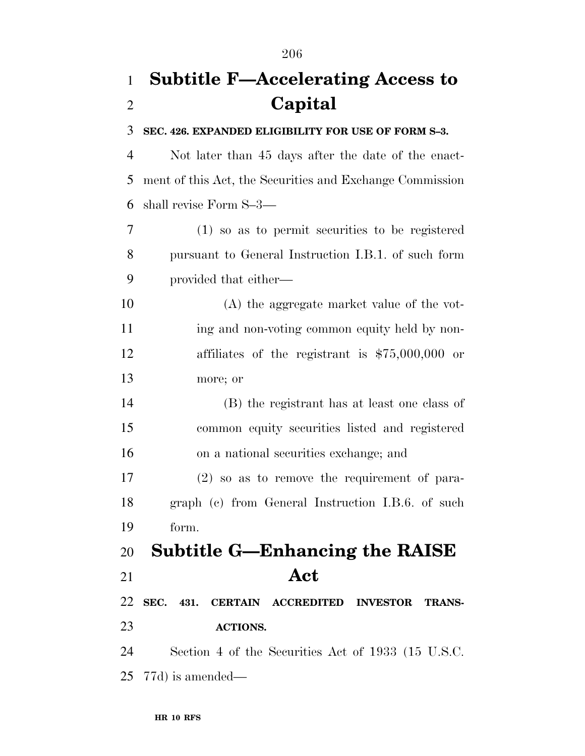## Subtitle F—Accelerating Access to Capital

**SEC. 426. EXPANDED ELIGIBILITY FOR USE OF FORM S–3.**

Not later than 45 days after the date of the enactment of this Act, the Securities and Exchange Commission shall revise Form S–3—

(1) so as to permit securities to be registered pursuant to General Instruction I.B.1. of such form provided that either—

(A) the aggregate market value of the voting and non-voting common equity held by non-affiliates of the registrant is $75,000,000 or more; or

(B) the registrant has at least one class of common equity securities listed and registered on a national securities exchange; and

(2) so as to remove the requirement of paragraph (c) from General Instruction I.B.6. of such form.

## Subtitle G—Enhancing the RAISE Act

**SEC. 431. CERTAIN ACCREDITED INVESTOR TRANSACTIONS.**

Section 4 of the Securities Act of 1933 (15 U.S.C. 77d) is amended—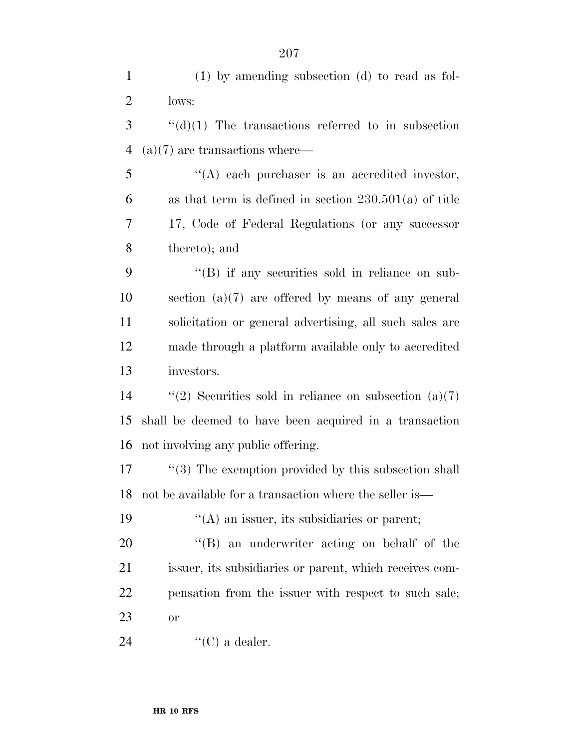(1) by amending subsection (d) to read as follows:

''(d)(1) The transactions referred to in subsection (a)(7) are transactions where—

''(A) each purchaser is an accredited investor, as that term is defined in section 230.501(a) of title 17, Code of Federal Regulations (or any successor thereto); and

''(B) if any securities sold in reliance on subsection (a)(7) are offered by means of any general solicitation or general advertising, all such sales are made through a platform available only to accredited investors.

''(2) Securities sold in reliance on subsection (a)(7) shall be deemed to have been acquired in a transaction not involving any public offering.

''(3) The exemption provided by this subsection shall not be available for a transaction where the seller is—

''(A) an issuer, its subsidiaries or parent;

''(B) an underwriter acting on behalf of the issuer, its subsidiaries or parent, which receives compensation from the issuer with respect to such sale; or

''(C) a dealer.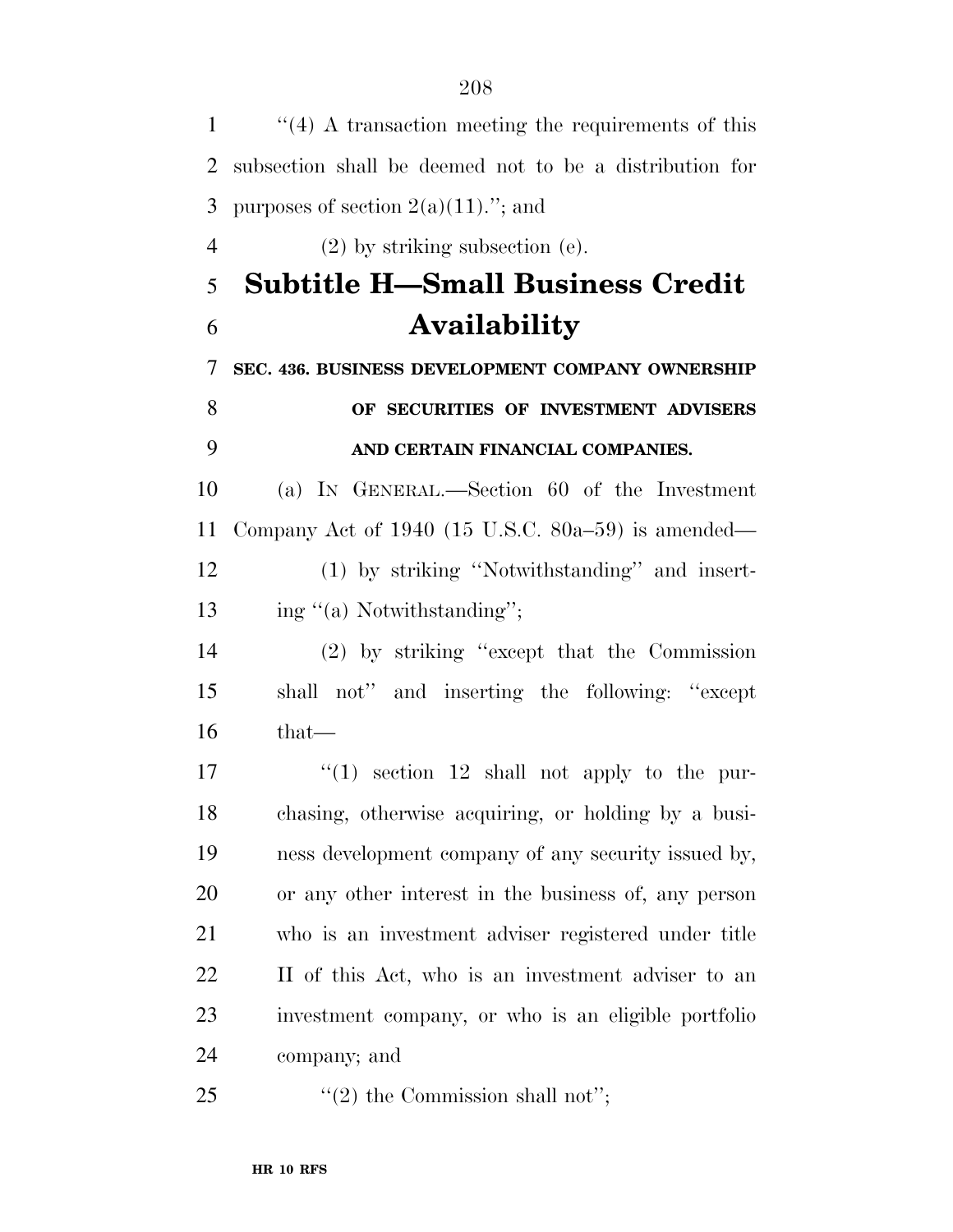''(4) A transaction meeting the requirements of this subsection shall be deemed not to be a distribution for purposes of section 2(a)(11).''; and

(2) by striking subsection (e).

## Subtitle H—Small Business Credit Availability

### SEC. 436. BUSINESS DEVELOPMENT COMPANY OWNERSHIP OF SECURITIES OF INVESTMENT ADVISERS AND CERTAIN FINANCIAL COMPANIES.

(a) IN GENERAL.—Section 60 of the Investment Company Act of 1940 (15 U.S.C. 80a–59) is amended—

(1) by striking ''Notwithstanding'' and inserting ''(a) Notwithstanding'';

(2) by striking ''except that the Commission shall not'' and inserting the following: ''except that—

''(1) section 12 shall not apply to the purchasing, otherwise acquiring, or holding by a business development company of any security issued by, or any other interest in the business of, any person who is an investment adviser registered under title II of this Act, who is an investment adviser to an investment company, or who is an eligible portfolio company; and

''(2) the Commission shall not'';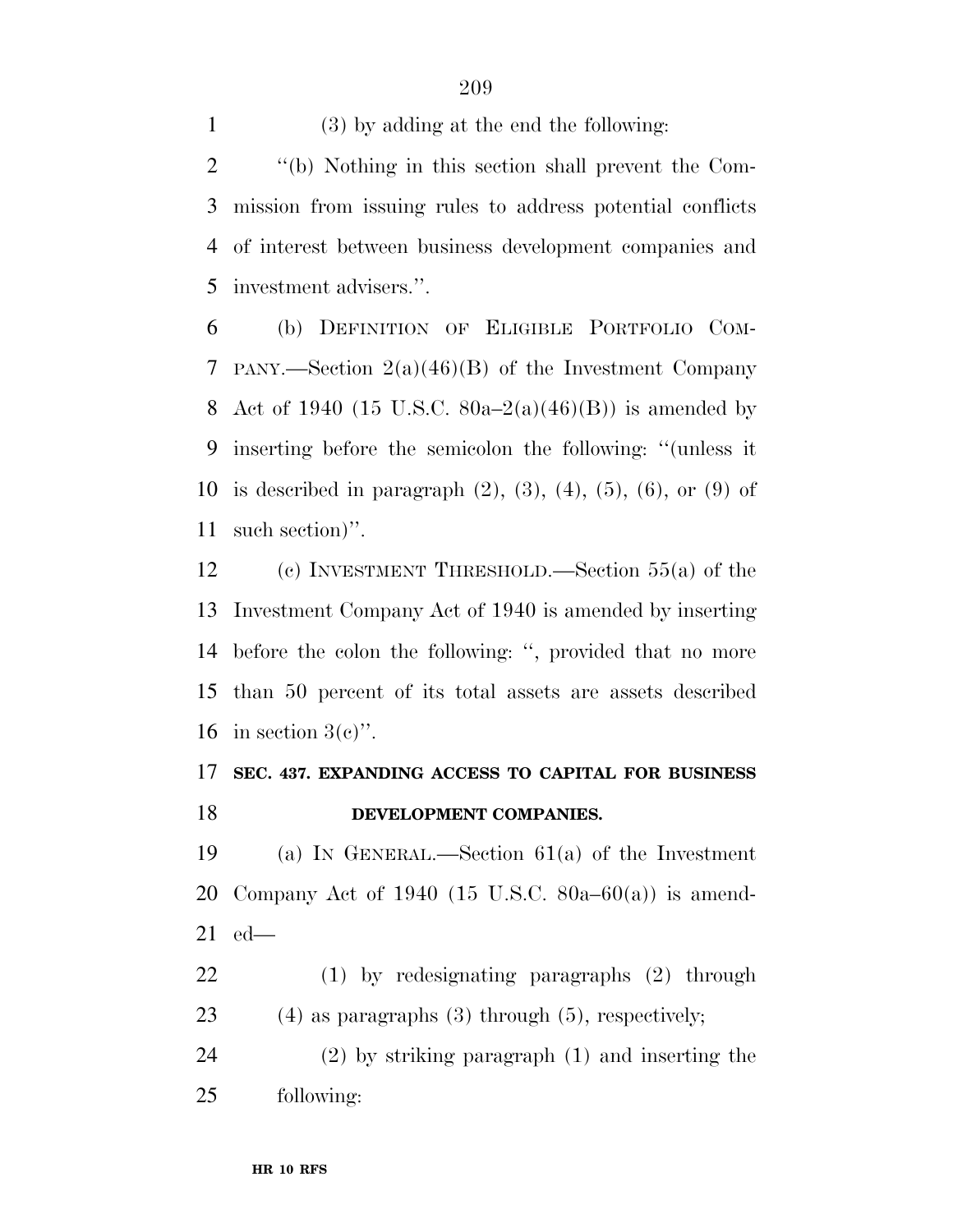(3) by adding at the end the following:

''(b) Nothing in this section shall prevent the Commission from issuing rules to address potential conflicts of interest between business development companies and investment advisers.''.

(b) DEFINITION OF ELIGIBLE PORTFOLIO COMPANY.—Section 2(a)(46)(B) of the Investment Company Act of 1940 (15 U.S.C. 80a–2(a)(46)(B)) is amended by inserting before the semicolon the following: ''(unless it is described in paragraph (2), (3), (4), (5), (6), or (9) of such section)''.

(c) INVESTMENT THRESHOLD.—Section 55(a) of the Investment Company Act of 1940 is amended by inserting before the colon the following: '', provided that no more than 50 percent of its total assets are assets described in section 3(c)''.

**SEC. 437. EXPANDING ACCESS TO CAPITAL FOR BUSINESS DEVELOPMENT COMPANIES.**

(a) IN GENERAL.—Section 61(a) of the Investment Company Act of 1940 (15 U.S.C. 80a–60(a)) is amended—

(1) by redesignating paragraphs (2) through (4) as paragraphs (3) through (5), respectively;

(2) by striking paragraph (1) and inserting the following: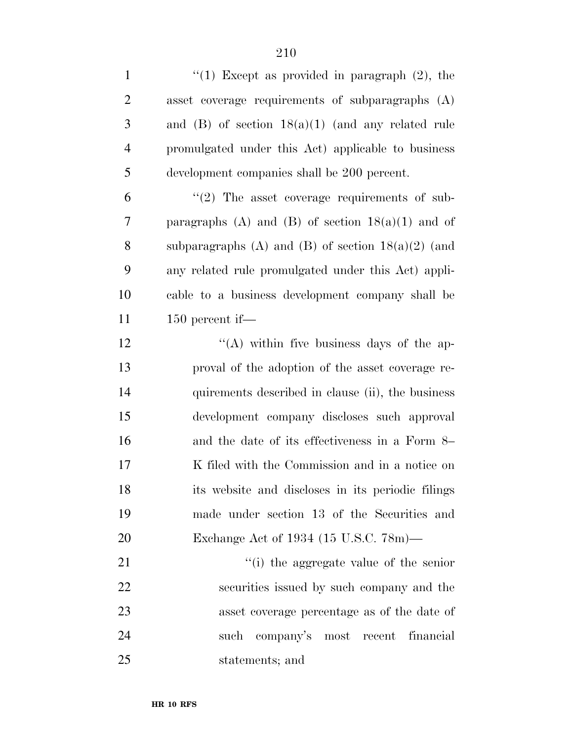"(1) Except as provided in paragraph (2), the asset coverage requirements of subparagraphs (A) and (B) of section 18(a)(1) (and any related rule promulgated under this Act) applicable to business development companies shall be 200 percent.

"(2) The asset coverage requirements of subparagraphs (A) and (B) of section 18(a)(1) and of subparagraphs (A) and (B) of section 18(a)(2) (and any related rule promulgated under this Act) applicable to a business development company shall be 150 percent if—

"(A) within five business days of the approval of the adoption of the asset coverage requirements described in clause (ii), the business development company discloses such approval and the date of its effectiveness in a Form 8–K filed with the Commission and in a notice on its website and discloses in its periodic filings made under section 13 of the Securities and Exchange Act of 1934 (15 U.S.C. 78m)—

"(i) the aggregate value of the senior securities issued by such company and the asset coverage percentage as of the date of such company's most recent financial statements; and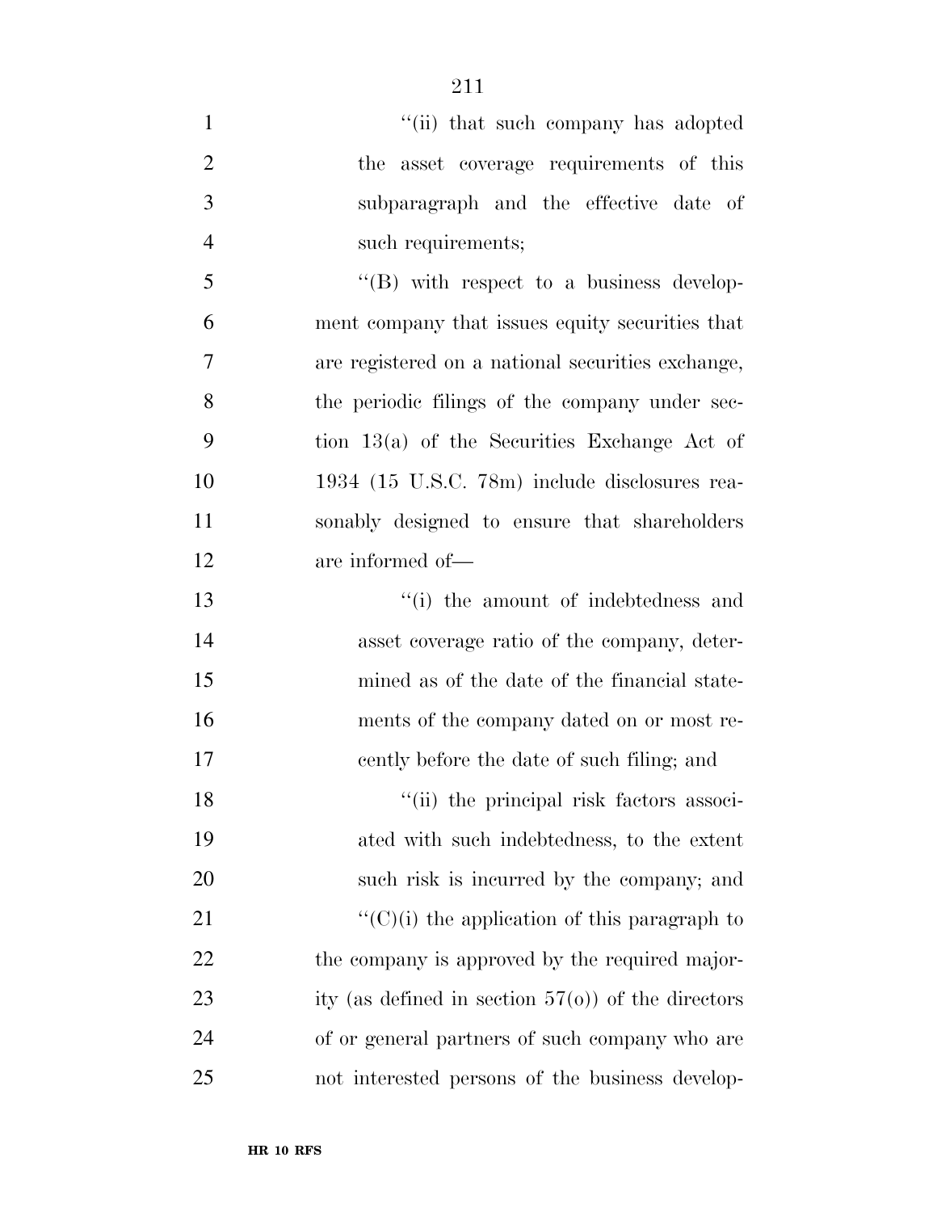''(ii) that such company has adopted the asset coverage requirements of this subparagraph and the effective date of such requirements;

''(B) with respect to a business development company that issues equity securities that are registered on a national securities exchange, the periodic filings of the company under section 13(a) of the Securities Exchange Act of 1934 (15 U.S.C. 78m) include disclosures reasonably designed to ensure that shareholders are informed of—

''(i) the amount of indebtedness and asset coverage ratio of the company, determined as of the date of the financial statements of the company dated on or most recently before the date of such filing; and

''(ii) the principal risk factors associated with such indebtedness, to the extent such risk is incurred by the company; and

''(C)(i) the application of this paragraph to the company is approved by the required majority (as defined in section 57(o)) of the directors of or general partners of such company who are not interested persons of the business develop-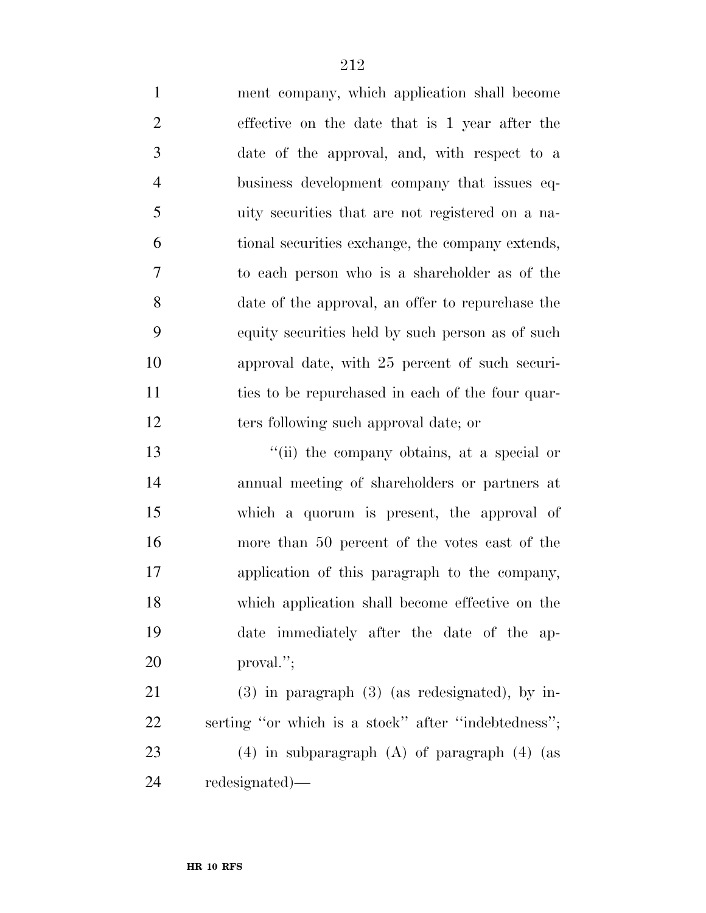ment company, which application shall become effective on the date that is 1 year after the date of the approval, and, with respect to a business development company that issues equity securities that are not registered on a national securities exchange, the company extends, to each person who is a shareholder as of the date of the approval, an offer to repurchase the equity securities held by such person as of such approval date, with 25 percent of such securities to be repurchased in each of the four quarters following such approval date; or

''(ii) the company obtains, at a special or annual meeting of shareholders or partners at which a quorum is present, the approval of more than 50 percent of the votes cast of the application of this paragraph to the company, which application shall become effective on the date immediately after the date of the approval.'';

(3) in paragraph (3) (as redesignated), by inserting ''or which is a stock'' after ''indebtedness'';

(4) in subparagraph (A) of paragraph (4) (as redesignated)—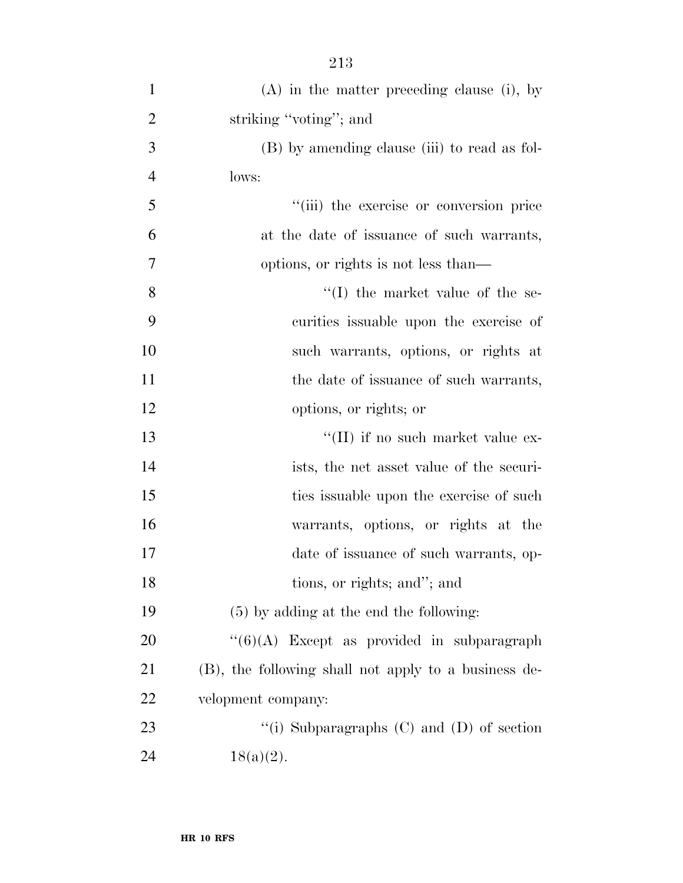(A) in the matter preceding clause (i), by striking ''voting''; and

(B) by amending clause (iii) to read as follows:

''(iii) the exercise or conversion price at the date of issuance of such warrants, options, or rights is not less than—

''(I) the market value of the securities issuable upon the exercise of such warrants, options, or rights at the date of issuance of such warrants, options, or rights; or

''(II) if no such market value exists, the net asset value of the securities issuable upon the exercise of such warrants, options, or rights at the date of issuance of such warrants, options, or rights; and''; and

(5) by adding at the end the following:

''(6)(A) Except as provided in subparagraph (B), the following shall not apply to a business development company:

''(i) Subparagraphs (C) and (D) of section 18(a)(2).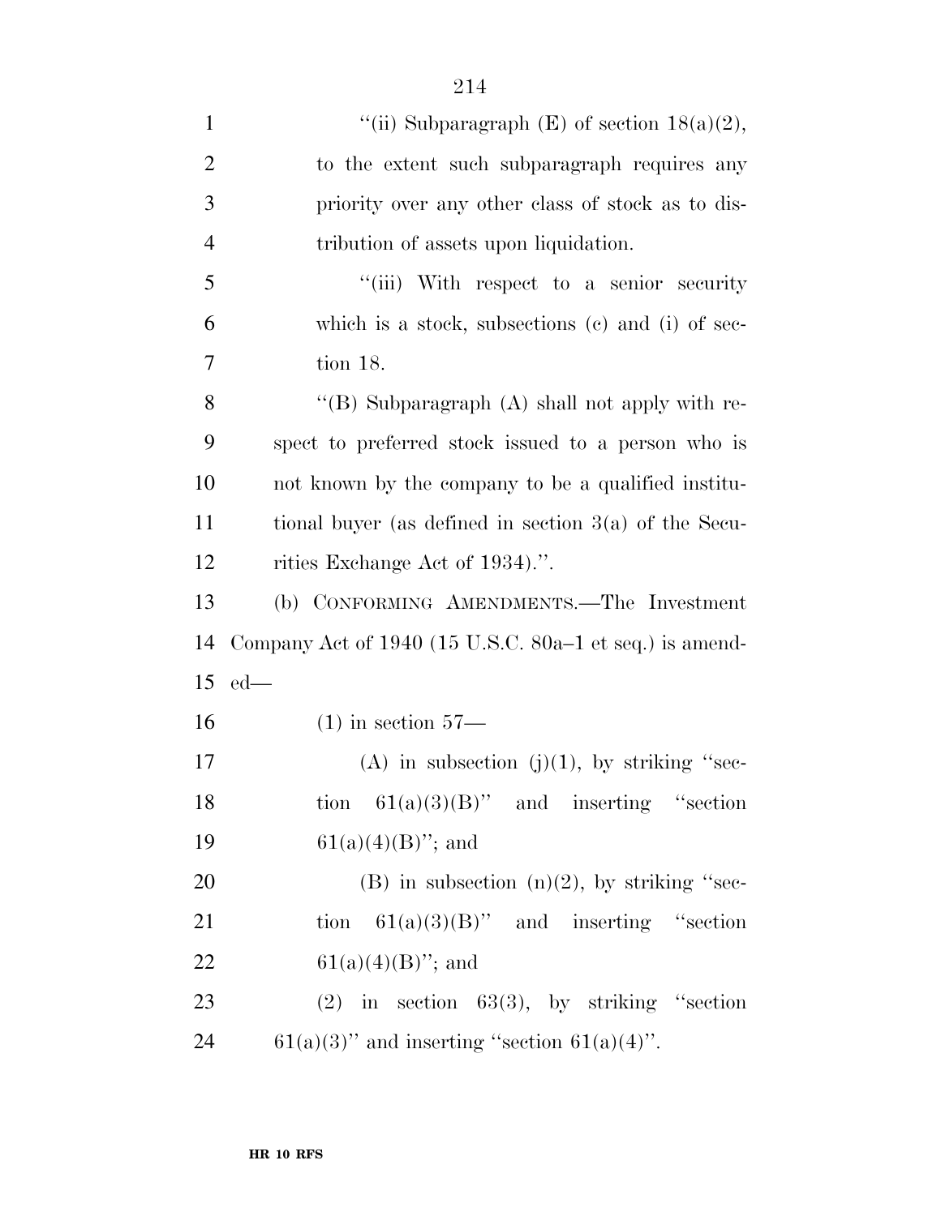"(ii) Subparagraph (E) of section 18(a)(2), to the extent such subparagraph requires any priority over any other class of stock as to distribution of assets upon liquidation.

"(iii) With respect to a senior security which is a stock, subsections (c) and (i) of section 18.

"(B) Subparagraph (A) shall not apply with respect to preferred stock issued to a person who is not known by the company to be a qualified institutional buyer (as defined in section 3(a) of the Securities Exchange Act of 1934).".

(b) CONFORMING AMENDMENTS.—The Investment Company Act of 1940 (15 U.S.C. 80a–1 et seq.) is amended—

(1) in section 57—

(A) in subsection (j)(1), by striking "section 61(a)(3)(B)" and inserting "section 61(a)(4)(B)"; and

(B) in subsection (n)(2), by striking "section 61(a)(3)(B)" and inserting "section 61(a)(4)(B)"; and

(2) in section 63(3), by striking "section 61(a)(3)" and inserting "section 61(a)(4)".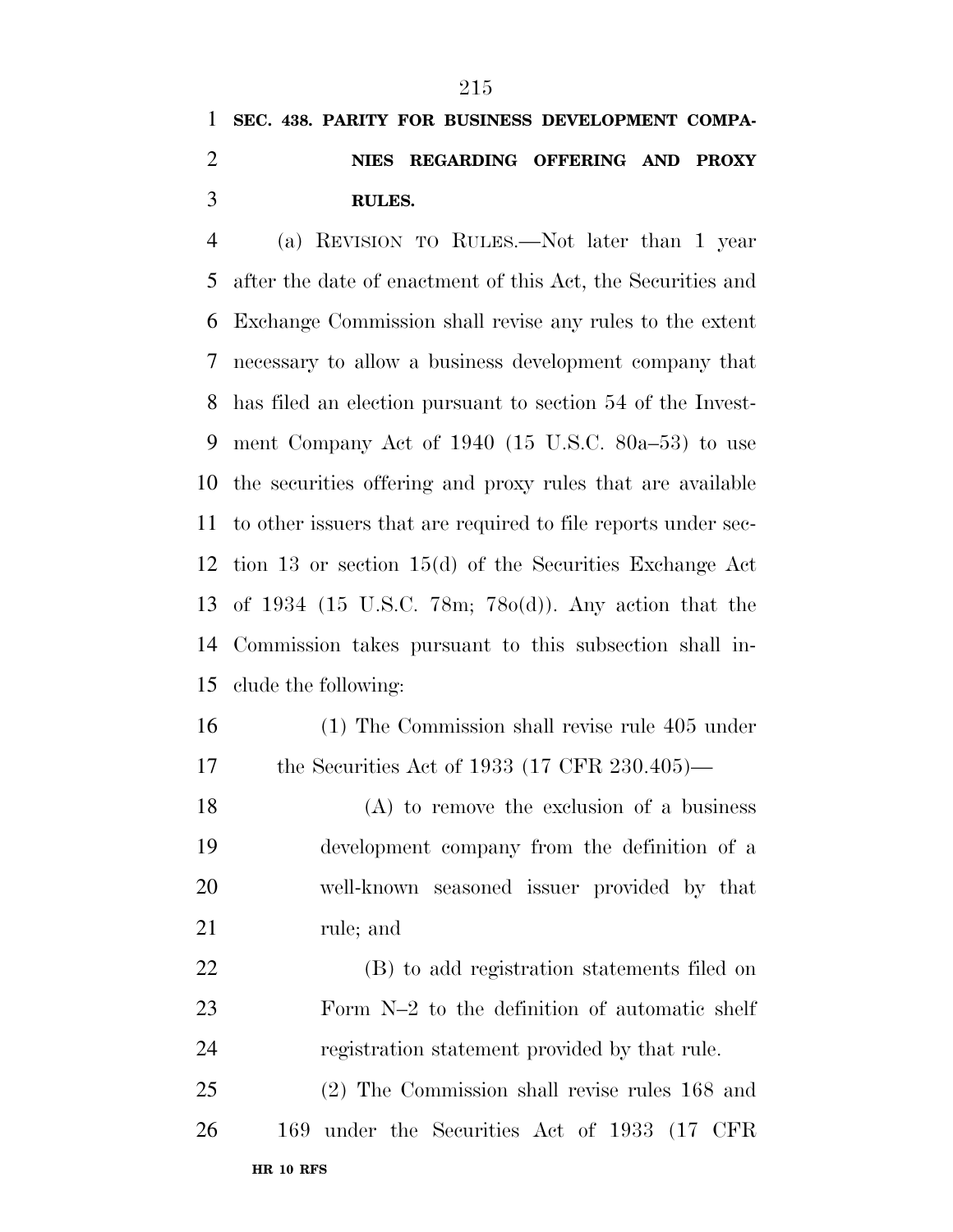**SEC. 438. PARITY FOR BUSINESS DEVELOPMENT COMPANIES REGARDING OFFERING AND PROXY RULES.**

(a) REVISION TO RULES.—Not later than 1 year after the date of enactment of this Act, the Securities and Exchange Commission shall revise any rules to the extent necessary to allow a business development company that has filed an election pursuant to section 54 of the Investment Company Act of 1940 (15 U.S.C. 80a–53) to use the securities offering and proxy rules that are available to other issuers that are required to file reports under section 13 or section 15(d) of the Securities Exchange Act of 1934 (15 U.S.C. 78m; 78o(d)). Any action that the Commission takes pursuant to this subsection shall include the following:

(1) The Commission shall revise rule 405 under the Securities Act of 1933 (17 CFR 230.405)—

(A) to remove the exclusion of a business development company from the definition of a well-known seasoned issuer provided by that rule; and

(B) to add registration statements filed on Form N–2 to the definition of automatic shelf registration statement provided by that rule.

(2) The Commission shall revise rules 168 and 169 under the Securities Act of 1933 (17 CFR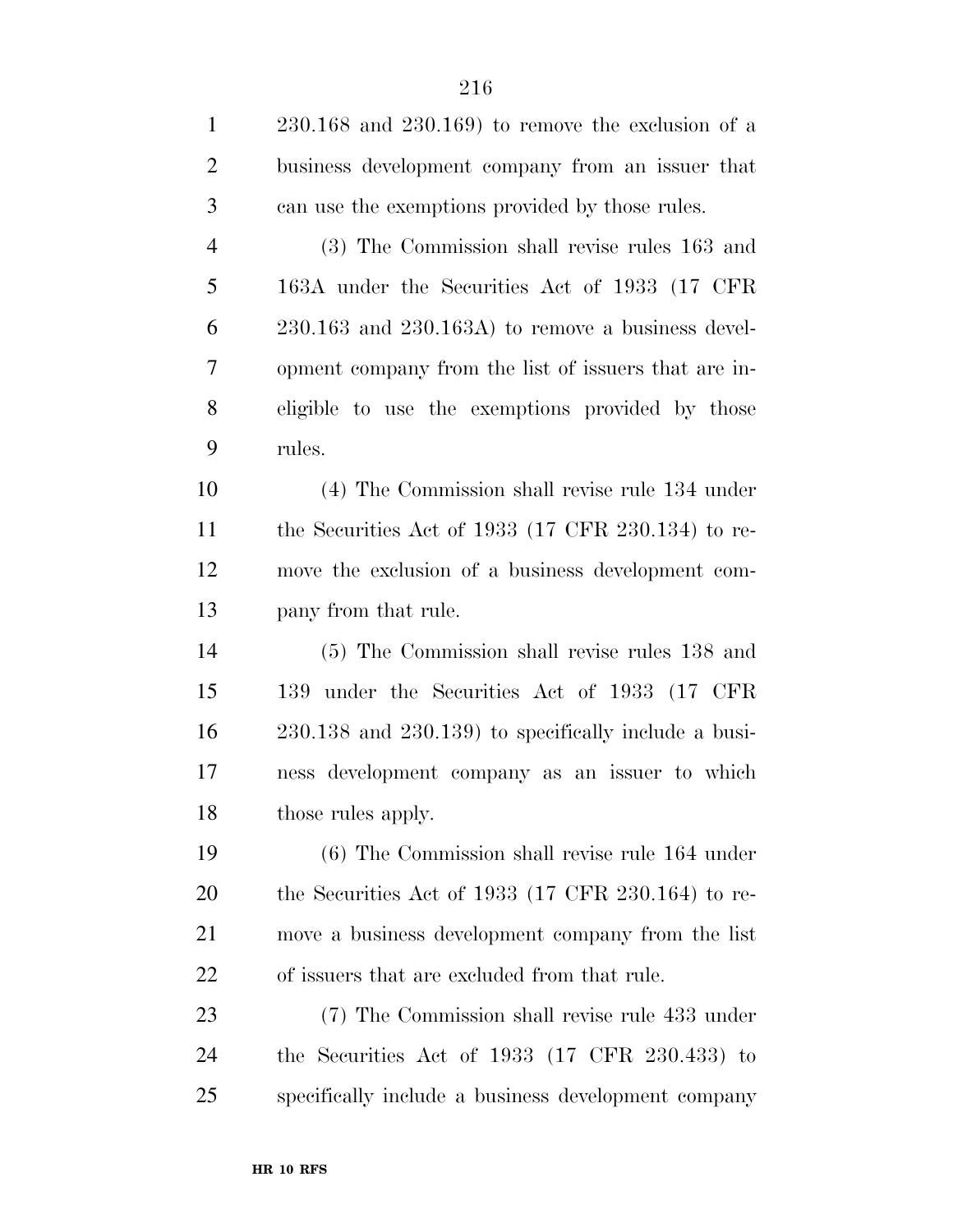230.168 and 230.169) to remove the exclusion of a business development company from an issuer that can use the exemptions provided by those rules.

(3) The Commission shall revise rules 163 and 163A under the Securities Act of 1933 (17 CFR 230.163 and 230.163A) to remove a business development company from the list of issuers that are ineligible to use the exemptions provided by those rules.

(4) The Commission shall revise rule 134 under the Securities Act of 1933 (17 CFR 230.134) to remove the exclusion of a business development company from that rule.

(5) The Commission shall revise rules 138 and 139 under the Securities Act of 1933 (17 CFR 230.138 and 230.139) to specifically include a business development company as an issuer to which those rules apply.

(6) The Commission shall revise rule 164 under the Securities Act of 1933 (17 CFR 230.164) to remove a business development company from the list of issuers that are excluded from that rule.

(7) The Commission shall revise rule 433 under the Securities Act of 1933 (17 CFR 230.433) to specifically include a business development company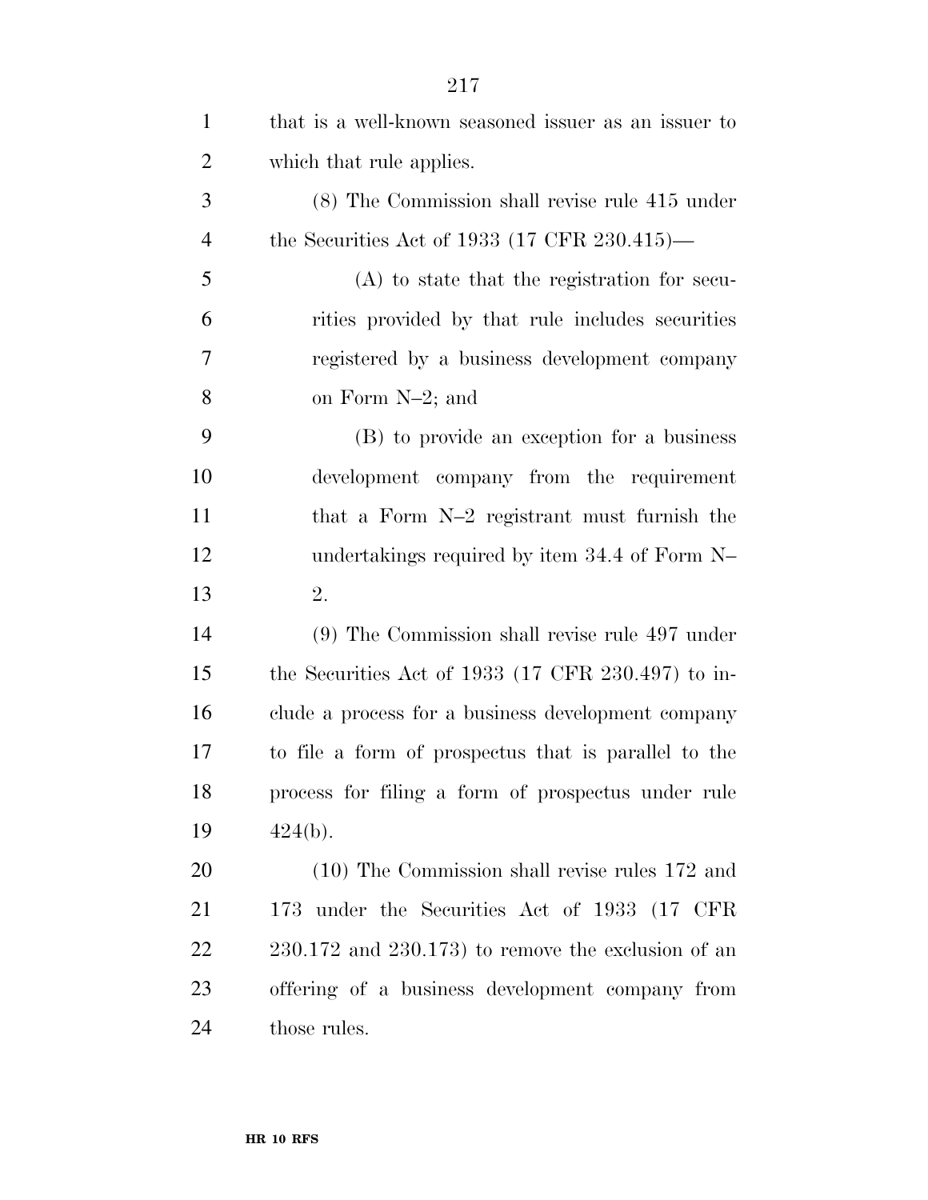that is a well-known seasoned issuer as an issuer to which that rule applies.

(8) The Commission shall revise rule 415 under the Securities Act of 1933 (17 CFR 230.415)—

(A) to state that the registration for securities provided by that rule includes securities registered by a business development company on Form N–2; and

(B) to provide an exception for a business development company from the requirement that a Form N–2 registrant must furnish the undertakings required by item 34.4 of Form N–2.

(9) The Commission shall revise rule 497 under the Securities Act of 1933 (17 CFR 230.497) to include a process for a business development company to file a form of prospectus that is parallel to the process for filing a form of prospectus under rule 424(b).

(10) The Commission shall revise rules 172 and 173 under the Securities Act of 1933 (17 CFR 230.172 and 230.173) to remove the exclusion of an offering of a business development company from those rules.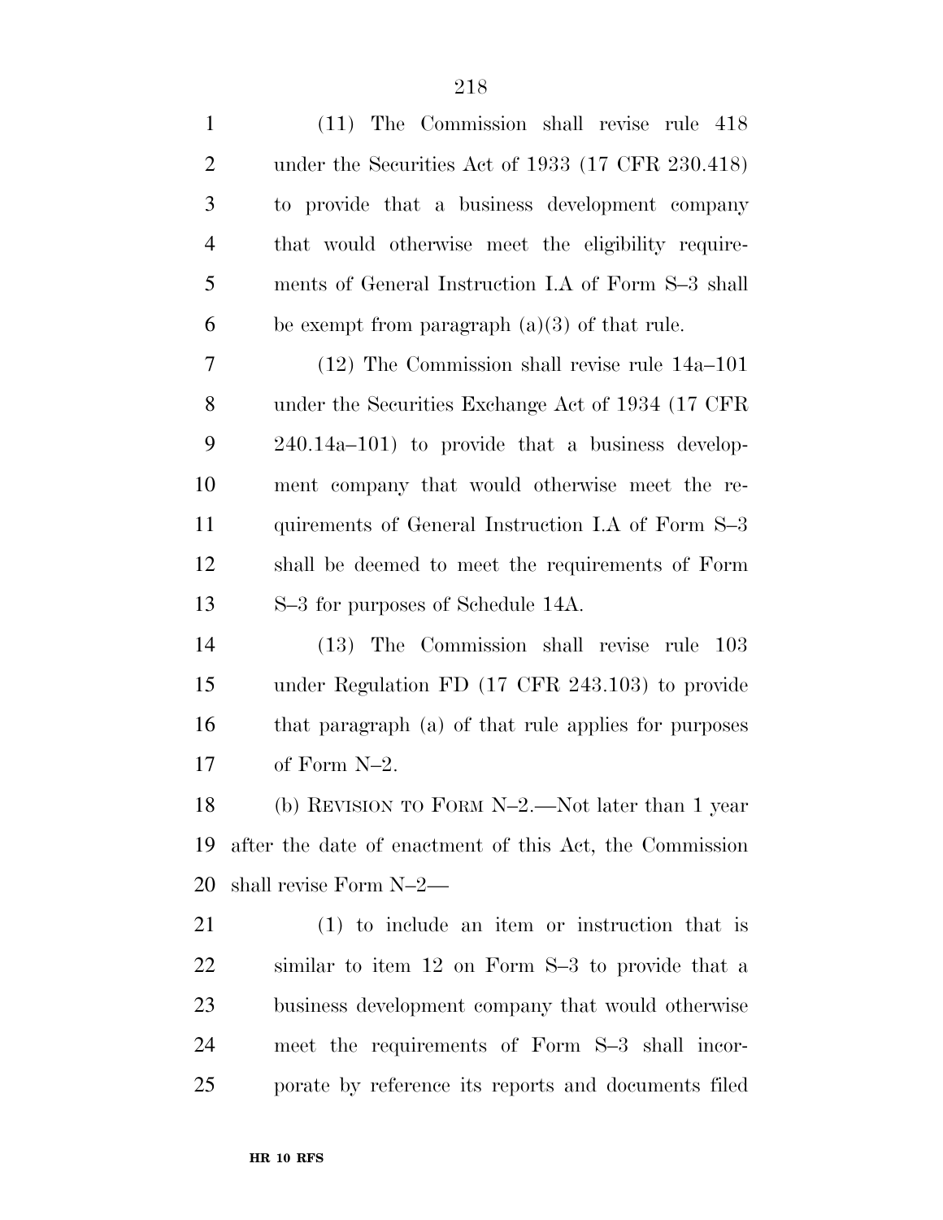(11) The Commission shall revise rule 418 under the Securities Act of 1933 (17 CFR 230.418) to provide that a business development company that would otherwise meet the eligibility requirements of General Instruction I.A of Form S–3 shall be exempt from paragraph (a)(3) of that rule.

(12) The Commission shall revise rule 14a–101 under the Securities Exchange Act of 1934 (17 CFR 240.14a–101) to provide that a business development company that would otherwise meet the requirements of General Instruction I.A of Form S–3 shall be deemed to meet the requirements of Form S–3 for purposes of Schedule 14A.

(13) The Commission shall revise rule 103 under Regulation FD (17 CFR 243.103) to provide that paragraph (a) of that rule applies for purposes of Form N–2.

(b) REVISION TO FORM N–2.—Not later than 1 year after the date of enactment of this Act, the Commission shall revise Form N–2—

(1) to include an item or instruction that is similar to item 12 on Form S–3 to provide that a business development company that would otherwise meet the requirements of Form S–3 shall incorporate by reference its reports and documents filed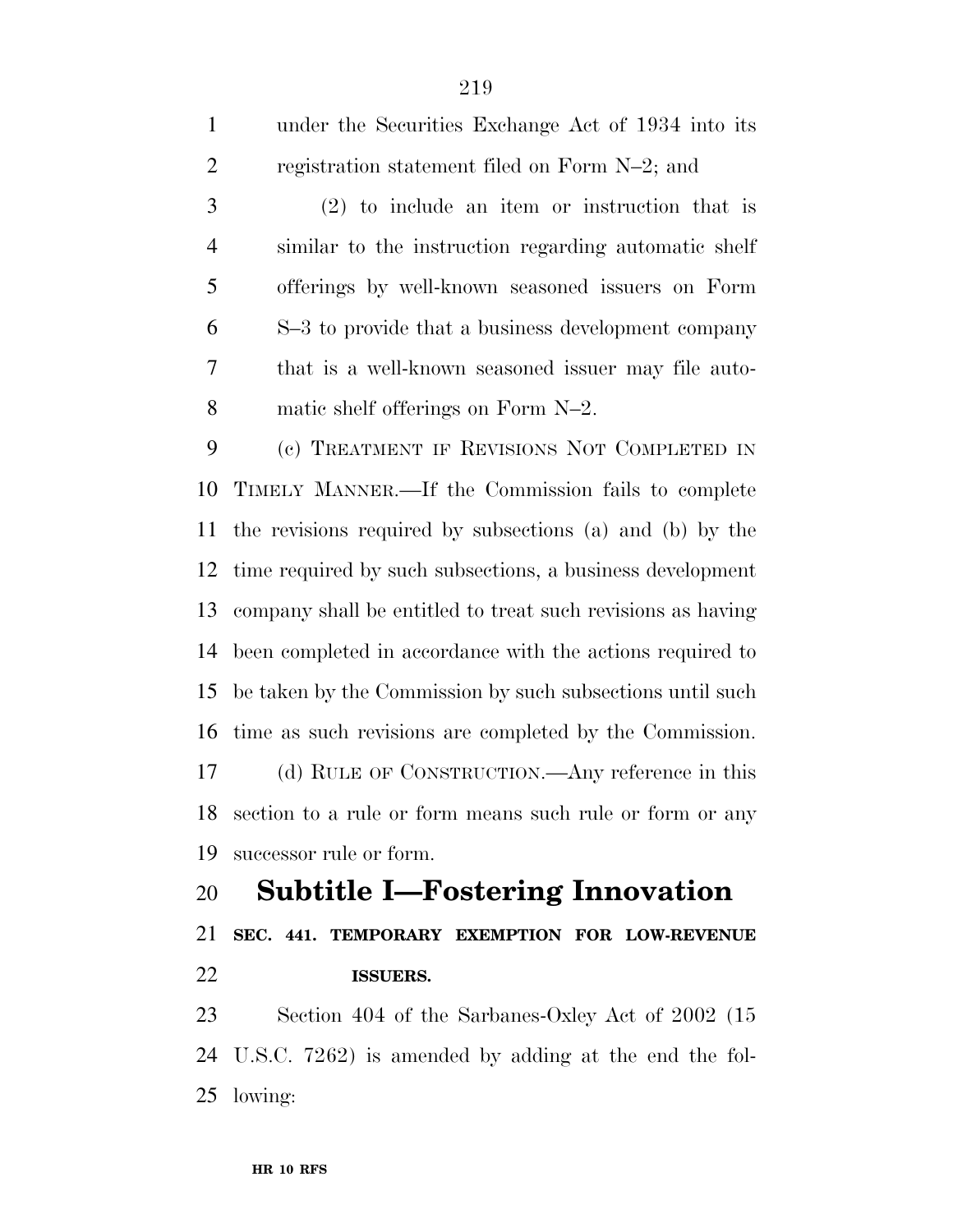under the Securities Exchange Act of 1934 into its registration statement filed on Form N–2; and

(2) to include an item or instruction that is similar to the instruction regarding automatic shelf offerings by well-known seasoned issuers on Form S–3 to provide that a business development company that is a well-known seasoned issuer may file automatic shelf offerings on Form N–2.

(c) TREATMENT IF REVISIONS NOT COMPLETED IN TIMELY MANNER.—If the Commission fails to complete the revisions required by subsections (a) and (b) by the time required by such subsections, a business development company shall be entitled to treat such revisions as having been completed in accordance with the actions required to be taken by the Commission by such subsections until such time as such revisions are completed by the Commission.

(d) RULE OF CONSTRUCTION.—Any reference in this section to a rule or form means such rule or form or any successor rule or form.

# Subtitle I—Fostering Innovation

**SEC. 441. TEMPORARY EXEMPTION FOR LOW-REVENUE ISSUERS.**

Section 404 of the Sarbanes-Oxley Act of 2002 (15 U.S.C. 7262) is amended by adding at the end the following: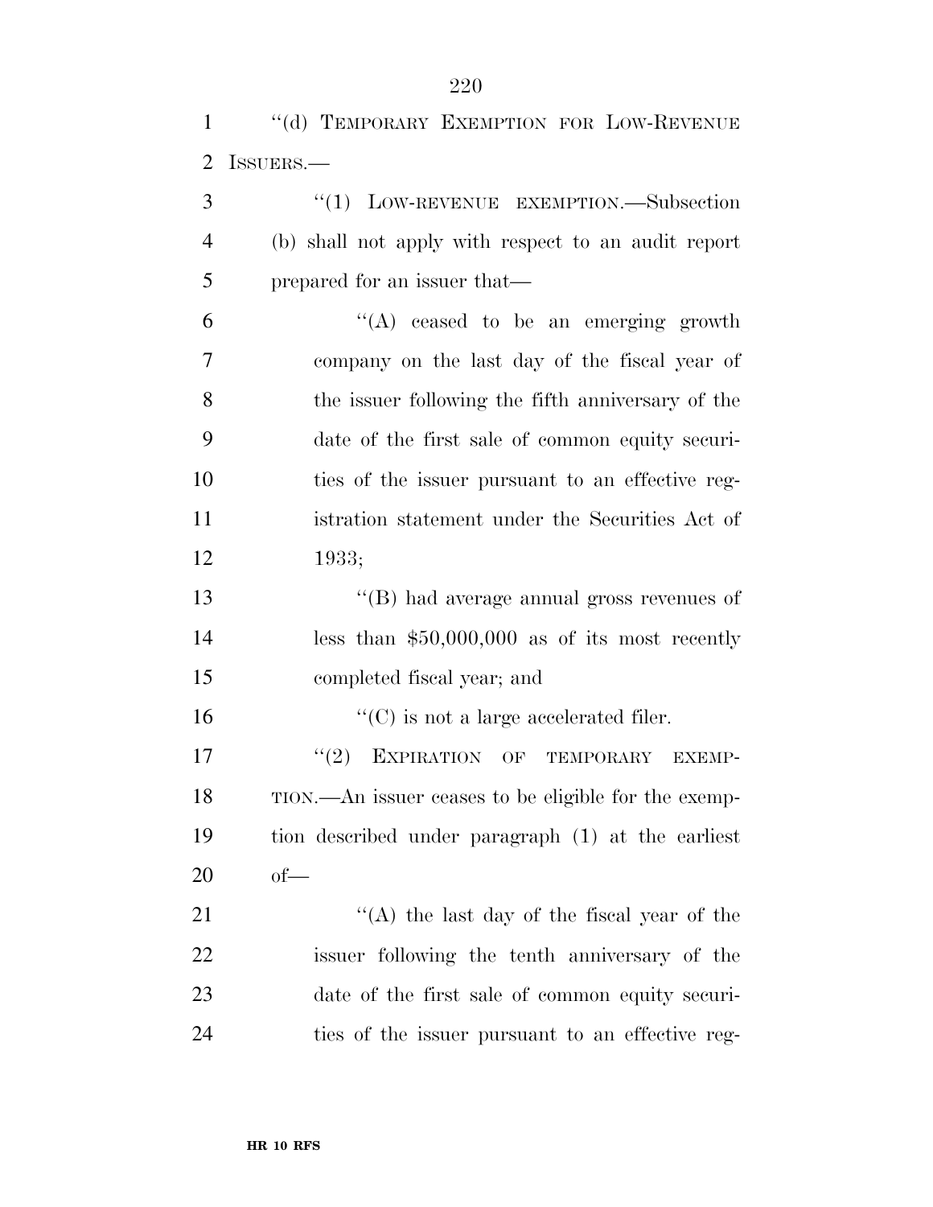"(d) TEMPORARY EXEMPTION FOR LOW-REVENUE ISSUERS.—

"(1) LOW-REVENUE EXEMPTION.—Subsection (b) shall not apply with respect to an audit report prepared for an issuer that—

"(A) ceased to be an emerging growth company on the last day of the fiscal year of the issuer following the fifth anniversary of the date of the first sale of common equity securities of the issuer pursuant to an effective registration statement under the Securities Act of 1933;

"(B) had average annual gross revenues of less than $50,000,000 as of its most recently completed fiscal year; and

"(C) is not a large accelerated filer.

"(2) EXPIRATION OF TEMPORARY EXEMPTION.—An issuer ceases to be eligible for the exemption described under paragraph (1) at the earliest of—

"(A) the last day of the fiscal year of the issuer following the tenth anniversary of the date of the first sale of common equity securities of the issuer pursuant to an effective reg-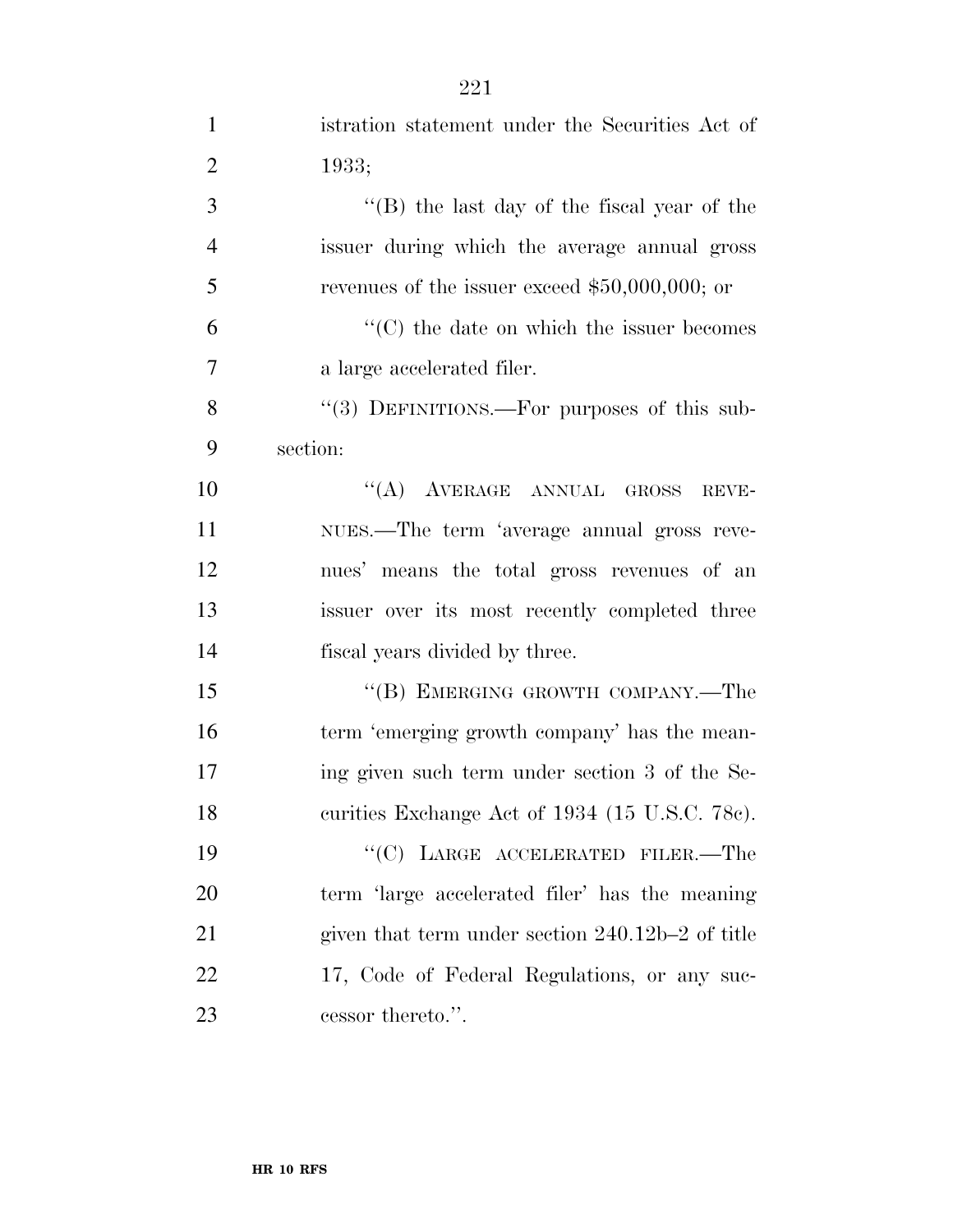istration statement under the Securities Act of 1933;

''(B) the last day of the fiscal year of the issuer during which the average annual gross revenues of the issuer exceed $50,000,000; or

''(C) the date on which the issuer becomes a large accelerated filer.

''(3) DEFINITIONS.—For purposes of this subsection:

''(A) AVERAGE ANNUAL GROSS REVENUES.—The term 'average annual gross revenues' means the total gross revenues of an issuer over its most recently completed three fiscal years divided by three.

''(B) EMERGING GROWTH COMPANY.—The term 'emerging growth company' has the meaning given such term under section 3 of the Securities Exchange Act of 1934 (15 U.S.C. 78c).

''(C) LARGE ACCELERATED FILER.—The term 'large accelerated filer' has the meaning given that term under section 240.12b–2 of title 17, Code of Federal Regulations, or any successor thereto.''.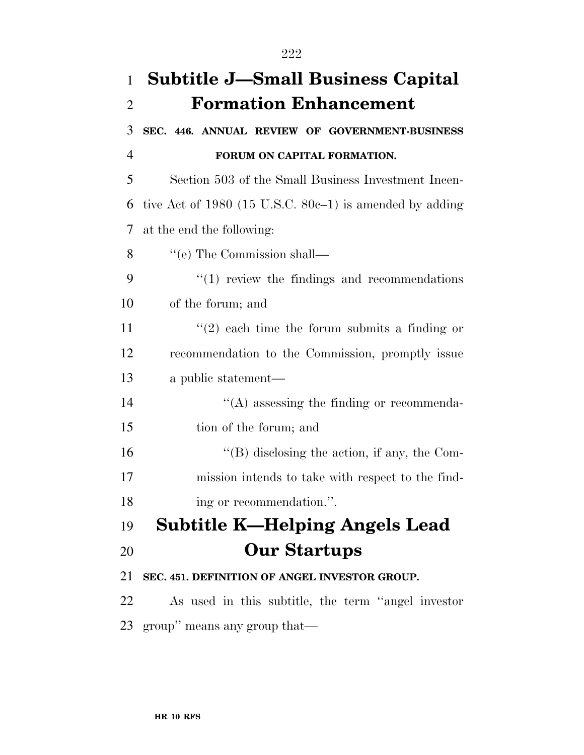## Subtitle J—Small Business Capital Formation Enhancement

**SEC. 446. ANNUAL REVIEW OF GOVERNMENT-BUSINESS FORUM ON CAPITAL FORMATION.**

Section 503 of the Small Business Investment Incentive Act of 1980 (15 U.S.C. 80c–1) is amended by adding at the end the following:

''(e) The Commission shall—

''(1) review the findings and recommendations of the forum; and

''(2) each time the forum submits a finding or recommendation to the Commission, promptly issue a public statement—

''(A) assessing the finding or recommendation of the forum; and

''(B) disclosing the action, if any, the Commission intends to take with respect to the finding or recommendation.''.

## Subtitle K—Helping Angels Lead Our Startups

**SEC. 451. DEFINITION OF ANGEL INVESTOR GROUP.**

As used in this subtitle, the term ''angel investor group'' means any group that—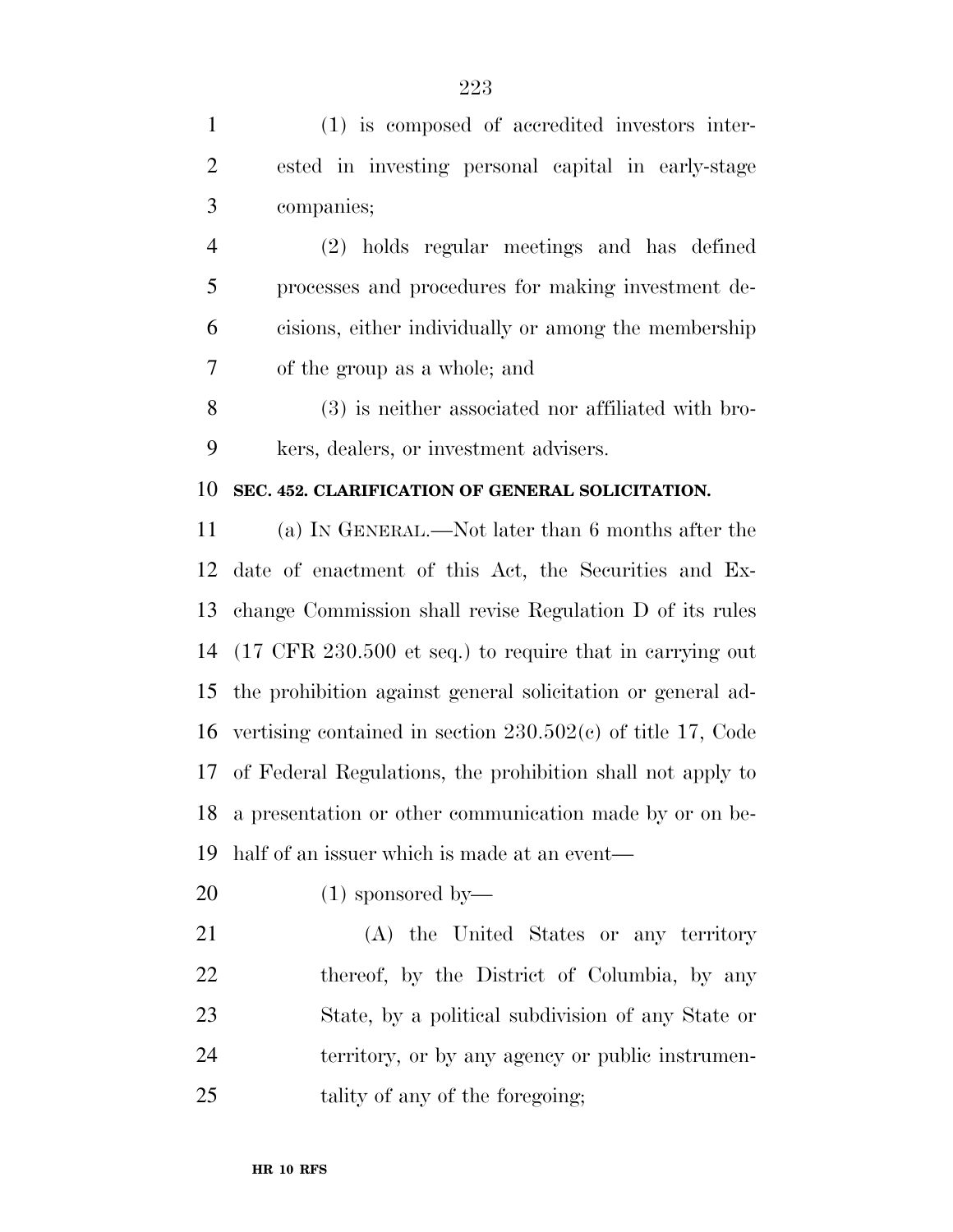(1) is composed of accredited investors interested in investing personal capital in early-stage companies;

(2) holds regular meetings and has defined processes and procedures for making investment decisions, either individually or among the membership of the group as a whole; and

(3) is neither associated nor affiliated with brokers, dealers, or investment advisers.

**SEC. 452. CLARIFICATION OF GENERAL SOLICITATION.**

(a) IN GENERAL.—Not later than 6 months after the date of enactment of this Act, the Securities and Exchange Commission shall revise Regulation D of its rules (17 CFR 230.500 et seq.) to require that in carrying out the prohibition against general solicitation or general advertising contained in section 230.502(c) of title 17, Code of Federal Regulations, the prohibition shall not apply to a presentation or other communication made by or on behalf of an issuer which is made at an event—

(1) sponsored by—

(A) the United States or any territory thereof, by the District of Columbia, by any State, by a political subdivision of any State or territory, or by any agency or public instrumentality of any of the foregoing;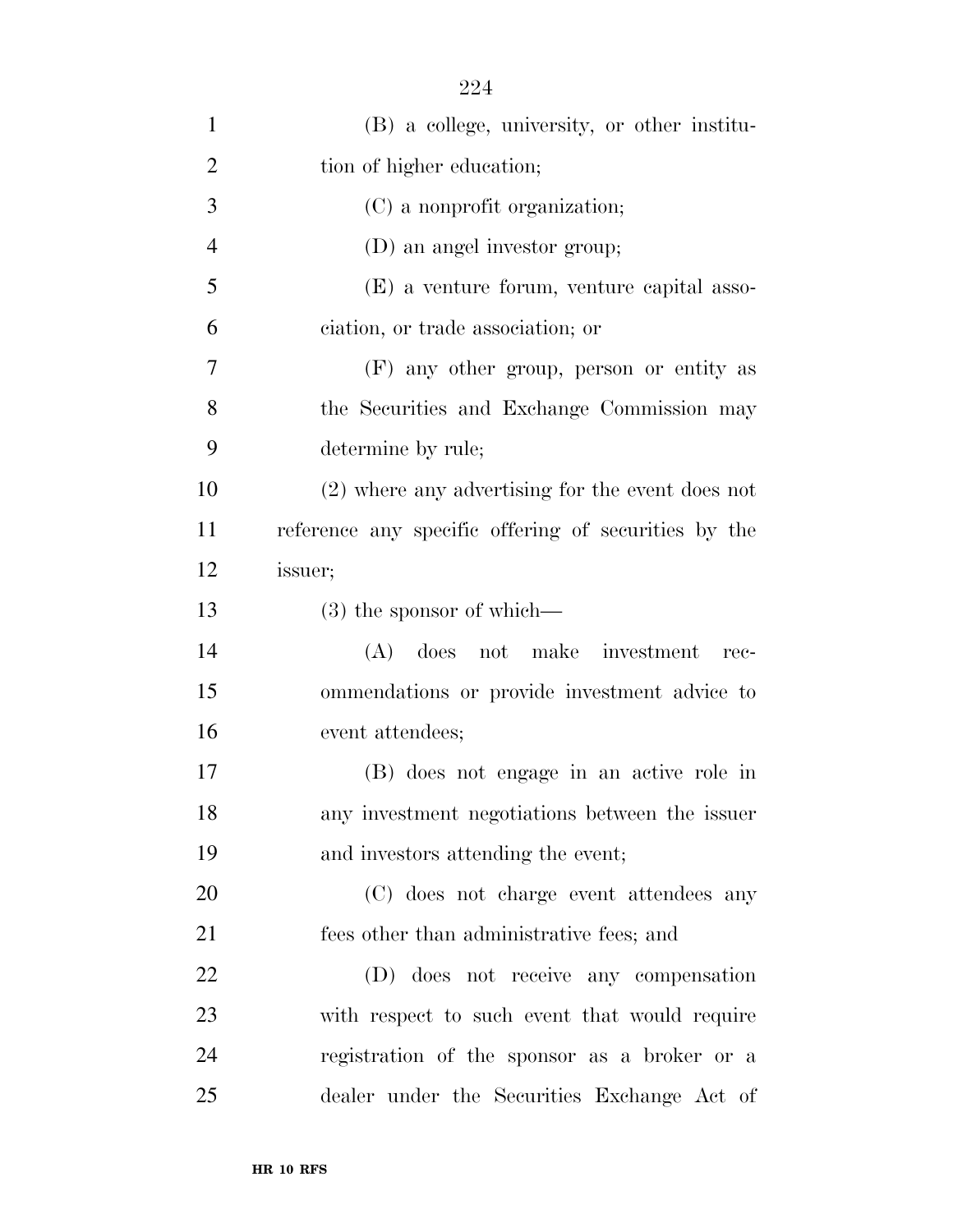(B) a college, university, or other institution of higher education;

(C) a nonprofit organization;

(D) an angel investor group;

(E) a venture forum, venture capital association, or trade association; or

(F) any other group, person or entity as the Securities and Exchange Commission may determine by rule;

(2) where any advertising for the event does not reference any specific offering of securities by the issuer;

(3) the sponsor of which—

(A) does not make investment recommendations or provide investment advice to event attendees;

(B) does not engage in an active role in any investment negotiations between the issuer and investors attending the event;

(C) does not charge event attendees any fees other than administrative fees; and

(D) does not receive any compensation with respect to such event that would require registration of the sponsor as a broker or a dealer under the Securities Exchange Act of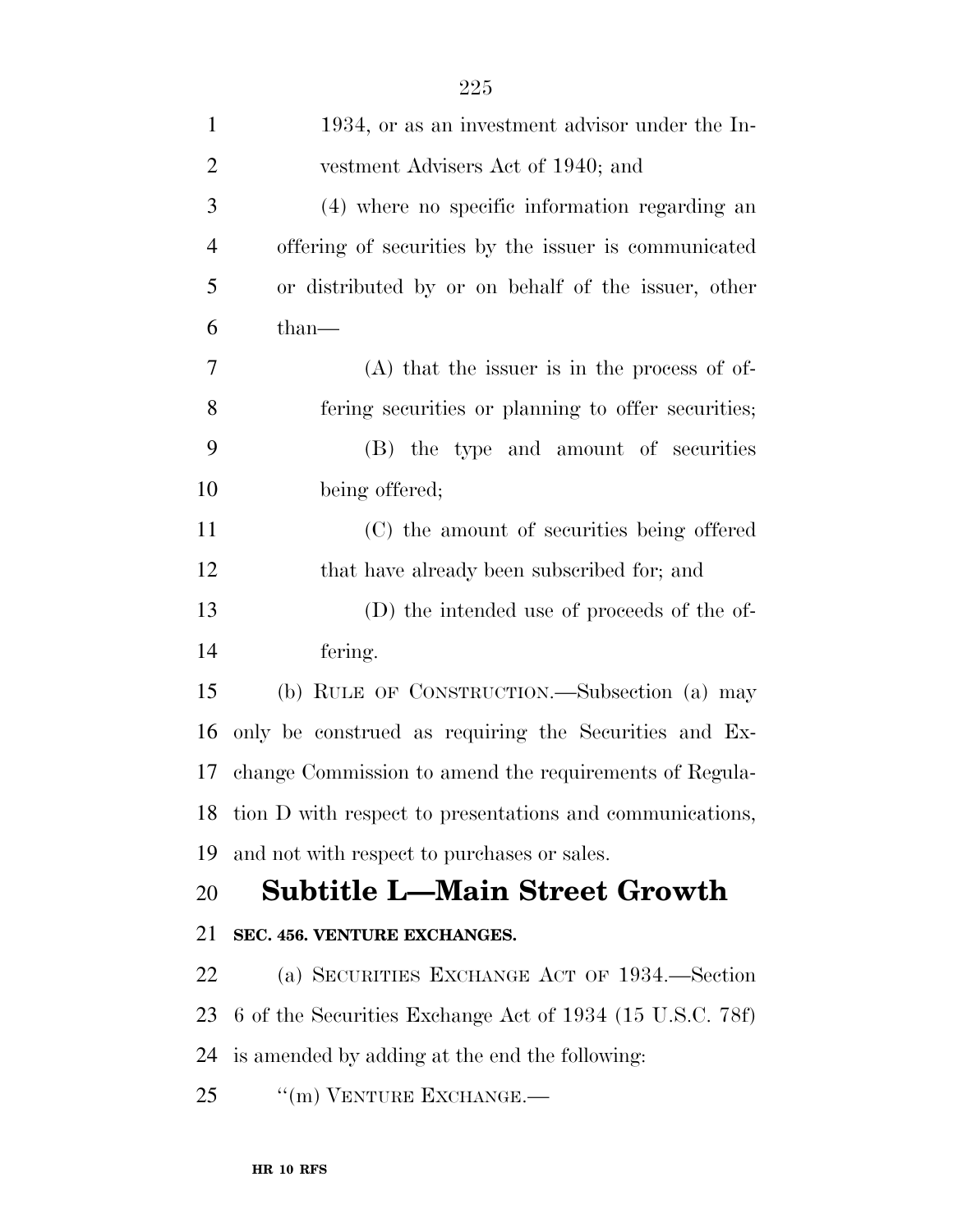1934, or as an investment advisor under the Investment Advisers Act of 1940; and

(4) where no specific information regarding an offering of securities by the issuer is communicated or distributed by or on behalf of the issuer, other than—

(A) that the issuer is in the process of offering securities or planning to offer securities;

(B) the type and amount of securities being offered;

(C) the amount of securities being offered that have already been subscribed for; and

(D) the intended use of proceeds of the offering.

(b) RULE OF CONSTRUCTION.—Subsection (a) may only be construed as requiring the Securities and Exchange Commission to amend the requirements of Regulation D with respect to presentations and communications, and not with respect to purchases or sales.

## Subtitle L—Main Street Growth

### SEC. 456. VENTURE EXCHANGES.

(a) SECURITIES EXCHANGE ACT OF 1934.—Section 6 of the Securities Exchange Act of 1934 (15 U.S.C. 78f) is amended by adding at the end the following:

"(m) VENTURE EXCHANGE.—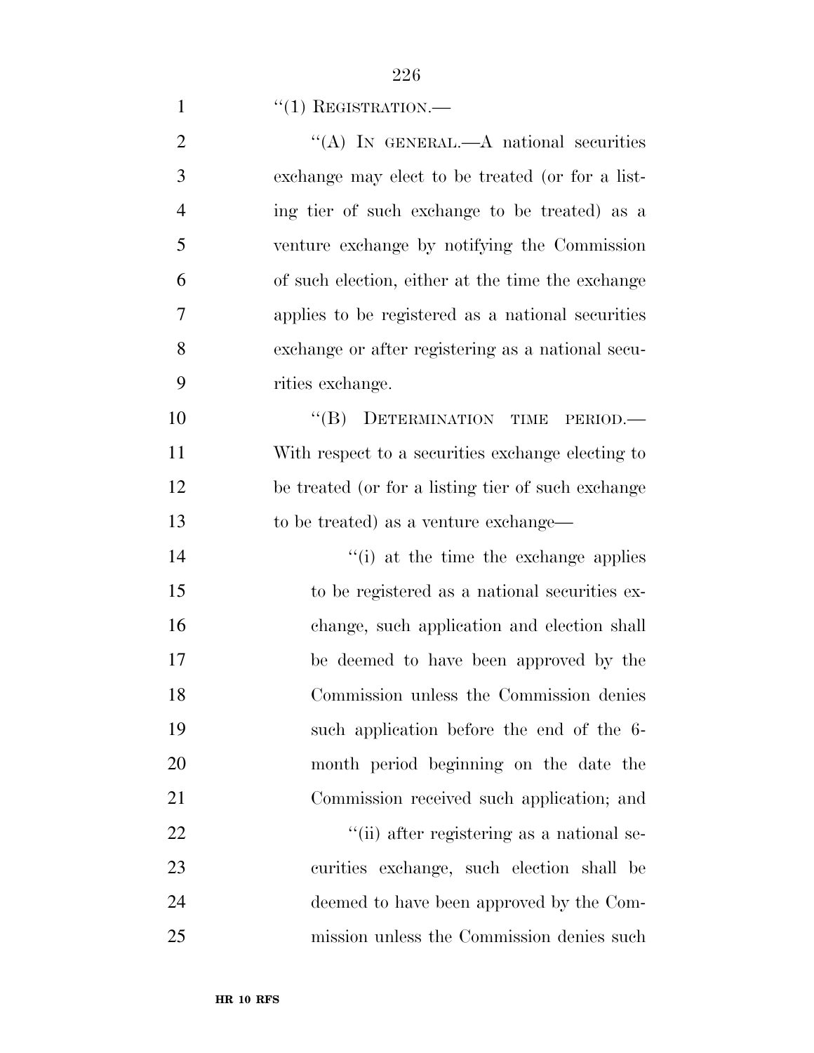"(1) REGISTRATION.—

"(A) IN GENERAL.—A national securities exchange may elect to be treated (or for a listing tier of such exchange to be treated) as a venture exchange by notifying the Commission of such election, either at the time the exchange applies to be registered as a national securities exchange or after registering as a national securities exchange.

"(B) DETERMINATION TIME PERIOD.—With respect to a securities exchange electing to be treated (or for a listing tier of such exchange to be treated) as a venture exchange—

"(i) at the time the exchange applies to be registered as a national securities exchange, such application and election shall be deemed to have been approved by the Commission unless the Commission denies such application before the end of the 6-month period beginning on the date the Commission received such application; and

"(ii) after registering as a national securities exchange, such election shall be deemed to have been approved by the Commission unless the Commission denies such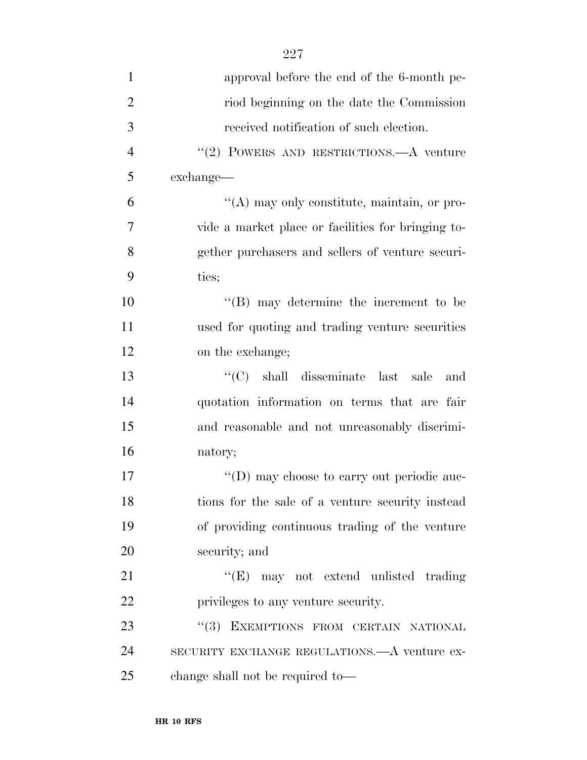approval before the end of the 6-month period beginning on the date the Commission received notification of such election.

''(2) POWERS AND RESTRICTIONS.—A venture exchange—

''(A) may only constitute, maintain, or provide a market place or facilities for bringing together purchasers and sellers of venture securities;

''(B) may determine the increment to be used for quoting and trading venture securities on the exchange;

''(C) shall disseminate last sale and quotation information on terms that are fair and reasonable and not unreasonably discriminatory;

''(D) may choose to carry out periodic auctions for the sale of a venture security instead of providing continuous trading of the venture security; and

''(E) may not extend unlisted trading privileges to any venture security.

''(3) EXEMPTIONS FROM CERTAIN NATIONAL SECURITY EXCHANGE REGULATIONS.—A venture exchange shall not be required to—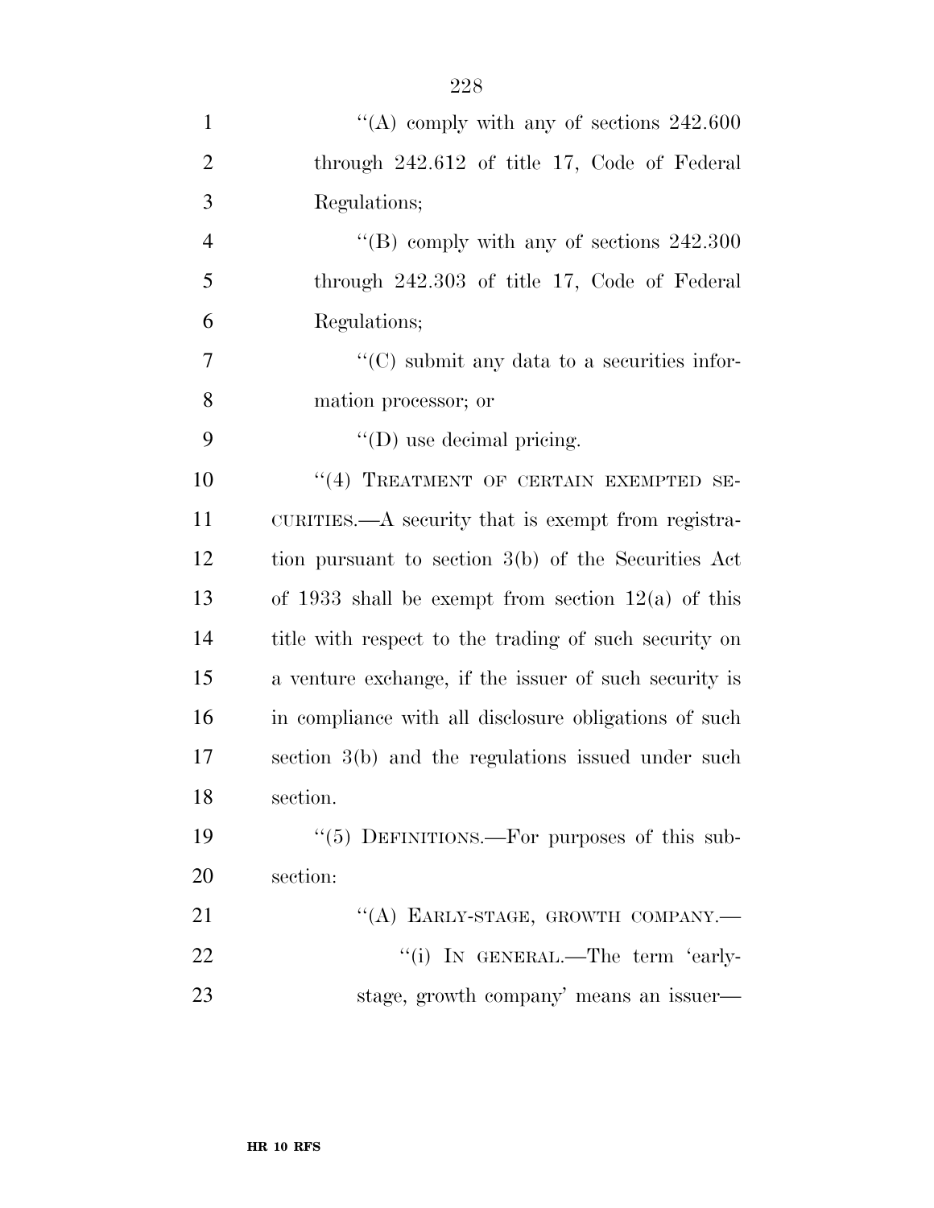"(A) comply with any of sections 242.600 through 242.612 of title 17, Code of Federal Regulations;

"(B) comply with any of sections 242.300 through 242.303 of title 17, Code of Federal Regulations;

"(C) submit any data to a securities information processor; or

"(D) use decimal pricing.

"(4) TREATMENT OF CERTAIN EXEMPTED SECURITIES.—A security that is exempt from registration pursuant to section 3(b) of the Securities Act of 1933 shall be exempt from section 12(a) of this title with respect to the trading of such security on a venture exchange, if the issuer of such security is in compliance with all disclosure obligations of such section 3(b) and the regulations issued under such section.

"(5) DEFINITIONS.—For purposes of this subsection:

"(A) EARLY-STAGE, GROWTH COMPANY.—

"(i) IN GENERAL.—The term 'early-stage, growth company' means an issuer—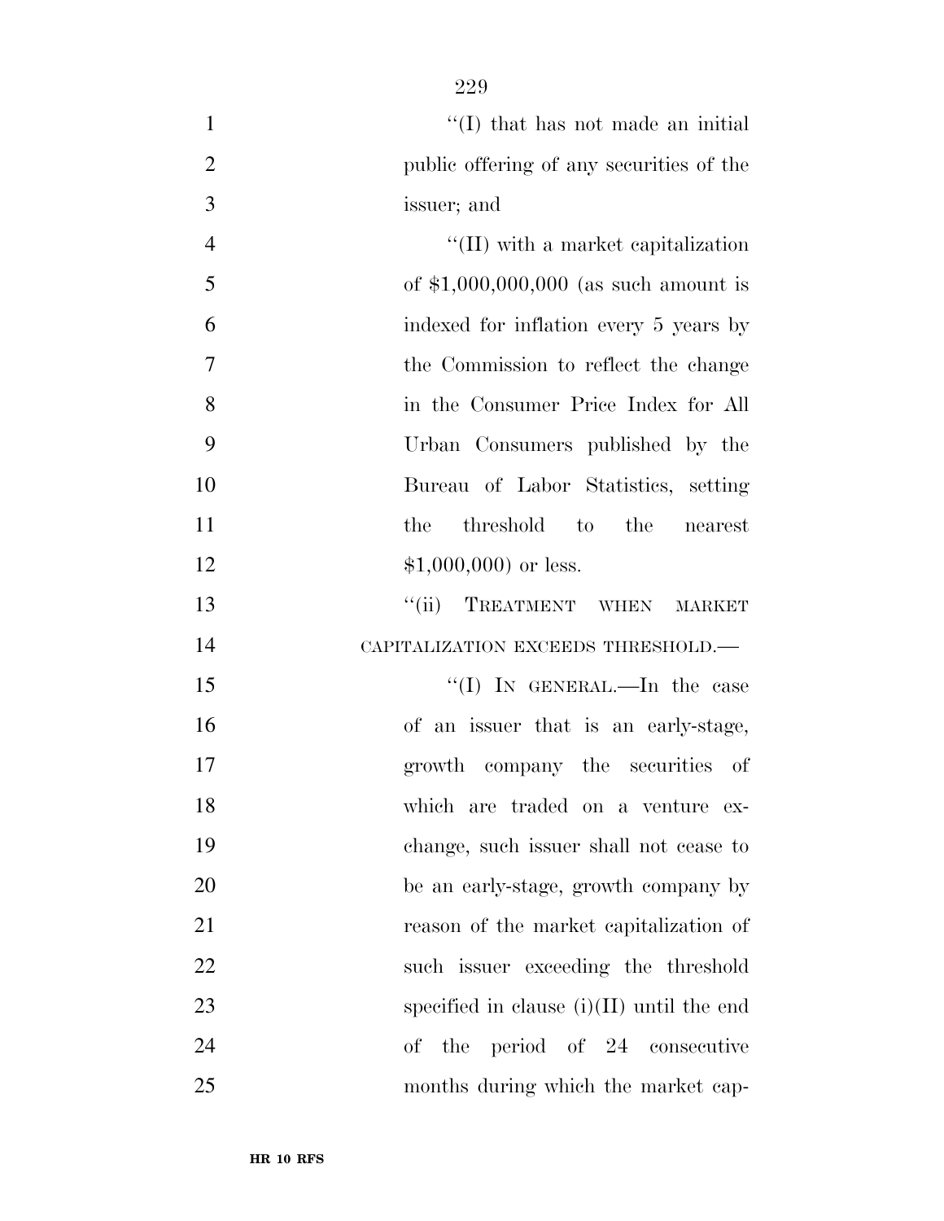''(I) that has not made an initial public offering of any securities of the issuer; and

''(II) with a market capitalization of $1,000,000,000 (as such amount is indexed for inflation every 5 years by the Commission to reflect the change in the Consumer Price Index for All Urban Consumers published by the Bureau of Labor Statistics, setting the threshold to the nearest $1,000,000) or less.

''(ii) TREATMENT WHEN MARKET CAPITALIZATION EXCEEDS THRESHOLD.—

''(I) IN GENERAL.—In the case of an issuer that is an early-stage, growth company the securities of which are traded on a venture exchange, such issuer shall not cease to be an early-stage, growth company by reason of the market capitalization of such issuer exceeding the threshold specified in clause (i)(II) until the end of the period of 24 consecutive months during which the market cap-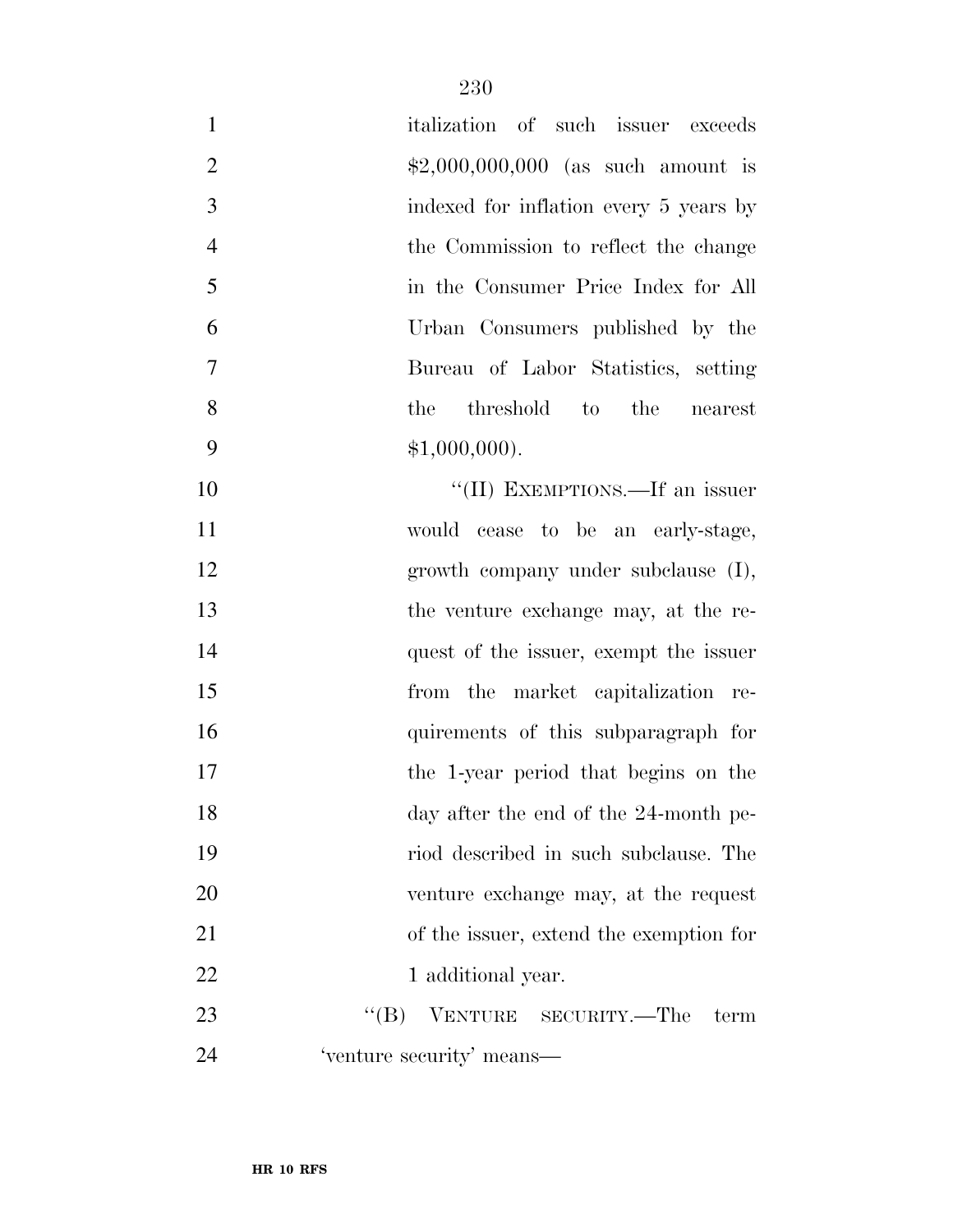italization of such issuer exceeds $2,000,000,000 (as such amount is indexed for inflation every 5 years by the Commission to reflect the change in the Consumer Price Index for All Urban Consumers published by the Bureau of Labor Statistics, setting the threshold to the nearest $1,000,000).

"(II) EXEMPTIONS.—If an issuer would cease to be an early-stage, growth company under subclause (I), the venture exchange may, at the request of the issuer, exempt the issuer from the market capitalization requirements of this subparagraph for the 1-year period that begins on the day after the end of the 24-month period described in such subclause. The venture exchange may, at the request of the issuer, extend the exemption for 1 additional year.

"(B) VENTURE SECURITY.—The term 'venture security' means—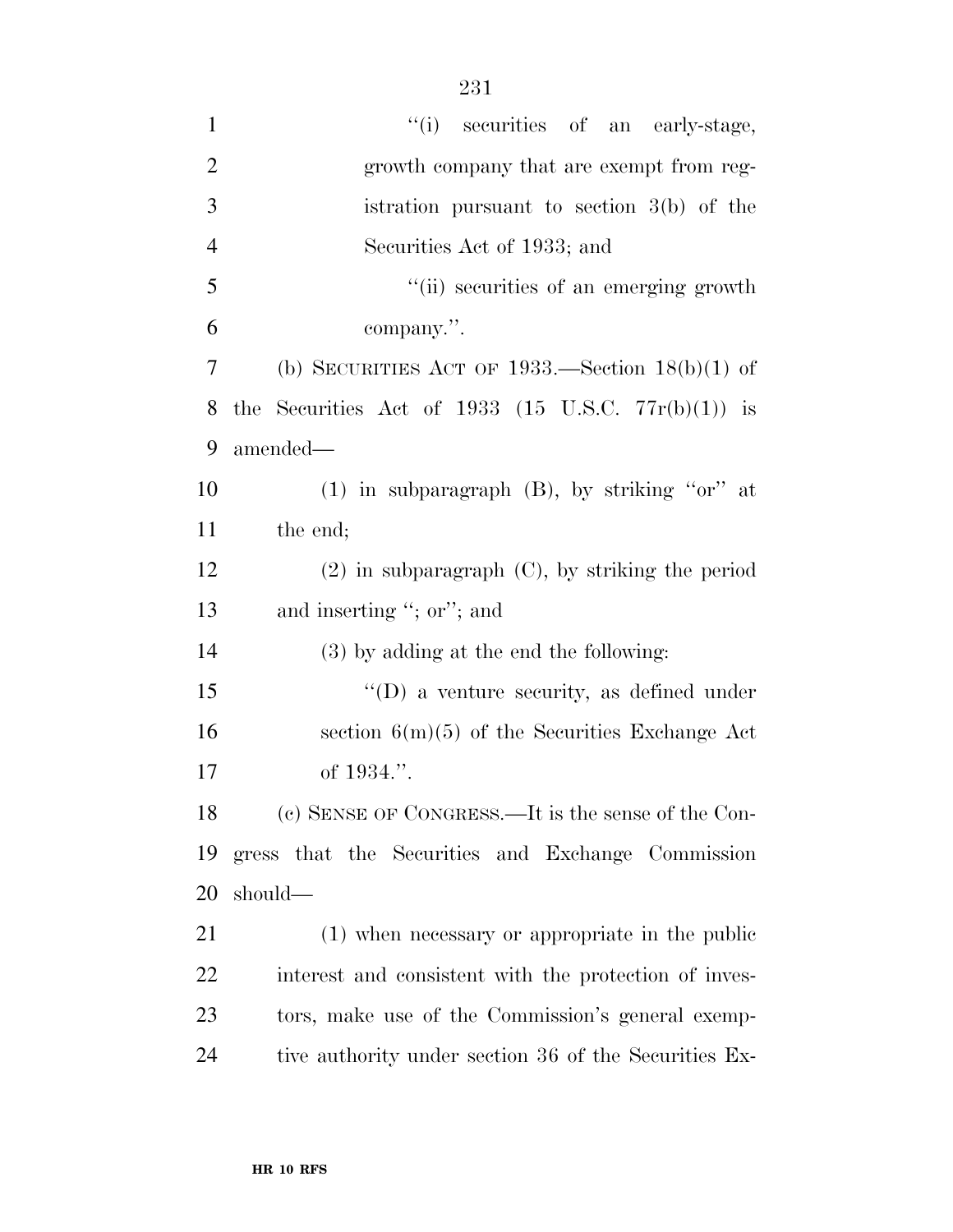"(i) securities of an early-stage, growth company that are exempt from registration pursuant to section 3(b) of the Securities Act of 1933; and

"(ii) securities of an emerging growth company.".

(b) SECURITIES ACT OF 1933.—Section 18(b)(1) of the Securities Act of 1933 (15 U.S.C. 77r(b)(1)) is amended—

(1) in subparagraph (B), by striking "or" at the end;

(2) in subparagraph (C), by striking the period and inserting "; or"; and

(3) by adding at the end the following:

"(D) a venture security, as defined under section 6(m)(5) of the Securities Exchange Act of 1934.".

(c) SENSE OF CONGRESS.—It is the sense of the Congress that the Securities and Exchange Commission should—

(1) when necessary or appropriate in the public interest and consistent with the protection of investors, make use of the Commission's general exemptive authority under section 36 of the Securities Ex-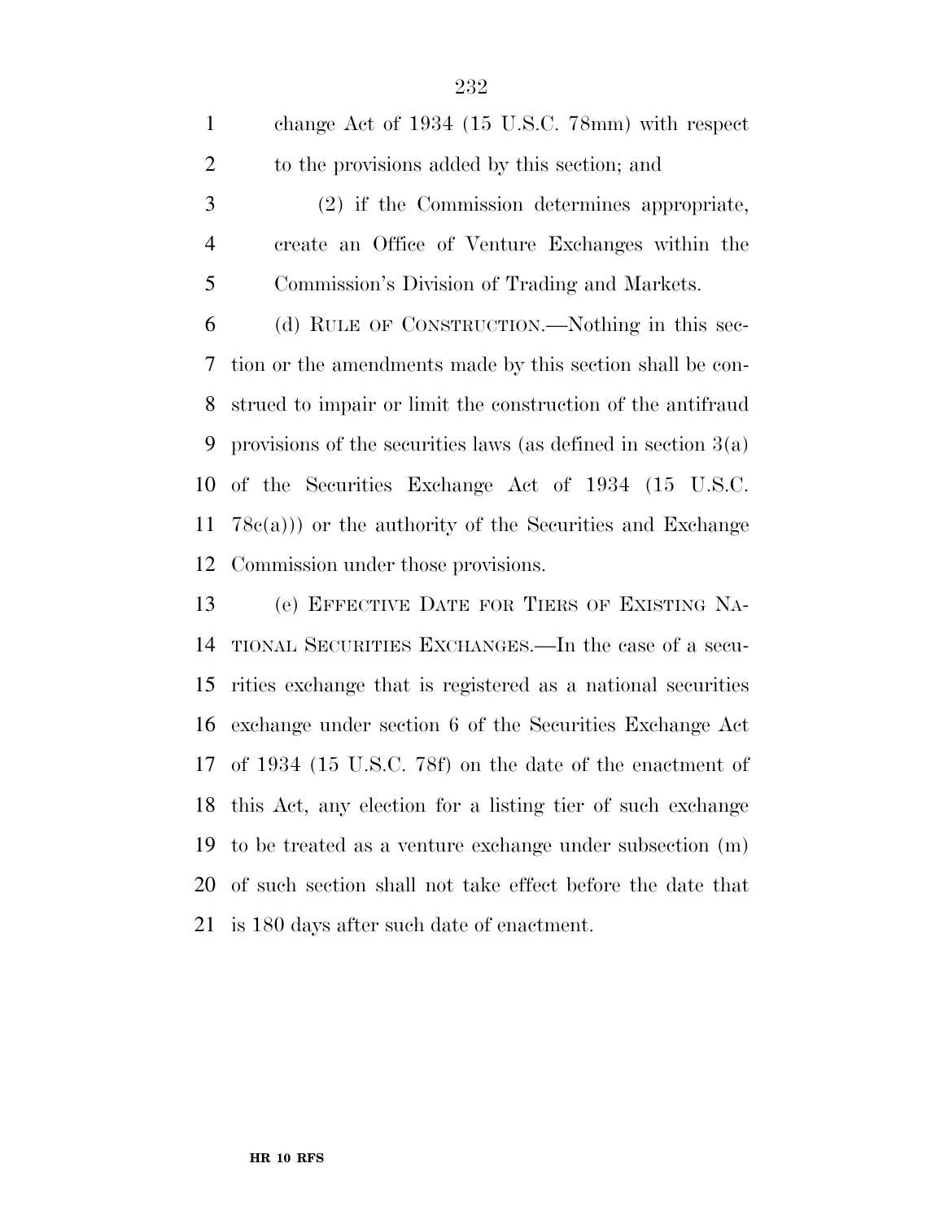change Act of 1934 (15 U.S.C. 78mm) with respect to the provisions added by this section; and

(2) if the Commission determines appropriate, create an Office of Venture Exchanges within the Commission's Division of Trading and Markets.

(d) RULE OF CONSTRUCTION.—Nothing in this section or the amendments made by this section shall be construed to impair or limit the construction of the antifraud provisions of the securities laws (as defined in section 3(a) of the Securities Exchange Act of 1934 (15 U.S.C. 78c(a))) or the authority of the Securities and Exchange Commission under those provisions.

(e) EFFECTIVE DATE FOR TIERS OF EXISTING NATIONAL SECURITIES EXCHANGES.—In the case of a securities exchange that is registered as a national securities exchange under section 6 of the Securities Exchange Act of 1934 (15 U.S.C. 78f) on the date of the enactment of this Act, any election for a listing tier of such exchange to be treated as a venture exchange under subsection (m) of such section shall not take effect before the date that is 180 days after such date of enactment.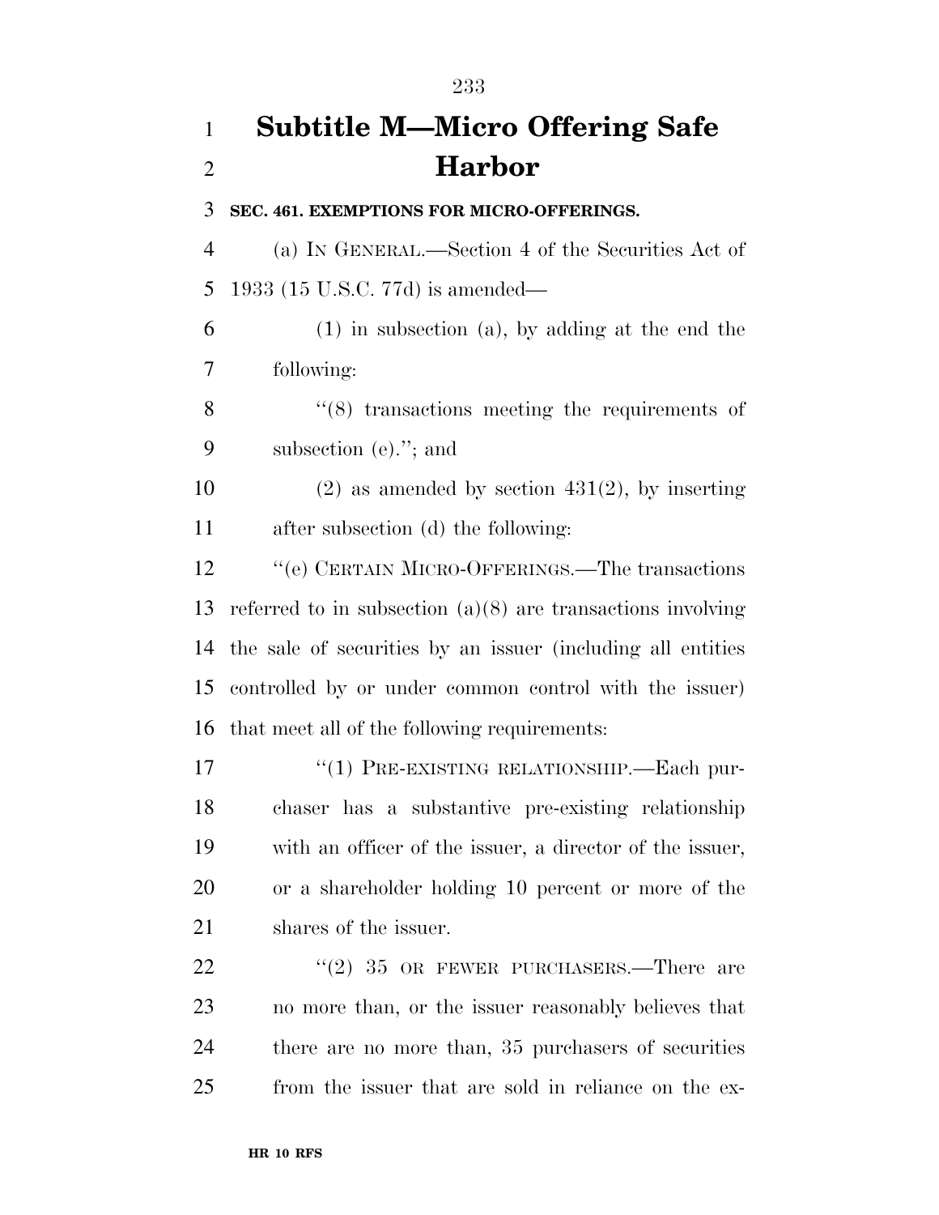# Subtitle M—Micro Offering Safe Harbor

**SEC. 461. EXEMPTIONS FOR MICRO-OFFERINGS.**

(a) IN GENERAL.—Section 4 of the Securities Act of 1933 (15 U.S.C. 77d) is amended—

(1) in subsection (a), by adding at the end the following:

"(8) transactions meeting the requirements of subsection (e)."; and

(2) as amended by section 431(2), by inserting after subsection (d) the following:

"(e) CERTAIN MICRO-OFFERINGS.—The transactions referred to in subsection (a)(8) are transactions involving the sale of securities by an issuer (including all entities controlled by or under common control with the issuer) that meet all of the following requirements:

"(1) PRE-EXISTING RELATIONSHIP.—Each purchaser has a substantive pre-existing relationship with an officer of the issuer, a director of the issuer, or a shareholder holding 10 percent or more of the shares of the issuer.

"(2) 35 OR FEWER PURCHASERS.—There are no more than, or the issuer reasonably believes that there are no more than, 35 purchasers of securities from the issuer that are sold in reliance on the ex-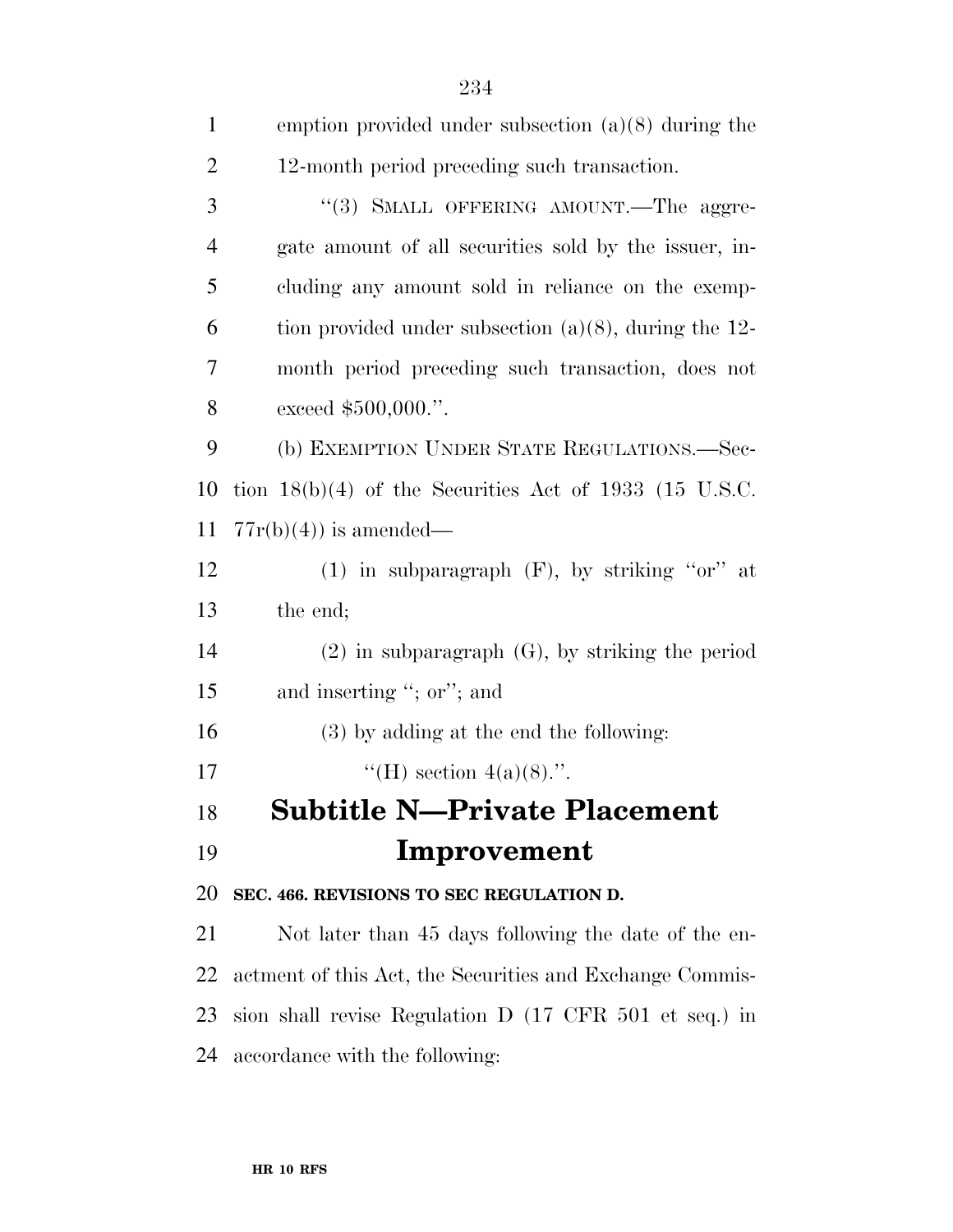emption provided under subsection (a)(8) during the 12-month period preceding such transaction.

''(3) SMALL OFFERING AMOUNT.—The aggregate amount of all securities sold by the issuer, including any amount sold in reliance on the exemption provided under subsection (a)(8), during the 12-month period preceding such transaction, does not exceed $500,000.''.

(b) EXEMPTION UNDER STATE REGULATIONS.—Section 18(b)(4) of the Securities Act of 1933 (15 U.S.C. 77r(b)(4)) is amended—

(1) in subparagraph (F), by striking ''or'' at the end;

(2) in subparagraph (G), by striking the period and inserting ''; or''; and

(3) by adding at the end the following:

''(H) section 4(a)(8).''.

# Subtitle N—Private Placement Improvement

**SEC. 466. REVISIONS TO SEC REGULATION D.**

Not later than 45 days following the date of the enactment of this Act, the Securities and Exchange Commission shall revise Regulation D (17 CFR 501 et seq.) in accordance with the following: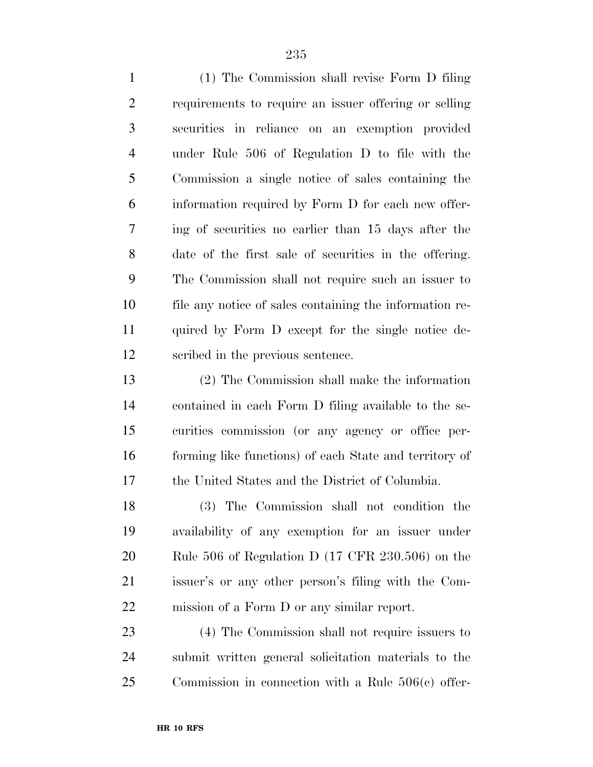(1) The Commission shall revise Form D filing requirements to require an issuer offering or selling securities in reliance on an exemption provided under Rule 506 of Regulation D to file with the Commission a single notice of sales containing the information required by Form D for each new offering of securities no earlier than 15 days after the date of the first sale of securities in the offering. The Commission shall not require such an issuer to file any notice of sales containing the information required by Form D except for the single notice described in the previous sentence.

(2) The Commission shall make the information contained in each Form D filing available to the securities commission (or any agency or office performing like functions) of each State and territory of the United States and the District of Columbia.

(3) The Commission shall not condition the availability of any exemption for an issuer under Rule 506 of Regulation D (17 CFR 230.506) on the issuer's or any other person's filing with the Commission of a Form D or any similar report.

(4) The Commission shall not require issuers to submit written general solicitation materials to the Commission in connection with a Rule 506(c) offer-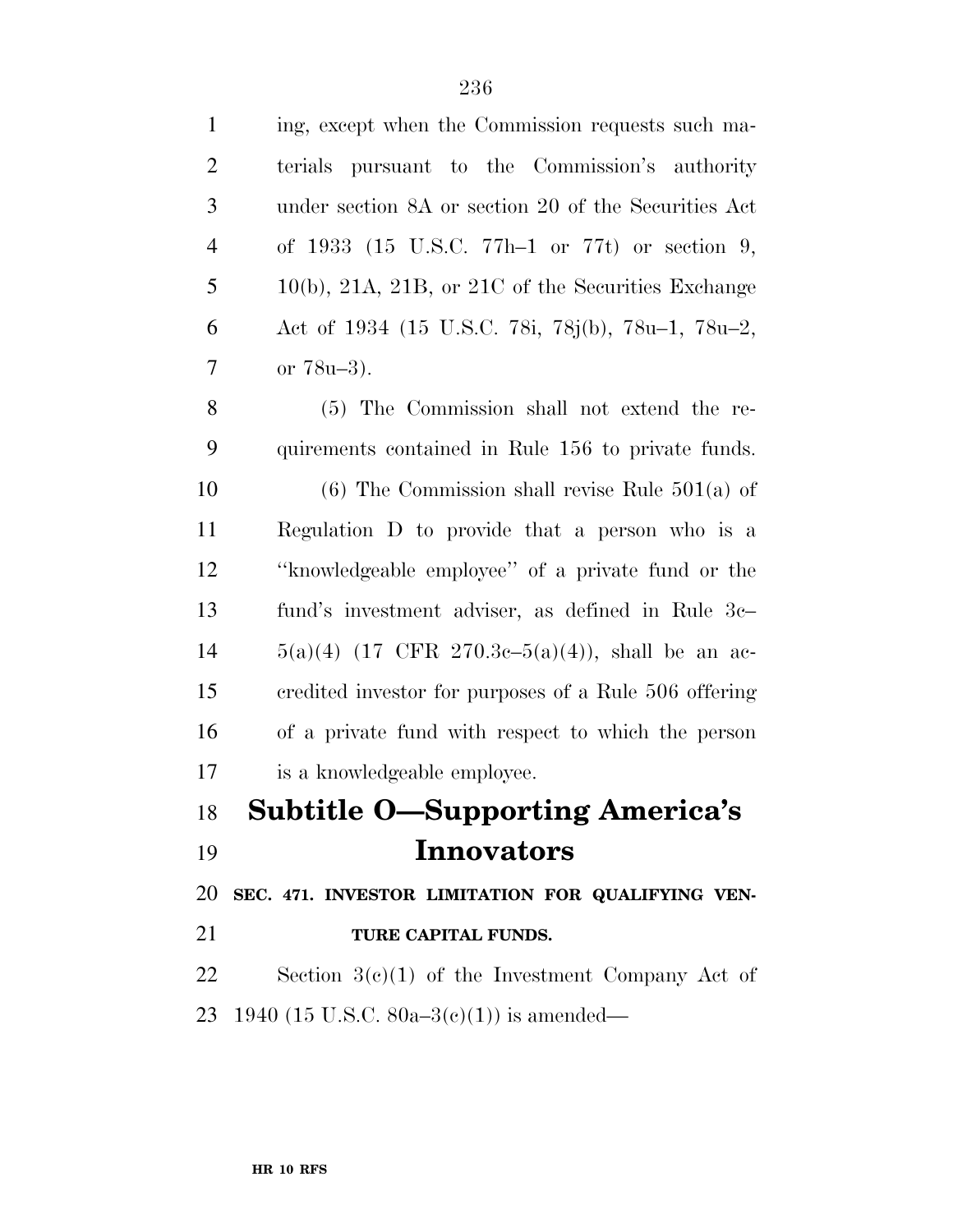ing, except when the Commission requests such materials pursuant to the Commission's authority under section 8A or section 20 of the Securities Act of 1933 (15 U.S.C. 77h–1 or 77t) or section 9, 10(b), 21A, 21B, or 21C of the Securities Exchange Act of 1934 (15 U.S.C. 78i, 78j(b), 78u–1, 78u–2, or 78u–3).

(5) The Commission shall not extend the requirements contained in Rule 156 to private funds.

(6) The Commission shall revise Rule 501(a) of Regulation D to provide that a person who is a "knowledgeable employee" of a private fund or the fund's investment adviser, as defined in Rule 3c–5(a)(4) (17 CFR 270.3c–5(a)(4)), shall be an accredited investor for purposes of a Rule 506 offering of a private fund with respect to which the person is a knowledgeable employee.

# Subtitle O—Supporting America's Innovators

**SEC. 471. INVESTOR LIMITATION FOR QUALIFYING VENTURE CAPITAL FUNDS.**

Section 3(c)(1) of the Investment Company Act of 1940 (15 U.S.C. 80a–3(c)(1)) is amended—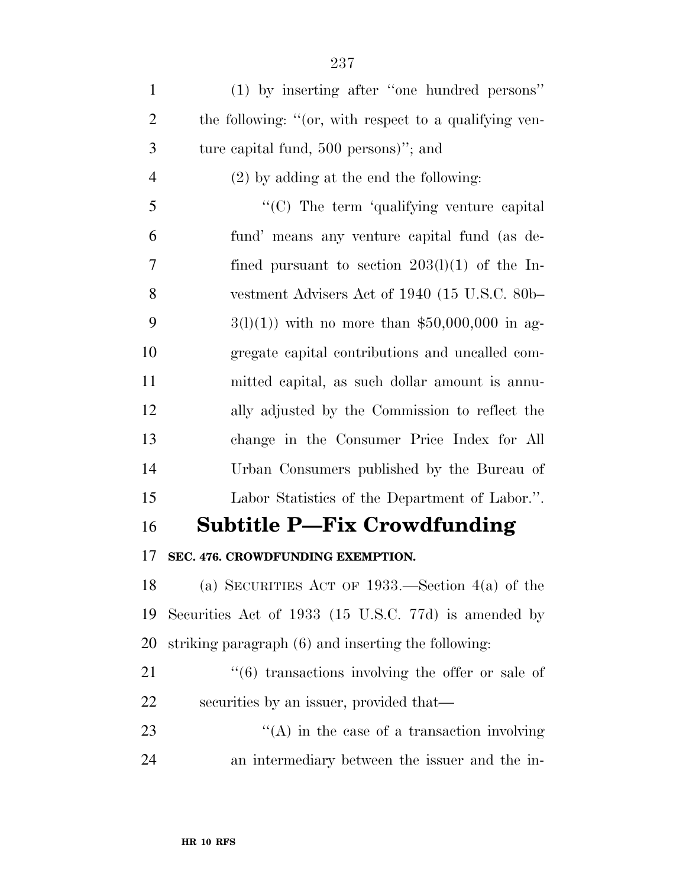(1) by inserting after "one hundred persons" the following: "(or, with respect to a qualifying venture capital fund, 500 persons)"; and

(2) by adding at the end the following:

"(C) The term 'qualifying venture capital fund' means any venture capital fund (as defined pursuant to section 203(l)(1) of the Investment Advisers Act of 1940 (15 U.S.C. 80b–3(l)(1)) with no more than $50,000,000 in aggregate capital contributions and uncalled committed capital, as such dollar amount is annually adjusted by the Commission to reflect the change in the Consumer Price Index for All Urban Consumers published by the Bureau of Labor Statistics of the Department of Labor.".

## Subtitle P—Fix Crowdfunding

### SEC. 476. CROWDFUNDING EXEMPTION.

(a) SECURITIES ACT OF 1933.—Section 4(a) of the Securities Act of 1933 (15 U.S.C. 77d) is amended by striking paragraph (6) and inserting the following:

"(6) transactions involving the offer or sale of securities by an issuer, provided that—

"(A) in the case of a transaction involving an intermediary between the issuer and the in-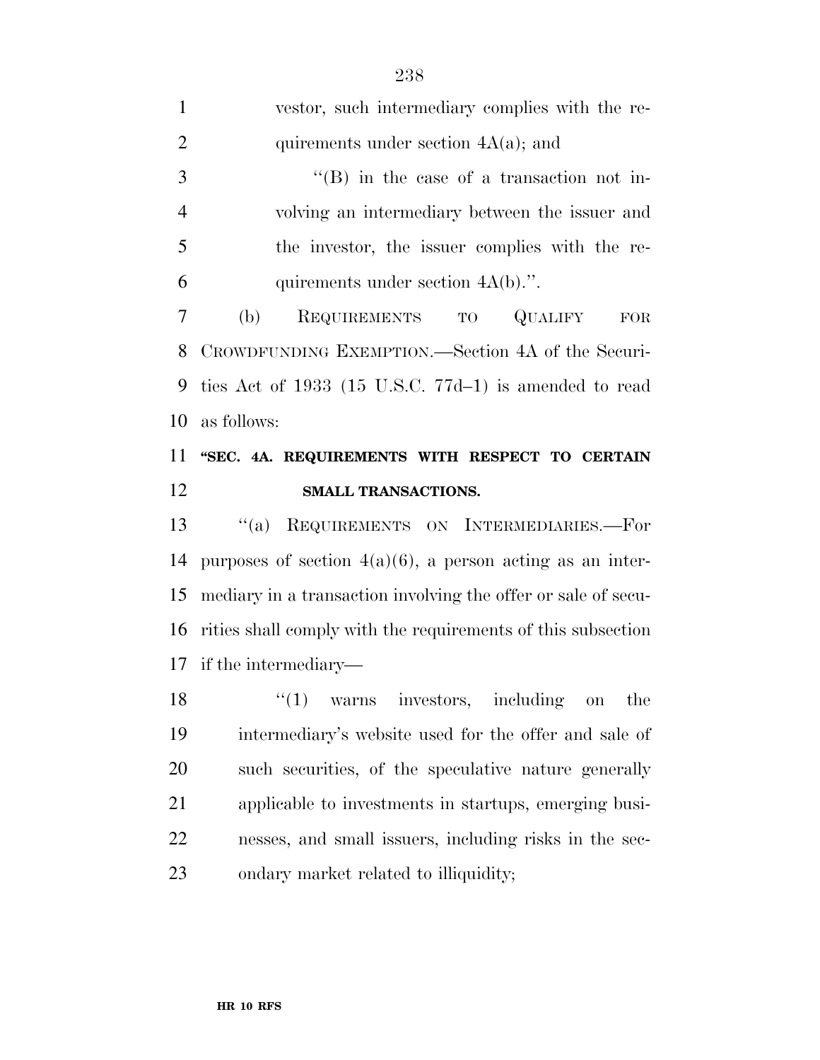vestor, such intermediary complies with the requirements under section 4A(a); and

''(B) in the case of a transaction not involving an intermediary between the issuer and the investor, the issuer complies with the requirements under section 4A(b).''.

(b) REQUIREMENTS TO QUALIFY FOR CROWDFUNDING EXEMPTION.—Section 4A of the Securities Act of 1933 (15 U.S.C. 77d–1) is amended to read as follows:

**''SEC. 4A. REQUIREMENTS WITH RESPECT TO CERTAIN SMALL TRANSACTIONS.**

''(a) REQUIREMENTS ON INTERMEDIARIES.—For purposes of section 4(a)(6), a person acting as an intermediary in a transaction involving the offer or sale of securities shall comply with the requirements of this subsection if the intermediary—

''(1) warns investors, including on the intermediary's website used for the offer and sale of such securities, of the speculative nature generally applicable to investments in startups, emerging businesses, and small issuers, including risks in the secondary market related to illiquidity;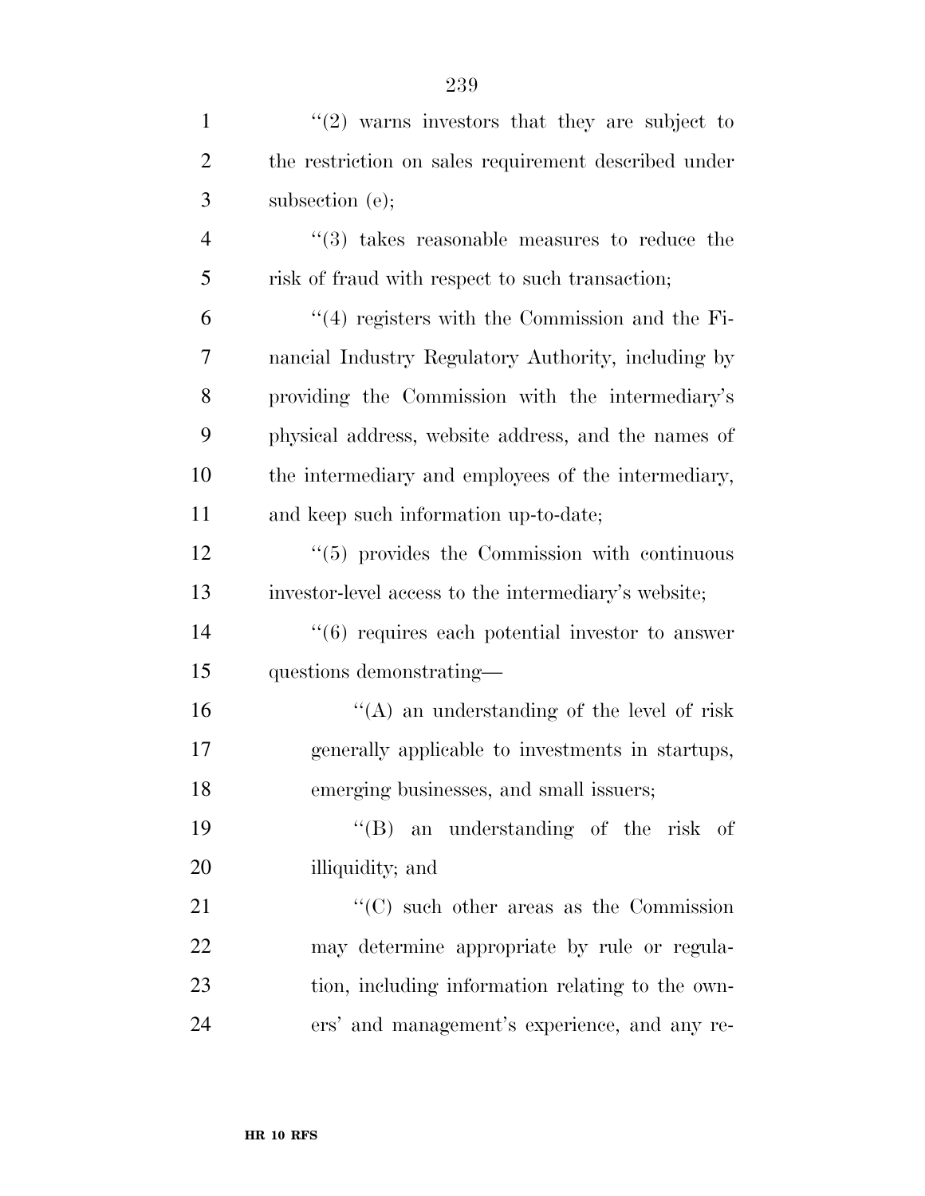''(2) warns investors that they are subject to the restriction on sales requirement described under subsection (e);

''(3) takes reasonable measures to reduce the risk of fraud with respect to such transaction;

''(4) registers with the Commission and the Financial Industry Regulatory Authority, including by providing the Commission with the intermediary's physical address, website address, and the names of the intermediary and employees of the intermediary, and keep such information up-to-date;

''(5) provides the Commission with continuous investor-level access to the intermediary's website;

''(6) requires each potential investor to answer questions demonstrating—

''(A) an understanding of the level of risk generally applicable to investments in startups, emerging businesses, and small issuers;

''(B) an understanding of the risk of illiquidity; and

''(C) such other areas as the Commission may determine appropriate by rule or regulation, including information relating to the owners' and management's experience, and any re-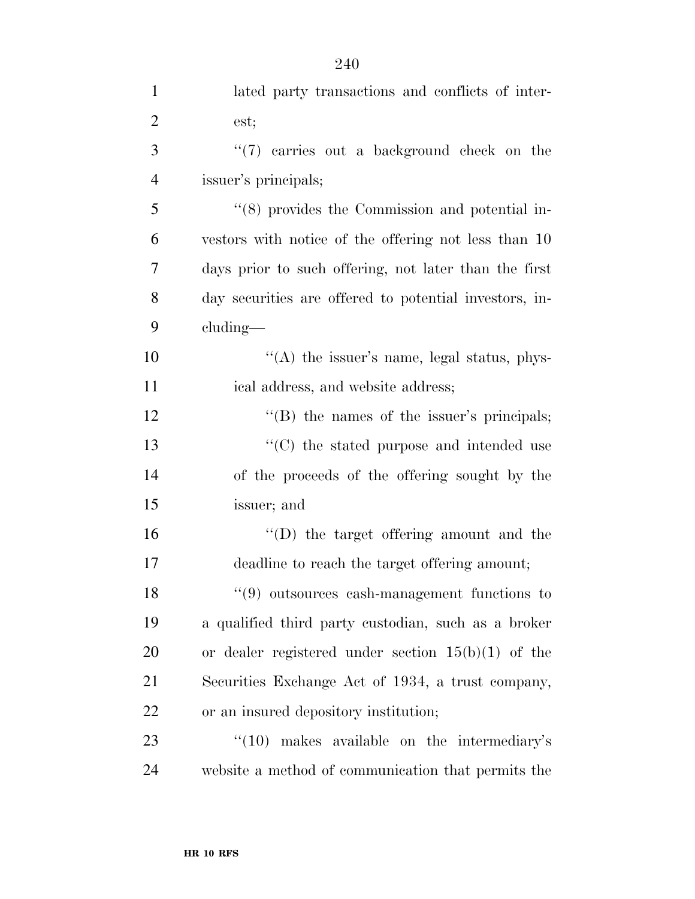lated party transactions and conflicts of interest;

''(7) carries out a background check on the issuer's principals;

''(8) provides the Commission and potential investors with notice of the offering not less than 10 days prior to such offering, not later than the first day securities are offered to potential investors, including—

''(A) the issuer's name, legal status, physical address, and website address;

''(B) the names of the issuer's principals;

''(C) the stated purpose and intended use of the proceeds of the offering sought by the issuer; and

''(D) the target offering amount and the deadline to reach the target offering amount;

''(9) outsources cash-management functions to a qualified third party custodian, such as a broker or dealer registered under section 15(b)(1) of the Securities Exchange Act of 1934, a trust company, or an insured depository institution;

''(10) makes available on the intermediary's website a method of communication that permits the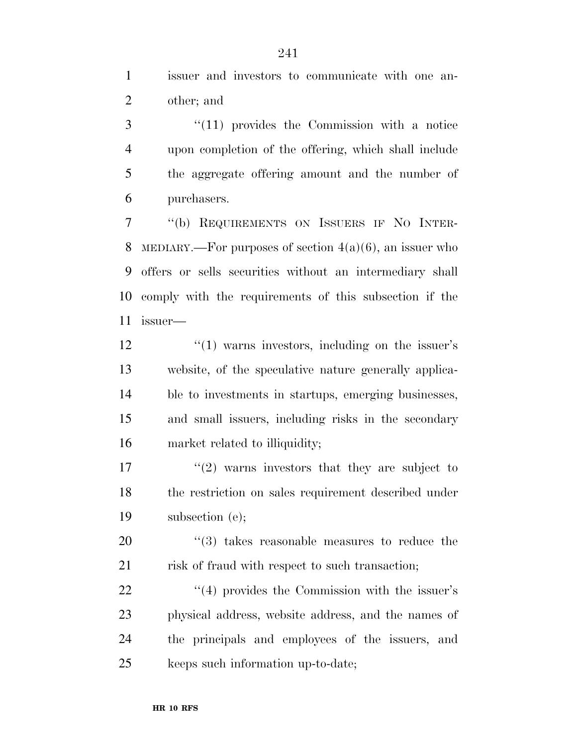issuer and investors to communicate with one another; and

''(11) provides the Commission with a notice upon completion of the offering, which shall include the aggregate offering amount and the number of purchasers.

''(b) REQUIREMENTS ON ISSUERS IF NO INTERMEDIARY.—For purposes of section 4(a)(6), an issuer who offers or sells securities without an intermediary shall comply with the requirements of this subsection if the issuer—

''(1) warns investors, including on the issuer's website, of the speculative nature generally applicable to investments in startups, emerging businesses, and small issuers, including risks in the secondary market related to illiquidity;

''(2) warns investors that they are subject to the restriction on sales requirement described under subsection (e);

''(3) takes reasonable measures to reduce the risk of fraud with respect to such transaction;

''(4) provides the Commission with the issuer's physical address, website address, and the names of the principals and employees of the issuers, and keeps such information up-to-date;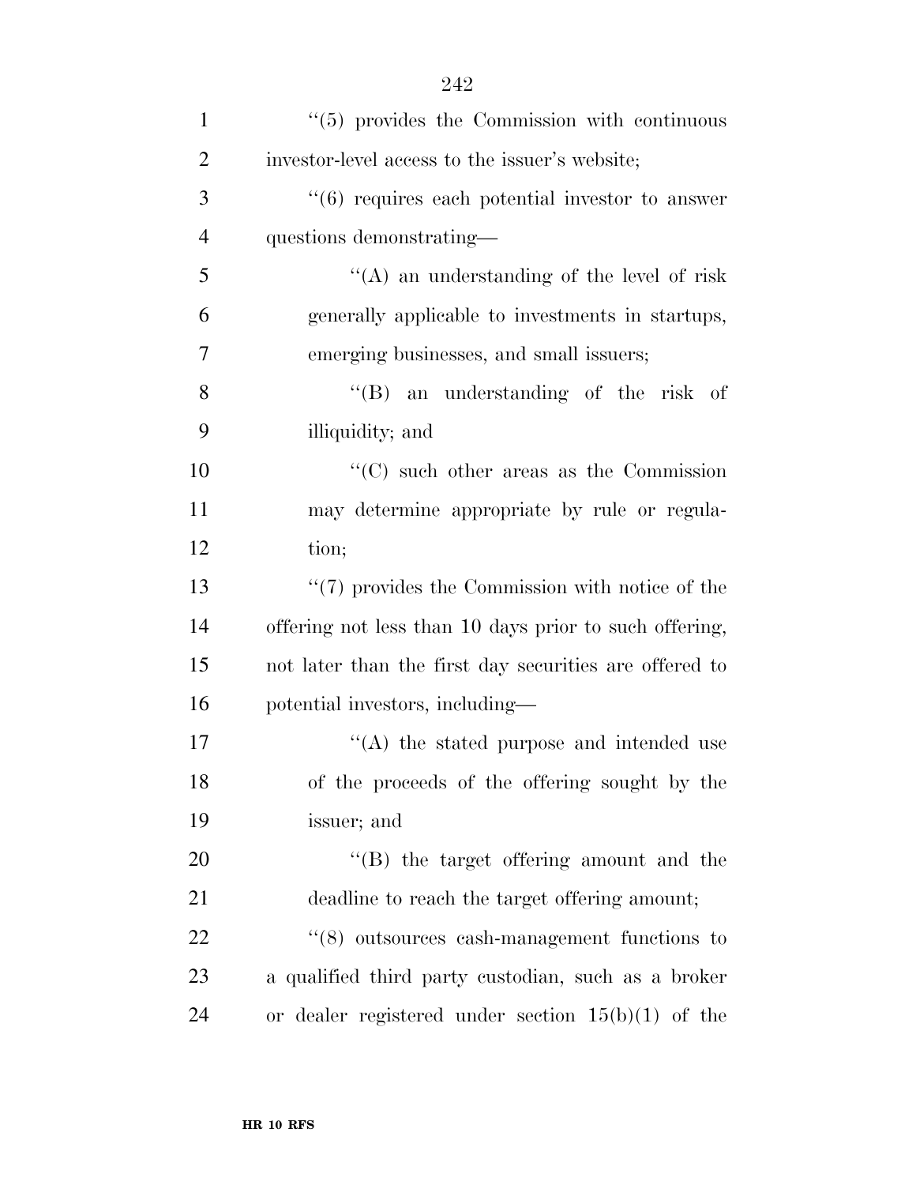''(5) provides the Commission with continuous investor-level access to the issuer's website;

''(6) requires each potential investor to answer questions demonstrating—

''(A) an understanding of the level of risk generally applicable to investments in startups, emerging businesses, and small issuers;

''(B) an understanding of the risk of illiquidity; and

''(C) such other areas as the Commission may determine appropriate by rule or regulation;

''(7) provides the Commission with notice of the offering not less than 10 days prior to such offering, not later than the first day securities are offered to potential investors, including—

''(A) the stated purpose and intended use of the proceeds of the offering sought by the issuer; and

''(B) the target offering amount and the deadline to reach the target offering amount;

''(8) outsources cash-management functions to a qualified third party custodian, such as a broker or dealer registered under section 15(b)(1) of the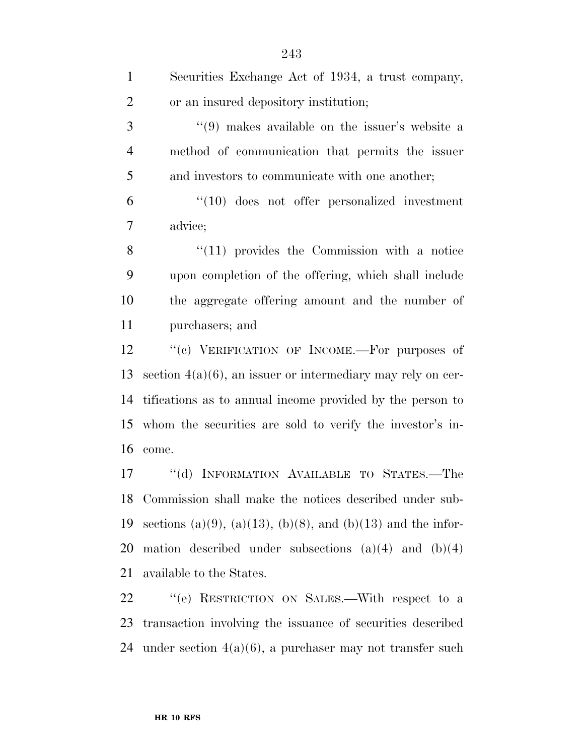Securities Exchange Act of 1934, a trust company, or an insured depository institution;

''(9) makes available on the issuer's website a method of communication that permits the issuer and investors to communicate with one another;

''(10) does not offer personalized investment advice;

''(11) provides the Commission with a notice upon completion of the offering, which shall include the aggregate offering amount and the number of purchasers; and

''(c) VERIFICATION OF INCOME.—For purposes of section 4(a)(6), an issuer or intermediary may rely on certifications as to annual income provided by the person to whom the securities are sold to verify the investor's income.

''(d) INFORMATION AVAILABLE TO STATES.—The Commission shall make the notices described under subsections (a)(9), (a)(13), (b)(8), and (b)(13) and the information described under subsections (a)(4) and (b)(4) available to the States.

''(e) RESTRICTION ON SALES.—With respect to a transaction involving the issuance of securities described under section 4(a)(6), a purchaser may not transfer such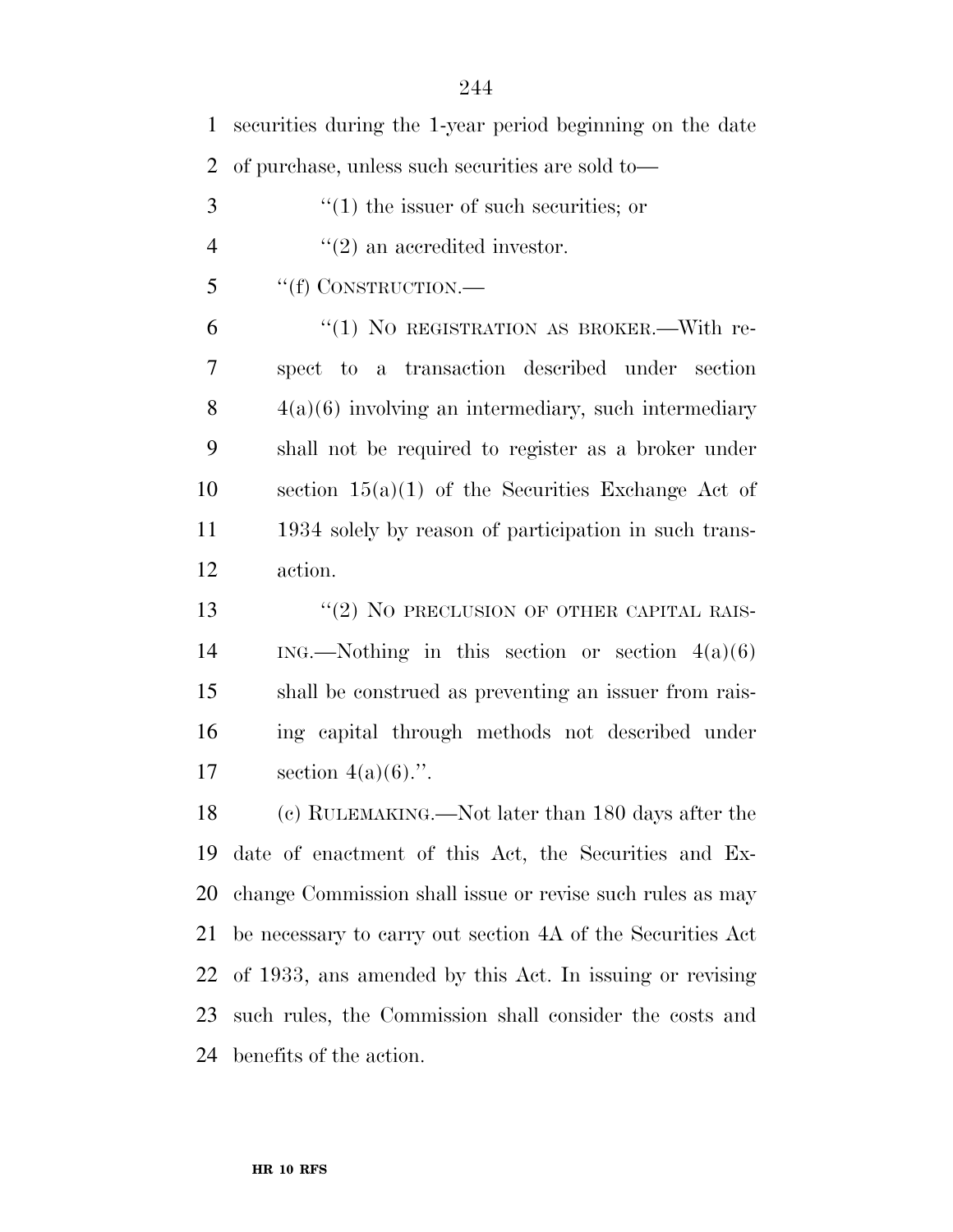securities during the 1-year period beginning on the date of purchase, unless such securities are sold to—

''(1) the issuer of such securities; or

''(2) an accredited investor.

''(f) CONSTRUCTION.—

''(1) NO REGISTRATION AS BROKER.—With respect to a transaction described under section 4(a)(6) involving an intermediary, such intermediary shall not be required to register as a broker under section 15(a)(1) of the Securities Exchange Act of 1934 solely by reason of participation in such transaction.

''(2) NO PRECLUSION OF OTHER CAPITAL RAISING.—Nothing in this section or section 4(a)(6) shall be construed as preventing an issuer from raising capital through methods not described under section 4(a)(6).''.

(c) RULEMAKING.—Not later than 180 days after the date of enactment of this Act, the Securities and Exchange Commission shall issue or revise such rules as may be necessary to carry out section 4A of the Securities Act of 1933, ans amended by this Act. In issuing or revising such rules, the Commission shall consider the costs and benefits of the action.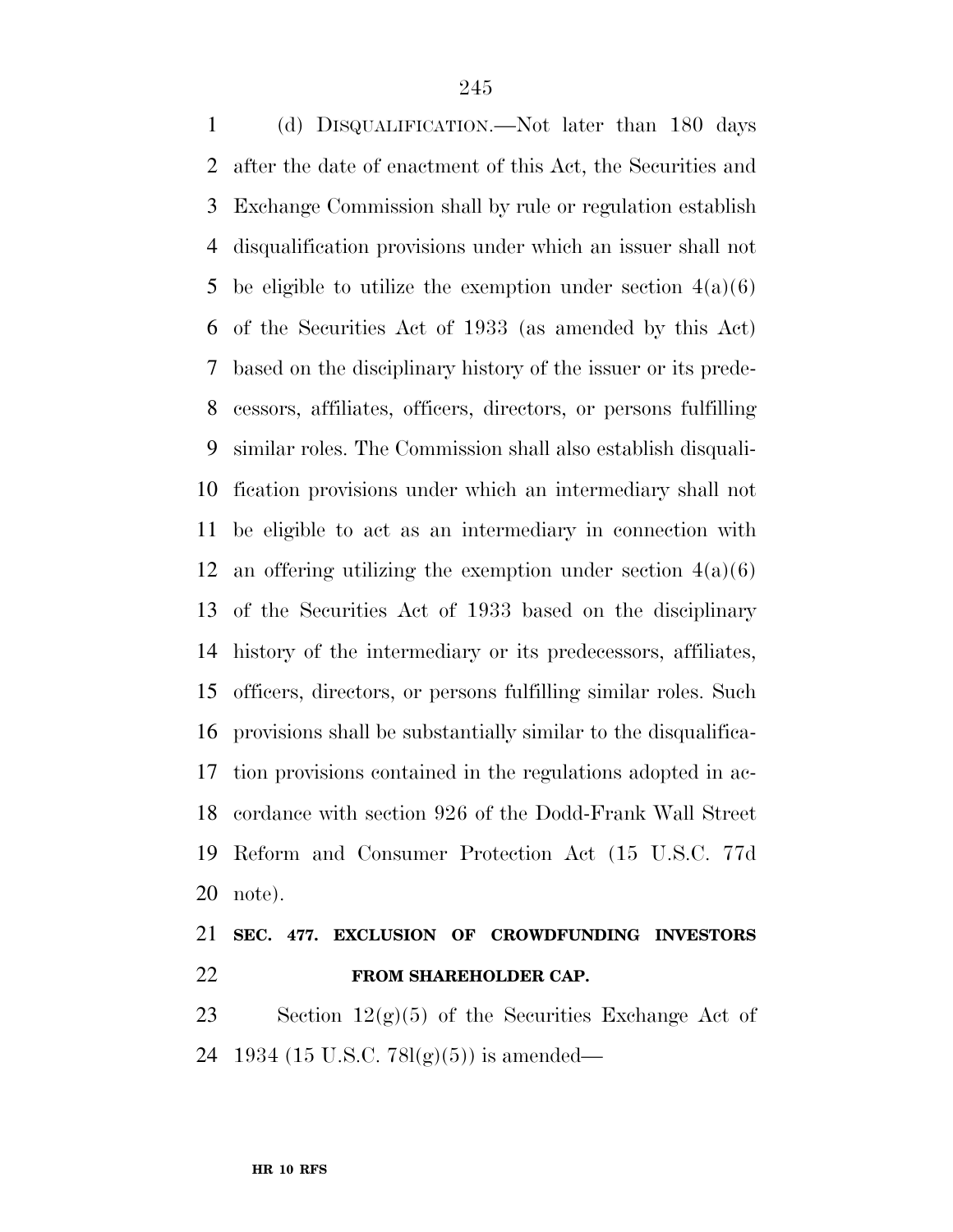(d) DISQUALIFICATION.—Not later than 180 days after the date of enactment of this Act, the Securities and Exchange Commission shall by rule or regulation establish disqualification provisions under which an issuer shall not be eligible to utilize the exemption under section 4(a)(6) of the Securities Act of 1933 (as amended by this Act) based on the disciplinary history of the issuer or its predecessors, affiliates, officers, directors, or persons fulfilling similar roles. The Commission shall also establish disqualification provisions under which an intermediary shall not be eligible to act as an intermediary in connection with an offering utilizing the exemption under section 4(a)(6) of the Securities Act of 1933 based on the disciplinary history of the intermediary or its predecessors, affiliates, officers, directors, or persons fulfilling similar roles. Such provisions shall be substantially similar to the disqualification provisions contained in the regulations adopted in accordance with section 926 of the Dodd-Frank Wall Street Reform and Consumer Protection Act (15 U.S.C. 77d note).

## SEC. 477. EXCLUSION OF CROWDFUNDING INVESTORS FROM SHAREHOLDER CAP.

Section 12(g)(5) of the Securities Exchange Act of 1934 (15 U.S.C. 78l(g)(5)) is amended—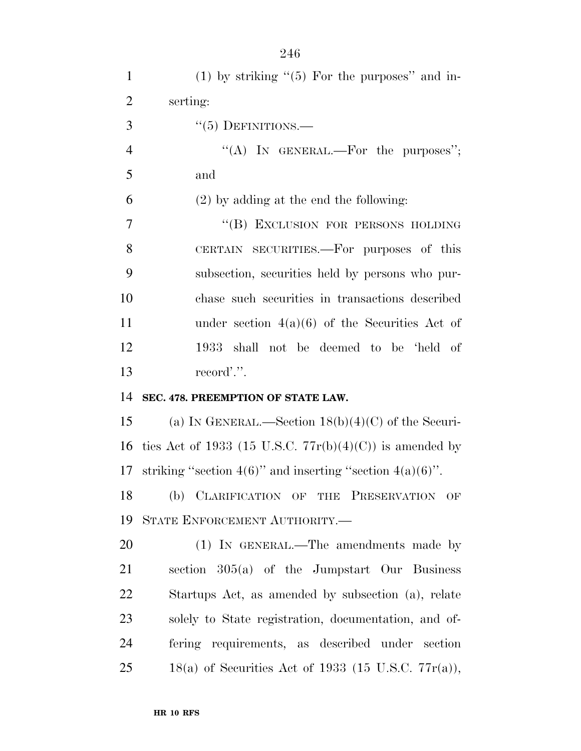(1) by striking ''(5) For the purposes'' and inserting:

''(5) DEFINITIONS.—

''(A) IN GENERAL.—For the purposes''; and

(2) by adding at the end the following:

''(B) EXCLUSION FOR PERSONS HOLDING CERTAIN SECURITIES.—For purposes of this subsection, securities held by persons who purchase such securities in transactions described under section 4(a)(6) of the Securities Act of 1933 shall not be deemed to be 'held of record'.''.

**SEC. 478. PREEMPTION OF STATE LAW.**

(a) IN GENERAL.—Section 18(b)(4)(C) of the Securities Act of 1933 (15 U.S.C. 77r(b)(4)(C)) is amended by striking ''section 4(6)'' and inserting ''section 4(a)(6)''.

(b) CLARIFICATION OF THE PRESERVATION OF STATE ENFORCEMENT AUTHORITY.—

(1) IN GENERAL.—The amendments made by section 305(a) of the Jumpstart Our Business Startups Act, as amended by subsection (a), relate solely to State registration, documentation, and offering requirements, as described under section 18(a) of Securities Act of 1933 (15 U.S.C. 77r(a)),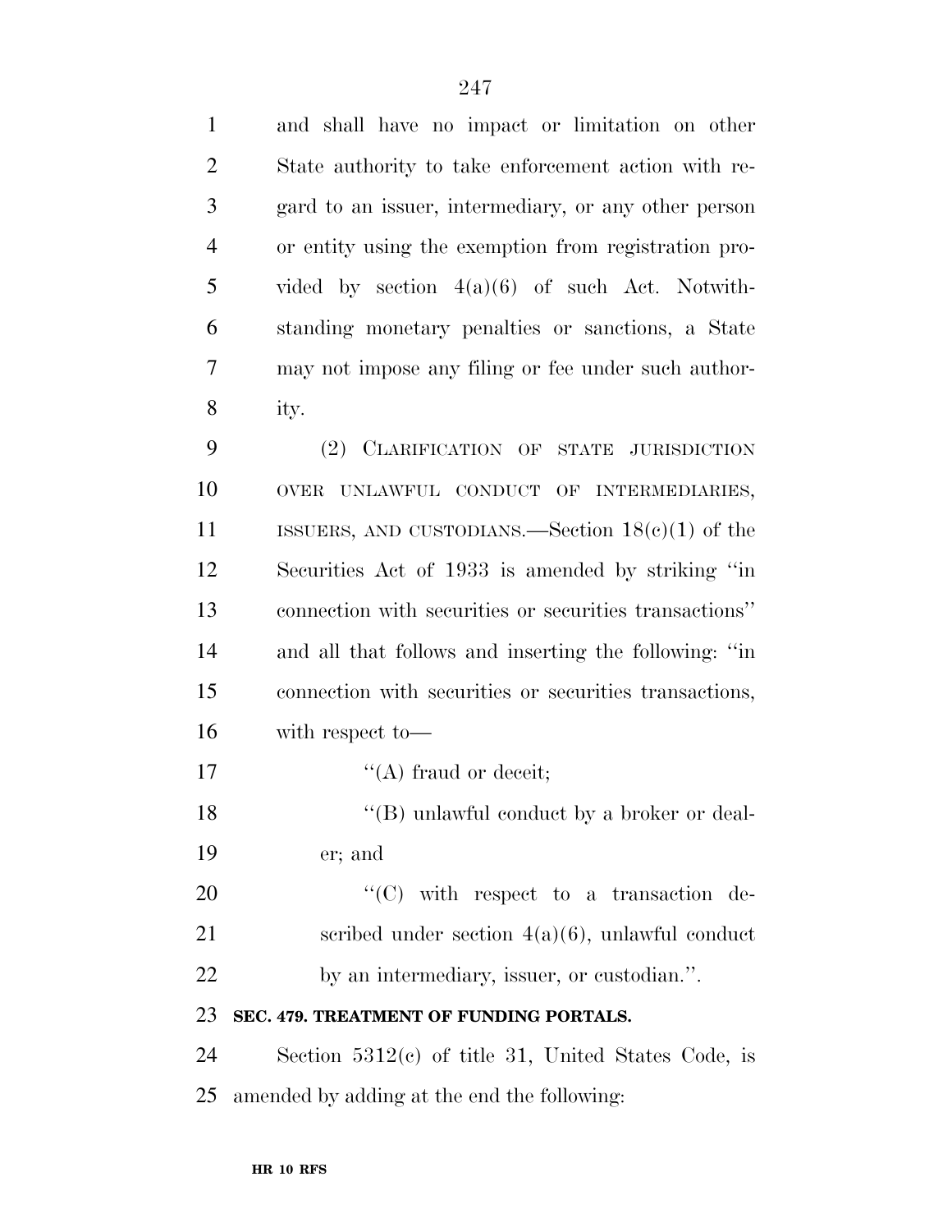and shall have no impact or limitation on other State authority to take enforcement action with regard to an issuer, intermediary, or any other person or entity using the exemption from registration provided by section 4(a)(6) of such Act. Notwithstanding monetary penalties or sanctions, a State may not impose any filing or fee under such authority.

(2) CLARIFICATION OF STATE JURISDICTION OVER UNLAWFUL CONDUCT OF INTERMEDIARIES, ISSUERS, AND CUSTODIANS.—Section 18(c)(1) of the Securities Act of 1933 is amended by striking ''in connection with securities or securities transactions'' and all that follows and inserting the following: ''in connection with securities or securities transactions, with respect to—

''(A) fraud or deceit;

''(B) unlawful conduct by a broker or dealer; and

''(C) with respect to a transaction described under section 4(a)(6), unlawful conduct by an intermediary, issuer, or custodian.''.

**SEC. 479. TREATMENT OF FUNDING PORTALS.**

Section 5312(c) of title 31, United States Code, is amended by adding at the end the following: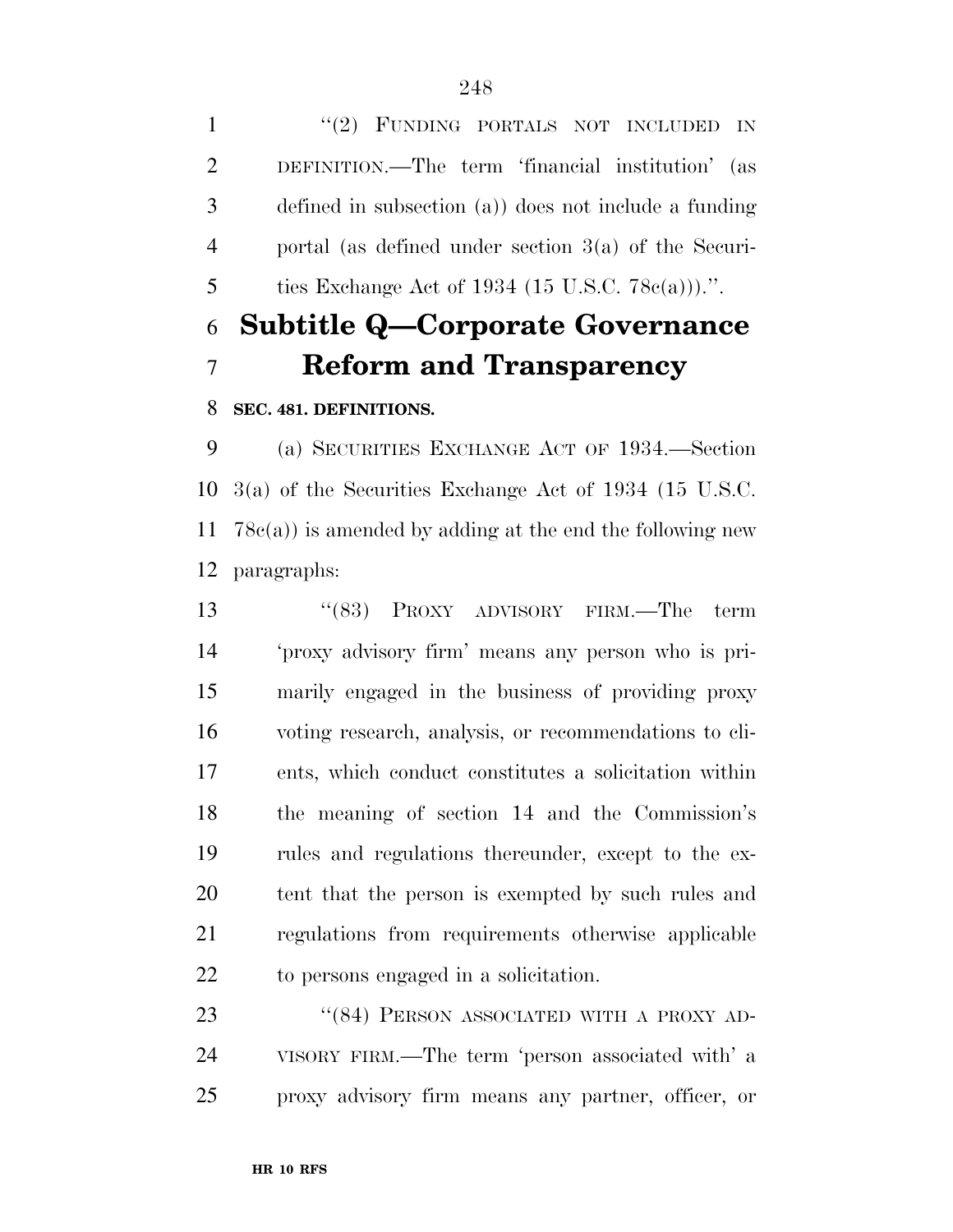"(2) FUNDING PORTALS NOT INCLUDED IN DEFINITION.—The term 'financial institution' (as defined in subsection (a)) does not include a funding portal (as defined under section 3(a) of the Securities Exchange Act of 1934 (15 U.S.C. 78c(a)))."

## Subtitle Q—Corporate Governance Reform and Transparency

**SEC. 481. DEFINITIONS.**

(a) SECURITIES EXCHANGE ACT OF 1934.—Section 3(a) of the Securities Exchange Act of 1934 (15 U.S.C. 78c(a)) is amended by adding at the end the following new paragraphs:

"(83) PROXY ADVISORY FIRM.—The term 'proxy advisory firm' means any person who is primarily engaged in the business of providing proxy voting research, analysis, or recommendations to clients, which conduct constitutes a solicitation within the meaning of section 14 and the Commission's rules and regulations thereunder, except to the extent that the person is exempted by such rules and regulations from requirements otherwise applicable to persons engaged in a solicitation.

"(84) PERSON ASSOCIATED WITH A PROXY ADVISORY FIRM.—The term 'person associated with' a proxy advisory firm means any partner, officer, or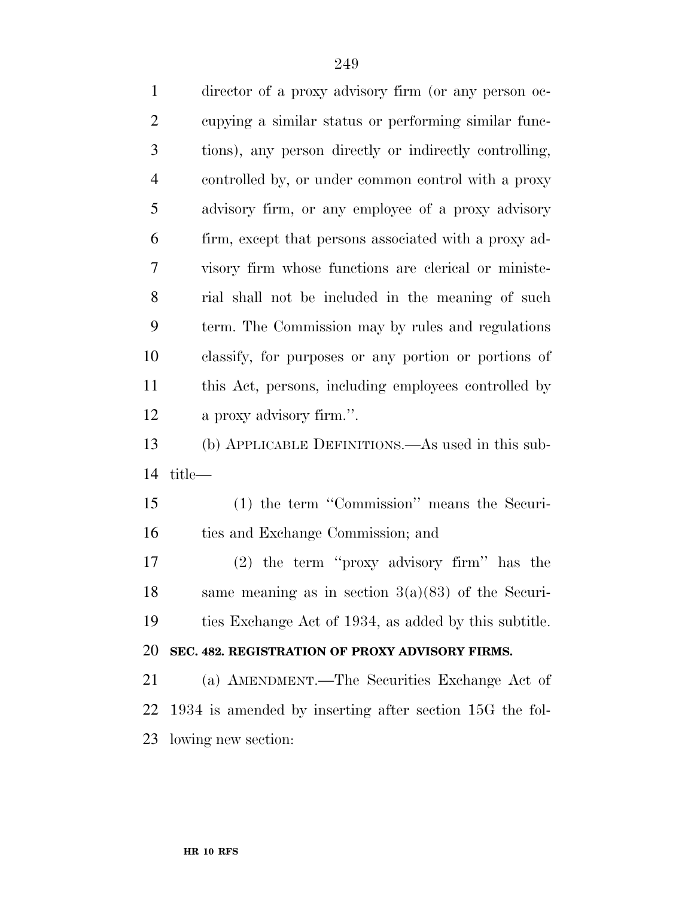director of a proxy advisory firm (or any person occupying a similar status or performing similar functions), any person directly or indirectly controlling, controlled by, or under common control with a proxy advisory firm, or any employee of a proxy advisory firm, except that persons associated with a proxy advisory firm whose functions are clerical or ministerial shall not be included in the meaning of such term. The Commission may by rules and regulations classify, for purposes or any portion or portions of this Act, persons, including employees controlled by a proxy advisory firm.''.

(b) APPLICABLE DEFINITIONS.—As used in this subtitle—

(1) the term ''Commission'' means the Securities and Exchange Commission; and

(2) the term ''proxy advisory firm'' has the same meaning as in section 3(a)(83) of the Securities Exchange Act of 1934, as added by this subtitle.

**SEC. 482. REGISTRATION OF PROXY ADVISORY FIRMS.**

(a) AMENDMENT.—The Securities Exchange Act of 1934 is amended by inserting after section 15G the following new section: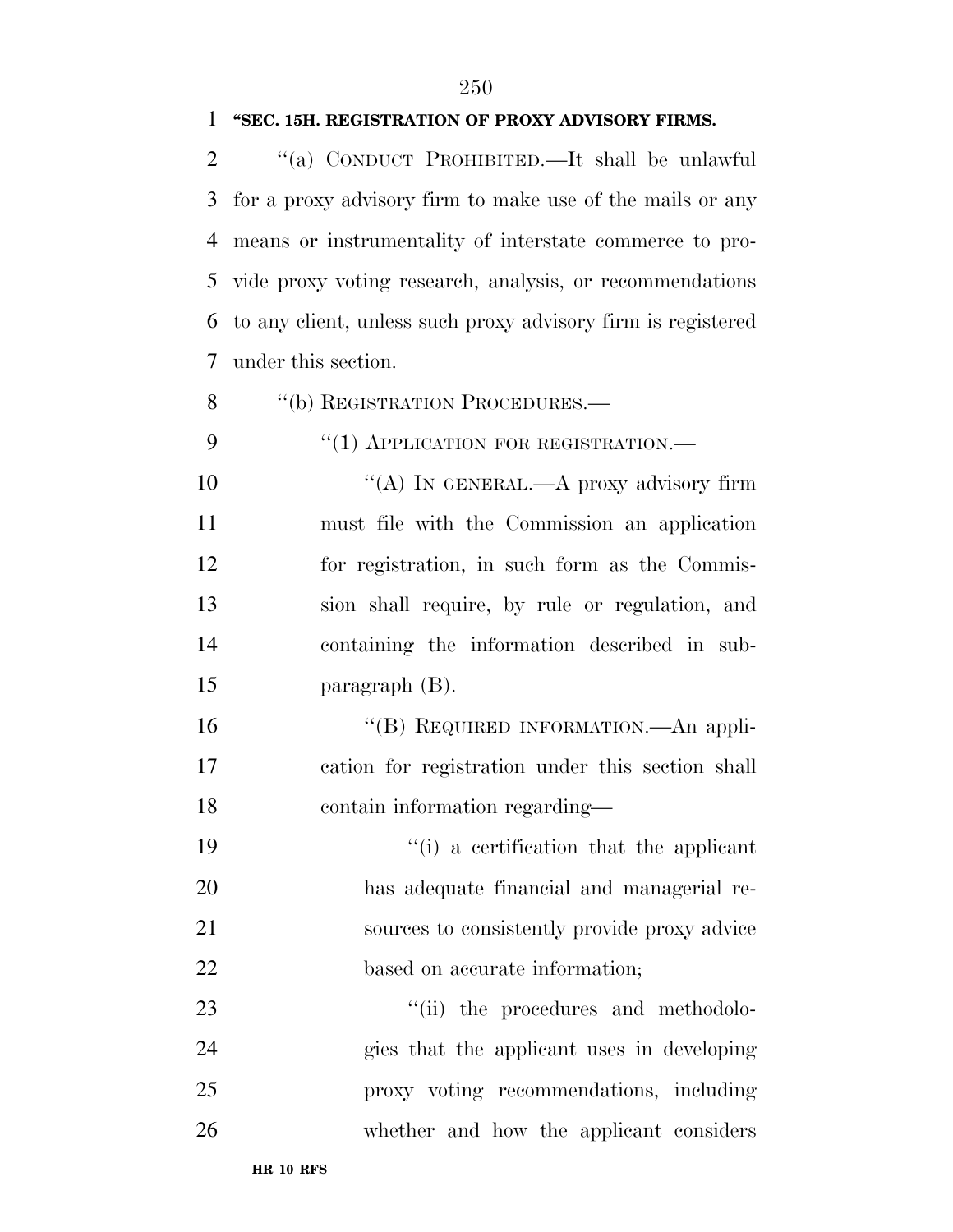**"SEC. 15H. REGISTRATION OF PROXY ADVISORY FIRMS.**

"(a) CONDUCT PROHIBITED.—It shall be unlawful for a proxy advisory firm to make use of the mails or any means or instrumentality of interstate commerce to provide proxy voting research, analysis, or recommendations to any client, unless such proxy advisory firm is registered under this section.

"(b) REGISTRATION PROCEDURES.—

"(1) APPLICATION FOR REGISTRATION.—

"(A) IN GENERAL.—A proxy advisory firm must file with the Commission an application for registration, in such form as the Commission shall require, by rule or regulation, and containing the information described in subparagraph (B).

"(B) REQUIRED INFORMATION.—An application for registration under this section shall contain information regarding—

"(i) a certification that the applicant has adequate financial and managerial resources to consistently provide proxy advice based on accurate information;

"(ii) the procedures and methodologies that the applicant uses in developing proxy voting recommendations, including whether and how the applicant considers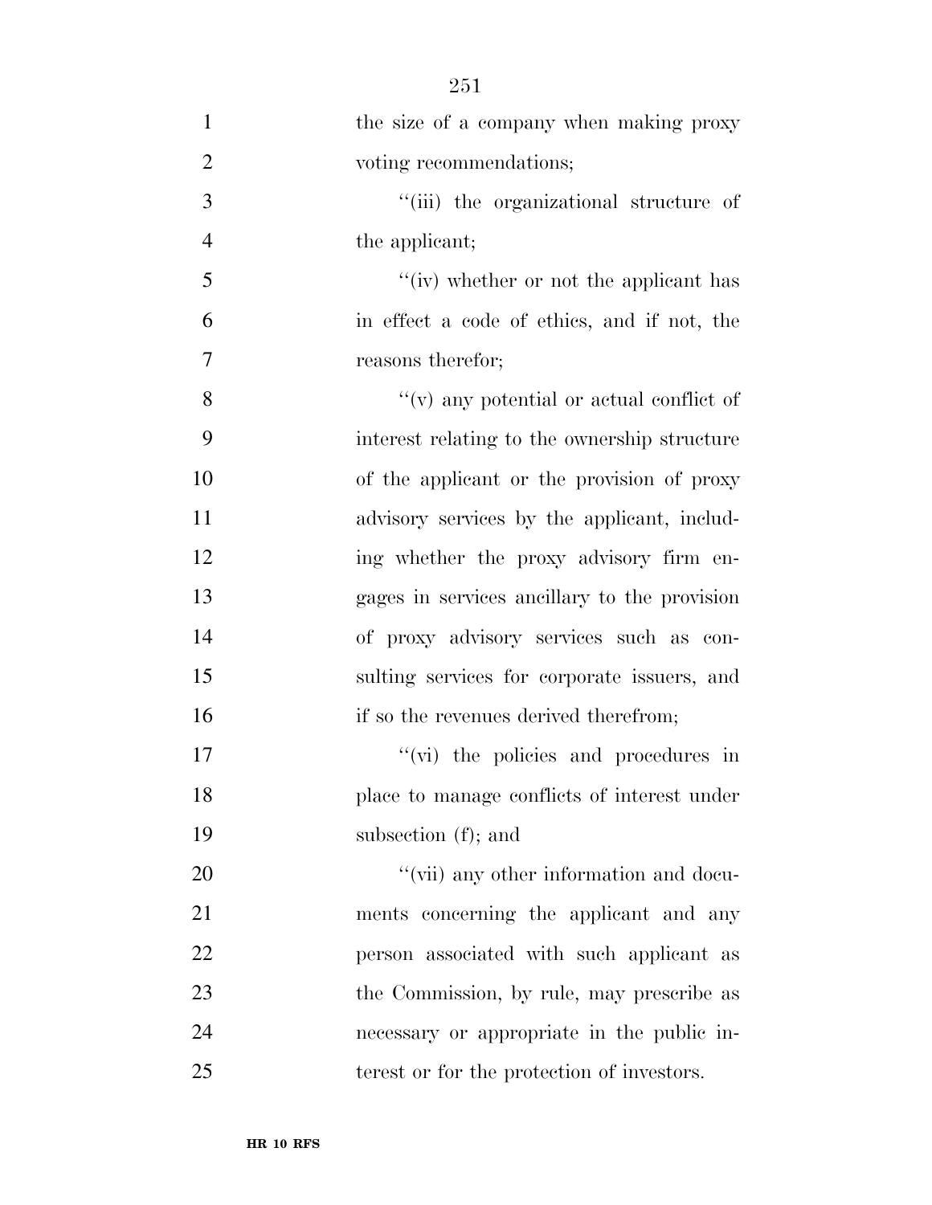the size of a company when making proxy voting recommendations;

''(iii) the organizational structure of the applicant;

''(iv) whether or not the applicant has in effect a code of ethics, and if not, the reasons therefor;

''(v) any potential or actual conflict of interest relating to the ownership structure of the applicant or the provision of proxy advisory services by the applicant, including whether the proxy advisory firm engages in services ancillary to the provision of proxy advisory services such as consulting services for corporate issuers, and if so the revenues derived therefrom;

''(vi) the policies and procedures in place to manage conflicts of interest under subsection (f); and

''(vii) any other information and documents concerning the applicant and any person associated with such applicant as the Commission, by rule, may prescribe as necessary or appropriate in the public interest or for the protection of investors.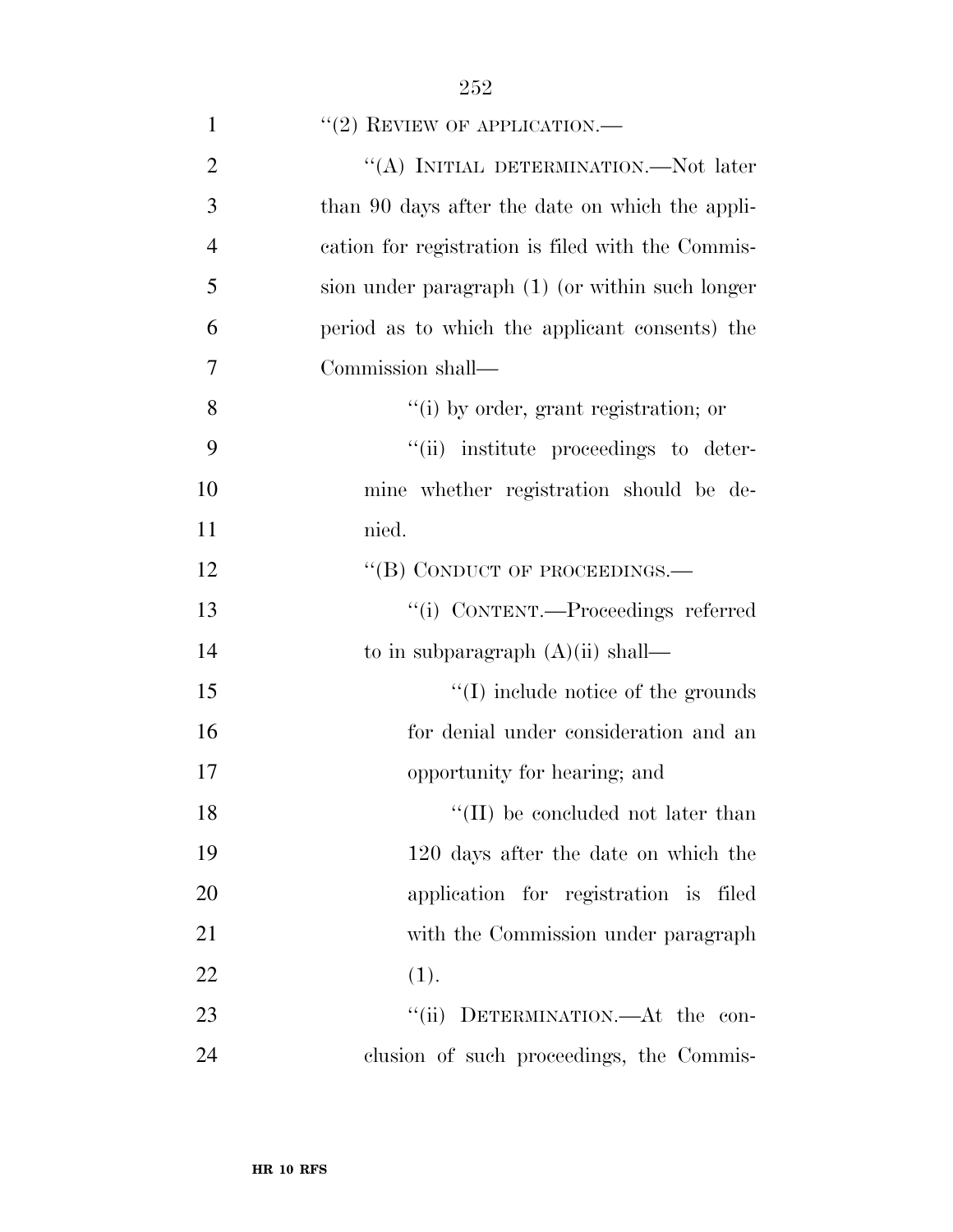"(2) REVIEW OF APPLICATION.—

"(A) INITIAL DETERMINATION.—Not later than 90 days after the date on which the application for registration is filed with the Commission under paragraph (1) (or within such longer period as to which the applicant consents) the Commission shall—

"(i) by order, grant registration; or

"(ii) institute proceedings to determine whether registration should be denied.

"(B) CONDUCT OF PROCEEDINGS.—

"(i) CONTENT.—Proceedings referred to in subparagraph (A)(ii) shall—

"(I) include notice of the grounds for denial under consideration and an opportunity for hearing; and

"(II) be concluded not later than 120 days after the date on which the application for registration is filed with the Commission under paragraph (1).

"(ii) DETERMINATION.—At the conclusion of such proceedings, the Commis-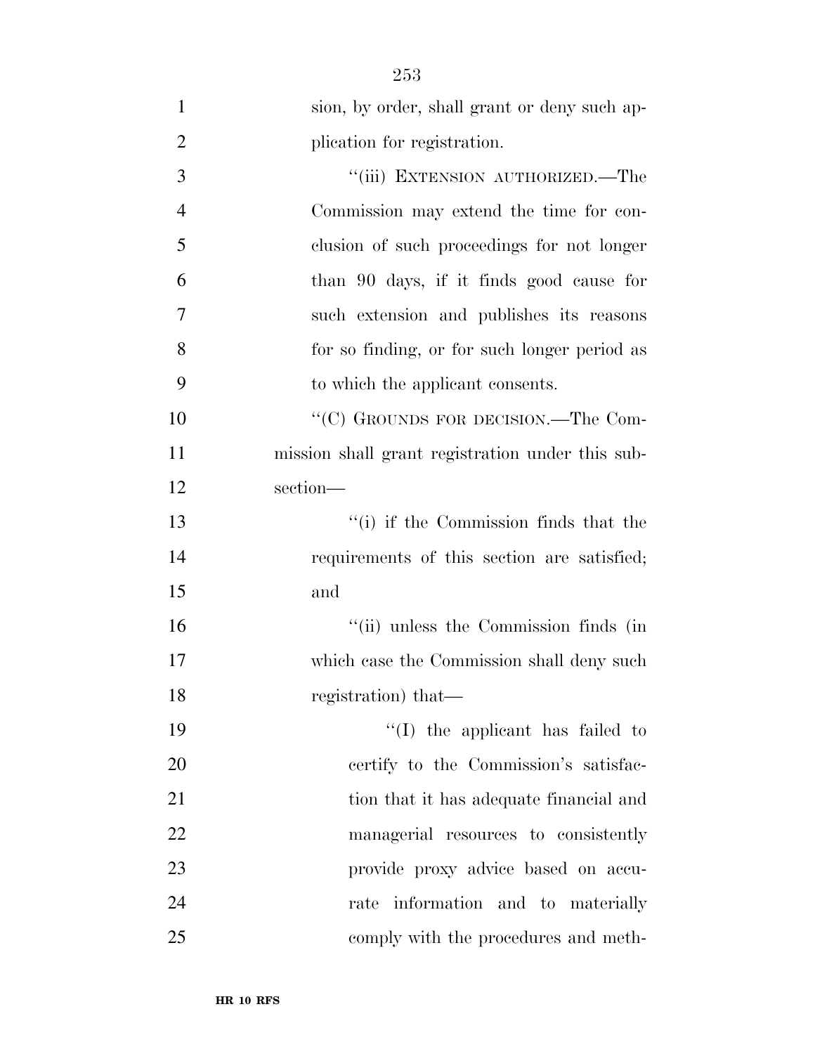sion, by order, shall grant or deny such application for registration.

"(iii) EXTENSION AUTHORIZED.—The Commission may extend the time for conclusion of such proceedings for not longer than 90 days, if it finds good cause for such extension and publishes its reasons for so finding, or for such longer period as to which the applicant consents.

"(C) GROUNDS FOR DECISION.—The Commission shall grant registration under this subsection—

"(i) if the Commission finds that the requirements of this section are satisfied; and

"(ii) unless the Commission finds (in which case the Commission shall deny such registration) that—

"(I) the applicant has failed to certify to the Commission's satisfaction that it has adequate financial and managerial resources to consistently provide proxy advice based on accurate information and to materially comply with the procedures and meth-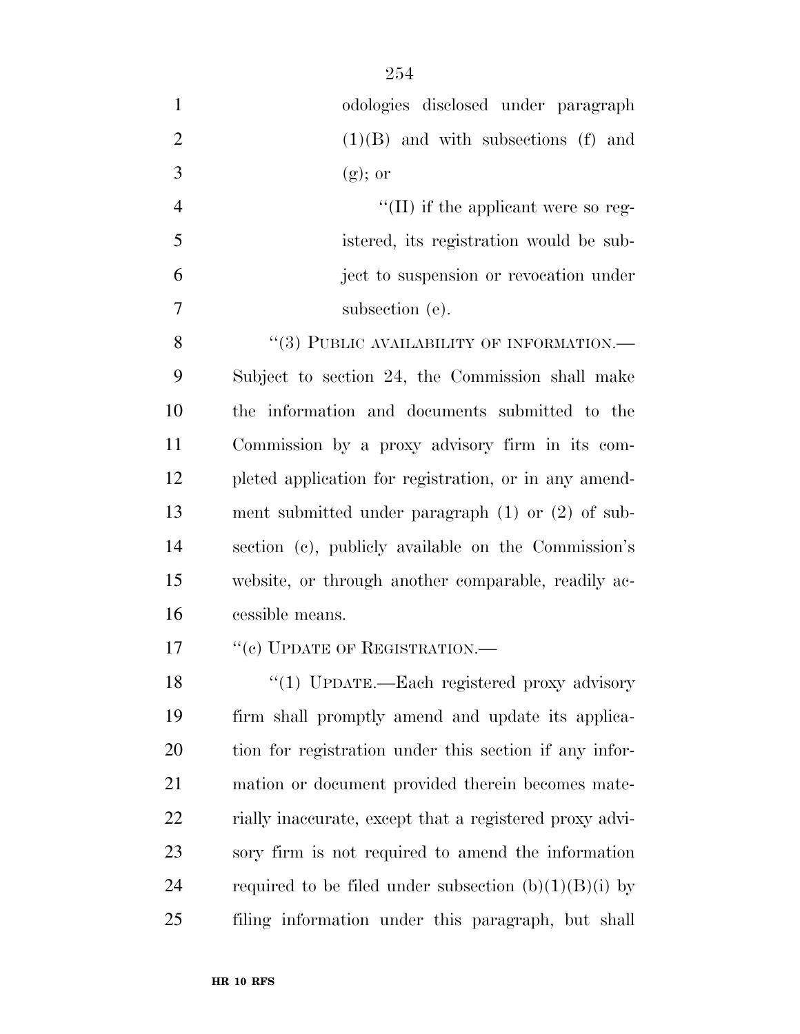odologies disclosed under paragraph (1)(B) and with subsections (f) and (g); or

''(II) if the applicant were so registered, its registration would be subject to suspension or revocation under subsection (e).

''(3) PUBLIC AVAILABILITY OF INFORMATION.—Subject to section 24, the Commission shall make the information and documents submitted to the Commission by a proxy advisory firm in its completed application for registration, or in any amendment submitted under paragraph (1) or (2) of subsection (c), publicly available on the Commission's website, or through another comparable, readily accessible means.

''(c) UPDATE OF REGISTRATION.—

''(1) UPDATE.—Each registered proxy advisory firm shall promptly amend and update its application for registration under this section if any information or document provided therein becomes materially inaccurate, except that a registered proxy advisory firm is not required to amend the information required to be filed under subsection (b)(1)(B)(i) by filing information under this paragraph, but shall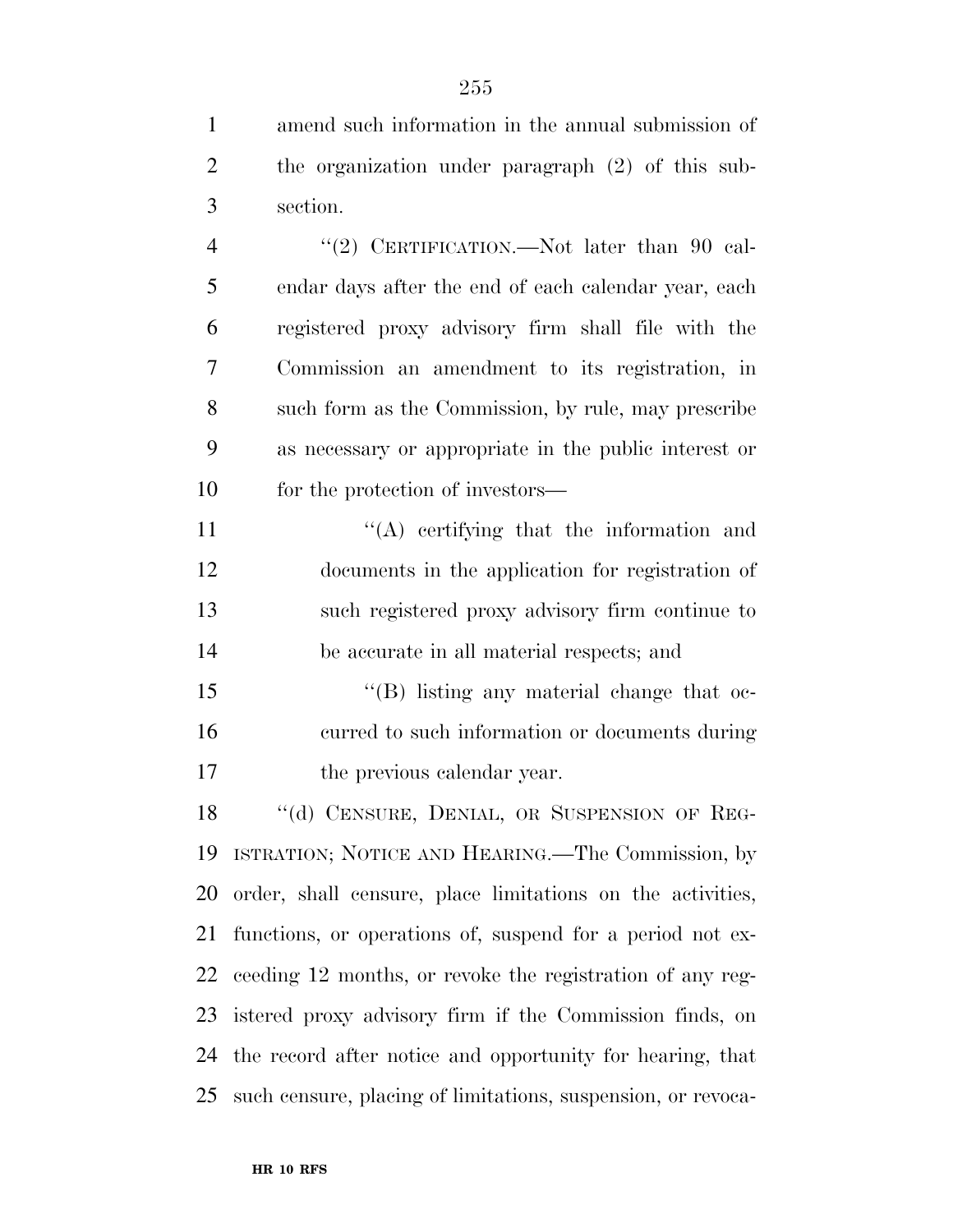amend such information in the annual submission of the organization under paragraph (2) of this subsection.

''(2) CERTIFICATION.—Not later than 90 calendar days after the end of each calendar year, each registered proxy advisory firm shall file with the Commission an amendment to its registration, in such form as the Commission, by rule, may prescribe as necessary or appropriate in the public interest or for the protection of investors—

''(A) certifying that the information and documents in the application for registration of such registered proxy advisory firm continue to be accurate in all material respects; and

''(B) listing any material change that occurred to such information or documents during the previous calendar year.

''(d) CENSURE, DENIAL, OR SUSPENSION OF REGISTRATION; NOTICE AND HEARING.—The Commission, by order, shall censure, place limitations on the activities, functions, or operations of, suspend for a period not exceeding 12 months, or revoke the registration of any registered proxy advisory firm if the Commission finds, on the record after notice and opportunity for hearing, that such censure, placing of limitations, suspension, or revoca-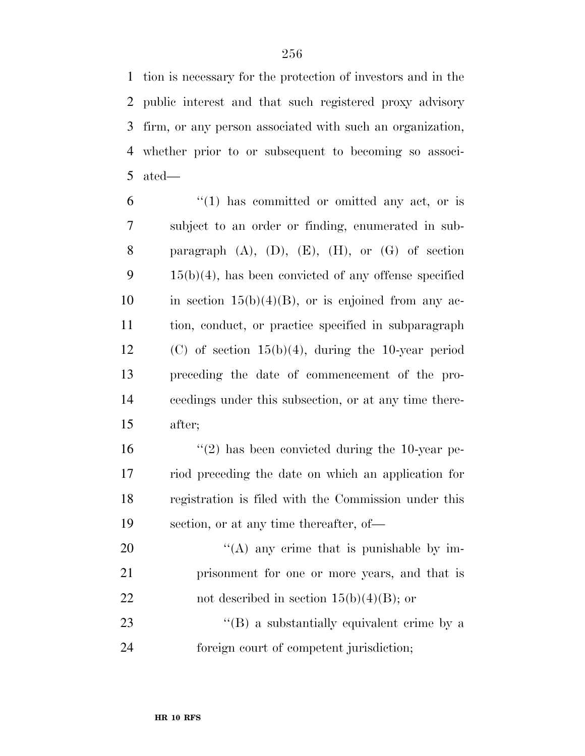tion is necessary for the protection of investors and in the public interest and that such registered proxy advisory firm, or any person associated with such an organization, whether prior to or subsequent to becoming so associated—

> ''(1) has committed or omitted any act, or is subject to an order or finding, enumerated in subparagraph (A), (D), (E), (H), or (G) of section 15(b)(4), has been convicted of any offense specified in section 15(b)(4)(B), or is enjoined from any action, conduct, or practice specified in subparagraph (C) of section 15(b)(4), during the 10-year period preceding the date of commencement of the proceedings under this subsection, or at any time thereafter;
>
> ''(2) has been convicted during the 10-year period preceding the date on which an application for registration is filed with the Commission under this section, or at any time thereafter, of—
>
> > ''(A) any crime that is punishable by imprisonment for one or more years, and that is not described in section 15(b)(4)(B); or
> >
> > ''(B) a substantially equivalent crime by a foreign court of competent jurisdiction;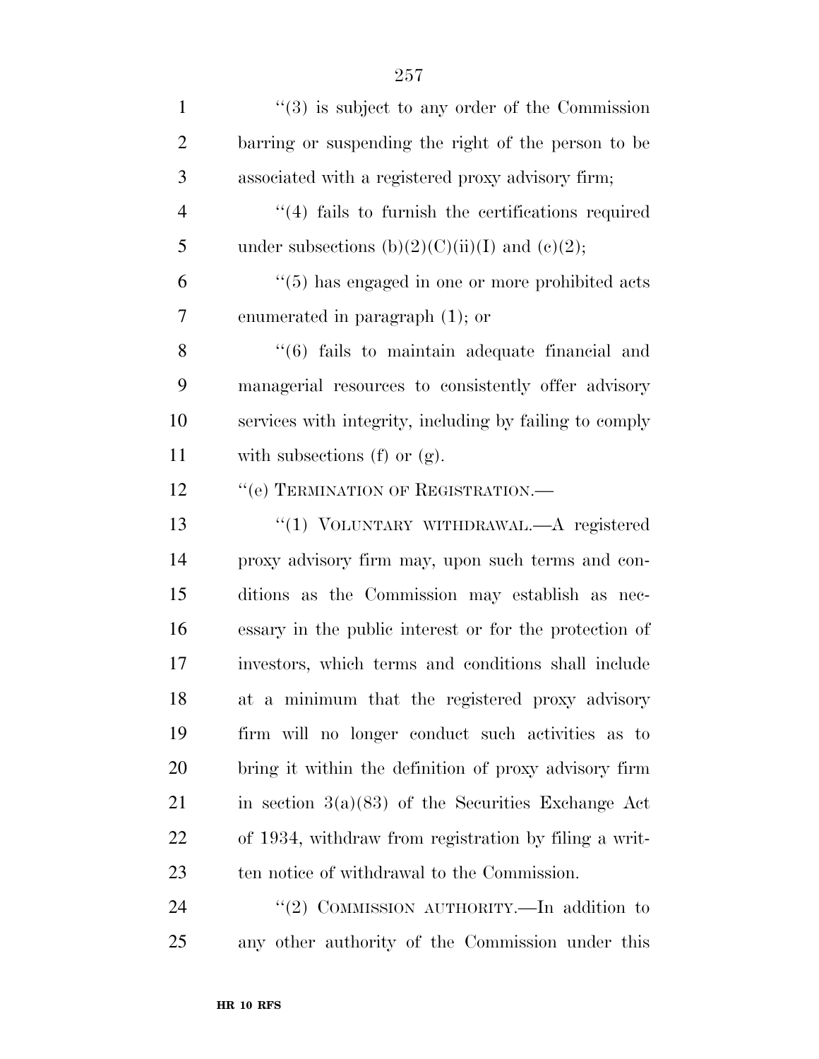''(3) is subject to any order of the Commission barring or suspending the right of the person to be associated with a registered proxy advisory firm;

''(4) fails to furnish the certifications required under subsections (b)(2)(C)(ii)(I) and (c)(2);

''(5) has engaged in one or more prohibited acts enumerated in paragraph (1); or

''(6) fails to maintain adequate financial and managerial resources to consistently offer advisory services with integrity, including by failing to comply with subsections (f) or (g).

''(e) TERMINATION OF REGISTRATION.—

''(1) VOLUNTARY WITHDRAWAL.—A registered proxy advisory firm may, upon such terms and conditions as the Commission may establish as necessary in the public interest or for the protection of investors, which terms and conditions shall include at a minimum that the registered proxy advisory firm will no longer conduct such activities as to bring it within the definition of proxy advisory firm in section 3(a)(83) of the Securities Exchange Act of 1934, withdraw from registration by filing a written notice of withdrawal to the Commission.

''(2) COMMISSION AUTHORITY.—In addition to any other authority of the Commission under this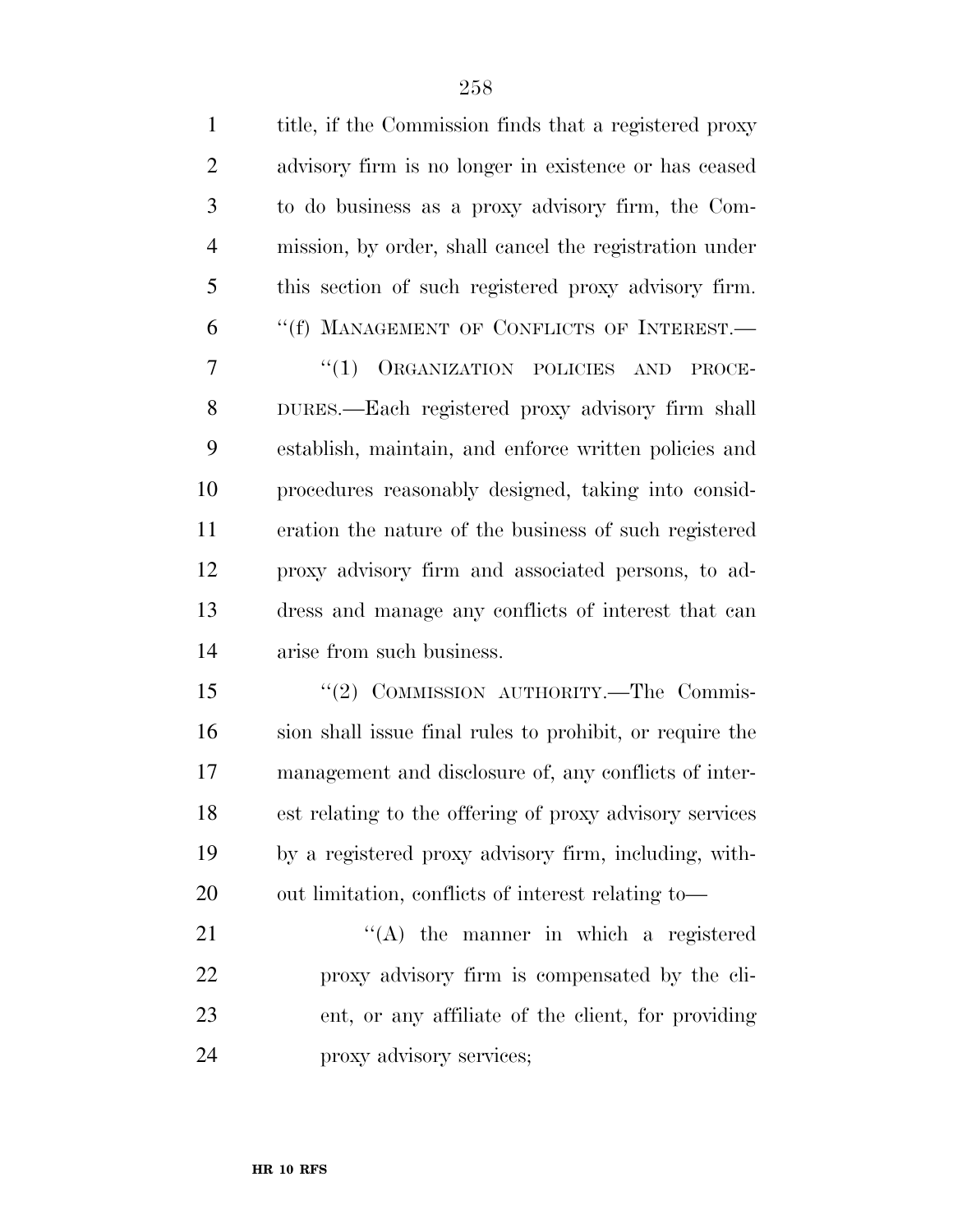title, if the Commission finds that a registered proxy advisory firm is no longer in existence or has ceased to do business as a proxy advisory firm, the Commission, by order, shall cancel the registration under this section of such registered proxy advisory firm.

"(f) MANAGEMENT OF CONFLICTS OF INTEREST.—

"(1) ORGANIZATION POLICIES AND PROCEDURES.—Each registered proxy advisory firm shall establish, maintain, and enforce written policies and procedures reasonably designed, taking into consideration the nature of the business of such registered proxy advisory firm and associated persons, to address and manage any conflicts of interest that can arise from such business.

"(2) COMMISSION AUTHORITY.—The Commission shall issue final rules to prohibit, or require the management and disclosure of, any conflicts of interest relating to the offering of proxy advisory services by a registered proxy advisory firm, including, without limitation, conflicts of interest relating to—

"(A) the manner in which a registered proxy advisory firm is compensated by the client, or any affiliate of the client, for providing proxy advisory services;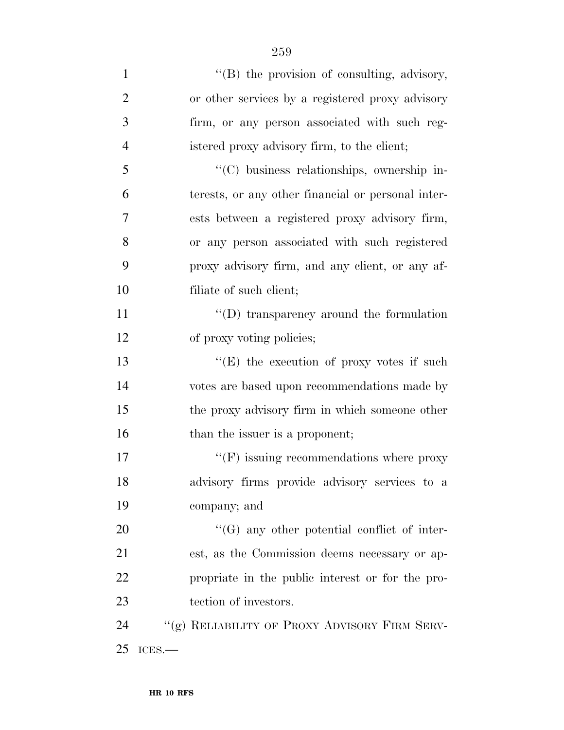''(B) the provision of consulting, advisory, or other services by a registered proxy advisory firm, or any person associated with such registered proxy advisory firm, to the client;

''(C) business relationships, ownership interests, or any other financial or personal interests between a registered proxy advisory firm, or any person associated with such registered proxy advisory firm, and any client, or any affiliate of such client;

''(D) transparency around the formulation of proxy voting policies;

''(E) the execution of proxy votes if such votes are based upon recommendations made by the proxy advisory firm in which someone other than the issuer is a proponent;

''(F) issuing recommendations where proxy advisory firms provide advisory services to a company; and

''(G) any other potential conflict of interest, as the Commission deems necessary or appropriate in the public interest or for the protection of investors.

''(g) RELIABILITY OF PROXY ADVISORY FIRM SERVICES.—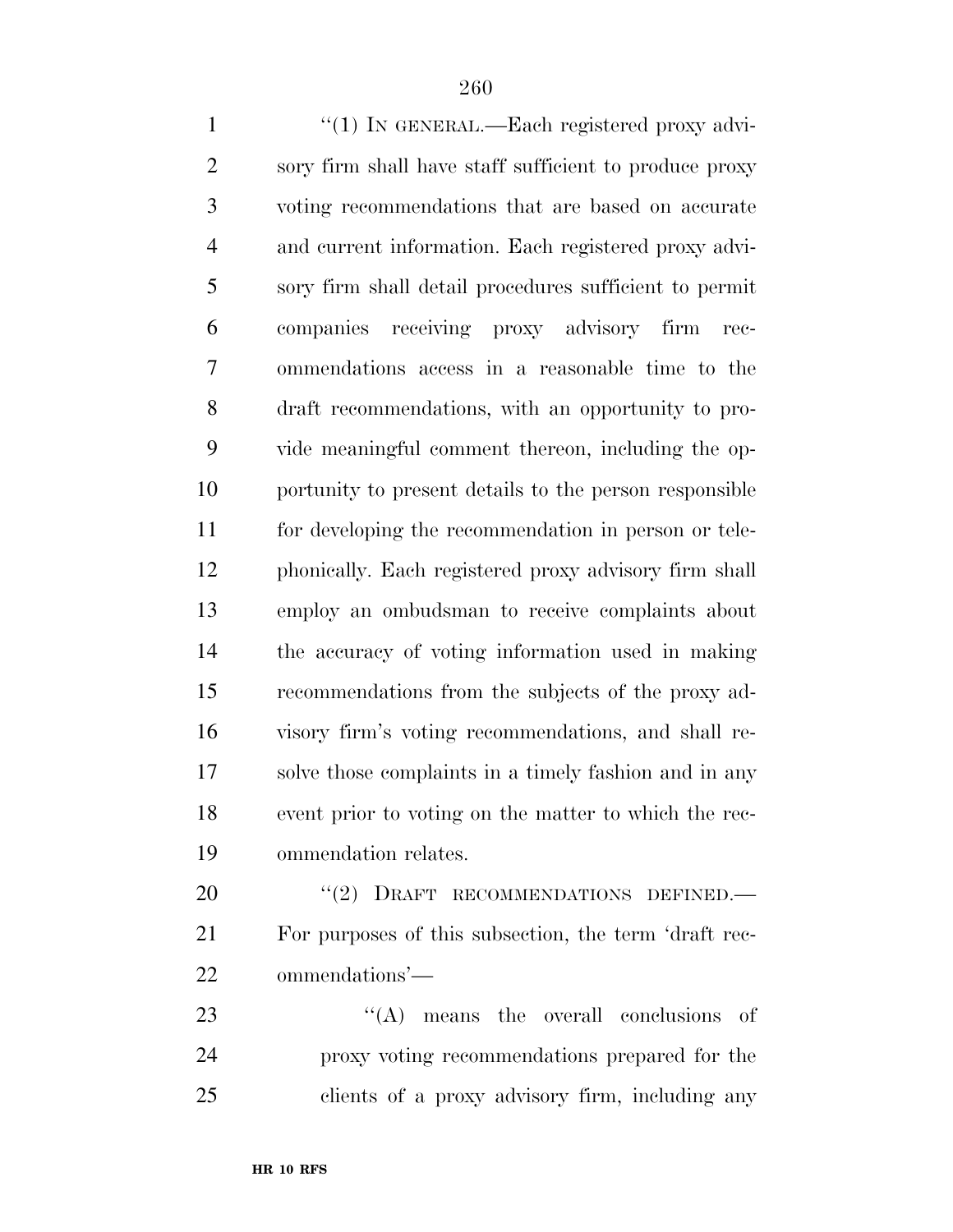"(1) IN GENERAL.—Each registered proxy advisory firm shall have staff sufficient to produce proxy voting recommendations that are based on accurate and current information. Each registered proxy advisory firm shall detail procedures sufficient to permit companies receiving proxy advisory firm recommendations access in a reasonable time to the draft recommendations, with an opportunity to provide meaningful comment thereon, including the opportunity to present details to the person responsible for developing the recommendation in person or telephonically. Each registered proxy advisory firm shall employ an ombudsman to receive complaints about the accuracy of voting information used in making recommendations from the subjects of the proxy advisory firm's voting recommendations, and shall resolve those complaints in a timely fashion and in any event prior to voting on the matter to which the recommendation relates.

"(2) DRAFT RECOMMENDATIONS DEFINED.—For purposes of this subsection, the term 'draft recommendations'—

"(A) means the overall conclusions of proxy voting recommendations prepared for the clients of a proxy advisory firm, including any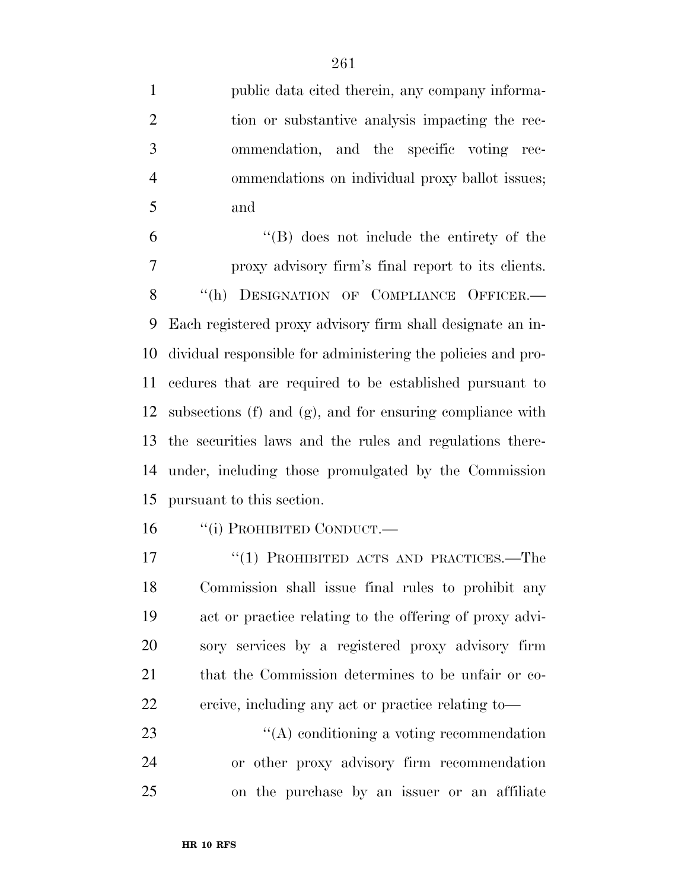public data cited therein, any company information or substantive analysis impacting the recommendation, and the specific voting recommendations on individual proxy ballot issues; and

"(B) does not include the entirety of the proxy advisory firm's final report to its clients.

"(h) DESIGNATION OF COMPLIANCE OFFICER.—Each registered proxy advisory firm shall designate an individual responsible for administering the policies and procedures that are required to be established pursuant to subsections (f) and (g), and for ensuring compliance with the securities laws and the rules and regulations thereunder, including those promulgated by the Commission pursuant to this section.

"(i) PROHIBITED CONDUCT.—

"(1) PROHIBITED ACTS AND PRACTICES.—The Commission shall issue final rules to prohibit any act or practice relating to the offering of proxy advisory services by a registered proxy advisory firm that the Commission determines to be unfair or coercive, including any act or practice relating to—

"(A) conditioning a voting recommendation or other proxy advisory firm recommendation on the purchase by an issuer or an affiliate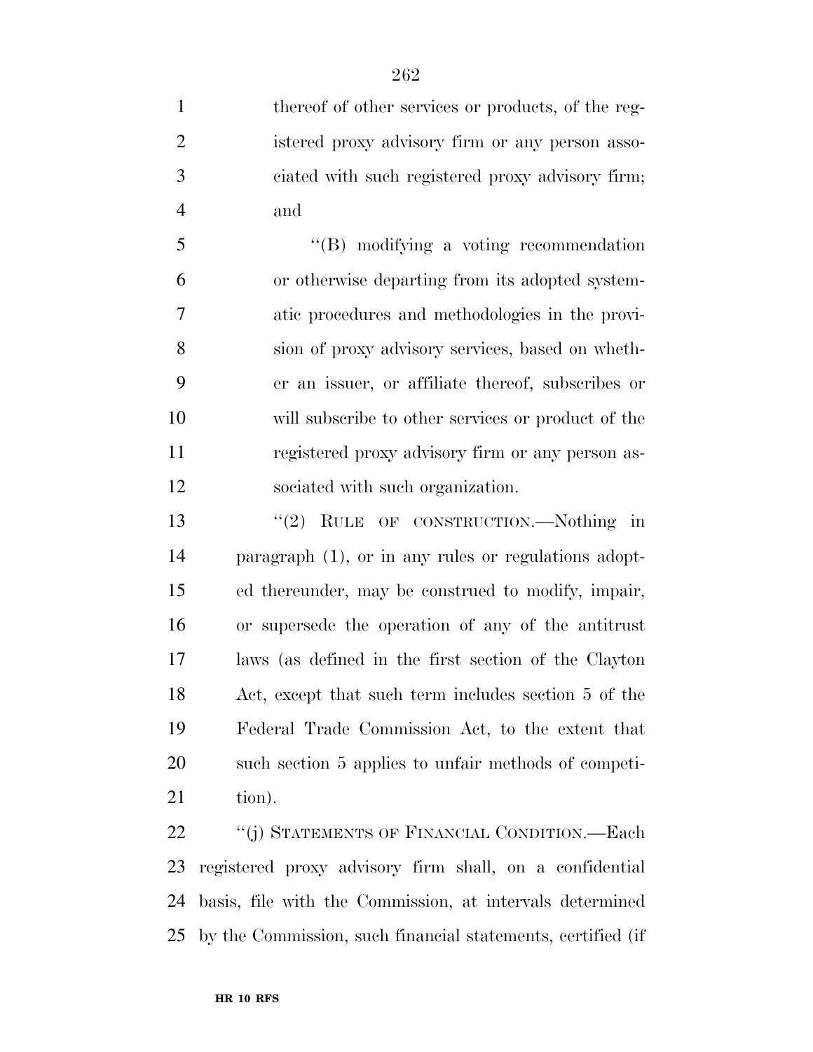thereof of other services or products, of the registered proxy advisory firm or any person associated with such registered proxy advisory firm; and

"(B) modifying a voting recommendation or otherwise departing from its adopted systematic procedures and methodologies in the provision of proxy advisory services, based on whether an issuer, or affiliate thereof, subscribes or will subscribe to other services or product of the registered proxy advisory firm or any person associated with such organization.

"(2) RULE OF CONSTRUCTION.—Nothing in paragraph (1), or in any rules or regulations adopted thereunder, may be construed to modify, impair, or supersede the operation of any of the antitrust laws (as defined in the first section of the Clayton Act, except that such term includes section 5 of the Federal Trade Commission Act, to the extent that such section 5 applies to unfair methods of competition).

"(j) STATEMENTS OF FINANCIAL CONDITION.—Each registered proxy advisory firm shall, on a confidential basis, file with the Commission, at intervals determined by the Commission, such financial statements, certified (if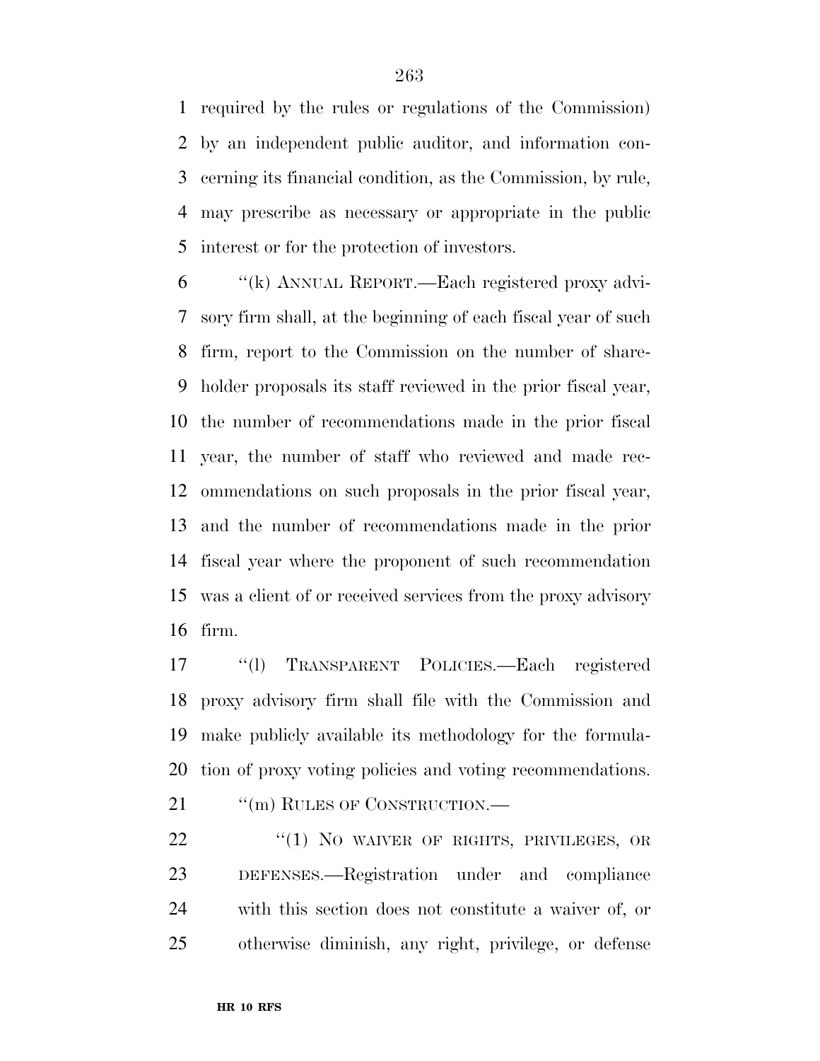required by the rules or regulations of the Commission) by an independent public auditor, and information concerning its financial condition, as the Commission, by rule, may prescribe as necessary or appropriate in the public interest or for the protection of investors.

''(k) ANNUAL REPORT.—Each registered proxy advisory firm shall, at the beginning of each fiscal year of such firm, report to the Commission on the number of shareholder proposals its staff reviewed in the prior fiscal year, the number of recommendations made in the prior fiscal year, the number of staff who reviewed and made recommendations on such proposals in the prior fiscal year, and the number of recommendations made in the prior fiscal year where the proponent of such recommendation was a client of or received services from the proxy advisory firm.

''(l) TRANSPARENT POLICIES.—Each registered proxy advisory firm shall file with the Commission and make publicly available its methodology for the formulation of proxy voting policies and voting recommendations.

''(m) RULES OF CONSTRUCTION.—

''(1) NO WAIVER OF RIGHTS, PRIVILEGES, OR DEFENSES.—Registration under and compliance with this section does not constitute a waiver of, or otherwise diminish, any right, privilege, or defense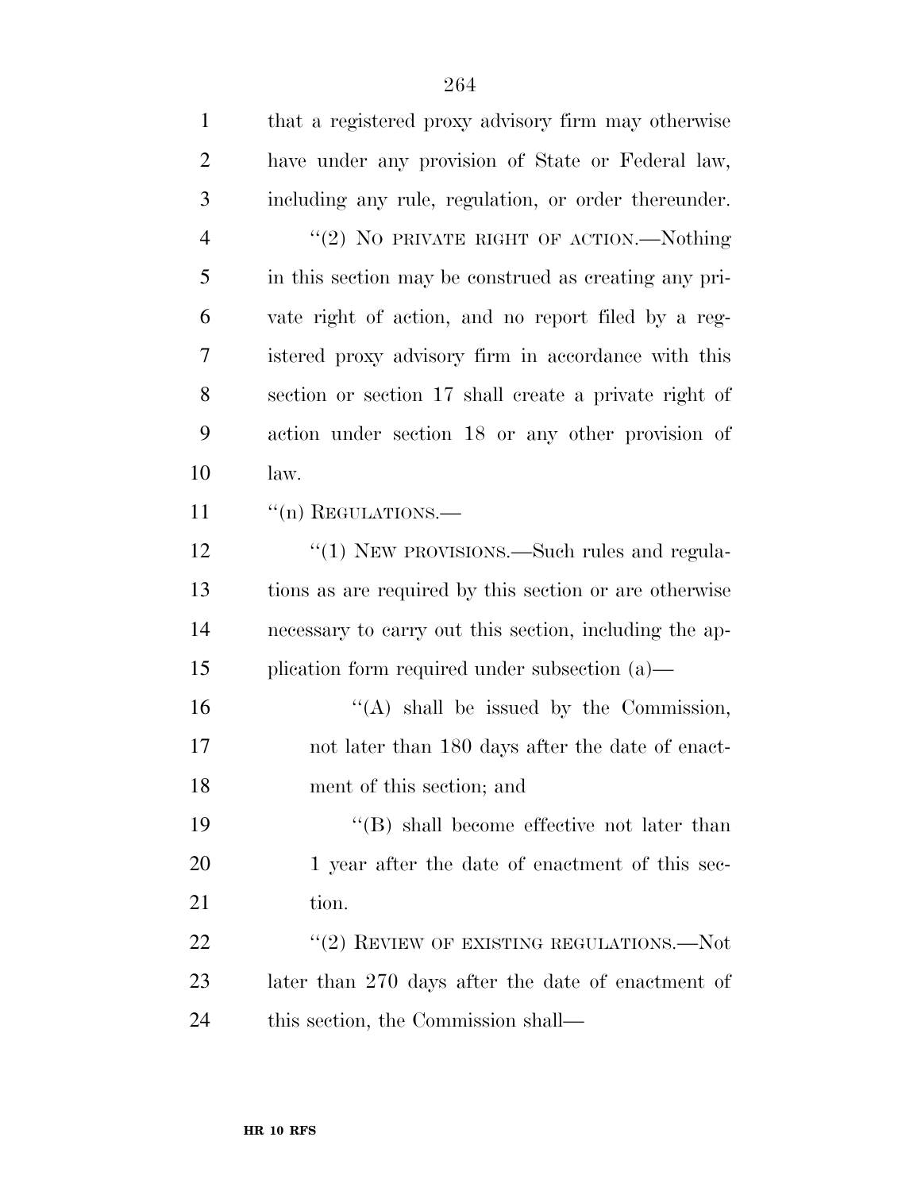that a registered proxy advisory firm may otherwise have under any provision of State or Federal law, including any rule, regulation, or order thereunder.

"(2) NO PRIVATE RIGHT OF ACTION.—Nothing in this section may be construed as creating any private right of action, and no report filed by a registered proxy advisory firm in accordance with this section or section 17 shall create a private right of action under section 18 or any other provision of law.

"(n) REGULATIONS.—

"(1) NEW PROVISIONS.—Such rules and regulations as are required by this section or are otherwise necessary to carry out this section, including the application form required under subsection (a)—

"(A) shall be issued by the Commission, not later than 180 days after the date of enactment of this section; and

"(B) shall become effective not later than 1 year after the date of enactment of this section.

"(2) REVIEW OF EXISTING REGULATIONS.—Not later than 270 days after the date of enactment of this section, the Commission shall—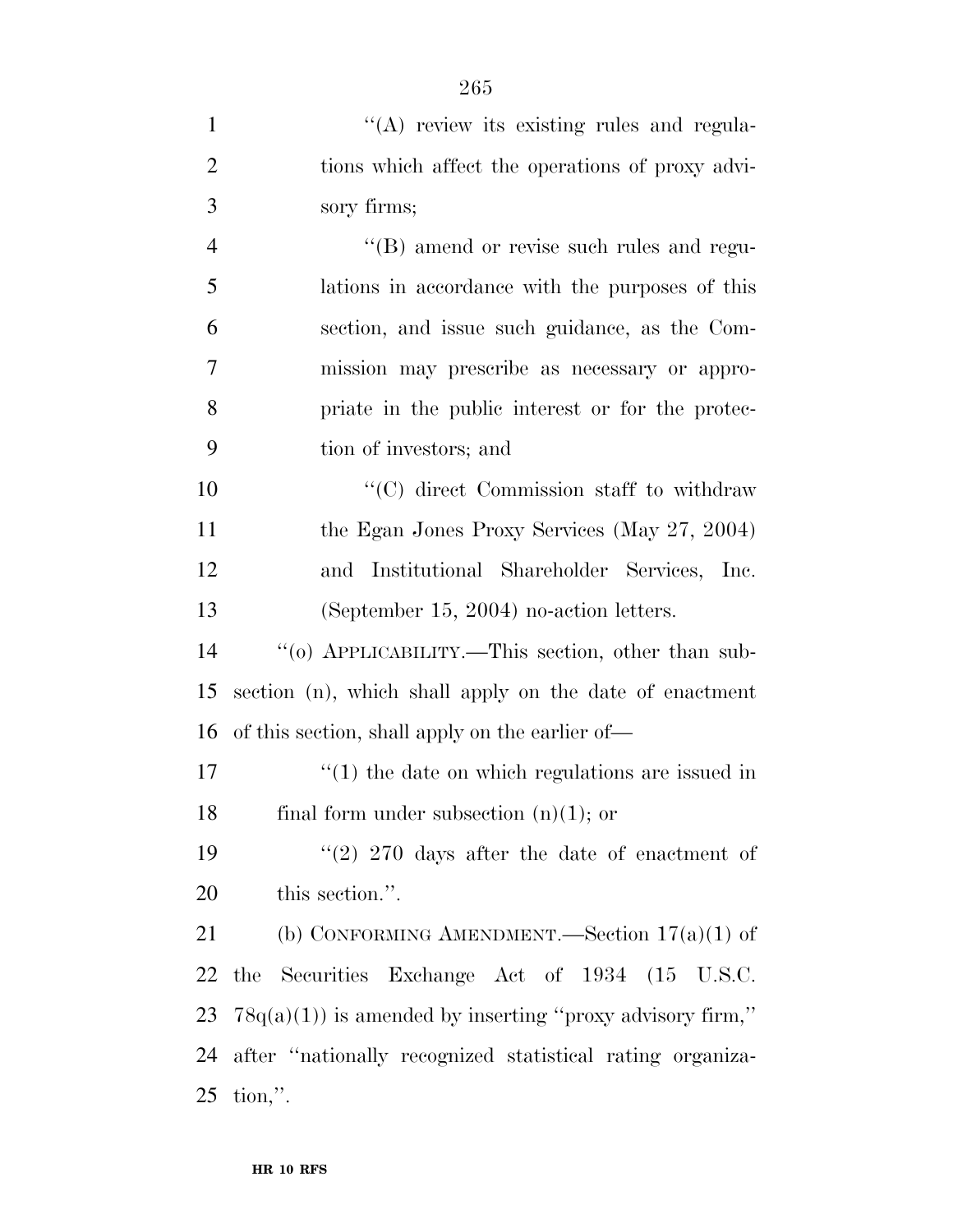''(A) review its existing rules and regulations which affect the operations of proxy advisory firms;

''(B) amend or revise such rules and regulations in accordance with the purposes of this section, and issue such guidance, as the Commission may prescribe as necessary or appropriate in the public interest or for the protection of investors; and

''(C) direct Commission staff to withdraw the Egan Jones Proxy Services (May 27, 2004) and Institutional Shareholder Services, Inc. (September 15, 2004) no-action letters.

''(o) APPLICABILITY.—This section, other than subsection (n), which shall apply on the date of enactment of this section, shall apply on the earlier of—

''(1) the date on which regulations are issued in final form under subsection (n)(1); or

''(2) 270 days after the date of enactment of this section.''.

(b) CONFORMING AMENDMENT.—Section 17(a)(1) of the Securities Exchange Act of 1934 (15 U.S.C. 78q(a)(1)) is amended by inserting ''proxy advisory firm,'' after ''nationally recognized statistical rating organization,''.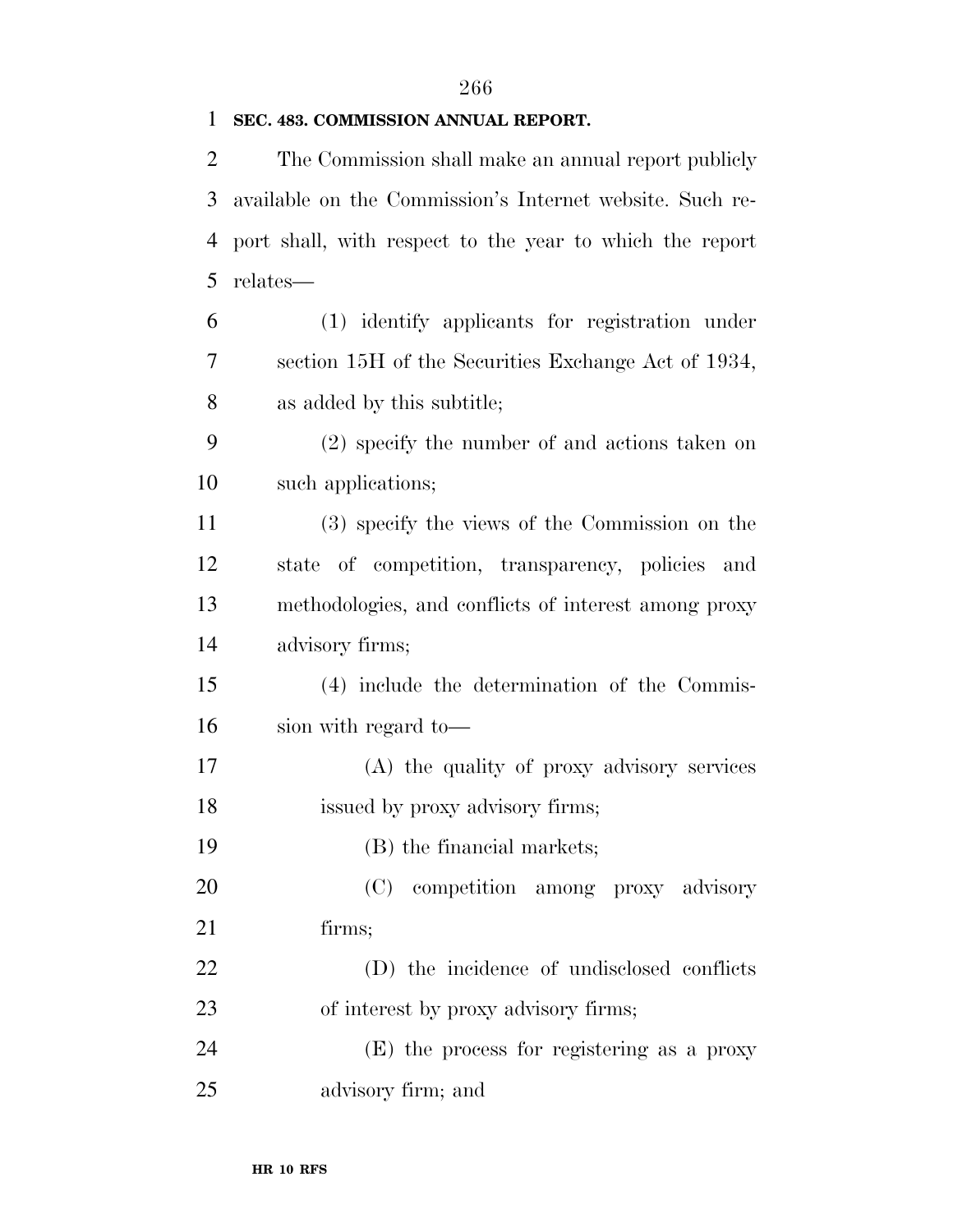**SEC. 483. COMMISSION ANNUAL REPORT.**

The Commission shall make an annual report publicly available on the Commission's Internet website. Such report shall, with respect to the year to which the report relates—

(1) identify applicants for registration under section 15H of the Securities Exchange Act of 1934, as added by this subtitle;

(2) specify the number of and actions taken on such applications;

(3) specify the views of the Commission on the state of competition, transparency, policies and methodologies, and conflicts of interest among proxy advisory firms;

(4) include the determination of the Commission with regard to—

(A) the quality of proxy advisory services issued by proxy advisory firms;

(B) the financial markets;

(C) competition among proxy advisory firms;

(D) the incidence of undisclosed conflicts of interest by proxy advisory firms;

(E) the process for registering as a proxy advisory firm; and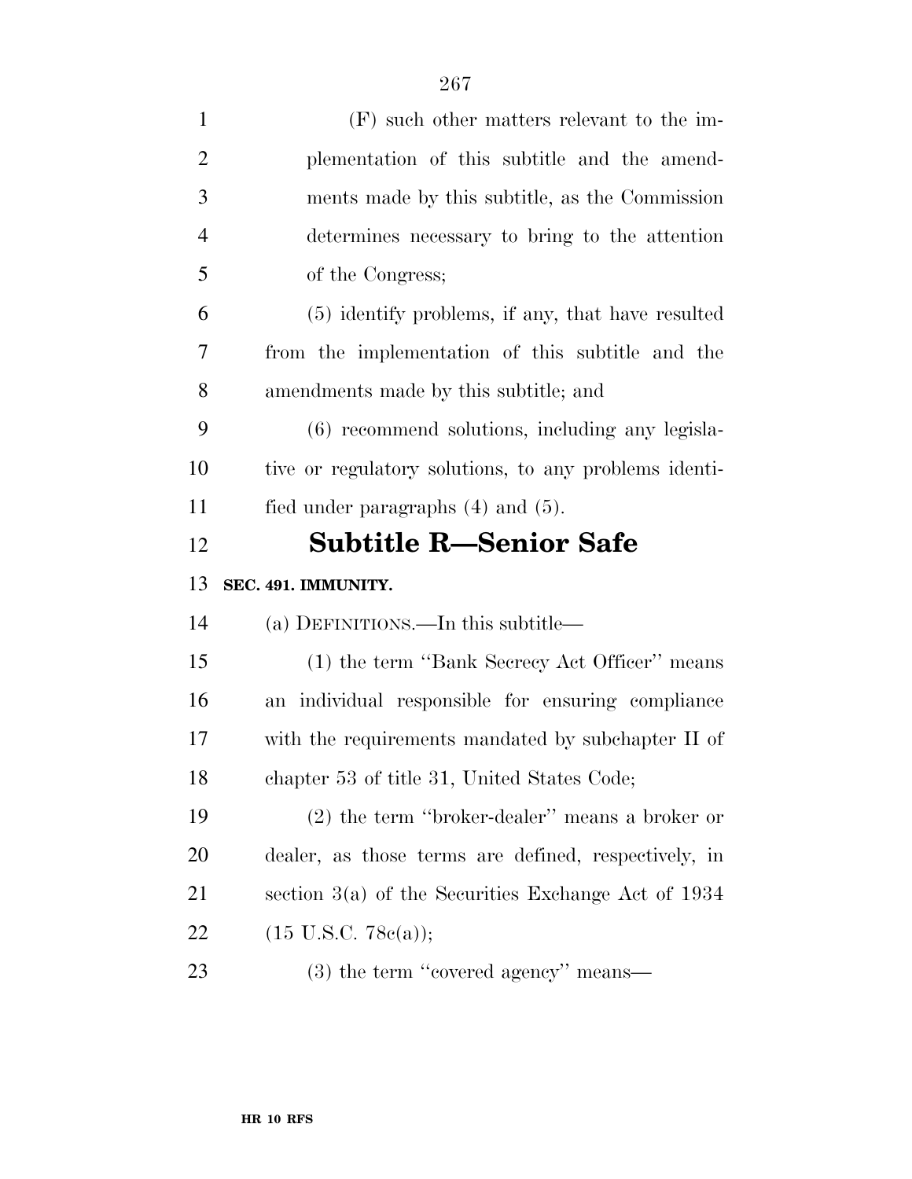(F) such other matters relevant to the implementation of this subtitle and the amendments made by this subtitle, as the Commission determines necessary to bring to the attention of the Congress;

(5) identify problems, if any, that have resulted from the implementation of this subtitle and the amendments made by this subtitle; and

(6) recommend solutions, including any legislative or regulatory solutions, to any problems identified under paragraphs (4) and (5).

## Subtitle R—Senior Safe

**SEC. 491. IMMUNITY.**

(a) DEFINITIONS.—In this subtitle—

(1) the term ''Bank Secrecy Act Officer'' means an individual responsible for ensuring compliance with the requirements mandated by subchapter II of chapter 53 of title 31, United States Code;

(2) the term ''broker-dealer'' means a broker or dealer, as those terms are defined, respectively, in section 3(a) of the Securities Exchange Act of 1934 (15 U.S.C. 78c(a));

(3) the term ''covered agency'' means—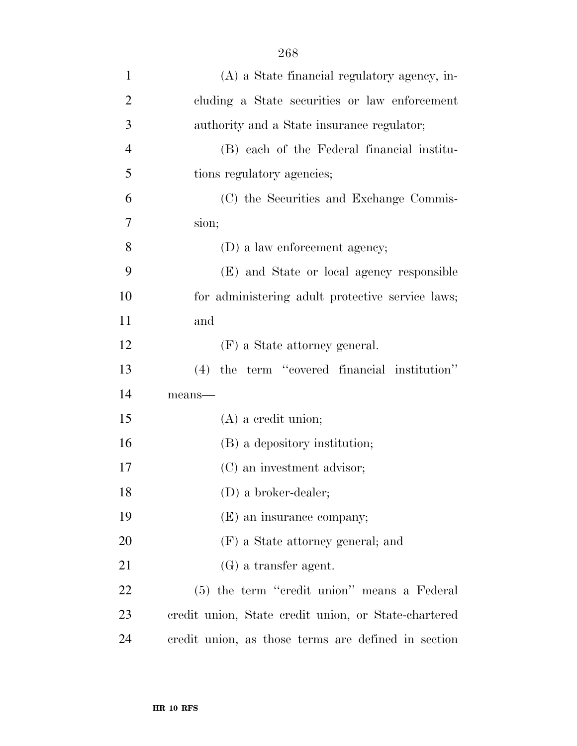(A) a State financial regulatory agency, including a State securities or law enforcement authority and a State insurance regulator;

(B) each of the Federal financial institutions regulatory agencies;

(C) the Securities and Exchange Commission;

(D) a law enforcement agency;

(E) and State or local agency responsible for administering adult protective service laws; and

(F) a State attorney general.

(4) the term "covered financial institution" means—

(A) a credit union;

(B) a depository institution;

(C) an investment advisor;

(D) a broker-dealer;

(E) an insurance company;

(F) a State attorney general; and

(G) a transfer agent.

(5) the term "credit union" means a Federal credit union, State credit union, or State-chartered credit union, as those terms are defined in section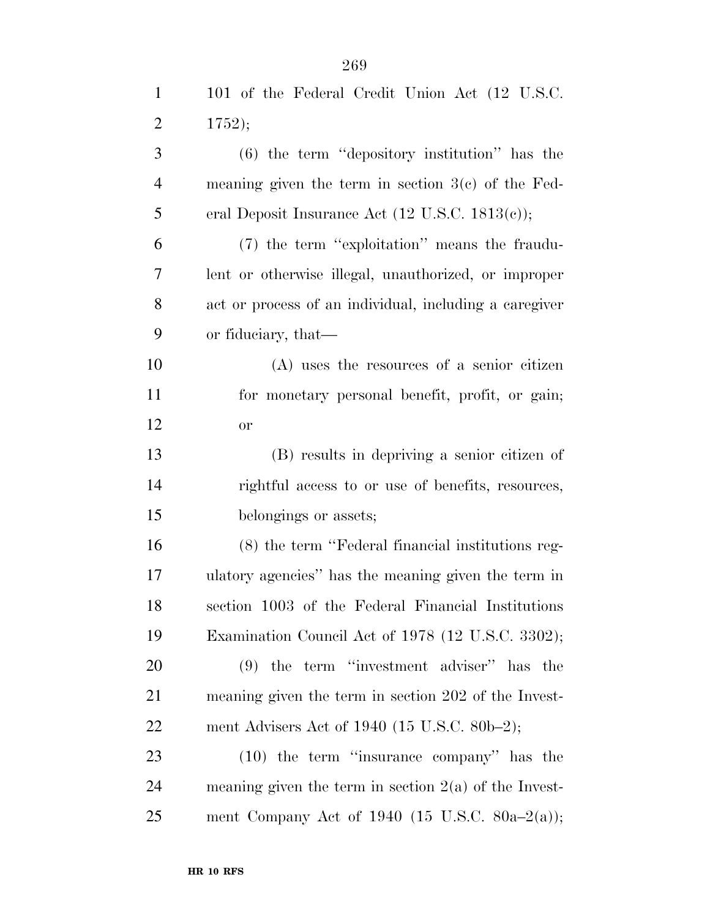101 of the Federal Credit Union Act (12 U.S.C. 1752);

(6) the term ''depository institution'' has the meaning given the term in section 3(c) of the Federal Deposit Insurance Act (12 U.S.C. 1813(c));

(7) the term ''exploitation'' means the fraudulent or otherwise illegal, unauthorized, or improper act or process of an individual, including a caregiver or fiduciary, that—

(A) uses the resources of a senior citizen for monetary personal benefit, profit, or gain; or

(B) results in depriving a senior citizen of rightful access to or use of benefits, resources, belongings or assets;

(8) the term ''Federal financial institutions regulatory agencies'' has the meaning given the term in section 1003 of the Federal Financial Institutions Examination Council Act of 1978 (12 U.S.C. 3302);

(9) the term ''investment adviser'' has the meaning given the term in section 202 of the Investment Advisers Act of 1940 (15 U.S.C. 80b–2);

(10) the term ''insurance company'' has the meaning given the term in section 2(a) of the Investment Company Act of 1940 (15 U.S.C. 80a–2(a));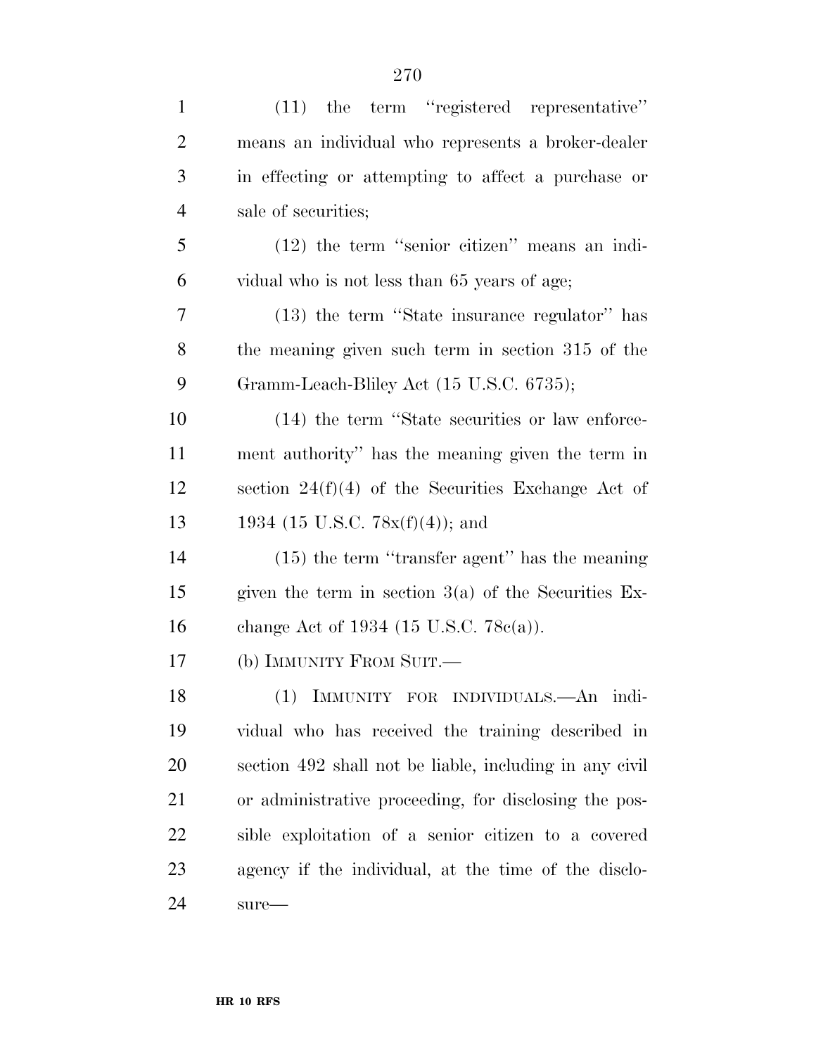(11) the term ''registered representative'' means an individual who represents a broker-dealer in effecting or attempting to affect a purchase or sale of securities;

(12) the term ''senior citizen'' means an individual who is not less than 65 years of age;

(13) the term ''State insurance regulator'' has the meaning given such term in section 315 of the Gramm-Leach-Bliley Act (15 U.S.C. 6735);

(14) the term ''State securities or law enforcement authority'' has the meaning given the term in section 24(f)(4) of the Securities Exchange Act of 1934 (15 U.S.C. 78x(f)(4)); and

(15) the term ''transfer agent'' has the meaning given the term in section 3(a) of the Securities Exchange Act of 1934 (15 U.S.C. 78c(a)).

(b) IMMUNITY FROM SUIT.—

(1) IMMUNITY FOR INDIVIDUALS.—An individual who has received the training described in section 492 shall not be liable, including in any civil or administrative proceeding, for disclosing the possible exploitation of a senior citizen to a covered agency if the individual, at the time of the disclosure—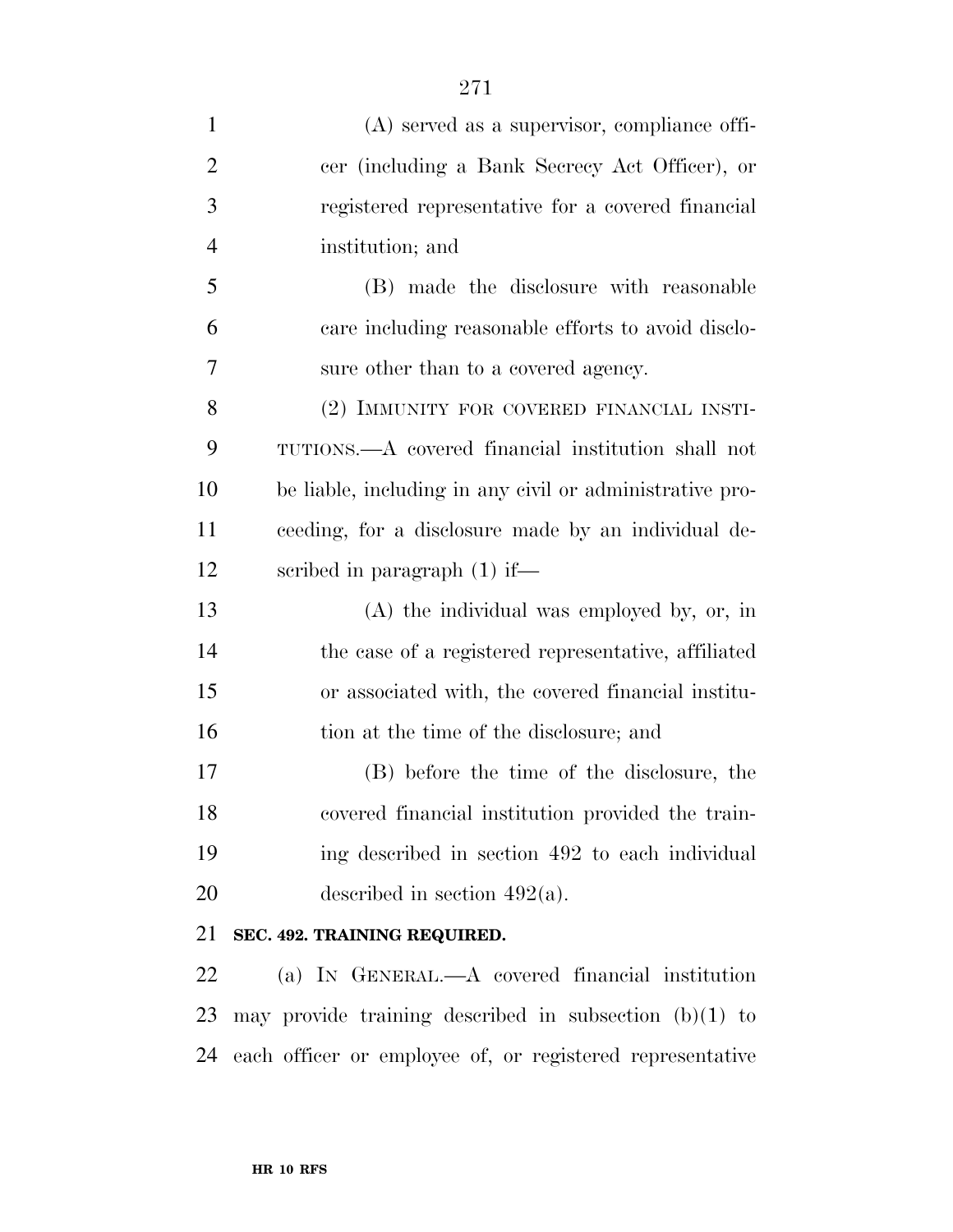(A) served as a supervisor, compliance officer (including a Bank Secrecy Act Officer), or registered representative for a covered financial institution; and

(B) made the disclosure with reasonable care including reasonable efforts to avoid disclosure other than to a covered agency.

(2) IMMUNITY FOR COVERED FINANCIAL INSTITUTIONS.—A covered financial institution shall not be liable, including in any civil or administrative proceeding, for a disclosure made by an individual described in paragraph (1) if—

(A) the individual was employed by, or, in the case of a registered representative, affiliated or associated with, the covered financial institution at the time of the disclosure; and

(B) before the time of the disclosure, the covered financial institution provided the training described in section 492 to each individual described in section 492(a).

**SEC. 492. TRAINING REQUIRED.**

(a) IN GENERAL.—A covered financial institution may provide training described in subsection (b)(1) to each officer or employee of, or registered representative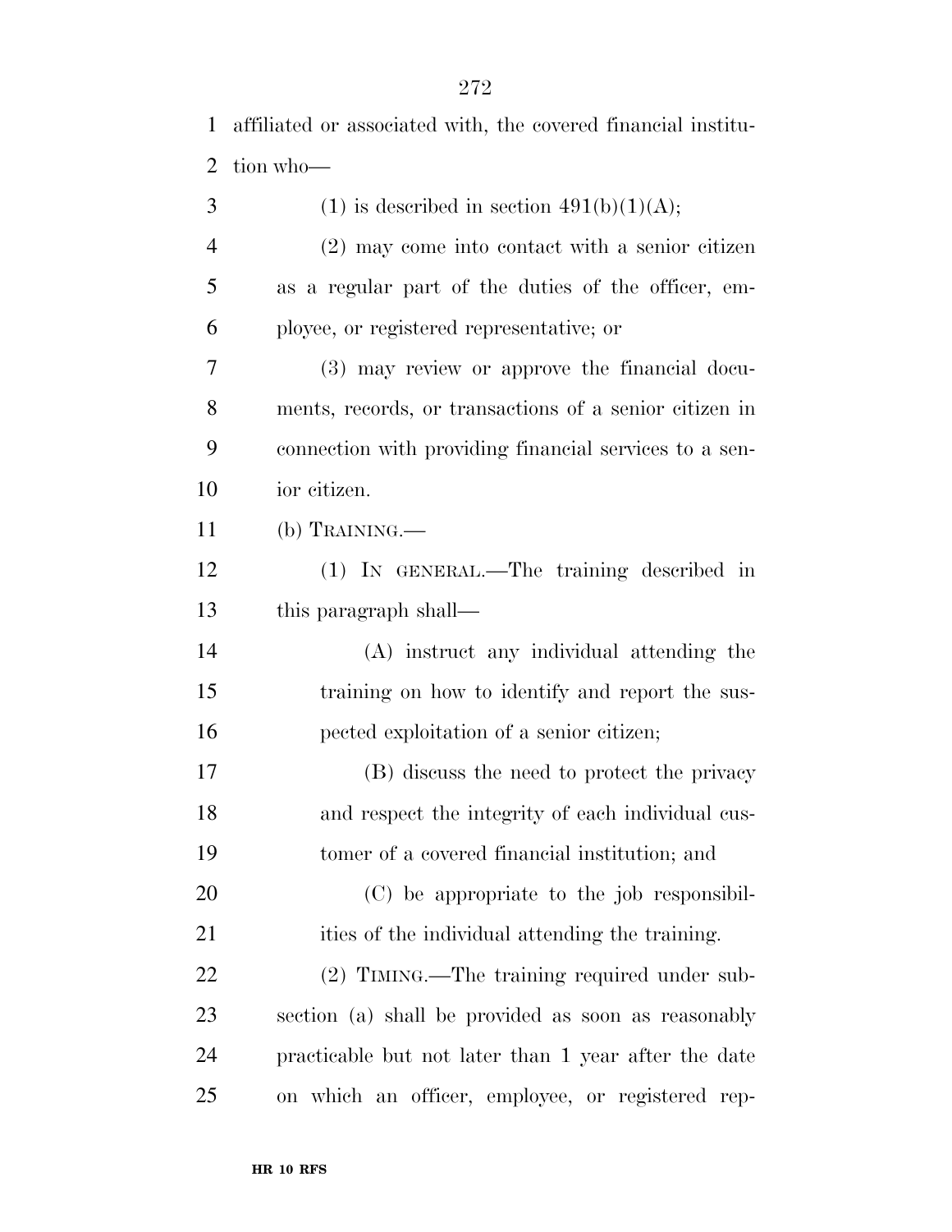affiliated or associated with, the covered financial institution who—

(1) is described in section 491(b)(1)(A);

(2) may come into contact with a senior citizen as a regular part of the duties of the officer, employee, or registered representative; or

(3) may review or approve the financial documents, records, or transactions of a senior citizen in connection with providing financial services to a senior citizen.

(b) TRAINING.—

(1) IN GENERAL.—The training described in this paragraph shall—

(A) instruct any individual attending the training on how to identify and report the suspected exploitation of a senior citizen;

(B) discuss the need to protect the privacy and respect the integrity of each individual customer of a covered financial institution; and

(C) be appropriate to the job responsibilities of the individual attending the training.

(2) TIMING.—The training required under subsection (a) shall be provided as soon as reasonably practicable but not later than 1 year after the date on which an officer, employee, or registered rep-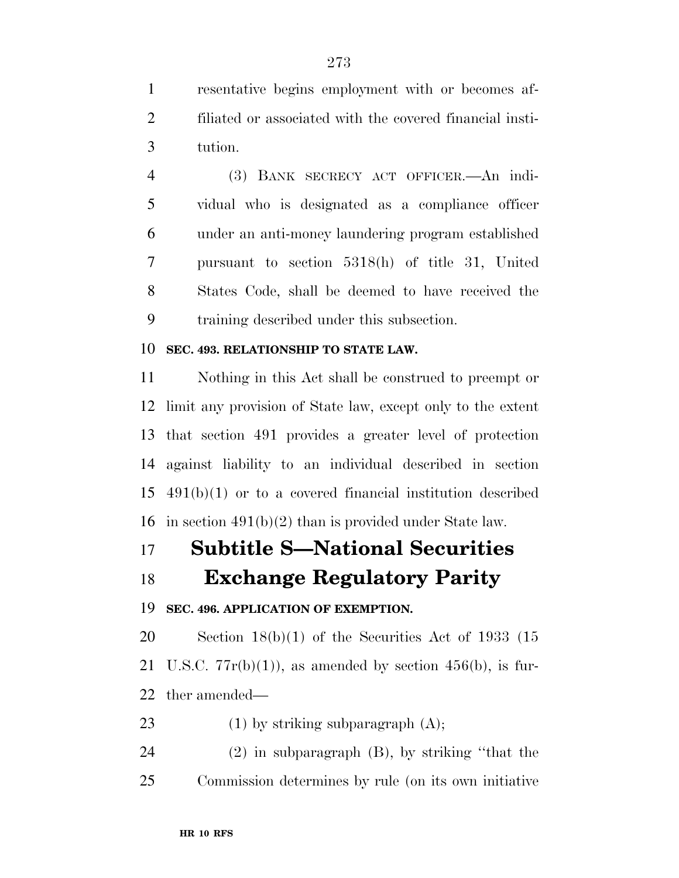resentative begins employment with or becomes affiliated or associated with the covered financial institution.

(3) BANK SECRECY ACT OFFICER.—An individual who is designated as a compliance officer under an anti-money laundering program established pursuant to section 5318(h) of title 31, United States Code, shall be deemed to have received the training described under this subsection.

**SEC. 493. RELATIONSHIP TO STATE LAW.**

Nothing in this Act shall be construed to preempt or limit any provision of State law, except only to the extent that section 491 provides a greater level of protection against liability to an individual described in section 491(b)(1) or to a covered financial institution described in section 491(b)(2) than is provided under State law.

## Subtitle S—National Securities Exchange Regulatory Parity

**SEC. 496. APPLICATION OF EXEMPTION.**

Section 18(b)(1) of the Securities Act of 1933 (15 U.S.C. 77r(b)(1)), as amended by section 456(b), is further amended—

(1) by striking subparagraph (A);

(2) in subparagraph (B), by striking "that the Commission determines by rule (on its own initiative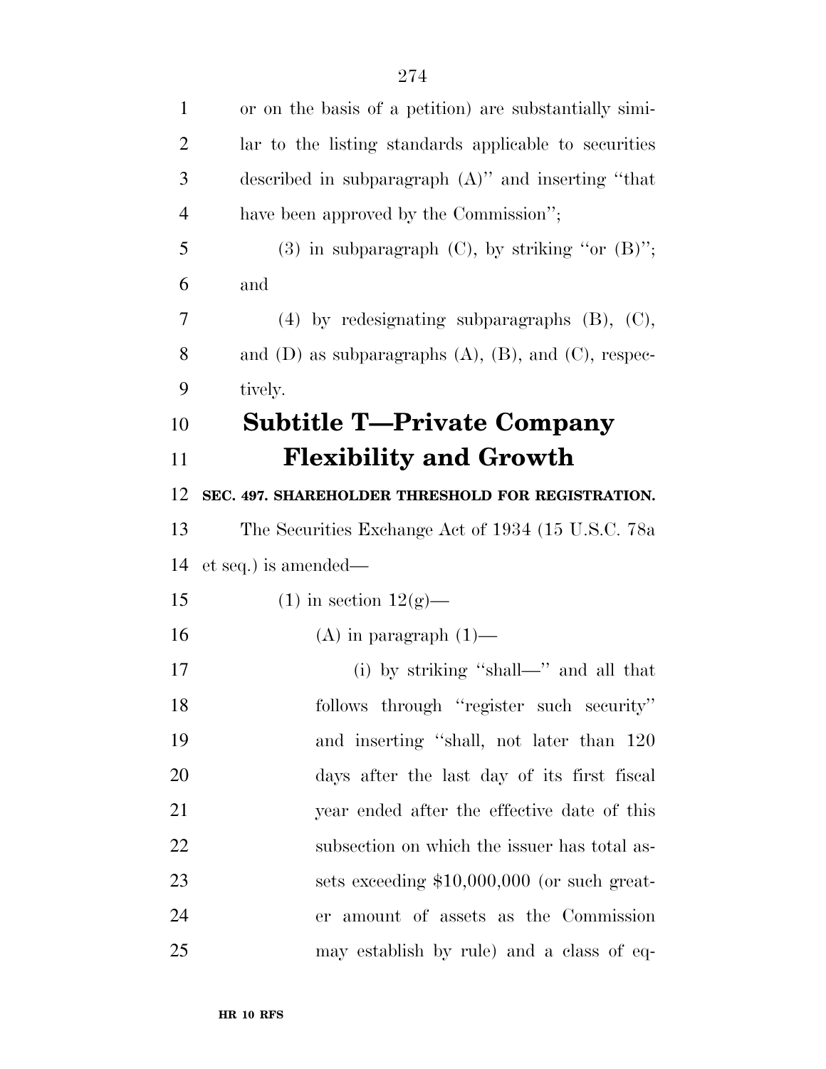or on the basis of a petition) are substantially similar to the listing standards applicable to securities described in subparagraph (A)'' and inserting ''that have been approved by the Commission'';

(3) in subparagraph (C), by striking ''or (B)''; and

(4) by redesignating subparagraphs (B), (C), and (D) as subparagraphs (A), (B), and (C), respectively.

## Subtitle T—Private Company Flexibility and Growth

**SEC. 497. SHAREHOLDER THRESHOLD FOR REGISTRATION.**

The Securities Exchange Act of 1934 (15 U.S.C. 78a et seq.) is amended—

(1) in section 12(g)—

(A) in paragraph (1)—

(i) by striking ''shall—'' and all that follows through ''register such security'' and inserting ''shall, not later than 120 days after the last day of its first fiscal year ended after the effective date of this subsection on which the issuer has total assets exceeding $10,000,000 (or such greater amount of assets as the Commission may establish by rule) and a class of eq-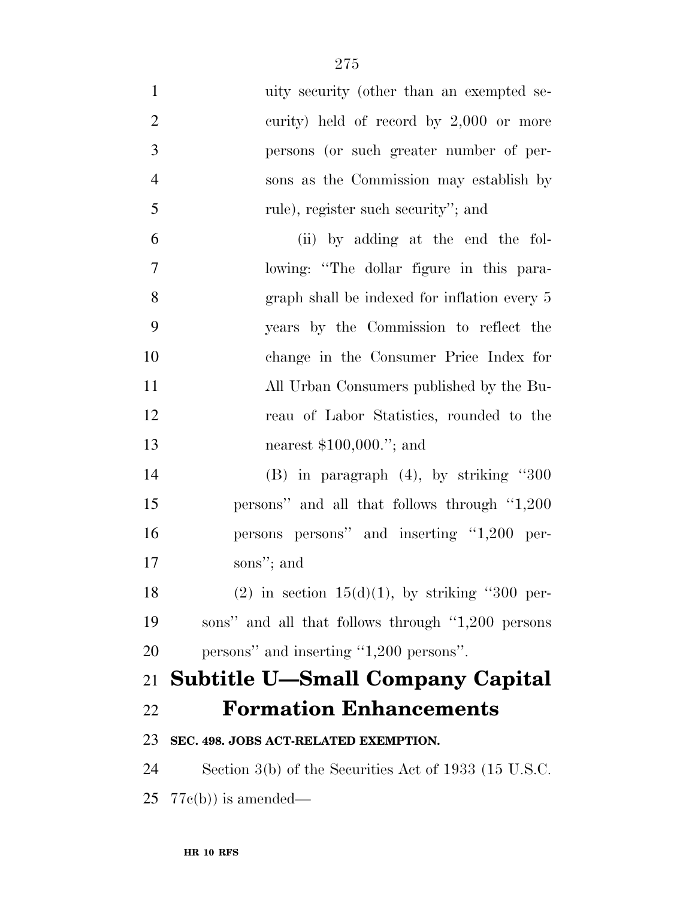uity security (other than an exempted security) held of record by 2,000 or more persons (or such greater number of persons as the Commission may establish by rule), register such security''; and

(ii) by adding at the end the following: ''The dollar figure in this paragraph shall be indexed for inflation every 5 years by the Commission to reflect the change in the Consumer Price Index for All Urban Consumers published by the Bureau of Labor Statistics, rounded to the nearest $100,000.''; and

(B) in paragraph (4), by striking ''300 persons'' and all that follows through ''1,200 persons persons'' and inserting ''1,200 persons''; and

(2) in section 15(d)(1), by striking ''300 persons'' and all that follows through ''1,200 persons persons'' and inserting ''1,200 persons''.

# Subtitle U—Small Company Capital Formation Enhancements

**SEC. 498. JOBS ACT-RELATED EXEMPTION.**

Section 3(b) of the Securities Act of 1933 (15 U.S.C. 77c(b)) is amended—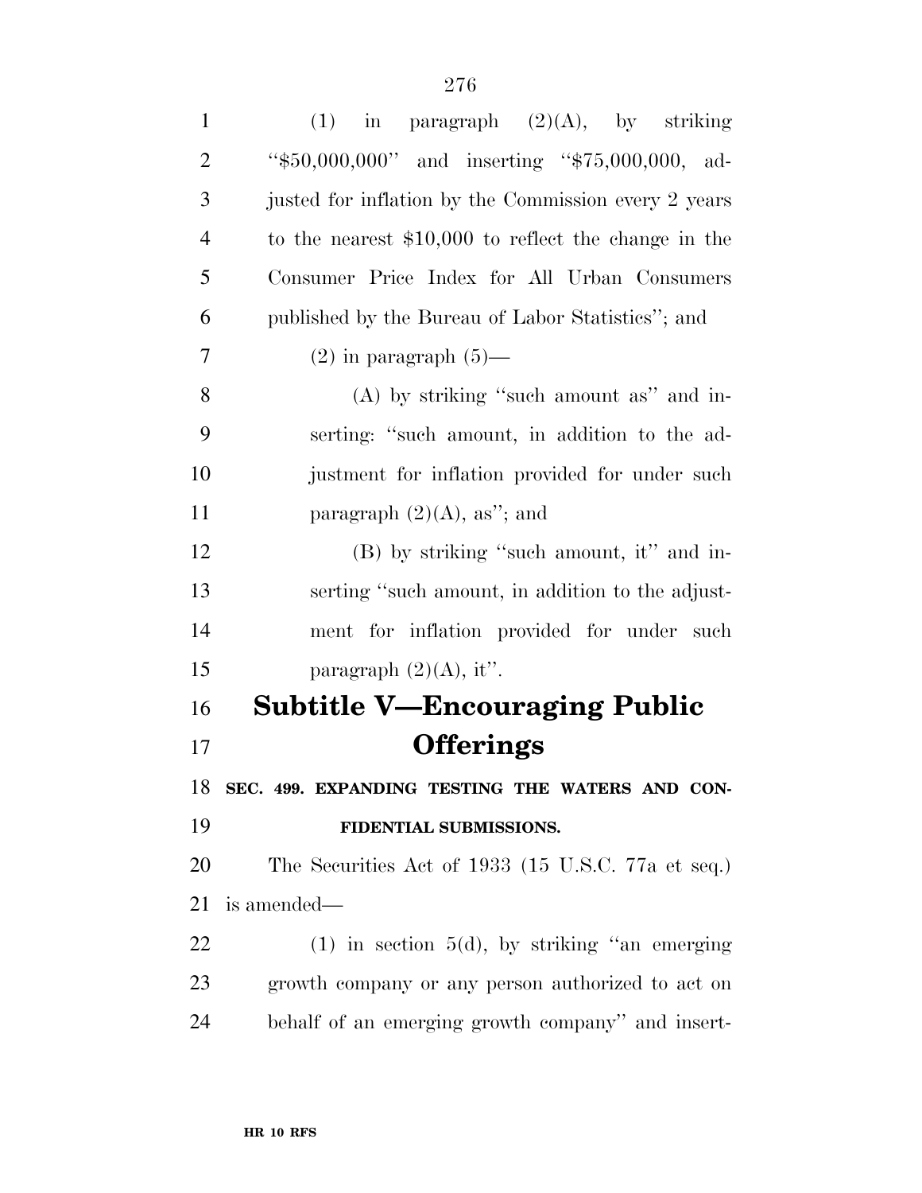(1) in paragraph (2)(A), by striking ''$50,000,000'' and inserting ''$75,000,000, adjusted for inflation by the Commission every 2 years to the nearest $10,000 to reflect the change in the Consumer Price Index for All Urban Consumers published by the Bureau of Labor Statistics''; and

(2) in paragraph (5)—

(A) by striking ''such amount as'' and inserting: ''such amount, in addition to the adjustment for inflation provided for under such paragraph (2)(A), as''; and

(B) by striking ''such amount, it'' and inserting ''such amount, in addition to the adjustment for inflation provided for under such paragraph (2)(A), it''.

## Subtitle V—Encouraging Public Offerings

### SEC. 499. EXPANDING TESTING THE WATERS AND CONFIDENTIAL SUBMISSIONS.

The Securities Act of 1933 (15 U.S.C. 77a et seq.) is amended—

(1) in section 5(d), by striking ''an emerging growth company or any person authorized to act on behalf of an emerging growth company'' and insert-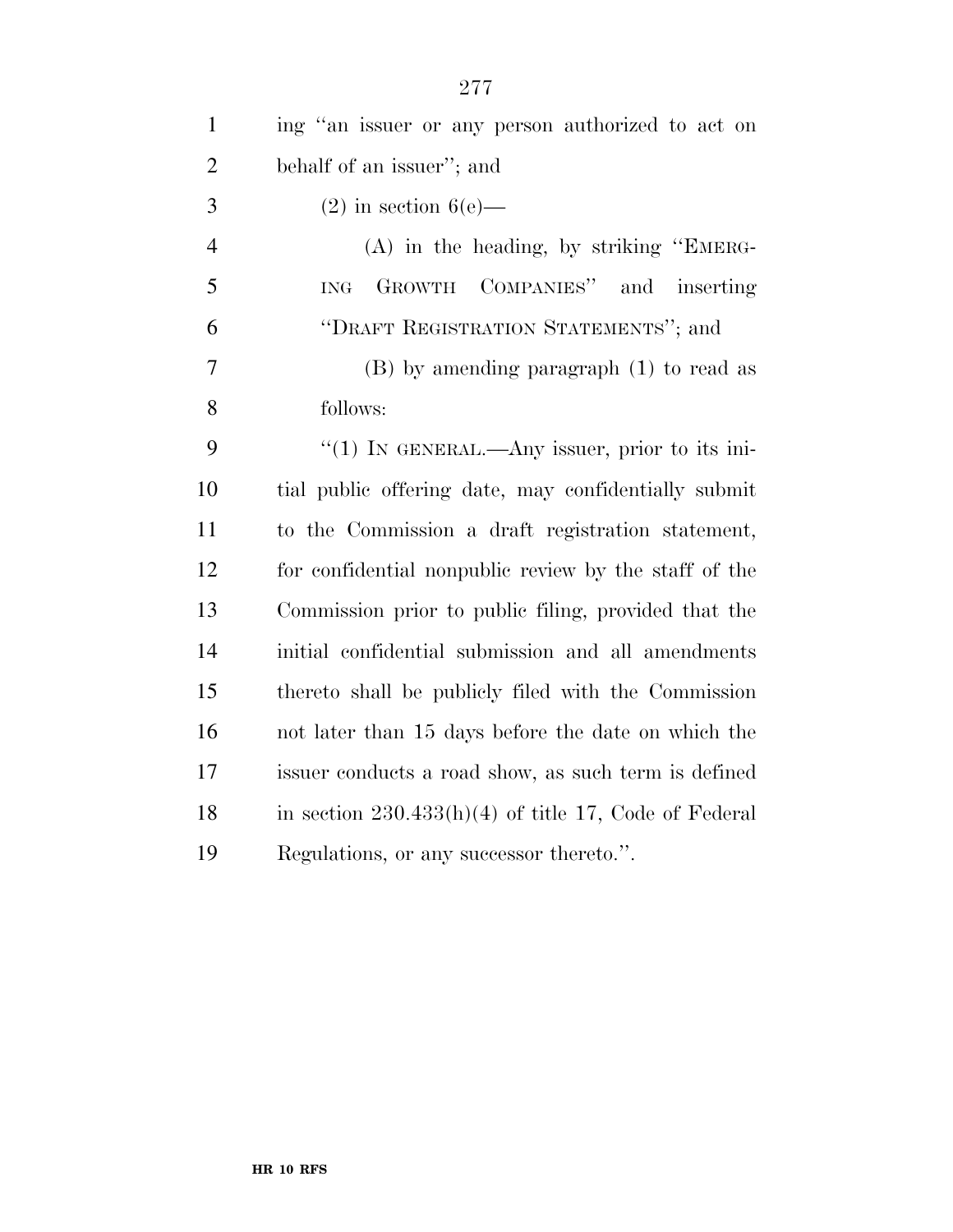ing ''an issuer or any person authorized to act on behalf of an issuer''; and

(2) in section 6(e)—

(A) in the heading, by striking ''EMERGING GROWTH COMPANIES'' and inserting ''DRAFT REGISTRATION STATEMENTS''; and

(B) by amending paragraph (1) to read as follows:

''(1) IN GENERAL.—Any issuer, prior to its initial public offering date, may confidentially submit to the Commission a draft registration statement, for confidential nonpublic review by the staff of the Commission prior to public filing, provided that the initial confidential submission and all amendments thereto shall be publicly filed with the Commission not later than 15 days before the date on which the issuer conducts a road show, as such term is defined in section 230.433(h)(4) of title 17, Code of Federal Regulations, or any successor thereto.''.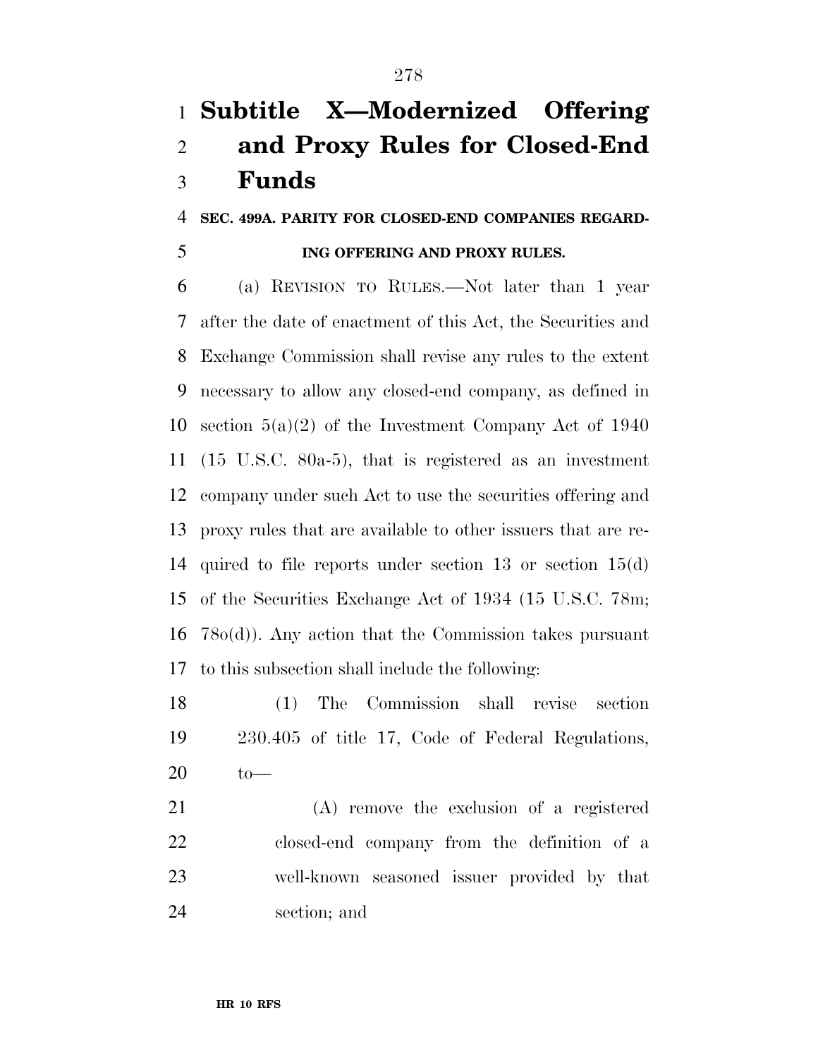# Subtitle X—Modernized Offering and Proxy Rules for Closed-End Funds

**SEC. 499A. PARITY FOR CLOSED-END COMPANIES REGARDING OFFERING AND PROXY RULES.**

(a) REVISION TO RULES.—Not later than 1 year after the date of enactment of this Act, the Securities and Exchange Commission shall revise any rules to the extent necessary to allow any closed-end company, as defined in section 5(a)(2) of the Investment Company Act of 1940 (15 U.S.C. 80a-5), that is registered as an investment company under such Act to use the securities offering and proxy rules that are available to other issuers that are required to file reports under section 13 or section 15(d) of the Securities Exchange Act of 1934 (15 U.S.C. 78m; 78o(d)). Any action that the Commission takes pursuant to this subsection shall include the following:

(1) The Commission shall revise section 230.405 of title 17, Code of Federal Regulations, to—

(A) remove the exclusion of a registered closed-end company from the definition of a well-known seasoned issuer provided by that section; and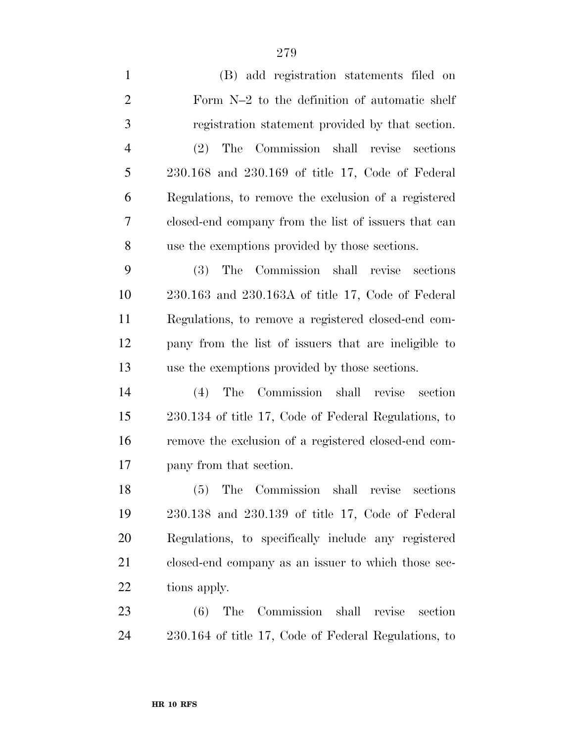(B) add registration statements filed on Form N–2 to the definition of automatic shelf registration statement provided by that section.

(2) The Commission shall revise sections 230.168 and 230.169 of title 17, Code of Federal Regulations, to remove the exclusion of a registered closed-end company from the list of issuers that can use the exemptions provided by those sections.

(3) The Commission shall revise sections 230.163 and 230.163A of title 17, Code of Federal Regulations, to remove a registered closed-end company from the list of issuers that are ineligible to use the exemptions provided by those sections.

(4) The Commission shall revise section 230.134 of title 17, Code of Federal Regulations, to remove the exclusion of a registered closed-end company from that section.

(5) The Commission shall revise sections 230.138 and 230.139 of title 17, Code of Federal Regulations, to specifically include any registered closed-end company as an issuer to which those sections apply.

(6) The Commission shall revise section 230.164 of title 17, Code of Federal Regulations, to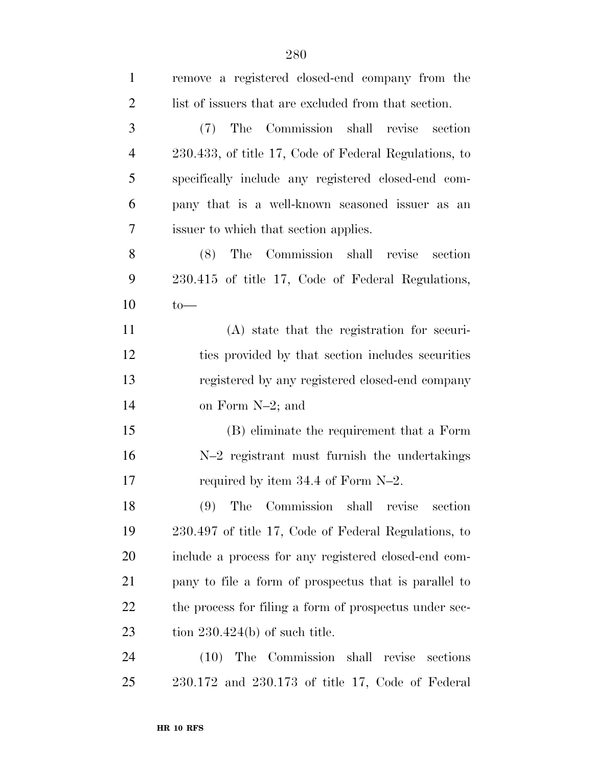remove a registered closed-end company from the list of issuers that are excluded from that section.

(7) The Commission shall revise section 230.433, of title 17, Code of Federal Regulations, to specifically include any registered closed-end company that is a well-known seasoned issuer as an issuer to which that section applies.

(8) The Commission shall revise section 230.415 of title 17, Code of Federal Regulations, to—

(A) state that the registration for securities provided by that section includes securities registered by any registered closed-end company on Form N–2; and

(B) eliminate the requirement that a Form N–2 registrant must furnish the undertakings required by item 34.4 of Form N–2.

(9) The Commission shall revise section 230.497 of title 17, Code of Federal Regulations, to include a process for any registered closed-end company to file a form of prospectus that is parallel to the process for filing a form of prospectus under section 230.424(b) of such title.

(10) The Commission shall revise sections 230.172 and 230.173 of title 17, Code of Federal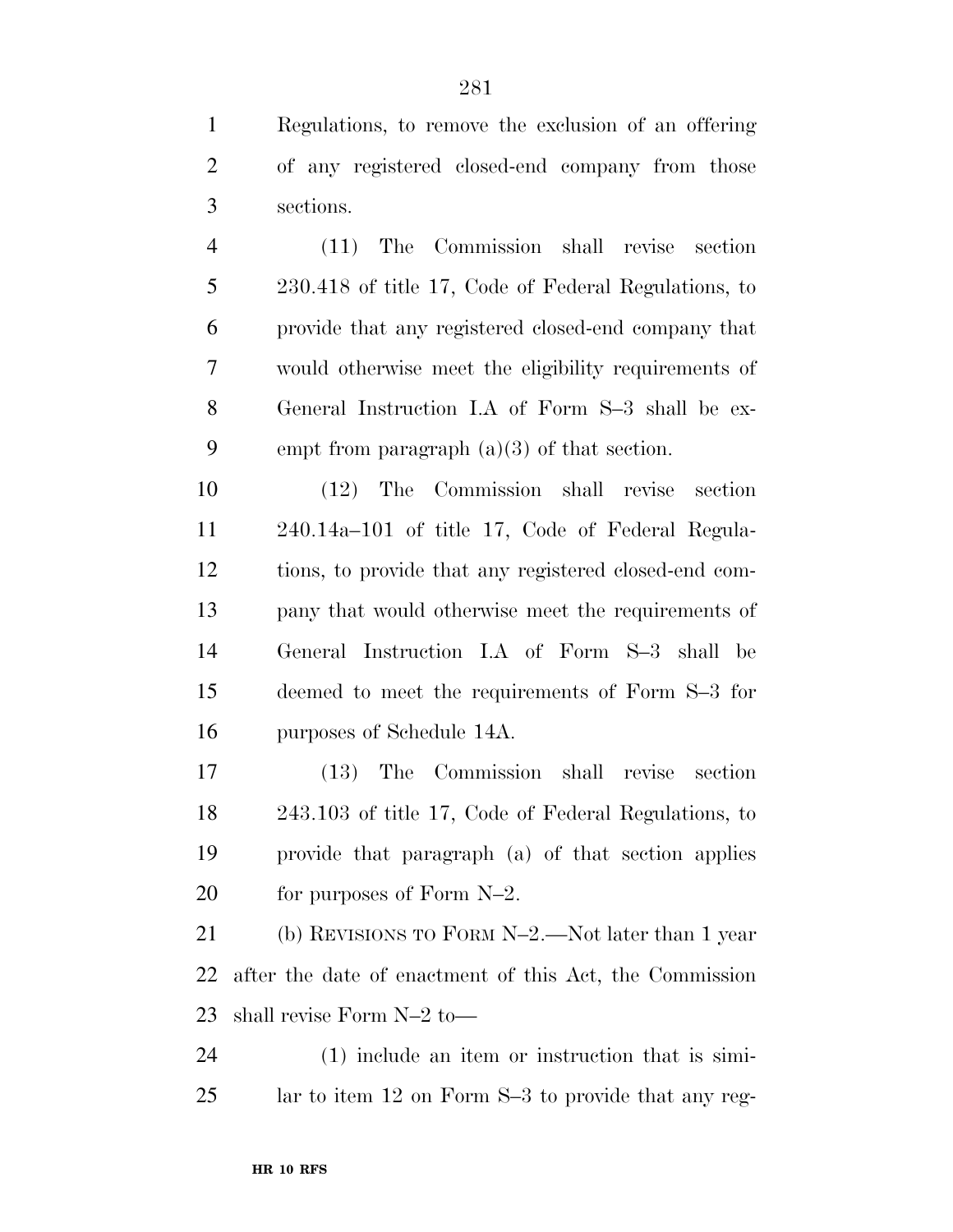Regulations, to remove the exclusion of an offering of any registered closed-end company from those sections.

(11) The Commission shall revise section 230.418 of title 17, Code of Federal Regulations, to provide that any registered closed-end company that would otherwise meet the eligibility requirements of General Instruction I.A of Form S–3 shall be exempt from paragraph (a)(3) of that section.

(12) The Commission shall revise section 240.14a–101 of title 17, Code of Federal Regulations, to provide that any registered closed-end company that would otherwise meet the requirements of General Instruction I.A of Form S–3 shall be deemed to meet the requirements of Form S–3 for purposes of Schedule 14A.

(13) The Commission shall revise section 243.103 of title 17, Code of Federal Regulations, to provide that paragraph (a) of that section applies for purposes of Form N–2.

(b) REVISIONS TO FORM N–2.—Not later than 1 year after the date of enactment of this Act, the Commission shall revise Form N–2 to—

(1) include an item or instruction that is similar to item 12 on Form S–3 to provide that any reg-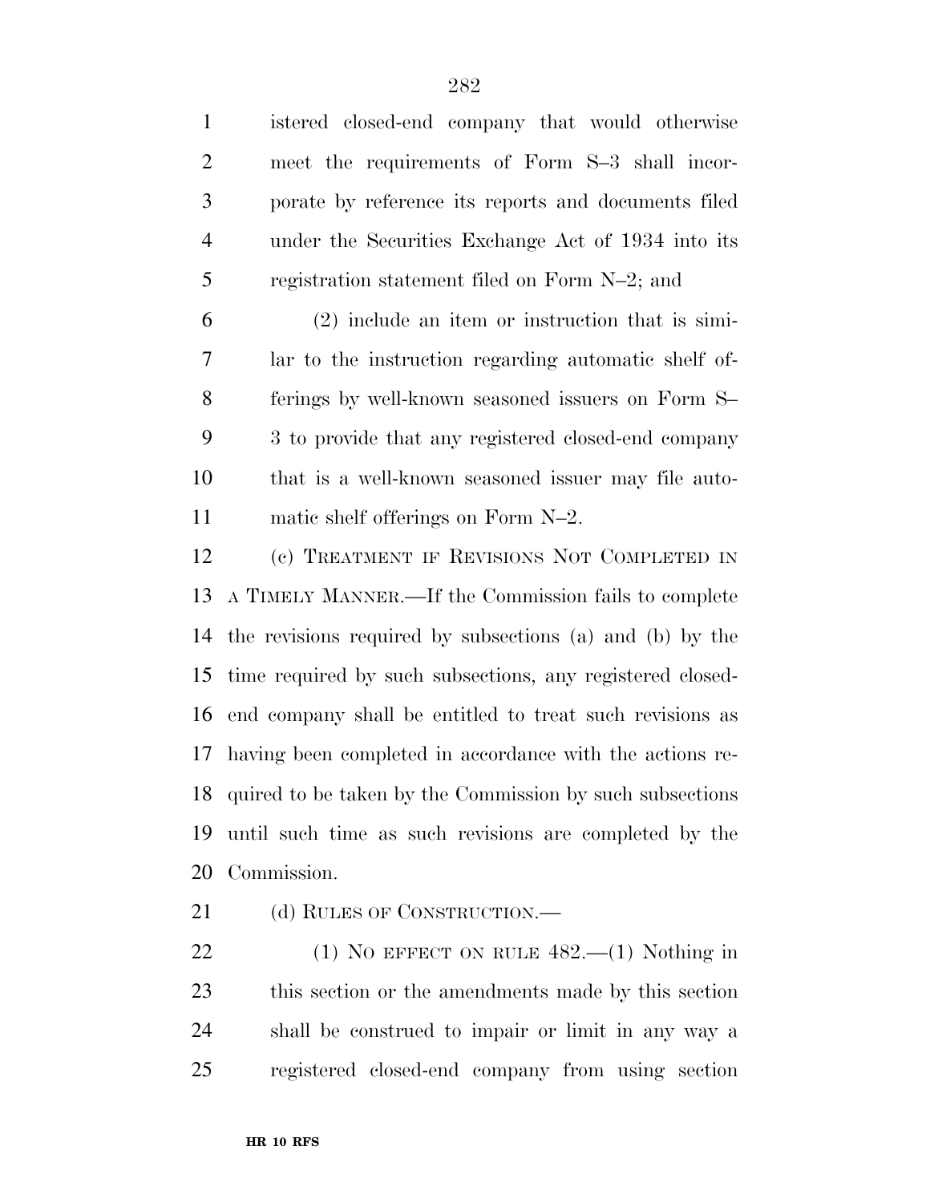istered closed-end company that would otherwise meet the requirements of Form S–3 shall incorporate by reference its reports and documents filed under the Securities Exchange Act of 1934 into its registration statement filed on Form N–2; and

(2) include an item or instruction that is similar to the instruction regarding automatic shelf offerings by well-known seasoned issuers on Form S–3 to provide that any registered closed-end company that is a well-known seasoned issuer may file automatic shelf offerings on Form N–2.

(c) TREATMENT IF REVISIONS NOT COMPLETED IN A TIMELY MANNER.—If the Commission fails to complete the revisions required by subsections (a) and (b) by the time required by such subsections, any registered closed-end company shall be entitled to treat such revisions as having been completed in accordance with the actions required to be taken by the Commission by such subsections until such time as such revisions are completed by the Commission.

(d) RULES OF CONSTRUCTION.—

(1) NO EFFECT ON RULE 482.—(1) Nothing in this section or the amendments made by this section shall be construed to impair or limit in any way a registered closed-end company from using section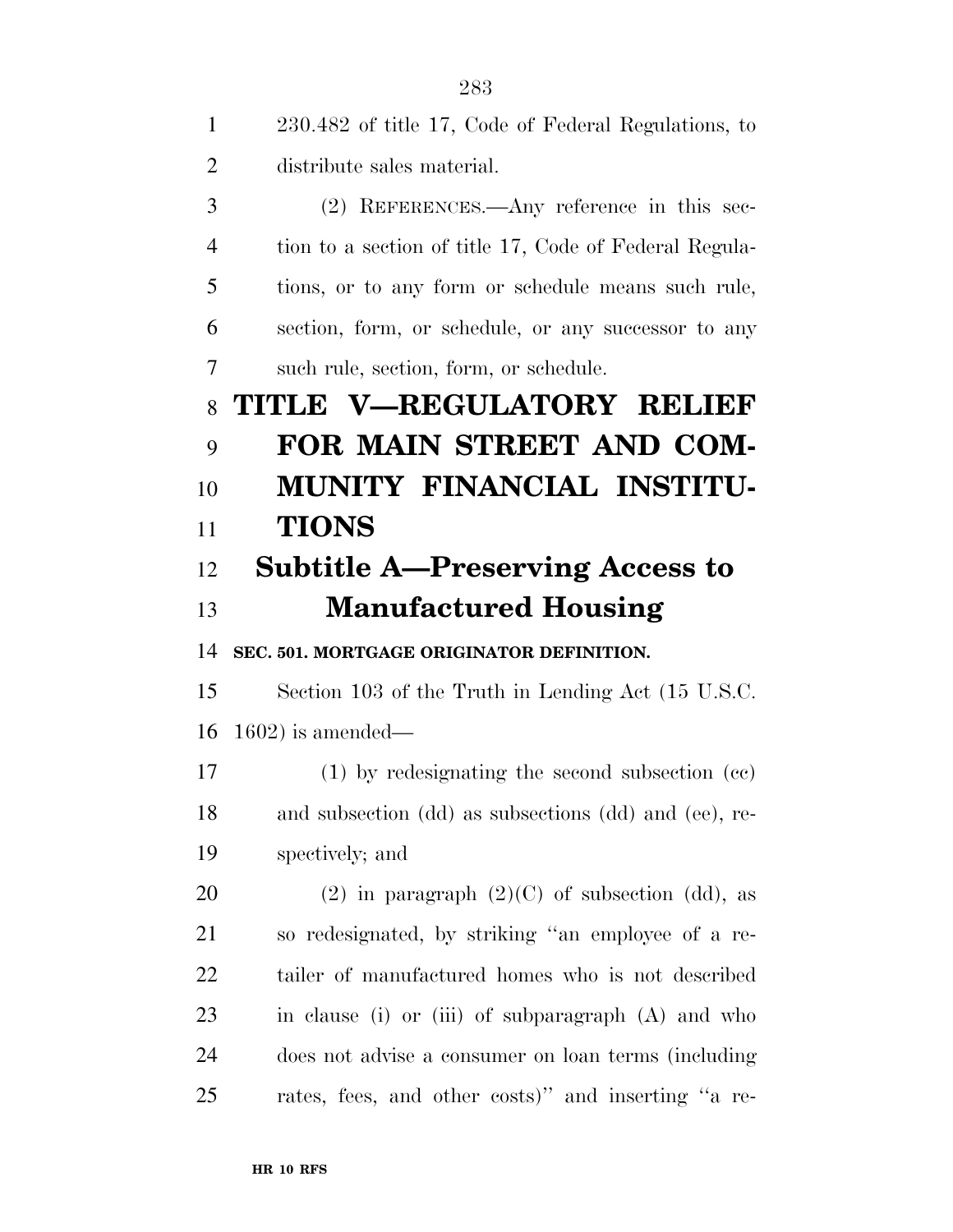230.482 of title 17, Code of Federal Regulations, to distribute sales material.

(2) REFERENCES.—Any reference in this section to a section of title 17, Code of Federal Regulations, or to any form or schedule means such rule, section, form, or schedule, or any successor to any such rule, section, form, or schedule.

# TITLE V—REGULATORY RELIEF FOR MAIN STREET AND COMMUNITY FINANCIAL INSTITUTIONS

## Subtitle A—Preserving Access to Manufactured Housing

### SEC. 501. MORTGAGE ORIGINATOR DEFINITION.

Section 103 of the Truth in Lending Act (15 U.S.C. 1602) is amended—

(1) by redesignating the second subsection (cc) and subsection (dd) as subsections (dd) and (ee), respectively; and

(2) in paragraph (2)(C) of subsection (dd), as so redesignated, by striking ''an employee of a retailer of manufactured homes who is not described in clause (i) or (iii) of subparagraph (A) and who does not advise a consumer on loan terms (including rates, fees, and other costs)'' and inserting ''a re-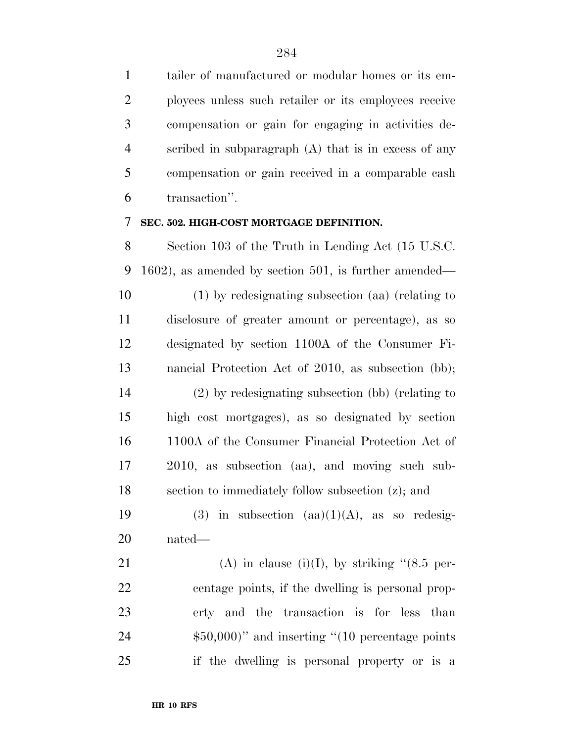tailer of manufactured or modular homes or its employees unless such retailer or its employees receive compensation or gain for engaging in activities described in subparagraph (A) that is in excess of any compensation or gain received in a comparable cash transaction''.

**SEC. 502. HIGH-COST MORTGAGE DEFINITION.**

Section 103 of the Truth in Lending Act (15 U.S.C. 1602), as amended by section 501, is further amended—

(1) by redesignating subsection (aa) (relating to disclosure of greater amount or percentage), as so designated by section 1100A of the Consumer Financial Protection Act of 2010, as subsection (bb);

(2) by redesignating subsection (bb) (relating to high cost mortgages), as so designated by section 1100A of the Consumer Financial Protection Act of 2010, as subsection (aa), and moving such subsection to immediately follow subsection (z); and

(3) in subsection (aa)(1)(A), as so redesignated—

(A) in clause (i)(I), by striking ''(8.5 percentage points, if the dwelling is personal property and the transaction is for less than $50,000)'' and inserting ''(10 percentage points if the dwelling is personal property or is a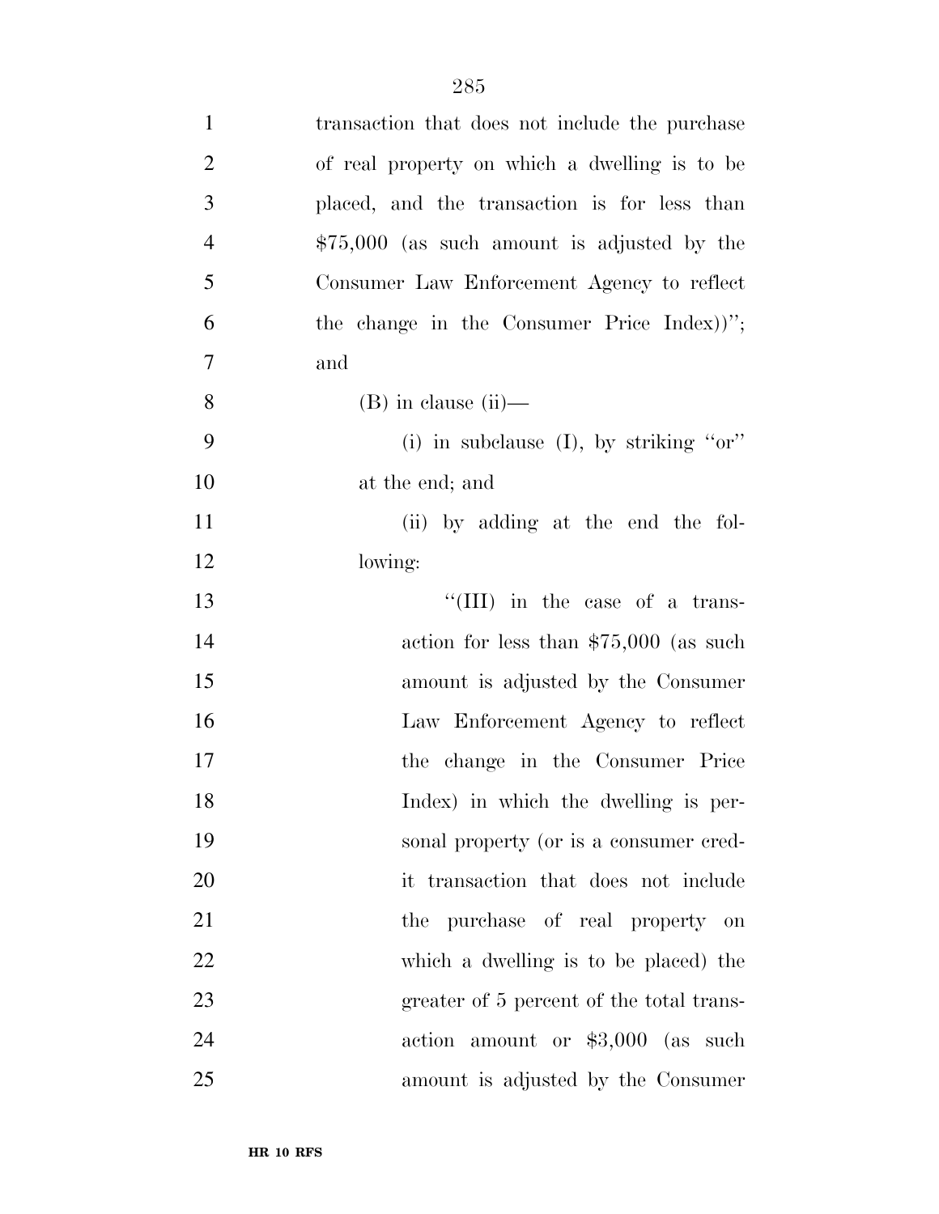transaction that does not include the purchase of real property on which a dwelling is to be placed, and the transaction is for less than $75,000 (as such amount is adjusted by the Consumer Law Enforcement Agency to reflect the change in the Consumer Price Index))''; and

(B) in clause (ii)—

(i) in subclause (I), by striking ''or'' at the end; and

(ii) by adding at the end the following:

''(III) in the case of a transaction for less than $75,000 (as such amount is adjusted by the Consumer Law Enforcement Agency to reflect the change in the Consumer Price Index) in which the dwelling is personal property (or is a consumer credit transaction that does not include the purchase of real property on which a dwelling is to be placed) the greater of 5 percent of the total transaction amount or $3,000 (as such amount is adjusted by the Consumer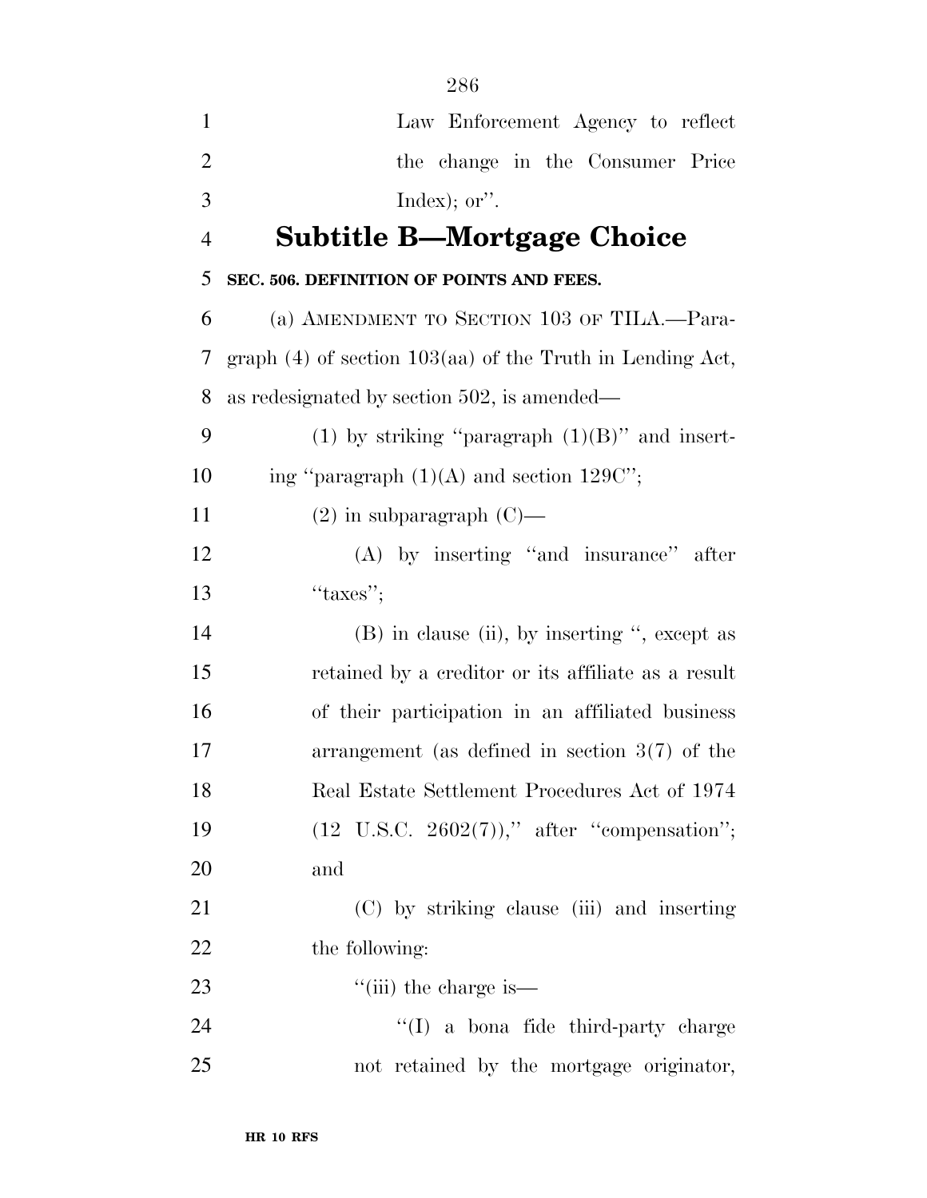Law Enforcement Agency to reflect the change in the Consumer Price Index); or''.

## Subtitle B—Mortgage Choice

**SEC. 506. DEFINITION OF POINTS AND FEES.**

(a) AMENDMENT TO SECTION 103 OF TILA.—Paragraph (4) of section 103(aa) of the Truth in Lending Act, as redesignated by section 502, is amended—

(1) by striking ''paragraph (1)(B)'' and inserting ''paragraph (1)(A) and section 129C'';

(2) in subparagraph (C)—

(A) by inserting ''and insurance'' after ''taxes'';

(B) in clause (ii), by inserting '', except as retained by a creditor or its affiliate as a result of their participation in an affiliated business arrangement (as defined in section 3(7) of the Real Estate Settlement Procedures Act of 1974 (12 U.S.C. 2602(7)),'' after ''compensation''; and

(C) by striking clause (iii) and inserting the following:

''(iii) the charge is—

''(I) a bona fide third-party charge not retained by the mortgage originator,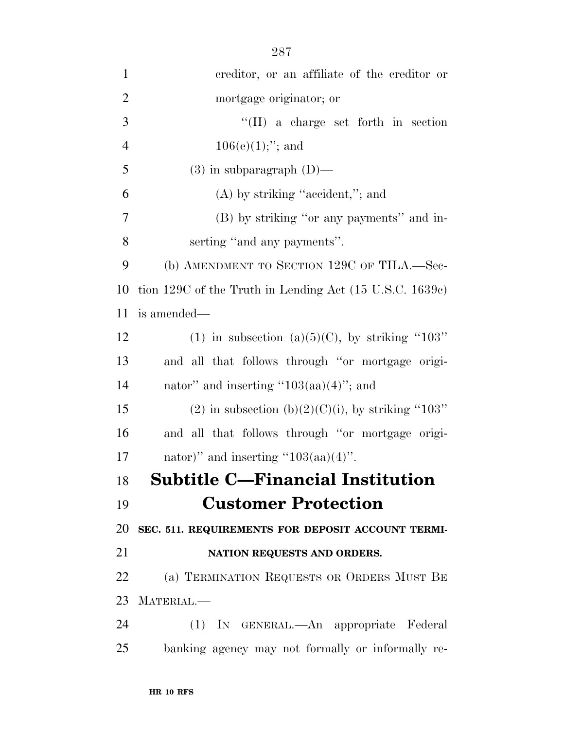creditor, or an affiliate of the creditor or mortgage originator; or

''(II) a charge set forth in section 106(e)(1);''; and

(3) in subparagraph (D)—

(A) by striking ''accident,''; and

(B) by striking ''or any payments'' and inserting ''and any payments''.

(b) AMENDMENT TO SECTION 129C OF TILA.—Section 129C of the Truth in Lending Act (15 U.S.C. 1639c) is amended—

(1) in subsection (a)(5)(C), by striking ''103'' and all that follows through ''or mortgage originator'' and inserting ''103(aa)(4)''; and

(2) in subsection (b)(2)(C)(i), by striking ''103'' and all that follows through ''or mortgage originator)'' and inserting ''103(aa)(4)''.

## Subtitle C—Financial Institution Customer Protection

### SEC. 511. REQUIREMENTS FOR DEPOSIT ACCOUNT TERMINATION REQUESTS AND ORDERS.

(a) TERMINATION REQUESTS OR ORDERS MUST BE MATERIAL.—

(1) IN GENERAL.—An appropriate Federal banking agency may not formally or informally re-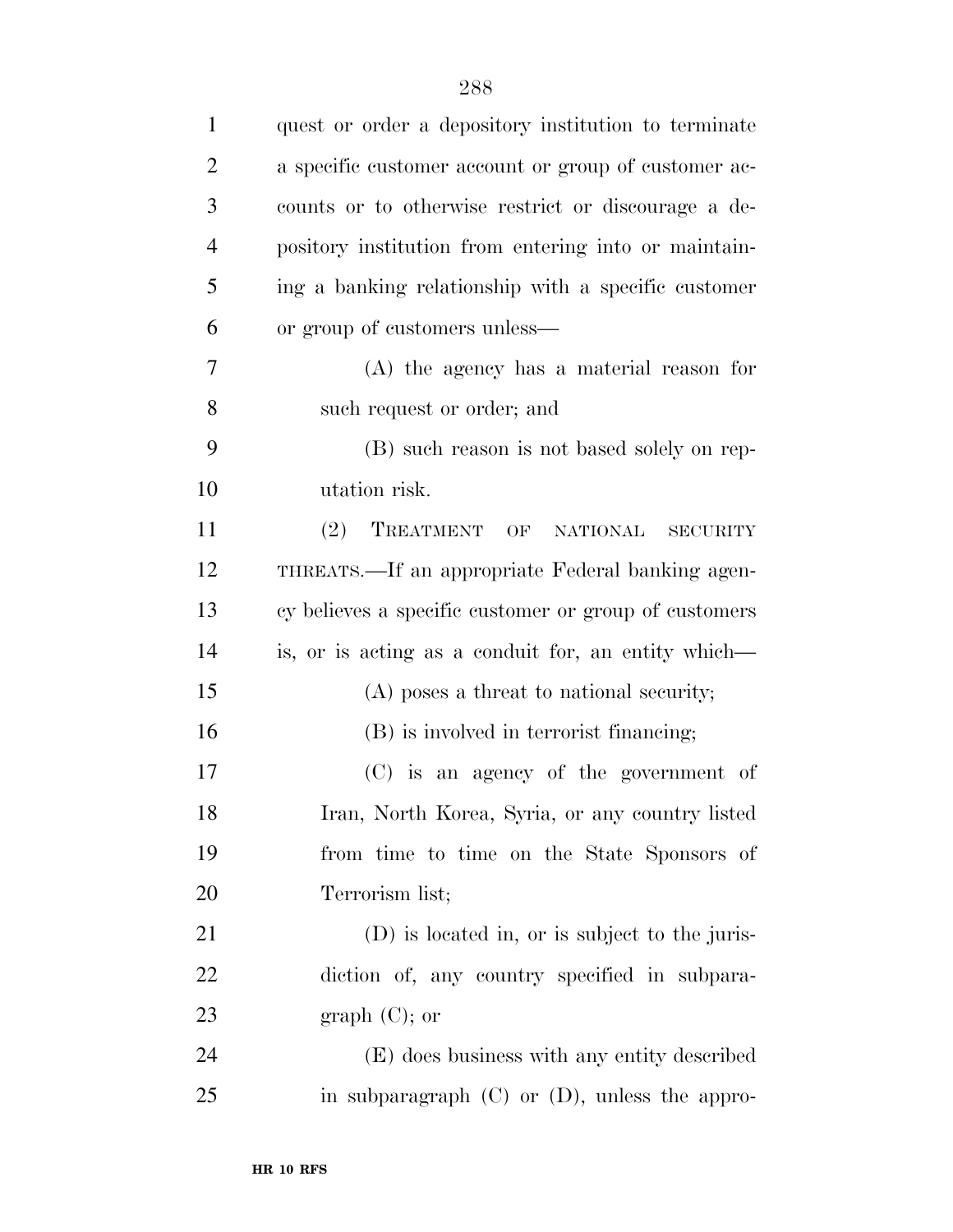quest or order a depository institution to terminate a specific customer account or group of customer accounts or to otherwise restrict or discourage a depository institution from entering into or maintaining a banking relationship with a specific customer or group of customers unless—

(A) the agency has a material reason for such request or order; and

(B) such reason is not based solely on reputation risk.

(2) TREATMENT OF NATIONAL SECURITY THREATS.—If an appropriate Federal banking agency believes a specific customer or group of customers is, or is acting as a conduit for, an entity which—

(A) poses a threat to national security;

(B) is involved in terrorist financing;

(C) is an agency of the government of Iran, North Korea, Syria, or any country listed from time to time on the State Sponsors of Terrorism list;

(D) is located in, or is subject to the jurisdiction of, any country specified in subparagraph (C); or

(E) does business with any entity described in subparagraph (C) or (D), unless the appro-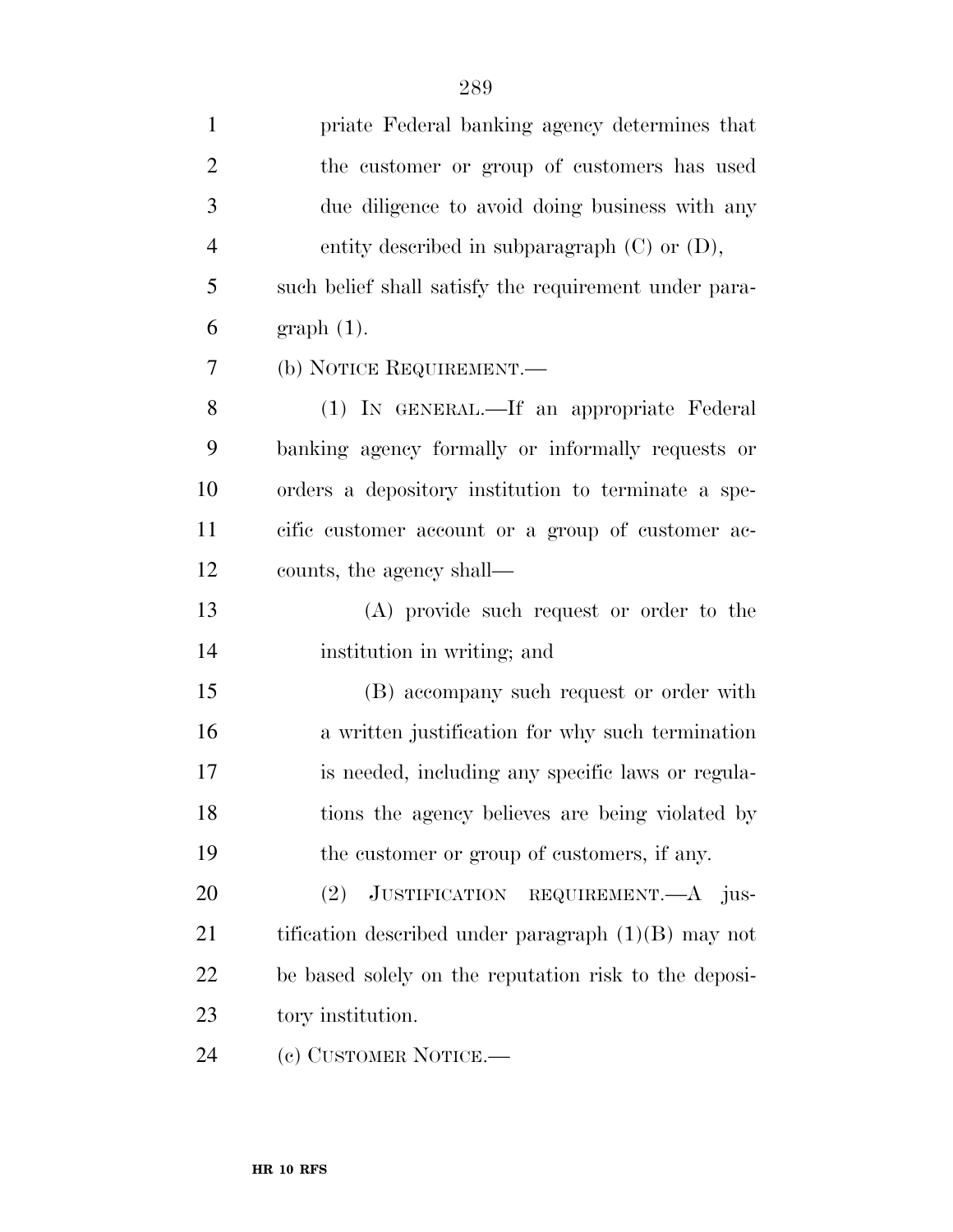priate Federal banking agency determines that the customer or group of customers has used due diligence to avoid doing business with any entity described in subparagraph (C) or (D),

such belief shall satisfy the requirement under paragraph (1).

(b) NOTICE REQUIREMENT.—

(1) IN GENERAL.—If an appropriate Federal banking agency formally or informally requests or orders a depository institution to terminate a specific customer account or a group of customer accounts, the agency shall—

(A) provide such request or order to the institution in writing; and

(B) accompany such request or order with a written justification for why such termination is needed, including any specific laws or regulations the agency believes are being violated by the customer or group of customers, if any.

(2) JUSTIFICATION REQUIREMENT.—A justification described under paragraph (1)(B) may not be based solely on the reputation risk to the depository institution.

(c) CUSTOMER NOTICE.—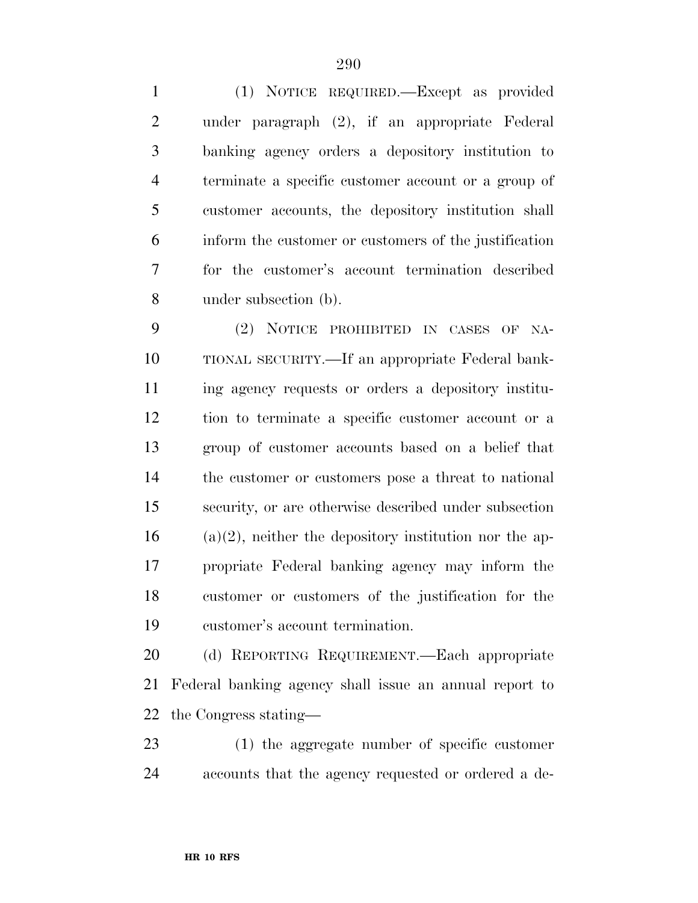(1) NOTICE REQUIRED.—Except as provided under paragraph (2), if an appropriate Federal banking agency orders a depository institution to terminate a specific customer account or a group of customer accounts, the depository institution shall inform the customer or customers of the justification for the customer's account termination described under subsection (b).

(2) NOTICE PROHIBITED IN CASES OF NATIONAL SECURITY.—If an appropriate Federal banking agency requests or orders a depository institution to terminate a specific customer account or a group of customer accounts based on a belief that the customer or customers pose a threat to national security, or are otherwise described under subsection (a)(2), neither the depository institution nor the appropriate Federal banking agency may inform the customer or customers of the justification for the customer's account termination.

(d) REPORTING REQUIREMENT.—Each appropriate Federal banking agency shall issue an annual report to the Congress stating—

(1) the aggregate number of specific customer accounts that the agency requested or ordered a de-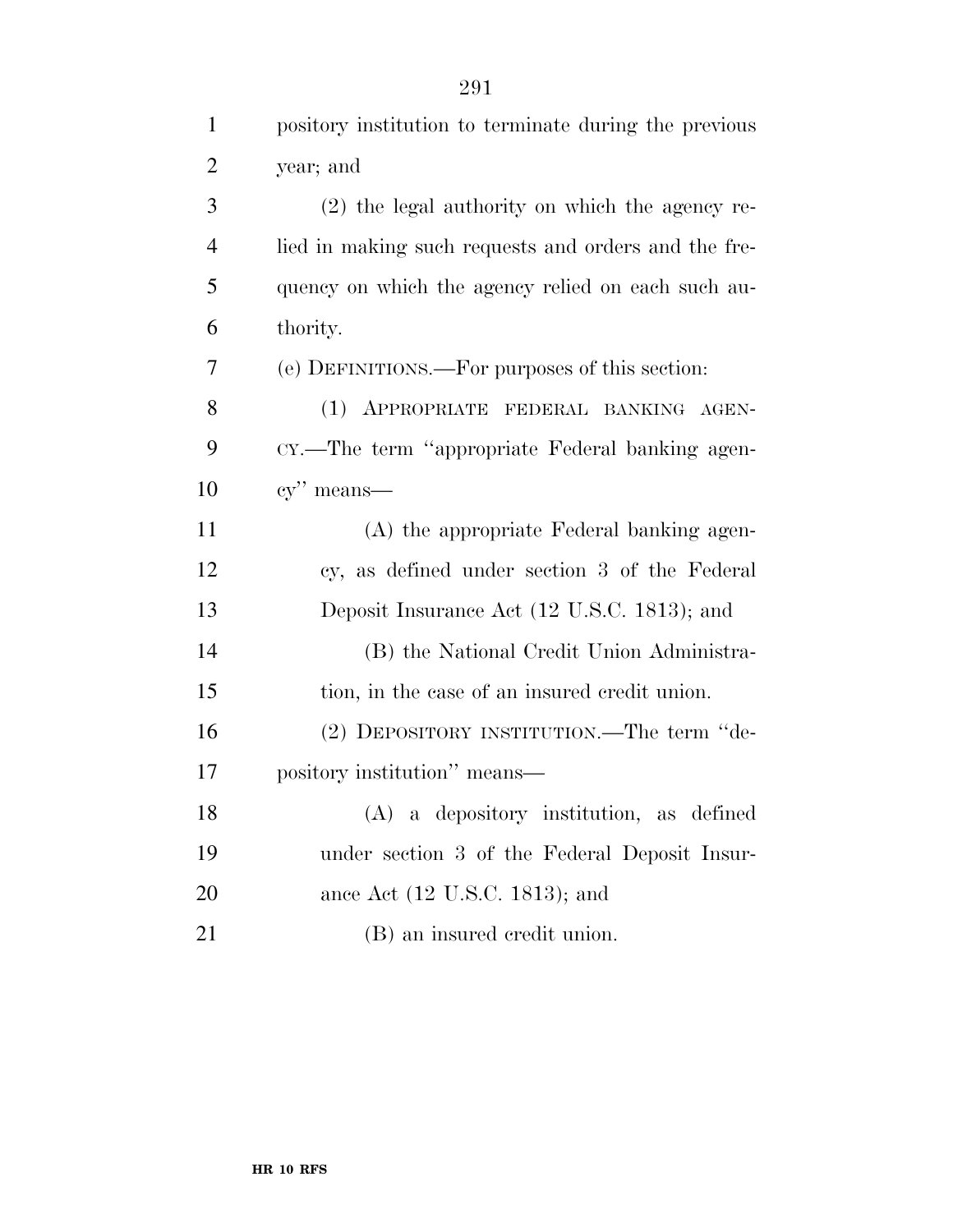pository institution to terminate during the previous year; and

(2) the legal authority on which the agency relied in making such requests and orders and the frequency on which the agency relied on each such authority.

(e) DEFINITIONS.—For purposes of this section:

(1) APPROPRIATE FEDERAL BANKING AGENCY.—The term "appropriate Federal banking agency" means—

(A) the appropriate Federal banking agency, as defined under section 3 of the Federal Deposit Insurance Act (12 U.S.C. 1813); and

(B) the National Credit Union Administration, in the case of an insured credit union.

(2) DEPOSITORY INSTITUTION.—The term "depository institution" means—

(A) a depository institution, as defined under section 3 of the Federal Deposit Insurance Act (12 U.S.C. 1813); and

(B) an insured credit union.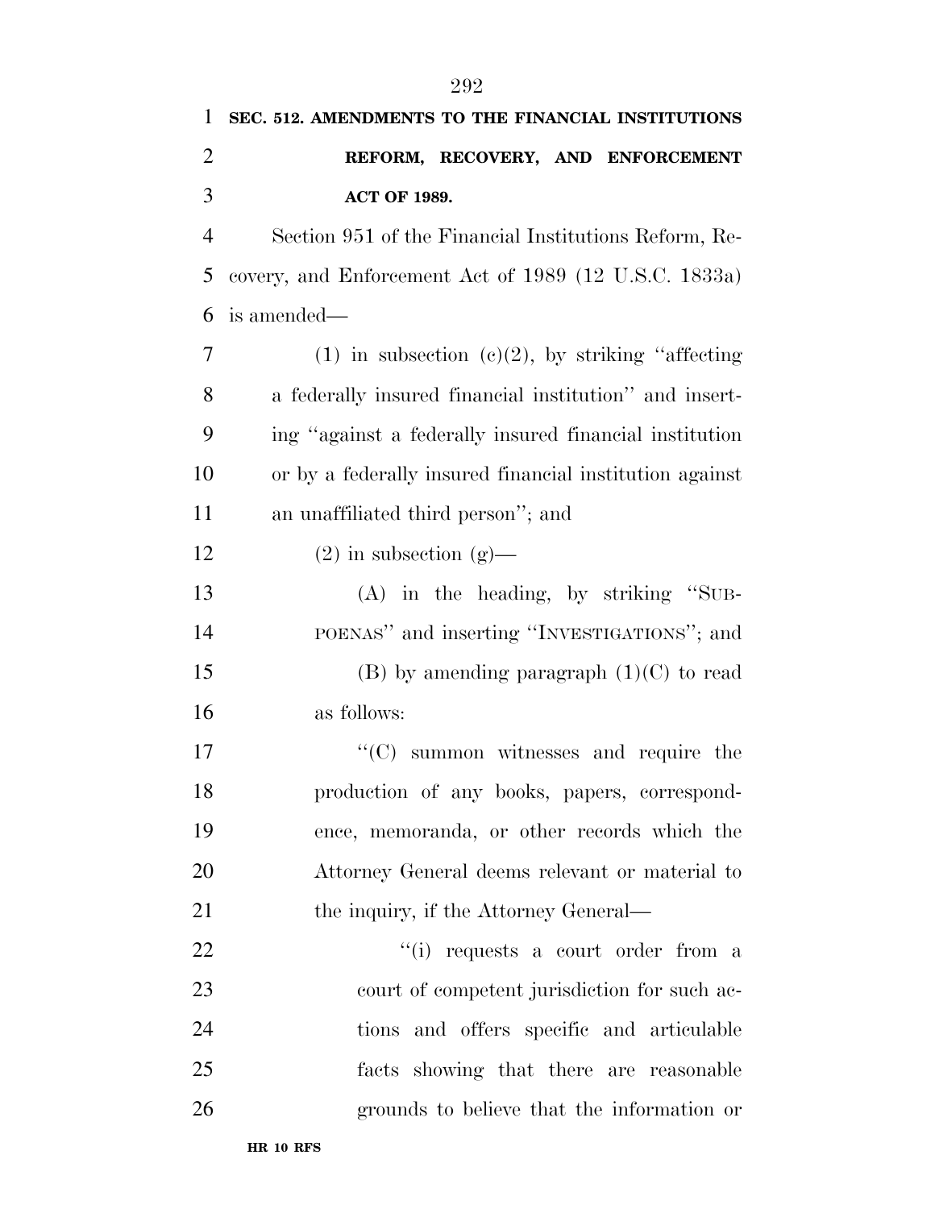**SEC. 512. AMENDMENTS TO THE FINANCIAL INSTITUTIONS REFORM, RECOVERY, AND ENFORCEMENT ACT OF 1989.**

Section 951 of the Financial Institutions Reform, Recovery, and Enforcement Act of 1989 (12 U.S.C. 1833a) is amended—

(1) in subsection (c)(2), by striking "affecting a federally insured financial institution" and inserting "against a federally insured financial institution or by a federally insured financial institution against an unaffiliated third person"; and

(2) in subsection (g)—

(A) in the heading, by striking "SUBPOENAS" and inserting "INVESTIGATIONS"; and

(B) by amending paragraph (1)(C) to read as follows:

"(C) summon witnesses and require the production of any books, papers, correspondence, memoranda, or other records which the Attorney General deems relevant or material to the inquiry, if the Attorney General—

"(i) requests a court order from a court of competent jurisdiction for such actions and offers specific and articulable facts showing that there are reasonable grounds to believe that the information or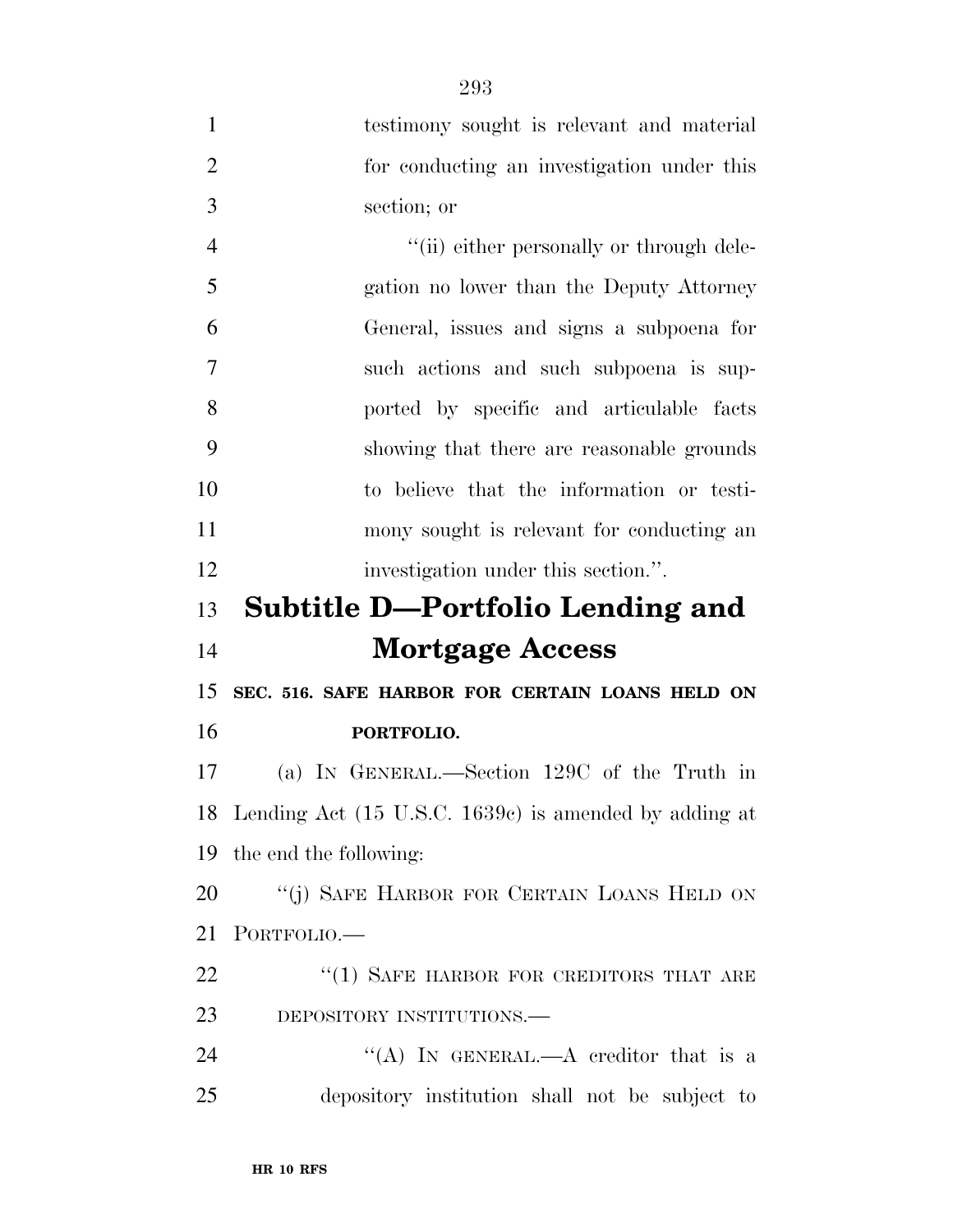testimony sought is relevant and material for conducting an investigation under this section; or

''(ii) either personally or through delegation no lower than the Deputy Attorney General, issues and signs a subpoena for such actions and such subpoena is supported by specific and articulable facts showing that there are reasonable grounds to believe that the information or testimony sought is relevant for conducting an investigation under this section.''.

## Subtitle D—Portfolio Lending and Mortgage Access

### SEC. 516. SAFE HARBOR FOR CERTAIN LOANS HELD ON PORTFOLIO.

(a) IN GENERAL.—Section 129C of the Truth in Lending Act (15 U.S.C. 1639c) is amended by adding at the end the following:

''(j) SAFE HARBOR FOR CERTAIN LOANS HELD ON PORTFOLIO.—

''(1) SAFE HARBOR FOR CREDITORS THAT ARE DEPOSITORY INSTITUTIONS.—

''(A) IN GENERAL.—A creditor that is a depository institution shall not be subject to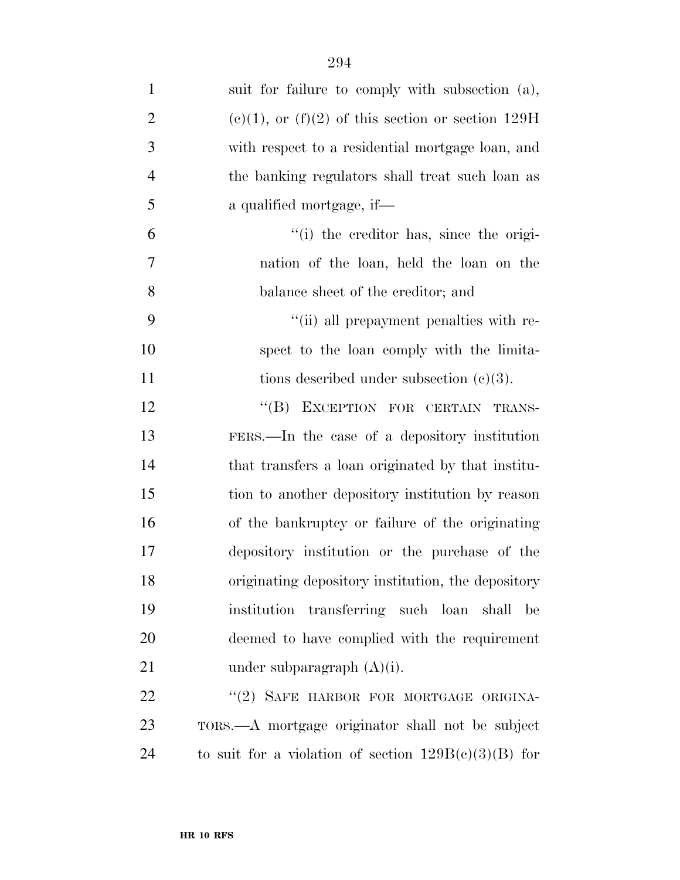suit for failure to comply with subsection (a), (c)(1), or (f)(2) of this section or section 129H with respect to a residential mortgage loan, and the banking regulators shall treat such loan as a qualified mortgage, if—

''(i) the creditor has, since the origination of the loan, held the loan on the balance sheet of the creditor; and

''(ii) all prepayment penalties with respect to the loan comply with the limitations described under subsection (c)(3).

''(B) EXCEPTION FOR CERTAIN TRANSFERS.—In the case of a depository institution that transfers a loan originated by that institution to another depository institution by reason of the bankruptcy or failure of the originating depository institution or the purchase of the originating depository institution, the depository institution transferring such loan shall be deemed to have complied with the requirement under subparagraph (A)(i).

''(2) SAFE HARBOR FOR MORTGAGE ORIGINATORS.—A mortgage originator shall not be subject to suit for a violation of section 129B(c)(3)(B) for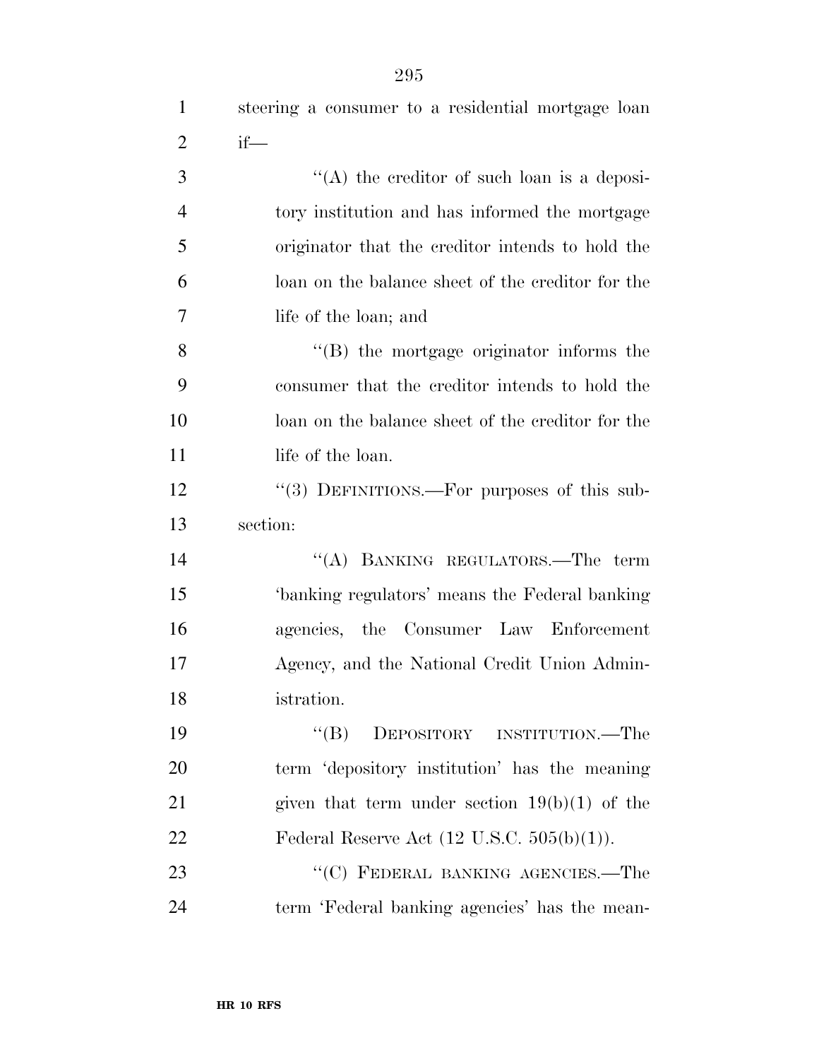steering a consumer to a residential mortgage loan if—

"(A) the creditor of such loan is a depository institution and has informed the mortgage originator that the creditor intends to hold the loan on the balance sheet of the creditor for the life of the loan; and

"(B) the mortgage originator informs the consumer that the creditor intends to hold the loan on the balance sheet of the creditor for the life of the loan.

"(3) DEFINITIONS.—For purposes of this subsection:

"(A) BANKING REGULATORS.—The term 'banking regulators' means the Federal banking agencies, the Consumer Law Enforcement Agency, and the National Credit Union Administration.

"(B) DEPOSITORY INSTITUTION.—The term 'depository institution' has the meaning given that term under section 19(b)(1) of the Federal Reserve Act (12 U.S.C. 505(b)(1)).

"(C) FEDERAL BANKING AGENCIES.—The term 'Federal banking agencies' has the mean-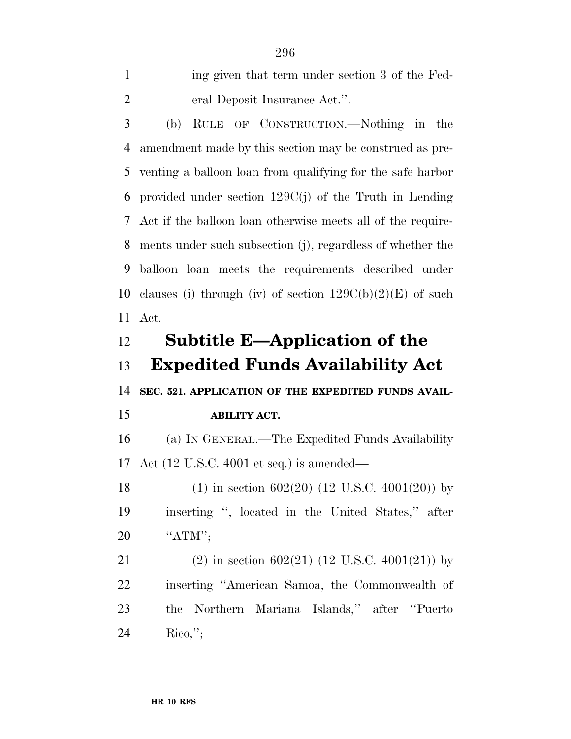ing given that term under section 3 of the Federal Deposit Insurance Act.''.

(b) RULE OF CONSTRUCTION.—Nothing in the amendment made by this section may be construed as preventing a balloon loan from qualifying for the safe harbor provided under section 129C(j) of the Truth in Lending Act if the balloon loan otherwise meets all of the requirements under such subsection (j), regardless of whether the balloon loan meets the requirements described under clauses (i) through (iv) of section 129C(b)(2)(E) of such Act.

## Subtitle E—Application of the Expedited Funds Availability Act

### SEC. 521. APPLICATION OF THE EXPEDITED FUNDS AVAILABILITY ACT.

(a) IN GENERAL.—The Expedited Funds Availability Act (12 U.S.C. 4001 et seq.) is amended—

(1) in section 602(20) (12 U.S.C. 4001(20)) by inserting '', located in the United States,'' after ''ATM'';

(2) in section 602(21) (12 U.S.C. 4001(21)) by inserting ''American Samoa, the Commonwealth of the Northern Mariana Islands,'' after ''Puerto Rico,'';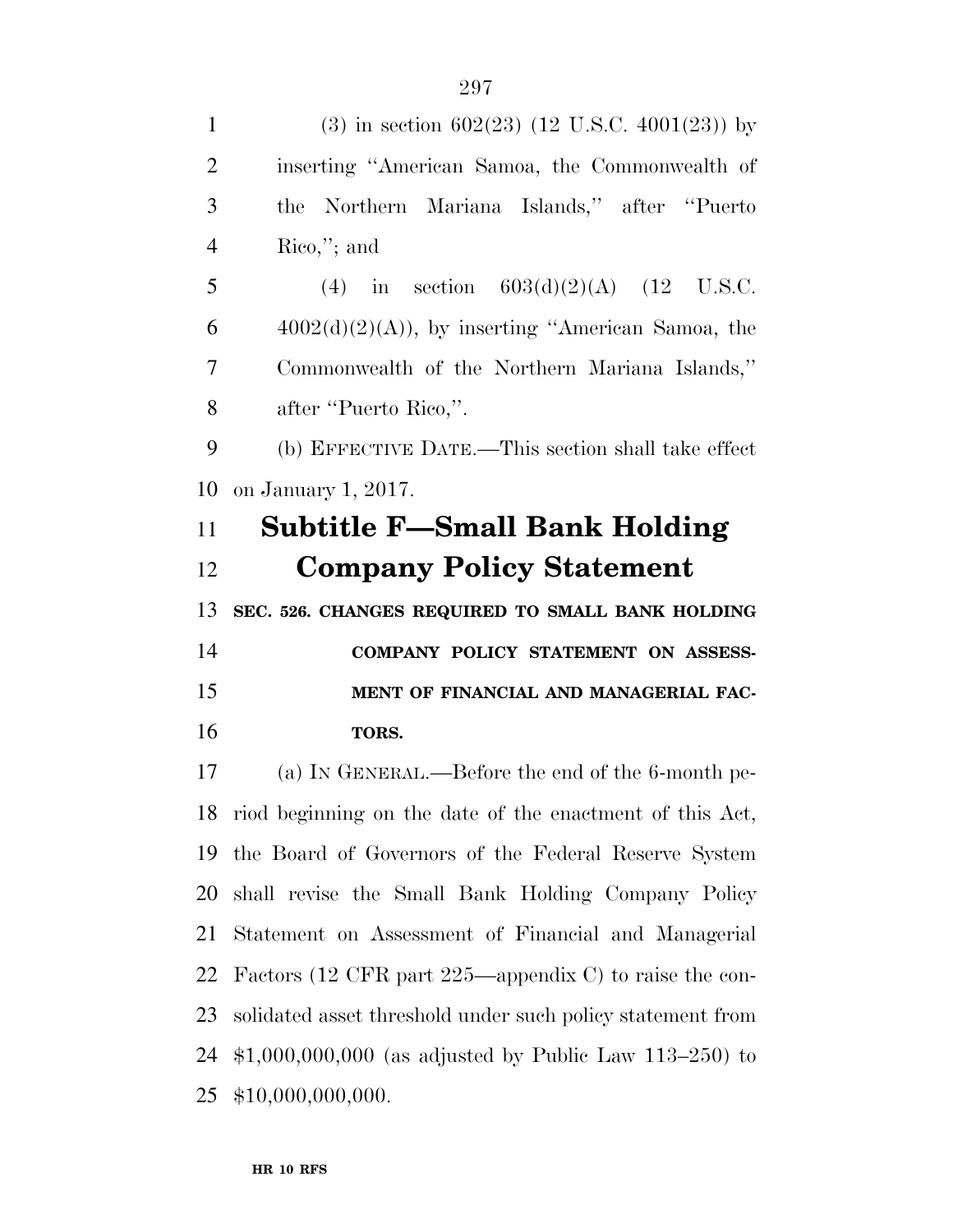(3) in section 602(23) (12 U.S.C. 4001(23)) by inserting ''American Samoa, the Commonwealth of the Northern Mariana Islands,'' after ''Puerto Rico,''; and

(4) in section 603(d)(2)(A) (12 U.S.C. 4002(d)(2)(A)), by inserting ''American Samoa, the Commonwealth of the Northern Mariana Islands,'' after ''Puerto Rico,''.

(b) EFFECTIVE DATE.—This section shall take effect on January 1, 2017.

## Subtitle F—Small Bank Holding Company Policy Statement

### SEC. 526. CHANGES REQUIRED TO SMALL BANK HOLDING COMPANY POLICY STATEMENT ON ASSESSMENT OF FINANCIAL AND MANAGERIAL FACTORS.

(a) IN GENERAL.—Before the end of the 6-month period beginning on the date of the enactment of this Act, the Board of Governors of the Federal Reserve System shall revise the Small Bank Holding Company Policy Statement on Assessment of Financial and Managerial Factors (12 CFR part 225—appendix C) to raise the consolidated asset threshold under such policy statement from $1,000,000,000 (as adjusted by Public Law 113–250) to $10,000,000,000.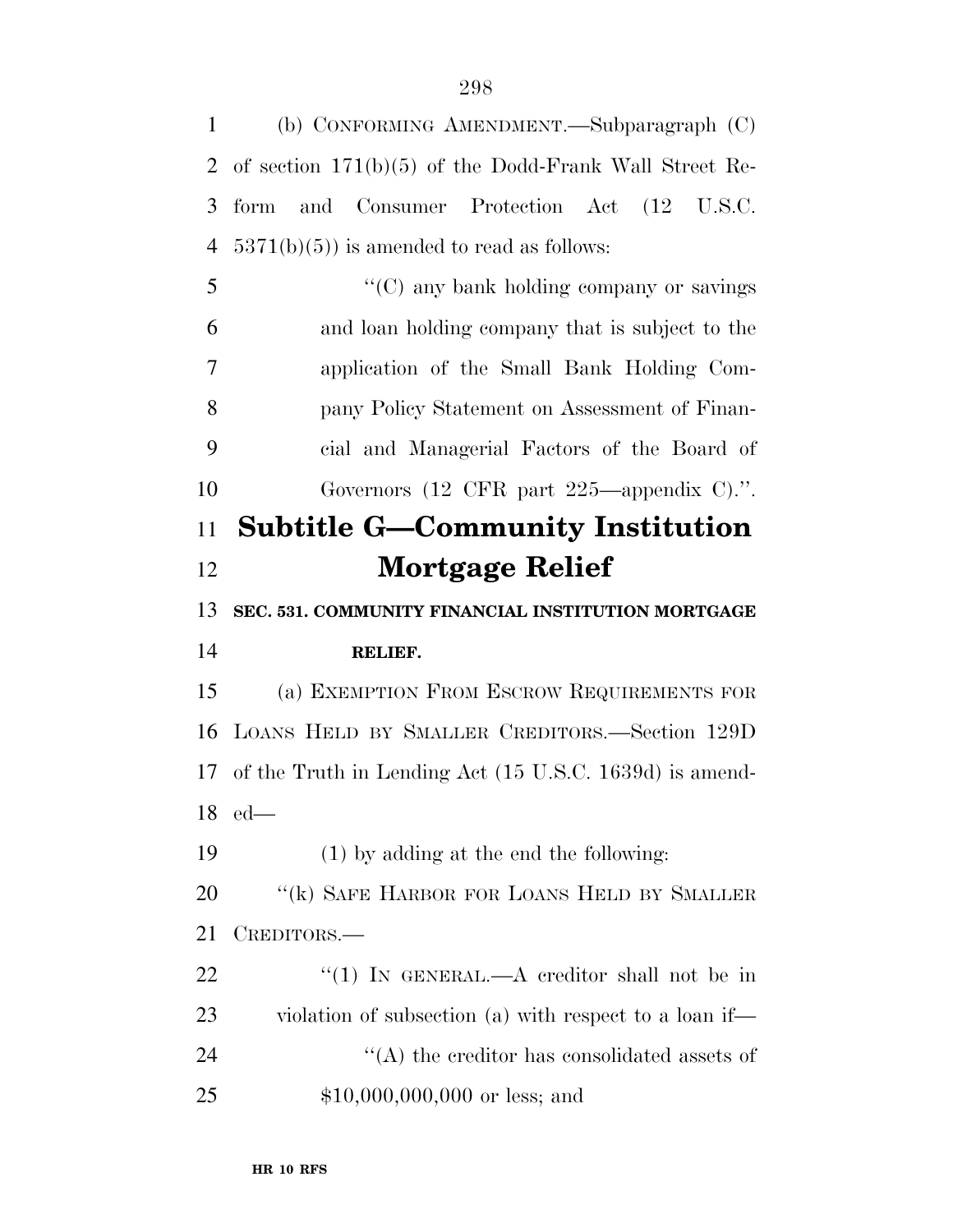(b) CONFORMING AMENDMENT.—Subparagraph (C) of section 171(b)(5) of the Dodd-Frank Wall Street Reform and Consumer Protection Act (12 U.S.C. 5371(b)(5)) is amended to read as follows:

> "(C) any bank holding company or savings and loan holding company that is subject to the application of the Small Bank Holding Company Policy Statement on Assessment of Financial and Managerial Factors of the Board of Governors (12 CFR part 225—appendix C).".

## Subtitle G—Community Institution Mortgage Relief

### SEC. 531. COMMUNITY FINANCIAL INSTITUTION MORTGAGE RELIEF.

(a) EXEMPTION FROM ESCROW REQUIREMENTS FOR LOANS HELD BY SMALLER CREDITORS.—Section 129D of the Truth in Lending Act (15 U.S.C. 1639d) is amended—

(1) by adding at the end the following:

"(k) SAFE HARBOR FOR LOANS HELD BY SMALLER CREDITORS.—

"(1) IN GENERAL.—A creditor shall not be in violation of subsection (a) with respect to a loan if—

"(A) the creditor has consolidated assets of $10,000,000,000 or less; and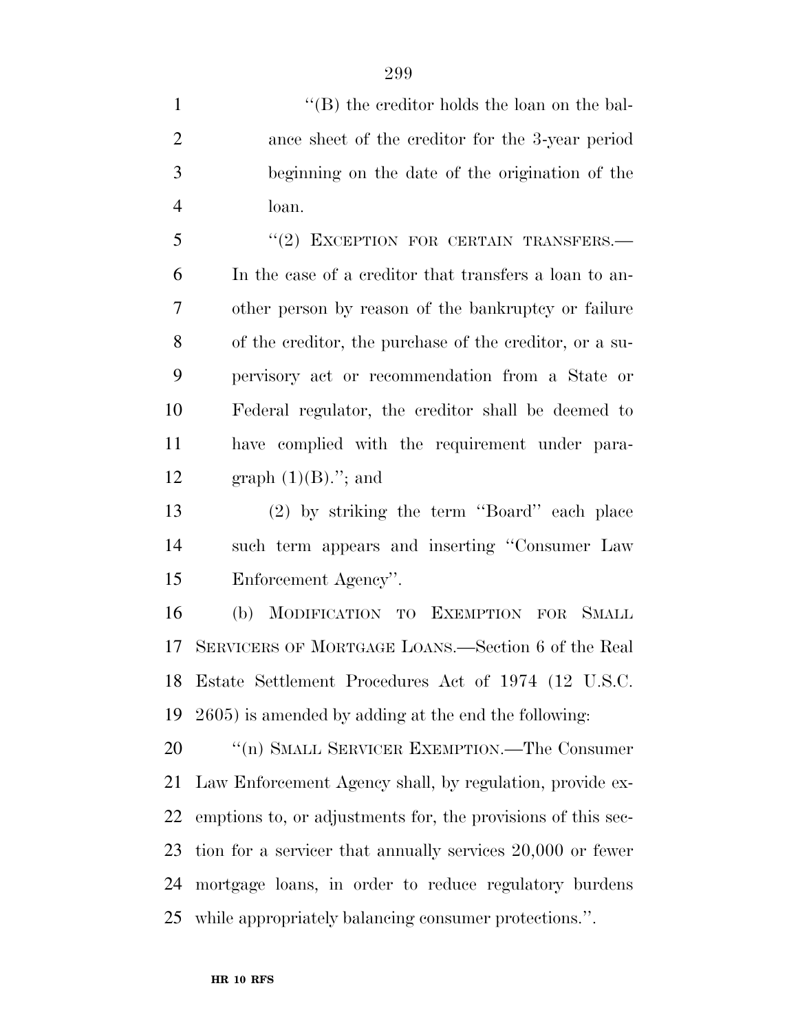''(B) the creditor holds the loan on the balance sheet of the creditor for the 3-year period beginning on the date of the origination of the loan.

''(2) EXCEPTION FOR CERTAIN TRANSFERS.—In the case of a creditor that transfers a loan to another person by reason of the bankruptcy or failure of the creditor, the purchase of the creditor, or a supervisory act or recommendation from a State or Federal regulator, the creditor shall be deemed to have complied with the requirement under paragraph (1)(B).''; and

(2) by striking the term ''Board'' each place such term appears and inserting ''Consumer Law Enforcement Agency''.

(b) MODIFICATION TO EXEMPTION FOR SMALL SERVICERS OF MORTGAGE LOANS.—Section 6 of the Real Estate Settlement Procedures Act of 1974 (12 U.S.C. 2605) is amended by adding at the end the following:

''(n) SMALL SERVICER EXEMPTION.—The Consumer Law Enforcement Agency shall, by regulation, provide exemptions to, or adjustments for, the provisions of this section for a servicer that annually services 20,000 or fewer mortgage loans, in order to reduce regulatory burdens while appropriately balancing consumer protections.''.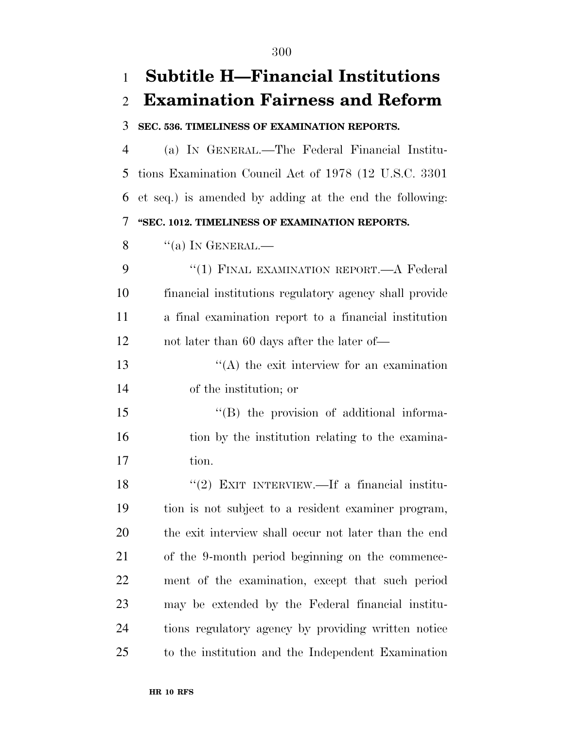# Subtitle H—Financial Institutions Examination Fairness and Reform

**SEC. 536. TIMELINESS OF EXAMINATION REPORTS.**

(a) IN GENERAL.—The Federal Financial Institutions Examination Council Act of 1978 (12 U.S.C. 3301 et seq.) is amended by adding at the end the following:

**"SEC. 1012. TIMELINESS OF EXAMINATION REPORTS.**

"(a) IN GENERAL.—

"(1) FINAL EXAMINATION REPORT.—A Federal financial institutions regulatory agency shall provide a final examination report to a financial institution not later than 60 days after the later of—

"(A) the exit interview for an examination of the institution; or

"(B) the provision of additional information by the institution relating to the examination.

"(2) EXIT INTERVIEW.—If a financial institution is not subject to a resident examiner program, the exit interview shall occur not later than the end of the 9-month period beginning on the commencement of the examination, except that such period may be extended by the Federal financial institutions regulatory agency by providing written notice to the institution and the Independent Examination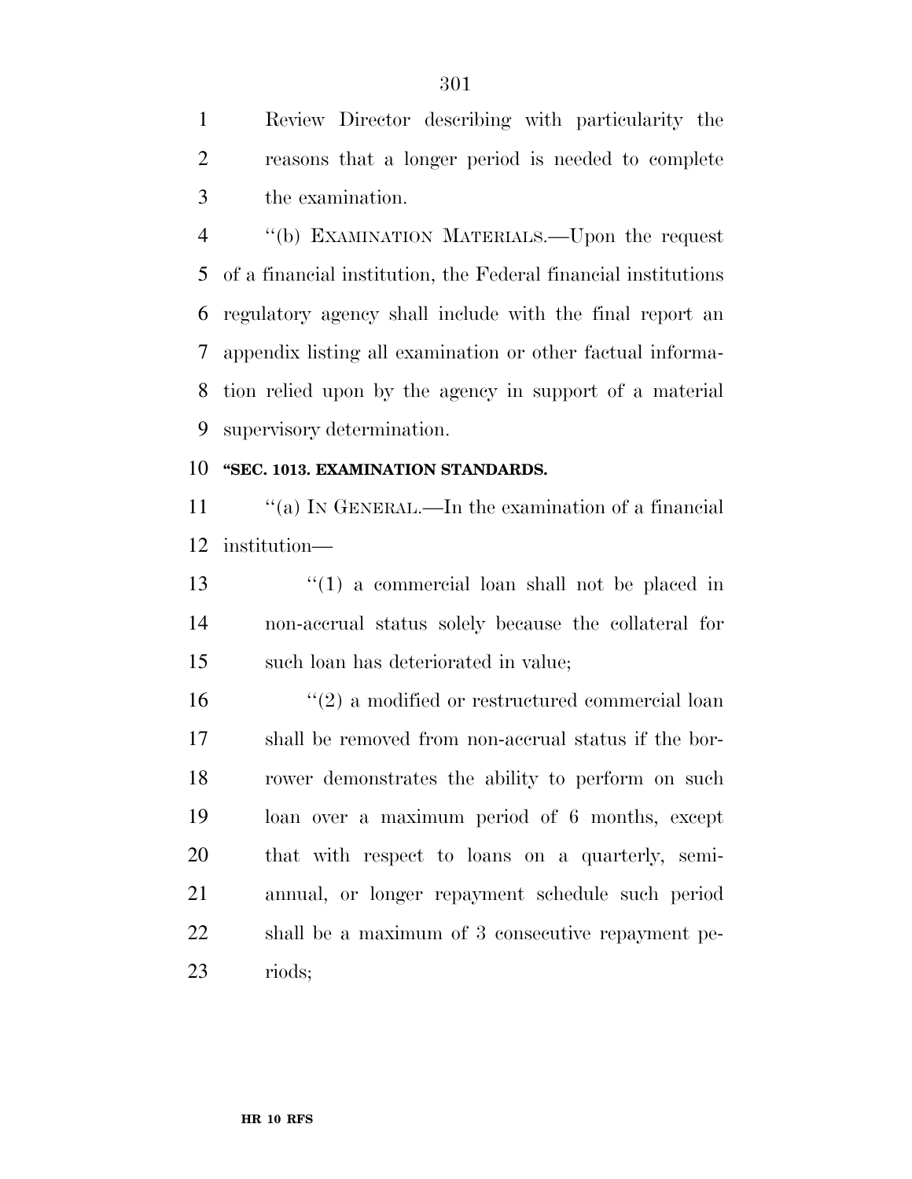Review Director describing with particularity the reasons that a longer period is needed to complete the examination.

''(b) EXAMINATION MATERIALS.—Upon the request of a financial institution, the Federal financial institutions regulatory agency shall include with the final report an appendix listing all examination or other factual information relied upon by the agency in support of a material supervisory determination.

**''SEC. 1013. EXAMINATION STANDARDS.**

''(a) IN GENERAL.—In the examination of a financial institution—

''(1) a commercial loan shall not be placed in non-accrual status solely because the collateral for such loan has deteriorated in value;

''(2) a modified or restructured commercial loan shall be removed from non-accrual status if the borrower demonstrates the ability to perform on such loan over a maximum period of 6 months, except that with respect to loans on a quarterly, semi-annual, or longer repayment schedule such period shall be a maximum of 3 consecutive repayment periods;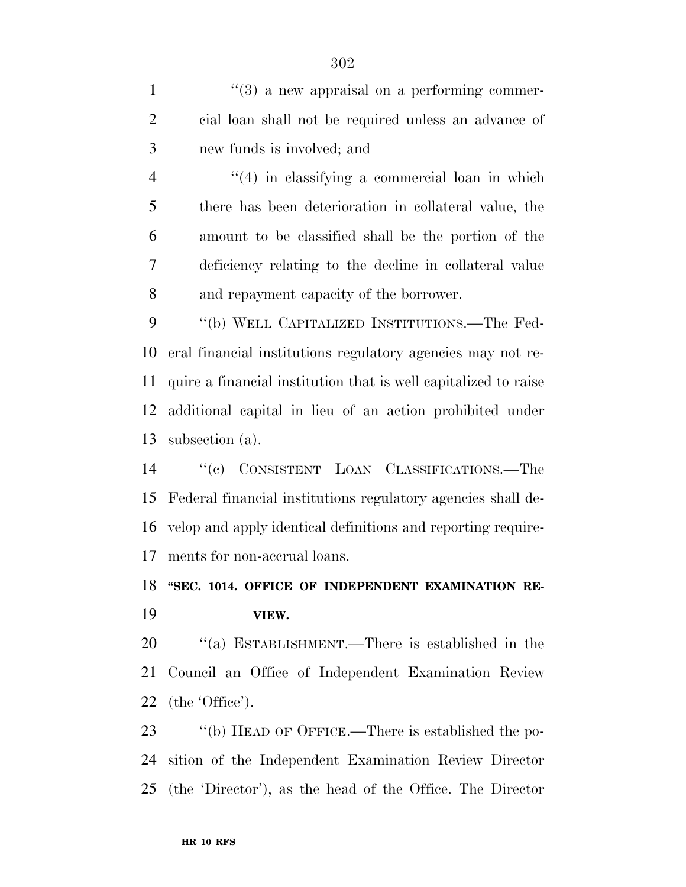''(3) a new appraisal on a performing commercial loan shall not be required unless an advance of new funds is involved; and

''(4) in classifying a commercial loan in which there has been deterioration in collateral value, the amount to be classified shall be the portion of the deficiency relating to the decline in collateral value and repayment capacity of the borrower.

''(b) WELL CAPITALIZED INSTITUTIONS.—The Federal financial institutions regulatory agencies may not require a financial institution that is well capitalized to raise additional capital in lieu of an action prohibited under subsection (a).

''(c) CONSISTENT LOAN CLASSIFICATIONS.—The Federal financial institutions regulatory agencies shall develop and apply identical definitions and reporting requirements for non-accrual loans.

**''SEC. 1014. OFFICE OF INDEPENDENT EXAMINATION REVIEW.**

''(a) ESTABLISHMENT.—There is established in the Council an Office of Independent Examination Review (the 'Office').

''(b) HEAD OF OFFICE.—There is established the position of the Independent Examination Review Director (the 'Director'), as the head of the Office. The Director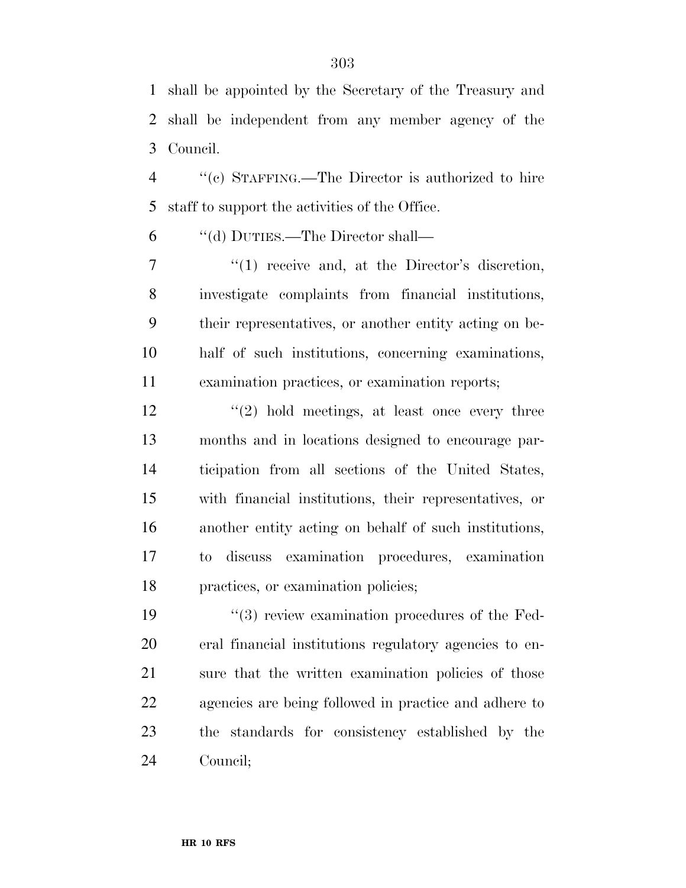shall be appointed by the Secretary of the Treasury and shall be independent from any member agency of the Council.

''(c) STAFFING.—The Director is authorized to hire staff to support the activities of the Office.

''(d) DUTIES.—The Director shall—

''(1) receive and, at the Director's discretion, investigate complaints from financial institutions, their representatives, or another entity acting on behalf of such institutions, concerning examinations, examination practices, or examination reports;

''(2) hold meetings, at least once every three months and in locations designed to encourage participation from all sections of the United States, with financial institutions, their representatives, or another entity acting on behalf of such institutions, to discuss examination procedures, examination practices, or examination policies;

''(3) review examination procedures of the Federal financial institutions regulatory agencies to ensure that the written examination policies of those agencies are being followed in practice and adhere to the standards for consistency established by the Council;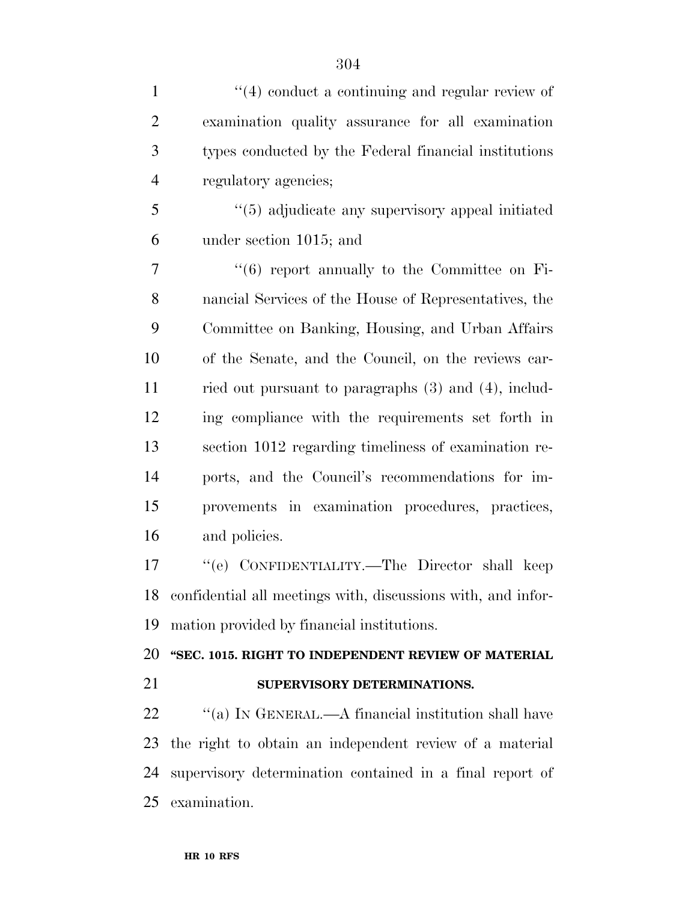"(4) conduct a continuing and regular review of examination quality assurance for all examination types conducted by the Federal financial institutions regulatory agencies;

"(5) adjudicate any supervisory appeal initiated under section 1015; and

"(6) report annually to the Committee on Financial Services of the House of Representatives, the Committee on Banking, Housing, and Urban Affairs of the Senate, and the Council, on the reviews carried out pursuant to paragraphs (3) and (4), including compliance with the requirements set forth in section 1012 regarding timeliness of examination reports, and the Council's recommendations for improvements in examination procedures, practices, and policies.

"(e) CONFIDENTIALITY.—The Director shall keep confidential all meetings with, discussions with, and information provided by financial institutions.

**"SEC. 1015. RIGHT TO INDEPENDENT REVIEW OF MATERIAL SUPERVISORY DETERMINATIONS.**

"(a) IN GENERAL.—A financial institution shall have the right to obtain an independent review of a material supervisory determination contained in a final report of examination.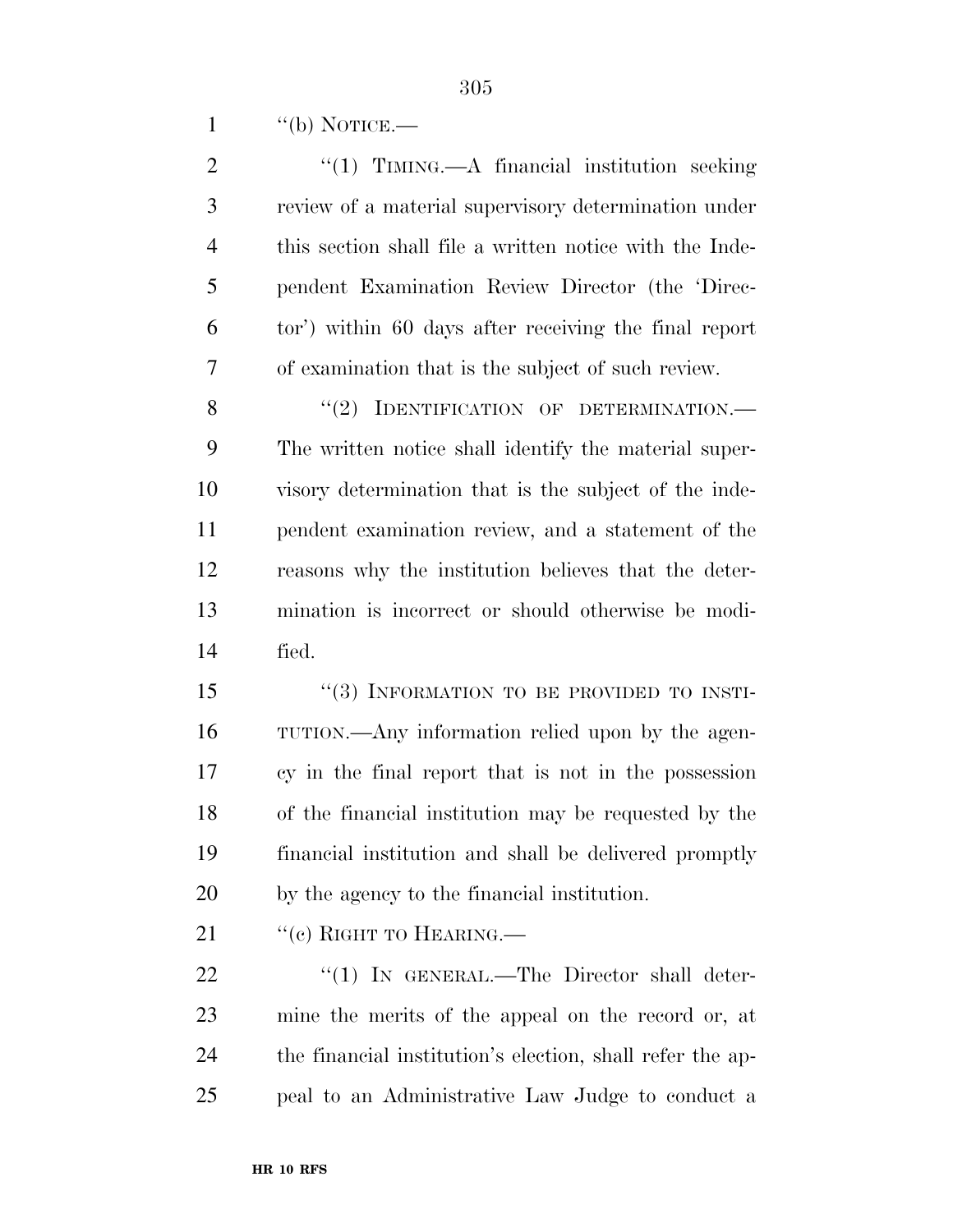''(b) NOTICE.—

''(1) TIMING.—A financial institution seeking review of a material supervisory determination under this section shall file a written notice with the Independent Examination Review Director (the 'Director') within 60 days after receiving the final report of examination that is the subject of such review.

''(2) IDENTIFICATION OF DETERMINATION.—The written notice shall identify the material supervisory determination that is the subject of the independent examination review, and a statement of the reasons why the institution believes that the determination is incorrect or should otherwise be modified.

''(3) INFORMATION TO BE PROVIDED TO INSTITUTION.—Any information relied upon by the agency in the final report that is not in the possession of the financial institution may be requested by the financial institution and shall be delivered promptly by the agency to the financial institution.

''(c) RIGHT TO HEARING.—

''(1) IN GENERAL.—The Director shall determine the merits of the appeal on the record or, at the financial institution's election, shall refer the appeal to an Administrative Law Judge to conduct a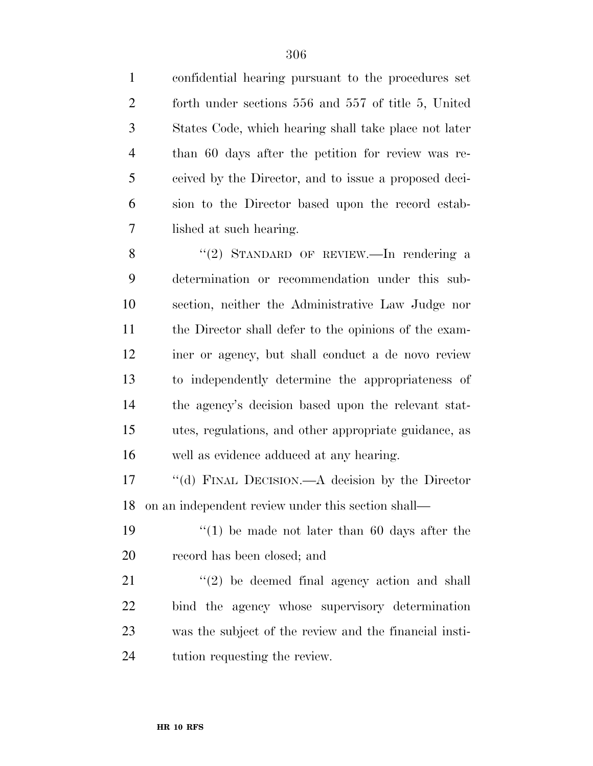confidential hearing pursuant to the procedures set forth under sections 556 and 557 of title 5, United States Code, which hearing shall take place not later than 60 days after the petition for review was received by the Director, and to issue a proposed decision to the Director based upon the record established at such hearing.

"(2) STANDARD OF REVIEW.—In rendering a determination or recommendation under this subsection, neither the Administrative Law Judge nor the Director shall defer to the opinions of the examiner or agency, but shall conduct a de novo review to independently determine the appropriateness of the agency's decision based upon the relevant statutes, regulations, and other appropriate guidance, as well as evidence adduced at any hearing.

"(d) FINAL DECISION.—A decision by the Director on an independent review under this section shall—

"(1) be made not later than 60 days after the record has been closed; and

"(2) be deemed final agency action and shall bind the agency whose supervisory determination was the subject of the review and the financial institution requesting the review.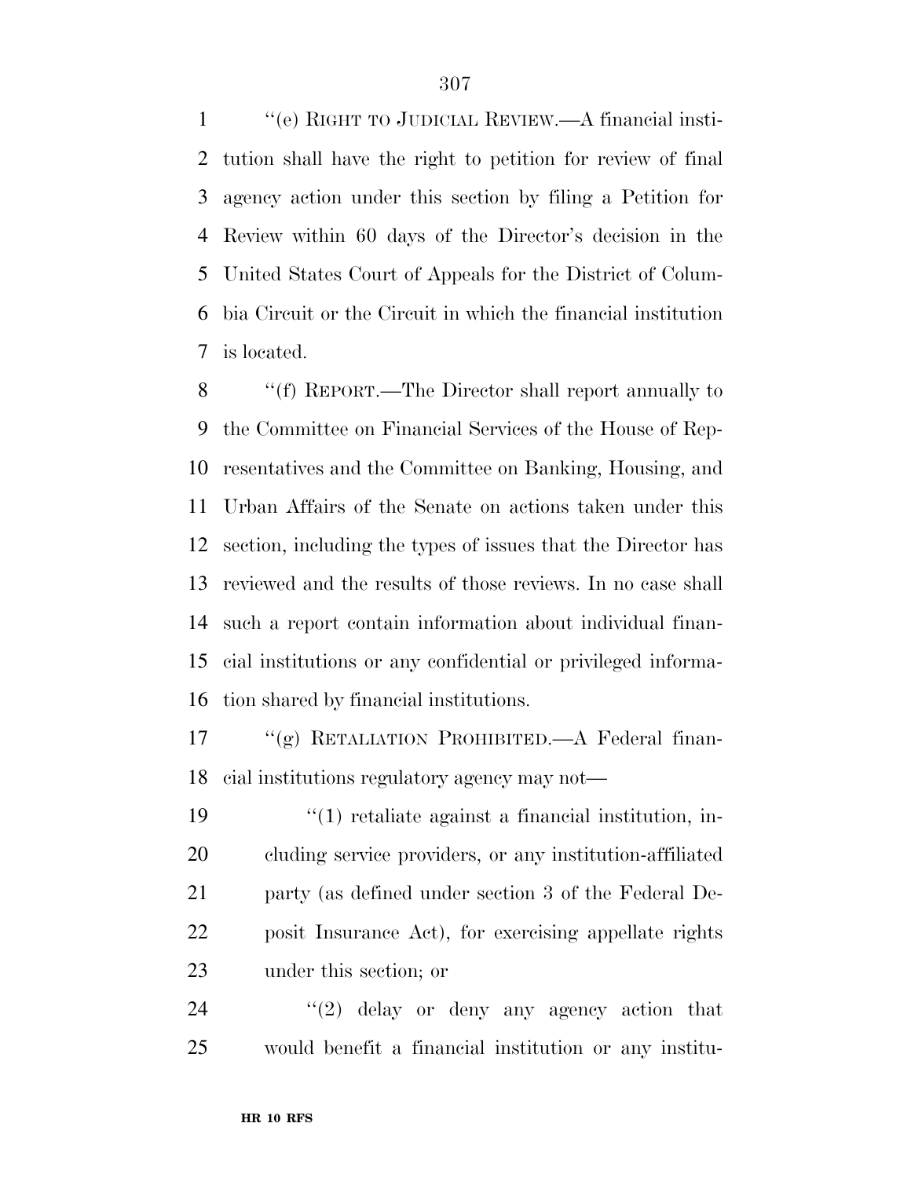''(e) RIGHT TO JUDICIAL REVIEW.—A financial institution shall have the right to petition for review of final agency action under this section by filing a Petition for Review within 60 days of the Director's decision in the United States Court of Appeals for the District of Columbia Circuit or the Circuit in which the financial institution is located.

''(f) REPORT.—The Director shall report annually to the Committee on Financial Services of the House of Representatives and the Committee on Banking, Housing, and Urban Affairs of the Senate on actions taken under this section, including the types of issues that the Director has reviewed and the results of those reviews. In no case shall such a report contain information about individual financial institutions or any confidential or privileged information shared by financial institutions.

''(g) RETALIATION PROHIBITED.—A Federal financial institutions regulatory agency may not—

''(1) retaliate against a financial institution, including service providers, or any institution-affiliated party (as defined under section 3 of the Federal Deposit Insurance Act), for exercising appellate rights under this section; or

''(2) delay or deny any agency action that would benefit a financial institution or any institu-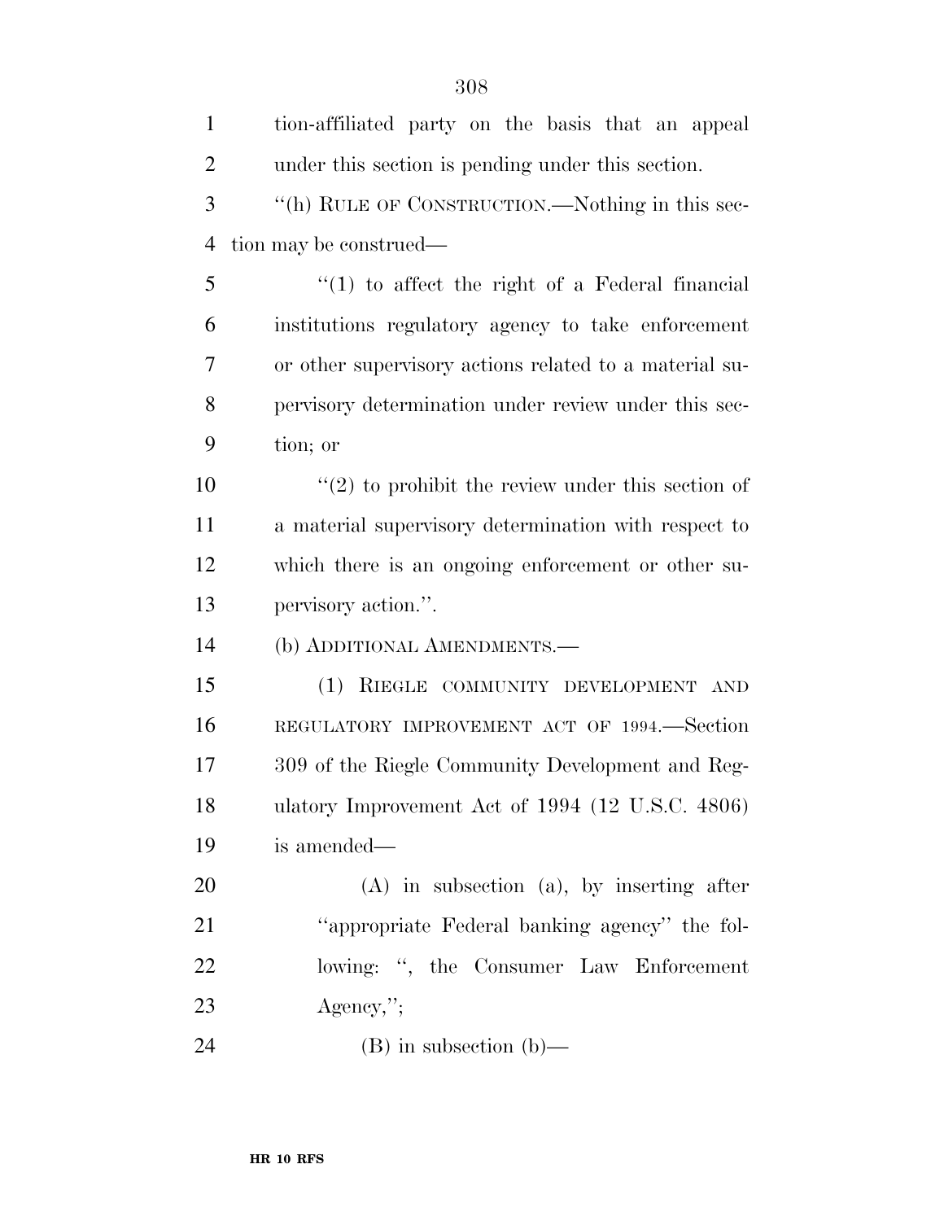tion-affiliated party on the basis that an appeal under this section is pending under this section.

''(h) RULE OF CONSTRUCTION.—Nothing in this section may be construed—

''(1) to affect the right of a Federal financial institutions regulatory agency to take enforcement or other supervisory actions related to a material supervisory determination under review under this section; or

''(2) to prohibit the review under this section of a material supervisory determination with respect to which there is an ongoing enforcement or other supervisory action.''.

(b) ADDITIONAL AMENDMENTS.—

(1) RIEGLE COMMUNITY DEVELOPMENT AND REGULATORY IMPROVEMENT ACT OF 1994.—Section 309 of the Riegle Community Development and Regulatory Improvement Act of 1994 (12 U.S.C. 4806) is amended—

(A) in subsection (a), by inserting after ''appropriate Federal banking agency'' the following: '', the Consumer Law Enforcement Agency,'';

(B) in subsection (b)—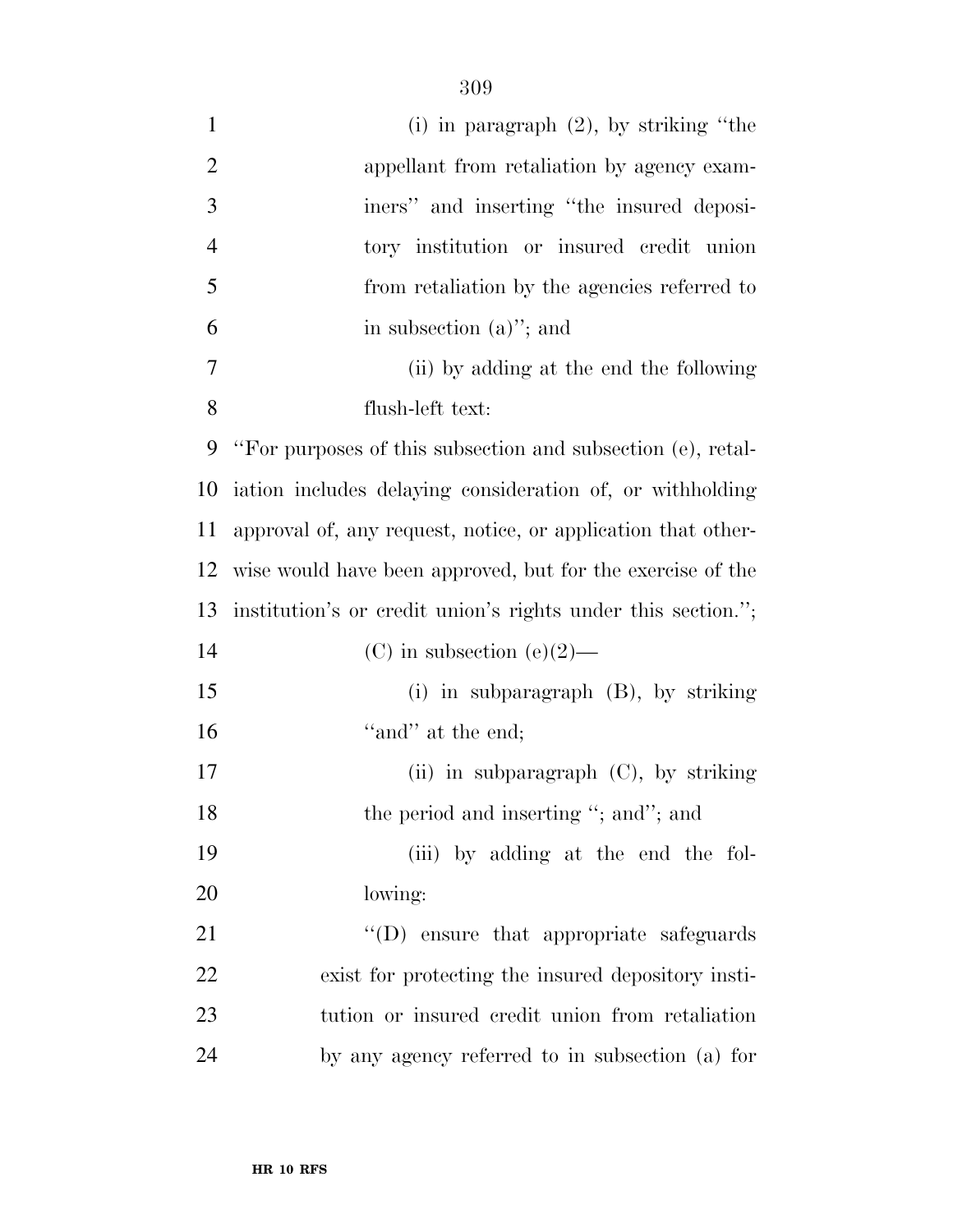(i) in paragraph (2), by striking "the appellant from retaliation by agency examiners" and inserting "the insured depository institution or insured credit union from retaliation by the agencies referred to in subsection (a)"; and

(ii) by adding at the end the following flush-left text:

"For purposes of this subsection and subsection (e), retaliation includes delaying consideration of, or withholding approval of, any request, notice, or application that otherwise would have been approved, but for the exercise of the institution's or credit union's rights under this section.";

(C) in subsection (e)(2)—

(i) in subparagraph (B), by striking "and" at the end;

(ii) in subparagraph (C), by striking the period and inserting "; and"; and

(iii) by adding at the end the following:

"(D) ensure that appropriate safeguards exist for protecting the insured depository institution or insured credit union from retaliation by any agency referred to in subsection (a) for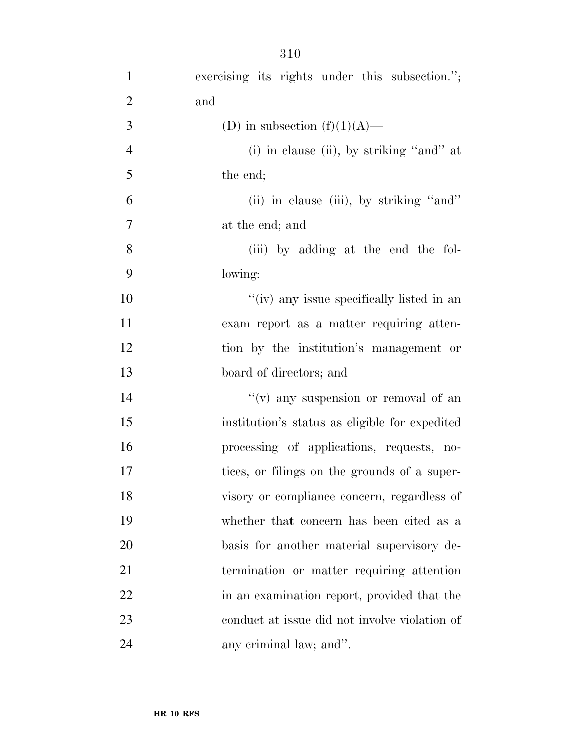exercising its rights under this subsection.''; and

(D) in subsection (f)(1)(A)—

(i) in clause (ii), by striking ''and'' at the end;

(ii) in clause (iii), by striking ''and'' at the end; and

(iii) by adding at the end the following:

''(iv) any issue specifically listed in an exam report as a matter requiring attention by the institution's management or board of directors; and

''(v) any suspension or removal of an institution's status as eligible for expedited processing of applications, requests, notices, or filings on the grounds of a supervisory or compliance concern, regardless of whether that concern has been cited as a basis for another material supervisory determination or matter requiring attention in an examination report, provided that the conduct at issue did not involve violation of any criminal law; and''.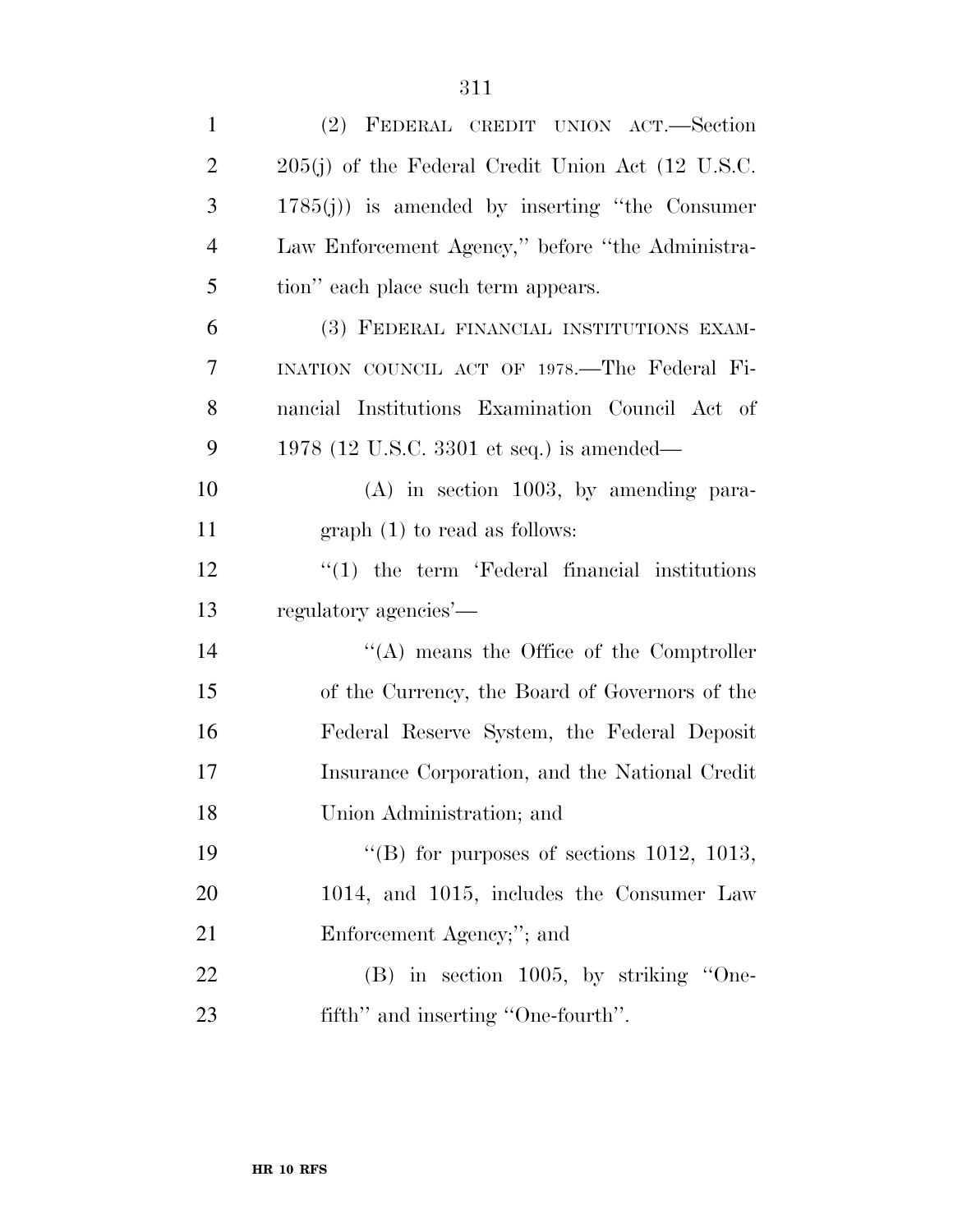(2) FEDERAL CREDIT UNION ACT.—Section 205(j) of the Federal Credit Union Act (12 U.S.C. 1785(j)) is amended by inserting ''the Consumer Law Enforcement Agency,'' before ''the Administration'' each place such term appears.

(3) FEDERAL FINANCIAL INSTITUTIONS EXAMINATION COUNCIL ACT OF 1978.—The Federal Financial Institutions Examination Council Act of 1978 (12 U.S.C. 3301 et seq.) is amended—

(A) in section 1003, by amending paragraph (1) to read as follows:

''(1) the term 'Federal financial institutions regulatory agencies'—

''(A) means the Office of the Comptroller of the Currency, the Board of Governors of the Federal Reserve System, the Federal Deposit Insurance Corporation, and the National Credit Union Administration; and

''(B) for purposes of sections 1012, 1013, 1014, and 1015, includes the Consumer Law Enforcement Agency;''; and

(B) in section 1005, by striking ''One-fifth'' and inserting ''One-fourth''.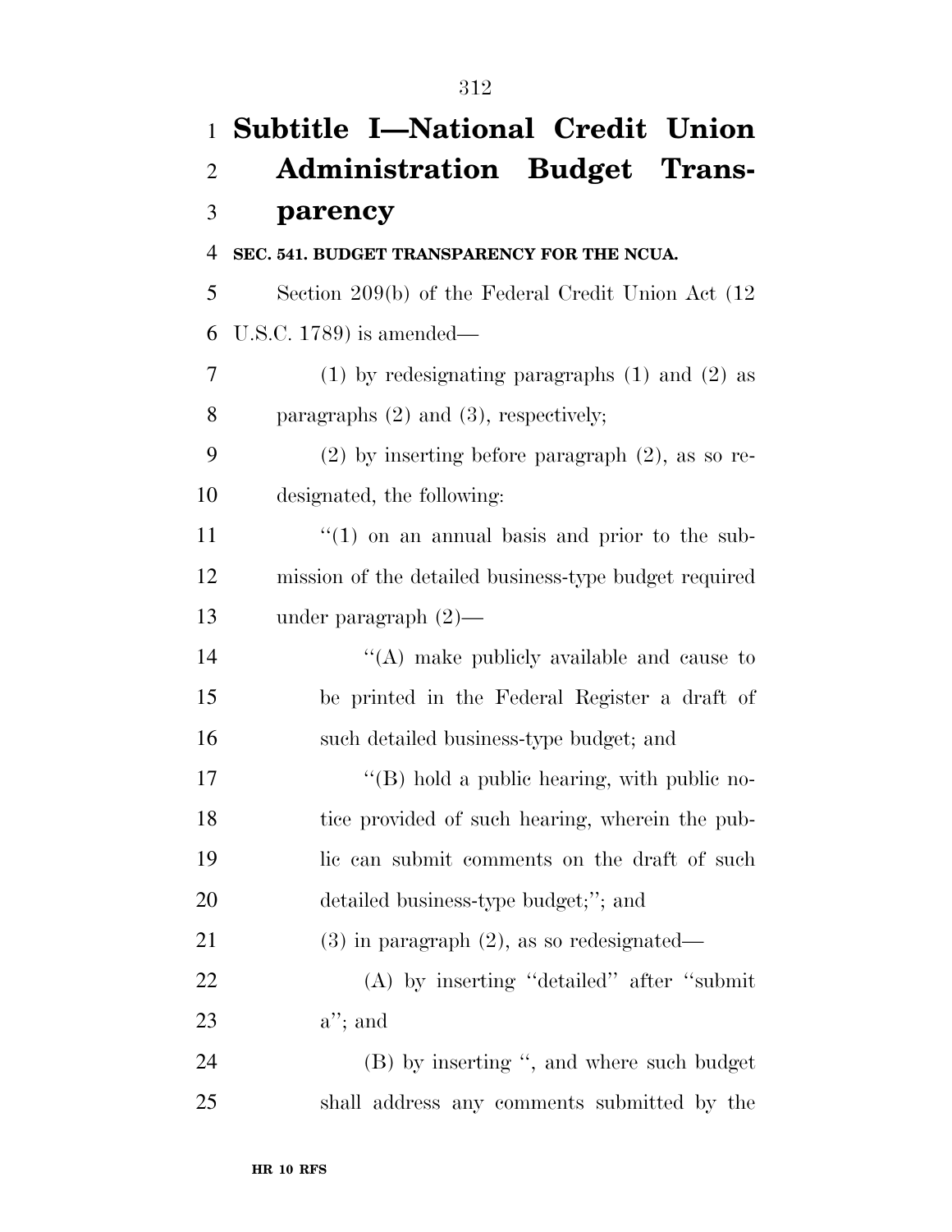## Subtitle I—National Credit Union Administration Budget Transparency

**SEC. 541. BUDGET TRANSPARENCY FOR THE NCUA.**

Section 209(b) of the Federal Credit Union Act (12 U.S.C. 1789) is amended—

(1) by redesignating paragraphs (1) and (2) as paragraphs (2) and (3), respectively;

(2) by inserting before paragraph (2), as so redesignated, the following:

''(1) on an annual basis and prior to the submission of the detailed business-type budget required under paragraph (2)—

''(A) make publicly available and cause to be printed in the Federal Register a draft of such detailed business-type budget; and

''(B) hold a public hearing, with public notice provided of such hearing, wherein the public can submit comments on the draft of such detailed business-type budget;''; and

(3) in paragraph (2), as so redesignated—

(A) by inserting ''detailed'' after ''submit a''; and

(B) by inserting '', and where such budget shall address any comments submitted by the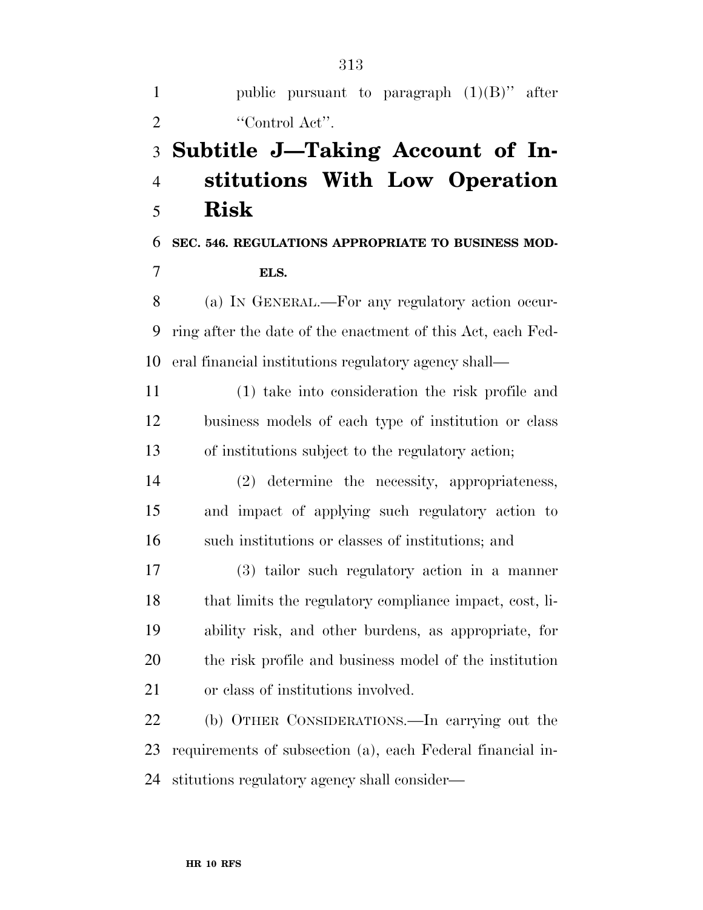public pursuant to paragraph (1)(B)'' after ''Control Act''.

## Subtitle J—Taking Account of Institutions With Low Operation Risk

**SEC. 546. REGULATIONS APPROPRIATE TO BUSINESS MODELS.**

(a) IN GENERAL.—For any regulatory action occurring after the date of the enactment of this Act, each Federal financial institutions regulatory agency shall—

(1) take into consideration the risk profile and business models of each type of institution or class of institutions subject to the regulatory action;

(2) determine the necessity, appropriateness, and impact of applying such regulatory action to such institutions or classes of institutions; and

(3) tailor such regulatory action in a manner that limits the regulatory compliance impact, cost, liability risk, and other burdens, as appropriate, for the risk profile and business model of the institution or class of institutions involved.

(b) OTHER CONSIDERATIONS.—In carrying out the requirements of subsection (a), each Federal financial institutions regulatory agency shall consider—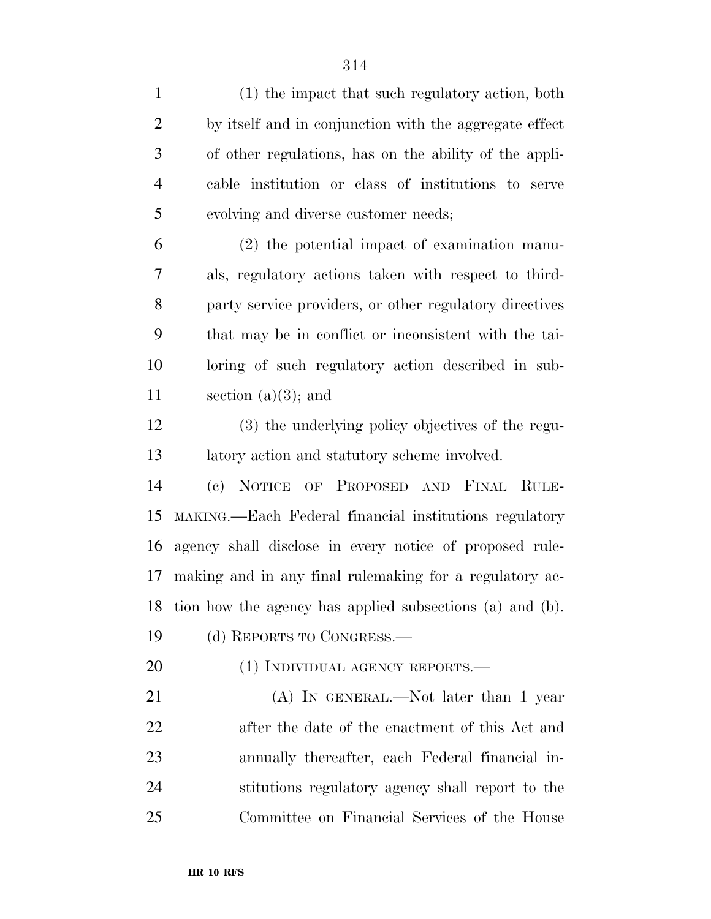(1) the impact that such regulatory action, both by itself and in conjunction with the aggregate effect of other regulations, has on the ability of the applicable institution or class of institutions to serve evolving and diverse customer needs;

(2) the potential impact of examination manuals, regulatory actions taken with respect to third-party service providers, or other regulatory directives that may be in conflict or inconsistent with the tailoring of such regulatory action described in subsection (a)(3); and

(3) the underlying policy objectives of the regulatory action and statutory scheme involved.

(c) NOTICE OF PROPOSED AND FINAL RULEMAKING.—Each Federal financial institutions regulatory agency shall disclose in every notice of proposed rulemaking and in any final rulemaking for a regulatory action how the agency has applied subsections (a) and (b).

(d) REPORTS TO CONGRESS.—

(1) INDIVIDUAL AGENCY REPORTS.—

(A) IN GENERAL.—Not later than 1 year after the date of the enactment of this Act and annually thereafter, each Federal financial institutions regulatory agency shall report to the Committee on Financial Services of the House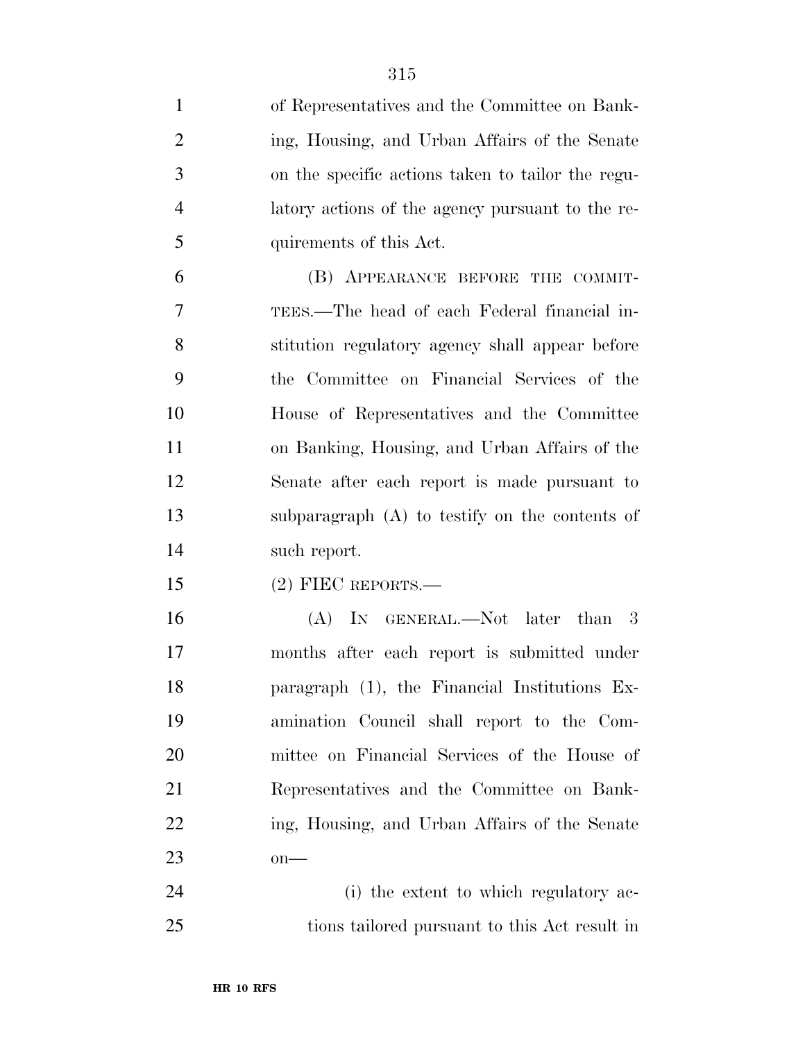of Representatives and the Committee on Banking, Housing, and Urban Affairs of the Senate on the specific actions taken to tailor the regulatory actions of the agency pursuant to the requirements of this Act.

(B) APPEARANCE BEFORE THE COMMITTEES.—The head of each Federal financial institution regulatory agency shall appear before the Committee on Financial Services of the House of Representatives and the Committee on Banking, Housing, and Urban Affairs of the Senate after each report is made pursuant to subparagraph (A) to testify on the contents of such report.

(2) FIEC REPORTS.—

(A) IN GENERAL.—Not later than 3 months after each report is submitted under paragraph (1), the Financial Institutions Examination Council shall report to the Committee on Financial Services of the House of Representatives and the Committee on Banking, Housing, and Urban Affairs of the Senate on—

(i) the extent to which regulatory actions tailored pursuant to this Act result in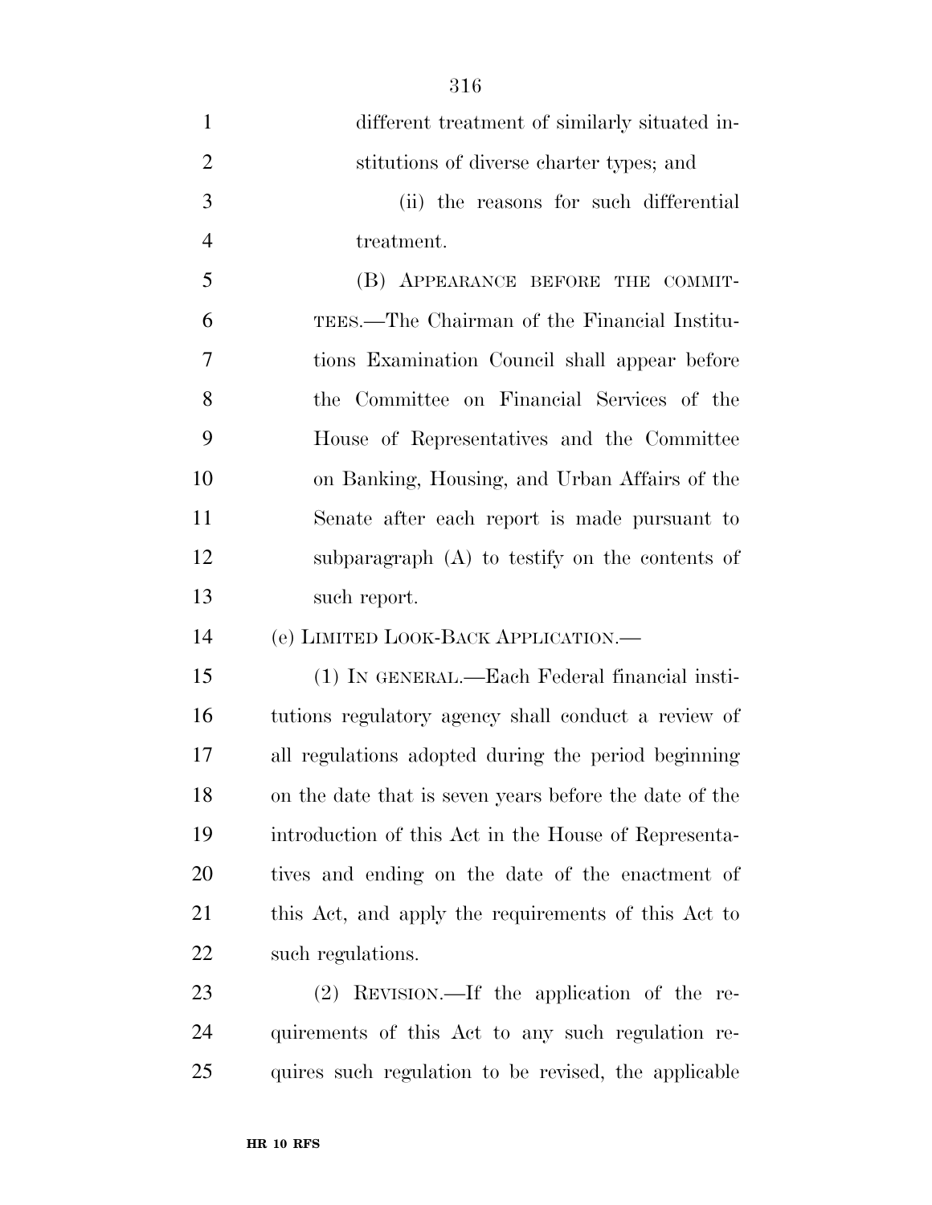different treatment of similarly situated institutions of diverse charter types; and

(ii) the reasons for such differential treatment.

(B) APPEARANCE BEFORE THE COMMITTEES.—The Chairman of the Financial Institutions Examination Council shall appear before the Committee on Financial Services of the House of Representatives and the Committee on Banking, Housing, and Urban Affairs of the Senate after each report is made pursuant to subparagraph (A) to testify on the contents of such report.

(e) LIMITED LOOK-BACK APPLICATION.—

(1) IN GENERAL.—Each Federal financial institutions regulatory agency shall conduct a review of all regulations adopted during the period beginning on the date that is seven years before the date of the introduction of this Act in the House of Representatives and ending on the date of the enactment of this Act, and apply the requirements of this Act to such regulations.

(2) REVISION.—If the application of the requirements of this Act to any such regulation requires such regulation to be revised, the applicable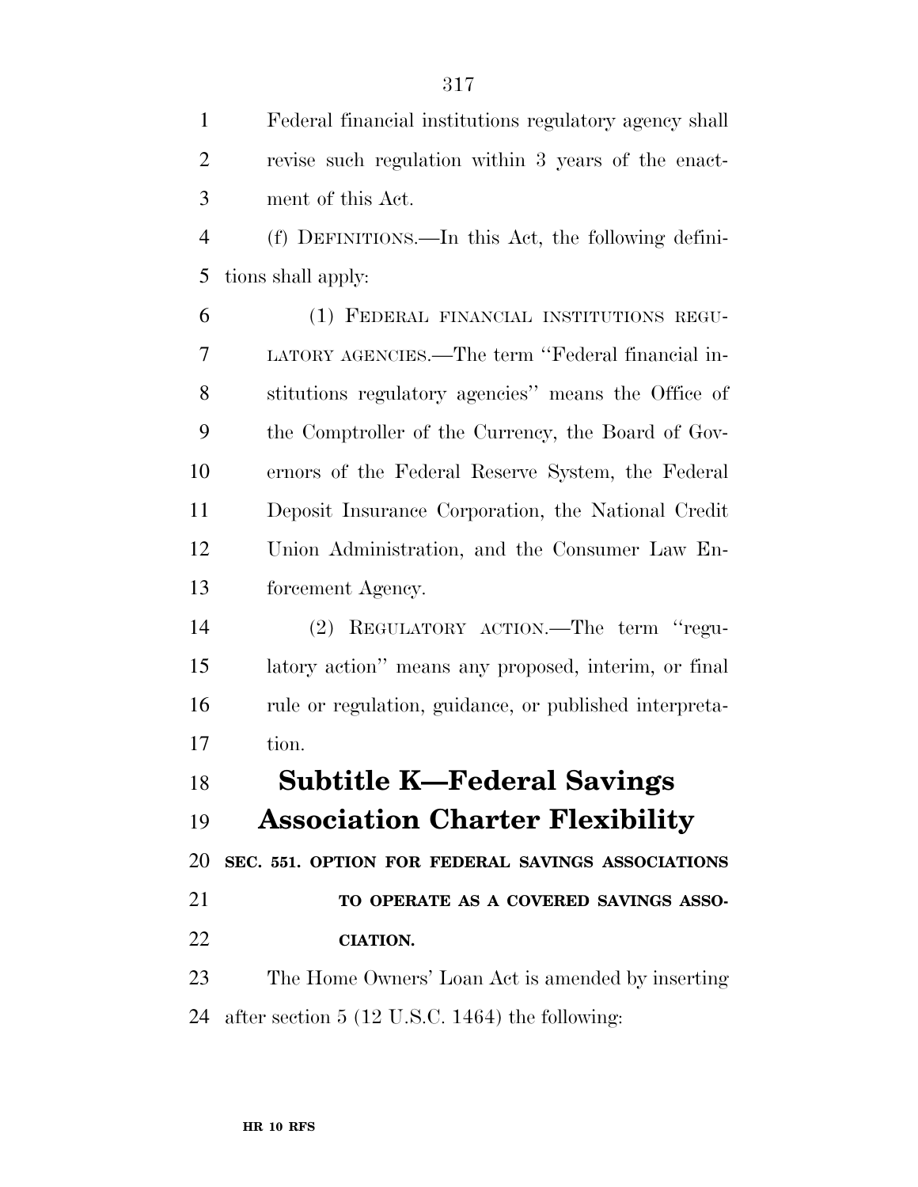Federal financial institutions regulatory agency shall revise such regulation within 3 years of the enactment of this Act.

(f) DEFINITIONS.—In this Act, the following definitions shall apply:

(1) FEDERAL FINANCIAL INSTITUTIONS REGULATORY AGENCIES.—The term ''Federal financial institutions regulatory agencies'' means the Office of the Comptroller of the Currency, the Board of Governors of the Federal Reserve System, the Federal Deposit Insurance Corporation, the National Credit Union Administration, and the Consumer Law Enforcement Agency.

(2) REGULATORY ACTION.—The term ''regulatory action'' means any proposed, interim, or final rule or regulation, guidance, or published interpretation.

# Subtitle K—Federal Savings Association Charter Flexibility

**SEC. 551. OPTION FOR FEDERAL SAVINGS ASSOCIATIONS TO OPERATE AS A COVERED SAVINGS ASSOCIATION.**

The Home Owners' Loan Act is amended by inserting after section 5 (12 U.S.C. 1464) the following: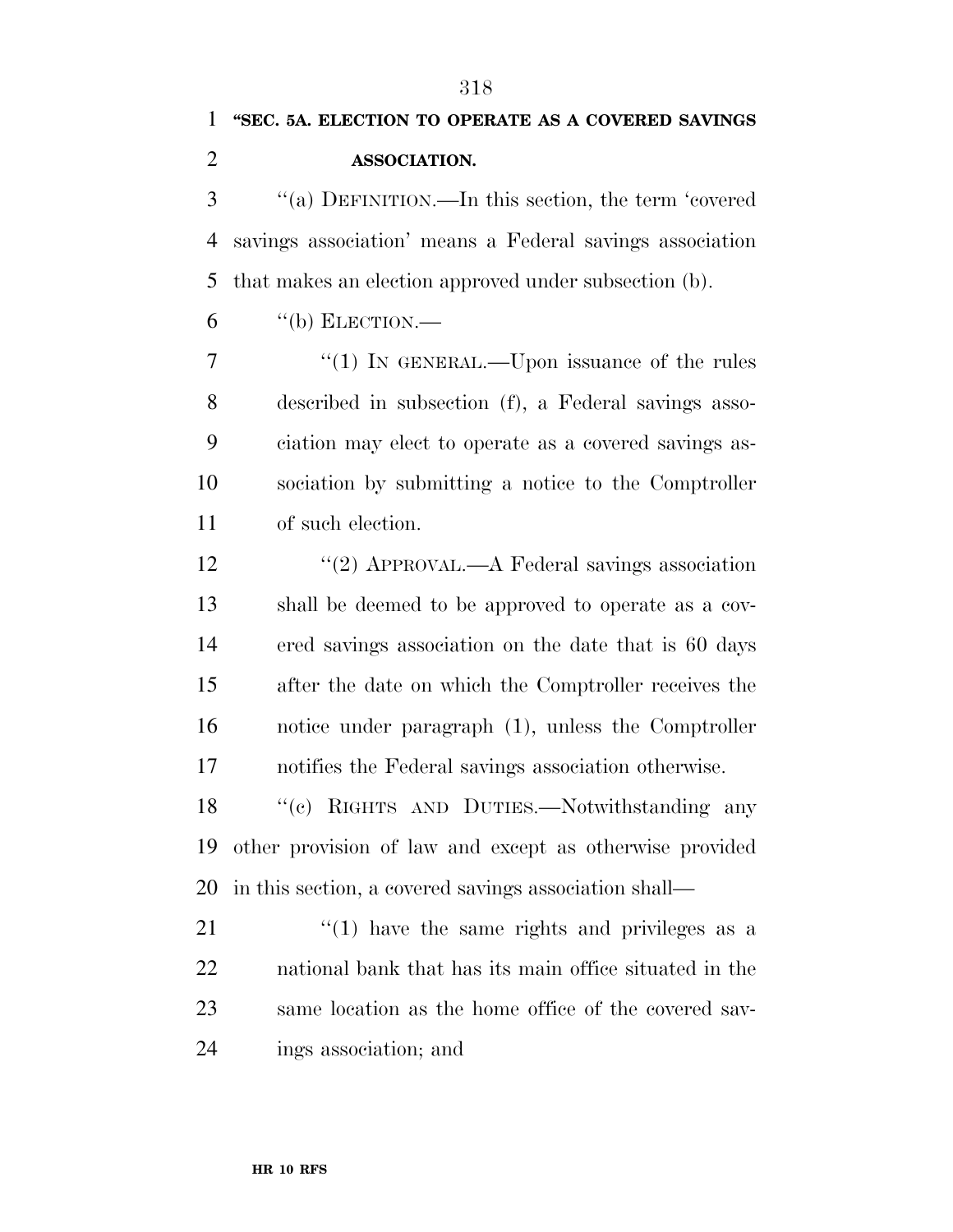**"SEC. 5A. ELECTION TO OPERATE AS A COVERED SAVINGS ASSOCIATION.**

"(a) DEFINITION.—In this section, the term 'covered savings association' means a Federal savings association that makes an election approved under subsection (b).

"(b) ELECTION.—

"(1) IN GENERAL.—Upon issuance of the rules described in subsection (f), a Federal savings association may elect to operate as a covered savings association by submitting a notice to the Comptroller of such election.

"(2) APPROVAL.—A Federal savings association shall be deemed to be approved to operate as a covered savings association on the date that is 60 days after the date on which the Comptroller receives the notice under paragraph (1), unless the Comptroller notifies the Federal savings association otherwise.

"(c) RIGHTS AND DUTIES.—Notwithstanding any other provision of law and except as otherwise provided in this section, a covered savings association shall—

"(1) have the same rights and privileges as a national bank that has its main office situated in the same location as the home office of the covered savings association; and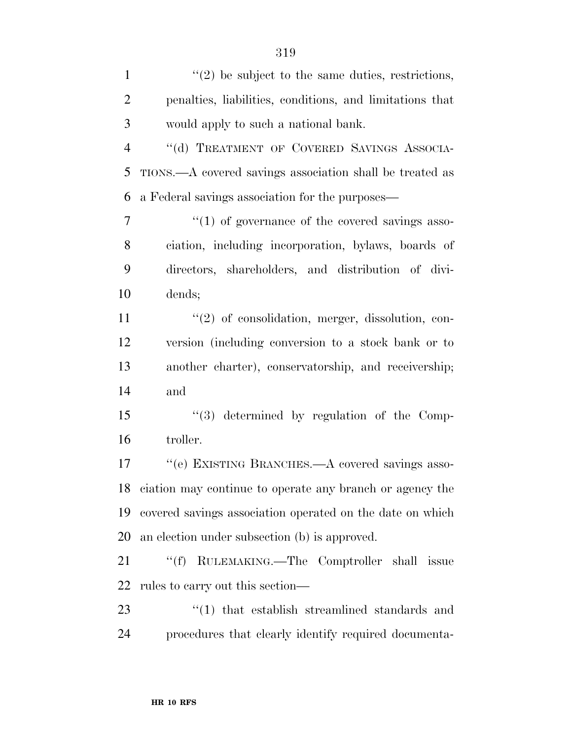''(2) be subject to the same duties, restrictions, penalties, liabilities, conditions, and limitations that would apply to such a national bank.

''(d) TREATMENT OF COVERED SAVINGS ASSOCIATIONS.—A covered savings association shall be treated as a Federal savings association for the purposes—

''(1) of governance of the covered savings association, including incorporation, bylaws, boards of directors, shareholders, and distribution of dividends;

''(2) of consolidation, merger, dissolution, conversion (including conversion to a stock bank or to another charter), conservatorship, and receivership; and

''(3) determined by regulation of the Comptroller.

''(e) EXISTING BRANCHES.—A covered savings association may continue to operate any branch or agency the covered savings association operated on the date on which an election under subsection (b) is approved.

''(f) RULEMAKING.—The Comptroller shall issue rules to carry out this section—

''(1) that establish streamlined standards and procedures that clearly identify required documenta-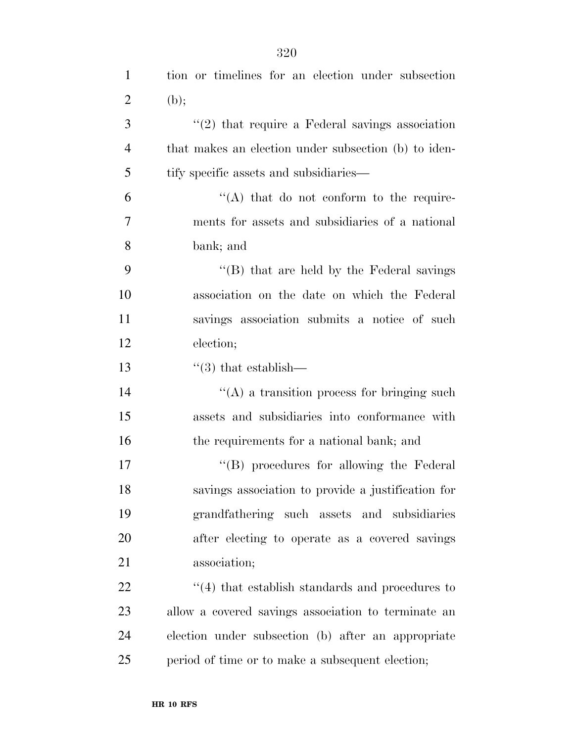tion or timelines for an election under subsection (b);

''(2) that require a Federal savings association that makes an election under subsection (b) to identify specific assets and subsidiaries—

''(A) that do not conform to the requirements for assets and subsidiaries of a national bank; and

''(B) that are held by the Federal savings association on the date on which the Federal savings association submits a notice of such election;

''(3) that establish—

''(A) a transition process for bringing such assets and subsidiaries into conformance with the requirements for a national bank; and

''(B) procedures for allowing the Federal savings association to provide a justification for grandfathering such assets and subsidiaries after electing to operate as a covered savings association;

''(4) that establish standards and procedures to allow a covered savings association to terminate an election under subsection (b) after an appropriate period of time or to make a subsequent election;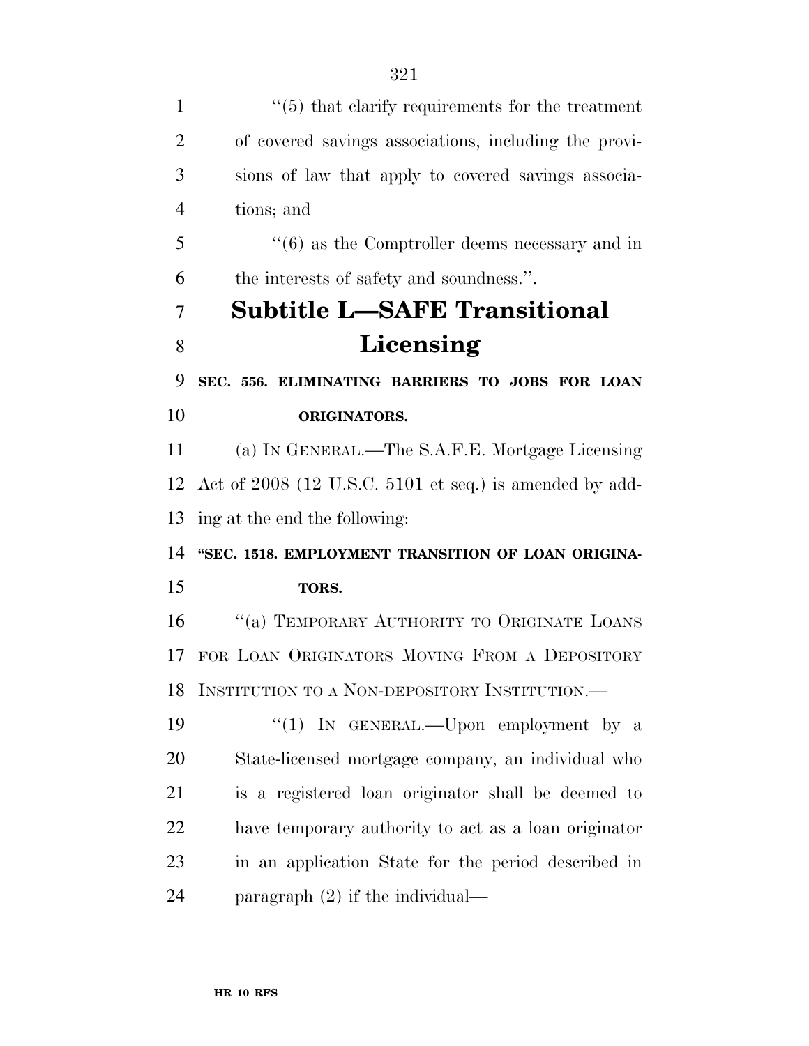''(5) that clarify requirements for the treatment of covered savings associations, including the provisions of law that apply to covered savings associations; and

''(6) as the Comptroller deems necessary and in the interests of safety and soundness.''.

# Subtitle L—SAFE Transitional Licensing

**SEC. 556. ELIMINATING BARRIERS TO JOBS FOR LOAN ORIGINATORS.**

(a) IN GENERAL.—The S.A.F.E. Mortgage Licensing Act of 2008 (12 U.S.C. 5101 et seq.) is amended by adding at the end the following:

**''SEC. 1518. EMPLOYMENT TRANSITION OF LOAN ORIGINATORS.**

''(a) TEMPORARY AUTHORITY TO ORIGINATE LOANS FOR LOAN ORIGINATORS MOVING FROM A DEPOSITORY INSTITUTION TO A NON-DEPOSITORY INSTITUTION.—

''(1) IN GENERAL.—Upon employment by a State-licensed mortgage company, an individual who is a registered loan originator shall be deemed to have temporary authority to act as a loan originator in an application State for the period described in paragraph (2) if the individual—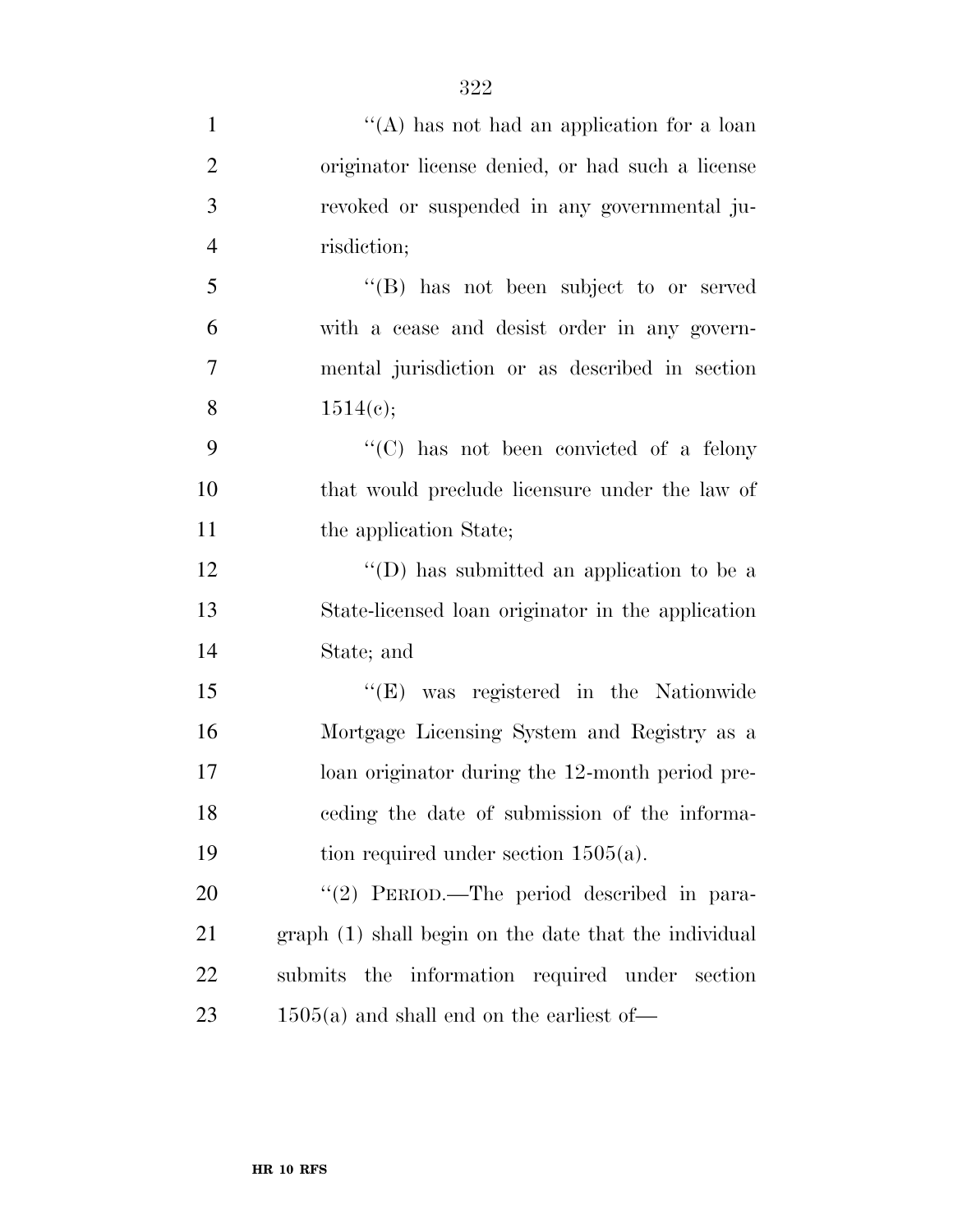"(A) has not had an application for a loan originator license denied, or had such a license revoked or suspended in any governmental jurisdiction;

"(B) has not been subject to or served with a cease and desist order in any governmental jurisdiction or as described in section 1514(c);

"(C) has not been convicted of a felony that would preclude licensure under the law of the application State;

"(D) has submitted an application to be a State-licensed loan originator in the application State; and

"(E) was registered in the Nationwide Mortgage Licensing System and Registry as a loan originator during the 12-month period preceding the date of submission of the information required under section 1505(a).

"(2) PERIOD.—The period described in paragraph (1) shall begin on the date that the individual submits the information required under section 1505(a) and shall end on the earliest of—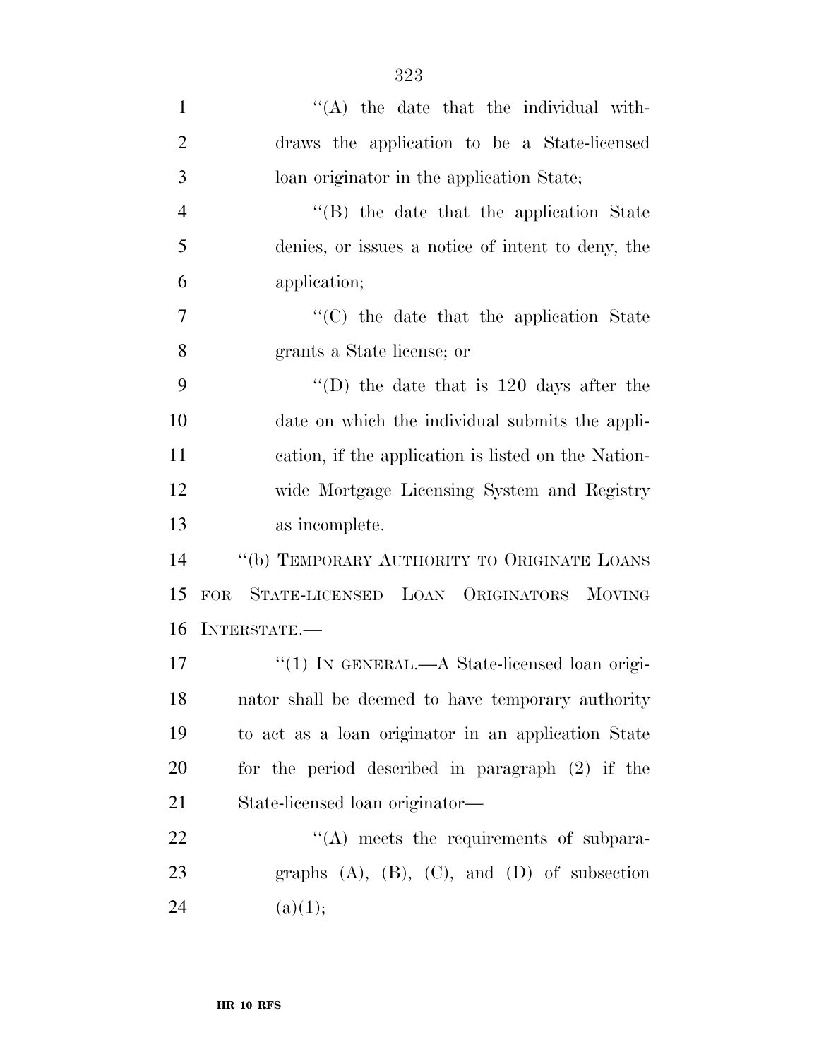''(A) the date that the individual withdraws the application to be a State-licensed loan originator in the application State;

''(B) the date that the application State denies, or issues a notice of intent to deny, the application;

''(C) the date that the application State grants a State license; or

''(D) the date that is 120 days after the date on which the individual submits the application, if the application is listed on the Nationwide Mortgage Licensing System and Registry as incomplete.

''(b) TEMPORARY AUTHORITY TO ORIGINATE LOANS FOR STATE-LICENSED LOAN ORIGINATORS MOVING INTERSTATE.—

''(1) IN GENERAL.—A State-licensed loan originator shall be deemed to have temporary authority to act as a loan originator in an application State for the period described in paragraph (2) if the State-licensed loan originator—

''(A) meets the requirements of subparagraphs (A), (B), (C), and (D) of subsection (a)(1);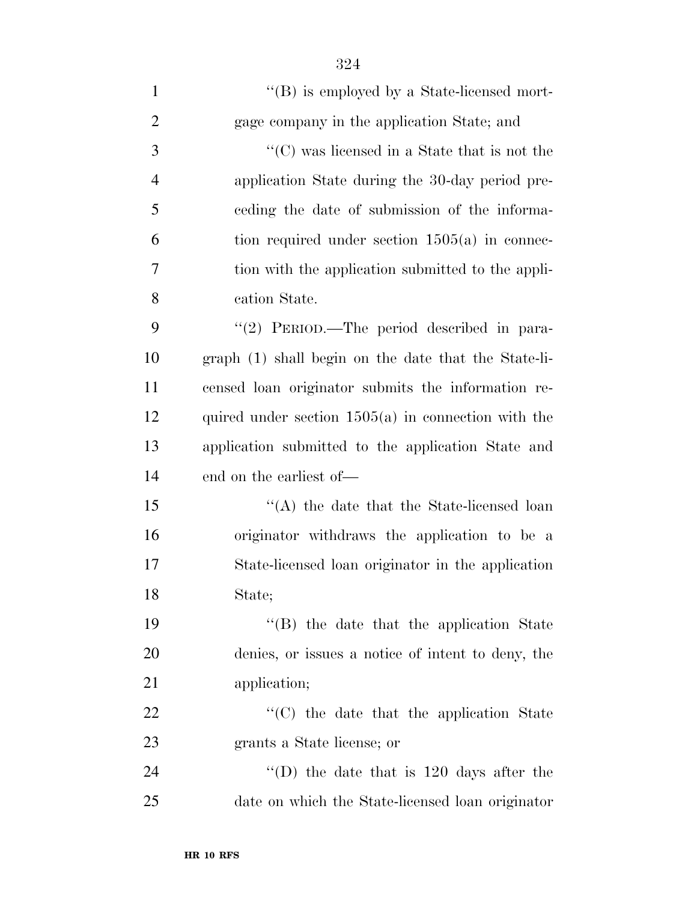''(B) is employed by a State-licensed mortgage company in the application State; and

''(C) was licensed in a State that is not the application State during the 30-day period preceding the date of submission of the information required under section 1505(a) in connection with the application submitted to the application State.

''(2) PERIOD.—The period described in paragraph (1) shall begin on the date that the State-licensed loan originator submits the information required under section 1505(a) in connection with the application submitted to the application State and end on the earliest of—

''(A) the date that the State-licensed loan originator withdraws the application to be a State-licensed loan originator in the application State;

''(B) the date that the application State denies, or issues a notice of intent to deny, the application;

''(C) the date that the application State grants a State license; or

''(D) the date that is 120 days after the date on which the State-licensed loan originator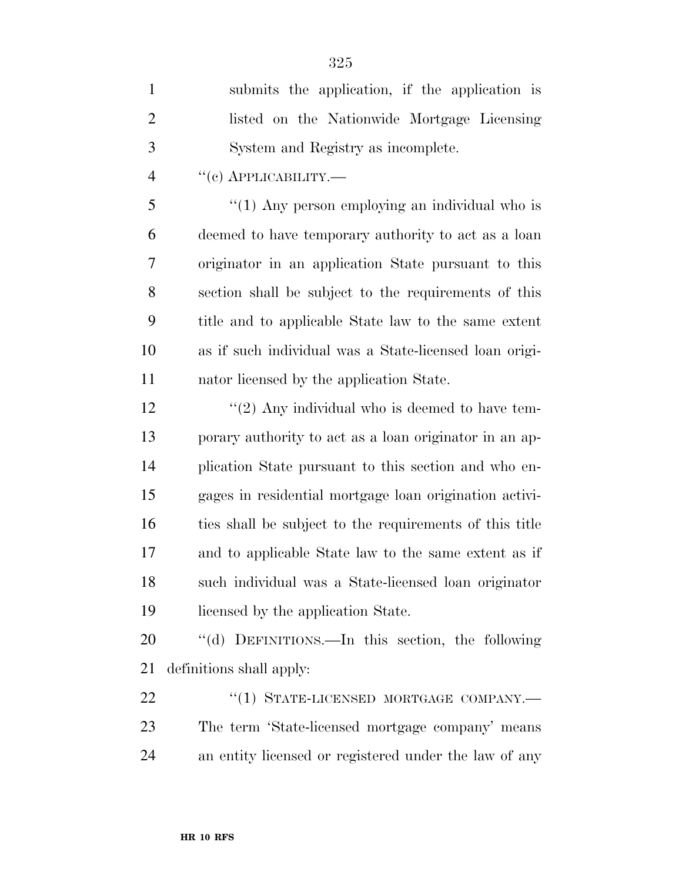submits the application, if the application is listed on the Nationwide Mortgage Licensing System and Registry as incomplete.

"(c) APPLICABILITY.—

"(1) Any person employing an individual who is deemed to have temporary authority to act as a loan originator in an application State pursuant to this section shall be subject to the requirements of this title and to applicable State law to the same extent as if such individual was a State-licensed loan originator licensed by the application State.

"(2) Any individual who is deemed to have temporary authority to act as a loan originator in an application State pursuant to this section and who engages in residential mortgage loan origination activities shall be subject to the requirements of this title and to applicable State law to the same extent as if such individual was a State-licensed loan originator licensed by the application State.

"(d) DEFINITIONS.—In this section, the following definitions shall apply:

"(1) STATE-LICENSED MORTGAGE COMPANY.— The term 'State-licensed mortgage company' means an entity licensed or registered under the law of any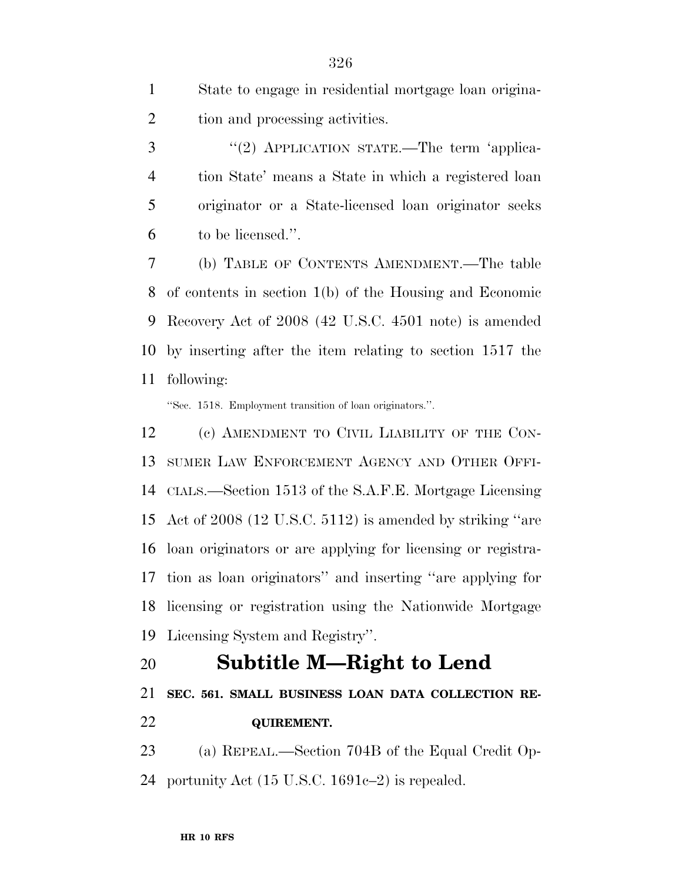State to engage in residential mortgage loan origination and processing activities.

"(2) APPLICATION STATE.—The term 'application State' means a State in which a registered loan originator or a State-licensed loan originator seeks to be licensed.".

(b) TABLE OF CONTENTS AMENDMENT.—The table of contents in section 1(b) of the Housing and Economic Recovery Act of 2008 (42 U.S.C. 4501 note) is amended by inserting after the item relating to section 1517 the following:

"Sec. 1518. Employment transition of loan originators.".

(c) AMENDMENT TO CIVIL LIABILITY OF THE CONSUMER LAW ENFORCEMENT AGENCY AND OTHER OFFICIALS.—Section 1513 of the S.A.F.E. Mortgage Licensing Act of 2008 (12 U.S.C. 5112) is amended by striking "are loan originators or are applying for licensing or registration as loan originators" and inserting "are applying for licensing or registration using the Nationwide Mortgage Licensing System and Registry".

# Subtitle M—Right to Lend

**SEC. 561. SMALL BUSINESS LOAN DATA COLLECTION REQUIREMENT.**

(a) REPEAL.—Section 704B of the Equal Credit Opportunity Act (15 U.S.C. 1691c–2) is repealed.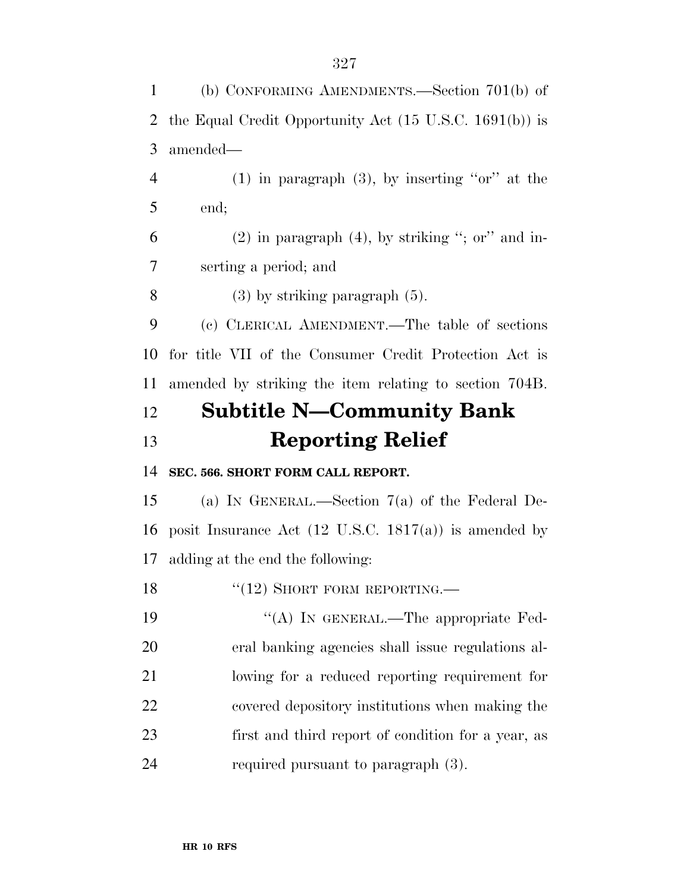(b) CONFORMING AMENDMENTS.—Section 701(b) of the Equal Credit Opportunity Act (15 U.S.C. 1691(b)) is amended—

(1) in paragraph (3), by inserting ''or'' at the end;

(2) in paragraph (4), by striking ''; or'' and inserting a period; and

(3) by striking paragraph (5).

(c) CLERICAL AMENDMENT.—The table of sections for title VII of the Consumer Credit Protection Act is amended by striking the item relating to section 704B.

## Subtitle N—Community Bank Reporting Relief

**SEC. 566. SHORT FORM CALL REPORT.**

(a) IN GENERAL.—Section 7(a) of the Federal Deposit Insurance Act (12 U.S.C. 1817(a)) is amended by adding at the end the following:

''(12) SHORT FORM REPORTING.—

''(A) IN GENERAL.—The appropriate Federal banking agencies shall issue regulations allowing for a reduced reporting requirement for covered depository institutions when making the first and third report of condition for a year, as required pursuant to paragraph (3).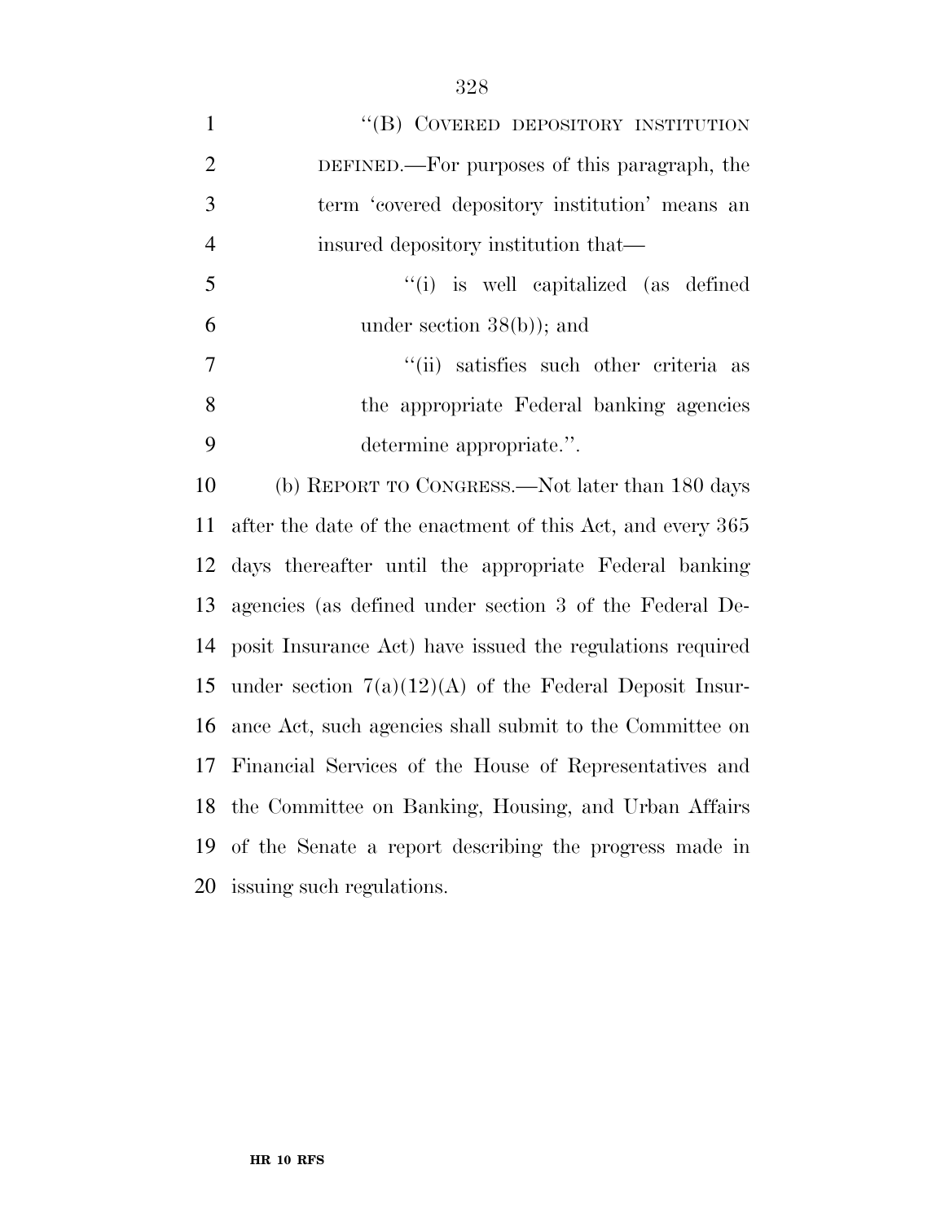"(B) COVERED DEPOSITORY INSTITUTION DEFINED.—For purposes of this paragraph, the term 'covered depository institution' means an insured depository institution that—

"(i) is well capitalized (as defined under section 38(b)); and

"(ii) satisfies such other criteria as the appropriate Federal banking agencies determine appropriate.".

(b) REPORT TO CONGRESS.—Not later than 180 days after the date of the enactment of this Act, and every 365 days thereafter until the appropriate Federal banking agencies (as defined under section 3 of the Federal Deposit Insurance Act) have issued the regulations required under section 7(a)(12)(A) of the Federal Deposit Insurance Act, such agencies shall submit to the Committee on Financial Services of the House of Representatives and the Committee on Banking, Housing, and Urban Affairs of the Senate a report describing the progress made in issuing such regulations.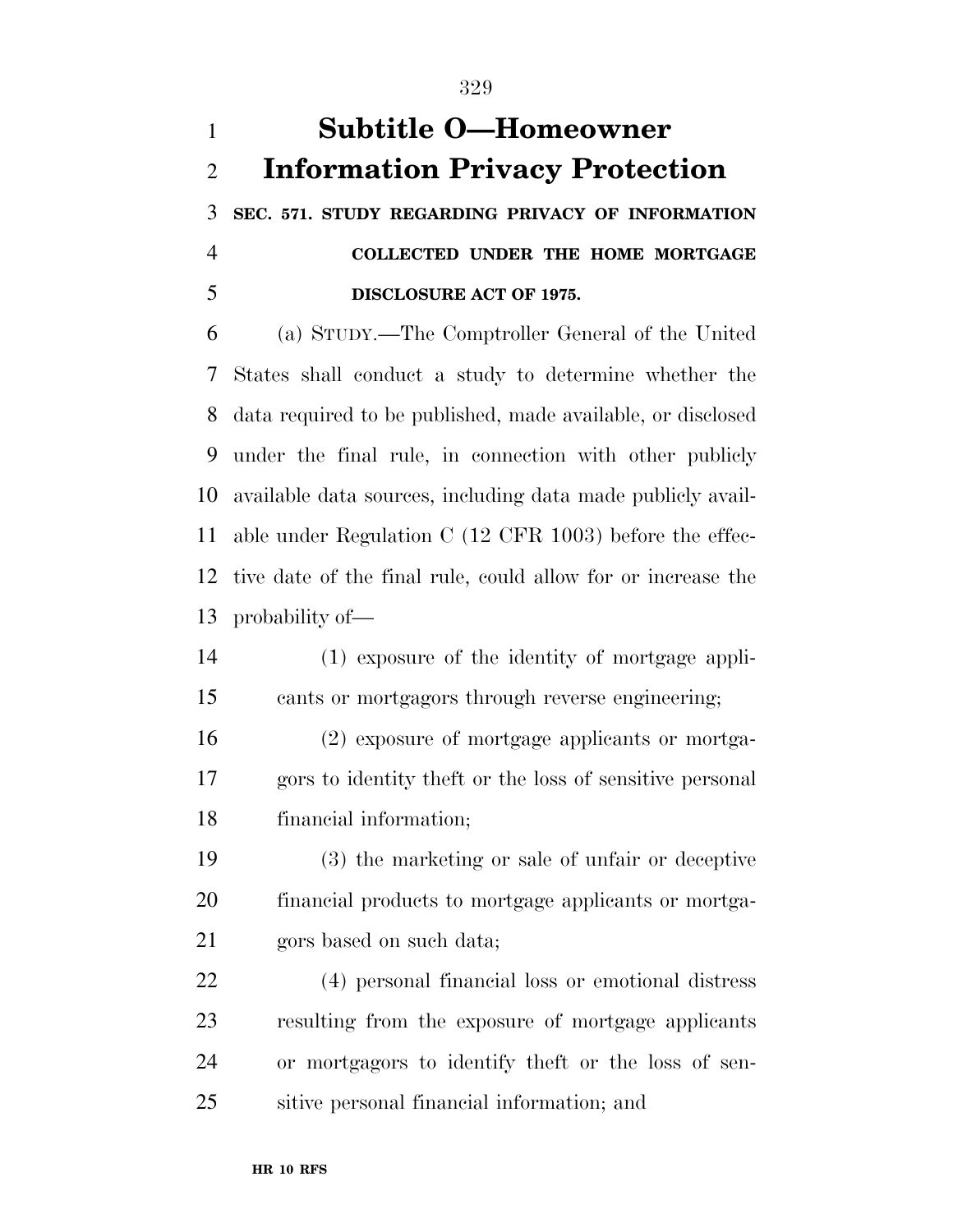## Subtitle O—Homeowner Information Privacy Protection

**SEC. 571. STUDY REGARDING PRIVACY OF INFORMATION COLLECTED UNDER THE HOME MORTGAGE DISCLOSURE ACT OF 1975.**

(a) STUDY.—The Comptroller General of the United States shall conduct a study to determine whether the data required to be published, made available, or disclosed under the final rule, in connection with other publicly available data sources, including data made publicly available under Regulation C (12 CFR 1003) before the effective date of the final rule, could allow for or increase the probability of—

(1) exposure of the identity of mortgage applicants or mortgagors through reverse engineering;

(2) exposure of mortgage applicants or mortgagors to identity theft or the loss of sensitive personal financial information;

(3) the marketing or sale of unfair or deceptive financial products to mortgage applicants or mortgagors based on such data;

(4) personal financial loss or emotional distress resulting from the exposure of mortgage applicants or mortgagors to identify theft or the loss of sensitive personal financial information; and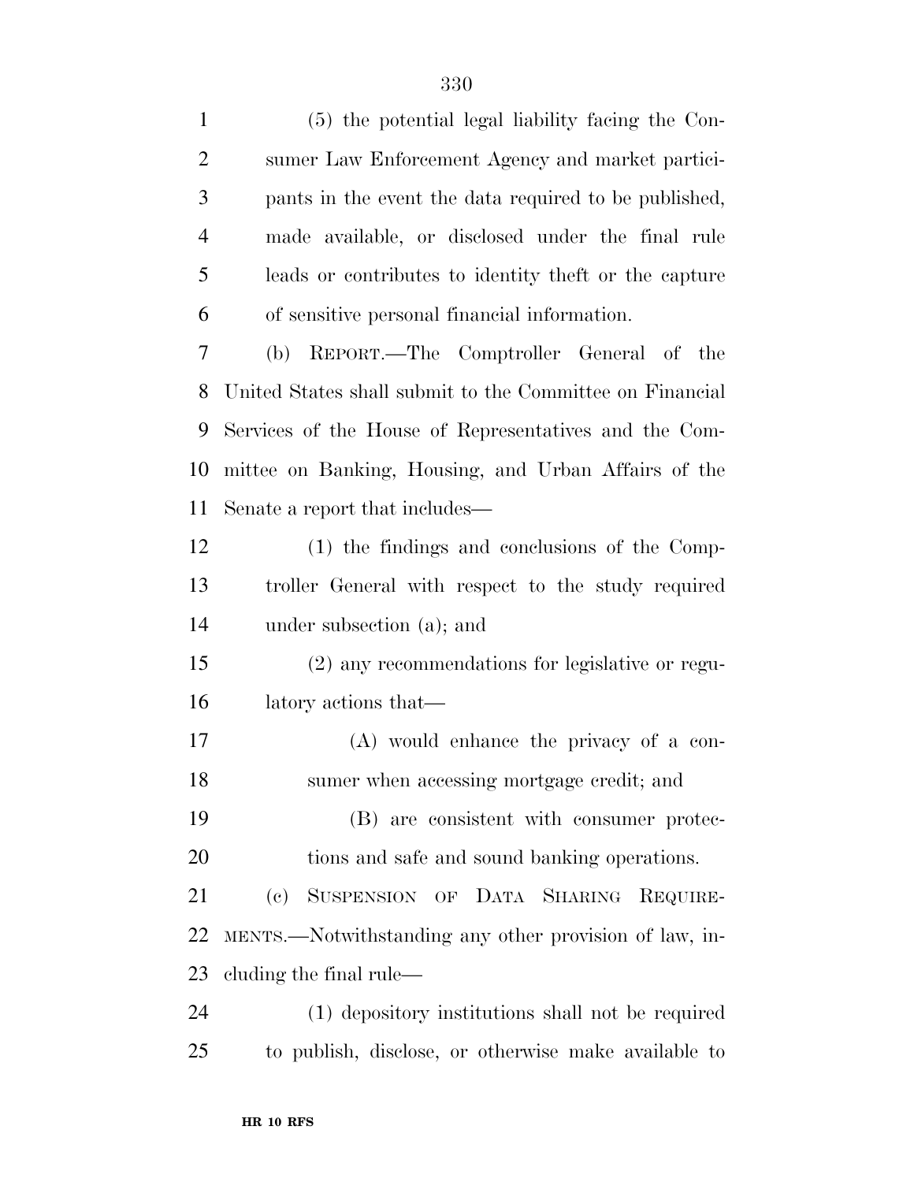(5) the potential legal liability facing the Consumer Law Enforcement Agency and market participants in the event the data required to be published, made available, or disclosed under the final rule leads or contributes to identity theft or the capture of sensitive personal financial information.

(b) REPORT.—The Comptroller General of the United States shall submit to the Committee on Financial Services of the House of Representatives and the Committee on Banking, Housing, and Urban Affairs of the Senate a report that includes—

(1) the findings and conclusions of the Comptroller General with respect to the study required under subsection (a); and

(2) any recommendations for legislative or regulatory actions that—

(A) would enhance the privacy of a consumer when accessing mortgage credit; and

(B) are consistent with consumer protections and safe and sound banking operations.

(c) SUSPENSION OF DATA SHARING REQUIREMENTS.—Notwithstanding any other provision of law, including the final rule—

(1) depository institutions shall not be required to publish, disclose, or otherwise make available to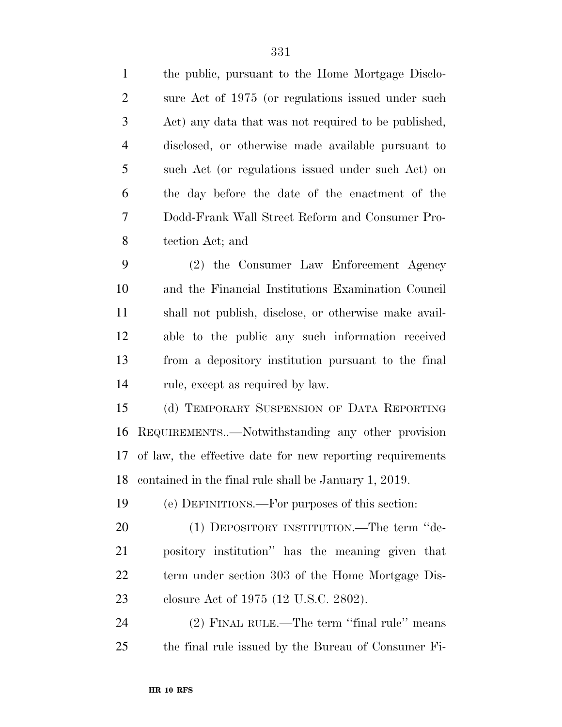the public, pursuant to the Home Mortgage Disclosure Act of 1975 (or regulations issued under such Act) any data that was not required to be published, disclosed, or otherwise made available pursuant to such Act (or regulations issued under such Act) on the day before the date of the enactment of the Dodd-Frank Wall Street Reform and Consumer Protection Act; and

(2) the Consumer Law Enforcement Agency and the Financial Institutions Examination Council shall not publish, disclose, or otherwise make available to the public any such information received from a depository institution pursuant to the final rule, except as required by law.

(d) TEMPORARY SUSPENSION OF DATA REPORTING REQUIREMENTS..—Notwithstanding any other provision of law, the effective date for new reporting requirements contained in the final rule shall be January 1, 2019.

(e) DEFINITIONS.—For purposes of this section:

(1) DEPOSITORY INSTITUTION.—The term ''depository institution'' has the meaning given that term under section 303 of the Home Mortgage Disclosure Act of 1975 (12 U.S.C. 2802).

(2) FINAL RULE.—The term ''final rule'' means the final rule issued by the Bureau of Consumer Fi-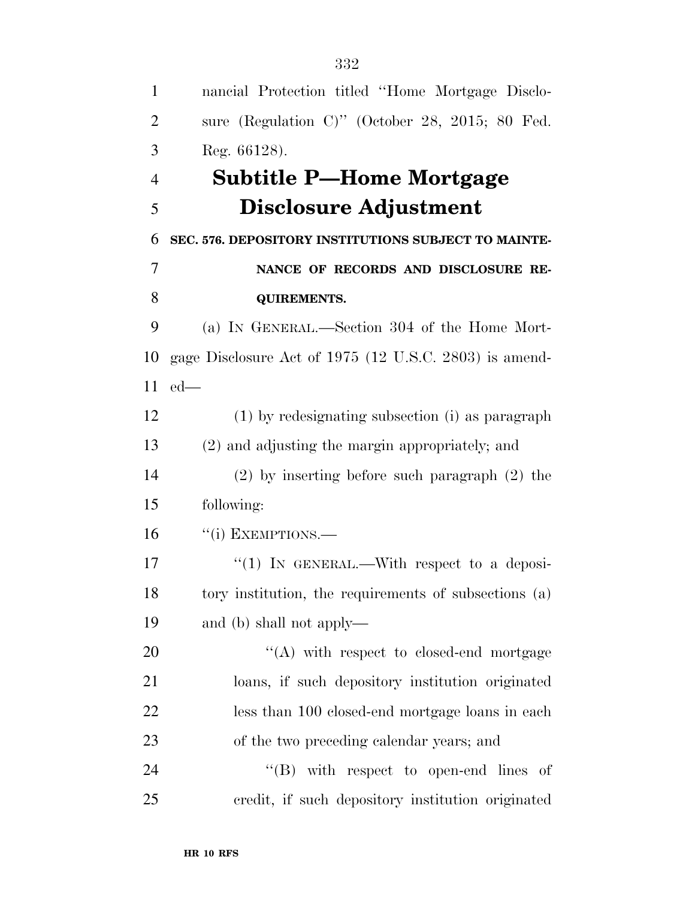nancial Protection titled "Home Mortgage Disclosure (Regulation C)" (October 28, 2015; 80 Fed. Reg. 66128).

## Subtitle P—Home Mortgage Disclosure Adjustment

### SEC. 576. DEPOSITORY INSTITUTIONS SUBJECT TO MAINTENANCE OF RECORDS AND DISCLOSURE REQUIREMENTS.

(a) IN GENERAL.—Section 304 of the Home Mortgage Disclosure Act of 1975 (12 U.S.C. 2803) is amended—

(1) by redesignating subsection (i) as paragraph (2) and adjusting the margin appropriately; and

(2) by inserting before such paragraph (2) the following:

"(i) EXEMPTIONS.—

"(1) IN GENERAL.—With respect to a depository institution, the requirements of subsections (a) and (b) shall not apply—

"(A) with respect to closed-end mortgage loans, if such depository institution originated less than 100 closed-end mortgage loans in each of the two preceding calendar years; and

"(B) with respect to open-end lines of credit, if such depository institution originated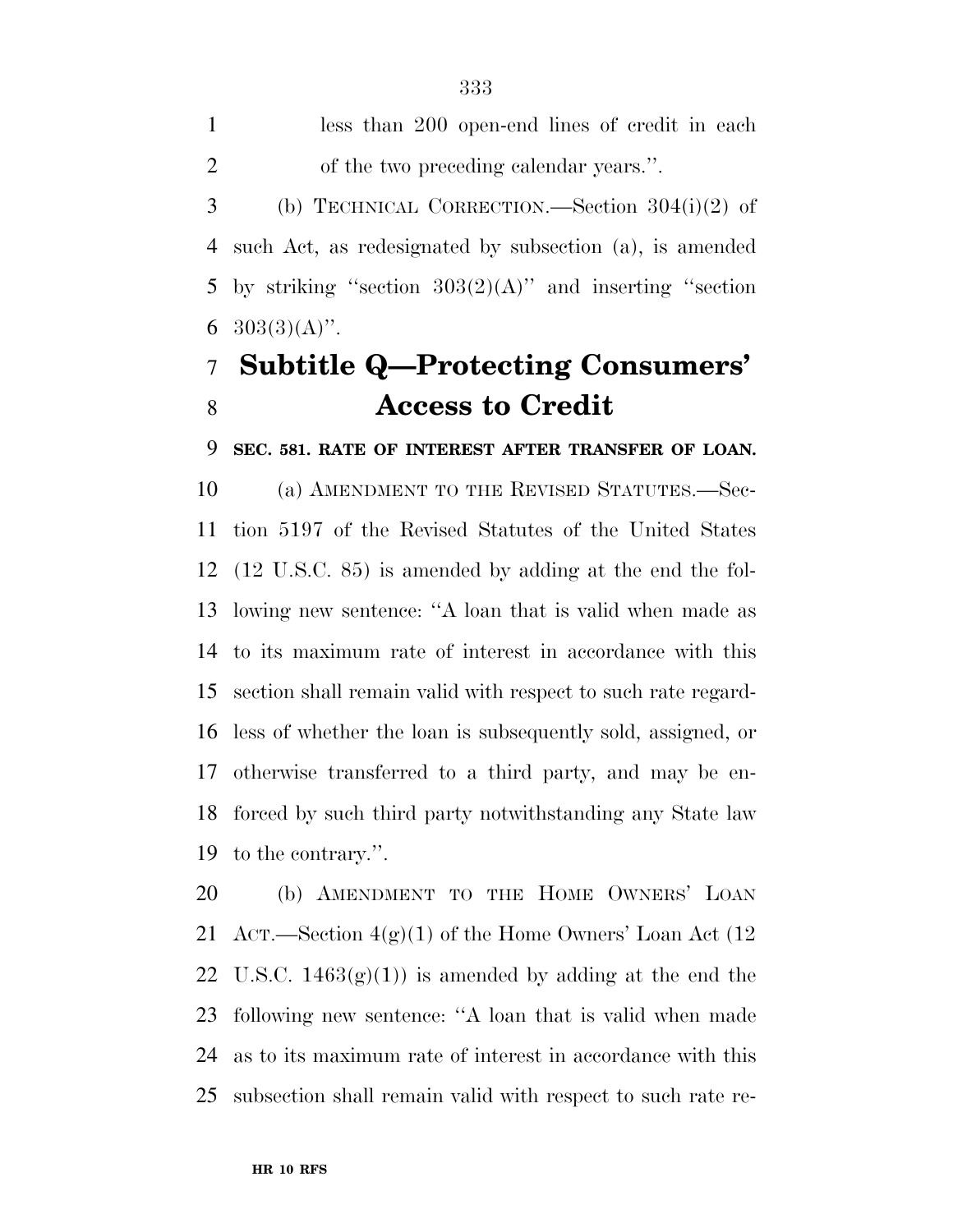less than 200 open-end lines of credit in each of the two preceding calendar years.''.

(b) TECHNICAL CORRECTION.—Section 304(i)(2) of such Act, as redesignated by subsection (a), is amended by striking ''section 303(2)(A)'' and inserting ''section 303(3)(A)''.

## Subtitle Q—Protecting Consumers' Access to Credit

**SEC. 581. RATE OF INTEREST AFTER TRANSFER OF LOAN.**

(a) AMENDMENT TO THE REVISED STATUTES.—Section 5197 of the Revised Statutes of the United States (12 U.S.C. 85) is amended by adding at the end the following new sentence: ''A loan that is valid when made as to its maximum rate of interest in accordance with this section shall remain valid with respect to such rate regardless of whether the loan is subsequently sold, assigned, or otherwise transferred to a third party, and may be enforced by such third party notwithstanding any State law to the contrary.''.

(b) AMENDMENT TO THE HOME OWNERS' LOAN ACT.—Section 4(g)(1) of the Home Owners' Loan Act (12 U.S.C. 1463(g)(1)) is amended by adding at the end the following new sentence: ''A loan that is valid when made as to its maximum rate of interest in accordance with this subsection shall remain valid with respect to such rate re-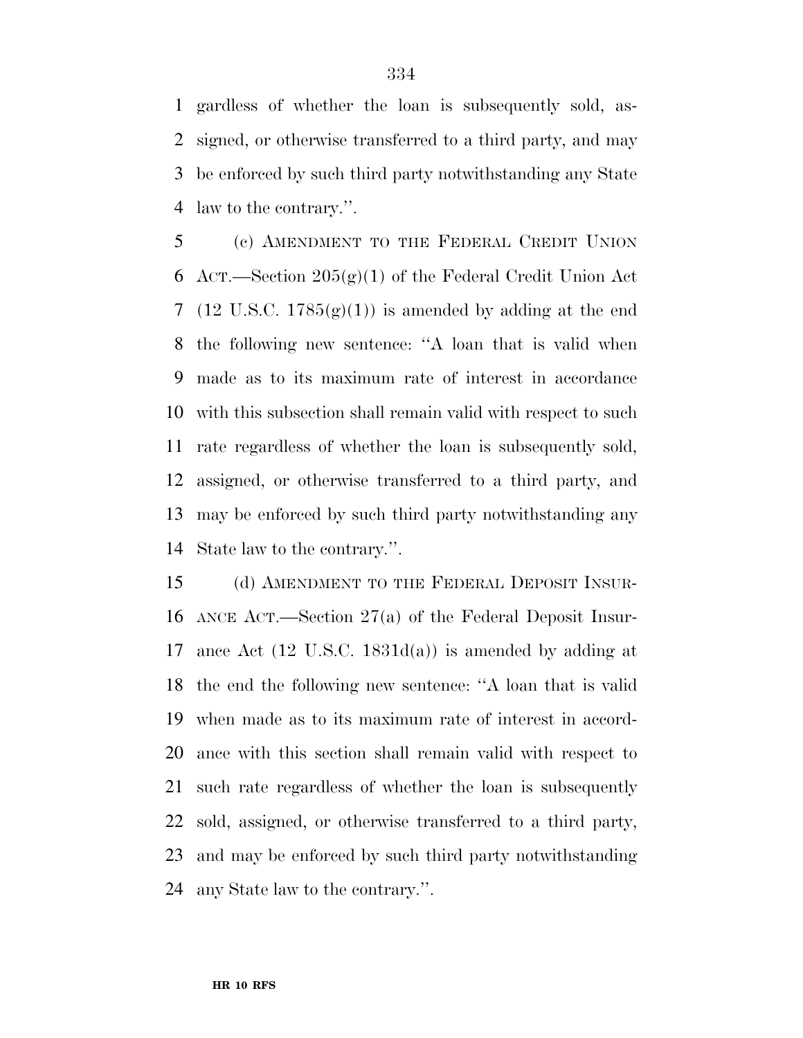gardless of whether the loan is subsequently sold, assigned, or otherwise transferred to a third party, and may be enforced by such third party notwithstanding any State law to the contrary.''.

(c) AMENDMENT TO THE FEDERAL CREDIT UNION ACT.—Section 205(g)(1) of the Federal Credit Union Act (12 U.S.C. 1785(g)(1)) is amended by adding at the end the following new sentence: ''A loan that is valid when made as to its maximum rate of interest in accordance with this subsection shall remain valid with respect to such rate regardless of whether the loan is subsequently sold, assigned, or otherwise transferred to a third party, and may be enforced by such third party notwithstanding any State law to the contrary.''.

(d) AMENDMENT TO THE FEDERAL DEPOSIT INSURANCE ACT.—Section 27(a) of the Federal Deposit Insurance Act (12 U.S.C. 1831d(a)) is amended by adding at the end the following new sentence: ''A loan that is valid when made as to its maximum rate of interest in accordance with this section shall remain valid with respect to such rate regardless of whether the loan is subsequently sold, assigned, or otherwise transferred to a third party, and may be enforced by such third party notwithstanding any State law to the contrary.''.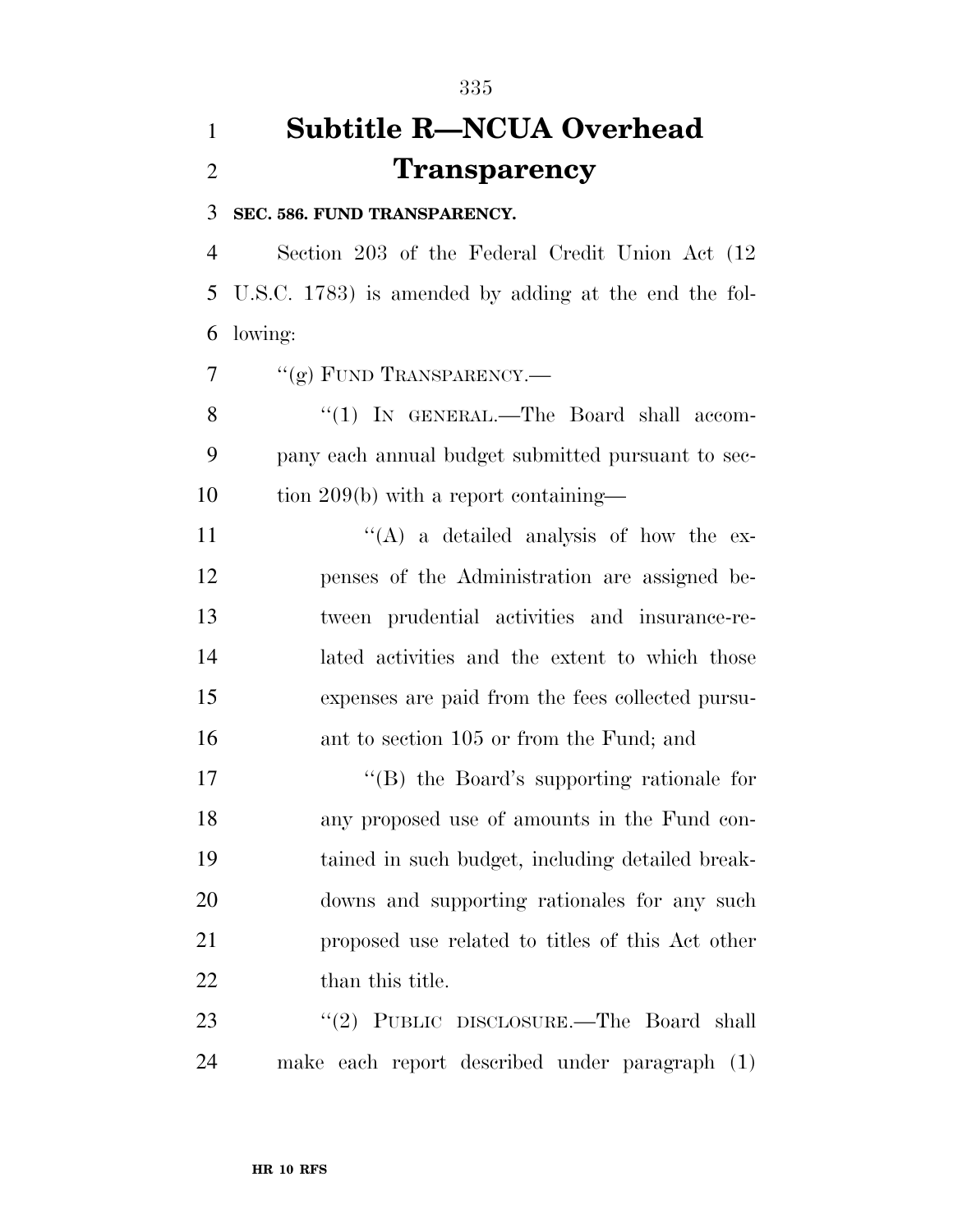# Subtitle R—NCUA Overhead Transparency

**SEC. 586. FUND TRANSPARENCY.**

Section 203 of the Federal Credit Union Act (12 U.S.C. 1783) is amended by adding at the end the following:

"(g) FUND TRANSPARENCY.—

"(1) IN GENERAL.—The Board shall accompany each annual budget submitted pursuant to section 209(b) with a report containing—

"(A) a detailed analysis of how the expenses of the Administration are assigned between prudential activities and insurance-related activities and the extent to which those expenses are paid from the fees collected pursuant to section 105 or from the Fund; and

"(B) the Board's supporting rationale for any proposed use of amounts in the Fund contained in such budget, including detailed breakdowns and supporting rationales for any such proposed use related to titles of this Act other than this title.

"(2) PUBLIC DISCLOSURE.—The Board shall make each report described under paragraph (1)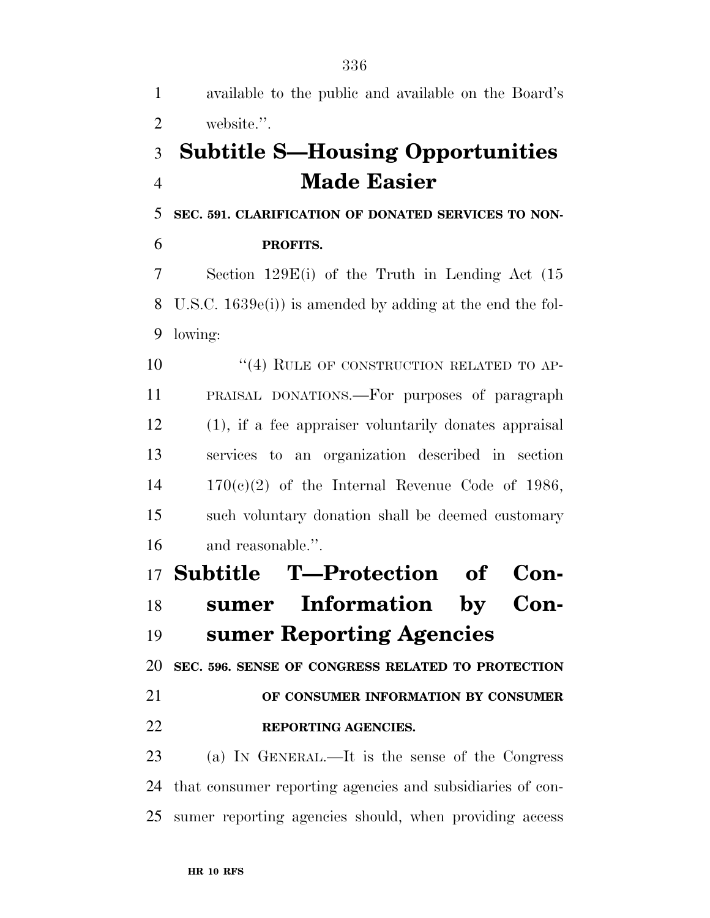available to the public and available on the Board's website.''.

## Subtitle S—Housing Opportunities Made Easier

### SEC. 591. CLARIFICATION OF DONATED SERVICES TO NONPROFITS.

Section 129E(i) of the Truth in Lending Act (15 U.S.C. 1639e(i)) is amended by adding at the end the following:

''(4) RULE OF CONSTRUCTION RELATED TO APPRAISAL DONATIONS.—For purposes of paragraph (1), if a fee appraiser voluntarily donates appraisal services to an organization described in section 170(c)(2) of the Internal Revenue Code of 1986, such voluntary donation shall be deemed customary and reasonable.''.

## Subtitle T—Protection of Consumer Information by Consumer Reporting Agencies

### SEC. 596. SENSE OF CONGRESS RELATED TO PROTECTION OF CONSUMER INFORMATION BY CONSUMER REPORTING AGENCIES.

(a) IN GENERAL.—It is the sense of the Congress that consumer reporting agencies and subsidiaries of consumer reporting agencies should, when providing access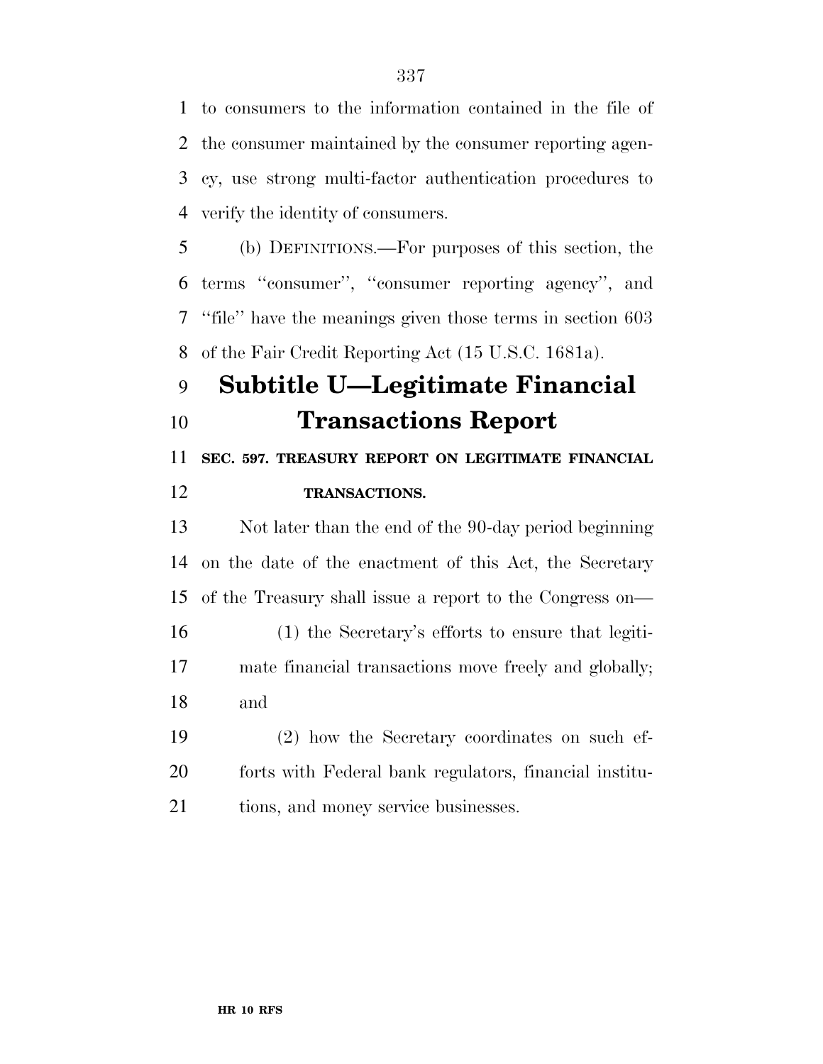to consumers to the information contained in the file of the consumer maintained by the consumer reporting agency, use strong multi-factor authentication procedures to verify the identity of consumers.

(b) DEFINITIONS.—For purposes of this section, the terms ''consumer'', ''consumer reporting agency'', and ''file'' have the meanings given those terms in section 603 of the Fair Credit Reporting Act (15 U.S.C. 1681a).

# Subtitle U—Legitimate Financial Transactions Report

## SEC. 597. TREASURY REPORT ON LEGITIMATE FINANCIAL TRANSACTIONS.

Not later than the end of the 90-day period beginning on the date of the enactment of this Act, the Secretary of the Treasury shall issue a report to the Congress on—

(1) the Secretary's efforts to ensure that legitimate financial transactions move freely and globally; and

(2) how the Secretary coordinates on such efforts with Federal bank regulators, financial institutions, and money service businesses.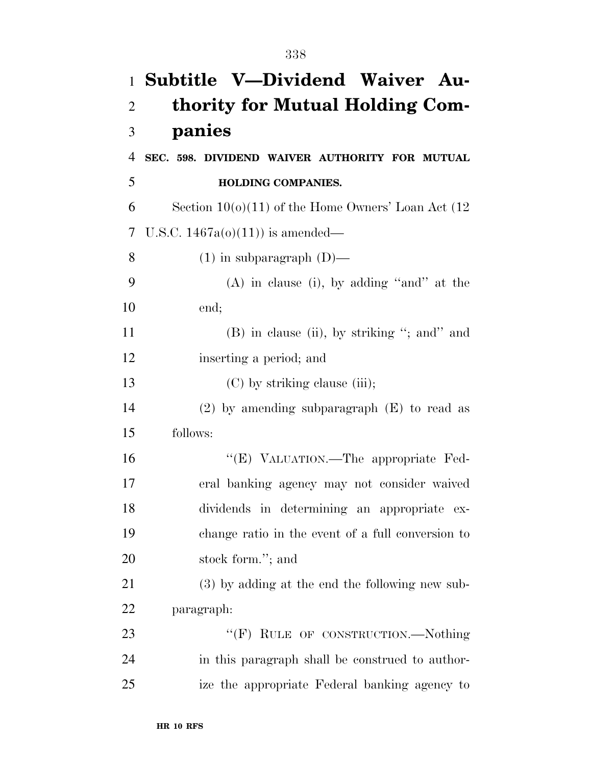# Subtitle V—Dividend Waiver Authority for Mutual Holding Companies

**SEC. 598. DIVIDEND WAIVER AUTHORITY FOR MUTUAL HOLDING COMPANIES.**

Section 10(o)(11) of the Home Owners' Loan Act (12 U.S.C. 1467a(o)(11)) is amended—

(1) in subparagraph (D)—

(A) in clause (i), by adding "and" at the end;

(B) in clause (ii), by striking "; and" and inserting a period; and

(C) by striking clause (iii);

(2) by amending subparagraph (E) to read as follows:

"(E) VALUATION.—The appropriate Federal banking agency may not consider waived dividends in determining an appropriate exchange ratio in the event of a full conversion to stock form."; and

(3) by adding at the end the following new subparagraph:

"(F) RULE OF CONSTRUCTION.—Nothing in this paragraph shall be construed to authorize the appropriate Federal banking agency to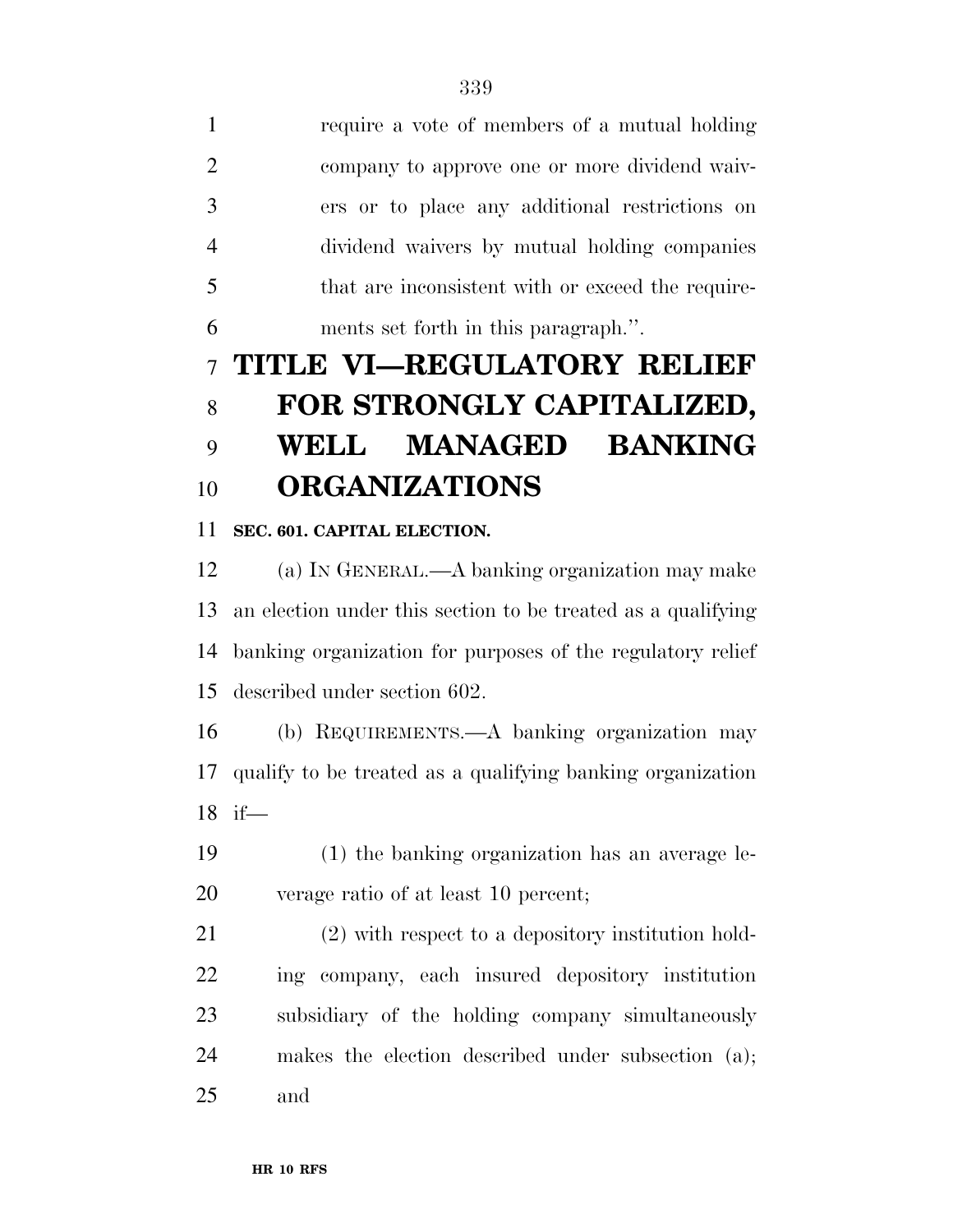require a vote of members of a mutual holding company to approve one or more dividend waivers or to place any additional restrictions on dividend waivers by mutual holding companies that are inconsistent with or exceed the requirements set forth in this paragraph.''.

# TITLE VI—REGULATORY RELIEF FOR STRONGLY CAPITALIZED, WELL MANAGED BANKING ORGANIZATIONS

### SEC. 601. CAPITAL ELECTION.

(a) IN GENERAL.—A banking organization may make an election under this section to be treated as a qualifying banking organization for purposes of the regulatory relief described under section 602.

(b) REQUIREMENTS.—A banking organization may qualify to be treated as a qualifying banking organization if—

(1) the banking organization has an average leverage ratio of at least 10 percent;

(2) with respect to a depository institution holding company, each insured depository institution subsidiary of the holding company simultaneously makes the election described under subsection (a); and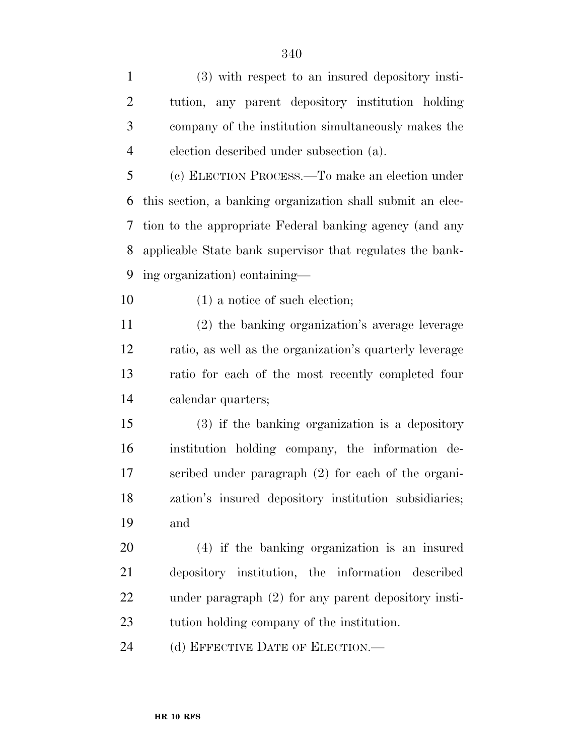(3) with respect to an insured depository institution, any parent depository institution holding company of the institution simultaneously makes the election described under subsection (a).

(c) ELECTION PROCESS.—To make an election under this section, a banking organization shall submit an election to the appropriate Federal banking agency (and any applicable State bank supervisor that regulates the banking organization) containing—

(1) a notice of such election;

(2) the banking organization's average leverage ratio, as well as the organization's quarterly leverage ratio for each of the most recently completed four calendar quarters;

(3) if the banking organization is a depository institution holding company, the information described under paragraph (2) for each of the organization's insured depository institution subsidiaries; and

(4) if the banking organization is an insured depository institution, the information described under paragraph (2) for any parent depository institution holding company of the institution.

(d) EFFECTIVE DATE OF ELECTION.—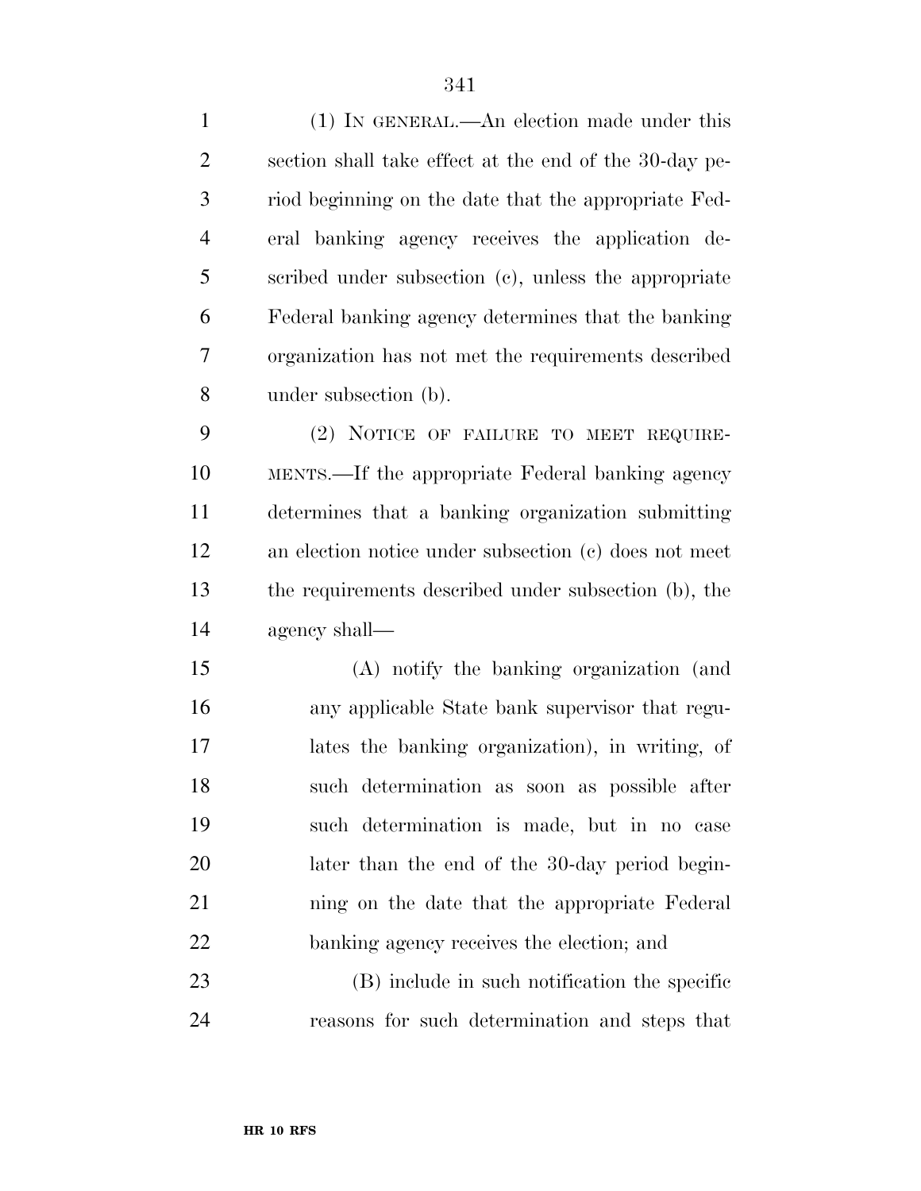(1) IN GENERAL.—An election made under this section shall take effect at the end of the 30-day period beginning on the date that the appropriate Federal banking agency receives the application described under subsection (c), unless the appropriate Federal banking agency determines that the banking organization has not met the requirements described under subsection (b).

(2) NOTICE OF FAILURE TO MEET REQUIREMENTS.—If the appropriate Federal banking agency determines that a banking organization submitting an election notice under subsection (c) does not meet the requirements described under subsection (b), the agency shall—

(A) notify the banking organization (and any applicable State bank supervisor that regulates the banking organization), in writing, of such determination as soon as possible after such determination is made, but in no case later than the end of the 30-day period beginning on the date that the appropriate Federal banking agency receives the election; and

(B) include in such notification the specific reasons for such determination and steps that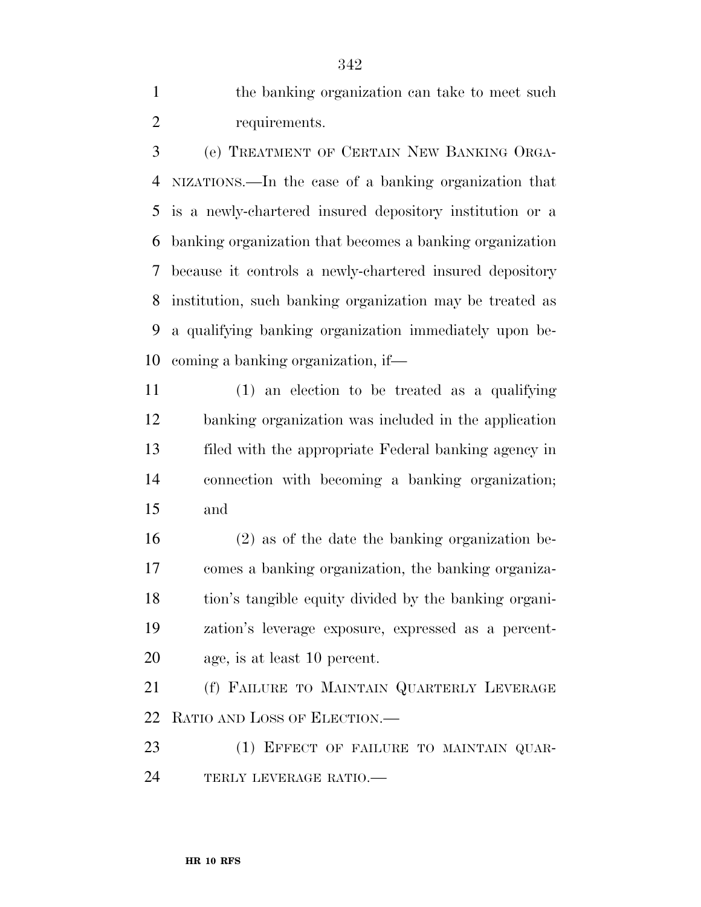the banking organization can take to meet such requirements.

(e) TREATMENT OF CERTAIN NEW BANKING ORGANIZATIONS.—In the case of a banking organization that is a newly-chartered insured depository institution or a banking organization that becomes a banking organization because it controls a newly-chartered insured depository institution, such banking organization may be treated as a qualifying banking organization immediately upon becoming a banking organization, if—

(1) an election to be treated as a qualifying banking organization was included in the application filed with the appropriate Federal banking agency in connection with becoming a banking organization; and

(2) as of the date the banking organization becomes a banking organization, the banking organization's tangible equity divided by the banking organization's leverage exposure, expressed as a percentage, is at least 10 percent.

(f) FAILURE TO MAINTAIN QUARTERLY LEVERAGE RATIO AND LOSS OF ELECTION.—

(1) EFFECT OF FAILURE TO MAINTAIN QUARTERLY LEVERAGE RATIO.—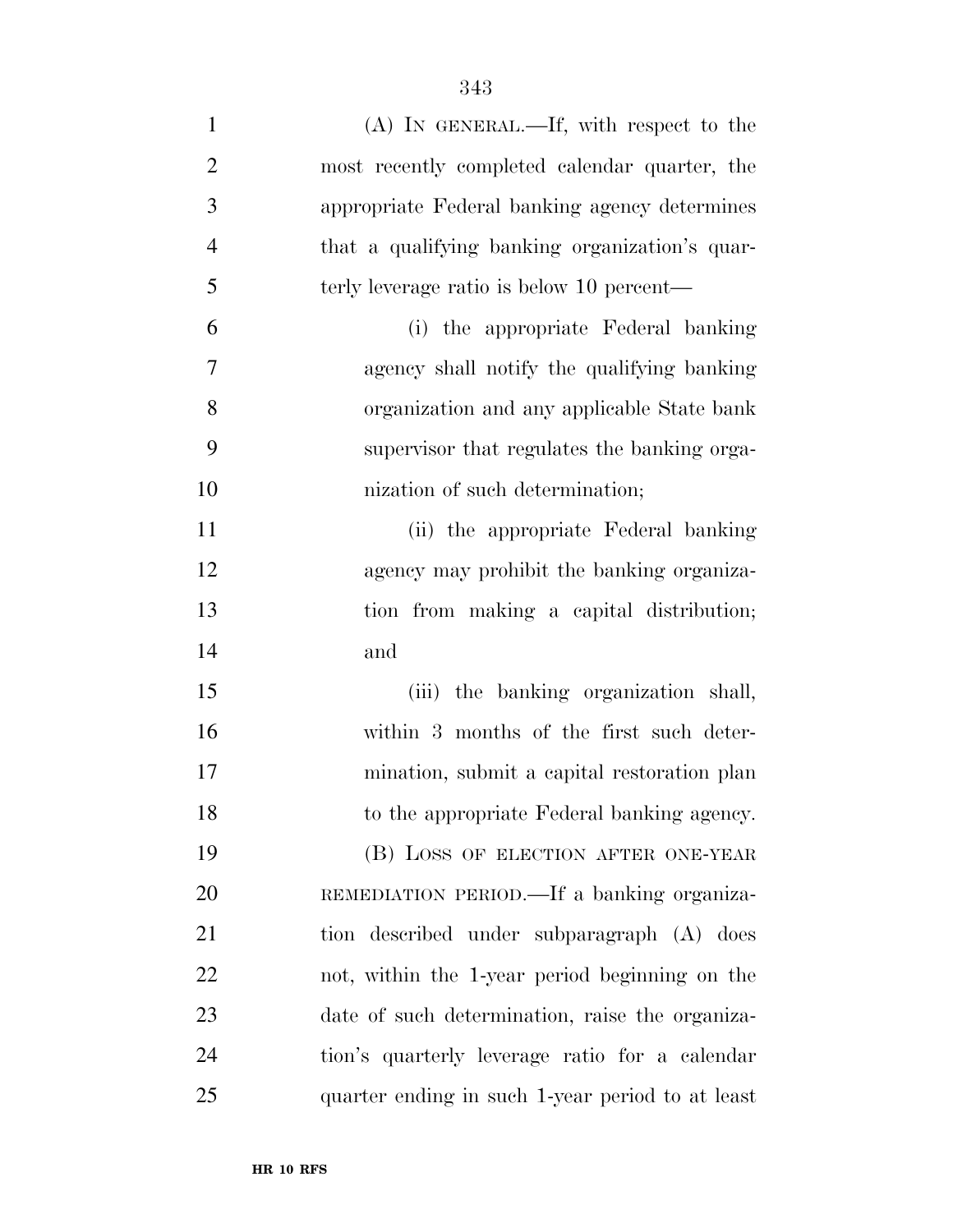(A) IN GENERAL.—If, with respect to the most recently completed calendar quarter, the appropriate Federal banking agency determines that a qualifying banking organization's quarterly leverage ratio is below 10 percent—

(i) the appropriate Federal banking agency shall notify the qualifying banking organization and any applicable State bank supervisor that regulates the banking organization of such determination;

(ii) the appropriate Federal banking agency may prohibit the banking organization from making a capital distribution; and

(iii) the banking organization shall, within 3 months of the first such determination, submit a capital restoration plan to the appropriate Federal banking agency.

(B) LOSS OF ELECTION AFTER ONE-YEAR REMEDIATION PERIOD.—If a banking organization described under subparagraph (A) does not, within the 1-year period beginning on the date of such determination, raise the organization's quarterly leverage ratio for a calendar quarter ending in such 1-year period to at least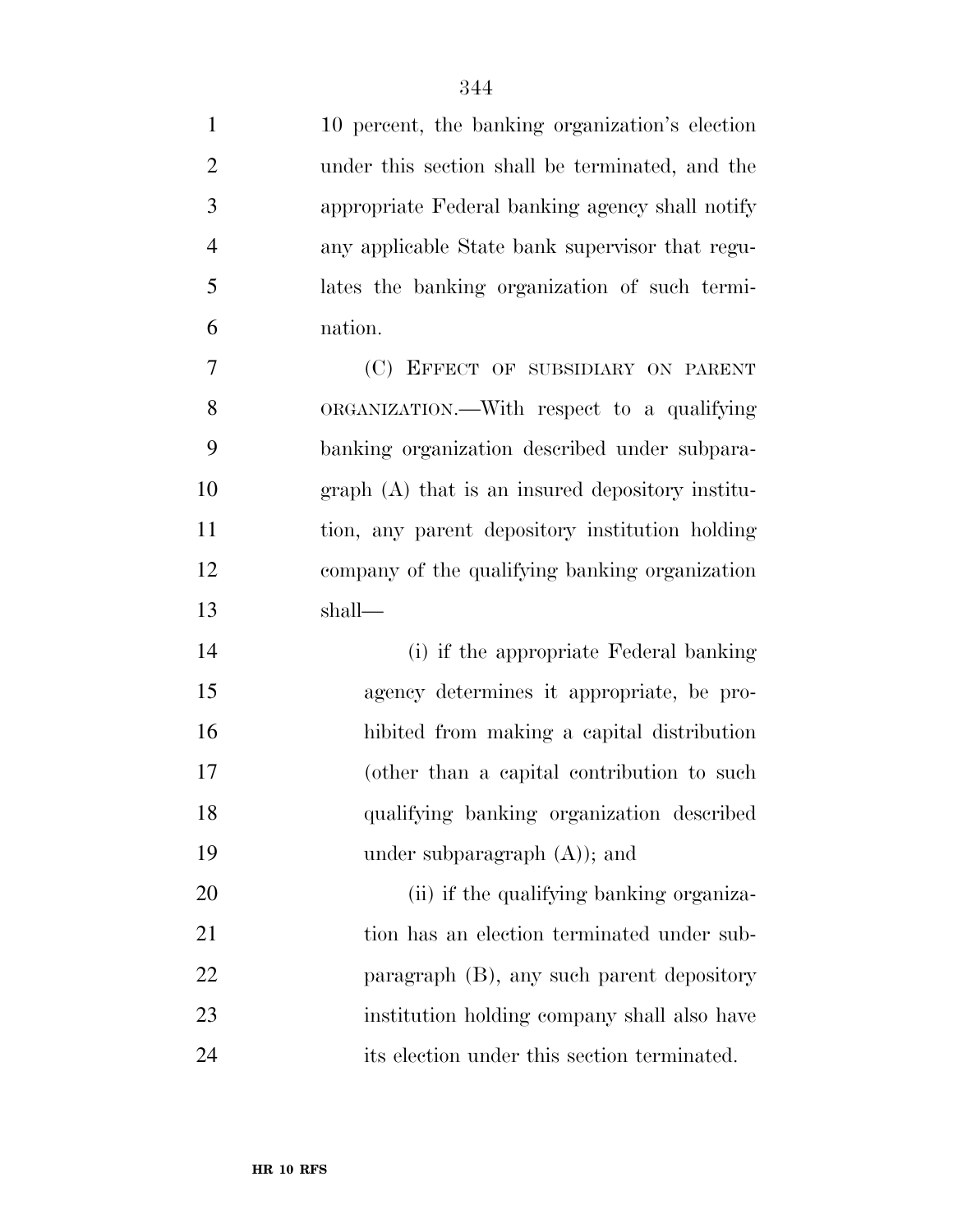10 percent, the banking organization's election under this section shall be terminated, and the appropriate Federal banking agency shall notify any applicable State bank supervisor that regulates the banking organization of such termination.

(C) EFFECT OF SUBSIDIARY ON PARENT ORGANIZATION.—With respect to a qualifying banking organization described under subparagraph (A) that is an insured depository institution, any parent depository institution holding company of the qualifying banking organization shall—

(i) if the appropriate Federal banking agency determines it appropriate, be prohibited from making a capital distribution (other than a capital contribution to such qualifying banking organization described under subparagraph (A)); and

(ii) if the qualifying banking organization has an election terminated under subparagraph (B), any such parent depository institution holding company shall also have its election under this section terminated.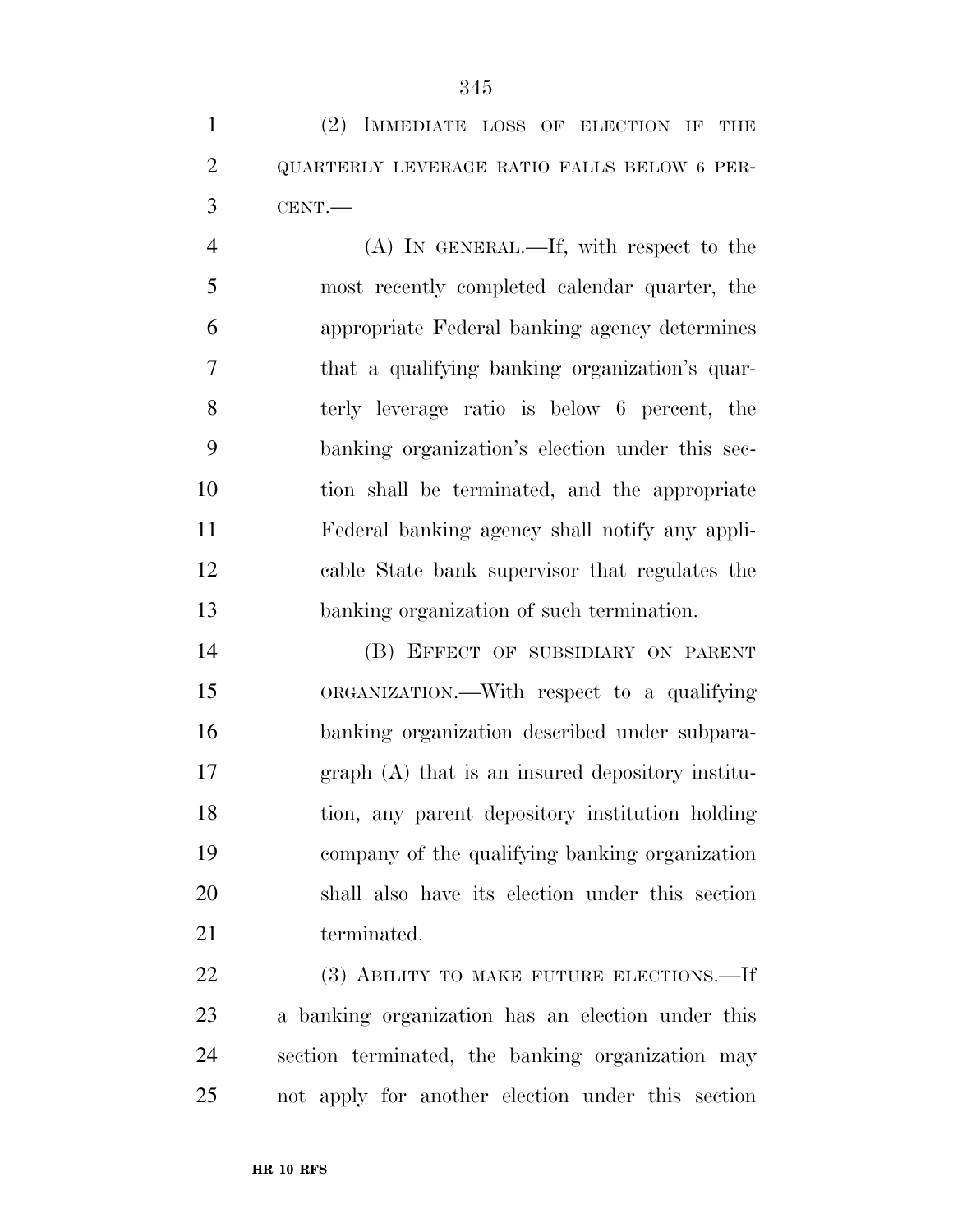(2) IMMEDIATE LOSS OF ELECTION IF THE QUARTERLY LEVERAGE RATIO FALLS BELOW 6 PERCENT.—

(A) IN GENERAL.—If, with respect to the most recently completed calendar quarter, the appropriate Federal banking agency determines that a qualifying banking organization's quarterly leverage ratio is below 6 percent, the banking organization's election under this section shall be terminated, and the appropriate Federal banking agency shall notify any applicable State bank supervisor that regulates the banking organization of such termination.

(B) EFFECT OF SUBSIDIARY ON PARENT ORGANIZATION.—With respect to a qualifying banking organization described under subparagraph (A) that is an insured depository institution, any parent depository institution holding company of the qualifying banking organization shall also have its election under this section terminated.

(3) ABILITY TO MAKE FUTURE ELECTIONS.—If a banking organization has an election under this section terminated, the banking organization may not apply for another election under this section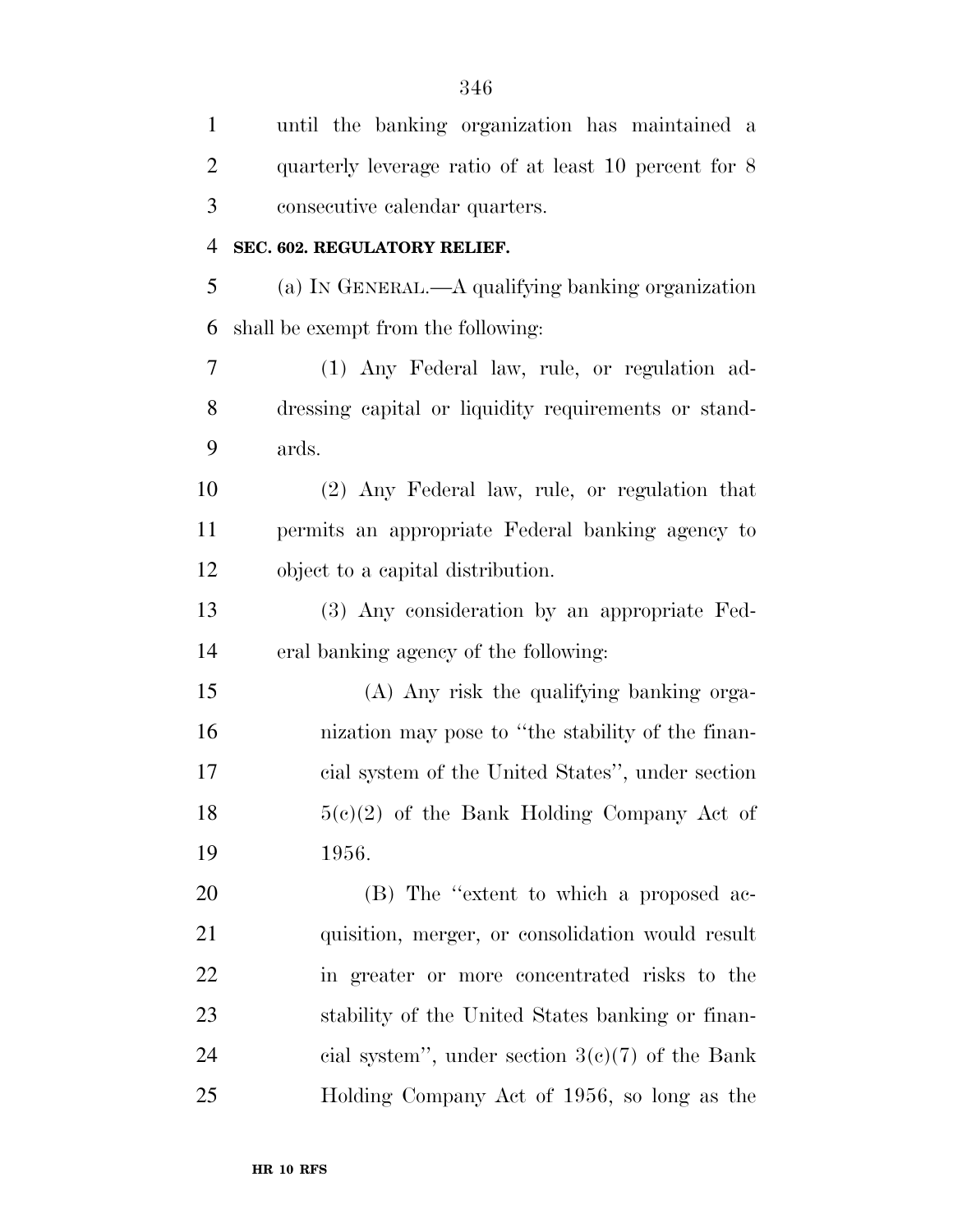until the banking organization has maintained a quarterly leverage ratio of at least 10 percent for 8 consecutive calendar quarters.

**SEC. 602. REGULATORY RELIEF.**

(a) IN GENERAL.—A qualifying banking organization shall be exempt from the following:

(1) Any Federal law, rule, or regulation addressing capital or liquidity requirements or standards.

(2) Any Federal law, rule, or regulation that permits an appropriate Federal banking agency to object to a capital distribution.

(3) Any consideration by an appropriate Federal banking agency of the following:

(A) Any risk the qualifying banking organization may pose to "the stability of the financial system of the United States", under section 5(c)(2) of the Bank Holding Company Act of 1956.

(B) The "extent to which a proposed acquisition, merger, or consolidation would result in greater or more concentrated risks to the stability of the United States banking or financial system", under section 3(c)(7) of the Bank Holding Company Act of 1956, so long as the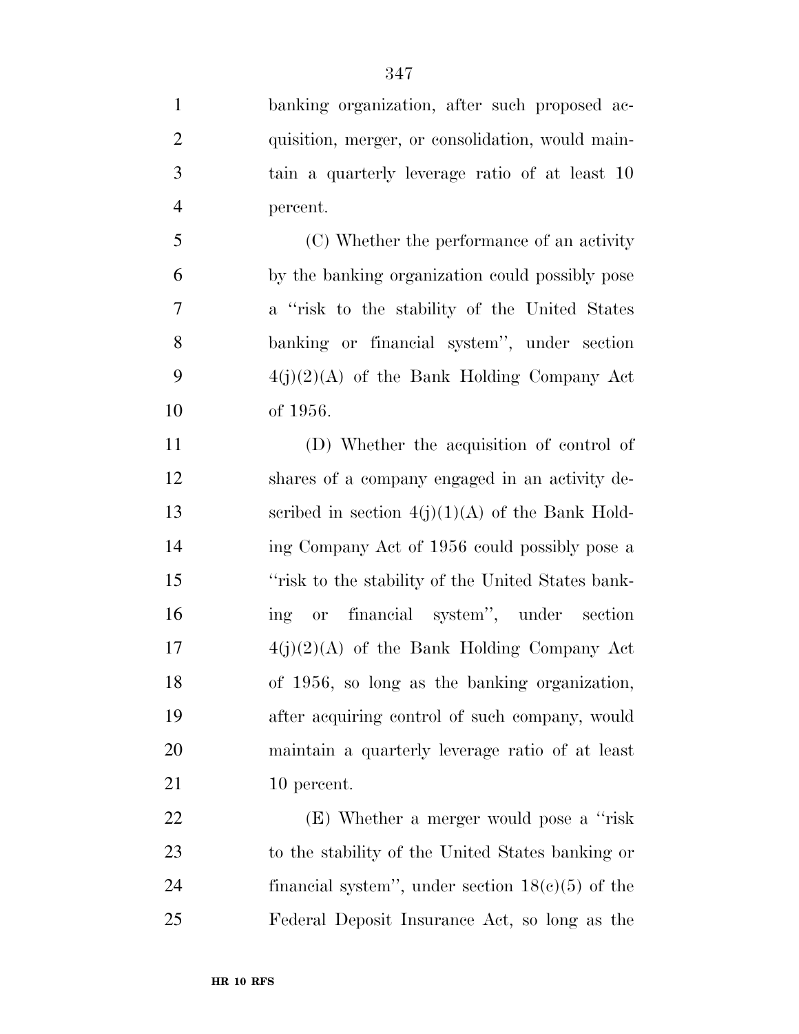banking organization, after such proposed acquisition, merger, or consolidation, would maintain a quarterly leverage ratio of at least 10 percent.

(C) Whether the performance of an activity by the banking organization could possibly pose a "risk to the stability of the United States banking or financial system", under section 4(j)(2)(A) of the Bank Holding Company Act of 1956.

(D) Whether the acquisition of control of shares of a company engaged in an activity described in section 4(j)(1)(A) of the Bank Holding Company Act of 1956 could possibly pose a "risk to the stability of the United States banking or financial system", under section 4(j)(2)(A) of the Bank Holding Company Act of 1956, so long as the banking organization, after acquiring control of such company, would maintain a quarterly leverage ratio of at least 10 percent.

(E) Whether a merger would pose a "risk to the stability of the United States banking or financial system", under section 18(c)(5) of the Federal Deposit Insurance Act, so long as the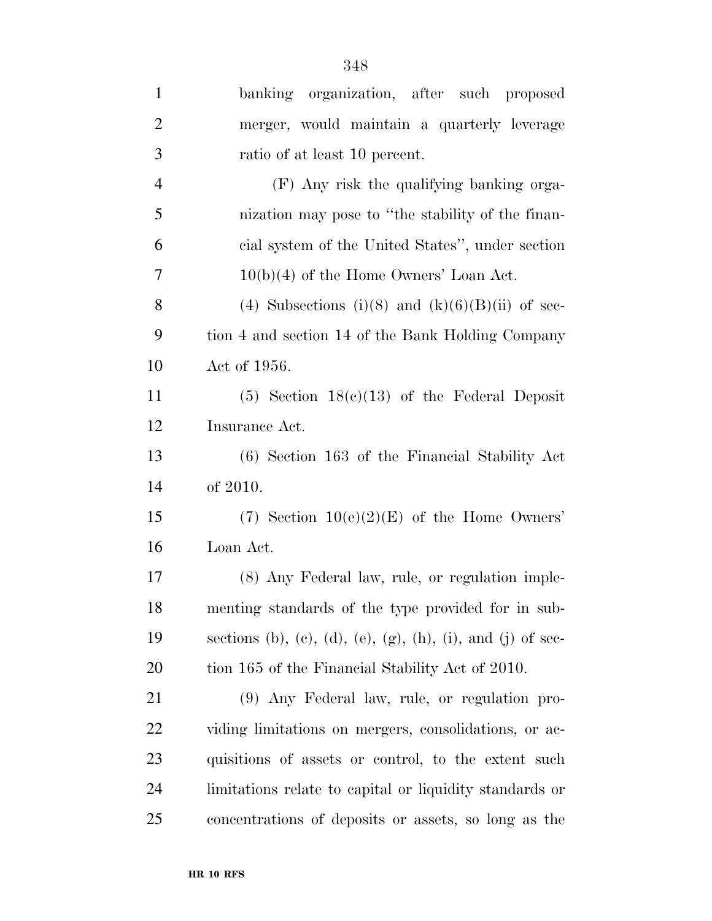banking organization, after such proposed merger, would maintain a quarterly leverage ratio of at least 10 percent.

(F) Any risk the qualifying banking organization may pose to "the stability of the financial system of the United States", under section 10(b)(4) of the Home Owners' Loan Act.

(4) Subsections (i)(8) and (k)(6)(B)(ii) of section 4 and section 14 of the Bank Holding Company Act of 1956.

(5) Section 18(c)(13) of the Federal Deposit Insurance Act.

(6) Section 163 of the Financial Stability Act of 2010.

(7) Section 10(e)(2)(E) of the Home Owners' Loan Act.

(8) Any Federal law, rule, or regulation implementing standards of the type provided for in subsections (b), (c), (d), (e), (g), (h), (i), and (j) of section 165 of the Financial Stability Act of 2010.

(9) Any Federal law, rule, or regulation providing limitations on mergers, consolidations, or acquisitions of assets or control, to the extent such limitations relate to capital or liquidity standards or concentrations of deposits or assets, so long as the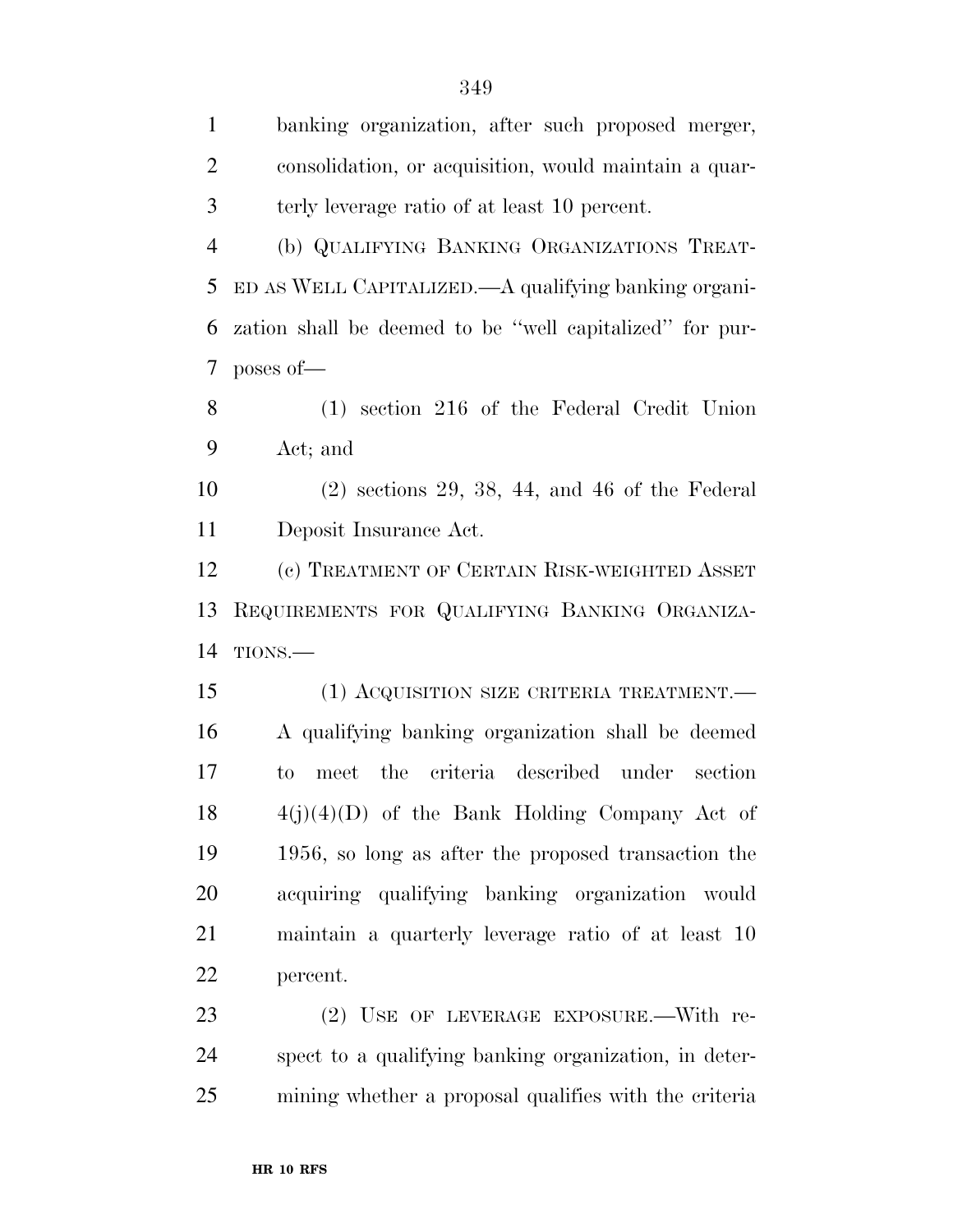banking organization, after such proposed merger, consolidation, or acquisition, would maintain a quarterly leverage ratio of at least 10 percent.

(b) QUALIFYING BANKING ORGANIZATIONS TREATED AS WELL CAPITALIZED.—A qualifying banking organization shall be deemed to be "well capitalized" for purposes of—

(1) section 216 of the Federal Credit Union Act; and

(2) sections 29, 38, 44, and 46 of the Federal Deposit Insurance Act.

(c) TREATMENT OF CERTAIN RISK-WEIGHTED ASSET REQUIREMENTS FOR QUALIFYING BANKING ORGANIZATIONS.—

(1) ACQUISITION SIZE CRITERIA TREATMENT.—A qualifying banking organization shall be deemed to meet the criteria described under section 4(j)(4)(D) of the Bank Holding Company Act of 1956, so long as after the proposed transaction the acquiring qualifying banking organization would maintain a quarterly leverage ratio of at least 10 percent.

(2) USE OF LEVERAGE EXPOSURE.—With respect to a qualifying banking organization, in determining whether a proposal qualifies with the criteria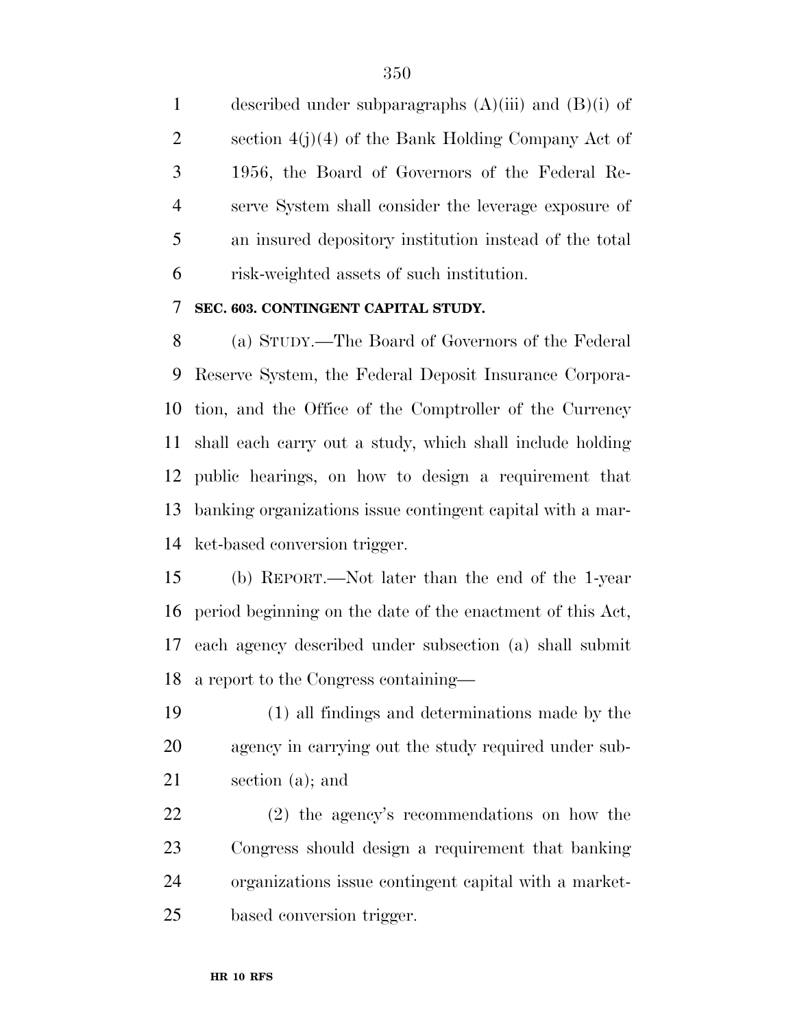described under subparagraphs (A)(iii) and (B)(i) of section 4(j)(4) of the Bank Holding Company Act of 1956, the Board of Governors of the Federal Reserve System shall consider the leverage exposure of an insured depository institution instead of the total risk-weighted assets of such institution.

**SEC. 603. CONTINGENT CAPITAL STUDY.**

(a) STUDY.—The Board of Governors of the Federal Reserve System, the Federal Deposit Insurance Corporation, and the Office of the Comptroller of the Currency shall each carry out a study, which shall include holding public hearings, on how to design a requirement that banking organizations issue contingent capital with a market-based conversion trigger.

(b) REPORT.—Not later than the end of the 1-year period beginning on the date of the enactment of this Act, each agency described under subsection (a) shall submit a report to the Congress containing—

(1) all findings and determinations made by the agency in carrying out the study required under subsection (a); and

(2) the agency's recommendations on how the Congress should design a requirement that banking organizations issue contingent capital with a market-based conversion trigger.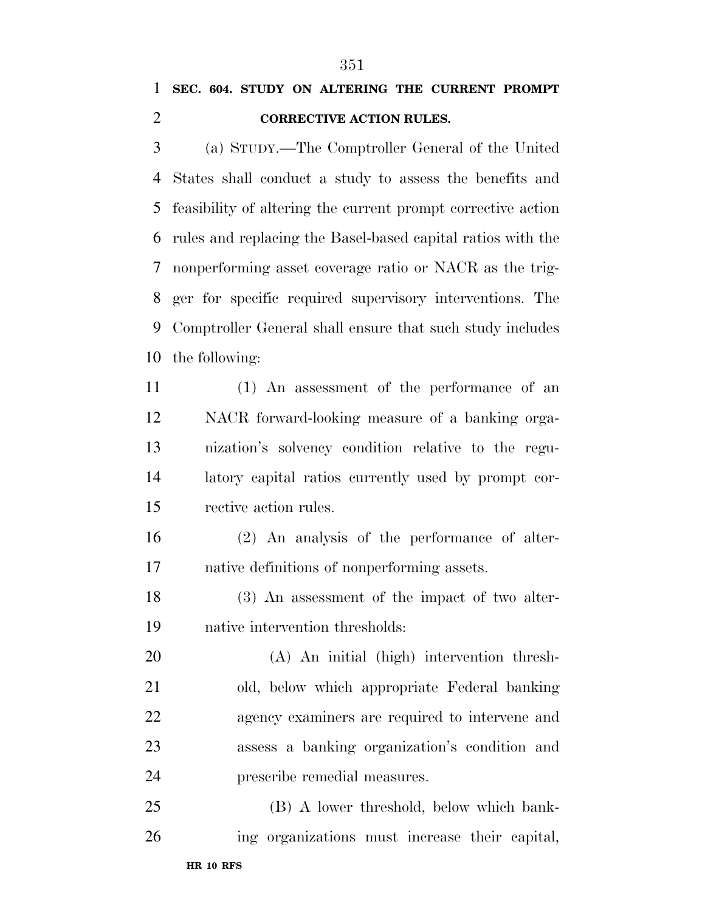## SEC. 604. STUDY ON ALTERING THE CURRENT PROMPT CORRECTIVE ACTION RULES.

(a) STUDY.—The Comptroller General of the United States shall conduct a study to assess the benefits and feasibility of altering the current prompt corrective action rules and replacing the Basel-based capital ratios with the nonperforming asset coverage ratio or NACR as the trigger for specific required supervisory interventions. The Comptroller General shall ensure that such study includes the following:

(1) An assessment of the performance of an NACR forward-looking measure of a banking organization's solvency condition relative to the regulatory capital ratios currently used by prompt corrective action rules.

(2) An analysis of the performance of alternative definitions of nonperforming assets.

(3) An assessment of the impact of two alternative intervention thresholds:

(A) An initial (high) intervention threshold, below which appropriate Federal banking agency examiners are required to intervene and assess a banking organization's condition and prescribe remedial measures.

(B) A lower threshold, below which banking organizations must increase their capital,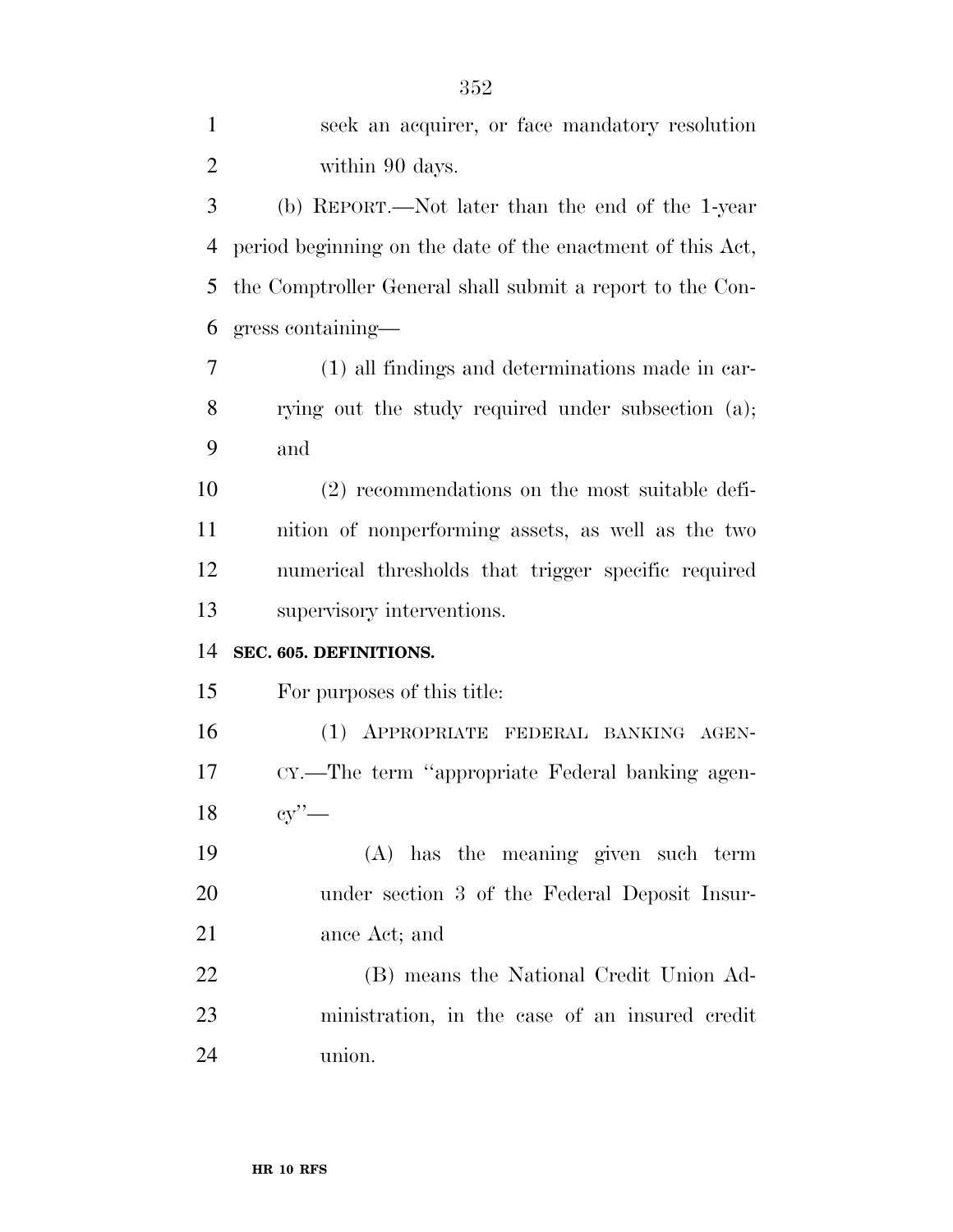seek an acquirer, or face mandatory resolution within 90 days.

(b) REPORT.—Not later than the end of the 1-year period beginning on the date of the enactment of this Act, the Comptroller General shall submit a report to the Congress containing—

(1) all findings and determinations made in carrying out the study required under subsection (a); and

(2) recommendations on the most suitable definition of nonperforming assets, as well as the two numerical thresholds that trigger specific required supervisory interventions.

**SEC. 605. DEFINITIONS.**

For purposes of this title:

(1) APPROPRIATE FEDERAL BANKING AGENCY.—The term "appropriate Federal banking agency"—

(A) has the meaning given such term under section 3 of the Federal Deposit Insurance Act; and

(B) means the National Credit Union Administration, in the case of an insured credit union.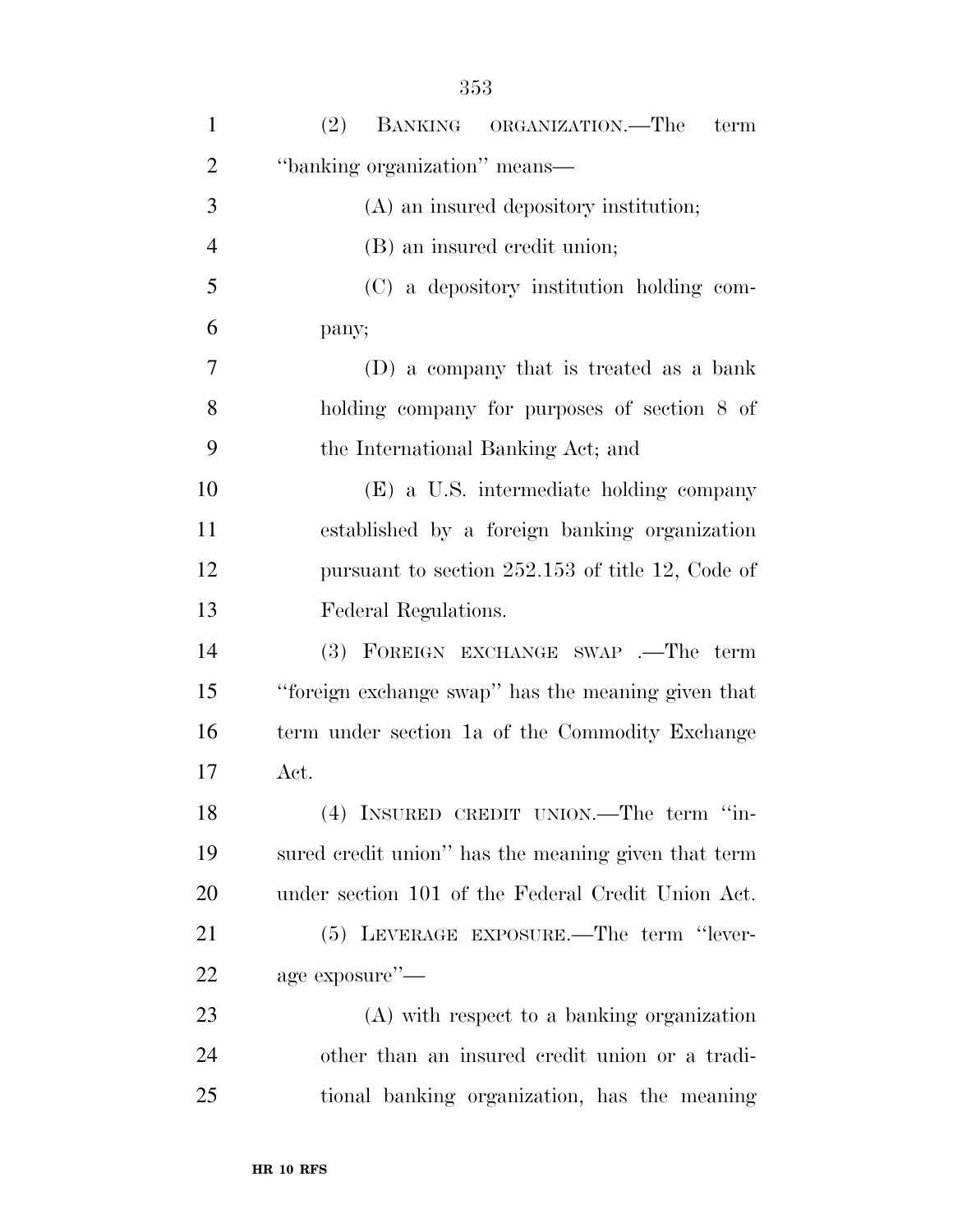(2) BANKING ORGANIZATION.—The term ''banking organization'' means—

(A) an insured depository institution;

(B) an insured credit union;

(C) a depository institution holding company;

(D) a company that is treated as a bank holding company for purposes of section 8 of the International Banking Act; and

(E) a U.S. intermediate holding company established by a foreign banking organization pursuant to section 252.153 of title 12, Code of Federal Regulations.

(3) FOREIGN EXCHANGE SWAP .—The term ''foreign exchange swap'' has the meaning given that term under section 1a of the Commodity Exchange Act.

(4) INSURED CREDIT UNION.—The term ''insured credit union'' has the meaning given that term under section 101 of the Federal Credit Union Act.

(5) LEVERAGE EXPOSURE.—The term ''leverage exposure''—

(A) with respect to a banking organization other than an insured credit union or a traditional banking organization, has the meaning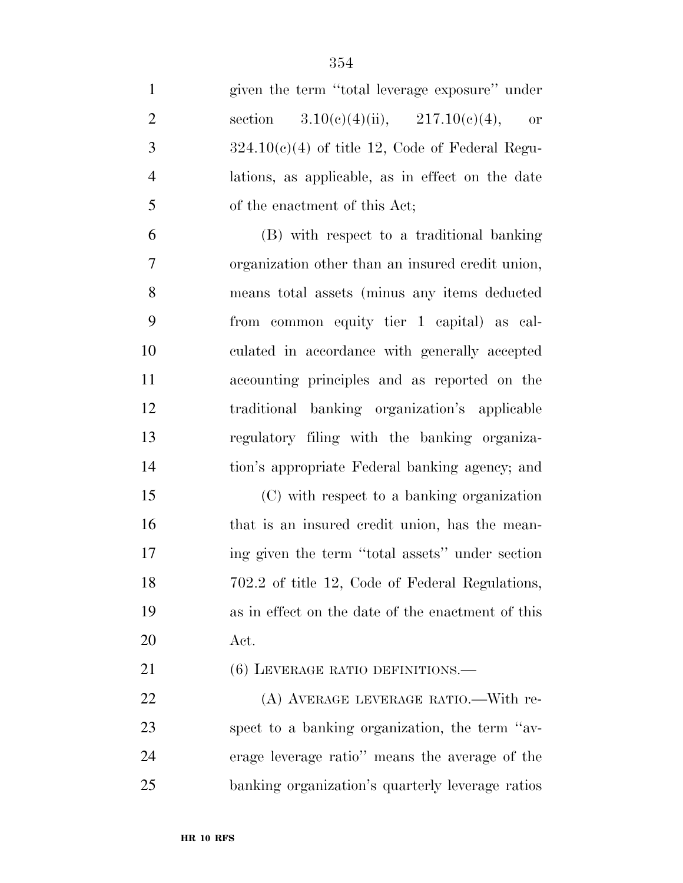given the term "total leverage exposure" under section 3.10(c)(4)(ii), 217.10(c)(4), or 324.10(c)(4) of title 12, Code of Federal Regulations, as applicable, as in effect on the date of the enactment of this Act;

(B) with respect to a traditional banking organization other than an insured credit union, means total assets (minus any items deducted from common equity tier 1 capital) as calculated in accordance with generally accepted accounting principles and as reported on the traditional banking organization's applicable regulatory filing with the banking organization's appropriate Federal banking agency; and

(C) with respect to a banking organization that is an insured credit union, has the meaning given the term "total assets" under section 702.2 of title 12, Code of Federal Regulations, as in effect on the date of the enactment of this Act.

(6) LEVERAGE RATIO DEFINITIONS.—

(A) AVERAGE LEVERAGE RATIO.—With respect to a banking organization, the term "average leverage ratio" means the average of the banking organization's quarterly leverage ratios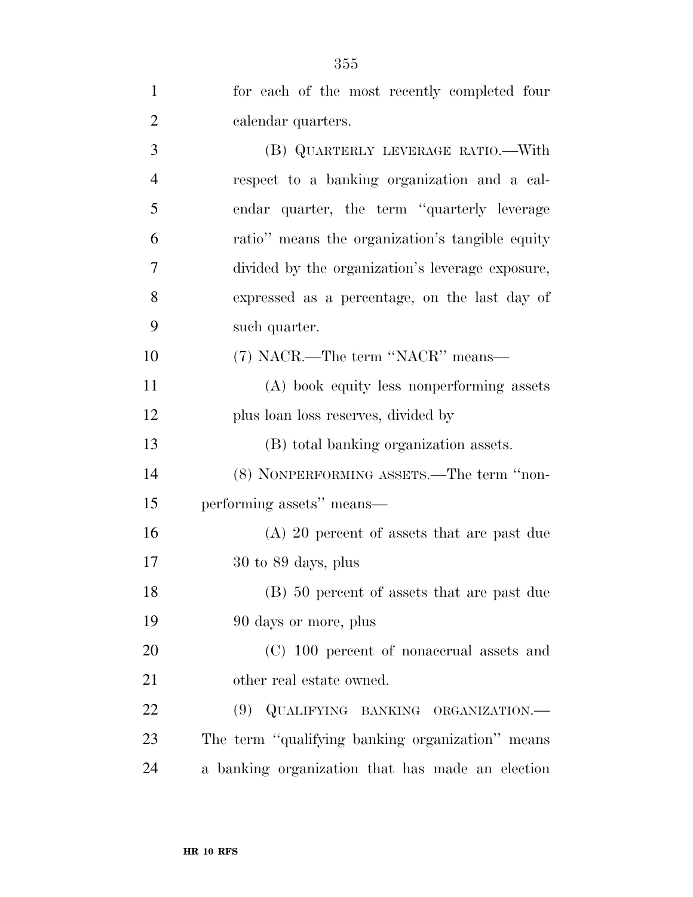for each of the most recently completed four calendar quarters.

(B) QUARTERLY LEVERAGE RATIO.—With respect to a banking organization and a calendar quarter, the term ''quarterly leverage ratio'' means the organization's tangible equity divided by the organization's leverage exposure, expressed as a percentage, on the last day of such quarter.

(7) NACR.—The term ''NACR'' means—

(A) book equity less nonperforming assets plus loan loss reserves, divided by

(B) total banking organization assets.

(8) NONPERFORMING ASSETS.—The term ''nonperforming assets'' means—

(A) 20 percent of assets that are past due 30 to 89 days, plus

(B) 50 percent of assets that are past due 90 days or more, plus

(C) 100 percent of nonaccrual assets and other real estate owned.

(9) QUALIFYING BANKING ORGANIZATION.—The term ''qualifying banking organization'' means a banking organization that has made an election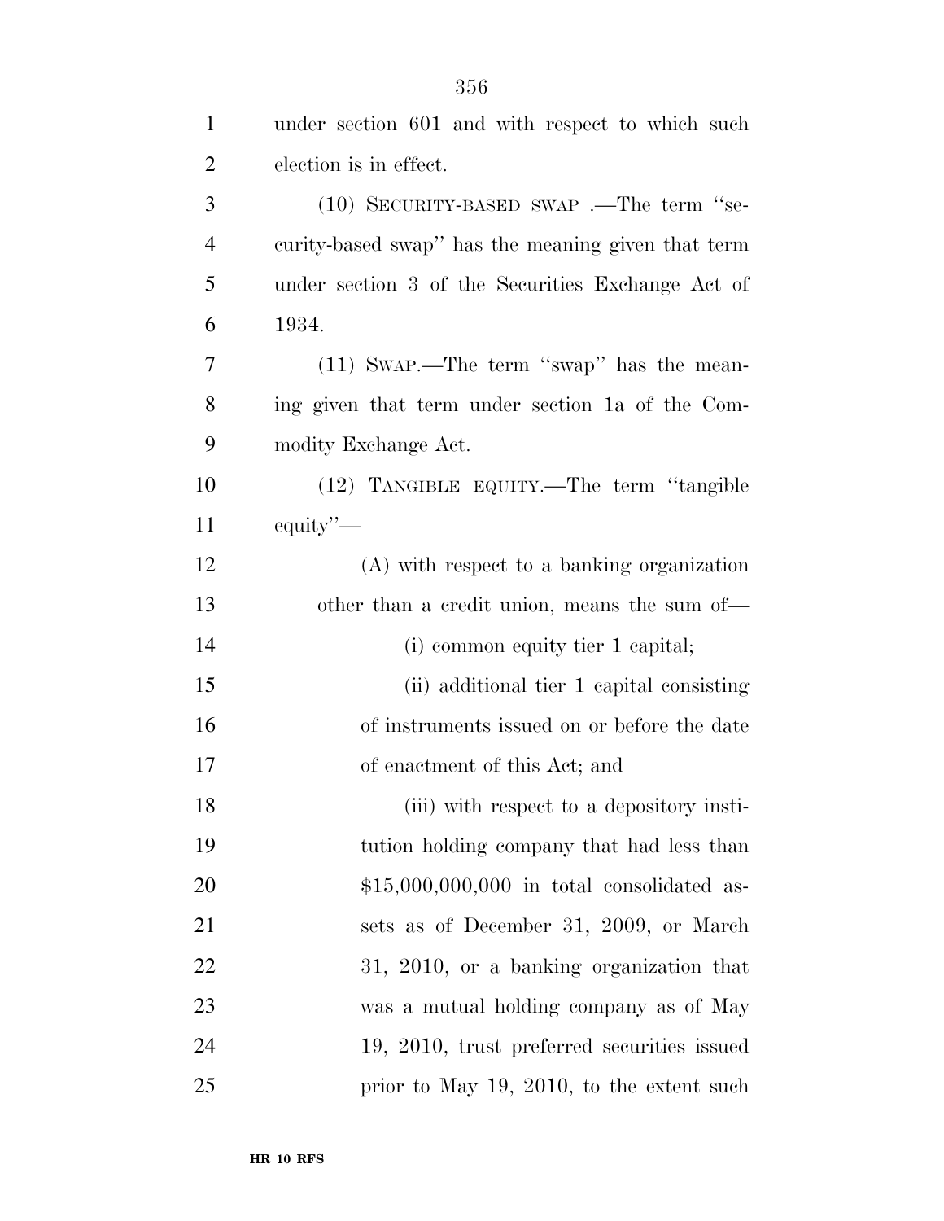under section 601 and with respect to which such election is in effect.

(10) SECURITY-BASED SWAP .—The term "security-based swap" has the meaning given that term under section 3 of the Securities Exchange Act of 1934.

(11) SWAP.—The term "swap" has the meaning given that term under section 1a of the Commodity Exchange Act.

(12) TANGIBLE EQUITY.—The term "tangible equity"—

(A) with respect to a banking organization other than a credit union, means the sum of—

(i) common equity tier 1 capital;

(ii) additional tier 1 capital consisting of instruments issued on or before the date of enactment of this Act; and

(iii) with respect to a depository institution holding company that had less than $15,000,000,000 in total consolidated assets as of December 31, 2009, or March 31, 2010, or a banking organization that was a mutual holding company as of May 19, 2010, trust preferred securities issued prior to May 19, 2010, to the extent such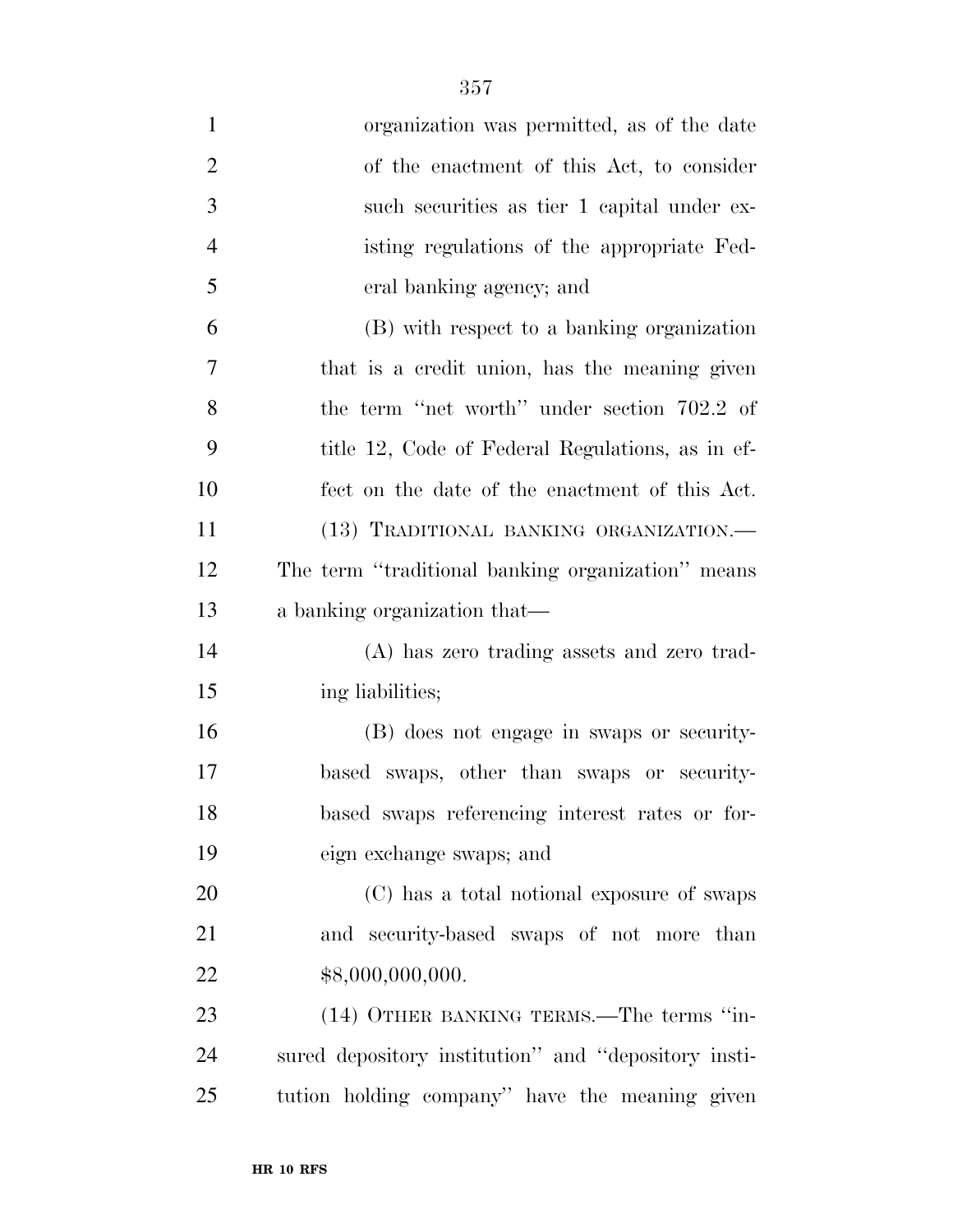organization was permitted, as of the date of the enactment of this Act, to consider such securities as tier 1 capital under existing regulations of the appropriate Federal banking agency; and

(B) with respect to a banking organization that is a credit union, has the meaning given the term ''net worth'' under section 702.2 of title 12, Code of Federal Regulations, as in effect on the date of the enactment of this Act.

(13) TRADITIONAL BANKING ORGANIZATION.—The term ''traditional banking organization'' means a banking organization that—

(A) has zero trading assets and zero trading liabilities;

(B) does not engage in swaps or security-based swaps, other than swaps or security-based swaps referencing interest rates or foreign exchange swaps; and

(C) has a total notional exposure of swaps and security-based swaps of not more than $8,000,000,000.

(14) OTHER BANKING TERMS.—The terms ''insured depository institution'' and ''depository institution holding company'' have the meaning given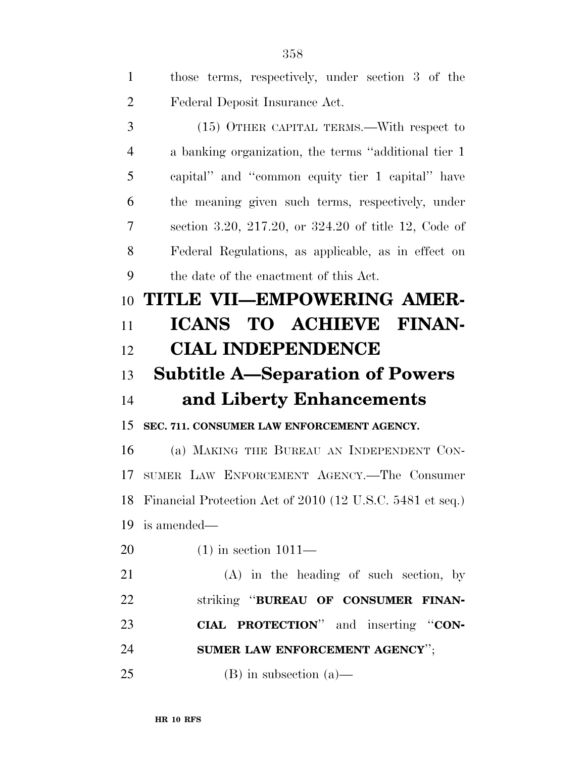those terms, respectively, under section 3 of the Federal Deposit Insurance Act.

(15) OTHER CAPITAL TERMS.—With respect to a banking organization, the terms "additional tier 1 capital" and "common equity tier 1 capital" have the meaning given such terms, respectively, under section 3.20, 217.20, or 324.20 of title 12, Code of Federal Regulations, as applicable, as in effect on the date of the enactment of this Act.

# TITLE VII—EMPOWERING AMERICANS TO ACHIEVE FINANCIAL INDEPENDENCE

## Subtitle A—Separation of Powers and Liberty Enhancements

### SEC. 711. CONSUMER LAW ENFORCEMENT AGENCY.

(a) MAKING THE BUREAU AN INDEPENDENT CONSUMER LAW ENFORCEMENT AGENCY.—The Consumer Financial Protection Act of 2010 (12 U.S.C. 5481 et seq.) is amended—

(1) in section 1011—

(A) in the heading of such section, by striking "**BUREAU OF CONSUMER FINANCIAL PROTECTION**" and inserting "**CONSUMER LAW ENFORCEMENT AGENCY**";

(B) in subsection (a)—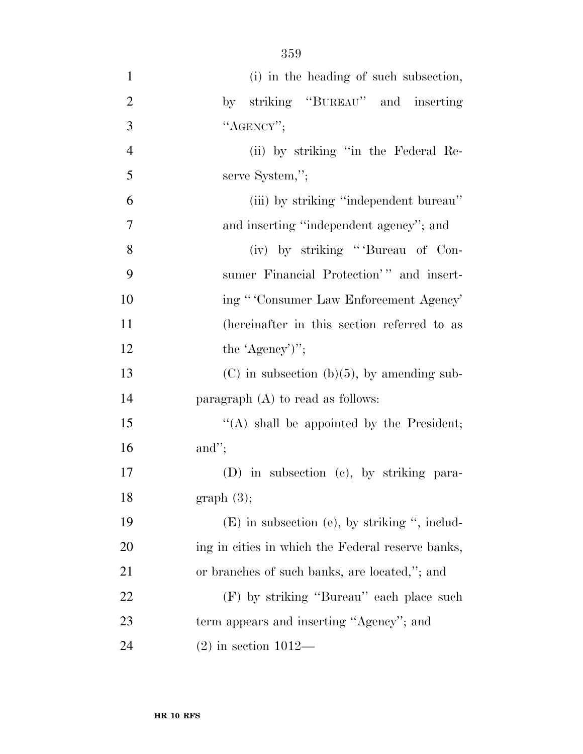(i) in the heading of such subsection, by striking "BUREAU" and inserting "AGENCY";

(ii) by striking "in the Federal Reserve System,";

(iii) by striking "independent bureau" and inserting "independent agency"; and

(iv) by striking "'Bureau of Consumer Financial Protection'" and inserting "'Consumer Law Enforcement Agency' (hereinafter in this section referred to as the 'Agency')";

(C) in subsection (b)(5), by amending subparagraph (A) to read as follows:

"(A) shall be appointed by the President; and";

(D) in subsection (c), by striking paragraph (3);

(E) in subsection (e), by striking ", including in cities in which the Federal reserve banks, or branches of such banks, are located,"; and

(F) by striking "Bureau" each place such term appears and inserting "Agency"; and

(2) in section 1012—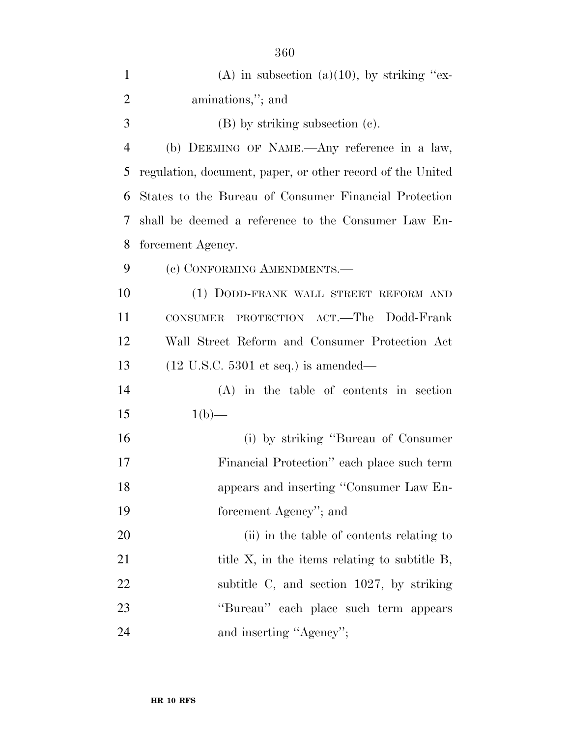(A) in subsection (a)(10), by striking ''examinations,''; and

(B) by striking subsection (c).

(b) DEEMING OF NAME.—Any reference in a law, regulation, document, paper, or other record of the United States to the Bureau of Consumer Financial Protection shall be deemed a reference to the Consumer Law Enforcement Agency.

(c) CONFORMING AMENDMENTS.—

(1) DODD-FRANK WALL STREET REFORM AND CONSUMER PROTECTION ACT.—The Dodd-Frank Wall Street Reform and Consumer Protection Act (12 U.S.C. 5301 et seq.) is amended—

(A) in the table of contents in section 1(b)—

(i) by striking ''Bureau of Consumer Financial Protection'' each place such term appears and inserting ''Consumer Law Enforcement Agency''; and

(ii) in the table of contents relating to title X, in the items relating to subtitle B, subtitle C, and section 1027, by striking ''Bureau'' each place such term appears and inserting ''Agency'';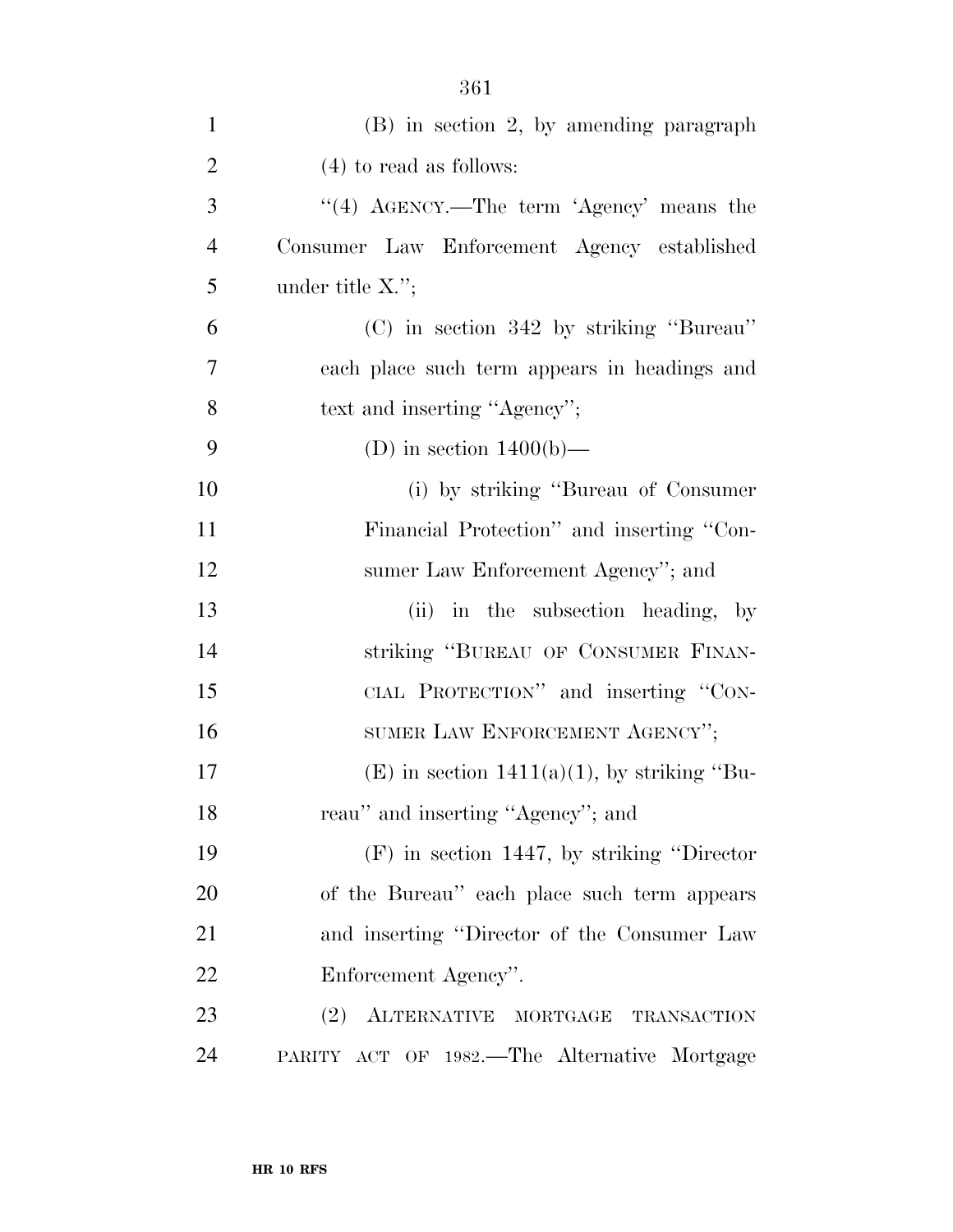(B) in section 2, by amending paragraph (4) to read as follows:

''(4) AGENCY.—The term 'Agency' means the Consumer Law Enforcement Agency established under title X.'';

(C) in section 342 by striking ''Bureau'' each place such term appears in headings and text and inserting ''Agency'';

(D) in section 1400(b)—

(i) by striking ''Bureau of Consumer Financial Protection'' and inserting ''Consumer Law Enforcement Agency''; and

(ii) in the subsection heading, by striking ''BUREAU OF CONSUMER FINANCIAL PROTECTION'' and inserting ''CONSUMER LAW ENFORCEMENT AGENCY'';

(E) in section 1411(a)(1), by striking ''Bureau'' and inserting ''Agency''; and

(F) in section 1447, by striking ''Director of the Bureau'' each place such term appears and inserting ''Director of the Consumer Law Enforcement Agency''.

(2) ALTERNATIVE MORTGAGE TRANSACTION PARITY ACT OF 1982.—The Alternative Mortgage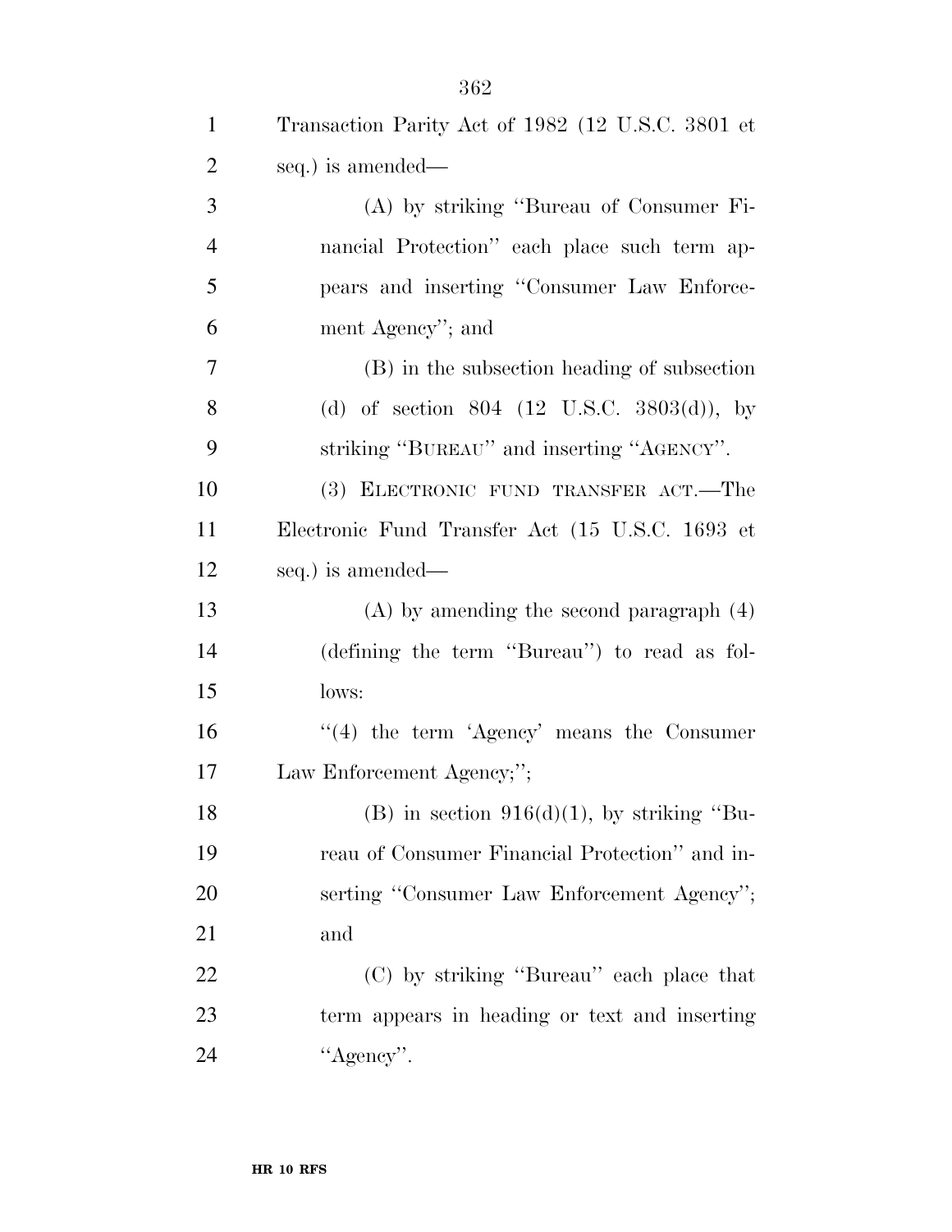Transaction Parity Act of 1982 (12 U.S.C. 3801 et seq.) is amended—

(A) by striking ''Bureau of Consumer Financial Protection'' each place such term appears and inserting ''Consumer Law Enforcement Agency''; and

(B) in the subsection heading of subsection (d) of section 804 (12 U.S.C. 3803(d)), by striking ''BUREAU'' and inserting ''AGENCY''.

(3) ELECTRONIC FUND TRANSFER ACT.—The Electronic Fund Transfer Act (15 U.S.C. 1693 et seq.) is amended—

(A) by amending the second paragraph (4) (defining the term ''Bureau'') to read as follows:

''(4) the term 'Agency' means the Consumer Law Enforcement Agency;'';

(B) in section 916(d)(1), by striking ''Bureau of Consumer Financial Protection'' and inserting ''Consumer Law Enforcement Agency''; and

(C) by striking ''Bureau'' each place that term appears in heading or text and inserting ''Agency''.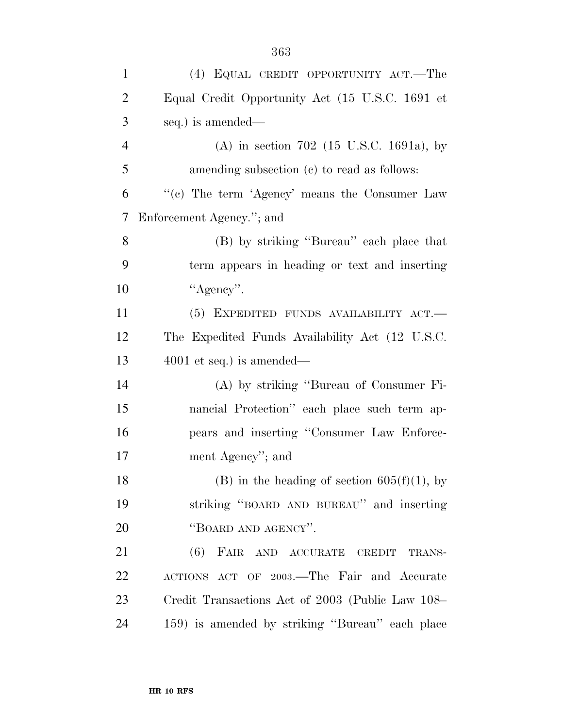(4) EQUAL CREDIT OPPORTUNITY ACT.—The Equal Credit Opportunity Act (15 U.S.C. 1691 et seq.) is amended—

(A) in section 702 (15 U.S.C. 1691a), by amending subsection (c) to read as follows:

''(c) The term 'Agency' means the Consumer Law Enforcement Agency.''; and

(B) by striking ''Bureau'' each place that term appears in heading or text and inserting ''Agency''.

(5) EXPEDITED FUNDS AVAILABILITY ACT.—The Expedited Funds Availability Act (12 U.S.C. 4001 et seq.) is amended—

(A) by striking ''Bureau of Consumer Financial Protection'' each place such term appears and inserting ''Consumer Law Enforcement Agency''; and

(B) in the heading of section 605(f)(1), by striking ''BOARD AND BUREAU'' and inserting ''BOARD AND AGENCY''.

(6) FAIR AND ACCURATE CREDIT TRANSACTIONS ACT OF 2003.—The Fair and Accurate Credit Transactions Act of 2003 (Public Law 108–159) is amended by striking ''Bureau'' each place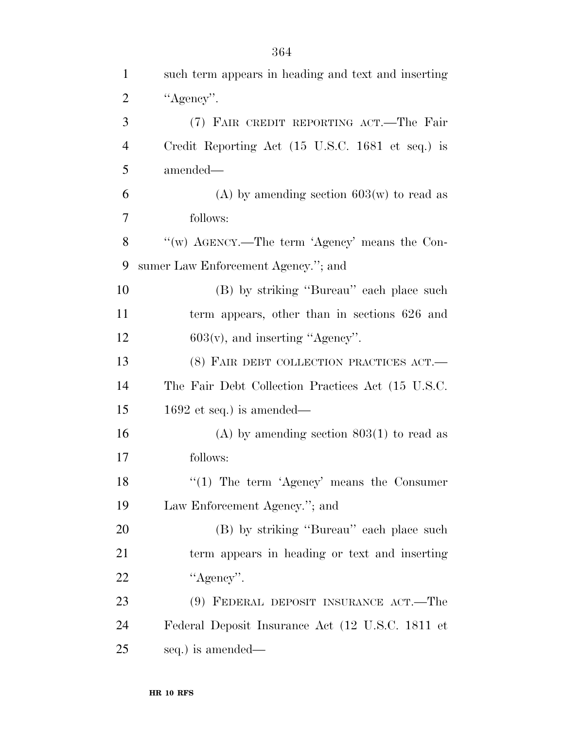such term appears in heading and text and inserting "Agency".

(7) FAIR CREDIT REPORTING ACT.—The Fair Credit Reporting Act (15 U.S.C. 1681 et seq.) is amended—

(A) by amending section 603(w) to read as follows:

"(w) AGENCY.—The term 'Agency' means the Consumer Law Enforcement Agency."; and

(B) by striking "Bureau" each place such term appears, other than in sections 626 and 603(v), and inserting "Agency".

(8) FAIR DEBT COLLECTION PRACTICES ACT.—The Fair Debt Collection Practices Act (15 U.S.C. 1692 et seq.) is amended—

(A) by amending section 803(1) to read as follows:

"(1) The term 'Agency' means the Consumer Law Enforcement Agency."; and

(B) by striking "Bureau" each place such term appears in heading or text and inserting "Agency".

(9) FEDERAL DEPOSIT INSURANCE ACT.—The Federal Deposit Insurance Act (12 U.S.C. 1811 et seq.) is amended—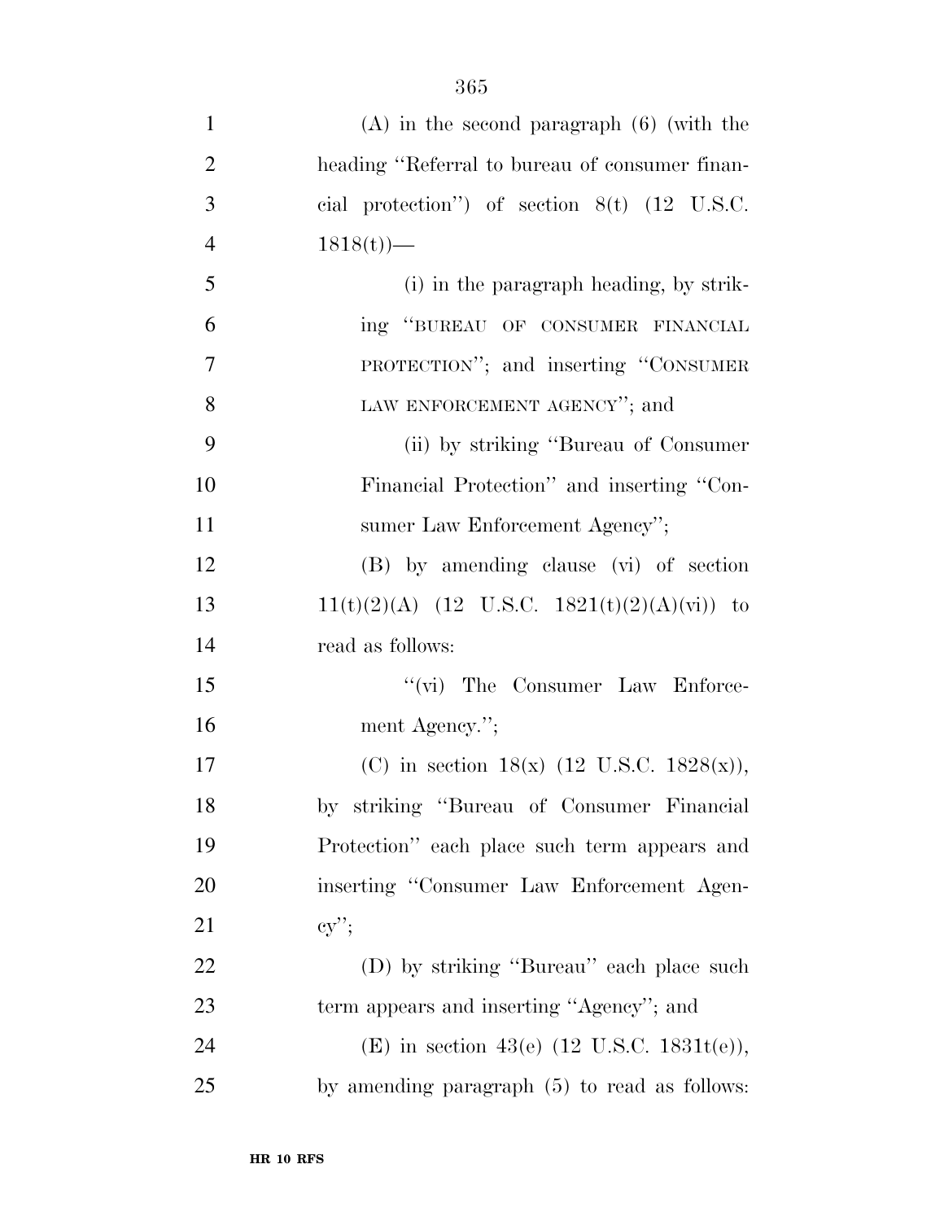(A) in the second paragraph (6) (with the heading "Referral to bureau of consumer financial protection") of section 8(t) (12 U.S.C. 1818(t))—

(i) in the paragraph heading, by striking "BUREAU OF CONSUMER FINANCIAL PROTECTION"; and inserting "CONSUMER LAW ENFORCEMENT AGENCY"; and

(ii) by striking "Bureau of Consumer Financial Protection" and inserting "Consumer Law Enforcement Agency";

(B) by amending clause (vi) of section 11(t)(2)(A) (12 U.S.C. 1821(t)(2)(A)(vi)) to read as follows:

"(vi) The Consumer Law Enforcement Agency.";

(C) in section 18(x) (12 U.S.C. 1828(x)), by striking "Bureau of Consumer Financial Protection" each place such term appears and inserting "Consumer Law Enforcement Agency";

(D) by striking "Bureau" each place such term appears and inserting "Agency"; and

(E) in section 43(e) (12 U.S.C. 1831t(e)), by amending paragraph (5) to read as follows: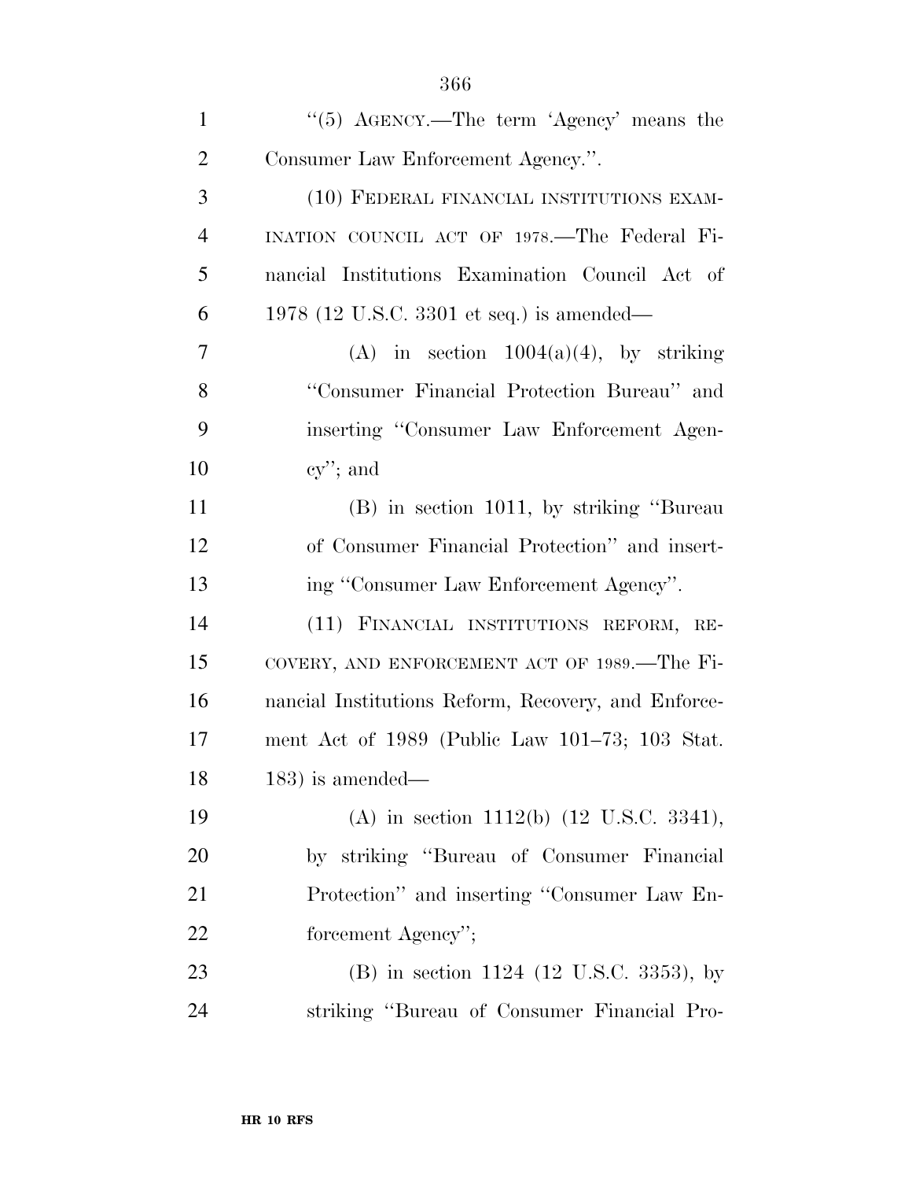''(5) AGENCY.—The term 'Agency' means the Consumer Law Enforcement Agency.''.

(10) FEDERAL FINANCIAL INSTITUTIONS EXAMINATION COUNCIL ACT OF 1978.—The Federal Financial Institutions Examination Council Act of 1978 (12 U.S.C. 3301 et seq.) is amended—

(A) in section 1004(a)(4), by striking ''Consumer Financial Protection Bureau'' and inserting ''Consumer Law Enforcement Agency''; and

(B) in section 1011, by striking ''Bureau of Consumer Financial Protection'' and inserting ''Consumer Law Enforcement Agency''.

(11) FINANCIAL INSTITUTIONS REFORM, RECOVERY, AND ENFORCEMENT ACT OF 1989.—The Financial Institutions Reform, Recovery, and Enforcement Act of 1989 (Public Law 101–73; 103 Stat. 183) is amended—

(A) in section 1112(b) (12 U.S.C. 3341), by striking ''Bureau of Consumer Financial Protection'' and inserting ''Consumer Law Enforcement Agency'';

(B) in section 1124 (12 U.S.C. 3353), by striking ''Bureau of Consumer Financial Pro-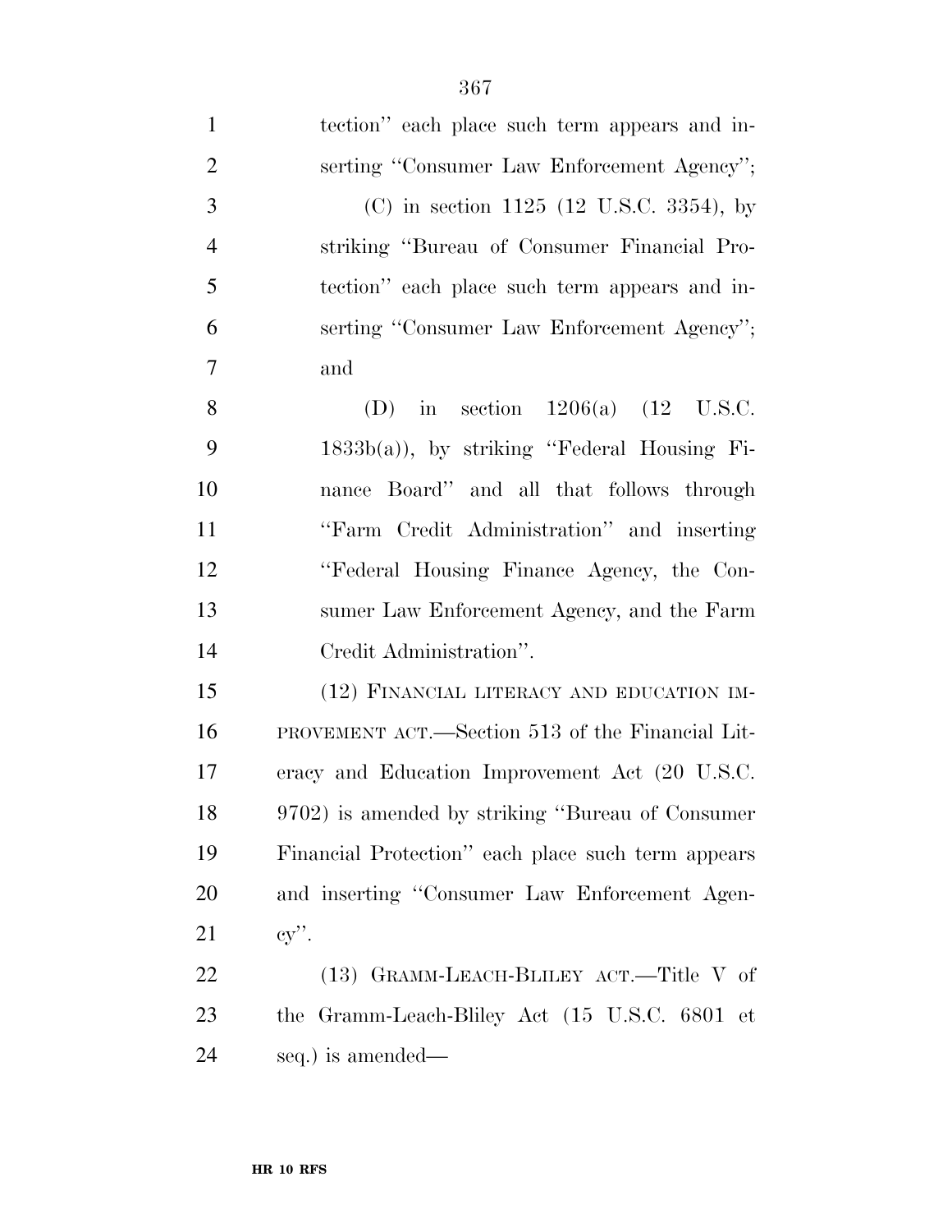tection'' each place such term appears and inserting ''Consumer Law Enforcement Agency'';

(C) in section 1125 (12 U.S.C. 3354), by striking ''Bureau of Consumer Financial Protection'' each place such term appears and inserting ''Consumer Law Enforcement Agency''; and

(D) in section 1206(a) (12 U.S.C. 1833b(a)), by striking ''Federal Housing Finance Board'' and all that follows through ''Farm Credit Administration'' and inserting ''Federal Housing Finance Agency, the Consumer Law Enforcement Agency, and the Farm Credit Administration''.

(12) FINANCIAL LITERACY AND EDUCATION IMPROVEMENT ACT.—Section 513 of the Financial Literacy and Education Improvement Act (20 U.S.C. 9702) is amended by striking ''Bureau of Consumer Financial Protection'' each place such term appears and inserting ''Consumer Law Enforcement Agency''.

(13) GRAMM-LEACH-BLILEY ACT.—Title V of the Gramm-Leach-Bliley Act (15 U.S.C. 6801 et seq.) is amended—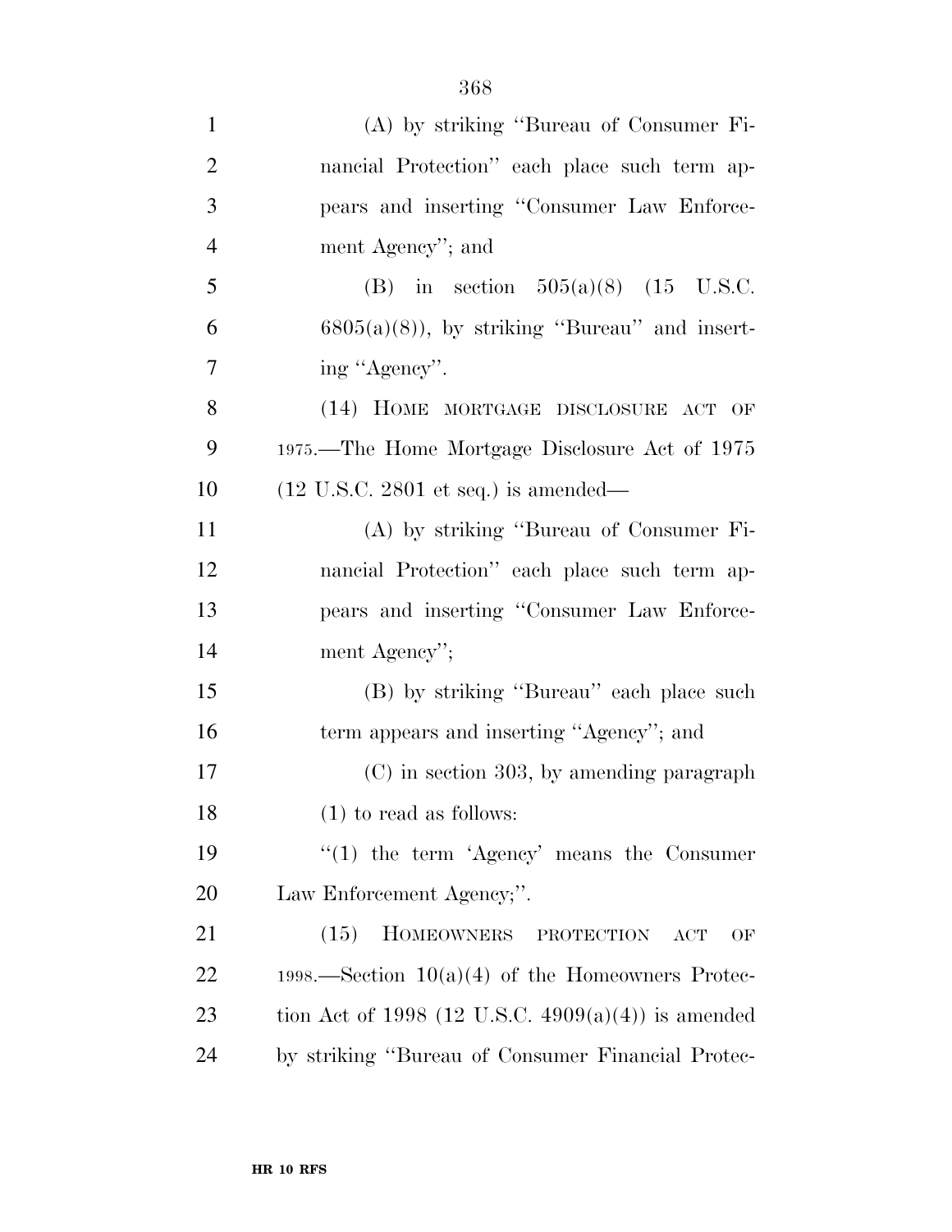(A) by striking "Bureau of Consumer Financial Protection" each place such term appears and inserting "Consumer Law Enforcement Agency"; and

(B) in section 505(a)(8) (15 U.S.C. 6805(a)(8)), by striking "Bureau" and inserting "Agency".

(14) HOME MORTGAGE DISCLOSURE ACT OF 1975.—The Home Mortgage Disclosure Act of 1975 (12 U.S.C. 2801 et seq.) is amended—

(A) by striking "Bureau of Consumer Financial Protection" each place such term appears and inserting "Consumer Law Enforcement Agency";

(B) by striking "Bureau" each place such term appears and inserting "Agency"; and

(C) in section 303, by amending paragraph (1) to read as follows:

"(1) the term 'Agency' means the Consumer Law Enforcement Agency;".

(15) HOMEOWNERS PROTECTION ACT OF 1998.—Section 10(a)(4) of the Homeowners Protection Act of 1998 (12 U.S.C. 4909(a)(4)) is amended by striking "Bureau of Consumer Financial Protec-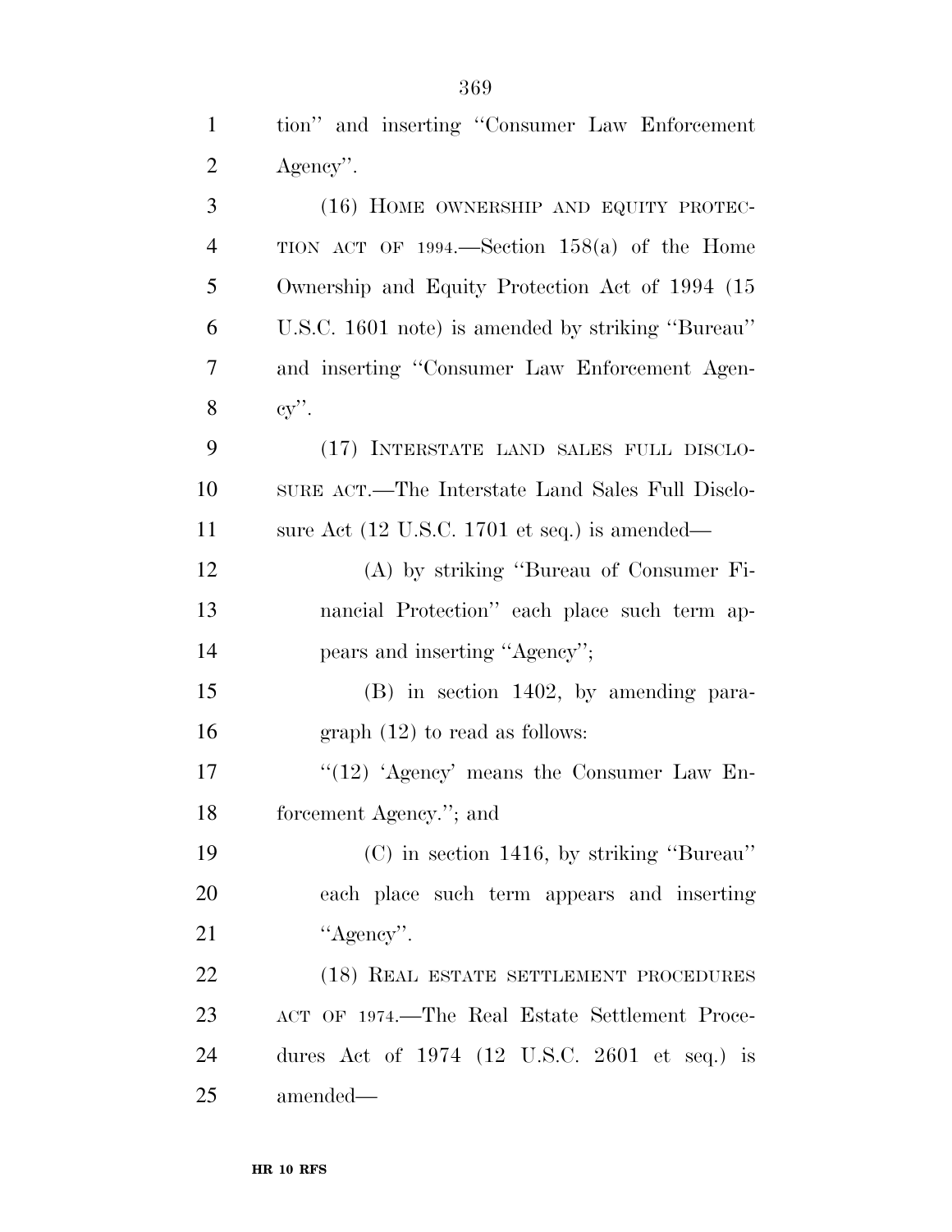tion'' and inserting ''Consumer Law Enforcement Agency''.

(16) HOME OWNERSHIP AND EQUITY PROTECTION ACT OF 1994.—Section 158(a) of the Home Ownership and Equity Protection Act of 1994 (15 U.S.C. 1601 note) is amended by striking ''Bureau'' and inserting ''Consumer Law Enforcement Agency''.

(17) INTERSTATE LAND SALES FULL DISCLOSURE ACT.—The Interstate Land Sales Full Disclosure Act (12 U.S.C. 1701 et seq.) is amended—

(A) by striking ''Bureau of Consumer Financial Protection'' each place such term appears and inserting ''Agency'';

(B) in section 1402, by amending paragraph (12) to read as follows:

''(12) 'Agency' means the Consumer Law Enforcement Agency.''; and

(C) in section 1416, by striking ''Bureau'' each place such term appears and inserting ''Agency''.

(18) REAL ESTATE SETTLEMENT PROCEDURES ACT OF 1974.—The Real Estate Settlement Procedures Act of 1974 (12 U.S.C. 2601 et seq.) is amended—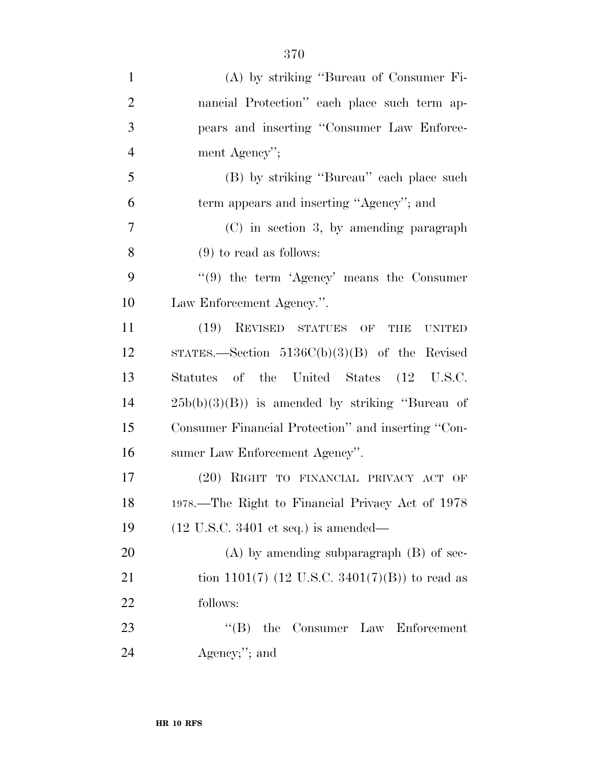(A) by striking "Bureau of Consumer Financial Protection" each place such term appears and inserting "Consumer Law Enforcement Agency";

(B) by striking "Bureau" each place such term appears and inserting "Agency"; and

(C) in section 3, by amending paragraph (9) to read as follows:

"(9) the term 'Agency' means the Consumer Law Enforcement Agency.".

(19) REVISED STATUTES OF THE UNITED STATES.—Section 5136C(b)(3)(B) of the Revised Statutes of the United States (12 U.S.C. 25b(b)(3)(B)) is amended by striking "Bureau of Consumer Financial Protection" and inserting "Consumer Law Enforcement Agency".

(20) RIGHT TO FINANCIAL PRIVACY ACT OF 1978.—The Right to Financial Privacy Act of 1978 (12 U.S.C. 3401 et seq.) is amended—

(A) by amending subparagraph (B) of section 1101(7) (12 U.S.C. 3401(7)(B)) to read as follows:

"(B) the Consumer Law Enforcement Agency;"; and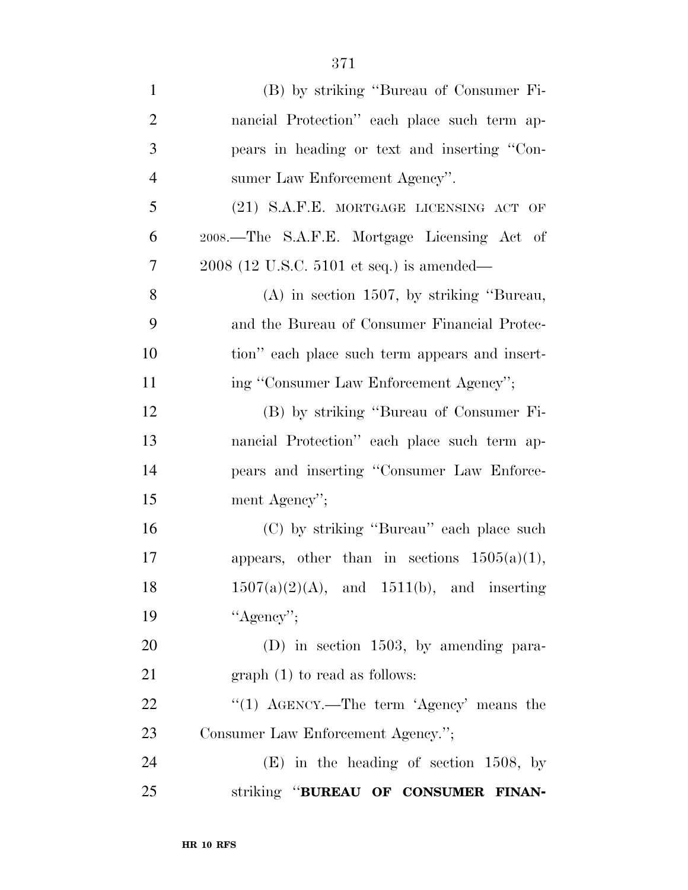(B) by striking "Bureau of Consumer Financial Protection" each place such term appears in heading or text and inserting "Consumer Law Enforcement Agency".

(21) S.A.F.E. MORTGAGE LICENSING ACT OF 2008.—The S.A.F.E. Mortgage Licensing Act of 2008 (12 U.S.C. 5101 et seq.) is amended—

(A) in section 1507, by striking "Bureau, and the Bureau of Consumer Financial Protection" each place such term appears and inserting "Consumer Law Enforcement Agency";

(B) by striking "Bureau of Consumer Financial Protection" each place such term appears and inserting "Consumer Law Enforcement Agency";

(C) by striking "Bureau" each place such appears, other than in sections 1505(a)(1), 1507(a)(2)(A), and 1511(b), and inserting "Agency";

(D) in section 1503, by amending paragraph (1) to read as follows:

"(1) AGENCY.—The term 'Agency' means the Consumer Law Enforcement Agency.";

(E) in the heading of section 1508, by striking "**BUREAU OF CONSUMER FINAN-**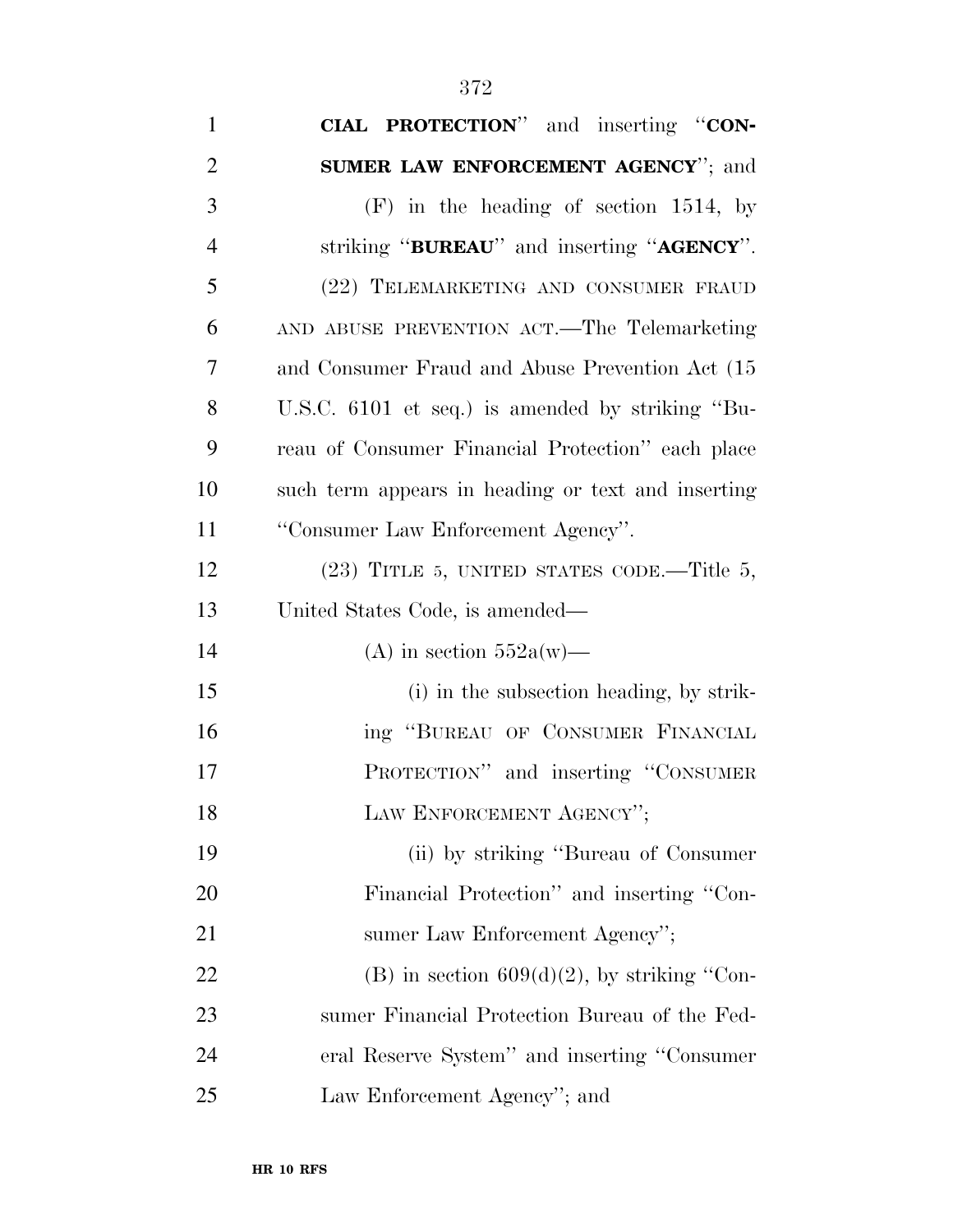**CIAL PROTECTION**'' and inserting ''**CONSUMER LAW ENFORCEMENT AGENCY**''; and

(F) in the heading of section 1514, by striking ''**BUREAU**'' and inserting ''**AGENCY**''.

(22) TELEMARKETING AND CONSUMER FRAUD AND ABUSE PREVENTION ACT.—The Telemarketing and Consumer Fraud and Abuse Prevention Act (15 U.S.C. 6101 et seq.) is amended by striking ''Bureau of Consumer Financial Protection'' each place such term appears in heading or text and inserting ''Consumer Law Enforcement Agency''.

(23) TITLE 5, UNITED STATES CODE.—Title 5, United States Code, is amended—

(A) in section 552a(w)—

(i) in the subsection heading, by striking ''BUREAU OF CONSUMER FINANCIAL PROTECTION'' and inserting ''CONSUMER LAW ENFORCEMENT AGENCY'';

(ii) by striking ''Bureau of Consumer Financial Protection'' and inserting ''Consumer Law Enforcement Agency'';

(B) in section 609(d)(2), by striking ''Consumer Financial Protection Bureau of the Federal Reserve System'' and inserting ''Consumer Law Enforcement Agency''; and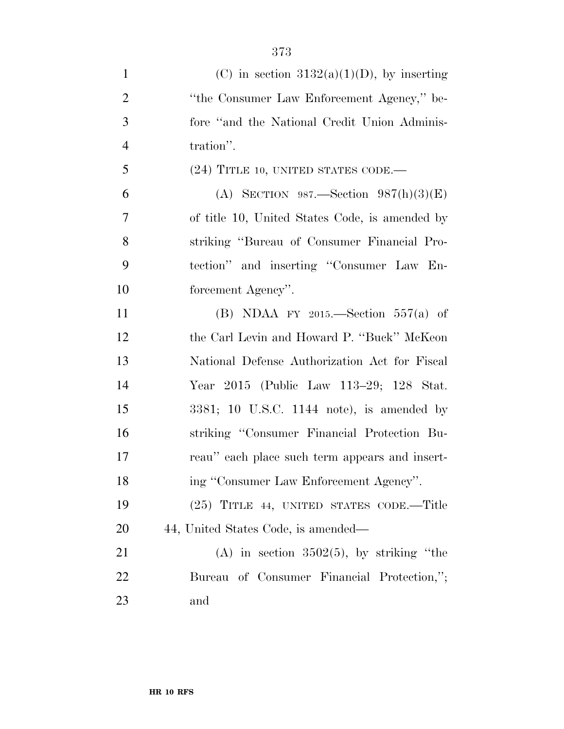(C) in section 3132(a)(1)(D), by inserting "the Consumer Law Enforcement Agency," before "and the National Credit Union Administration".

(24) TITLE 10, UNITED STATES CODE.—

(A) SECTION 987.—Section 987(h)(3)(E) of title 10, United States Code, is amended by striking "Bureau of Consumer Financial Protection" and inserting "Consumer Law Enforcement Agency".

(B) NDAA FY 2015.—Section 557(a) of the Carl Levin and Howard P. "Buck" McKeon National Defense Authorization Act for Fiscal Year 2015 (Public Law 113–29; 128 Stat. 3381; 10 U.S.C. 1144 note), is amended by striking "Consumer Financial Protection Bureau" each place such term appears and inserting "Consumer Law Enforcement Agency".

(25) TITLE 44, UNITED STATES CODE.—Title 44, United States Code, is amended—

(A) in section 3502(5), by striking "the Bureau of Consumer Financial Protection,"; and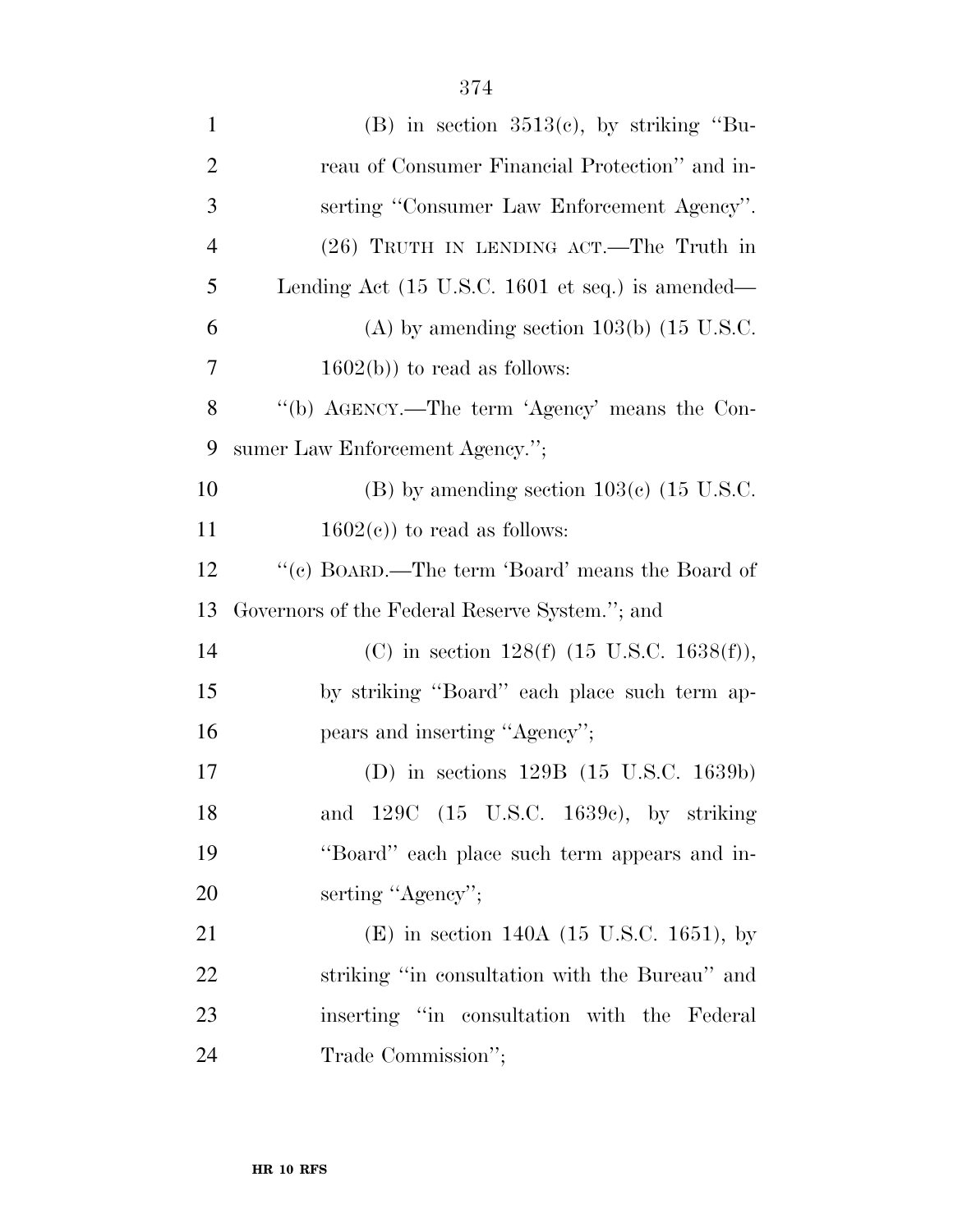(B) in section 3513(c), by striking "Bureau of Consumer Financial Protection" and inserting "Consumer Law Enforcement Agency".

(26) TRUTH IN LENDING ACT.—The Truth in Lending Act (15 U.S.C. 1601 et seq.) is amended—

(A) by amending section 103(b) (15 U.S.C. 1602(b)) to read as follows:

"(b) AGENCY.—The term 'Agency' means the Consumer Law Enforcement Agency.";

(B) by amending section 103(c) (15 U.S.C. 1602(c)) to read as follows:

"(c) BOARD.—The term 'Board' means the Board of Governors of the Federal Reserve System."; and

(C) in section 128(f) (15 U.S.C. 1638(f)), by striking "Board" each place such term appears and inserting "Agency";

(D) in sections 129B (15 U.S.C. 1639b) and 129C (15 U.S.C. 1639c), by striking "Board" each place such term appears and inserting "Agency";

(E) in section 140A (15 U.S.C. 1651), by striking "in consultation with the Bureau" and inserting "in consultation with the Federal Trade Commission";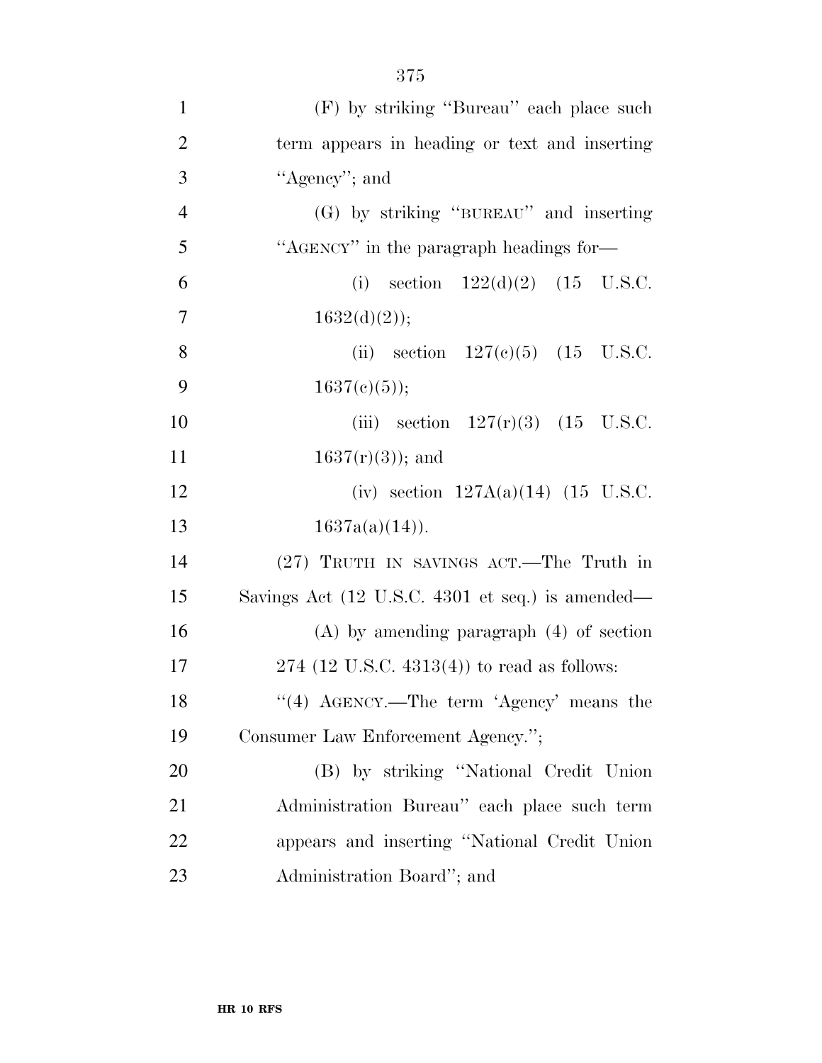(F) by striking "Bureau" each place such term appears in heading or text and inserting "Agency"; and

(G) by striking "BUREAU" and inserting "AGENCY" in the paragraph headings for—

(i) section 122(d)(2) (15 U.S.C. 1632(d)(2));

(ii) section 127(c)(5) (15 U.S.C. 1637(c)(5));

(iii) section 127(r)(3) (15 U.S.C. 1637(r)(3)); and

(iv) section 127A(a)(14) (15 U.S.C. 1637a(a)(14)).

(27) TRUTH IN SAVINGS ACT.—The Truth in Savings Act (12 U.S.C. 4301 et seq.) is amended—

(A) by amending paragraph (4) of section 274 (12 U.S.C. 4313(4)) to read as follows:

"(4) AGENCY.—The term 'Agency' means the Consumer Law Enforcement Agency.";

(B) by striking "National Credit Union Administration Bureau" each place such term appears and inserting "National Credit Union Administration Board"; and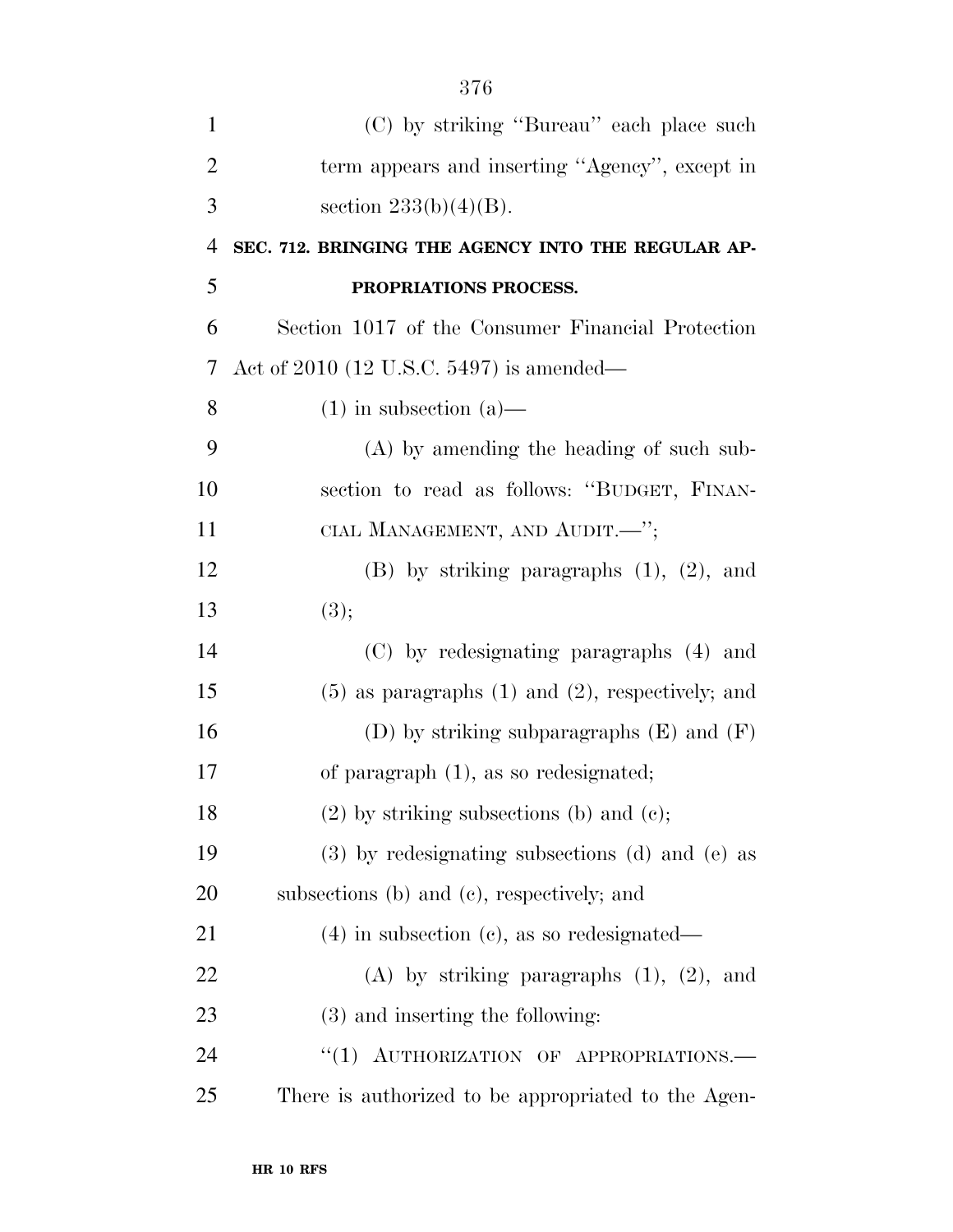(C) by striking "Bureau" each place such term appears and inserting "Agency", except in section 233(b)(4)(B).

**SEC. 712. BRINGING THE AGENCY INTO THE REGULAR APPROPRIATIONS PROCESS.**

Section 1017 of the Consumer Financial Protection Act of 2010 (12 U.S.C. 5497) is amended—

(1) in subsection (a)—

(A) by amending the heading of such subsection to read as follows: "BUDGET, FINANCIAL MANAGEMENT, AND AUDIT.—";

(B) by striking paragraphs (1), (2), and (3);

(C) by redesignating paragraphs (4) and (5) as paragraphs (1) and (2), respectively; and

(D) by striking subparagraphs (E) and (F) of paragraph (1), as so redesignated;

(2) by striking subsections (b) and (c);

(3) by redesignating subsections (d) and (e) as subsections (b) and (c), respectively; and

(4) in subsection (c), as so redesignated—

(A) by striking paragraphs (1), (2), and (3) and inserting the following:

"(1) AUTHORIZATION OF APPROPRIATIONS.— There is authorized to be appropriated to the Agen-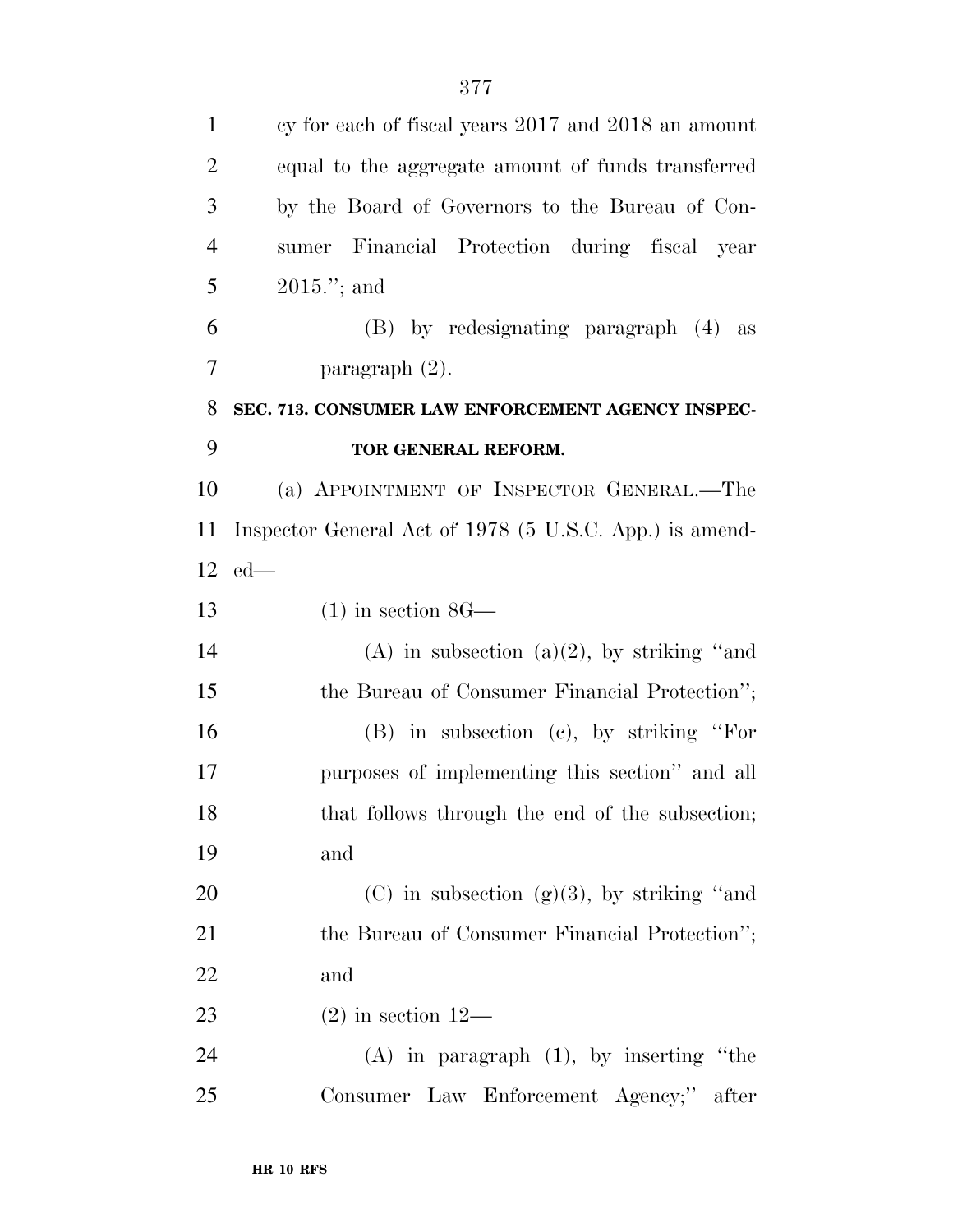cy for each of fiscal years 2017 and 2018 an amount equal to the aggregate amount of funds transferred by the Board of Governors to the Bureau of Consumer Financial Protection during fiscal year 2015.''; and

(B) by redesignating paragraph (4) as paragraph (2).

**SEC. 713. CONSUMER LAW ENFORCEMENT AGENCY INSPECTOR GENERAL REFORM.**

(a) APPOINTMENT OF INSPECTOR GENERAL.—The Inspector General Act of 1978 (5 U.S.C. App.) is amended—

(1) in section 8G—

(A) in subsection (a)(2), by striking ''and the Bureau of Consumer Financial Protection'';

(B) in subsection (c), by striking ''For purposes of implementing this section'' and all that follows through the end of the subsection; and

(C) in subsection (g)(3), by striking ''and the Bureau of Consumer Financial Protection''; and

(2) in section 12—

(A) in paragraph (1), by inserting ''the Consumer Law Enforcement Agency;'' after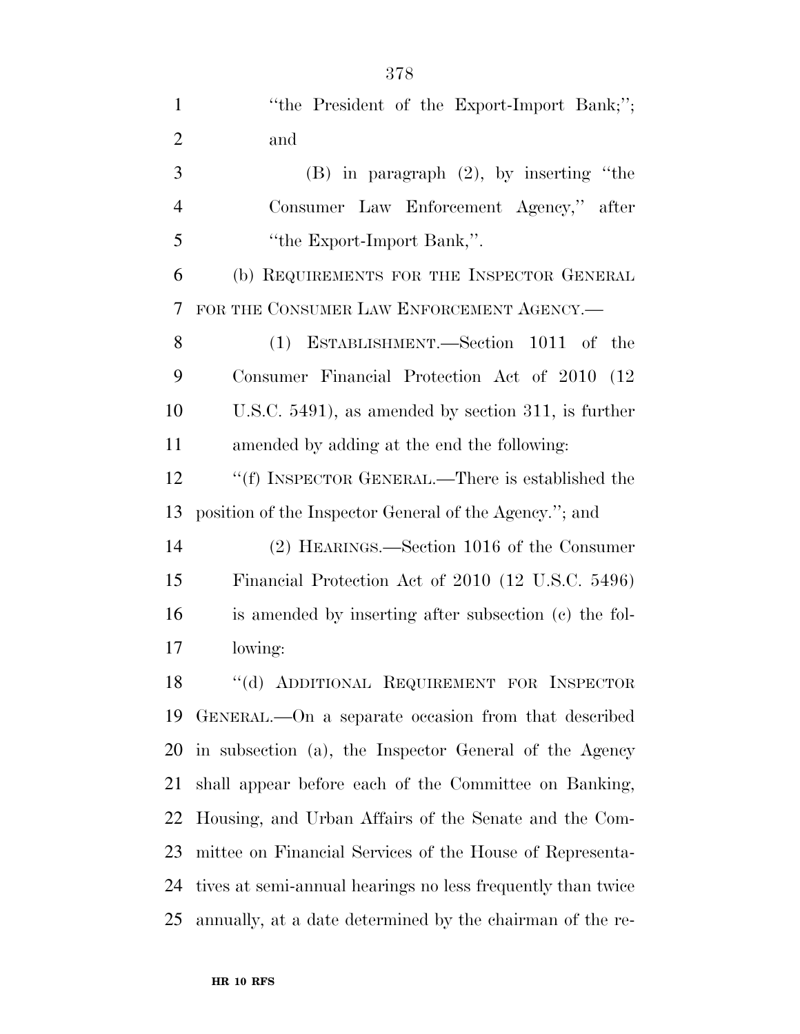"the President of the Export-Import Bank;"; and

(B) in paragraph (2), by inserting "the Consumer Law Enforcement Agency," after "the Export-Import Bank,".

(b) REQUIREMENTS FOR THE INSPECTOR GENERAL FOR THE CONSUMER LAW ENFORCEMENT AGENCY.—

(1) ESTABLISHMENT.—Section 1011 of the Consumer Financial Protection Act of 2010 (12 U.S.C. 5491), as amended by section 311, is further amended by adding at the end the following:

"(f) INSPECTOR GENERAL.—There is established the position of the Inspector General of the Agency."; and

(2) HEARINGS.—Section 1016 of the Consumer Financial Protection Act of 2010 (12 U.S.C. 5496) is amended by inserting after subsection (c) the following:

"(d) ADDITIONAL REQUIREMENT FOR INSPECTOR GENERAL.—On a separate occasion from that described in subsection (a), the Inspector General of the Agency shall appear before each of the Committee on Banking, Housing, and Urban Affairs of the Senate and the Committee on Financial Services of the House of Representatives at semi-annual hearings no less frequently than twice annually, at a date determined by the chairman of the re-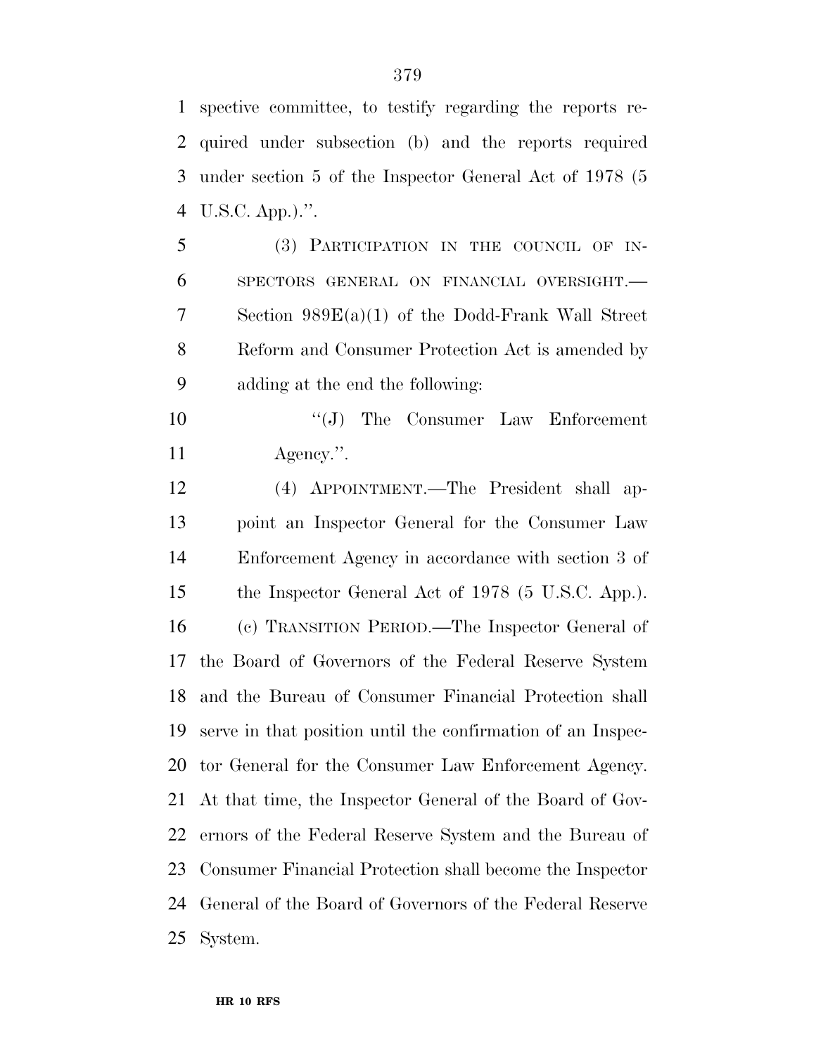spective committee, to testify regarding the reports required under subsection (b) and the reports required under section 5 of the Inspector General Act of 1978 (5 U.S.C. App.).''.

(3) PARTICIPATION IN THE COUNCIL OF INSPECTORS GENERAL ON FINANCIAL OVERSIGHT.—Section 989E(a)(1) of the Dodd-Frank Wall Street Reform and Consumer Protection Act is amended by adding at the end the following:

''(J) The Consumer Law Enforcement Agency.''.

(4) APPOINTMENT.—The President shall appoint an Inspector General for the Consumer Law Enforcement Agency in accordance with section 3 of the Inspector General Act of 1978 (5 U.S.C. App.).

(c) TRANSITION PERIOD.—The Inspector General of the Board of Governors of the Federal Reserve System and the Bureau of Consumer Financial Protection shall serve in that position until the confirmation of an Inspector General for the Consumer Law Enforcement Agency. At that time, the Inspector General of the Board of Governors of the Federal Reserve System and the Bureau of Consumer Financial Protection shall become the Inspector General of the Board of Governors of the Federal Reserve System.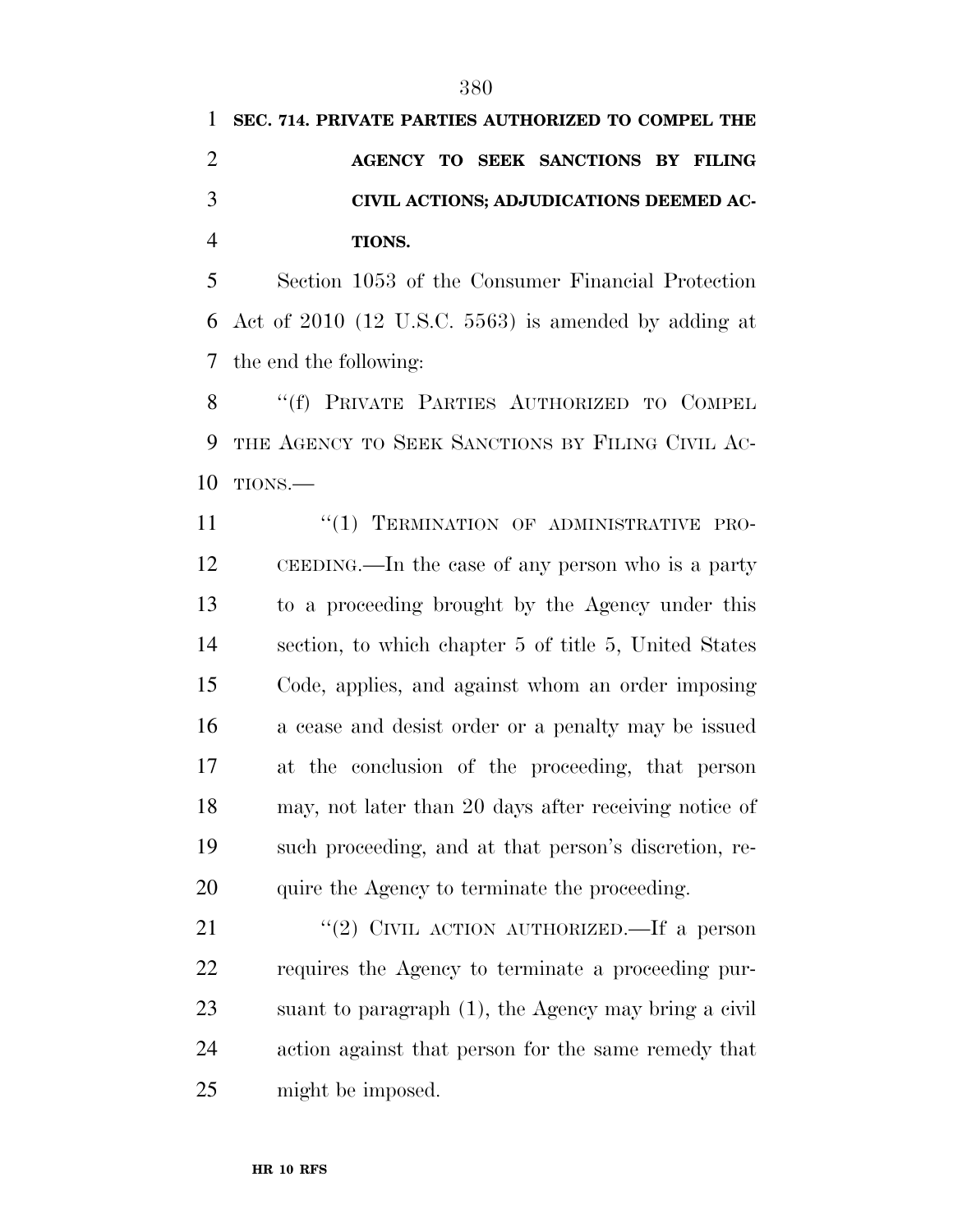**SEC. 714. PRIVATE PARTIES AUTHORIZED TO COMPEL THE AGENCY TO SEEK SANCTIONS BY FILING CIVIL ACTIONS; ADJUDICATIONS DEEMED ACTIONS.**

Section 1053 of the Consumer Financial Protection Act of 2010 (12 U.S.C. 5563) is amended by adding at the end the following:

"(f) PRIVATE PARTIES AUTHORIZED TO COMPEL THE AGENCY TO SEEK SANCTIONS BY FILING CIVIL ACTIONS.—

"(1) TERMINATION OF ADMINISTRATIVE PROCEEDING.—In the case of any person who is a party to a proceeding brought by the Agency under this section, to which chapter 5 of title 5, United States Code, applies, and against whom an order imposing a cease and desist order or a penalty may be issued at the conclusion of the proceeding, that person may, not later than 20 days after receiving notice of such proceeding, and at that person's discretion, require the Agency to terminate the proceeding.

"(2) CIVIL ACTION AUTHORIZED.—If a person requires the Agency to terminate a proceeding pursuant to paragraph (1), the Agency may bring a civil action against that person for the same remedy that might be imposed.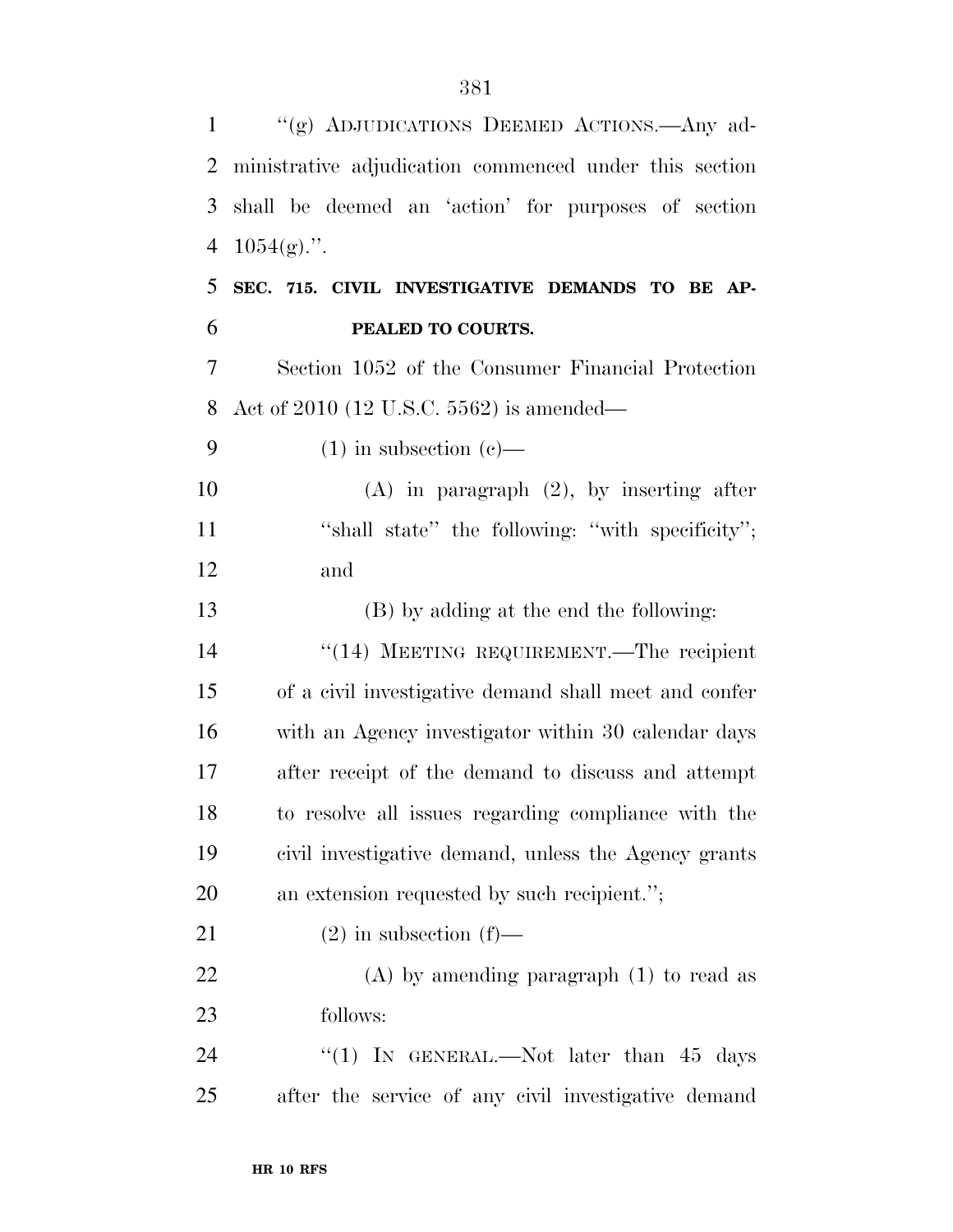"(g) ADJUDICATIONS DEEMED ACTIONS.—Any administrative adjudication commenced under this section shall be deemed an 'action' for purposes of section 1054(g).".

**SEC. 715. CIVIL INVESTIGATIVE DEMANDS TO BE APPEALED TO COURTS.**

Section 1052 of the Consumer Financial Protection Act of 2010 (12 U.S.C. 5562) is amended—

(1) in subsection (c)—

(A) in paragraph (2), by inserting after "shall state" the following: "with specificity"; and

(B) by adding at the end the following:

"(14) MEETING REQUIREMENT.—The recipient of a civil investigative demand shall meet and confer with an Agency investigator within 30 calendar days after receipt of the demand to discuss and attempt to resolve all issues regarding compliance with the civil investigative demand, unless the Agency grants an extension requested by such recipient.";

(2) in subsection (f)—

(A) by amending paragraph (1) to read as follows:

"(1) IN GENERAL.—Not later than 45 days after the service of any civil investigative demand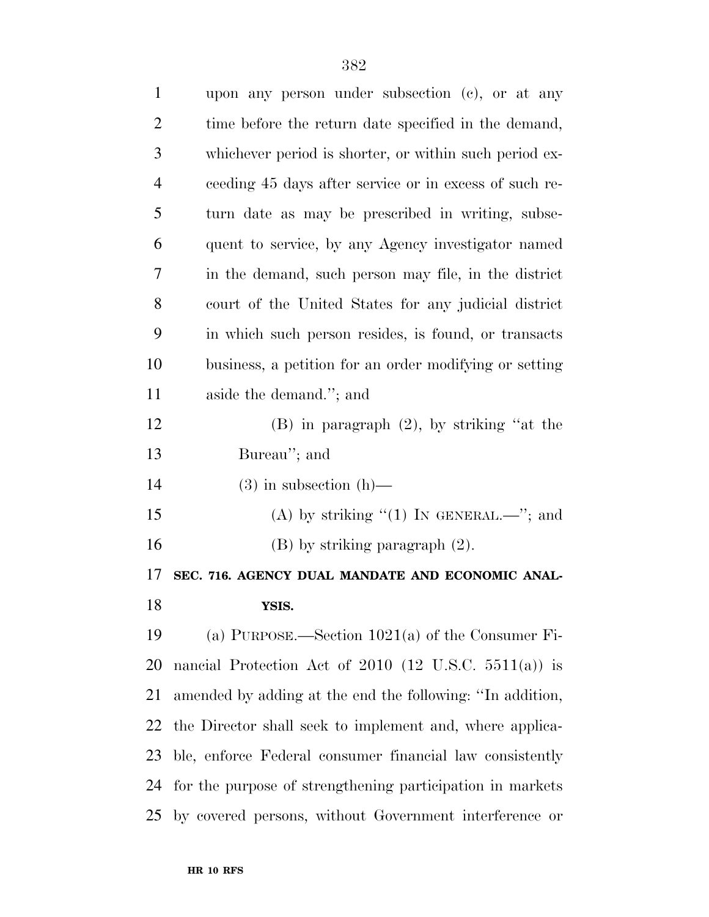upon any person under subsection (c), or at any time before the return date specified in the demand, whichever period is shorter, or within such period exceeding 45 days after service or in excess of such return date as may be prescribed in writing, subsequent to service, by any Agency investigator named in the demand, such person may file, in the district court of the United States for any judicial district in which such person resides, is found, or transacts business, a petition for an order modifying or setting aside the demand.''; and

(B) in paragraph (2), by striking ''at the Bureau''; and

(3) in subsection (h)—

(A) by striking ''(1) IN GENERAL.—''; and

(B) by striking paragraph (2).

**SEC. 716. AGENCY DUAL MANDATE AND ECONOMIC ANALYSIS.**

(a) PURPOSE.—Section 1021(a) of the Consumer Financial Protection Act of 2010 (12 U.S.C. 5511(a)) is amended by adding at the end the following: ''In addition, the Director shall seek to implement and, where applicable, enforce Federal consumer financial law consistently for the purpose of strengthening participation in markets by covered persons, without Government interference or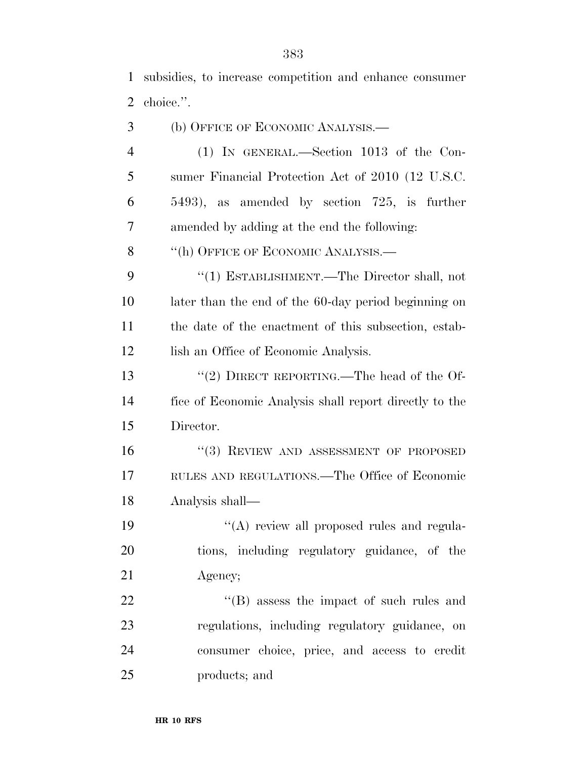subsidies, to increase competition and enhance consumer choice.''.

(b) OFFICE OF ECONOMIC ANALYSIS.—

(1) IN GENERAL.—Section 1013 of the Consumer Financial Protection Act of 2010 (12 U.S.C. 5493), as amended by section 725, is further amended by adding at the end the following:

''(h) OFFICE OF ECONOMIC ANALYSIS.—

''(1) ESTABLISHMENT.—The Director shall, not later than the end of the 60-day period beginning on the date of the enactment of this subsection, establish an Office of Economic Analysis.

''(2) DIRECT REPORTING.—The head of the Office of Economic Analysis shall report directly to the Director.

''(3) REVIEW AND ASSESSMENT OF PROPOSED RULES AND REGULATIONS.—The Office of Economic Analysis shall—

''(A) review all proposed rules and regulations, including regulatory guidance, of the Agency;

''(B) assess the impact of such rules and regulations, including regulatory guidance, on consumer choice, price, and access to credit products; and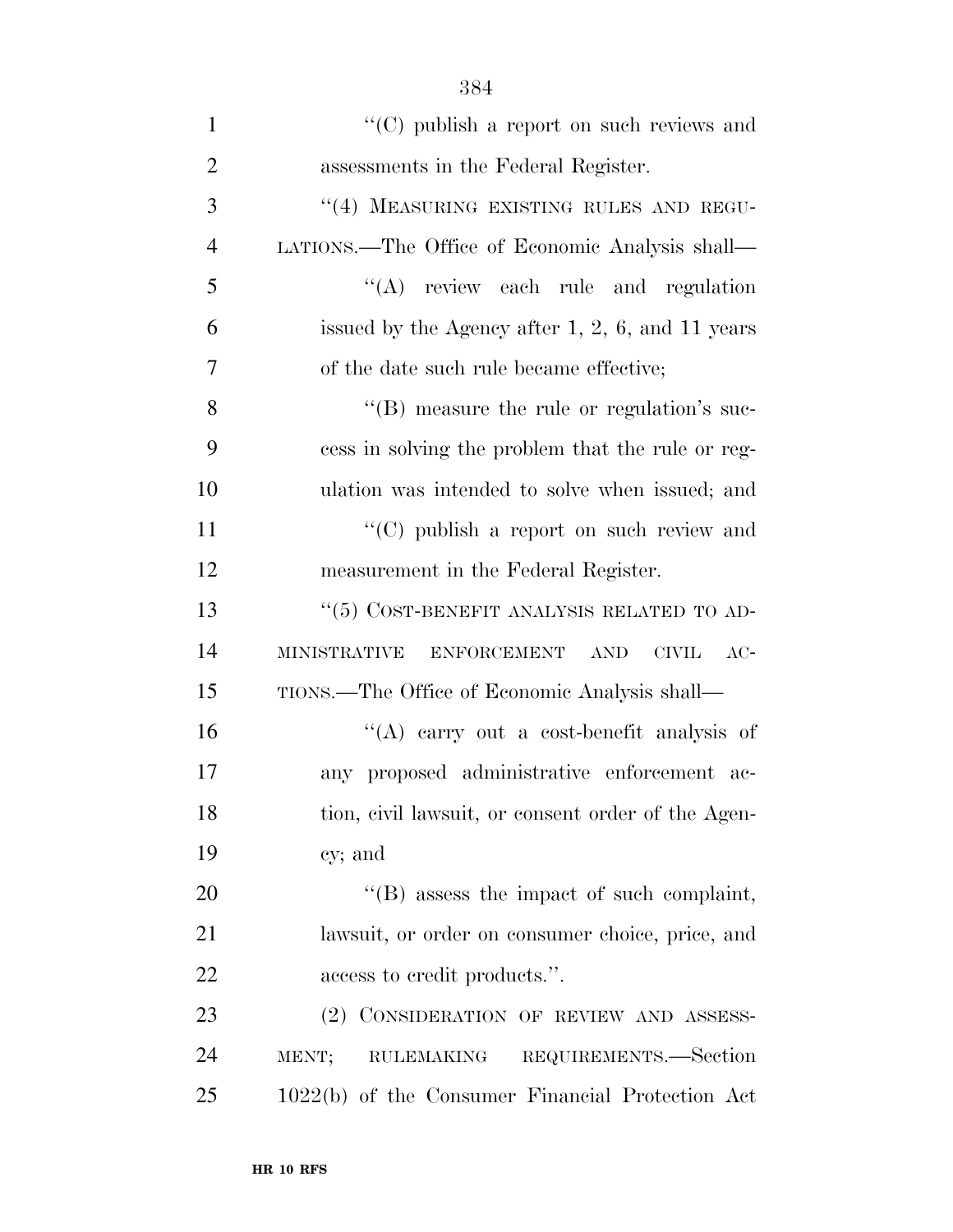''(C) publish a report on such reviews and assessments in the Federal Register.

''(4) MEASURING EXISTING RULES AND REGULATIONS.—The Office of Economic Analysis shall—

''(A) review each rule and regulation issued by the Agency after 1, 2, 6, and 11 years of the date such rule became effective;

''(B) measure the rule or regulation's success in solving the problem that the rule or regulation was intended to solve when issued; and

''(C) publish a report on such review and measurement in the Federal Register.

''(5) COST-BENEFIT ANALYSIS RELATED TO ADMINISTRATIVE ENFORCEMENT AND CIVIL ACTIONS.—The Office of Economic Analysis shall—

''(A) carry out a cost-benefit analysis of any proposed administrative enforcement action, civil lawsuit, or consent order of the Agency; and

''(B) assess the impact of such complaint, lawsuit, or order on consumer choice, price, and access to credit products.''.

(2) CONSIDERATION OF REVIEW AND ASSESSMENT; RULEMAKING REQUIREMENTS.—Section 1022(b) of the Consumer Financial Protection Act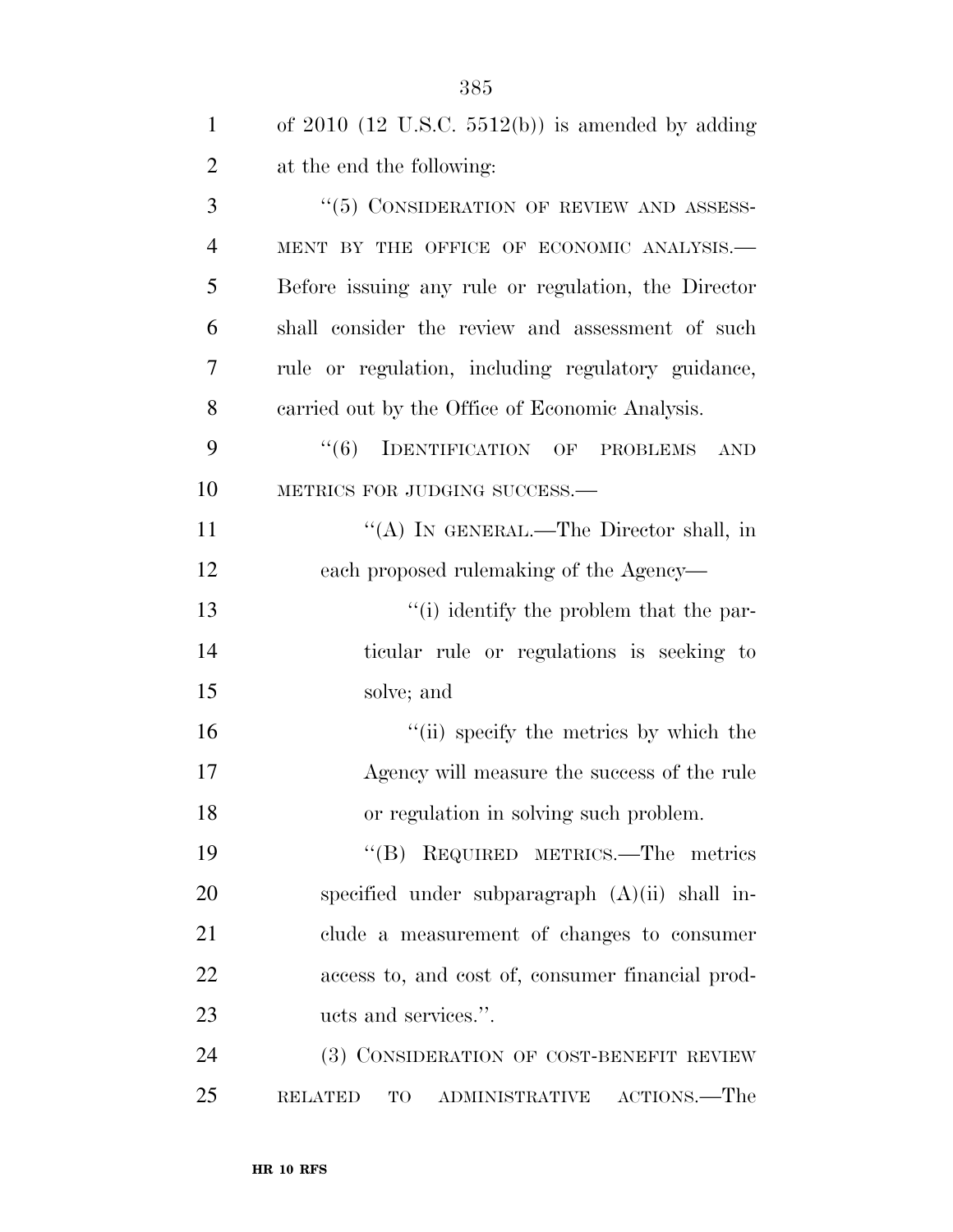of 2010 (12 U.S.C. 5512(b)) is amended by adding at the end the following:

"(5) CONSIDERATION OF REVIEW AND ASSESSMENT BY THE OFFICE OF ECONOMIC ANALYSIS.—Before issuing any rule or regulation, the Director shall consider the review and assessment of such rule or regulation, including regulatory guidance, carried out by the Office of Economic Analysis.

"(6) IDENTIFICATION OF PROBLEMS AND METRICS FOR JUDGING SUCCESS.—

"(A) IN GENERAL.—The Director shall, in each proposed rulemaking of the Agency—

"(i) identify the problem that the particular rule or regulations is seeking to solve; and

"(ii) specify the metrics by which the Agency will measure the success of the rule or regulation in solving such problem.

"(B) REQUIRED METRICS.—The metrics specified under subparagraph (A)(ii) shall include a measurement of changes to consumer access to, and cost of, consumer financial products and services.".

(3) CONSIDERATION OF COST-BENEFIT REVIEW RELATED TO ADMINISTRATIVE ACTIONS.—The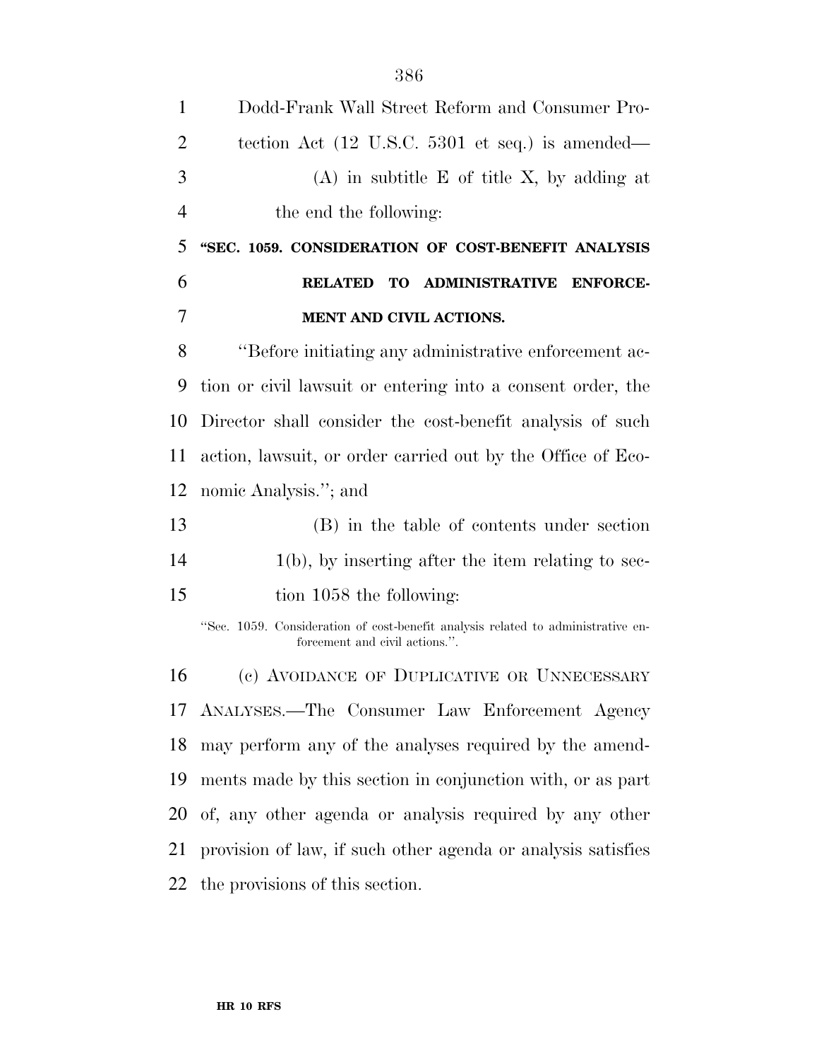Dodd-Frank Wall Street Reform and Consumer Protection Act (12 U.S.C. 5301 et seq.) is amended—

(A) in subtitle E of title X, by adding at the end the following:

**"SEC. 1059. CONSIDERATION OF COST-BENEFIT ANALYSIS RELATED TO ADMINISTRATIVE ENFORCEMENT AND CIVIL ACTIONS.**

"Before initiating any administrative enforcement action or civil lawsuit or entering into a consent order, the Director shall consider the cost-benefit analysis of such action, lawsuit, or order carried out by the Office of Economic Analysis."; and

(B) in the table of contents under section 1(b), by inserting after the item relating to section 1058 the following:

"Sec. 1059. Consideration of cost-benefit analysis related to administrative enforcement and civil actions.".

(c) AVOIDANCE OF DUPLICATIVE OR UNNECESSARY ANALYSES.—The Consumer Law Enforcement Agency may perform any of the analyses required by the amendments made by this section in conjunction with, or as part of, any other agenda or analysis required by any other provision of law, if such other agenda or analysis satisfies the provisions of this section.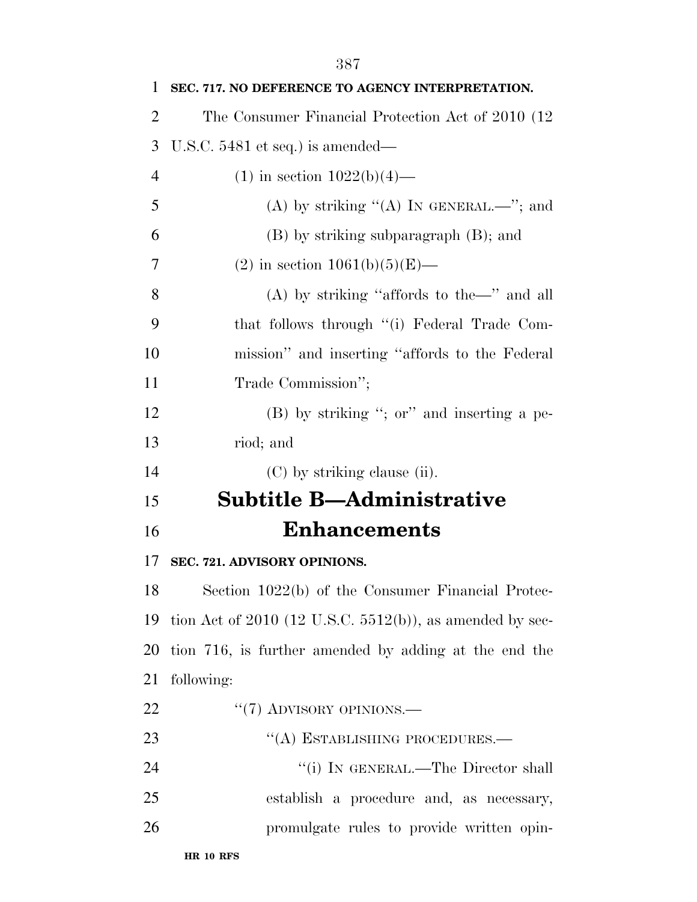**SEC. 717. NO DEFERENCE TO AGENCY INTERPRETATION.**

The Consumer Financial Protection Act of 2010 (12 U.S.C. 5481 et seq.) is amended—

(1) in section 1022(b)(4)—

(A) by striking "(A) IN GENERAL.—"; and

(B) by striking subparagraph (B); and

(2) in section 1061(b)(5)(E)—

(A) by striking "affords to the—" and all that follows through "(i) Federal Trade Commission" and inserting "affords to the Federal Trade Commission";

(B) by striking "; or" and inserting a period; and

(C) by striking clause (ii).

## Subtitle B—Administrative Enhancements

**SEC. 721. ADVISORY OPINIONS.**

Section 1022(b) of the Consumer Financial Protection Act of 2010 (12 U.S.C. 5512(b)), as amended by section 716, is further amended by adding at the end the following:

"(7) ADVISORY OPINIONS.—

"(A) ESTABLISHING PROCEDURES.—

"(i) IN GENERAL.—The Director shall establish a procedure and, as necessary, promulgate rules to provide written opin-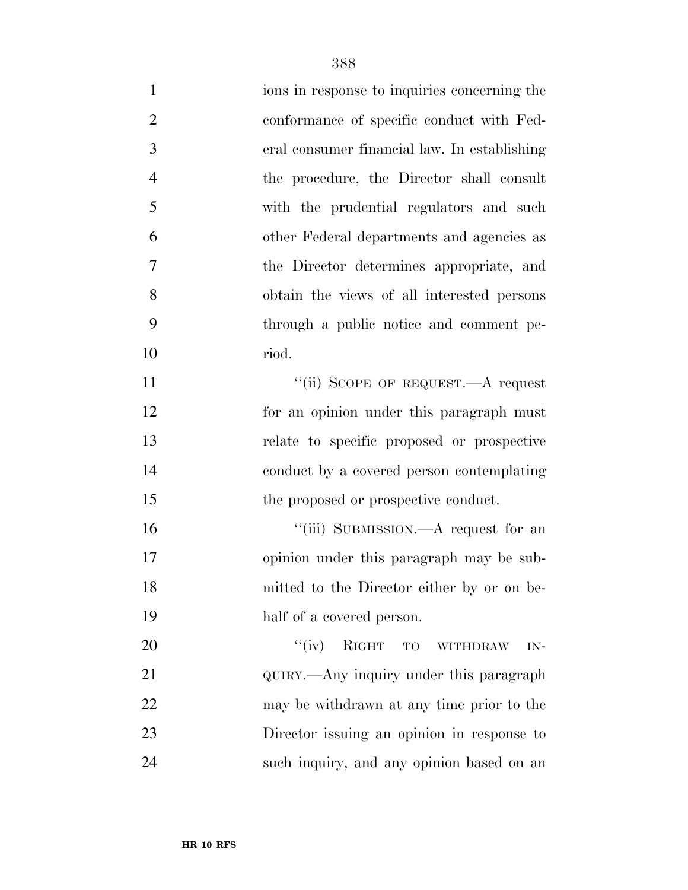ions in response to inquiries concerning the conformance of specific conduct with Federal consumer financial law. In establishing the procedure, the Director shall consult with the prudential regulators and such other Federal departments and agencies as the Director determines appropriate, and obtain the views of all interested persons through a public notice and comment period.

"(ii) SCOPE OF REQUEST.—A request for an opinion under this paragraph must relate to specific proposed or prospective conduct by a covered person contemplating the proposed or prospective conduct.

"(iii) SUBMISSION.—A request for an opinion under this paragraph may be submitted to the Director either by or on behalf of a covered person.

"(iv) RIGHT TO WITHDRAW INQUIRY.—Any inquiry under this paragraph may be withdrawn at any time prior to the Director issuing an opinion in response to such inquiry, and any opinion based on an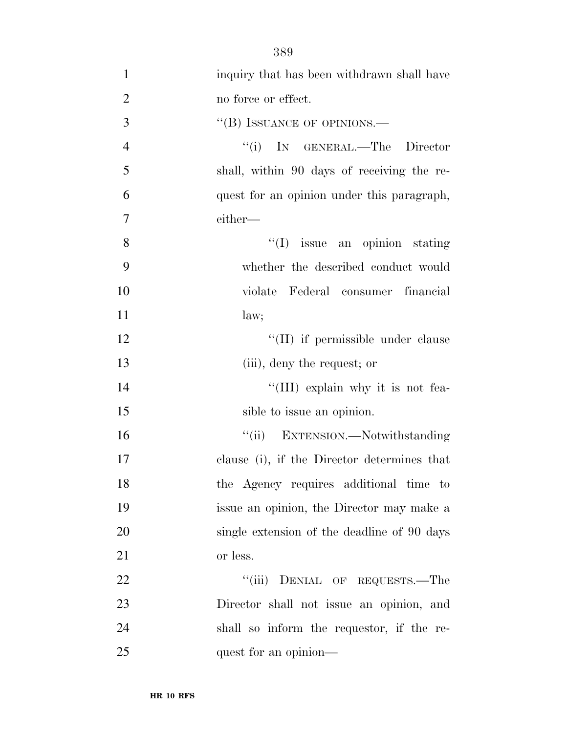inquiry that has been withdrawn shall have no force or effect.

"(B) ISSUANCE OF OPINIONS.—

"(i) IN GENERAL.—The Director shall, within 90 days of receiving the request for an opinion under this paragraph, either—

"(I) issue an opinion stating whether the described conduct would violate Federal consumer financial law;

"(II) if permissible under clause (iii), deny the request; or

"(III) explain why it is not feasible to issue an opinion.

"(ii) EXTENSION.—Notwithstanding clause (i), if the Director determines that the Agency requires additional time to issue an opinion, the Director may make a single extension of the deadline of 90 days or less.

"(iii) DENIAL OF REQUESTS.—The Director shall not issue an opinion, and shall so inform the requestor, if the request for an opinion—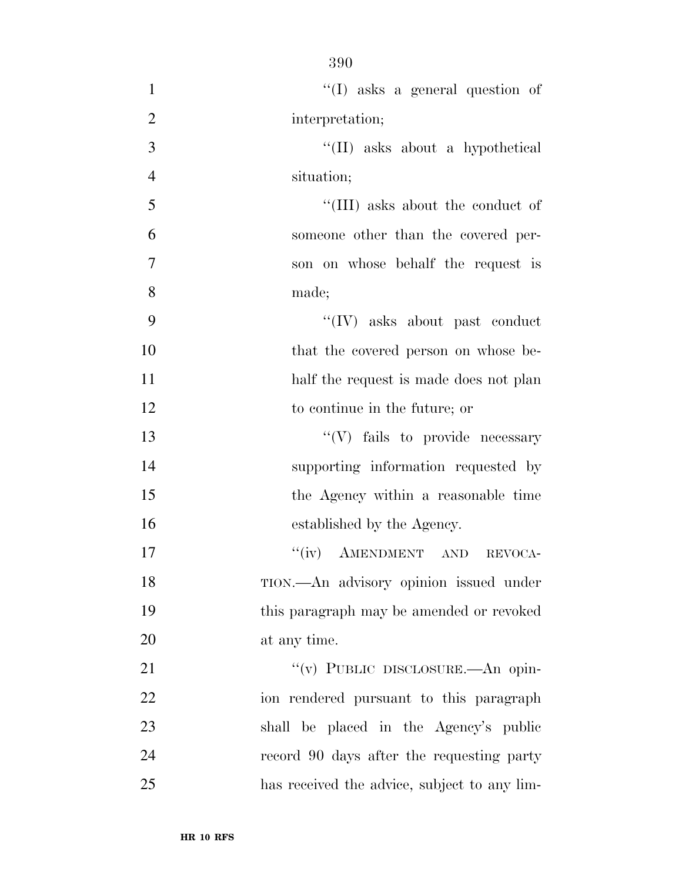''(I) asks a general question of interpretation;

''(II) asks about a hypothetical situation;

''(III) asks about the conduct of someone other than the covered person on whose behalf the request is made;

''(IV) asks about past conduct that the covered person on whose behalf the request is made does not plan to continue in the future; or

''(V) fails to provide necessary supporting information requested by the Agency within a reasonable time established by the Agency.

''(iv) AMENDMENT AND REVOCATION.—An advisory opinion issued under this paragraph may be amended or revoked at any time.

''(v) PUBLIC DISCLOSURE.—An opinion rendered pursuant to this paragraph shall be placed in the Agency's public record 90 days after the requesting party has received the advice, subject to any lim-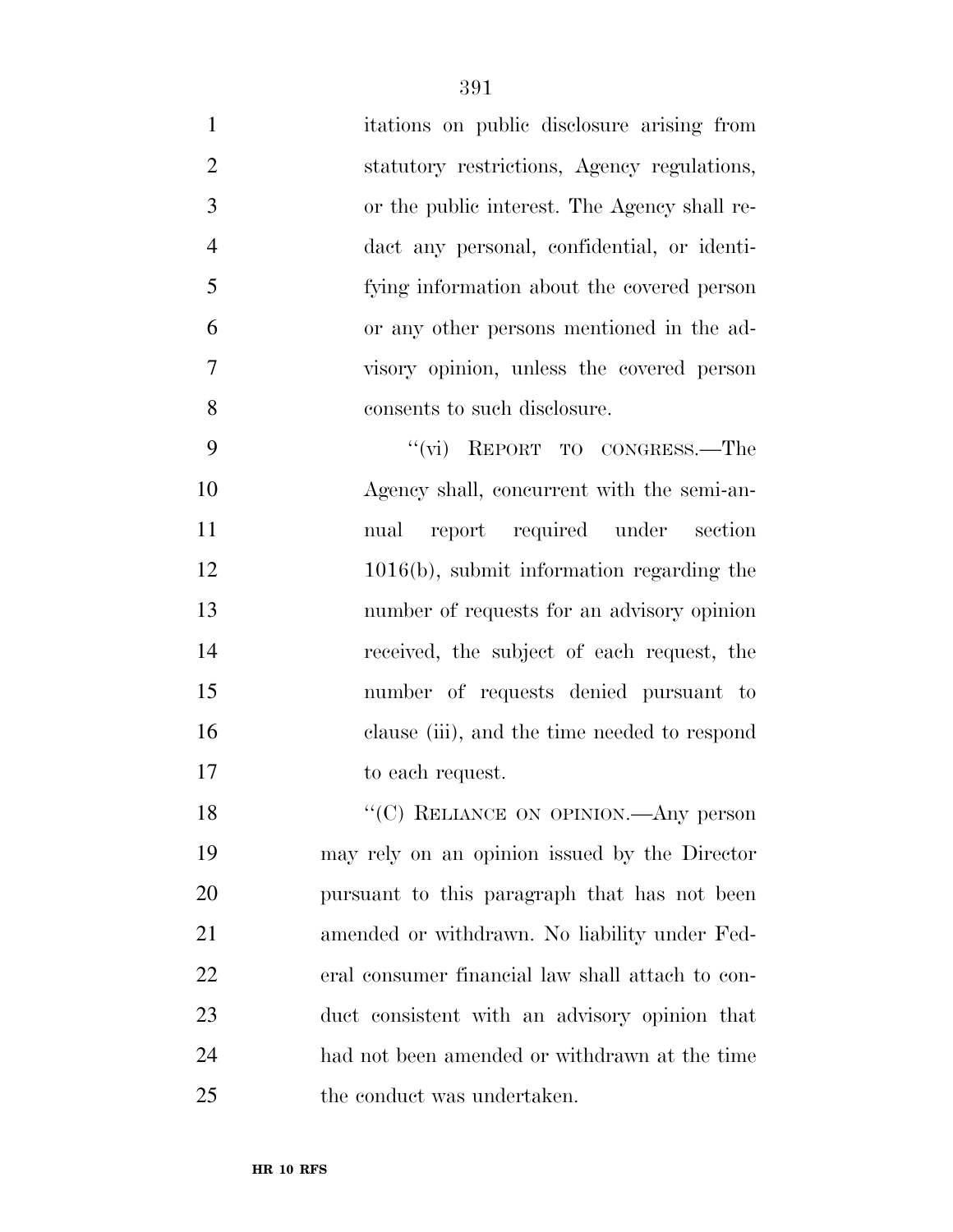itations on public disclosure arising from statutory restrictions, Agency regulations, or the public interest. The Agency shall redact any personal, confidential, or identifying information about the covered person or any other persons mentioned in the advisory opinion, unless the covered person consents to such disclosure.

"(vi) REPORT TO CONGRESS.—The Agency shall, concurrent with the semi-annual report required under section 1016(b), submit information regarding the number of requests for an advisory opinion received, the subject of each request, the number of requests denied pursuant to clause (iii), and the time needed to respond to each request.

"(C) RELIANCE ON OPINION.—Any person may rely on an opinion issued by the Director pursuant to this paragraph that has not been amended or withdrawn. No liability under Federal consumer financial law shall attach to conduct consistent with an advisory opinion that had not been amended or withdrawn at the time the conduct was undertaken.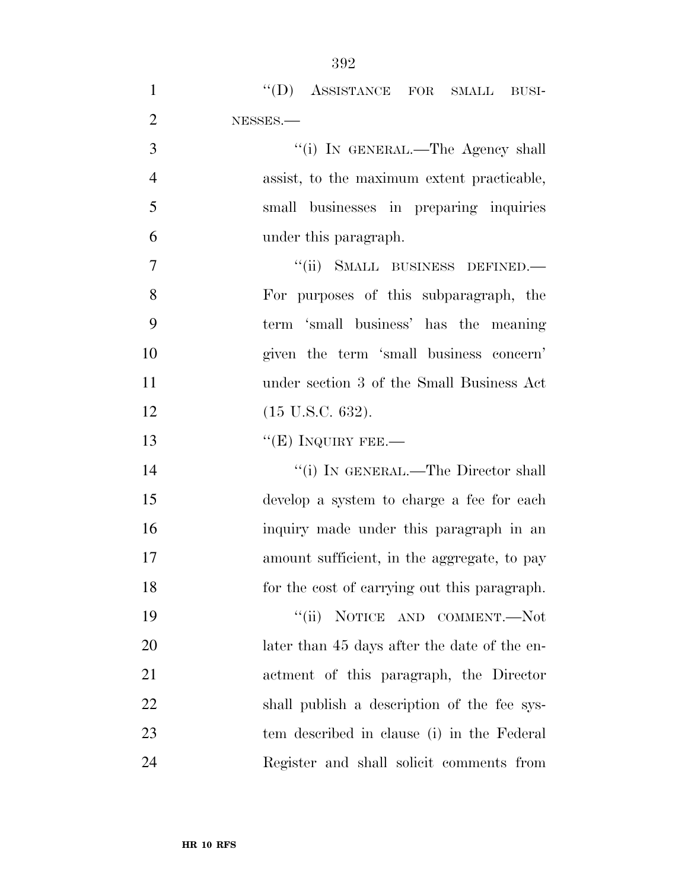''(D) ASSISTANCE FOR SMALL BUSINESSES.—

''(i) IN GENERAL.—The Agency shall assist, to the maximum extent practicable, small businesses in preparing inquiries under this paragraph.

''(ii) SMALL BUSINESS DEFINED.— For purposes of this subparagraph, the term 'small business' has the meaning given the term 'small business concern' under section 3 of the Small Business Act (15 U.S.C. 632).

''(E) INQUIRY FEE.—

''(i) IN GENERAL.—The Director shall develop a system to charge a fee for each inquiry made under this paragraph in an amount sufficient, in the aggregate, to pay for the cost of carrying out this paragraph.

''(ii) NOTICE AND COMMENT.—Not later than 45 days after the date of the enactment of this paragraph, the Director shall publish a description of the fee system described in clause (i) in the Federal Register and shall solicit comments from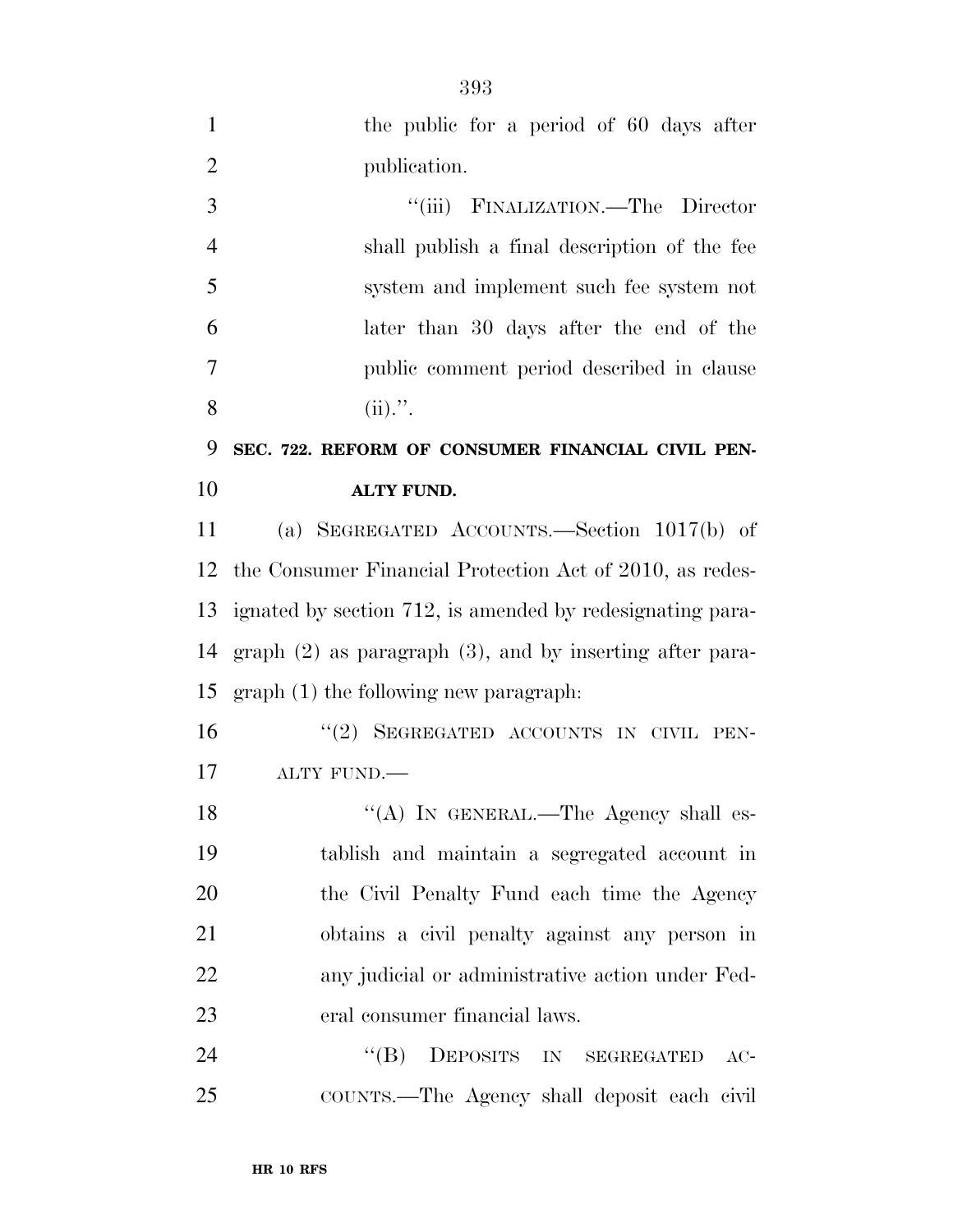the public for a period of 60 days after publication.

''(iii) FINALIZATION.—The Director shall publish a final description of the fee system and implement such fee system not later than 30 days after the end of the public comment period described in clause (ii).''.

**SEC. 722. REFORM OF CONSUMER FINANCIAL CIVIL PENALTY FUND.**

(a) SEGREGATED ACCOUNTS.—Section 1017(b) of the Consumer Financial Protection Act of 2010, as redesignated by section 712, is amended by redesignating paragraph (2) as paragraph (3), and by inserting after paragraph (1) the following new paragraph:

''(2) SEGREGATED ACCOUNTS IN CIVIL PENALTY FUND.—

''(A) IN GENERAL.—The Agency shall establish and maintain a segregated account in the Civil Penalty Fund each time the Agency obtains a civil penalty against any person in any judicial or administrative action under Federal consumer financial laws.

''(B) DEPOSITS IN SEGREGATED ACCOUNTS.—The Agency shall deposit each civil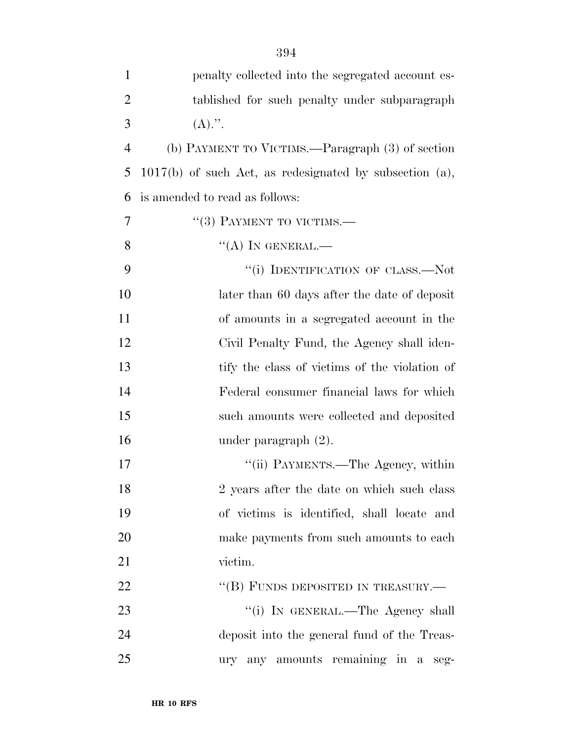penalty collected into the segregated account established for such penalty under subparagraph (A).''.

(b) PAYMENT TO VICTIMS.—Paragraph (3) of section 1017(b) of such Act, as redesignated by subsection (a), is amended to read as follows:

''(3) PAYMENT TO VICTIMS.—

''(A) IN GENERAL.—

''(i) IDENTIFICATION OF CLASS.—Not later than 60 days after the date of deposit of amounts in a segregated account in the Civil Penalty Fund, the Agency shall identify the class of victims of the violation of Federal consumer financial laws for which such amounts were collected and deposited under paragraph (2).

''(ii) PAYMENTS.—The Agency, within 2 years after the date on which such class of victims is identified, shall locate and make payments from such amounts to each victim.

''(B) FUNDS DEPOSITED IN TREASURY.—

''(i) IN GENERAL.—The Agency shall deposit into the general fund of the Treasury any amounts remaining in a seg-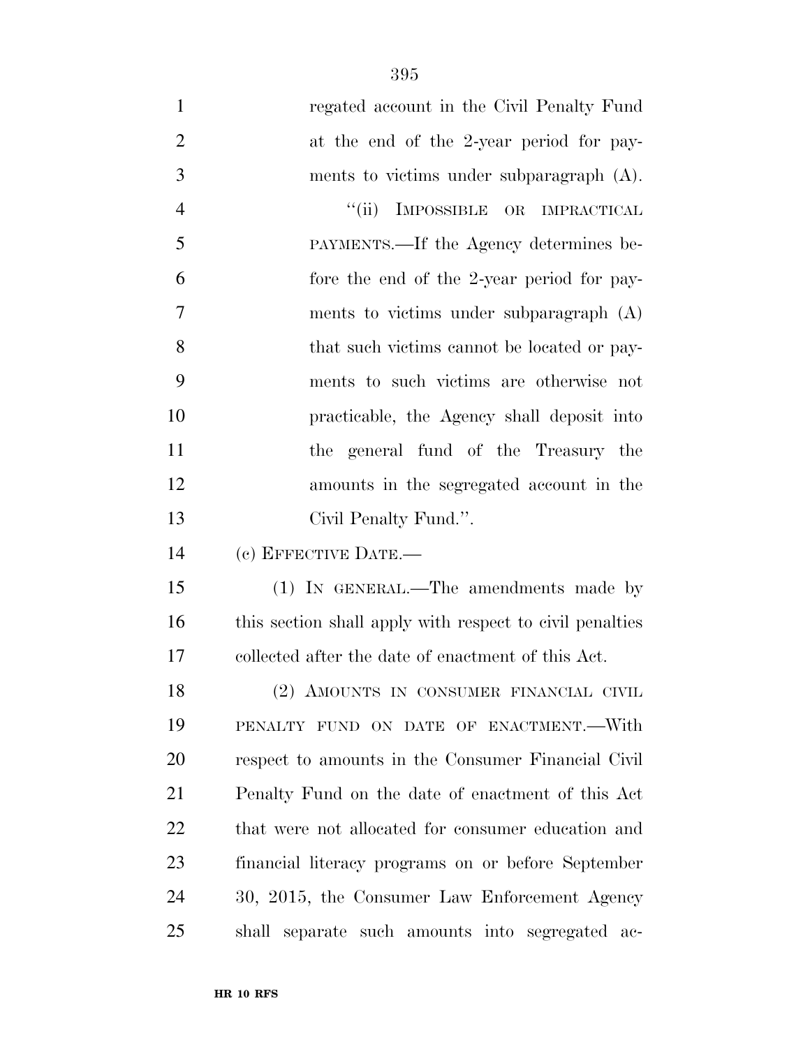regated account in the Civil Penalty Fund at the end of the 2-year period for payments to victims under subparagraph (A).

"(ii) IMPOSSIBLE OR IMPRACTICAL PAYMENTS.—If the Agency determines before the end of the 2-year period for payments to victims under subparagraph (A) that such victims cannot be located or payments to such victims are otherwise not practicable, the Agency shall deposit into the general fund of the Treasury the amounts in the segregated account in the Civil Penalty Fund.".

(c) EFFECTIVE DATE.—

(1) IN GENERAL.—The amendments made by this section shall apply with respect to civil penalties collected after the date of enactment of this Act.

(2) AMOUNTS IN CONSUMER FINANCIAL CIVIL PENALTY FUND ON DATE OF ENACTMENT.—With respect to amounts in the Consumer Financial Civil Penalty Fund on the date of enactment of this Act that were not allocated for consumer education and financial literacy programs on or before September 30, 2015, the Consumer Law Enforcement Agency shall separate such amounts into segregated ac-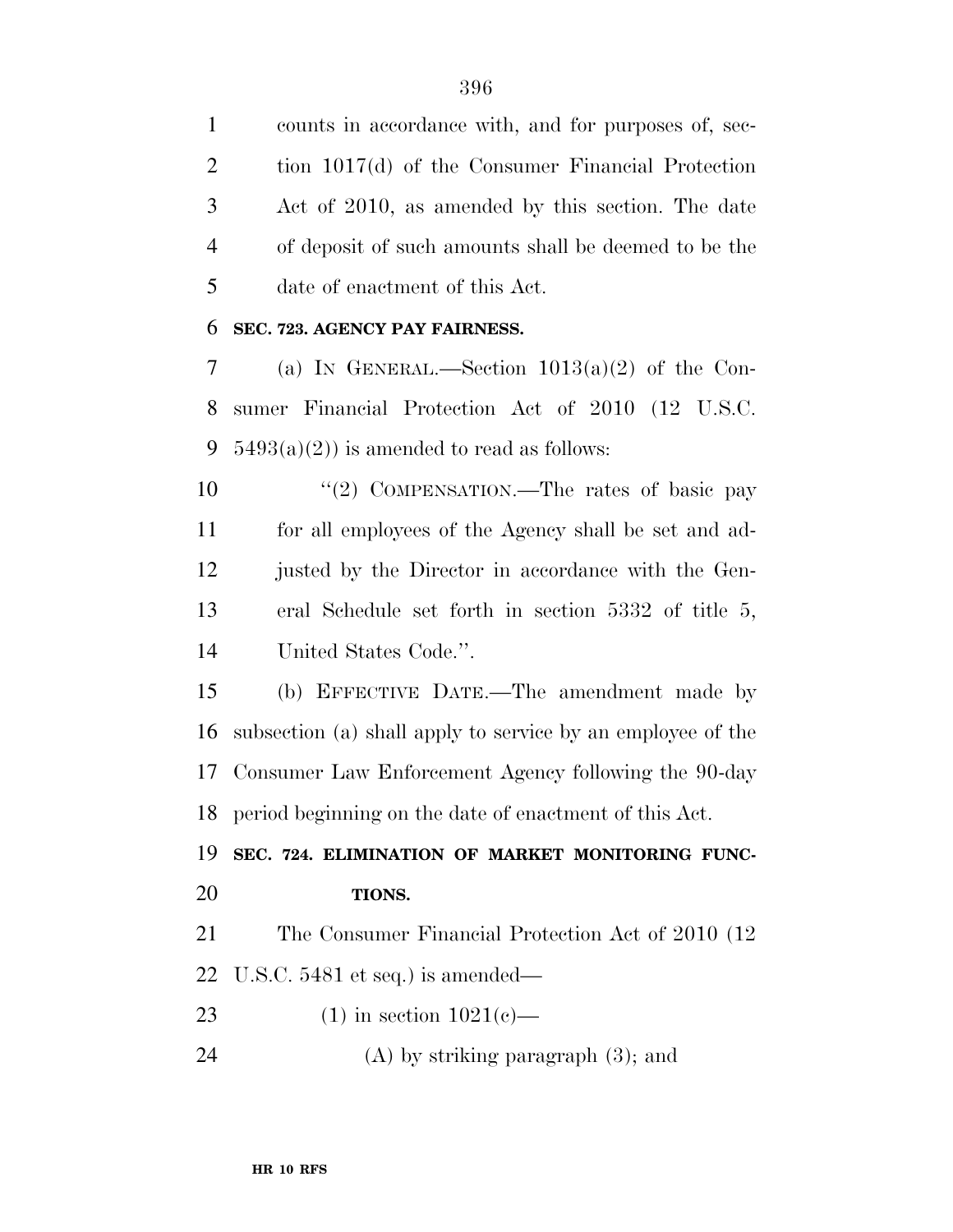counts in accordance with, and for purposes of, section 1017(d) of the Consumer Financial Protection Act of 2010, as amended by this section. The date of deposit of such amounts shall be deemed to be the date of enactment of this Act.

**SEC. 723. AGENCY PAY FAIRNESS.**

(a) IN GENERAL.—Section 1013(a)(2) of the Consumer Financial Protection Act of 2010 (12 U.S.C. 5493(a)(2)) is amended to read as follows:

''(2) COMPENSATION.—The rates of basic pay for all employees of the Agency shall be set and adjusted by the Director in accordance with the General Schedule set forth in section 5332 of title 5, United States Code.''.

(b) EFFECTIVE DATE.—The amendment made by subsection (a) shall apply to service by an employee of the Consumer Law Enforcement Agency following the 90-day period beginning on the date of enactment of this Act.

**SEC. 724. ELIMINATION OF MARKET MONITORING FUNCTIONS.**

The Consumer Financial Protection Act of 2010 (12 U.S.C. 5481 et seq.) is amended—

(1) in section 1021(c)—

(A) by striking paragraph (3); and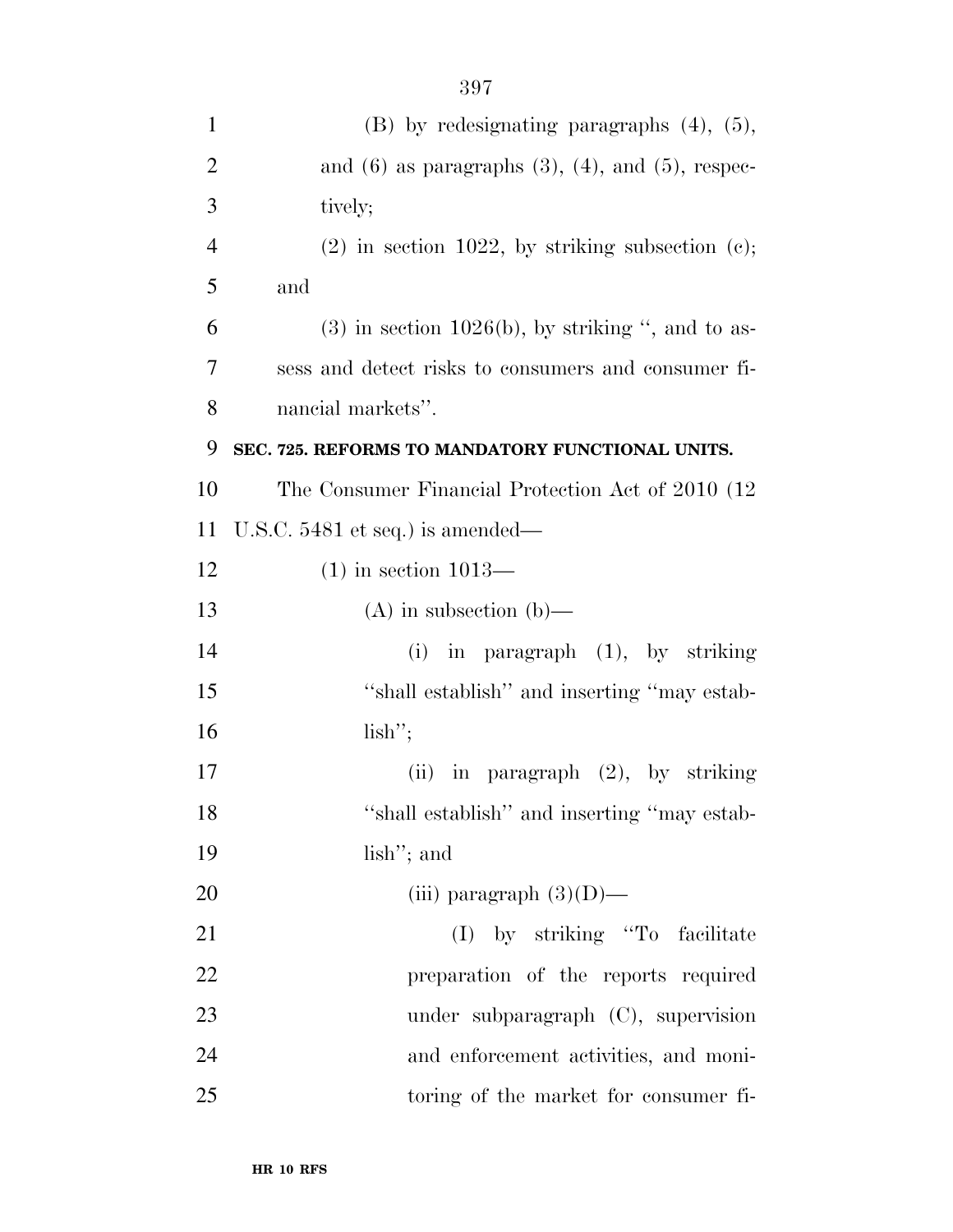(B) by redesignating paragraphs (4), (5), and (6) as paragraphs (3), (4), and (5), respectively;

(2) in section 1022, by striking subsection (c); and

(3) in section 1026(b), by striking ", and to assess and detect risks to consumers and consumer financial markets".

**SEC. 725. REFORMS TO MANDATORY FUNCTIONAL UNITS.**

The Consumer Financial Protection Act of 2010 (12 U.S.C. 5481 et seq.) is amended—

(1) in section 1013—

(A) in subsection (b)—

(i) in paragraph (1), by striking "shall establish" and inserting "may establish";

(ii) in paragraph (2), by striking "shall establish" and inserting "may establish"; and

(iii) paragraph (3)(D)—

(I) by striking "To facilitate preparation of the reports required under subparagraph (C), supervision and enforcement activities, and monitoring of the market for consumer fi-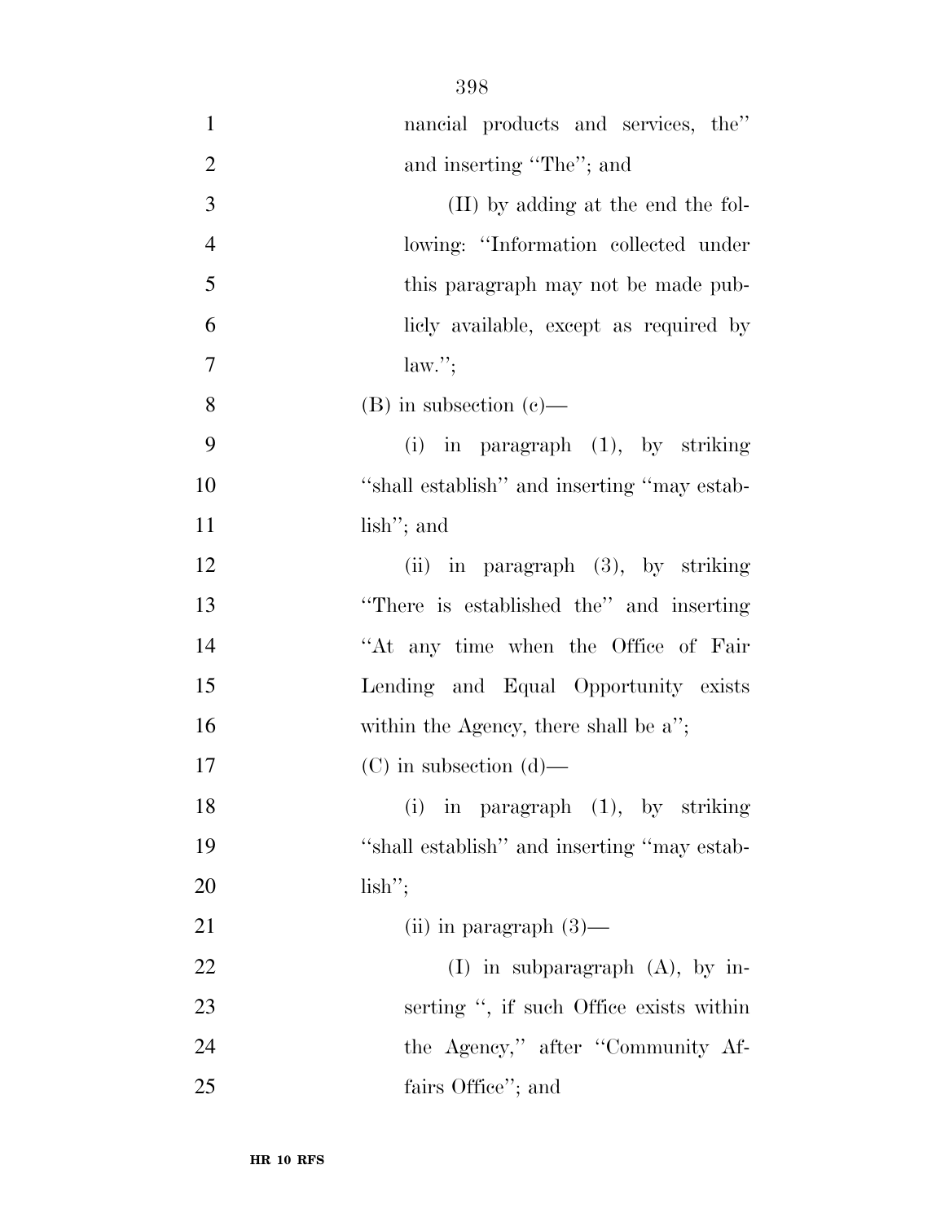nancial products and services, the'' and inserting ''The''; and

(II) by adding at the end the following: ''Information collected under this paragraph may not be made publicly available, except as required by law.'';

(B) in subsection (c)—

(i) in paragraph (1), by striking ''shall establish'' and inserting ''may establish''; and

(ii) in paragraph (3), by striking ''There is established the'' and inserting ''At any time when the Office of Fair Lending and Equal Opportunity exists within the Agency, there shall be a'';

(C) in subsection (d)—

(i) in paragraph (1), by striking ''shall establish'' and inserting ''may establish'';

(ii) in paragraph (3)—

(I) in subparagraph (A), by inserting '', if such Office exists within the Agency,'' after ''Community Affairs Office''; and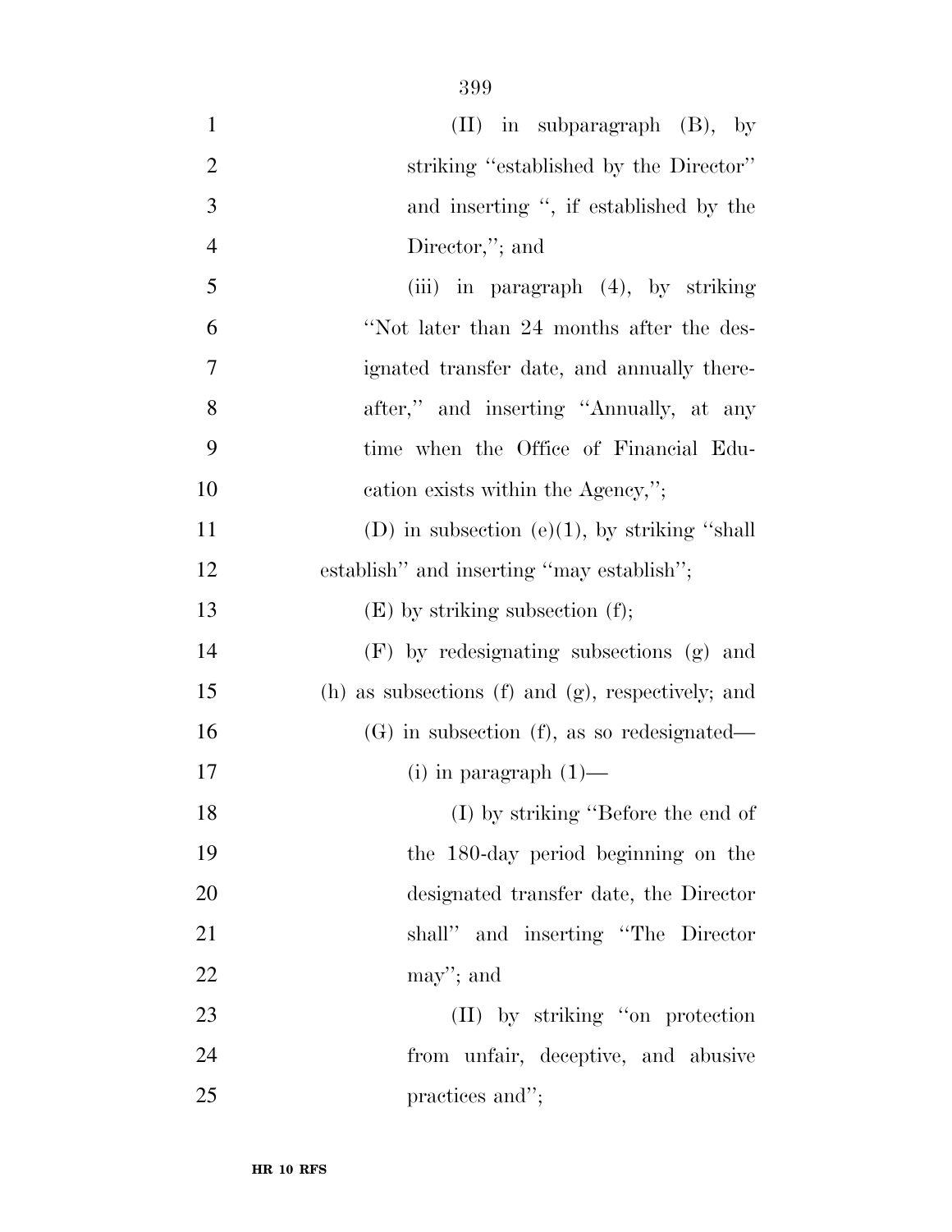(II) in subparagraph (B), by striking ''established by the Director'' and inserting '', if established by the Director,''; and

(iii) in paragraph (4), by striking ''Not later than 24 months after the designated transfer date, and annually thereafter,'' and inserting ''Annually, at any time when the Office of Financial Education exists within the Agency,'';

(D) in subsection (e)(1), by striking ''shall establish'' and inserting ''may establish'';

(E) by striking subsection (f);

(F) by redesignating subsections (g) and (h) as subsections (f) and (g), respectively; and

(G) in subsection (f), as so redesignated—

(i) in paragraph (1)—

(I) by striking ''Before the end of the 180-day period beginning on the designated transfer date, the Director shall'' and inserting ''The Director may''; and

(II) by striking ''on protection from unfair, deceptive, and abusive practices and'';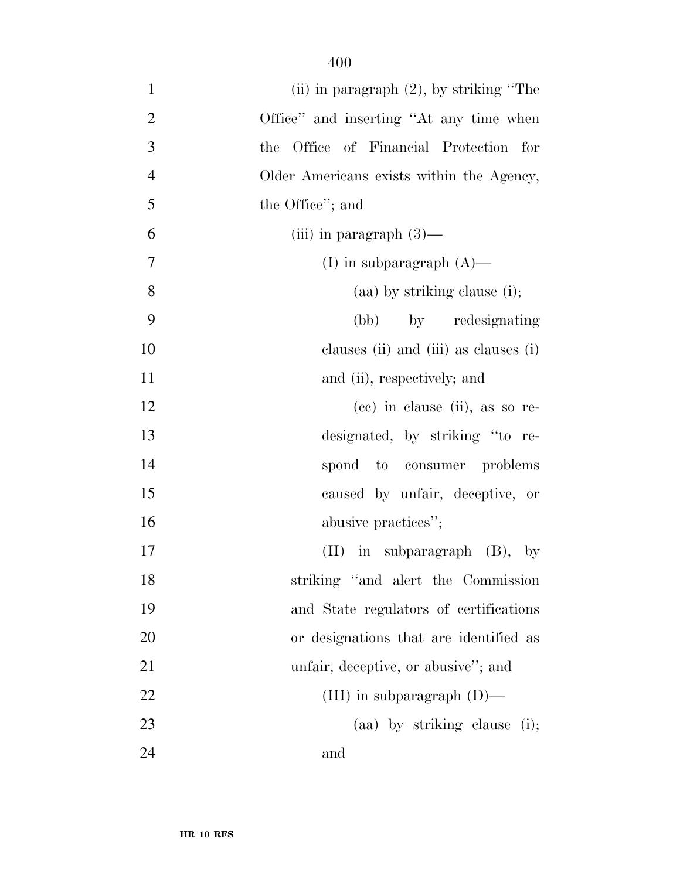(ii) in paragraph (2), by striking "The Office" and inserting "At any time when the Office of Financial Protection for Older Americans exists within the Agency, the Office"; and

(iii) in paragraph (3)—

(I) in subparagraph (A)—

(aa) by striking clause (i);

(bb) by redesignating clauses (ii) and (iii) as clauses (i) and (ii), respectively; and

(cc) in clause (ii), as so redesignated, by striking "to respond to consumer problems caused by unfair, deceptive, or abusive practices";

(II) in subparagraph (B), by striking "and alert the Commission and State regulators of certifications or designations that are identified as unfair, deceptive, or abusive"; and

(III) in subparagraph (D)—

(aa) by striking clause (i); and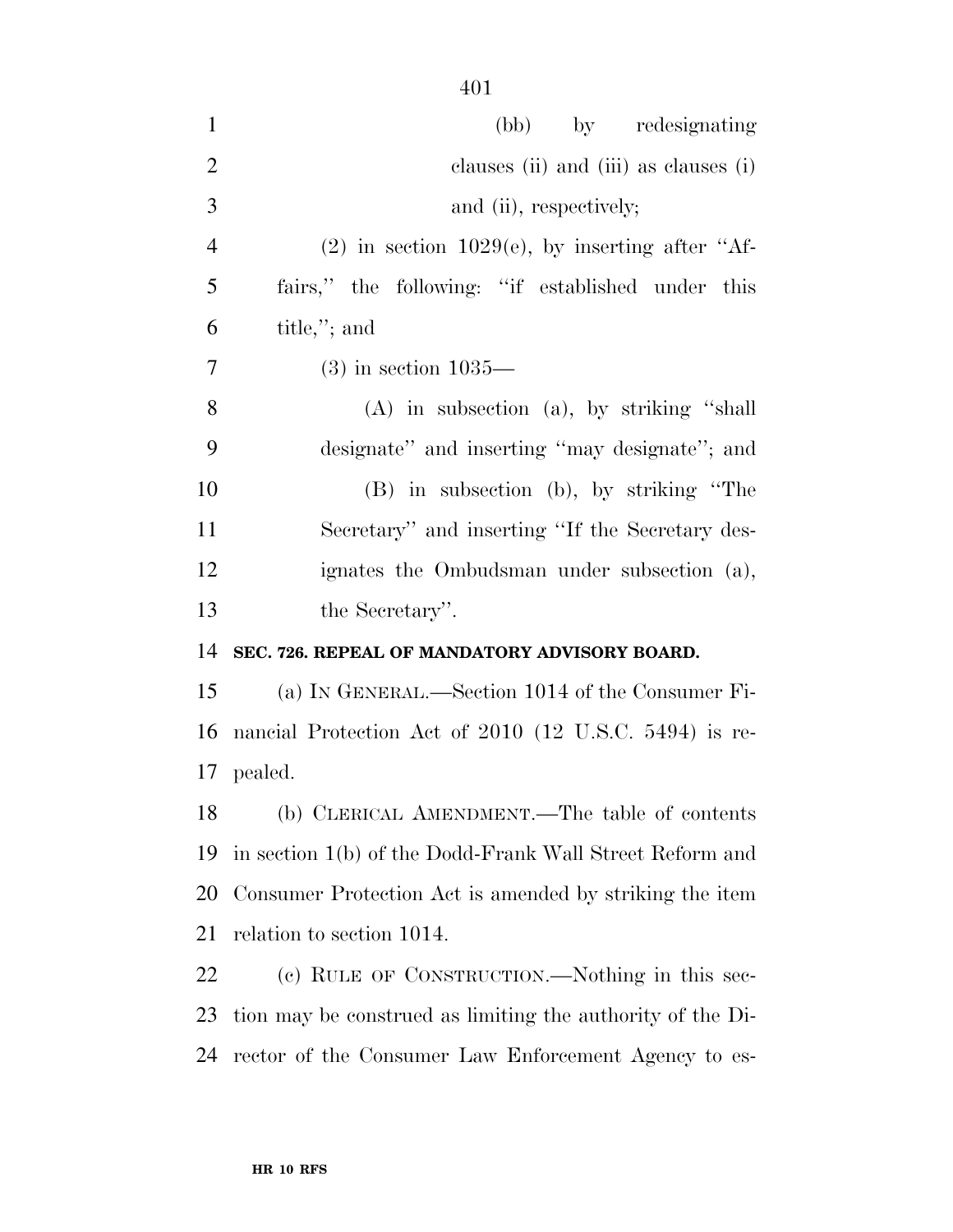(bb) by redesignating clauses (ii) and (iii) as clauses (i) and (ii), respectively;

(2) in section 1029(e), by inserting after ''Affairs,'' the following: ''if established under this title,''; and

(3) in section 1035—

(A) in subsection (a), by striking ''shall designate'' and inserting ''may designate''; and

(B) in subsection (b), by striking ''The Secretary'' and inserting ''If the Secretary designates the Ombudsman under subsection (a), the Secretary''.

**SEC. 726. REPEAL OF MANDATORY ADVISORY BOARD.**

(a) IN GENERAL.—Section 1014 of the Consumer Financial Protection Act of 2010 (12 U.S.C. 5494) is repealed.

(b) CLERICAL AMENDMENT.—The table of contents in section 1(b) of the Dodd-Frank Wall Street Reform and Consumer Protection Act is amended by striking the item relation to section 1014.

(c) RULE OF CONSTRUCTION.—Nothing in this section may be construed as limiting the authority of the Director of the Consumer Law Enforcement Agency to es-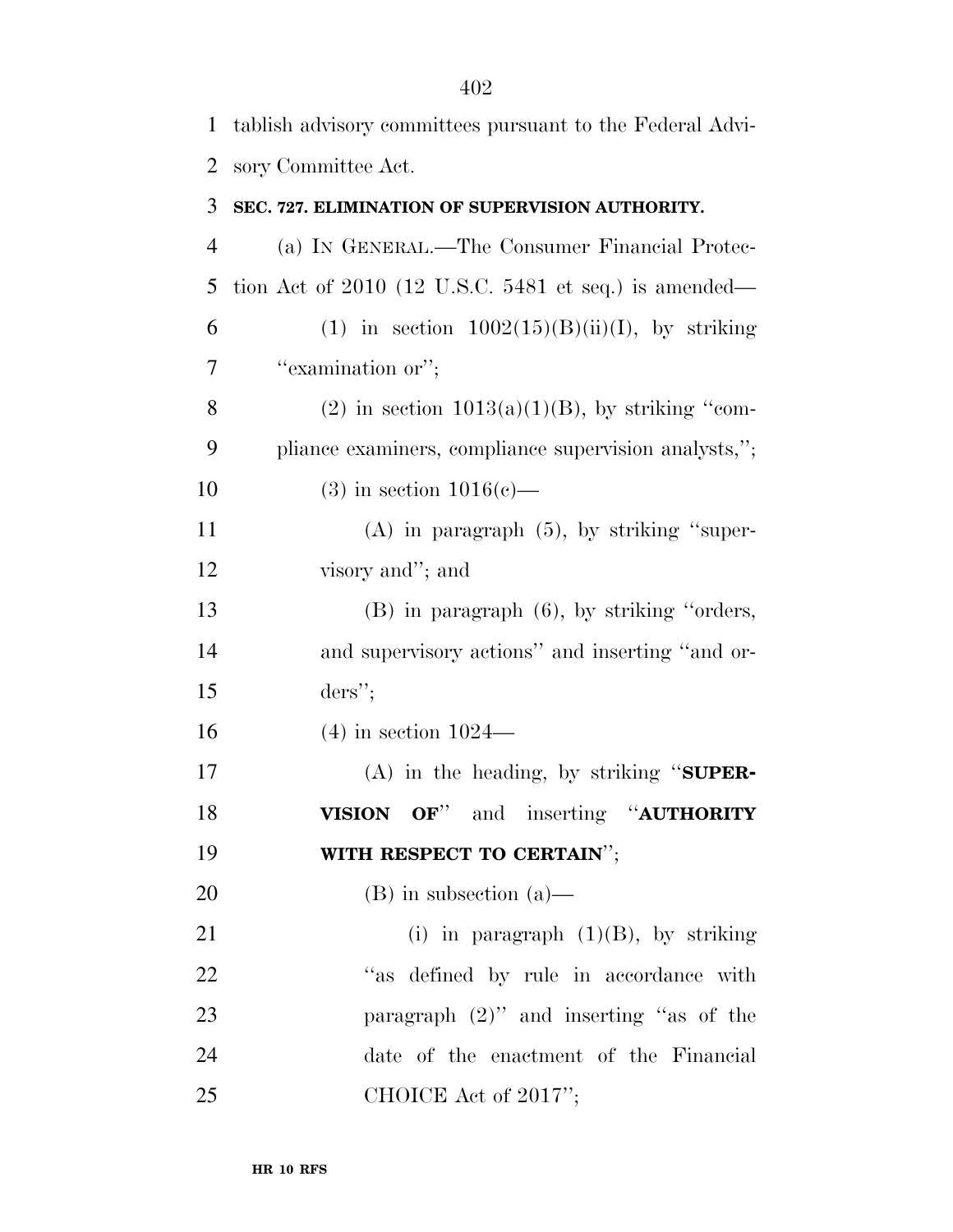tablish advisory committees pursuant to the Federal Advisory Committee Act.

**SEC. 727. ELIMINATION OF SUPERVISION AUTHORITY.**

(a) IN GENERAL.—The Consumer Financial Protection Act of 2010 (12 U.S.C. 5481 et seq.) is amended—

(1) in section 1002(15)(B)(ii)(I), by striking ''examination or'';

(2) in section 1013(a)(1)(B), by striking ''compliance examiners, compliance supervision analysts,'';

(3) in section 1016(c)—

(A) in paragraph (5), by striking ''supervisory and''; and

(B) in paragraph (6), by striking ''orders, and supervisory actions'' and inserting ''and orders'';

(4) in section 1024—

(A) in the heading, by striking ''**SUPERVISION OF**'' and inserting ''**AUTHORITY WITH RESPECT TO CERTAIN**'';

(B) in subsection (a)—

(i) in paragraph (1)(B), by striking ''as defined by rule in accordance with paragraph (2)'' and inserting ''as of the date of the enactment of the Financial CHOICE Act of 2017'';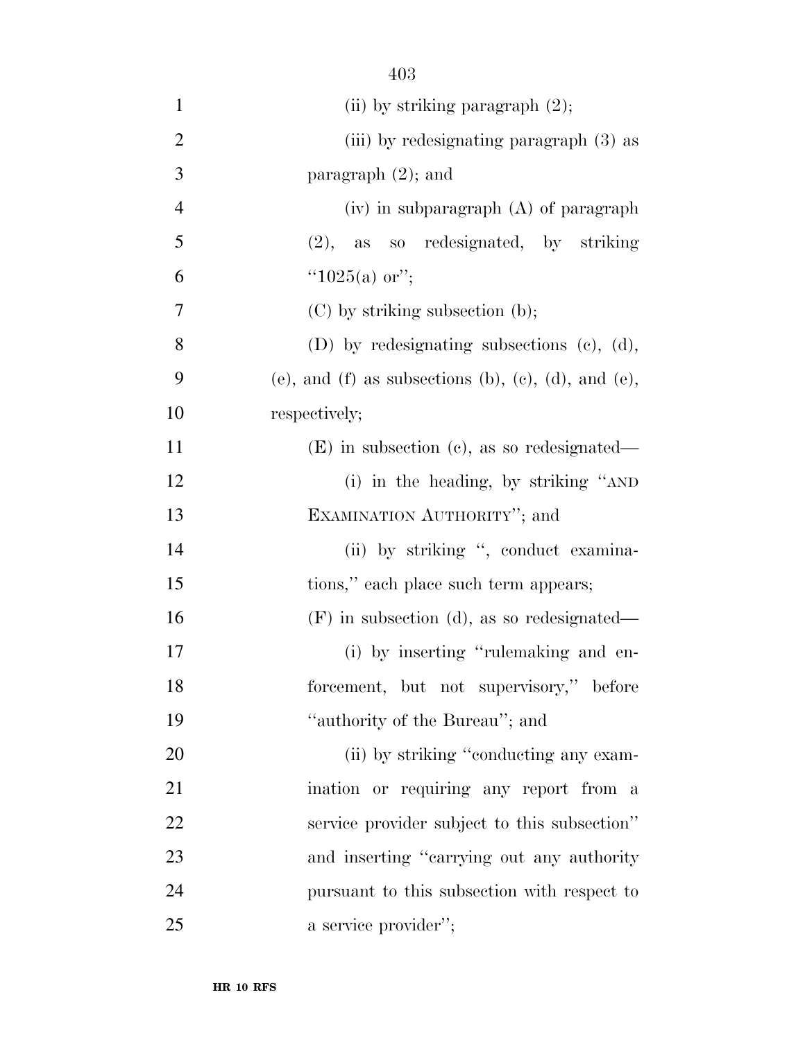(ii) by striking paragraph (2);

(iii) by redesignating paragraph (3) as paragraph (2); and

(iv) in subparagraph (A) of paragraph (2), as so redesignated, by striking "1025(a) or";

(C) by striking subsection (b);

(D) by redesignating subsections (c), (d), (e), and (f) as subsections (b), (c), (d), and (e), respectively;

(E) in subsection (c), as so redesignated—

(i) in the heading, by striking "AND EXAMINATION AUTHORITY"; and

(ii) by striking ", conduct examinations," each place such term appears;

(F) in subsection (d), as so redesignated—

(i) by inserting "rulemaking and enforcement, but not supervisory," before "authority of the Bureau"; and

(ii) by striking "conducting any examination or requiring any report from a service provider subject to this subsection" and inserting "carrying out any authority pursuant to this subsection with respect to a service provider";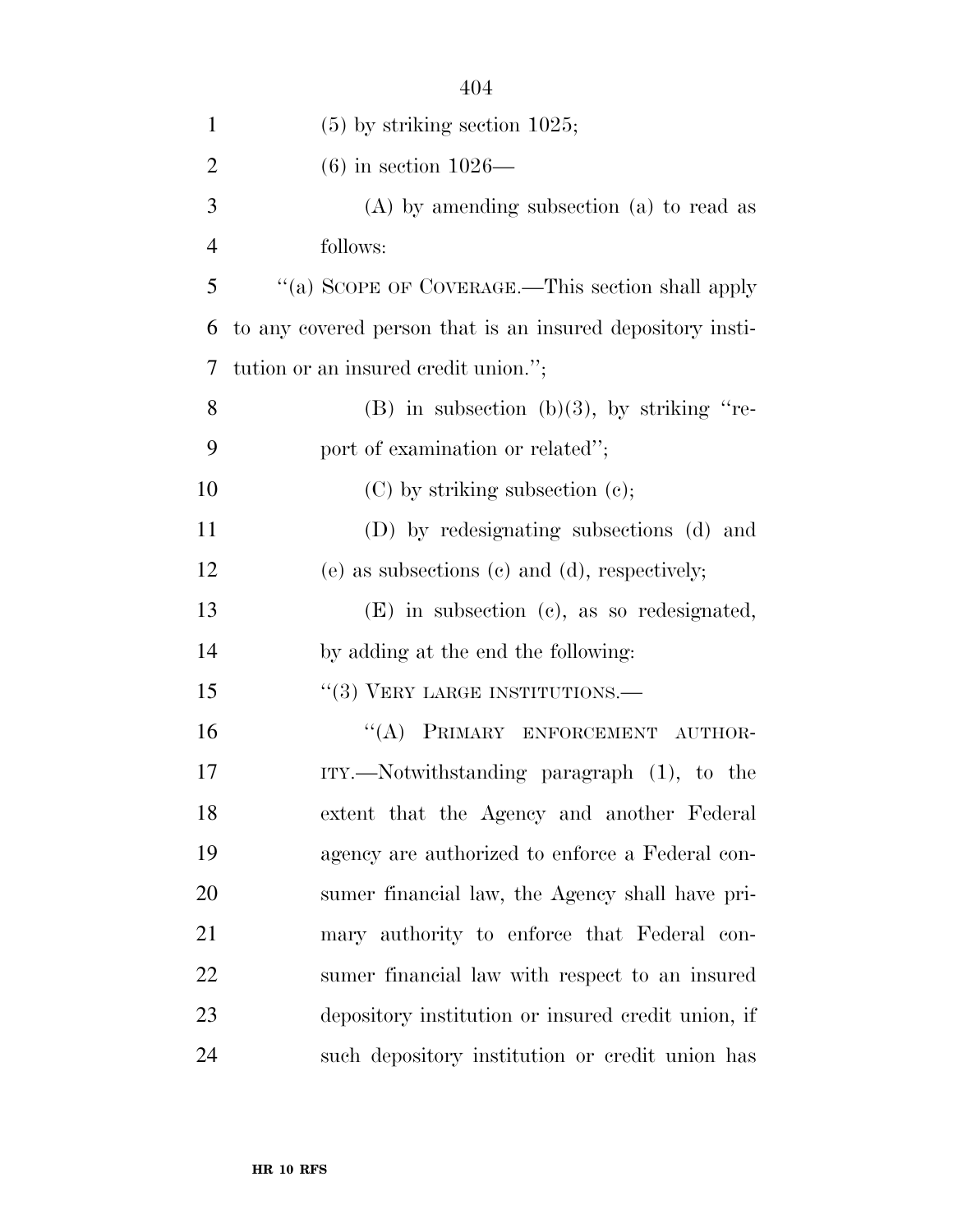(5) by striking section 1025;

(6) in section 1026—

(A) by amending subsection (a) to read as follows:

"(a) SCOPE OF COVERAGE.—This section shall apply to any covered person that is an insured depository institution or an insured credit union.";

(B) in subsection (b)(3), by striking "report of examination or related";

(C) by striking subsection (c);

(D) by redesignating subsections (d) and (e) as subsections (c) and (d), respectively;

(E) in subsection (c), as so redesignated, by adding at the end the following:

"(3) VERY LARGE INSTITUTIONS.—

"(A) PRIMARY ENFORCEMENT AUTHORITY.—Notwithstanding paragraph (1), to the extent that the Agency and another Federal agency are authorized to enforce a Federal consumer financial law, the Agency shall have primary authority to enforce that Federal consumer financial law with respect to an insured depository institution or insured credit union, if such depository institution or credit union has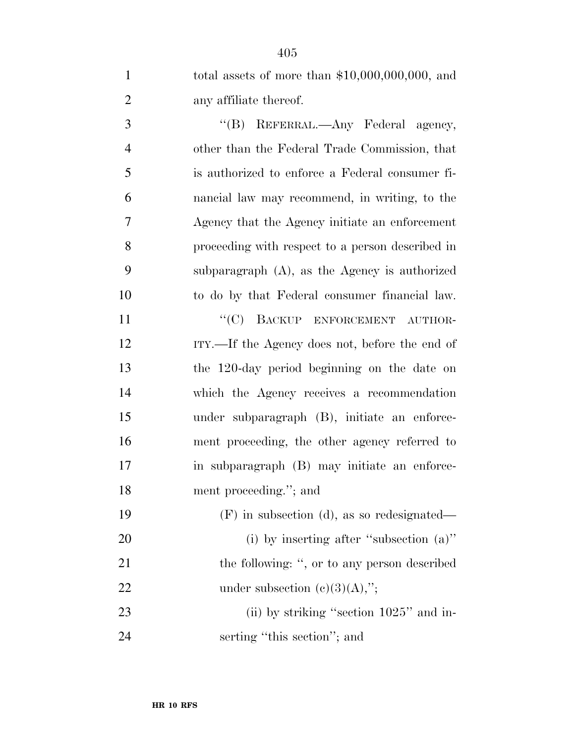total assets of more than $10,000,000,000, and any affiliate thereof.

"(B) REFERRAL.—Any Federal agency, other than the Federal Trade Commission, that is authorized to enforce a Federal consumer financial law may recommend, in writing, to the Agency that the Agency initiate an enforcement proceeding with respect to a person described in subparagraph (A), as the Agency is authorized to do by that Federal consumer financial law.

"(C) BACKUP ENFORCEMENT AUTHORITY.—If the Agency does not, before the end of the 120-day period beginning on the date on which the Agency receives a recommendation under subparagraph (B), initiate an enforcement proceeding, the other agency referred to in subparagraph (B) may initiate an enforcement proceeding."; and

(F) in subsection (d), as so redesignated—

(i) by inserting after "subsection (a)" the following: ", or to any person described under subsection (c)(3)(A),";

(ii) by striking "section 1025" and inserting "this section"; and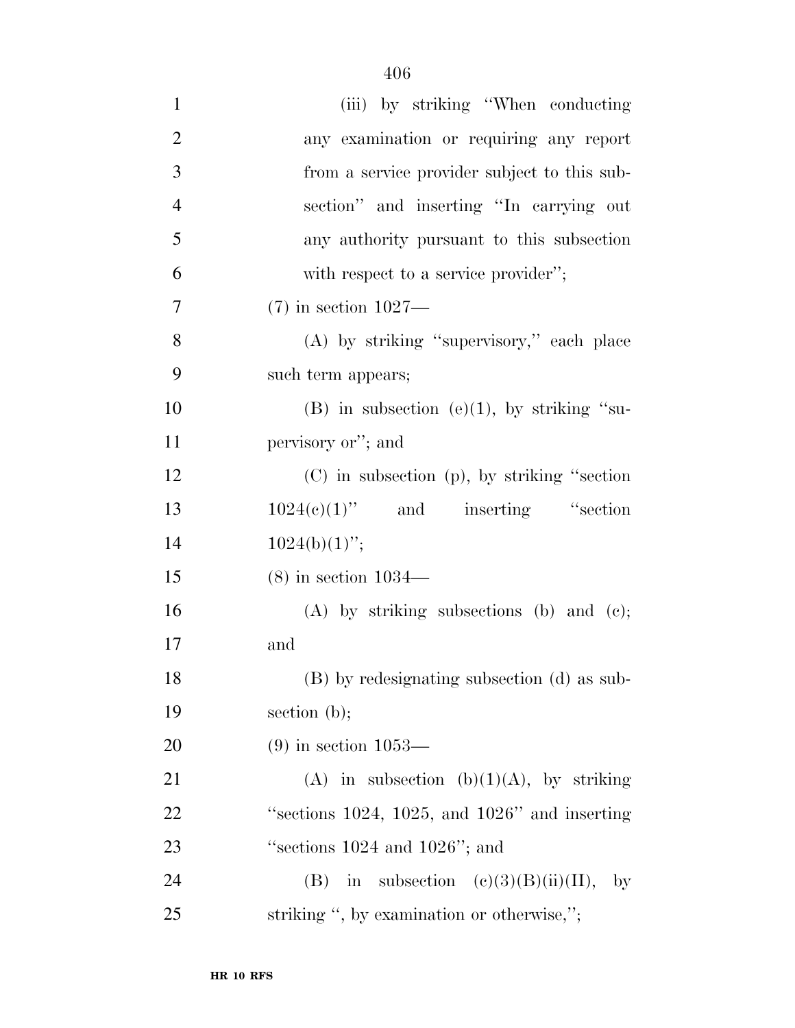(iii) by striking ''When conducting any examination or requiring any report from a service provider subject to this subsection'' and inserting ''In carrying out any authority pursuant to this subsection with respect to a service provider'';

(7) in section 1027—

(A) by striking ''supervisory,'' each place such term appears;

(B) in subsection (e)(1), by striking ''supervisory or''; and

(C) in subsection (p), by striking ''section 1024(c)(1)'' and inserting ''section 1024(b)(1)'';

(8) in section 1034—

(A) by striking subsections (b) and (c); and

(B) by redesignating subsection (d) as subsection (b);

(9) in section 1053—

(A) in subsection (b)(1)(A), by striking ''sections 1024, 1025, and 1026'' and inserting ''sections 1024 and 1026''; and

(B) in subsection (c)(3)(B)(ii)(II), by striking '', by examination or otherwise,'';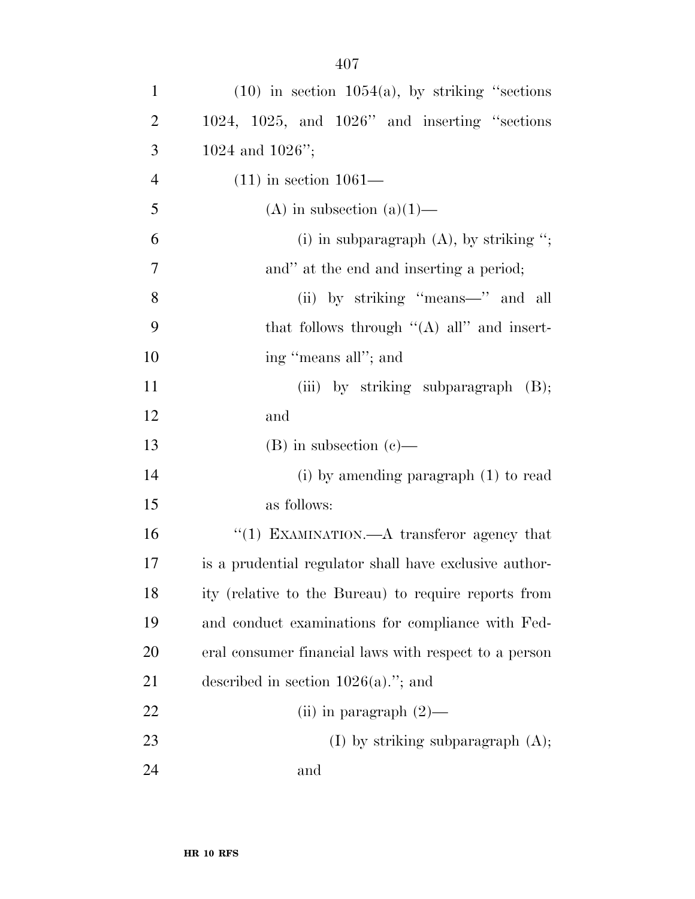(10) in section 1054(a), by striking ''sections 1024, 1025, and 1026'' and inserting ''sections 1024 and 1026'';

(11) in section 1061—

(A) in subsection (a)(1)—

(i) in subparagraph (A), by striking ''; and'' at the end and inserting a period;

(ii) by striking ''means—'' and all that follows through ''(A) all'' and inserting ''means all''; and

(iii) by striking subparagraph (B); and

(B) in subsection (c)—

(i) by amending paragraph (1) to read as follows:

''(1) EXAMINATION.—A transferor agency that is a prudential regulator shall have exclusive authority (relative to the Bureau) to require reports from and conduct examinations for compliance with Federal consumer financial laws with respect to a person described in section 1026(a).''; and

(ii) in paragraph (2)—

(I) by striking subparagraph (A); and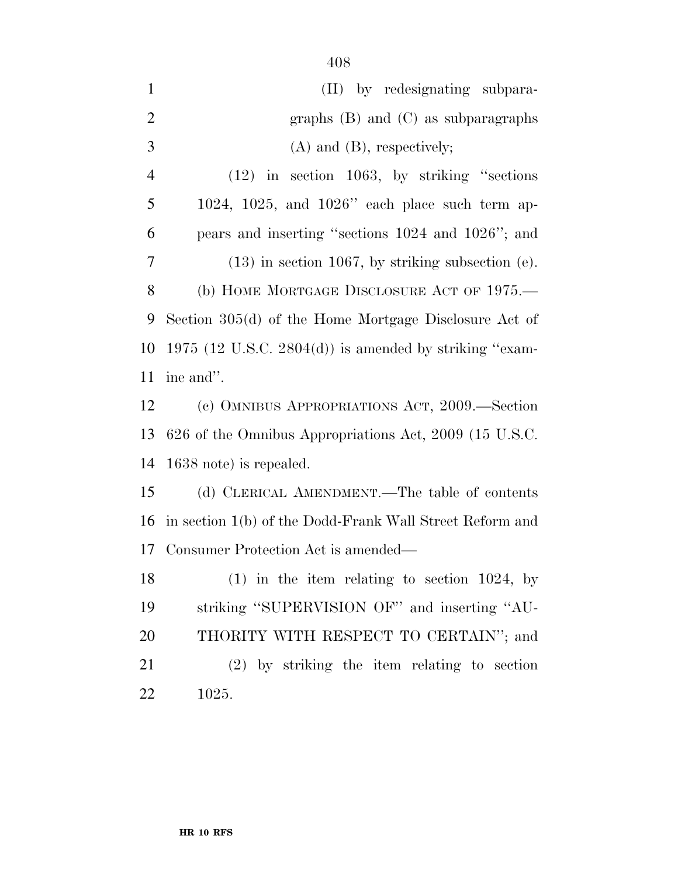(II) by redesignating subparagraphs (B) and (C) as subparagraphs (A) and (B), respectively;

(12) in section 1063, by striking ''sections 1024, 1025, and 1026'' each place such term appears and inserting ''sections 1024 and 1026''; and

(13) in section 1067, by striking subsection (e).

(b) HOME MORTGAGE DISCLOSURE ACT OF 1975.—Section 305(d) of the Home Mortgage Disclosure Act of 1975 (12 U.S.C. 2804(d)) is amended by striking ''examine and''.

(c) OMNIBUS APPROPRIATIONS ACT, 2009.—Section 626 of the Omnibus Appropriations Act, 2009 (15 U.S.C. 1638 note) is repealed.

(d) CLERICAL AMENDMENT.—The table of contents in section 1(b) of the Dodd-Frank Wall Street Reform and Consumer Protection Act is amended—

(1) in the item relating to section 1024, by striking ''SUPERVISION OF'' and inserting ''AUTHORITY WITH RESPECT TO CERTAIN''; and

(2) by striking the item relating to section 1025.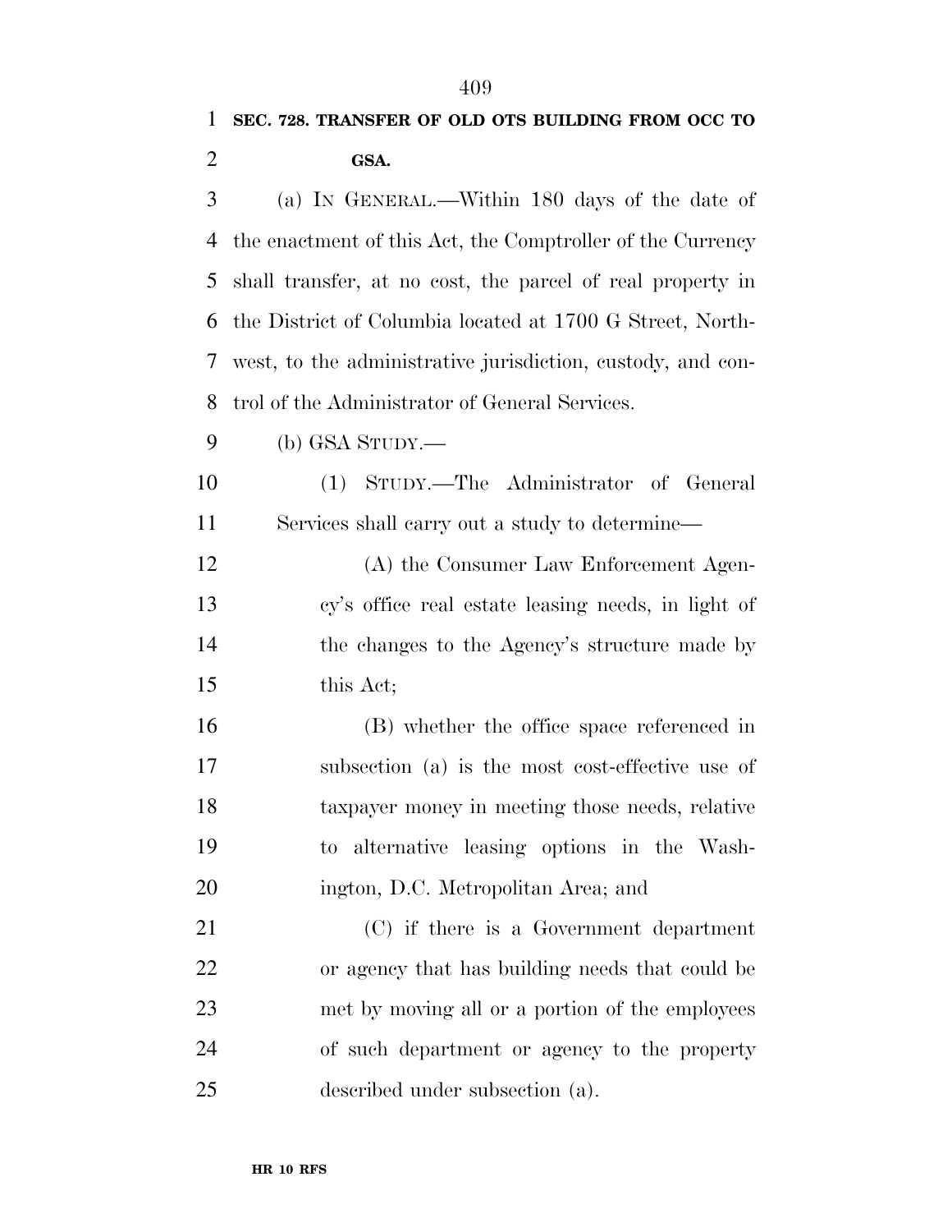**SEC. 728. TRANSFER OF OLD OTS BUILDING FROM OCC TO GSA.**

(a) IN GENERAL.—Within 180 days of the date of the enactment of this Act, the Comptroller of the Currency shall transfer, at no cost, the parcel of real property in the District of Columbia located at 1700 G Street, Northwest, to the administrative jurisdiction, custody, and control of the Administrator of General Services.

(b) GSA STUDY.—

(1) STUDY.—The Administrator of General Services shall carry out a study to determine—

(A) the Consumer Law Enforcement Agency's office real estate leasing needs, in light of the changes to the Agency's structure made by this Act;

(B) whether the office space referenced in subsection (a) is the most cost-effective use of taxpayer money in meeting those needs, relative to alternative leasing options in the Washington, D.C. Metropolitan Area; and

(C) if there is a Government department or agency that has building needs that could be met by moving all or a portion of the employees of such department or agency to the property described under subsection (a).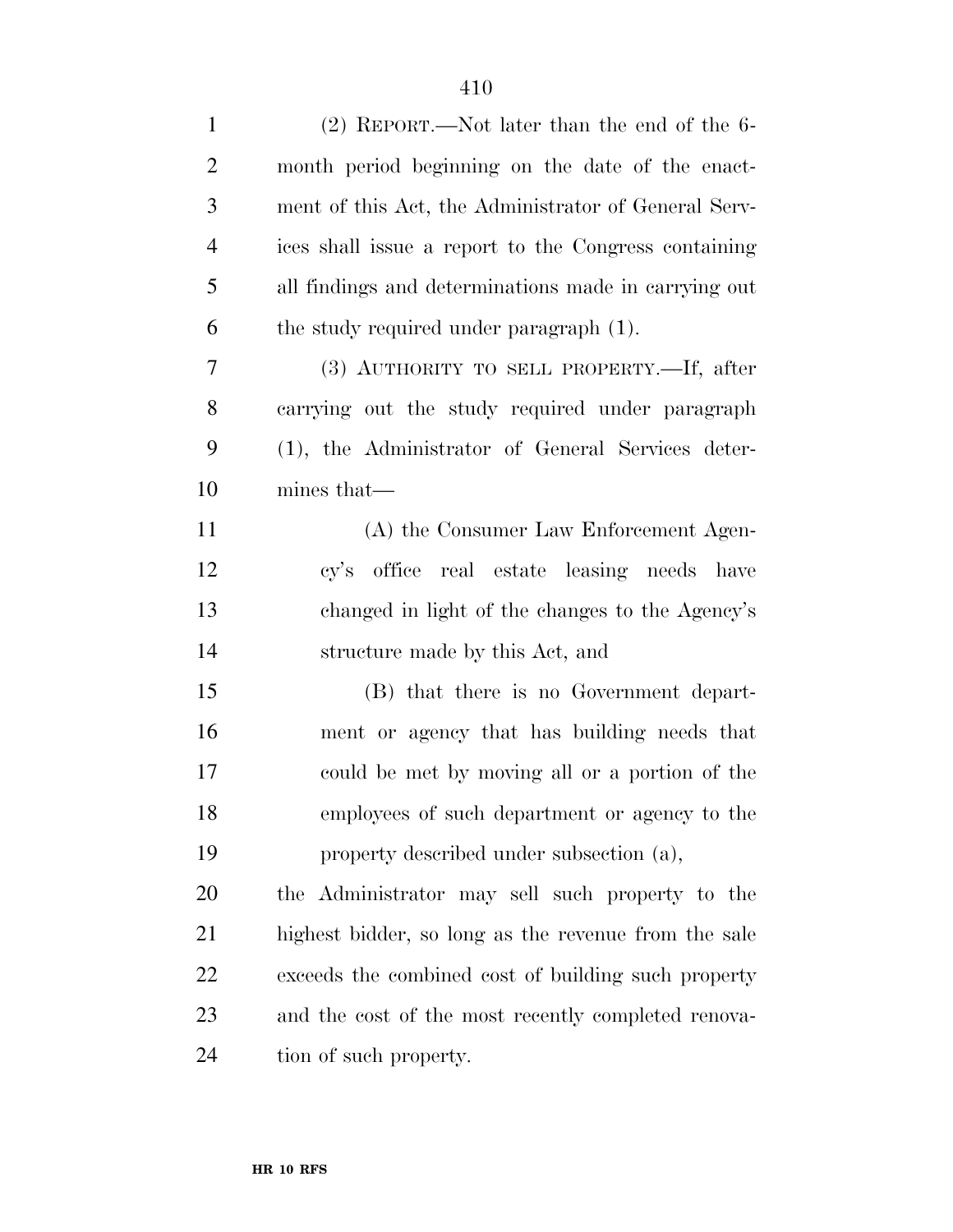(2) REPORT.—Not later than the end of the 6-month period beginning on the date of the enactment of this Act, the Administrator of General Services shall issue a report to the Congress containing all findings and determinations made in carrying out the study required under paragraph (1).

(3) AUTHORITY TO SELL PROPERTY.—If, after carrying out the study required under paragraph (1), the Administrator of General Services determines that—

(A) the Consumer Law Enforcement Agency's office real estate leasing needs have changed in light of the changes to the Agency's structure made by this Act, and

(B) that there is no Government department or agency that has building needs that could be met by moving all or a portion of the employees of such department or agency to the property described under subsection (a),

the Administrator may sell such property to the highest bidder, so long as the revenue from the sale exceeds the combined cost of building such property and the cost of the most recently completed renovation of such property.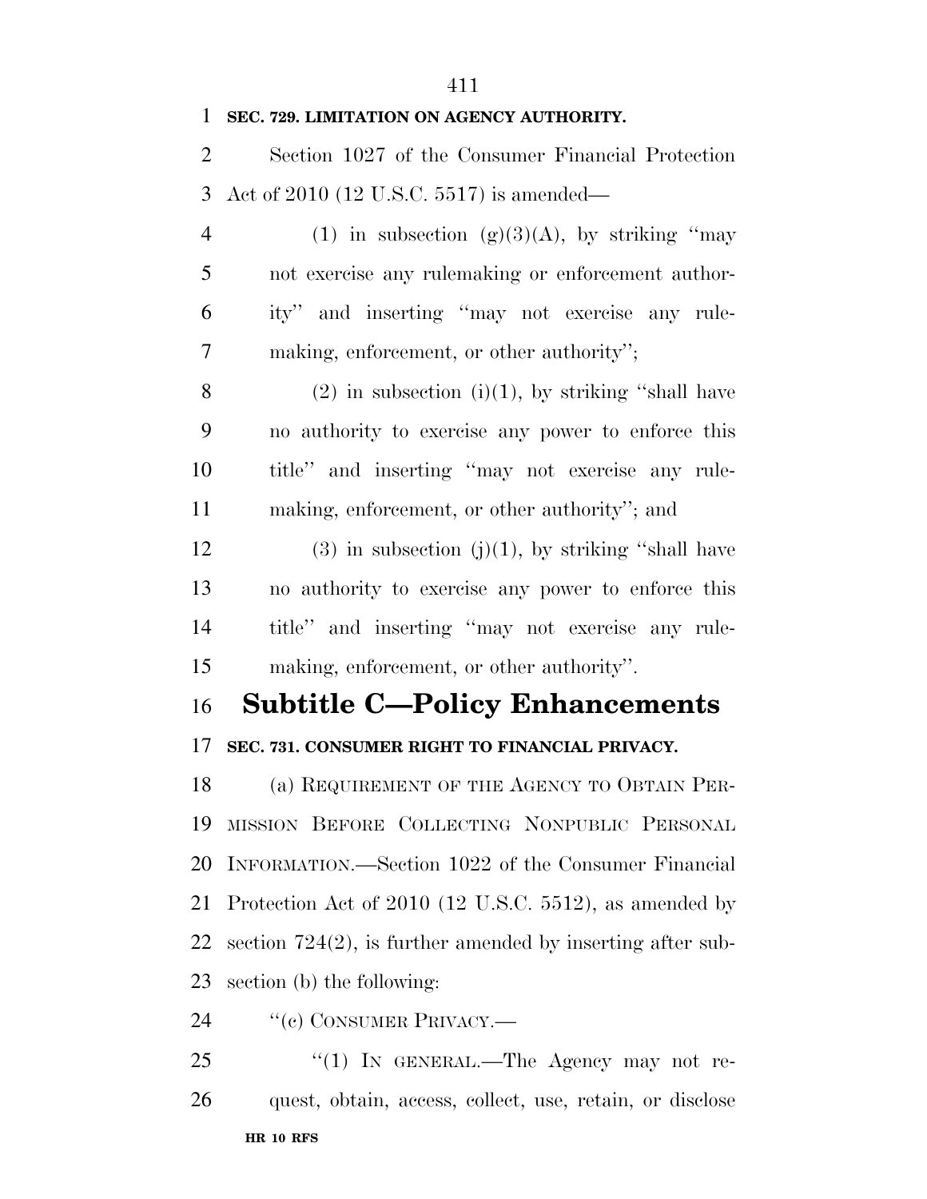**SEC. 729. LIMITATION ON AGENCY AUTHORITY.**

Section 1027 of the Consumer Financial Protection Act of 2010 (12 U.S.C. 5517) is amended—

(1) in subsection (g)(3)(A), by striking "may not exercise any rulemaking or enforcement authority" and inserting "may not exercise any rulemaking, enforcement, or other authority";

(2) in subsection (i)(1), by striking "shall have no authority to exercise any power to enforce this title" and inserting "may not exercise any rulemaking, enforcement, or other authority"; and

(3) in subsection (j)(1), by striking "shall have no authority to exercise any power to enforce this title" and inserting "may not exercise any rulemaking, enforcement, or other authority".

## Subtitle C—Policy Enhancements

**SEC. 731. CONSUMER RIGHT TO FINANCIAL PRIVACY.**

(a) REQUIREMENT OF THE AGENCY TO OBTAIN PERMISSION BEFORE COLLECTING NONPUBLIC PERSONAL INFORMATION.—Section 1022 of the Consumer Financial Protection Act of 2010 (12 U.S.C. 5512), as amended by section 724(2), is further amended by inserting after subsection (b) the following:

"(c) CONSUMER PRIVACY.—

"(1) IN GENERAL.—The Agency may not request, obtain, access, collect, use, retain, or disclose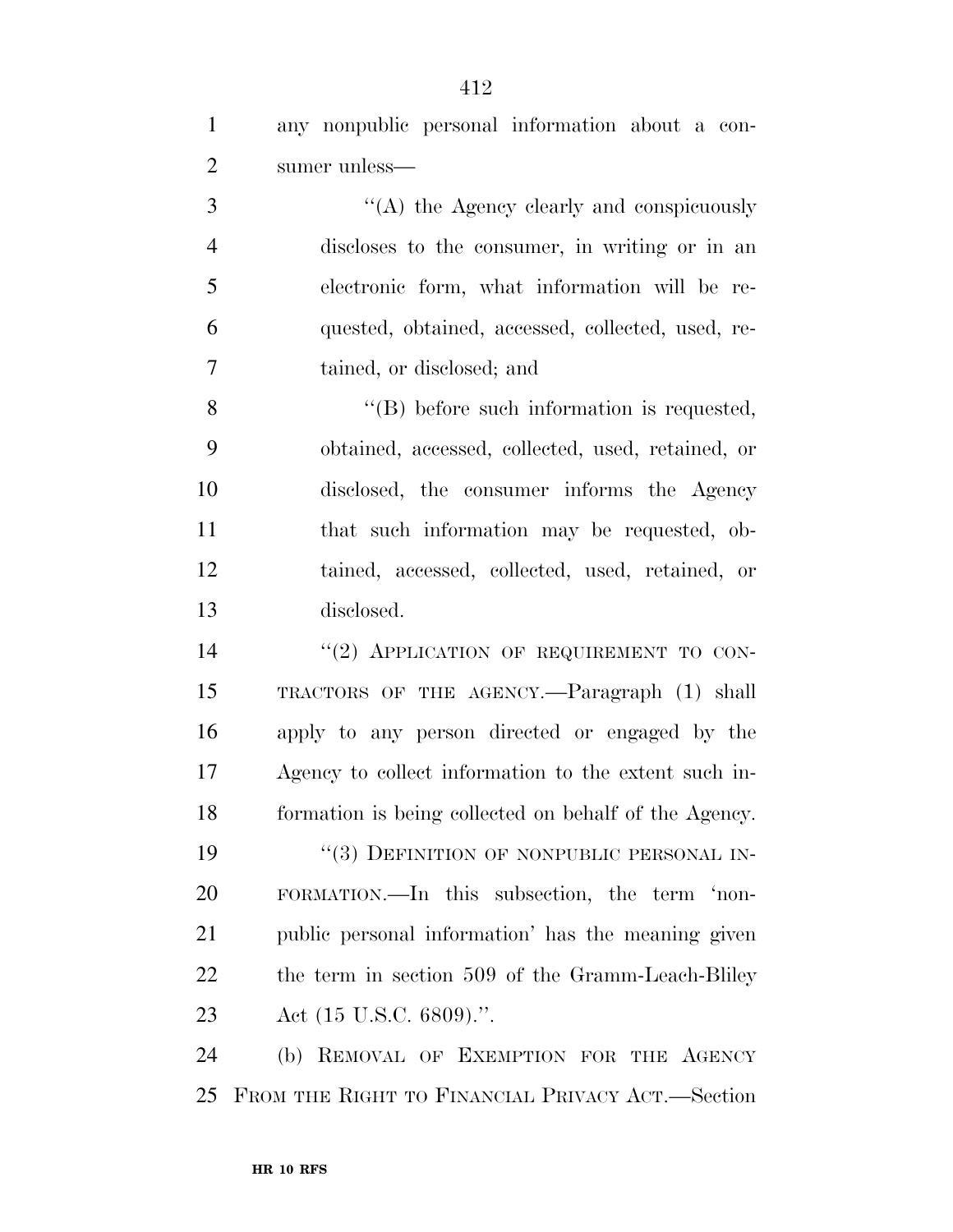any nonpublic personal information about a consumer unless—

''(A) the Agency clearly and conspicuously discloses to the consumer, in writing or in an electronic form, what information will be requested, obtained, accessed, collected, used, retained, or disclosed; and

''(B) before such information is requested, obtained, accessed, collected, used, retained, or disclosed, the consumer informs the Agency that such information may be requested, obtained, accessed, collected, used, retained, or disclosed.

''(2) APPLICATION OF REQUIREMENT TO CONTRACTORS OF THE AGENCY.—Paragraph (1) shall apply to any person directed or engaged by the Agency to collect information to the extent such information is being collected on behalf of the Agency.

''(3) DEFINITION OF NONPUBLIC PERSONAL INFORMATION.—In this subsection, the term 'nonpublic personal information' has the meaning given the term in section 509 of the Gramm-Leach-Bliley Act (15 U.S.C. 6809).''.

(b) REMOVAL OF EXEMPTION FOR THE AGENCY FROM THE RIGHT TO FINANCIAL PRIVACY ACT.—Section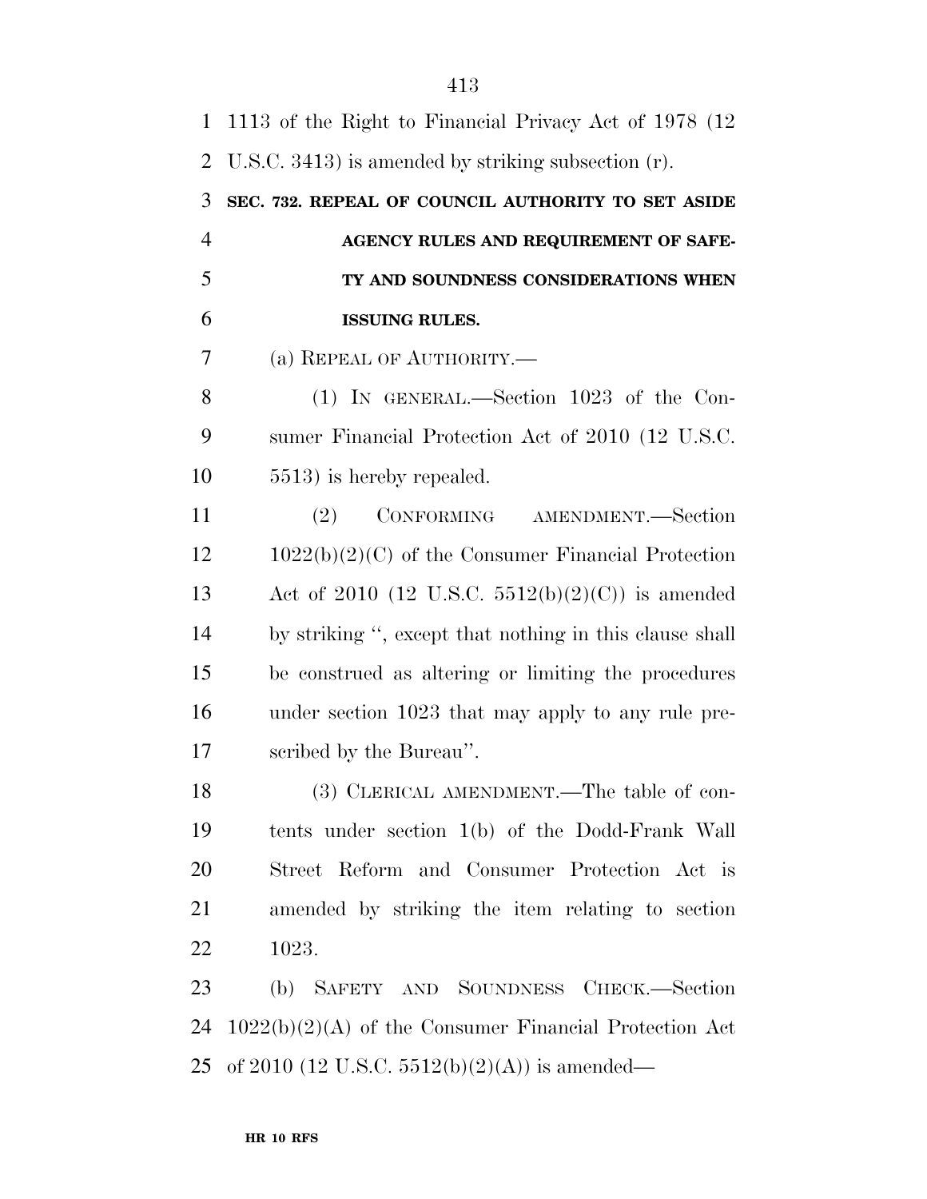1113 of the Right to Financial Privacy Act of 1978 (12 U.S.C. 3413) is amended by striking subsection (r).

**SEC. 732. REPEAL OF COUNCIL AUTHORITY TO SET ASIDE AGENCY RULES AND REQUIREMENT OF SAFETY AND SOUNDNESS CONSIDERATIONS WHEN ISSUING RULES.**

(a) REPEAL OF AUTHORITY.—

(1) IN GENERAL.—Section 1023 of the Consumer Financial Protection Act of 2010 (12 U.S.C. 5513) is hereby repealed.

(2) CONFORMING AMENDMENT.—Section 1022(b)(2)(C) of the Consumer Financial Protection Act of 2010 (12 U.S.C. 5512(b)(2)(C)) is amended by striking '', except that nothing in this clause shall be construed as altering or limiting the procedures under section 1023 that may apply to any rule prescribed by the Bureau''.

(3) CLERICAL AMENDMENT.—The table of contents under section 1(b) of the Dodd-Frank Wall Street Reform and Consumer Protection Act is amended by striking the item relating to section 1023.

(b) SAFETY AND SOUNDNESS CHECK.—Section 1022(b)(2)(A) of the Consumer Financial Protection Act of 2010 (12 U.S.C. 5512(b)(2)(A)) is amended—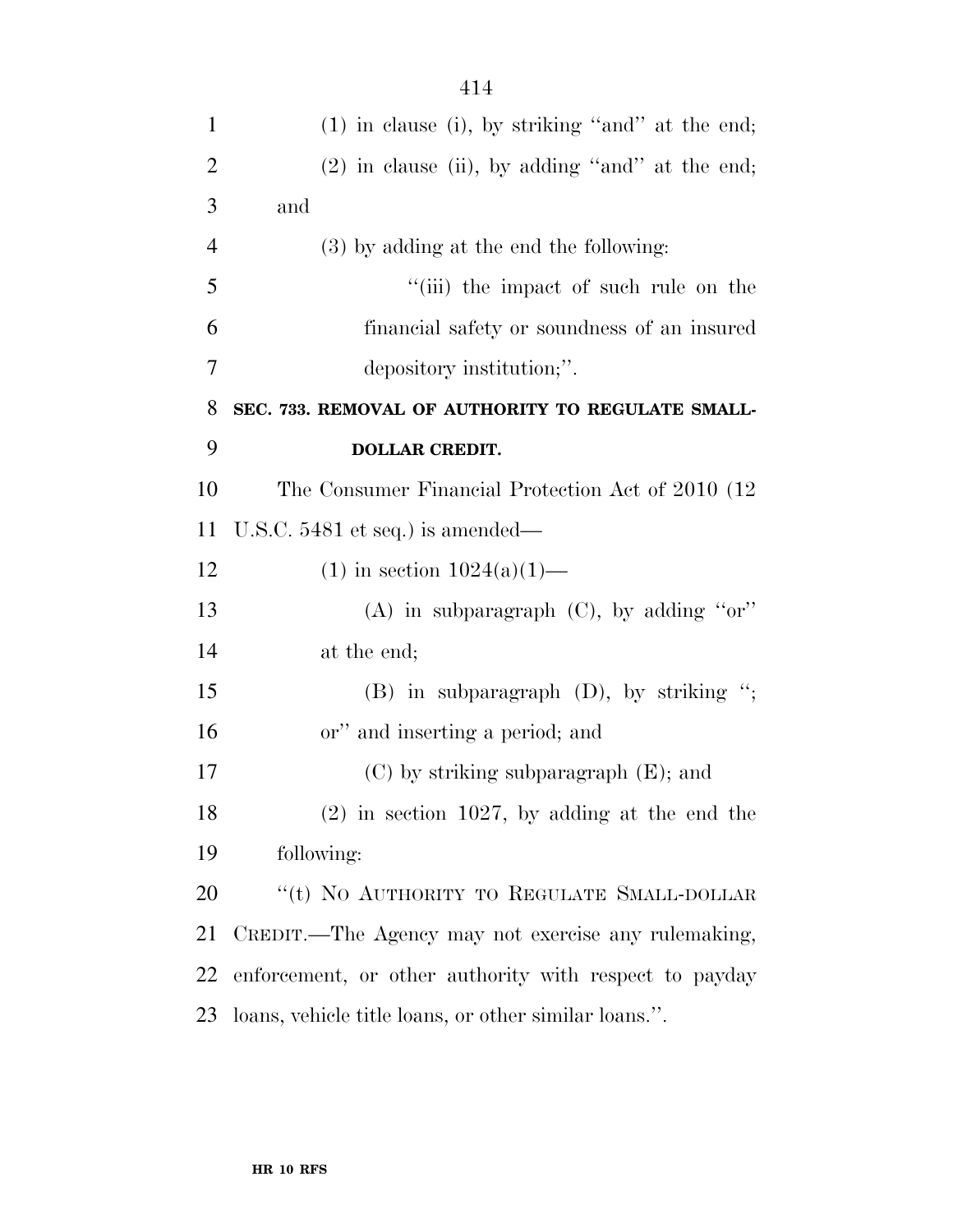(1) in clause (i), by striking ''and'' at the end;

(2) in clause (ii), by adding ''and'' at the end; and

(3) by adding at the end the following:

''(iii) the impact of such rule on the financial safety or soundness of an insured depository institution;''.

**SEC. 733. REMOVAL OF AUTHORITY TO REGULATE SMALL-DOLLAR CREDIT.**

The Consumer Financial Protection Act of 2010 (12 U.S.C. 5481 et seq.) is amended—

(1) in section 1024(a)(1)—

(A) in subparagraph (C), by adding ''or'' at the end;

(B) in subparagraph (D), by striking ''; or'' and inserting a period; and

(C) by striking subparagraph (E); and

(2) in section 1027, by adding at the end the following:

''(t) NO AUTHORITY TO REGULATE SMALL-DOLLAR CREDIT.—The Agency may not exercise any rulemaking, enforcement, or other authority with respect to payday loans, vehicle title loans, or other similar loans.''.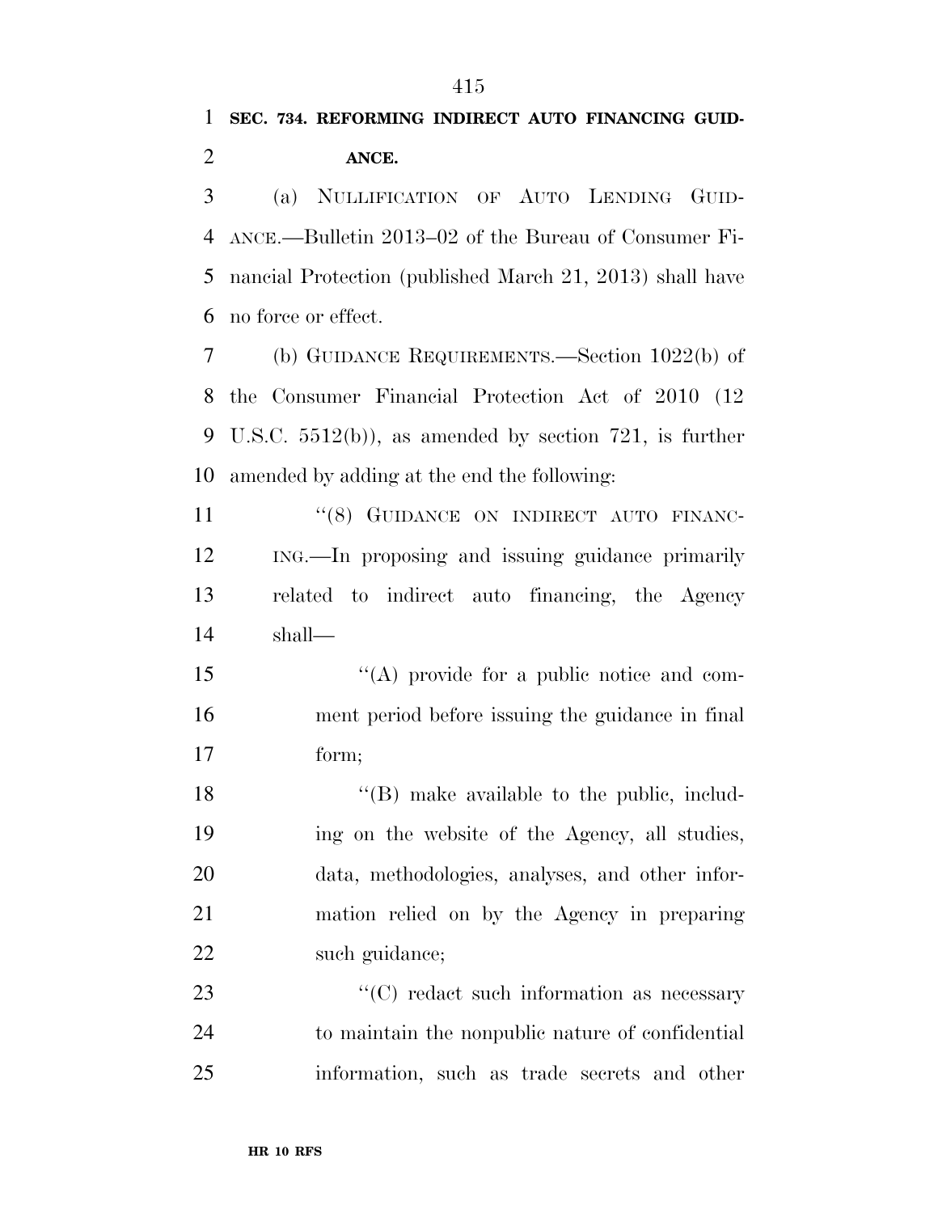**SEC. 734. REFORMING INDIRECT AUTO FINANCING GUIDANCE.**

(a) NULLIFICATION OF AUTO LENDING GUIDANCE.—Bulletin 2013–02 of the Bureau of Consumer Financial Protection (published March 21, 2013) shall have no force or effect.

(b) GUIDANCE REQUIREMENTS.—Section 1022(b) of the Consumer Financial Protection Act of 2010 (12 U.S.C. 5512(b)), as amended by section 721, is further amended by adding at the end the following:

> ''(8) GUIDANCE ON INDIRECT AUTO FINANCING.—In proposing and issuing guidance primarily related to indirect auto financing, the Agency shall—
>
> > ''(A) provide for a public notice and comment period before issuing the guidance in final form;
> >
> > ''(B) make available to the public, including on the website of the Agency, all studies, data, methodologies, analyses, and other information relied on by the Agency in preparing such guidance;
> >
> > ''(C) redact such information as necessary to maintain the nonpublic nature of confidential information, such as trade secrets and other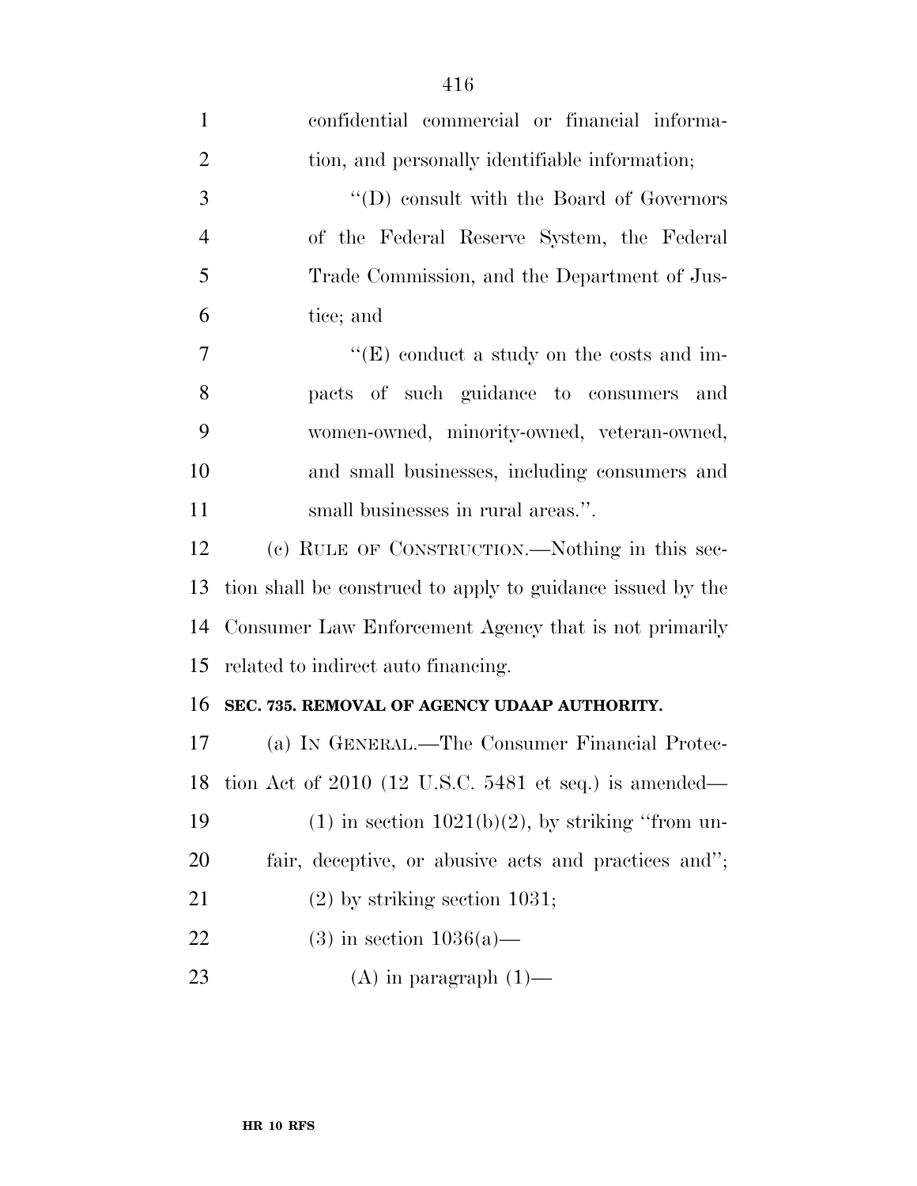confidential commercial or financial information, and personally identifiable information;

"(D) consult with the Board of Governors of the Federal Reserve System, the Federal Trade Commission, and the Department of Justice; and

"(E) conduct a study on the costs and impacts of such guidance to consumers and women-owned, minority-owned, veteran-owned, and small businesses, including consumers and small businesses in rural areas.".

(c) RULE OF CONSTRUCTION.—Nothing in this section shall be construed to apply to guidance issued by the Consumer Law Enforcement Agency that is not primarily related to indirect auto financing.

**SEC. 735. REMOVAL OF AGENCY UDAAP AUTHORITY.**

(a) IN GENERAL.—The Consumer Financial Protection Act of 2010 (12 U.S.C. 5481 et seq.) is amended—

(1) in section 1021(b)(2), by striking "from unfair, deceptive, or abusive acts and practices and";

(2) by striking section 1031;

(3) in section 1036(a)—

(A) in paragraph (1)—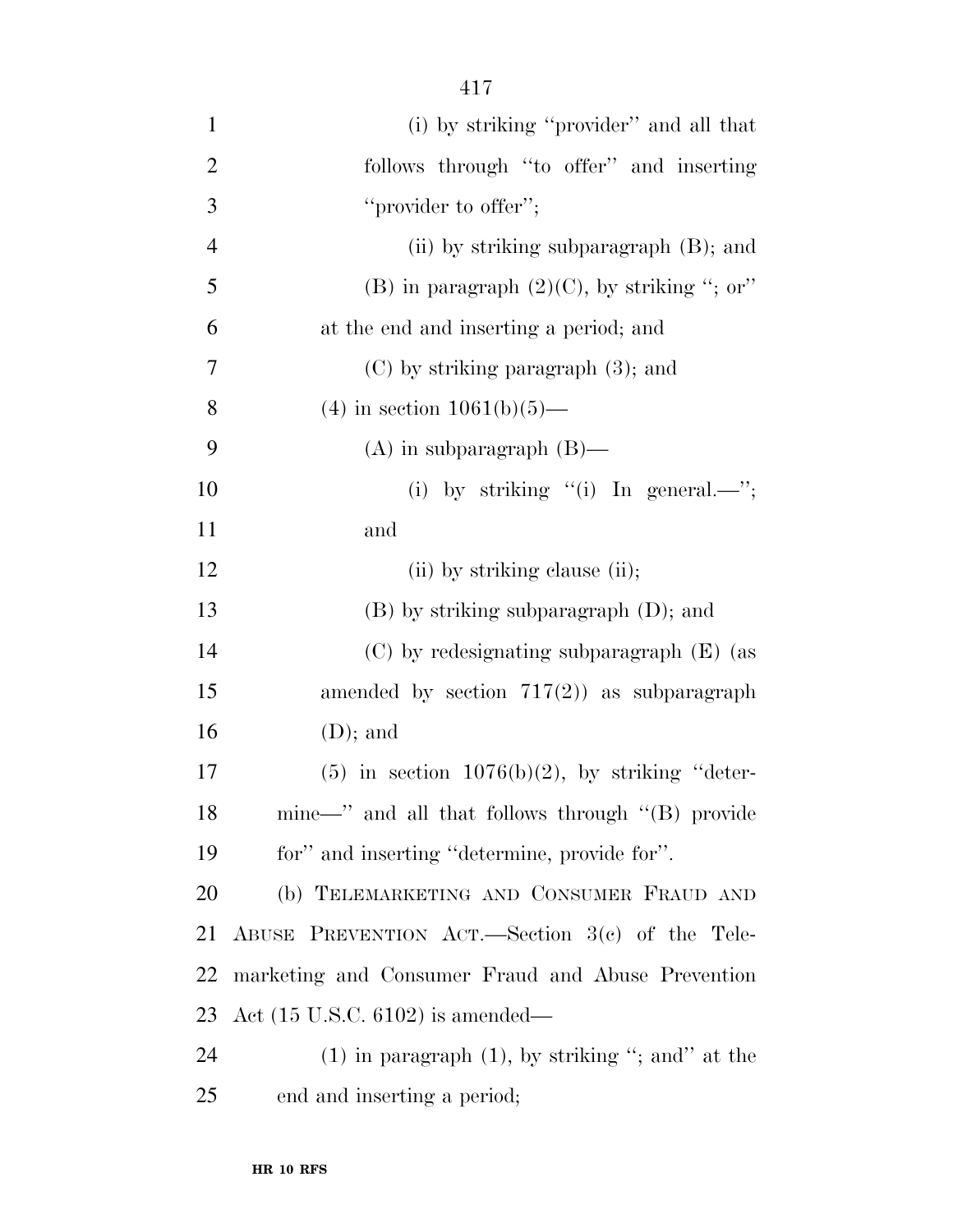(i) by striking "provider" and all that follows through "to offer" and inserting "provider to offer";

(ii) by striking subparagraph (B); and

(B) in paragraph (2)(C), by striking "; or" at the end and inserting a period; and

(C) by striking paragraph (3); and

(4) in section 1061(b)(5)—

(A) in subparagraph (B)—

(i) by striking "(i) In general.—"; and

(ii) by striking clause (ii);

(B) by striking subparagraph (D); and

(C) by redesignating subparagraph (E) (as amended by section 717(2)) as subparagraph (D); and

(5) in section 1076(b)(2), by striking "determine—" and all that follows through "(B) provide for" and inserting "determine, provide for".

(b) TELEMARKETING AND CONSUMER FRAUD AND ABUSE PREVENTION ACT.—Section 3(c) of the Telemarketing and Consumer Fraud and Abuse Prevention Act (15 U.S.C. 6102) is amended—

(1) in paragraph (1), by striking "; and" at the end and inserting a period;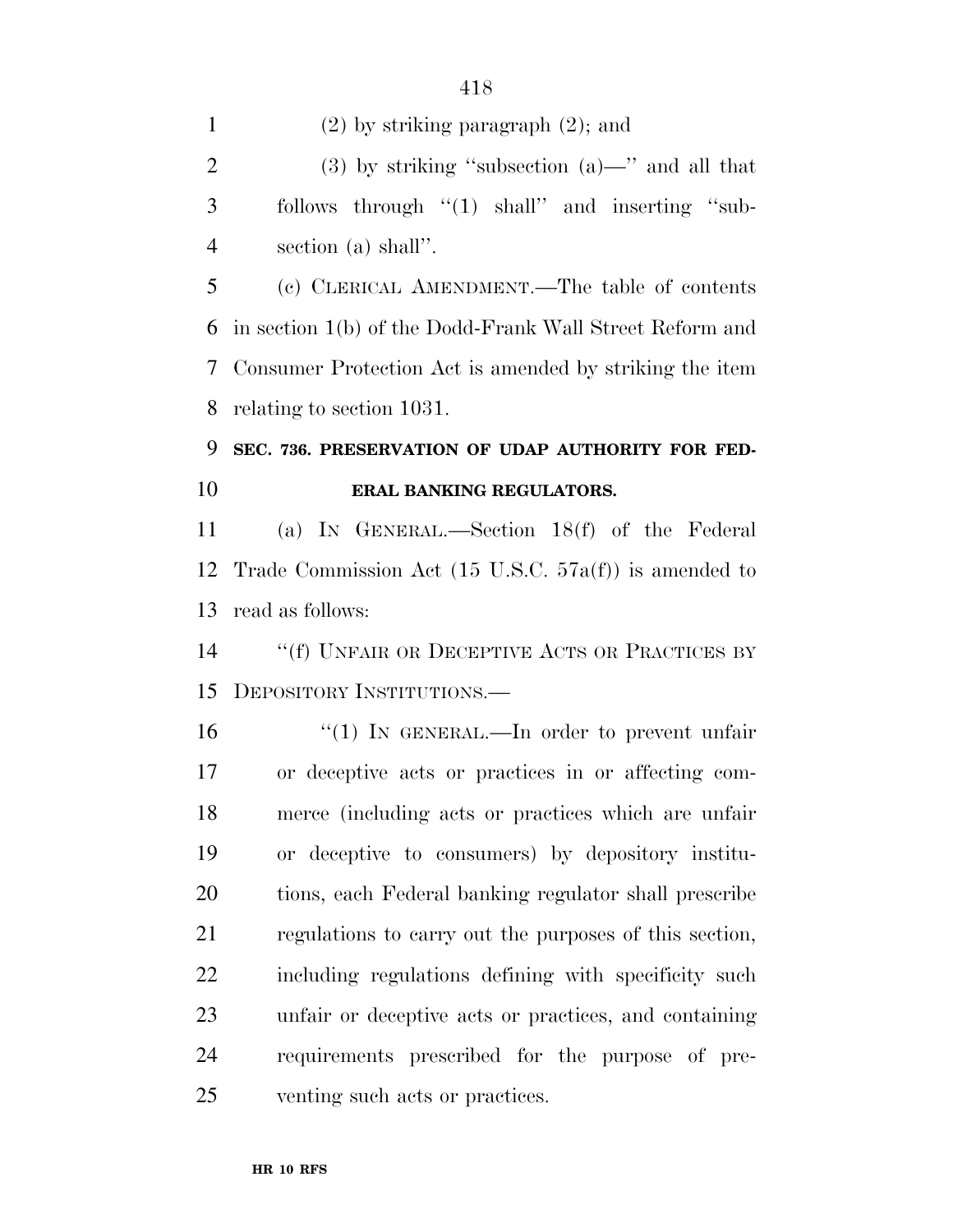(2) by striking paragraph (2); and

(3) by striking ''subsection (a)—'' and all that follows through ''(1) shall'' and inserting ''subsection (a) shall''.

(c) CLERICAL AMENDMENT.—The table of contents in section 1(b) of the Dodd-Frank Wall Street Reform and Consumer Protection Act is amended by striking the item relating to section 1031.

**SEC. 736. PRESERVATION OF UDAP AUTHORITY FOR FEDERAL BANKING REGULATORS.**

(a) IN GENERAL.—Section 18(f) of the Federal Trade Commission Act (15 U.S.C. 57a(f)) is amended to read as follows:

''(f) UNFAIR OR DECEPTIVE ACTS OR PRACTICES BY DEPOSITORY INSTITUTIONS.—

''(1) IN GENERAL.—In order to prevent unfair or deceptive acts or practices in or affecting commerce (including acts or practices which are unfair or deceptive to consumers) by depository institutions, each Federal banking regulator shall prescribe regulations to carry out the purposes of this section, including regulations defining with specificity such unfair or deceptive acts or practices, and containing requirements prescribed for the purpose of preventing such acts or practices.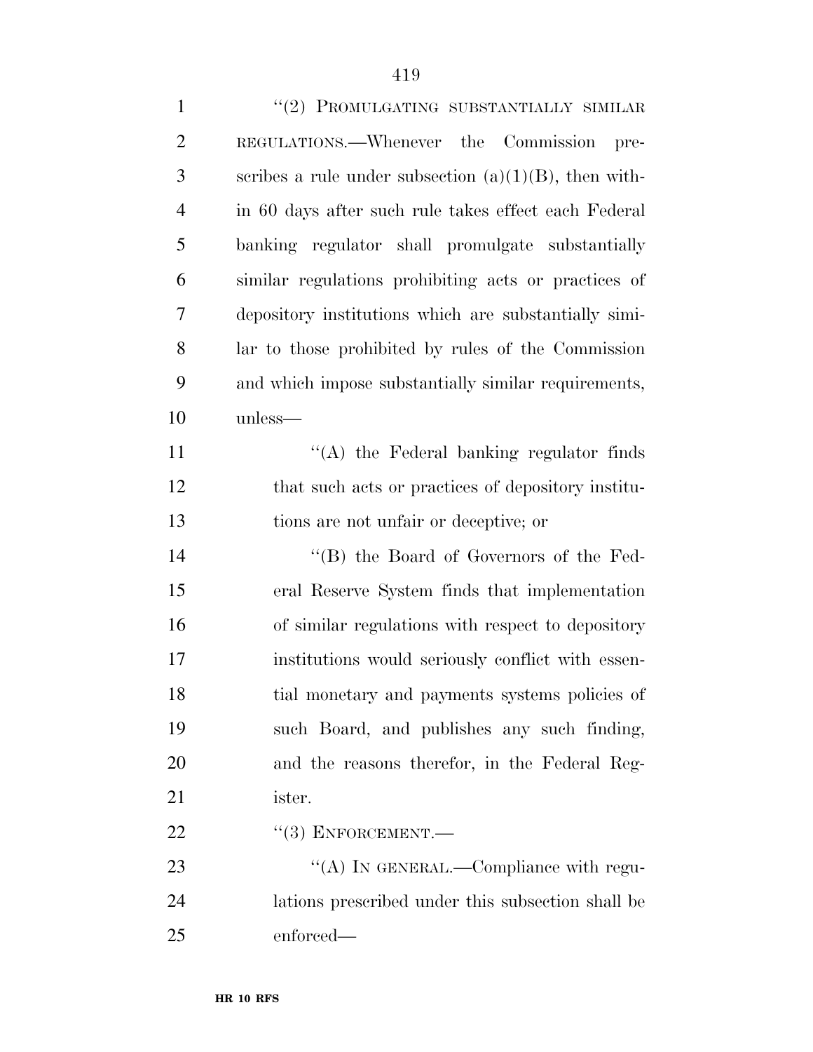"(2) PROMULGATING SUBSTANTIALLY SIMILAR REGULATIONS.—Whenever the Commission prescribes a rule under subsection (a)(1)(B), then within 60 days after such rule takes effect each Federal banking regulator shall promulgate substantially similar regulations prohibiting acts or practices of depository institutions which are substantially similar to those prohibited by rules of the Commission and which impose substantially similar requirements, unless—

"(A) the Federal banking regulator finds that such acts or practices of depository institutions are not unfair or deceptive; or

"(B) the Board of Governors of the Federal Reserve System finds that implementation of similar regulations with respect to depository institutions would seriously conflict with essential monetary and payments systems policies of such Board, and publishes any such finding, and the reasons therefor, in the Federal Register.

"(3) ENFORCEMENT.—

"(A) IN GENERAL.—Compliance with regulations prescribed under this subsection shall be enforced—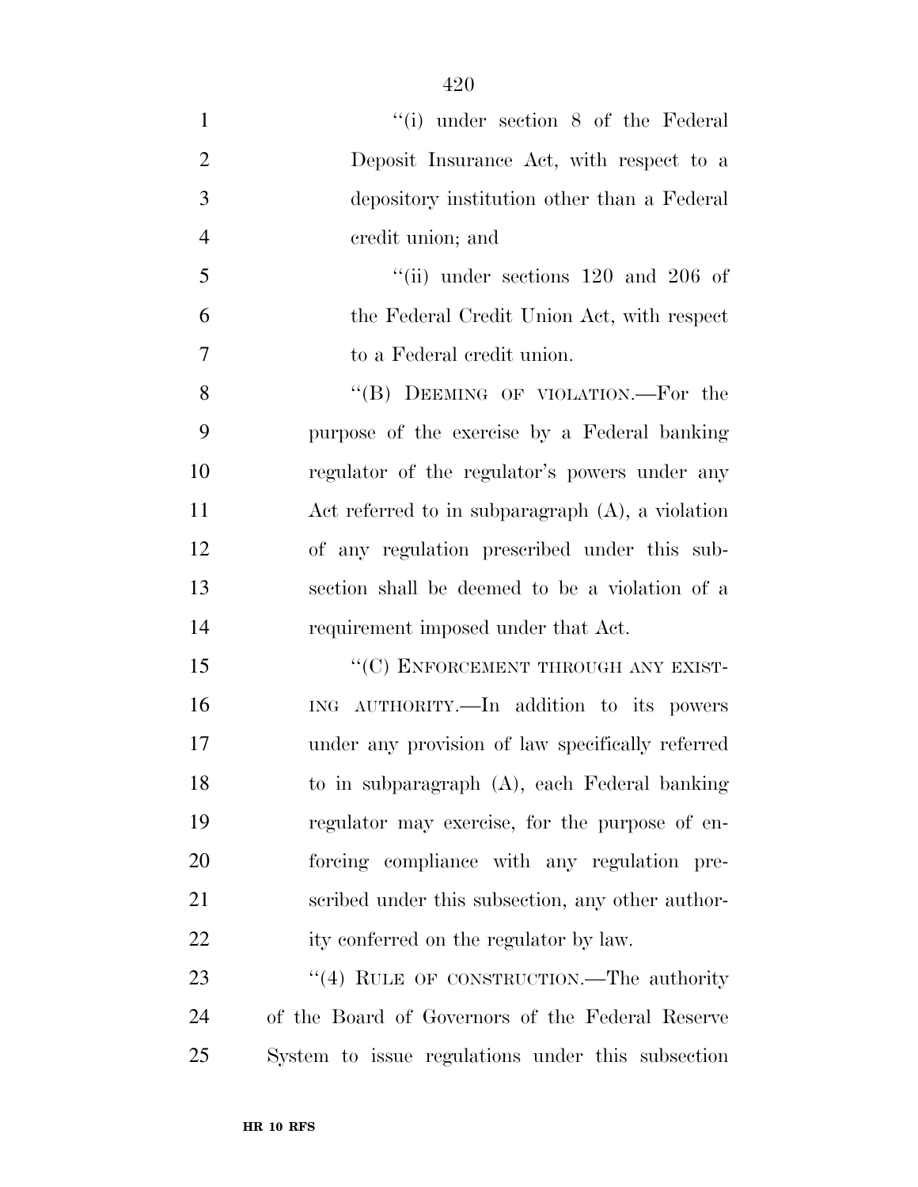''(i) under section 8 of the Federal Deposit Insurance Act, with respect to a depository institution other than a Federal credit union; and

''(ii) under sections 120 and 206 of the Federal Credit Union Act, with respect to a Federal credit union.

''(B) DEEMING OF VIOLATION.—For the purpose of the exercise by a Federal banking regulator of the regulator's powers under any Act referred to in subparagraph (A), a violation of any regulation prescribed under this subsection shall be deemed to be a violation of a requirement imposed under that Act.

''(C) ENFORCEMENT THROUGH ANY EXISTING AUTHORITY.—In addition to its powers under any provision of law specifically referred to in subparagraph (A), each Federal banking regulator may exercise, for the purpose of enforcing compliance with any regulation prescribed under this subsection, any other authority conferred on the regulator by law.

''(4) RULE OF CONSTRUCTION.—The authority of the Board of Governors of the Federal Reserve System to issue regulations under this subsection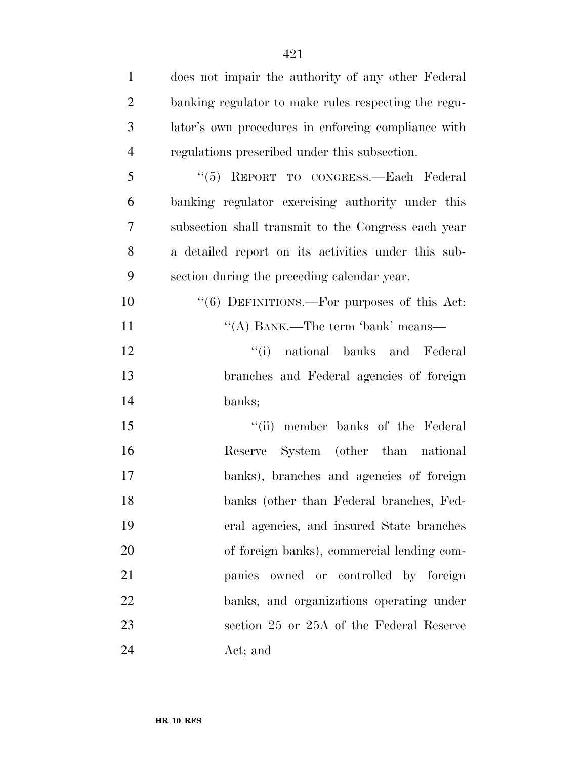does not impair the authority of any other Federal banking regulator to make rules respecting the regulator's own procedures in enforcing compliance with regulations prescribed under this subsection.

"(5) REPORT TO CONGRESS.—Each Federal banking regulator exercising authority under this subsection shall transmit to the Congress each year a detailed report on its activities under this subsection during the preceding calendar year.

"(6) DEFINITIONS.—For purposes of this Act:

"(A) BANK.—The term 'bank' means—

"(i) national banks and Federal branches and Federal agencies of foreign banks;

"(ii) member banks of the Federal Reserve System (other than national banks), branches and agencies of foreign banks (other than Federal branches, Federal agencies, and insured State branches of foreign banks), commercial lending companies owned or controlled by foreign banks, and organizations operating under section 25 or 25A of the Federal Reserve Act; and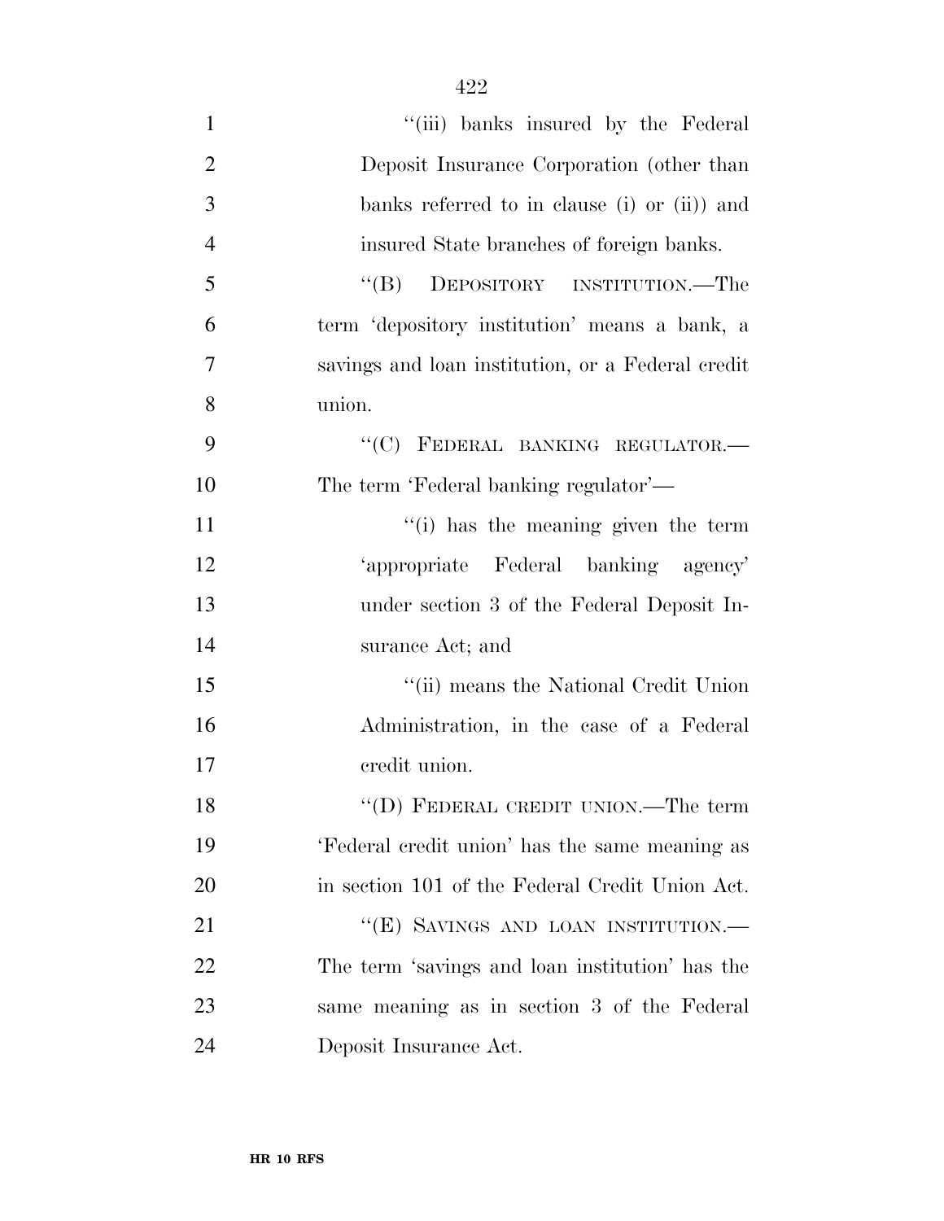"(iii) banks insured by the Federal Deposit Insurance Corporation (other than banks referred to in clause (i) or (ii)) and insured State branches of foreign banks.

"(B) DEPOSITORY INSTITUTION.—The term 'depository institution' means a bank, a savings and loan institution, or a Federal credit union.

"(C) FEDERAL BANKING REGULATOR.— The term 'Federal banking regulator'—

"(i) has the meaning given the term 'appropriate Federal banking agency' under section 3 of the Federal Deposit Insurance Act; and

"(ii) means the National Credit Union Administration, in the case of a Federal credit union.

"(D) FEDERAL CREDIT UNION.—The term 'Federal credit union' has the same meaning as in section 101 of the Federal Credit Union Act.

"(E) SAVINGS AND LOAN INSTITUTION.— The term 'savings and loan institution' has the same meaning as in section 3 of the Federal Deposit Insurance Act.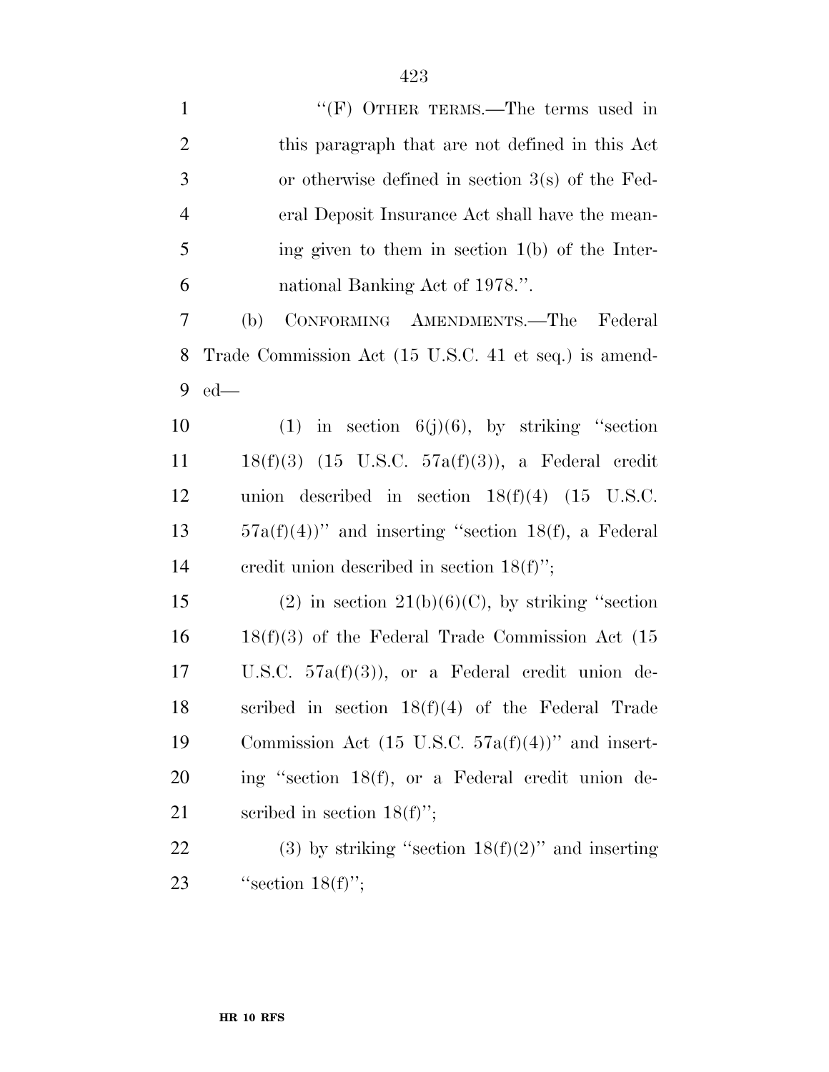"(F) OTHER TERMS.—The terms used in this paragraph that are not defined in this Act or otherwise defined in section 3(s) of the Federal Deposit Insurance Act shall have the meaning given to them in section 1(b) of the International Banking Act of 1978.".

(b) CONFORMING AMENDMENTS.—The Federal Trade Commission Act (15 U.S.C. 41 et seq.) is amended—

(1) in section 6(j)(6), by striking "section 18(f)(3) (15 U.S.C. 57a(f)(3)), a Federal credit union described in section 18(f)(4) (15 U.S.C. 57a(f)(4))" and inserting "section 18(f), a Federal credit union described in section 18(f)";

(2) in section 21(b)(6)(C), by striking "section 18(f)(3) of the Federal Trade Commission Act (15 U.S.C. 57a(f)(3)), or a Federal credit union described in section 18(f)(4) of the Federal Trade Commission Act (15 U.S.C. 57a(f)(4))" and inserting "section 18(f), or a Federal credit union described in section 18(f)";

(3) by striking "section 18(f)(2)" and inserting "section 18(f)";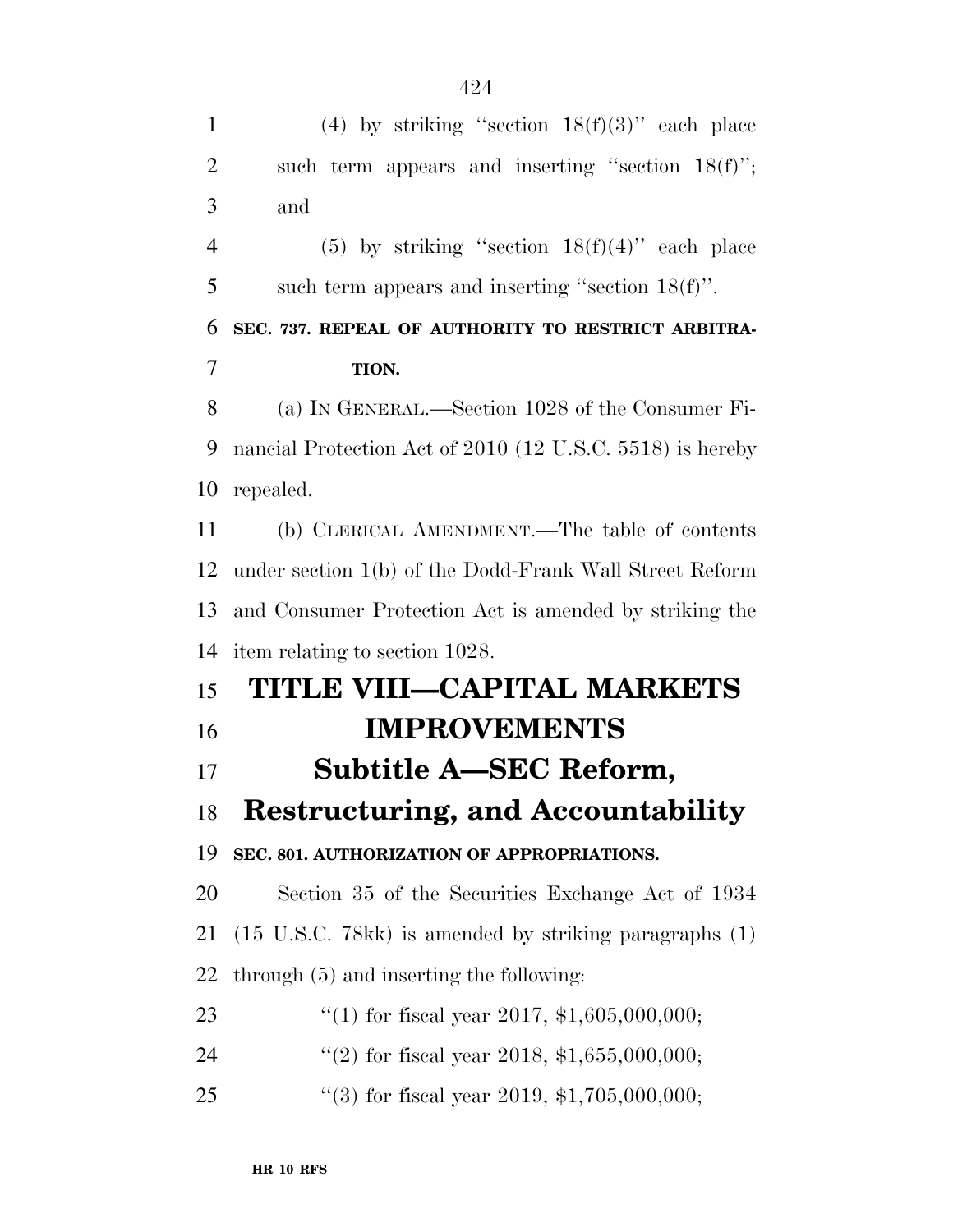(4) by striking "section 18(f)(3)" each place such term appears and inserting "section 18(f)"; and

(5) by striking "section 18(f)(4)" each place such term appears and inserting "section 18(f)".

**SEC. 737. REPEAL OF AUTHORITY TO RESTRICT ARBITRATION.**

(a) IN GENERAL.—Section 1028 of the Consumer Financial Protection Act of 2010 (12 U.S.C. 5518) is hereby repealed.

(b) CLERICAL AMENDMENT.—The table of contents under section 1(b) of the Dodd-Frank Wall Street Reform and Consumer Protection Act is amended by striking the item relating to section 1028.

# TITLE VIII—CAPITAL MARKETS IMPROVEMENTS

## Subtitle A—SEC Reform, Restructuring, and Accountability

**SEC. 801. AUTHORIZATION OF APPROPRIATIONS.**

Section 35 of the Securities Exchange Act of 1934 (15 U.S.C. 78kk) is amended by striking paragraphs (1) through (5) and inserting the following:

"(1) for fiscal year 2017, $1,605,000,000;

"(2) for fiscal year 2018, $1,655,000,000;

"(3) for fiscal year 2019, $1,705,000,000;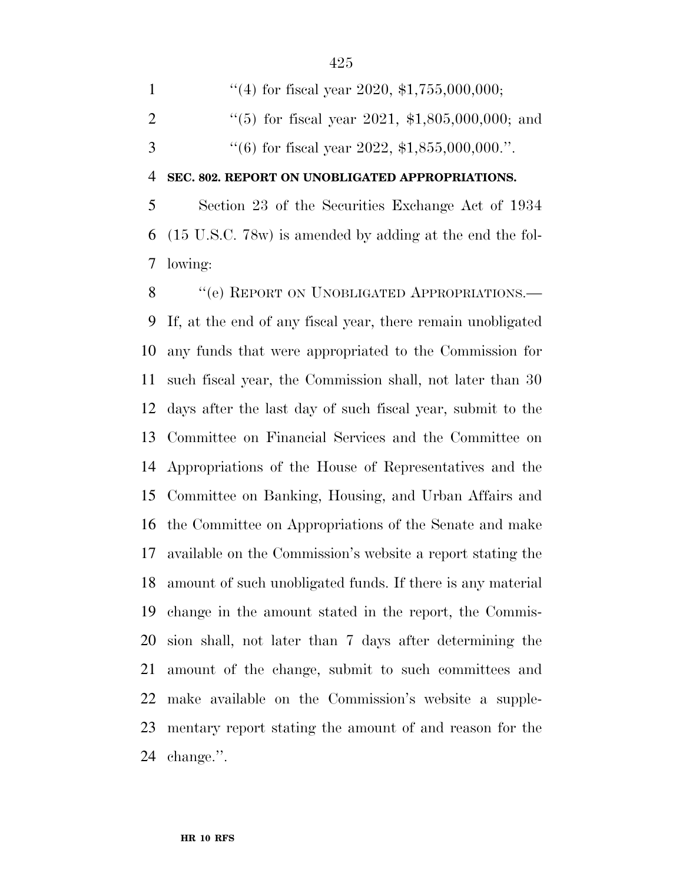''(4) for fiscal year 2020, $1,755,000,000;

''(5) for fiscal year 2021, $1,805,000,000; and

''(6) for fiscal year 2022, $1,855,000,000.''.

**SEC. 802. REPORT ON UNOBLIGATED APPROPRIATIONS.**

Section 23 of the Securities Exchange Act of 1934 (15 U.S.C. 78w) is amended by adding at the end the following:

''(e) REPORT ON UNOBLIGATED APPROPRIATIONS.— If, at the end of any fiscal year, there remain unobligated any funds that were appropriated to the Commission for such fiscal year, the Commission shall, not later than 30 days after the last day of such fiscal year, submit to the Committee on Financial Services and the Committee on Appropriations of the House of Representatives and the Committee on Banking, Housing, and Urban Affairs and the Committee on Appropriations of the Senate and make available on the Commission's website a report stating the amount of such unobligated funds. If there is any material change in the amount stated in the report, the Commission shall, not later than 7 days after determining the amount of the change, submit to such committees and make available on the Commission's website a supplementary report stating the amount of and reason for the change.''.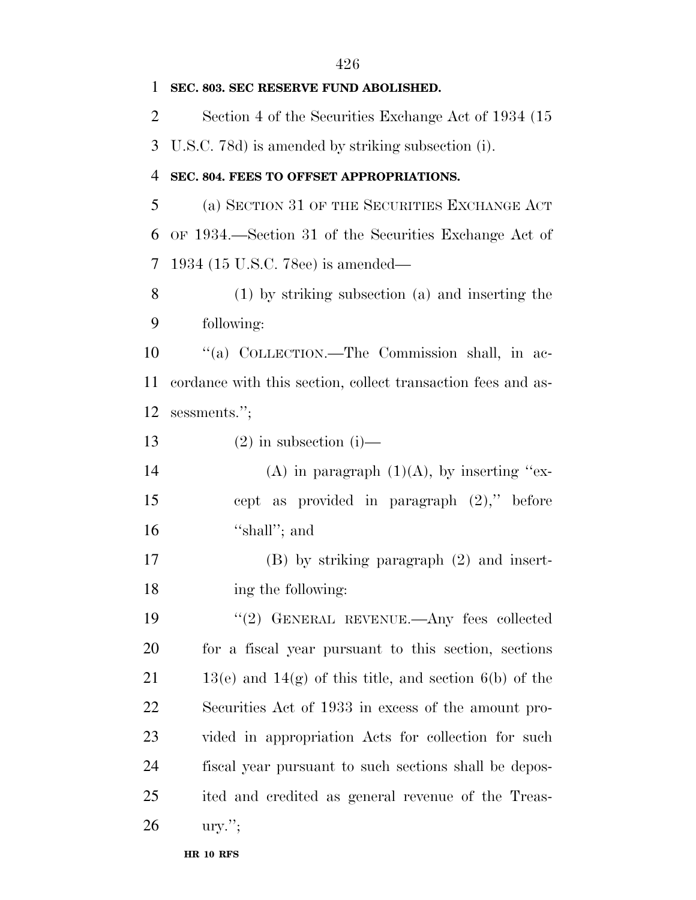**SEC. 803. SEC RESERVE FUND ABOLISHED.**

Section 4 of the Securities Exchange Act of 1934 (15 U.S.C. 78d) is amended by striking subsection (i).

**SEC. 804. FEES TO OFFSET APPROPRIATIONS.**

(a) SECTION 31 OF THE SECURITIES EXCHANGE ACT OF 1934.—Section 31 of the Securities Exchange Act of 1934 (15 U.S.C. 78ee) is amended—

(1) by striking subsection (a) and inserting the following:

''(a) COLLECTION.—The Commission shall, in accordance with this section, collect transaction fees and assessments.'';

(2) in subsection (i)—

(A) in paragraph (1)(A), by inserting ''except as provided in paragraph (2),'' before ''shall''; and

(B) by striking paragraph (2) and inserting the following:

''(2) GENERAL REVENUE.—Any fees collected for a fiscal year pursuant to this section, sections 13(e) and 14(g) of this title, and section 6(b) of the Securities Act of 1933 in excess of the amount provided in appropriation Acts for collection for such fiscal year pursuant to such sections shall be deposited and credited as general revenue of the Treasury.'';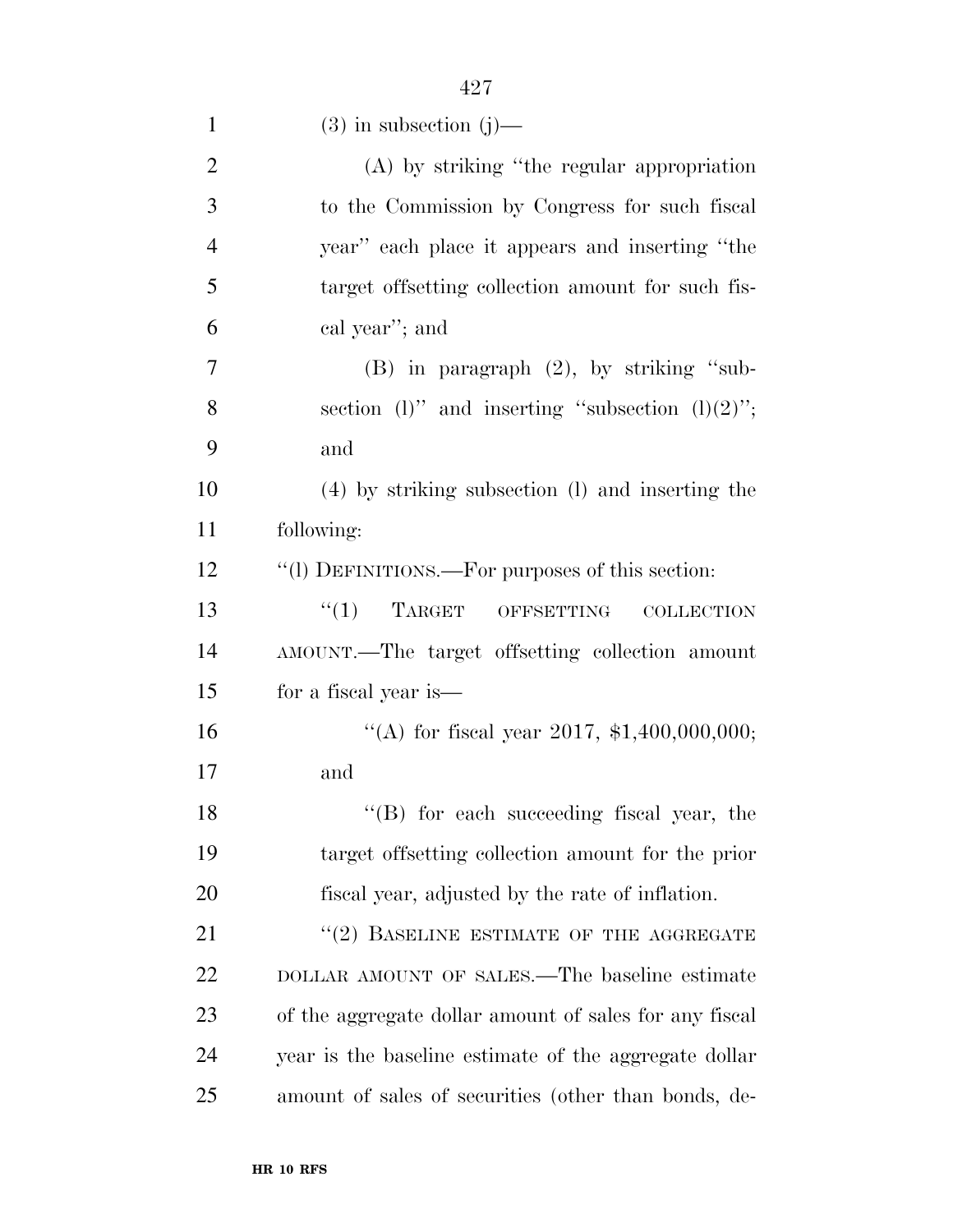(3) in subsection (j)—

(A) by striking "the regular appropriation to the Commission by Congress for such fiscal year" each place it appears and inserting "the target offsetting collection amount for such fiscal year"; and

(B) in paragraph (2), by striking "subsection (l)" and inserting "subsection (l)(2)"; and

(4) by striking subsection (l) and inserting the following:

"(l) DEFINITIONS.—For purposes of this section:

"(1) TARGET OFFSETTING COLLECTION AMOUNT.—The target offsetting collection amount for a fiscal year is—

"(A) for fiscal year 2017, $1,400,000,000; and

"(B) for each succeeding fiscal year, the target offsetting collection amount for the prior fiscal year, adjusted by the rate of inflation.

"(2) BASELINE ESTIMATE OF THE AGGREGATE DOLLAR AMOUNT OF SALES.—The baseline estimate of the aggregate dollar amount of sales for any fiscal year is the baseline estimate of the aggregate dollar amount of sales of securities (other than bonds, de-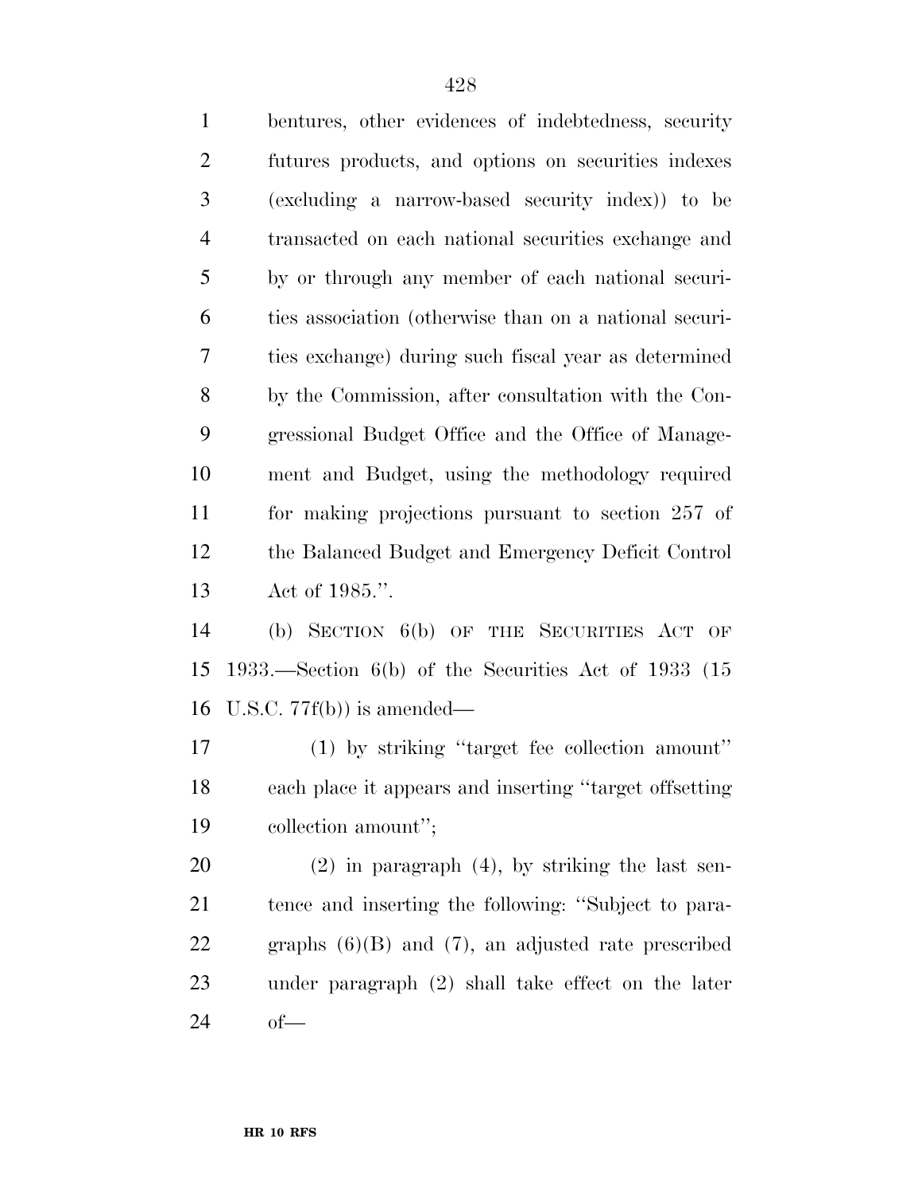bentures, other evidences of indebtedness, security futures products, and options on securities indexes (excluding a narrow-based security index)) to be transacted on each national securities exchange and by or through any member of each national securities association (otherwise than on a national securities exchange) during such fiscal year as determined by the Commission, after consultation with the Congressional Budget Office and the Office of Management and Budget, using the methodology required for making projections pursuant to section 257 of the Balanced Budget and Emergency Deficit Control Act of 1985.''.

(b) SECTION 6(b) OF THE SECURITIES ACT OF 1933.—Section 6(b) of the Securities Act of 1933 (15 U.S.C. 77f(b)) is amended—

(1) by striking ''target fee collection amount'' each place it appears and inserting ''target offsetting collection amount'';

(2) in paragraph (4), by striking the last sentence and inserting the following: ''Subject to paragraphs (6)(B) and (7), an adjusted rate prescribed under paragraph (2) shall take effect on the later of—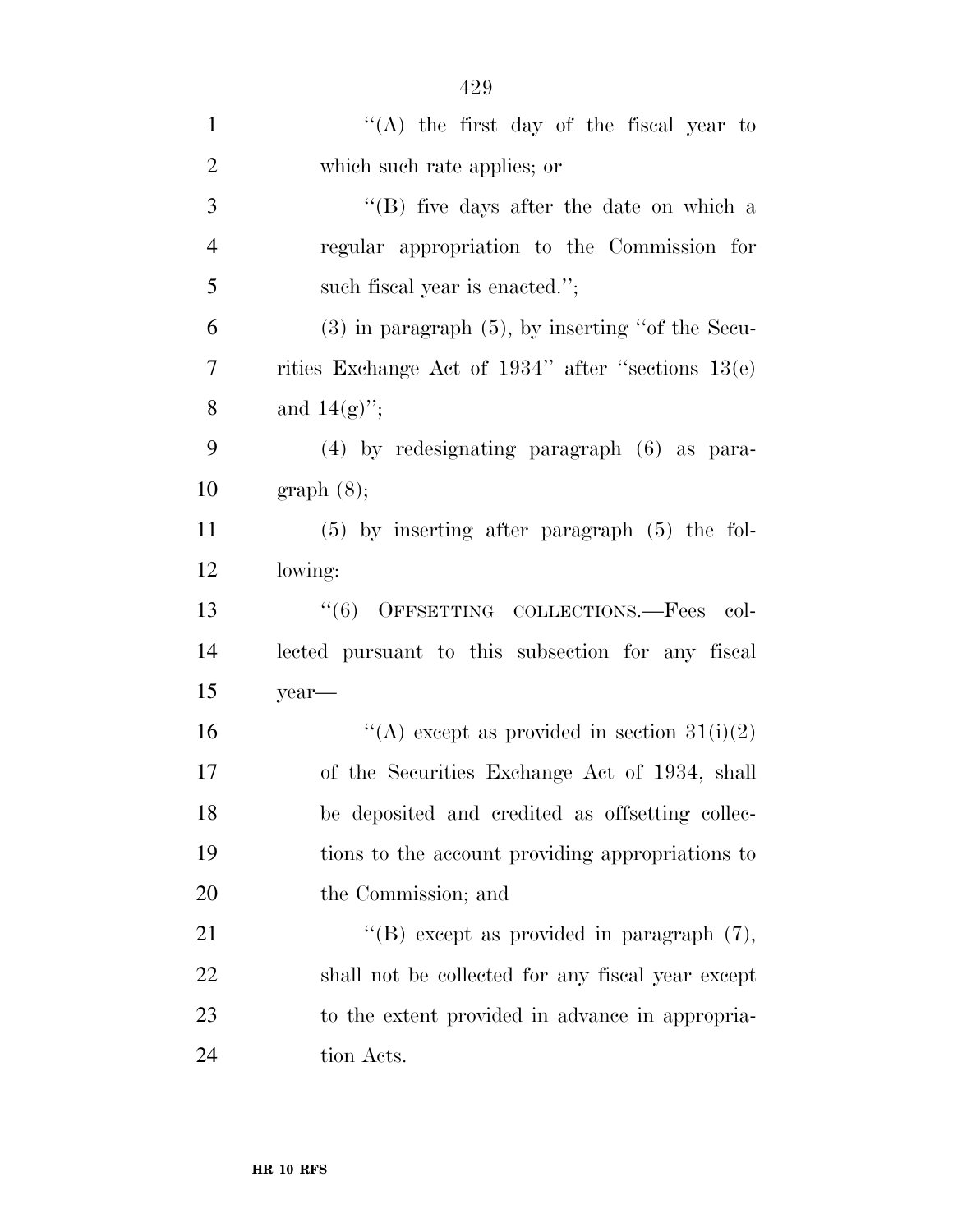''(A) the first day of the fiscal year to which such rate applies; or

''(B) five days after the date on which a regular appropriation to the Commission for such fiscal year is enacted.'';

(3) in paragraph (5), by inserting ''of the Securities Exchange Act of 1934'' after ''sections 13(e) and 14(g)'';

(4) by redesignating paragraph (6) as paragraph (8);

(5) by inserting after paragraph (5) the following:

''(6) OFFSETTING COLLECTIONS.—Fees collected pursuant to this subsection for any fiscal year—

''(A) except as provided in section 31(i)(2) of the Securities Exchange Act of 1934, shall be deposited and credited as offsetting collections to the account providing appropriations to the Commission; and

''(B) except as provided in paragraph (7), shall not be collected for any fiscal year except to the extent provided in advance in appropriation Acts.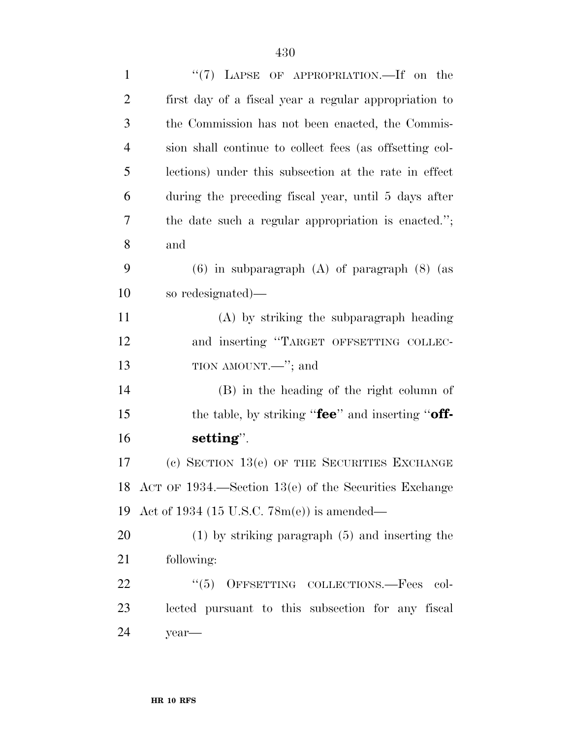"(7) LAPSE OF APPROPRIATION.—If on the first day of a fiscal year a regular appropriation to the Commission has not been enacted, the Commission shall continue to collect fees (as offsetting collections) under this subsection at the rate in effect during the preceding fiscal year, until 5 days after the date such a regular appropriation is enacted."; and

(6) in subparagraph (A) of paragraph (8) (as so redesignated)—

(A) by striking the subparagraph heading and inserting "TARGET OFFSETTING COLLECTION AMOUNT.—"; and

(B) in the heading of the right column of the table, by striking "**fee**" and inserting "**offsetting**".

(c) SECTION 13(e) OF THE SECURITIES EXCHANGE ACT OF 1934.—Section 13(e) of the Securities Exchange Act of 1934 (15 U.S.C. 78m(e)) is amended—

(1) by striking paragraph (5) and inserting the following:

"(5) OFFSETTING COLLECTIONS.—Fees collected pursuant to this subsection for any fiscal year—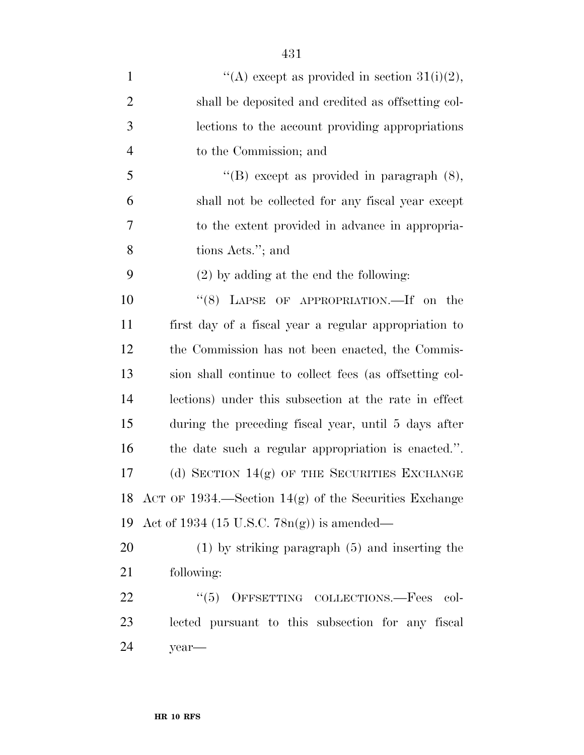"(A) except as provided in section 31(i)(2), shall be deposited and credited as offsetting collections to the account providing appropriations to the Commission; and

"(B) except as provided in paragraph (8), shall not be collected for any fiscal year except to the extent provided in advance in appropriations Acts."; and

(2) by adding at the end the following:

"(8) LAPSE OF APPROPRIATION.—If on the first day of a fiscal year a regular appropriation to the Commission has not been enacted, the Commission shall continue to collect fees (as offsetting collections) under this subsection at the rate in effect during the preceding fiscal year, until 5 days after the date such a regular appropriation is enacted.".

(d) SECTION 14(g) OF THE SECURITIES EXCHANGE ACT OF 1934.—Section 14(g) of the Securities Exchange Act of 1934 (15 U.S.C. 78n(g)) is amended—

(1) by striking paragraph (5) and inserting the following:

"(5) OFFSETTING COLLECTIONS.—Fees collected pursuant to this subsection for any fiscal year—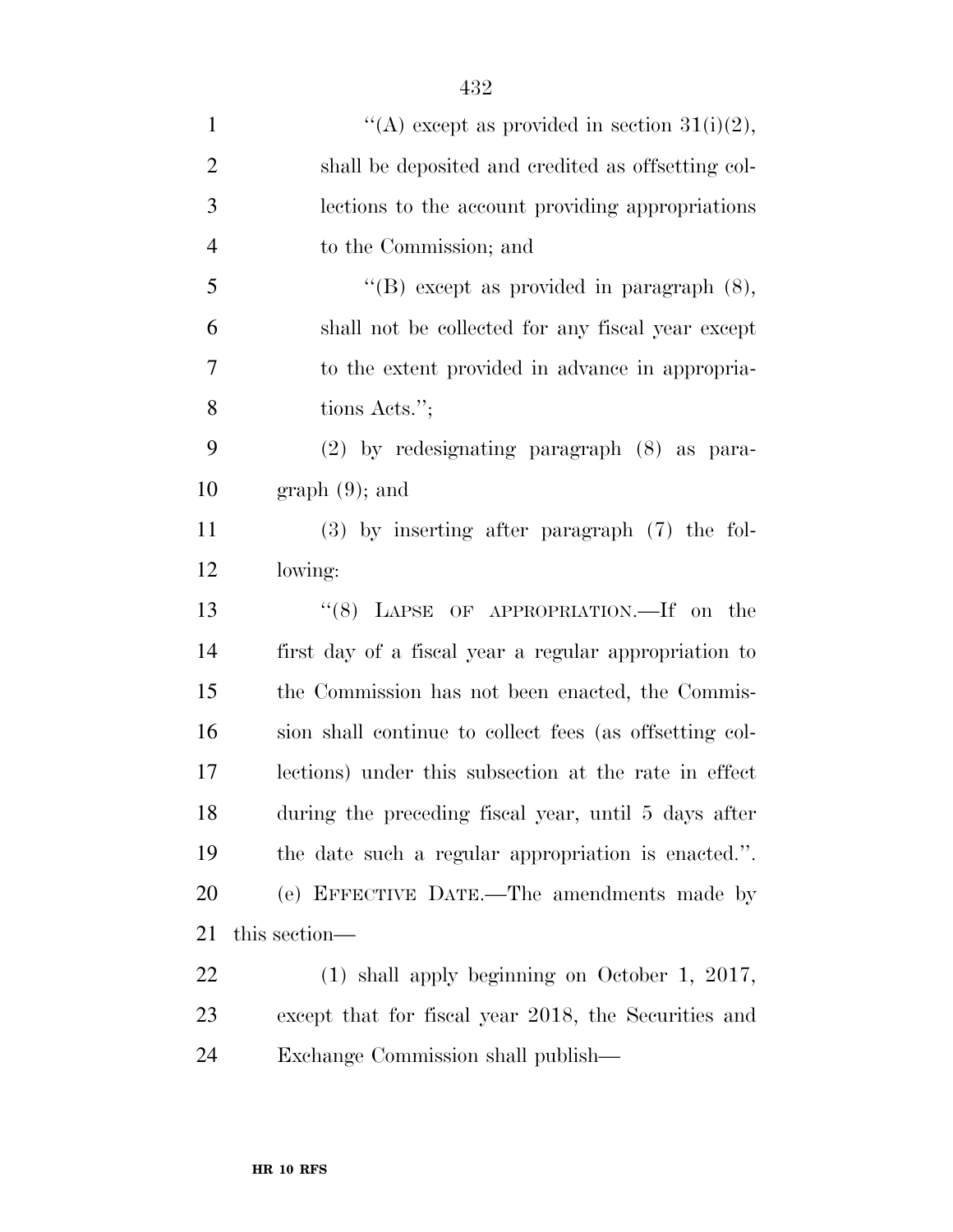"(A) except as provided in section 31(i)(2), shall be deposited and credited as offsetting collections to the account providing appropriations to the Commission; and

"(B) except as provided in paragraph (8), shall not be collected for any fiscal year except to the extent provided in advance in appropriations Acts.";

(2) by redesignating paragraph (8) as paragraph (9); and

(3) by inserting after paragraph (7) the following:

"(8) LAPSE OF APPROPRIATION.—If on the first day of a fiscal year a regular appropriation to the Commission has not been enacted, the Commission shall continue to collect fees (as offsetting collections) under this subsection at the rate in effect during the preceding fiscal year, until 5 days after the date such a regular appropriation is enacted.".

(e) EFFECTIVE DATE.—The amendments made by this section—

(1) shall apply beginning on October 1, 2017, except that for fiscal year 2018, the Securities and Exchange Commission shall publish—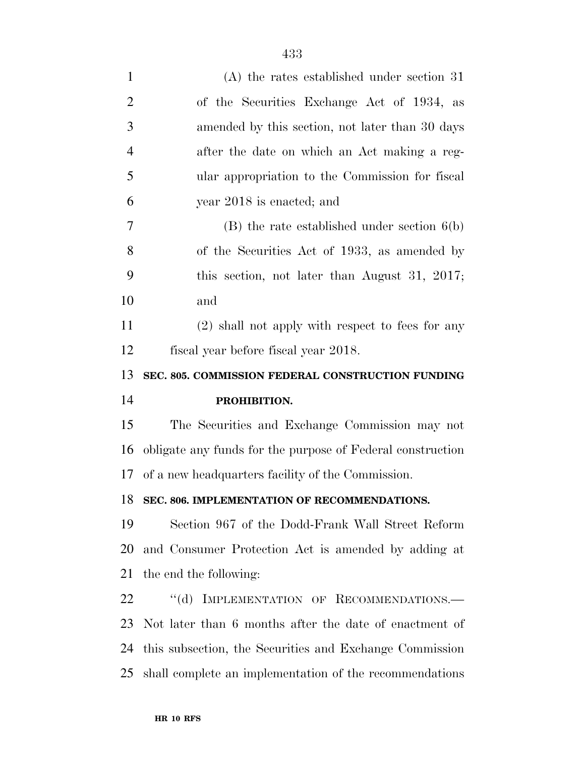(A) the rates established under section 31 of the Securities Exchange Act of 1934, as amended by this section, not later than 30 days after the date on which an Act making a regular appropriation to the Commission for fiscal year 2018 is enacted; and

(B) the rate established under section 6(b) of the Securities Act of 1933, as amended by this section, not later than August 31, 2017; and

(2) shall not apply with respect to fees for any fiscal year before fiscal year 2018.

**SEC. 805. COMMISSION FEDERAL CONSTRUCTION FUNDING PROHIBITION.**

The Securities and Exchange Commission may not obligate any funds for the purpose of Federal construction of a new headquarters facility of the Commission.

**SEC. 806. IMPLEMENTATION OF RECOMMENDATIONS.**

Section 967 of the Dodd-Frank Wall Street Reform and Consumer Protection Act is amended by adding at the end the following:

"(d) IMPLEMENTATION OF RECOMMENDATIONS.— Not later than 6 months after the date of enactment of this subsection, the Securities and Exchange Commission shall complete an implementation of the recommendations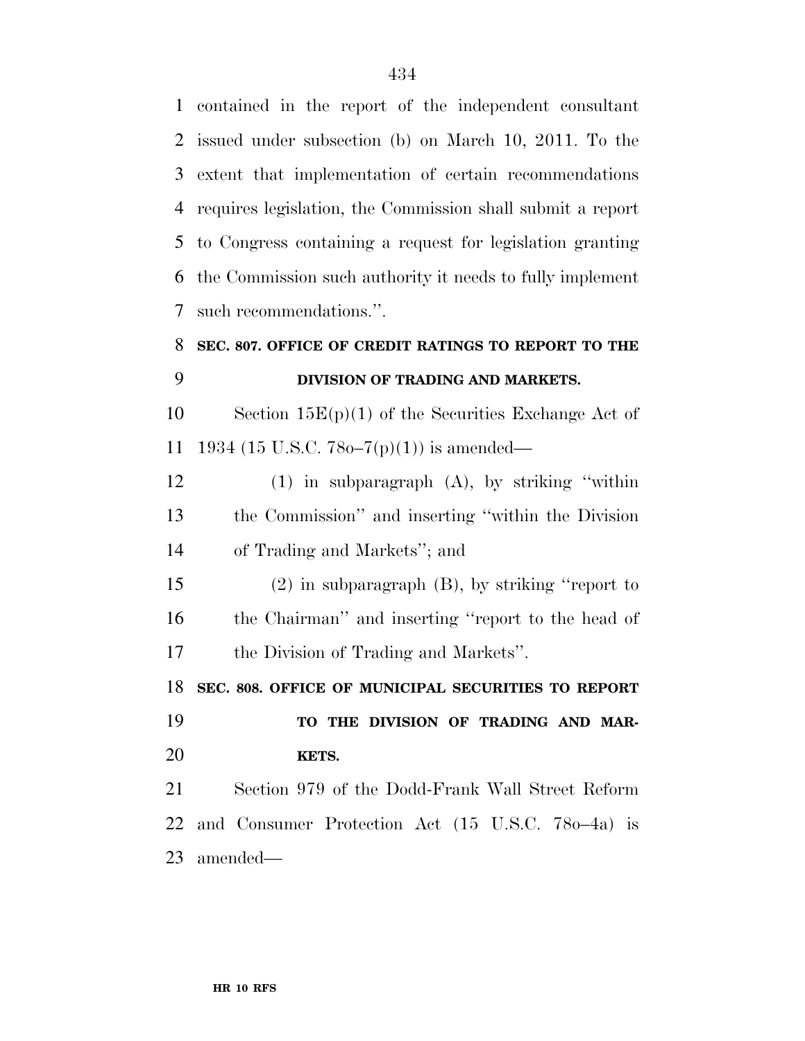contained in the report of the independent consultant issued under subsection (b) on March 10, 2011. To the extent that implementation of certain recommendations requires legislation, the Commission shall submit a report to Congress containing a request for legislation granting the Commission such authority it needs to fully implement such recommendations.''.

**SEC. 807. OFFICE OF CREDIT RATINGS TO REPORT TO THE DIVISION OF TRADING AND MARKETS.**

Section 15E(p)(1) of the Securities Exchange Act of 1934 (15 U.S.C. 78o–7(p)(1)) is amended—

(1) in subparagraph (A), by striking ''within the Commission'' and inserting ''within the Division of Trading and Markets''; and

(2) in subparagraph (B), by striking ''report to the Chairman'' and inserting ''report to the head of the Division of Trading and Markets''.

**SEC. 808. OFFICE OF MUNICIPAL SECURITIES TO REPORT TO THE DIVISION OF TRADING AND MARKETS.**

Section 979 of the Dodd-Frank Wall Street Reform and Consumer Protection Act (15 U.S.C. 78o–4a) is amended—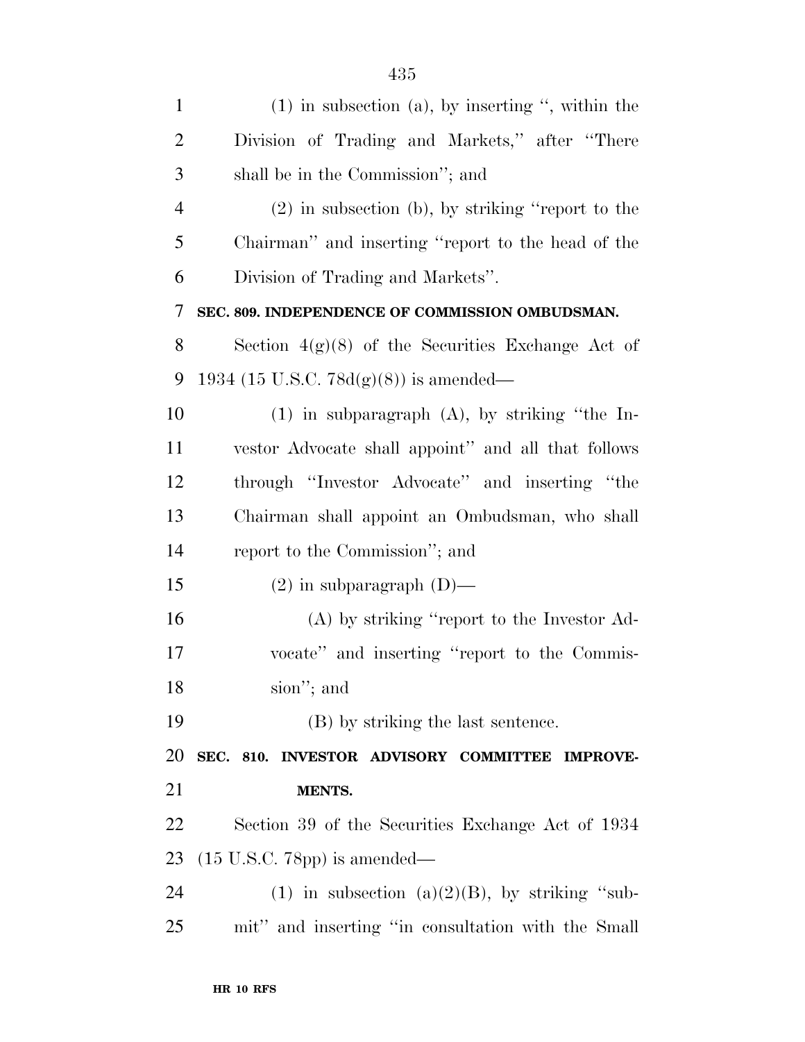(1) in subsection (a), by inserting ", within the Division of Trading and Markets," after "There shall be in the Commission"; and

(2) in subsection (b), by striking "report to the Chairman" and inserting "report to the head of the Division of Trading and Markets".

**SEC. 809. INDEPENDENCE OF COMMISSION OMBUDSMAN.**

Section 4(g)(8) of the Securities Exchange Act of 1934 (15 U.S.C. 78d(g)(8)) is amended—

(1) in subparagraph (A), by striking "the Investor Advocate shall appoint" and all that follows through "Investor Advocate" and inserting "the Chairman shall appoint an Ombudsman, who shall report to the Commission"; and

(2) in subparagraph (D)—

(A) by striking "report to the Investor Advocate" and inserting "report to the Commission"; and

(B) by striking the last sentence.

**SEC. 810. INVESTOR ADVISORY COMMITTEE IMPROVEMENTS.**

Section 39 of the Securities Exchange Act of 1934 (15 U.S.C. 78pp) is amended—

(1) in subsection (a)(2)(B), by striking "submit" and inserting "in consultation with the Small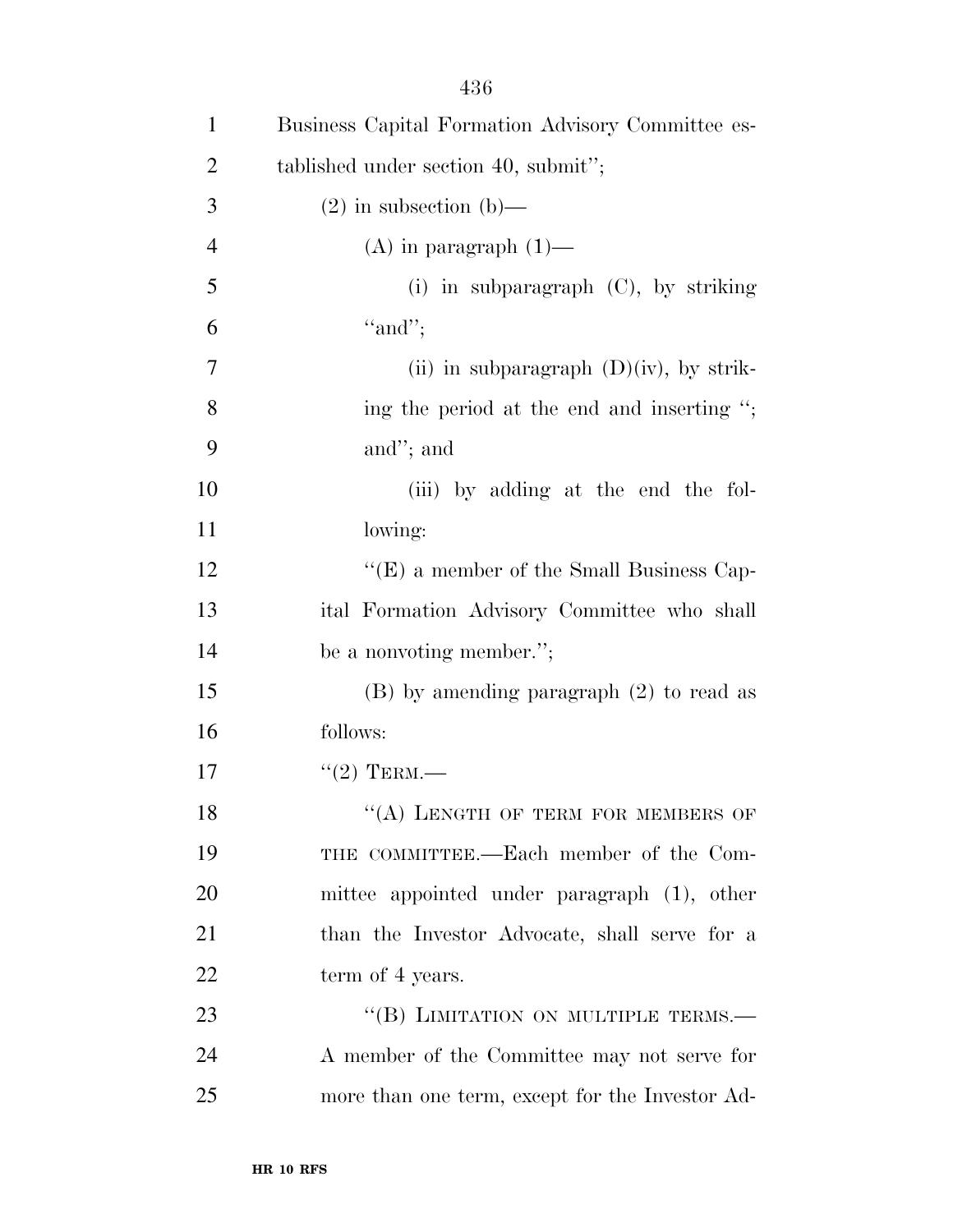Business Capital Formation Advisory Committee established under section 40, submit'';

(2) in subsection (b)—

(A) in paragraph (1)—

(i) in subparagraph (C), by striking ''and'';

(ii) in subparagraph (D)(iv), by striking the period at the end and inserting ''; and''; and

(iii) by adding at the end the following:

''(E) a member of the Small Business Capital Formation Advisory Committee who shall be a nonvoting member.'';

(B) by amending paragraph (2) to read as follows:

''(2) TERM.—

''(A) LENGTH OF TERM FOR MEMBERS OF THE COMMITTEE.—Each member of the Committee appointed under paragraph (1), other than the Investor Advocate, shall serve for a term of 4 years.

''(B) LIMITATION ON MULTIPLE TERMS.—A member of the Committee may not serve for more than one term, except for the Investor Ad-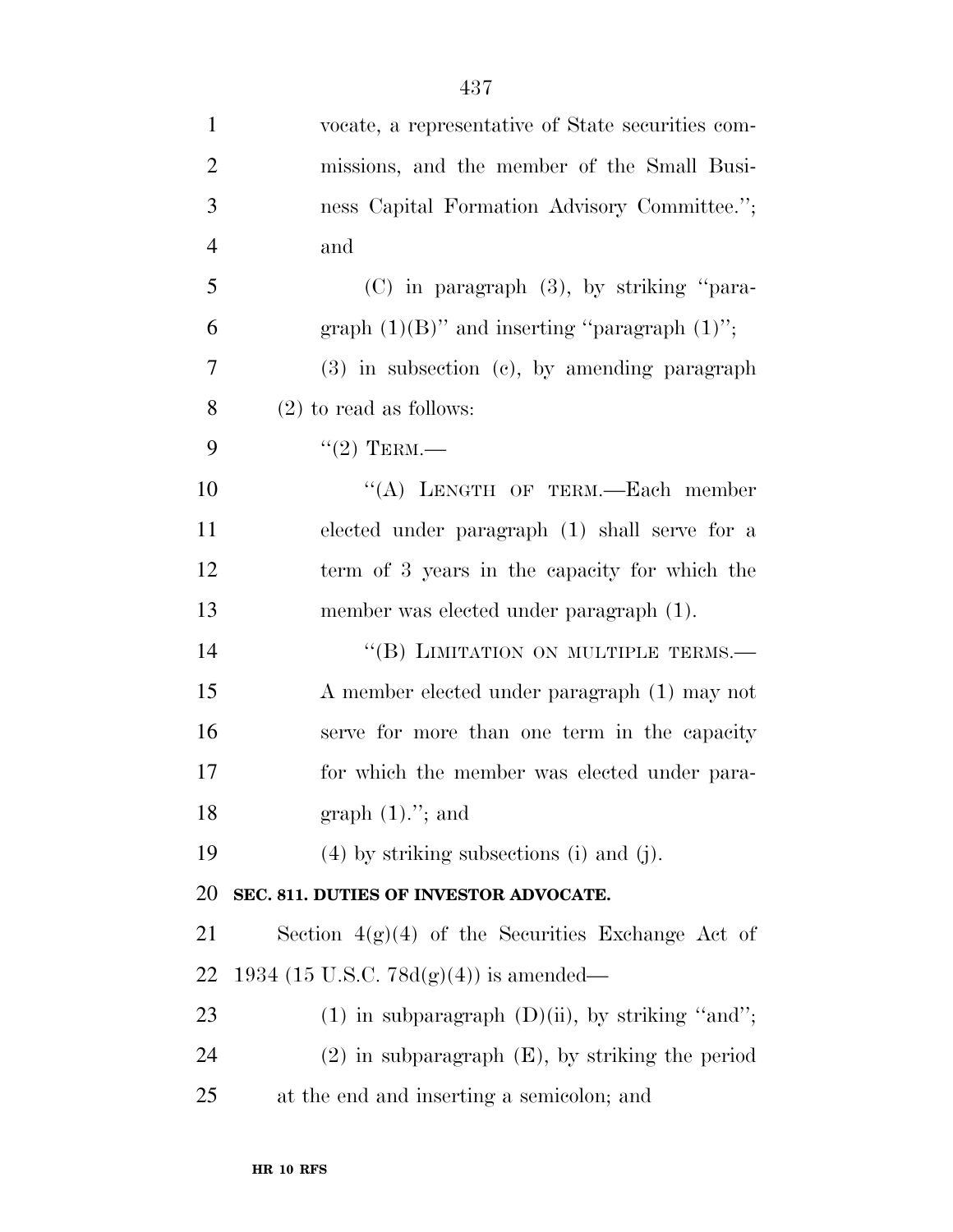vocate, a representative of State securities commissions, and the member of the Small Business Capital Formation Advisory Committee.''; and

(C) in paragraph (3), by striking ''paragraph (1)(B)'' and inserting ''paragraph (1)'';

(3) in subsection (c), by amending paragraph (2) to read as follows:

''(2) TERM.—

''(A) LENGTH OF TERM.—Each member elected under paragraph (1) shall serve for a term of 3 years in the capacity for which the member was elected under paragraph (1).

''(B) LIMITATION ON MULTIPLE TERMS.—A member elected under paragraph (1) may not serve for more than one term in the capacity for which the member was elected under paragraph (1).''; and

(4) by striking subsections (i) and (j).

**SEC. 811. DUTIES OF INVESTOR ADVOCATE.**

Section 4(g)(4) of the Securities Exchange Act of 1934 (15 U.S.C. 78d(g)(4)) is amended—

(1) in subparagraph (D)(ii), by striking ''and'';

(2) in subparagraph (E), by striking the period at the end and inserting a semicolon; and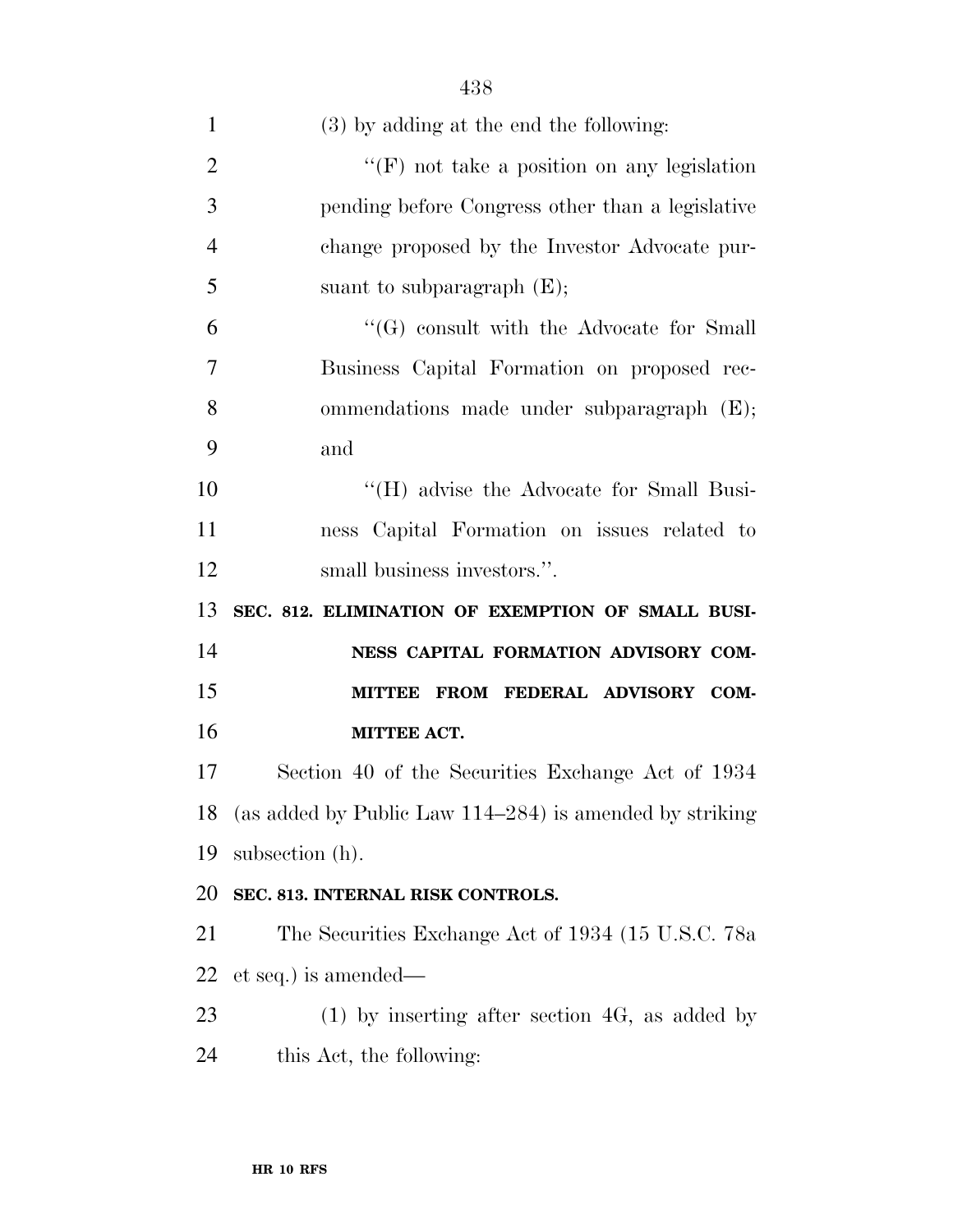(3) by adding at the end the following:

''(F) not take a position on any legislation pending before Congress other than a legislative change proposed by the Investor Advocate pursuant to subparagraph (E);

''(G) consult with the Advocate for Small Business Capital Formation on proposed recommendations made under subparagraph (E); and

''(H) advise the Advocate for Small Business Capital Formation on issues related to small business investors.''.

**SEC. 812. ELIMINATION OF EXEMPTION OF SMALL BUSINESS CAPITAL FORMATION ADVISORY COMMITTEE FROM FEDERAL ADVISORY COMMITTEE ACT.**

Section 40 of the Securities Exchange Act of 1934 (as added by Public Law 114–284) is amended by striking subsection (h).

**SEC. 813. INTERNAL RISK CONTROLS.**

The Securities Exchange Act of 1934 (15 U.S.C. 78a et seq.) is amended—

(1) by inserting after section 4G, as added by this Act, the following: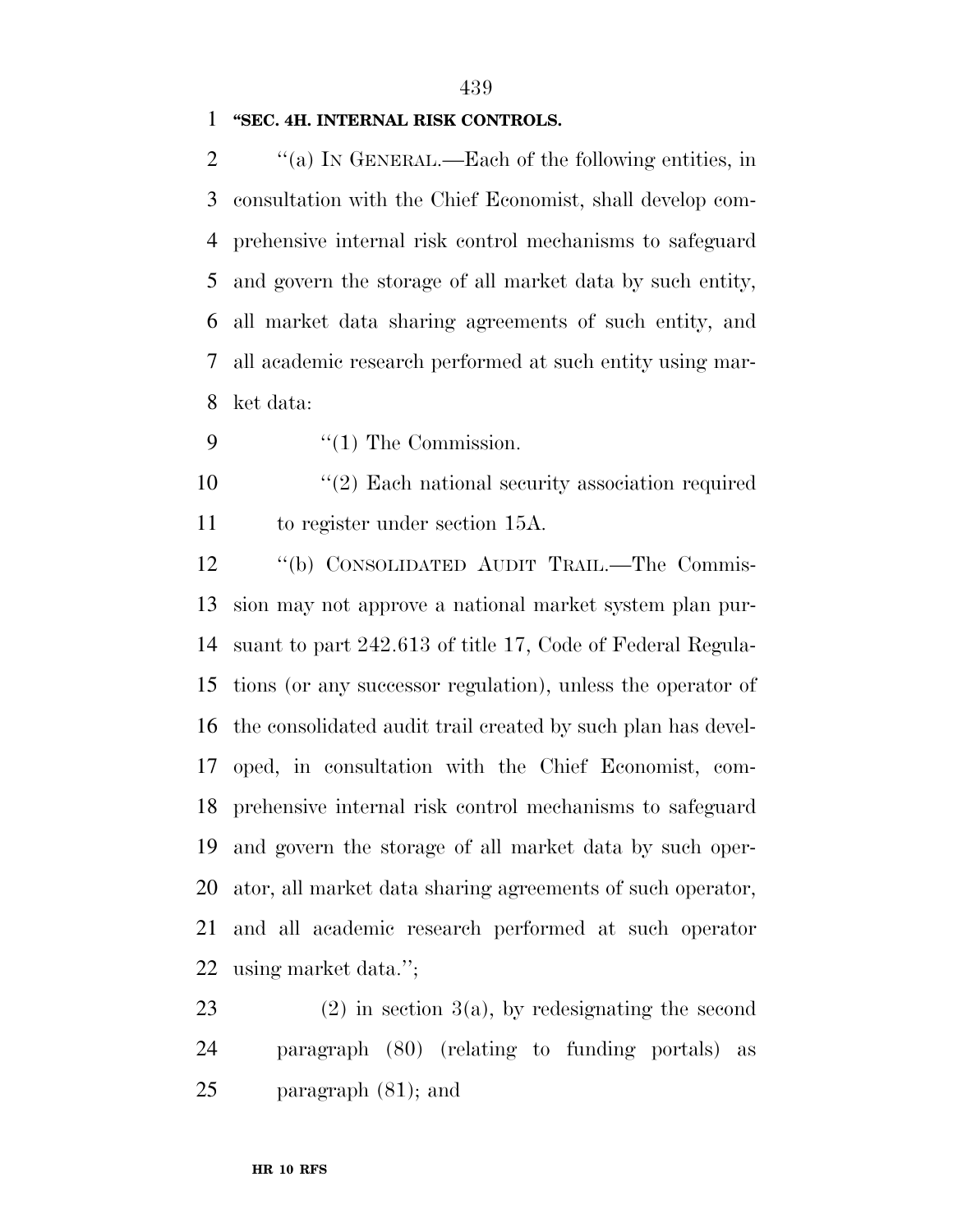**"SEC. 4H. INTERNAL RISK CONTROLS.**

"(a) IN GENERAL.—Each of the following entities, in consultation with the Chief Economist, shall develop comprehensive internal risk control mechanisms to safeguard and govern the storage of all market data by such entity, all market data sharing agreements of such entity, and all academic research performed at such entity using market data:

"(1) The Commission.

"(2) Each national security association required to register under section 15A.

"(b) CONSOLIDATED AUDIT TRAIL.—The Commission may not approve a national market system plan pursuant to part 242.613 of title 17, Code of Federal Regulations (or any successor regulation), unless the operator of the consolidated audit trail created by such plan has developed, in consultation with the Chief Economist, comprehensive internal risk control mechanisms to safeguard and govern the storage of all market data by such operator, all market data sharing agreements of such operator, and all academic research performed at such operator using market data.";

(2) in section 3(a), by redesignating the second paragraph (80) (relating to funding portals) as paragraph (81); and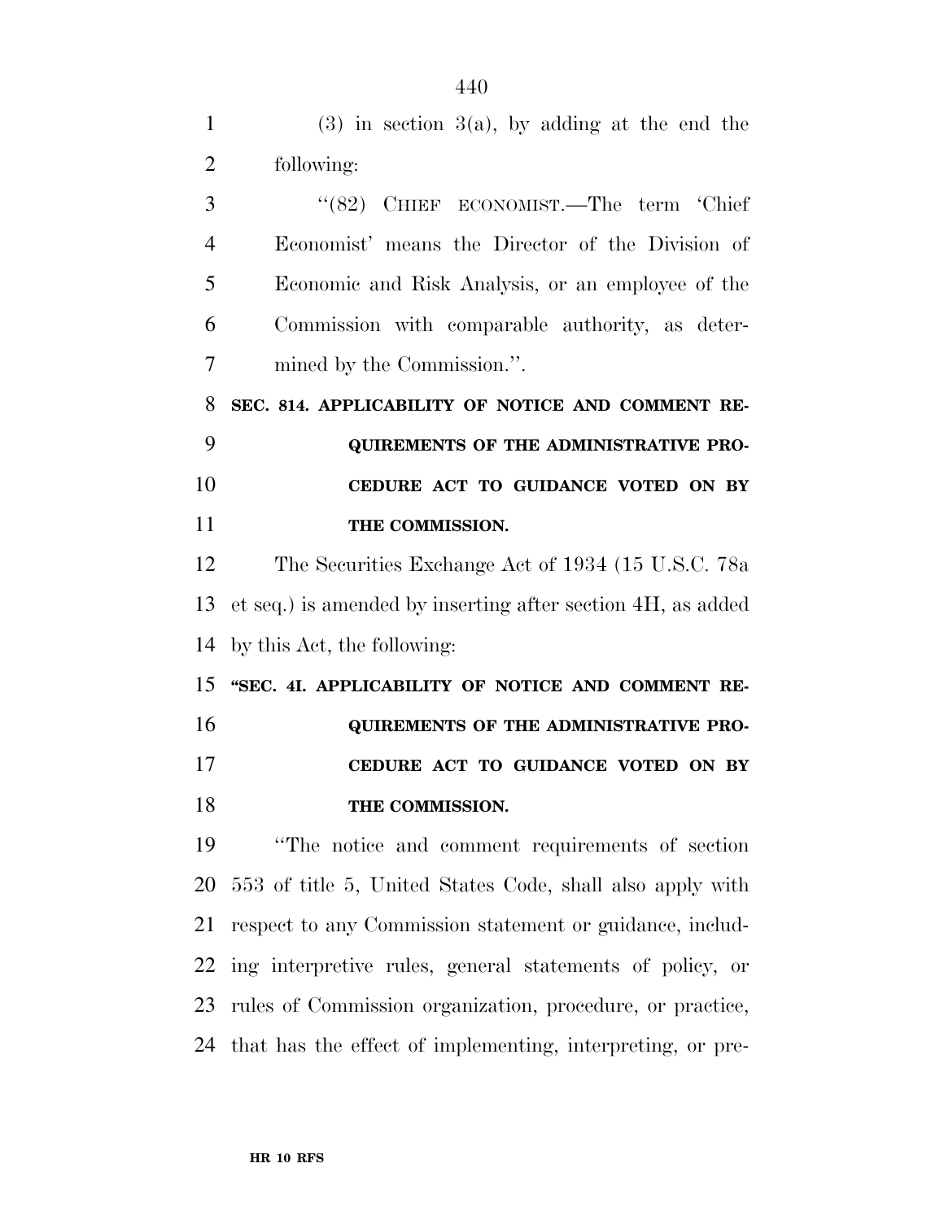(3) in section 3(a), by adding at the end the following:

"(82) CHIEF ECONOMIST.—The term 'Chief Economist' means the Director of the Division of Economic and Risk Analysis, or an employee of the Commission with comparable authority, as determined by the Commission.".

**SEC. 814. APPLICABILITY OF NOTICE AND COMMENT REQUIREMENTS OF THE ADMINISTRATIVE PROCEDURE ACT TO GUIDANCE VOTED ON BY THE COMMISSION.**

The Securities Exchange Act of 1934 (15 U.S.C. 78a et seq.) is amended by inserting after section 4H, as added by this Act, the following:

**"SEC. 4I. APPLICABILITY OF NOTICE AND COMMENT REQUIREMENTS OF THE ADMINISTRATIVE PROCEDURE ACT TO GUIDANCE VOTED ON BY THE COMMISSION.**

"The notice and comment requirements of section 553 of title 5, United States Code, shall also apply with respect to any Commission statement or guidance, including interpretive rules, general statements of policy, or rules of Commission organization, procedure, or practice, that has the effect of implementing, interpreting, or pre-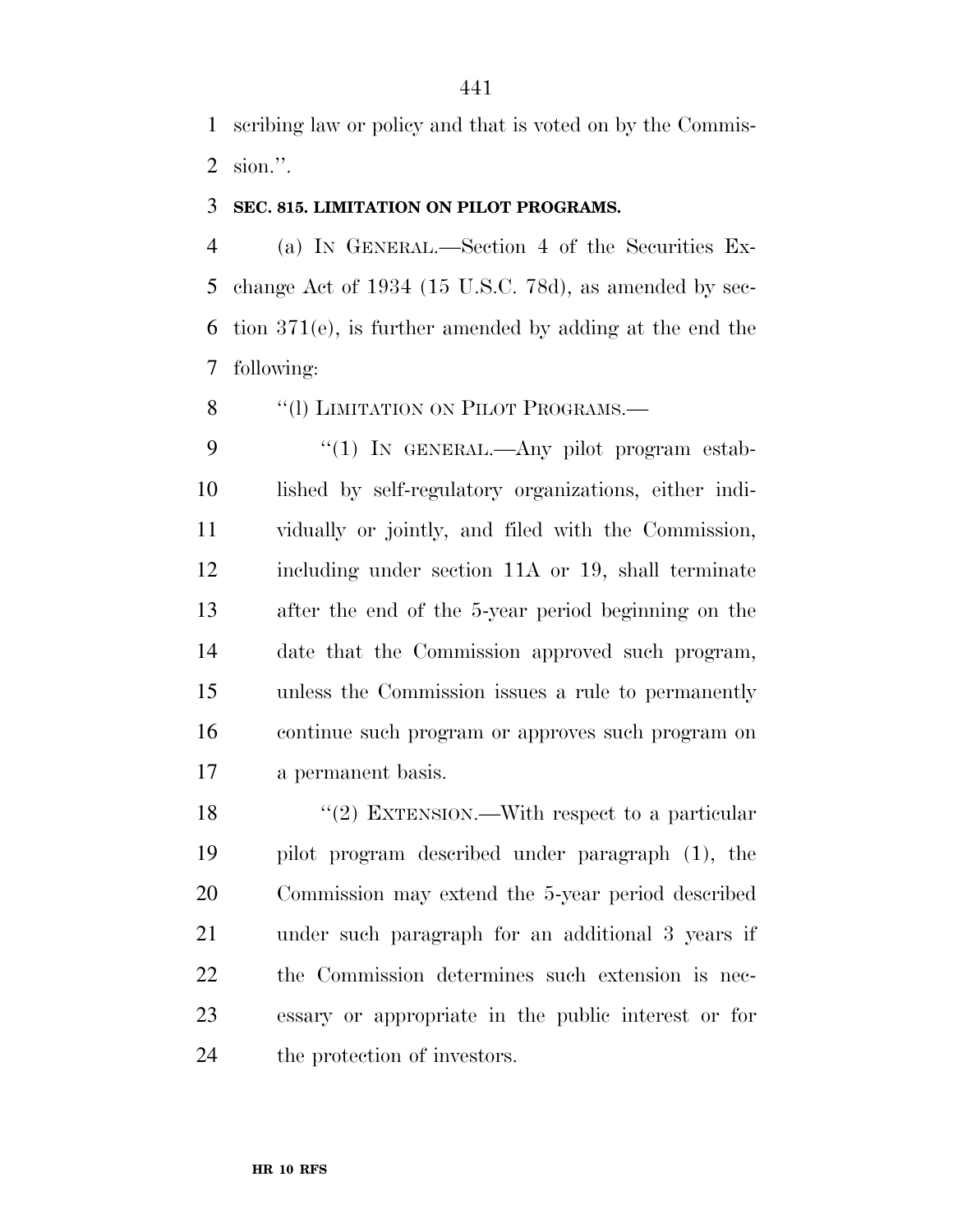scribing law or policy and that is voted on by the Commission.''.

**SEC. 815. LIMITATION ON PILOT PROGRAMS.**

(a) IN GENERAL.—Section 4 of the Securities Exchange Act of 1934 (15 U.S.C. 78d), as amended by section 371(e), is further amended by adding at the end the following:

''(l) LIMITATION ON PILOT PROGRAMS.—

''(1) IN GENERAL.—Any pilot program established by self-regulatory organizations, either individually or jointly, and filed with the Commission, including under section 11A or 19, shall terminate after the end of the 5-year period beginning on the date that the Commission approved such program, unless the Commission issues a rule to permanently continue such program or approves such program on a permanent basis.

''(2) EXTENSION.—With respect to a particular pilot program described under paragraph (1), the Commission may extend the 5-year period described under such paragraph for an additional 3 years if the Commission determines such extension is necessary or appropriate in the public interest or for the protection of investors.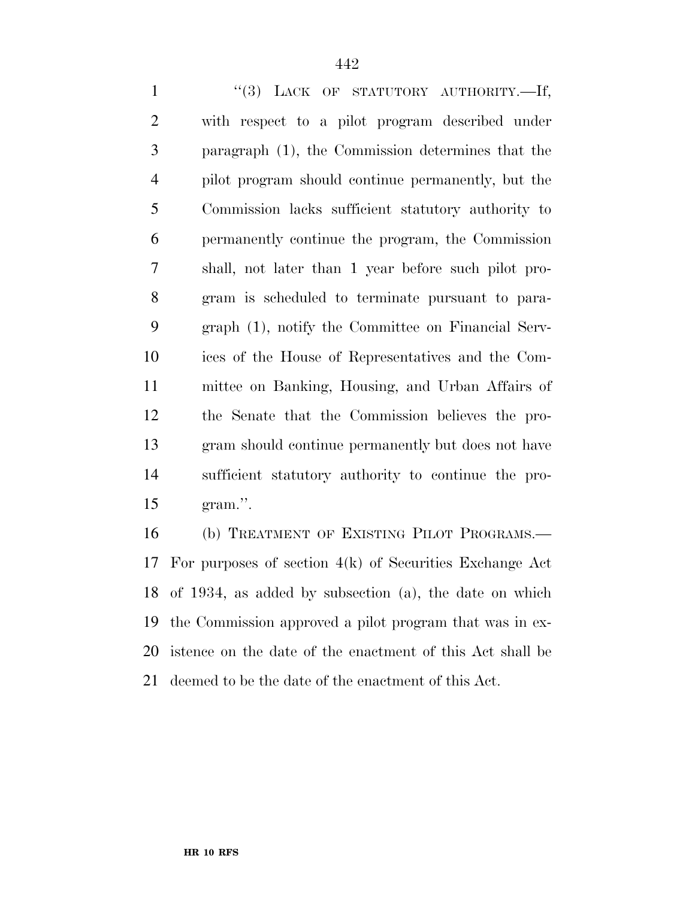"(3) LACK OF STATUTORY AUTHORITY.—If, with respect to a pilot program described under paragraph (1), the Commission determines that the pilot program should continue permanently, but the Commission lacks sufficient statutory authority to permanently continue the program, the Commission shall, not later than 1 year before such pilot program is scheduled to terminate pursuant to paragraph (1), notify the Committee on Financial Services of the House of Representatives and the Committee on Banking, Housing, and Urban Affairs of the Senate that the Commission believes the program should continue permanently but does not have sufficient statutory authority to continue the program.".

(b) TREATMENT OF EXISTING PILOT PROGRAMS.—For purposes of section 4(k) of Securities Exchange Act of 1934, as added by subsection (a), the date on which the Commission approved a pilot program that was in existence on the date of the enactment of this Act shall be deemed to be the date of the enactment of this Act.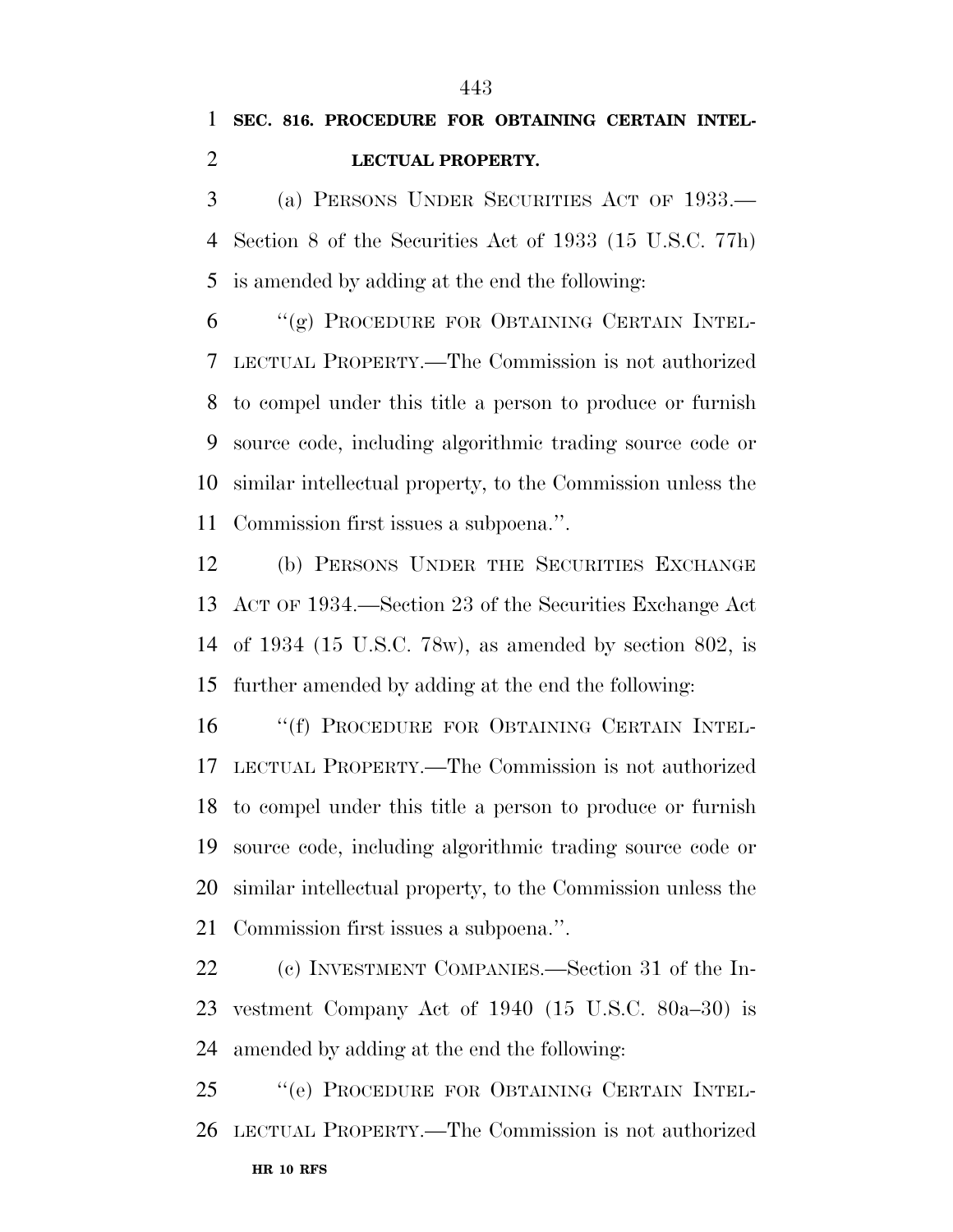**SEC. 816. PROCEDURE FOR OBTAINING CERTAIN INTELLECTUAL PROPERTY.**

(a) PERSONS UNDER SECURITIES ACT OF 1933.—Section 8 of the Securities Act of 1933 (15 U.S.C. 77h) is amended by adding at the end the following:

"(g) PROCEDURE FOR OBTAINING CERTAIN INTELLECTUAL PROPERTY.—The Commission is not authorized to compel under this title a person to produce or furnish source code, including algorithmic trading source code or similar intellectual property, to the Commission unless the Commission first issues a subpoena.".

(b) PERSONS UNDER THE SECURITIES EXCHANGE ACT OF 1934.—Section 23 of the Securities Exchange Act of 1934 (15 U.S.C. 78w), as amended by section 802, is further amended by adding at the end the following:

"(f) PROCEDURE FOR OBTAINING CERTAIN INTELLECTUAL PROPERTY.—The Commission is not authorized to compel under this title a person to produce or furnish source code, including algorithmic trading source code or similar intellectual property, to the Commission unless the Commission first issues a subpoena.".

(c) INVESTMENT COMPANIES.—Section 31 of the Investment Company Act of 1940 (15 U.S.C. 80a–30) is amended by adding at the end the following:

"(e) PROCEDURE FOR OBTAINING CERTAIN INTELLECTUAL PROPERTY.—The Commission is not authorized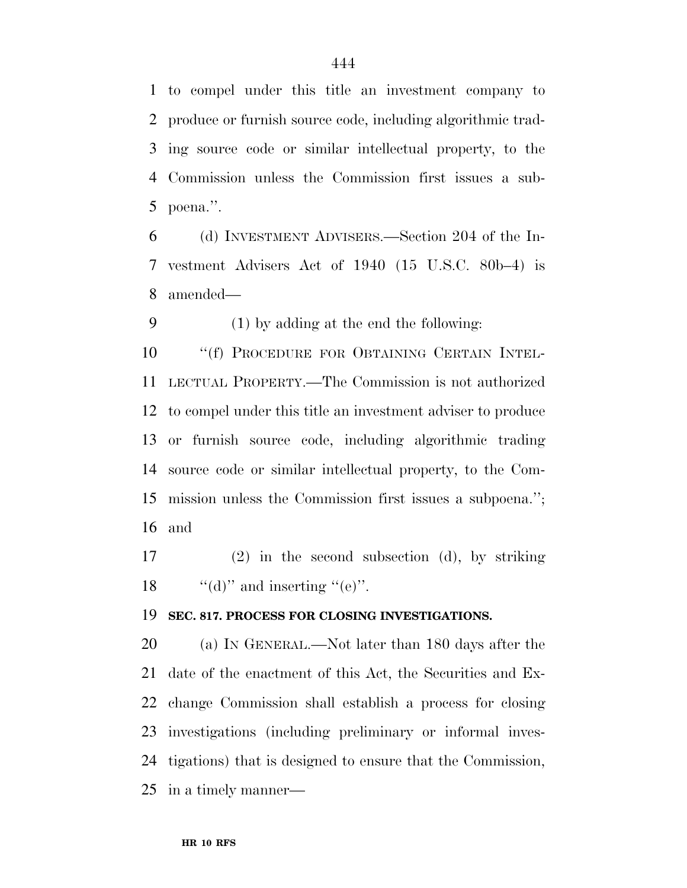to compel under this title an investment company to produce or furnish source code, including algorithmic trading source code or similar intellectual property, to the Commission unless the Commission first issues a subpoena.''.

(d) INVESTMENT ADVISERS.—Section 204 of the Investment Advisers Act of 1940 (15 U.S.C. 80b–4) is amended—

(1) by adding at the end the following:

''(f) PROCEDURE FOR OBTAINING CERTAIN INTELLECTUAL PROPERTY.—The Commission is not authorized to compel under this title an investment adviser to produce or furnish source code, including algorithmic trading source code or similar intellectual property, to the Commission unless the Commission first issues a subpoena.''; and

(2) in the second subsection (d), by striking ''(d)'' and inserting ''(e)''.

**SEC. 817. PROCESS FOR CLOSING INVESTIGATIONS.**

(a) IN GENERAL.—Not later than 180 days after the date of the enactment of this Act, the Securities and Exchange Commission shall establish a process for closing investigations (including preliminary or informal investigations) that is designed to ensure that the Commission, in a timely manner—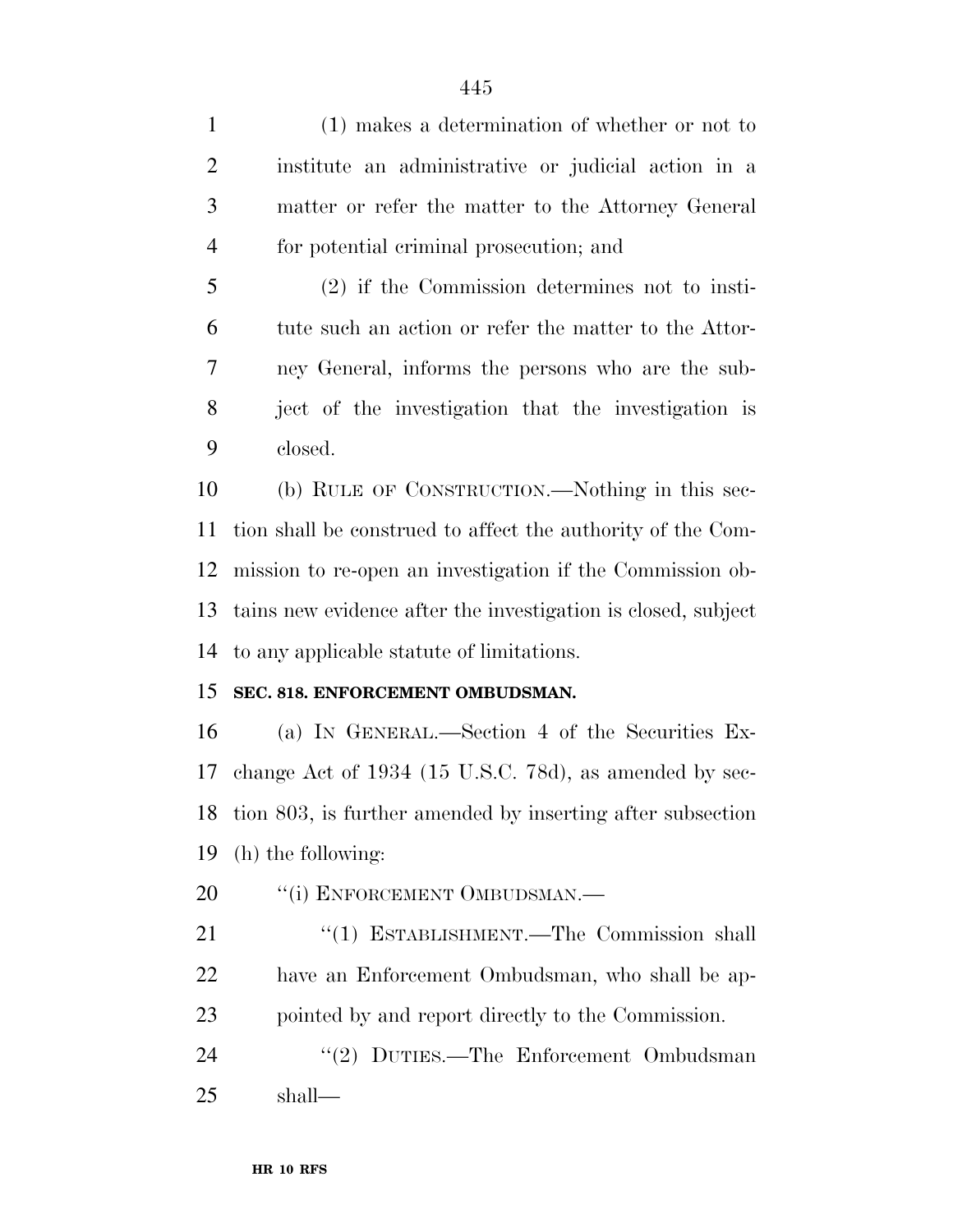(1) makes a determination of whether or not to institute an administrative or judicial action in a matter or refer the matter to the Attorney General for potential criminal prosecution; and

(2) if the Commission determines not to institute such an action or refer the matter to the Attorney General, informs the persons who are the subject of the investigation that the investigation is closed.

(b) RULE OF CONSTRUCTION.—Nothing in this section shall be construed to affect the authority of the Commission to re-open an investigation if the Commission obtains new evidence after the investigation is closed, subject to any applicable statute of limitations.

**SEC. 818. ENFORCEMENT OMBUDSMAN.**

(a) IN GENERAL.—Section 4 of the Securities Exchange Act of 1934 (15 U.S.C. 78d), as amended by section 803, is further amended by inserting after subsection (h) the following:

''(i) ENFORCEMENT OMBUDSMAN.—

''(1) ESTABLISHMENT.—The Commission shall have an Enforcement Ombudsman, who shall be appointed by and report directly to the Commission.

''(2) DUTIES.—The Enforcement Ombudsman shall—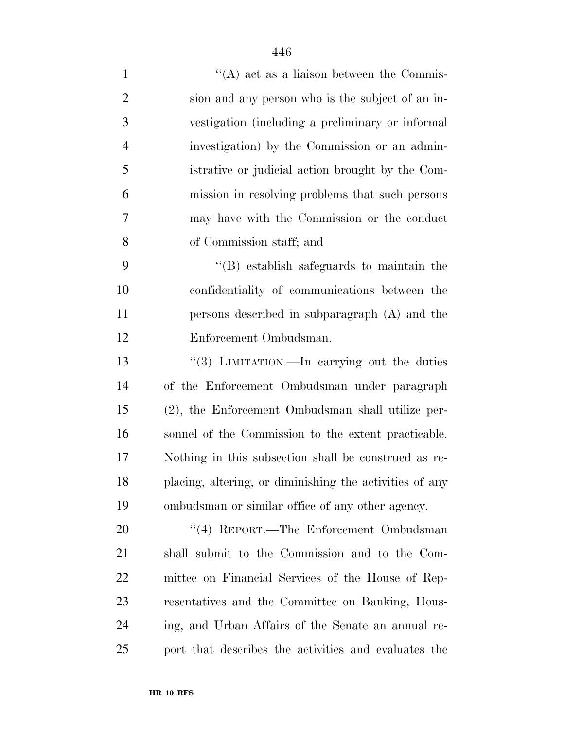"(A) act as a liaison between the Commission and any person who is the subject of an investigation (including a preliminary or informal investigation) by the Commission or an administrative or judicial action brought by the Commission in resolving problems that such persons may have with the Commission or the conduct of Commission staff; and

"(B) establish safeguards to maintain the confidentiality of communications between the persons described in subparagraph (A) and the Enforcement Ombudsman.

"(3) LIMITATION.—In carrying out the duties of the Enforcement Ombudsman under paragraph (2), the Enforcement Ombudsman shall utilize personnel of the Commission to the extent practicable. Nothing in this subsection shall be construed as replacing, altering, or diminishing the activities of any ombudsman or similar office of any other agency.

"(4) REPORT.—The Enforcement Ombudsman shall submit to the Commission and to the Committee on Financial Services of the House of Representatives and the Committee on Banking, Housing, and Urban Affairs of the Senate an annual report that describes the activities and evaluates the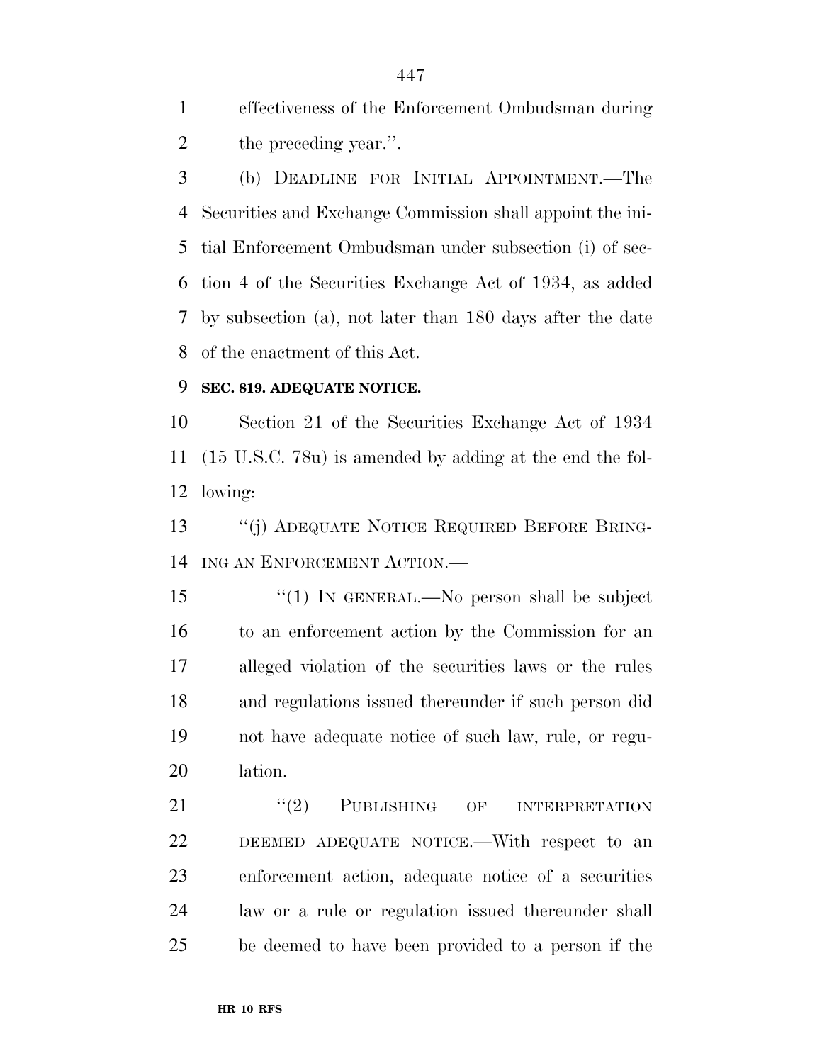effectiveness of the Enforcement Ombudsman during the preceding year.''.

(b) DEADLINE FOR INITIAL APPOINTMENT.—The Securities and Exchange Commission shall appoint the initial Enforcement Ombudsman under subsection (i) of section 4 of the Securities Exchange Act of 1934, as added by subsection (a), not later than 180 days after the date of the enactment of this Act.

**SEC. 819. ADEQUATE NOTICE.**

Section 21 of the Securities Exchange Act of 1934 (15 U.S.C. 78u) is amended by adding at the end the following:

''(j) ADEQUATE NOTICE REQUIRED BEFORE BRINGING AN ENFORCEMENT ACTION.—

''(1) IN GENERAL.—No person shall be subject to an enforcement action by the Commission for an alleged violation of the securities laws or the rules and regulations issued thereunder if such person did not have adequate notice of such law, rule, or regulation.

''(2) PUBLISHING OF INTERPRETATION DEEMED ADEQUATE NOTICE.—With respect to an enforcement action, adequate notice of a securities law or a rule or regulation issued thereunder shall be deemed to have been provided to a person if the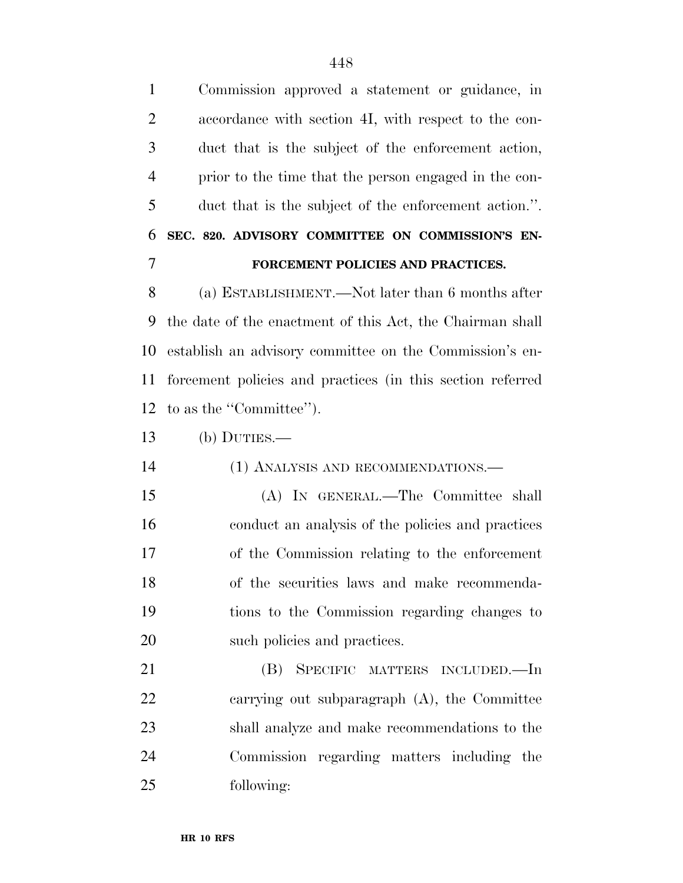Commission approved a statement or guidance, in accordance with section 4I, with respect to the conduct that is the subject of the enforcement action, prior to the time that the person engaged in the conduct that is the subject of the enforcement action.''.

**SEC. 820. ADVISORY COMMITTEE ON COMMISSION'S ENFORCEMENT POLICIES AND PRACTICES.**

(a) ESTABLISHMENT.—Not later than 6 months after the date of the enactment of this Act, the Chairman shall establish an advisory committee on the Commission's enforcement policies and practices (in this section referred to as the ''Committee'').

(b) DUTIES.—

(1) ANALYSIS AND RECOMMENDATIONS.—

(A) IN GENERAL.—The Committee shall conduct an analysis of the policies and practices of the Commission relating to the enforcement of the securities laws and make recommendations to the Commission regarding changes to such policies and practices.

(B) SPECIFIC MATTERS INCLUDED.—In carrying out subparagraph (A), the Committee shall analyze and make recommendations to the Commission regarding matters including the following: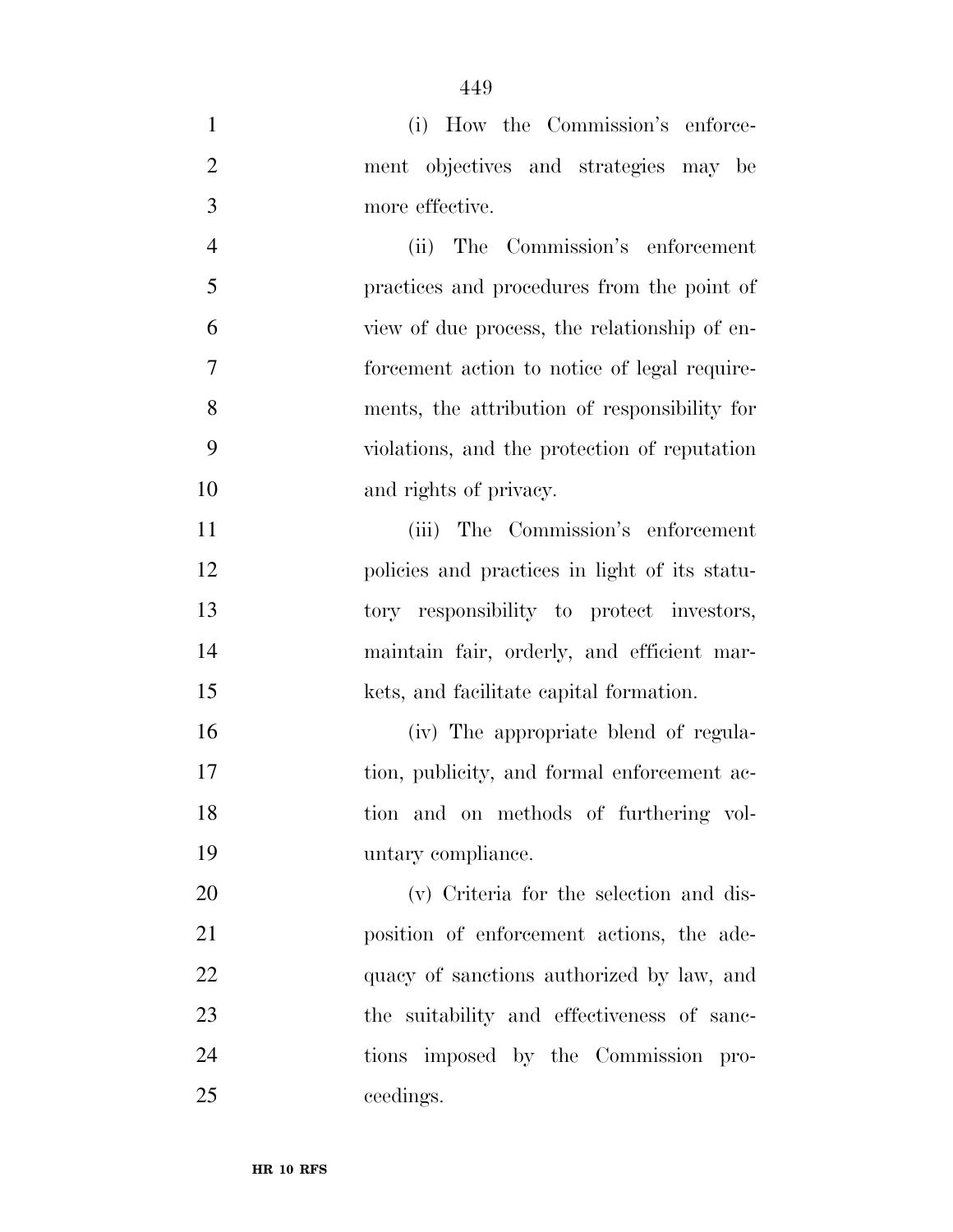(i) How the Commission's enforcement objectives and strategies may be more effective.

(ii) The Commission's enforcement practices and procedures from the point of view of due process, the relationship of enforcement action to notice of legal requirements, the attribution of responsibility for violations, and the protection of reputation and rights of privacy.

(iii) The Commission's enforcement policies and practices in light of its statutory responsibility to protect investors, maintain fair, orderly, and efficient markets, and facilitate capital formation.

(iv) The appropriate blend of regulation, publicity, and formal enforcement action and on methods of furthering voluntary compliance.

(v) Criteria for the selection and disposition of enforcement actions, the adequacy of sanctions authorized by law, and the suitability and effectiveness of sanctions imposed by the Commission proceedings.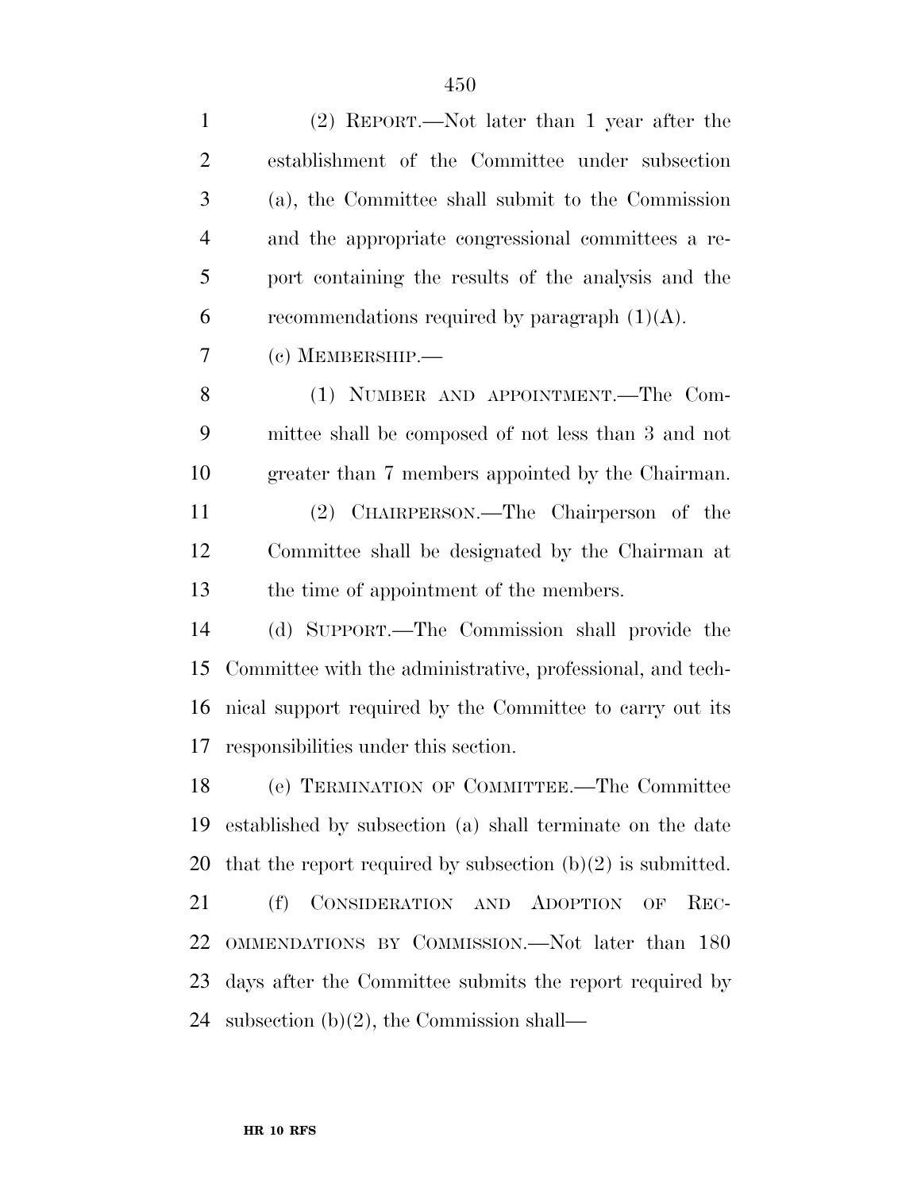(2) REPORT.—Not later than 1 year after the establishment of the Committee under subsection (a), the Committee shall submit to the Commission and the appropriate congressional committees a report containing the results of the analysis and the recommendations required by paragraph (1)(A).

(c) MEMBERSHIP.—

(1) NUMBER AND APPOINTMENT.—The Committee shall be composed of not less than 3 and not greater than 7 members appointed by the Chairman.

(2) CHAIRPERSON.—The Chairperson of the Committee shall be designated by the Chairman at the time of appointment of the members.

(d) SUPPORT.—The Commission shall provide the Committee with the administrative, professional, and technical support required by the Committee to carry out its responsibilities under this section.

(e) TERMINATION OF COMMITTEE.—The Committee established by subsection (a) shall terminate on the date that the report required by subsection (b)(2) is submitted.

(f) CONSIDERATION AND ADOPTION OF RECOMMENDATIONS BY COMMISSION.—Not later than 180 days after the Committee submits the report required by subsection (b)(2), the Commission shall—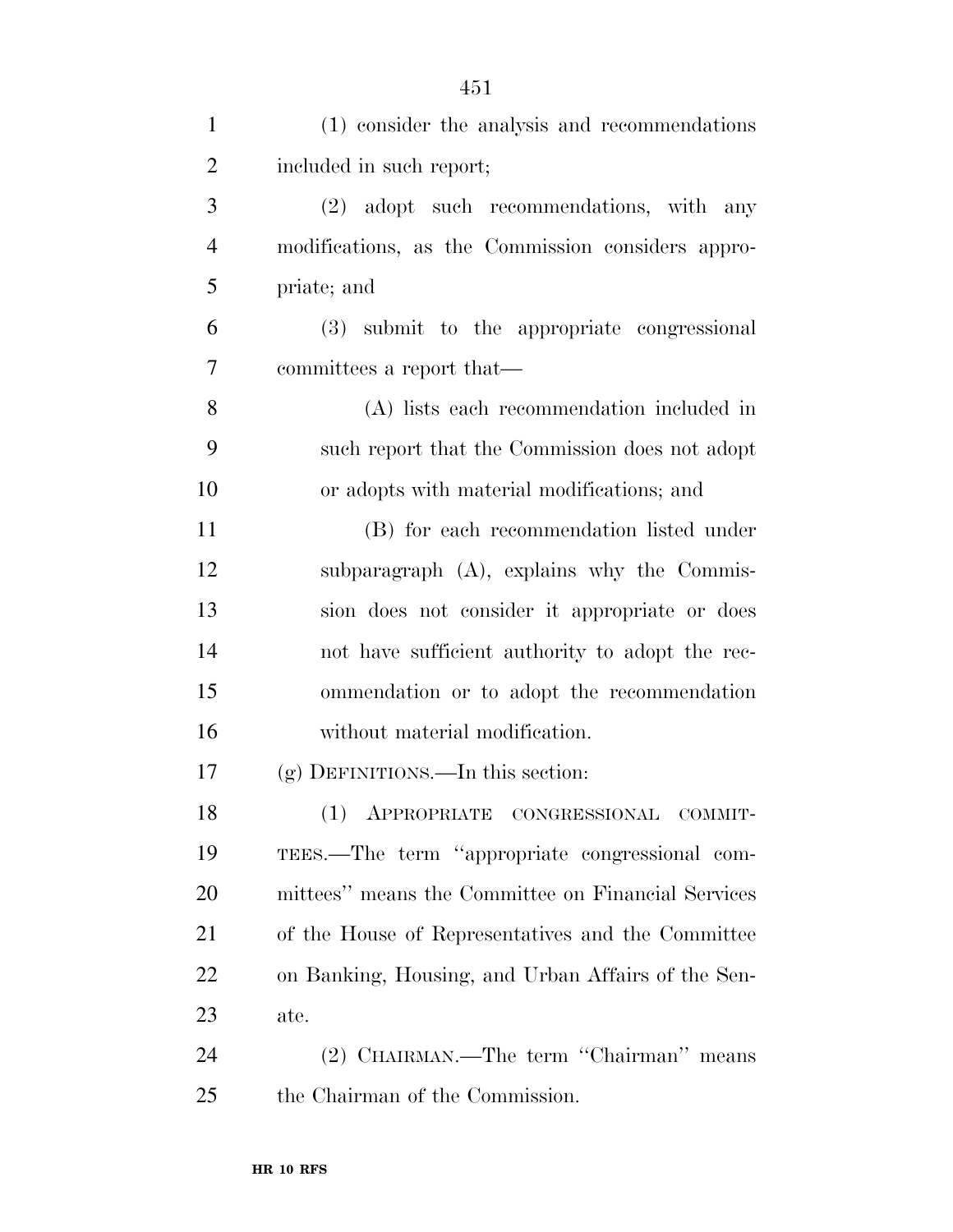(1) consider the analysis and recommendations included in such report;

(2) adopt such recommendations, with any modifications, as the Commission considers appropriate; and

(3) submit to the appropriate congressional committees a report that—

(A) lists each recommendation included in such report that the Commission does not adopt or adopts with material modifications; and

(B) for each recommendation listed under subparagraph (A), explains why the Commission does not consider it appropriate or does not have sufficient authority to adopt the recommendation or to adopt the recommendation without material modification.

(g) DEFINITIONS.—In this section:

(1) APPROPRIATE CONGRESSIONAL COMMITTEES.—The term ''appropriate congressional committees'' means the Committee on Financial Services of the House of Representatives and the Committee on Banking, Housing, and Urban Affairs of the Senate.

(2) CHAIRMAN.—The term ''Chairman'' means the Chairman of the Commission.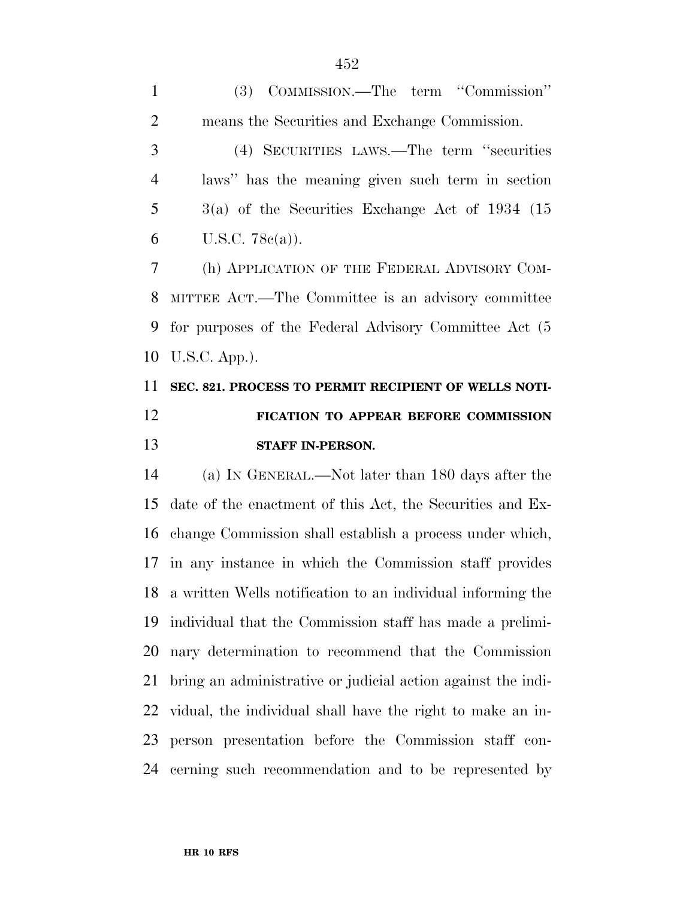(3) COMMISSION.—The term "Commission" means the Securities and Exchange Commission.

(4) SECURITIES LAWS.—The term "securities laws" has the meaning given such term in section 3(a) of the Securities Exchange Act of 1934 (15 U.S.C. 78c(a)).

(h) APPLICATION OF THE FEDERAL ADVISORY COMMITTEE ACT.—The Committee is an advisory committee for purposes of the Federal Advisory Committee Act (5 U.S.C. App.).

### SEC. 821. PROCESS TO PERMIT RECIPIENT OF WELLS NOTIFICATION TO APPEAR BEFORE COMMISSION STAFF IN-PERSON.

(a) IN GENERAL.—Not later than 180 days after the date of the enactment of this Act, the Securities and Exchange Commission shall establish a process under which, in any instance in which the Commission staff provides a written Wells notification to an individual informing the individual that the Commission staff has made a preliminary determination to recommend that the Commission bring an administrative or judicial action against the individual, the individual shall have the right to make an in-person presentation before the Commission staff concerning such recommendation and to be represented by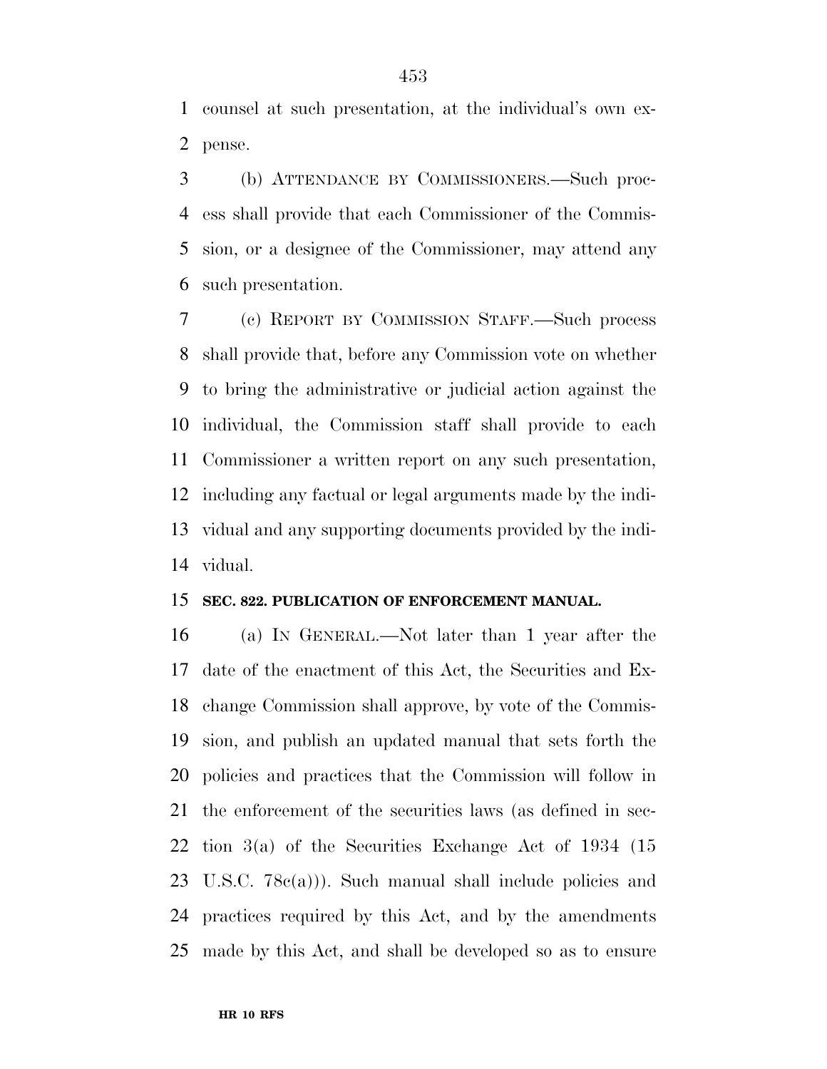counsel at such presentation, at the individual's own expense.

(b) ATTENDANCE BY COMMISSIONERS.—Such process shall provide that each Commissioner of the Commission, or a designee of the Commissioner, may attend any such presentation.

(c) REPORT BY COMMISSION STAFF.—Such process shall provide that, before any Commission vote on whether to bring the administrative or judicial action against the individual, the Commission staff shall provide to each Commissioner a written report on any such presentation, including any factual or legal arguments made by the individual and any supporting documents provided by the individual.

**SEC. 822. PUBLICATION OF ENFORCEMENT MANUAL.**

(a) IN GENERAL.—Not later than 1 year after the date of the enactment of this Act, the Securities and Exchange Commission shall approve, by vote of the Commission, and publish an updated manual that sets forth the policies and practices that the Commission will follow in the enforcement of the securities laws (as defined in section 3(a) of the Securities Exchange Act of 1934 (15 U.S.C. 78c(a))). Such manual shall include policies and practices required by this Act, and by the amendments made by this Act, and shall be developed so as to ensure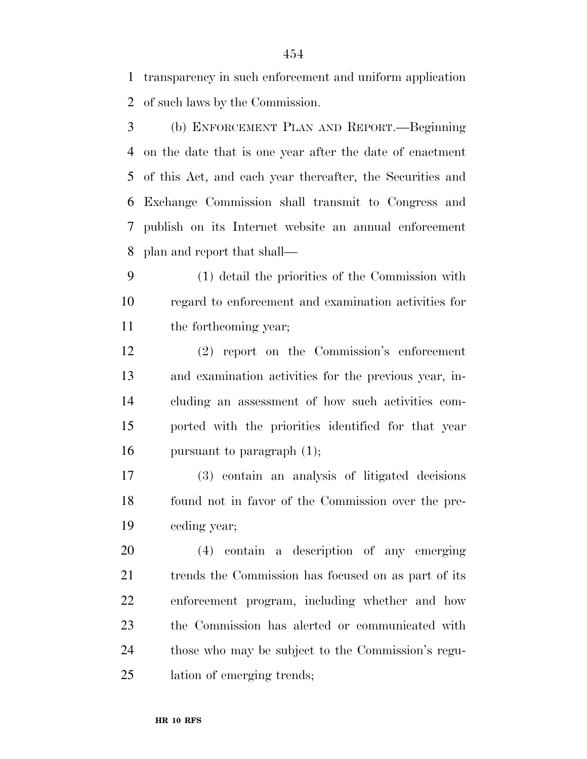transparency in such enforcement and uniform application of such laws by the Commission.

(b) ENFORCEMENT PLAN AND REPORT.—Beginning on the date that is one year after the date of enactment of this Act, and each year thereafter, the Securities and Exchange Commission shall transmit to Congress and publish on its Internet website an annual enforcement plan and report that shall—

(1) detail the priorities of the Commission with regard to enforcement and examination activities for the forthcoming year;

(2) report on the Commission's enforcement and examination activities for the previous year, including an assessment of how such activities comported with the priorities identified for that year pursuant to paragraph (1);

(3) contain an analysis of litigated decisions found not in favor of the Commission over the preceding year;

(4) contain a description of any emerging trends the Commission has focused on as part of its enforcement program, including whether and how the Commission has alerted or communicated with those who may be subject to the Commission's regulation of emerging trends;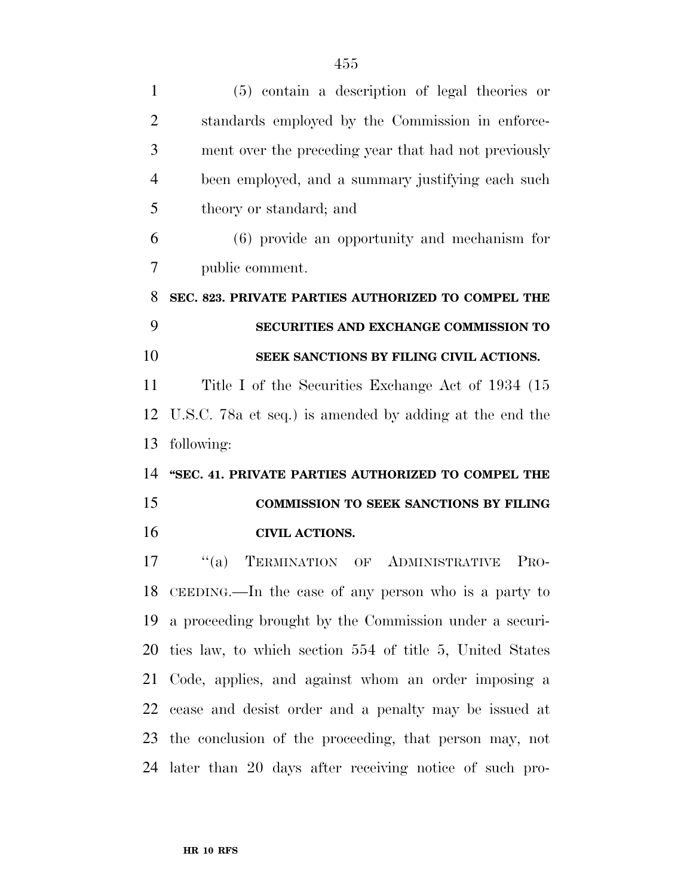(5) contain a description of legal theories or standards employed by the Commission in enforcement over the preceding year that had not previously been employed, and a summary justifying each such theory or standard; and

(6) provide an opportunity and mechanism for public comment.

**SEC. 823. PRIVATE PARTIES AUTHORIZED TO COMPEL THE SECURITIES AND EXCHANGE COMMISSION TO SEEK SANCTIONS BY FILING CIVIL ACTIONS.**

Title I of the Securities Exchange Act of 1934 (15 U.S.C. 78a et seq.) is amended by adding at the end the following:

**"SEC. 41. PRIVATE PARTIES AUTHORIZED TO COMPEL THE COMMISSION TO SEEK SANCTIONS BY FILING CIVIL ACTIONS.**

"(a) TERMINATION OF ADMINISTRATIVE PROCEEDING.—In the case of any person who is a party to a proceeding brought by the Commission under a securities law, to which section 554 of title 5, United States Code, applies, and against whom an order imposing a cease and desist order and a penalty may be issued at the conclusion of the proceeding, that person may, not later than 20 days after receiving notice of such pro-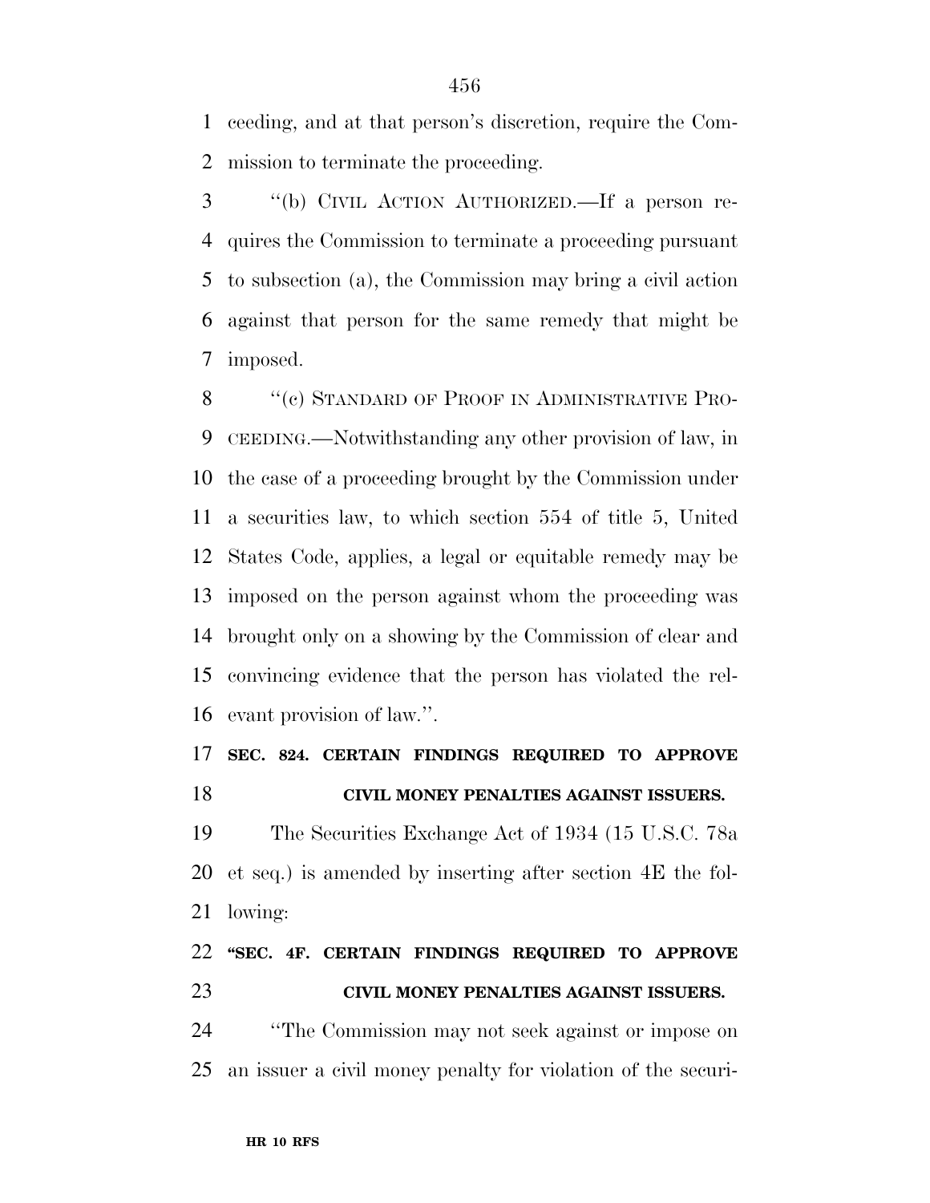ceeding, and at that person's discretion, require the Commission to terminate the proceeding.

"(b) CIVIL ACTION AUTHORIZED.—If a person requires the Commission to terminate a proceeding pursuant to subsection (a), the Commission may bring a civil action against that person for the same remedy that might be imposed.

"(c) STANDARD OF PROOF IN ADMINISTRATIVE PROCEEDING.—Notwithstanding any other provision of law, in the case of a proceeding brought by the Commission under a securities law, to which section 554 of title 5, United States Code, applies, a legal or equitable remedy may be imposed on the person against whom the proceeding was brought only on a showing by the Commission of clear and convincing evidence that the person has violated the relevant provision of law.".

**SEC. 824. CERTAIN FINDINGS REQUIRED TO APPROVE CIVIL MONEY PENALTIES AGAINST ISSUERS.**

The Securities Exchange Act of 1934 (15 U.S.C. 78a et seq.) is amended by inserting after section 4E the following:

**"SEC. 4F. CERTAIN FINDINGS REQUIRED TO APPROVE CIVIL MONEY PENALTIES AGAINST ISSUERS.**

"The Commission may not seek against or impose on an issuer a civil money penalty for violation of the securi-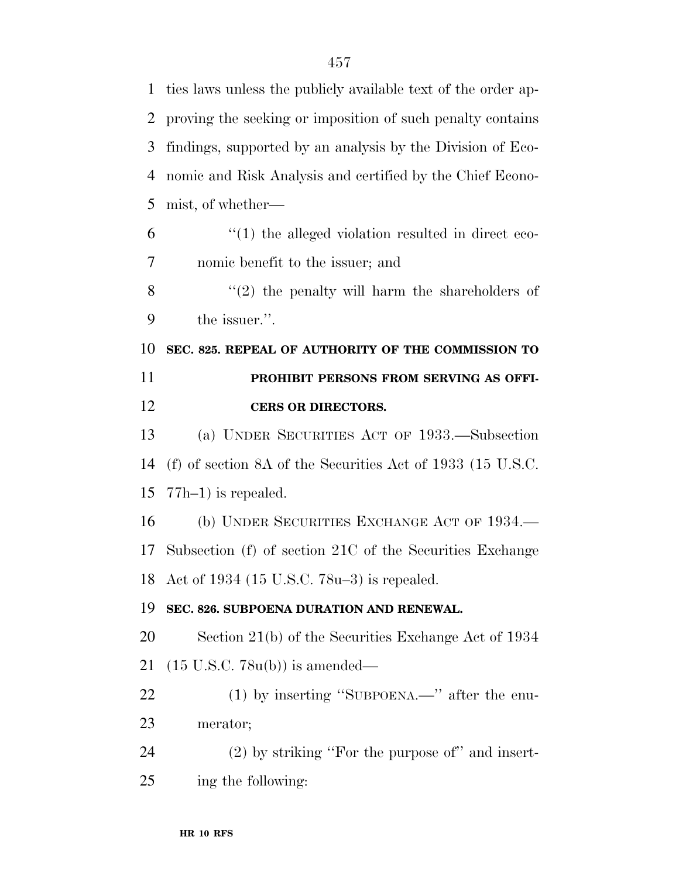ties laws unless the publicly available text of the order approving the seeking or imposition of such penalty contains findings, supported by an analysis by the Division of Economic and Risk Analysis and certified by the Chief Economist, of whether—

"(1) the alleged violation resulted in direct economic benefit to the issuer; and

"(2) the penalty will harm the shareholders of the issuer.".

**SEC. 825. REPEAL OF AUTHORITY OF THE COMMISSION TO PROHIBIT PERSONS FROM SERVING AS OFFICERS OR DIRECTORS.**

(a) UNDER SECURITIES ACT OF 1933.—Subsection (f) of section 8A of the Securities Act of 1933 (15 U.S.C. 77h–1) is repealed.

(b) UNDER SECURITIES EXCHANGE ACT OF 1934.—Subsection (f) of section 21C of the Securities Exchange Act of 1934 (15 U.S.C. 78u–3) is repealed.

**SEC. 826. SUBPOENA DURATION AND RENEWAL.**

Section 21(b) of the Securities Exchange Act of 1934 (15 U.S.C. 78u(b)) is amended—

(1) by inserting "SUBPOENA.—" after the enumerator;

(2) by striking "For the purpose of" and inserting the following: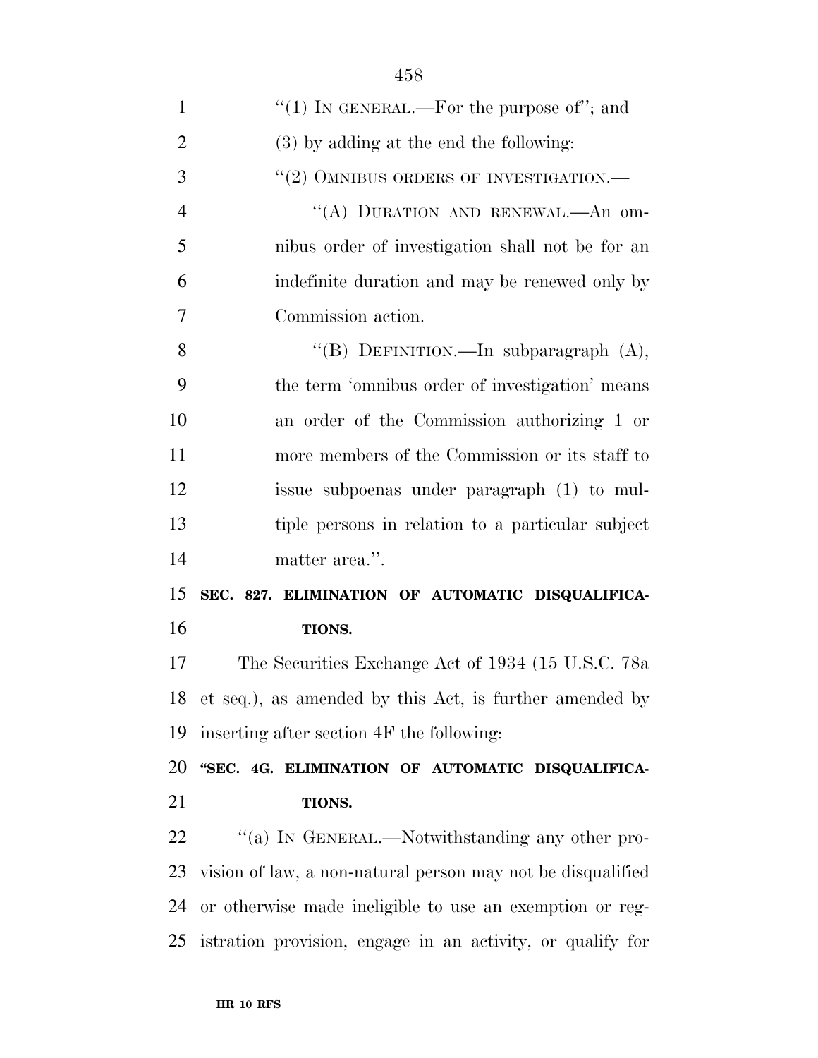"(1) IN GENERAL.—For the purpose of"; and

(3) by adding at the end the following:

"(2) OMNIBUS ORDERS OF INVESTIGATION.—

"(A) DURATION AND RENEWAL.—An omnibus order of investigation shall not be for an indefinite duration and may be renewed only by Commission action.

"(B) DEFINITION.—In subparagraph (A), the term 'omnibus order of investigation' means an order of the Commission authorizing 1 or more members of the Commission or its staff to issue subpoenas under paragraph (1) to multiple persons in relation to a particular subject matter area.".

**SEC. 827. ELIMINATION OF AUTOMATIC DISQUALIFICATIONS.**

The Securities Exchange Act of 1934 (15 U.S.C. 78a et seq.), as amended by this Act, is further amended by inserting after section 4F the following:

**"SEC. 4G. ELIMINATION OF AUTOMATIC DISQUALIFICATIONS.**

"(a) IN GENERAL.—Notwithstanding any other provision of law, a non-natural person may not be disqualified or otherwise made ineligible to use an exemption or registration provision, engage in an activity, or qualify for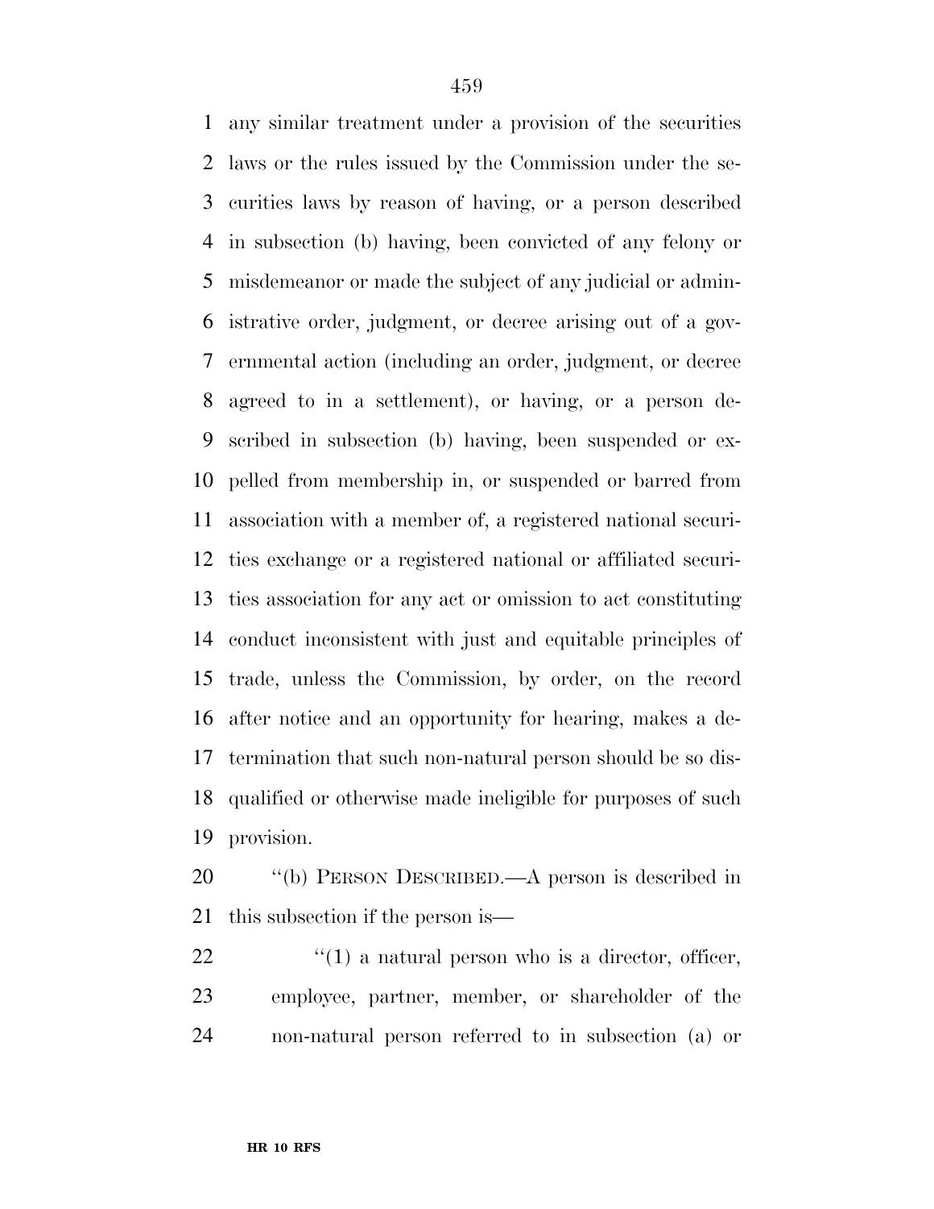any similar treatment under a provision of the securities laws or the rules issued by the Commission under the securities laws by reason of having, or a person described in subsection (b) having, been convicted of any felony or misdemeanor or made the subject of any judicial or administrative order, judgment, or decree arising out of a governmental action (including an order, judgment, or decree agreed to in a settlement), or having, or a person described in subsection (b) having, been suspended or expelled from membership in, or suspended or barred from association with a member of, a registered national securities exchange or a registered national or affiliated securities association for any act or omission to act constituting conduct inconsistent with just and equitable principles of trade, unless the Commission, by order, on the record after notice and an opportunity for hearing, makes a determination that such non-natural person should be so disqualified or otherwise made ineligible for purposes of such provision.

''(b) PERSON DESCRIBED.—A person is described in this subsection if the person is—

''(1) a natural person who is a director, officer, employee, partner, member, or shareholder of the non-natural person referred to in subsection (a) or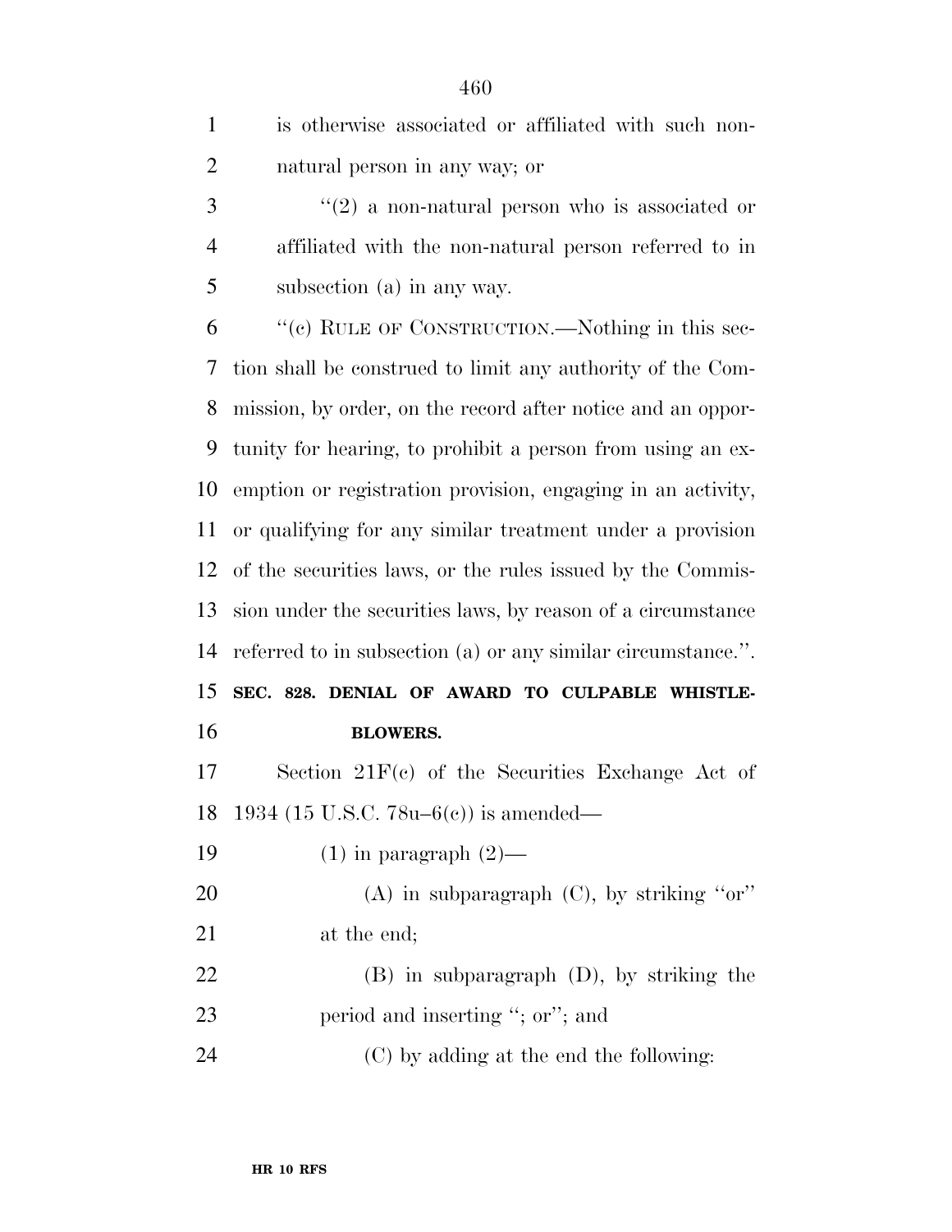is otherwise associated or affiliated with such non-natural person in any way; or

"(2) a non-natural person who is associated or affiliated with the non-natural person referred to in subsection (a) in any way.

"(c) RULE OF CONSTRUCTION.—Nothing in this section shall be construed to limit any authority of the Commission, by order, on the record after notice and an opportunity for hearing, to prohibit a person from using an exemption or registration provision, engaging in an activity, or qualifying for any similar treatment under a provision of the securities laws, or the rules issued by the Commission under the securities laws, by reason of a circumstance referred to in subsection (a) or any similar circumstance.".

**SEC. 828. DENIAL OF AWARD TO CULPABLE WHISTLEBLOWERS.**

Section 21F(c) of the Securities Exchange Act of 1934 (15 U.S.C. 78u–6(c)) is amended—

(1) in paragraph (2)—

(A) in subparagraph (C), by striking "or" at the end;

(B) in subparagraph (D), by striking the period and inserting "; or"; and

(C) by adding at the end the following: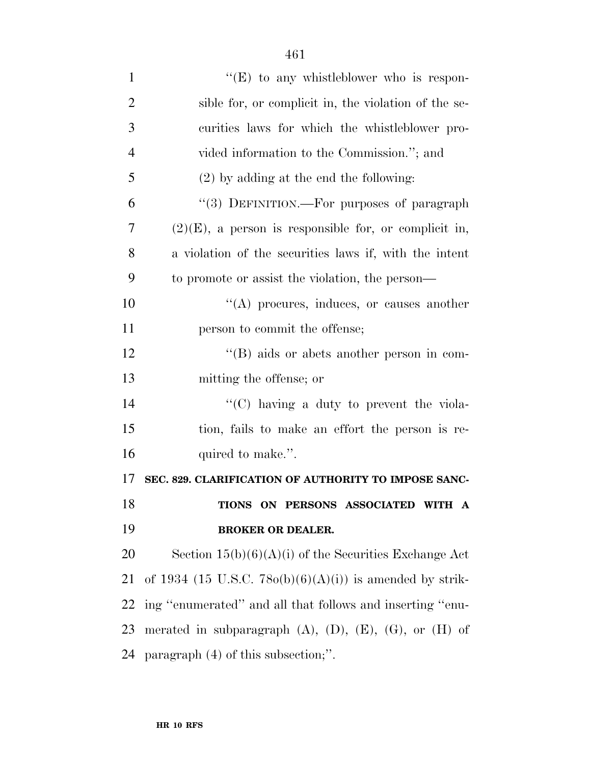"(E) to any whistleblower who is responsible for, or complicit in, the violation of the securities laws for which the whistleblower provided information to the Commission."; and

(2) by adding at the end the following:

"(3) DEFINITION.—For purposes of paragraph (2)(E), a person is responsible for, or complicit in, a violation of the securities laws if, with the intent to promote or assist the violation, the person—

"(A) procures, induces, or causes another person to commit the offense;

"(B) aids or abets another person in committing the offense; or

"(C) having a duty to prevent the violation, fails to make an effort the person is required to make.".

**SEC. 829. CLARIFICATION OF AUTHORITY TO IMPOSE SANCTIONS ON PERSONS ASSOCIATED WITH A BROKER OR DEALER.**

Section 15(b)(6)(A)(i) of the Securities Exchange Act of 1934 (15 U.S.C. 78o(b)(6)(A)(i)) is amended by striking "enumerated" and all that follows and inserting "enumerated in subparagraph (A), (D), (E), (G), or (H) of paragraph (4) of this subsection;".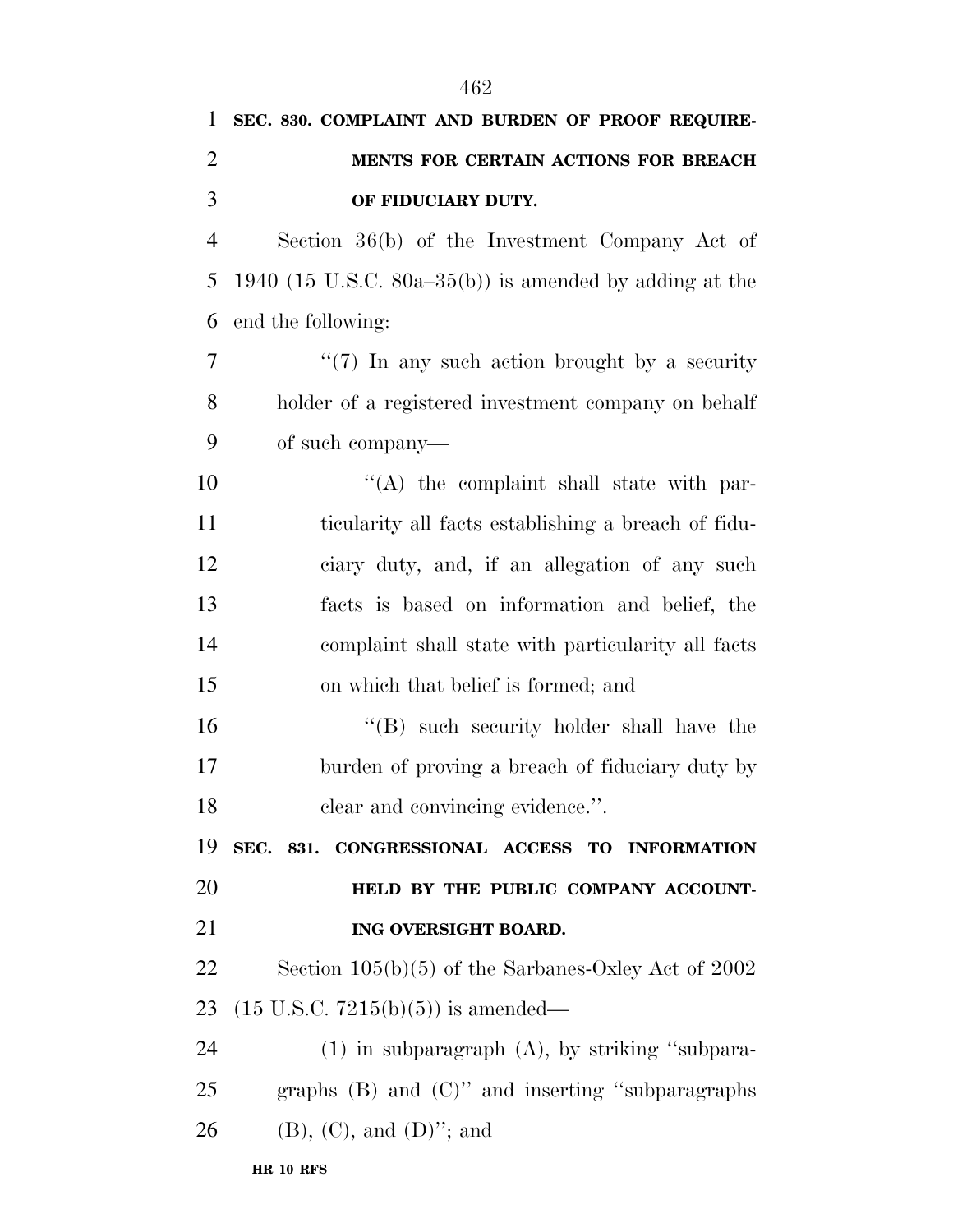**SEC. 830. COMPLAINT AND BURDEN OF PROOF REQUIREMENTS FOR CERTAIN ACTIONS FOR BREACH OF FIDUCIARY DUTY.**

Section 36(b) of the Investment Company Act of 1940 (15 U.S.C. 80a–35(b)) is amended by adding at the end the following:

"(7) In any such action brought by a security holder of a registered investment company on behalf of such company—

"(A) the complaint shall state with particularity all facts establishing a breach of fiduciary duty, and, if an allegation of any such facts is based on information and belief, the complaint shall state with particularity all facts on which that belief is formed; and

"(B) such security holder shall have the burden of proving a breach of fiduciary duty by clear and convincing evidence.".

**SEC. 831. CONGRESSIONAL ACCESS TO INFORMATION HELD BY THE PUBLIC COMPANY ACCOUNTING OVERSIGHT BOARD.**

Section 105(b)(5) of the Sarbanes-Oxley Act of 2002 (15 U.S.C. 7215(b)(5)) is amended—

(1) in subparagraph (A), by striking "subparagraphs (B) and (C)" and inserting "subparagraphs (B), (C), and (D)"; and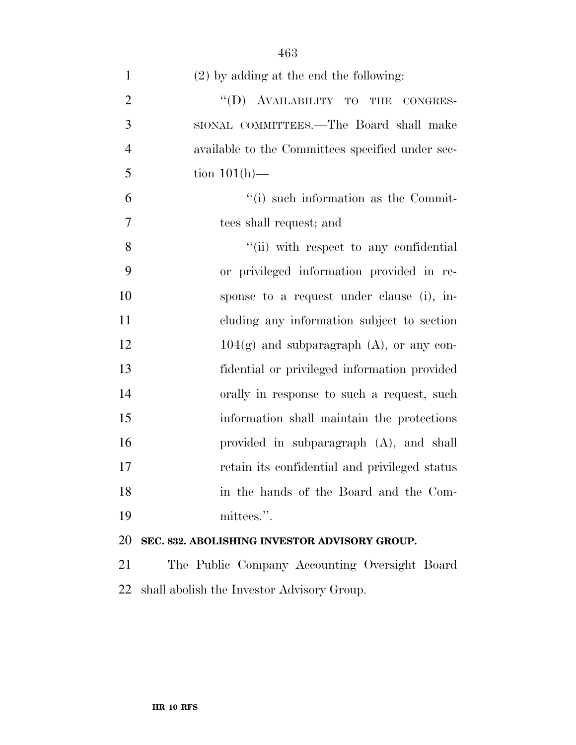(2) by adding at the end the following:

''(D) AVAILABILITY TO THE CONGRESSIONAL COMMITTEES.—The Board shall make available to the Committees specified under section 101(h)—

''(i) such information as the Committees shall request; and

''(ii) with respect to any confidential or privileged information provided in response to a request under clause (i), including any information subject to section 104(g) and subparagraph (A), or any confidential or privileged information provided orally in response to such a request, such information shall maintain the protections provided in subparagraph (A), and shall retain its confidential and privileged status in the hands of the Board and the Committees.''.

**SEC. 832. ABOLISHING INVESTOR ADVISORY GROUP.**

The Public Company Accounting Oversight Board shall abolish the Investor Advisory Group.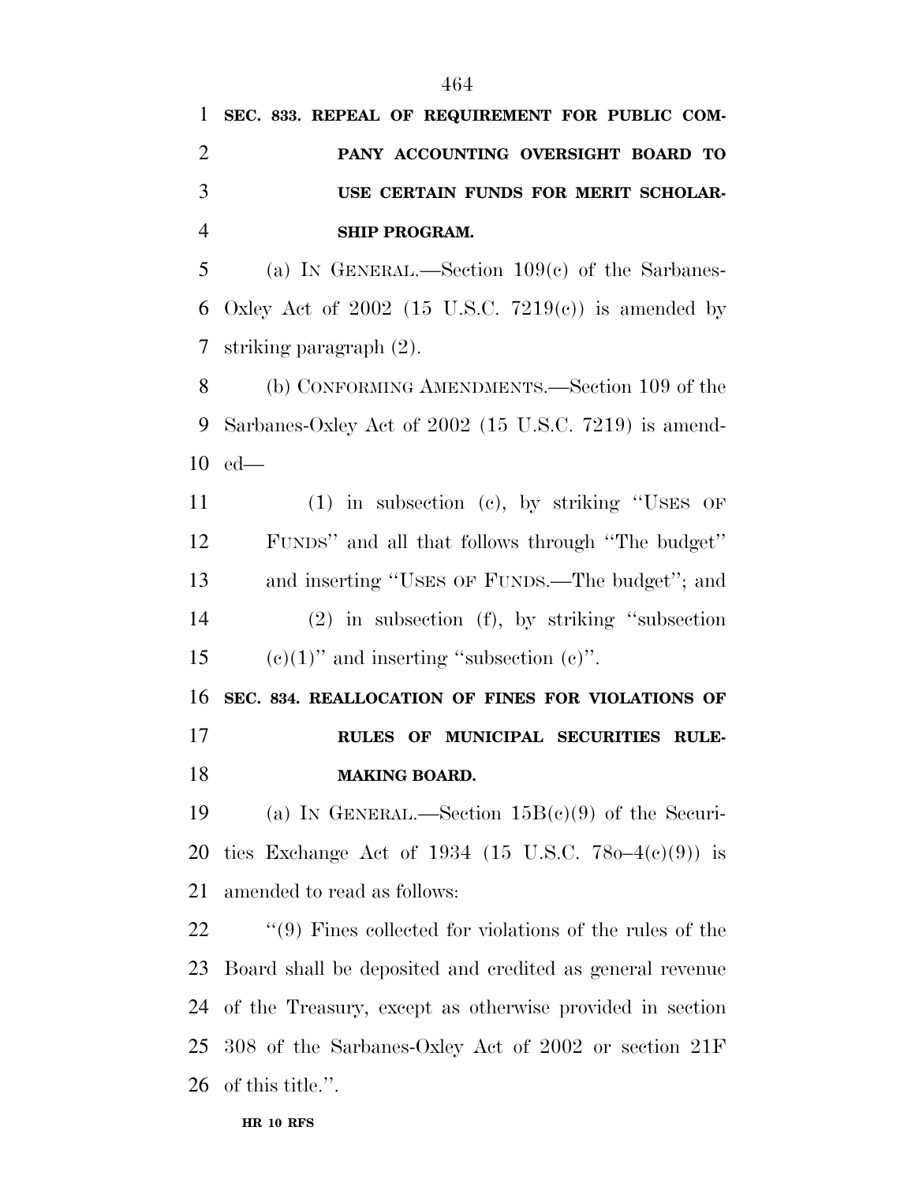**SEC. 833. REPEAL OF REQUIREMENT FOR PUBLIC COMPANY ACCOUNTING OVERSIGHT BOARD TO USE CERTAIN FUNDS FOR MERIT SCHOLARSHIP PROGRAM.**

(a) IN GENERAL.—Section 109(c) of the Sarbanes-Oxley Act of 2002 (15 U.S.C. 7219(c)) is amended by striking paragraph (2).

(b) CONFORMING AMENDMENTS.—Section 109 of the Sarbanes-Oxley Act of 2002 (15 U.S.C. 7219) is amended—

(1) in subsection (c), by striking "USES OF FUNDS" and all that follows through "The budget" and inserting "USES OF FUNDS.—The budget"; and

(2) in subsection (f), by striking "subsection (c)(1)" and inserting "subsection (c)".

**SEC. 834. REALLOCATION OF FINES FOR VIOLATIONS OF RULES OF MUNICIPAL SECURITIES RULEMAKING BOARD.**

(a) IN GENERAL.—Section 15B(c)(9) of the Securities Exchange Act of 1934 (15 U.S.C. 78o–4(c)(9)) is amended to read as follows:

"(9) Fines collected for violations of the rules of the Board shall be deposited and credited as general revenue of the Treasury, except as otherwise provided in section 308 of the Sarbanes-Oxley Act of 2002 or section 21F of this title.".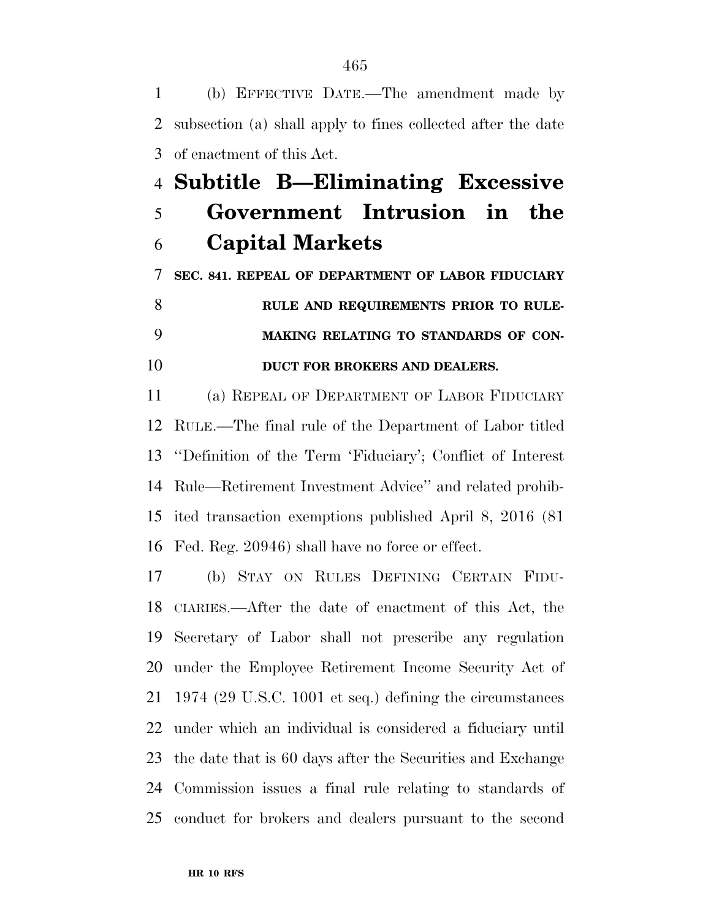(b) Effective Date.—The amendment made by subsection (a) shall apply to fines collected after the date of enactment of this Act.

## Subtitle B—Eliminating Excessive Government Intrusion in the Capital Markets

### SEC. 841. REPEAL OF DEPARTMENT OF LABOR FIDUCIARY RULE AND REQUIREMENTS PRIOR TO RULEMAKING RELATING TO STANDARDS OF CONDUCT FOR BROKERS AND DEALERS.

(a) Repeal of Department of Labor Fiduciary Rule.—The final rule of the Department of Labor titled ''Definition of the Term 'Fiduciary'; Conflict of Interest Rule—Retirement Investment Advice'' and related prohibited transaction exemptions published April 8, 2016 (81 Fed. Reg. 20946) shall have no force or effect.

(b) Stay on Rules Defining Certain Fiduciaries.—After the date of enactment of this Act, the Secretary of Labor shall not prescribe any regulation under the Employee Retirement Income Security Act of 1974 (29 U.S.C. 1001 et seq.) defining the circumstances under which an individual is considered a fiduciary until the date that is 60 days after the Securities and Exchange Commission issues a final rule relating to standards of conduct for brokers and dealers pursuant to the second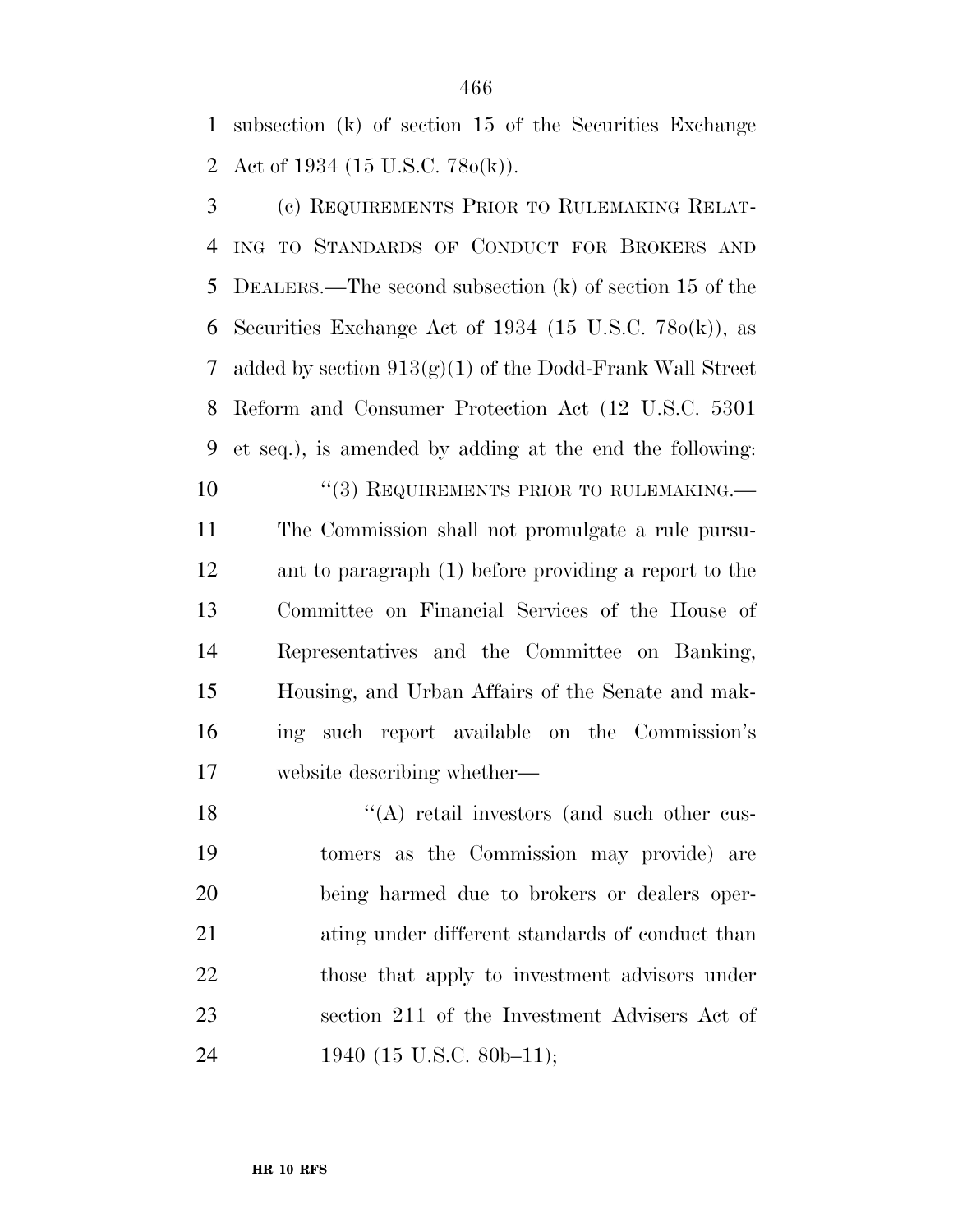subsection (k) of section 15 of the Securities Exchange Act of 1934 (15 U.S.C. 78o(k)).

(c) REQUIREMENTS PRIOR TO RULEMAKING RELATING TO STANDARDS OF CONDUCT FOR BROKERS AND DEALERS.—The second subsection (k) of section 15 of the Securities Exchange Act of 1934 (15 U.S.C. 78o(k)), as added by section 913(g)(1) of the Dodd-Frank Wall Street Reform and Consumer Protection Act (12 U.S.C. 5301 et seq.), is amended by adding at the end the following:

"(3) REQUIREMENTS PRIOR TO RULEMAKING.—The Commission shall not promulgate a rule pursuant to paragraph (1) before providing a report to the Committee on Financial Services of the House of Representatives and the Committee on Banking, Housing, and Urban Affairs of the Senate and making such report available on the Commission's website describing whether—

"(A) retail investors (and such other customers as the Commission may provide) are being harmed due to brokers or dealers operating under different standards of conduct than those that apply to investment advisors under section 211 of the Investment Advisers Act of 1940 (15 U.S.C. 80b–11);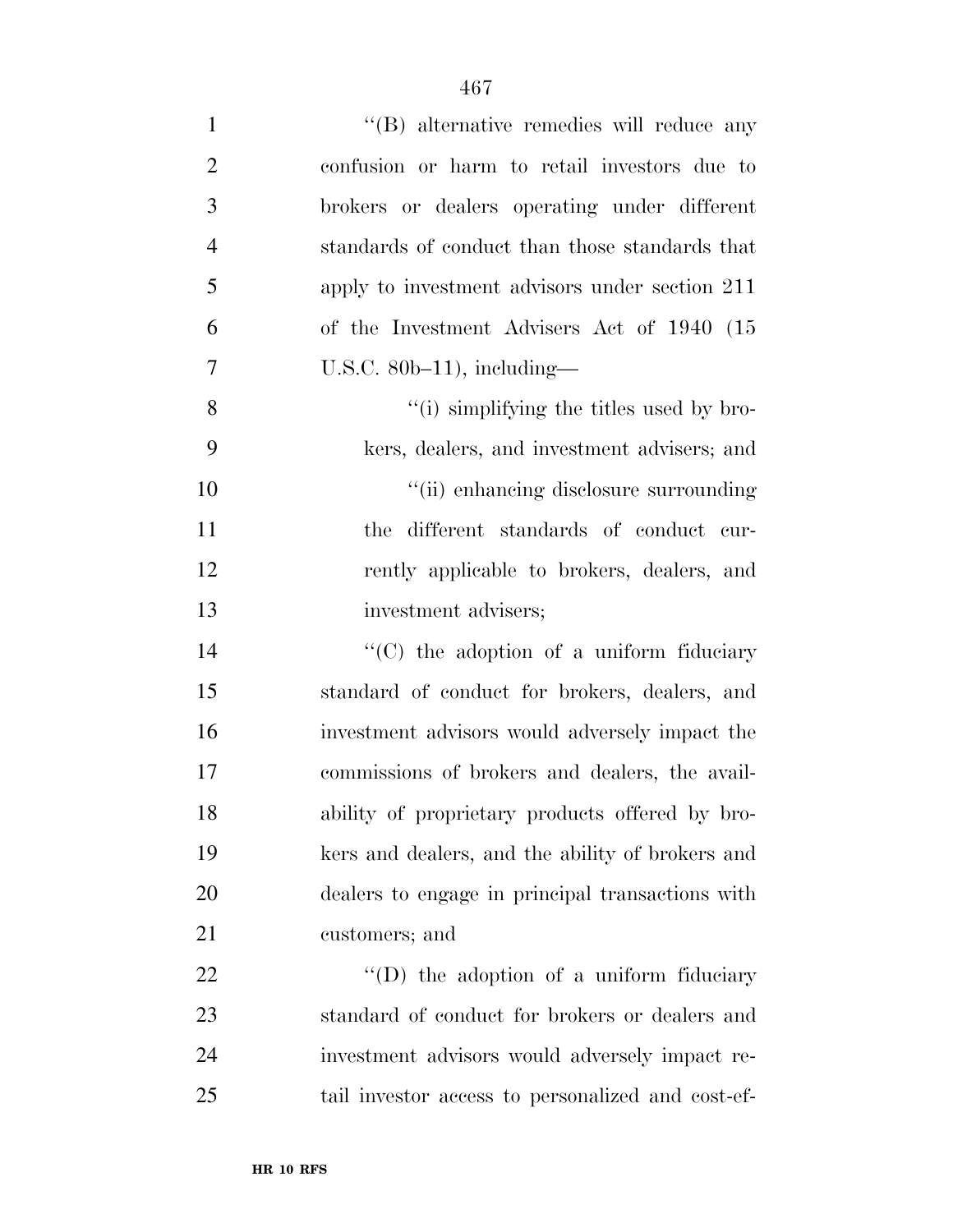''(B) alternative remedies will reduce any confusion or harm to retail investors due to brokers or dealers operating under different standards of conduct than those standards that apply to investment advisors under section 211 of the Investment Advisers Act of 1940 (15 U.S.C. 80b–11), including—

''(i) simplifying the titles used by brokers, dealers, and investment advisers; and

''(ii) enhancing disclosure surrounding the different standards of conduct currently applicable to brokers, dealers, and investment advisers;

''(C) the adoption of a uniform fiduciary standard of conduct for brokers, dealers, and investment advisors would adversely impact the commissions of brokers and dealers, the availability of proprietary products offered by brokers and dealers, and the ability of brokers and dealers to engage in principal transactions with customers; and

''(D) the adoption of a uniform fiduciary standard of conduct for brokers or dealers and investment advisors would adversely impact retail investor access to personalized and cost-ef-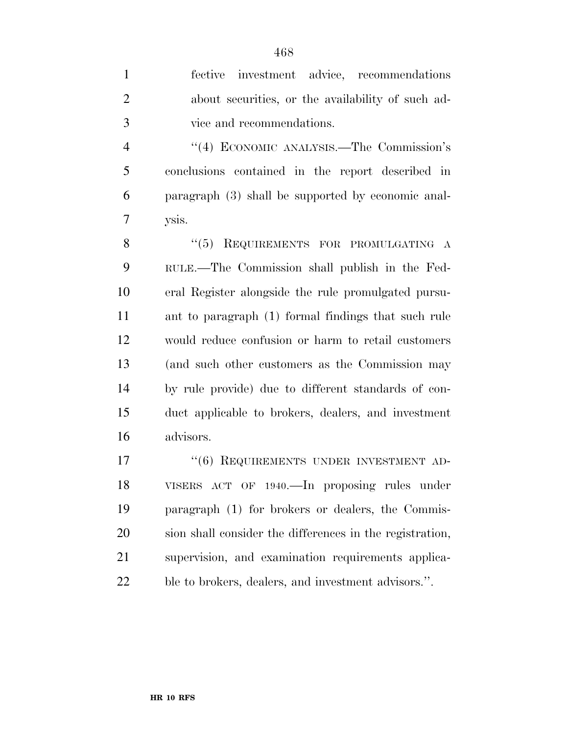fective investment advice, recommendations about securities, or the availability of such advice and recommendations.

''(4) ECONOMIC ANALYSIS.—The Commission's conclusions contained in the report described in paragraph (3) shall be supported by economic analysis.

''(5) REQUIREMENTS FOR PROMULGATING A RULE.—The Commission shall publish in the Federal Register alongside the rule promulgated pursuant to paragraph (1) formal findings that such rule would reduce confusion or harm to retail customers (and such other customers as the Commission may by rule provide) due to different standards of conduct applicable to brokers, dealers, and investment advisors.

''(6) REQUIREMENTS UNDER INVESTMENT ADVISERS ACT OF 1940.—In proposing rules under paragraph (1) for brokers or dealers, the Commission shall consider the differences in the registration, supervision, and examination requirements applicable to brokers, dealers, and investment advisors.''.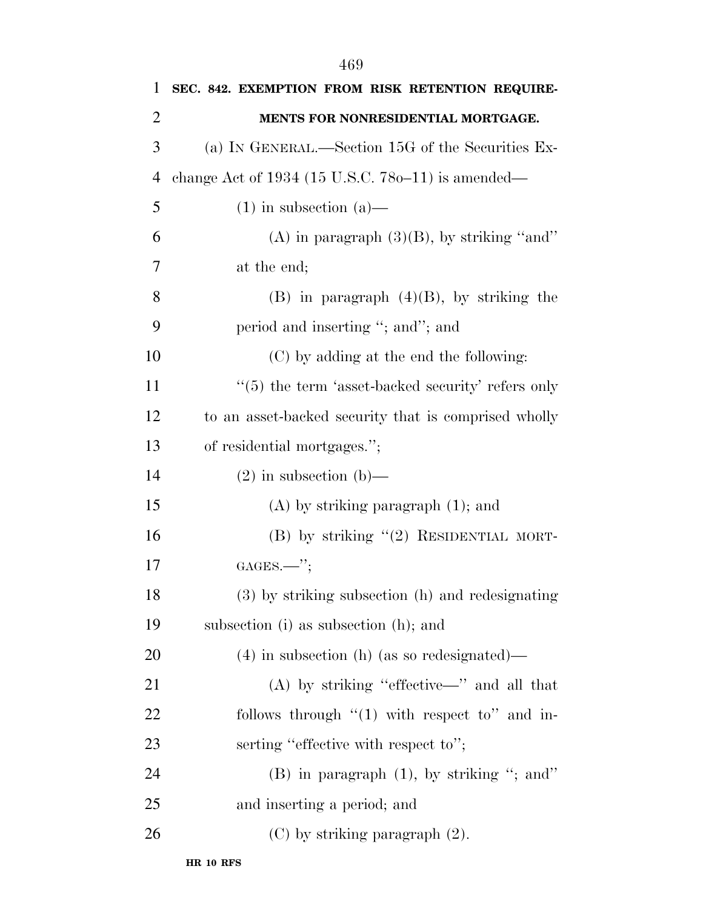**SEC. 842. EXEMPTION FROM RISK RETENTION REQUIREMENTS FOR NONRESIDENTIAL MORTGAGE.**

(a) IN GENERAL.—Section 15G of the Securities Exchange Act of 1934 (15 U.S.C. 78o–11) is amended—

(1) in subsection (a)—

(A) in paragraph (3)(B), by striking ''and'' at the end;

(B) in paragraph (4)(B), by striking the period and inserting ''; and''; and

(C) by adding at the end the following:

''(5) the term 'asset-backed security' refers only to an asset-backed security that is comprised wholly of residential mortgages.'';

(2) in subsection (b)—

(A) by striking paragraph (1); and

(B) by striking ''(2) RESIDENTIAL MORTGAGES.—'';

(3) by striking subsection (h) and redesignating subsection (i) as subsection (h); and

(4) in subsection (h) (as so redesignated)—

(A) by striking ''effective—'' and all that follows through ''(1) with respect to'' and inserting ''effective with respect to'';

(B) in paragraph (1), by striking ''; and'' and inserting a period; and

(C) by striking paragraph (2).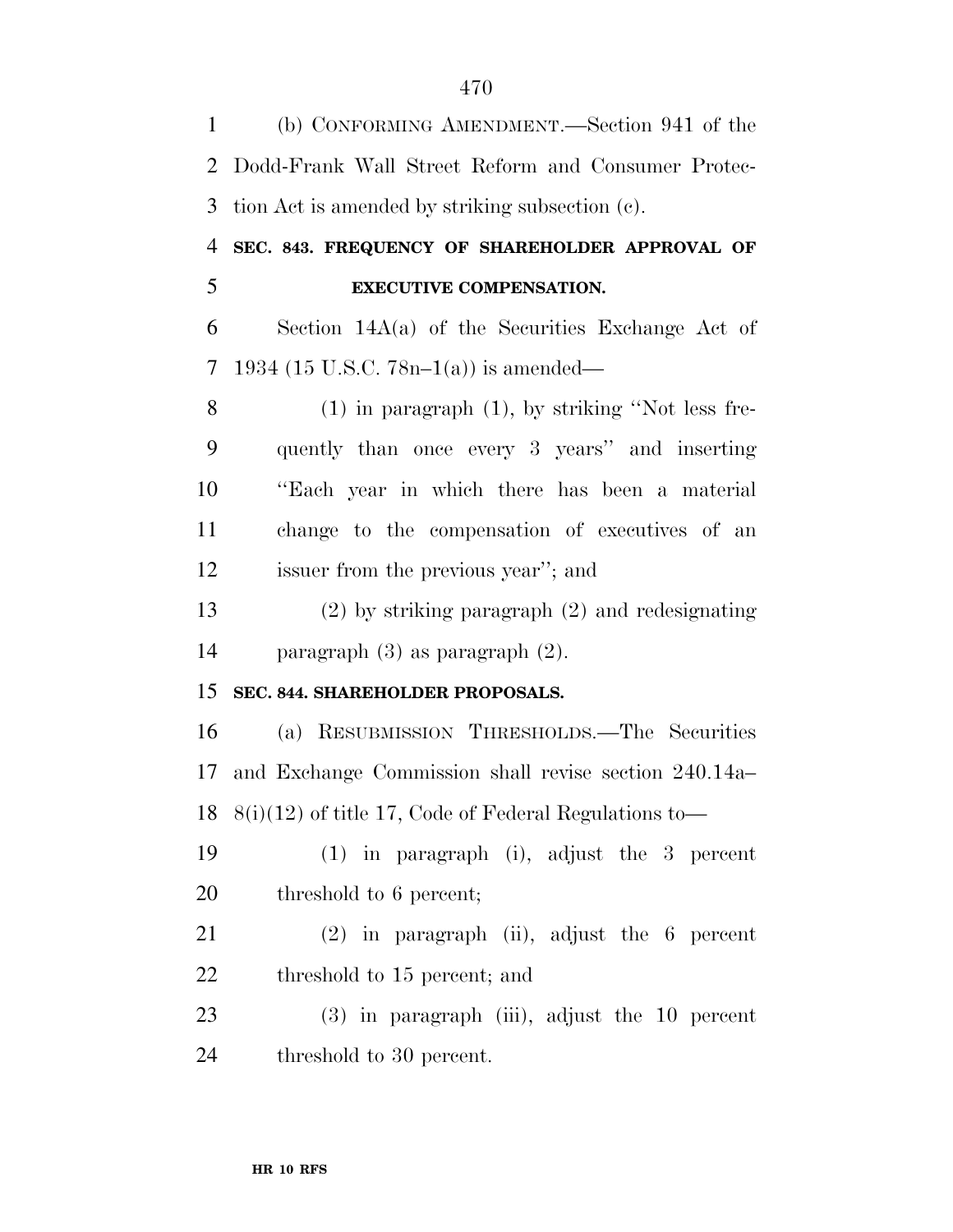(b) CONFORMING AMENDMENT.—Section 941 of the Dodd-Frank Wall Street Reform and Consumer Protection Act is amended by striking subsection (c).

**SEC. 843. FREQUENCY OF SHAREHOLDER APPROVAL OF EXECUTIVE COMPENSATION.**

Section 14A(a) of the Securities Exchange Act of 1934 (15 U.S.C. 78n–1(a)) is amended—

(1) in paragraph (1), by striking ''Not less frequently than once every 3 years'' and inserting ''Each year in which there has been a material change to the compensation of executives of an issuer from the previous year''; and

(2) by striking paragraph (2) and redesignating paragraph (3) as paragraph (2).

**SEC. 844. SHAREHOLDER PROPOSALS.**

(a) RESUBMISSION THRESHOLDS.—The Securities and Exchange Commission shall revise section 240.14a–8(i)(12) of title 17, Code of Federal Regulations to—

(1) in paragraph (i), adjust the 3 percent threshold to 6 percent;

(2) in paragraph (ii), adjust the 6 percent threshold to 15 percent; and

(3) in paragraph (iii), adjust the 10 percent threshold to 30 percent.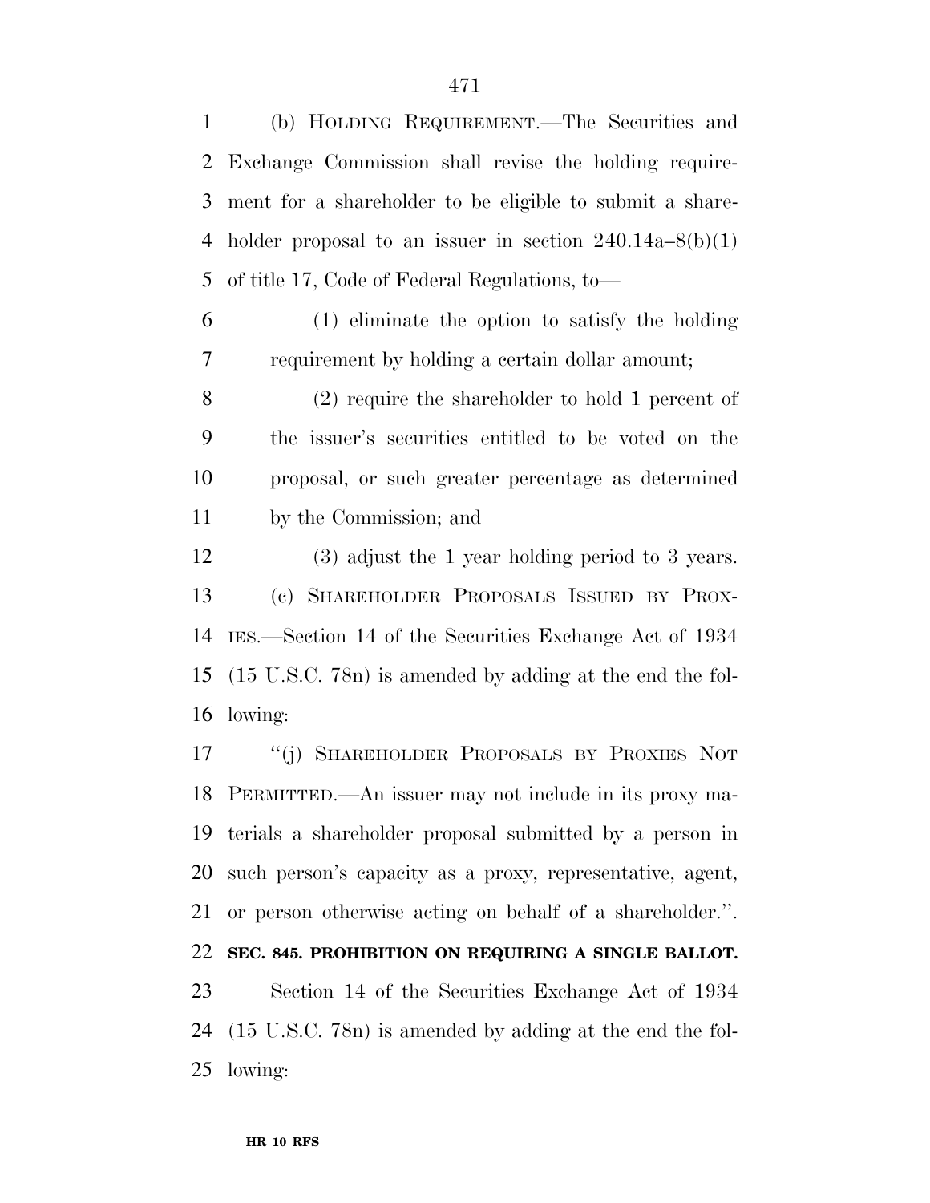(b) HOLDING REQUIREMENT.—The Securities and Exchange Commission shall revise the holding requirement for a shareholder to be eligible to submit a shareholder proposal to an issuer in section 240.14a–8(b)(1) of title 17, Code of Federal Regulations, to—

(1) eliminate the option to satisfy the holding requirement by holding a certain dollar amount;

(2) require the shareholder to hold 1 percent of the issuer's securities entitled to be voted on the proposal, or such greater percentage as determined by the Commission; and

(3) adjust the 1 year holding period to 3 years.

(c) SHAREHOLDER PROPOSALS ISSUED BY PROXIES.—Section 14 of the Securities Exchange Act of 1934 (15 U.S.C. 78n) is amended by adding at the end the following:

"(j) SHAREHOLDER PROPOSALS BY PROXIES NOT PERMITTED.—An issuer may not include in its proxy materials a shareholder proposal submitted by a person in such person's capacity as a proxy, representative, agent, or person otherwise acting on behalf of a shareholder.".

**SEC. 845. PROHIBITION ON REQUIRING A SINGLE BALLOT.**

Section 14 of the Securities Exchange Act of 1934 (15 U.S.C. 78n) is amended by adding at the end the following: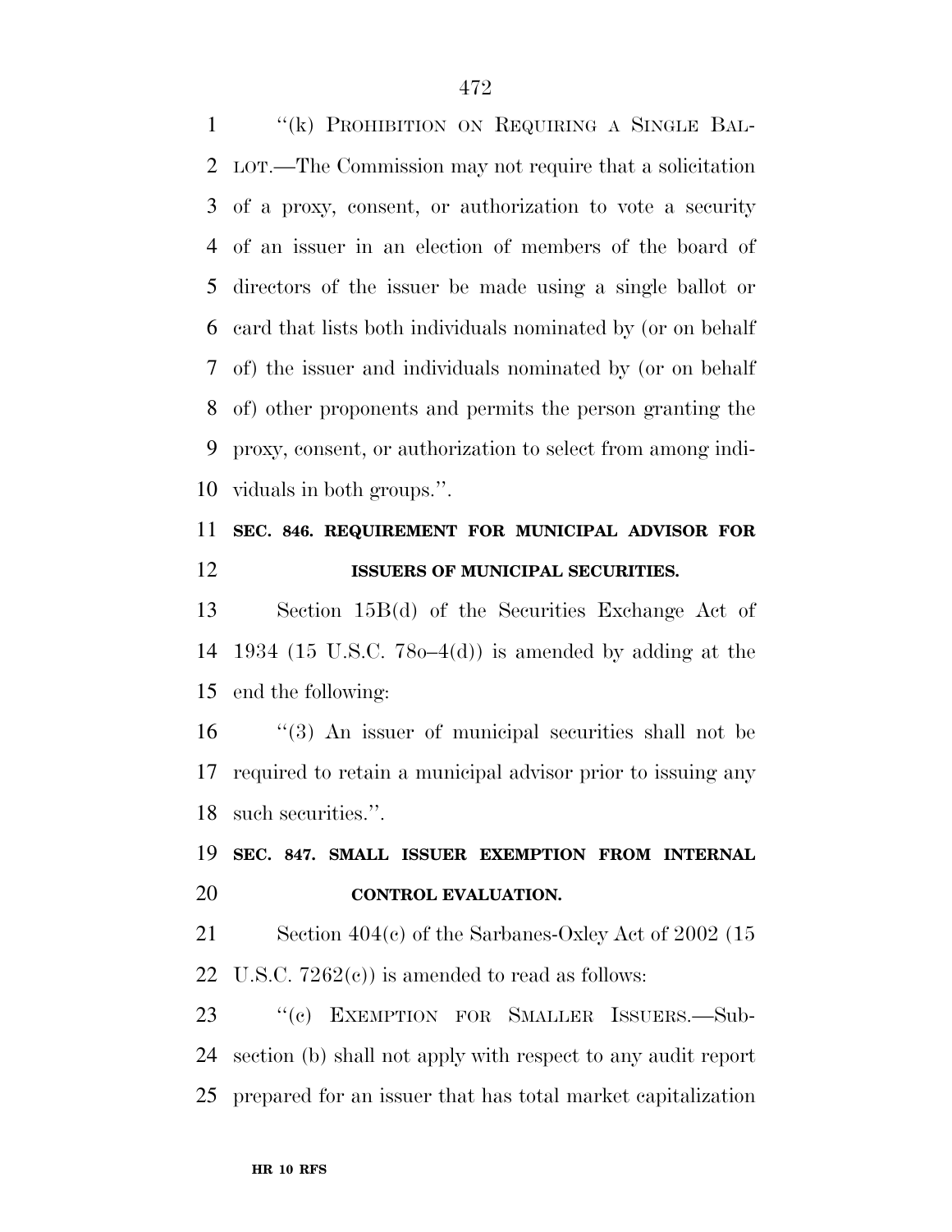"(k) PROHIBITION ON REQUIRING A SINGLE BALLOT.—The Commission may not require that a solicitation of a proxy, consent, or authorization to vote a security of an issuer in an election of members of the board of directors of the issuer be made using a single ballot or card that lists both individuals nominated by (or on behalf of) the issuer and individuals nominated by (or on behalf of) other proponents and permits the person granting the proxy, consent, or authorization to select from among individuals in both groups.".

**SEC. 846. REQUIREMENT FOR MUNICIPAL ADVISOR FOR ISSUERS OF MUNICIPAL SECURITIES.**

Section 15B(d) of the Securities Exchange Act of 1934 (15 U.S.C. 78o–4(d)) is amended by adding at the end the following:

"(3) An issuer of municipal securities shall not be required to retain a municipal advisor prior to issuing any such securities.".

**SEC. 847. SMALL ISSUER EXEMPTION FROM INTERNAL CONTROL EVALUATION.**

Section 404(c) of the Sarbanes-Oxley Act of 2002 (15 U.S.C. 7262(c)) is amended to read as follows:

"(c) EXEMPTION FOR SMALLER ISSUERS.—Subsection (b) shall not apply with respect to any audit report prepared for an issuer that has total market capitalization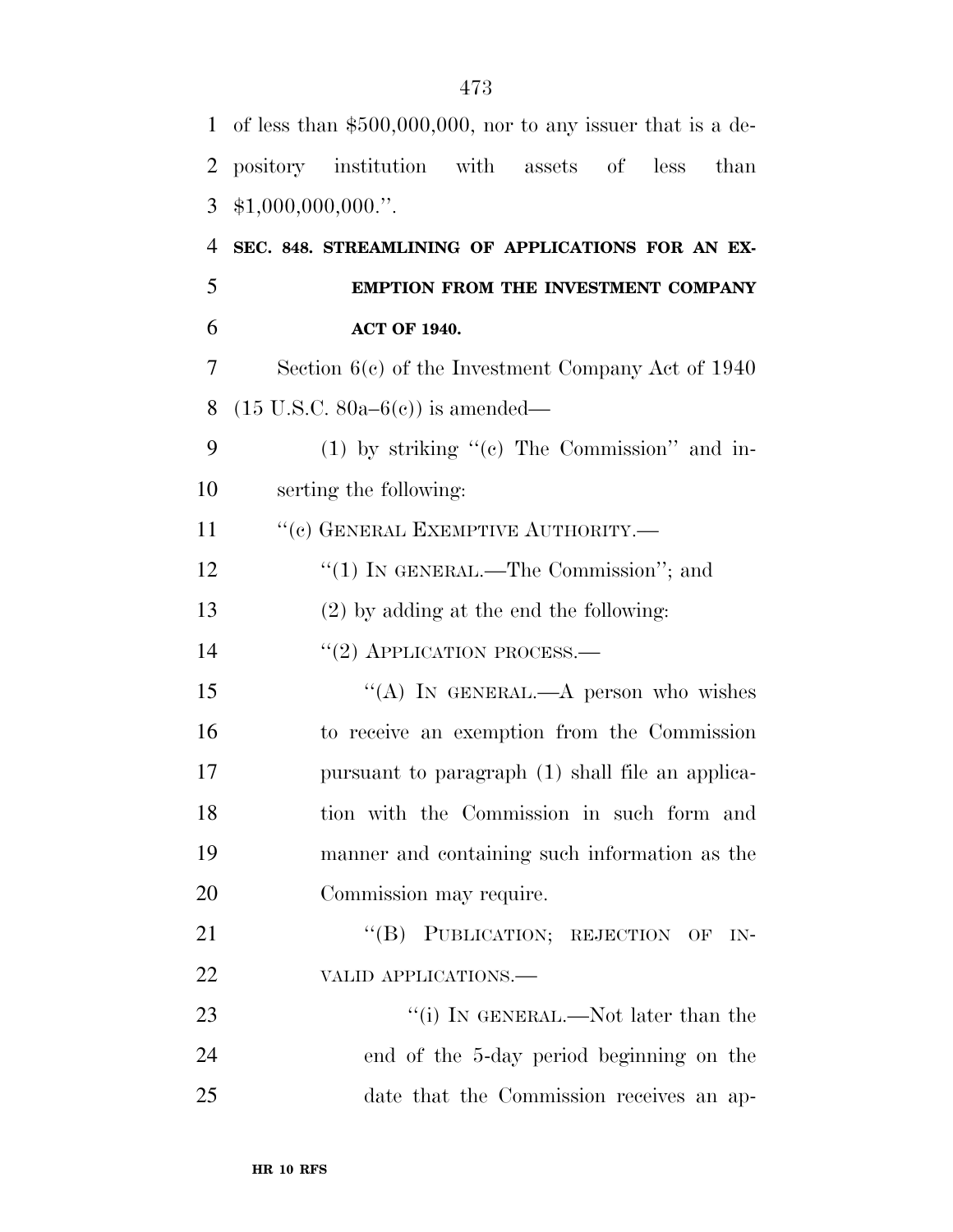of less than $500,000,000, nor to any issuer that is a depository institution with assets of less than $1,000,000,000.''.

**SEC. 848. STREAMLINING OF APPLICATIONS FOR AN EXEMPTION FROM THE INVESTMENT COMPANY ACT OF 1940.**

Section 6(c) of the Investment Company Act of 1940 (15 U.S.C. 80a–6(c)) is amended—

(1) by striking ''(c) The Commission'' and inserting the following:

''(c) GENERAL EXEMPTIVE AUTHORITY.—

''(1) IN GENERAL.—The Commission''; and

(2) by adding at the end the following:

''(2) APPLICATION PROCESS.—

''(A) IN GENERAL.—A person who wishes to receive an exemption from the Commission pursuant to paragraph (1) shall file an application with the Commission in such form and manner and containing such information as the Commission may require.

''(B) PUBLICATION; REJECTION OF INVALID APPLICATIONS.—

''(i) IN GENERAL.—Not later than the end of the 5-day period beginning on the date that the Commission receives an ap-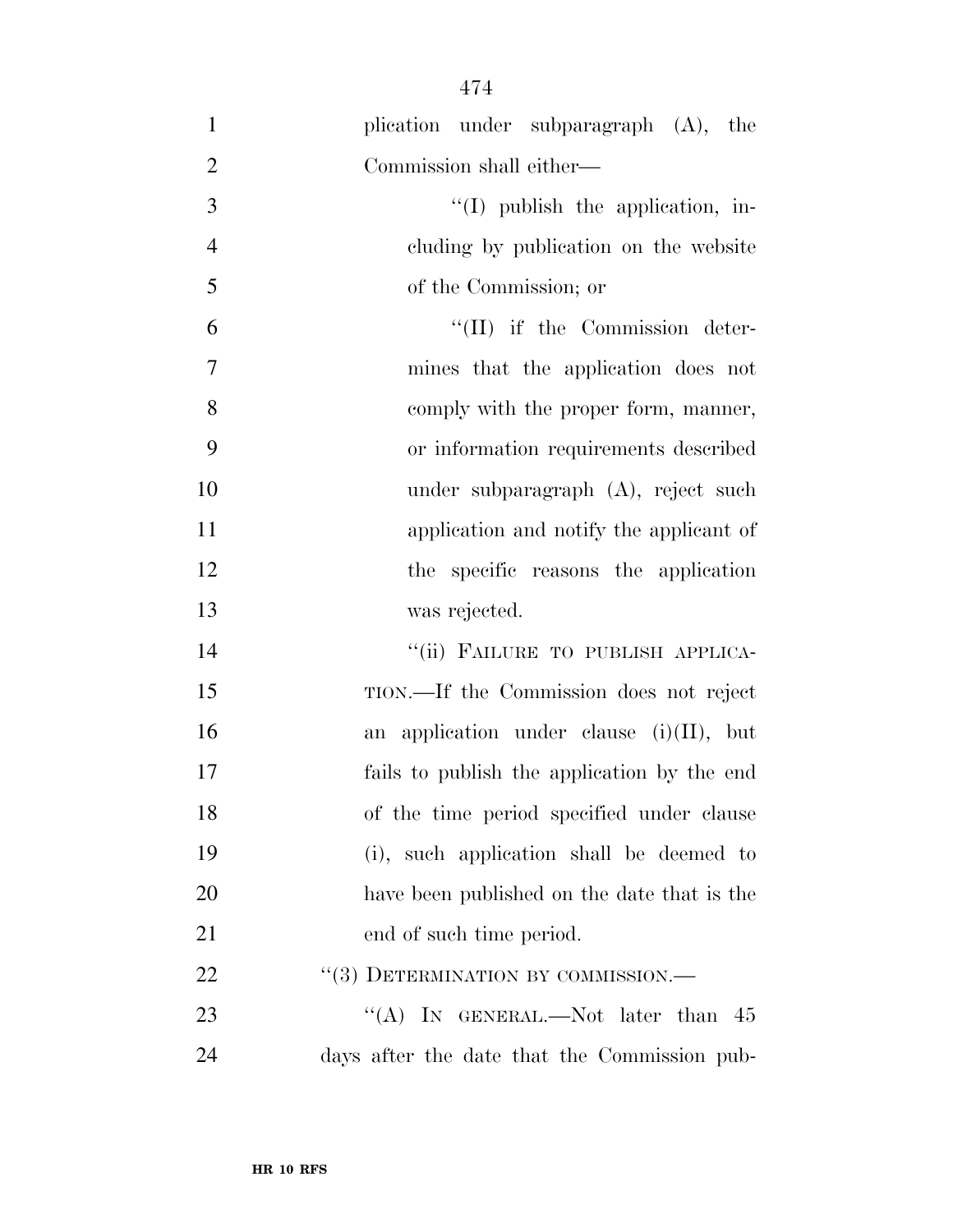plication under subparagraph (A), the Commission shall either—

"(I) publish the application, including by publication on the website of the Commission; or

"(II) if the Commission determines that the application does not comply with the proper form, manner, or information requirements described under subparagraph (A), reject such application and notify the applicant of the specific reasons the application was rejected.

"(ii) FAILURE TO PUBLISH APPLICATION.—If the Commission does not reject an application under clause (i)(II), but fails to publish the application by the end of the time period specified under clause (i), such application shall be deemed to have been published on the date that is the end of such time period.

"(3) DETERMINATION BY COMMISSION.—

"(A) IN GENERAL.—Not later than 45 days after the date that the Commission pub-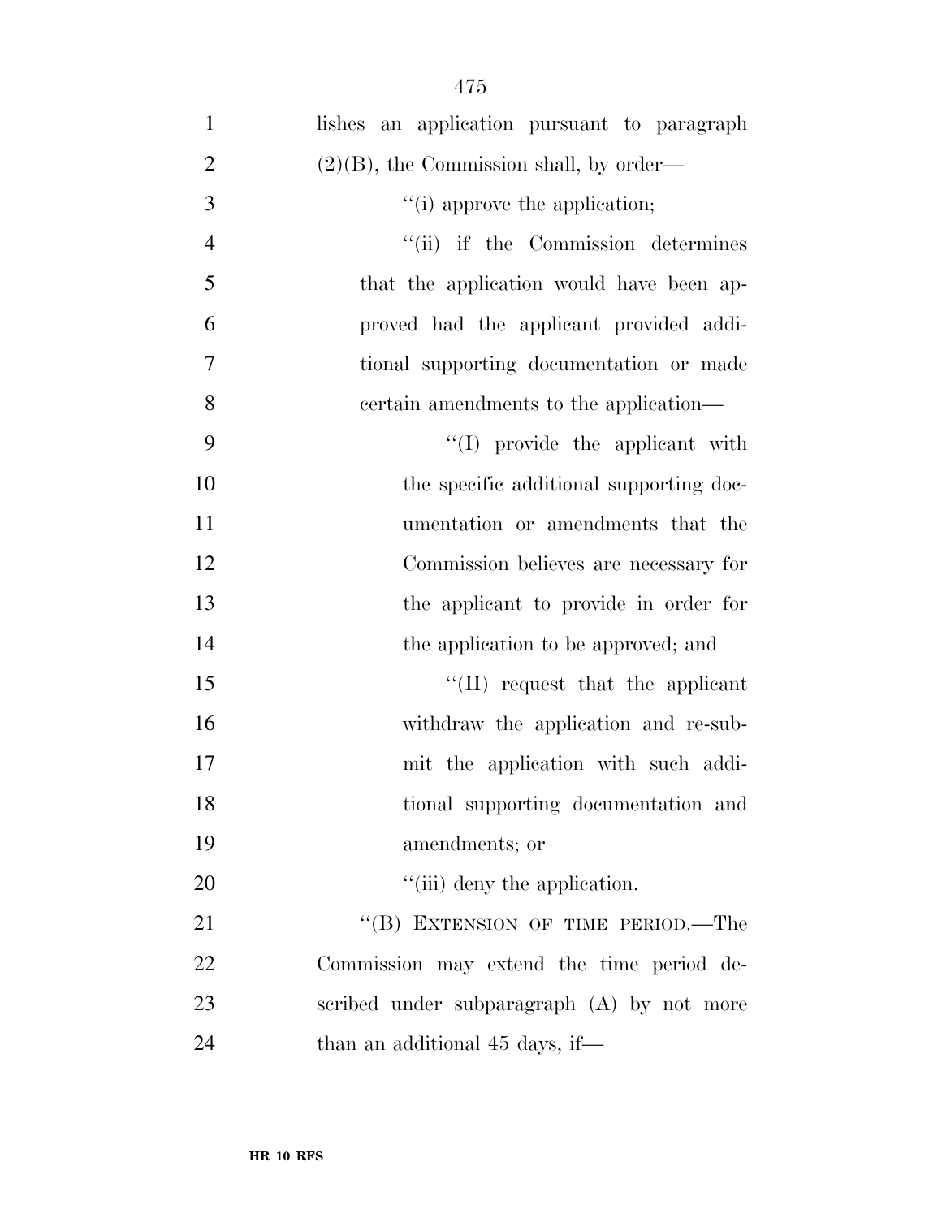lishes an application pursuant to paragraph (2)(B), the Commission shall, by order—

''(i) approve the application;

''(ii) if the Commission determines that the application would have been approved had the applicant provided additional supporting documentation or made certain amendments to the application—

''(I) provide the applicant with the specific additional supporting documentation or amendments that the Commission believes are necessary for the applicant to provide in order for the application to be approved; and

''(II) request that the applicant withdraw the application and re-submit the application with such additional supporting documentation and amendments; or

''(iii) deny the application.

''(B) EXTENSION OF TIME PERIOD.—The Commission may extend the time period described under subparagraph (A) by not more than an additional 45 days, if—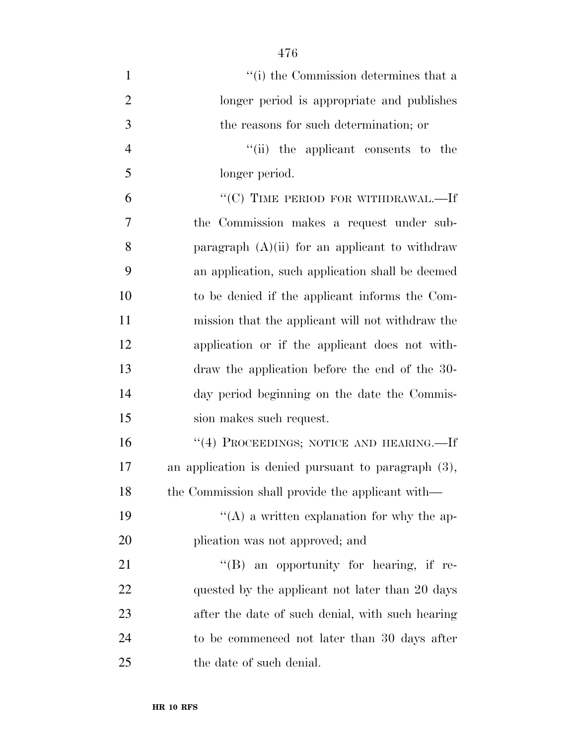''(i) the Commission determines that a longer period is appropriate and publishes the reasons for such determination; or

''(ii) the applicant consents to the longer period.

''(C) TIME PERIOD FOR WITHDRAWAL.—If the Commission makes a request under subparagraph (A)(ii) for an applicant to withdraw an application, such application shall be deemed to be denied if the applicant informs the Commission that the applicant will not withdraw the application or if the applicant does not withdraw the application before the end of the 30-day period beginning on the date the Commission makes such request.

''(4) PROCEEDINGS; NOTICE AND HEARING.—If an application is denied pursuant to paragraph (3), the Commission shall provide the applicant with—

''(A) a written explanation for why the application was not approved; and

''(B) an opportunity for hearing, if requested by the applicant not later than 20 days after the date of such denial, with such hearing to be commenced not later than 30 days after the date of such denial.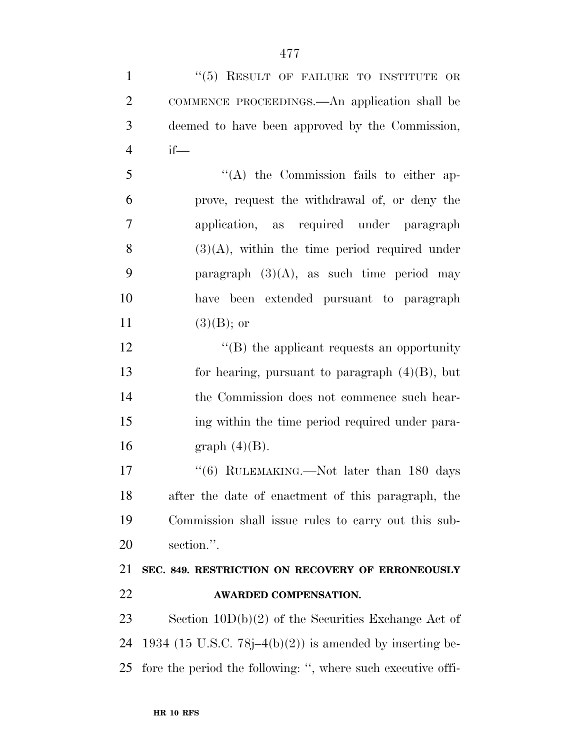"(5) RESULT OF FAILURE TO INSTITUTE OR COMMENCE PROCEEDINGS.—An application shall be deemed to have been approved by the Commission, if—

"(A) the Commission fails to either approve, request the withdrawal of, or deny the application, as required under paragraph (3)(A), within the time period required under paragraph (3)(A), as such time period may have been extended pursuant to paragraph (3)(B); or

"(B) the applicant requests an opportunity for hearing, pursuant to paragraph (4)(B), but the Commission does not commence such hearing within the time period required under paragraph (4)(B).

"(6) RULEMAKING.—Not later than 180 days after the date of enactment of this paragraph, the Commission shall issue rules to carry out this subsection.".

**SEC. 849. RESTRICTION ON RECOVERY OF ERRONEOUSLY AWARDED COMPENSATION.**

Section 10D(b)(2) of the Securities Exchange Act of 1934 (15 U.S.C. 78j–4(b)(2)) is amended by inserting before the period the following: ", where such executive offi-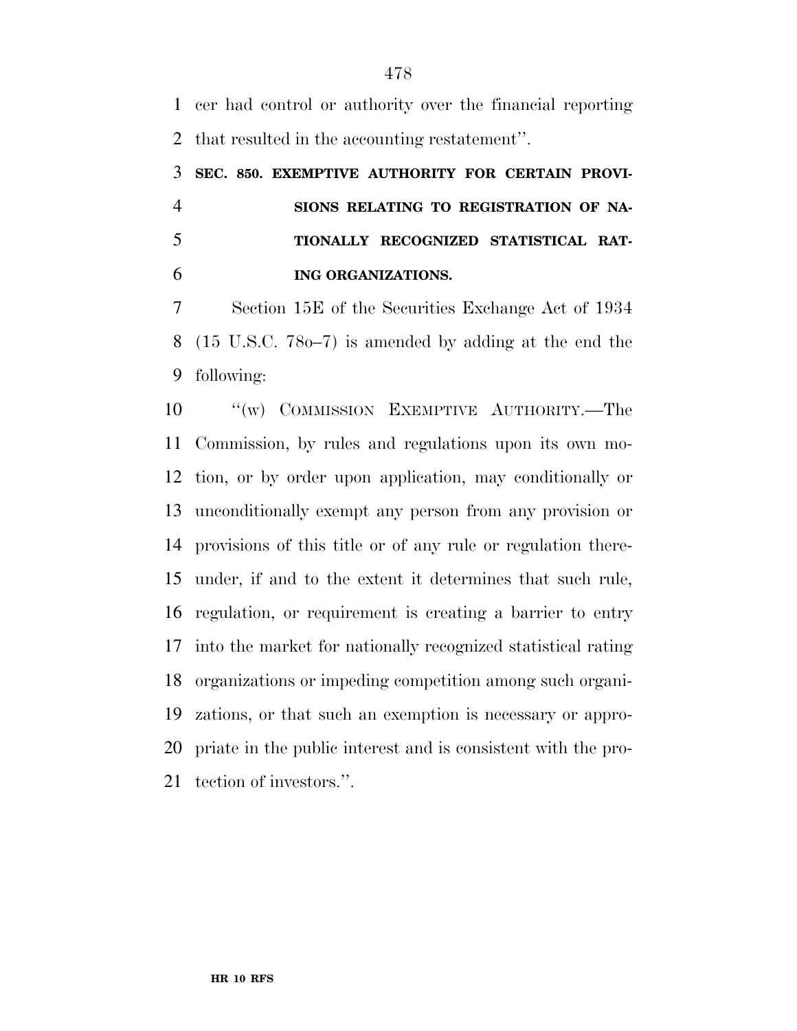cer had control or authority over the financial reporting that resulted in the accounting restatement''.

**SEC. 850. EXEMPTIVE AUTHORITY FOR CERTAIN PROVISIONS RELATING TO REGISTRATION OF NATIONALLY RECOGNIZED STATISTICAL RATING ORGANIZATIONS.**

Section 15E of the Securities Exchange Act of 1934 (15 U.S.C. 78o–7) is amended by adding at the end the following:

''(w) COMMISSION EXEMPTIVE AUTHORITY.—The Commission, by rules and regulations upon its own motion, or by order upon application, may conditionally or unconditionally exempt any person from any provision or provisions of this title or of any rule or regulation thereunder, if and to the extent it determines that such rule, regulation, or requirement is creating a barrier to entry into the market for nationally recognized statistical rating organizations or impeding competition among such organizations, or that such an exemption is necessary or appropriate in the public interest and is consistent with the protection of investors.''.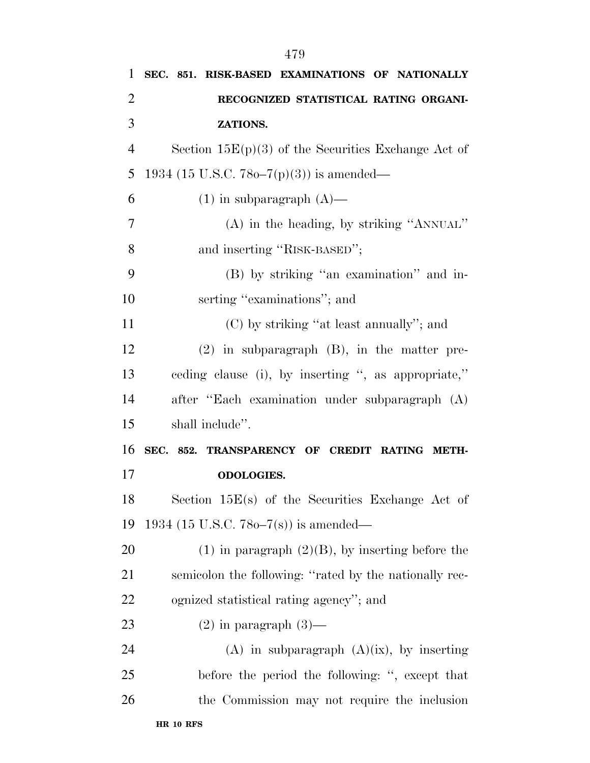**SEC. 851. RISK-BASED EXAMINATIONS OF NATIONALLY RECOGNIZED STATISTICAL RATING ORGANIZATIONS.**

Section 15E(p)(3) of the Securities Exchange Act of 1934 (15 U.S.C. 78o–7(p)(3)) is amended—

(1) in subparagraph (A)—

(A) in the heading, by striking ''ANNUAL'' and inserting ''RISK-BASED'';

(B) by striking ''an examination'' and inserting ''examinations''; and

(C) by striking ''at least annually''; and

(2) in subparagraph (B), in the matter preceding clause (i), by inserting '', as appropriate,'' after ''Each examination under subparagraph (A) shall include''.

**SEC. 852. TRANSPARENCY OF CREDIT RATING METHODOLOGIES.**

Section 15E(s) of the Securities Exchange Act of 1934 (15 U.S.C. 78o–7(s)) is amended—

(1) in paragraph (2)(B), by inserting before the semicolon the following: ''rated by the nationally recognized statistical rating agency''; and

(2) in paragraph (3)—

(A) in subparagraph (A)(ix), by inserting before the period the following: '', except that the Commission may not require the inclusion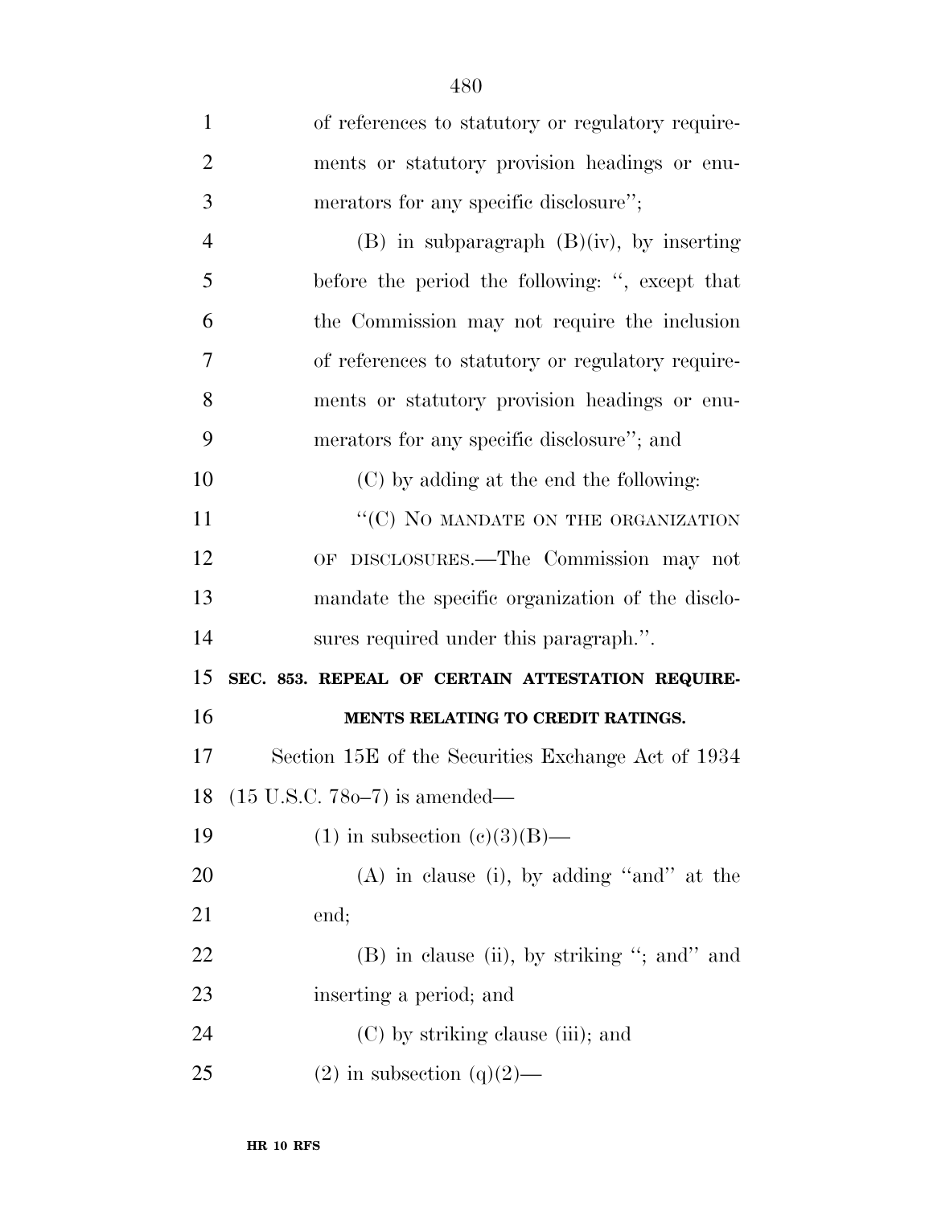of references to statutory or regulatory requirements or statutory provision headings or enumerators for any specific disclosure'';

(B) in subparagraph (B)(iv), by inserting before the period the following: '', except that the Commission may not require the inclusion of references to statutory or regulatory requirements or statutory provision headings or enumerators for any specific disclosure''; and

(C) by adding at the end the following:

''(C) NO MANDATE ON THE ORGANIZATION OF DISCLOSURES.—The Commission may not mandate the specific organization of the disclosures required under this paragraph.''.

**SEC. 853. REPEAL OF CERTAIN ATTESTATION REQUIREMENTS RELATING TO CREDIT RATINGS.**

Section 15E of the Securities Exchange Act of 1934 (15 U.S.C. 78o–7) is amended—

(1) in subsection (c)(3)(B)—

(A) in clause (i), by adding ''and'' at the end;

(B) in clause (ii), by striking ''; and'' and inserting a period; and

(C) by striking clause (iii); and

(2) in subsection (q)(2)—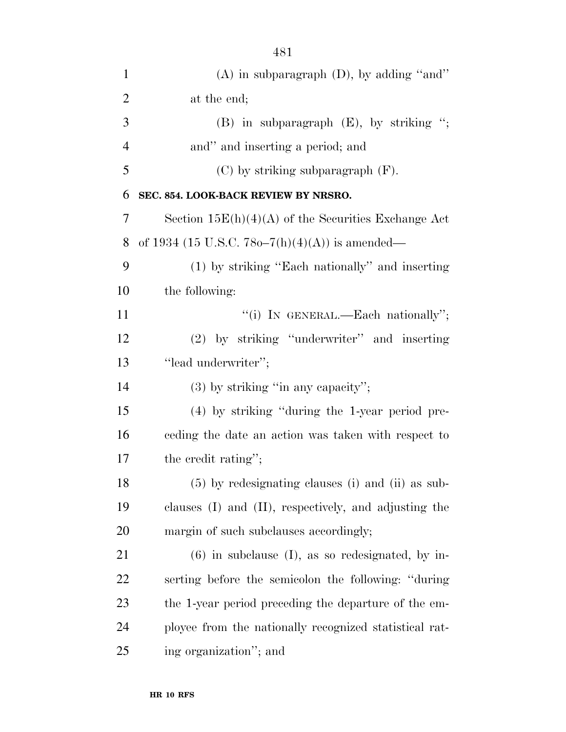(A) in subparagraph (D), by adding "and" at the end;

(B) in subparagraph (E), by striking "; and" and inserting a period; and

(C) by striking subparagraph (F).

**SEC. 854. LOOK-BACK REVIEW BY NRSRO.**

Section 15E(h)(4)(A) of the Securities Exchange Act of 1934 (15 U.S.C. 78o–7(h)(4)(A)) is amended—

(1) by striking "Each nationally" and inserting the following:

"(i) IN GENERAL.—Each nationally";

(2) by striking "underwriter" and inserting "lead underwriter";

(3) by striking "in any capacity";

(4) by striking "during the 1-year period preceding the date an action was taken with respect to the credit rating";

(5) by redesignating clauses (i) and (ii) as subclauses (I) and (II), respectively, and adjusting the margin of such subclauses accordingly;

(6) in subclause (I), as so redesignated, by inserting before the semicolon the following: "during the 1-year period preceding the departure of the employee from the nationally recognized statistical rating organization"; and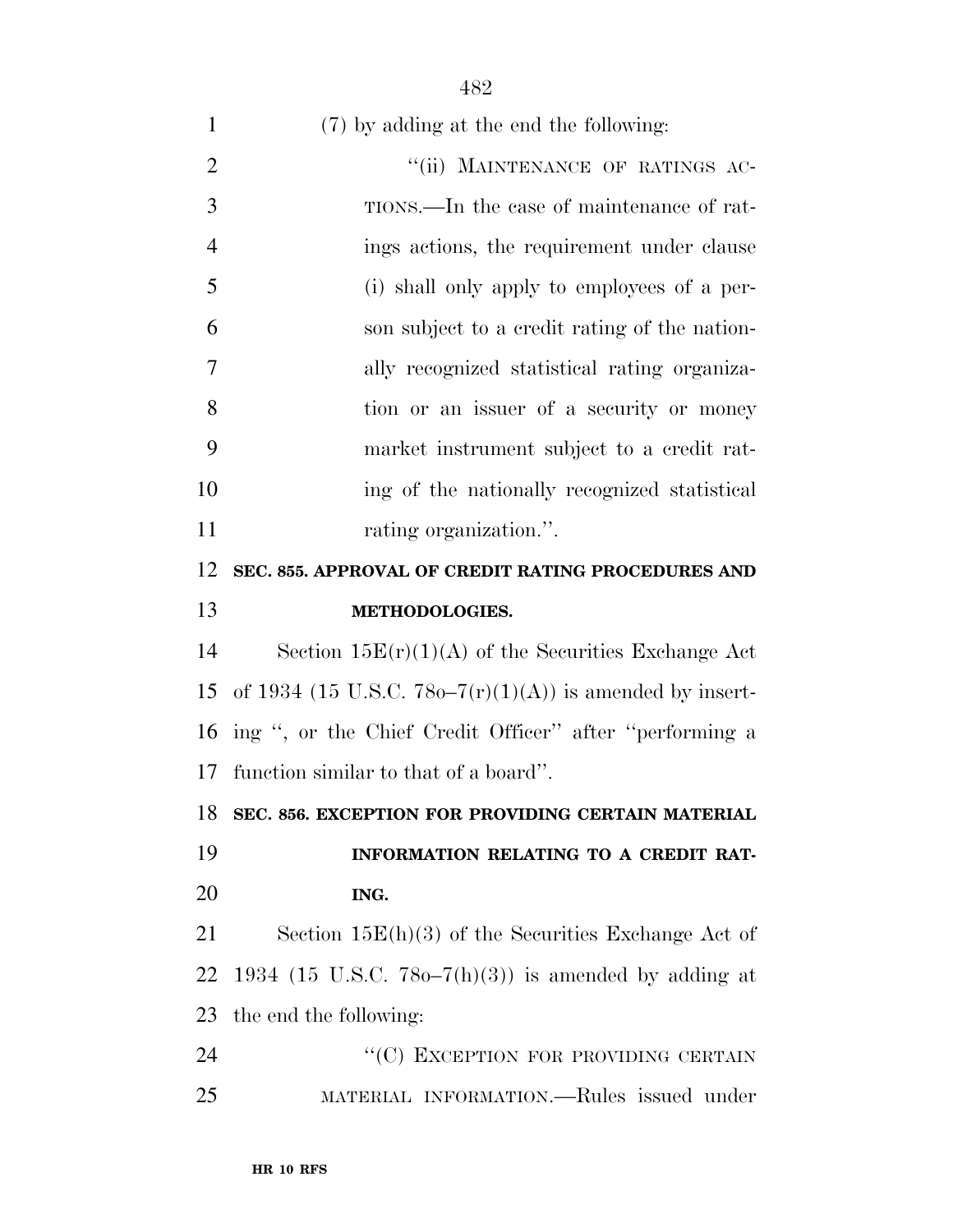(7) by adding at the end the following:

"(ii) MAINTENANCE OF RATINGS ACTIONS.—In the case of maintenance of ratings actions, the requirement under clause (i) shall only apply to employees of a person subject to a credit rating of the nationally recognized statistical rating organization or an issuer of a security or money market instrument subject to a credit rating of the nationally recognized statistical rating organization.".

**SEC. 855. APPROVAL OF CREDIT RATING PROCEDURES AND METHODOLOGIES.**

Section 15E(r)(1)(A) of the Securities Exchange Act of 1934 (15 U.S.C. 78o–7(r)(1)(A)) is amended by inserting ", or the Chief Credit Officer" after "performing a function similar to that of a board".

**SEC. 856. EXCEPTION FOR PROVIDING CERTAIN MATERIAL INFORMATION RELATING TO A CREDIT RATING.**

Section 15E(h)(3) of the Securities Exchange Act of 1934 (15 U.S.C. 78o–7(h)(3)) is amended by adding at the end the following:

"(C) EXCEPTION FOR PROVIDING CERTAIN MATERIAL INFORMATION.—Rules issued under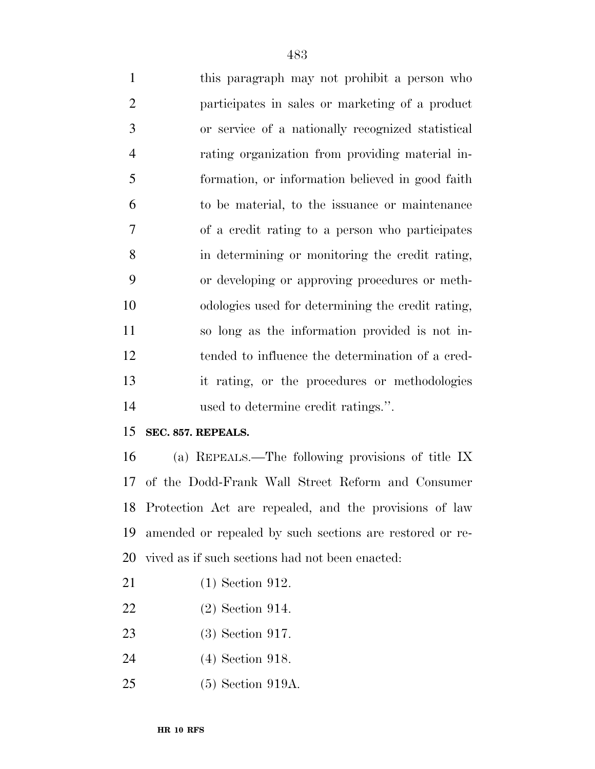this paragraph may not prohibit a person who participates in sales or marketing of a product or service of a nationally recognized statistical rating organization from providing material information, or information believed in good faith to be material, to the issuance or maintenance of a credit rating to a person who participates in determining or monitoring the credit rating, or developing or approving procedures or methodologies used for determining the credit rating, so long as the information provided is not intended to influence the determination of a credit rating, or the procedures or methodologies used to determine credit ratings.''.

**SEC. 857. REPEALS.**

(a) REPEALS.—The following provisions of title IX of the Dodd-Frank Wall Street Reform and Consumer Protection Act are repealed, and the provisions of law amended or repealed by such sections are restored or revived as if such sections had not been enacted:

(1) Section 912.

(2) Section 914.

(3) Section 917.

(4) Section 918.

(5) Section 919A.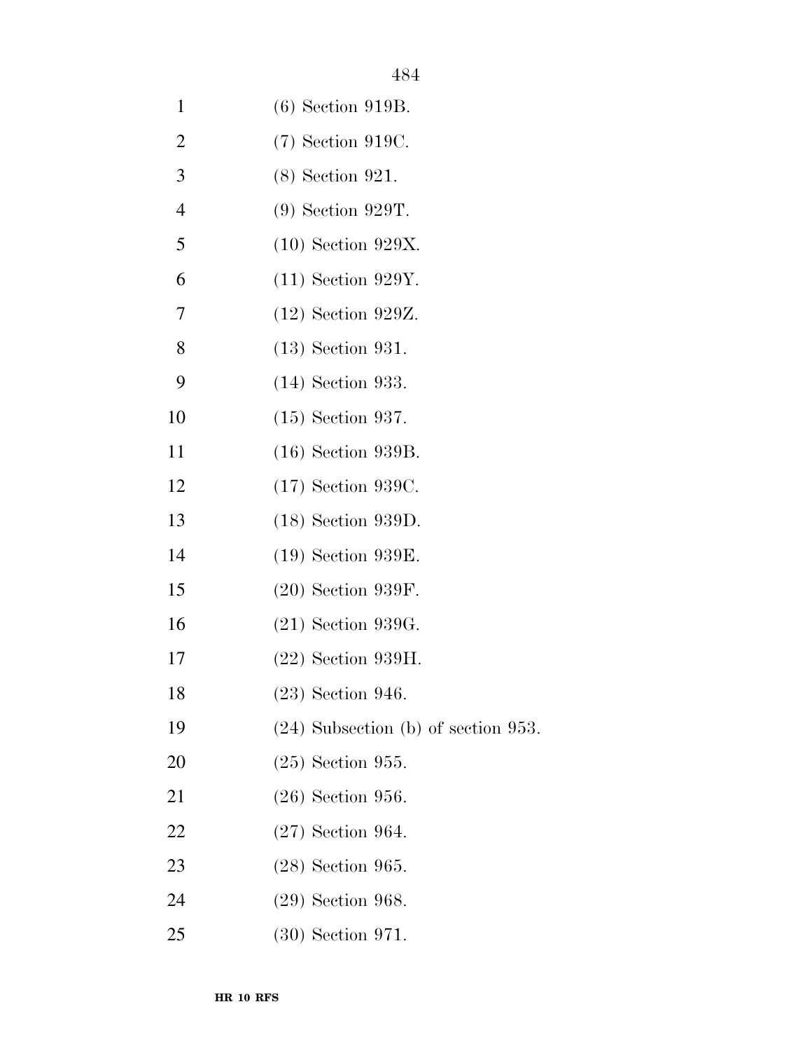(6) Section 919B.

(7) Section 919C.

(8) Section 921.

(9) Section 929T.

(10) Section 929X.

(11) Section 929Y.

(12) Section 929Z.

(13) Section 931.

(14) Section 933.

(15) Section 937.

(16) Section 939B.

(17) Section 939C.

(18) Section 939D.

(19) Section 939E.

(20) Section 939F.

(21) Section 939G.

(22) Section 939H.

(23) Section 946.

(24) Subsection (b) of section 953.

(25) Section 955.

(26) Section 956.

(27) Section 964.

(28) Section 965.

(29) Section 968.

(30) Section 971.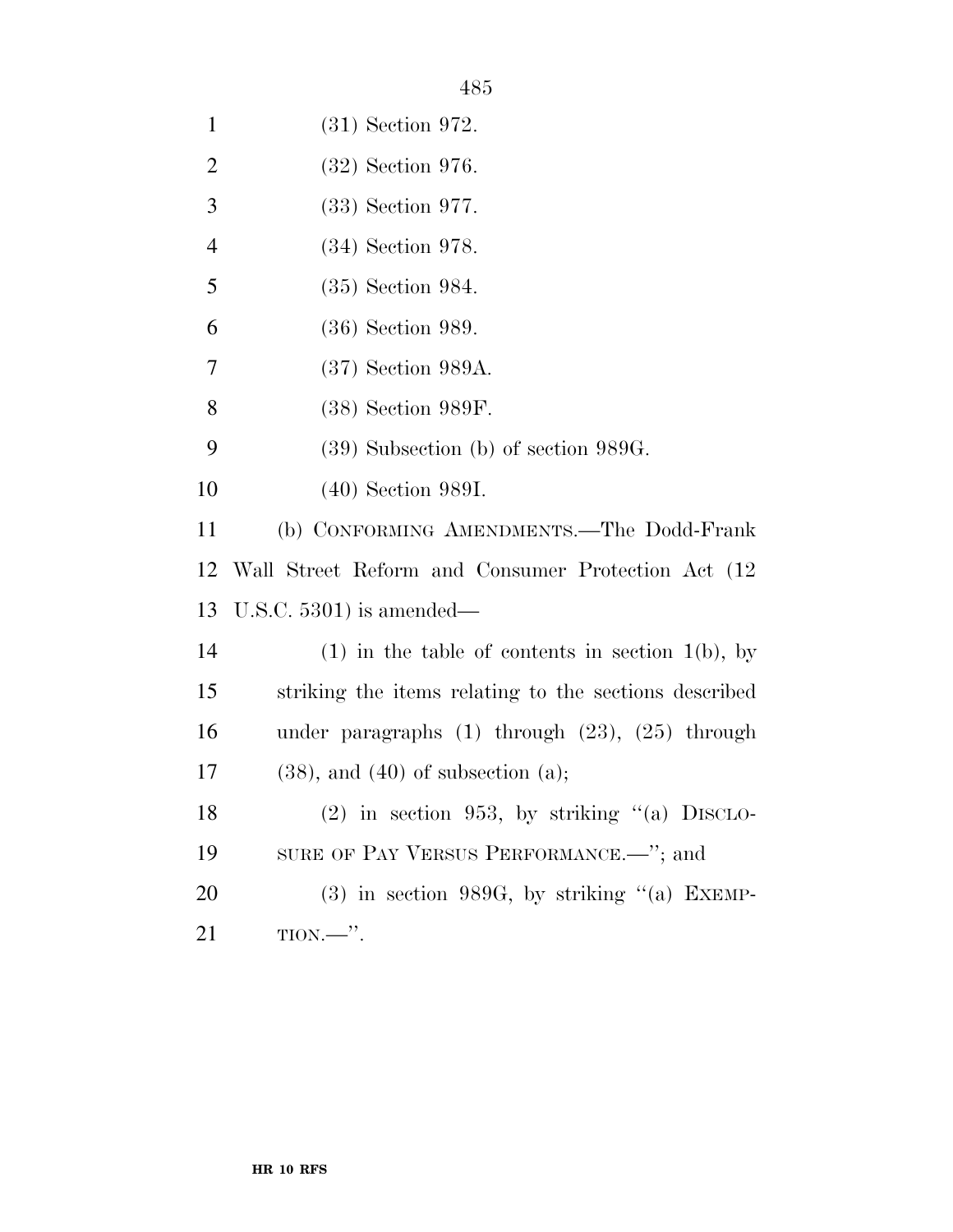(31) Section 972.

(32) Section 976.

(33) Section 977.

(34) Section 978.

(35) Section 984.

(36) Section 989.

(37) Section 989A.

(38) Section 989F.

(39) Subsection (b) of section 989G.

(40) Section 989I.

(b) CONFORMING AMENDMENTS.—The Dodd-Frank Wall Street Reform and Consumer Protection Act (12 U.S.C. 5301) is amended—

(1) in the table of contents in section 1(b), by striking the items relating to the sections described under paragraphs (1) through (23), (25) through (38), and (40) of subsection (a);

(2) in section 953, by striking ''(a) DISCLOSURE OF PAY VERSUS PERFORMANCE.—''; and

(3) in section 989G, by striking ''(a) EXEMPTION.—''.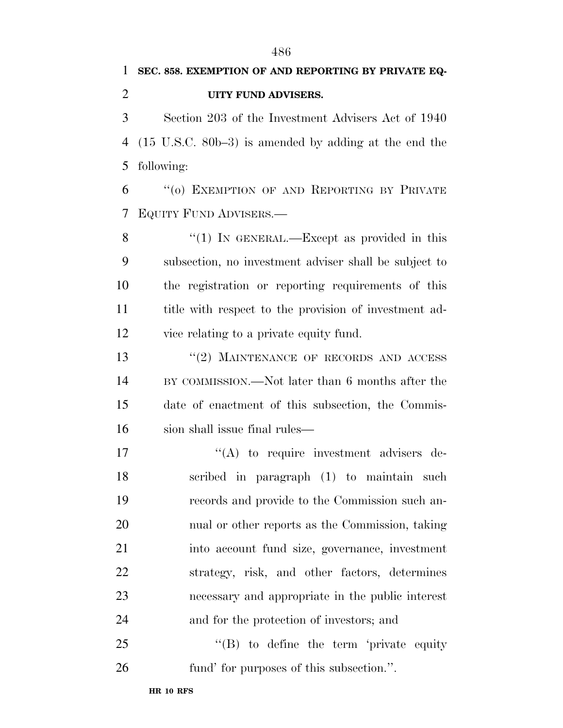**SEC. 858. EXEMPTION OF AND REPORTING BY PRIVATE EQUITY FUND ADVISERS.**

Section 203 of the Investment Advisers Act of 1940 (15 U.S.C. 80b–3) is amended by adding at the end the following:

"(o) EXEMPTION OF AND REPORTING BY PRIVATE EQUITY FUND ADVISERS.—

"(1) IN GENERAL.—Except as provided in this subsection, no investment adviser shall be subject to the registration or reporting requirements of this title with respect to the provision of investment advice relating to a private equity fund.

"(2) MAINTENANCE OF RECORDS AND ACCESS BY COMMISSION.—Not later than 6 months after the date of enactment of this subsection, the Commission shall issue final rules—

"(A) to require investment advisers described in paragraph (1) to maintain such records and provide to the Commission such annual or other reports as the Commission, taking into account fund size, governance, investment strategy, risk, and other factors, determines necessary and appropriate in the public interest and for the protection of investors; and

"(B) to define the term 'private equity fund' for purposes of this subsection.".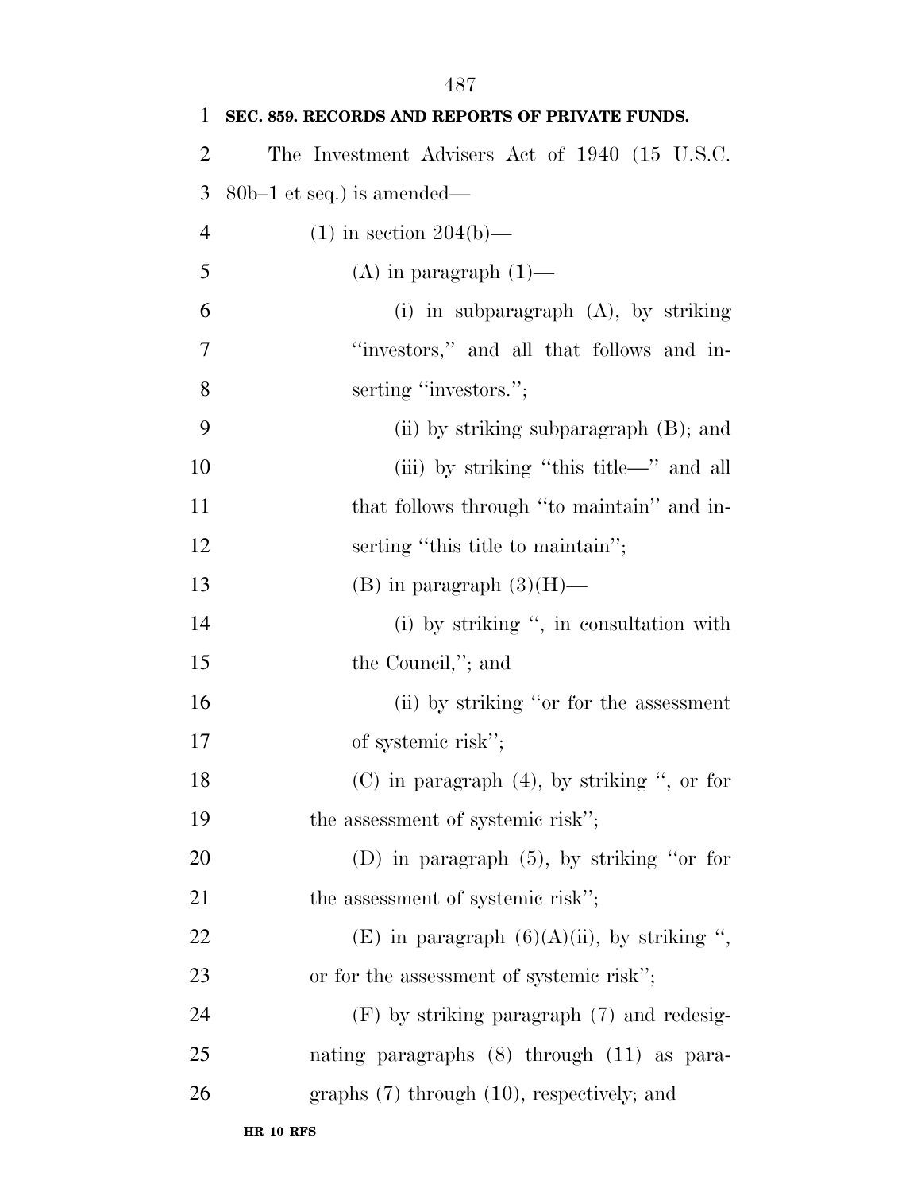**SEC. 859. RECORDS AND REPORTS OF PRIVATE FUNDS.**

The Investment Advisers Act of 1940 (15 U.S.C. 80b–1 et seq.) is amended—

(1) in section 204(b)—

(A) in paragraph (1)—

(i) in subparagraph (A), by striking ''investors,'' and all that follows and inserting ''investors.'';

(ii) by striking subparagraph (B); and

(iii) by striking ''this title—'' and all that follows through ''to maintain'' and inserting ''this title to maintain'';

(B) in paragraph (3)(H)—

(i) by striking '', in consultation with the Council,''; and

(ii) by striking ''or for the assessment of systemic risk'';

(C) in paragraph (4), by striking '', or for the assessment of systemic risk'';

(D) in paragraph (5), by striking ''or for the assessment of systemic risk'';

(E) in paragraph (6)(A)(ii), by striking '', or for the assessment of systemic risk'';

(F) by striking paragraph (7) and redesignating paragraphs (8) through (11) as paragraphs (7) through (10), respectively; and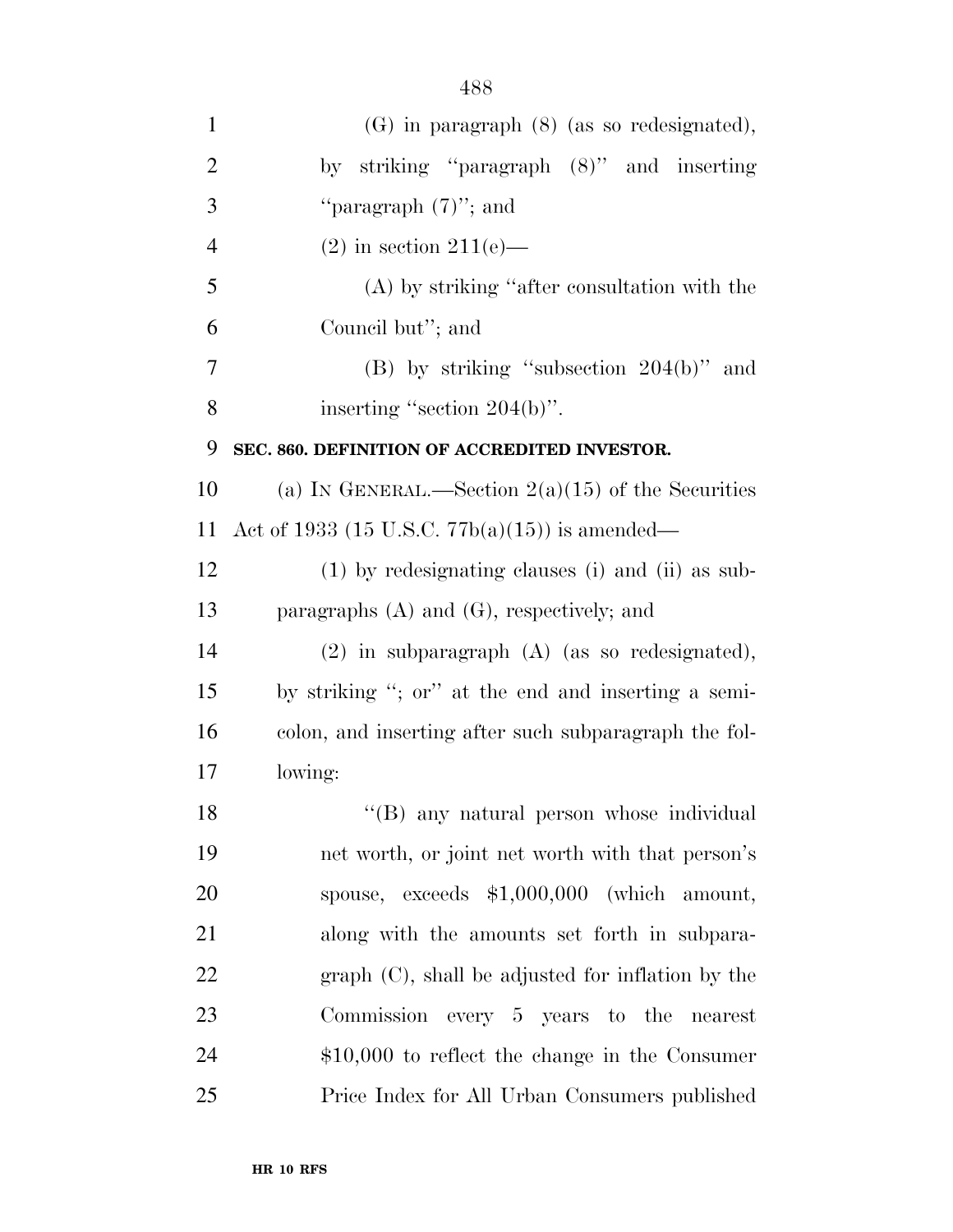(G) in paragraph (8) (as so redesignated), by striking "paragraph (8)" and inserting "paragraph (7)"; and

(2) in section 211(e)—

(A) by striking "after consultation with the Council but"; and

(B) by striking "subsection 204(b)" and inserting "section 204(b)".

**SEC. 860. DEFINITION OF ACCREDITED INVESTOR.**

(a) IN GENERAL.—Section 2(a)(15) of the Securities Act of 1933 (15 U.S.C. 77b(a)(15)) is amended—

(1) by redesignating clauses (i) and (ii) as subparagraphs (A) and (G), respectively; and

(2) in subparagraph (A) (as so redesignated), by striking "; or" at the end and inserting a semicolon, and inserting after such subparagraph the following:

"(B) any natural person whose individual net worth, or joint net worth with that person's spouse, exceeds $1,000,000 (which amount, along with the amounts set forth in subparagraph (C), shall be adjusted for inflation by the Commission every 5 years to the nearest $10,000 to reflect the change in the Consumer Price Index for All Urban Consumers published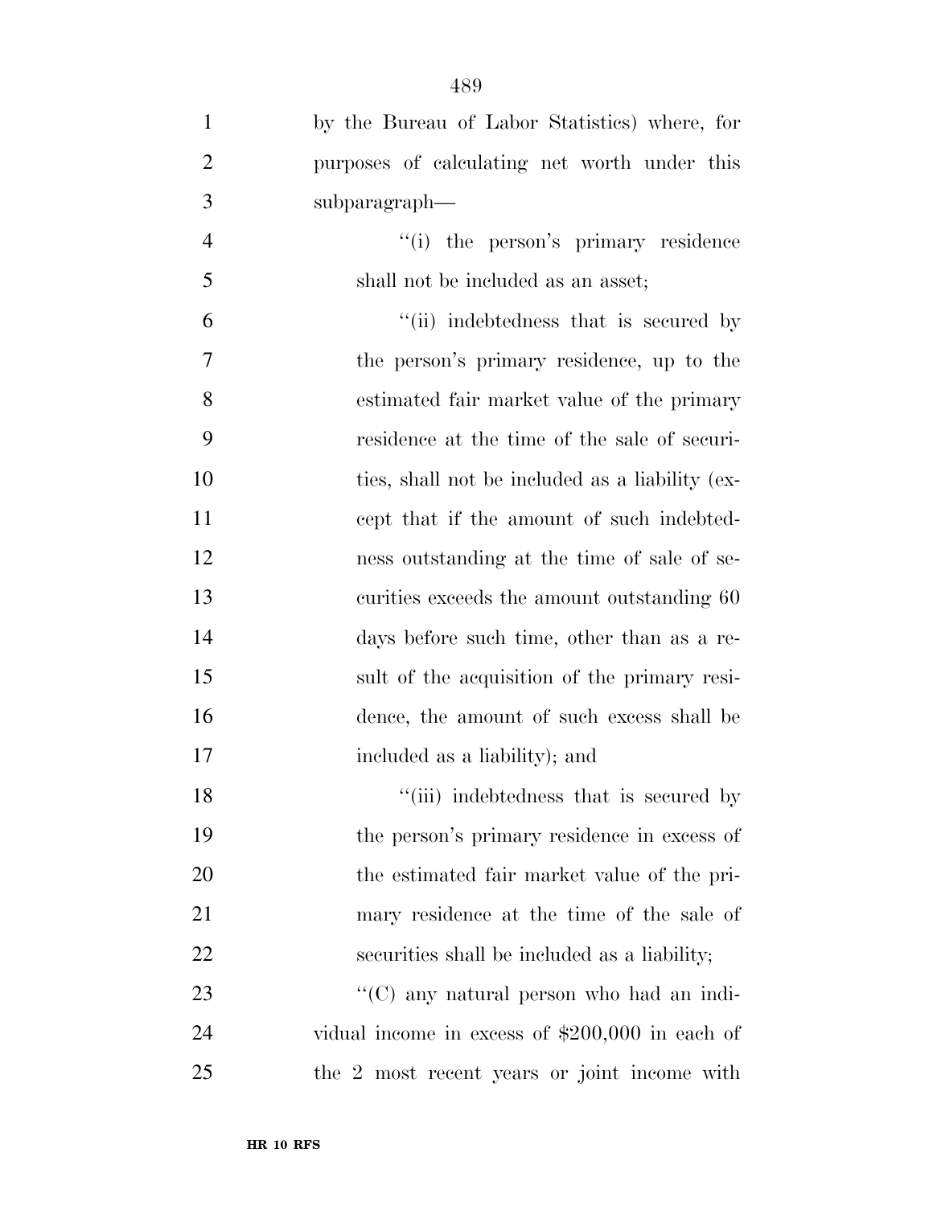by the Bureau of Labor Statistics) where, for purposes of calculating net worth under this subparagraph—

''(i) the person's primary residence shall not be included as an asset;

''(ii) indebtedness that is secured by the person's primary residence, up to the estimated fair market value of the primary residence at the time of the sale of securities, shall not be included as a liability (except that if the amount of such indebtedness outstanding at the time of sale of securities exceeds the amount outstanding 60 days before such time, other than as a result of the acquisition of the primary residence, the amount of such excess shall be included as a liability); and

''(iii) indebtedness that is secured by the person's primary residence in excess of the estimated fair market value of the primary residence at the time of the sale of securities shall be included as a liability;

''(C) any natural person who had an individual income in excess of $200,000 in each of the 2 most recent years or joint income with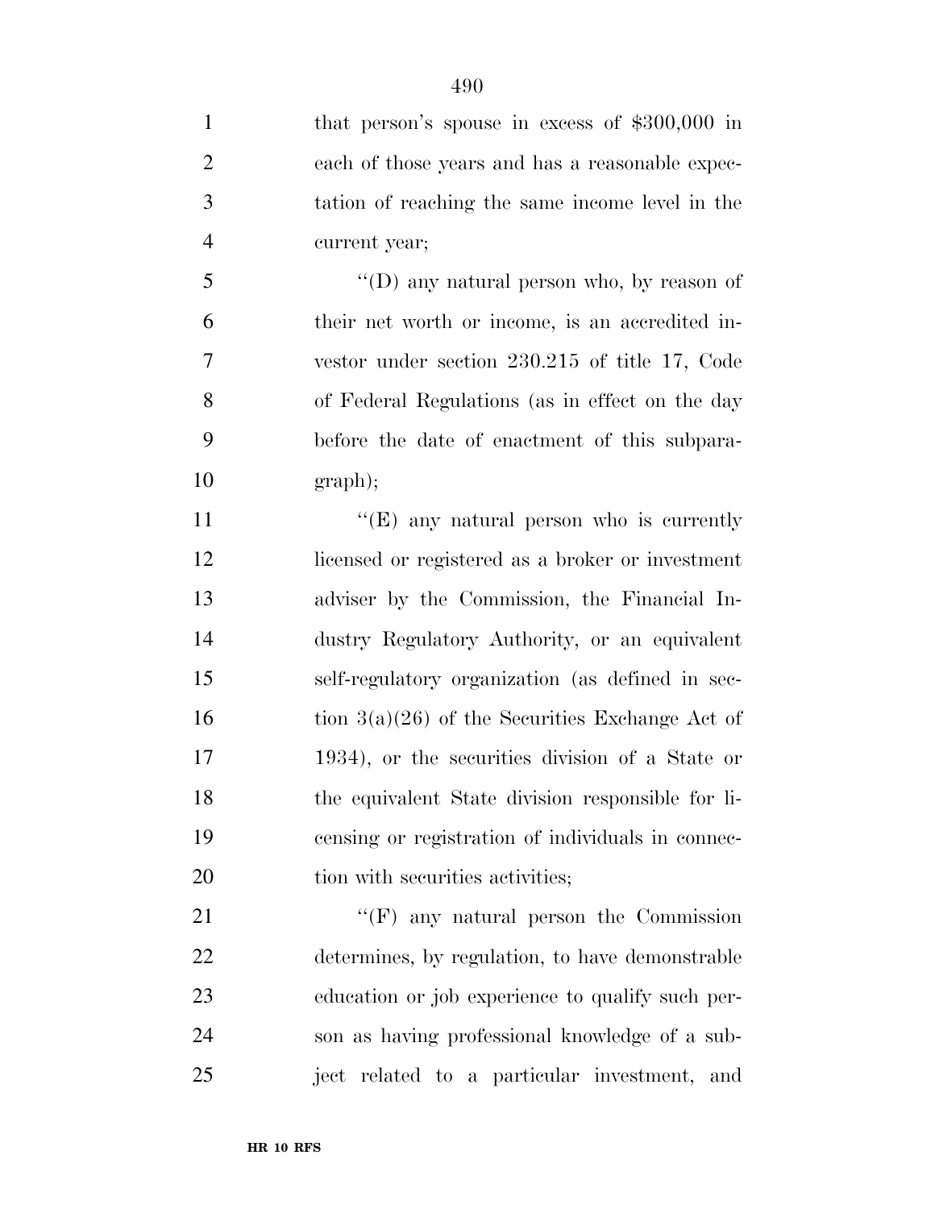that person's spouse in excess of $300,000 in each of those years and has a reasonable expectation of reaching the same income level in the current year;

''(D) any natural person who, by reason of their net worth or income, is an accredited investor under section 230.215 of title 17, Code of Federal Regulations (as in effect on the day before the date of enactment of this subparagraph);

''(E) any natural person who is currently licensed or registered as a broker or investment adviser by the Commission, the Financial Industry Regulatory Authority, or an equivalent self-regulatory organization (as defined in section 3(a)(26) of the Securities Exchange Act of 1934), or the securities division of a State or the equivalent State division responsible for licensing or registration of individuals in connection with securities activities;

''(F) any natural person the Commission determines, by regulation, to have demonstrable education or job experience to qualify such person as having professional knowledge of a subject related to a particular investment, and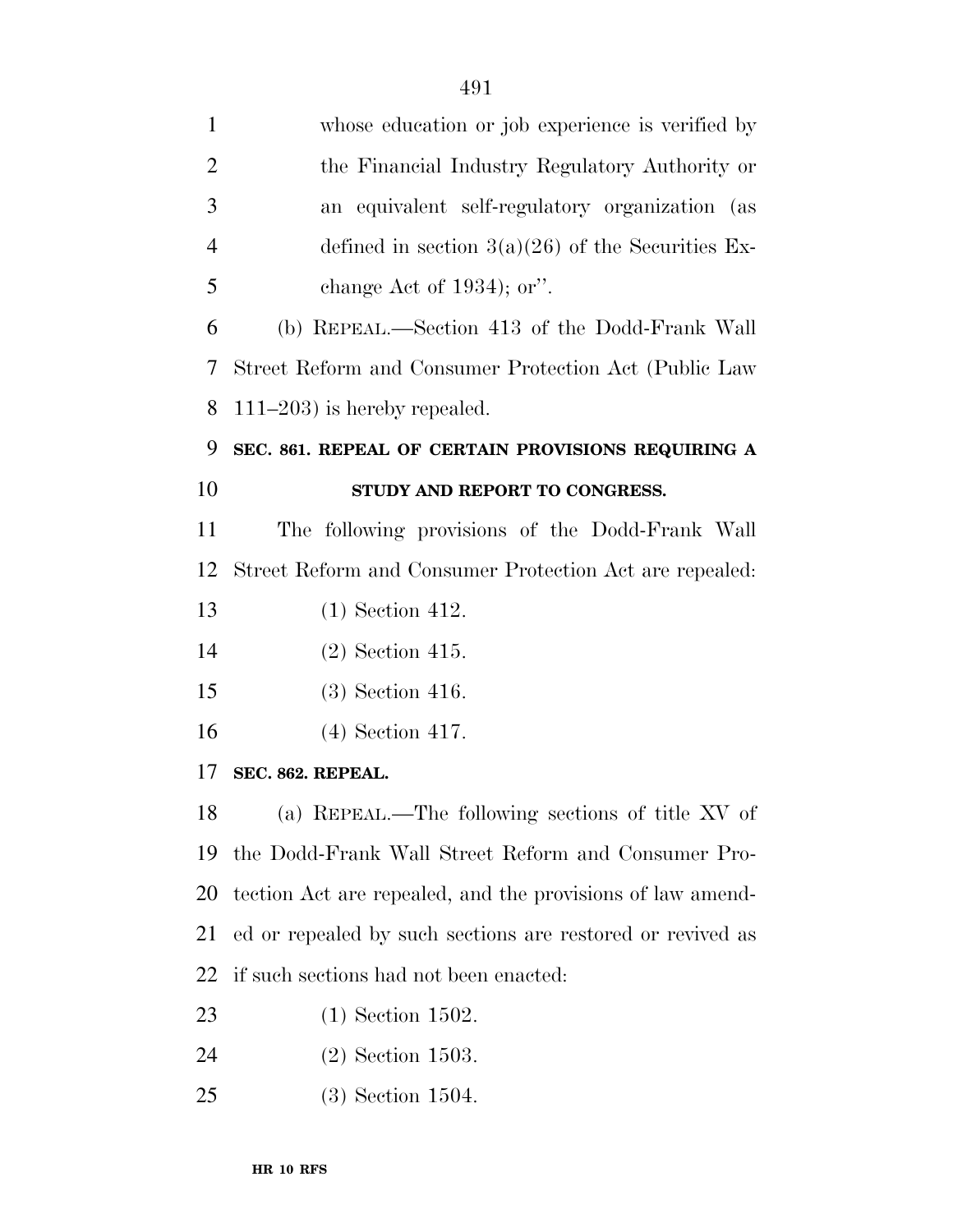whose education or job experience is verified by the Financial Industry Regulatory Authority or an equivalent self-regulatory organization (as defined in section 3(a)(26) of the Securities Exchange Act of 1934); or''.

(b) REPEAL.—Section 413 of the Dodd-Frank Wall Street Reform and Consumer Protection Act (Public Law 111–203) is hereby repealed.

**SEC. 861. REPEAL OF CERTAIN PROVISIONS REQUIRING A STUDY AND REPORT TO CONGRESS.**

The following provisions of the Dodd-Frank Wall Street Reform and Consumer Protection Act are repealed:

(1) Section 412.

(2) Section 415.

(3) Section 416.

(4) Section 417.

**SEC. 862. REPEAL.**

(a) REPEAL.—The following sections of title XV of the Dodd-Frank Wall Street Reform and Consumer Protection Act are repealed, and the provisions of law amended or repealed by such sections are restored or revived as if such sections had not been enacted:

(1) Section 1502.

(2) Section 1503.

(3) Section 1504.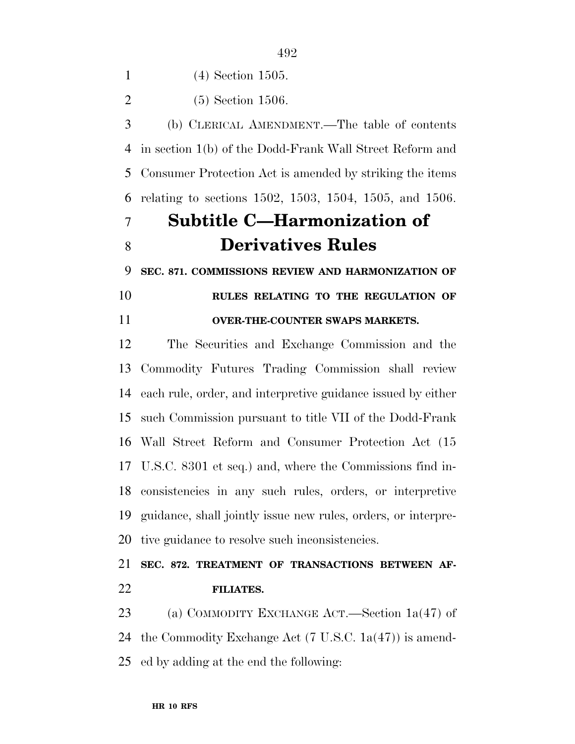(4) Section 1505.

(5) Section 1506.

(b) CLERICAL AMENDMENT.—The table of contents in section 1(b) of the Dodd-Frank Wall Street Reform and Consumer Protection Act is amended by striking the items relating to sections 1502, 1503, 1504, 1505, and 1506.

## Subtitle C—Harmonization of Derivatives Rules

### SEC. 871. COMMISSIONS REVIEW AND HARMONIZATION OF RULES RELATING TO THE REGULATION OF OVER-THE-COUNTER SWAPS MARKETS.

The Securities and Exchange Commission and the Commodity Futures Trading Commission shall review each rule, order, and interpretive guidance issued by either such Commission pursuant to title VII of the Dodd-Frank Wall Street Reform and Consumer Protection Act (15 U.S.C. 8301 et seq.) and, where the Commissions find inconsistencies in any such rules, orders, or interpretive guidance, shall jointly issue new rules, orders, or interpretive guidance to resolve such inconsistencies.

### SEC. 872. TREATMENT OF TRANSACTIONS BETWEEN AFFILIATES.

(a) COMMODITY EXCHANGE ACT.—Section 1a(47) of the Commodity Exchange Act (7 U.S.C. 1a(47)) is amended by adding at the end the following: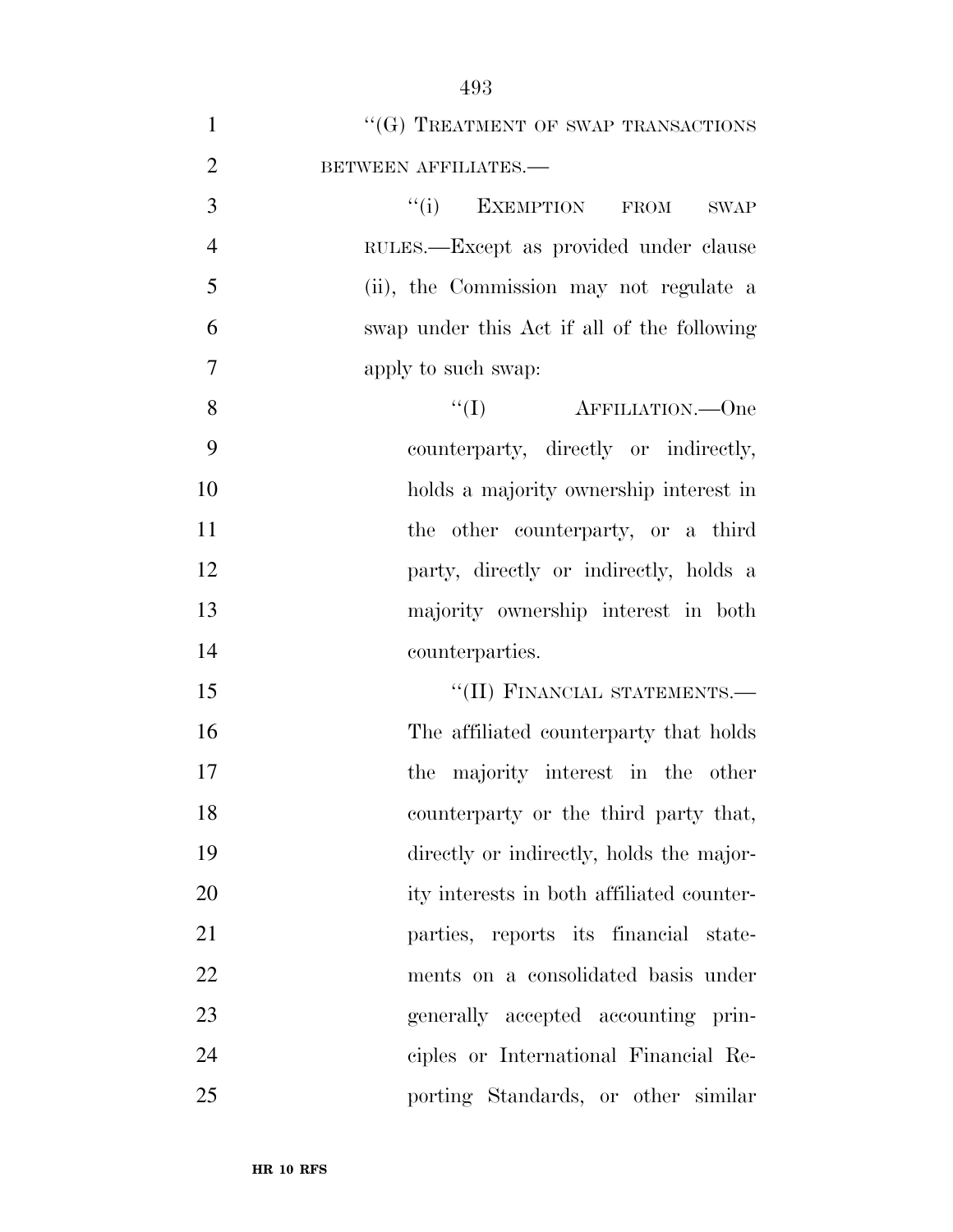"(G) TREATMENT OF SWAP TRANSACTIONS BETWEEN AFFILIATES.—

"(i) EXEMPTION FROM SWAP RULES.—Except as provided under clause (ii), the Commission may not regulate a swap under this Act if all of the following apply to such swap:

"(I) AFFILIATION.—One counterparty, directly or indirectly, holds a majority ownership interest in the other counterparty, or a third party, directly or indirectly, holds a majority ownership interest in both counterparties.

"(II) FINANCIAL STATEMENTS.—The affiliated counterparty that holds the majority interest in the other counterparty or the third party that, directly or indirectly, holds the majority interests in both affiliated counterparties, reports its financial statements on a consolidated basis under generally accepted accounting principles or International Financial Reporting Standards, or other similar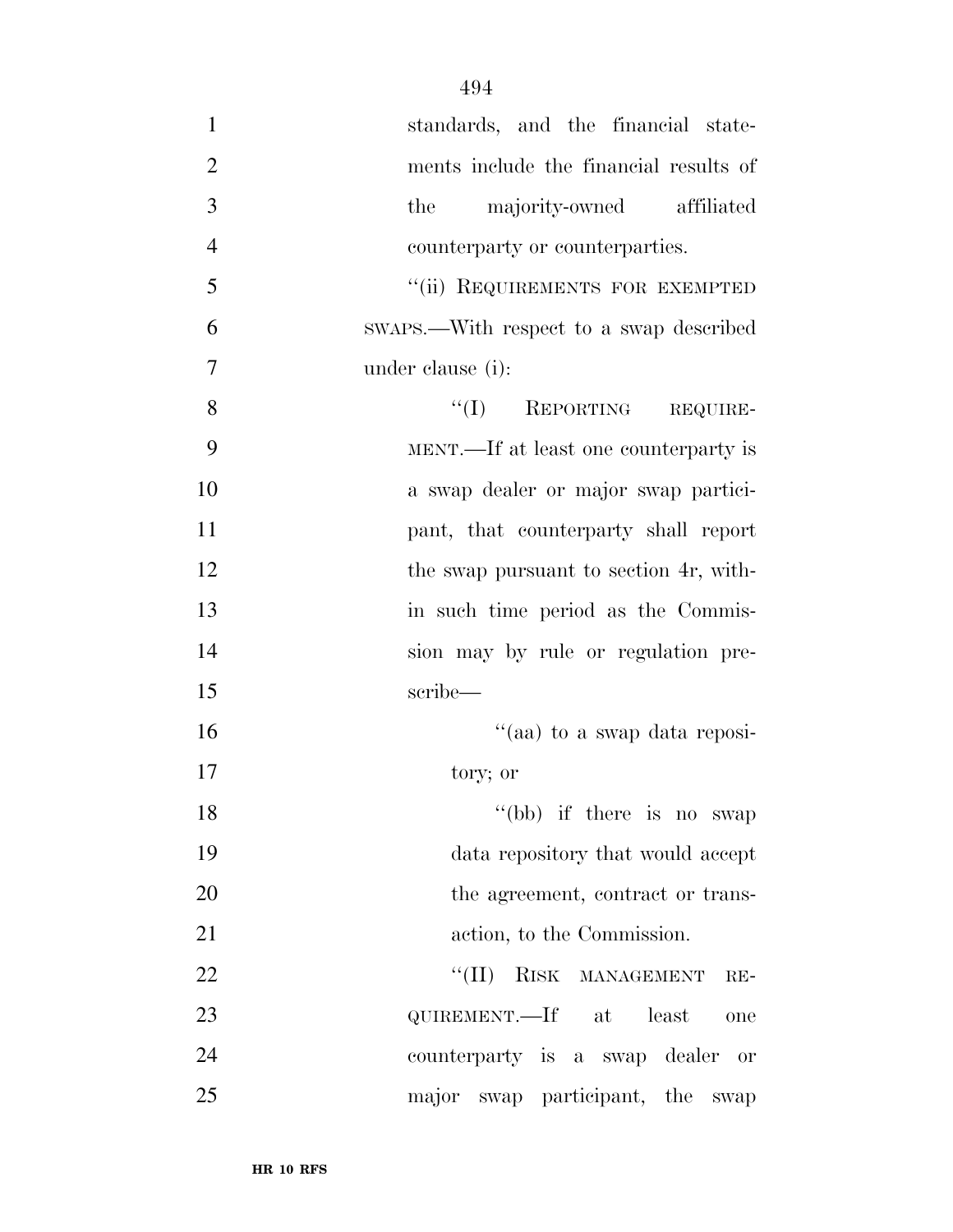standards, and the financial statements include the financial results of the majority-owned affiliated counterparty or counterparties.

"(ii) REQUIREMENTS FOR EXEMPTED SWAPS.—With respect to a swap described under clause (i):

"(I) REPORTING REQUIREMENT.—If at least one counterparty is a swap dealer or major swap participant, that counterparty shall report the swap pursuant to section 4r, within such time period as the Commission may by rule or regulation prescribe—

"(aa) to a swap data repository; or

"(bb) if there is no swap data repository that would accept the agreement, contract or transaction, to the Commission.

"(II) RISK MANAGEMENT REQUIREMENT.—If at least one counterparty is a swap dealer or major swap participant, the swap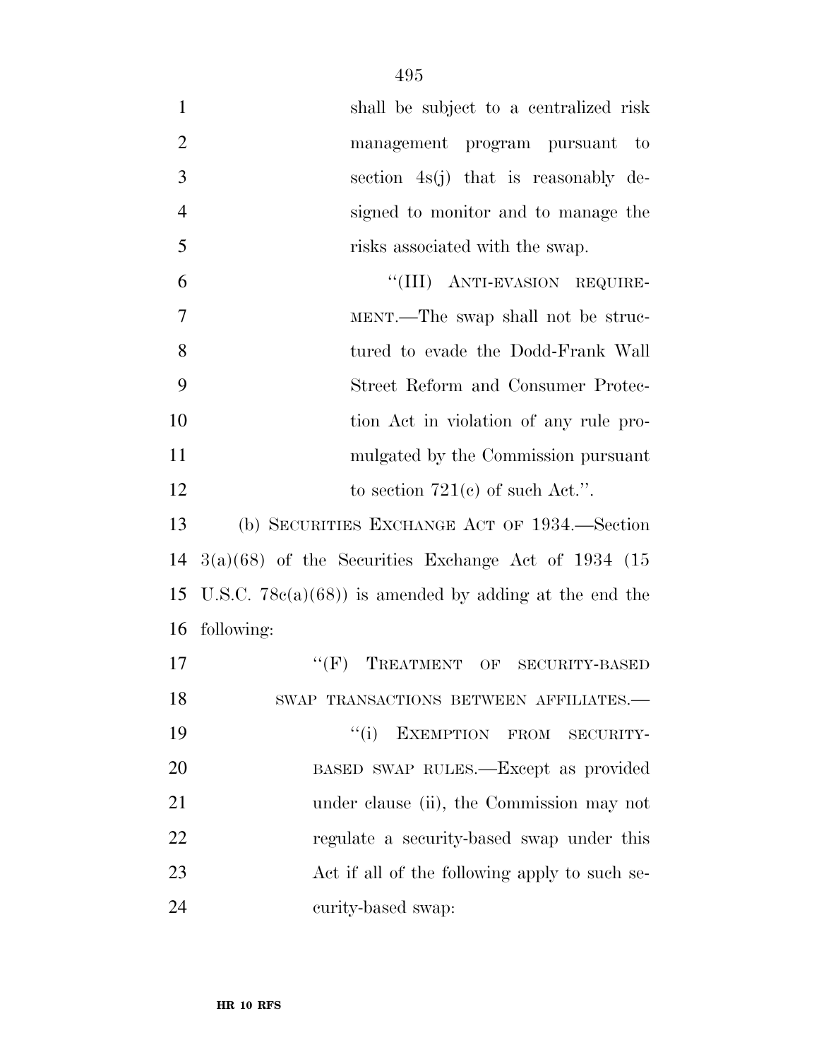shall be subject to a centralized risk management program pursuant to section 4s(j) that is reasonably designed to monitor and to manage the risks associated with the swap.

"(III) ANTI-EVASION REQUIREMENT.—The swap shall not be structured to evade the Dodd-Frank Wall Street Reform and Consumer Protection Act in violation of any rule promulgated by the Commission pursuant to section 721(c) of such Act.".

(b) SECURITIES EXCHANGE ACT OF 1934.—Section 3(a)(68) of the Securities Exchange Act of 1934 (15 U.S.C. 78c(a)(68)) is amended by adding at the end the following:

"(F) TREATMENT OF SECURITY-BASED SWAP TRANSACTIONS BETWEEN AFFILIATES.—

"(i) EXEMPTION FROM SECURITY-BASED SWAP RULES.—Except as provided under clause (ii), the Commission may not regulate a security-based swap under this Act if all of the following apply to such security-based swap: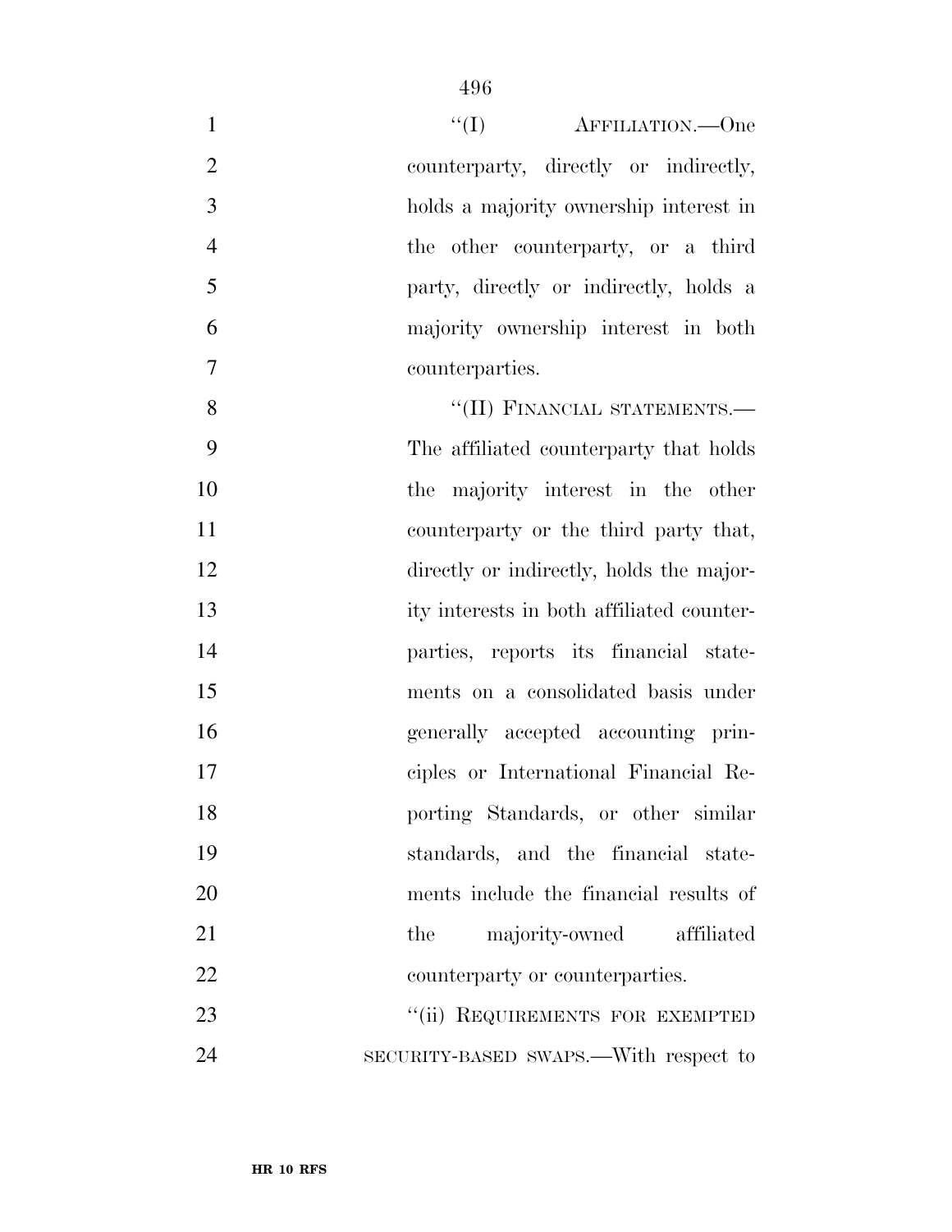"(I) AFFILIATION.—One counterparty, directly or indirectly, holds a majority ownership interest in the other counterparty, or a third party, directly or indirectly, holds a majority ownership interest in both counterparties.

"(II) FINANCIAL STATEMENTS.—The affiliated counterparty that holds the majority interest in the other counterparty or the third party that, directly or indirectly, holds the majority interests in both affiliated counterparties, reports its financial statements on a consolidated basis under generally accepted accounting principles or International Financial Reporting Standards, or other similar standards, and the financial statements include the financial results of the majority-owned affiliated counterparty or counterparties.

"(ii) REQUIREMENTS FOR EXEMPTED SECURITY-BASED SWAPS.—With respect to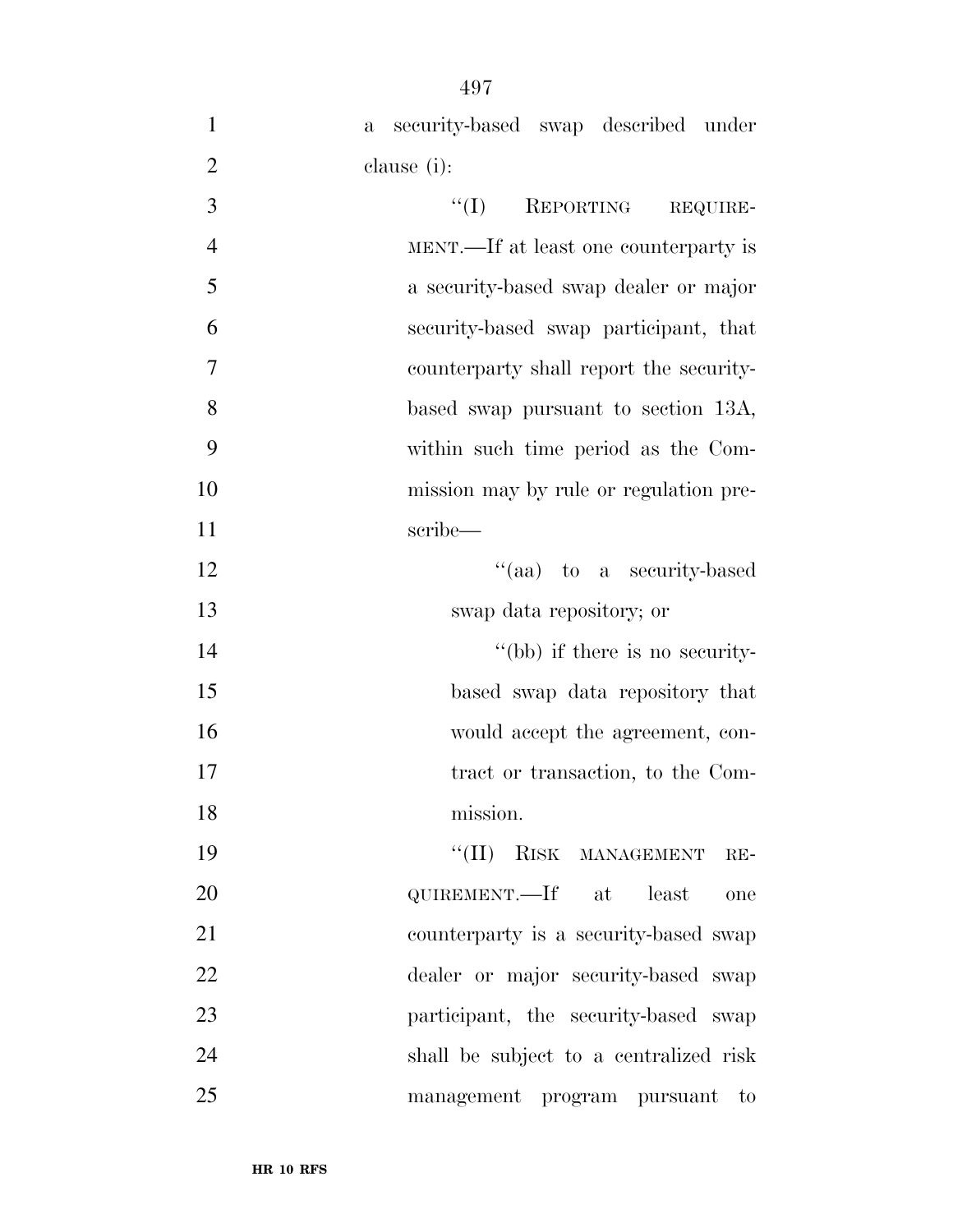a security-based swap described under clause (i):

"(I) REPORTING REQUIREMENT.—If at least one counterparty is a security-based swap dealer or major security-based swap participant, that counterparty shall report the security-based swap pursuant to section 13A, within such time period as the Commission may by rule or regulation prescribe—

"(aa) to a security-based swap data repository; or

"(bb) if there is no security-based swap data repository that would accept the agreement, contract or transaction, to the Commission.

"(II) RISK MANAGEMENT REQUIREMENT.—If at least one counterparty is a security-based swap dealer or major security-based swap participant, the security-based swap shall be subject to a centralized risk management program pursuant to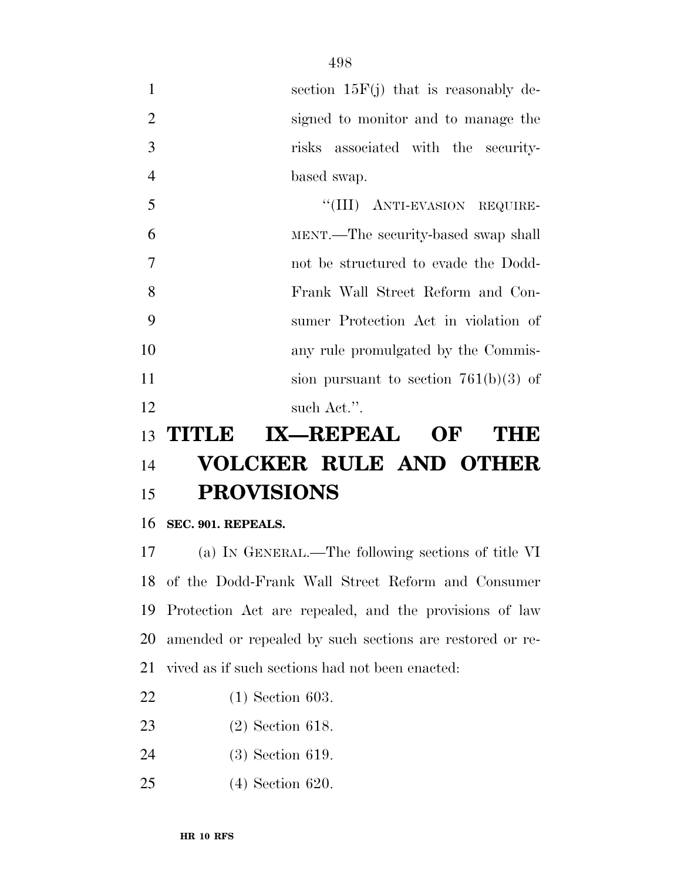section 15F(j) that is reasonably designed to monitor and to manage the risks associated with the security-based swap.

"(III) ANTI-EVASION REQUIREMENT.—The security-based swap shall not be structured to evade the Dodd-Frank Wall Street Reform and Consumer Protection Act in violation of any rule promulgated by the Commission pursuant to section 761(b)(3) of such Act.".

# TITLE IX—REPEAL OF THE VOLCKER RULE AND OTHER PROVISIONS

**SEC. 901. REPEALS.**

(a) IN GENERAL.—The following sections of title VI of the Dodd-Frank Wall Street Reform and Consumer Protection Act are repealed, and the provisions of law amended or repealed by such sections are restored or revived as if such sections had not been enacted:

(1) Section 603.

(2) Section 618.

(3) Section 619.

(4) Section 620.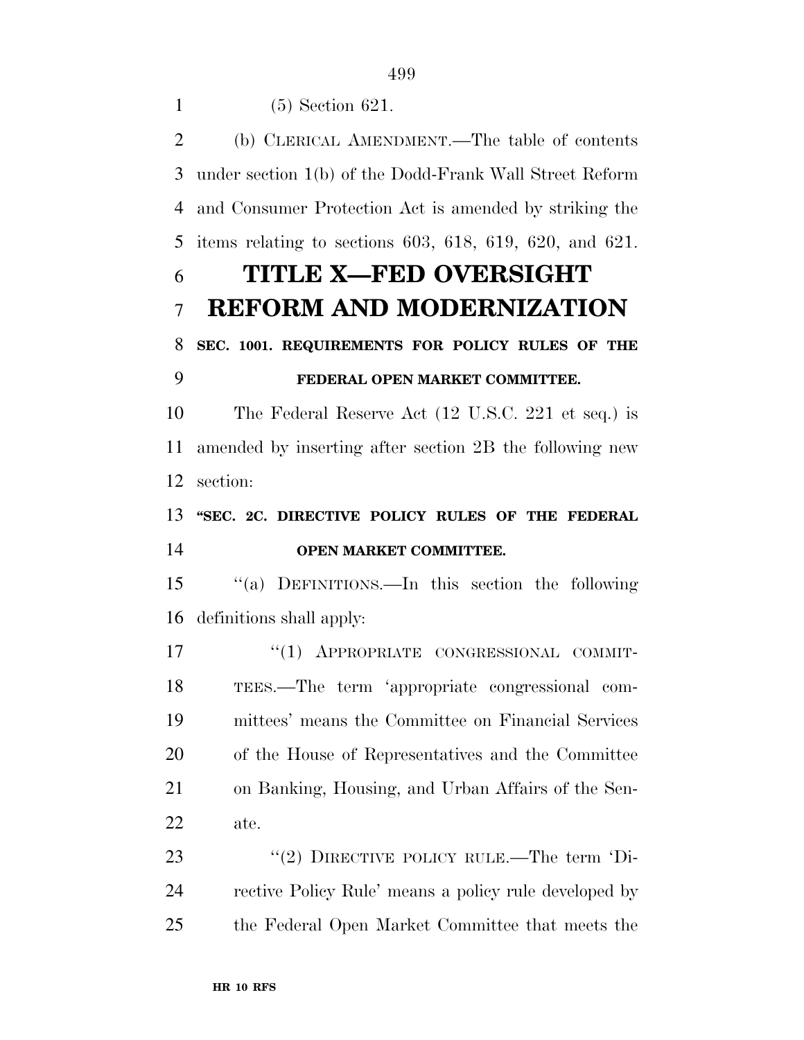(5) Section 621.

(b) CLERICAL AMENDMENT.—The table of contents under section 1(b) of the Dodd-Frank Wall Street Reform and Consumer Protection Act is amended by striking the items relating to sections 603, 618, 619, 620, and 621.

# TITLE X—FED OVERSIGHT REFORM AND MODERNIZATION

**SEC. 1001. REQUIREMENTS FOR POLICY RULES OF THE FEDERAL OPEN MARKET COMMITTEE.**

The Federal Reserve Act (12 U.S.C. 221 et seq.) is amended by inserting after section 2B the following new section:

**"SEC. 2C. DIRECTIVE POLICY RULES OF THE FEDERAL OPEN MARKET COMMITTEE.**

"(a) DEFINITIONS.—In this section the following definitions shall apply:

"(1) APPROPRIATE CONGRESSIONAL COMMITTEES.—The term 'appropriate congressional committees' means the Committee on Financial Services of the House of Representatives and the Committee on Banking, Housing, and Urban Affairs of the Senate.

"(2) DIRECTIVE POLICY RULE.—The term 'Directive Policy Rule' means a policy rule developed by the Federal Open Market Committee that meets the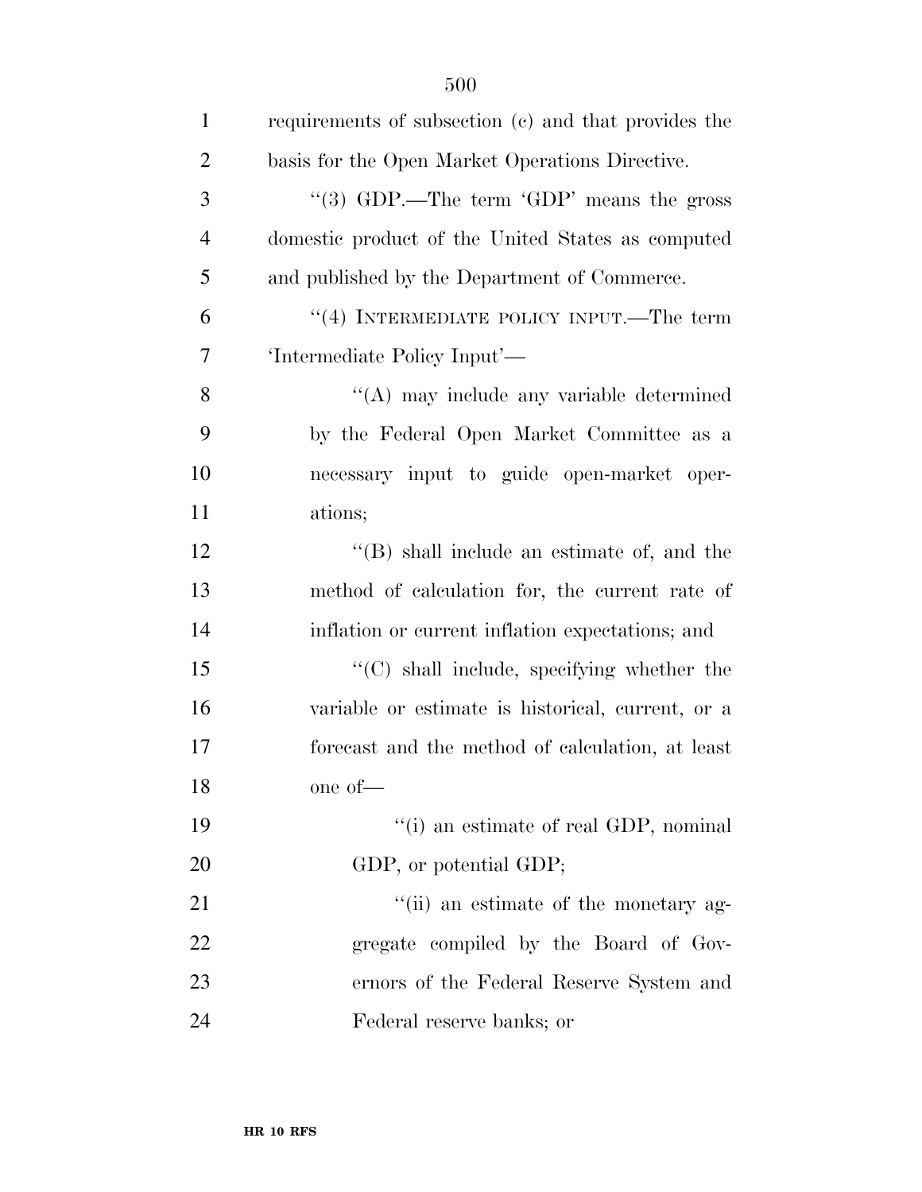requirements of subsection (c) and that provides the basis for the Open Market Operations Directive.

"(3) GDP.—The term 'GDP' means the gross domestic product of the United States as computed and published by the Department of Commerce.

"(4) INTERMEDIATE POLICY INPUT.—The term 'Intermediate Policy Input'—

"(A) may include any variable determined by the Federal Open Market Committee as a necessary input to guide open-market operations;

"(B) shall include an estimate of, and the method of calculation for, the current rate of inflation or current inflation expectations; and

"(C) shall include, specifying whether the variable or estimate is historical, current, or a forecast and the method of calculation, at least one of—

"(i) an estimate of real GDP, nominal GDP, or potential GDP;

"(ii) an estimate of the monetary aggregate compiled by the Board of Governors of the Federal Reserve System and Federal reserve banks; or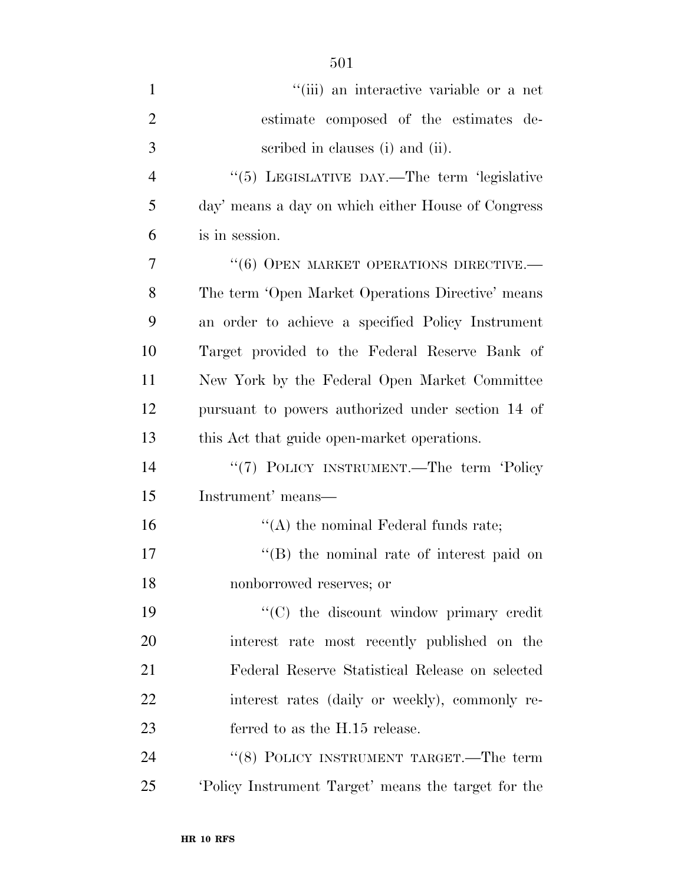''(iii) an interactive variable or a net estimate composed of the estimates described in clauses (i) and (ii).

''(5) LEGISLATIVE DAY.—The term 'legislative day' means a day on which either House of Congress is in session.

''(6) OPEN MARKET OPERATIONS DIRECTIVE.—The term 'Open Market Operations Directive' means an order to achieve a specified Policy Instrument Target provided to the Federal Reserve Bank of New York by the Federal Open Market Committee pursuant to powers authorized under section 14 of this Act that guide open-market operations.

''(7) POLICY INSTRUMENT.—The term 'Policy Instrument' means—

''(A) the nominal Federal funds rate;

''(B) the nominal rate of interest paid on nonborrowed reserves; or

''(C) the discount window primary credit interest rate most recently published on the Federal Reserve Statistical Release on selected interest rates (daily or weekly), commonly referred to as the H.15 release.

''(8) POLICY INSTRUMENT TARGET.—The term 'Policy Instrument Target' means the target for the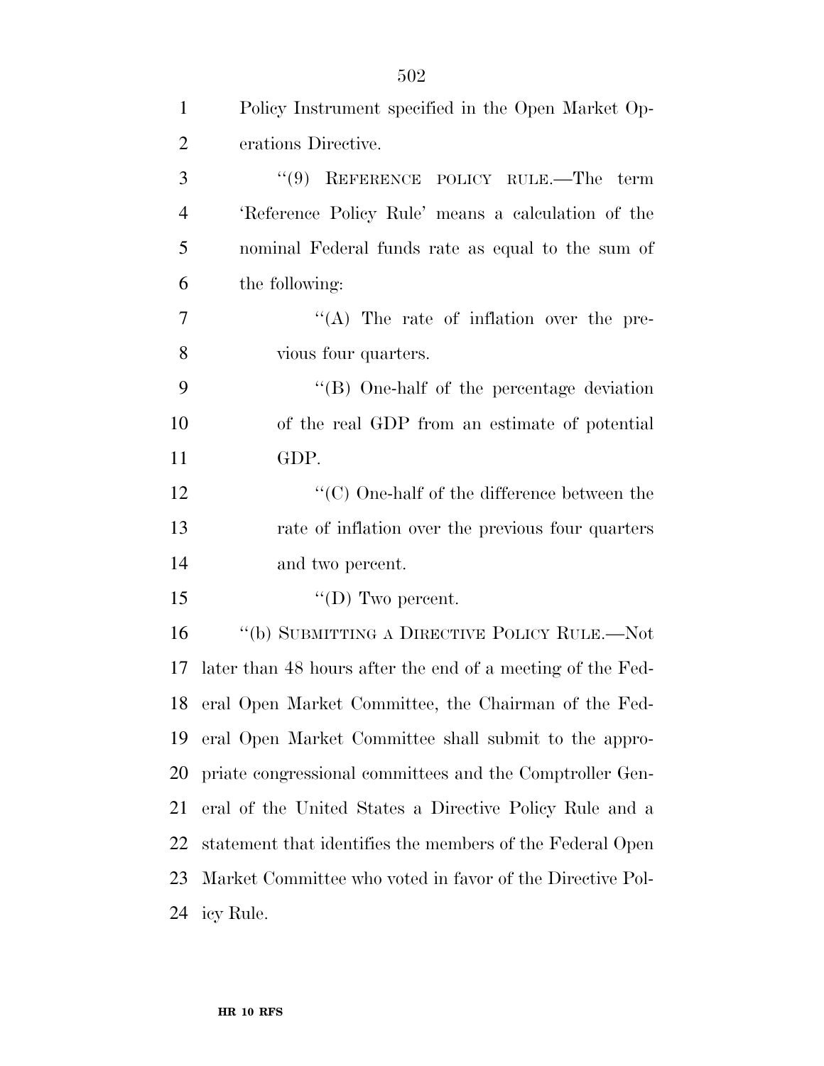Policy Instrument specified in the Open Market Operations Directive.

"(9) REFERENCE POLICY RULE.—The term 'Reference Policy Rule' means a calculation of the nominal Federal funds rate as equal to the sum of the following:

"(A) The rate of inflation over the previous four quarters.

"(B) One-half of the percentage deviation of the real GDP from an estimate of potential GDP.

"(C) One-half of the difference between the rate of inflation over the previous four quarters and two percent.

"(D) Two percent.

"(b) SUBMITTING A DIRECTIVE POLICY RULE.—Not later than 48 hours after the end of a meeting of the Federal Open Market Committee, the Chairman of the Federal Open Market Committee shall submit to the appropriate congressional committees and the Comptroller General of the United States a Directive Policy Rule and a statement that identifies the members of the Federal Open Market Committee who voted in favor of the Directive Policy Rule.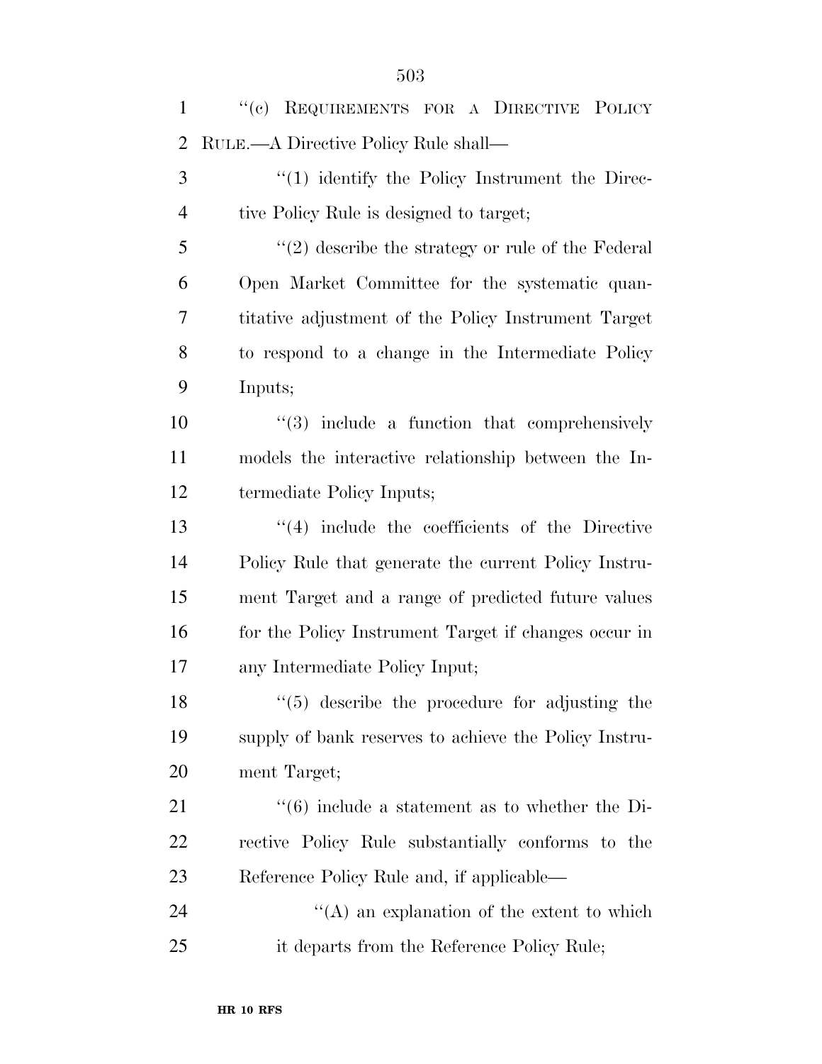"(c) REQUIREMENTS FOR A DIRECTIVE POLICY RULE.—A Directive Policy Rule shall—

"(1) identify the Policy Instrument the Directive Policy Rule is designed to target;

"(2) describe the strategy or rule of the Federal Open Market Committee for the systematic quantitative adjustment of the Policy Instrument Target to respond to a change in the Intermediate Policy Inputs;

"(3) include a function that comprehensively models the interactive relationship between the Intermediate Policy Inputs;

"(4) include the coefficients of the Directive Policy Rule that generate the current Policy Instrument Target and a range of predicted future values for the Policy Instrument Target if changes occur in any Intermediate Policy Input;

"(5) describe the procedure for adjusting the supply of bank reserves to achieve the Policy Instrument Target;

"(6) include a statement as to whether the Directive Policy Rule substantially conforms to the Reference Policy Rule and, if applicable—

"(A) an explanation of the extent to which it departs from the Reference Policy Rule;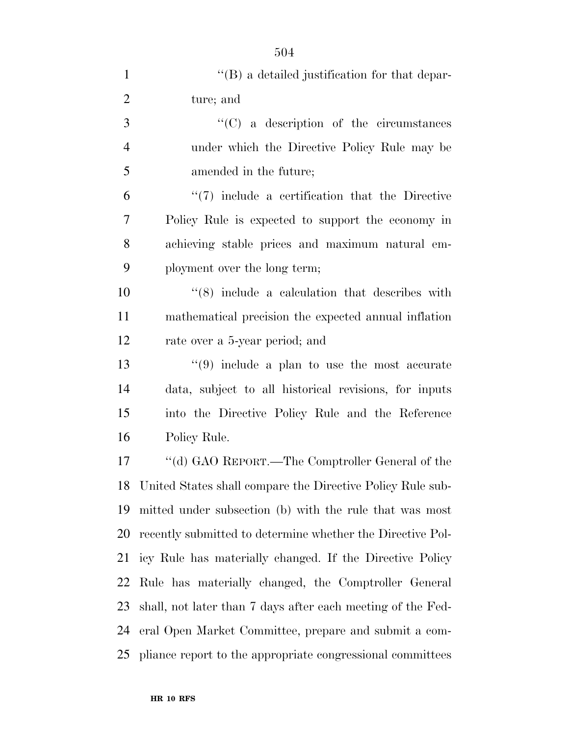''(B) a detailed justification for that departure; and

''(C) a description of the circumstances under which the Directive Policy Rule may be amended in the future;

''(7) include a certification that the Directive Policy Rule is expected to support the economy in achieving stable prices and maximum natural employment over the long term;

''(8) include a calculation that describes with mathematical precision the expected annual inflation rate over a 5-year period; and

''(9) include a plan to use the most accurate data, subject to all historical revisions, for inputs into the Directive Policy Rule and the Reference Policy Rule.

''(d) GAO REPORT.—The Comptroller General of the United States shall compare the Directive Policy Rule submitted under subsection (b) with the rule that was most recently submitted to determine whether the Directive Policy Rule has materially changed. If the Directive Policy Rule has materially changed, the Comptroller General shall, not later than 7 days after each meeting of the Federal Open Market Committee, prepare and submit a compliance report to the appropriate congressional committees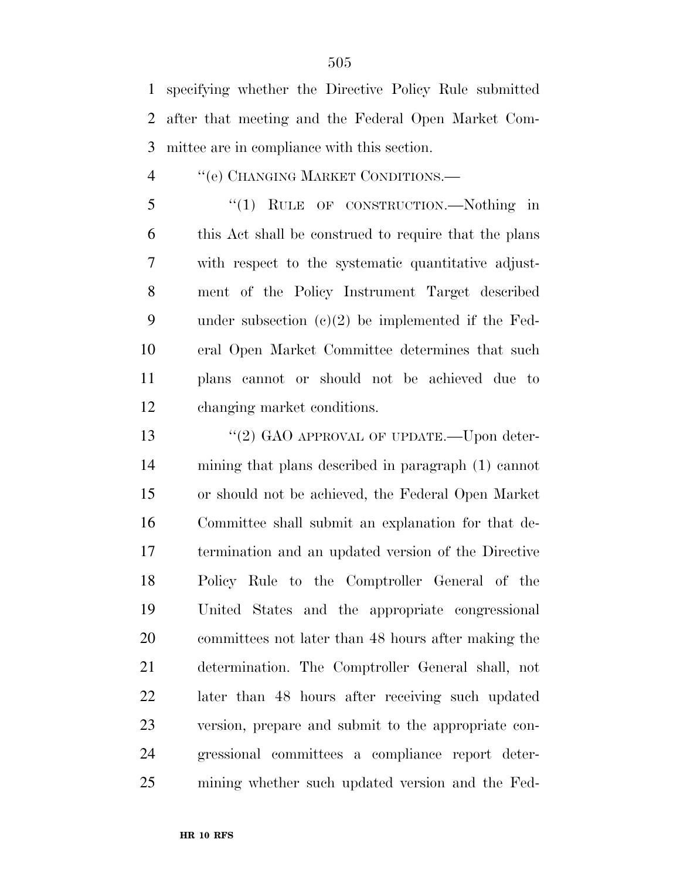specifying whether the Directive Policy Rule submitted after that meeting and the Federal Open Market Committee are in compliance with this section.

''(e) CHANGING MARKET CONDITIONS.—

''(1) RULE OF CONSTRUCTION.—Nothing in this Act shall be construed to require that the plans with respect to the systematic quantitative adjustment of the Policy Instrument Target described under subsection (c)(2) be implemented if the Federal Open Market Committee determines that such plans cannot or should not be achieved due to changing market conditions.

''(2) GAO APPROVAL OF UPDATE.—Upon determining that plans described in paragraph (1) cannot or should not be achieved, the Federal Open Market Committee shall submit an explanation for that determination and an updated version of the Directive Policy Rule to the Comptroller General of the United States and the appropriate congressional committees not later than 48 hours after making the determination. The Comptroller General shall, not later than 48 hours after receiving such updated version, prepare and submit to the appropriate congressional committees a compliance report determining whether such updated version and the Fed-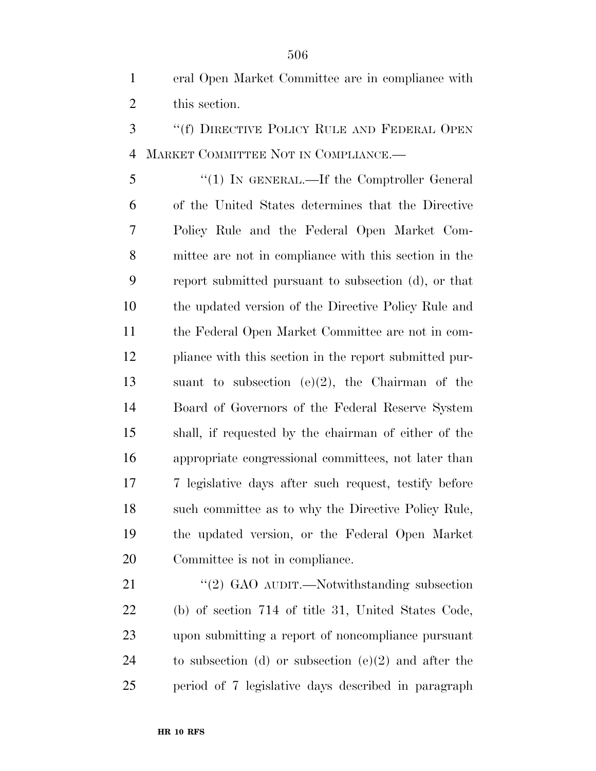eral Open Market Committee are in compliance with this section.

''(f) DIRECTIVE POLICY RULE AND FEDERAL OPEN MARKET COMMITTEE NOT IN COMPLIANCE.—

''(1) IN GENERAL.—If the Comptroller General of the United States determines that the Directive Policy Rule and the Federal Open Market Committee are not in compliance with this section in the report submitted pursuant to subsection (d), or that the updated version of the Directive Policy Rule and the Federal Open Market Committee are not in compliance with this section in the report submitted pursuant to subsection (e)(2), the Chairman of the Board of Governors of the Federal Reserve System shall, if requested by the chairman of either of the appropriate congressional committees, not later than 7 legislative days after such request, testify before such committee as to why the Directive Policy Rule, the updated version, or the Federal Open Market Committee is not in compliance.

''(2) GAO AUDIT.—Notwithstanding subsection (b) of section 714 of title 31, United States Code, upon submitting a report of noncompliance pursuant to subsection (d) or subsection (e)(2) and after the period of 7 legislative days described in paragraph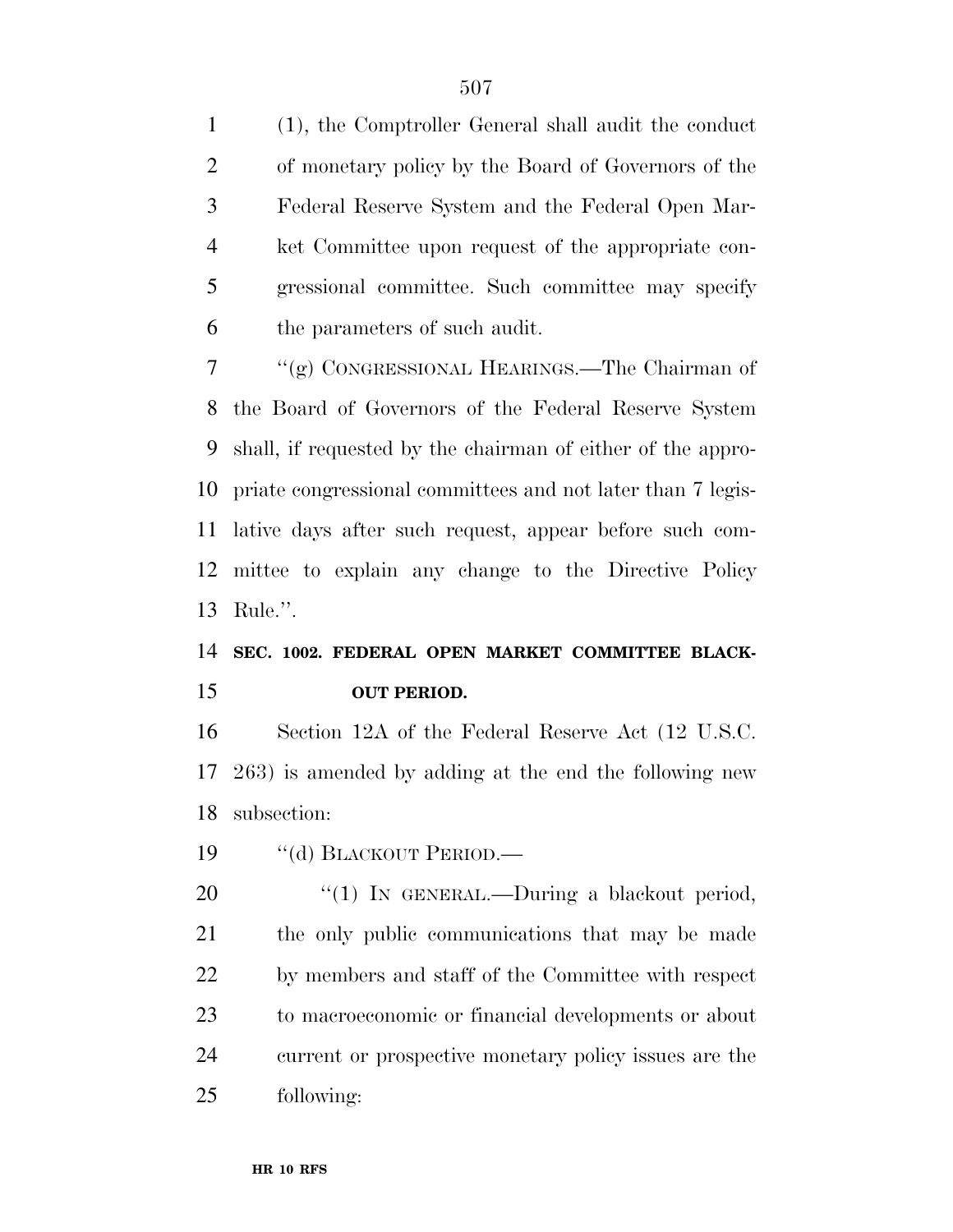(1), the Comptroller General shall audit the conduct of monetary policy by the Board of Governors of the Federal Reserve System and the Federal Open Market Committee upon request of the appropriate congressional committee. Such committee may specify the parameters of such audit.

''(g) CONGRESSIONAL HEARINGS.—The Chairman of the Board of Governors of the Federal Reserve System shall, if requested by the chairman of either of the appropriate congressional committees and not later than 7 legislative days after such request, appear before such committee to explain any change to the Directive Policy Rule.''.

**SEC. 1002. FEDERAL OPEN MARKET COMMITTEE BLACKOUT PERIOD.**

Section 12A of the Federal Reserve Act (12 U.S.C. 263) is amended by adding at the end the following new subsection:

''(d) BLACKOUT PERIOD.—

''(1) IN GENERAL.—During a blackout period, the only public communications that may be made by members and staff of the Committee with respect to macroeconomic or financial developments or about current or prospective monetary policy issues are the following: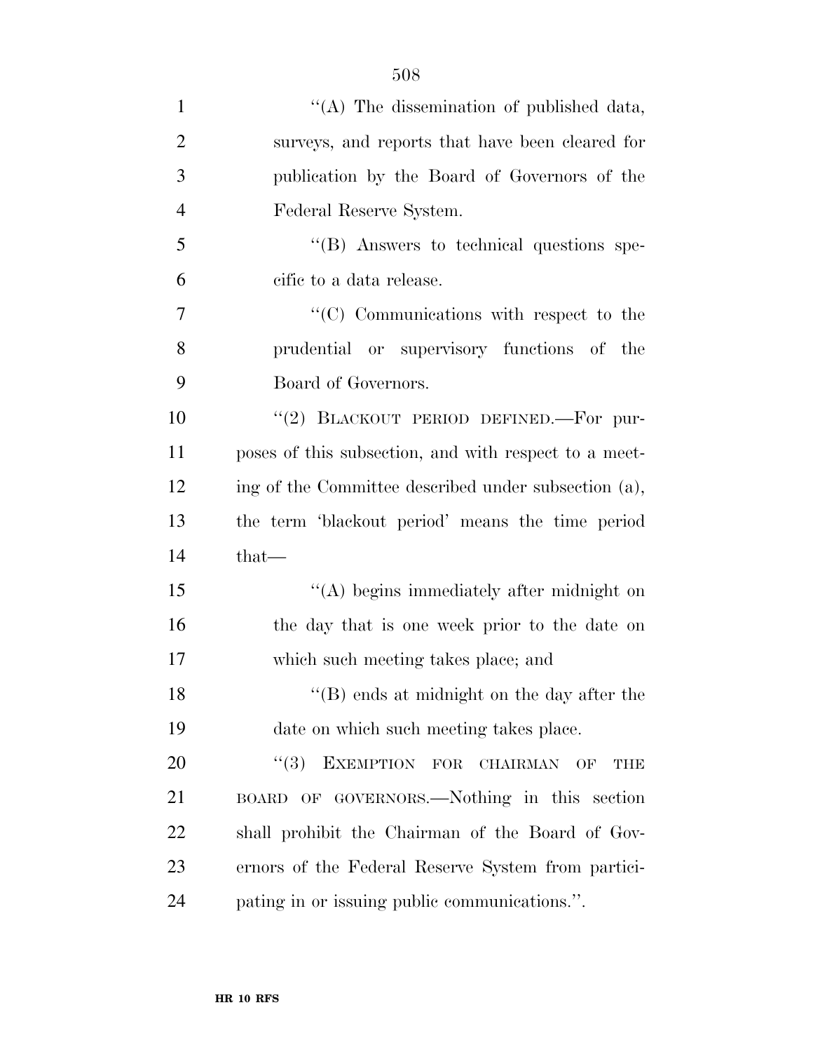''(A) The dissemination of published data, surveys, and reports that have been cleared for publication by the Board of Governors of the Federal Reserve System.

''(B) Answers to technical questions specific to a data release.

''(C) Communications with respect to the prudential or supervisory functions of the Board of Governors.

''(2) BLACKOUT PERIOD DEFINED.—For purposes of this subsection, and with respect to a meeting of the Committee described under subsection (a), the term 'blackout period' means the time period that—

''(A) begins immediately after midnight on the day that is one week prior to the date on which such meeting takes place; and

''(B) ends at midnight on the day after the date on which such meeting takes place.

''(3) EXEMPTION FOR CHAIRMAN OF THE BOARD OF GOVERNORS.—Nothing in this section shall prohibit the Chairman of the Board of Governors of the Federal Reserve System from participating in or issuing public communications.''.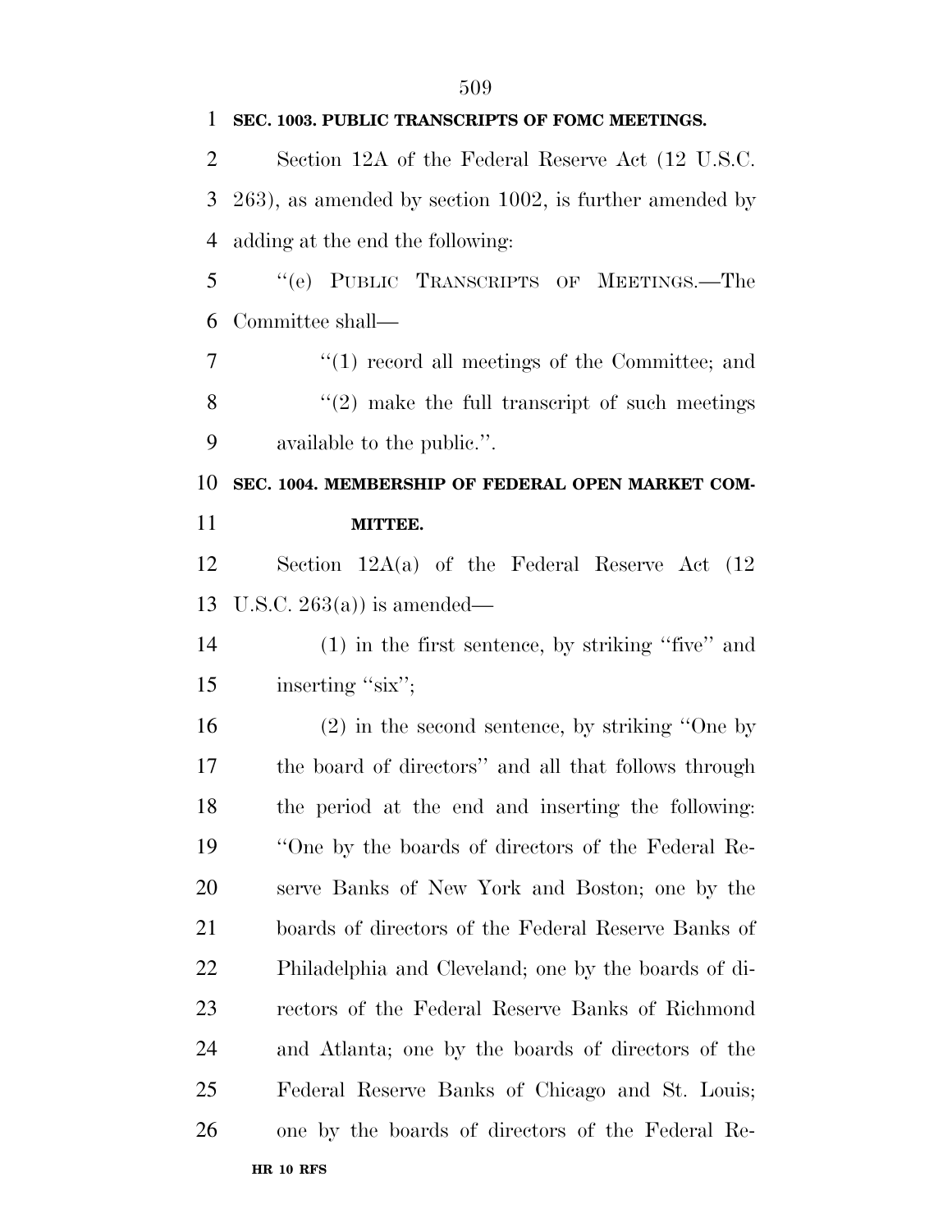**SEC. 1003. PUBLIC TRANSCRIPTS OF FOMC MEETINGS.**

Section 12A of the Federal Reserve Act (12 U.S.C. 263), as amended by section 1002, is further amended by adding at the end the following:

''(e) PUBLIC TRANSCRIPTS OF MEETINGS.—The Committee shall—

''(1) record all meetings of the Committee; and

''(2) make the full transcript of such meetings available to the public.''.

**SEC. 1004. MEMBERSHIP OF FEDERAL OPEN MARKET COMMITTEE.**

Section 12A(a) of the Federal Reserve Act (12 U.S.C. 263(a)) is amended—

(1) in the first sentence, by striking ''five'' and inserting ''six'';

(2) in the second sentence, by striking ''One by the board of directors'' and all that follows through the period at the end and inserting the following: ''One by the boards of directors of the Federal Reserve Banks of New York and Boston; one by the boards of directors of the Federal Reserve Banks of Philadelphia and Cleveland; one by the boards of directors of the Federal Reserve Banks of Richmond and Atlanta; one by the boards of directors of the Federal Reserve Banks of Chicago and St. Louis; one by the boards of directors of the Federal Re-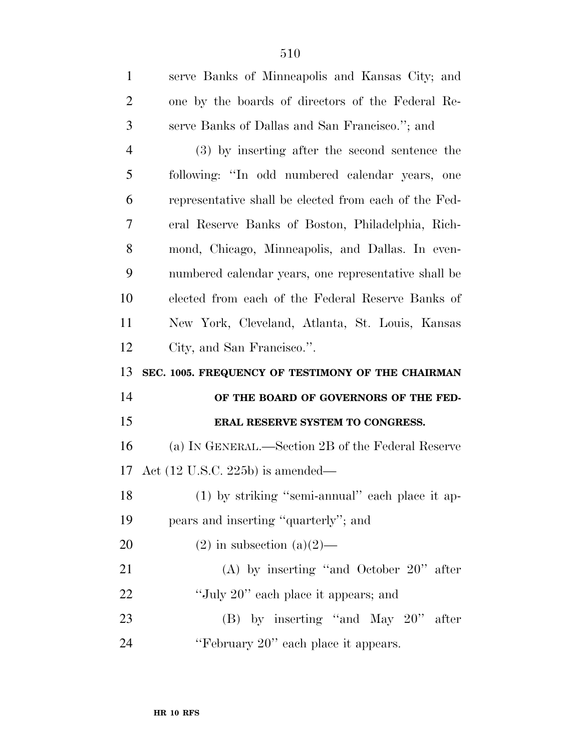serve Banks of Minneapolis and Kansas City; and one by the boards of directors of the Federal Reserve Banks of Dallas and San Francisco.''; and

(3) by inserting after the second sentence the following: ''In odd numbered calendar years, one representative shall be elected from each of the Federal Reserve Banks of Boston, Philadelphia, Richmond, Chicago, Minneapolis, and Dallas. In even-numbered calendar years, one representative shall be elected from each of the Federal Reserve Banks of New York, Cleveland, Atlanta, St. Louis, Kansas City, and San Francisco.''.

**SEC. 1005. FREQUENCY OF TESTIMONY OF THE CHAIRMAN OF THE BOARD OF GOVERNORS OF THE FEDERAL RESERVE SYSTEM TO CONGRESS.**

(a) IN GENERAL.—Section 2B of the Federal Reserve Act (12 U.S.C. 225b) is amended—

(1) by striking ''semi-annual'' each place it appears and inserting ''quarterly''; and

(2) in subsection (a)(2)—

(A) by inserting ''and October 20'' after ''July 20'' each place it appears; and

(B) by inserting ''and May 20'' after ''February 20'' each place it appears.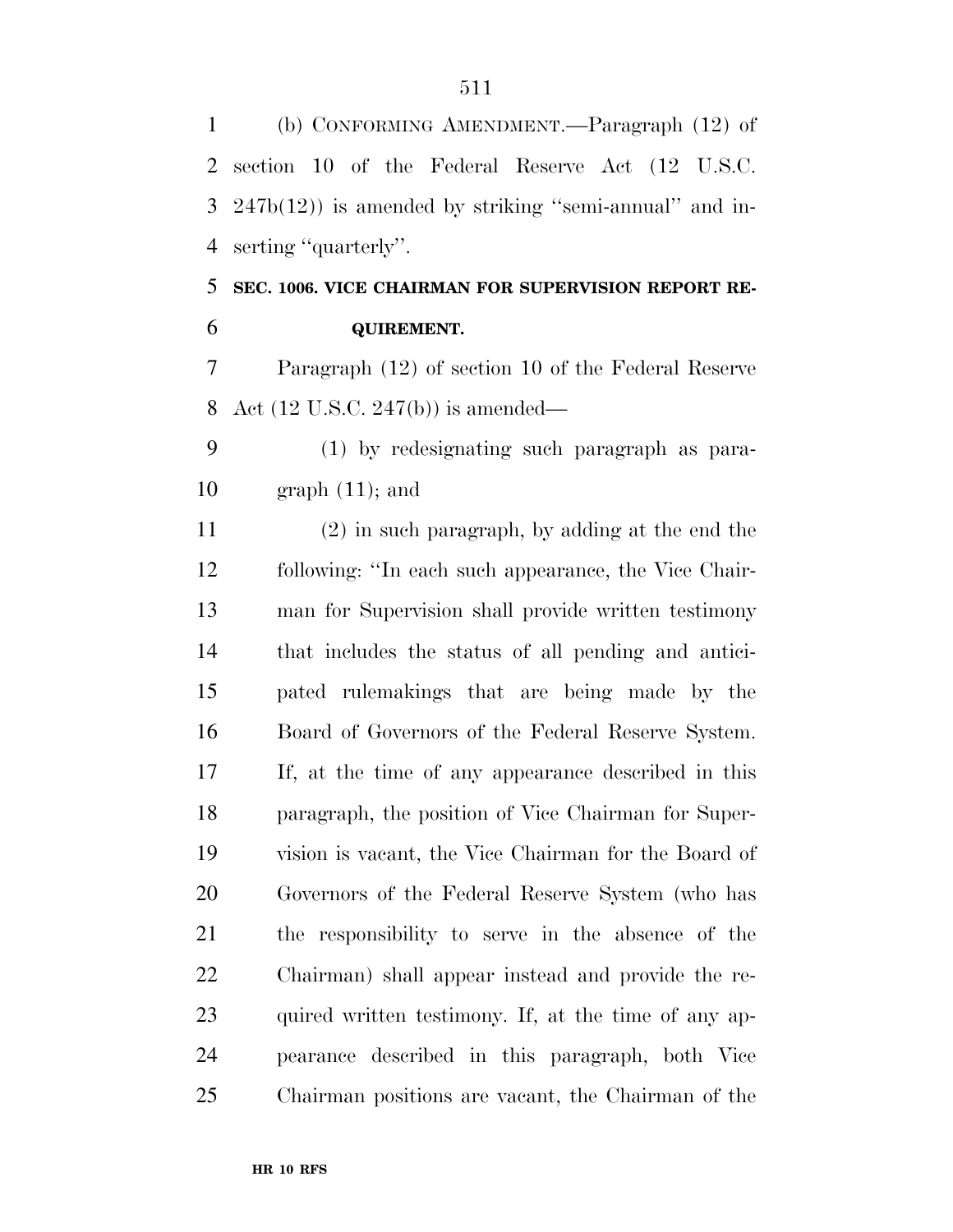(b) CONFORMING AMENDMENT.—Paragraph (12) of section 10 of the Federal Reserve Act (12 U.S.C. 247b(12)) is amended by striking ''semi-annual'' and inserting ''quarterly''.

**SEC. 1006. VICE CHAIRMAN FOR SUPERVISION REPORT REQUIREMENT.**

Paragraph (12) of section 10 of the Federal Reserve Act (12 U.S.C. 247(b)) is amended—

(1) by redesignating such paragraph as paragraph (11); and

(2) in such paragraph, by adding at the end the following: ''In each such appearance, the Vice Chairman for Supervision shall provide written testimony that includes the status of all pending and anticipated rulemakings that are being made by the Board of Governors of the Federal Reserve System. If, at the time of any appearance described in this paragraph, the position of Vice Chairman for Supervision is vacant, the Vice Chairman for the Board of Governors of the Federal Reserve System (who has the responsibility to serve in the absence of the Chairman) shall appear instead and provide the required written testimony. If, at the time of any appearance described in this paragraph, both Vice Chairman positions are vacant, the Chairman of the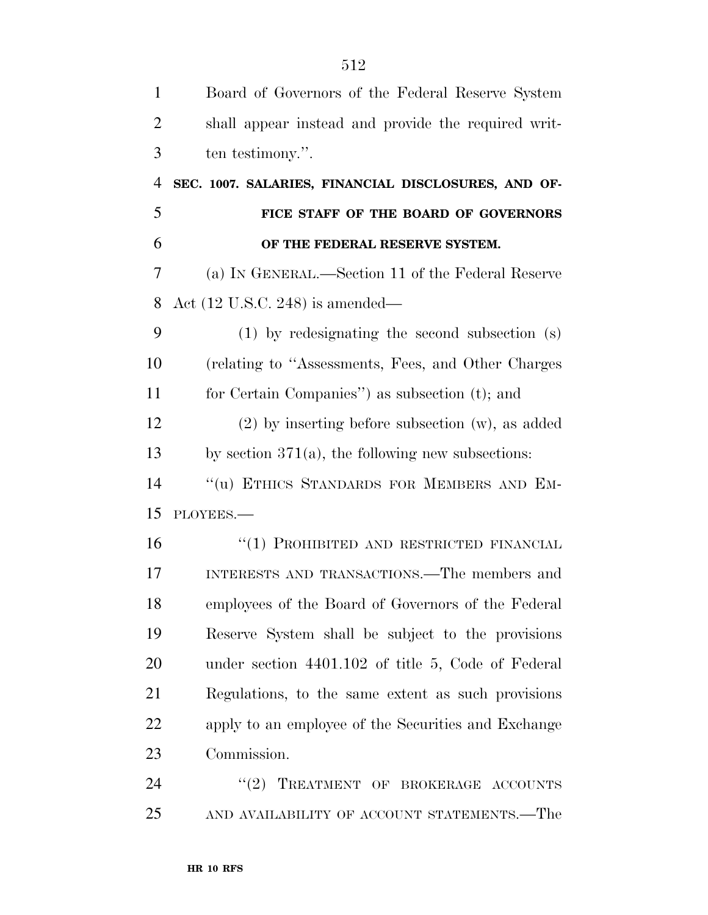Board of Governors of the Federal Reserve System shall appear instead and provide the required written testimony.''.

**SEC. 1007. SALARIES, FINANCIAL DISCLOSURES, AND OFFICE STAFF OF THE BOARD OF GOVERNORS OF THE FEDERAL RESERVE SYSTEM.**

(a) IN GENERAL.—Section 11 of the Federal Reserve Act (12 U.S.C. 248) is amended—

(1) by redesignating the second subsection (s) (relating to ''Assessments, Fees, and Other Charges for Certain Companies'') as subsection (t); and

(2) by inserting before subsection (w), as added by section 371(a), the following new subsections:

''(u) ETHICS STANDARDS FOR MEMBERS AND EMPLOYEES.—

''(1) PROHIBITED AND RESTRICTED FINANCIAL INTERESTS AND TRANSACTIONS.—The members and employees of the Board of Governors of the Federal Reserve System shall be subject to the provisions under section 4401.102 of title 5, Code of Federal Regulations, to the same extent as such provisions apply to an employee of the Securities and Exchange Commission.

''(2) TREATMENT OF BROKERAGE ACCOUNTS AND AVAILABILITY OF ACCOUNT STATEMENTS.—The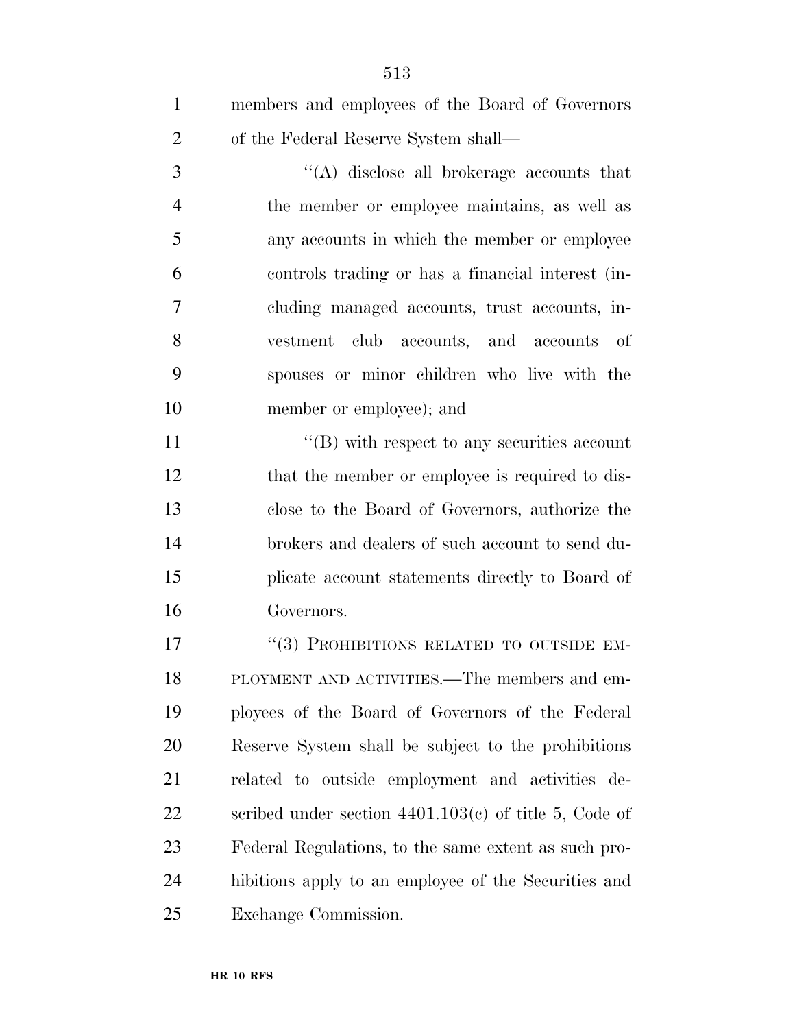members and employees of the Board of Governors of the Federal Reserve System shall—

''(A) disclose all brokerage accounts that the member or employee maintains, as well as any accounts in which the member or employee controls trading or has a financial interest (including managed accounts, trust accounts, investment club accounts, and accounts of spouses or minor children who live with the member or employee); and

''(B) with respect to any securities account that the member or employee is required to disclose to the Board of Governors, authorize the brokers and dealers of such account to send duplicate account statements directly to Board of Governors.

''(3) PROHIBITIONS RELATED TO OUTSIDE EMPLOYMENT AND ACTIVITIES.—The members and employees of the Board of Governors of the Federal Reserve System shall be subject to the prohibitions related to outside employment and activities described under section 4401.103(c) of title 5, Code of Federal Regulations, to the same extent as such prohibitions apply to an employee of the Securities and Exchange Commission.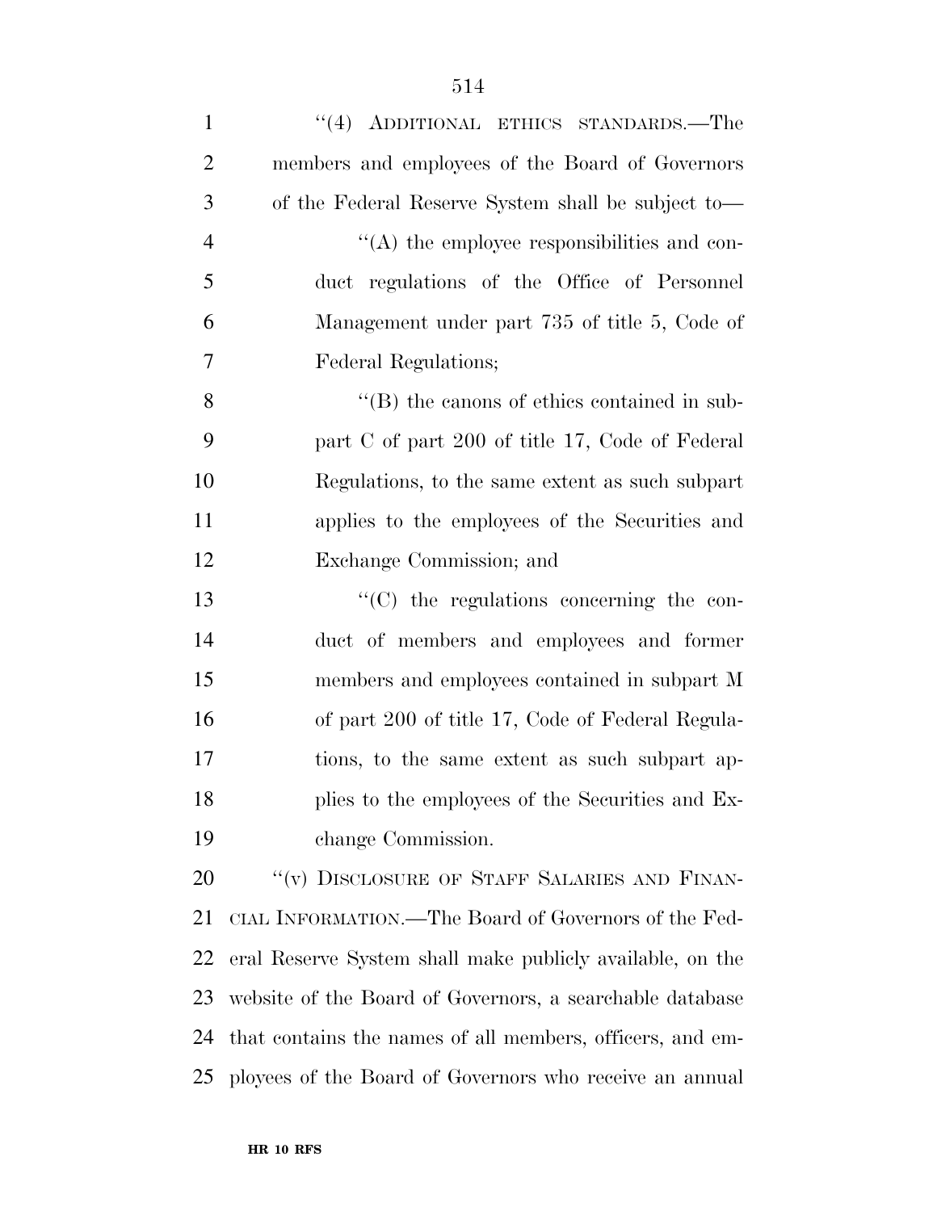''(4) ADDITIONAL ETHICS STANDARDS.—The members and employees of the Board of Governors of the Federal Reserve System shall be subject to—

''(A) the employee responsibilities and conduct regulations of the Office of Personnel Management under part 735 of title 5, Code of Federal Regulations;

''(B) the canons of ethics contained in subpart C of part 200 of title 17, Code of Federal Regulations, to the same extent as such subpart applies to the employees of the Securities and Exchange Commission; and

''(C) the regulations concerning the conduct of members and employees and former members and employees contained in subpart M of part 200 of title 17, Code of Federal Regulations, to the same extent as such subpart applies to the employees of the Securities and Exchange Commission.

''(v) DISCLOSURE OF STAFF SALARIES AND FINANCIAL INFORMATION.—The Board of Governors of the Federal Reserve System shall make publicly available, on the website of the Board of Governors, a searchable database that contains the names of all members, officers, and employees of the Board of Governors who receive an annual

**HR 10 RFS**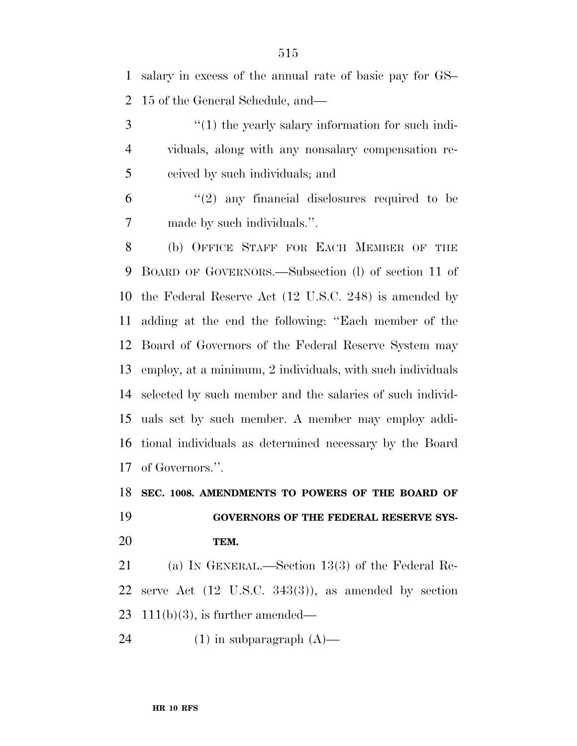salary in excess of the annual rate of basic pay for GS–15 of the General Schedule, and—

''(1) the yearly salary information for such individuals, along with any nonsalary compensation received by such individuals; and

''(2) any financial disclosures required to be made by such individuals.''.

(b) OFFICE STAFF FOR EACH MEMBER OF THE BOARD OF GOVERNORS.—Subsection (l) of section 11 of the Federal Reserve Act (12 U.S.C. 248) is amended by adding at the end the following: ''Each member of the Board of Governors of the Federal Reserve System may employ, at a minimum, 2 individuals, with such individuals selected by such member and the salaries of such individuals set by such member. A member may employ additional individuals as determined necessary by the Board of Governors.''.

**SEC. 1008. AMENDMENTS TO POWERS OF THE BOARD OF GOVERNORS OF THE FEDERAL RESERVE SYSTEM.**

(a) IN GENERAL.—Section 13(3) of the Federal Reserve Act (12 U.S.C. 343(3)), as amended by section 111(b)(3), is further amended—

(1) in subparagraph (A)—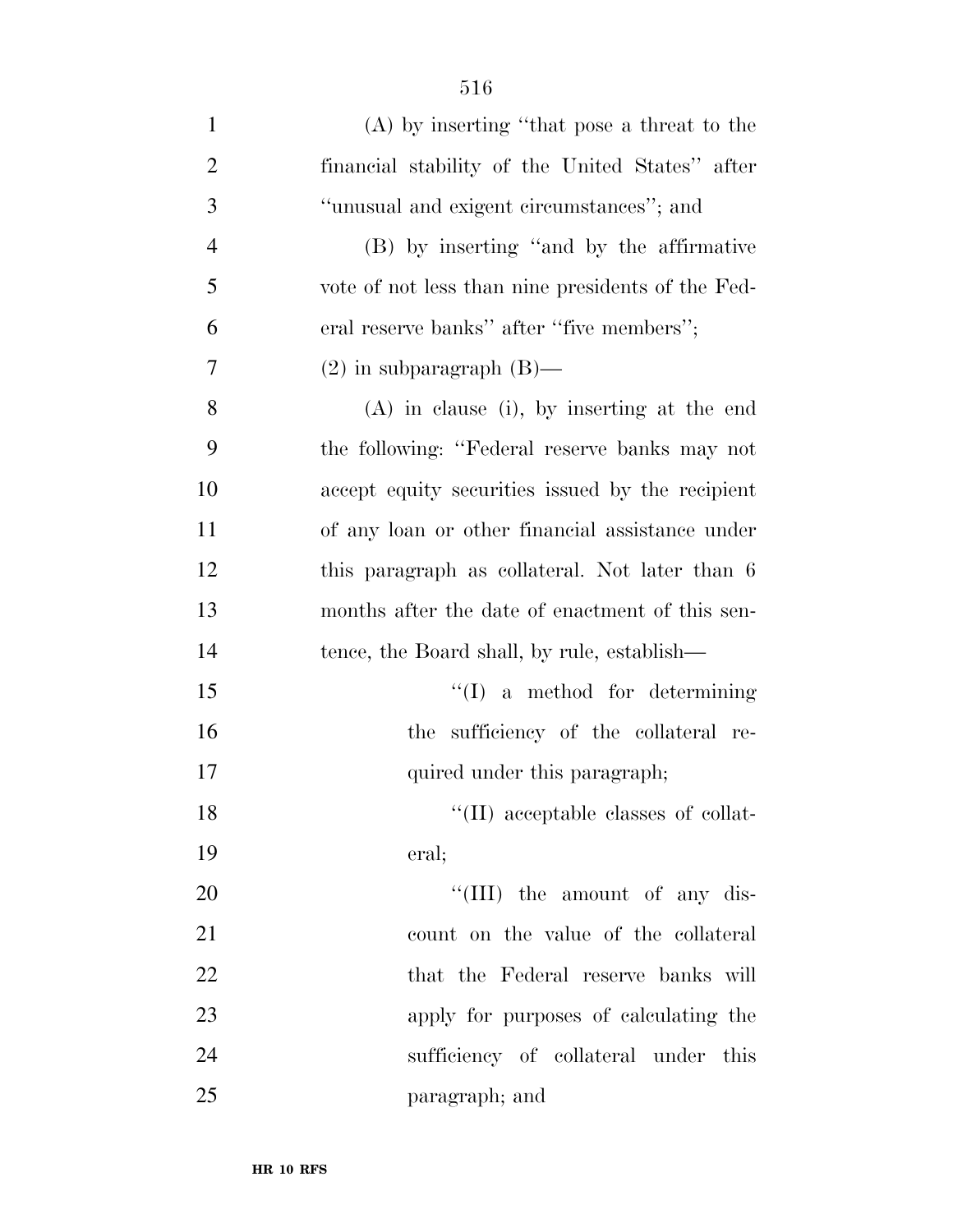(A) by inserting ''that pose a threat to the financial stability of the United States'' after ''unusual and exigent circumstances''; and

(B) by inserting ''and by the affirmative vote of not less than nine presidents of the Federal reserve banks'' after ''five members'';

(2) in subparagraph (B)—

(A) in clause (i), by inserting at the end the following: ''Federal reserve banks may not accept equity securities issued by the recipient of any loan or other financial assistance under this paragraph as collateral. Not later than 6 months after the date of enactment of this sentence, the Board shall, by rule, establish—

''(I) a method for determining the sufficiency of the collateral required under this paragraph;

''(II) acceptable classes of collateral;

''(III) the amount of any discount on the value of the collateral that the Federal reserve banks will apply for purposes of calculating the sufficiency of collateral under this paragraph; and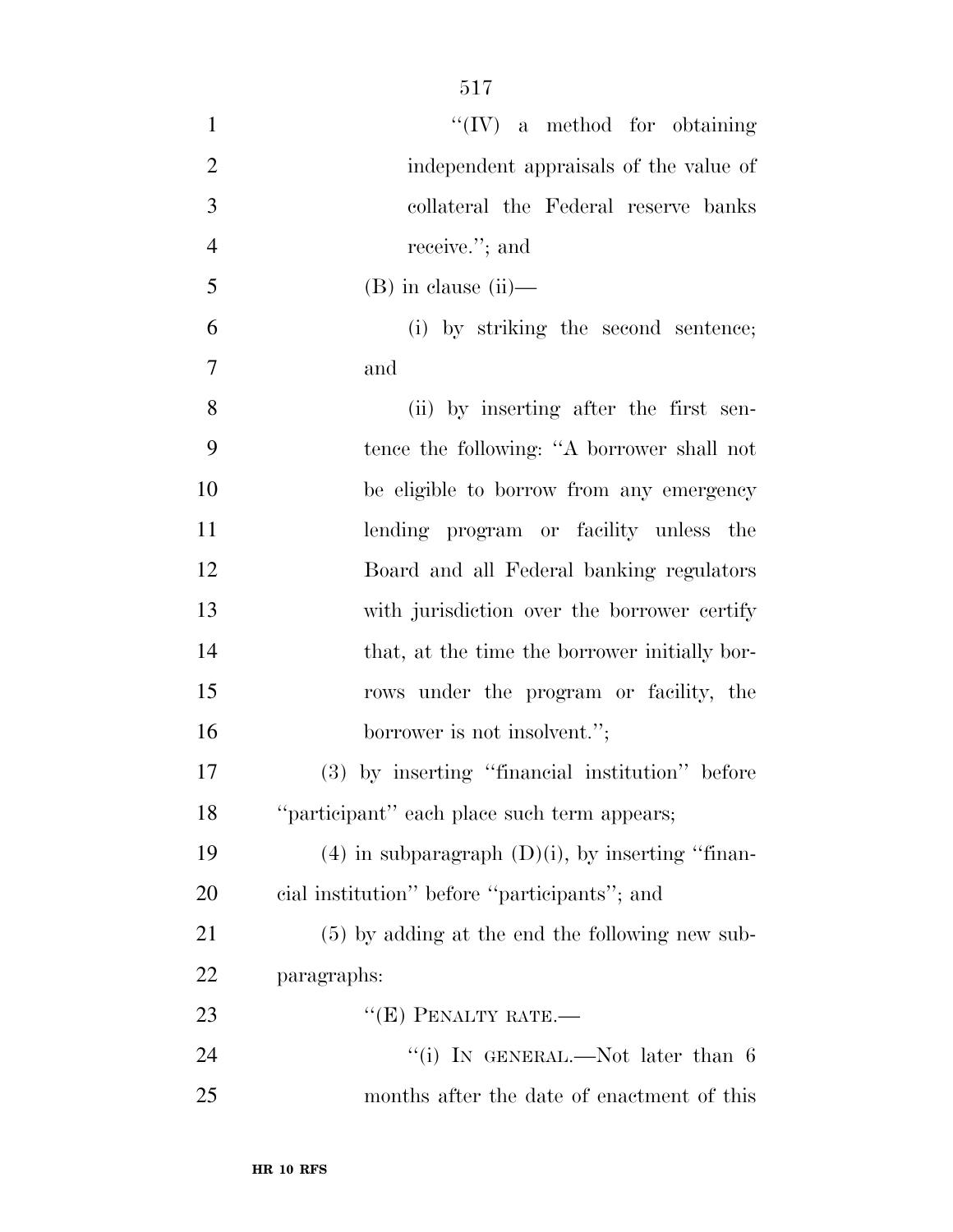"(IV) a method for obtaining independent appraisals of the value of collateral the Federal reserve banks receive."; and

(B) in clause (ii)—

(i) by striking the second sentence; and

(ii) by inserting after the first sentence the following: "A borrower shall not be eligible to borrow from any emergency lending program or facility unless the Board and all Federal banking regulators with jurisdiction over the borrower certify that, at the time the borrower initially borrows under the program or facility, the borrower is not insolvent.";

(3) by inserting "financial institution" before "participant" each place such term appears;

(4) in subparagraph (D)(i), by inserting "financial institution" before "participants"; and

(5) by adding at the end the following new subparagraphs:

"(E) PENALTY RATE.—

"(i) IN GENERAL.—Not later than 6 months after the date of enactment of this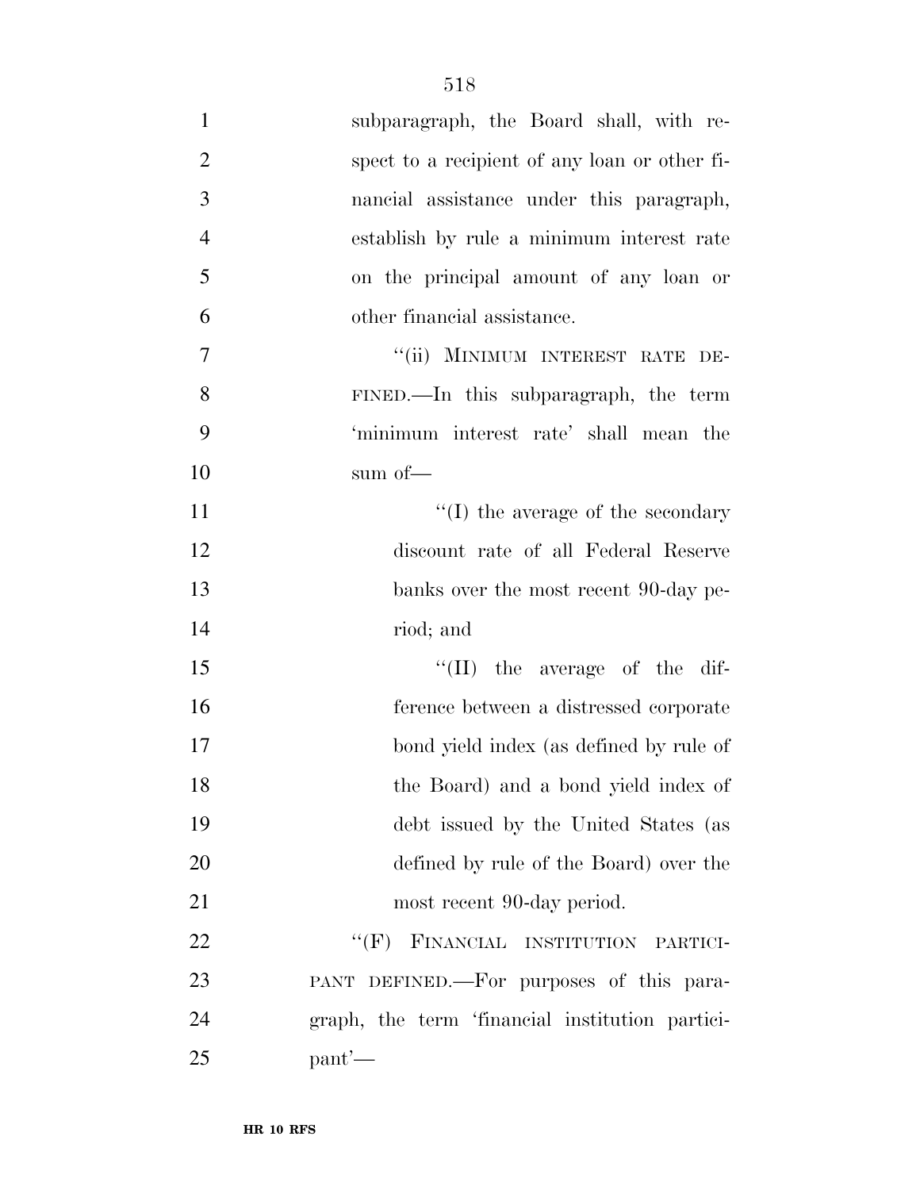subparagraph, the Board shall, with respect to a recipient of any loan or other financial assistance under this paragraph, establish by rule a minimum interest rate on the principal amount of any loan or other financial assistance.

"(ii) MINIMUM INTEREST RATE DEFINED.—In this subparagraph, the term 'minimum interest rate' shall mean the sum of—

"(I) the average of the secondary discount rate of all Federal Reserve banks over the most recent 90-day period; and

"(II) the average of the difference between a distressed corporate bond yield index (as defined by rule of the Board) and a bond yield index of debt issued by the United States (as defined by rule of the Board) over the most recent 90-day period.

"(F) FINANCIAL INSTITUTION PARTICIPANT DEFINED.—For purposes of this paragraph, the term 'financial institution participant'—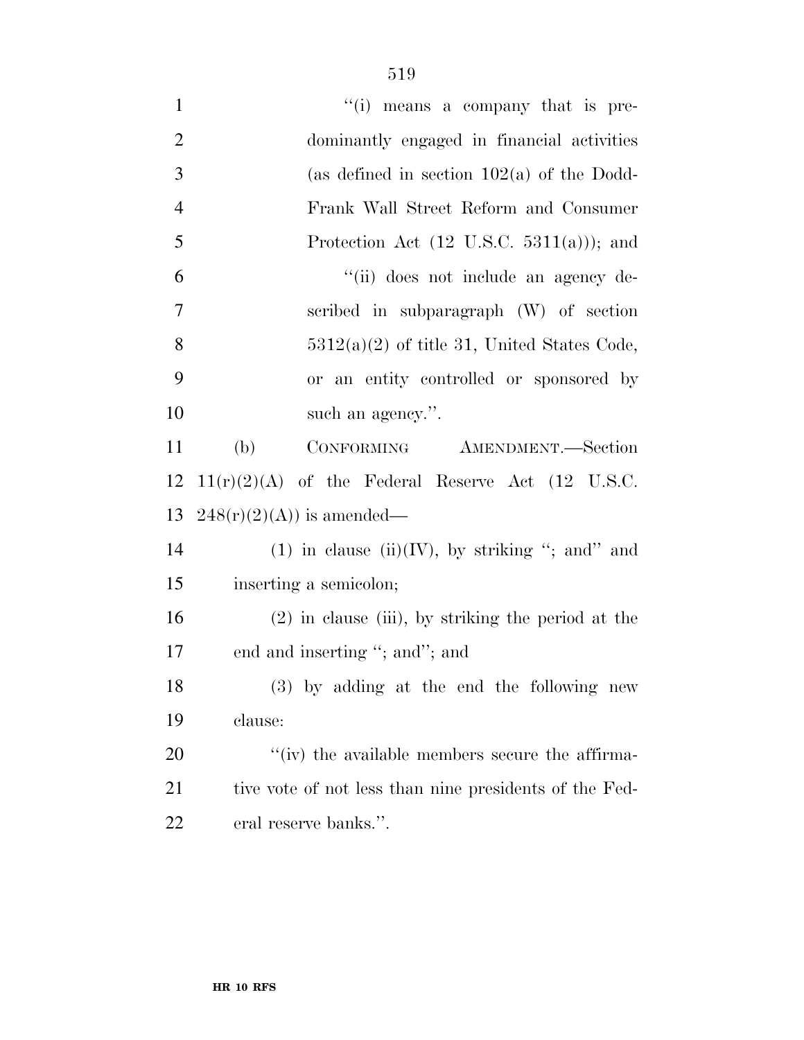''(i) means a company that is predominantly engaged in financial activities (as defined in section 102(a) of the Dodd-Frank Wall Street Reform and Consumer Protection Act (12 U.S.C. 5311(a))); and

''(ii) does not include an agency described in subparagraph (W) of section 5312(a)(2) of title 31, United States Code, or an entity controlled or sponsored by such an agency.''.

(b) CONFORMING AMENDMENT.—Section 11(r)(2)(A) of the Federal Reserve Act (12 U.S.C. 248(r)(2)(A)) is amended—

(1) in clause (ii)(IV), by striking ''; and'' and inserting a semicolon;

(2) in clause (iii), by striking the period at the end and inserting ''; and''; and

(3) by adding at the end the following new clause:

''(iv) the available members secure the affirmative vote of not less than nine presidents of the Federal reserve banks.''.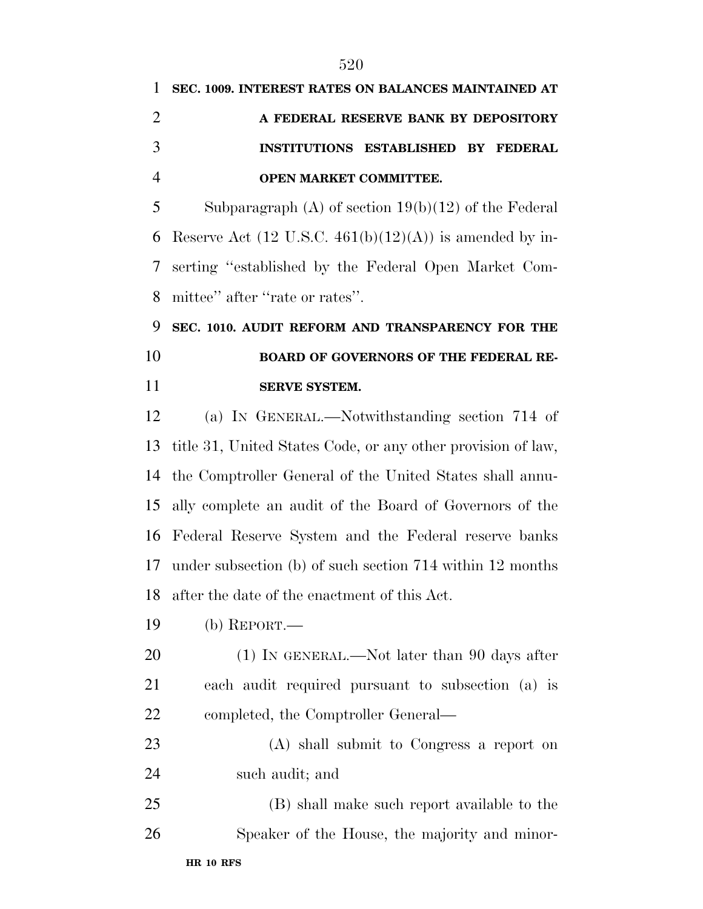**SEC. 1009. INTEREST RATES ON BALANCES MAINTAINED AT A FEDERAL RESERVE BANK BY DEPOSITORY INSTITUTIONS ESTABLISHED BY FEDERAL OPEN MARKET COMMITTEE.**

Subparagraph (A) of section 19(b)(12) of the Federal Reserve Act (12 U.S.C. 461(b)(12)(A)) is amended by inserting "established by the Federal Open Market Committee" after "rate or rates".

**SEC. 1010. AUDIT REFORM AND TRANSPARENCY FOR THE BOARD OF GOVERNORS OF THE FEDERAL RESERVE SYSTEM.**

(a) IN GENERAL.—Notwithstanding section 714 of title 31, United States Code, or any other provision of law, the Comptroller General of the United States shall annually complete an audit of the Board of Governors of the Federal Reserve System and the Federal reserve banks under subsection (b) of such section 714 within 12 months after the date of the enactment of this Act.

(b) REPORT.—

(1) IN GENERAL.—Not later than 90 days after each audit required pursuant to subsection (a) is completed, the Comptroller General—

(A) shall submit to Congress a report on such audit; and

(B) shall make such report available to the Speaker of the House, the majority and minor-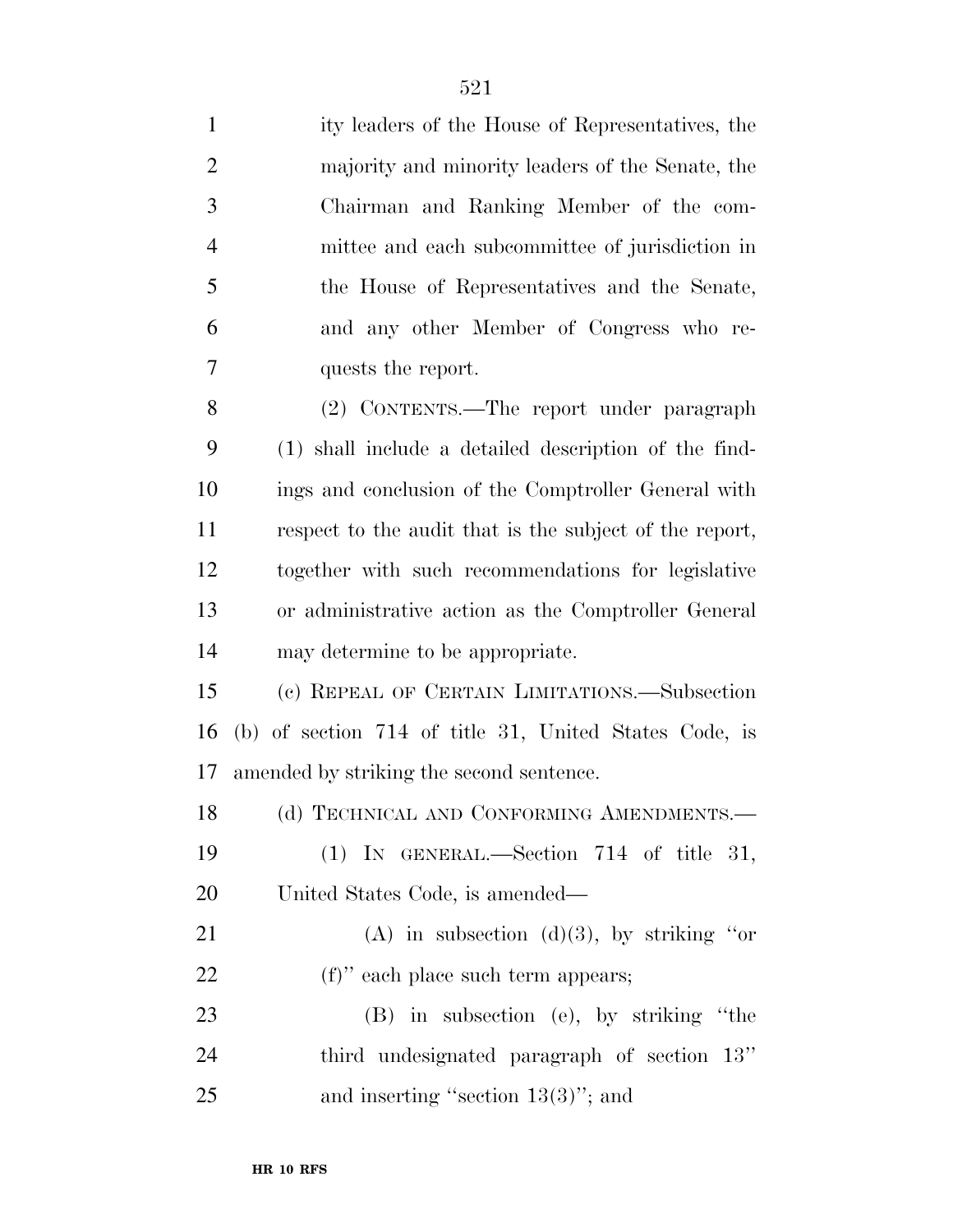ity leaders of the House of Representatives, the majority and minority leaders of the Senate, the Chairman and Ranking Member of the committee and each subcommittee of jurisdiction in the House of Representatives and the Senate, and any other Member of Congress who requests the report.

(2) CONTENTS.—The report under paragraph (1) shall include a detailed description of the findings and conclusion of the Comptroller General with respect to the audit that is the subject of the report, together with such recommendations for legislative or administrative action as the Comptroller General may determine to be appropriate.

(c) REPEAL OF CERTAIN LIMITATIONS.—Subsection (b) of section 714 of title 31, United States Code, is amended by striking the second sentence.

(d) TECHNICAL AND CONFORMING AMENDMENTS.—

(1) IN GENERAL.—Section 714 of title 31, United States Code, is amended—

(A) in subsection (d)(3), by striking ''or (f)'' each place such term appears;

(B) in subsection (e), by striking ''the third undesignated paragraph of section 13'' and inserting ''section 13(3)''; and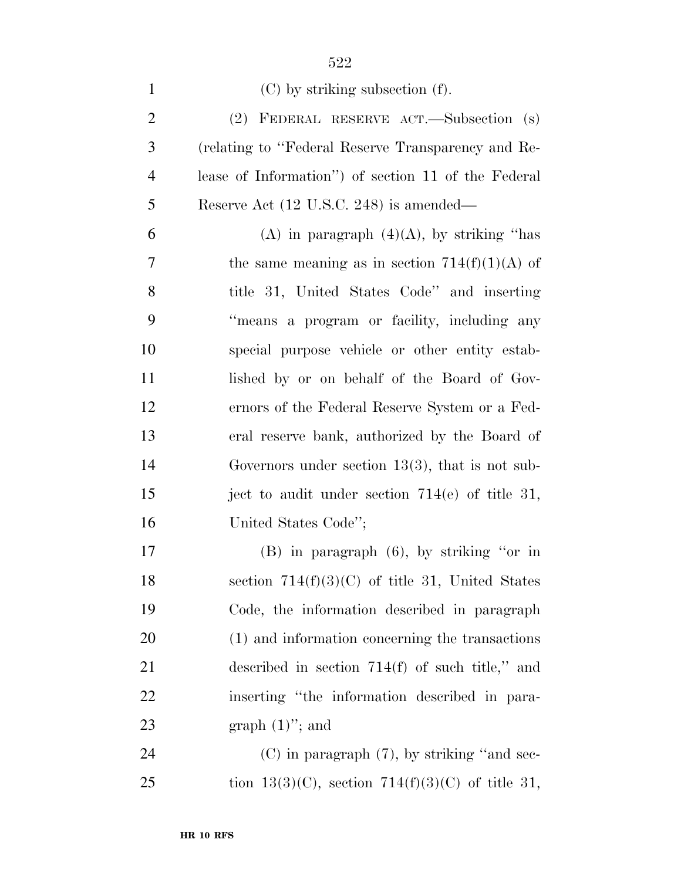(C) by striking subsection (f).

(2) FEDERAL RESERVE ACT.—Subsection (s) (relating to ''Federal Reserve Transparency and Release of Information'') of section 11 of the Federal Reserve Act (12 U.S.C. 248) is amended—

(A) in paragraph (4)(A), by striking ''has the same meaning as in section 714(f)(1)(A) of title 31, United States Code'' and inserting ''means a program or facility, including any special purpose vehicle or other entity established by or on behalf of the Board of Governors of the Federal Reserve System or a Federal reserve bank, authorized by the Board of Governors under section 13(3), that is not subject to audit under section 714(e) of title 31, United States Code'';

(B) in paragraph (6), by striking ''or in section 714(f)(3)(C) of title 31, United States Code, the information described in paragraph (1) and information concerning the transactions described in section 714(f) of such title,'' and inserting ''the information described in paragraph (1)''; and

(C) in paragraph (7), by striking ''and section 13(3)(C), section 714(f)(3)(C) of title 31,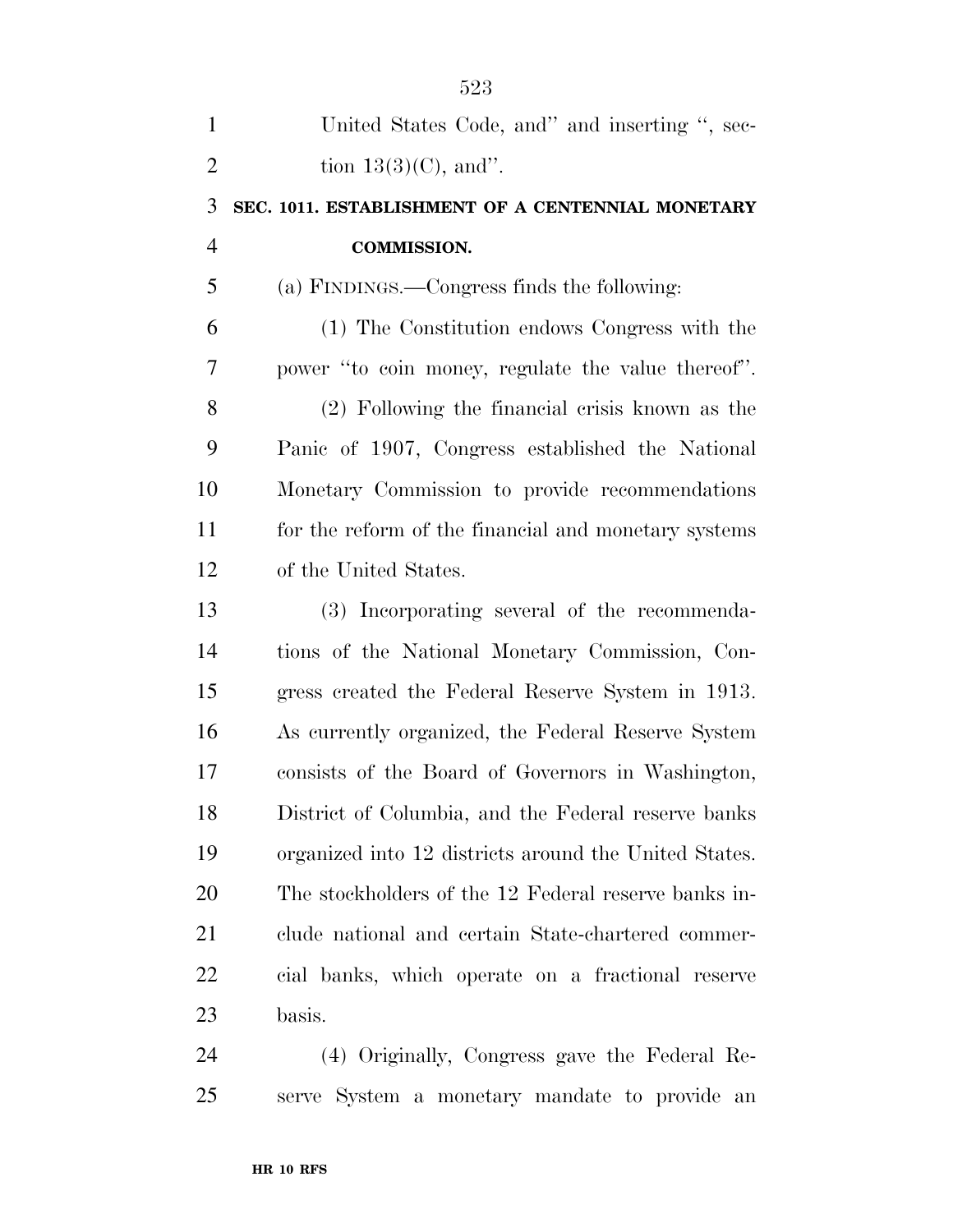United States Code, and'' and inserting '', section 13(3)(C), and''.

**SEC. 1011. ESTABLISHMENT OF A CENTENNIAL MONETARY COMMISSION.**

(a) FINDINGS.—Congress finds the following:

(1) The Constitution endows Congress with the power ''to coin money, regulate the value thereof''.

(2) Following the financial crisis known as the Panic of 1907, Congress established the National Monetary Commission to provide recommendations for the reform of the financial and monetary systems of the United States.

(3) Incorporating several of the recommendations of the National Monetary Commission, Congress created the Federal Reserve System in 1913. As currently organized, the Federal Reserve System consists of the Board of Governors in Washington, District of Columbia, and the Federal reserve banks organized into 12 districts around the United States. The stockholders of the 12 Federal reserve banks include national and certain State-chartered commercial banks, which operate on a fractional reserve basis.

(4) Originally, Congress gave the Federal Reserve System a monetary mandate to provide an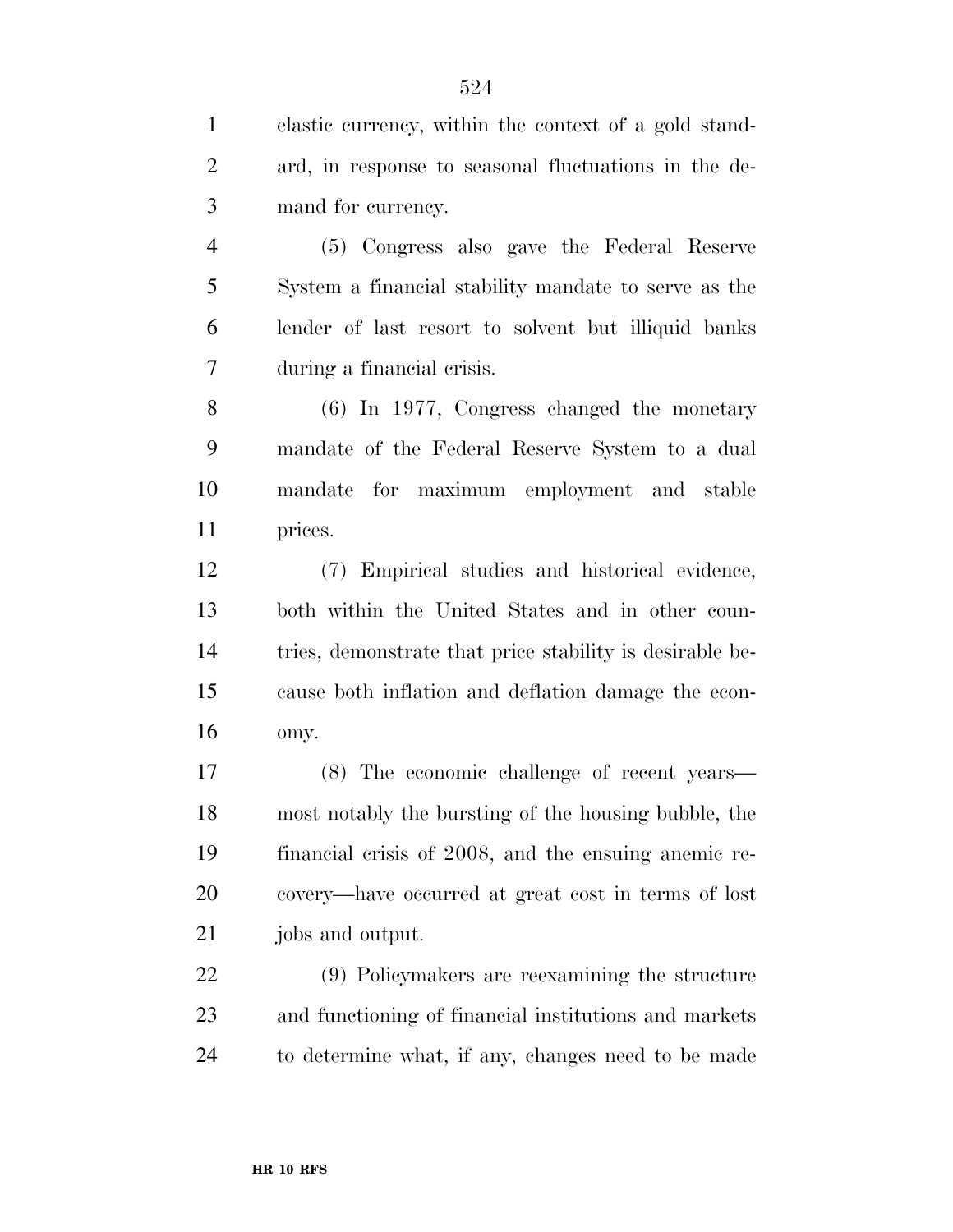elastic currency, within the context of a gold standard, in response to seasonal fluctuations in the demand for currency.

(5) Congress also gave the Federal Reserve System a financial stability mandate to serve as the lender of last resort to solvent but illiquid banks during a financial crisis.

(6) In 1977, Congress changed the monetary mandate of the Federal Reserve System to a dual mandate for maximum employment and stable prices.

(7) Empirical studies and historical evidence, both within the United States and in other countries, demonstrate that price stability is desirable because both inflation and deflation damage the economy.

(8) The economic challenge of recent years—most notably the bursting of the housing bubble, the financial crisis of 2008, and the ensuing anemic recovery—have occurred at great cost in terms of lost jobs and output.

(9) Policymakers are reexamining the structure and functioning of financial institutions and markets to determine what, if any, changes need to be made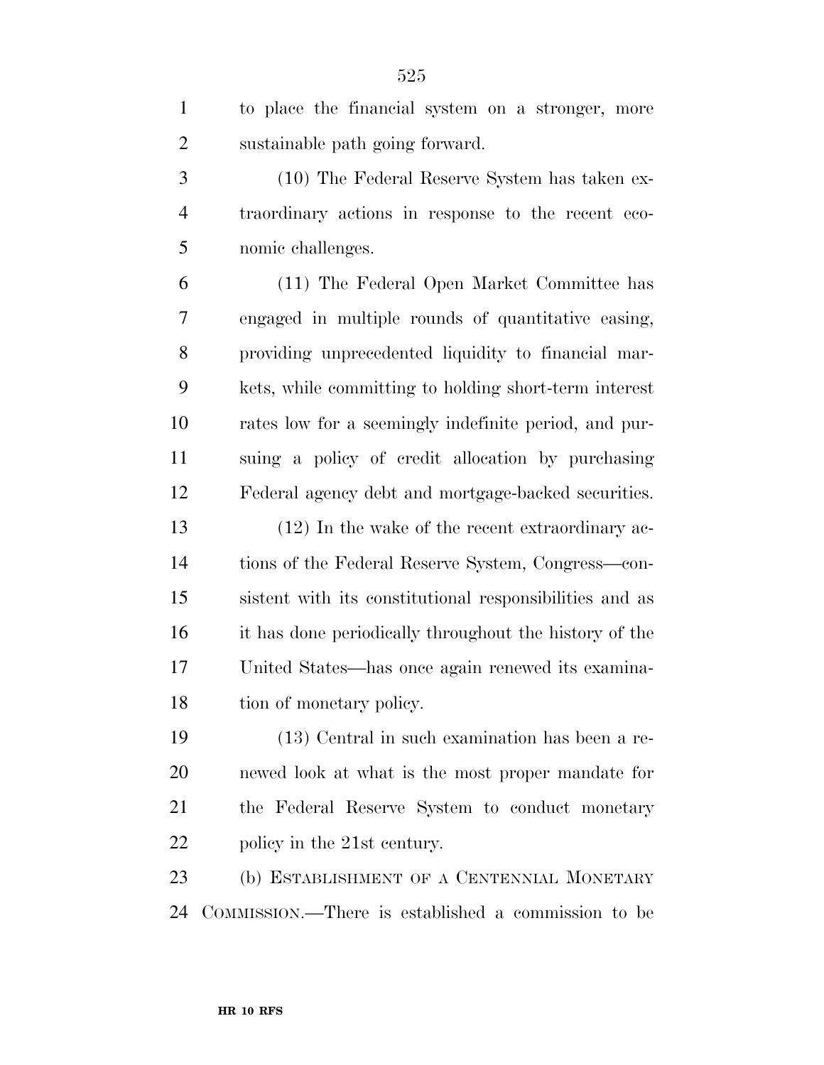to place the financial system on a stronger, more sustainable path going forward.

(10) The Federal Reserve System has taken extraordinary actions in response to the recent economic challenges.

(11) The Federal Open Market Committee has engaged in multiple rounds of quantitative easing, providing unprecedented liquidity to financial markets, while committing to holding short-term interest rates low for a seemingly indefinite period, and pursuing a policy of credit allocation by purchasing Federal agency debt and mortgage-backed securities.

(12) In the wake of the recent extraordinary actions of the Federal Reserve System, Congress—consistent with its constitutional responsibilities and as it has done periodically throughout the history of the United States—has once again renewed its examination of monetary policy.

(13) Central in such examination has been a renewed look at what is the most proper mandate for the Federal Reserve System to conduct monetary policy in the 21st century.

(b) ESTABLISHMENT OF A CENTENNIAL MONETARY COMMISSION.—There is established a commission to be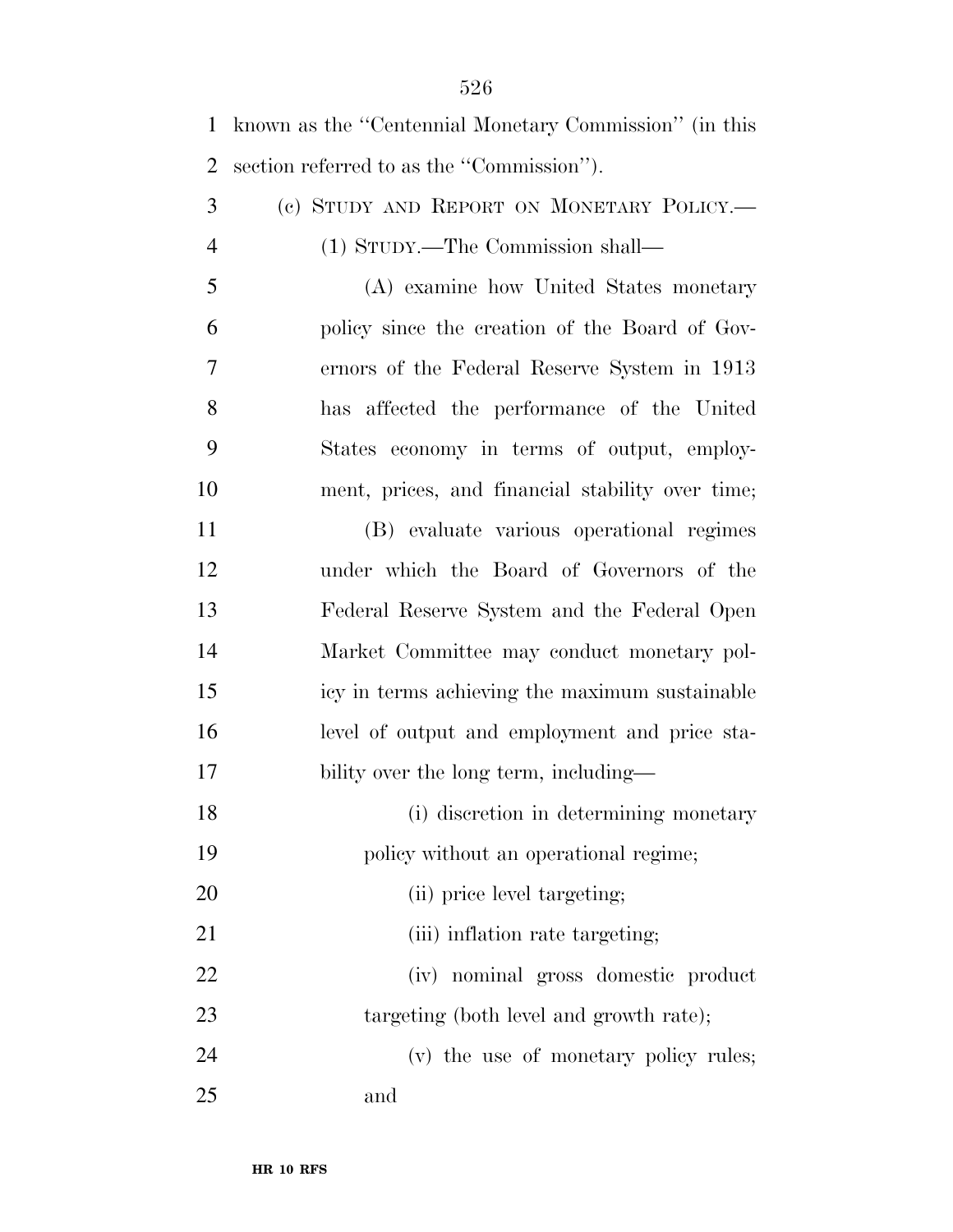known as the ''Centennial Monetary Commission'' (in this section referred to as the ''Commission'').

(c) STUDY AND REPORT ON MONETARY POLICY.—

(1) STUDY.—The Commission shall—

(A) examine how United States monetary policy since the creation of the Board of Governors of the Federal Reserve System in 1913 has affected the performance of the United States economy in terms of output, employment, prices, and financial stability over time;

(B) evaluate various operational regimes under which the Board of Governors of the Federal Reserve System and the Federal Open Market Committee may conduct monetary policy in terms achieving the maximum sustainable level of output and employment and price stability over the long term, including—

(i) discretion in determining monetary policy without an operational regime;

(ii) price level targeting;

(iii) inflation rate targeting;

(iv) nominal gross domestic product targeting (both level and growth rate);

(v) the use of monetary policy rules; and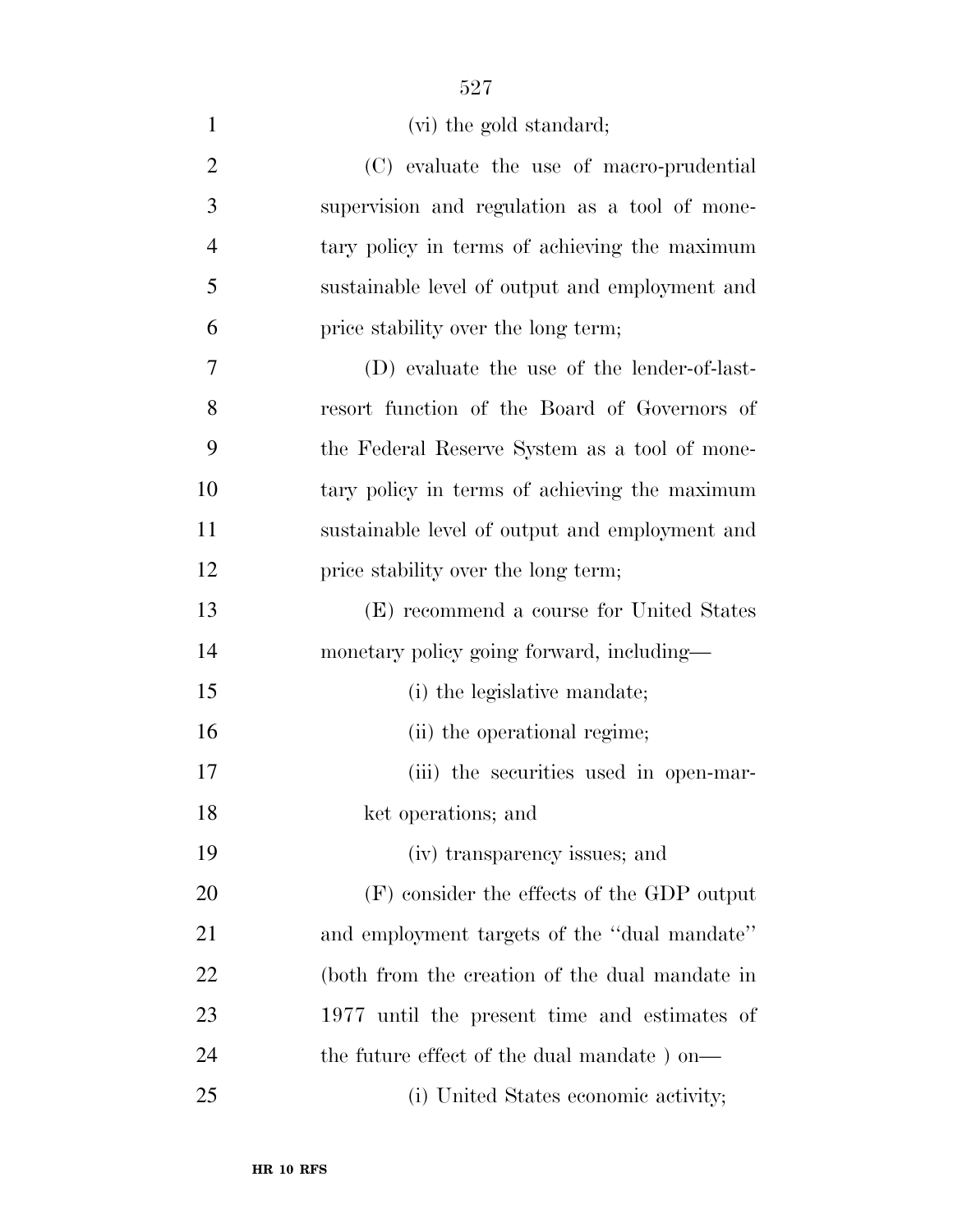(vi) the gold standard;

(C) evaluate the use of macro-prudential supervision and regulation as a tool of monetary policy in terms of achieving the maximum sustainable level of output and employment and price stability over the long term;

(D) evaluate the use of the lender-of-last-resort function of the Board of Governors of the Federal Reserve System as a tool of monetary policy in terms of achieving the maximum sustainable level of output and employment and price stability over the long term;

(E) recommend a course for United States monetary policy going forward, including—

(i) the legislative mandate;

(ii) the operational regime;

(iii) the securities used in open-market operations; and

(iv) transparency issues; and

(F) consider the effects of the GDP output and employment targets of the ''dual mandate'' (both from the creation of the dual mandate in 1977 until the present time and estimates of the future effect of the dual mandate ) on—

(i) United States economic activity;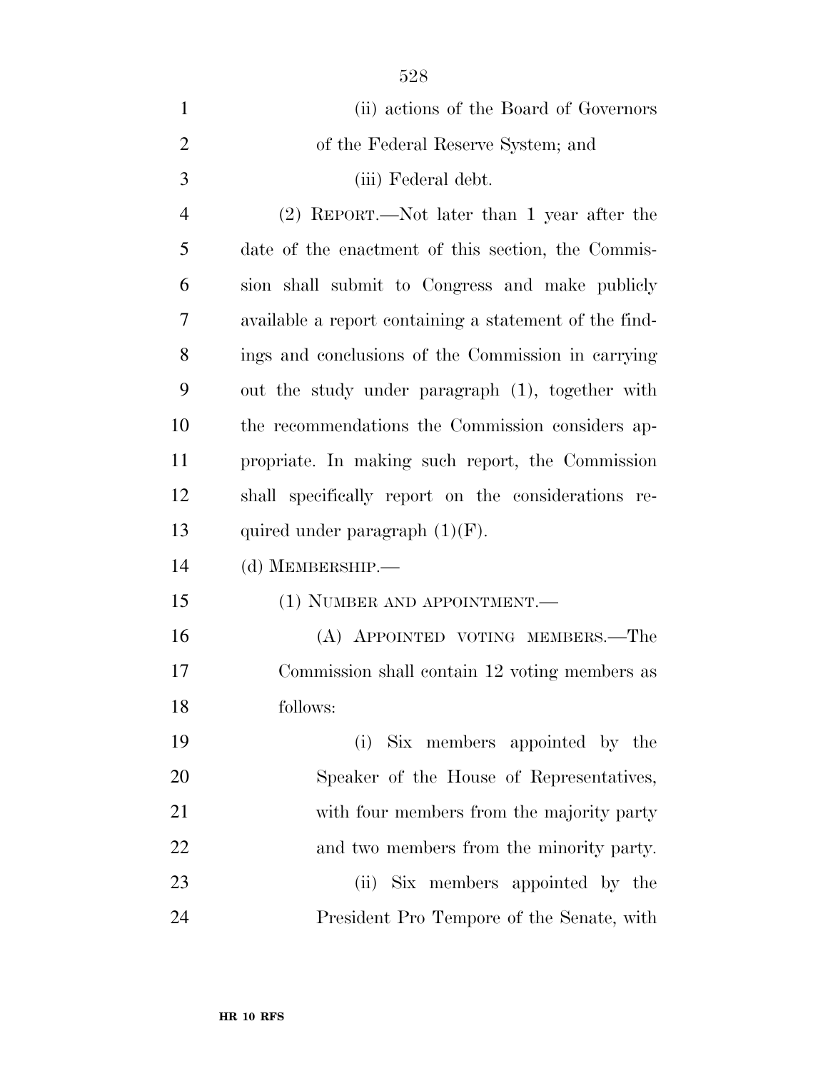(ii) actions of the Board of Governors of the Federal Reserve System; and

(iii) Federal debt.

(2) REPORT.—Not later than 1 year after the date of the enactment of this section, the Commission shall submit to Congress and make publicly available a report containing a statement of the findings and conclusions of the Commission in carrying out the study under paragraph (1), together with the recommendations the Commission considers appropriate. In making such report, the Commission shall specifically report on the considerations required under paragraph (1)(F).

(d) MEMBERSHIP.—

(1) NUMBER AND APPOINTMENT.—

(A) APPOINTED VOTING MEMBERS.—The Commission shall contain 12 voting members as follows:

(i) Six members appointed by the Speaker of the House of Representatives, with four members from the majority party and two members from the minority party.

(ii) Six members appointed by the President Pro Tempore of the Senate, with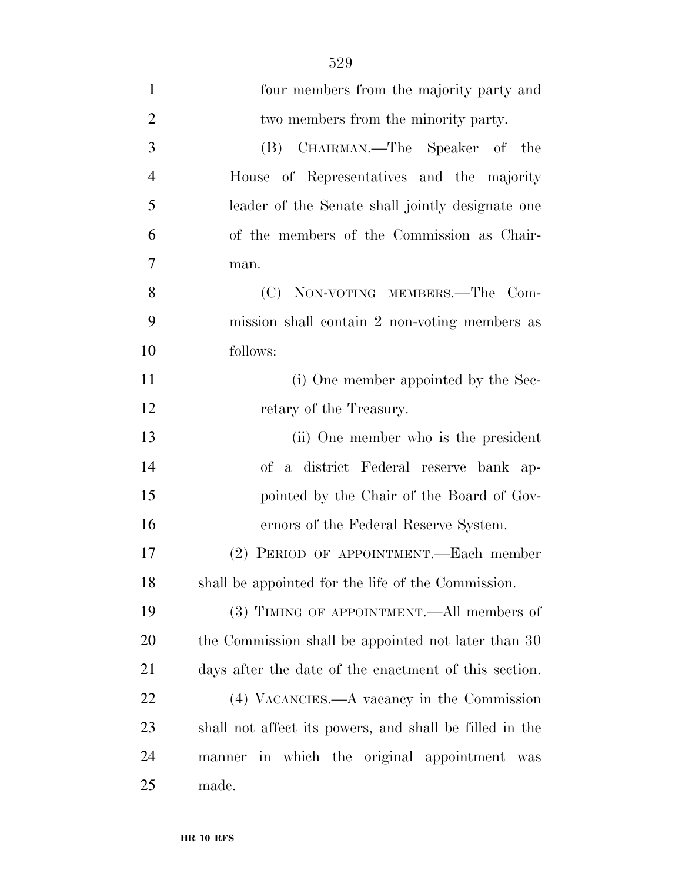four members from the majority party and two members from the minority party.

(B) CHAIRMAN.—The Speaker of the House of Representatives and the majority leader of the Senate shall jointly designate one of the members of the Commission as Chairman.

(C) NON-VOTING MEMBERS.—The Commission shall contain 2 non-voting members as follows:

(i) One member appointed by the Secretary of the Treasury.

(ii) One member who is the president of a district Federal reserve bank appointed by the Chair of the Board of Governors of the Federal Reserve System.

(2) PERIOD OF APPOINTMENT.—Each member shall be appointed for the life of the Commission.

(3) TIMING OF APPOINTMENT.—All members of the Commission shall be appointed not later than 30 days after the date of the enactment of this section.

(4) VACANCIES.—A vacancy in the Commission shall not affect its powers, and shall be filled in the manner in which the original appointment was made.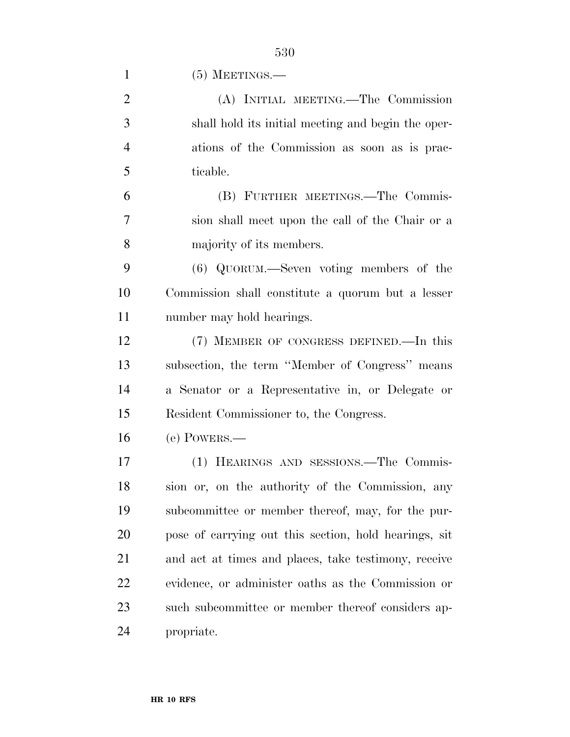(5) MEETINGS.—

(A) INITIAL MEETING.—The Commission shall hold its initial meeting and begin the operations of the Commission as soon as is practicable.

(B) FURTHER MEETINGS.—The Commission shall meet upon the call of the Chair or a majority of its members.

(6) QUORUM.—Seven voting members of the Commission shall constitute a quorum but a lesser number may hold hearings.

(7) MEMBER OF CONGRESS DEFINED.—In this subsection, the term ''Member of Congress'' means a Senator or a Representative in, or Delegate or Resident Commissioner to, the Congress.

(e) POWERS.—

(1) HEARINGS AND SESSIONS.—The Commission or, on the authority of the Commission, any subcommittee or member thereof, may, for the purpose of carrying out this section, hold hearings, sit and act at times and places, take testimony, receive evidence, or administer oaths as the Commission or such subcommittee or member thereof considers appropriate.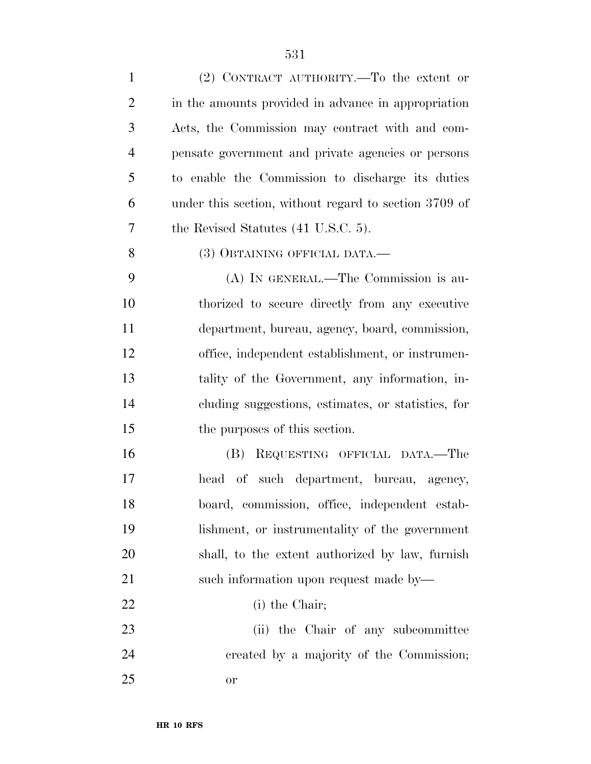(2) CONTRACT AUTHORITY.—To the extent or in the amounts provided in advance in appropriation Acts, the Commission may contract with and compensate government and private agencies or persons to enable the Commission to discharge its duties under this section, without regard to section 3709 of the Revised Statutes (41 U.S.C. 5).

(3) OBTAINING OFFICIAL DATA.—

(A) IN GENERAL.—The Commission is authorized to secure directly from any executive department, bureau, agency, board, commission, office, independent establishment, or instrumentality of the Government, any information, including suggestions, estimates, or statistics, for the purposes of this section.

(B) REQUESTING OFFICIAL DATA.—The head of such department, bureau, agency, board, commission, office, independent establishment, or instrumentality of the government shall, to the extent authorized by law, furnish such information upon request made by—

(i) the Chair;

(ii) the Chair of any subcommittee created by a majority of the Commission; or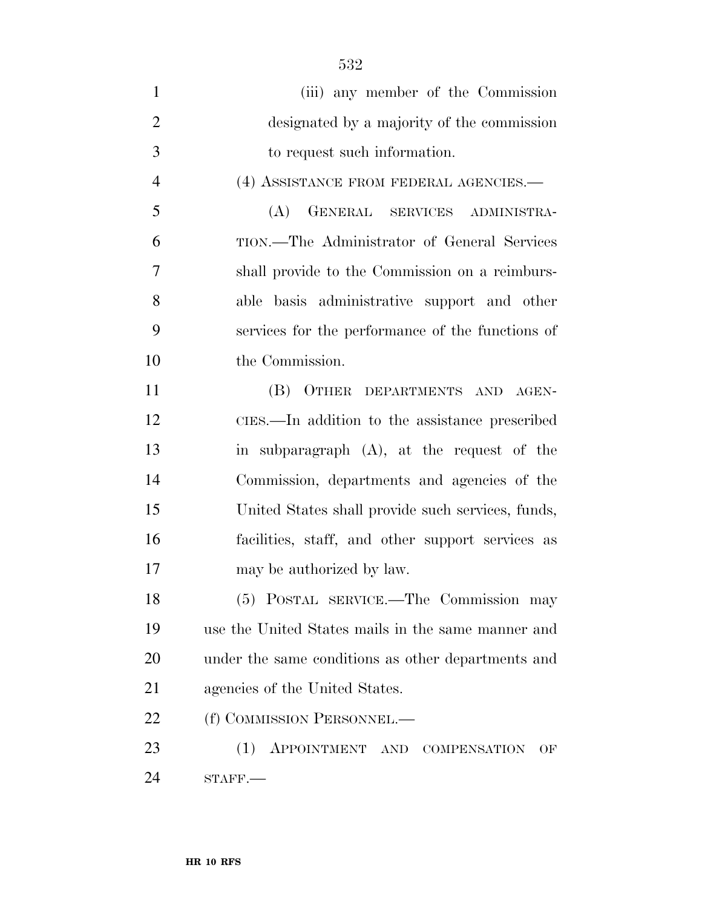(iii) any member of the Commission designated by a majority of the commission to request such information.

(4) ASSISTANCE FROM FEDERAL AGENCIES.—

(A) GENERAL SERVICES ADMINISTRATION.—The Administrator of General Services shall provide to the Commission on a reimbursable basis administrative support and other services for the performance of the functions of the Commission.

(B) OTHER DEPARTMENTS AND AGENCIES.—In addition to the assistance prescribed in subparagraph (A), at the request of the Commission, departments and agencies of the United States shall provide such services, funds, facilities, staff, and other support services as may be authorized by law.

(5) POSTAL SERVICE.—The Commission may use the United States mails in the same manner and under the same conditions as other departments and agencies of the United States.

(f) COMMISSION PERSONNEL.—

(1) APPOINTMENT AND COMPENSATION OF STAFF.—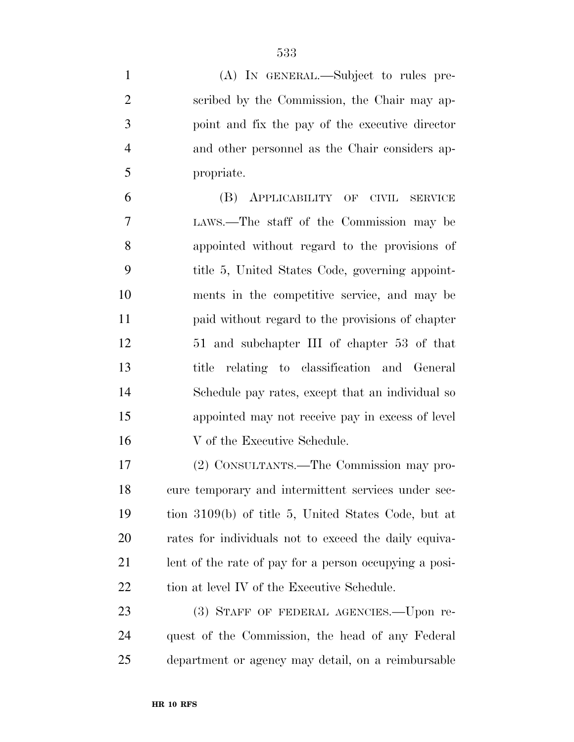(A) IN GENERAL.—Subject to rules prescribed by the Commission, the Chair may appoint and fix the pay of the executive director and other personnel as the Chair considers appropriate.

(B) APPLICABILITY OF CIVIL SERVICE LAWS.—The staff of the Commission may be appointed without regard to the provisions of title 5, United States Code, governing appointments in the competitive service, and may be paid without regard to the provisions of chapter 51 and subchapter III of chapter 53 of that title relating to classification and General Schedule pay rates, except that an individual so appointed may not receive pay in excess of level V of the Executive Schedule.

(2) CONSULTANTS.—The Commission may procure temporary and intermittent services under section 3109(b) of title 5, United States Code, but at rates for individuals not to exceed the daily equivalent of the rate of pay for a person occupying a position at level IV of the Executive Schedule.

(3) STAFF OF FEDERAL AGENCIES.—Upon request of the Commission, the head of any Federal department or agency may detail, on a reimbursable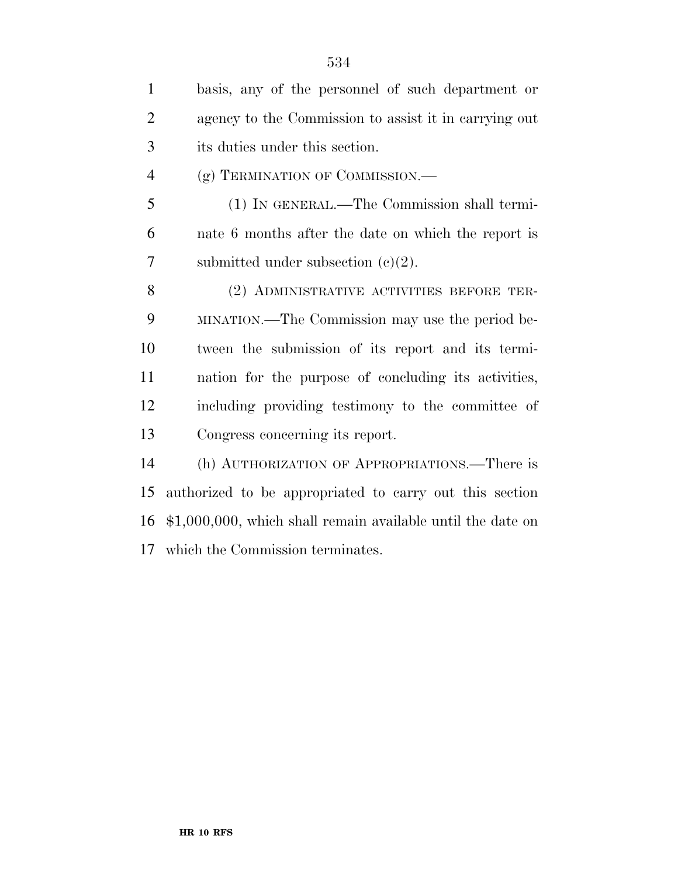basis, any of the personnel of such department or agency to the Commission to assist it in carrying out its duties under this section.

(g) TERMINATION OF COMMISSION.—

(1) IN GENERAL.—The Commission shall terminate 6 months after the date on which the report is submitted under subsection (c)(2).

(2) ADMINISTRATIVE ACTIVITIES BEFORE TERMINATION.—The Commission may use the period between the submission of its report and its termination for the purpose of concluding its activities, including providing testimony to the committee of Congress concerning its report.

(h) AUTHORIZATION OF APPROPRIATIONS.—There is authorized to be appropriated to carry out this section $1,000,000, which shall remain available until the date on which the Commission terminates.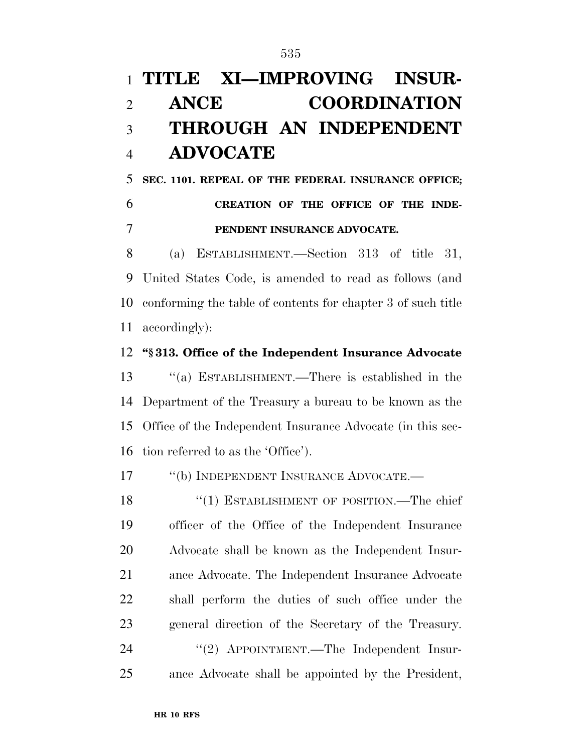# TITLE XI—IMPROVING INSURANCE COORDINATION THROUGH AN INDEPENDENT ADVOCATE

## SEC. 1101. REPEAL OF THE FEDERAL INSURANCE OFFICE; CREATION OF THE OFFICE OF THE INDEPENDENT INSURANCE ADVOCATE.

(a) ESTABLISHMENT.—Section 313 of title 31, United States Code, is amended to read as follows (and conforming the table of contents for chapter 3 of such title accordingly):

**"§ 313. Office of the Independent Insurance Advocate**

"(a) ESTABLISHMENT.—There is established in the Department of the Treasury a bureau to be known as the Office of the Independent Insurance Advocate (in this section referred to as the 'Office').

"(b) INDEPENDENT INSURANCE ADVOCATE.—

"(1) ESTABLISHMENT OF POSITION.—The chief officer of the Office of the Independent Insurance Advocate shall be known as the Independent Insurance Advocate. The Independent Insurance Advocate shall perform the duties of such office under the general direction of the Secretary of the Treasury.

"(2) APPOINTMENT.—The Independent Insurance Advocate shall be appointed by the President,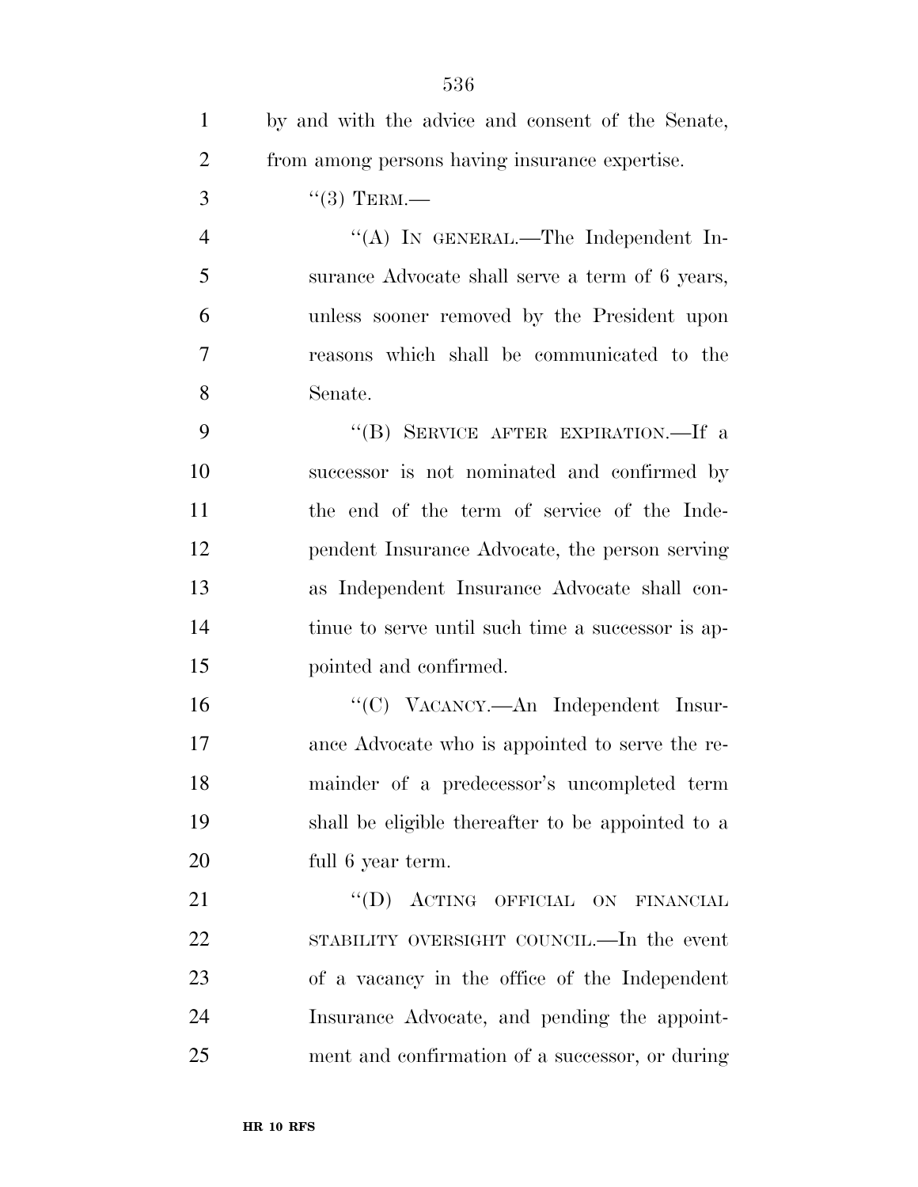by and with the advice and consent of the Senate, from among persons having insurance expertise.

"(3) TERM.—

"(A) IN GENERAL.—The Independent Insurance Advocate shall serve a term of 6 years, unless sooner removed by the President upon reasons which shall be communicated to the Senate.

"(B) SERVICE AFTER EXPIRATION.—If a successor is not nominated and confirmed by the end of the term of service of the Independent Insurance Advocate, the person serving as Independent Insurance Advocate shall continue to serve until such time a successor is appointed and confirmed.

"(C) VACANCY.—An Independent Insurance Advocate who is appointed to serve the remainder of a predecessor's uncompleted term shall be eligible thereafter to be appointed to a full 6 year term.

"(D) ACTING OFFICIAL ON FINANCIAL STABILITY OVERSIGHT COUNCIL.—In the event of a vacancy in the office of the Independent Insurance Advocate, and pending the appointment and confirmation of a successor, or during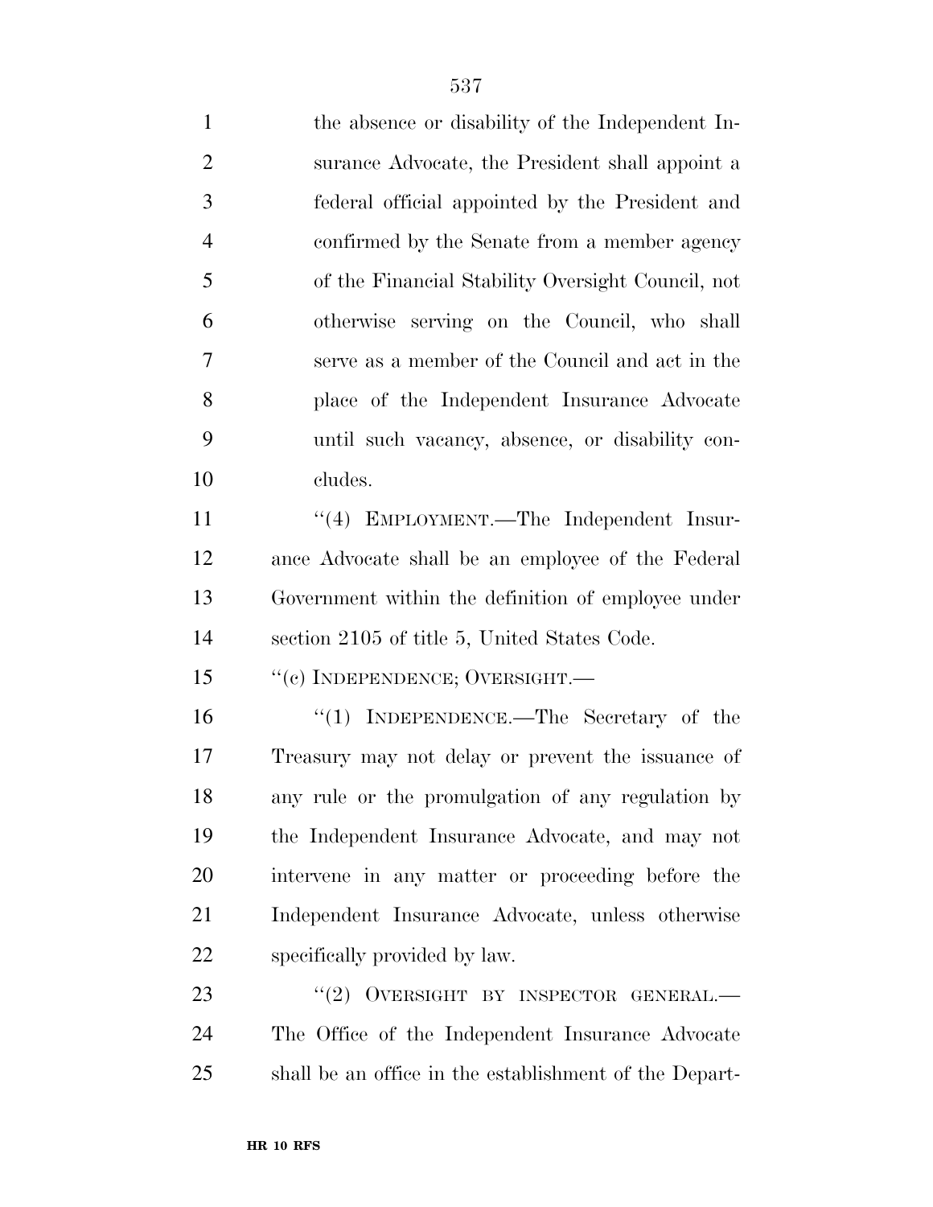the absence or disability of the Independent Insurance Advocate, the President shall appoint a federal official appointed by the President and confirmed by the Senate from a member agency of the Financial Stability Oversight Council, not otherwise serving on the Council, who shall serve as a member of the Council and act in the place of the Independent Insurance Advocate until such vacancy, absence, or disability concludes.

''(4) EMPLOYMENT.—The Independent Insurance Advocate shall be an employee of the Federal Government within the definition of employee under section 2105 of title 5, United States Code.

''(c) INDEPENDENCE; OVERSIGHT.—

''(1) INDEPENDENCE.—The Secretary of the Treasury may not delay or prevent the issuance of any rule or the promulgation of any regulation by the Independent Insurance Advocate, and may not intervene in any matter or proceeding before the Independent Insurance Advocate, unless otherwise specifically provided by law.

''(2) OVERSIGHT BY INSPECTOR GENERAL.— The Office of the Independent Insurance Advocate shall be an office in the establishment of the Depart-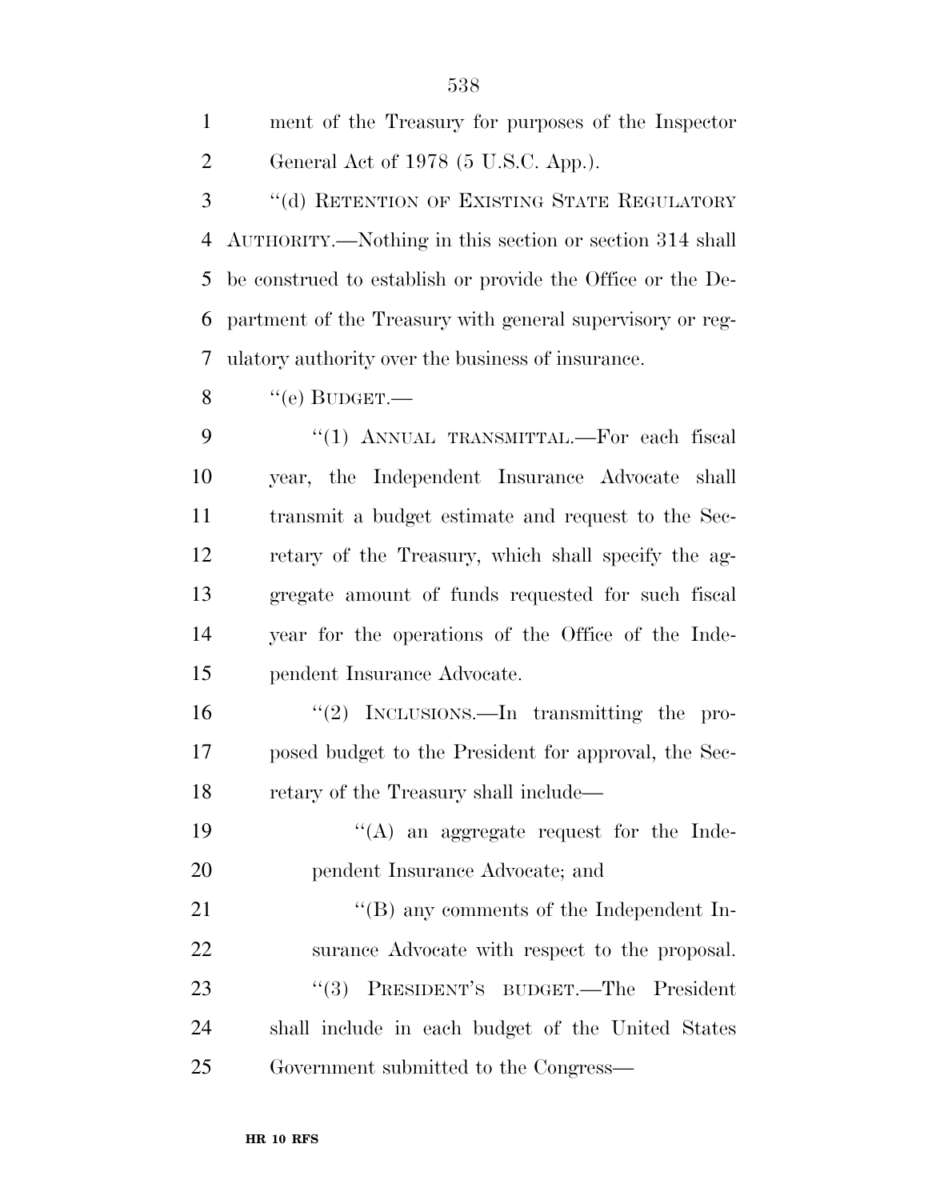ment of the Treasury for purposes of the Inspector General Act of 1978 (5 U.S.C. App.).

''(d) RETENTION OF EXISTING STATE REGULATORY AUTHORITY.—Nothing in this section or section 314 shall be construed to establish or provide the Office or the Department of the Treasury with general supervisory or regulatory authority over the business of insurance.

''(e) BUDGET.—

''(1) ANNUAL TRANSMITTAL.—For each fiscal year, the Independent Insurance Advocate shall transmit a budget estimate and request to the Secretary of the Treasury, which shall specify the aggregate amount of funds requested for such fiscal year for the operations of the Office of the Independent Insurance Advocate.

''(2) INCLUSIONS.—In transmitting the proposed budget to the President for approval, the Secretary of the Treasury shall include—

''(A) an aggregate request for the Independent Insurance Advocate; and

''(B) any comments of the Independent Insurance Advocate with respect to the proposal.

''(3) PRESIDENT'S BUDGET.—The President shall include in each budget of the United States Government submitted to the Congress—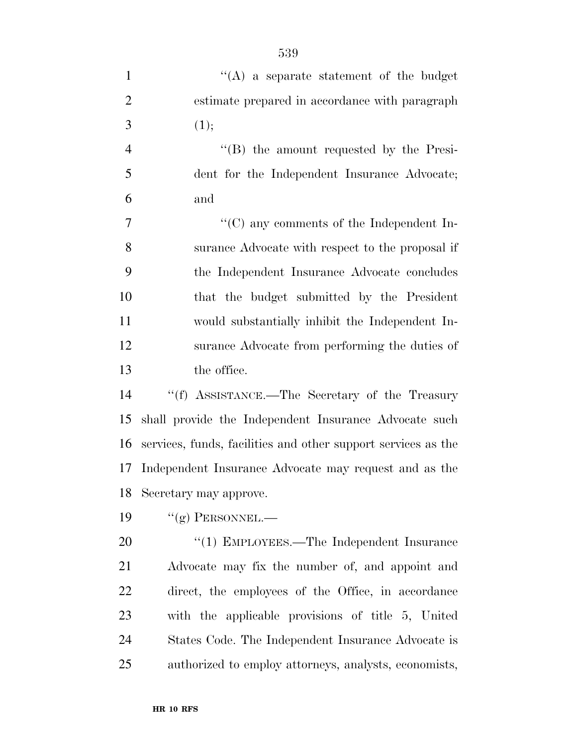"(A) a separate statement of the budget estimate prepared in accordance with paragraph (1);

"(B) the amount requested by the President for the Independent Insurance Advocate; and

"(C) any comments of the Independent Insurance Advocate with respect to the proposal if the Independent Insurance Advocate concludes that the budget submitted by the President would substantially inhibit the Independent Insurance Advocate from performing the duties of the office.

"(f) ASSISTANCE.—The Secretary of the Treasury shall provide the Independent Insurance Advocate such services, funds, facilities and other support services as the Independent Insurance Advocate may request and as the Secretary may approve.

"(g) PERSONNEL.—

"(1) EMPLOYEES.—The Independent Insurance Advocate may fix the number of, and appoint and direct, the employees of the Office, in accordance with the applicable provisions of title 5, United States Code. The Independent Insurance Advocate is authorized to employ attorneys, analysts, economists,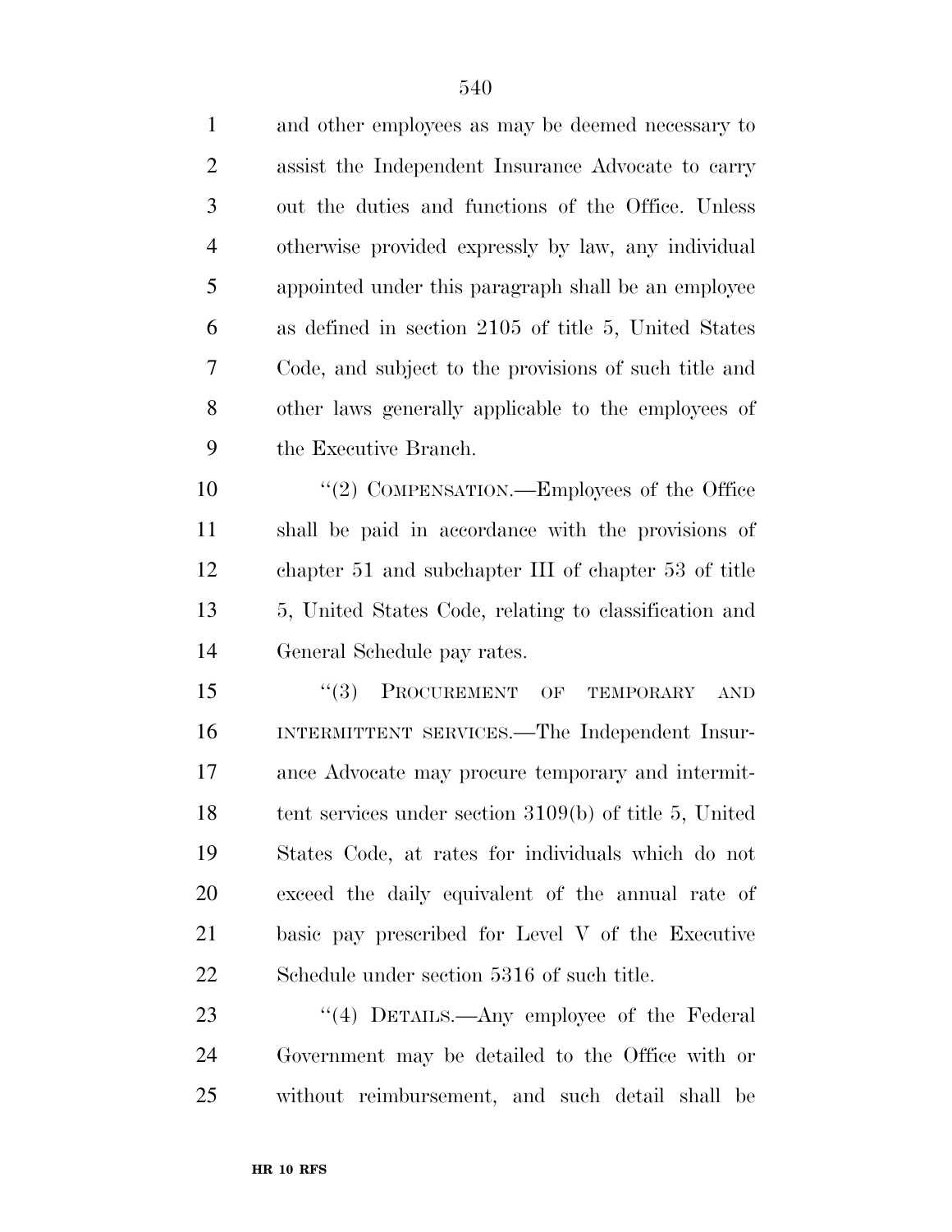and other employees as may be deemed necessary to assist the Independent Insurance Advocate to carry out the duties and functions of the Office. Unless otherwise provided expressly by law, any individual appointed under this paragraph shall be an employee as defined in section 2105 of title 5, United States Code, and subject to the provisions of such title and other laws generally applicable to the employees of the Executive Branch.

"(2) COMPENSATION.—Employees of the Office shall be paid in accordance with the provisions of chapter 51 and subchapter III of chapter 53 of title 5, United States Code, relating to classification and General Schedule pay rates.

"(3) PROCUREMENT OF TEMPORARY AND INTERMITTENT SERVICES.—The Independent Insurance Advocate may procure temporary and intermittent services under section 3109(b) of title 5, United States Code, at rates for individuals which do not exceed the daily equivalent of the annual rate of basic pay prescribed for Level V of the Executive Schedule under section 5316 of such title.

"(4) DETAILS.—Any employee of the Federal Government may be detailed to the Office with or without reimbursement, and such detail shall be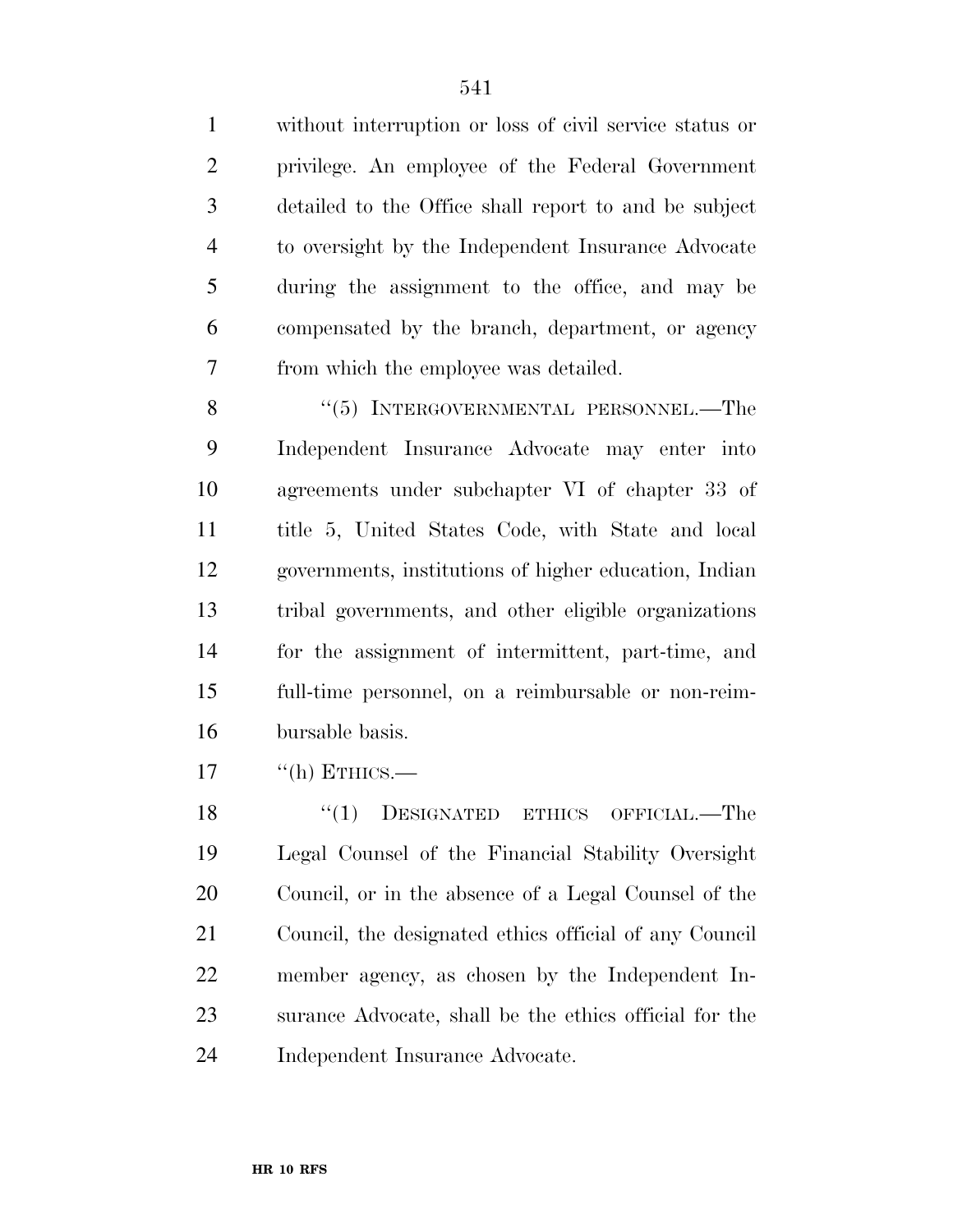without interruption or loss of civil service status or privilege. An employee of the Federal Government detailed to the Office shall report to and be subject to oversight by the Independent Insurance Advocate during the assignment to the office, and may be compensated by the branch, department, or agency from which the employee was detailed.

"(5) INTERGOVERNMENTAL PERSONNEL.—The Independent Insurance Advocate may enter into agreements under subchapter VI of chapter 33 of title 5, United States Code, with State and local governments, institutions of higher education, Indian tribal governments, and other eligible organizations for the assignment of intermittent, part-time, and full-time personnel, on a reimbursable or non-reimbursable basis.

"(h) ETHICS.—

"(1) DESIGNATED ETHICS OFFICIAL.—The Legal Counsel of the Financial Stability Oversight Council, or in the absence of a Legal Counsel of the Council, the designated ethics official of any Council member agency, as chosen by the Independent Insurance Advocate, shall be the ethics official for the Independent Insurance Advocate.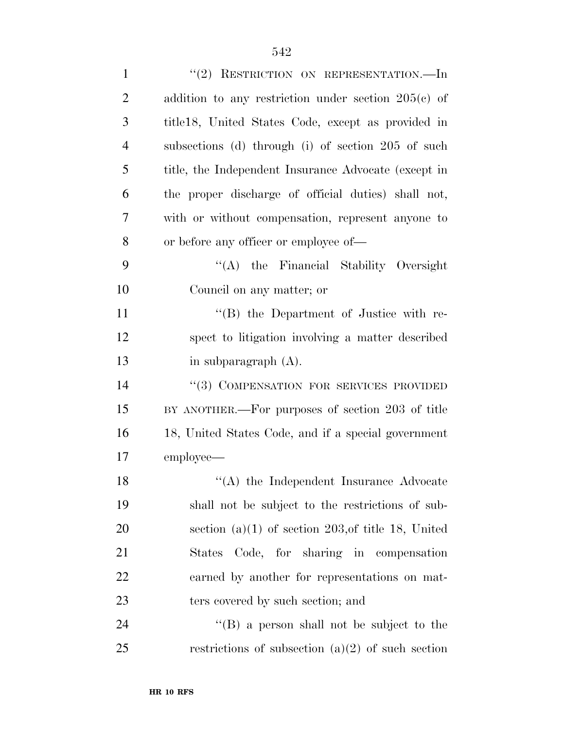''(2) RESTRICTION ON REPRESENTATION.—In addition to any restriction under section 205(c) of title18, United States Code, except as provided in subsections (d) through (i) of section 205 of such title, the Independent Insurance Advocate (except in the proper discharge of official duties) shall not, with or without compensation, represent anyone to or before any officer or employee of—

''(A) the Financial Stability Oversight Council on any matter; or

''(B) the Department of Justice with respect to litigation involving a matter described in subparagraph (A).

''(3) COMPENSATION FOR SERVICES PROVIDED BY ANOTHER.—For purposes of section 203 of title 18, United States Code, and if a special government employee—

''(A) the Independent Insurance Advocate shall not be subject to the restrictions of subsection (a)(1) of section 203,of title 18, United States Code, for sharing in compensation earned by another for representations on matters covered by such section; and

''(B) a person shall not be subject to the restrictions of subsection (a)(2) of such section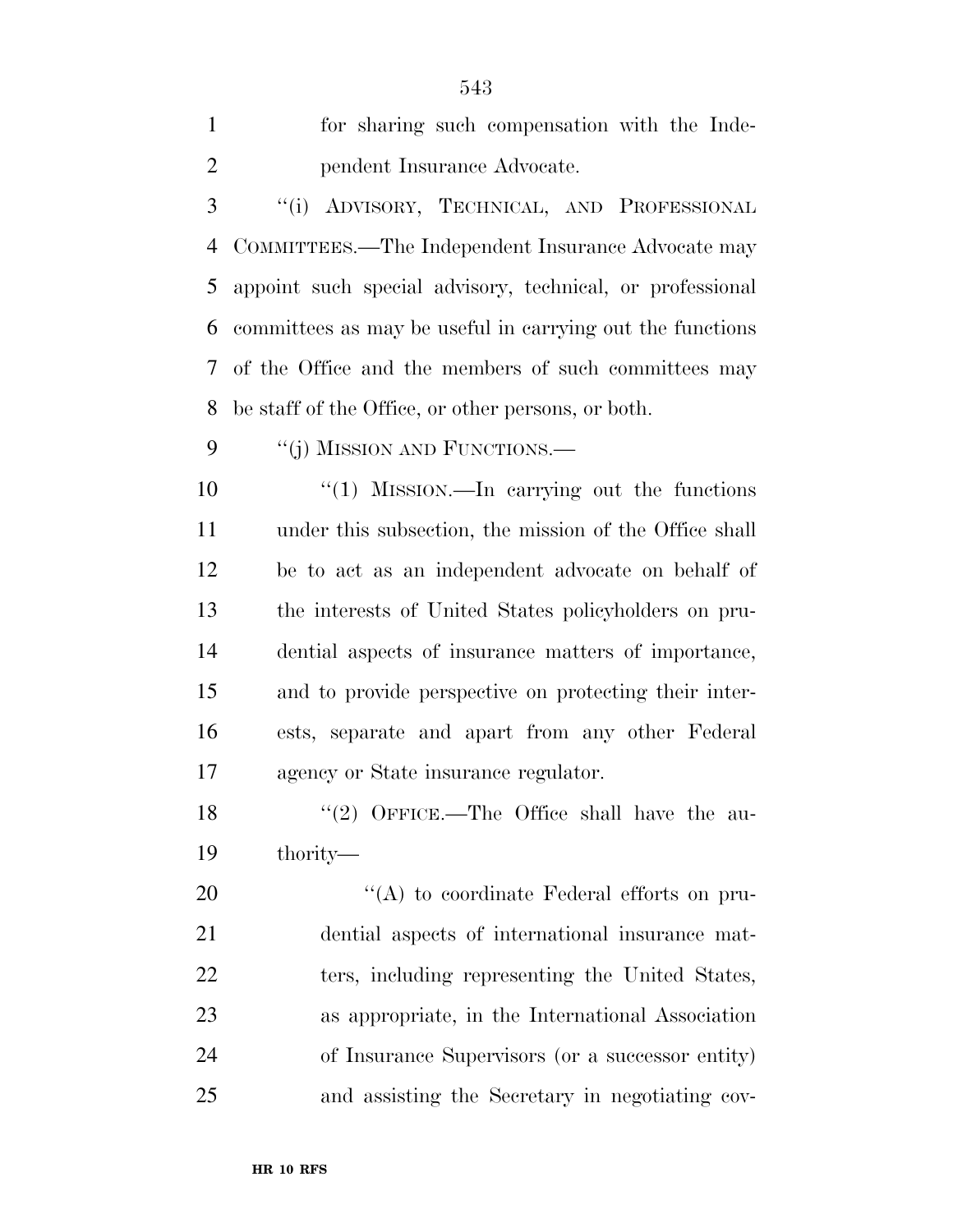for sharing such compensation with the Independent Insurance Advocate.

''(i) ADVISORY, TECHNICAL, AND PROFESSIONAL COMMITTEES.—The Independent Insurance Advocate may appoint such special advisory, technical, or professional committees as may be useful in carrying out the functions of the Office and the members of such committees may be staff of the Office, or other persons, or both.

''(j) MISSION AND FUNCTIONS.—

''(1) MISSION.—In carrying out the functions under this subsection, the mission of the Office shall be to act as an independent advocate on behalf of the interests of United States policyholders on prudential aspects of insurance matters of importance, and to provide perspective on protecting their interests, separate and apart from any other Federal agency or State insurance regulator.

''(2) OFFICE.—The Office shall have the authority—

''(A) to coordinate Federal efforts on prudential aspects of international insurance matters, including representing the United States, as appropriate, in the International Association of Insurance Supervisors (or a successor entity) and assisting the Secretary in negotiating cov-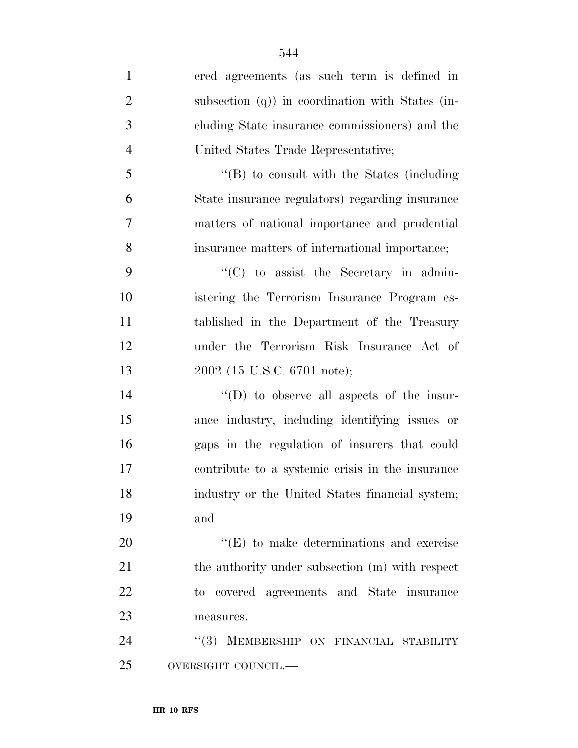ered agreements (as such term is defined in subsection (q)) in coordination with States (including State insurance commissioners) and the United States Trade Representative;

"(B) to consult with the States (including State insurance regulators) regarding insurance matters of national importance and prudential insurance matters of international importance;

"(C) to assist the Secretary in administering the Terrorism Insurance Program established in the Department of the Treasury under the Terrorism Risk Insurance Act of 2002 (15 U.S.C. 6701 note);

"(D) to observe all aspects of the insurance industry, including identifying issues or gaps in the regulation of insurers that could contribute to a systemic crisis in the insurance industry or the United States financial system; and

"(E) to make determinations and exercise the authority under subsection (m) with respect to covered agreements and State insurance measures.

"(3) MEMBERSHIP ON FINANCIAL STABILITY OVERSIGHT COUNCIL.—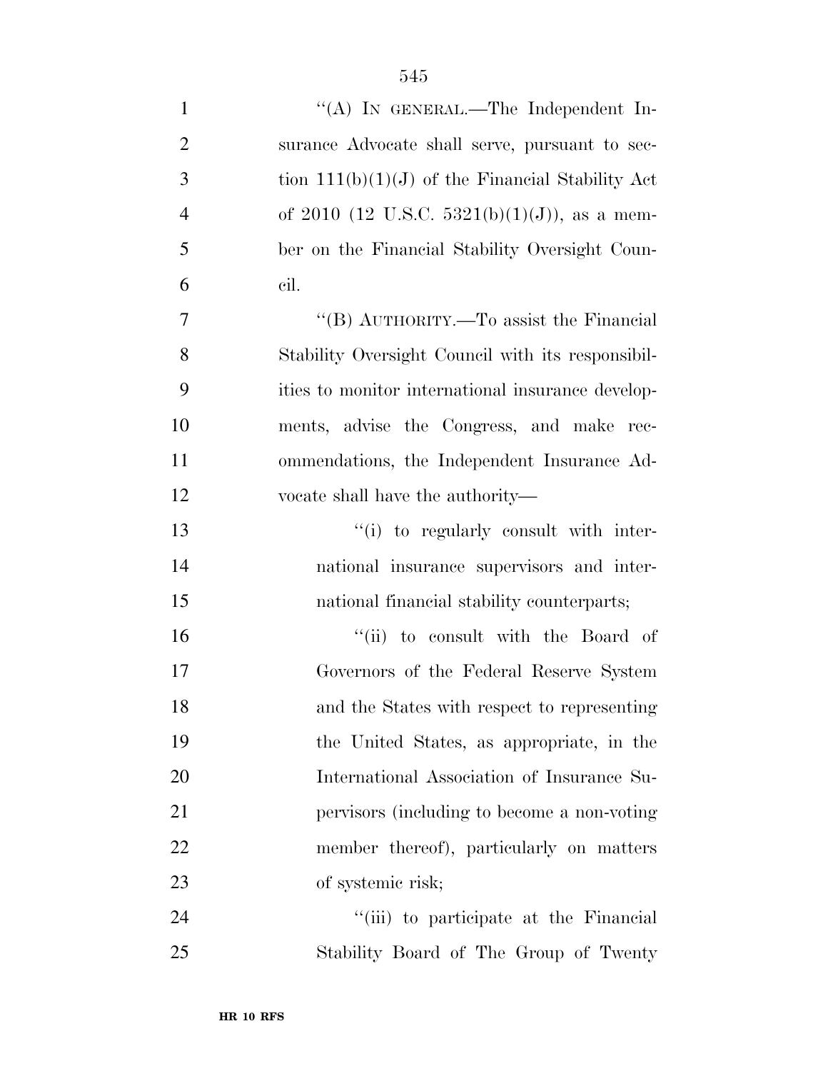''(A) IN GENERAL.—The Independent Insurance Advocate shall serve, pursuant to section 111(b)(1)(J) of the Financial Stability Act of 2010 (12 U.S.C. 5321(b)(1)(J)), as a member on the Financial Stability Oversight Council.

''(B) AUTHORITY.—To assist the Financial Stability Oversight Council with its responsibilities to monitor international insurance developments, advise the Congress, and make recommendations, the Independent Insurance Advocate shall have the authority—

''(i) to regularly consult with international insurance supervisors and international financial stability counterparts;

''(ii) to consult with the Board of Governors of the Federal Reserve System and the States with respect to representing the United States, as appropriate, in the International Association of Insurance Supervisors (including to become a non-voting member thereof), particularly on matters of systemic risk;

''(iii) to participate at the Financial Stability Board of The Group of Twenty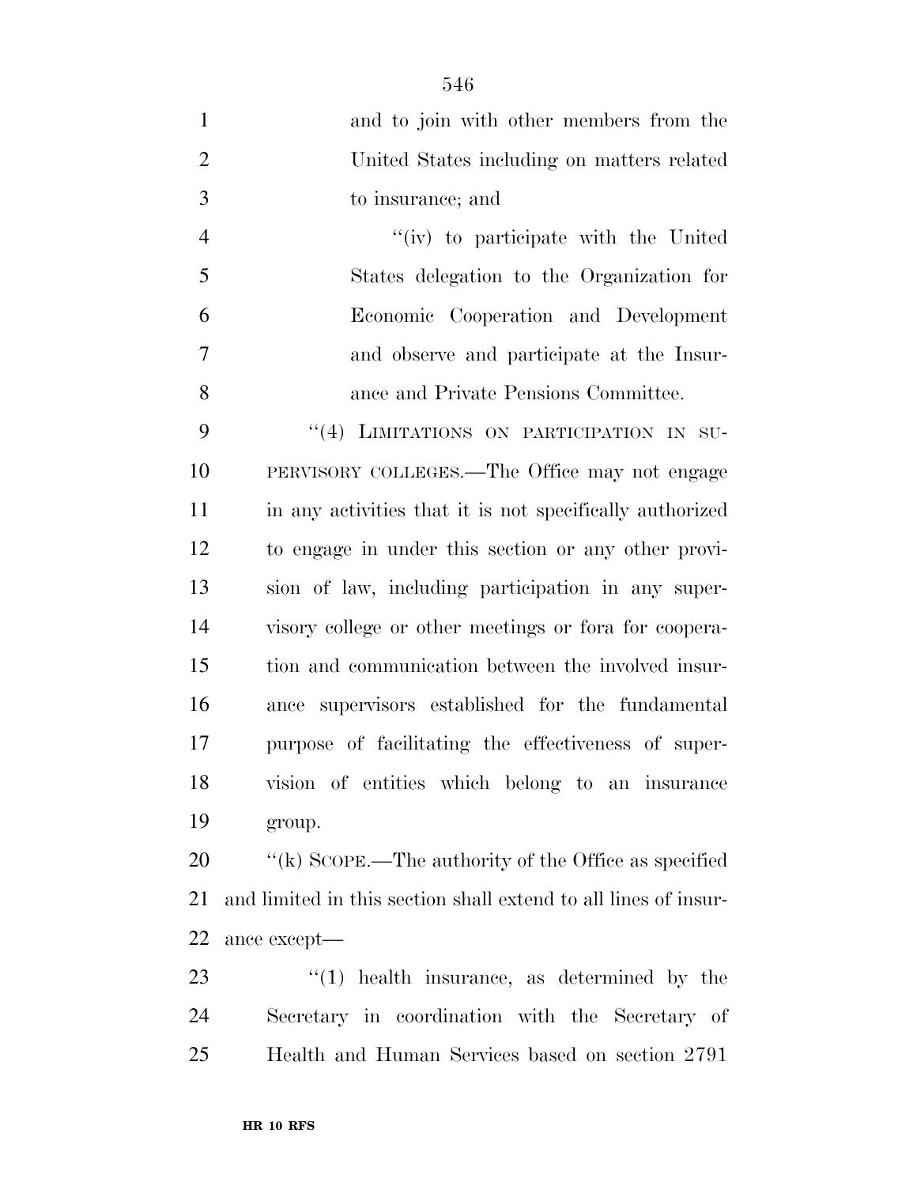and to join with other members from the United States including on matters related to insurance; and

"(iv) to participate with the United States delegation to the Organization for Economic Cooperation and Development and observe and participate at the Insurance and Private Pensions Committee.

"(4) LIMITATIONS ON PARTICIPATION IN SUPERVISORY COLLEGES.—The Office may not engage in any activities that it is not specifically authorized to engage in under this section or any other provision of law, including participation in any supervisory college or other meetings or fora for cooperation and communication between the involved insurance supervisors established for the fundamental purpose of facilitating the effectiveness of supervision of entities which belong to an insurance group.

"(k) SCOPE.—The authority of the Office as specified and limited in this section shall extend to all lines of insurance except—

"(1) health insurance, as determined by the Secretary in coordination with the Secretary of Health and Human Services based on section 2791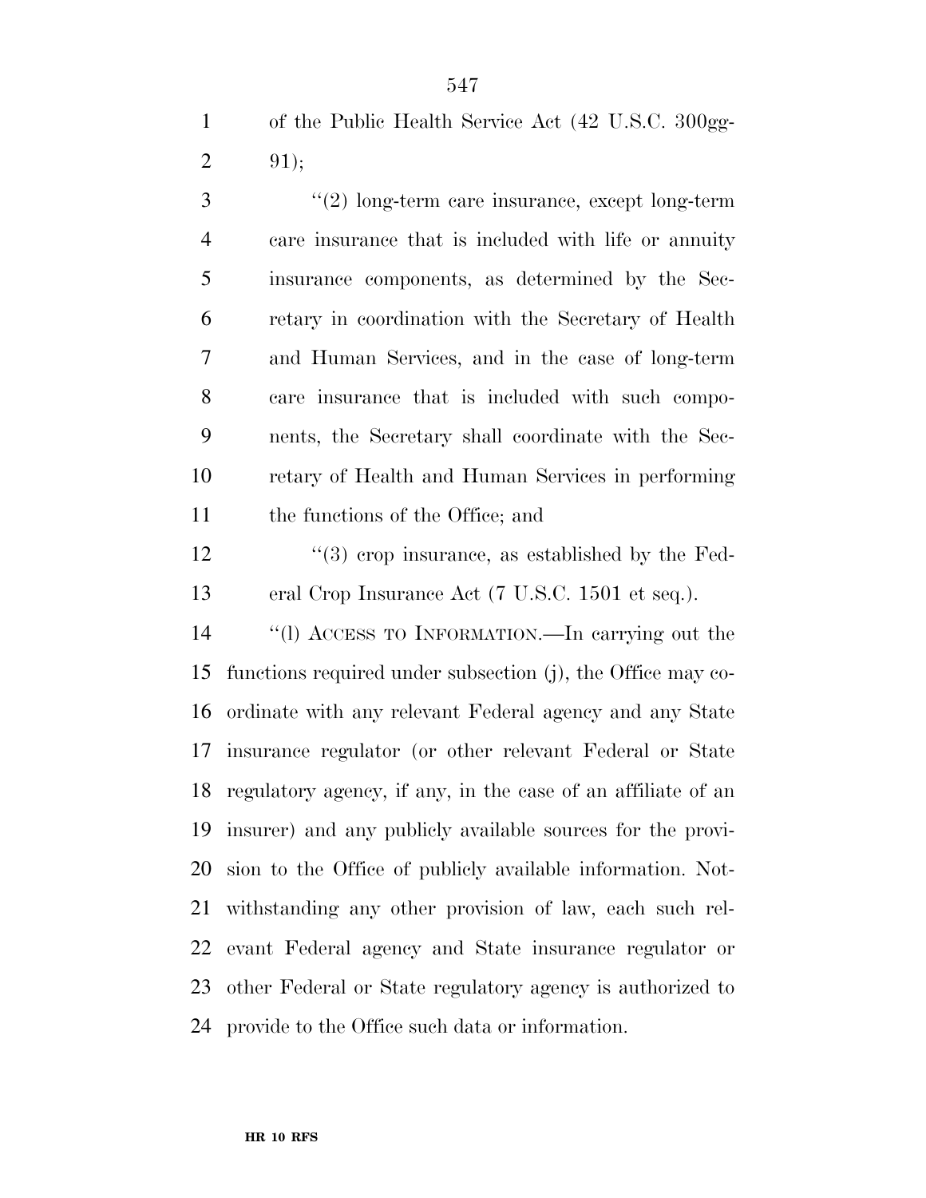of the Public Health Service Act (42 U.S.C. 300gg-91);

''(2) long-term care insurance, except long-term care insurance that is included with life or annuity insurance components, as determined by the Secretary in coordination with the Secretary of Health and Human Services, and in the case of long-term care insurance that is included with such components, the Secretary shall coordinate with the Secretary of Health and Human Services in performing the functions of the Office; and

''(3) crop insurance, as established by the Federal Crop Insurance Act (7 U.S.C. 1501 et seq.).

''(l) ACCESS TO INFORMATION.—In carrying out the functions required under subsection (j), the Office may coordinate with any relevant Federal agency and any State insurance regulator (or other relevant Federal or State regulatory agency, if any, in the case of an affiliate of an insurer) and any publicly available sources for the provision to the Office of publicly available information. Notwithstanding any other provision of law, each such relevant Federal agency and State insurance regulator or other Federal or State regulatory agency is authorized to provide to the Office such data or information.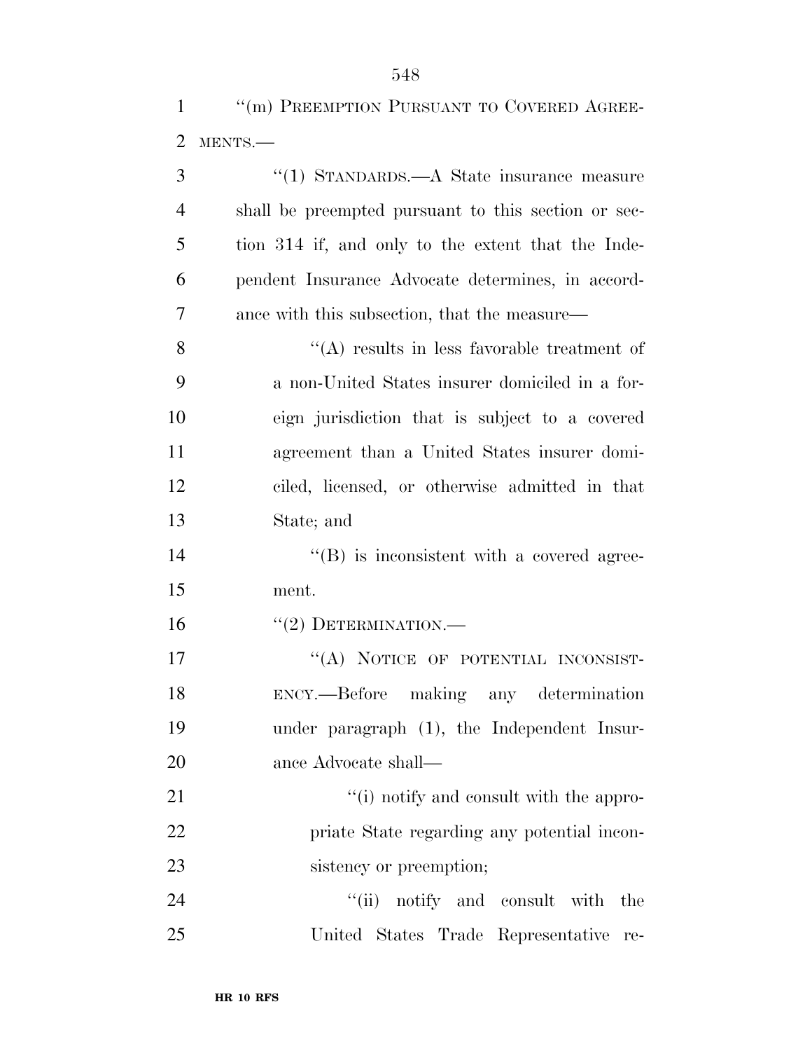"(m) PREEMPTION PURSUANT TO COVERED AGREEMENTS.—

"(1) STANDARDS.—A State insurance measure shall be preempted pursuant to this section or section 314 if, and only to the extent that the Independent Insurance Advocate determines, in accordance with this subsection, that the measure—

"(A) results in less favorable treatment of a non-United States insurer domiciled in a foreign jurisdiction that is subject to a covered agreement than a United States insurer domiciled, licensed, or otherwise admitted in that State; and

"(B) is inconsistent with a covered agreement.

"(2) DETERMINATION.—

"(A) NOTICE OF POTENTIAL INCONSISTENCY.—Before making any determination under paragraph (1), the Independent Insurance Advocate shall—

"(i) notify and consult with the appropriate State regarding any potential inconsistency or preemption;

"(ii) notify and consult with the United States Trade Representative re-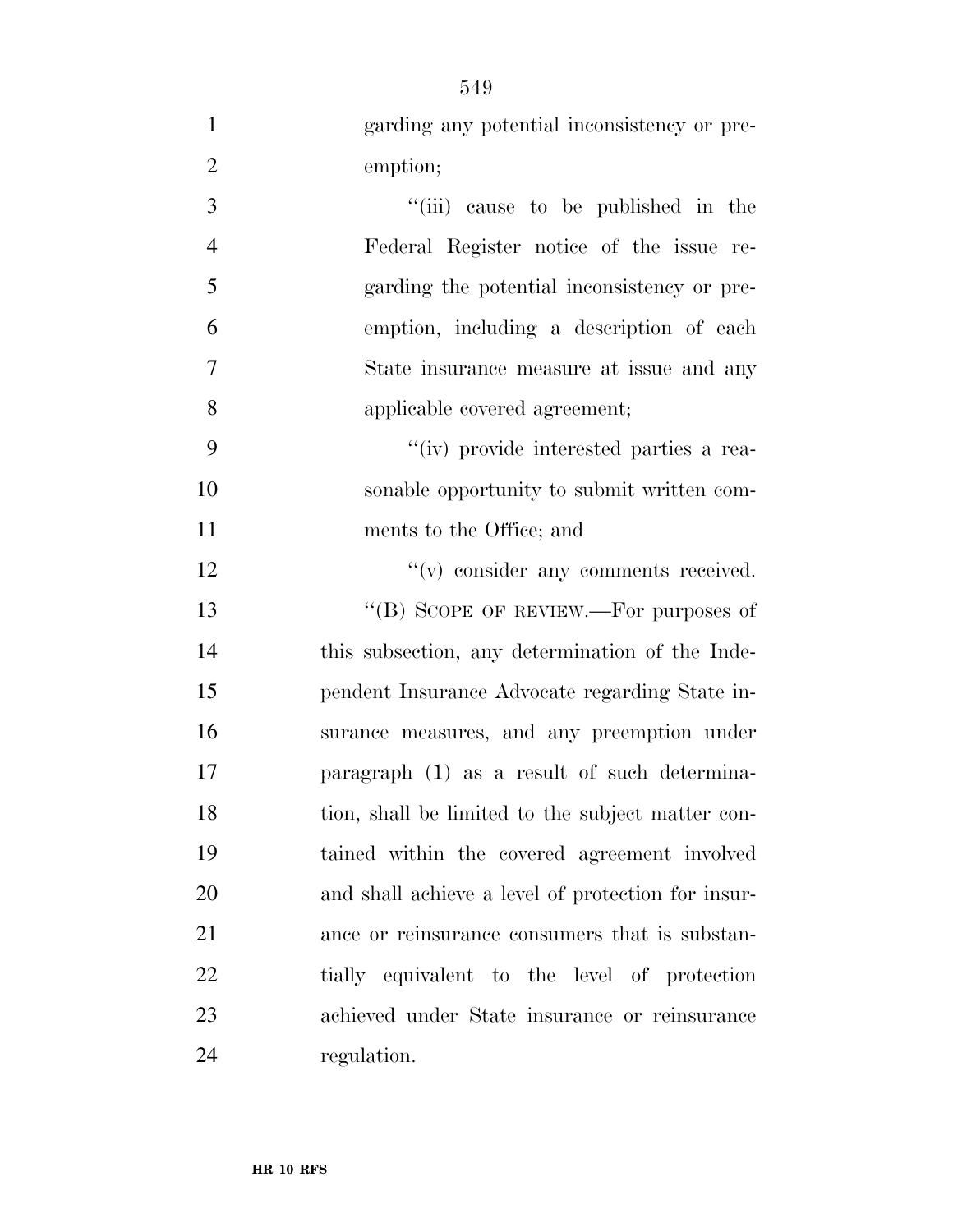garding any potential inconsistency or preemption;

''(iii) cause to be published in the Federal Register notice of the issue regarding the potential inconsistency or preemption, including a description of each State insurance measure at issue and any applicable covered agreement;

''(iv) provide interested parties a reasonable opportunity to submit written comments to the Office; and

''(v) consider any comments received.

''(B) SCOPE OF REVIEW.—For purposes of this subsection, any determination of the Independent Insurance Advocate regarding State insurance measures, and any preemption under paragraph (1) as a result of such determination, shall be limited to the subject matter contained within the covered agreement involved and shall achieve a level of protection for insurance or reinsurance consumers that is substantially equivalent to the level of protection achieved under State insurance or reinsurance regulation.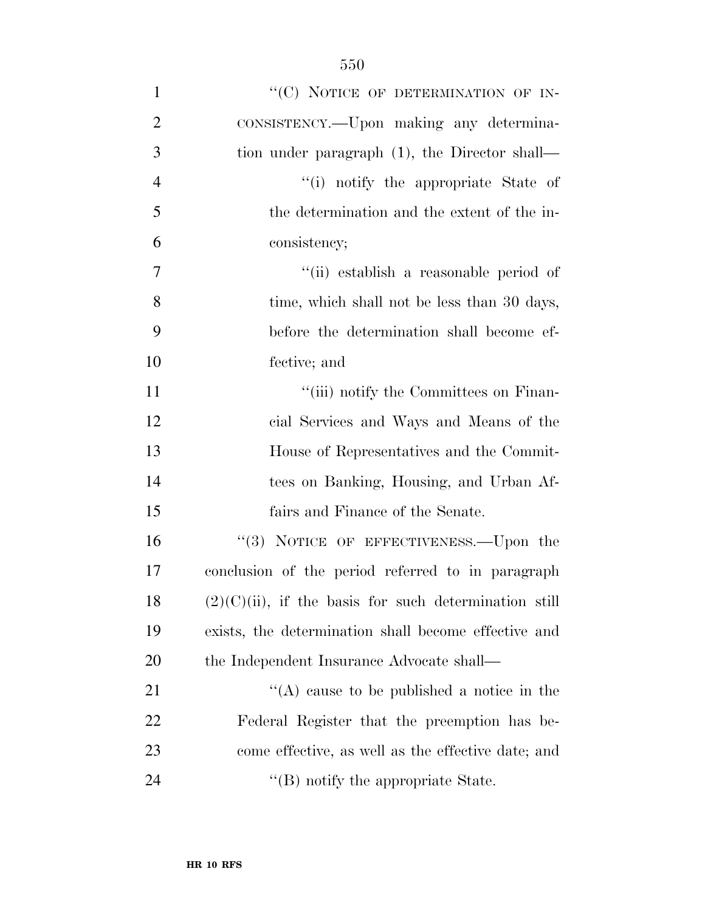''(C) NOTICE OF DETERMINATION OF INCONSISTENCY.—Upon making any determination under paragraph (1), the Director shall—

''(i) notify the appropriate State of the determination and the extent of the inconsistency;

''(ii) establish a reasonable period of time, which shall not be less than 30 days, before the determination shall become effective; and

''(iii) notify the Committees on Financial Services and Ways and Means of the House of Representatives and the Committees on Banking, Housing, and Urban Affairs and Finance of the Senate.

''(3) NOTICE OF EFFECTIVENESS.—Upon the conclusion of the period referred to in paragraph (2)(C)(ii), if the basis for such determination still exists, the determination shall become effective and the Independent Insurance Advocate shall—

''(A) cause to be published a notice in the Federal Register that the preemption has become effective, as well as the effective date; and

''(B) notify the appropriate State.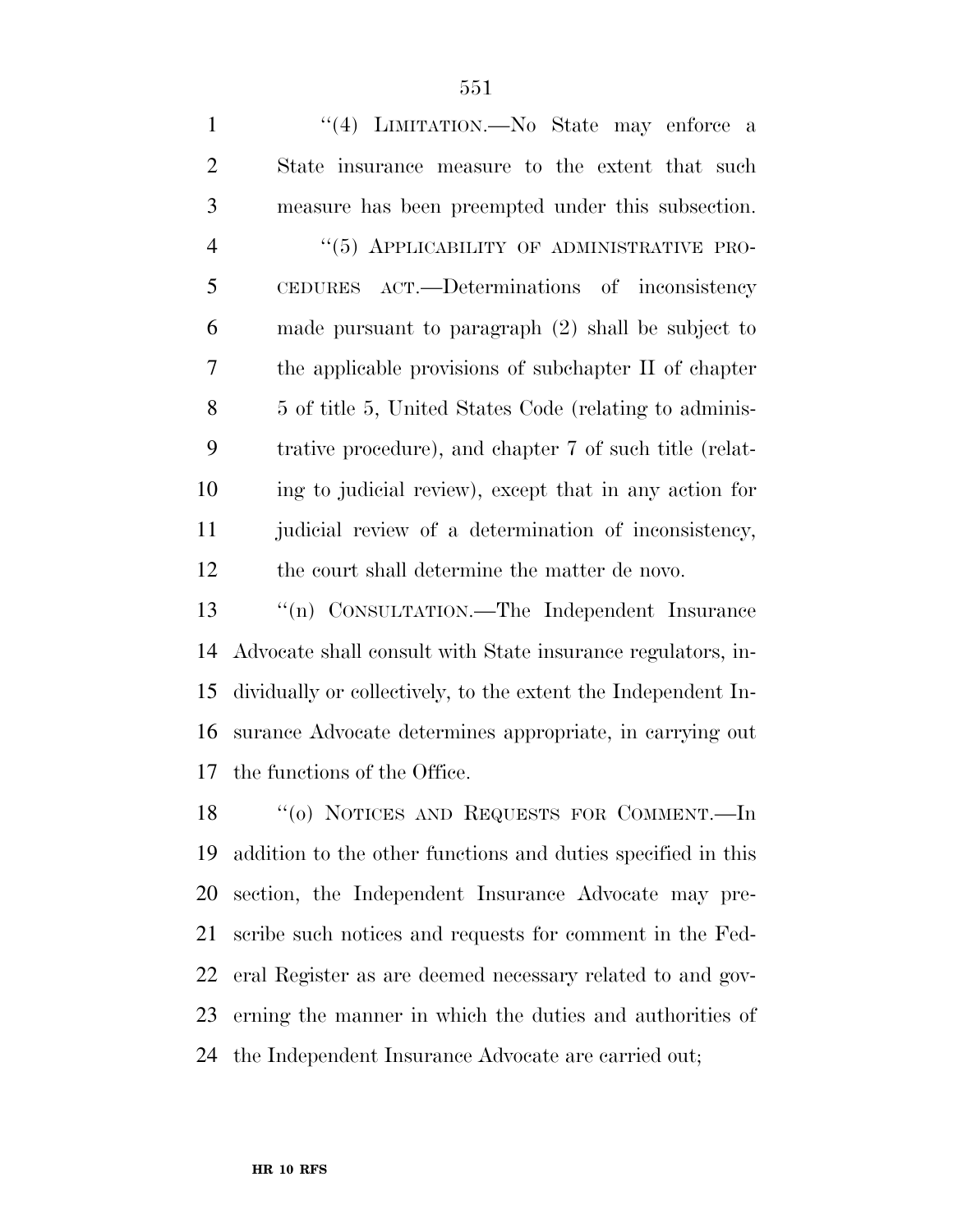"(4) LIMITATION.—No State may enforce a State insurance measure to the extent that such measure has been preempted under this subsection.

"(5) APPLICABILITY OF ADMINISTRATIVE PROCEDURES ACT.—Determinations of inconsistency made pursuant to paragraph (2) shall be subject to the applicable provisions of subchapter II of chapter 5 of title 5, United States Code (relating to administrative procedure), and chapter 7 of such title (relating to judicial review), except that in any action for judicial review of a determination of inconsistency, the court shall determine the matter de novo.

"(n) CONSULTATION.—The Independent Insurance Advocate shall consult with State insurance regulators, individually or collectively, to the extent the Independent Insurance Advocate determines appropriate, in carrying out the functions of the Office.

"(o) NOTICES AND REQUESTS FOR COMMENT.—In addition to the other functions and duties specified in this section, the Independent Insurance Advocate may prescribe such notices and requests for comment in the Federal Register as are deemed necessary related to and governing the manner in which the duties and authorities of the Independent Insurance Advocate are carried out;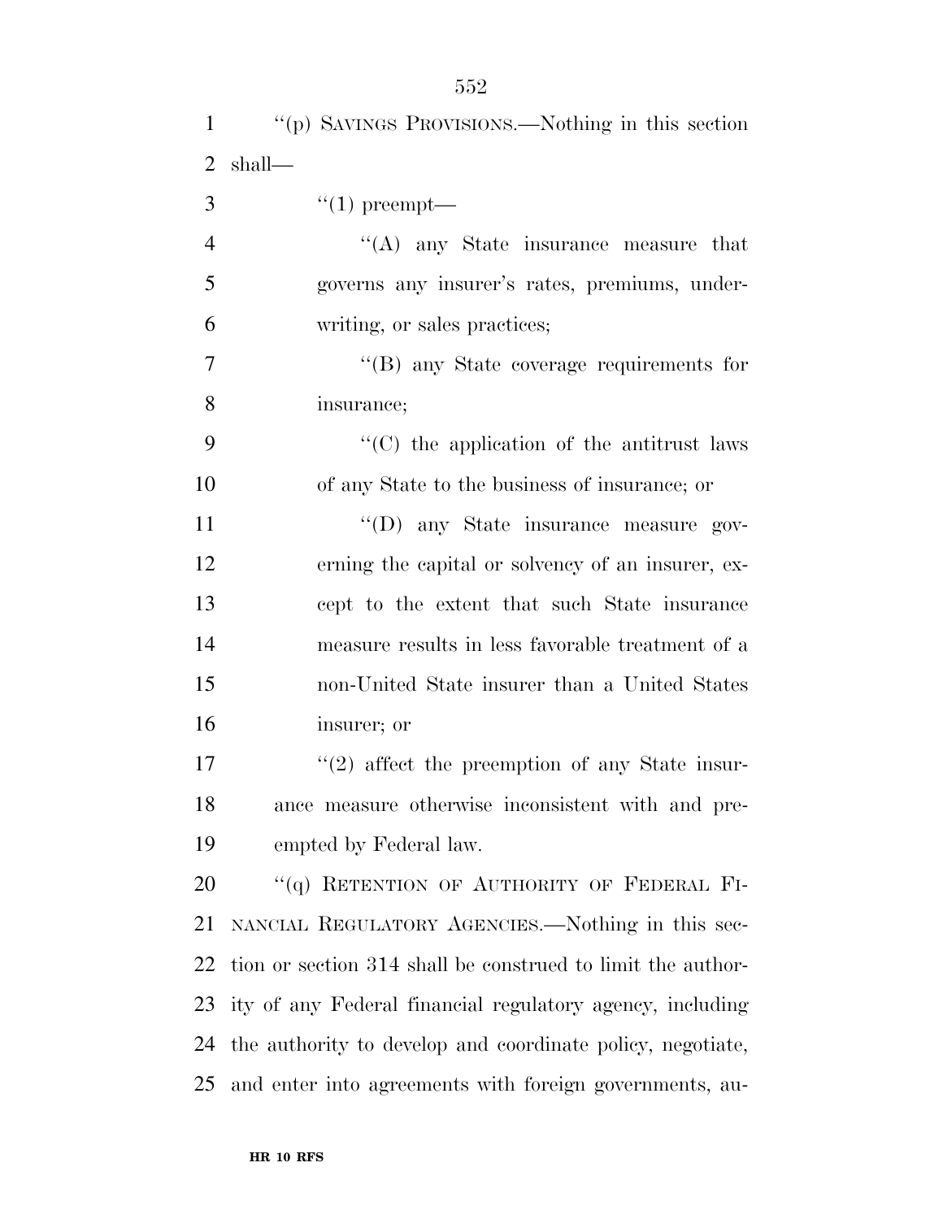''(p) SAVINGS PROVISIONS.—Nothing in this section shall—

''(1) preempt—

''(A) any State insurance measure that governs any insurer's rates, premiums, underwriting, or sales practices;

''(B) any State coverage requirements for insurance;

''(C) the application of the antitrust laws of any State to the business of insurance; or

''(D) any State insurance measure governing the capital or solvency of an insurer, except to the extent that such State insurance measure results in less favorable treatment of a non-United State insurer than a United States insurer; or

''(2) affect the preemption of any State insurance measure otherwise inconsistent with and preempted by Federal law.

''(q) RETENTION OF AUTHORITY OF FEDERAL FINANCIAL REGULATORY AGENCIES.—Nothing in this section or section 314 shall be construed to limit the authority of any Federal financial regulatory agency, including the authority to develop and coordinate policy, negotiate, and enter into agreements with foreign governments, au-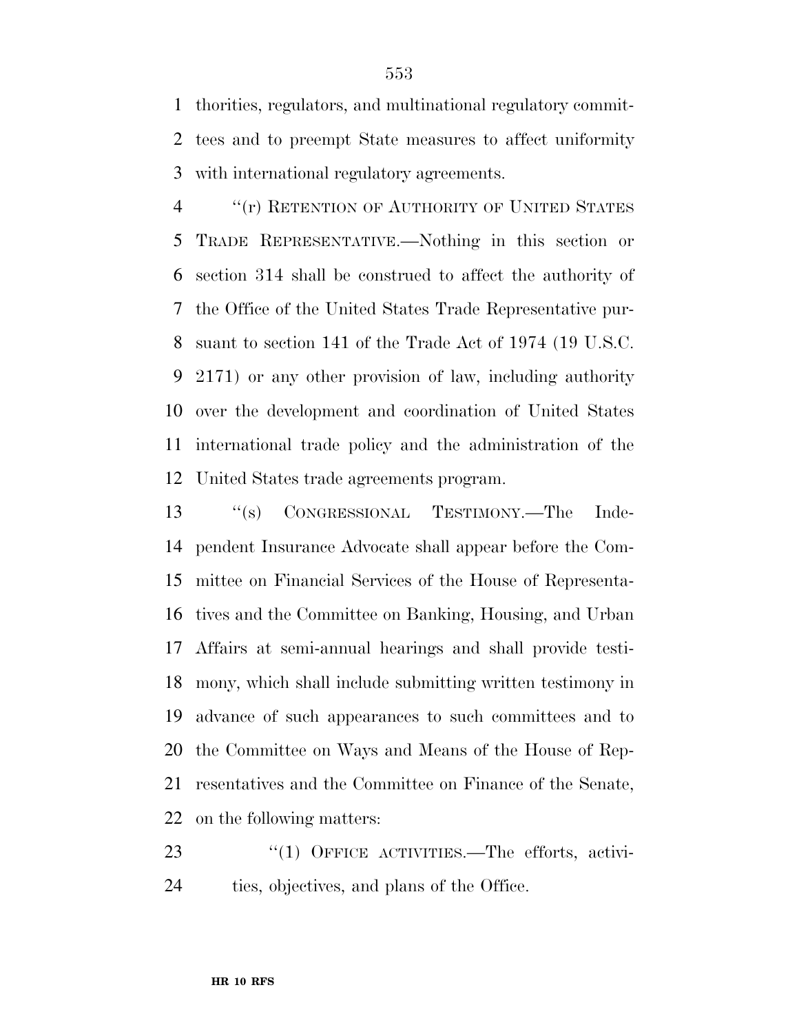thorities, regulators, and multinational regulatory committees and to preempt State measures to affect uniformity with international regulatory agreements.

"(r) RETENTION OF AUTHORITY OF UNITED STATES TRADE REPRESENTATIVE.—Nothing in this section or section 314 shall be construed to affect the authority of the Office of the United States Trade Representative pursuant to section 141 of the Trade Act of 1974 (19 U.S.C. 2171) or any other provision of law, including authority over the development and coordination of United States international trade policy and the administration of the United States trade agreements program.

"(s) CONGRESSIONAL TESTIMONY.—The Independent Insurance Advocate shall appear before the Committee on Financial Services of the House of Representatives and the Committee on Banking, Housing, and Urban Affairs at semi-annual hearings and shall provide testimony, which shall include submitting written testimony in advance of such appearances to such committees and to the Committee on Ways and Means of the House of Representatives and the Committee on Finance of the Senate, on the following matters:

"(1) OFFICE ACTIVITIES.—The efforts, activities, objectives, and plans of the Office.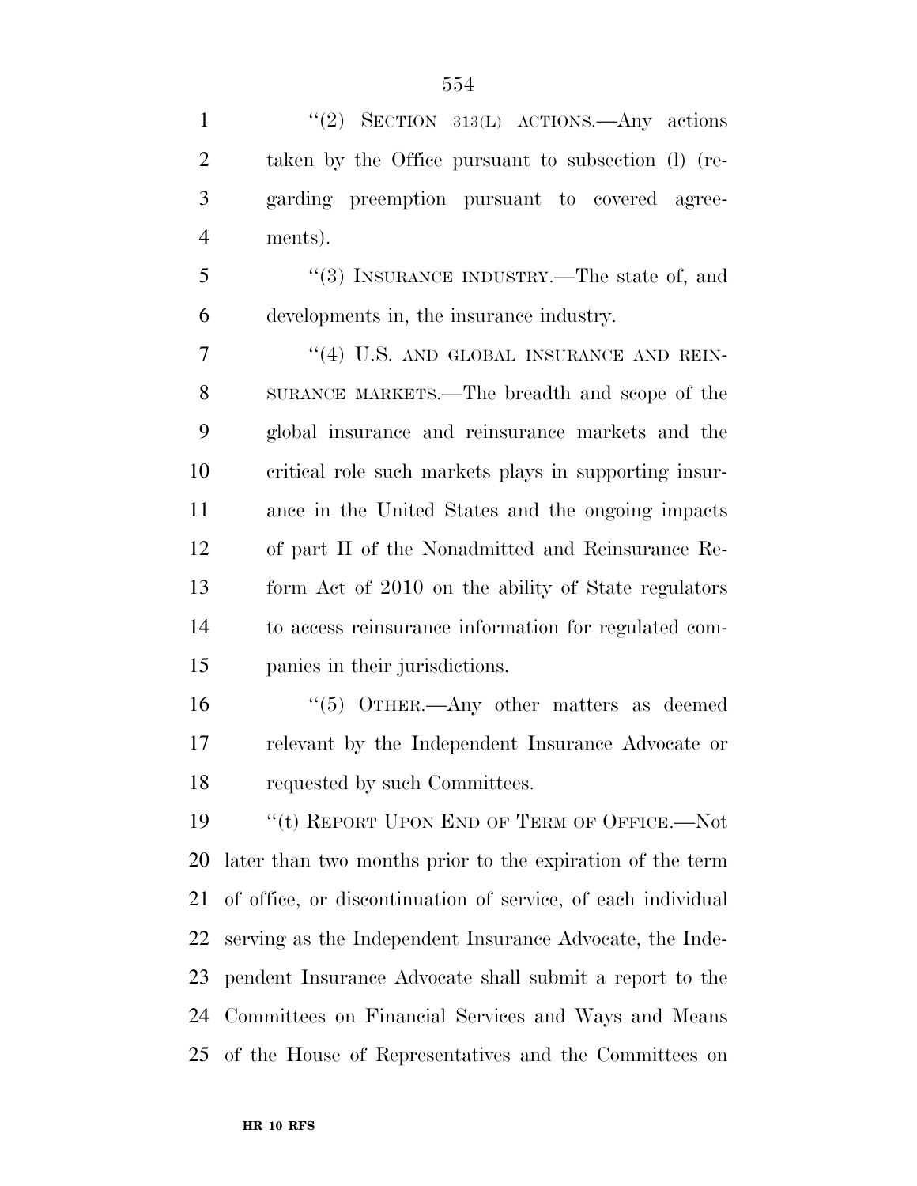"(2) SECTION 313(L) ACTIONS.—Any actions taken by the Office pursuant to subsection (l) (regarding preemption pursuant to covered agreements).

"(3) INSURANCE INDUSTRY.—The state of, and developments in, the insurance industry.

"(4) U.S. AND GLOBAL INSURANCE AND REINSURANCE MARKETS.—The breadth and scope of the global insurance and reinsurance markets and the critical role such markets plays in supporting insurance in the United States and the ongoing impacts of part II of the Nonadmitted and Reinsurance Reform Act of 2010 on the ability of State regulators to access reinsurance information for regulated companies in their jurisdictions.

"(5) OTHER.—Any other matters as deemed relevant by the Independent Insurance Advocate or requested by such Committees.

"(t) REPORT UPON END OF TERM OF OFFICE.—Not later than two months prior to the expiration of the term of office, or discontinuation of service, of each individual serving as the Independent Insurance Advocate, the Independent Insurance Advocate shall submit a report to the Committees on Financial Services and Ways and Means of the House of Representatives and the Committees on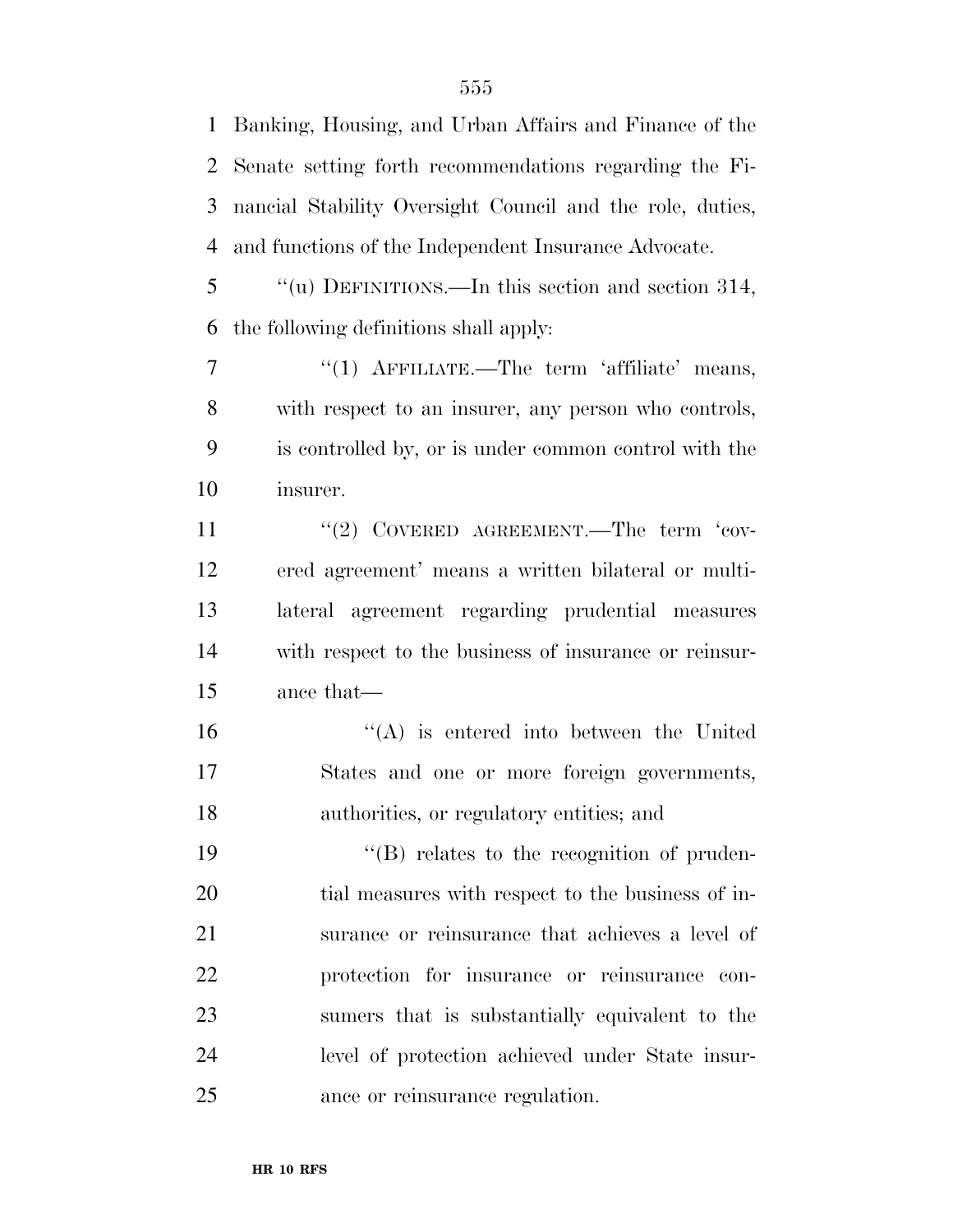Banking, Housing, and Urban Affairs and Finance of the Senate setting forth recommendations regarding the Financial Stability Oversight Council and the role, duties, and functions of the Independent Insurance Advocate.

''(u) DEFINITIONS.—In this section and section 314, the following definitions shall apply:

''(1) AFFILIATE.—The term 'affiliate' means, with respect to an insurer, any person who controls, is controlled by, or is under common control with the insurer.

''(2) COVERED AGREEMENT.—The term 'covered agreement' means a written bilateral or multilateral agreement regarding prudential measures with respect to the business of insurance or reinsurance that—

''(A) is entered into between the United States and one or more foreign governments, authorities, or regulatory entities; and

''(B) relates to the recognition of prudential measures with respect to the business of insurance or reinsurance that achieves a level of protection for insurance or reinsurance consumers that is substantially equivalent to the level of protection achieved under State insurance or reinsurance regulation.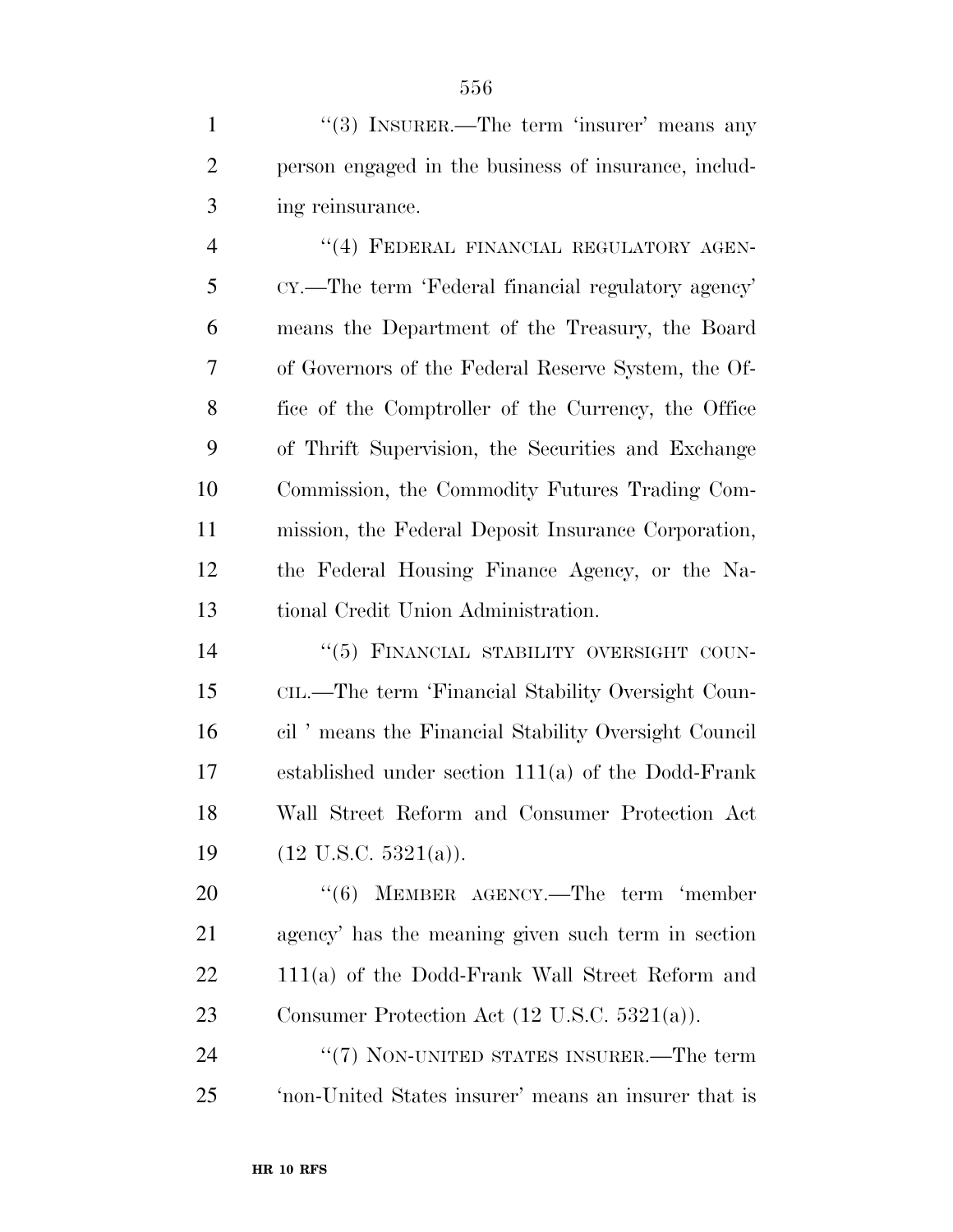''(3) INSURER.—The term 'insurer' means any person engaged in the business of insurance, including reinsurance.

''(4) FEDERAL FINANCIAL REGULATORY AGENCY.—The term 'Federal financial regulatory agency' means the Department of the Treasury, the Board of Governors of the Federal Reserve System, the Office of the Comptroller of the Currency, the Office of Thrift Supervision, the Securities and Exchange Commission, the Commodity Futures Trading Commission, the Federal Deposit Insurance Corporation, the Federal Housing Finance Agency, or the National Credit Union Administration.

''(5) FINANCIAL STABILITY OVERSIGHT COUNCIL.—The term 'Financial Stability Oversight Council ' means the Financial Stability Oversight Council established under section 111(a) of the Dodd-Frank Wall Street Reform and Consumer Protection Act (12 U.S.C. 5321(a)).

''(6) MEMBER AGENCY.—The term 'member agency' has the meaning given such term in section 111(a) of the Dodd-Frank Wall Street Reform and Consumer Protection Act (12 U.S.C. 5321(a)).

''(7) NON-UNITED STATES INSURER.—The term 'non-United States insurer' means an insurer that is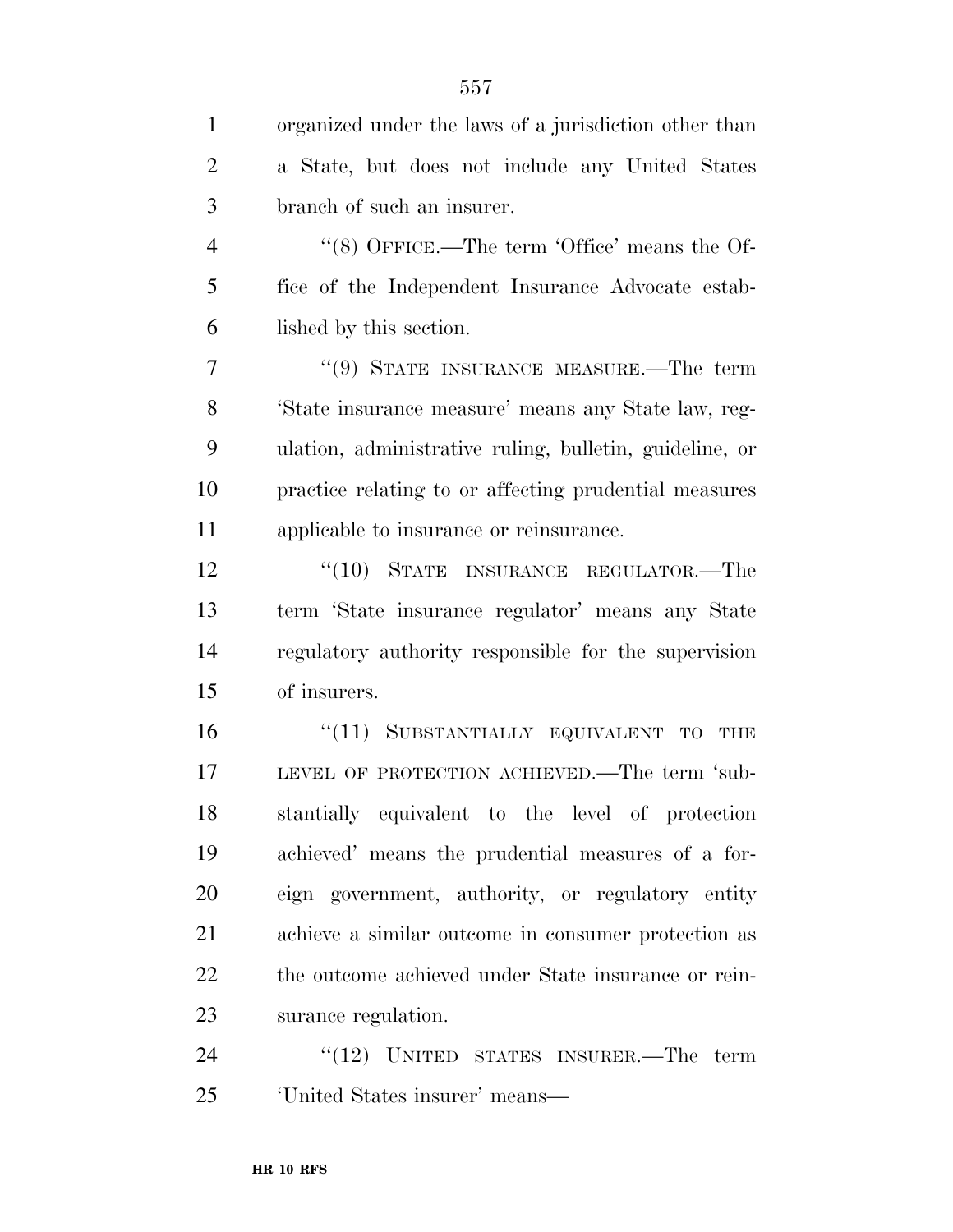organized under the laws of a jurisdiction other than a State, but does not include any United States branch of such an insurer.

"(8) OFFICE.—The term 'Office' means the Office of the Independent Insurance Advocate established by this section.

"(9) STATE INSURANCE MEASURE.—The term 'State insurance measure' means any State law, regulation, administrative ruling, bulletin, guideline, or practice relating to or affecting prudential measures applicable to insurance or reinsurance.

"(10) STATE INSURANCE REGULATOR.—The term 'State insurance regulator' means any State regulatory authority responsible for the supervision of insurers.

"(11) SUBSTANTIALLY EQUIVALENT TO THE LEVEL OF PROTECTION ACHIEVED.—The term 'substantially equivalent to the level of protection achieved' means the prudential measures of a foreign government, authority, or regulatory entity achieve a similar outcome in consumer protection as the outcome achieved under State insurance or reinsurance regulation.

"(12) UNITED STATES INSURER.—The term 'United States insurer' means—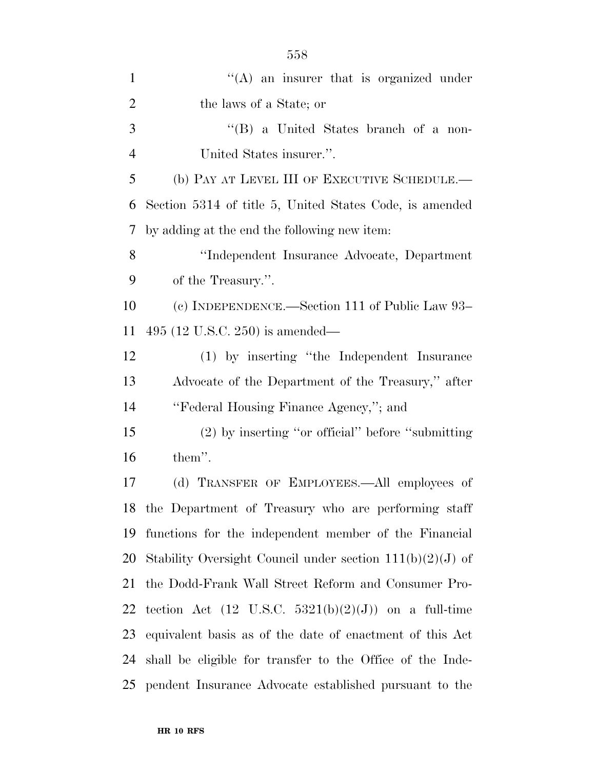''(A) an insurer that is organized under the laws of a State; or

''(B) a United States branch of a non-United States insurer.''.

(b) PAY AT LEVEL III OF EXECUTIVE SCHEDULE.—Section 5314 of title 5, United States Code, is amended by adding at the end the following new item:

''Independent Insurance Advocate, Department of the Treasury.''.

(c) INDEPENDENCE.—Section 111 of Public Law 93–495 (12 U.S.C. 250) is amended—

(1) by inserting ''the Independent Insurance Advocate of the Department of the Treasury,'' after ''Federal Housing Finance Agency,''; and

(2) by inserting ''or official'' before ''submitting them''.

(d) TRANSFER OF EMPLOYEES.—All employees of the Department of Treasury who are performing staff functions for the independent member of the Financial Stability Oversight Council under section 111(b)(2)(J) of the Dodd-Frank Wall Street Reform and Consumer Protection Act (12 U.S.C. 5321(b)(2)(J)) on a full-time equivalent basis as of the date of enactment of this Act shall be eligible for transfer to the Office of the Independent Insurance Advocate established pursuant to the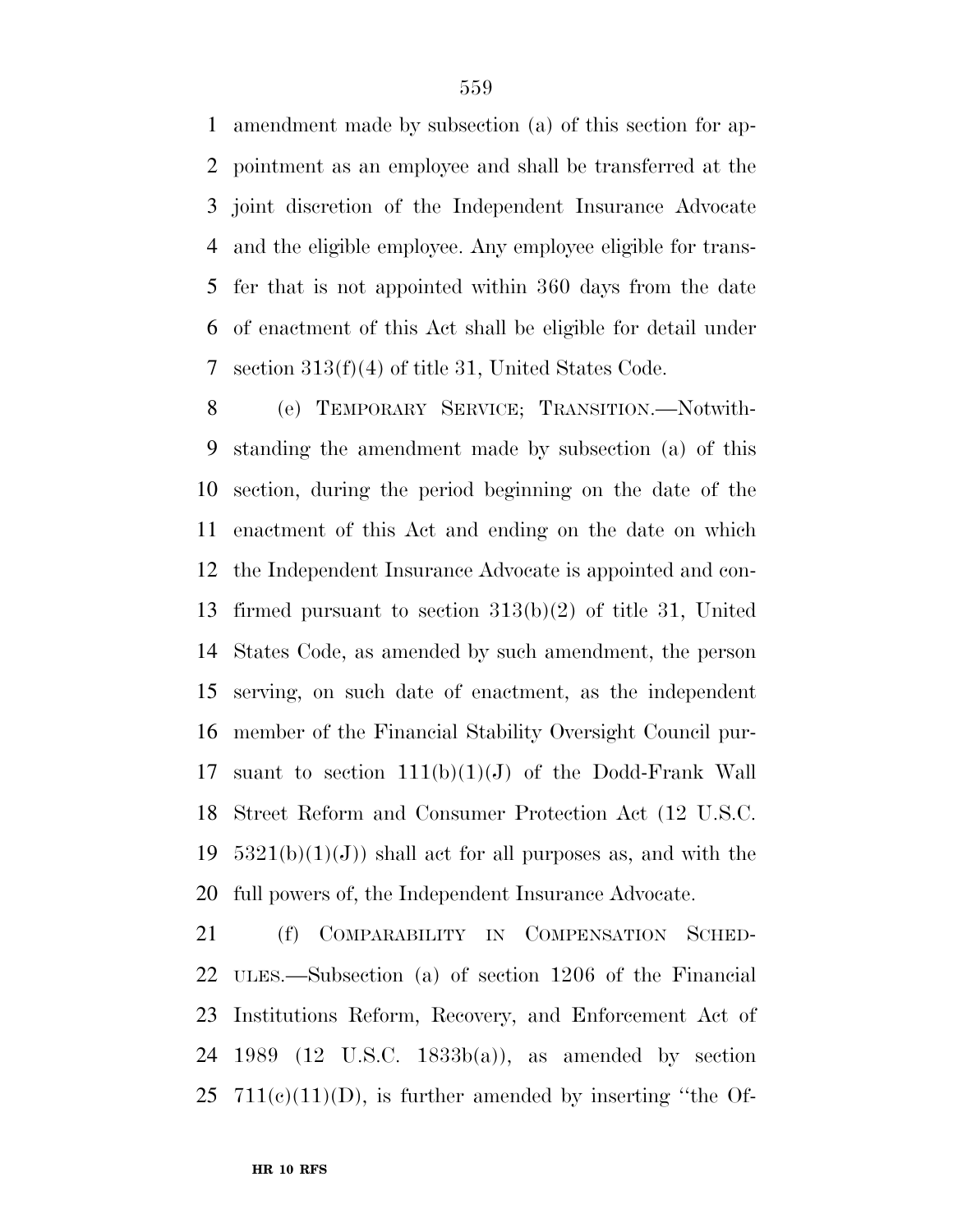amendment made by subsection (a) of this section for appointment as an employee and shall be transferred at the joint discretion of the Independent Insurance Advocate and the eligible employee. Any employee eligible for transfer that is not appointed within 360 days from the date of enactment of this Act shall be eligible for detail under section 313(f)(4) of title 31, United States Code.

(e) TEMPORARY SERVICE; TRANSITION.—Notwithstanding the amendment made by subsection (a) of this section, during the period beginning on the date of the enactment of this Act and ending on the date on which the Independent Insurance Advocate is appointed and confirmed pursuant to section 313(b)(2) of title 31, United States Code, as amended by such amendment, the person serving, on such date of enactment, as the independent member of the Financial Stability Oversight Council pursuant to section 111(b)(1)(J) of the Dodd-Frank Wall Street Reform and Consumer Protection Act (12 U.S.C. 5321(b)(1)(J)) shall act for all purposes as, and with the full powers of, the Independent Insurance Advocate.

(f) COMPARABILITY IN COMPENSATION SCHEDULES.—Subsection (a) of section 1206 of the Financial Institutions Reform, Recovery, and Enforcement Act of 1989 (12 U.S.C. 1833b(a)), as amended by section 711(c)(11)(D), is further amended by inserting ''the Of-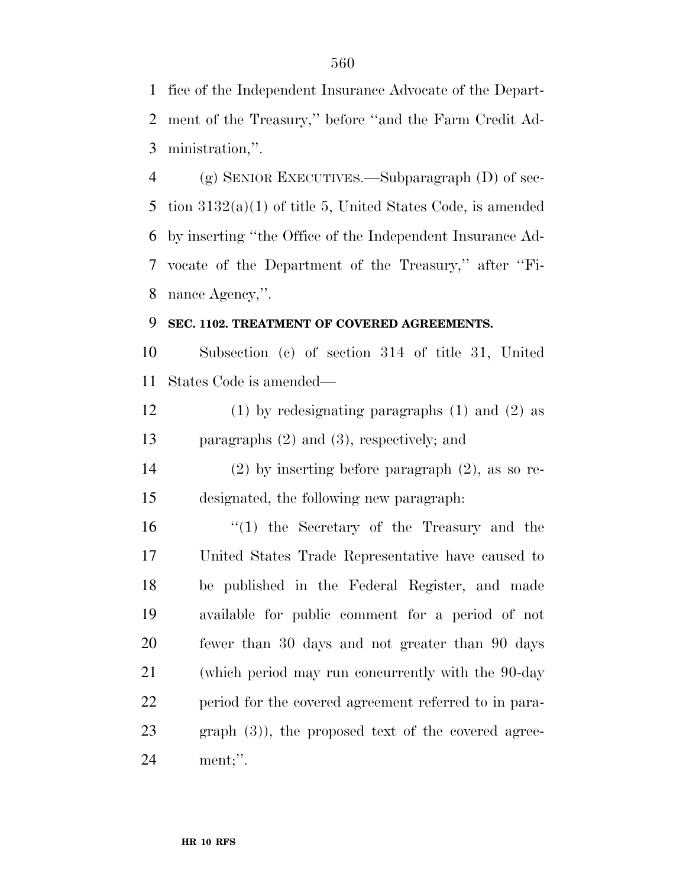fice of the Independent Insurance Advocate of the Department of the Treasury,'' before ''and the Farm Credit Administration,''.

(g) SENIOR EXECUTIVES.—Subparagraph (D) of section 3132(a)(1) of title 5, United States Code, is amended by inserting ''the Office of the Independent Insurance Advocate of the Department of the Treasury,'' after ''Finance Agency,''.

**SEC. 1102. TREATMENT OF COVERED AGREEMENTS.**

Subsection (c) of section 314 of title 31, United States Code is amended—

(1) by redesignating paragraphs (1) and (2) as paragraphs (2) and (3), respectively; and

(2) by inserting before paragraph (2), as so redesignated, the following new paragraph:

''(1) the Secretary of the Treasury and the United States Trade Representative have caused to be published in the Federal Register, and made available for public comment for a period of not fewer than 30 days and not greater than 90 days (which period may run concurrently with the 90-day period for the covered agreement referred to in paragraph (3)), the proposed text of the covered agreement;''.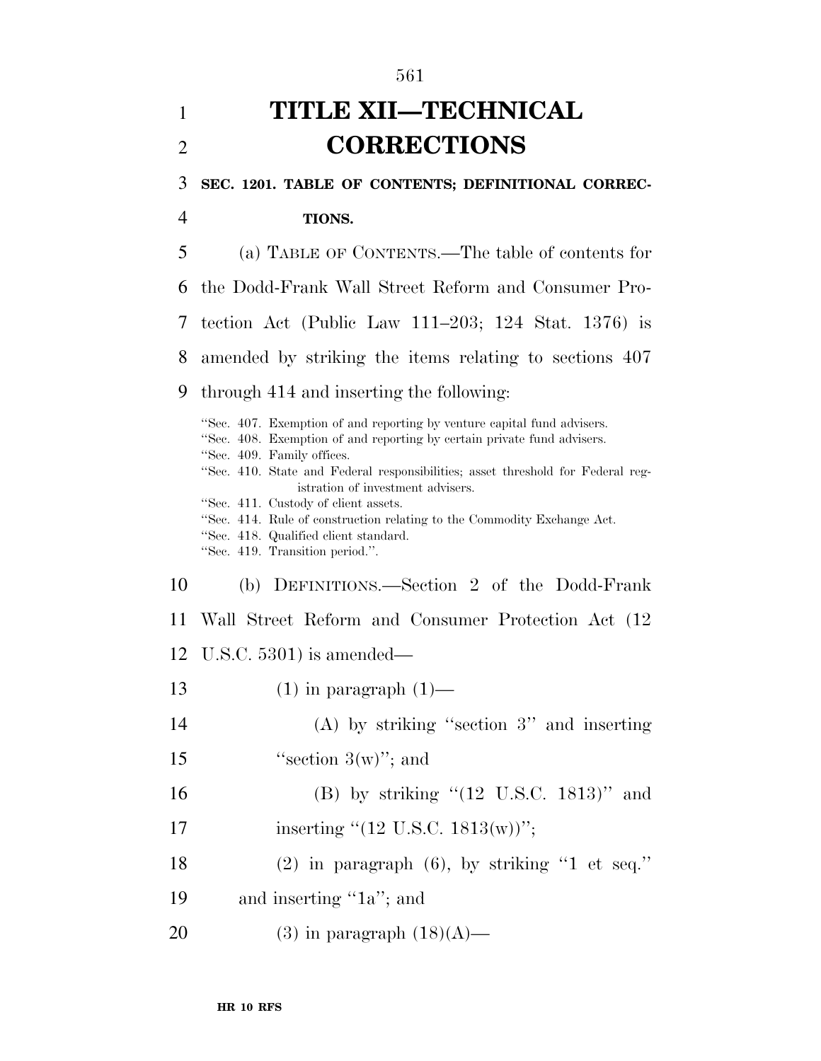# TITLE XII—TECHNICAL CORRECTIONS

**SEC. 1201. TABLE OF CONTENTS; DEFINITIONAL CORRECTIONS.**

(a) TABLE OF CONTENTS.—The table of contents for the Dodd-Frank Wall Street Reform and Consumer Protection Act (Public Law 111–203; 124 Stat. 1376) is amended by striking the items relating to sections 407 through 414 and inserting the following:

"Sec. 407. Exemption of and reporting by venture capital fund advisers.
"Sec. 408. Exemption of and reporting by certain private fund advisers.
"Sec. 409. Family offices.
"Sec. 410. State and Federal responsibilities; asset threshold for Federal registration of investment advisers.
"Sec. 411. Custody of client assets.
"Sec. 414. Rule of construction relating to the Commodity Exchange Act.
"Sec. 418. Qualified client standard.
"Sec. 419. Transition period.".

(b) DEFINITIONS.—Section 2 of the Dodd-Frank Wall Street Reform and Consumer Protection Act (12 U.S.C. 5301) is amended—

(1) in paragraph (1)—

(A) by striking "section 3" and inserting "section 3(w)"; and

(B) by striking "(12 U.S.C. 1813)" and inserting "(12 U.S.C. 1813(w))";

(2) in paragraph (6), by striking "1 et seq." and inserting "1a"; and

(3) in paragraph (18)(A)—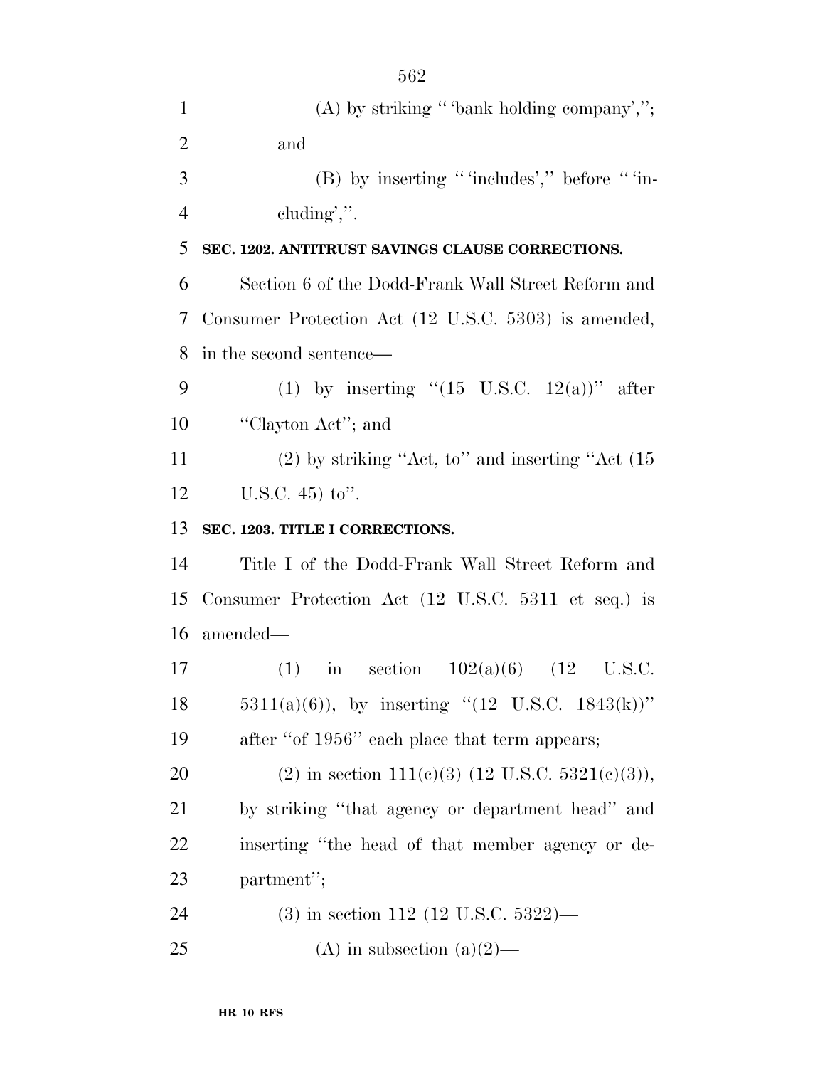(A) by striking "'bank holding company',"; and

(B) by inserting "'includes'," before "'including',".

**SEC. 1202. ANTITRUST SAVINGS CLAUSE CORRECTIONS.**

Section 6 of the Dodd-Frank Wall Street Reform and Consumer Protection Act (12 U.S.C. 5303) is amended, in the second sentence—

(1) by inserting "(15 U.S.C. 12(a))" after "Clayton Act"; and

(2) by striking "Act, to" and inserting "Act (15 U.S.C. 45) to".

**SEC. 1203. TITLE I CORRECTIONS.**

Title I of the Dodd-Frank Wall Street Reform and Consumer Protection Act (12 U.S.C. 5311 et seq.) is amended—

(1) in section 102(a)(6) (12 U.S.C. 5311(a)(6)), by inserting "(12 U.S.C. 1843(k))" after "of 1956" each place that term appears;

(2) in section 111(c)(3) (12 U.S.C. 5321(c)(3)), by striking "that agency or department head" and inserting "the head of that member agency or department";

(3) in section 112 (12 U.S.C. 5322)—

(A) in subsection (a)(2)—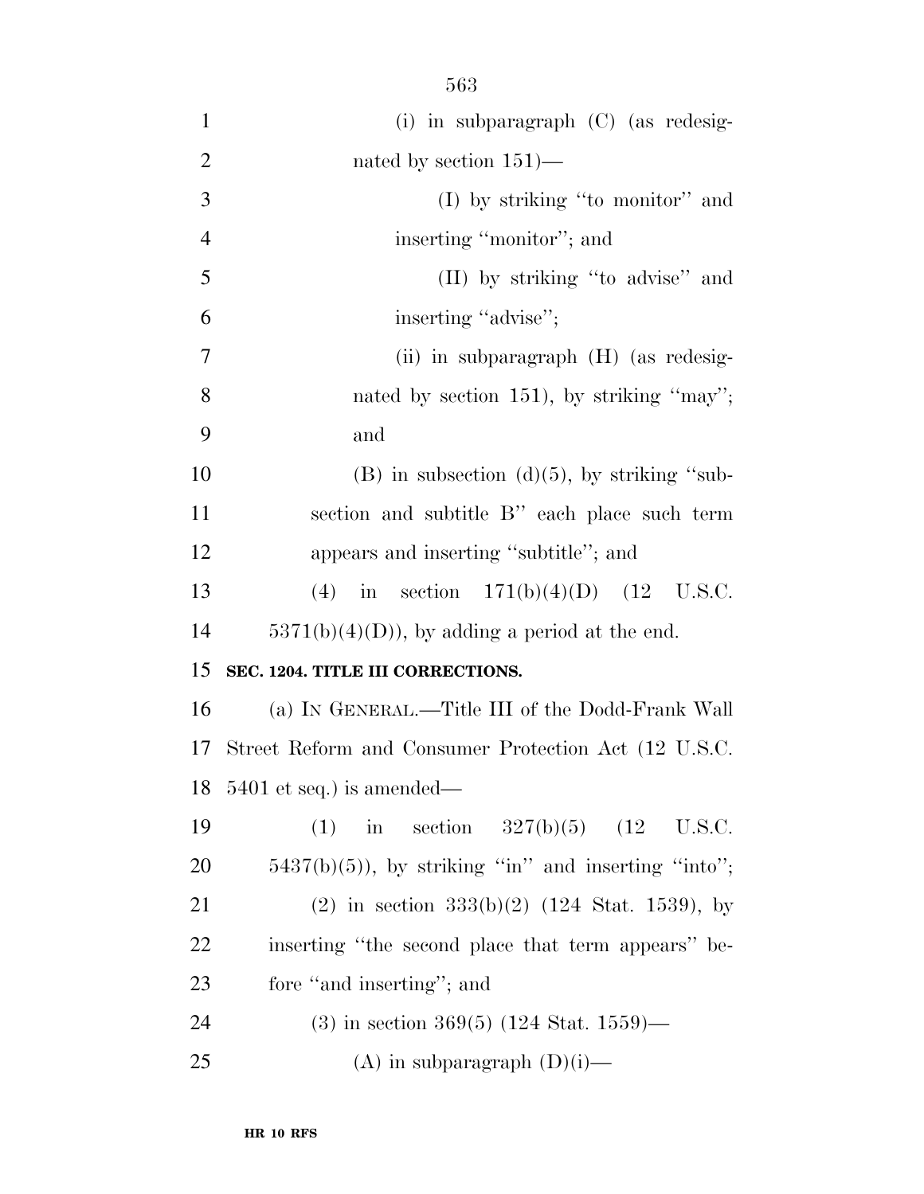(i) in subparagraph (C) (as redesignated by section 151)—

(I) by striking "to monitor" and inserting "monitor"; and

(II) by striking "to advise" and inserting "advise";

(ii) in subparagraph (H) (as redesignated by section 151), by striking "may"; and

(B) in subsection (d)(5), by striking "subsection and subtitle B" each place such term appears and inserting "subtitle"; and

(4) in section 171(b)(4)(D) (12 U.S.C. 5371(b)(4)(D)), by adding a period at the end.

**SEC. 1204. TITLE III CORRECTIONS.**

(a) IN GENERAL.—Title III of the Dodd-Frank Wall Street Reform and Consumer Protection Act (12 U.S.C. 5401 et seq.) is amended—

(1) in section 327(b)(5) (12 U.S.C. 5437(b)(5)), by striking "in" and inserting "into";

(2) in section 333(b)(2) (124 Stat. 1539), by inserting "the second place that term appears" before "and inserting"; and

(3) in section 369(5) (124 Stat. 1559)—

(A) in subparagraph (D)(i)—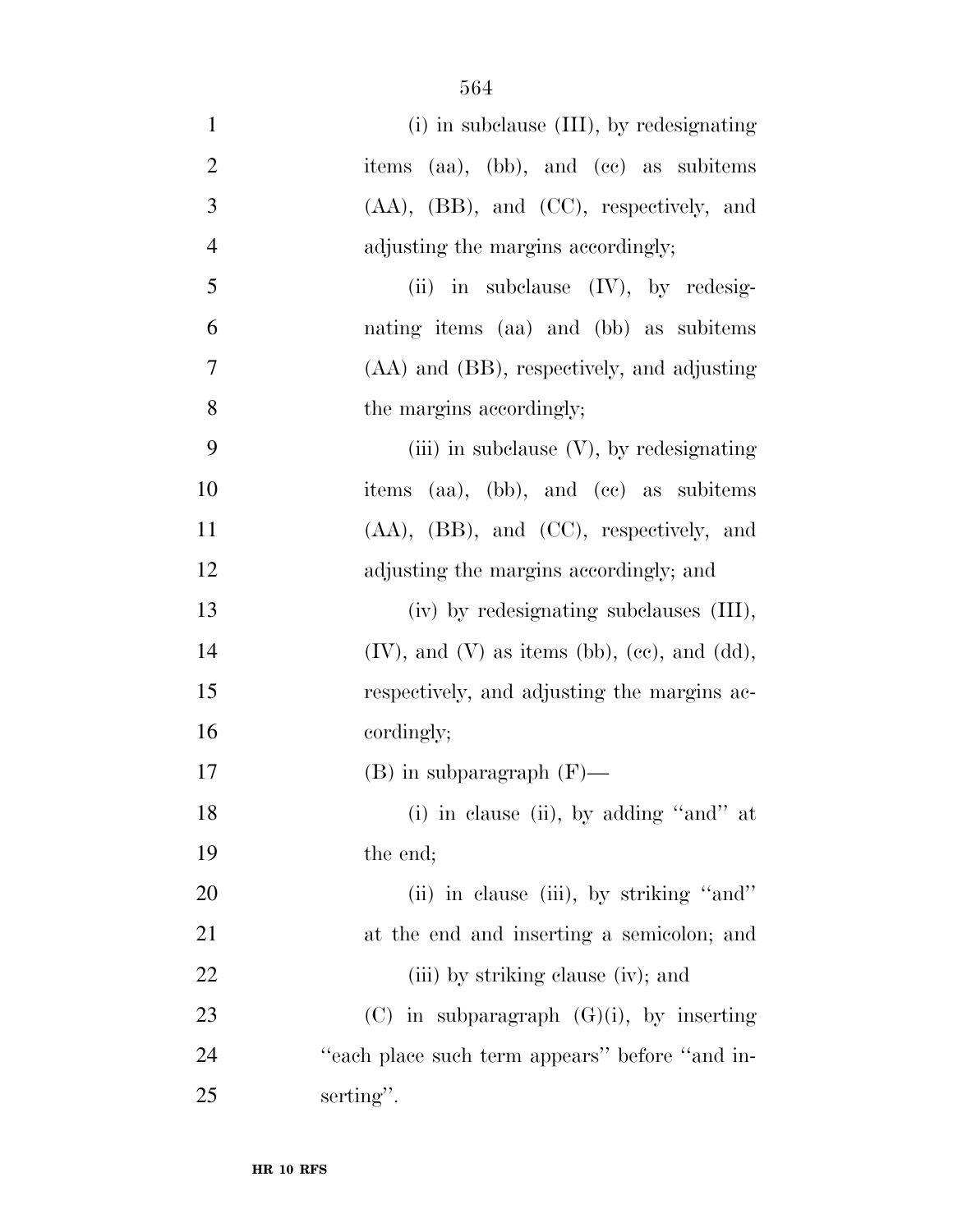(i) in subclause (III), by redesignating items (aa), (bb), and (cc) as subitems (AA), (BB), and (CC), respectively, and adjusting the margins accordingly;

(ii) in subclause (IV), by redesignating items (aa) and (bb) as subitems (AA) and (BB), respectively, and adjusting the margins accordingly;

(iii) in subclause (V), by redesignating items (aa), (bb), and (cc) as subitems (AA), (BB), and (CC), respectively, and adjusting the margins accordingly; and

(iv) by redesignating subclauses (III), (IV), and (V) as items (bb), (cc), and (dd), respectively, and adjusting the margins accordingly;

(B) in subparagraph (F)—

(i) in clause (ii), by adding ''and'' at the end;

(ii) in clause (iii), by striking ''and'' at the end and inserting a semicolon; and

(iii) by striking clause (iv); and

(C) in subparagraph (G)(i), by inserting ''each place such term appears'' before ''and inserting''.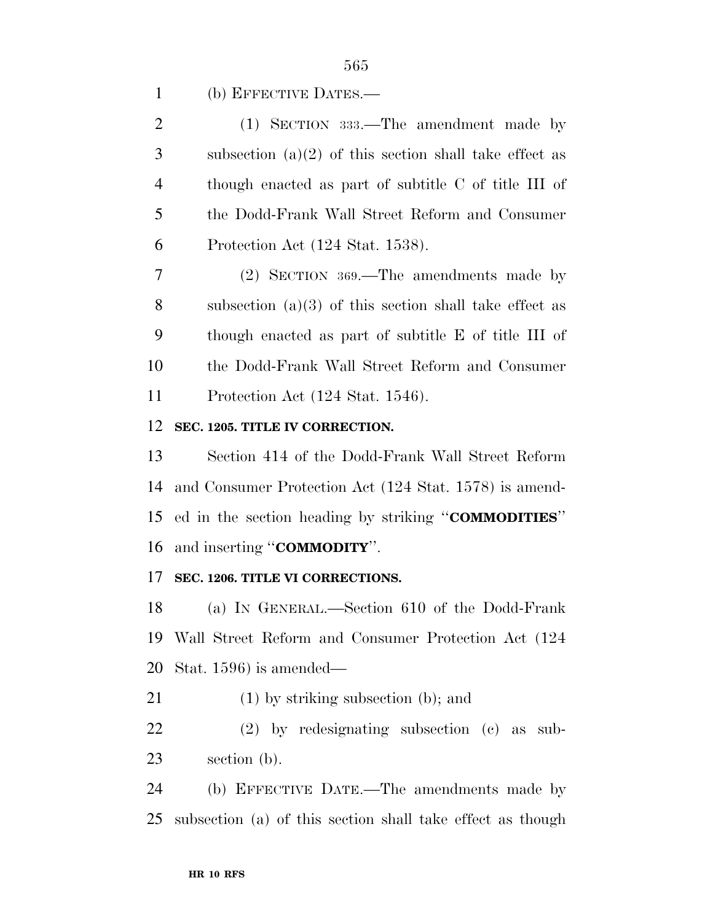(b) EFFECTIVE DATES.—

(1) SECTION 333.—The amendment made by subsection (a)(2) of this section shall take effect as though enacted as part of subtitle C of title III of the Dodd-Frank Wall Street Reform and Consumer Protection Act (124 Stat. 1538).

(2) SECTION 369.—The amendments made by subsection (a)(3) of this section shall take effect as though enacted as part of subtitle E of title III of the Dodd-Frank Wall Street Reform and Consumer Protection Act (124 Stat. 1546).

**SEC. 1205. TITLE IV CORRECTION.**

Section 414 of the Dodd-Frank Wall Street Reform and Consumer Protection Act (124 Stat. 1578) is amended in the section heading by striking ''**COMMODITIES**'' and inserting ''**COMMODITY**''.

**SEC. 1206. TITLE VI CORRECTIONS.**

(a) IN GENERAL.—Section 610 of the Dodd-Frank Wall Street Reform and Consumer Protection Act (124 Stat. 1596) is amended—

(1) by striking subsection (b); and

(2) by redesignating subsection (c) as subsection (b).

(b) EFFECTIVE DATE.—The amendments made by subsection (a) of this section shall take effect as though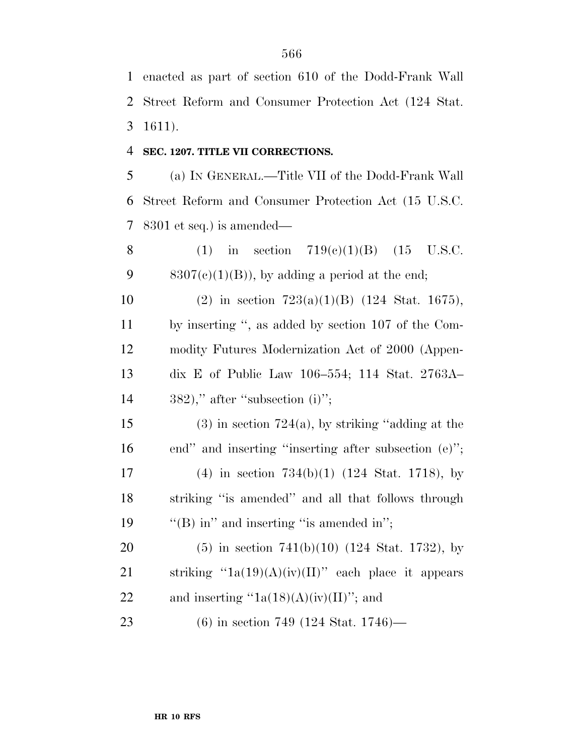enacted as part of section 610 of the Dodd-Frank Wall Street Reform and Consumer Protection Act (124 Stat. 1611).

**SEC. 1207. TITLE VII CORRECTIONS.**

(a) IN GENERAL.—Title VII of the Dodd-Frank Wall Street Reform and Consumer Protection Act (15 U.S.C. 8301 et seq.) is amended—

(1) in section 719(c)(1)(B) (15 U.S.C. 8307(c)(1)(B)), by adding a period at the end;

(2) in section 723(a)(1)(B) (124 Stat. 1675), by inserting '', as added by section 107 of the Commodity Futures Modernization Act of 2000 (Appendix E of Public Law 106–554; 114 Stat. 2763A–382),'' after ''subsection (i)'';

(3) in section 724(a), by striking ''adding at the end'' and inserting ''inserting after subsection (e)'';

(4) in section 734(b)(1) (124 Stat. 1718), by striking ''is amended'' and all that follows through ''(B) in'' and inserting ''is amended in'';

(5) in section 741(b)(10) (124 Stat. 1732), by striking ''1a(19)(A)(iv)(II)'' each place it appears and inserting ''1a(18)(A)(iv)(II)''; and

(6) in section 749 (124 Stat. 1746)—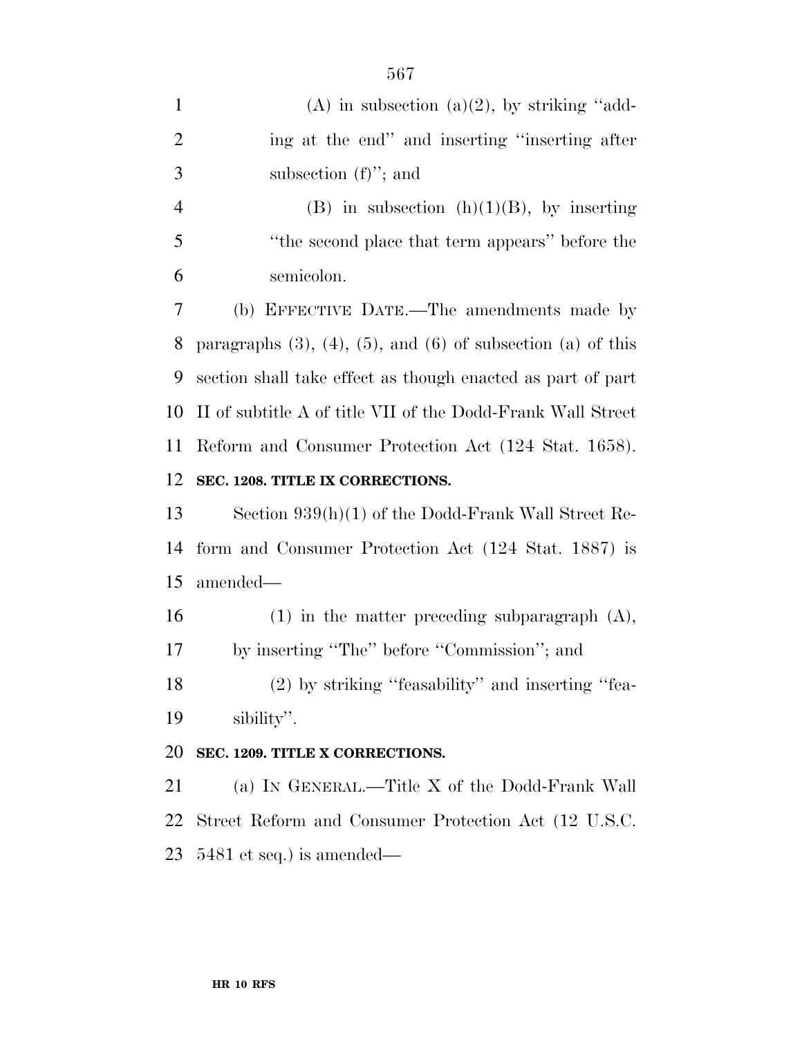(A) in subsection (a)(2), by striking ''adding at the end'' and inserting ''inserting after subsection (f)''; and

(B) in subsection (h)(1)(B), by inserting ''the second place that term appears'' before the semicolon.

(b) EFFECTIVE DATE.—The amendments made by paragraphs (3), (4), (5), and (6) of subsection (a) of this section shall take effect as though enacted as part of part II of subtitle A of title VII of the Dodd-Frank Wall Street Reform and Consumer Protection Act (124 Stat. 1658).

**SEC. 1208. TITLE IX CORRECTIONS.**

Section 939(h)(1) of the Dodd-Frank Wall Street Reform and Consumer Protection Act (124 Stat. 1887) is amended—

(1) in the matter preceding subparagraph (A), by inserting ''The'' before ''Commission''; and

(2) by striking ''feasability'' and inserting ''feasibility''.

**SEC. 1209. TITLE X CORRECTIONS.**

(a) IN GENERAL.—Title X of the Dodd-Frank Wall Street Reform and Consumer Protection Act (12 U.S.C. 5481 et seq.) is amended—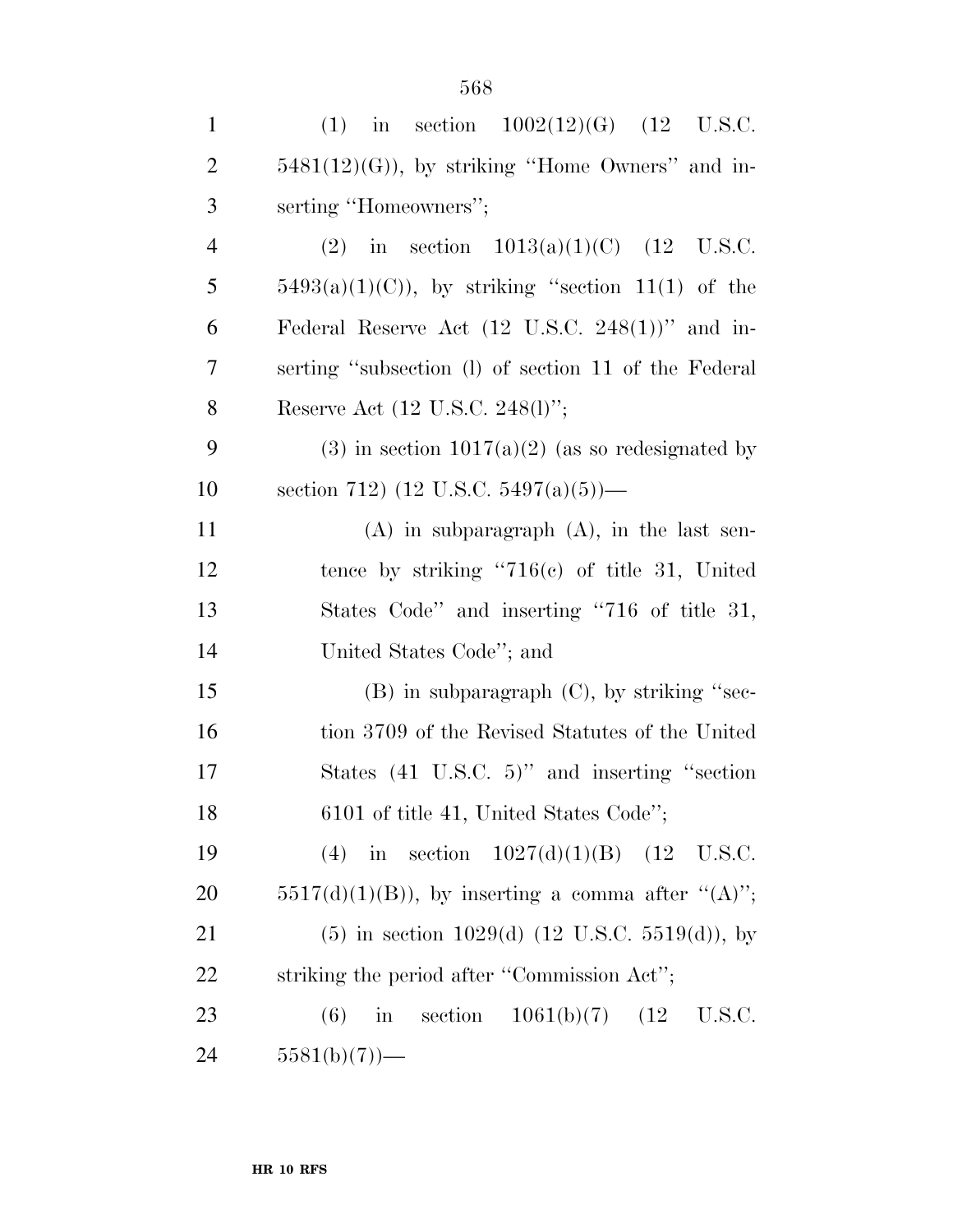(1) in section 1002(12)(G) (12 U.S.C. 5481(12)(G)), by striking "Home Owners" and inserting "Homeowners";

(2) in section 1013(a)(1)(C) (12 U.S.C. 5493(a)(1)(C)), by striking "section 11(1) of the Federal Reserve Act (12 U.S.C. 248(1))" and inserting "subsection (l) of section 11 of the Federal Reserve Act (12 U.S.C. 248(l)";

(3) in section 1017(a)(2) (as so redesignated by section 712) (12 U.S.C. 5497(a)(5))—

(A) in subparagraph (A), in the last sentence by striking "716(c) of title 31, United States Code" and inserting "716 of title 31, United States Code"; and

(B) in subparagraph (C), by striking "section 3709 of the Revised Statutes of the United States (41 U.S.C. 5)" and inserting "section 6101 of title 41, United States Code";

(4) in section 1027(d)(1)(B) (12 U.S.C. 5517(d)(1)(B)), by inserting a comma after "(A)";

(5) in section 1029(d) (12 U.S.C. 5519(d)), by striking the period after "Commission Act";

(6) in section 1061(b)(7) (12 U.S.C. 5581(b)(7))—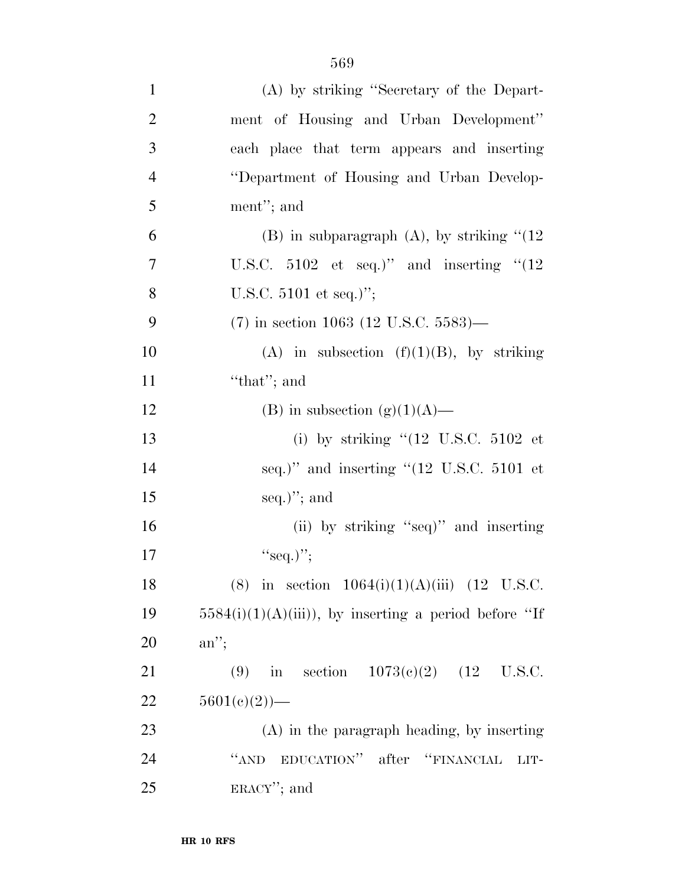(A) by striking "Secretary of the Department of Housing and Urban Development" each place that term appears and inserting "Department of Housing and Urban Development"; and

(B) in subparagraph (A), by striking "(12 U.S.C. 5102 et seq.)" and inserting "(12 U.S.C. 5101 et seq.)";

(7) in section 1063 (12 U.S.C. 5583)—

(A) in subsection (f)(1)(B), by striking "that"; and

(B) in subsection (g)(1)(A)—

(i) by striking "(12 U.S.C. 5102 et seq.)" and inserting "(12 U.S.C. 5101 et seq.)"; and

(ii) by striking "seq)" and inserting "seq.)";

(8) in section 1064(i)(1)(A)(iii) (12 U.S.C. 5584(i)(1)(A)(iii)), by inserting a period before "If an";

(9) in section 1073(c)(2) (12 U.S.C. 5601(c)(2))—

(A) in the paragraph heading, by inserting "AND EDUCATION" after "FINANCIAL LITERACY"; and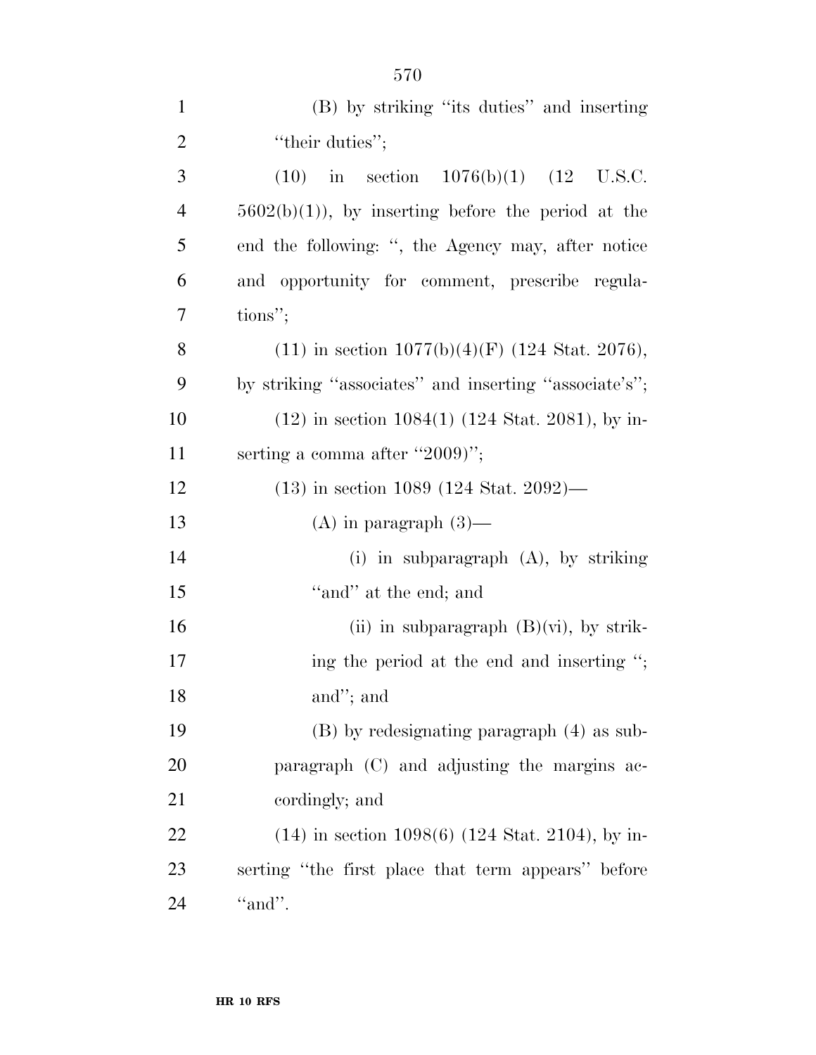(B) by striking ''its duties'' and inserting ''their duties'';

(10) in section 1076(b)(1) (12 U.S.C. 5602(b)(1)), by inserting before the period at the end the following: '', the Agency may, after notice and opportunity for comment, prescribe regulations'';

(11) in section 1077(b)(4)(F) (124 Stat. 2076), by striking ''associates'' and inserting ''associate's'';

(12) in section 1084(1) (124 Stat. 2081), by inserting a comma after ''2009)'';

(13) in section 1089 (124 Stat. 2092)—

(A) in paragraph (3)—

(i) in subparagraph (A), by striking ''and'' at the end; and

(ii) in subparagraph (B)(vi), by striking the period at the end and inserting ''; and''; and

(B) by redesignating paragraph (4) as subparagraph (C) and adjusting the margins accordingly; and

(14) in section 1098(6) (124 Stat. 2104), by inserting ''the first place that term appears'' before ''and''.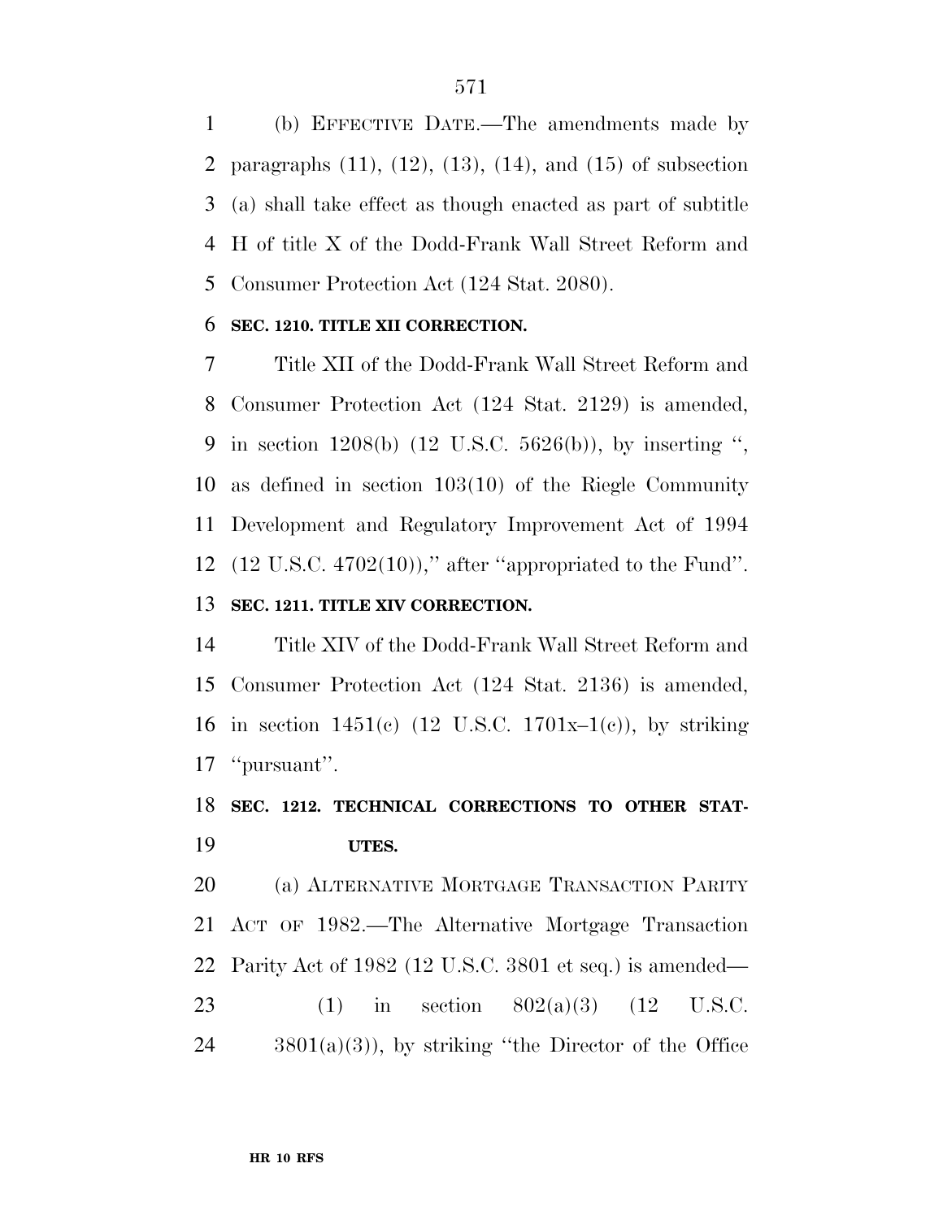(b) EFFECTIVE DATE.—The amendments made by paragraphs (11), (12), (13), (14), and (15) of subsection (a) shall take effect as though enacted as part of subtitle H of title X of the Dodd-Frank Wall Street Reform and Consumer Protection Act (124 Stat. 2080).

**SEC. 1210. TITLE XII CORRECTION.**

Title XII of the Dodd-Frank Wall Street Reform and Consumer Protection Act (124 Stat. 2129) is amended, in section 1208(b) (12 U.S.C. 5626(b)), by inserting '', as defined in section 103(10) of the Riegle Community Development and Regulatory Improvement Act of 1994 (12 U.S.C. 4702(10)),'' after ''appropriated to the Fund''.

**SEC. 1211. TITLE XIV CORRECTION.**

Title XIV of the Dodd-Frank Wall Street Reform and Consumer Protection Act (124 Stat. 2136) is amended, in section 1451(c) (12 U.S.C. 1701x–1(c)), by striking ''pursuant''.

**SEC. 1212. TECHNICAL CORRECTIONS TO OTHER STATUTES.**

(a) ALTERNATIVE MORTGAGE TRANSACTION PARITY ACT OF 1982.—The Alternative Mortgage Transaction Parity Act of 1982 (12 U.S.C. 3801 et seq.) is amended—

(1) in section 802(a)(3) (12 U.S.C. 3801(a)(3)), by striking ''the Director of the Office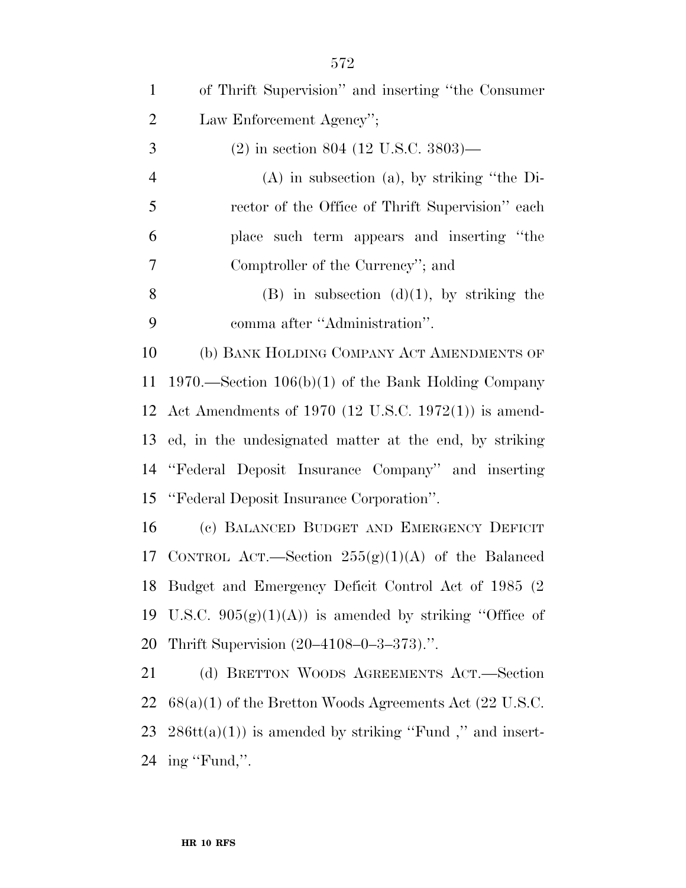of Thrift Supervision'' and inserting ''the Consumer Law Enforcement Agency'';

(2) in section 804 (12 U.S.C. 3803)—

(A) in subsection (a), by striking ''the Director of the Office of Thrift Supervision'' each place such term appears and inserting ''the Comptroller of the Currency''; and

(B) in subsection (d)(1), by striking the comma after ''Administration''.

(b) BANK HOLDING COMPANY ACT AMENDMENTS OF 1970.—Section 106(b)(1) of the Bank Holding Company Act Amendments of 1970 (12 U.S.C. 1972(1)) is amended, in the undesignated matter at the end, by striking ''Federal Deposit Insurance Company'' and inserting ''Federal Deposit Insurance Corporation''.

(c) BALANCED BUDGET AND EMERGENCY DEFICIT CONTROL ACT.—Section 255(g)(1)(A) of the Balanced Budget and Emergency Deficit Control Act of 1985 (2 U.S.C. 905(g)(1)(A)) is amended by striking ''Office of Thrift Supervision (20–4108–0–3–373).''.

(d) BRETTON WOODS AGREEMENTS ACT.—Section 68(a)(1) of the Bretton Woods Agreements Act (22 U.S.C. 286tt(a)(1)) is amended by striking ''Fund ,'' and inserting ''Fund,''.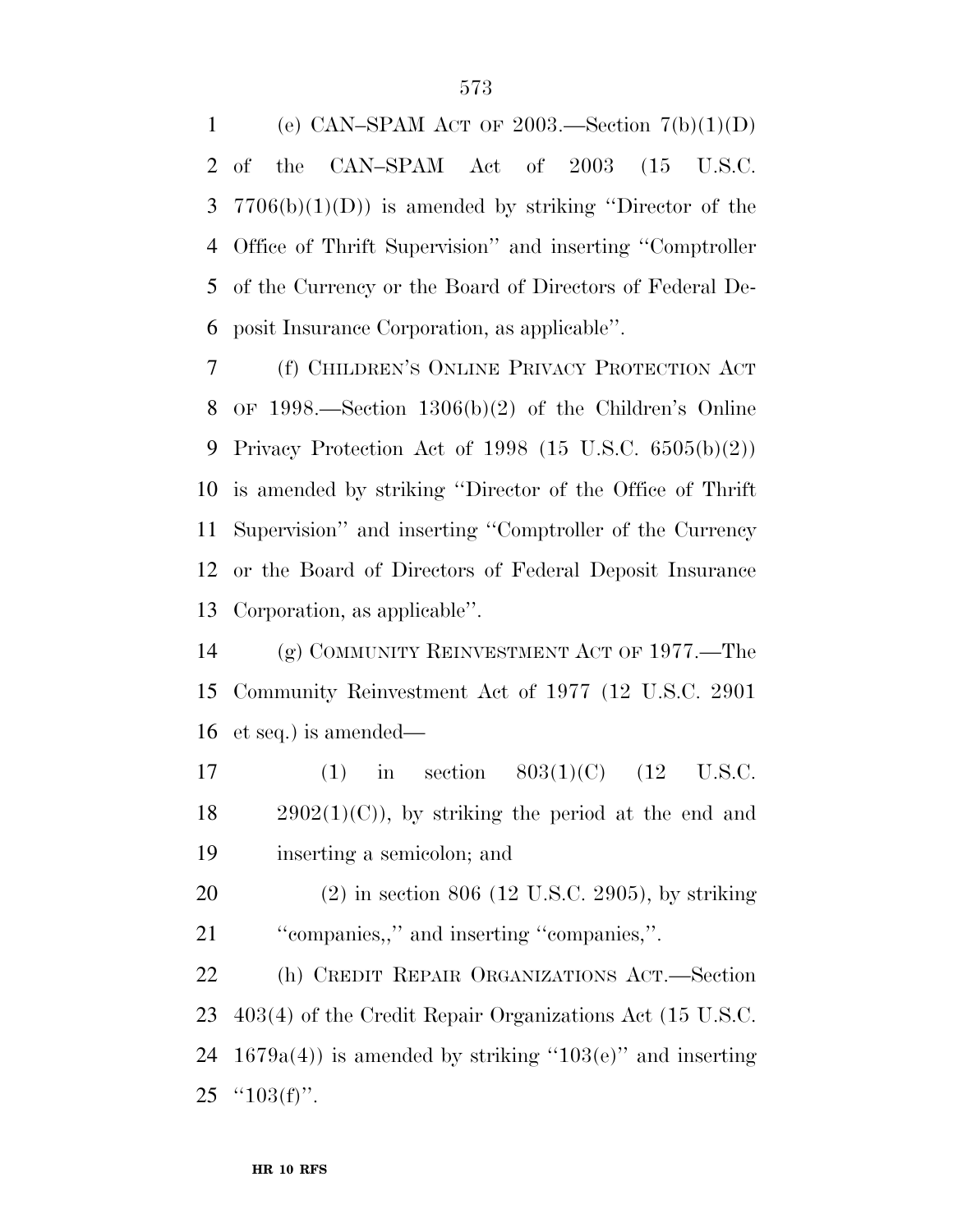(e) CAN–SPAM ACT OF 2003.—Section 7(b)(1)(D) of the CAN–SPAM Act of 2003 (15 U.S.C. 7706(b)(1)(D)) is amended by striking ''Director of the Office of Thrift Supervision'' and inserting ''Comptroller of the Currency or the Board of Directors of Federal Deposit Insurance Corporation, as applicable''.

(f) CHILDREN'S ONLINE PRIVACY PROTECTION ACT OF 1998.—Section 1306(b)(2) of the Children's Online Privacy Protection Act of 1998 (15 U.S.C. 6505(b)(2)) is amended by striking ''Director of the Office of Thrift Supervision'' and inserting ''Comptroller of the Currency or the Board of Directors of Federal Deposit Insurance Corporation, as applicable''.

(g) COMMUNITY REINVESTMENT ACT OF 1977.—The Community Reinvestment Act of 1977 (12 U.S.C. 2901 et seq.) is amended—

(1) in section 803(1)(C) (12 U.S.C. 2902(1)(C)), by striking the period at the end and inserting a semicolon; and

(2) in section 806 (12 U.S.C. 2905), by striking ''companies,,'' and inserting ''companies,''.

(h) CREDIT REPAIR ORGANIZATIONS ACT.—Section 403(4) of the Credit Repair Organizations Act (15 U.S.C. 1679a(4)) is amended by striking ''103(e)'' and inserting ''103(f)''.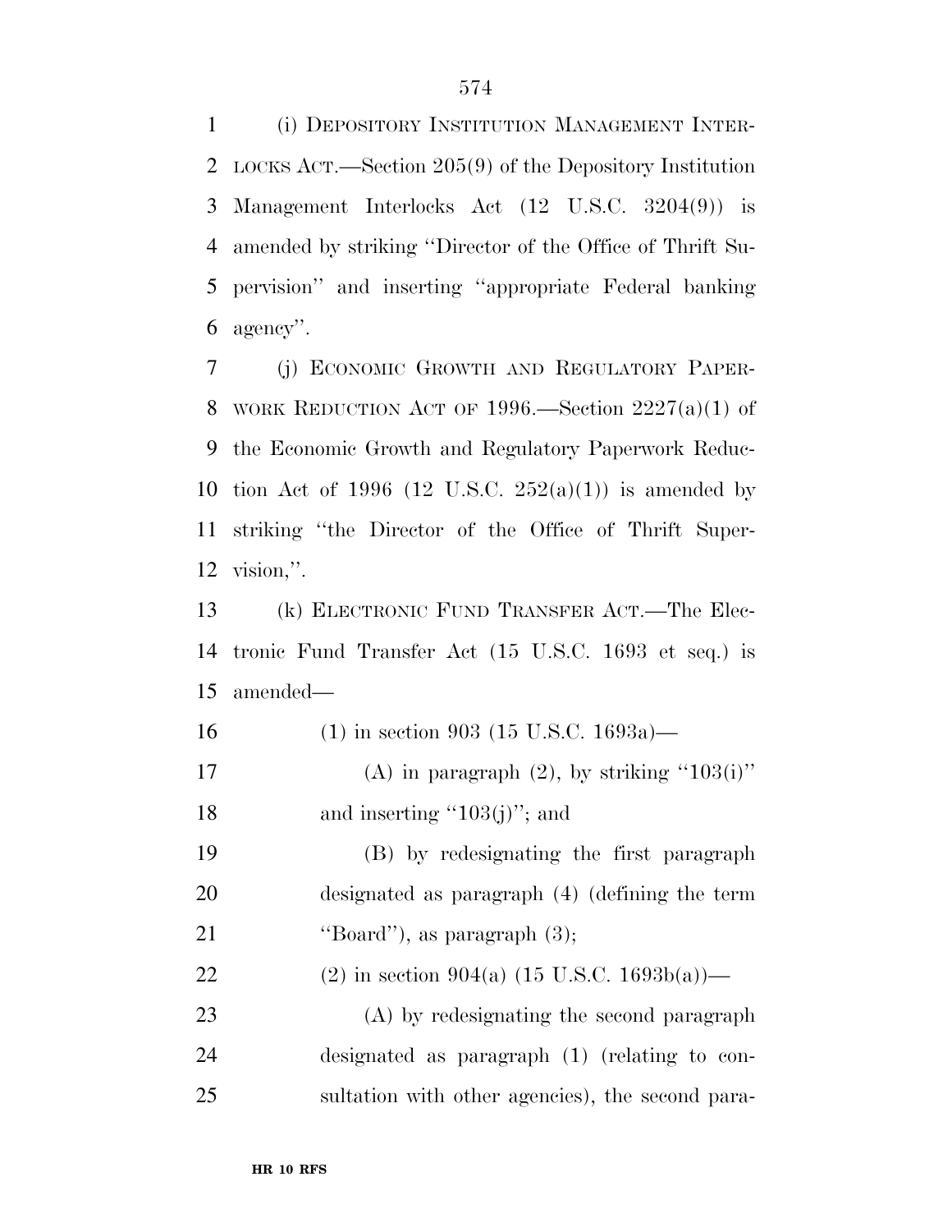(i) DEPOSITORY INSTITUTION MANAGEMENT INTERLOCKS ACT.—Section 205(9) of the Depository Institution Management Interlocks Act (12 U.S.C. 3204(9)) is amended by striking ''Director of the Office of Thrift Supervision'' and inserting ''appropriate Federal banking agency''.

(j) ECONOMIC GROWTH AND REGULATORY PAPERWORK REDUCTION ACT OF 1996.—Section 2227(a)(1) of the Economic Growth and Regulatory Paperwork Reduction Act of 1996 (12 U.S.C. 252(a)(1)) is amended by striking ''the Director of the Office of Thrift Supervision,''.

(k) ELECTRONIC FUND TRANSFER ACT.—The Electronic Fund Transfer Act (15 U.S.C. 1693 et seq.) is amended—

(1) in section 903 (15 U.S.C. 1693a)—

(A) in paragraph (2), by striking ''103(i)'' and inserting ''103(j)''; and

(B) by redesignating the first paragraph designated as paragraph (4) (defining the term ''Board''), as paragraph (3);

(2) in section 904(a) (15 U.S.C. 1693b(a))—

(A) by redesignating the second paragraph designated as paragraph (1) (relating to consultation with other agencies), the second para-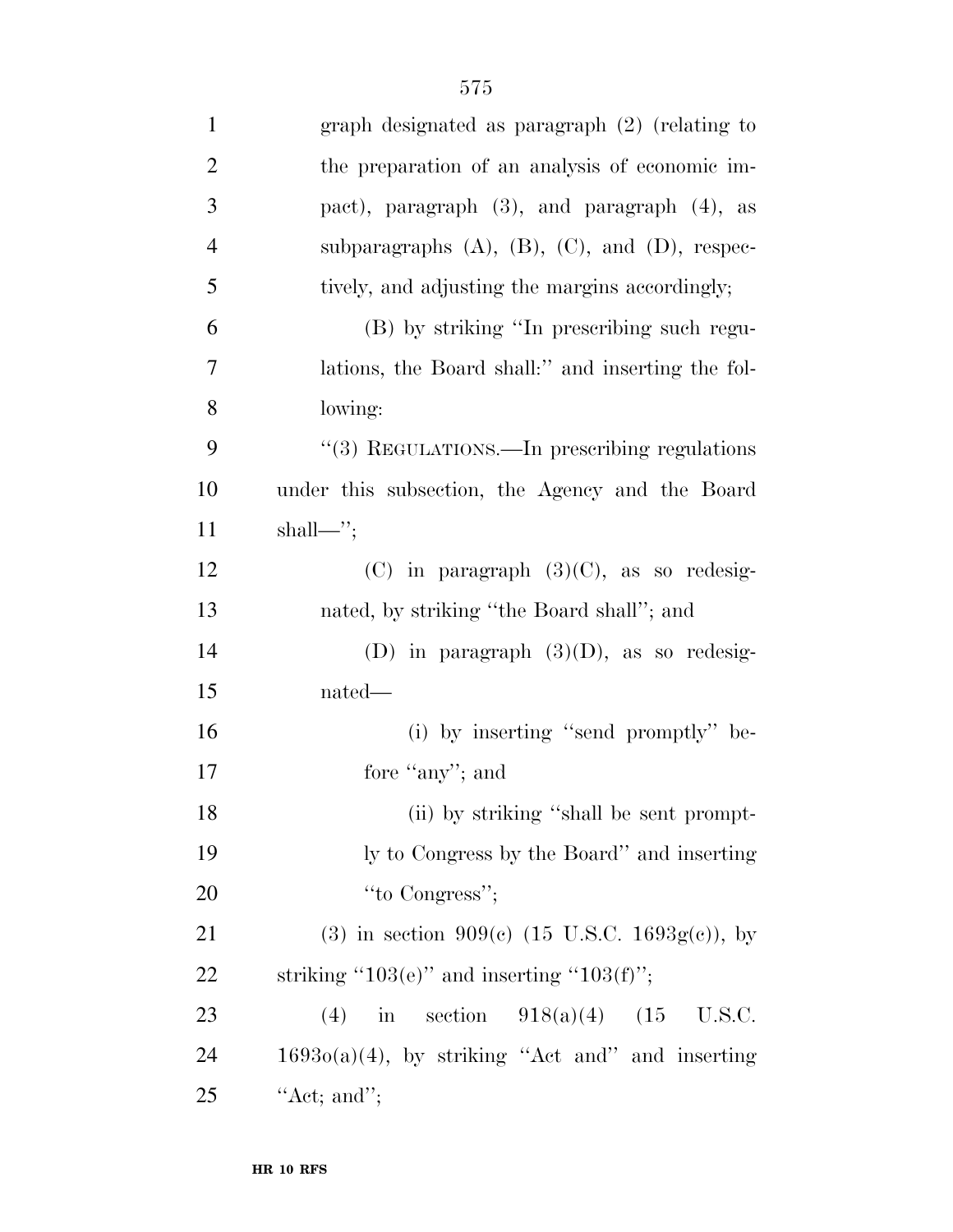graph designated as paragraph (2) (relating to the preparation of an analysis of economic impact), paragraph (3), and paragraph (4), as subparagraphs (A), (B), (C), and (D), respectively, and adjusting the margins accordingly;

(B) by striking "In prescribing such regulations, the Board shall:" and inserting the following:

"(3) REGULATIONS.—In prescribing regulations under this subsection, the Agency and the Board shall—";

(C) in paragraph (3)(C), as so redesignated, by striking "the Board shall"; and

(D) in paragraph (3)(D), as so redesignated—

(i) by inserting "send promptly" before "any"; and

(ii) by striking "shall be sent promptly to Congress by the Board" and inserting "to Congress";

(3) in section 909(c) (15 U.S.C. 1693g(c)), by striking "103(e)" and inserting "103(f)";

(4) in section 918(a)(4) (15 U.S.C. 1693o(a)(4), by striking "Act and" and inserting "Act; and";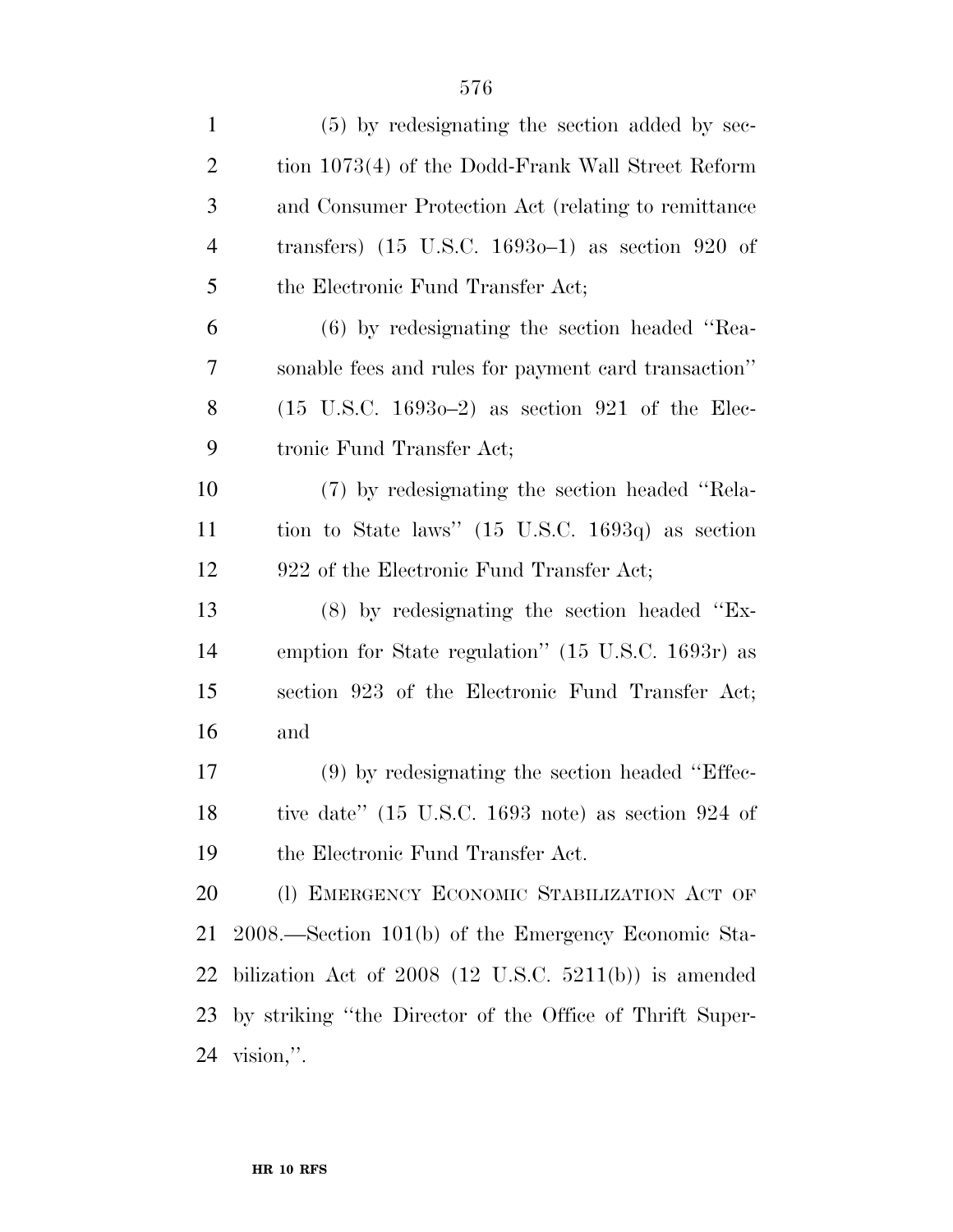(5) by redesignating the section added by section 1073(4) of the Dodd-Frank Wall Street Reform and Consumer Protection Act (relating to remittance transfers) (15 U.S.C. 1693o–1) as section 920 of the Electronic Fund Transfer Act;

(6) by redesignating the section headed ''Reasonable fees and rules for payment card transaction'' (15 U.S.C. 1693o–2) as section 921 of the Electronic Fund Transfer Act;

(7) by redesignating the section headed ''Relation to State laws'' (15 U.S.C. 1693q) as section 922 of the Electronic Fund Transfer Act;

(8) by redesignating the section headed ''Exemption for State regulation'' (15 U.S.C. 1693r) as section 923 of the Electronic Fund Transfer Act; and

(9) by redesignating the section headed ''Effective date'' (15 U.S.C. 1693 note) as section 924 of the Electronic Fund Transfer Act.

(l) EMERGENCY ECONOMIC STABILIZATION ACT OF 2008.—Section 101(b) of the Emergency Economic Stabilization Act of 2008 (12 U.S.C. 5211(b)) is amended by striking ''the Director of the Office of Thrift Supervision,''.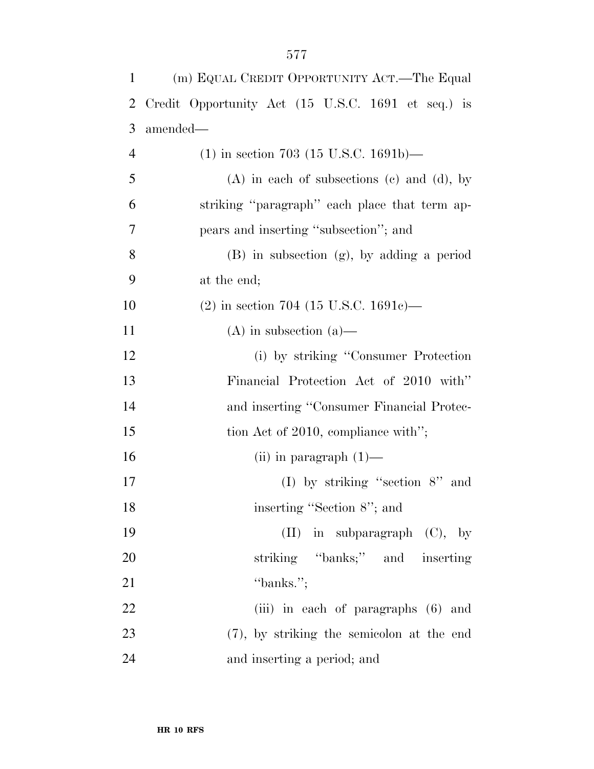(m) EQUAL CREDIT OPPORTUNITY ACT.—The Equal Credit Opportunity Act (15 U.S.C. 1691 et seq.) is amended—

(1) in section 703 (15 U.S.C. 1691b)—

(A) in each of subsections (c) and (d), by striking ''paragraph'' each place that term appears and inserting ''subsection''; and

(B) in subsection (g), by adding a period at the end;

(2) in section 704 (15 U.S.C. 1691c)—

(A) in subsection (a)—

(i) by striking ''Consumer Protection Financial Protection Act of 2010 with'' and inserting ''Consumer Financial Protection Act of 2010, compliance with'';

(ii) in paragraph (1)—

(I) by striking ''section 8'' and inserting ''Section 8''; and

(II) in subparagraph (C), by striking ''banks;'' and inserting ''banks.'';

(iii) in each of paragraphs (6) and (7), by striking the semicolon at the end and inserting a period; and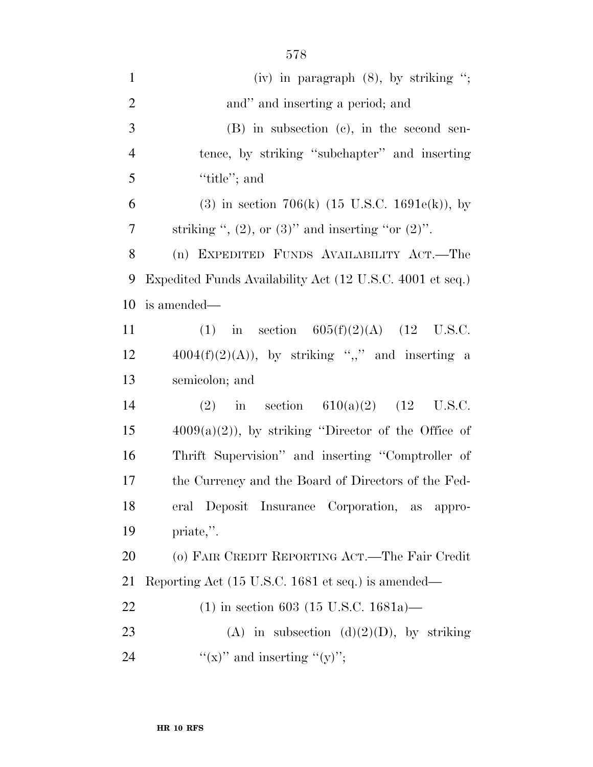(iv) in paragraph (8), by striking ''; and'' and inserting a period; and

(B) in subsection (c), in the second sentence, by striking ''subchapter'' and inserting ''title''; and

(3) in section 706(k) (15 U.S.C. 1691e(k)), by striking '', (2), or (3)'' and inserting ''or (2)''.

(n) EXPEDITED FUNDS AVAILABILITY ACT.—The Expedited Funds Availability Act (12 U.S.C. 4001 et seq.) is amended—

(1) in section 605(f)(2)(A) (12 U.S.C. 4004(f)(2)(A)), by striking '',,'' and inserting a semicolon; and

(2) in section 610(a)(2) (12 U.S.C. 4009(a)(2)), by striking ''Director of the Office of Thrift Supervision'' and inserting ''Comptroller of the Currency and the Board of Directors of the Federal Deposit Insurance Corporation, as appropriate,''.

(o) FAIR CREDIT REPORTING ACT.—The Fair Credit Reporting Act (15 U.S.C. 1681 et seq.) is amended—

(1) in section 603 (15 U.S.C. 1681a)—

(A) in subsection (d)(2)(D), by striking ''(x)'' and inserting ''(y)'';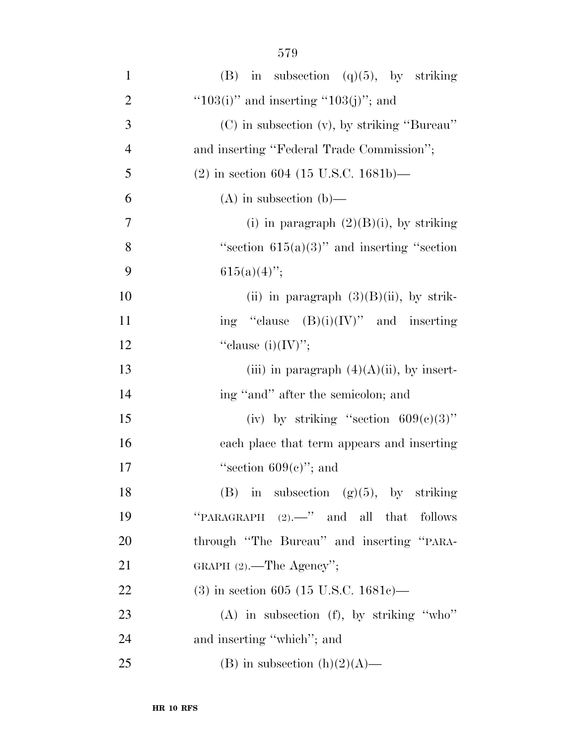(B) in subsection (q)(5), by striking ''103(i)'' and inserting ''103(j)''; and

(C) in subsection (v), by striking ''Bureau'' and inserting ''Federal Trade Commission'';

(2) in section 604 (15 U.S.C. 1681b)—

(A) in subsection (b)—

(i) in paragraph (2)(B)(i), by striking ''section 615(a)(3)'' and inserting ''section 615(a)(4)'';

(ii) in paragraph (3)(B)(ii), by striking ''clause (B)(i)(IV)'' and inserting ''clause (i)(IV)'';

(iii) in paragraph (4)(A)(ii), by inserting ''and'' after the semicolon; and

(iv) by striking ''section 609(c)(3)'' each place that term appears and inserting ''section 609(c)''; and

(B) in subsection (g)(5), by striking ''PARAGRAPH (2).—'' and all that follows through ''The Bureau'' and inserting ''PARAGRAPH (2).—The Agency'';

(3) in section 605 (15 U.S.C. 1681c)—

(A) in subsection (f), by striking ''who'' and inserting ''which''; and

(B) in subsection (h)(2)(A)—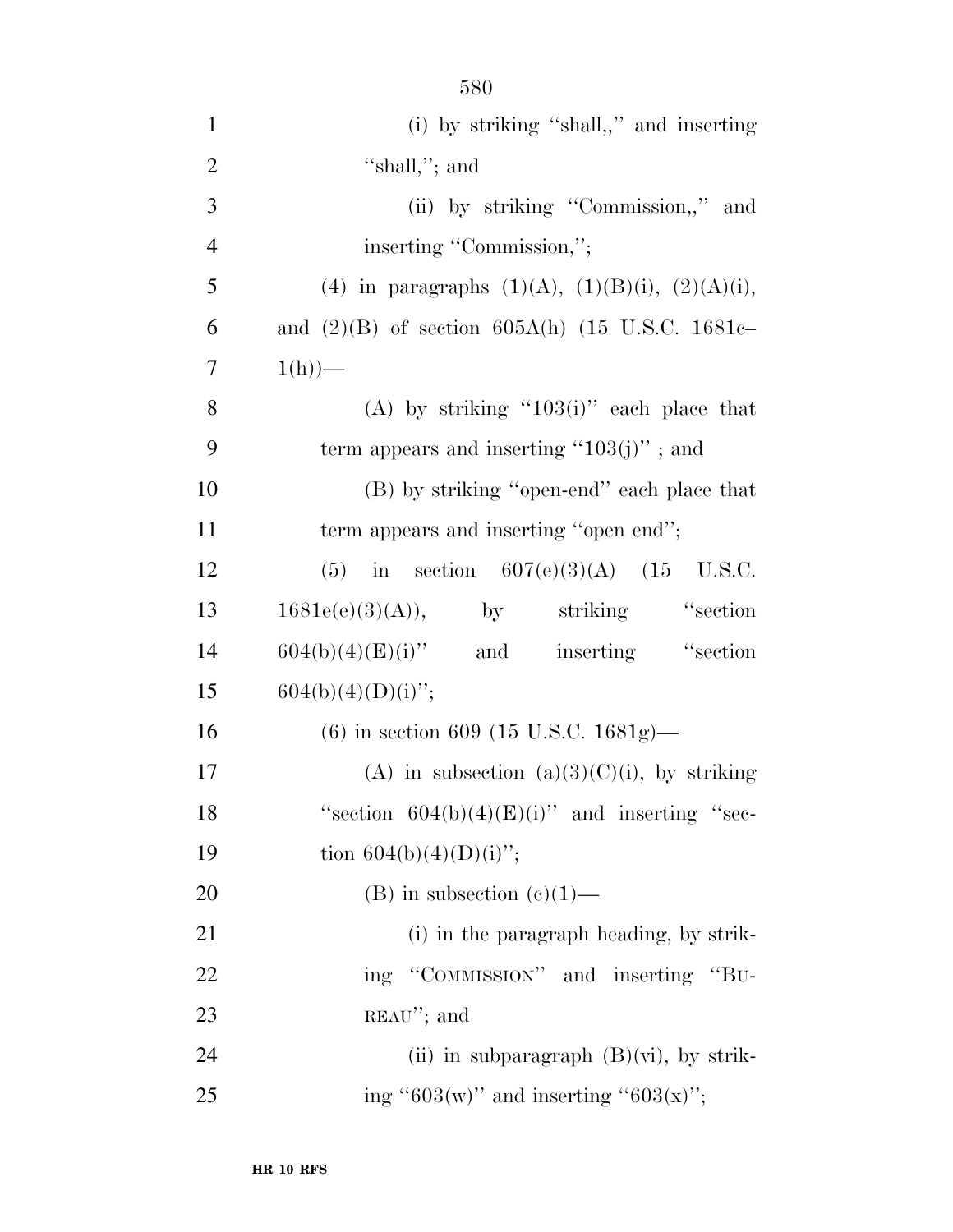(i) by striking ''shall,,'' and inserting ''shall,''; and

(ii) by striking ''Commission,,'' and inserting ''Commission,'';

(4) in paragraphs (1)(A), (1)(B)(i), (2)(A)(i), and (2)(B) of section 605A(h) (15 U.S.C. 1681c–1(h))—

(A) by striking ''103(i)'' each place that term appears and inserting ''103(j)'' ; and

(B) by striking ''open-end'' each place that term appears and inserting ''open end'';

(5) in section 607(e)(3)(A) (15 U.S.C. 1681e(e)(3)(A)), by striking ''section 604(b)(4)(E)(i)'' and inserting ''section 604(b)(4)(D)(i)'';

(6) in section 609 (15 U.S.C. 1681g)—

(A) in subsection (a)(3)(C)(i), by striking ''section 604(b)(4)(E)(i)'' and inserting ''section 604(b)(4)(D)(i)'';

(B) in subsection (c)(1)—

(i) in the paragraph heading, by striking ''COMMISSION'' and inserting ''BUREAU''; and

(ii) in subparagraph (B)(vi), by striking ''603(w)'' and inserting ''603(x)'';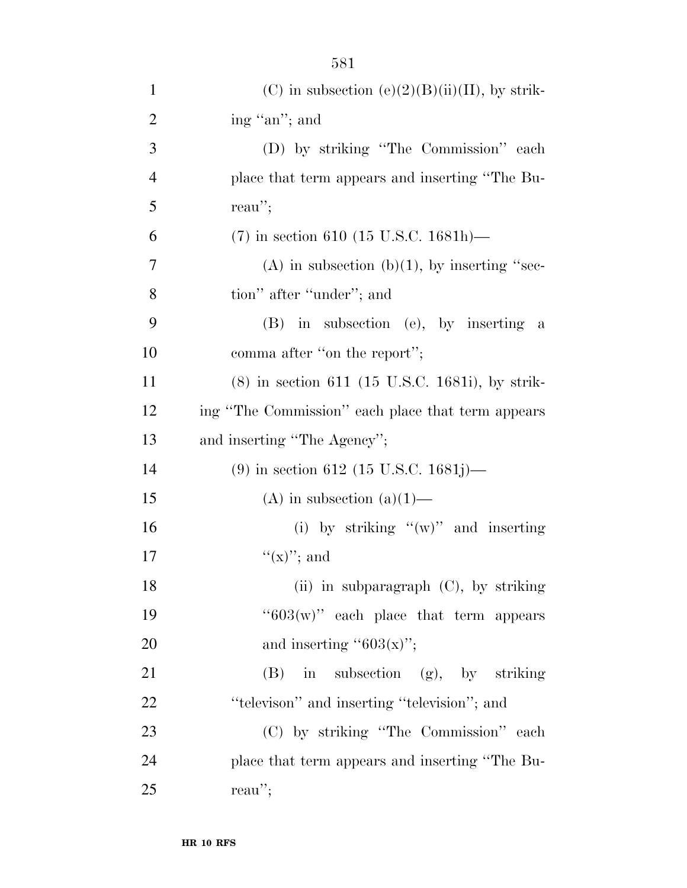(C) in subsection (e)(2)(B)(ii)(II), by striking ''an''; and

(D) by striking ''The Commission'' each place that term appears and inserting ''The Bureau'';

(7) in section 610 (15 U.S.C. 1681h)—

(A) in subsection (b)(1), by inserting ''section'' after ''under''; and

(B) in subsection (e), by inserting a comma after ''on the report'';

(8) in section 611 (15 U.S.C. 1681i), by striking ''The Commission'' each place that term appears and inserting ''The Agency'';

(9) in section 612 (15 U.S.C. 1681j)—

(A) in subsection (a)(1)—

(i) by striking ''(w)'' and inserting ''(x)''; and

(ii) in subparagraph (C), by striking ''603(w)'' each place that term appears and inserting ''603(x)'';

(B) in subsection (g), by striking ''televison'' and inserting ''television''; and

(C) by striking ''The Commission'' each place that term appears and inserting ''The Bureau'';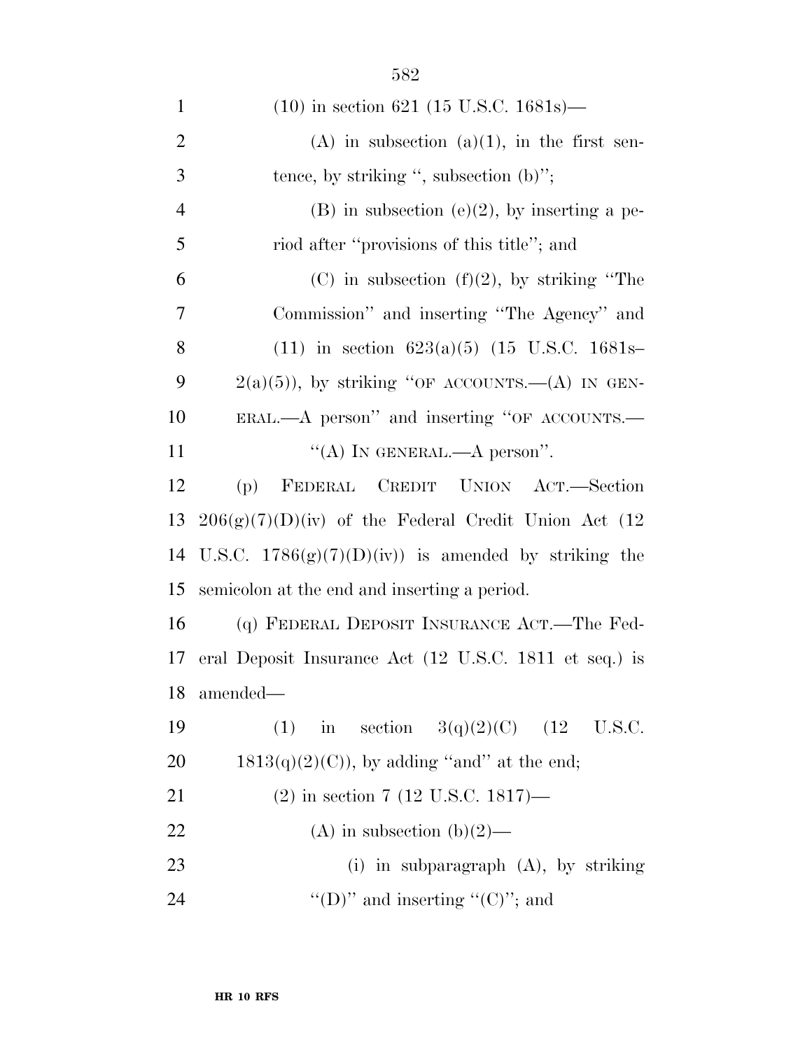(10) in section 621 (15 U.S.C. 1681s)—

(A) in subsection (a)(1), in the first sentence, by striking ‘‘, subsection (b)’’;

(B) in subsection (e)(2), by inserting a period after ‘‘provisions of this title’’; and

(C) in subsection (f)(2), by striking ‘‘The Commission’’ and inserting ‘‘The Agency’’ and

(11) in section 623(a)(5) (15 U.S.C. 1681s–2(a)(5)), by striking ‘‘OF ACCOUNTS.—(A) IN GENERAL.—A person’’ and inserting ‘‘OF ACCOUNTS.—

‘‘(A) IN GENERAL.—A person’’.

(p) FEDERAL CREDIT UNION ACT.—Section 206(g)(7)(D)(iv) of the Federal Credit Union Act (12 U.S.C. 1786(g)(7)(D)(iv)) is amended by striking the semicolon at the end and inserting a period.

(q) FEDERAL DEPOSIT INSURANCE ACT.—The Federal Deposit Insurance Act (12 U.S.C. 1811 et seq.) is amended—

(1) in section 3(q)(2)(C) (12 U.S.C. 1813(q)(2)(C)), by adding ‘‘and’’ at the end;

(2) in section 7 (12 U.S.C. 1817)—

(A) in subsection (b)(2)—

(i) in subparagraph (A), by striking ‘‘(D)’’ and inserting ‘‘(C)’’; and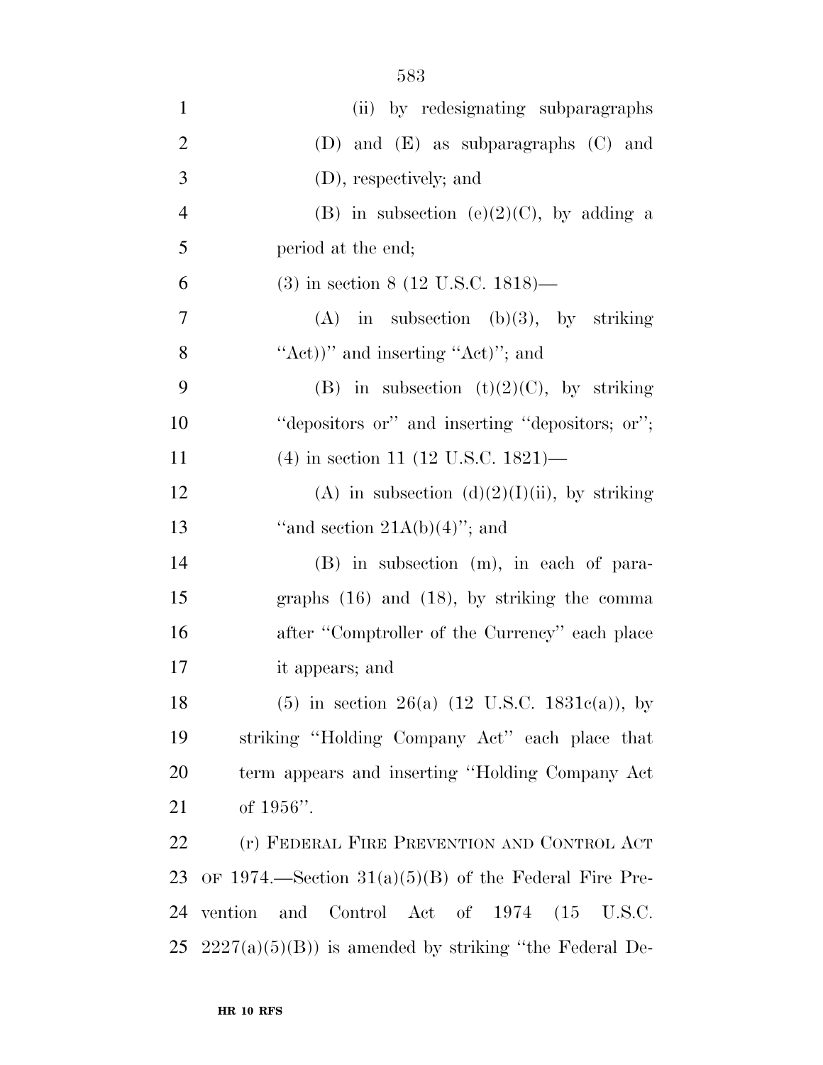(ii) by redesignating subparagraphs (D) and (E) as subparagraphs (C) and (D), respectively; and

(B) in subsection (e)(2)(C), by adding a period at the end;

(3) in section 8 (12 U.S.C. 1818)—

(A) in subsection (b)(3), by striking ''Act))'' and inserting ''Act)''; and

(B) in subsection (t)(2)(C), by striking ''depositors or'' and inserting ''depositors; or'';

(4) in section 11 (12 U.S.C. 1821)—

(A) in subsection (d)(2)(I)(ii), by striking ''and section 21A(b)(4)''; and

(B) in subsection (m), in each of paragraphs (16) and (18), by striking the comma after ''Comptroller of the Currency'' each place it appears; and

(5) in section 26(a) (12 U.S.C. 1831c(a)), by striking ''Holding Company Act'' each place that term appears and inserting ''Holding Company Act of 1956''.

(r) FEDERAL FIRE PREVENTION AND CONTROL ACT OF 1974.—Section 31(a)(5)(B) of the Federal Fire Prevention and Control Act of 1974 (15 U.S.C. 2227(a)(5)(B)) is amended by striking ''the Federal De-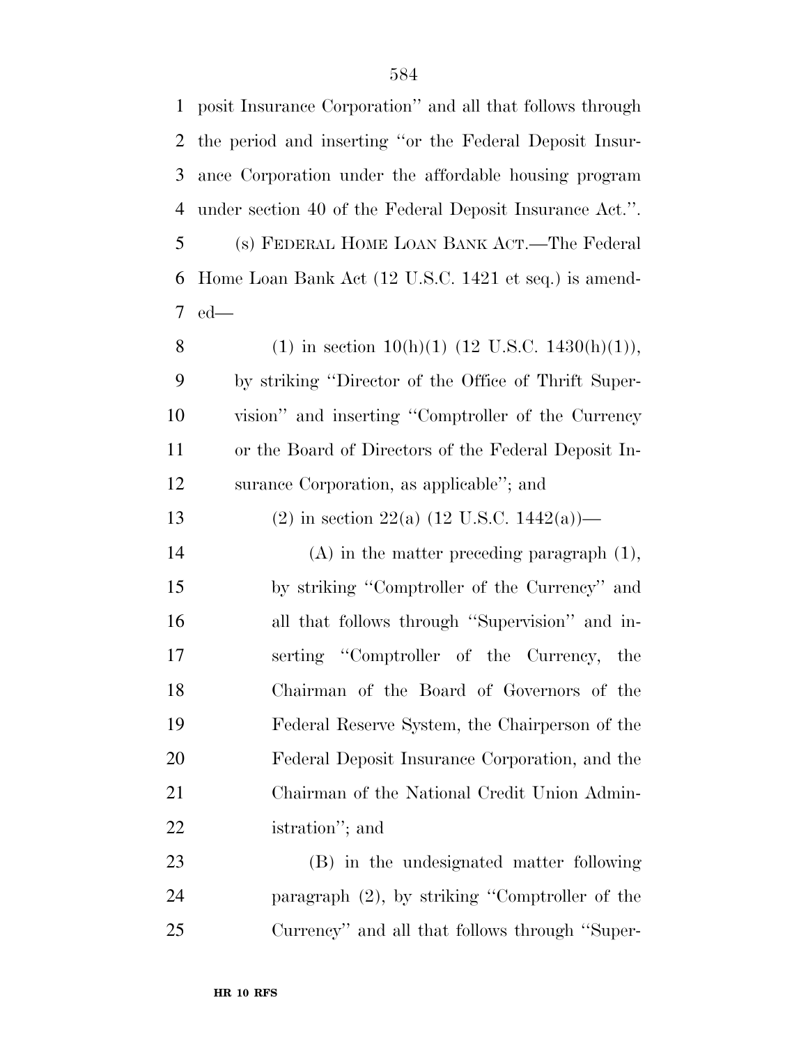posit Insurance Corporation'' and all that follows through the period and inserting ''or the Federal Deposit Insurance Corporation under the affordable housing program under section 40 of the Federal Deposit Insurance Act.''.

(s) FEDERAL HOME LOAN BANK ACT.—The Federal Home Loan Bank Act (12 U.S.C. 1421 et seq.) is amended—

(1) in section 10(h)(1) (12 U.S.C. 1430(h)(1)), by striking ''Director of the Office of Thrift Supervision'' and inserting ''Comptroller of the Currency or the Board of Directors of the Federal Deposit Insurance Corporation, as applicable''; and

(2) in section 22(a) (12 U.S.C. 1442(a))—

(A) in the matter preceding paragraph (1), by striking ''Comptroller of the Currency'' and all that follows through ''Supervision'' and inserting ''Comptroller of the Currency, the Chairman of the Board of Governors of the Federal Reserve System, the Chairperson of the Federal Deposit Insurance Corporation, and the Chairman of the National Credit Union Administration''; and

(B) in the undesignated matter following paragraph (2), by striking ''Comptroller of the Currency'' and all that follows through ''Super-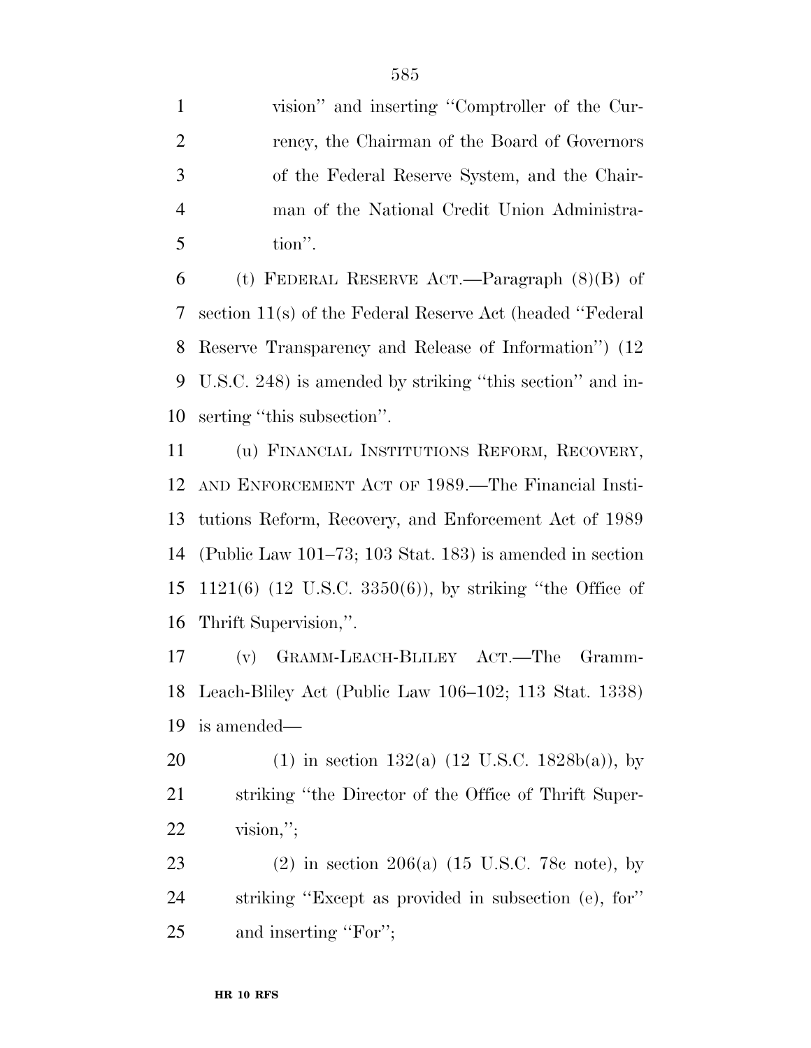vision'' and inserting ''Comptroller of the Currency, the Chairman of the Board of Governors of the Federal Reserve System, and the Chairman of the National Credit Union Administration''.

(t) FEDERAL RESERVE ACT.—Paragraph (8)(B) of section 11(s) of the Federal Reserve Act (headed ''Federal Reserve Transparency and Release of Information'') (12 U.S.C. 248) is amended by striking ''this section'' and inserting ''this subsection''.

(u) FINANCIAL INSTITUTIONS REFORM, RECOVERY, AND ENFORCEMENT ACT OF 1989.—The Financial Institutions Reform, Recovery, and Enforcement Act of 1989 (Public Law 101–73; 103 Stat. 183) is amended in section 1121(6) (12 U.S.C. 3350(6)), by striking ''the Office of Thrift Supervision,''.

(v) GRAMM-LEACH-BLILEY ACT.—The Gramm-Leach-Bliley Act (Public Law 106–102; 113 Stat. 1338) is amended—

(1) in section 132(a) (12 U.S.C. 1828b(a)), by striking ''the Director of the Office of Thrift Supervision,'';

(2) in section 206(a) (15 U.S.C. 78c note), by striking ''Except as provided in subsection (e), for'' and inserting ''For'';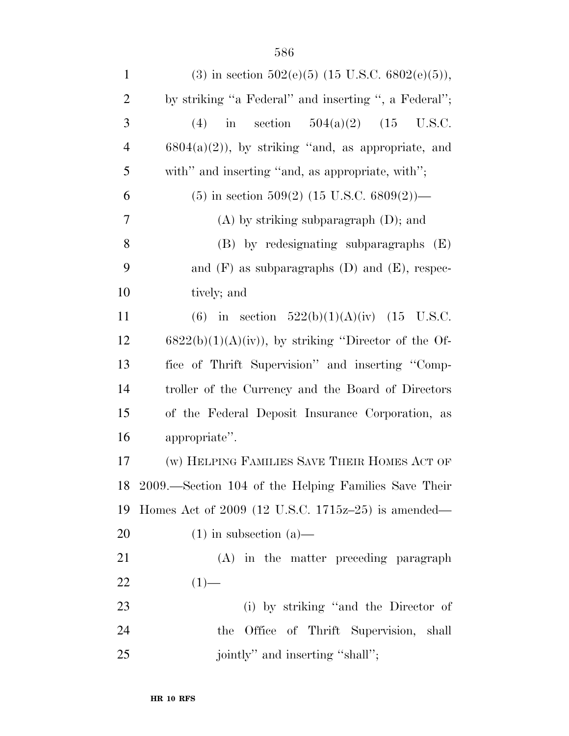(3) in section 502(e)(5) (15 U.S.C. 6802(e)(5)), by striking ''a Federal'' and inserting '', a Federal'';

(4) in section 504(a)(2) (15 U.S.C. 6804(a)(2)), by striking ''and, as appropriate, and with'' and inserting ''and, as appropriate, with'';

(5) in section 509(2) (15 U.S.C. 6809(2))—

(A) by striking subparagraph (D); and

(B) by redesignating subparagraphs (E) and (F) as subparagraphs (D) and (E), respectively; and

(6) in section 522(b)(1)(A)(iv) (15 U.S.C. 6822(b)(1)(A)(iv)), by striking ''Director of the Office of Thrift Supervision'' and inserting ''Comptroller of the Currency and the Board of Directors of the Federal Deposit Insurance Corporation, as appropriate''.

(w) HELPING FAMILIES SAVE THEIR HOMES ACT OF 2009.—Section 104 of the Helping Families Save Their Homes Act of 2009 (12 U.S.C. 1715z–25) is amended—

(1) in subsection (a)—

(A) in the matter preceding paragraph (1)—

(i) by striking ''and the Director of the Office of Thrift Supervision, shall jointly'' and inserting ''shall'';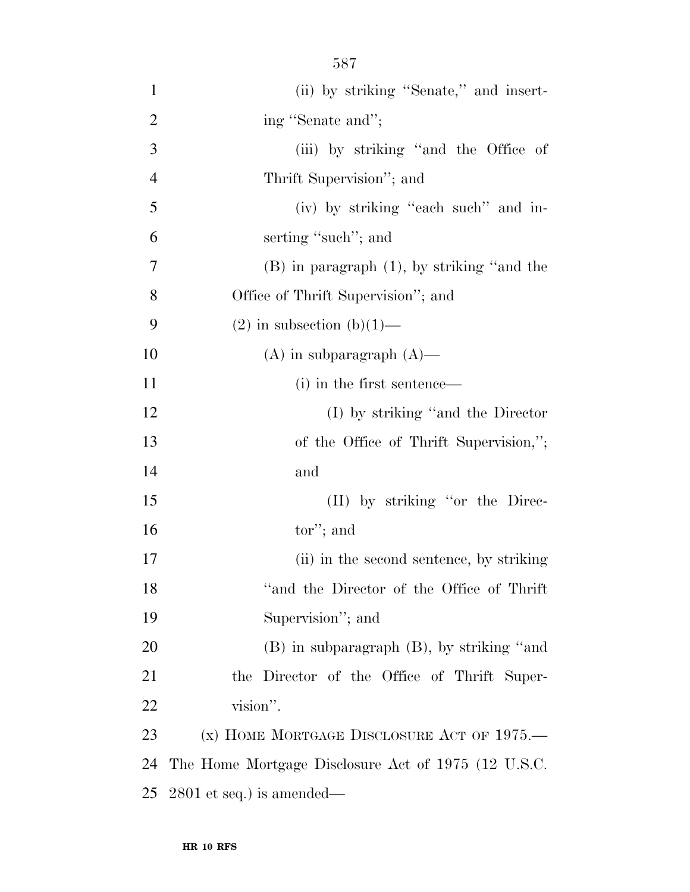(ii) by striking "Senate," and inserting "Senate and";

(iii) by striking "and the Office of Thrift Supervision"; and

(iv) by striking "each such" and inserting "such"; and

(B) in paragraph (1), by striking "and the Office of Thrift Supervision"; and

(2) in subsection (b)(1)—

(A) in subparagraph (A)—

(i) in the first sentence—

(I) by striking "and the Director of the Office of Thrift Supervision,"; and

(II) by striking "or the Director"; and

(ii) in the second sentence, by striking "and the Director of the Office of Thrift Supervision"; and

(B) in subparagraph (B), by striking "and the Director of the Office of Thrift Supervision".

(x) HOME MORTGAGE DISCLOSURE ACT OF 1975.—The Home Mortgage Disclosure Act of 1975 (12 U.S.C. 2801 et seq.) is amended—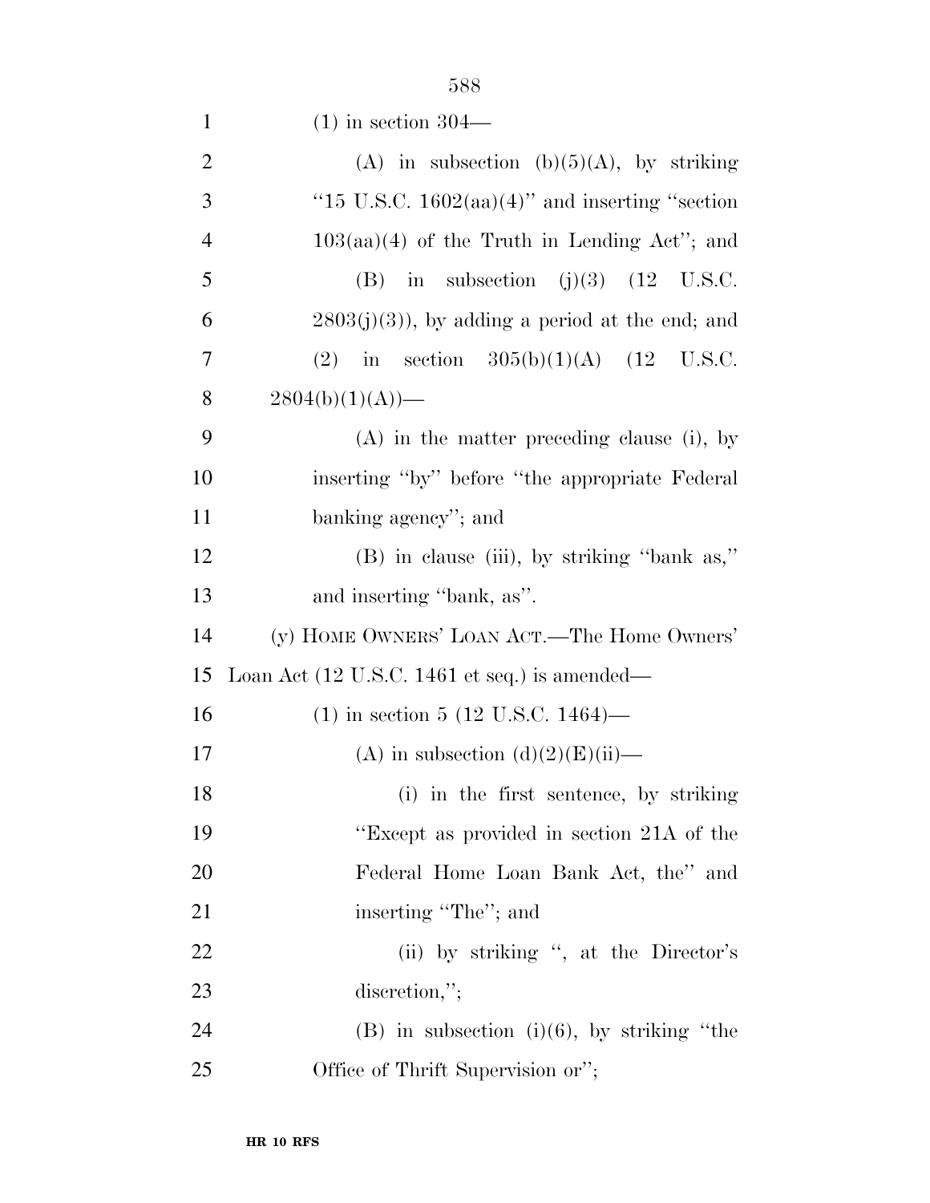(1) in section 304—

(A) in subsection (b)(5)(A), by striking ''15 U.S.C. 1602(aa)(4)'' and inserting ''section 103(aa)(4) of the Truth in Lending Act''; and

(B) in subsection (j)(3) (12 U.S.C. 2803(j)(3)), by adding a period at the end; and

(2) in section 305(b)(1)(A) (12 U.S.C. 2804(b)(1)(A))—

(A) in the matter preceding clause (i), by inserting ''by'' before ''the appropriate Federal banking agency''; and

(B) in clause (iii), by striking ''bank as,'' and inserting ''bank, as''.

(y) HOME OWNERS' LOAN ACT.—The Home Owners' Loan Act (12 U.S.C. 1461 et seq.) is amended—

(1) in section 5 (12 U.S.C. 1464)—

(A) in subsection (d)(2)(E)(ii)—

(i) in the first sentence, by striking ''Except as provided in section 21A of the Federal Home Loan Bank Act, the'' and inserting ''The''; and

(ii) by striking '', at the Director's discretion,'';

(B) in subsection (i)(6), by striking ''the Office of Thrift Supervision or'';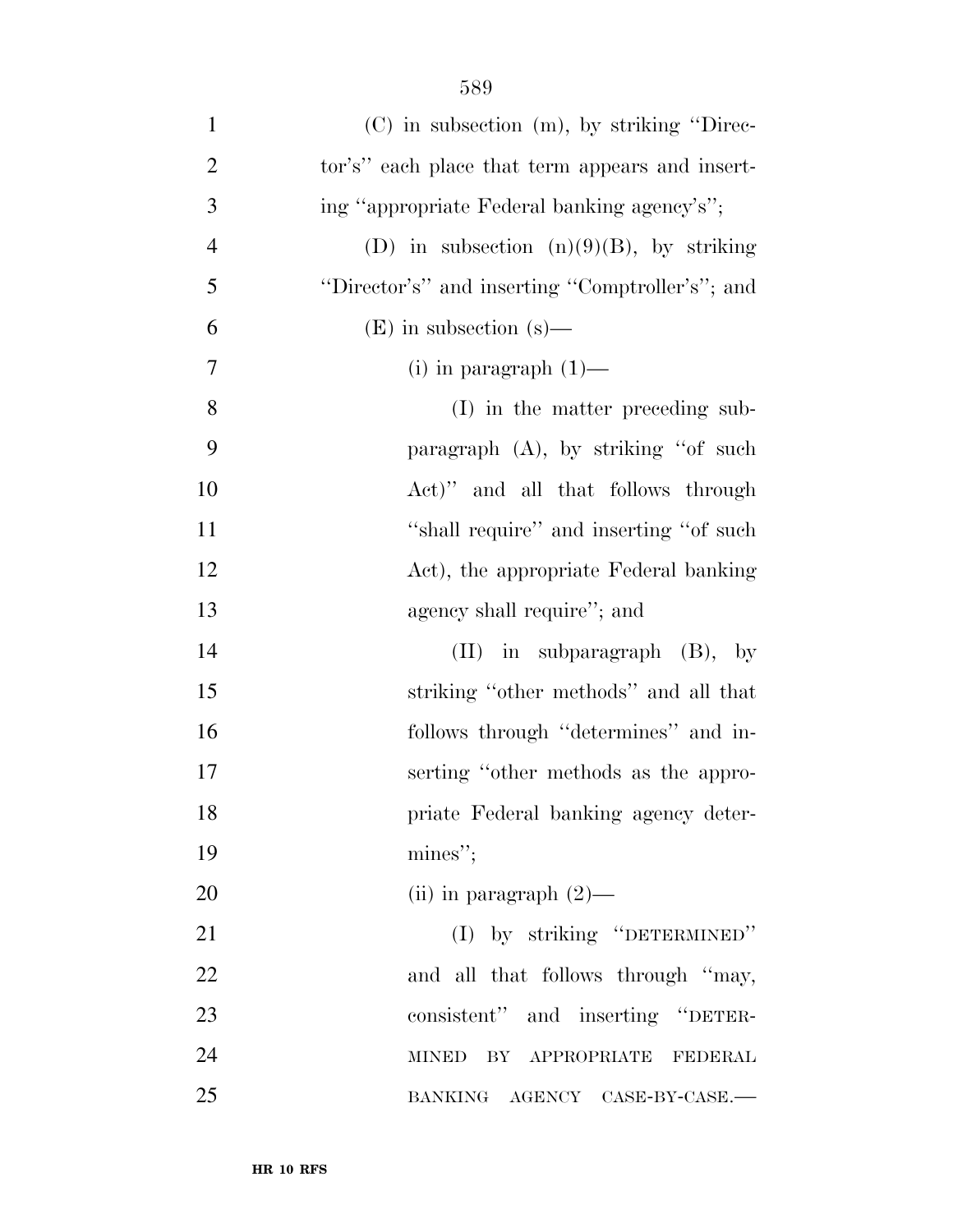(C) in subsection (m), by striking "Director's" each place that term appears and inserting "appropriate Federal banking agency's";

(D) in subsection (n)(9)(B), by striking "Director's" and inserting "Comptroller's"; and

(E) in subsection (s)—

(i) in paragraph (1)—

(I) in the matter preceding subparagraph (A), by striking "of such Act)" and all that follows through "shall require" and inserting "of such Act), the appropriate Federal banking agency shall require"; and

(II) in subparagraph (B), by striking "other methods" and all that follows through "determines" and inserting "other methods as the appropriate Federal banking agency determines";

(ii) in paragraph (2)—

(I) by striking "DETERMINED" and all that follows through "may, consistent" and inserting "DETERMINED BY APPROPRIATE FEDERAL BANKING AGENCY CASE-BY-CASE.—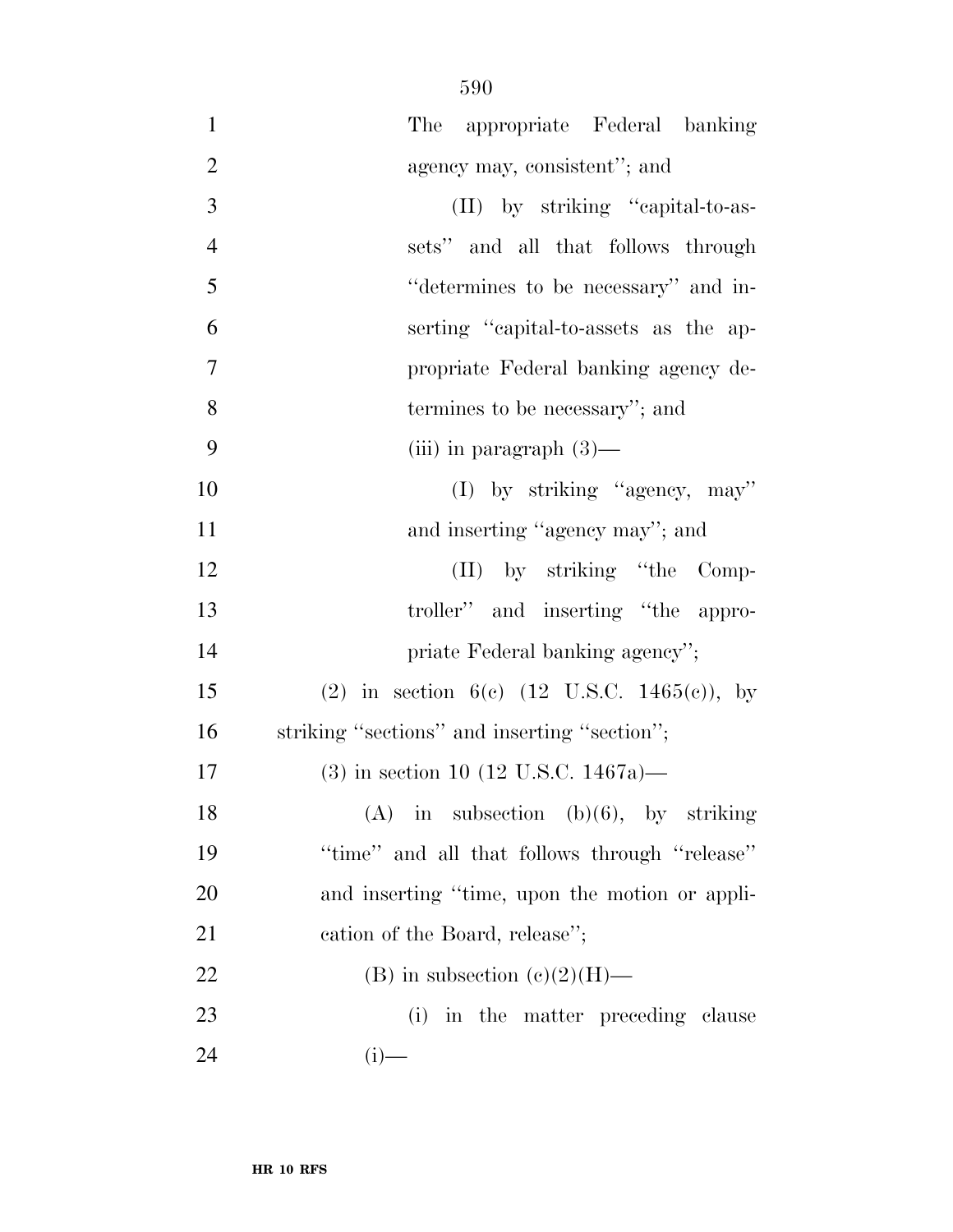The appropriate Federal banking agency may, consistent''; and

(II) by striking ''capital-to-assets'' and all that follows through ''determines to be necessary'' and inserting ''capital-to-assets as the appropriate Federal banking agency determines to be necessary''; and

(iii) in paragraph (3)—

(I) by striking ''agency, may'' and inserting ''agency may''; and

(II) by striking ''the Comptroller'' and inserting ''the appropriate Federal banking agency'';

(2) in section 6(c) (12 U.S.C. 1465(c)), by striking ''sections'' and inserting ''section'';

(3) in section 10 (12 U.S.C. 1467a)—

(A) in subsection (b)(6), by striking ''time'' and all that follows through ''release'' and inserting ''time, upon the motion or application of the Board, release'';

(B) in subsection (c)(2)(H)—

(i) in the matter preceding clause (i)—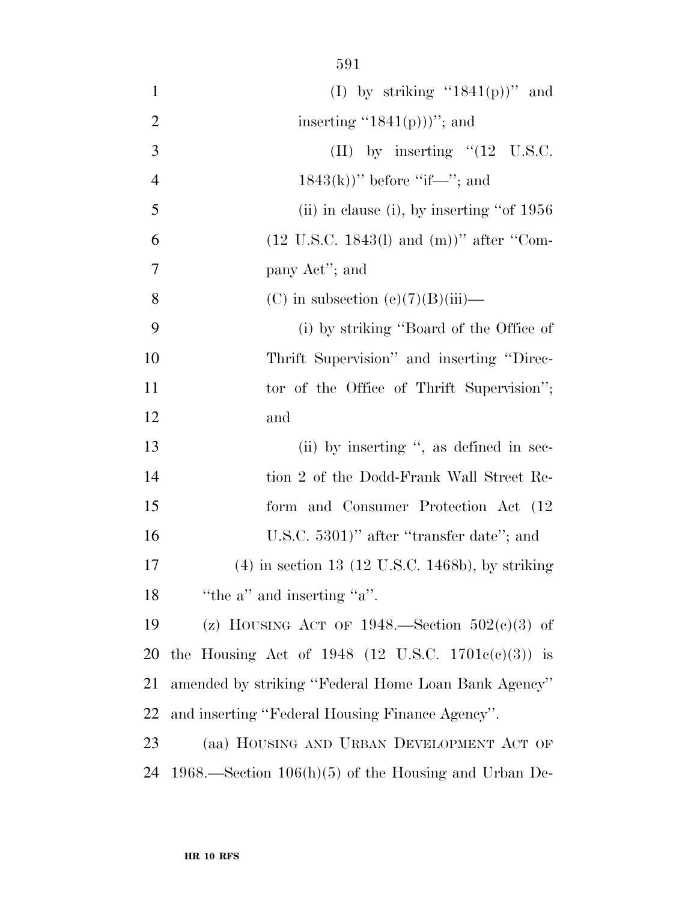(I) by striking ''1841(p))'' and inserting ''1841(p)))''; and

(II) by inserting ''(12 U.S.C. 1843(k))'' before ''if—''; and

(ii) in clause (i), by inserting ''of 1956 (12 U.S.C. 1843(l) and (m))'' after ''Company Act''; and

(C) in subsection (e)(7)(B)(iii)—

(i) by striking ''Board of the Office of Thrift Supervision'' and inserting ''Director of the Office of Thrift Supervision''; and

(ii) by inserting '', as defined in section 2 of the Dodd-Frank Wall Street Reform and Consumer Protection Act (12 U.S.C. 5301)'' after ''transfer date''; and

(4) in section 13 (12 U.S.C. 1468b), by striking ''the a'' and inserting ''a''.

(z) HOUSING ACT OF 1948.—Section 502(c)(3) of the Housing Act of 1948 (12 U.S.C. 1701c(c)(3)) is amended by striking ''Federal Home Loan Bank Agency'' and inserting ''Federal Housing Finance Agency''.

(aa) HOUSING AND URBAN DEVELOPMENT ACT OF 1968.—Section 106(h)(5) of the Housing and Urban De-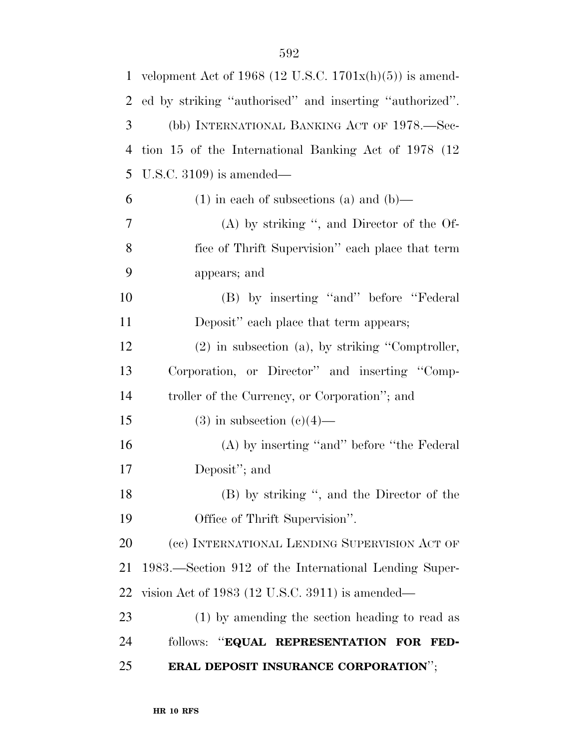velopment Act of 1968 (12 U.S.C. 1701x(h)(5)) is amended by striking ''authorised'' and inserting ''authorized''.

(bb) INTERNATIONAL BANKING ACT OF 1978.—Section 15 of the International Banking Act of 1978 (12 U.S.C. 3109) is amended—

(1) in each of subsections (a) and (b)—

(A) by striking '', and Director of the Office of Thrift Supervision'' each place that term appears; and

(B) by inserting ''and'' before ''Federal Deposit'' each place that term appears;

(2) in subsection (a), by striking ''Comptroller, Corporation, or Director'' and inserting ''Comptroller of the Currency, or Corporation''; and

(3) in subsection (c)(4)—

(A) by inserting ''and'' before ''the Federal Deposit''; and

(B) by striking '', and the Director of the Office of Thrift Supervision''.

(cc) INTERNATIONAL LENDING SUPERVISION ACT OF 1983.—Section 912 of the International Lending Supervision Act of 1983 (12 U.S.C. 3911) is amended—

(1) by amending the section heading to read as follows: ''**EQUAL REPRESENTATION FOR FEDERAL DEPOSIT INSURANCE CORPORATION**'';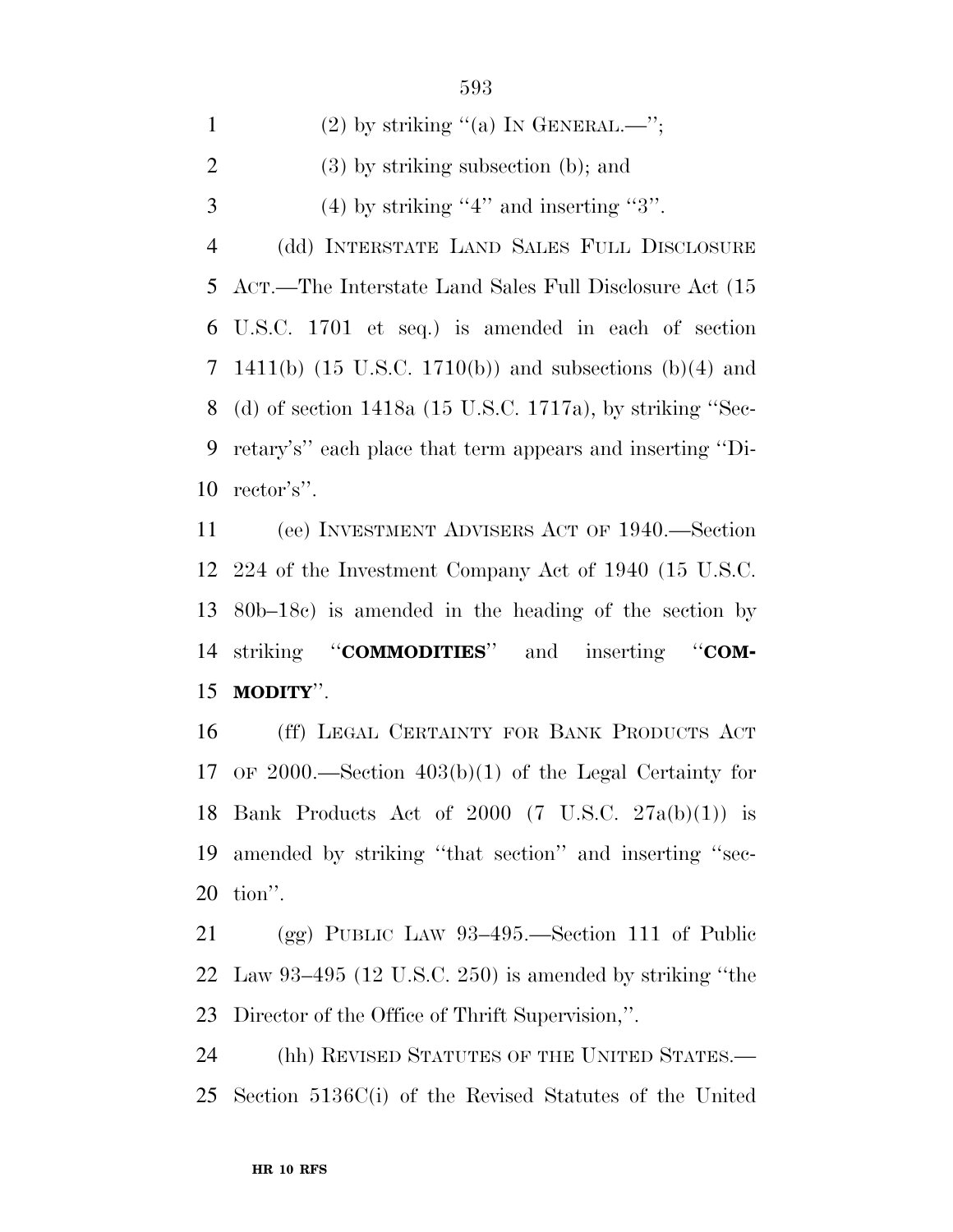(2) by striking ''(a) IN GENERAL.—'';

(3) by striking subsection (b); and

(4) by striking ''4'' and inserting ''3''.

(dd) INTERSTATE LAND SALES FULL DISCLOSURE ACT.—The Interstate Land Sales Full Disclosure Act (15 U.S.C. 1701 et seq.) is amended in each of section 1411(b) (15 U.S.C. 1710(b)) and subsections (b)(4) and (d) of section 1418a (15 U.S.C. 1717a), by striking ''Secretary's'' each place that term appears and inserting ''Director's''.

(ee) INVESTMENT ADVISERS ACT OF 1940.—Section 224 of the Investment Company Act of 1940 (15 U.S.C. 80b–18c) is amended in the heading of the section by striking ''**COMMODITIES**'' and inserting ''**COMMODITY**''.

(ff) LEGAL CERTAINTY FOR BANK PRODUCTS ACT OF 2000.—Section 403(b)(1) of the Legal Certainty for Bank Products Act of 2000 (7 U.S.C. 27a(b)(1)) is amended by striking ''that section'' and inserting ''section''.

(gg) PUBLIC LAW 93–495.—Section 111 of Public Law 93–495 (12 U.S.C. 250) is amended by striking ''the Director of the Office of Thrift Supervision,''.

(hh) REVISED STATUTES OF THE UNITED STATES.—Section 5136C(i) of the Revised Statutes of the United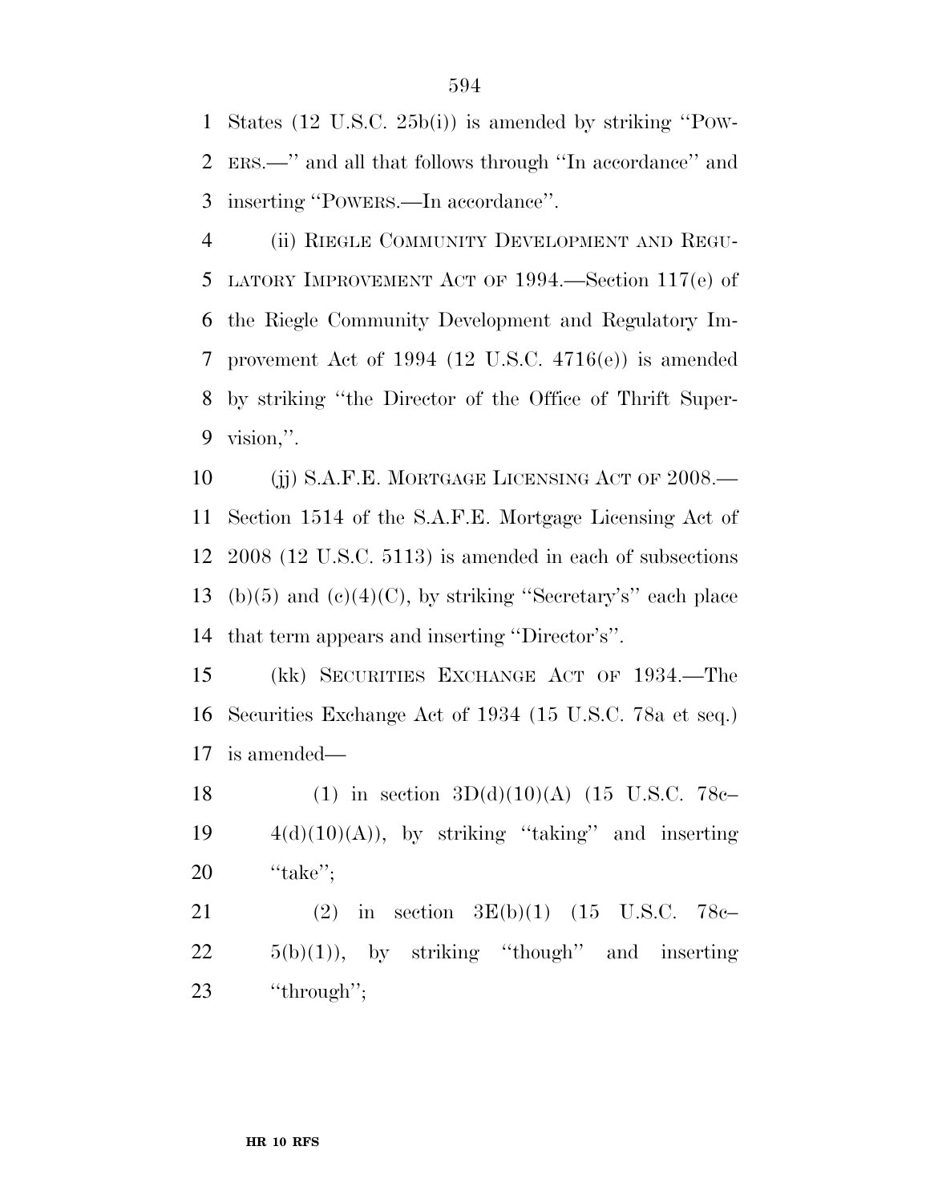States (12 U.S.C. 25b(i)) is amended by striking ''POWERS.—'' and all that follows through ''In accordance'' and inserting ''POWERS.—In accordance''.

(ii) RIEGLE COMMUNITY DEVELOPMENT AND REGULATORY IMPROVEMENT ACT OF 1994.—Section 117(e) of the Riegle Community Development and Regulatory Improvement Act of 1994 (12 U.S.C. 4716(e)) is amended by striking ''the Director of the Office of Thrift Supervision,''.

(jj) S.A.F.E. MORTGAGE LICENSING ACT OF 2008.—Section 1514 of the S.A.F.E. Mortgage Licensing Act of 2008 (12 U.S.C. 5113) is amended in each of subsections (b)(5) and (c)(4)(C), by striking ''Secretary's'' each place that term appears and inserting ''Director's''.

(kk) SECURITIES EXCHANGE ACT OF 1934.—The Securities Exchange Act of 1934 (15 U.S.C. 78a et seq.) is amended—

(1) in section 3D(d)(10)(A) (15 U.S.C. 78c–4(d)(10)(A)), by striking ''taking'' and inserting ''take'';

(2) in section 3E(b)(1) (15 U.S.C. 78c–5(b)(1)), by striking ''though'' and inserting ''through'';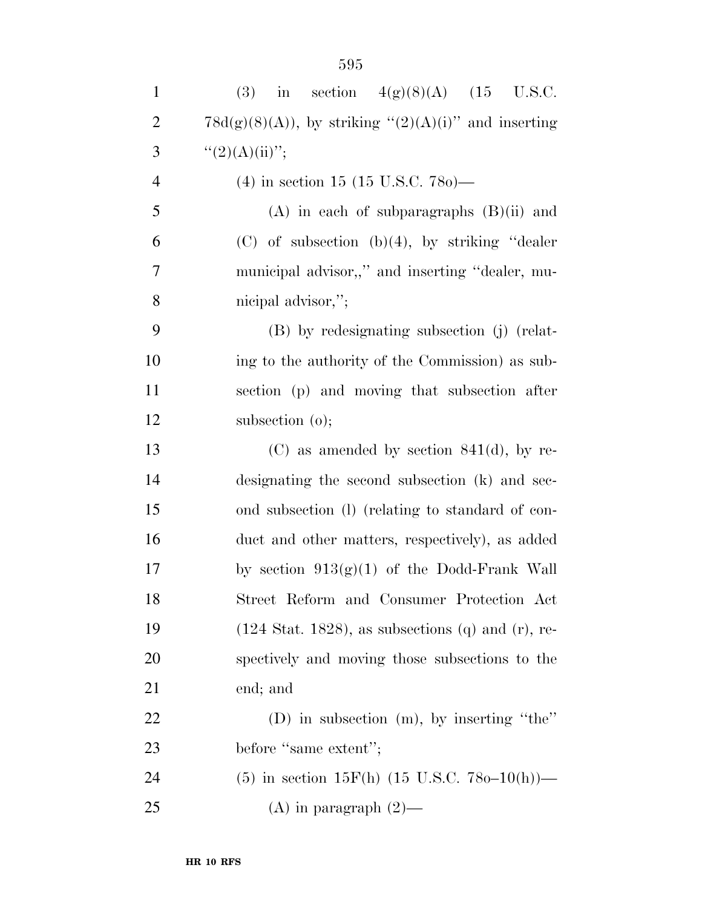(3) in section 4(g)(8)(A) (15 U.S.C. 78d(g)(8)(A)), by striking ''(2)(A)(i)'' and inserting ''(2)(A)(ii)'';

(4) in section 15 (15 U.S.C. 78o)—

(A) in each of subparagraphs (B)(ii) and (C) of subsection (b)(4), by striking ''dealer municipal advisor,,'' and inserting ''dealer, municipal advisor,'';

(B) by redesignating subsection (j) (relating to the authority of the Commission) as subsection (p) and moving that subsection after subsection (o);

(C) as amended by section 841(d), by redesignating the second subsection (k) and second subsection (l) (relating to standard of conduct and other matters, respectively), as added by section 913(g)(1) of the Dodd-Frank Wall Street Reform and Consumer Protection Act (124 Stat. 1828), as subsections (q) and (r), respectively and moving those subsections to the end; and

(D) in subsection (m), by inserting ''the'' before ''same extent'';

(5) in section 15F(h) (15 U.S.C. 78o–10(h))—

(A) in paragraph (2)—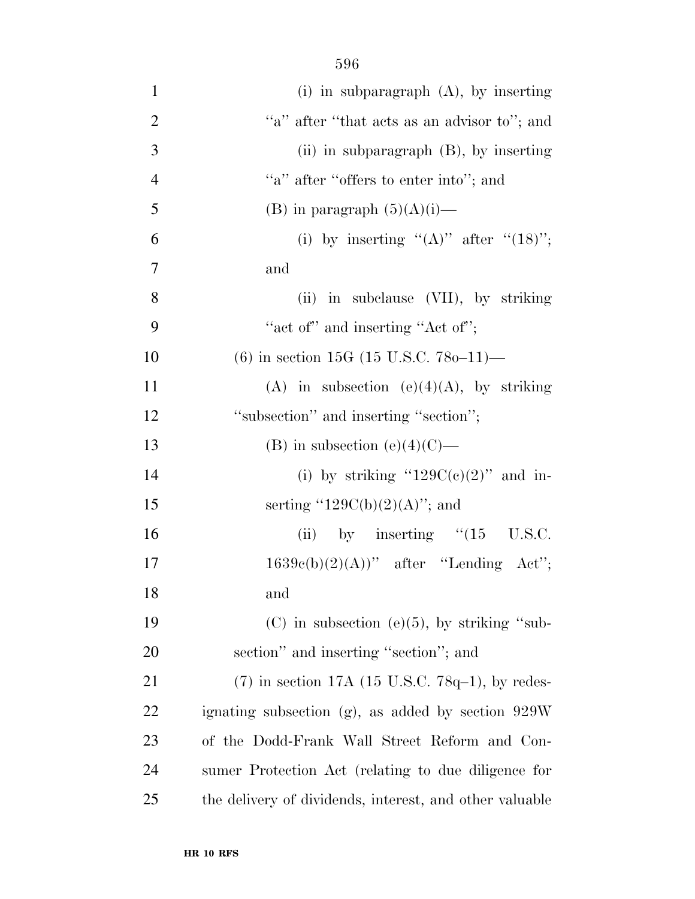(i) in subparagraph (A), by inserting "a" after "that acts as an advisor to"; and

(ii) in subparagraph (B), by inserting "a" after "offers to enter into"; and

(B) in paragraph (5)(A)(i)—

(i) by inserting "(A)" after "(18)"; and

(ii) in subclause (VII), by striking "act of" and inserting "Act of";

(6) in section 15G (15 U.S.C. 78o–11)—

(A) in subsection (e)(4)(A), by striking "subsection" and inserting "section";

(B) in subsection (e)(4)(C)—

(i) by striking "129C(c)(2)" and inserting "129C(b)(2)(A)"; and

(ii) by inserting "(15 U.S.C. 1639c(b)(2)(A))" after "Lending Act"; and

(C) in subsection (e)(5), by striking "subsection" and inserting "section"; and

(7) in section 17A (15 U.S.C. 78q–1), by redesignating subsection (g), as added by section 929W of the Dodd-Frank Wall Street Reform and Consumer Protection Act (relating to due diligence for the delivery of dividends, interest, and other valuable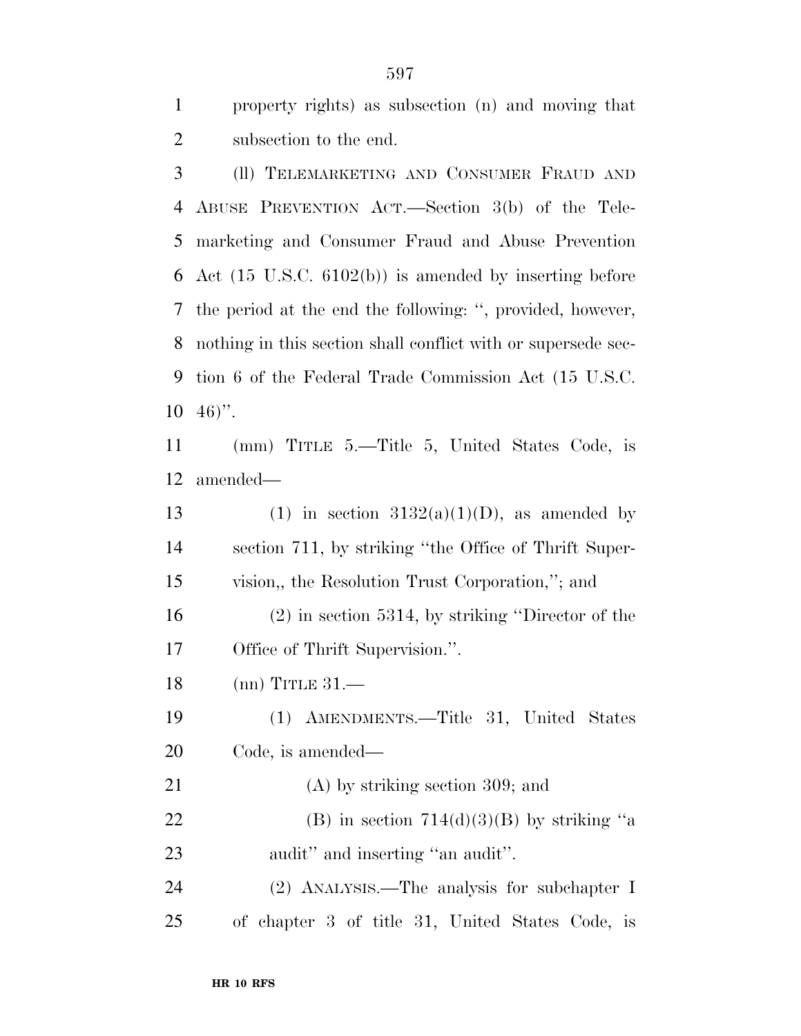property rights) as subsection (n) and moving that subsection to the end.

(ll) TELEMARKETING AND CONSUMER FRAUD AND ABUSE PREVENTION ACT.—Section 3(b) of the Telemarketing and Consumer Fraud and Abuse Prevention Act (15 U.S.C. 6102(b)) is amended by inserting before the period at the end the following: '', provided, however, nothing in this section shall conflict with or supersede section 6 of the Federal Trade Commission Act (15 U.S.C. 46)''.

(mm) TITLE 5.—Title 5, United States Code, is amended—

(1) in section 3132(a)(1)(D), as amended by section 711, by striking ''the Office of Thrift Supervision,, the Resolution Trust Corporation,''; and

(2) in section 5314, by striking ''Director of the Office of Thrift Supervision.''.

(nn) TITLE 31.—

(1) AMENDMENTS.—Title 31, United States Code, is amended—

(A) by striking section 309; and

(B) in section 714(d)(3)(B) by striking ''a audit'' and inserting ''an audit''.

(2) ANALYSIS.—The analysis for subchapter I of chapter 3 of title 31, United States Code, is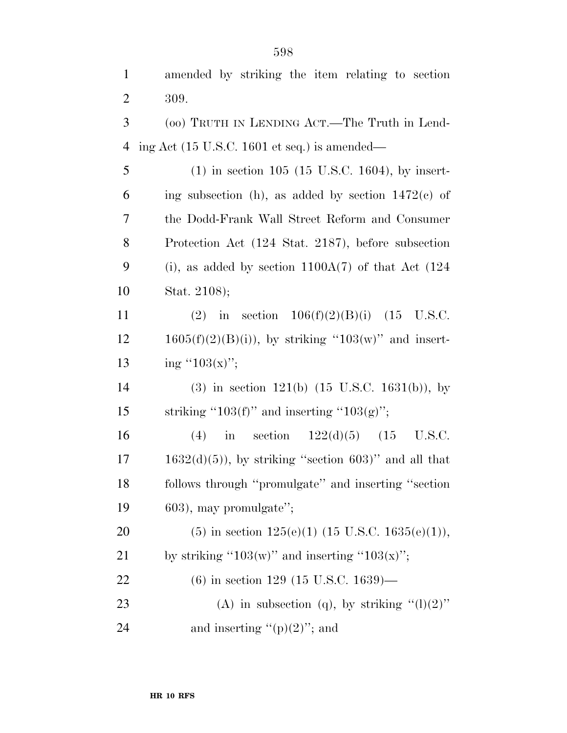amended by striking the item relating to section 309.

(oo) TRUTH IN LENDING ACT.—The Truth in Lending Act (15 U.S.C. 1601 et seq.) is amended—

(1) in section 105 (15 U.S.C. 1604), by inserting subsection (h), as added by section 1472(c) of the Dodd-Frank Wall Street Reform and Consumer Protection Act (124 Stat. 2187), before subsection (i), as added by section 1100A(7) of that Act (124 Stat. 2108);

(2) in section 106(f)(2)(B)(i) (15 U.S.C. 1605(f)(2)(B)(i)), by striking ''103(w)'' and inserting ''103(x)'';

(3) in section 121(b) (15 U.S.C. 1631(b)), by striking ''103(f)'' and inserting ''103(g)'';

(4) in section 122(d)(5) (15 U.S.C. 1632(d)(5)), by striking ''section 603)'' and all that follows through ''promulgate'' and inserting ''section 603), may promulgate'';

(5) in section 125(e)(1) (15 U.S.C. 1635(e)(1)), by striking ''103(w)'' and inserting ''103(x)'';

(6) in section 129 (15 U.S.C. 1639)—

(A) in subsection (q), by striking ''(l)(2)'' and inserting ''(p)(2)''; and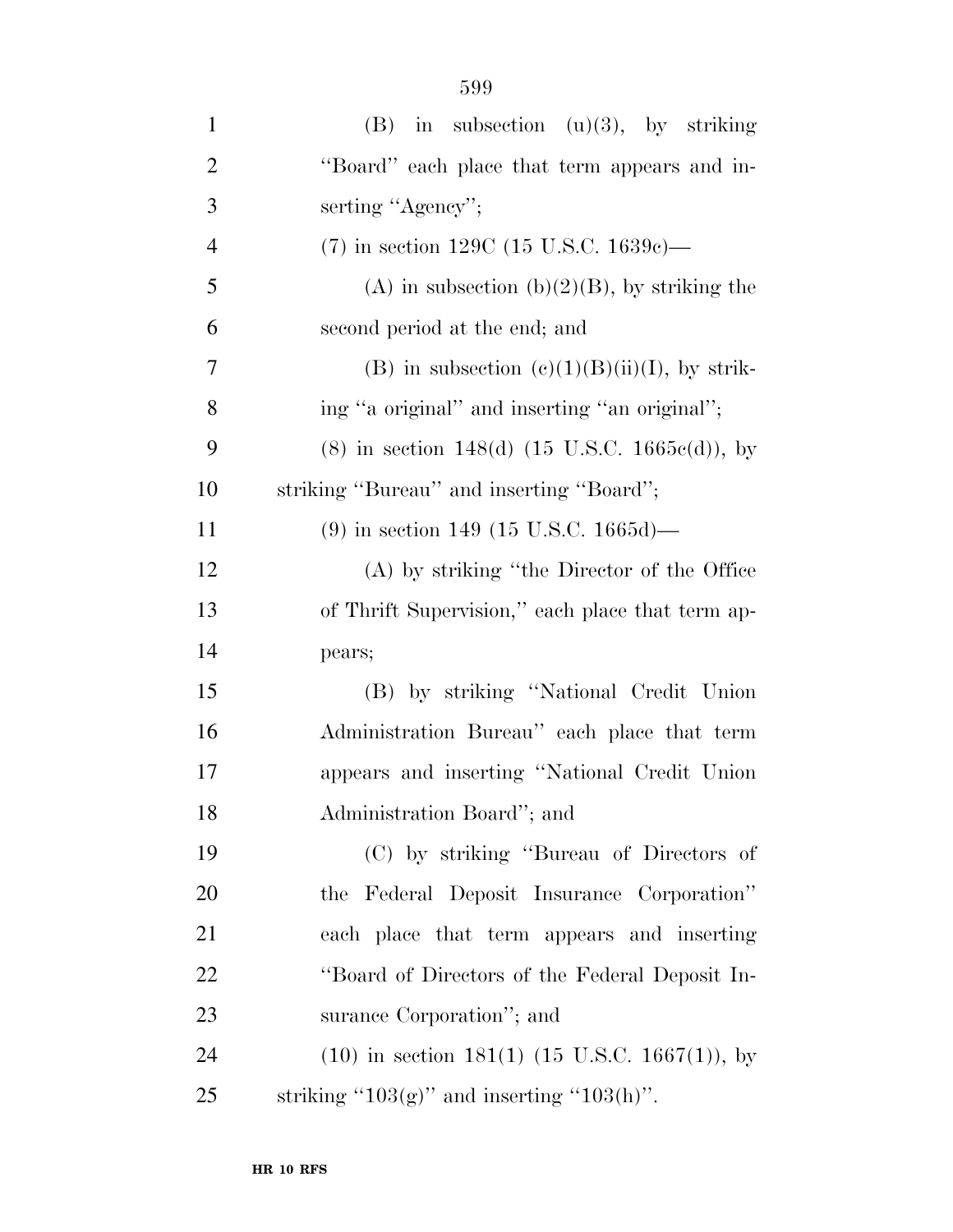(B) in subsection (u)(3), by striking "Board" each place that term appears and inserting "Agency";

(7) in section 129C (15 U.S.C. 1639c)—

(A) in subsection (b)(2)(B), by striking the second period at the end; and

(B) in subsection (c)(1)(B)(ii)(I), by striking "a original" and inserting "an original";

(8) in section 148(d) (15 U.S.C. 1665c(d)), by striking "Bureau" and inserting "Board";

(9) in section 149 (15 U.S.C. 1665d)—

(A) by striking "the Director of the Office of Thrift Supervision," each place that term appears;

(B) by striking "National Credit Union Administration Bureau" each place that term appears and inserting "National Credit Union Administration Board"; and

(C) by striking "Bureau of Directors of the Federal Deposit Insurance Corporation" each place that term appears and inserting "Board of Directors of the Federal Deposit Insurance Corporation"; and

(10) in section 181(1) (15 U.S.C. 1667(1)), by striking "103(g)" and inserting "103(h)".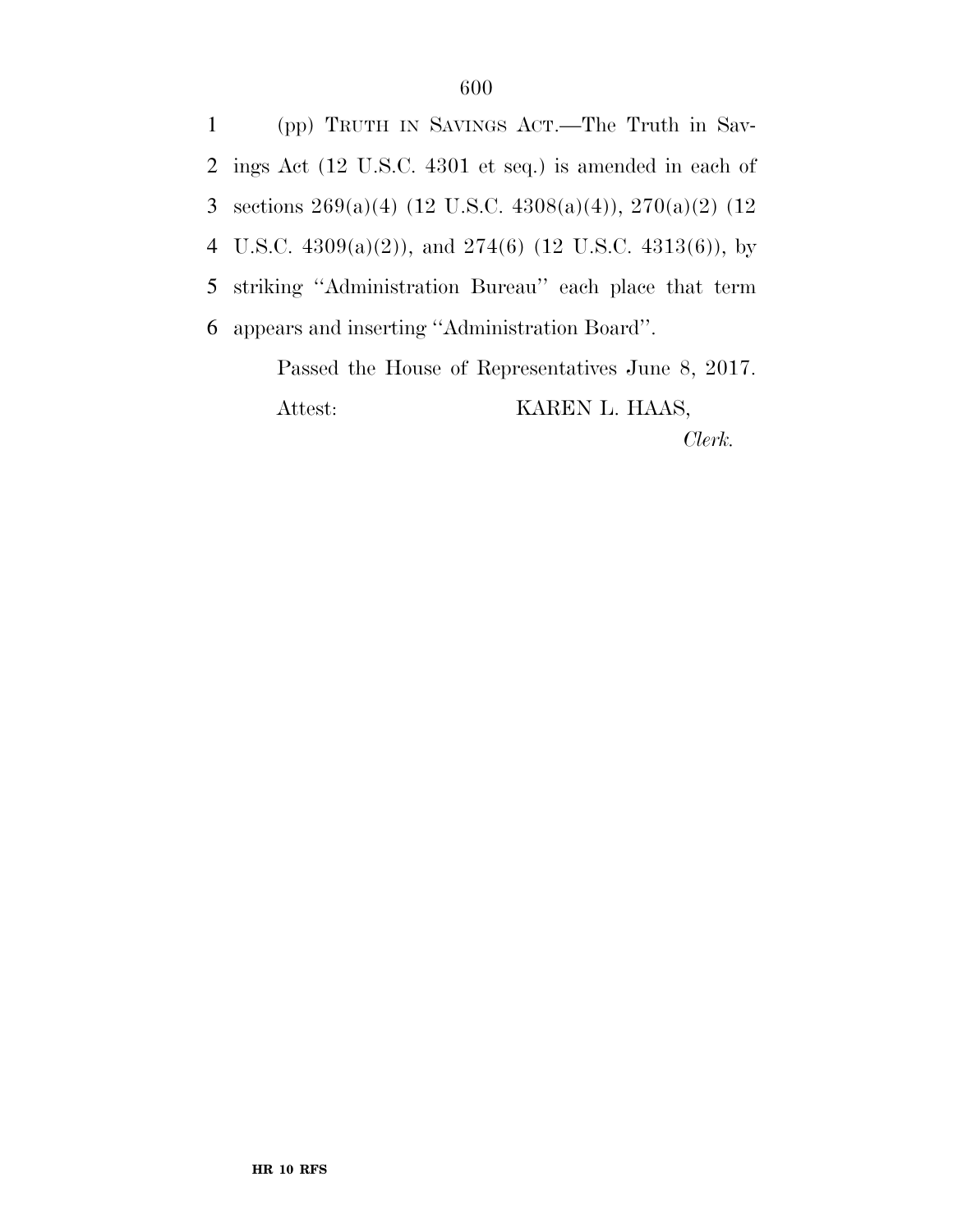(pp) TRUTH IN SAVINGS ACT.—The Truth in Savings Act (12 U.S.C. 4301 et seq.) is amended in each of sections 269(a)(4) (12 U.S.C. 4308(a)(4)), 270(a)(2) (12 U.S.C. 4309(a)(2)), and 274(6) (12 U.S.C. 4313(6)), by striking ''Administration Bureau'' each place that term appears and inserting ''Administration Board''.

Passed the House of Representatives June 8, 2017.

Attest: KAREN L. HAAS,

*Clerk.*

**HR 10 RFS**